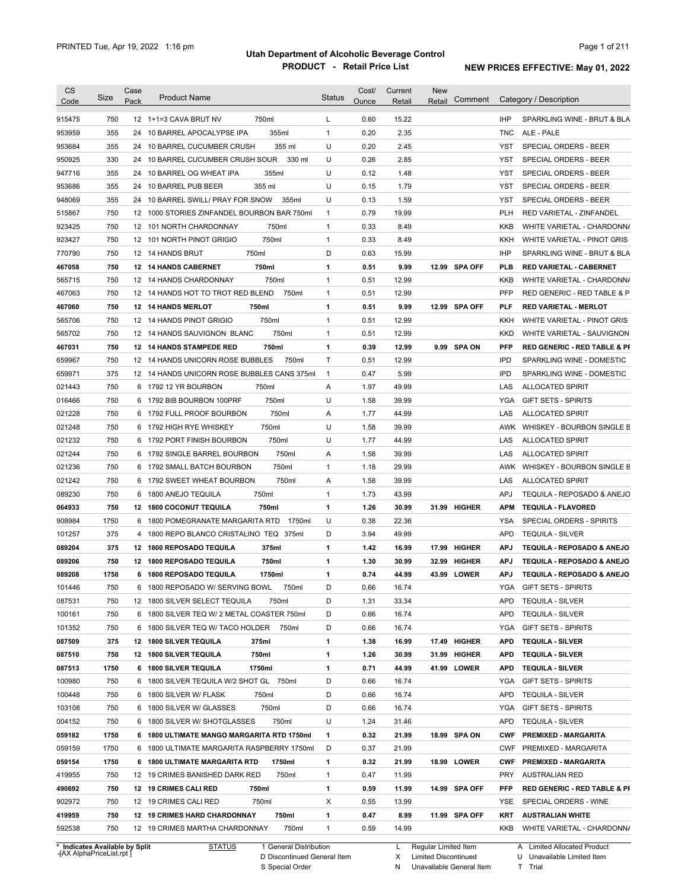# Utah Department of Alcoholic Beverage Control

## PRODUCT - Retail Price List

PRINTED Tue, Apr 19, 2022 1:16 pm

**NEW PRICES EFFECTIVE: May 01, 2022**

| CS Code | Size | Case Pack | Product Name | Status | Cost/ Ounce | Current Retail | New Retail | Comment | Category / Description |
|---|---|---|---|---|---|---|---|---|---|
| 915475 | 750 | 12 | 1+1=3 CAVA BRUT NV 750ml | L | 0.60 | 15.22 | | | IHP SPARKLING WINE - BRUT & BLA |
| 953959 | 355 | 24 | 10 BARREL APOCALYPSE IPA 355ml | 1 | 0.20 | 2.35 | | | TNC ALE - PALE |
| 953684 | 355 | 24 | 10 BARREL CUCUMBER CRUSH 355 ml | U | 0.20 | 2.45 | | | YST SPECIAL ORDERS - BEER |
| 950925 | 330 | 24 | 10 BARREL CUCUMBER CRUSH SOUR 330 ml | U | 0.26 | 2.85 | | | YST SPECIAL ORDERS - BEER |
| 947716 | 355 | 24 | 10 BARREL OG WHEAT IPA 355ml | U | 0.12 | 1.48 | | | YST SPECIAL ORDERS - BEER |
| 953686 | 355 | 24 | 10 BARREL PUB BEER 355 ml | U | 0.15 | 1.79 | | | YST SPECIAL ORDERS - BEER |
| 948069 | 355 | 24 | 10 BARREL SWILL/ PRAY FOR SNOW 355ml | U | 0.13 | 1.59 | | | YST SPECIAL ORDERS - BEER |
| 515867 | 750 | 12 | 1000 STORIES ZINFANDEL BOURBON BAR 750ml | 1 | 0.79 | 19.99 | | | PLH RED VARIETAL - ZINFANDEL |
| 923425 | 750 | 12 | 101 NORTH CHARDONNAY 750ml | 1 | 0.33 | 8.49 | | | KKB WHITE VARIETAL - CHARDONNA |
| 923427 | 750 | 12 | 101 NORTH PINOT GRIGIO 750ml | 1 | 0.33 | 8.49 | | | KKH WHITE VARIETAL - PINOT GRIS |
| 770790 | 750 | 12 | 14 HANDS BRUT 750ml | D | 0.63 | 15.99 | | | IHP SPARKLING WINE - BRUT & BLA |
| **467058** | **750** | **12** | **14 HANDS CABERNET 750ml** | **1** | **0.51** | **9.99** | **12.99** | **SPA OFF** | **PLB RED VARIETAL - CABERNET** |
| 565715 | 750 | 12 | 14 HANDS CHARDONNAY 750ml | 1 | 0.51 | 12.99 | | | KKB WHITE VARIETAL - CHARDONNA |
| 467063 | 750 | 12 | 14 HANDS HOT TO TROT RED BLEND 750ml | 1 | 0.51 | 12.99 | | | PFP RED GENERIC - RED TABLE & P |
| **467060** | **750** | **12** | **14 HANDS MERLOT 750ml** | **1** | **0.51** | **9.99** | **12.99** | **SPA OFF** | **PLF RED VARIETAL - MERLOT** |
| 565706 | 750 | 12 | 14 HANDS PINOT GRIGIO 750ml | 1 | 0.51 | 12.99 | | | KKH WHITE VARIETAL - PINOT GRIS |
| 565702 | 750 | 12 | 14 HANDS SAUVIGNON BLANC 750ml | 1 | 0.51 | 12.99 | | | KKD WHITE VARIETAL - SAUVIGNON |
| **467031** | **750** | **12** | **14 HANDS STAMPEDE RED 750ml** | **1** | **0.39** | **12.99** | **9.99** | **SPA ON** | **PFP RED GENERIC - RED TABLE & PI** |
| 659967 | 750 | 12 | 14 HANDS UNICORN ROSE BUBBLES 750ml | T | 0.51 | 12.99 | | | IPD SPARKLING WINE - DOMESTIC |
| 659971 | 375 | 12 | 14 HANDS UNICORN ROSE BUBBLES CANS 375ml | 1 | 0.47 | 5.99 | | | IPD SPARKLING WINE - DOMESTIC |
| 021443 | 750 | 6 | 1792 12 YR BOURBON 750ml | A | 1.97 | 49.99 | | | LAS ALLOCATED SPIRIT |
| 016466 | 750 | 6 | 1792 BIB BOURBON 100PRF 750ml | U | 1.58 | 39.99 | | | YGA GIFT SETS - SPIRITS |
| 021228 | 750 | 6 | 1792 FULL PROOF BOURBON 750ml | A | 1.77 | 44.99 | | | LAS ALLOCATED SPIRIT |
| 021248 | 750 | 6 | 1792 HIGH RYE WHISKEY 750ml | U | 1.58 | 39.99 | | | AWK WHISKEY - BOURBON SINGLE B |
| 021232 | 750 | 6 | 1792 PORT FINISH BOURBON 750ml | U | 1.77 | 44.99 | | | LAS ALLOCATED SPIRIT |
| 021244 | 750 | 6 | 1792 SINGLE BARREL BOURBON 750ml | A | 1.58 | 39.99 | | | LAS ALLOCATED SPIRIT |
| 021236 | 750 | 6 | 1792 SMALL BATCH BOURBON 750ml | 1 | 1.18 | 29.99 | | | AWK WHISKEY - BOURBON SINGLE B |
| 021242 | 750 | 6 | 1792 SWEET WHEAT BOURBON 750ml | A | 1.58 | 39.99 | | | LAS ALLOCATED SPIRIT |
| 089230 | 750 | 6 | 1800 ANEJO TEQUILA 750ml | 1 | 1.73 | 43.99 | | | APJ TEQUILA - REPOSADO & ANEJO |
| **064933** | **750** | **12** | **1800 COCONUT TEQUILA 750ml** | **1** | **1.26** | **30.99** | **31.99** | **HIGHER** | **APM TEQUILA - FLAVORED** |
| 908984 | 1750 | 6 | 1800 POMEGRANATE MARGARITA RTD 1750ml | U | 0.38 | 22.36 | | | YSA SPECIAL ORDERS - SPIRITS |
| 101257 | 375 | 4 | 1800 REPO BLANCO CRISTALINO TEQ 375ml | D | 3.94 | 49.99 | | | APD TEQUILA - SILVER |
| **089204** | **375** | **12** | **1800 REPOSADO TEQUILA 375ml** | **1** | **1.42** | **16.99** | **17.99** | **HIGHER** | **APJ TEQUILA - REPOSADO & ANEJO** |
| **089206** | **750** | **12** | **1800 REPOSADO TEQUILA 750ml** | **1** | **1.30** | **30.99** | **32.99** | **HIGHER** | **APJ TEQUILA - REPOSADO & ANEJO** |
| **089208** | **1750** | **6** | **1800 REPOSADO TEQUILA 1750ml** | **1** | **0.74** | **44.99** | **43.99** | **LOWER** | **APJ TEQUILA - REPOSADO & ANEJO** |
| 101446 | 750 | 6 | 1800 REPOSADO W/ SERVING BOWL 750ml | D | 0.66 | 16.74 | | | YGA GIFT SETS - SPIRITS |
| 087531 | 750 | 12 | 1800 SILVER SELECT TEQUILA 750ml | D | 1.31 | 33.34 | | | APD TEQUILA - SILVER |
| 100161 | 750 | 6 | 1800 SILVER TEQ W/ 2 METAL COASTER 750ml | D | 0.66 | 16.74 | | | APD TEQUILA - SILVER |
| 101352 | 750 | 6 | 1800 SILVER TEQ W/ TACO HOLDER 750ml | D | 0.66 | 16.74 | | | YGA GIFT SETS - SPIRITS |
| **087509** | **375** | **12** | **1800 SILVER TEQUILA 375ml** | **1** | **1.38** | **16.99** | **17.49** | **HIGHER** | **APD TEQUILA - SILVER** |
| **087510** | **750** | **12** | **1800 SILVER TEQUILA 750ml** | **1** | **1.26** | **30.99** | **31.99** | **HIGHER** | **APD TEQUILA - SILVER** |
| **087513** | **1750** | **6** | **1800 SILVER TEQUILA 1750ml** | **1** | **0.71** | **44.99** | **41.99** | **LOWER** | **APD TEQUILA - SILVER** |
| 100980 | 750 | 6 | 1800 SILVER TEQUILA W/2 SHOT GL 750ml | D | 0.66 | 16.74 | | | YGA GIFT SETS - SPIRITS |
| 100448 | 750 | 6 | 1800 SILVER W/ FLASK 750ml | D | 0.66 | 16.74 | | | APD TEQUILA - SILVER |
| 103108 | 750 | 6 | 1800 SILVER W/ GLASSES 750ml | D | 0.66 | 16.74 | | | YGA GIFT SETS - SPIRITS |
| 004152 | 750 | 6 | 1800 SILVER W/ SHOTGLASSES 750ml | U | 1.24 | 31.46 | | | APD TEQUILA - SILVER |
| **059182** | **1750** | **6** | **1800 ULTIMATE MANGO MARGARITA RTD 1750ml** | **1** | **0.32** | **21.99** | **18.99** | **SPA ON** | **CWF PREMIXED - MARGARITA** |
| 059159 | 1750 | 6 | 1800 ULTIMATE MARGARITA RASPBERRY 1750ml | D | 0.37 | 21.99 | | | CWF PREMIXED - MARGARITA |
| **059154** | **1750** | **6** | **1800 ULTIMATE MARGARITA RTD 1750ml** | **1** | **0.32** | **21.99** | **18.99** | **LOWER** | **CWF PREMIXED - MARGARITA** |
| 419955 | 750 | 12 | 19 CRIMES BANISHED DARK RED 750ml | 1 | 0.47 | 11.99 | | | PRY AUSTRALIAN RED |
| **490692** | **750** | **12** | **19 CRIMES CALI RED 750ml** | **1** | **0.59** | **11.99** | **14.99** | **SPA OFF** | **PFP RED GENERIC - RED TABLE & PI** |
| 902972 | 750 | 12 | 19 CRIMES CALI RED 750ml | X | 0.55 | 13.99 | | | YSE SPECIAL ORDERS - WINE |
| **419959** | **750** | **12** | **19 CRIMES HARD CHARDONNAY 750ml** | **1** | **0.47** | **8.99** | **11.99** | **SPA OFF** | **KRT AUSTRALIAN WHITE** |
| 592538 | 750 | 12 | 19 CRIMES MARTHA CHARDONNAY 750ml | 1 | 0.59 | 14.99 | | | KKB WHITE VARIETAL - CHARDONNA |

\* Indicates Available by Split

[AX AlphaPriceList.rpt]

STATUS

- 1 General Distribution
- D Discontinued General Item
- S Special Order
- L Regular Limited Item
- X Limited Discontinued
- N Unavailable General Item
- A Limited Allocated Product
- U Unavailable Limited Item
- T Trial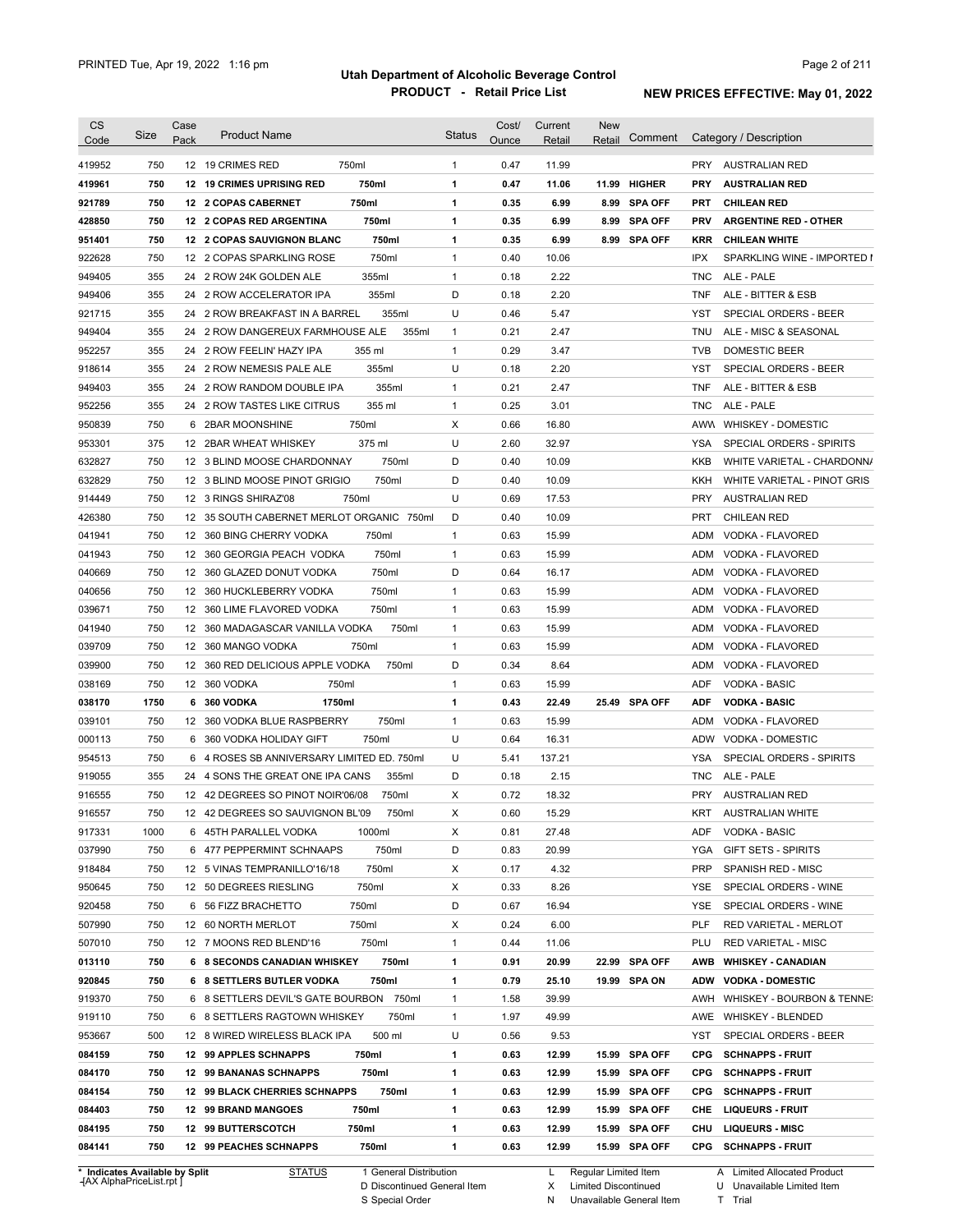# Utah Department of Alcoholic Beverage Control

## PRODUCT - Retail Price List

PRINTED Tue, Apr 19, 2022 1:16 pm

**NEW PRICES EFFECTIVE: May 01, 2022**

| CS Code | Size | Case Pack | Product Name | | Status | Cost/ Ounce | Current Retail | New Retail | Comment | Category / Description | |
|---|---|---|---|---|---|---|---|---|---|---|---|
| 419952 | 750 | 12 | 19 CRIMES RED | 750ml | 1 | 0.47 | 11.99 | | | PRY | AUSTRALIAN RED |
| **419961** | **750** | **12** | **19 CRIMES UPRISING RED** | **750ml** | **1** | **0.47** | **11.06** | **11.99** | **HIGHER** | **PRY** | **AUSTRALIAN RED** |
| **921789** | **750** | **12** | **2 COPAS CABERNET** | **750ml** | **1** | **0.35** | **6.99** | **8.99** | **SPA OFF** | **PRT** | **CHILEAN RED** |
| **428850** | **750** | **12** | **2 COPAS RED ARGENTINA** | **750ml** | **1** | **0.35** | **6.99** | **8.99** | **SPA OFF** | **PRV** | **ARGENTINE RED - OTHER** |
| **951401** | **750** | **12** | **2 COPAS SAUVIGNON BLANC** | **750ml** | **1** | **0.35** | **6.99** | **8.99** | **SPA OFF** | **KRR** | **CHILEAN WHITE** |
| 922628 | 750 | 12 | 2 COPAS SPARKLING ROSE | 750ml | 1 | 0.40 | 10.06 | | | IPX | SPARKLING WINE - IMPORTED I |
| 949405 | 355 | 24 | 2 ROW 24K GOLDEN ALE | 355ml | 1 | 0.18 | 2.22 | | | TNC | ALE - PALE |
| 949406 | 355 | 24 | 2 ROW ACCELERATOR IPA | 355ml | D | 0.18 | 2.20 | | | TNF | ALE - BITTER & ESB |
| 921715 | 355 | 24 | 2 ROW BREAKFAST IN A BARREL | 355ml | U | 0.46 | 5.47 | | | YST | SPECIAL ORDERS - BEER |
| 949404 | 355 | 24 | 2 ROW DANGEREUX FARMHOUSE ALE | 355ml | 1 | 0.21 | 2.47 | | | TNU | ALE - MISC & SEASONAL |
| 952257 | 355 | 24 | 2 ROW FEELIN' HAZY IPA | 355 ml | 1 | 0.29 | 3.47 | | | TVB | DOMESTIC BEER |
| 918614 | 355 | 24 | 2 ROW NEMESIS PALE ALE | 355ml | U | 0.18 | 2.20 | | | YST | SPECIAL ORDERS - BEER |
| 949403 | 355 | 24 | 2 ROW RANDOM DOUBLE IPA | 355ml | 1 | 0.21 | 2.47 | | | TNF | ALE - BITTER & ESB |
| 952256 | 355 | 24 | 2 ROW TASTES LIKE CITRUS | 355 ml | 1 | 0.25 | 3.01 | | | TNC | ALE - PALE |
| 950839 | 750 | 6 | 2BAR MOONSHINE | 750ml | X | 0.66 | 16.80 | | | AWW | WHISKEY - DOMESTIC |
| 953301 | 375 | 12 | 2BAR WHEAT WHISKEY | 375 ml | U | 2.60 | 32.97 | | | YSA | SPECIAL ORDERS - SPIRITS |
| 632827 | 750 | 12 | 3 BLIND MOOSE CHARDONNAY | 750ml | D | 0.40 | 10.09 | | | KKB | WHITE VARIETAL - CHARDONN/ |
| 632829 | 750 | 12 | 3 BLIND MOOSE PINOT GRIGIO | 750ml | D | 0.40 | 10.09 | | | KKH | WHITE VARIETAL - PINOT GRIS |
| 914449 | 750 | 12 | 3 RINGS SHIRAZ'08 | 750ml | U | 0.69 | 17.53 | | | PRY | AUSTRALIAN RED |
| 426380 | 750 | 12 | 35 SOUTH CABERNET MERLOT ORGANIC | 750ml | D | 0.40 | 10.09 | | | PRT | CHILEAN RED |
| 041941 | 750 | 12 | 360 BING CHERRY VODKA | 750ml | 1 | 0.63 | 15.99 | | | ADM | VODKA - FLAVORED |
| 041943 | 750 | 12 | 360 GEORGIA PEACH VODKA | 750ml | 1 | 0.63 | 15.99 | | | ADM | VODKA - FLAVORED |
| 040669 | 750 | 12 | 360 GLAZED DONUT VODKA | 750ml | D | 0.64 | 16.17 | | | ADM | VODKA - FLAVORED |
| 040656 | 750 | 12 | 360 HUCKLEBERRY VODKA | 750ml | 1 | 0.63 | 15.99 | | | ADM | VODKA - FLAVORED |
| 039671 | 750 | 12 | 360 LIME FLAVORED VODKA | 750ml | 1 | 0.63 | 15.99 | | | ADM | VODKA - FLAVORED |
| 041940 | 750 | 12 | 360 MADAGASCAR VANILLA VODKA | 750ml | 1 | 0.63 | 15.99 | | | ADM | VODKA - FLAVORED |
| 039709 | 750 | 12 | 360 MANGO VODKA | 750ml | 1 | 0.63 | 15.99 | | | ADM | VODKA - FLAVORED |
| 039900 | 750 | 12 | 360 RED DELICIOUS APPLE VODKA | 750ml | D | 0.34 | 8.64 | | | ADM | VODKA - FLAVORED |
| 038169 | 750 | 12 | 360 VODKA | 750ml | 1 | 0.63 | 15.99 | | | ADF | VODKA - BASIC |
| **038170** | **1750** | **6** | **360 VODKA** | **1750ml** | **1** | **0.43** | **22.49** | **25.49** | **SPA OFF** | **ADF** | **VODKA - BASIC** |
| 039101 | 750 | 12 | 360 VODKA BLUE RASPBERRY | 750ml | 1 | 0.63 | 15.99 | | | ADM | VODKA - FLAVORED |
| 000113 | 750 | 6 | 360 VODKA HOLIDAY GIFT | 750ml | U | 0.64 | 16.31 | | | ADW | VODKA - DOMESTIC |
| 954513 | 750 | 6 | 4 ROSES SB ANNIVERSARY LIMITED ED. | 750ml | U | 5.41 | 137.21 | | | YSA | SPECIAL ORDERS - SPIRITS |
| 919055 | 355 | 24 | 4 SONS THE GREAT ONE IPA CANS | 355ml | D | 0.18 | 2.15 | | | TNC | ALE - PALE |
| 916555 | 750 | 12 | 42 DEGREES SO PINOT NOIR'06/08 | 750ml | X | 0.72 | 18.32 | | | PRY | AUSTRALIAN RED |
| 916557 | 750 | 12 | 42 DEGREES SO SAUVIGNON BL'09 | 750ml | X | 0.60 | 15.29 | | | KRT | AUSTRALIAN WHITE |
| 917331 | 1000 | 6 | 45TH PARALLEL VODKA | 1000ml | X | 0.81 | 27.48 | | | ADF | VODKA - BASIC |
| 037990 | 750 | 6 | 477 PEPPERMINT SCHNAAPS | 750ml | D | 0.83 | 20.99 | | | YGA | GIFT SETS - SPIRITS |
| 918484 | 750 | 12 | 5 VINAS TEMPRANILLO'16/18 | 750ml | X | 0.17 | 4.32 | | | PRP | SPANISH RED - MISC |
| 950645 | 750 | 12 | 50 DEGREES RIESLING | 750ml | X | 0.33 | 8.26 | | | YSE | SPECIAL ORDERS - WINE |
| 920458 | 750 | 6 | 56 FIZZ BRACHETTO | 750ml | D | 0.67 | 16.94 | | | YSE | SPECIAL ORDERS - WINE |
| 507990 | 750 | 12 | 60 NORTH MERLOT | 750ml | X | 0.24 | 6.00 | | | PLF | RED VARIETAL - MERLOT |
| 507010 | 750 | 12 | 7 MOONS RED BLEND'16 | 750ml | 1 | 0.44 | 11.06 | | | PLU | RED VARIETAL - MISC |
| **013110** | **750** | **6** | **8 SECONDS CANADIAN WHISKEY** | **750ml** | **1** | **0.91** | **20.99** | **22.99** | **SPA OFF** | **AWB** | **WHISKEY - CANADIAN** |
| **920845** | **750** | **6** | **8 SETTLERS BUTLER VODKA** | **750ml** | **1** | **0.79** | **25.10** | **19.99** | **SPA ON** | **ADW** | **VODKA - DOMESTIC** |
| 919370 | 750 | 6 | 8 SETTLERS DEVIL'S GATE BOURBON | 750ml | 1 | 1.58 | 39.99 | | | AWH | WHISKEY - BOURBON & TENNE: |
| 919110 | 750 | 6 | 8 SETTLERS RAGTOWN WHISKEY | 750ml | 1 | 1.97 | 49.99 | | | AWE | WHISKEY - BLENDED |
| 953667 | 500 | 12 | 8 WIRED WIRELESS BLACK IPA | 500 ml | U | 0.56 | 9.53 | | | YST | SPECIAL ORDERS - BEER |
| **084159** | **750** | **12** | **99 APPLES SCHNAPPS** | **750ml** | **1** | **0.63** | **12.99** | **15.99** | **SPA OFF** | **CPG** | **SCHNAPPS - FRUIT** |
| **084170** | **750** | **12** | **99 BANANAS SCHNAPPS** | **750ml** | **1** | **0.63** | **12.99** | **15.99** | **SPA OFF** | **CPG** | **SCHNAPPS - FRUIT** |
| **084154** | **750** | **12** | **99 BLACK CHERRIES SCHNAPPS** | **750ml** | **1** | **0.63** | **12.99** | **15.99** | **SPA OFF** | **CPG** | **SCHNAPPS - FRUIT** |
| **084403** | **750** | **12** | **99 BRAND MANGOES** | **750ml** | **1** | **0.63** | **12.99** | **15.99** | **SPA OFF** | **CHE** | **LIQUEURS - FRUIT** |
| **084195** | **750** | **12** | **99 BUTTERSCOTCH** | **750ml** | **1** | **0.63** | **12.99** | **15.99** | **SPA OFF** | **CHU** | **LIQUEURS - MISC** |
| **084141** | **750** | **12** | **99 PEACHES SCHNAPPS** | **750ml** | **1** | **0.63** | **12.99** | **15.99** | **SPA OFF** | **CPG** | **SCHNAPPS - FRUIT** |

\* Indicates Available by Split
[AX AlphaPriceList.rpt]

STATUS
1 General Distribution
D Discontinued General Item
S Special Order

L Regular Limited Item
X Limited Discontinued
N Unavailable General Item

A Limited Allocated Product
U Unavailable Limited Item
T Trial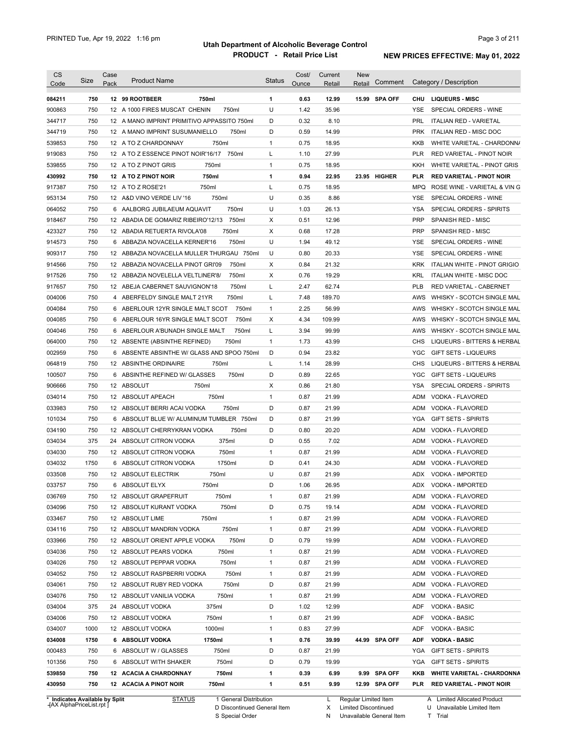PRINTED Tue, Apr 19, 2022 1:16 pm

# Utah Department of Alcoholic Beverage Control
## PRODUCT - Retail Price List

**NEW PRICES EFFECTIVE: May 01, 2022**

| CS Code | Size | Case Pack | Product Name | | Status | Cost/ Ounce | Current Retail | New Retail | Comment | Category / Description | |
|---|---|---|---|---|---|---|---|---|---|---|---|
| **084211** | **750** | **12** | **99 ROOTBEER** | **750ml** | **1** | **0.63** | **12.99** | **15.99** | **SPA OFF** | **CHU** | **LIQUEURS - MISC** |
| 900863 | 750 | 12 | A 1000 FIRES MUSCAT CHENIN | 750ml | U | 1.42 | 35.96 | | | YSE | SPECIAL ORDERS - WINE |
| 344717 | 750 | 12 | A MANO IMPRINT PRIMITIVO APPASSITO | 750ml | D | 0.32 | 8.10 | | | PRL | ITALIAN RED - VARIETAL |
| 344719 | 750 | 12 | A MANO IMPRINT SUSUMANIELLO | 750ml | D | 0.59 | 14.99 | | | PRK | ITALIAN RED - MISC DOC |
| 539853 | 750 | 12 | A TO Z CHARDONNAY | 750ml | 1 | 0.75 | 18.95 | | | KKB | WHITE VARIETAL - CHARDONNA |
| 919083 | 750 | 12 | A TO Z ESSENCE PINOT NOIR'16/17 | 750ml | L | 1.10 | 27.99 | | | PLR | RED VARIETAL - PINOT NOIR |
| 539855 | 750 | 12 | A TO Z PINOT GRIS | 750ml | 1 | 0.75 | 18.95 | | | KKH | WHITE VARIETAL - PINOT GRIS |
| **430992** | **750** | **12** | **A TO Z PINOT NOIR** | **750ml** | **1** | **0.94** | **22.95** | **23.95** | **HIGHER** | **PLR** | **RED VARIETAL - PINOT NOIR** |
| 917387 | 750 | 12 | A TO Z ROSE'21 | 750ml | L | 0.75 | 18.95 | | | MPQ | ROSE WINE - VARIETAL & VIN G |
| 953134 | 750 | 12 | A&D VINO VERDE LIV '16 | 750ml | U | 0.35 | 8.86 | | | YSE | SPECIAL ORDERS - WINE |
| 064052 | 750 | 6 | AALBORG JUBILAEUM AQUAVIT | 750ml | U | 1.03 | 26.13 | | | YSA | SPECIAL ORDERS - SPIRITS |
| 918467 | 750 | 12 | ABADIA DE GOMARIZ RIBEIRO'12/13 | 750ml | X | 0.51 | 12.96 | | | PRP | SPANISH RED - MISC |
| 423327 | 750 | 12 | ABADIA RETUERTA RIVOLA'08 | 750ml | X | 0.68 | 17.28 | | | PRP | SPANISH RED - MISC |
| 914573 | 750 | 6 | ABBAZIA NOVACELLA KERNER'16 | 750ml | U | 1.94 | 49.12 | | | YSE | SPECIAL ORDERS - WINE |
| 909317 | 750 | 12 | ABBAZIA NOVACELLA MULLER THURGAU | 750ml | U | 0.80 | 20.33 | | | YSE | SPECIAL ORDERS - WINE |
| 914566 | 750 | 12 | ABBAZIA NOVACELLA PINOT GRI'09 | 750ml | X | 0.84 | 21.32 | | | KRK | ITALIAN WHITE - PINOT GRIGIO |
| 917526 | 750 | 12 | ABBAZIA NOVELELLA VELTLINER'8/ | 750ml | X | 0.76 | 19.29 | | | KRL | ITALIAN WHITE - MISC DOC |
| 917657 | 750 | 12 | ABEJA CABERNET SAUVIGNON'18 | 750ml | L | 2.47 | 62.74 | | | PLB | RED VARIETAL - CABERNET |
| 004006 | 750 | 4 | ABERFELDY SINGLE MALT 21YR | 750ml | L | 7.48 | 189.70 | | | AWS | WHISKY - SCOTCH SINGLE MAL |
| 004084 | 750 | 6 | ABERLOUR 12YR SINGLE MALT SCOT | 750ml | 1 | 2.25 | 56.99 | | | AWS | WHISKY - SCOTCH SINGLE MAL |
| 004085 | 750 | 6 | ABERLOUR 16YR SINGLE MALT SCOT | 750ml | X | 4.34 | 109.99 | | | AWS | WHISKY - SCOTCH SINGLE MAL |
| 004046 | 750 | 6 | ABERLOUR A'BUNADH SINGLE MALT | 750ml | L | 3.94 | 99.99 | | | AWS | WHISKY - SCOTCH SINGLE MAL |
| 064000 | 750 | 12 | ABSENTE (ABSINTHE REFINED) | 750ml | 1 | 1.73 | 43.99 | | | CHS | LIQUEURS - BITTERS & HERBAL |
| 002959 | 750 | 6 | ABSENTE ABSINTHE W/ GLASS AND SPOO | 750ml | D | 0.94 | 23.82 | | | YGC | GIFT SETS - LIQUEURS |
| 064819 | 750 | 12 | ABSINTHE ORDINAIRE | 750ml | L | 1.14 | 28.99 | | | CHS | LIQUEURS - BITTERS & HERBAL |
| 100507 | 750 | 6 | ABSINTHE REFINED W/ GLASSES | 750ml | D | 0.89 | 22.65 | | | YGC | GIFT SETS - LIQUEURS |
| 906666 | 750 | 12 | ABSOLUT | 750ml | X | 0.86 | 21.80 | | | YSA | SPECIAL ORDERS - SPIRITS |
| 034014 | 750 | 12 | ABSOLUT APEACH | 750ml | 1 | 0.87 | 21.99 | | | ADM | VODKA - FLAVORED |
| 033983 | 750 | 12 | ABSOLUT BERRI ACAI VODKA | 750ml | D | 0.87 | 21.99 | | | ADM | VODKA - FLAVORED |
| 101034 | 750 | 6 | ABSOLUT BLUE W/ ALUMINUM TUMBLER | 750ml | D | 0.87 | 21.99 | | | YGA | GIFT SETS - SPIRITS |
| 034190 | 750 | 12 | ABSOLUT CHERRYKRAN VODKA | 750ml | D | 0.80 | 20.20 | | | ADM | VODKA - FLAVORED |
| 034034 | 375 | 24 | ABSOLUT CITRON VODKA | 375ml | D | 0.55 | 7.02 | | | ADM | VODKA - FLAVORED |
| 034030 | 750 | 12 | ABSOLUT CITRON VODKA | 750ml | 1 | 0.87 | 21.99 | | | ADM | VODKA - FLAVORED |
| 034032 | 1750 | 6 | ABSOLUT CITRON VODKA | 1750ml | D | 0.41 | 24.30 | | | ADM | VODKA - FLAVORED |
| 033508 | 750 | 12 | ABSOLUT ELECTRIK | 750ml | U | 0.87 | 21.99 | | | ADX | VODKA - IMPORTED |
| 033757 | 750 | 6 | ABSOLUT ELYX | 750ml | D | 1.06 | 26.95 | | | ADX | VODKA - IMPORTED |
| 036769 | 750 | 12 | ABSOLUT GRAPEFRUIT | 750ml | 1 | 0.87 | 21.99 | | | ADM | VODKA - FLAVORED |
| 034096 | 750 | 12 | ABSOLUT KURANT VODKA | 750ml | D | 0.75 | 19.14 | | | ADM | VODKA - FLAVORED |
| 033467 | 750 | 12 | ABSOLUT LIME | 750ml | 1 | 0.87 | 21.99 | | | ADM | VODKA - FLAVORED |
| 034116 | 750 | 12 | ABSOLUT MANDRIN VODKA | 750ml | 1 | 0.87 | 21.99 | | | ADM | VODKA - FLAVORED |
| 033966 | 750 | 12 | ABSOLUT ORIENT APPLE VODKA | 750ml | D | 0.79 | 19.99 | | | ADM | VODKA - FLAVORED |
| 034036 | 750 | 12 | ABSOLUT PEARS VODKA | 750ml | 1 | 0.87 | 21.99 | | | ADM | VODKA - FLAVORED |
| 034026 | 750 | 12 | ABSOLUT PEPPAR VODKA | 750ml | 1 | 0.87 | 21.99 | | | ADM | VODKA - FLAVORED |
| 034052 | 750 | 12 | ABSOLUT RASPBERRI VODKA | 750ml | 1 | 0.87 | 21.99 | | | ADM | VODKA - FLAVORED |
| 034061 | 750 | 12 | ABSOLUT RUBY RED VODKA | 750ml | D | 0.87 | 21.99 | | | ADM | VODKA - FLAVORED |
| 034076 | 750 | 12 | ABSOLUT VANILIA VODKA | 750ml | 1 | 0.87 | 21.99 | | | ADM | VODKA - FLAVORED |
| 034004 | 375 | 24 | ABSOLUT VODKA | 375ml | D | 1.02 | 12.99 | | | ADF | VODKA - BASIC |
| 034006 | 750 | 12 | ABSOLUT VODKA | 750ml | 1 | 0.87 | 21.99 | | | ADF | VODKA - BASIC |
| 034007 | 1000 | 12 | ABSOLUT VODKA | 1000ml | 1 | 0.83 | 27.99 | | | ADF | VODKA - BASIC |
| **034008** | **1750** | **6** | **ABSOLUT VODKA** | **1750ml** | **1** | **0.76** | **39.99** | **44.99** | **SPA OFF** | **ADF** | **VODKA - BASIC** |
| 000483 | 750 | 6 | ABSOLUT W / GLASSES | 750ml | D | 0.87 | 21.99 | | | YGA | GIFT SETS - SPIRITS |
| 101356 | 750 | 6 | ABSOLUT WITH SHAKER | 750ml | D | 0.79 | 19.99 | | | YGA | GIFT SETS - SPIRITS |
| **539850** | **750** | **12** | **ACACIA A CHARDONNAY** | **750ml** | **1** | **0.39** | **6.99** | **9.99** | **SPA OFF** | **KKB** | **WHITE VARIETAL - CHARDONNA** |
| **430950** | **750** | **12** | **ACACIA A PINOT NOIR** | **750ml** | **1** | **0.51** | **9.99** | **12.99** | **SPA OFF** | **PLR** | **RED VARIETAL - PINOT NOIR** |

\* Indicates Available by Split
-[AX AlphaPriceList.rpt ]

STATUS
1 General Distribution
D Discontinued General Item
S Special Order

L Regular Limited Item
X Limited Discontinued
N Unavailable General Item

A Limited Allocated Product
U Unavailable Limited Item
T Trial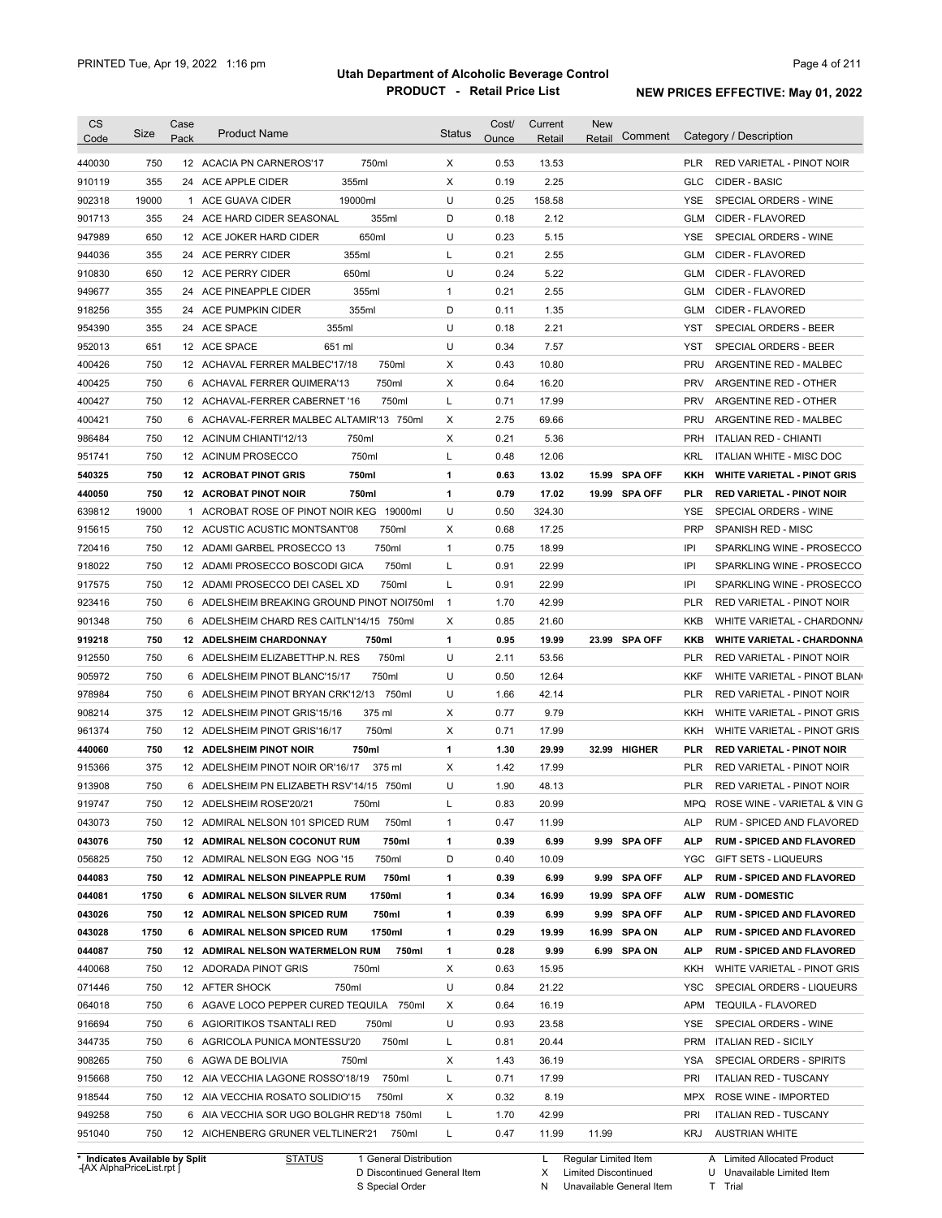# Utah Department of Alcoholic Beverage Control

## PRODUCT - Retail Price List

PRINTED Tue, Apr 19, 2022 1:16 pm

**NEW PRICES EFFECTIVE: May 01, 2022**

| CS Code | Size | Case Pack | Product Name | | Status | Cost/ Ounce | Current Retail | New Retail | Comment | Category / Description | |
|---|---|---|---|---|---|---|---|---|---|---|---|
| 440030 | 750 | 12 | ACACIA PN CARNEROS'17 | 750ml | X | 0.53 | 13.53 | | | PLR | RED VARIETAL - PINOT NOIR |
| 910119 | 355 | 24 | ACE APPLE CIDER | 355ml | X | 0.19 | 2.25 | | | GLC | CIDER - BASIC |
| 902318 | 19000 | 1 | ACE GUAVA CIDER | 19000ml | U | 0.25 | 158.58 | | | YSE | SPECIAL ORDERS - WINE |
| 901713 | 355 | 24 | ACE HARD CIDER SEASONAL | 355ml | D | 0.18 | 2.12 | | | GLM | CIDER - FLAVORED |
| 947989 | 650 | 12 | ACE JOKER HARD CIDER | 650ml | U | 0.23 | 5.15 | | | YSE | SPECIAL ORDERS - WINE |
| 944036 | 355 | 24 | ACE PERRY CIDER | 355ml | L | 0.21 | 2.55 | | | GLM | CIDER - FLAVORED |
| 910830 | 650 | 12 | ACE PERRY CIDER | 650ml | U | 0.24 | 5.22 | | | GLM | CIDER - FLAVORED |
| 949677 | 355 | 24 | ACE PINEAPPLE CIDER | 355ml | 1 | 0.21 | 2.55 | | | GLM | CIDER - FLAVORED |
| 918256 | 355 | 24 | ACE PUMPKIN CIDER | 355ml | D | 0.11 | 1.35 | | | GLM | CIDER - FLAVORED |
| 954390 | 355 | 24 | ACE SPACE | 355ml | U | 0.18 | 2.21 | | | YST | SPECIAL ORDERS - BEER |
| 952013 | 651 | 12 | ACE SPACE | 651 ml | U | 0.34 | 7.57 | | | YST | SPECIAL ORDERS - BEER |
| 400426 | 750 | 12 | ACHAVAL FERRER MALBEC'17/18 | 750ml | X | 0.43 | 10.80 | | | PRU | ARGENTINE RED - MALBEC |
| 400425 | 750 | 6 | ACHAVAL FERRER QUIMERA'13 | 750ml | X | 0.64 | 16.20 | | | PRV | ARGENTINE RED - OTHER |
| 400427 | 750 | 12 | ACHAVAL-FERRER CABERNET '16 | 750ml | L | 0.71 | 17.99 | | | PRV | ARGENTINE RED - OTHER |
| 400421 | 750 | 6 | ACHAVAL-FERRER MALBEC ALTAMIR'13 | 750ml | X | 2.75 | 69.66 | | | PRU | ARGENTINE RED - MALBEC |
| 986484 | 750 | 12 | ACINUM CHIANTI'12/13 | 750ml | X | 0.21 | 5.36 | | | PRH | ITALIAN RED - CHIANTI |
| 951741 | 750 | 12 | ACINUM PROSECCO | 750ml | L | 0.48 | 12.06 | | | KRL | ITALIAN WHITE - MISC DOC |
| **540325** | **750** | **12** | **ACROBAT PINOT GRIS** | **750ml** | **1** | **0.63** | **13.02** | **15.99** | **SPA OFF** | **KKH** | **WHITE VARIETAL - PINOT GRIS** |
| **440050** | **750** | **12** | **ACROBAT PINOT NOIR** | **750ml** | **1** | **0.79** | **17.02** | **19.99** | **SPA OFF** | **PLR** | **RED VARIETAL - PINOT NOIR** |
| 639812 | 19000 | 1 | ACROBAT ROSE OF PINOT NOIR KEG | 19000ml | U | 0.50 | 324.30 | | | YSE | SPECIAL ORDERS - WINE |
| 915615 | 750 | 12 | ACUSTIC ACUSTIC MONTSANT'08 | 750ml | X | 0.68 | 17.25 | | | PRP | SPANISH RED - MISC |
| 720416 | 750 | 12 | ADAMI GARBEL PROSECCO 13 | 750ml | 1 | 0.75 | 18.99 | | | IPI | SPARKLING WINE - PROSECCO |
| 918022 | 750 | 12 | ADAMI PROSECCO BOSCODI GICA | 750ml | L | 0.91 | 22.99 | | | IPI | SPARKLING WINE - PROSECCO |
| 917575 | 750 | 12 | ADAMI PROSECCO DEI CASEL XD | 750ml | L | 0.91 | 22.99 | | | IPI | SPARKLING WINE - PROSECCO |
| 923416 | 750 | 6 | ADELSHEIM BREAKING GROUND PINOT NOI | 750ml | 1 | 1.70 | 42.99 | | | PLR | RED VARIETAL - PINOT NOIR |
| 901348 | 750 | 6 | ADELSHEIM CHARD RES CAITLN'14/15 | 750ml | X | 0.85 | 21.60 | | | KKB | WHITE VARIETAL - CHARDONNA |
| **919218** | **750** | **12** | **ADELSHEIM CHARDONNAY** | **750ml** | **1** | **0.95** | **19.99** | **23.99** | **SPA OFF** | **KKB** | **WHITE VARIETAL - CHARDONNA** |
| 912550 | 750 | 6 | ADELSHEIM ELIZABETTHP.N. RES | 750ml | U | 2.11 | 53.56 | | | PLR | RED VARIETAL - PINOT NOIR |
| 905972 | 750 | 6 | ADELSHEIM PINOT BLANC'15/17 | 750ml | U | 0.50 | 12.64 | | | KKF | WHITE VARIETAL - PINOT BLAN |
| 978984 | 750 | 6 | ADELSHEIM PINOT BRYAN CRK'12/13 | 750ml | U | 1.66 | 42.14 | | | PLR | RED VARIETAL - PINOT NOIR |
| 908214 | 375 | 12 | ADELSHEIM PINOT GRIS'15/16 | 375 ml | X | 0.77 | 9.79 | | | KKH | WHITE VARIETAL - PINOT GRIS |
| 961374 | 750 | 12 | ADELSHEIM PINOT GRIS'16/17 | 750ml | X | 0.71 | 17.99 | | | KKH | WHITE VARIETAL - PINOT GRIS |
| **440060** | **750** | **12** | **ADELSHEIM PINOT NOIR** | **750ml** | **1** | **1.30** | **29.99** | **32.99** | **HIGHER** | **PLR** | **RED VARIETAL - PINOT NOIR** |
| 915366 | 375 | 12 | ADELSHEIM PINOT NOIR OR'16/17 | 375 ml | X | 1.42 | 17.99 | | | PLR | RED VARIETAL - PINOT NOIR |
| 913908 | 750 | 6 | ADELSHEIM PN ELIZABETH RSV'14/15 | 750ml | U | 1.90 | 48.13 | | | PLR | RED VARIETAL - PINOT NOIR |
| 919747 | 750 | 12 | ADELSHEIM ROSE'20/21 | 750ml | L | 0.83 | 20.99 | | | MPQ | ROSE WINE - VARIETAL & VIN G |
| 043073 | 750 | 12 | ADMIRAL NELSON 101 SPICED RUM | 750ml | 1 | 0.47 | 11.99 | | | ALP | RUM - SPICED AND FLAVORED |
| **043076** | **750** | **12** | **ADMIRAL NELSON COCONUT RUM** | **750ml** | **1** | **0.39** | **6.99** | **9.99** | **SPA OFF** | **ALP** | **RUM - SPICED AND FLAVORED** |
| 056825 | 750 | 12 | ADMIRAL NELSON EGG NOG '15 | 750ml | D | 0.40 | 10.09 | | | YGC | GIFT SETS - LIQUEURS |
| **044083** | **750** | **12** | **ADMIRAL NELSON PINEAPPLE RUM** | **750ml** | **1** | **0.39** | **6.99** | **9.99** | **SPA OFF** | **ALP** | **RUM - SPICED AND FLAVORED** |
| **044081** | **1750** | **6** | **ADMIRAL NELSON SILVER RUM** | **1750ml** | **1** | **0.34** | **16.99** | **19.99** | **SPA OFF** | **ALW** | **RUM - DOMESTIC** |
| **043026** | **750** | **12** | **ADMIRAL NELSON SPICED RUM** | **750ml** | **1** | **0.39** | **6.99** | **9.99** | **SPA OFF** | **ALP** | **RUM - SPICED AND FLAVORED** |
| **043028** | **1750** | **6** | **ADMIRAL NELSON SPICED RUM** | **1750ml** | **1** | **0.29** | **19.99** | **16.99** | **SPA ON** | **ALP** | **RUM - SPICED AND FLAVORED** |
| **044087** | **750** | **12** | **ADMIRAL NELSON WATERMELON RUM** | **750ml** | **1** | **0.28** | **9.99** | **6.99** | **SPA ON** | **ALP** | **RUM - SPICED AND FLAVORED** |
| 440068 | 750 | 12 | ADORADA PINOT GRIS | 750ml | X | 0.63 | 15.95 | | | KKH | WHITE VARIETAL - PINOT GRIS |
| 071446 | 750 | 12 | AFTER SHOCK | 750ml | U | 0.84 | 21.22 | | | YSC | SPECIAL ORDERS - LIQUEURS |
| 064018 | 750 | 6 | AGAVE LOCO PEPPER CURED TEQUILA | 750ml | X | 0.64 | 16.19 | | | APM | TEQUILA - FLAVORED |
| 916694 | 750 | 6 | AGIORITIKOS TSANTALI RED | 750ml | U | 0.93 | 23.58 | | | YSE | SPECIAL ORDERS - WINE |
| 344735 | 750 | 6 | AGRICOLA PUNICA MONTESSU'20 | 750ml | L | 0.81 | 20.44 | | | PRM | ITALIAN RED - SICILY |
| 908265 | 750 | 6 | AGWA DE BOLIVIA | 750ml | X | 1.43 | 36.19 | | | YSA | SPECIAL ORDERS - SPIRITS |
| 915668 | 750 | 12 | AIA VECCHIA LAGONE ROSSO'18/19 | 750ml | L | 0.71 | 17.99 | | | PRI | ITALIAN RED - TUSCANY |
| 918544 | 750 | 12 | AIA VECCHIA ROSATO SOLIDIO'15 | 750ml | X | 0.32 | 8.19 | | | MPX | ROSE WINE - IMPORTED |
| 949258 | 750 | 6 | AIA VECCHIA SOR UGO BOLGHR RED'18 | 750ml | L | 1.70 | 42.99 | | | PRI | ITALIAN RED - TUSCANY |
| 951040 | 750 | 12 | AICHENBERG GRUNER VELTLINER'21 | 750ml | L | 0.47 | 11.99 | 11.99 | | KRJ | AUSTRIAN WHITE |

\* Indicates Available by Split

STATUS: 1 General Distribution; D Discontinued General Item; S Special Order; L Regular Limited Item; X Limited Discontinued; N Unavailable General Item; A Limited Allocated Product; U Unavailable Limited Item; T Trial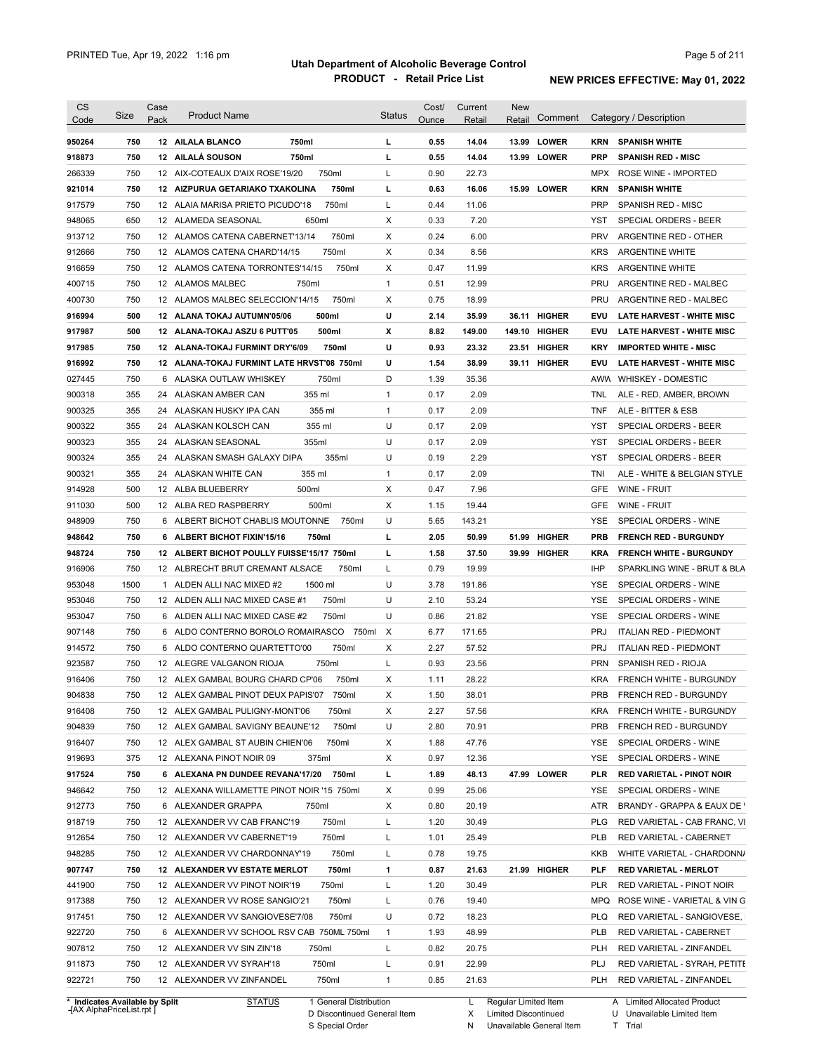# Utah Department of Alcoholic Beverage Control

## PRODUCT - Retail Price List

PRINTED Tue, Apr 19, 2022 1:16 pm

**NEW PRICES EFFECTIVE: May 01, 2022**

| CS Code | Size | Case Pack | Product Name | | Status | Cost/ Ounce | Current Retail | New Retail | Comment | Category / Description | |
|---|---|---|---|---|---|---|---|---|---|---|---|
| **950264** | **750** | **12** | **AILALA BLANCO** | **750ml** | **L** | **0.55** | **14.04** | **13.99** | **LOWER** | **KRN** | **SPANISH WHITE** |
| **918873** | **750** | **12** | **AILALÁ SOUSON** | **750ml** | **L** | **0.55** | **14.04** | **13.99** | **LOWER** | **PRP** | **SPANISH RED - MISC** |
| 266339 | 750 | 12 | AIX-COTEAUX D'AIX ROSE'19/20 | 750ml | L | 0.90 | 22.73 | | | MPX | ROSE WINE - IMPORTED |
| **921014** | **750** | **12** | **AIZPURUA GETARIAKO TXAKOLINA** | **750ml** | **L** | **0.63** | **16.06** | **15.99** | **LOWER** | **KRN** | **SPANISH WHITE** |
| 917579 | 750 | 12 | ALAIA MARISA PRIETO PICUDO'18 | 750ml | L | 0.44 | 11.06 | | | PRP | SPANISH RED - MISC |
| 948065 | 650 | 12 | ALAMEDA SEASONAL | 650ml | X | 0.33 | 7.20 | | | YST | SPECIAL ORDERS - BEER |
| 913712 | 750 | 12 | ALAMOS CATENA CABERNET'13/14 | 750ml | X | 0.24 | 6.00 | | | PRV | ARGENTINE RED - OTHER |
| 912666 | 750 | 12 | ALAMOS CATENA CHARD'14/15 | 750ml | X | 0.34 | 8.56 | | | KRS | ARGENTINE WHITE |
| 916659 | 750 | 12 | ALAMOS CATENA TORRONTES'14/15 | 750ml | X | 0.47 | 11.99 | | | KRS | ARGENTINE WHITE |
| 400715 | 750 | 12 | ALAMOS MALBEC | 750ml | 1 | 0.51 | 12.99 | | | PRU | ARGENTINE RED - MALBEC |
| 400730 | 750 | 12 | ALAMOS MALBEC SELECCION'14/15 | 750ml | X | 0.75 | 18.99 | | | PRU | ARGENTINE RED - MALBEC |
| **916994** | **500** | **12** | **ALANA TOKAJ AUTUMN'05/06** | **500ml** | **U** | **2.14** | **35.99** | **36.11** | **HIGHER** | **EVU** | **LATE HARVEST - WHITE MISC** |
| **917987** | **500** | **12** | **ALANA-TOKAJ ASZU 6 PUTT'05** | **500ml** | **X** | **8.82** | **149.00** | **149.10** | **HIGHER** | **EVU** | **LATE HARVEST - WHITE MISC** |
| **917985** | **750** | **12** | **ALANA-TOKAJ FURMINT DRY'6/09** | **750ml** | **U** | **0.93** | **23.32** | **23.51** | **HIGHER** | **KRY** | **IMPORTED WHITE - MISC** |
| **916992** | **750** | **12** | **ALANA-TOKAJ FURMINT LATE HRVST'08 750ml** | | **U** | **1.54** | **38.99** | **39.11** | **HIGHER** | **EVU** | **LATE HARVEST - WHITE MISC** |
| 027445 | 750 | 6 | ALASKA OUTLAW WHISKEY | 750ml | D | 1.39 | 35.36 | | | AWW | WHISKEY - DOMESTIC |
| 900318 | 355 | 24 | ALASKAN AMBER CAN | 355 ml | 1 | 0.17 | 2.09 | | | TNL | ALE - RED, AMBER, BROWN |
| 900325 | 355 | 24 | ALASKAN HUSKY IPA CAN | 355 ml | 1 | 0.17 | 2.09 | | | TNF | ALE - BITTER & ESB |
| 900322 | 355 | 24 | ALASKAN KOLSCH CAN | 355 ml | U | 0.17 | 2.09 | | | YST | SPECIAL ORDERS - BEER |
| 900323 | 355 | 24 | ALASKAN SEASONAL | 355ml | U | 0.17 | 2.09 | | | YST | SPECIAL ORDERS - BEER |
| 900324 | 355 | 24 | ALASKAN SMASH GALAXY DIPA | 355ml | U | 0.19 | 2.29 | | | YST | SPECIAL ORDERS - BEER |
| 900321 | 355 | 24 | ALASKAN WHITE CAN | 355 ml | 1 | 0.17 | 2.09 | | | TNI | ALE - WHITE & BELGIAN STYLE |
| 914928 | 500 | 12 | ALBA BLUEBERRY | 500ml | X | 0.47 | 7.96 | | | GFE | WINE - FRUIT |
| 911030 | 500 | 12 | ALBA RED RASPBERRY | 500ml | X | 1.15 | 19.44 | | | GFE | WINE - FRUIT |
| 948909 | 750 | 6 | ALBERT BICHOT CHABLIS MOUTONNE | 750ml | U | 5.65 | 143.21 | | | YSE | SPECIAL ORDERS - WINE |
| **948642** | **750** | **6** | **ALBERT BICHOT FIXIN'15/16** | **750ml** | **L** | **2.05** | **50.99** | **51.99** | **HIGHER** | **PRB** | **FRENCH RED - BURGUNDY** |
| **948724** | **750** | **12** | **ALBERT BICHOT POULLY FUISSE'15/17 750ml** | | **L** | **1.58** | **37.50** | **39.99** | **HIGHER** | **KRA** | **FRENCH WHITE - BURGUNDY** |
| 916906 | 750 | 12 | ALBRECHT BRUT CREMANT ALSACE | 750ml | L | 0.79 | 19.99 | | | IHP | SPARKLING WINE - BRUT & BLA |
| 953048 | 1500 | 1 | ALDEN ALLI NAC MIXED #2 | 1500 ml | U | 3.78 | 191.86 | | | YSE | SPECIAL ORDERS - WINE |
| 953046 | 750 | 12 | ALDEN ALLI NAC MIXED CASE #1 | 750ml | U | 2.10 | 53.24 | | | YSE | SPECIAL ORDERS - WINE |
| 953047 | 750 | 6 | ALDEN ALLI NAC MIXED CASE #2 | 750ml | U | 0.86 | 21.82 | | | YSE | SPECIAL ORDERS - WINE |
| 907148 | 750 | 6 | ALDO CONTERNO BOROLO ROMAIRASCO | 750ml | X | 6.77 | 171.65 | | | PRJ | ITALIAN RED - PIEDMONT |
| 914572 | 750 | 6 | ALDO CONTERNO QUARTETTO'00 | 750ml | X | 2.27 | 57.52 | | | PRJ | ITALIAN RED - PIEDMONT |
| 923587 | 750 | 12 | ALEGRE VALGANON RIOJA | 750ml | L | 0.93 | 23.56 | | | PRN | SPANISH RED - RIOJA |
| 916406 | 750 | 12 | ALEX GAMBAL BOURG CHARD CP'06 | 750ml | X | 1.11 | 28.22 | | | KRA | FRENCH WHITE - BURGUNDY |
| 904838 | 750 | 12 | ALEX GAMBAL PINOT DEUX PAPIS'07 | 750ml | X | 1.50 | 38.01 | | | PRB | FRENCH RED - BURGUNDY |
| 916408 | 750 | 12 | ALEX GAMBAL PULIGNY-MONT'06 | 750ml | X | 2.27 | 57.56 | | | KRA | FRENCH WHITE - BURGUNDY |
| 904839 | 750 | 12 | ALEX GAMBAL SAVIGNY BEAUNE'12 | 750ml | U | 2.80 | 70.91 | | | PRB | FRENCH RED - BURGUNDY |
| 916407 | 750 | 12 | ALEX GAMBAL ST AUBIN CHIEN'06 | 750ml | X | 1.88 | 47.76 | | | YSE | SPECIAL ORDERS - WINE |
| 919693 | 375 | 12 | ALEXANA PINOT NOIR 09 | 375ml | X | 0.97 | 12.36 | | | YSE | SPECIAL ORDERS - WINE |
| **917524** | **750** | **6** | **ALEXANA PN DUNDEE REVANA'17/20** | **750ml** | **L** | **1.89** | **48.13** | **47.99** | **LOWER** | **PLR** | **RED VARIETAL - PINOT NOIR** |
| 946642 | 750 | 12 | ALEXANA WILLAMETTE PINOT NOIR '15 750ml | | X | 0.99 | 25.06 | | | YSE | SPECIAL ORDERS - WINE |
| 912773 | 750 | 6 | ALEXANDER GRAPPA | 750ml | X | 0.80 | 20.19 | | | ATR | BRANDY - GRAPPA & EAUX DE V |
| 918719 | 750 | 12 | ALEXANDER VV CAB FRANC'19 | 750ml | L | 1.20 | 30.49 | | | PLG | RED VARIETAL - CAB FRANC, VI |
| 912654 | 750 | 12 | ALEXANDER VV CABERNET'19 | 750ml | L | 1.01 | 25.49 | | | PLB | RED VARIETAL - CABERNET |
| 948285 | 750 | 12 | ALEXANDER VV CHARDONNAY'19 | 750ml | L | 0.78 | 19.75 | | | KKB | WHITE VARIETAL - CHARDONNA |
| **907747** | **750** | **12** | **ALEXANDER VV ESTATE MERLOT** | **750ml** | **1** | **0.87** | **21.63** | **21.99** | **HIGHER** | **PLF** | **RED VARIETAL - MERLOT** |
| 441900 | 750 | 12 | ALEXANDER VV PINOT NOIR'19 | 750ml | L | 1.20 | 30.49 | | | PLR | RED VARIETAL - PINOT NOIR |
| 917388 | 750 | 12 | ALEXANDER VV ROSE SANGIO'21 | 750ml | L | 0.76 | 19.40 | | | MPQ | ROSE WINE - VARIETAL & VIN G |
| 917451 | 750 | 12 | ALEXANDER VV SANGIOVESE'7/08 | 750ml | U | 0.72 | 18.23 | | | PLQ | RED VARIETAL - SANGIOVESE, |
| 922720 | 750 | 6 | ALEXANDER VV SCHOOL RSV CAB 750ML 750ml | | 1 | 1.93 | 48.99 | | | PLB | RED VARIETAL - CABERNET |
| 907812 | 750 | 12 | ALEXANDER VV SIN ZIN'18 | 750ml | L | 0.82 | 20.75 | | | PLH | RED VARIETAL - ZINFANDEL |
| 911873 | 750 | 12 | ALEXANDER VV SYRAH'18 | 750ml | L | 0.91 | 22.99 | | | PLJ | RED VARIETAL - SYRAH, PETITE |
| 922721 | 750 | 12 | ALEXANDER VV ZINFANDEL | 750ml | 1 | 0.85 | 21.63 | | | PLH | RED VARIETAL - ZINFANDEL |

\* Indicates Available by Split

STATUS: 1 General Distribution; D Discontinued General Item; S Special Order; L Regular Limited Item; X Limited Discontinued; N Unavailable General Item; A Limited Allocated Product; U Unavailable Limited Item; T Trial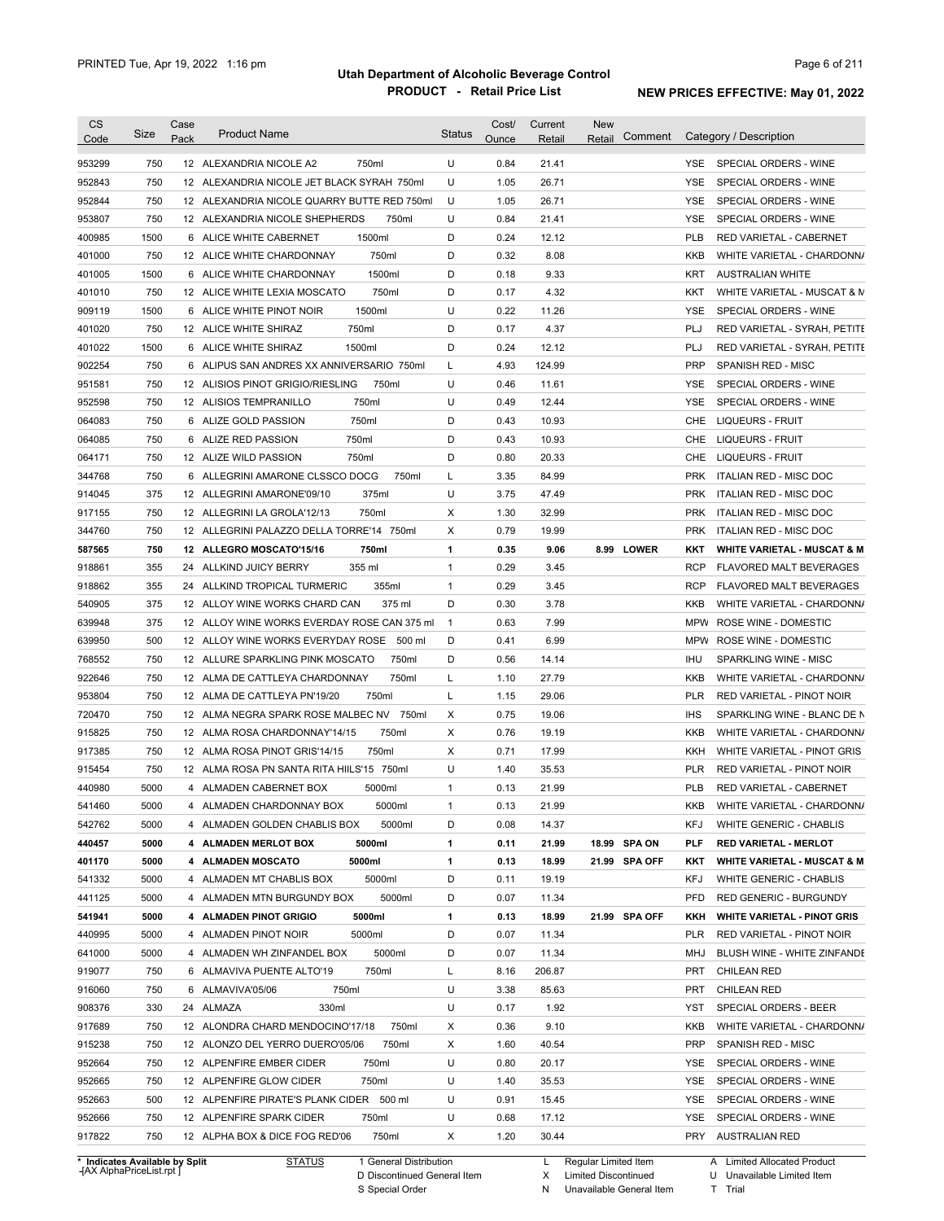# Utah Department of Alcoholic Beverage Control

## PRODUCT - Retail Price List

PRINTED Tue, Apr 19, 2022 1:16 pm

**NEW PRICES EFFECTIVE: May 01, 2022**

| CS Code | Size | Case Pack | Product Name | Status | Cost/ Ounce | Current Retail | New Retail | Comment | Category / Description |
|---|---|---|---|---|---|---|---|---|---|
| 953299 | 750 | 12 | ALEXANDRIA NICOLE A2 750ml | U | 0.84 | 21.41 | | | YSE SPECIAL ORDERS - WINE |
| 952843 | 750 | 12 | ALEXANDRIA NICOLE JET BLACK SYRAH 750ml | U | 1.05 | 26.71 | | | YSE SPECIAL ORDERS - WINE |
| 952844 | 750 | 12 | ALEXANDRIA NICOLE QUARRY BUTTE RED 750ml | U | 1.05 | 26.71 | | | YSE SPECIAL ORDERS - WINE |
| 953807 | 750 | 12 | ALEXANDRIA NICOLE SHEPHERDS 750ml | U | 0.84 | 21.41 | | | YSE SPECIAL ORDERS - WINE |
| 400985 | 1500 | 6 | ALICE WHITE CABERNET 1500ml | D | 0.24 | 12.12 | | | PLB RED VARIETAL - CABERNET |
| 401000 | 750 | 12 | ALICE WHITE CHARDONNAY 750ml | D | 0.32 | 8.08 | | | KKB WHITE VARIETAL - CHARDONNA |
| 401005 | 1500 | 6 | ALICE WHITE CHARDONNAY 1500ml | D | 0.18 | 9.33 | | | KRT AUSTRALIAN WHITE |
| 401010 | 750 | 12 | ALICE WHITE LEXIA MOSCATO 750ml | D | 0.17 | 4.32 | | | KKT WHITE VARIETAL - MUSCAT & M |
| 909119 | 1500 | 6 | ALICE WHITE PINOT NOIR 1500ml | U | 0.22 | 11.26 | | | YSE SPECIAL ORDERS - WINE |
| 401020 | 750 | 12 | ALICE WHITE SHIRAZ 750ml | D | 0.17 | 4.37 | | | PLJ RED VARIETAL - SYRAH, PETITE |
| 401022 | 1500 | 6 | ALICE WHITE SHIRAZ 1500ml | D | 0.24 | 12.12 | | | PLJ RED VARIETAL - SYRAH, PETITE |
| 902254 | 750 | 6 | ALIPUS SAN ANDRES XX ANNIVERSARIO 750ml | L | 4.93 | 124.99 | | | PRP SPANISH RED - MISC |
| 951581 | 750 | 12 | ALISIOS PINOT GRIGIO/RIESLING 750ml | U | 0.46 | 11.61 | | | YSE SPECIAL ORDERS - WINE |
| 952598 | 750 | 12 | ALISIOS TEMPRANILLO 750ml | U | 0.49 | 12.44 | | | YSE SPECIAL ORDERS - WINE |
| 064083 | 750 | 6 | ALIZE GOLD PASSION 750ml | D | 0.43 | 10.93 | | | CHE LIQUEURS - FRUIT |
| 064085 | 750 | 6 | ALIZE RED PASSION 750ml | D | 0.43 | 10.93 | | | CHE LIQUEURS - FRUIT |
| 064171 | 750 | 12 | ALIZE WILD PASSION 750ml | D | 0.80 | 20.33 | | | CHE LIQUEURS - FRUIT |
| 344768 | 750 | 6 | ALLEGRINI AMARONE CLSSCO DOCG 750ml | L | 3.35 | 84.99 | | | PRK ITALIAN RED - MISC DOC |
| 914045 | 375 | 12 | ALLEGRINI AMARONE'09/10 375ml | U | 3.75 | 47.49 | | | PRK ITALIAN RED - MISC DOC |
| 917155 | 750 | 12 | ALLEGRINI LA GROLA'12/13 750ml | X | 1.30 | 32.99 | | | PRK ITALIAN RED - MISC DOC |
| 344760 | 750 | 12 | ALLEGRINI PALAZZO DELLA TORRE'14 750ml | X | 0.79 | 19.99 | | | PRK ITALIAN RED - MISC DOC |
| **587565** | **750** | **12** | **ALLEGRO MOSCATO'15/16 750ml** | **1** | **0.35** | **9.06** | **8.99** | **LOWER** | **KKT WHITE VARIETAL - MUSCAT & M** |
| 918861 | 355 | 24 | ALLKIND JUICY BERRY 355 ml | 1 | 0.29 | 3.45 | | | RCP FLAVORED MALT BEVERAGES |
| 918862 | 355 | 24 | ALLKIND TROPICAL TURMERIC 355ml | 1 | 0.29 | 3.45 | | | RCP FLAVORED MALT BEVERAGES |
| 540905 | 375 | 12 | ALLOY WINE WORKS CHARD CAN 375 ml | D | 0.30 | 3.78 | | | KKB WHITE VARIETAL - CHARDONNA |
| 639948 | 375 | 12 | ALLOY WINE WORKS EVERDAY ROSE CAN 375 ml | 1 | 0.63 | 7.99 | | | MPW ROSE WINE - DOMESTIC |
| 639950 | 500 | 12 | ALLOY WINE WORKS EVERYDAY ROSE 500 ml | D | 0.41 | 6.99 | | | MPW ROSE WINE - DOMESTIC |
| 768552 | 750 | 12 | ALLURE SPARKLING PINK MOSCATO 750ml | D | 0.56 | 14.14 | | | IHU SPARKLING WINE - MISC |
| 922646 | 750 | 12 | ALMA DE CATTLEYA CHARDONNAY 750ml | L | 1.10 | 27.79 | | | KKB WHITE VARIETAL - CHARDONNA |
| 953804 | 750 | 12 | ALMA DE CATTLEYA PN'19/20 750ml | L | 1.15 | 29.06 | | | PLR RED VARIETAL - PINOT NOIR |
| 720470 | 750 | 12 | ALMA NEGRA SPARK ROSE MALBEC NV 750ml | X | 0.75 | 19.06 | | | IHS SPARKLING WINE - BLANC DE N |
| 915825 | 750 | 12 | ALMA ROSA CHARDONNAY'14/15 750ml | X | 0.76 | 19.19 | | | KKB WHITE VARIETAL - CHARDONNA |
| 917385 | 750 | 12 | ALMA ROSA PINOT GRIS'14/15 750ml | X | 0.71 | 17.99 | | | KKH WHITE VARIETAL - PINOT GRIS |
| 915454 | 750 | 12 | ALMA ROSA PN SANTA RITA HIILS'15 750ml | U | 1.40 | 35.53 | | | PLR RED VARIETAL - PINOT NOIR |
| 440980 | 5000 | 4 | ALMADEN CABERNET BOX 5000ml | 1 | 0.13 | 21.99 | | | PLB RED VARIETAL - CABERNET |
| 541460 | 5000 | 4 | ALMADEN CHARDONNAY BOX 5000ml | 1 | 0.13 | 21.99 | | | KKB WHITE VARIETAL - CHARDONNA |
| 542762 | 5000 | 4 | ALMADEN GOLDEN CHABLIS BOX 5000ml | D | 0.08 | 14.37 | | | KFJ WHITE GENERIC - CHABLIS |
| **440457** | **5000** | **4** | **ALMADEN MERLOT BOX 5000ml** | **1** | **0.11** | **21.99** | **18.99** | **SPA ON** | **PLF RED VARIETAL - MERLOT** |
| **401170** | **5000** | **4** | **ALMADEN MOSCATO 5000ml** | **1** | **0.13** | **18.99** | **21.99** | **SPA OFF** | **KKT WHITE VARIETAL - MUSCAT & M** |
| 541332 | 5000 | 4 | ALMADEN MT CHABLIS BOX 5000ml | D | 0.11 | 19.19 | | | KFJ WHITE GENERIC - CHABLIS |
| 441125 | 5000 | 4 | ALMADEN MTN BURGUNDY BOX 5000ml | D | 0.07 | 11.34 | | | PFD RED GENERIC - BURGUNDY |
| **541941** | **5000** | **4** | **ALMADEN PINOT GRIGIO 5000ml** | **1** | **0.13** | **18.99** | **21.99** | **SPA OFF** | **KKH WHITE VARIETAL - PINOT GRIS** |
| 440995 | 5000 | 4 | ALMADEN PINOT NOIR 5000ml | D | 0.07 | 11.34 | | | PLR RED VARIETAL - PINOT NOIR |
| 641000 | 5000 | 4 | ALMADEN WH ZINFANDEL BOX 5000ml | D | 0.07 | 11.34 | | | MHJ BLUSH WINE - WHITE ZINFANDE |
| 919077 | 750 | 6 | ALMAVIVA PUENTE ALTO'19 750ml | L | 8.16 | 206.87 | | | PRT CHILEAN RED |
| 916060 | 750 | 6 | ALMAVIVA'05/06 750ml | U | 3.38 | 85.63 | | | PRT CHILEAN RED |
| 908376 | 330 | 24 | ALMAZA 330ml | U | 0.17 | 1.92 | | | YST SPECIAL ORDERS - BEER |
| 917689 | 750 | 12 | ALONDRA CHARD MENDOCINO'17/18 750ml | X | 0.36 | 9.10 | | | KKB WHITE VARIETAL - CHARDONNA |
| 915238 | 750 | 12 | ALONZO DEL YERRO DUERO'05/06 750ml | X | 1.60 | 40.54 | | | PRP SPANISH RED - MISC |
| 952664 | 750 | 12 | ALPENFIRE EMBER CIDER 750ml | U | 0.80 | 20.17 | | | YSE SPECIAL ORDERS - WINE |
| 952665 | 750 | 12 | ALPENFIRE GLOW CIDER 750ml | U | 1.40 | 35.53 | | | YSE SPECIAL ORDERS - WINE |
| 952663 | 500 | 12 | ALPENFIRE PIRATE'S PLANK CIDER 500 ml | U | 0.91 | 15.45 | | | YSE SPECIAL ORDERS - WINE |
| 952666 | 750 | 12 | ALPENFIRE SPARK CIDER 750ml | U | 0.68 | 17.12 | | | YSE SPECIAL ORDERS - WINE |
| 917822 | 750 | 12 | ALPHA BOX & DICE FOG RED'06 750ml | X | 1.20 | 30.44 | | | PRY AUSTRALIAN RED |

\* Indicates Available by Split

STATUS: 1 General Distribution; D Discontinued General Item; S Special Order; L Regular Limited Item; X Limited Discontinued; N Unavailable General Item; A Limited Allocated Product; U Unavailable Limited Item; T Trial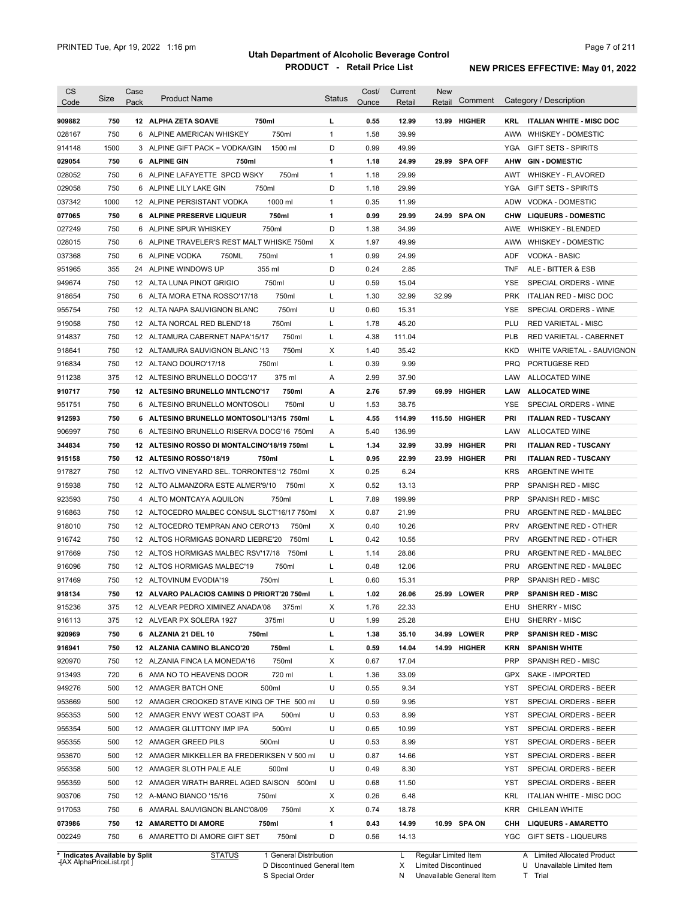**Utah Department of Alcoholic Beverage Control**
**PRODUCT - Retail Price List**

PRINTED Tue, Apr 19, 2022 1:16 pm

**NEW PRICES EFFECTIVE: May 01, 2022**

| CS Code | Size | Case Pack | Product Name | Status | Cost/ Ounce | Current Retail | New Retail | Comment | Category / Description |
|---|---|---|---|---|---|---|---|---|---|
| **909882** | **750** | **12** | **ALPHA ZETA SOAVE 750ml** | **L** | **0.55** | **12.99** | **13.99** | **HIGHER** | **KRL ITALIAN WHITE - MISC DOC** |
| 028167 | 750 | 6 | ALPINE AMERICAN WHISKEY 750ml | 1 | 1.58 | 39.99 | | | AWW WHISKEY - DOMESTIC |
| 914148 | 1500 | 3 | ALPINE GIFT PACK = VODKA/GIN 1500 ml | D | 0.99 | 49.99 | | | YGA GIFT SETS - SPIRITS |
| **029054** | **750** | **6** | **ALPINE GIN 750ml** | **1** | **1.18** | **24.99** | **29.99** | **SPA OFF** | **AHW GIN - DOMESTIC** |
| 028052 | 750 | 6 | ALPINE LAFAYETTE SPCD WSKY 750ml | 1 | 1.18 | 29.99 | | | AWT WHISKEY - FLAVORED |
| 029058 | 750 | 6 | ALPINE LILY LAKE GIN 750ml | D | 1.18 | 29.99 | | | YGA GIFT SETS - SPIRITS |
| 037342 | 1000 | 12 | ALPINE PERSISTANT VODKA 1000 ml | 1 | 0.35 | 11.99 | | | ADW VODKA - DOMESTIC |
| **077065** | **750** | **6** | **ALPINE PRESERVE LIQUEUR 750ml** | **1** | **0.99** | **29.99** | **24.99** | **SPA ON** | **CHW LIQUEURS - DOMESTIC** |
| 027249 | 750 | 6 | ALPINE SPUR WHISKEY 750ml | D | 1.38 | 34.99 | | | AWE WHISKEY - BLENDED |
| 028015 | 750 | 6 | ALPINE TRAVELER'S REST MALT WHISKE 750ml | X | 1.97 | 49.99 | | | AWW WHISKEY - DOMESTIC |
| 037368 | 750 | 6 | ALPINE VODKA 750ML 750ml | 1 | 0.99 | 24.99 | | | ADF VODKA - BASIC |
| 951965 | 355 | 24 | ALPINE WINDOWS UP 355 ml | D | 0.24 | 2.85 | | | TNF ALE - BITTER & ESB |
| 949674 | 750 | 12 | ALTA LUNA PINOT GRIGIO 750ml | U | 0.59 | 15.04 | | | YSE SPECIAL ORDERS - WINE |
| 918654 | 750 | 6 | ALTA MORA ETNA ROSSO'17/18 750ml | L | 1.30 | 32.99 | 32.99 | | PRK ITALIAN RED - MISC DOC |
| 955754 | 750 | 12 | ALTA NAPA SAUVIGNON BLANC 750ml | U | 0.60 | 15.31 | | | YSE SPECIAL ORDERS - WINE |
| 919058 | 750 | 12 | ALTA NORCAL RED BLEND'18 750ml | L | 1.78 | 45.20 | | | PLU RED VARIETAL - MISC |
| 914837 | 750 | 12 | ALTAMURA CABERNET NAPA'15/17 750ml | L | 4.38 | 111.04 | | | PLB RED VARIETAL - CABERNET |
| 918641 | 750 | 12 | ALTAMURA SAUVIGNON BLANC '13 750ml | X | 1.40 | 35.42 | | | KKD WHITE VARIETAL - SAUVIGNON |
| 916834 | 750 | 12 | ALTANO DOURO'17/18 750ml | L | 0.39 | 9.99 | | | PRQ PORTUGESE RED |
| 911238 | 375 | 12 | ALTESINO BRUNELLO DOCG'17 375 ml | A | 2.99 | 37.90 | | | LAW ALLOCATED WINE |
| **910717** | **750** | **12** | **ALTESINO BRUNELLO MNTLCNO'17 750ml** | **A** | **2.76** | **57.99** | **69.99** | **HIGHER** | **LAW ALLOCATED WINE** |
| 951751 | 750 | 6 | ALTESINO BRUNELLO MONTOSOLI 750ml | U | 1.53 | 38.75 | | | YSE SPECIAL ORDERS - WINE |
| **912593** | **750** | **6** | **ALTESINO BRUNELLO MONTOSOLI'13/15 750ml** | **L** | **4.55** | **114.99** | **115.50** | **HIGHER** | **PRI ITALIAN RED - TUSCANY** |
| 906997 | 750 | 6 | ALTESINO BRUNELLO RISERVA DOCG'16 750ml | A | 5.40 | 136.99 | | | LAW ALLOCATED WINE |
| **344834** | **750** | **12** | **ALTESINO ROSSO DI MONTALCINO'18/19 750ml** | **L** | **1.34** | **32.99** | **33.99** | **HIGHER** | **PRI ITALIAN RED - TUSCANY** |
| **915158** | **750** | **12** | **ALTESINO ROSSO'18/19 750ml** | **L** | **0.95** | **22.99** | **23.99** | **HIGHER** | **PRI ITALIAN RED - TUSCANY** |
| 917827 | 750 | 12 | ALTIVO VINEYARD SEL. TORRONTES'12 750ml | X | 0.25 | 6.24 | | | KRS ARGENTINE WHITE |
| 915938 | 750 | 12 | ALTO ALMANZORA ESTE ALMER'9/10 750ml | X | 0.52 | 13.13 | | | PRP SPANISH RED - MISC |
| 923593 | 750 | 4 | ALTO MONTCAYA AQUILON 750ml | L | 7.89 | 199.99 | | | PRP SPANISH RED - MISC |
| 916863 | 750 | 12 | ALTOCEDRO MALBEC CONSUL SLCT'16/17 750ml | X | 0.87 | 21.99 | | | PRU ARGENTINE RED - MALBEC |
| 918010 | 750 | 12 | ALTOCEDRO TEMPRAN ANO CERO'13 750ml | X | 0.40 | 10.26 | | | PRV ARGENTINE RED - OTHER |
| 916742 | 750 | 12 | ALTOS HORMIGAS BONARD LIEBRE'20 750ml | L | 0.42 | 10.55 | | | PRV ARGENTINE RED - OTHER |
| 917669 | 750 | 12 | ALTOS HORMIGAS MALBEC RSV'17/18 750ml | L | 1.14 | 28.86 | | | PRU ARGENTINE RED - MALBEC |
| 916096 | 750 | 12 | ALTOS HORMIGAS MALBEC'19 750ml | L | 0.48 | 12.06 | | | PRU ARGENTINE RED - MALBEC |
| 917469 | 750 | 12 | ALTOVINUM EVODIA'19 750ml | L | 0.60 | 15.31 | | | PRP SPANISH RED - MISC |
| **918134** | **750** | **12** | **ALVARO PALACIOS CAMINS D PRIORT'20 750ml** | **L** | **1.02** | **26.06** | **25.99** | **LOWER** | **PRP SPANISH RED - MISC** |
| 915236 | 375 | 12 | ALVEAR PEDRO XIMINEZ ANADA'08 375ml | X | 1.76 | 22.33 | | | EHU SHERRY - MISC |
| 916113 | 375 | 12 | ALVEAR PX SOLERA 1927 375ml | U | 1.99 | 25.28 | | | EHU SHERRY - MISC |
| **920969** | **750** | **6** | **ALZANIA 21 DEL 10 750ml** | **L** | **1.38** | **35.10** | **34.99** | **LOWER** | **PRP SPANISH RED - MISC** |
| **916941** | **750** | **12** | **ALZANIA CAMINO BLANCO'20 750ml** | **L** | **0.59** | **14.04** | **14.99** | **HIGHER** | **KRN SPANISH WHITE** |
| 920970 | 750 | 12 | ALZANIA FINCA LA MONEDA'16 750ml | X | 0.67 | 17.04 | | | PRP SPANISH RED - MISC |
| 913493 | 720 | 6 | AMA NO TO HEAVENS DOOR 720 ml | L | 1.36 | 33.09 | | | GPX SAKE - IMPORTED |
| 949276 | 500 | 12 | AMAGER BATCH ONE 500ml | U | 0.55 | 9.34 | | | YST SPECIAL ORDERS - BEER |
| 953669 | 500 | 12 | AMAGER CROOKED STAVE KING OF THE 500 ml | U | 0.59 | 9.95 | | | YST SPECIAL ORDERS - BEER |
| 955353 | 500 | 12 | AMAGER ENVY WEST COAST IPA 500ml | U | 0.53 | 8.99 | | | YST SPECIAL ORDERS - BEER |
| 955354 | 500 | 12 | AMAGER GLUTTONY IMP IPA 500ml | U | 0.65 | 10.99 | | | YST SPECIAL ORDERS - BEER |
| 955355 | 500 | 12 | AMAGER GREED PILS 500ml | U | 0.53 | 8.99 | | | YST SPECIAL ORDERS - BEER |
| 953670 | 500 | 12 | AMAGER MIKKELLER BA FREDERIKSEN V 500 ml | U | 0.87 | 14.66 | | | YST SPECIAL ORDERS - BEER |
| 955358 | 500 | 12 | AMAGER SLOTH PALE ALE 500ml | U | 0.49 | 8.30 | | | YST SPECIAL ORDERS - BEER |
| 955359 | 500 | 12 | AMAGER WRATH BARREL AGED SAISON 500ml | U | 0.68 | 11.50 | | | YST SPECIAL ORDERS - BEER |
| 903706 | 750 | 12 | A-MANO BIANCO '15/16 750ml | X | 0.26 | 6.48 | | | KRL ITALIAN WHITE - MISC DOC |
| 917053 | 750 | 6 | AMARAL SAUVIGNON BLANC'08/09 750ml | X | 0.74 | 18.78 | | | KRR CHILEAN WHITE |
| **073986** | **750** | **12** | **AMARETTO DI AMORE 750ml** | **1** | **0.43** | **14.99** | **10.99** | **SPA ON** | **CHH LIQUEURS - AMARETTO** |
| 002249 | 750 | 6 | AMARETTO DI AMORE GIFT SET 750ml | D | 0.56 | 14.13 | | | YGC GIFT SETS - LIQUEURS |

\* Indicates Available by Split

| STATUS | | | |
|---|---|---|---|
| 1 General Distribution | L Regular Limited Item | A Limited Allocated Product |
| D Discontinued General Item | X Limited Discontinued | U Unavailable Limited Item |
| S Special Order | N Unavailable General Item | T Trial |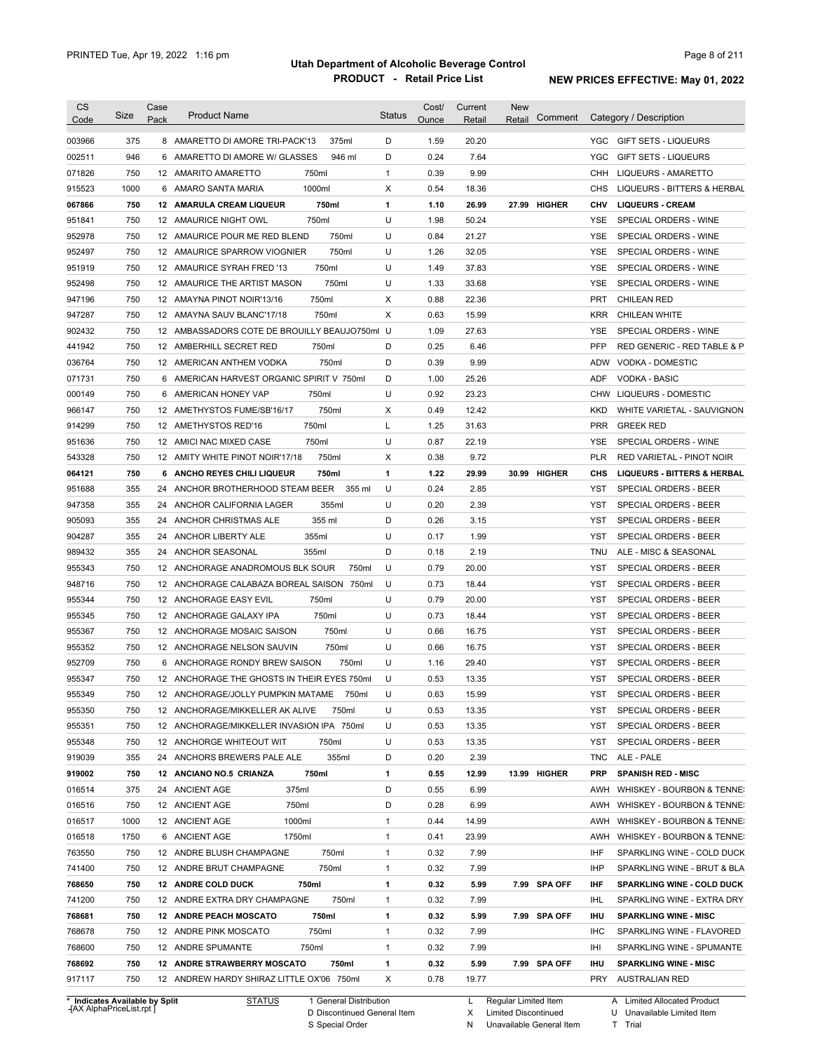# Utah Department of Alcoholic Beverage Control

## PRODUCT - Retail Price List

PRINTED Tue, Apr 19, 2022 1:16 pm

**NEW PRICES EFFECTIVE: May 01, 2022**

| CS Code | Size | Case Pack | Product Name | Status | Cost/ Ounce | Current Retail | New Retail | Comment | Category / Description |
|---|---|---|---|---|---|---|---|---|---|
| 003966 | 375 | 8 | AMARETTO DI AMORE TRI-PACK'13 375ml | D | 1.59 | 20.20 | | | YGC GIFT SETS - LIQUEURS |
| 002511 | 946 | 6 | AMARETTO DI AMORE W/ GLASSES 946 ml | D | 0.24 | 7.64 | | | YGC GIFT SETS - LIQUEURS |
| 071826 | 750 | 12 | AMARITO AMARETTO 750ml | 1 | 0.39 | 9.99 | | | CHH LIQUEURS - AMARETTO |
| 915523 | 1000 | 6 | AMARO SANTA MARIA 1000ml | X | 0.54 | 18.36 | | | CHS LIQUEURS - BITTERS & HERBAL |
| **067866** | **750** | **12** | **AMARULA CREAM LIQUEUR 750ml** | **1** | **1.10** | **26.99** | **27.99** | **HIGHER** | **CHV LIQUEURS - CREAM** |
| 951841 | 750 | 12 | AMAURICE NIGHT OWL 750ml | U | 1.98 | 50.24 | | | YSE SPECIAL ORDERS - WINE |
| 952978 | 750 | 12 | AMAURICE POUR ME RED BLEND 750ml | U | 0.84 | 21.27 | | | YSE SPECIAL ORDERS - WINE |
| 952497 | 750 | 12 | AMAURICE SPARROW VIOGNIER 750ml | U | 1.26 | 32.05 | | | YSE SPECIAL ORDERS - WINE |
| 951919 | 750 | 12 | AMAURICE SYRAH FRED '13 750ml | U | 1.49 | 37.83 | | | YSE SPECIAL ORDERS - WINE |
| 952498 | 750 | 12 | AMAURICE THE ARTIST MASON 750ml | U | 1.33 | 33.68 | | | YSE SPECIAL ORDERS - WINE |
| 947196 | 750 | 12 | AMAYNA PINOT NOIR'13/16 750ml | X | 0.88 | 22.36 | | | PRT CHILEAN RED |
| 947287 | 750 | 12 | AMAYNA SAUV BLANC'17/18 750ml | X | 0.63 | 15.99 | | | KRR CHILEAN WHITE |
| 902432 | 750 | 12 | AMBASSADORS COTE DE BROUILLY BEAUJO750ml | U | 1.09 | 27.63 | | | YSE SPECIAL ORDERS - WINE |
| 441942 | 750 | 12 | AMBERHILL SECRET RED 750ml | D | 0.25 | 6.46 | | | PFP RED GENERIC - RED TABLE & P |
| 036764 | 750 | 12 | AMERICAN ANTHEM VODKA 750ml | D | 0.39 | 9.99 | | | ADW VODKA - DOMESTIC |
| 071731 | 750 | 6 | AMERICAN HARVEST ORGANIC SPIRIT V 750ml | D | 1.00 | 25.26 | | | ADF VODKA - BASIC |
| 000149 | 750 | 6 | AMERICAN HONEY VAP 750ml | U | 0.92 | 23.23 | | | CHW LIQUEURS - DOMESTIC |
| 966147 | 750 | 12 | AMETHYSTOS FUME/SB'16/17 750ml | X | 0.49 | 12.42 | | | KKD WHITE VARIETAL - SAUVIGNON |
| 914299 | 750 | 12 | AMETHYSTOS RED'16 750ml | L | 1.25 | 31.63 | | | PRR GREEK RED |
| 951636 | 750 | 12 | AMICI NAC MIXED CASE 750ml | U | 0.87 | 22.19 | | | YSE SPECIAL ORDERS - WINE |
| 543328 | 750 | 12 | AMITY WHITE PINOT NOIR'17/18 750ml | X | 0.38 | 9.72 | | | PLR RED VARIETAL - PINOT NOIR |
| **064121** | **750** | **6** | **ANCHO REYES CHILI LIQUEUR 750ml** | **1** | **1.22** | **29.99** | **30.99** | **HIGHER** | **CHS LIQUEURS - BITTERS & HERBAL** |
| 951688 | 355 | 24 | ANCHOR BROTHERHOOD STEAM BEER 355 ml | U | 0.24 | 2.85 | | | YST SPECIAL ORDERS - BEER |
| 947358 | 355 | 24 | ANCHOR CALIFORNIA LAGER 355ml | U | 0.20 | 2.39 | | | YST SPECIAL ORDERS - BEER |
| 905093 | 355 | 24 | ANCHOR CHRISTMAS ALE 355 ml | D | 0.26 | 3.15 | | | YST SPECIAL ORDERS - BEER |
| 904287 | 355 | 24 | ANCHOR LIBERTY ALE 355ml | U | 0.17 | 1.99 | | | YST SPECIAL ORDERS - BEER |
| 989432 | 355 | 24 | ANCHOR SEASONAL 355ml | D | 0.18 | 2.19 | | | TNU ALE - MISC & SEASONAL |
| 955343 | 750 | 12 | ANCHORAGE ANADROMOUS BLK SOUR 750ml | U | 0.79 | 20.00 | | | YST SPECIAL ORDERS - BEER |
| 948716 | 750 | 12 | ANCHORAGE CALABAZA BOREAL SAISON 750ml | U | 0.73 | 18.44 | | | YST SPECIAL ORDERS - BEER |
| 955344 | 750 | 12 | ANCHORAGE EASY EVIL 750ml | U | 0.79 | 20.00 | | | YST SPECIAL ORDERS - BEER |
| 955345 | 750 | 12 | ANCHORAGE GALAXY IPA 750ml | U | 0.73 | 18.44 | | | YST SPECIAL ORDERS - BEER |
| 955367 | 750 | 12 | ANCHORAGE MOSAIC SAISON 750ml | U | 0.66 | 16.75 | | | YST SPECIAL ORDERS - BEER |
| 955352 | 750 | 12 | ANCHORAGE NELSON SAUVIN 750ml | U | 0.66 | 16.75 | | | YST SPECIAL ORDERS - BEER |
| 952709 | 750 | 6 | ANCHORAGE RONDY BREW SAISON 750ml | U | 1.16 | 29.40 | | | YST SPECIAL ORDERS - BEER |
| 955347 | 750 | 12 | ANCHORAGE THE GHOSTS IN THEIR EYES 750ml | U | 0.53 | 13.35 | | | YST SPECIAL ORDERS - BEER |
| 955349 | 750 | 12 | ANCHORAGE/JOLLY PUMPKIN MATAME 750ml | U | 0.63 | 15.99 | | | YST SPECIAL ORDERS - BEER |
| 955350 | 750 | 12 | ANCHORAGE/MIKKELLER AK ALIVE 750ml | U | 0.53 | 13.35 | | | YST SPECIAL ORDERS - BEER |
| 955351 | 750 | 12 | ANCHORAGE/MIKKELLER INVASION IPA 750ml | U | 0.53 | 13.35 | | | YST SPECIAL ORDERS - BEER |
| 955348 | 750 | 12 | ANCHORGE WHITEOUT WIT 750ml | U | 0.53 | 13.35 | | | YST SPECIAL ORDERS - BEER |
| 919039 | 355 | 24 | ANCHORS BREWERS PALE ALE 355ml | D | 0.20 | 2.39 | | | TNC ALE - PALE |
| **919002** | **750** | **12** | **ANCIANO NO.5 CRIANZA 750ml** | **1** | **0.55** | **12.99** | **13.99** | **HIGHER** | **PRP SPANISH RED - MISC** |
| 016514 | 375 | 24 | ANCIENT AGE 375ml | D | 0.55 | 6.99 | | | AWH WHISKEY - BOURBON & TENNE |
| 016516 | 750 | 12 | ANCIENT AGE 750ml | D | 0.28 | 6.99 | | | AWH WHISKEY - BOURBON & TENNE |
| 016517 | 1000 | 12 | ANCIENT AGE 1000ml | 1 | 0.44 | 14.99 | | | AWH WHISKEY - BOURBON & TENNE |
| 016518 | 1750 | 6 | ANCIENT AGE 1750ml | 1 | 0.41 | 23.99 | | | AWH WHISKEY - BOURBON & TENNE |
| 763550 | 750 | 12 | ANDRE BLUSH CHAMPAGNE 750ml | 1 | 0.32 | 7.99 | | | IHF SPARKLING WINE - COLD DUCK |
| 741400 | 750 | 12 | ANDRE BRUT CHAMPAGNE 750ml | 1 | 0.32 | 7.99 | | | IHP SPARKLING WINE - BRUT & BLA |
| **768650** | **750** | **12** | **ANDRE COLD DUCK 750ml** | **1** | **0.32** | **5.99** | **7.99** | **SPA OFF** | **IHF SPARKLING WINE - COLD DUCK** |
| 741200 | 750 | 12 | ANDRE EXTRA DRY CHAMPAGNE 750ml | 1 | 0.32 | 7.99 | | | IHL SPARKLING WINE - EXTRA DRY |
| **768681** | **750** | **12** | **ANDRE PEACH MOSCATO 750ml** | **1** | **0.32** | **5.99** | **7.99** | **SPA OFF** | **IHU SPARKLING WINE - MISC** |
| 768678 | 750 | 12 | ANDRE PINK MOSCATO 750ml | 1 | 0.32 | 7.99 | | | IHC SPARKLING WINE - FLAVORED |
| 768600 | 750 | 12 | ANDRE SPUMANTE 750ml | 1 | 0.32 | 7.99 | | | IHI SPARKLING WINE - SPUMANTE |
| **768692** | **750** | **12** | **ANDRE STRAWBERRY MOSCATO 750ml** | **1** | **0.32** | **5.99** | **7.99** | **SPA OFF** | **IHU SPARKLING WINE - MISC** |
| 917117 | 750 | 12 | ANDREW HARDY SHIRAZ LITTLE OX'06 750ml | X | 0.78 | 19.77 | | | PRY AUSTRALIAN RED |

\* Indicates Available by Split

| STATUS | | | |
|---|---|---|---|
| 1 General Distribution | L Regular Limited Item | A Limited Allocated Product |
| D Discontinued General Item | X Limited Discontinued | U Unavailable Limited Item |
| S Special Order | N Unavailable General Item | T Trial |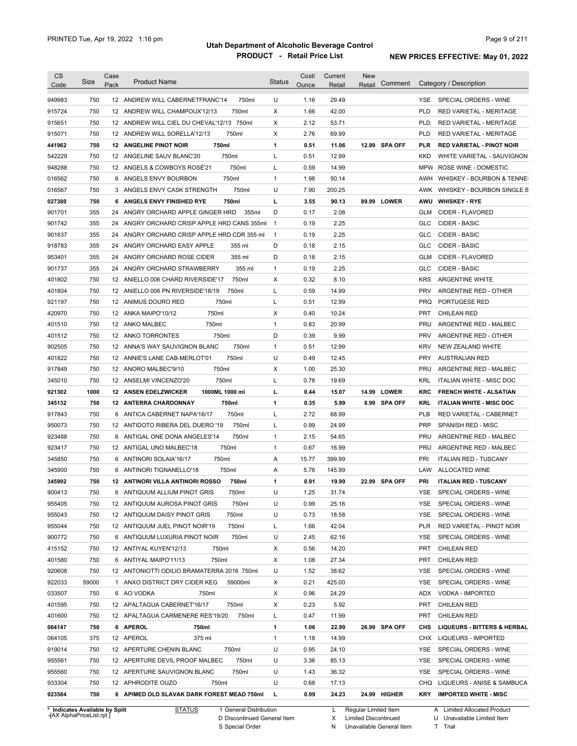# Utah Department of Alcoholic Beverage Control

## PRODUCT - Retail Price List

PRINTED Tue, Apr 19, 2022 1:16 pm

NEW PRICES EFFECTIVE: May 01, 2022

| CS Code | Size | Case Pack | Product Name | Status | Cost/ Ounce | Current Retail | New Retail | Comment | Category / Description |
|---|---|---|---|---|---|---|---|---|---|
| 949983 | 750 | 12 | ANDREW WILL CABERNETFRANC'14 750ml | U | 1.16 | 29.49 | | | YSE SPECIAL ORDERS - WINE |
| 915724 | 750 | 12 | ANDREW WILL CHAMPOUX'12/13 750ml | X | 1.66 | 42.00 | | | PLD RED VARIETAL - MERITAGE |
| 915651 | 750 | 12 | ANDREW WILL CIEL DU CHEVAL'12/13 750ml | X | 2.12 | 53.71 | | | PLD RED VARIETAL - MERITAGE |
| 915071 | 750 | 12 | ANDREW WILL SORELLA'12/13 750ml | X | 2.76 | 69.99 | | | PLD RED VARIETAL - MERITAGE |
| **441962** | **750** | **12** | **ANGELINE PINOT NOIR 750ml** | **1** | **0.51** | **11.06** | **12.99** | **SPA OFF** | **PLR RED VARIETAL - PINOT NOIR** |
| 542229 | 750 | 12 | ANGELINE SAUV BLANC'20 750ml | L | 0.51 | 12.99 | | | KKD WHITE VARIETAL - SAUVIGNON |
| 948288 | 750 | 12 | ANGELS & COWBOYS ROSÉ'21 750ml | L | 0.59 | 14.99 | | | MPW ROSE WINE - DOMESTIC |
| 016562 | 750 | 6 | ANGELS ENVY BOURBON 750ml | 1 | 1.98 | 50.14 | | | AWH WHISKEY - BOURBON & TENNE! |
| 016567 | 750 | 3 | ANGELS ENVY CASK STRENGTH 750ml | U | 7.90 | 200.25 | | | AWK WHISKEY - BOURBON SINGLE B |
| **027380** | **750** | **6** | **ANGELS ENVY FINISHED RYE 750ml** | **L** | **3.55** | **90.13** | **89.99** | **LOWER** | **AWU WHISKEY - RYE** |
| 901701 | 355 | 24 | ANGRY ORCHARD APPLE GINGER HRD 355ml | D | 0.17 | 2.08 | | | GLM CIDER - FLAVORED |
| 901742 | 355 | 24 | ANGRY ORCHARD CRISP APPLE HRD CANS 355ml | 1 | 0.19 | 2.25 | | | GLC CIDER - BASIC |
| 901637 | 355 | 24 | ANGRY ORCHARD CRISP APPLE HRD CDR 355 ml | 1 | 0.19 | 2.25 | | | GLC CIDER - BASIC |
| 918783 | 355 | 24 | ANGRY ORCHARD EASY APPLE 355 ml | D | 0.18 | 2.15 | | | GLC CIDER - BASIC |
| 953401 | 355 | 24 | ANGRY ORCHARD ROSE CIDER 355 ml | D | 0.18 | 2.15 | | | GLM CIDER - FLAVORED |
| 901737 | 355 | 24 | ANGRY ORCHARD STRAWBERRY 355 ml | 1 | 0.19 | 2.25 | | | GLC CIDER - BASIC |
| 401802 | 750 | 12 | ANIELLO 006 CHARD RIVERSIDE'17 750ml | X | 0.32 | 8.10 | | | KRS ARGENTINE WHITE |
| 401804 | 750 | 12 | ANIELLO 006 PN RIVERSIDE'18/19 750ml | L | 0.59 | 14.99 | | | PRV ARGENTINE RED - OTHER |
| 921197 | 750 | 12 | ANIMUS DOURO RED 750ml | L | 0.51 | 12.99 | | | PRQ PORTUGESE RED |
| 420970 | 750 | 12 | ANKA MAIPO'10/12 750ml | X | 0.40 | 10.24 | | | PRT CHILEAN RED |
| 401510 | 750 | 12 | ANKO MALBEC 750ml | 1 | 0.83 | 20.99 | | | PRU ARGENTINE RED - MALBEC |
| 401512 | 750 | 12 | ANKO TORRONTES 750ml | D | 0.39 | 9.99 | | | PRV ARGENTINE RED - OTHER |
| 902505 | 750 | 12 | ANNA'S WAY SAUVIGNON BLANC 750ml | 1 | 0.51 | 12.99 | | | KRV NEW ZEALAND WHITE |
| 401822 | 750 | 12 | ANNIE'S LANE CAB-MERLOT'01 750ml | U | 0.49 | 12.45 | | | PRY AUSTRALIAN RED |
| 917849 | 750 | 12 | ANORO MALBEC'9/10 750ml | X | 1.00 | 25.30 | | | PRU ARGENTINE RED - MALBEC |
| 345010 | 750 | 12 | ANSELMI VINCENZO'20 750ml | L | 0.78 | 19.69 | | | KRL ITALIAN WHITE - MISC DOC |
| **921302** | **1000** | **12** | **ANSEN EDELZWICKER 1000ML 1000 ml** | **L** | **0.44** | **15.07** | **14.99** | **LOWER** | **KRC FRENCH WHITE - ALSATIAN** |
| **345132** | **750** | **12** | **ANTERRA CHARDONNAY 750ml** | **1** | **0.35** | **5.99** | **8.99** | **SPA OFF** | **KRL ITALIAN WHITE - MISC DOC** |
| 917843 | 750 | 6 | ANTICA CABERNET NAPA'16/17 750ml | L | 2.72 | 68.99 | | | PLB RED VARIETAL - CABERNET |
| 950073 | 750 | 12 | ANTIDOTO RIBERA DEL DUERO '19 750ml | L | 0.99 | 24.99 | | | PRP SPANISH RED - MISC |
| 923488 | 750 | 6 | ANTIGAL ONE DONA ANGELES'14 750ml | 1 | 2.15 | 54.65 | | | PRU ARGENTINE RED - MALBEC |
| 923417 | 750 | 12 | ANTIGAL UNO MALBEC'18 750ml | 1 | 0.67 | 16.99 | | | PRU ARGENTINE RED - MALBEC |
| 345850 | 750 | 6 | ANTINORI SOLAIA'16/17 750ml | A | 15.77 | 399.99 | | | PRI ITALIAN RED - TUSCANY |
| 345900 | 750 | 6 | ANTINORI TIGNANELLO'18 750ml | A | 5.76 | 145.99 | | | LAW ALLOCATED WINE |
| **345992** | **750** | **12** | **ANTINORI VILLA ANTINORI ROSSO 750ml** | **1** | **0.91** | **19.99** | **22.99** | **SPA OFF** | **PRI ITALIAN RED - TUSCANY** |
| 900413 | 750 | 6 | ANTIQUUM ALLIUM PINOT GRIS 750ml | U | 1.25 | 31.74 | | | YSE SPECIAL ORDERS - WINE |
| 955405 | 750 | 12 | ANTIQUUM AUROSA PINOT GRIS 750ml | U | 0.99 | 25.16 | | | YSE SPECIAL ORDERS - WINE |
| 955043 | 750 | 12 | ANTIQUUM DAISY PINOT GRIS 750ml | U | 0.73 | 18.58 | | | YSE SPECIAL ORDERS - WINE |
| 955044 | 750 | 12 | ANTIQUUM JUEL PINOT NOIR'19 750ml | L | 1.66 | 42.04 | | | PLR RED VARIETAL - PINOT NOIR |
| 900772 | 750 | 6 | ANTIQUUM LUXURIA PINOT NOIR 750ml | U | 2.45 | 62.16 | | | YSE SPECIAL ORDERS - WINE |
| 415152 | 750 | 12 | ANTIYAL KUYEN'12/13 750ml | X | 0.56 | 14.20 | | | PRT CHILEAN RED |
| 401580 | 750 | 6 | ANTIYAL MAIPO'11/13 750ml | X | 1.08 | 27.34 | | | PRT CHILEAN RED |
| 920608 | 750 | 12 | ANTONIOTTI ODILIO BRAMATERRA 2016 750ml | U | 1.52 | 38.62 | | | YSE SPECIAL ORDERS - WINE |
| 922033 | 59000 | 1 | ANXO DISTRICT DRY CIDER KEG 59000ml | X | 0.21 | 425.00 | | | YSE SPECIAL ORDERS - WINE |
| 033507 | 750 | 6 | AO VODKA 750ml | X | 0.96 | 24.29 | | | ADX VODKA - IMPORTED |
| 401595 | 750 | 12 | APALTAGUA CABERNET'16/17 750ml | X | 0.23 | 5.92 | | | PRT CHILEAN RED |
| 401600 | 750 | 12 | APALTAGUA CARMENERE RES'19/20 750ml | L | 0.47 | 11.99 | | | PRT CHILEAN RED |
| **064147** | **750** | **6** | **APEROL 750ml** | **1** | **1.06** | **22.99** | **26.99** | **SPA OFF** | **CHS LIQUEURS - BITTERS & HERBAL** |
| 064105 | 375 | 12 | APEROL 375 ml | 1 | 1.18 | 14.99 | | | CHX LIQUEURS - IMPORTED |
| 919014 | 750 | 12 | APERTURE CHENIN BLANC 750ml | U | 0.95 | 24.10 | | | YSE SPECIAL ORDERS - WINE |
| 955561 | 750 | 12 | APERTURE DEVIL PROOF MALBEC 750ml | U | 3.36 | 85.13 | | | YSE SPECIAL ORDERS - WINE |
| 955560 | 750 | 12 | APERTURE SAUVIGNON BLANC 750ml | U | 1.43 | 36.32 | | | YSE SPECIAL ORDERS - WINE |
| 933304 | 750 | 12 | APHRODITE OUZO 750ml | U | 0.68 | 17.13 | | | CHQ LIQUEURS - ANISE & SAMBUCA |
| **923584** | **750** | **6** | **APIMED OLD SLAVAK DARK FOREST MEAD 750ml** | **L** | **0.99** | **24.23** | **24.99** | **HIGHER** | **KRY IMPORTED WHITE - MISC** |

\* Indicates Available by Split

STATUS: 1 General Distribution; D Discontinued General Item; S Special Order; L Regular Limited Item; X Limited Discontinued; N Unavailable General Item; A Limited Allocated Product; U Unavailable Limited Item; T Trial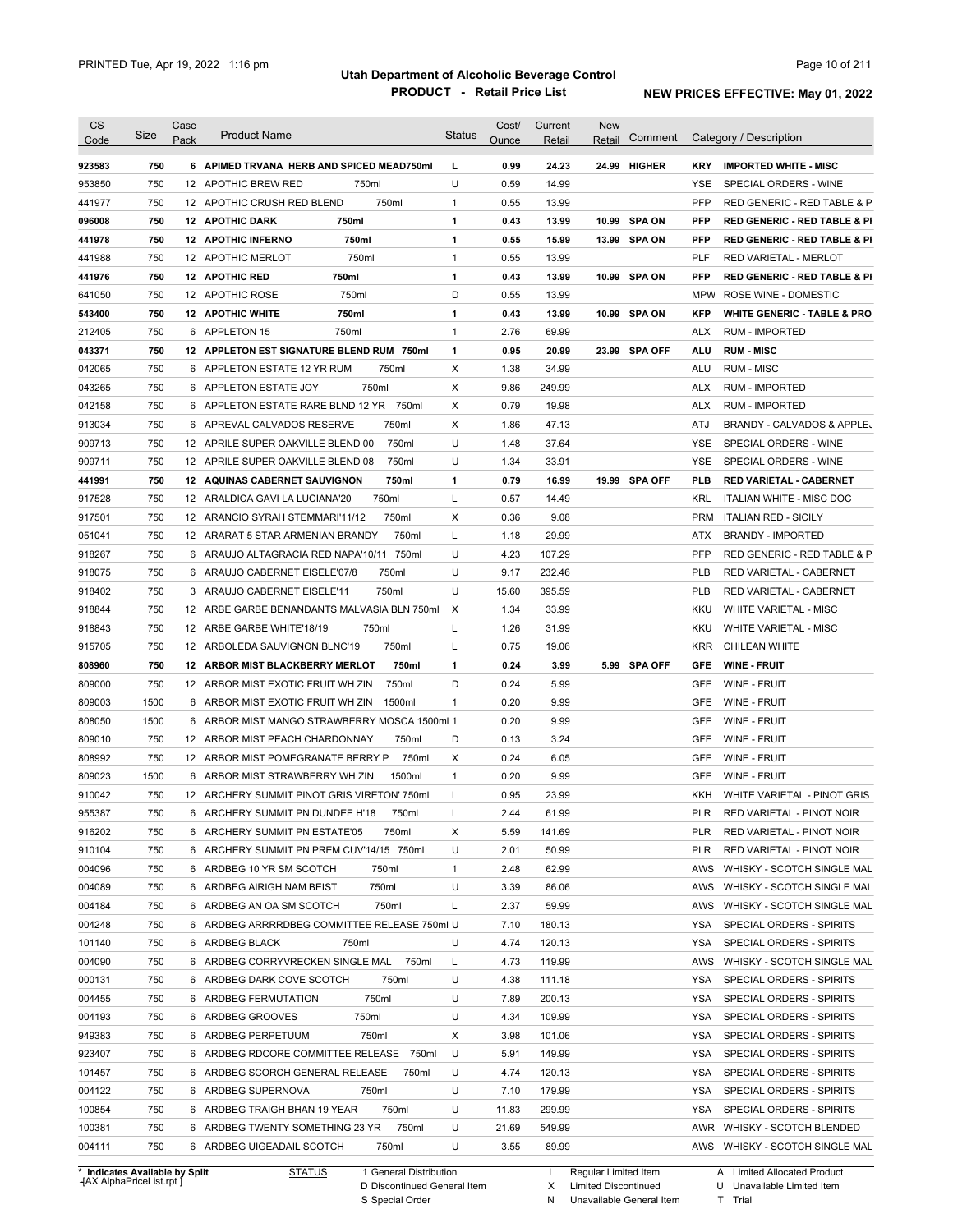# Utah Department of Alcoholic Beverage Control

## PRODUCT - Retail Price List

PRINTED Tue, Apr 19, 2022 1:16 pm

NEW PRICES EFFECTIVE: May 01, 2022

| CS Code | Size | Case Pack | Product Name | Status | Cost/ Ounce | Current Retail | New Retail | Comment | Category / Description |
|---|---|---|---|---|---|---|---|---|---|
| **923583** | **750** | **6** | **APIMED TRVANA HERB AND SPICED MEAD750ml** | **L** | **0.99** | **24.23** | **24.99** | **HIGHER** | **KRY IMPORTED WHITE - MISC** |
| 953850 | 750 | 12 | APOTHIC BREW RED 750ml | U | 0.59 | 14.99 | | | YSE SPECIAL ORDERS - WINE |
| 441977 | 750 | 12 | APOTHIC CRUSH RED BLEND 750ml | 1 | 0.55 | 13.99 | | | PFP RED GENERIC - RED TABLE & P |
| **096008** | **750** | **12** | **APOTHIC DARK 750ml** | **1** | **0.43** | **13.99** | **10.99** | **SPA ON** | **PFP RED GENERIC - RED TABLE & PI** |
| **441978** | **750** | **12** | **APOTHIC INFERNO 750ml** | **1** | **0.55** | **15.99** | **13.99** | **SPA ON** | **PFP RED GENERIC - RED TABLE & PI** |
| 441988 | 750 | 12 | APOTHIC MERLOT 750ml | 1 | 0.55 | 13.99 | | | PLF RED VARIETAL - MERLOT |
| **441976** | **750** | **12** | **APOTHIC RED 750ml** | **1** | **0.43** | **13.99** | **10.99** | **SPA ON** | **PFP RED GENERIC - RED TABLE & PI** |
| 641050 | 750 | 12 | APOTHIC ROSE 750ml | D | 0.55 | 13.99 | | | MPW ROSE WINE - DOMESTIC |
| **543400** | **750** | **12** | **APOTHIC WHITE 750ml** | **1** | **0.43** | **13.99** | **10.99** | **SPA ON** | **KFP WHITE GENERIC - TABLE & PRO** |
| 212405 | 750 | 6 | APPLETON 15 750ml | 1 | 2.76 | 69.99 | | | ALX RUM - IMPORTED |
| **043371** | **750** | **12** | **APPLETON EST SIGNATURE BLEND RUM 750ml** | **1** | **0.95** | **20.99** | **23.99** | **SPA OFF** | **ALU RUM - MISC** |
| 042065 | 750 | 6 | APPLETON ESTATE 12 YR RUM 750ml | X | 1.38 | 34.99 | | | ALU RUM - MISC |
| 043265 | 750 | 6 | APPLETON ESTATE JOY 750ml | X | 9.86 | 249.99 | | | ALX RUM - IMPORTED |
| 042158 | 750 | 6 | APPLETON ESTATE RARE BLND 12 YR 750ml | X | 0.79 | 19.98 | | | ALX RUM - IMPORTED |
| 913034 | 750 | 6 | APREVAL CALVADOS RESERVE 750ml | X | 1.86 | 47.13 | | | ATJ BRANDY - CALVADOS & APPLEJ |
| 909713 | 750 | 12 | APRILE SUPER OAKVILLE BLEND 00 750ml | U | 1.48 | 37.64 | | | YSE SPECIAL ORDERS - WINE |
| 909711 | 750 | 12 | APRILE SUPER OAKVILLE BLEND 08 750ml | U | 1.34 | 33.91 | | | YSE SPECIAL ORDERS - WINE |
| **441991** | **750** | **12** | **AQUINAS CABERNET SAUVIGNON 750ml** | **1** | **0.79** | **16.99** | **19.99** | **SPA OFF** | **PLB RED VARIETAL - CABERNET** |
| 917528 | 750 | 12 | ARALDICA GAVI LA LUCIANA'20 750ml | L | 0.57 | 14.49 | | | KRL ITALIAN WHITE - MISC DOC |
| 917501 | 750 | 12 | ARANCIO SYRAH STEMMARI'11/12 750ml | X | 0.36 | 9.08 | | | PRM ITALIAN RED - SICILY |
| 051041 | 750 | 12 | ARARAT 5 STAR ARMENIAN BRANDY 750ml | L | 1.18 | 29.99 | | | ATX BRANDY - IMPORTED |
| 918267 | 750 | 6 | ARAUJO ALTAGRACIA RED NAPA'10/11 750ml | U | 4.23 | 107.29 | | | PFP RED GENERIC - RED TABLE & P |
| 918075 | 750 | 6 | ARAUJO CABERNET EISELE'07/8 750ml | U | 9.17 | 232.46 | | | PLB RED VARIETAL - CABERNET |
| 918402 | 750 | 3 | ARAUJO CABERNET EISELE'11 750ml | U | 15.60 | 395.59 | | | PLB RED VARIETAL - CABERNET |
| 918844 | 750 | 12 | ARBE GARBE BENANDANTS MALVASIA BLN 750ml | X | 1.34 | 33.99 | | | KKU WHITE VARIETAL - MISC |
| 918843 | 750 | 12 | ARBE GARBE WHITE'18/19 750ml | L | 1.26 | 31.99 | | | KKU WHITE VARIETAL - MISC |
| 915705 | 750 | 12 | ARBOLEDA SAUVIGNON BLNC'19 750ml | L | 0.75 | 19.06 | | | KRR CHILEAN WHITE |
| **808960** | **750** | **12** | **ARBOR MIST BLACKBERRY MERLOT 750ml** | **1** | **0.24** | **3.99** | **5.99** | **SPA OFF** | **GFE WINE - FRUIT** |
| 809000 | 750 | 12 | ARBOR MIST EXOTIC FRUIT WH ZIN 750ml | D | 0.24 | 5.99 | | | GFE WINE - FRUIT |
| 809003 | 1500 | 6 | ARBOR MIST EXOTIC FRUIT WH ZIN 1500ml | 1 | 0.20 | 9.99 | | | GFE WINE - FRUIT |
| 808050 | 1500 | 6 | ARBOR MIST MANGO STRAWBERRY MOSCA 1500ml | 1 | 0.20 | 9.99 | | | GFE WINE - FRUIT |
| 809010 | 750 | 12 | ARBOR MIST PEACH CHARDONNAY 750ml | D | 0.13 | 3.24 | | | GFE WINE - FRUIT |
| 808992 | 750 | 12 | ARBOR MIST POMEGRANATE BERRY P 750ml | X | 0.24 | 6.05 | | | GFE WINE - FRUIT |
| 809023 | 1500 | 6 | ARBOR MIST STRAWBERRY WH ZIN 1500ml | 1 | 0.20 | 9.99 | | | GFE WINE - FRUIT |
| 910042 | 750 | 12 | ARCHERY SUMMIT PINOT GRIS VIRETON' 750ml | L | 0.95 | 23.99 | | | KKH WHITE VARIETAL - PINOT GRIS |
| 955387 | 750 | 6 | ARCHERY SUMMIT PN DUNDEE H'18 750ml | L | 2.44 | 61.99 | | | PLR RED VARIETAL - PINOT NOIR |
| 916202 | 750 | 6 | ARCHERY SUMMIT PN ESTATE'05 750ml | X | 5.59 | 141.69 | | | PLR RED VARIETAL - PINOT NOIR |
| 910104 | 750 | 6 | ARCHERY SUMMIT PN PREM CUV'14/15 750ml | U | 2.01 | 50.99 | | | PLR RED VARIETAL - PINOT NOIR |
| 004096 | 750 | 6 | ARDBEG 10 YR SM SCOTCH 750ml | 1 | 2.48 | 62.99 | | | AWS WHISKY - SCOTCH SINGLE MAL |
| 004089 | 750 | 6 | ARDBEG AIRIGH NAM BEIST 750ml | U | 3.39 | 86.06 | | | AWS WHISKY - SCOTCH SINGLE MAL |
| 004184 | 750 | 6 | ARDBEG AN OA SM SCOTCH 750ml | L | 2.37 | 59.99 | | | AWS WHISKY - SCOTCH SINGLE MAL |
| 004248 | 750 | 6 | ARDBEG ARRRRDBEG COMMITTEE RELEASE 750ml | U | 7.10 | 180.13 | | | YSA SPECIAL ORDERS - SPIRITS |
| 101140 | 750 | 6 | ARDBEG BLACK 750ml | U | 4.74 | 120.13 | | | YSA SPECIAL ORDERS - SPIRITS |
| 004090 | 750 | 6 | ARDBEG CORRYVRECKEN SINGLE MAL 750ml | L | 4.73 | 119.99 | | | AWS WHISKY - SCOTCH SINGLE MAL |
| 000131 | 750 | 6 | ARDBEG DARK COVE SCOTCH 750ml | U | 4.38 | 111.18 | | | YSA SPECIAL ORDERS - SPIRITS |
| 004455 | 750 | 6 | ARDBEG FERMUTATION 750ml | U | 7.89 | 200.13 | | | YSA SPECIAL ORDERS - SPIRITS |
| 004193 | 750 | 6 | ARDBEG GROOVES 750ml | U | 4.34 | 109.99 | | | YSA SPECIAL ORDERS - SPIRITS |
| 949383 | 750 | 6 | ARDBEG PERPETUUM 750ml | X | 3.98 | 101.06 | | | YSA SPECIAL ORDERS - SPIRITS |
| 923407 | 750 | 6 | ARDBEG RDCORE COMMITTEE RELEASE 750ml | U | 5.91 | 149.99 | | | YSA SPECIAL ORDERS - SPIRITS |
| 101457 | 750 | 6 | ARDBEG SCORCH GENERAL RELEASE 750ml | U | 4.74 | 120.13 | | | YSA SPECIAL ORDERS - SPIRITS |
| 004122 | 750 | 6 | ARDBEG SUPERNOVA 750ml | U | 7.10 | 179.99 | | | YSA SPECIAL ORDERS - SPIRITS |
| 100854 | 750 | 6 | ARDBEG TRAIGH BHAN 19 YEAR 750ml | U | 11.83 | 299.99 | | | YSA SPECIAL ORDERS - SPIRITS |
| 100381 | 750 | 6 | ARDBEG TWENTY SOMETHING 23 YR 750ml | U | 21.69 | 549.99 | | | AWR WHISKY - SCOTCH BLENDED |
| 004111 | 750 | 6 | ARDBEG UIGEADAIL SCOTCH 750ml | U | 3.55 | 89.99 | | | AWS WHISKY - SCOTCH SINGLE MAL |

\* Indicates Available by Split

STATUS: 1 General Distribution; D Discontinued General Item; S Special Order; L Regular Limited Item; X Limited Discontinued; N Unavailable General Item; A Limited Allocated Product; U Unavailable Limited Item; T Trial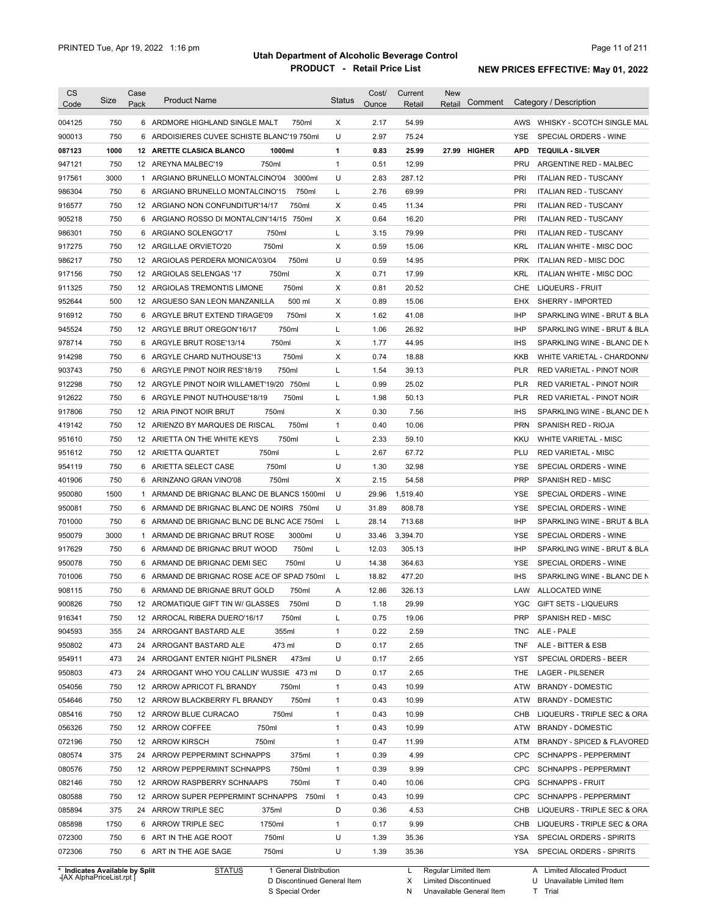# Utah Department of Alcoholic Beverage Control

## PRODUCT - Retail Price List

PRINTED Tue, Apr 19, 2022 1:16 pm

**NEW PRICES EFFECTIVE: May 01, 2022**

| CS Code | Size | Case Pack | Product Name | Status | Cost/ Ounce | Current Retail | New Retail | Comment | Category / Description |
|---|---|---|---|---|---|---|---|---|---|
| 004125 | 750 | 6 | ARDMORE HIGHLAND SINGLE MALT 750ml | X | 2.17 | 54.99 | | | AWS WHISKY - SCOTCH SINGLE MAL |
| 900013 | 750 | 6 | ARDOISIERES CUVEE SCHISTE BLANC'19 750ml | U | 2.97 | 75.24 | | | YSE SPECIAL ORDERS - WINE |
| **087123** | **1000** | **12** | **ARETTE CLASICA BLANCO 1000ml** | **1** | **0.83** | **25.99** | **27.99** | **HIGHER** | **APD TEQUILA - SILVER** |
| 947121 | 750 | 12 | AREYNA MALBEC'19 750ml | 1 | 0.51 | 12.99 | | | PRU ARGENTINE RED - MALBEC |
| 917561 | 3000 | 1 | ARGIANO BRUNELLO MONTALCINO'04 3000ml | U | 2.83 | 287.12 | | | PRI ITALIAN RED - TUSCANY |
| 986304 | 750 | 6 | ARGIANO BRUNELLO MONTALCINO'15 750ml | L | 2.76 | 69.99 | | | PRI ITALIAN RED - TUSCANY |
| 916577 | 750 | 12 | ARGIANO NON CONFUNDITUR'14/17 750ml | X | 0.45 | 11.34 | | | PRI ITALIAN RED - TUSCANY |
| 905218 | 750 | 6 | ARGIANO ROSSO DI MONTALCIN'14/15 750ml | X | 0.64 | 16.20 | | | PRI ITALIAN RED - TUSCANY |
| 986301 | 750 | 6 | ARGIANO SOLENGO'17 750ml | L | 3.15 | 79.99 | | | PRI ITALIAN RED - TUSCANY |
| 917275 | 750 | 12 | ARGILLAE ORVIETO'20 750ml | X | 0.59 | 15.06 | | | KRL ITALIAN WHITE - MISC DOC |
| 986217 | 750 | 12 | ARGIOLAS PERDERA MONICA'03/04 750ml | U | 0.59 | 14.95 | | | PRK ITALIAN RED - MISC DOC |
| 917156 | 750 | 12 | ARGIOLAS SELENGAS '17 750ml | X | 0.71 | 17.99 | | | KRL ITALIAN WHITE - MISC DOC |
| 911325 | 750 | 12 | ARGIOLAS TREMONTIS LIMONE 750ml | X | 0.81 | 20.52 | | | CHE LIQUEURS - FRUIT |
| 952644 | 500 | 12 | ARGUESO SAN LEON MANZANILLA 500 ml | X | 0.89 | 15.06 | | | EHX SHERRY - IMPORTED |
| 916912 | 750 | 6 | ARGYLE BRUT EXTEND TIRAGE'09 750ml | X | 1.62 | 41.08 | | | IHP SPARKLING WINE - BRUT & BLA |
| 945524 | 750 | 12 | ARGYLE BRUT OREGON'16/17 750ml | L | 1.06 | 26.92 | | | IHP SPARKLING WINE - BRUT & BLA |
| 978714 | 750 | 6 | ARGYLE BRUT ROSE'13/14 750ml | X | 1.77 | 44.95 | | | IHS SPARKLING WINE - BLANC DE N |
| 914298 | 750 | 6 | ARGYLE CHARD NUTHOUSE'13 750ml | X | 0.74 | 18.88 | | | KKB WHITE VARIETAL - CHARDONN/ |
| 903743 | 750 | 6 | ARGYLE PINOT NOIR RES'18/19 750ml | L | 1.54 | 39.13 | | | PLR RED VARIETAL - PINOT NOIR |
| 912298 | 750 | 12 | ARGYLE PINOT NOIR WILLAMET'19/20 750ml | L | 0.99 | 25.02 | | | PLR RED VARIETAL - PINOT NOIR |
| 912622 | 750 | 6 | ARGYLE PINOT NUTHOUSE'18/19 750ml | L | 1.98 | 50.13 | | | PLR RED VARIETAL - PINOT NOIR |
| 917806 | 750 | 12 | ARIA PINOT NOIR BRUT 750ml | X | 0.30 | 7.56 | | | IHS SPARKLING WINE - BLANC DE N |
| 419142 | 750 | 12 | ARIENZO BY MARQUES DE RISCAL 750ml | 1 | 0.40 | 10.06 | | | PRN SPANISH RED - RIOJA |
| 951610 | 750 | 12 | ARIETTA ON THE WHITE KEYS 750ml | L | 2.33 | 59.10 | | | KKU WHITE VARIETAL - MISC |
| 951612 | 750 | 12 | ARIETTA QUARTET 750ml | L | 2.67 | 67.72 | | | PLU RED VARIETAL - MISC |
| 954119 | 750 | 6 | ARIETTA SELECT CASE 750ml | U | 1.30 | 32.98 | | | YSE SPECIAL ORDERS - WINE |
| 401906 | 750 | 6 | ARINZANO GRAN VINO'08 750ml | X | 2.15 | 54.58 | | | PRP SPANISH RED - MISC |
| 950080 | 1500 | 1 | ARMAND DE BRIGNAC BLANC DE BLANCS 1500ml | U | 29.96 | 1,519.40 | | | YSE SPECIAL ORDERS - WINE |
| 950081 | 750 | 6 | ARMAND DE BRIGNAC BLANC DE NOIRS 750ml | U | 31.89 | 808.78 | | | YSE SPECIAL ORDERS - WINE |
| 701000 | 750 | 6 | ARMAND DE BRIGNAC BLNC DE BLNC ACE 750ml | L | 28.14 | 713.68 | | | IHP SPARKLING WINE - BRUT & BLA |
| 950079 | 3000 | 1 | ARMAND DE BRIGNAC BRUT ROSE 3000ml | U | 33.46 | 3,394.70 | | | YSE SPECIAL ORDERS - WINE |
| 917629 | 750 | 6 | ARMAND DE BRIGNAC BRUT WOOD 750ml | L | 12.03 | 305.13 | | | IHP SPARKLING WINE - BRUT & BLA |
| 950078 | 750 | 6 | ARMAND DE BRIGNAC DEMI SEC 750ml | U | 14.38 | 364.63 | | | YSE SPECIAL ORDERS - WINE |
| 701006 | 750 | 6 | ARMAND DE BRIGNAC ROSE ACE OF SPAD 750ml | L | 18.82 | 477.20 | | | IHS SPARKLING WINE - BLANC DE N |
| 908115 | 750 | 6 | ARMAND DE BRIGNAE BRUT GOLD 750ml | A | 12.86 | 326.13 | | | LAW ALLOCATED WINE |
| 900826 | 750 | 12 | AROMATIQUE GIFT TIN W/ GLASSES 750ml | D | 1.18 | 29.99 | | | YGC GIFT SETS - LIQUEURS |
| 916341 | 750 | 12 | ARROCAL RIBERA DUERO'16/17 750ml | L | 0.75 | 19.06 | | | PRP SPANISH RED - MISC |
| 904593 | 355 | 24 | ARROGANT BASTARD ALE 355ml | 1 | 0.22 | 2.59 | | | TNC ALE - PALE |
| 950802 | 473 | 24 | ARROGANT BASTARD ALE 473 ml | D | 0.17 | 2.65 | | | TNF ALE - BITTER & ESB |
| 954911 | 473 | 24 | ARROGANT ENTER NIGHT PILSNER 473ml | U | 0.17 | 2.65 | | | YST SPECIAL ORDERS - BEER |
| 950803 | 473 | 24 | ARROGANT WHO YOU CALLIN' WUSSIE 473 ml | D | 0.17 | 2.65 | | | THE LAGER - PILSENER |
| 054056 | 750 | 12 | ARROW APRICOT FL BRANDY 750ml | 1 | 0.43 | 10.99 | | | ATW BRANDY - DOMESTIC |
| 054646 | 750 | 12 | ARROW BLACKBERRY FL BRANDY 750ml | 1 | 0.43 | 10.99 | | | ATW BRANDY - DOMESTIC |
| 085416 | 750 | 12 | ARROW BLUE CURACAO 750ml | 1 | 0.43 | 10.99 | | | CHB LIQUEURS - TRIPLE SEC & ORA |
| 056326 | 750 | 12 | ARROW COFFEE 750ml | 1 | 0.43 | 10.99 | | | ATW BRANDY - DOMESTIC |
| 072196 | 750 | 12 | ARROW KIRSCH 750ml | 1 | 0.47 | 11.99 | | | ATM BRANDY - SPICED & FLAVORED |
| 080574 | 375 | 24 | ARROW PEPPERMINT SCHNAPPS 375ml | 1 | 0.39 | 4.99 | | | CPC SCHNAPPS - PEPPERMINT |
| 080576 | 750 | 12 | ARROW PEPPERMINT SCHNAPPS 750ml | 1 | 0.39 | 9.99 | | | CPC SCHNAPPS - PEPPERMINT |
| 082146 | 750 | 12 | ARROW RASPBERRY SCHNAAPS 750ml | T | 0.40 | 10.06 | | | CPG SCHNAPPS - FRUIT |
| 080588 | 750 | 12 | ARROW SUPER PEPPERMINT SCHNAPPS 750ml | 1 | 0.43 | 10.99 | | | CPC SCHNAPPS - PEPPERMINT |
| 085894 | 375 | 24 | ARROW TRIPLE SEC 375ml | D | 0.36 | 4.53 | | | CHB LIQUEURS - TRIPLE SEC & ORA |
| 085898 | 1750 | 6 | ARROW TRIPLE SEC 1750ml | 1 | 0.17 | 9.99 | | | CHB LIQUEURS - TRIPLE SEC & ORA |
| 072300 | 750 | 6 | ART IN THE AGE ROOT 750ml | U | 1.39 | 35.36 | | | YSA SPECIAL ORDERS - SPIRITS |
| 072306 | 750 | 6 | ART IN THE AGE SAGE 750ml | U | 1.39 | 35.36 | | | YSA SPECIAL ORDERS - SPIRITS |

\* Indicates Available by Split
[AX AlphaPriceList.rpt]

STATUS: 1 General Distribution; D Discontinued General Item; S Special Order; L Regular Limited Item; X Limited Discontinued; N Unavailable General Item; A Limited Allocated Product; U Unavailable Limited Item; T Trial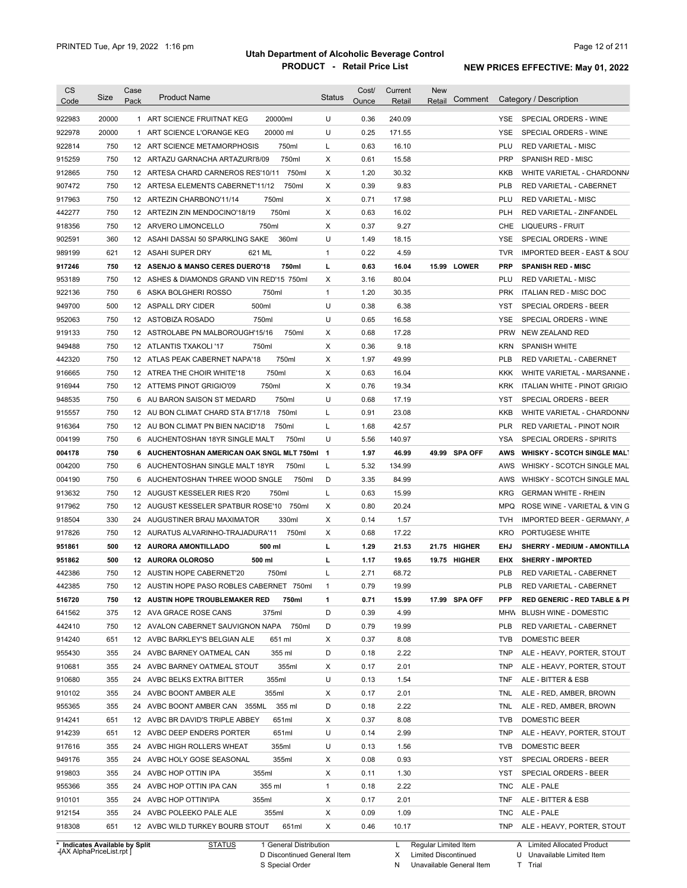# Utah Department of Alcoholic Beverage Control

## PRODUCT - Retail Price List

PRINTED Tue, Apr 19, 2022 1:16 pm

**NEW PRICES EFFECTIVE: May 01, 2022**

| CS Code | Size | Case Pack | Product Name | Status | Cost/ Ounce | Current Retail | New Retail | Comment | Category / Description |
|---|---|---|---|---|---|---|---|---|---|
| 922983 | 20000 | 1 | ART SCIENCE FRUITNAT KEG 20000ml | U | 0.36 | 240.09 | | | YSE SPECIAL ORDERS - WINE |
| 922978 | 20000 | 1 | ART SCIENCE L'ORANGE KEG 20000 ml | U | 0.25 | 171.55 | | | YSE SPECIAL ORDERS - WINE |
| 922814 | 750 | 12 | ART SCIENCE METAMORPHOSIS 750ml | L | 0.63 | 16.10 | | | PLU RED VARIETAL - MISC |
| 915259 | 750 | 12 | ARTAZU GARNACHA ARTAZURI'8/09 750ml | X | 0.61 | 15.58 | | | PRP SPANISH RED - MISC |
| 912865 | 750 | 12 | ARTESA CHARD CARNEROS RES'10/11 750ml | X | 1.20 | 30.32 | | | KKB WHITE VARIETAL - CHARDONNA |
| 907472 | 750 | 12 | ARTESA ELEMENTS CABERNET'11/12 750ml | X | 0.39 | 9.83 | | | PLB RED VARIETAL - CABERNET |
| 917963 | 750 | 12 | ARTEZIN CHARBONO'11/14 750ml | X | 0.71 | 17.98 | | | PLU RED VARIETAL - MISC |
| 442277 | 750 | 12 | ARTEZIN ZIN MENDOCINO'18/19 750ml | X | 0.63 | 16.02 | | | PLH RED VARIETAL - ZINFANDEL |
| 918356 | 750 | 12 | ARVERO LIMONCELLO 750ml | X | 0.37 | 9.27 | | | CHE LIQUEURS - FRUIT |
| 902591 | 360 | 12 | ASAHI DASSAI 50 SPARKLING SAKE 360ml | U | 1.49 | 18.15 | | | YSE SPECIAL ORDERS - WINE |
| 989199 | 621 | 12 | ASAHI SUPER DRY 621 ML | 1 | 0.22 | 4.59 | | | TVR IMPORTED BEER - EAST & SOU |
| **917246** | **750** | **12** | **ASENJO & MANSO CERES DUERO'18 750ml** | **L** | **0.63** | **16.04** | **15.99** | **LOWER** | **PRP SPANISH RED - MISC** |
| 953189 | 750 | 12 | ASHES & DIAMONDS GRAND VIN RED'15 750ml | X | 3.16 | 80.04 | | | PLU RED VARIETAL - MISC |
| 922136 | 750 | 6 | ASKA BOLGHERI ROSSO 750ml | 1 | 1.20 | 30.35 | | | PRK ITALIAN RED - MISC DOC |
| 949700 | 500 | 12 | ASPALL DRY CIDER 500ml | U | 0.38 | 6.38 | | | YST SPECIAL ORDERS - BEER |
| 952063 | 750 | 12 | ASTOBIZA ROSADO 750ml | U | 0.65 | 16.58 | | | YSE SPECIAL ORDERS - WINE |
| 919133 | 750 | 12 | ASTROLABE PN MALBOROUGH'15/16 750ml | X | 0.68 | 17.28 | | | PRW NEW ZEALAND RED |
| 949488 | 750 | 12 | ATLANTIS TXAKOLI '17 750ml | X | 0.36 | 9.18 | | | KRN SPANISH WHITE |
| 442320 | 750 | 12 | ATLAS PEAK CABERNET NAPA'18 750ml | X | 1.97 | 49.99 | | | PLB RED VARIETAL - CABERNET |
| 916665 | 750 | 12 | ATREA THE CHOIR WHITE'18 750ml | X | 0.63 | 16.04 | | | KKK WHITE VARIETAL - MARSANNE |
| 916944 | 750 | 12 | ATTEMS PINOT GRIGIO'09 750ml | X | 0.76 | 19.34 | | | KRK ITALIAN WHITE - PINOT GRIGIO |
| 948535 | 750 | 6 | AU BARON SAISON ST MEDARD 750ml | U | 0.68 | 17.19 | | | YST SPECIAL ORDERS - BEER |
| 915557 | 750 | 12 | AU BON CLIMAT CHARD STA B'17/18 750ml | L | 0.91 | 23.08 | | | KKB WHITE VARIETAL - CHARDONNA |
| 916364 | 750 | 12 | AU BON CLIMAT PN BIEN NACID'18 750ml | L | 1.68 | 42.57 | | | PLR RED VARIETAL - PINOT NOIR |
| 004199 | 750 | 6 | AUCHENTOSHAN 18YR SINGLE MALT 750ml | U | 5.56 | 140.97 | | | YSA SPECIAL ORDERS - SPIRITS |
| **004178** | **750** | **6** | **AUCHENTOSHAN AMERICAN OAK SNGL MLT 750ml** | **1** | **1.97** | **46.99** | **49.99** | **SPA OFF** | **AWS WHISKY - SCOTCH SINGLE MALT** |
| 004200 | 750 | 6 | AUCHENTOSHAN SINGLE MALT 18YR 750ml | L | 5.32 | 134.99 | | | AWS WHISKY - SCOTCH SINGLE MAL |
| 004190 | 750 | 6 | AUCHENTOSHAN THREE WOOD SNGLE 750ml | D | 3.35 | 84.99 | | | AWS WHISKY - SCOTCH SINGLE MAL |
| 913632 | 750 | 12 | AUGUST KESSELER RIES R'20 750ml | L | 0.63 | 15.99 | | | KRG GERMAN WHITE - RHEIN |
| 917962 | 750 | 12 | AUGUST KESSELER SPATBUR ROSE'10 750ml | X | 0.80 | 20.24 | | | MPQ ROSE WINE - VARIETAL & VIN G |
| 918504 | 330 | 24 | AUGUSTINER BRAU MAXIMATOR 330ml | X | 0.14 | 1.57 | | | TVH IMPORTED BEER - GERMANY, A |
| 917826 | 750 | 12 | AURATUS ALVARINHO-TRAJADURA'11 750ml | X | 0.68 | 17.22 | | | KRO PORTUGESE WHITE |
| **951861** | **500** | **12** | **AURORA AMONTILLADO 500 ml** | **L** | **1.29** | **21.53** | **21.75** | **HIGHER** | **EHJ SHERRY - MEDIUM - AMONTILLA** |
| **951862** | **500** | **12** | **AURORA OLOROSO 500 ml** | **L** | **1.17** | **19.65** | **19.75** | **HIGHER** | **EHX SHERRY - IMPORTED** |
| 442386 | 750 | 12 | AUSTIN HOPE CABERNET'20 750ml | L | 2.71 | 68.72 | | | PLB RED VARIETAL - CABERNET |
| 442385 | 750 | 12 | AUSTIN HOPE PASO ROBLES CABERNET 750ml | 1 | 0.79 | 19.99 | | | PLB RED VARIETAL - CABERNET |
| **516720** | **750** | **12** | **AUSTIN HOPE TROUBLEMAKER RED 750ml** | **1** | **0.71** | **15.99** | **17.99** | **SPA OFF** | **PFP RED GENERIC - RED TABLE & PI** |
| 641562 | 375 | 12 | AVA GRACE ROSE CANS 375ml | D | 0.39 | 4.99 | | | MHW BLUSH WINE - DOMESTIC |
| 442410 | 750 | 12 | AVALON CABERNET SAUVIGNON NAPA 750ml | D | 0.79 | 19.99 | | | PLB RED VARIETAL - CABERNET |
| 914240 | 651 | 12 | AVBC BARKLEY'S BELGIAN ALE 651 ml | X | 0.37 | 8.08 | | | TVB DOMESTIC BEER |
| 955430 | 355 | 24 | AVBC BARNEY OATMEAL CAN 355 ml | D | 0.18 | 2.22 | | | TNP ALE - HEAVY, PORTER, STOUT |
| 910681 | 355 | 24 | AVBC BARNEY OATMEAL STOUT 355ml | X | 0.17 | 2.01 | | | TNP ALE - HEAVY, PORTER, STOUT |
| 910680 | 355 | 24 | AVBC BELKS EXTRA BITTER 355ml | U | 0.13 | 1.54 | | | TNF ALE - BITTER & ESB |
| 910102 | 355 | 24 | AVBC BOONT AMBER ALE 355ml | X | 0.17 | 2.01 | | | TNL ALE - RED, AMBER, BROWN |
| 955365 | 355 | 24 | AVBC BOONT AMBER CAN 355ML 355 ml | D | 0.18 | 2.22 | | | TNL ALE - RED, AMBER, BROWN |
| 914241 | 651 | 12 | AVBC BR DAVID'S TRIPLE ABBEY 651ml | X | 0.37 | 8.08 | | | TVB DOMESTIC BEER |
| 914239 | 651 | 12 | AVBC DEEP ENDERS PORTER 651ml | U | 0.14 | 2.99 | | | TNP ALE - HEAVY, PORTER, STOUT |
| 917616 | 355 | 24 | AVBC HIGH ROLLERS WHEAT 355ml | U | 0.13 | 1.56 | | | TVB DOMESTIC BEER |
| 949176 | 355 | 24 | AVBC HOLY GOSE SEASONAL 355ml | X | 0.08 | 0.93 | | | YST SPECIAL ORDERS - BEER |
| 919803 | 355 | 24 | AVBC HOP OTTIN IPA 355ml | X | 0.11 | 1.30 | | | YST SPECIAL ORDERS - BEER |
| 955366 | 355 | 24 | AVBC HOP OTTIN IPA CAN 355 ml | 1 | 0.18 | 2.22 | | | TNC ALE - PALE |
| 910101 | 355 | 24 | AVBC HOP OTTIN'IPA 355ml | X | 0.17 | 2.01 | | | TNF ALE - BITTER & ESB |
| 912154 | 355 | 24 | AVBC POLEEKO PALE ALE 355ml | X | 0.09 | 1.09 | | | TNC ALE - PALE |
| 918308 | 651 | 12 | AVBC WILD TURKEY BOURB STOUT 651ml | X | 0.46 | 10.17 | | | TNP ALE - HEAVY, PORTER, STOUT |

\* Indicates Available by Split

STATUS: 1 General Distribution; D Discontinued General Item; S Special Order; L Regular Limited Item; X Limited Discontinued; N Unavailable General Item; A Limited Allocated Product; U Unavailable Limited Item; T Trial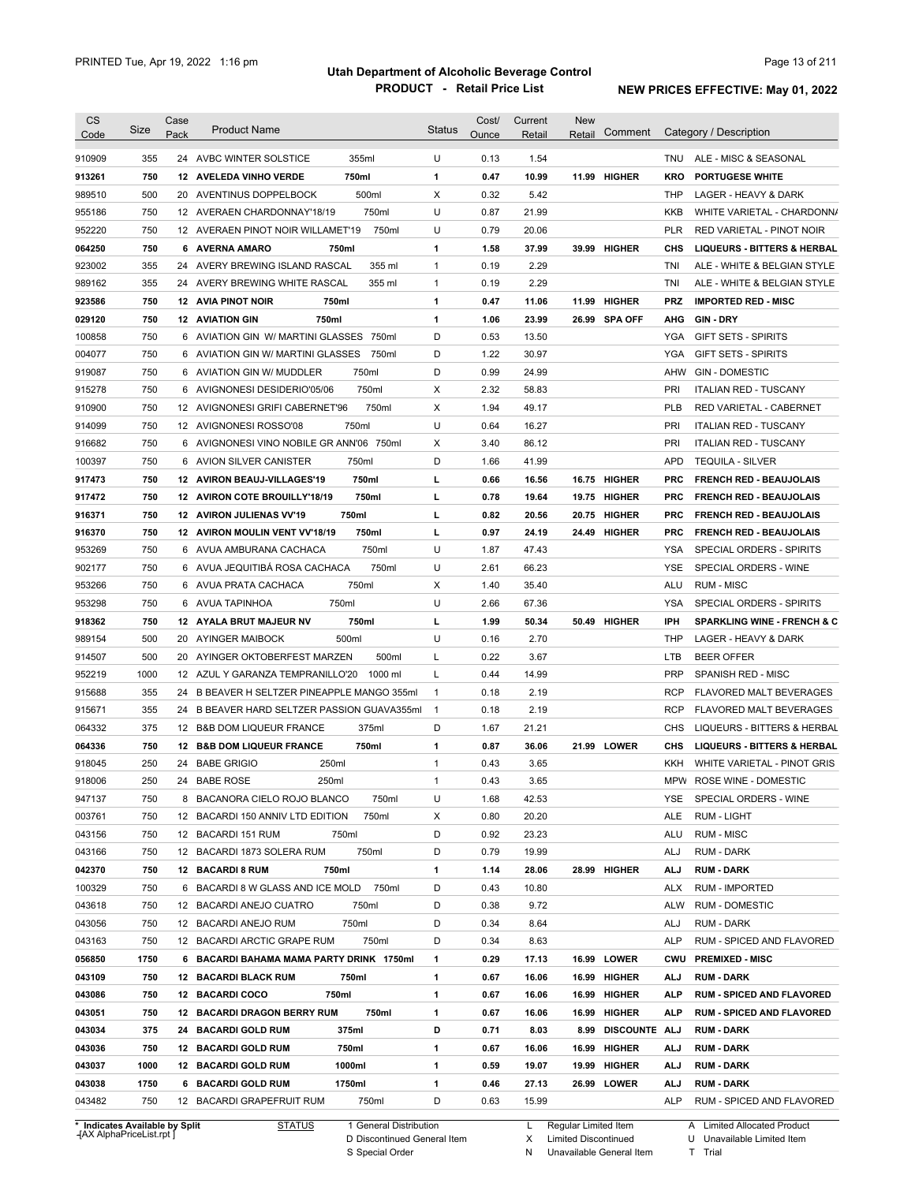Utah Department of Alcoholic Beverage Control
PRODUCT - Retail Price List

PRINTED Tue, Apr 19, 2022 1:16 pm

NEW PRICES EFFECTIVE: May 01, 2022

| CS Code | Size | Case Pack | Product Name | | Status | Cost/ Ounce | Current Retail | New Retail | Comment | Category / Description | |
|---|---|---|---|---|---|---|---|---|---|---|---|
| 910909 | 355 | 24 | AVBC WINTER SOLSTICE | 355ml | U | 0.13 | 1.54 | | | TNU | ALE - MISC & SEASONAL |
| **913261** | **750** | **12** | **AVELEDA VINHO VERDE** | **750ml** | **1** | **0.47** | **10.99** | **11.99** | **HIGHER** | **KRO** | **PORTUGESE WHITE** |
| 989510 | 500 | 20 | AVENTINUS DOPPELBOCK | 500ml | X | 0.32 | 5.42 | | | THP | LAGER - HEAVY & DARK |
| 955186 | 750 | 12 | AVERAEN CHARDONNAY'18/19 | 750ml | U | 0.87 | 21.99 | | | KKB | WHITE VARIETAL - CHARDONNA |
| 952220 | 750 | 12 | AVERAEN PINOT NOIR WILLAMET'19 | 750ml | U | 0.79 | 20.06 | | | PLR | RED VARIETAL - PINOT NOIR |
| **064250** | **750** | **6** | **AVERNA AMARO** | **750ml** | **1** | **1.58** | **37.99** | **39.99** | **HIGHER** | **CHS** | **LIQUEURS - BITTERS & HERBAL** |
| 923002 | 355 | 24 | AVERY BREWING ISLAND RASCAL | 355 ml | 1 | 0.19 | 2.29 | | | TNI | ALE - WHITE & BELGIAN STYLE |
| 989162 | 355 | 24 | AVERY BREWING WHITE RASCAL | 355 ml | 1 | 0.19 | 2.29 | | | TNI | ALE - WHITE & BELGIAN STYLE |
| **923586** | **750** | **12** | **AVIA PINOT NOIR** | **750ml** | **1** | **0.47** | **11.06** | **11.99** | **HIGHER** | **PRZ** | **IMPORTED RED - MISC** |
| **029120** | **750** | **12** | **AVIATION GIN** | **750ml** | **1** | **1.06** | **23.99** | **26.99** | **SPA OFF** | **AHG** | **GIN - DRY** |
| 100858 | 750 | 6 | AVIATION GIN W/ MARTINI GLASSES | 750ml | D | 0.53 | 13.50 | | | YGA | GIFT SETS - SPIRITS |
| 004077 | 750 | 6 | AVIATION GIN W/ MARTINI GLASSES | 750ml | D | 1.22 | 30.97 | | | YGA | GIFT SETS - SPIRITS |
| 919087 | 750 | 6 | AVIATION GIN W/ MUDDLER | 750ml | D | 0.99 | 24.99 | | | AHW | GIN - DOMESTIC |
| 915278 | 750 | 6 | AVIGNONESI DESIDERIO'05/06 | 750ml | X | 2.32 | 58.83 | | | PRI | ITALIAN RED - TUSCANY |
| 910900 | 750 | 12 | AVIGNONESI GRIFI CABERNET'96 | 750ml | X | 1.94 | 49.17 | | | PLB | RED VARIETAL - CABERNET |
| 914099 | 750 | 12 | AVIGNONESI ROSSO'08 | 750ml | U | 0.64 | 16.27 | | | PRI | ITALIAN RED - TUSCANY |
| 916682 | 750 | 6 | AVIGNONESI VINO NOBILE GR ANN'06 | 750ml | X | 3.40 | 86.12 | | | PRI | ITALIAN RED - TUSCANY |
| 100397 | 750 | 6 | AVION SILVER CANISTER | 750ml | D | 1.66 | 41.99 | | | APD | TEQUILA - SILVER |
| **917473** | **750** | **12** | **AVIRON BEAUJ-VILLAGES'19** | **750ml** | **L** | **0.66** | **16.56** | **16.75** | **HIGHER** | **PRC** | **FRENCH RED - BEAUJOLAIS** |
| **917472** | **750** | **12** | **AVIRON COTE BROUILLY'18/19** | **750ml** | **L** | **0.78** | **19.64** | **19.75** | **HIGHER** | **PRC** | **FRENCH RED - BEAUJOLAIS** |
| **916371** | **750** | **12** | **AVIRON JULIENAS VV'19** | **750ml** | **L** | **0.82** | **20.56** | **20.75** | **HIGHER** | **PRC** | **FRENCH RED - BEAUJOLAIS** |
| **916370** | **750** | **12** | **AVIRON MOULIN VENT VV'18/19** | **750ml** | **L** | **0.97** | **24.19** | **24.49** | **HIGHER** | **PRC** | **FRENCH RED - BEAUJOLAIS** |
| 953269 | 750 | 6 | AVUA AMBURANA CACHACA | 750ml | U | 1.87 | 47.43 | | | YSA | SPECIAL ORDERS - SPIRITS |
| 902177 | 750 | 6 | AVUA JEQUITIBÁ ROSA CACHACA | 750ml | U | 2.61 | 66.23 | | | YSE | SPECIAL ORDERS - WINE |
| 953266 | 750 | 6 | AVUA PRATA CACHACA | 750ml | X | 1.40 | 35.40 | | | ALU | RUM - MISC |
| 953298 | 750 | 6 | AVUA TAPINHOA | 750ml | U | 2.66 | 67.36 | | | YSA | SPECIAL ORDERS - SPIRITS |
| **918362** | **750** | **12** | **AYALA BRUT MAJEUR NV** | **750ml** | **L** | **1.99** | **50.34** | **50.49** | **HIGHER** | **IPH** | **SPARKLING WINE - FRENCH & C** |
| 989154 | 500 | 20 | AYINGER MAIBOCK | 500ml | U | 0.16 | 2.70 | | | THP | LAGER - HEAVY & DARK |
| 914507 | 500 | 20 | AYINGER OKTOBERFEST MARZEN | 500ml | L | 0.22 | 3.67 | | | LTB | BEER OFFER |
| 952219 | 1000 | 12 | AZUL Y GARANZA TEMPRANILLO'20 | 1000 ml | L | 0.44 | 14.99 | | | PRP | SPANISH RED - MISC |
| 915688 | 355 | 24 | B BEAVER H SELTZER PINEAPPLE MANGO | 355ml | 1 | 0.18 | 2.19 | | | RCP | FLAVORED MALT BEVERAGES |
| 915671 | 355 | 24 | B BEAVER HARD SELTZER PASSION GUAVA | 355ml | 1 | 0.18 | 2.19 | | | RCP | FLAVORED MALT BEVERAGES |
| 064332 | 375 | 12 | B&B DOM LIQUEUR FRANCE | 375ml | D | 1.67 | 21.21 | | | CHS | LIQUEURS - BITTERS & HERBAL |
| **064336** | **750** | **12** | **B&B DOM LIQUEUR FRANCE** | **750ml** | **1** | **0.87** | **36.06** | **21.99** | **LOWER** | **CHS** | **LIQUEURS - BITTERS & HERBAL** |
| 918045 | 250 | 24 | BABE GRIGIO | 250ml | 1 | 0.43 | 3.65 | | | KKH | WHITE VARIETAL - PINOT GRIS |
| 918006 | 250 | 24 | BABE ROSE | 250ml | 1 | 0.43 | 3.65 | | | MPW | ROSE WINE - DOMESTIC |
| 947137 | 750 | 8 | BACANORA CIELO ROJO BLANCO | 750ml | U | 1.68 | 42.53 | | | YSE | SPECIAL ORDERS - WINE |
| 003761 | 750 | 12 | BACARDI 150 ANNIV LTD EDITION | 750ml | X | 0.80 | 20.20 | | | ALE | RUM - LIGHT |
| 043156 | 750 | 12 | BACARDI 151 RUM | 750ml | D | 0.92 | 23.23 | | | ALU | RUM - MISC |
| 043166 | 750 | 12 | BACARDI 1873 SOLERA RUM | 750ml | D | 0.79 | 19.99 | | | ALJ | RUM - DARK |
| **042370** | **750** | **12** | **BACARDI 8 RUM** | **750ml** | **1** | **1.14** | **28.06** | **28.99** | **HIGHER** | **ALJ** | **RUM - DARK** |
| 100329 | 750 | 6 | BACARDI 8 W GLASS AND ICE MOLD | 750ml | D | 0.43 | 10.80 | | | ALX | RUM - IMPORTED |
| 043618 | 750 | 12 | BACARDI ANEJO CUATRO | 750ml | D | 0.38 | 9.72 | | | ALW | RUM - DOMESTIC |
| 043056 | 750 | 12 | BACARDI ANEJO RUM | 750ml | D | 0.34 | 8.64 | | | ALJ | RUM - DARK |
| 043163 | 750 | 12 | BACARDI ARCTIC GRAPE RUM | 750ml | D | 0.34 | 8.63 | | | ALP | RUM - SPICED AND FLAVORED |
| **056850** | **1750** | **6** | **BACARDI BAHAMA MAMA PARTY DRINK** | **1750ml** | **1** | **0.29** | **17.13** | **16.99** | **LOWER** | **CWU** | **PREMIXED - MISC** |
| **043109** | **750** | **12** | **BACARDI BLACK RUM** | **750ml** | **1** | **0.67** | **16.06** | **16.99** | **HIGHER** | **ALJ** | **RUM - DARK** |
| **043086** | **750** | **12** | **BACARDI COCO** | **750ml** | **1** | **0.67** | **16.06** | **16.99** | **HIGHER** | **ALP** | **RUM - SPICED AND FLAVORED** |
| **043051** | **750** | **12** | **BACARDI DRAGON BERRY RUM** | **750ml** | **1** | **0.67** | **16.06** | **16.99** | **HIGHER** | **ALP** | **RUM - SPICED AND FLAVORED** |
| **043034** | **375** | **24** | **BACARDI GOLD RUM** | **375ml** | **D** | **0.71** | **8.03** | **8.99** | **DISCOUNTE** | **ALJ** | **RUM - DARK** |
| **043036** | **750** | **12** | **BACARDI GOLD RUM** | **750ml** | **1** | **0.67** | **16.06** | **16.99** | **HIGHER** | **ALJ** | **RUM - DARK** |
| **043037** | **1000** | **12** | **BACARDI GOLD RUM** | **1000ml** | **1** | **0.59** | **19.07** | **19.99** | **HIGHER** | **ALJ** | **RUM - DARK** |
| **043038** | **1750** | **6** | **BACARDI GOLD RUM** | **1750ml** | **1** | **0.46** | **27.13** | **26.99** | **LOWER** | **ALJ** | **RUM - DARK** |
| 043482 | 750 | 12 | BACARDI GRAPEFRUIT RUM | 750ml | D | 0.63 | 15.99 | | | ALP | RUM - SPICED AND FLAVORED |

\* Indicates Available by Split
[AX AlphaPriceList.rpt ]

STATUS
1 General Distribution
D Discontinued General Item
S Special Order

L Regular Limited Item
X Limited Discontinued
N Unavailable General Item

A Limited Allocated Product
U Unavailable Limited Item
T Trial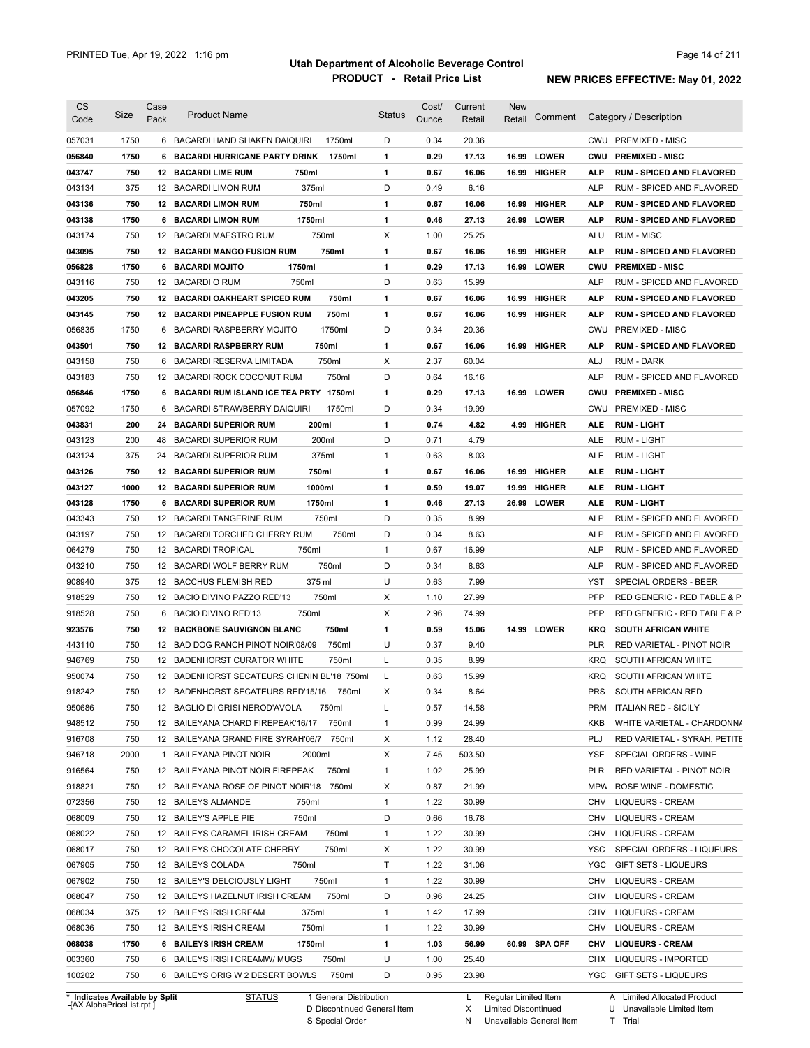PRINTED Tue, Apr 19, 2022 1:16 pm

# Utah Department of Alcoholic Beverage Control
## PRODUCT - Retail Price List

**NEW PRICES EFFECTIVE: May 01, 2022**

| CS Code | Size | Case Pack | Product Name | Status | Cost/ Ounce | Current Retail | New Retail | Comment | Category / Description |
|---|---|---|---|---|---|---|---|---|---|
| 057031 | 1750 | 6 | BACARDI HAND SHAKEN DAIQUIRI 1750ml | D | 0.34 | 20.36 | | | CWU PREMIXED - MISC |
| **056840** | **1750** | **6** | **BACARDI HURRICANE PARTY DRINK 1750ml** | **1** | **0.29** | **17.13** | **16.99** | **LOWER** | **CWU PREMIXED - MISC** |
| **043747** | **750** | **12** | **BACARDI LIME RUM 750ml** | **1** | **0.67** | **16.06** | **16.99** | **HIGHER** | **ALP RUM - SPICED AND FLAVORED** |
| 043134 | 375 | 12 | BACARDI LIMON RUM 375ml | D | 0.49 | 6.16 | | | ALP RUM - SPICED AND FLAVORED |
| **043136** | **750** | **12** | **BACARDI LIMON RUM 750ml** | **1** | **0.67** | **16.06** | **16.99** | **HIGHER** | **ALP RUM - SPICED AND FLAVORED** |
| **043138** | **1750** | **6** | **BACARDI LIMON RUM 1750ml** | **1** | **0.46** | **27.13** | **26.99** | **LOWER** | **ALP RUM - SPICED AND FLAVORED** |
| 043174 | 750 | 12 | BACARDI MAESTRO RUM 750ml | X | 1.00 | 25.25 | | | ALU RUM - MISC |
| **043095** | **750** | **12** | **BACARDI MANGO FUSION RUM 750ml** | **1** | **0.67** | **16.06** | **16.99** | **HIGHER** | **ALP RUM - SPICED AND FLAVORED** |
| **056828** | **1750** | **6** | **BACARDI MOJITO 1750ml** | **1** | **0.29** | **17.13** | **16.99** | **LOWER** | **CWU PREMIXED - MISC** |
| 043116 | 750 | 12 | BACARDI O RUM 750ml | D | 0.63 | 15.99 | | | ALP RUM - SPICED AND FLAVORED |
| **043205** | **750** | **12** | **BACARDI OAKHEART SPICED RUM 750ml** | **1** | **0.67** | **16.06** | **16.99** | **HIGHER** | **ALP RUM - SPICED AND FLAVORED** |
| **043145** | **750** | **12** | **BACARDI PINEAPPLE FUSION RUM 750ml** | **1** | **0.67** | **16.06** | **16.99** | **HIGHER** | **ALP RUM - SPICED AND FLAVORED** |
| 056835 | 1750 | 6 | BACARDI RASPBERRY MOJITO 1750ml | D | 0.34 | 20.36 | | | CWU PREMIXED - MISC |
| **043501** | **750** | **12** | **BACARDI RASPBERRY RUM 750ml** | **1** | **0.67** | **16.06** | **16.99** | **HIGHER** | **ALP RUM - SPICED AND FLAVORED** |
| 043158 | 750 | 6 | BACARDI RESERVA LIMITADA 750ml | X | 2.37 | 60.04 | | | ALJ RUM - DARK |
| 043183 | 750 | 12 | BACARDI ROCK COCONUT RUM 750ml | D | 0.64 | 16.16 | | | ALP RUM - SPICED AND FLAVORED |
| **056846** | **1750** | **6** | **BACARDI RUM ISLAND ICE TEA PRTY 1750ml** | **1** | **0.29** | **17.13** | **16.99** | **LOWER** | **CWU PREMIXED - MISC** |
| 057092 | 1750 | 6 | BACARDI STRAWBERRY DAIQUIRI 1750ml | D | 0.34 | 19.99 | | | CWU PREMIXED - MISC |
| **043831** | **200** | **24** | **BACARDI SUPERIOR RUM 200ml** | **1** | **0.74** | **4.82** | **4.99** | **HIGHER** | **ALE RUM - LIGHT** |
| 043123 | 200 | 48 | BACARDI SUPERIOR RUM 200ml | D | 0.71 | 4.79 | | | ALE RUM - LIGHT |
| 043124 | 375 | 24 | BACARDI SUPERIOR RUM 375ml | 1 | 0.63 | 8.03 | | | ALE RUM - LIGHT |
| **043126** | **750** | **12** | **BACARDI SUPERIOR RUM 750ml** | **1** | **0.67** | **16.06** | **16.99** | **HIGHER** | **ALE RUM - LIGHT** |
| **043127** | **1000** | **12** | **BACARDI SUPERIOR RUM 1000ml** | **1** | **0.59** | **19.07** | **19.99** | **HIGHER** | **ALE RUM - LIGHT** |
| **043128** | **1750** | **6** | **BACARDI SUPERIOR RUM 1750ml** | **1** | **0.46** | **27.13** | **26.99** | **LOWER** | **ALE RUM - LIGHT** |
| 043343 | 750 | 12 | BACARDI TANGERINE RUM 750ml | D | 0.35 | 8.99 | | | ALP RUM - SPICED AND FLAVORED |
| 043197 | 750 | 12 | BACARDI TORCHED CHERRY RUM 750ml | D | 0.34 | 8.63 | | | ALP RUM - SPICED AND FLAVORED |
| 064279 | 750 | 12 | BACARDI TROPICAL 750ml | 1 | 0.67 | 16.99 | | | ALP RUM - SPICED AND FLAVORED |
| 043210 | 750 | 12 | BACARDI WOLF BERRY RUM 750ml | D | 0.34 | 8.63 | | | ALP RUM - SPICED AND FLAVORED |
| 908940 | 375 | 12 | BACCHUS FLEMISH RED 375 ml | U | 0.63 | 7.99 | | | YST SPECIAL ORDERS - BEER |
| 918529 | 750 | 12 | BACIO DIVINO PAZZO RED'13 750ml | X | 1.10 | 27.99 | | | PFP RED GENERIC - RED TABLE & P |
| 918528 | 750 | 6 | BACIO DIVINO RED'13 750ml | X | 2.96 | 74.99 | | | PFP RED GENERIC - RED TABLE & P |
| **923576** | **750** | **12** | **BACKBONE SAUVIGNON BLANC 750ml** | **1** | **0.59** | **15.06** | **14.99** | **LOWER** | **KRQ SOUTH AFRICAN WHITE** |
| 443110 | 750 | 12 | BAD DOG RANCH PINOT NOIR'08/09 750ml | U | 0.37 | 9.40 | | | PLR RED VARIETAL - PINOT NOIR |
| 946769 | 750 | 12 | BADENHORST CURATOR WHITE 750ml | L | 0.35 | 8.99 | | | KRQ SOUTH AFRICAN WHITE |
| 950074 | 750 | 12 | BADENHORST SECATEURS CHENIN BL'18 750ml | L | 0.63 | 15.99 | | | KRQ SOUTH AFRICAN WHITE |
| 918242 | 750 | 12 | BADENHORST SECATEURS RED'15/16 750ml | X | 0.34 | 8.64 | | | PRS SOUTH AFRICAN RED |
| 950686 | 750 | 12 | BAGLIO DI GRISI NEROD'AVOLA 750ml | L | 0.57 | 14.58 | | | PRM ITALIAN RED - SICILY |
| 948512 | 750 | 12 | BAILEYANA CHARD FIREPEAK'16/17 750ml | 1 | 0.99 | 24.99 | | | KKB WHITE VARIETAL - CHARDONNA |
| 916708 | 750 | 12 | BAILEYANA GRAND FIRE SYRAH'06/7 750ml | X | 1.12 | 28.40 | | | PLJ RED VARIETAL - SYRAH, PETITE |
| 946718 | 2000 | 1 | BAILEYANA PINOT NOIR 2000ml | X | 7.45 | 503.50 | | | YSE SPECIAL ORDERS - WINE |
| 916564 | 750 | 12 | BAILEYANA PINOT NOIR FIREPEAK 750ml | 1 | 1.02 | 25.99 | | | PLR RED VARIETAL - PINOT NOIR |
| 918821 | 750 | 12 | BAILEYANA ROSE OF PINOT NOIR'18 750ml | X | 0.87 | 21.99 | | | MPW ROSE WINE - DOMESTIC |
| 072356 | 750 | 12 | BAILEYS ALMANDE 750ml | 1 | 1.22 | 30.99 | | | CHV LIQUEURS - CREAM |
| 068009 | 750 | 12 | BAILEY'S APPLE PIE 750ml | D | 0.66 | 16.78 | | | CHV LIQUEURS - CREAM |
| 068022 | 750 | 12 | BAILEYS CARAMEL IRISH CREAM 750ml | 1 | 1.22 | 30.99 | | | CHV LIQUEURS - CREAM |
| 068017 | 750 | 12 | BAILEYS CHOCOLATE CHERRY 750ml | X | 1.22 | 30.99 | | | YSC SPECIAL ORDERS - LIQUEURS |
| 067905 | 750 | 12 | BAILEYS COLADA 750ml | T | 1.22 | 31.06 | | | YGC GIFT SETS - LIQUEURS |
| 067902 | 750 | 12 | BAILEY'S DELCIOUSLY LIGHT 750ml | 1 | 1.22 | 30.99 | | | CHV LIQUEURS - CREAM |
| 068047 | 750 | 12 | BAILEYS HAZELNUT IRISH CREAM 750ml | D | 0.96 | 24.25 | | | CHV LIQUEURS - CREAM |
| 068034 | 375 | 12 | BAILEYS IRISH CREAM 375ml | 1 | 1.42 | 17.99 | | | CHV LIQUEURS - CREAM |
| 068036 | 750 | 12 | BAILEYS IRISH CREAM 750ml | 1 | 1.22 | 30.99 | | | CHV LIQUEURS - CREAM |
| **068038** | **1750** | **6** | **BAILEYS IRISH CREAM 1750ml** | **1** | **1.03** | **56.99** | **60.99** | **SPA OFF** | **CHV LIQUEURS - CREAM** |
| 003360 | 750 | 6 | BAILEYS IRISH CREAMW/ MUGS 750ml | U | 1.00 | 25.40 | | | CHX LIQUEURS - IMPORTED |
| 100202 | 750 | 6 | BAILEYS ORIG W 2 DESERT BOWLS 750ml | D | 0.95 | 23.98 | | | YGC GIFT SETS - LIQUEURS |

\* Indicates Available by Split
-[AX AlphaPriceList.rpt ]

STATUS: 1 General Distribution; D Discontinued General Item; S Special Order; L Regular Limited Item; X Limited Discontinued; N Unavailable General Item; A Limited Allocated Product; U Unavailable Limited Item; T Trial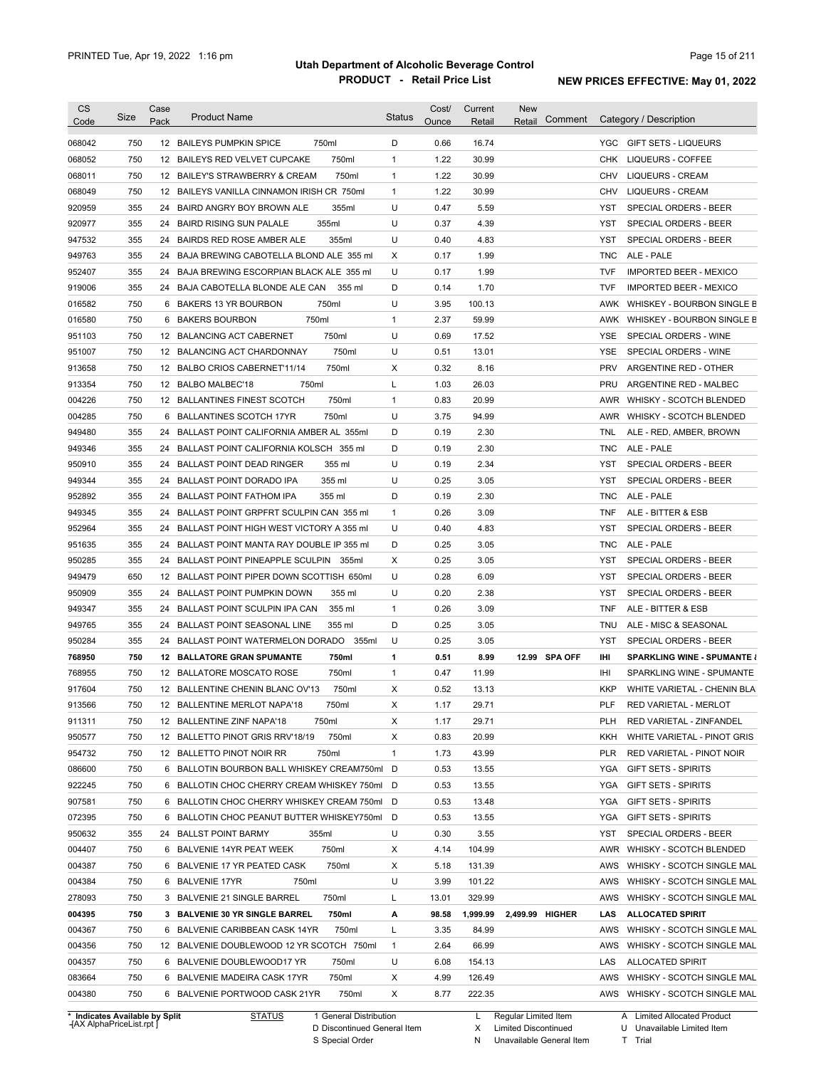| CS Code | Size | Case Pack | Product Name | Status | Cost/ Ounce | Current Retail | New Retail | Comment | Category / Description |
|---|---|---|---|---|---|---|---|---|---|
| 068042 | 750 | 12 | BAILEYS PUMPKIN SPICE 750ml | D | 0.66 | 16.74 | | | YGC GIFT SETS - LIQUEURS |
| 068052 | 750 | 12 | BAILEYS RED VELVET CUPCAKE 750ml | 1 | 1.22 | 30.99 | | | CHK LIQUEURS - COFFEE |
| 068011 | 750 | 12 | BAILEY'S STRAWBERRY & CREAM 750ml | 1 | 1.22 | 30.99 | | | CHV LIQUEURS - CREAM |
| 068049 | 750 | 12 | BAILEYS VANILLA CINNAMON IRISH CR 750ml | 1 | 1.22 | 30.99 | | | CHV LIQUEURS - CREAM |
| 920959 | 355 | 24 | BAIRD ANGRY BOY BROWN ALE 355ml | U | 0.47 | 5.59 | | | YST SPECIAL ORDERS - BEER |
| 920977 | 355 | 24 | BAIRD RISING SUN PALALE 355ml | U | 0.37 | 4.39 | | | YST SPECIAL ORDERS - BEER |
| 947532 | 355 | 24 | BAIRDS RED ROSE AMBER ALE 355ml | U | 0.40 | 4.83 | | | YST SPECIAL ORDERS - BEER |
| 949763 | 355 | 24 | BAJA BREWING CABOTELLA BLOND ALE 355 ml | X | 0.17 | 1.99 | | | TNC ALE - PALE |
| 952407 | 355 | 24 | BAJA BREWING ESCORPIAN BLACK ALE 355 ml | U | 0.17 | 1.99 | | | TVF IMPORTED BEER - MEXICO |
| 919006 | 355 | 24 | BAJA CABOTELLA BLONDE ALE CAN 355 ml | D | 0.14 | 1.70 | | | TVF IMPORTED BEER - MEXICO |
| 016582 | 750 | 6 | BAKERS 13 YR BOURBON 750ml | U | 3.95 | 100.13 | | | AWK WHISKEY - BOURBON SINGLE B |
| 016580 | 750 | 6 | BAKERS BOURBON 750ml | 1 | 2.37 | 59.99 | | | AWK WHISKEY - BOURBON SINGLE B |
| 951103 | 750 | 12 | BALANCING ACT CABERNET 750ml | U | 0.69 | 17.52 | | | YSE SPECIAL ORDERS - WINE |
| 951007 | 750 | 12 | BALANCING ACT CHARDONNAY 750ml | U | 0.51 | 13.01 | | | YSE SPECIAL ORDERS - WINE |
| 913658 | 750 | 12 | BALBO CRIOS CABERNET'11/14 750ml | X | 0.32 | 8.16 | | | PRV ARGENTINE RED - OTHER |
| 913354 | 750 | 12 | BALBO MALBEC'18 750ml | L | 1.03 | 26.03 | | | PRU ARGENTINE RED - MALBEC |
| 004226 | 750 | 12 | BALLANTINES FINEST SCOTCH 750ml | 1 | 0.83 | 20.99 | | | AWR WHISKY - SCOTCH BLENDED |
| 004285 | 750 | 6 | BALLANTINES SCOTCH 17YR 750ml | U | 3.75 | 94.99 | | | AWR WHISKY - SCOTCH BLENDED |
| 949480 | 355 | 24 | BALLAST POINT CALIFORNIA AMBER AL 355ml | D | 0.19 | 2.30 | | | TNL ALE - RED, AMBER, BROWN |
| 949346 | 355 | 24 | BALLAST POINT CALIFORNIA KOLSCH 355 ml | D | 0.19 | 2.30 | | | TNC ALE - PALE |
| 950910 | 355 | 24 | BALLAST POINT DEAD RINGER 355 ml | U | 0.19 | 2.34 | | | YST SPECIAL ORDERS - BEER |
| 949344 | 355 | 24 | BALLAST POINT DORADO IPA 355 ml | U | 0.25 | 3.05 | | | YST SPECIAL ORDERS - BEER |
| 952892 | 355 | 24 | BALLAST POINT FATHOM IPA 355 ml | D | 0.19 | 2.30 | | | TNC ALE - PALE |
| 949345 | 355 | 24 | BALLAST POINT GRPFRT SCULPIN CAN 355 ml | 1 | 0.26 | 3.09 | | | TNF ALE - BITTER & ESB |
| 952964 | 355 | 24 | BALLAST POINT HIGH WEST VICTORY A 355 ml | U | 0.40 | 4.83 | | | YST SPECIAL ORDERS - BEER |
| 951635 | 355 | 24 | BALLAST POINT MANTA RAY DOUBLE IP 355 ml | D | 0.25 | 3.05 | | | TNC ALE - PALE |
| 950285 | 355 | 24 | BALLAST POINT PINEAPPLE SCULPIN 355ml | X | 0.25 | 3.05 | | | YST SPECIAL ORDERS - BEER |
| 949479 | 650 | 12 | BALLAST POINT PIPER DOWN SCOTTISH 650ml | U | 0.28 | 6.09 | | | YST SPECIAL ORDERS - BEER |
| 950909 | 355 | 24 | BALLAST POINT PUMPKIN DOWN 355 ml | U | 0.20 | 2.38 | | | YST SPECIAL ORDERS - BEER |
| 949347 | 355 | 24 | BALLAST POINT SCULPIN IPA CAN 355 ml | 1 | 0.26 | 3.09 | | | TNF ALE - BITTER & ESB |
| 949765 | 355 | 24 | BALLAST POINT SEASONAL LINE 355 ml | D | 0.25 | 3.05 | | | TNU ALE - MISC & SEASONAL |
| 950284 | 355 | 24 | BALLAST POINT WATERMELON DORADO 355ml | U | 0.25 | 3.05 | | | YST SPECIAL ORDERS - BEER |
| **768950** | **750** | **12** | **BALLATORE GRAN SPUMANTE 750ml** | **1** | **0.51** | **8.99** | **12.99** | **SPA OFF** | **IHI SPARKLING WINE - SPUMANTE &** |
| 768955 | 750 | 12 | BALLATORE MOSCATO ROSE 750ml | 1 | 0.47 | 11.99 | | | IHI SPARKLING WINE - SPUMANTE |
| 917604 | 750 | 12 | BALLENTINE CHENIN BLANC OV'13 750ml | X | 0.52 | 13.13 | | | KKP WHITE VARIETAL - CHENIN BLA |
| 913566 | 750 | 12 | BALLENTINE MERLOT NAPA'18 750ml | X | 1.17 | 29.71 | | | PLF RED VARIETAL - MERLOT |
| 911311 | 750 | 12 | BALLENTINE ZINF NAPA'18 750ml | X | 1.17 | 29.71 | | | PLH RED VARIETAL - ZINFANDEL |
| 950577 | 750 | 12 | BALLETTO PINOT GRIS RRV'18/19 750ml | X | 0.83 | 20.99 | | | KKH WHITE VARIETAL - PINOT GRIS |
| 954732 | 750 | 12 | BALLETTO PINOT NOIR RR 750ml | 1 | 1.73 | 43.99 | | | PLR RED VARIETAL - PINOT NOIR |
| 086600 | 750 | 6 | BALLOTIN BOURBON BALL WHISKEY CREAM750ml | D | 0.53 | 13.55 | | | YGA GIFT SETS - SPIRITS |
| 922245 | 750 | 6 | BALLOTIN CHOC CHERRY CREAM WHISKEY 750ml | D | 0.53 | 13.55 | | | YGA GIFT SETS - SPIRITS |
| 907581 | 750 | 6 | BALLOTIN CHOC CHERRY WHISKEY CREAM 750ml | D | 0.53 | 13.48 | | | YGA GIFT SETS - SPIRITS |
| 072395 | 750 | 6 | BALLOTIN CHOC PEANUT BUTTER WHISKEY750ml | D | 0.53 | 13.55 | | | YGA GIFT SETS - SPIRITS |
| 950632 | 355 | 24 | BALLST POINT BARMY 355ml | U | 0.30 | 3.55 | | | YST SPECIAL ORDERS - BEER |
| 004407 | 750 | 6 | BALVENIE 14YR PEAT WEEK 750ml | X | 4.14 | 104.99 | | | AWR WHISKY - SCOTCH BLENDED |
| 004387 | 750 | 6 | BALVENIE 17 YR PEATED CASK 750ml | X | 5.18 | 131.39 | | | AWS WHISKY - SCOTCH SINGLE MAL |
| 004384 | 750 | 6 | BALVENIE 17YR 750ml | U | 3.99 | 101.22 | | | AWS WHISKY - SCOTCH SINGLE MAL |
| 278093 | 750 | 3 | BALVENIE 21 SINGLE BARREL 750ml | L | 13.01 | 329.99 | | | AWS WHISKY - SCOTCH SINGLE MAL |
| **004395** | **750** | **3** | **BALVENIE 30 YR SINGLE BARREL 750ml** | **A** | **98.58** | **1,999.99** | **2,499.99** | **HIGHER** | **LAS ALLOCATED SPIRIT** |
| 004367 | 750 | 6 | BALVENIE CARIBBEAN CASK 14YR 750ml | L | 3.35 | 84.99 | | | AWS WHISKY - SCOTCH SINGLE MAL |
| 004356 | 750 | 12 | BALVENIE DOUBLEWOOD 12 YR SCOTCH 750ml | 1 | 2.64 | 66.99 | | | AWS WHISKY - SCOTCH SINGLE MAL |
| 004357 | 750 | 6 | BALVENIE DOUBLEWOOD17 YR 750ml | U | 6.08 | 154.13 | | | LAS ALLOCATED SPIRIT |
| 083664 | 750 | 6 | BALVENIE MADEIRA CASK 17YR 750ml | X | 4.99 | 126.49 | | | AWS WHISKY - SCOTCH SINGLE MAL |
| 004380 | 750 | 6 | BALVENIE PORTWOOD CASK 21YR 750ml | X | 8.77 | 222.35 | | | AWS WHISKY - SCOTCH SINGLE MAL |

\* Indicates Available by Split

STATUS: 1 General Distribution; D Discontinued General Item; S Special Order; L Regular Limited Item; X Limited Discontinued; N Unavailable General Item; A Limited Allocated Product; U Unavailable Limited Item; T Trial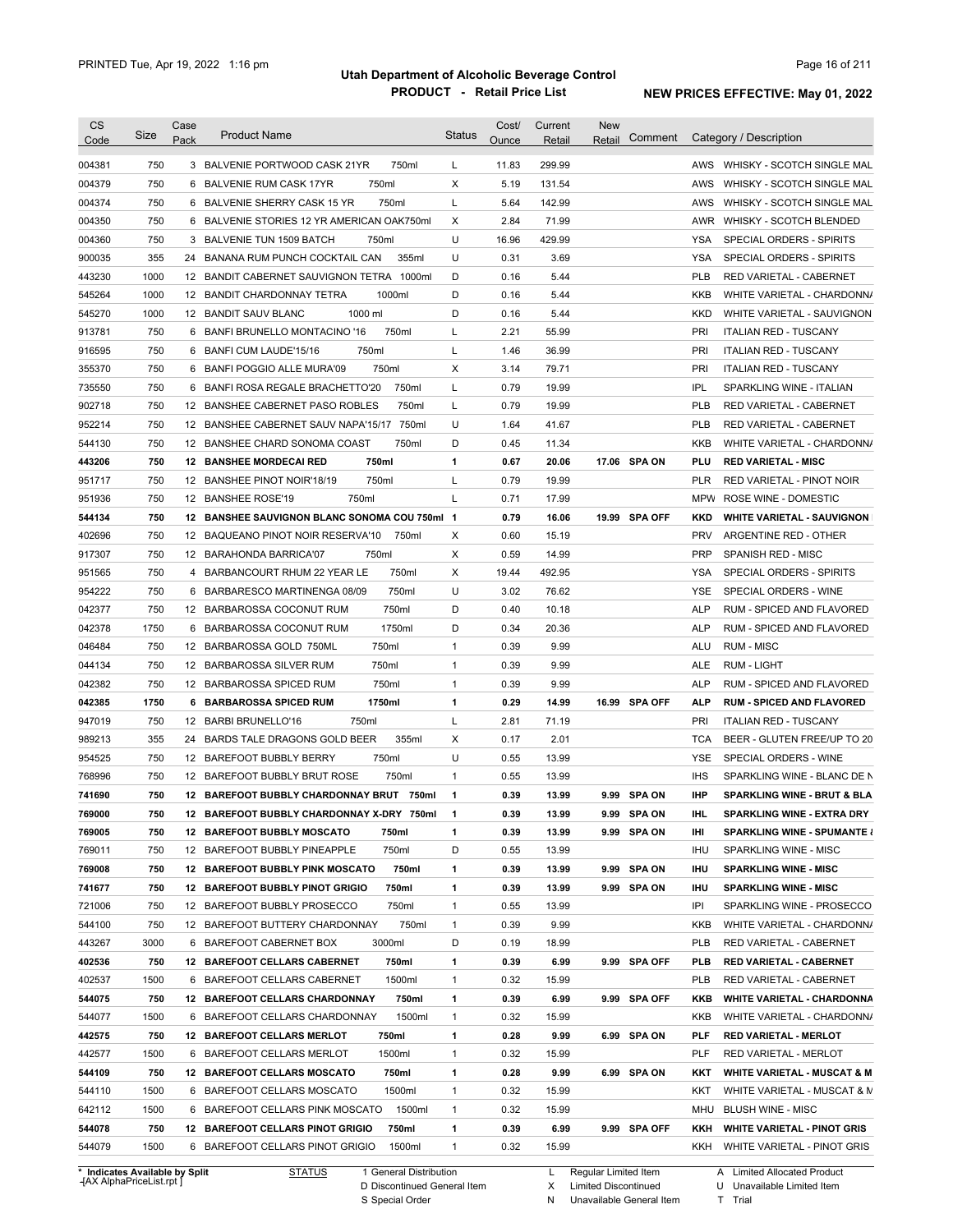PRINTED Tue, Apr 19, 2022 1:16 pm

# Utah Department of Alcoholic Beverage Control

## PRODUCT - Retail Price List

**NEW PRICES EFFECTIVE: May 01, 2022**

| CS Code | Size | Case Pack | Product Name | | Status | Cost/ Ounce | Current Retail | New Retail | Comment | Category / Description | |
|---|---|---|---|---|---|---|---|---|---|---|---|
| 004381 | 750 | 3 | BALVENIE PORTWOOD CASK 21YR | 750ml | L | 11.83 | 299.99 | | | AWS | WHISKY - SCOTCH SINGLE MAL |
| 004379 | 750 | 6 | BALVENIE RUM CASK 17YR | 750ml | X | 5.19 | 131.54 | | | AWS | WHISKY - SCOTCH SINGLE MAL |
| 004374 | 750 | 6 | BALVENIE SHERRY CASK 15 YR | 750ml | L | 5.64 | 142.99 | | | AWS | WHISKY - SCOTCH SINGLE MAL |
| 004350 | 750 | 6 | BALVENIE STORIES 12 YR AMERICAN OAK | 750ml | X | 2.84 | 71.99 | | | AWR | WHISKY - SCOTCH BLENDED |
| 004360 | 750 | 3 | BALVENIE TUN 1509 BATCH | 750ml | U | 16.96 | 429.99 | | | YSA | SPECIAL ORDERS - SPIRITS |
| 900035 | 355 | 24 | BANANA RUM PUNCH COCKTAIL CAN | 355ml | U | 0.31 | 3.69 | | | YSA | SPECIAL ORDERS - SPIRITS |
| 443230 | 1000 | 12 | BANDIT CABERNET SAUVIGNON TETRA | 1000ml | D | 0.16 | 5.44 | | | PLB | RED VARIETAL - CABERNET |
| 545264 | 1000 | 12 | BANDIT CHARDONNAY TETRA | 1000ml | D | 0.16 | 5.44 | | | KKB | WHITE VARIETAL - CHARDONN/ |
| 545270 | 1000 | 12 | BANDIT SAUV BLANC | 1000 ml | D | 0.16 | 5.44 | | | KKD | WHITE VARIETAL - SAUVIGNON |
| 913781 | 750 | 6 | BANFI BRUNELLO MONTACINO '16 | 750ml | L | 2.21 | 55.99 | | | PRI | ITALIAN RED - TUSCANY |
| 916595 | 750 | 6 | BANFI CUM LAUDE'15/16 | 750ml | L | 1.46 | 36.99 | | | PRI | ITALIAN RED - TUSCANY |
| 355370 | 750 | 6 | BANFI POGGIO ALLE MURA'09 | 750ml | X | 3.14 | 79.71 | | | PRI | ITALIAN RED - TUSCANY |
| 735550 | 750 | 6 | BANFI ROSA REGALE BRACHETTO'20 | 750ml | L | 0.79 | 19.99 | | | IPL | SPARKLING WINE - ITALIAN |
| 902718 | 750 | 12 | BANSHEE CABERNET PASO ROBLES | 750ml | L | 0.79 | 19.99 | | | PLB | RED VARIETAL - CABERNET |
| 952214 | 750 | 12 | BANSHEE CABERNET SAUV NAPA'15/17 | 750ml | U | 1.64 | 41.67 | | | PLB | RED VARIETAL - CABERNET |
| 544130 | 750 | 12 | BANSHEE CHARD SONOMA COAST | 750ml | D | 0.45 | 11.34 | | | KKB | WHITE VARIETAL - CHARDONN/ |
| **443206** | **750** | **12** | **BANSHEE MORDECAI RED** | **750ml** | **1** | **0.67** | **20.06** | **17.06** | **SPA ON** | **PLU** | **RED VARIETAL - MISC** |
| 951717 | 750 | 12 | BANSHEE PINOT NOIR'18/19 | 750ml | L | 0.79 | 19.99 | | | PLR | RED VARIETAL - PINOT NOIR |
| 951936 | 750 | 12 | BANSHEE ROSE'19 | 750ml | L | 0.71 | 17.99 | | | MPW | ROSE WINE - DOMESTIC |
| **544134** | **750** | **12** | **BANSHEE SAUVIGNON BLANC SONOMA COU** | **750ml** | **1** | **0.79** | **16.06** | **19.99** | **SPA OFF** | **KKD** | **WHITE VARIETAL - SAUVIGNON** |
| 402696 | 750 | 12 | BAQUEANO PINOT NOIR RESERVA'10 | 750ml | X | 0.60 | 15.19 | | | PRV | ARGENTINE RED - OTHER |
| 917307 | 750 | 12 | BARAHONDA BARRICA'07 | 750ml | X | 0.59 | 14.99 | | | PRP | SPANISH RED - MISC |
| 951565 | 750 | 4 | BARBANCOURT RHUM 22 YEAR LE | 750ml | X | 19.44 | 492.95 | | | YSA | SPECIAL ORDERS - SPIRITS |
| 954222 | 750 | 6 | BARBARESCO MARTINENGA 08/09 | 750ml | U | 3.02 | 76.62 | | | YSE | SPECIAL ORDERS - WINE |
| 042377 | 750 | 12 | BARBAROSSA COCONUT RUM | 750ml | D | 0.40 | 10.18 | | | ALP | RUM - SPICED AND FLAVORED |
| 042378 | 1750 | 6 | BARBAROSSA COCONUT RUM | 1750ml | D | 0.34 | 20.36 | | | ALP | RUM - SPICED AND FLAVORED |
| 046484 | 750 | 12 | BARBAROSSA GOLD 750ML | 750ml | 1 | 0.39 | 9.99 | | | ALU | RUM - MISC |
| 044134 | 750 | 12 | BARBAROSSA SILVER RUM | 750ml | 1 | 0.39 | 9.99 | | | ALE | RUM - LIGHT |
| 042382 | 750 | 12 | BARBAROSSA SPICED RUM | 750ml | 1 | 0.39 | 9.99 | | | ALP | RUM - SPICED AND FLAVORED |
| **042385** | **1750** | **6** | **BARBAROSSA SPICED RUM** | **1750ml** | **1** | **0.29** | **14.99** | **16.99** | **SPA OFF** | **ALP** | **RUM - SPICED AND FLAVORED** |
| 947019 | 750 | 12 | BARBI BRUNELLO'16 | 750ml | L | 2.81 | 71.19 | | | PRI | ITALIAN RED - TUSCANY |
| 989213 | 355 | 24 | BARDS TALE DRAGONS GOLD BEER | 355ml | X | 0.17 | 2.01 | | | TCA | BEER - GLUTEN FREE/UP TO 20 |
| 954525 | 750 | 12 | BAREFOOT BUBBLY BERRY | 750ml | U | 0.55 | 13.99 | | | YSE | SPECIAL ORDERS - WINE |
| 768996 | 750 | 12 | BAREFOOT BUBBLY BRUT ROSE | 750ml | 1 | 0.55 | 13.99 | | | IHS | SPARKLING WINE - BLANC DE N |
| **741690** | **750** | **12** | **BAREFOOT BUBBLY CHARDONNAY BRUT** | **750ml** | **1** | **0.39** | **13.99** | **9.99** | **SPA ON** | **IHP** | **SPARKLING WINE - BRUT & BLA** |
| **769000** | **750** | **12** | **BAREFOOT BUBBLY CHARDONNAY X-DRY** | **750ml** | **1** | **0.39** | **13.99** | **9.99** | **SPA ON** | **IHL** | **SPARKLING WINE - EXTRA DRY** |
| **769005** | **750** | **12** | **BAREFOOT BUBBLY MOSCATO** | **750ml** | **1** | **0.39** | **13.99** | **9.99** | **SPA ON** | **IHI** | **SPARKLING WINE - SPUMANTE &** |
| 769011 | 750 | 12 | BAREFOOT BUBBLY PINEAPPLE | 750ml | D | 0.55 | 13.99 | | | IHU | SPARKLING WINE - MISC |
| **769008** | **750** | **12** | **BAREFOOT BUBBLY PINK MOSCATO** | **750ml** | **1** | **0.39** | **13.99** | **9.99** | **SPA ON** | **IHU** | **SPARKLING WINE - MISC** |
| **741677** | **750** | **12** | **BAREFOOT BUBBLY PINOT GRIGIO** | **750ml** | **1** | **0.39** | **13.99** | **9.99** | **SPA ON** | **IHU** | **SPARKLING WINE - MISC** |
| 721006 | 750 | 12 | BAREFOOT BUBBLY PROSECCO | 750ml | 1 | 0.55 | 13.99 | | | IPI | SPARKLING WINE - PROSECCO |
| 544100 | 750 | 12 | BAREFOOT BUTTERY CHARDONNAY | 750ml | 1 | 0.39 | 9.99 | | | KKB | WHITE VARIETAL - CHARDONN/ |
| 443267 | 3000 | 6 | BAREFOOT CABERNET BOX | 3000ml | D | 0.19 | 18.99 | | | PLB | RED VARIETAL - CABERNET |
| **402536** | **750** | **12** | **BAREFOOT CELLARS CABERNET** | **750ml** | **1** | **0.39** | **6.99** | **9.99** | **SPA OFF** | **PLB** | **RED VARIETAL - CABERNET** |
| 402537 | 1500 | 6 | BAREFOOT CELLARS CABERNET | 1500ml | 1 | 0.32 | 15.99 | | | PLB | RED VARIETAL - CABERNET |
| **544075** | **750** | **12** | **BAREFOOT CELLARS CHARDONNAY** | **750ml** | **1** | **0.39** | **6.99** | **9.99** | **SPA OFF** | **KKB** | **WHITE VARIETAL - CHARDONNA** |
| 544077 | 1500 | 6 | BAREFOOT CELLARS CHARDONNAY | 1500ml | 1 | 0.32 | 15.99 | | | KKB | WHITE VARIETAL - CHARDONN/ |
| **442575** | **750** | **12** | **BAREFOOT CELLARS MERLOT** | **750ml** | **1** | **0.28** | **9.99** | **6.99** | **SPA ON** | **PLF** | **RED VARIETAL - MERLOT** |
| 442577 | 1500 | 6 | BAREFOOT CELLARS MERLOT | 1500ml | 1 | 0.32 | 15.99 | | | PLF | RED VARIETAL - MERLOT |
| **544109** | **750** | **12** | **BAREFOOT CELLARS MOSCATO** | **750ml** | **1** | **0.28** | **9.99** | **6.99** | **SPA ON** | **KKT** | **WHITE VARIETAL - MUSCAT & M** |
| 544110 | 1500 | 6 | BAREFOOT CELLARS MOSCATO | 1500ml | 1 | 0.32 | 15.99 | | | KKT | WHITE VARIETAL - MUSCAT & M |
| 642112 | 1500 | 6 | BAREFOOT CELLARS PINK MOSCATO | 1500ml | 1 | 0.32 | 15.99 | | | MHU | BLUSH WINE - MISC |
| **544078** | **750** | **12** | **BAREFOOT CELLARS PINOT GRIGIO** | **750ml** | **1** | **0.39** | **6.99** | **9.99** | **SPA OFF** | **KKH** | **WHITE VARIETAL - PINOT GRIS** |
| 544079 | 1500 | 6 | BAREFOOT CELLARS PINOT GRIGIO | 1500ml | 1 | 0.32 | 15.99 | | | KKH | WHITE VARIETAL - PINOT GRIS |

\* Indicates Available by Split

STATUS: 1 General Distribution; D Discontinued General Item; S Special Order; L Regular Limited Item; X Limited Discontinued; N Unavailable General Item; A Limited Allocated Product; U Unavailable Limited Item; T Trial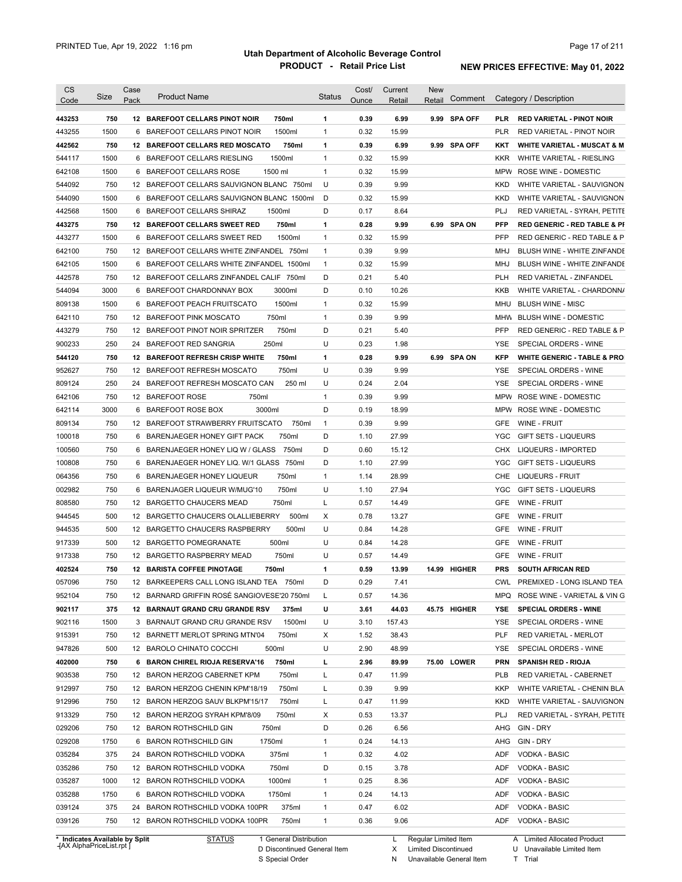# Utah Department of Alcoholic Beverage Control

## PRODUCT - Retail Price List

PRINTED Tue, Apr 19, 2022 1:16 pm

**NEW PRICES EFFECTIVE: May 01, 2022**

| CS Code | Size | Case Pack | Product Name | Status | Cost/ Ounce | Current Retail | New Retail | Comment | Category / Description |
|---|---|---|---|---|---|---|---|---|---|
| **443253** | **750** | **12** | **BAREFOOT CELLARS PINOT NOIR 750ml** | **1** | **0.39** | **6.99** | **9.99** | **SPA OFF** | **PLR RED VARIETAL - PINOT NOIR** |
| 443255 | 1500 | 6 | BAREFOOT CELLARS PINOT NOIR 1500ml | 1 | 0.32 | 15.99 | | | PLR RED VARIETAL - PINOT NOIR |
| **442562** | **750** | **12** | **BAREFOOT CELLARS RED MOSCATO 750ml** | **1** | **0.39** | **6.99** | **9.99** | **SPA OFF** | **KKT WHITE VARIETAL - MUSCAT & M** |
| 544117 | 1500 | 6 | BAREFOOT CELLARS RIESLING 1500ml | 1 | 0.32 | 15.99 | | | KKR WHITE VARIETAL - RIESLING |
| 642108 | 1500 | 6 | BAREFOOT CELLARS ROSE 1500 ml | 1 | 0.32 | 15.99 | | | MPW ROSE WINE - DOMESTIC |
| 544092 | 750 | 12 | BAREFOOT CELLARS SAUVIGNON BLANC 750ml | U | 0.39 | 9.99 | | | KKD WHITE VARIETAL - SAUVIGNON |
| 544090 | 1500 | 6 | BAREFOOT CELLARS SAUVIGNON BLANC 1500ml | D | 0.32 | 15.99 | | | KKD WHITE VARIETAL - SAUVIGNON |
| 442568 | 1500 | 6 | BAREFOOT CELLARS SHIRAZ 1500ml | D | 0.17 | 8.64 | | | PLJ RED VARIETAL - SYRAH, PETITE |
| **443275** | **750** | **12** | **BAREFOOT CELLARS SWEET RED 750ml** | **1** | **0.28** | **9.99** | **6.99** | **SPA ON** | **PFP RED GENERIC - RED TABLE & PI** |
| 443277 | 1500 | 6 | BAREFOOT CELLARS SWEET RED 1500ml | 1 | 0.32 | 15.99 | | | PFP RED GENERIC - RED TABLE & P |
| 642100 | 750 | 12 | BAREFOOT CELLARS WHITE ZINFANDEL 750ml | 1 | 0.39 | 9.99 | | | MHJ BLUSH WINE - WHITE ZINFANDE |
| 642105 | 1500 | 6 | BAREFOOT CELLARS WHITE ZINFANDEL 1500ml | 1 | 0.32 | 15.99 | | | MHJ BLUSH WINE - WHITE ZINFANDE |
| 442578 | 750 | 12 | BAREFOOT CELLARS ZINFANDEL CALIF 750ml | D | 0.21 | 5.40 | | | PLH RED VARIETAL - ZINFANDEL |
| 544094 | 3000 | 6 | BAREFOOT CHARDONNAY BOX 3000ml | D | 0.10 | 10.26 | | | KKB WHITE VARIETAL - CHARDONNA |
| 809138 | 1500 | 6 | BAREFOOT PEACH FRUITSCATO 1500ml | 1 | 0.32 | 15.99 | | | MHU BLUSH WINE - MISC |
| 642110 | 750 | 12 | BAREFOOT PINK MOSCATO 750ml | 1 | 0.39 | 9.99 | | | MHW BLUSH WINE - DOMESTIC |
| 443279 | 750 | 12 | BAREFOOT PINOT NOIR SPRITZER 750ml | D | 0.21 | 5.40 | | | PFP RED GENERIC - RED TABLE & P |
| 900233 | 250 | 24 | BAREFOOT RED SANGRIA 250ml | U | 0.23 | 1.98 | | | YSE SPECIAL ORDERS - WINE |
| **544120** | **750** | **12** | **BAREFOOT REFRESH CRISP WHITE 750ml** | **1** | **0.28** | **9.99** | **6.99** | **SPA ON** | **KFP WHITE GENERIC - TABLE & PRO** |
| 952627 | 750 | 12 | BAREFOOT REFRESH MOSCATO 750ml | U | 0.39 | 9.99 | | | YSE SPECIAL ORDERS - WINE |
| 809124 | 250 | 24 | BAREFOOT REFRESH MOSCATO CAN 250 ml | U | 0.24 | 2.04 | | | YSE SPECIAL ORDERS - WINE |
| 642106 | 750 | 12 | BAREFOOT ROSE 750ml | 1 | 0.39 | 9.99 | | | MPW ROSE WINE - DOMESTIC |
| 642114 | 3000 | 6 | BAREFOOT ROSE BOX 3000ml | D | 0.19 | 18.99 | | | MPW ROSE WINE - DOMESTIC |
| 809134 | 750 | 12 | BAREFOOT STRAWBERRY FRUITSCATO 750ml | 1 | 0.39 | 9.99 | | | GFE WINE - FRUIT |
| 100018 | 750 | 6 | BARENJAEGER HONEY GIFT PACK 750ml | D | 1.10 | 27.99 | | | YGC GIFT SETS - LIQUEURS |
| 100560 | 750 | 6 | BARENJAEGER HONEY LIQ W / GLASS 750ml | D | 0.60 | 15.12 | | | CHX LIQUEURS - IMPORTED |
| 100808 | 750 | 6 | BARENJAEGER HONEY LIQ. W/1 GLASS 750ml | D | 1.10 | 27.99 | | | YGC GIFT SETS - LIQUEURS |
| 064356 | 750 | 6 | BARENJAEGER HONEY LIQUEUR 750ml | 1 | 1.14 | 28.99 | | | CHE LIQUEURS - FRUIT |
| 002982 | 750 | 6 | BARENJAGER LIQUEUR W/MUG'10 750ml | U | 1.10 | 27.94 | | | YGC GIFT SETS - LIQUEURS |
| 808580 | 750 | 12 | BARGETTO CHAUCERS MEAD 750ml | L | 0.57 | 14.49 | | | GFE WINE - FRUIT |
| 944545 | 500 | 12 | BARGETTO CHAUCERS OLALLIEBERRY 500ml | X | 0.78 | 13.27 | | | GFE WINE - FRUIT |
| 944535 | 500 | 12 | BARGETTO CHAUCERS RASPBERRY 500ml | U | 0.84 | 14.28 | | | GFE WINE - FRUIT |
| 917339 | 500 | 12 | BARGETTO POMEGRANATE 500ml | U | 0.84 | 14.28 | | | GFE WINE - FRUIT |
| 917338 | 750 | 12 | BARGETTO RASPBERRY MEAD 750ml | U | 0.57 | 14.49 | | | GFE WINE - FRUIT |
| **402524** | **750** | **12** | **BARISTA COFFEE PINOTAGE 750ml** | **1** | **0.59** | **13.99** | **14.99** | **HIGHER** | **PRS SOUTH AFRICAN RED** |
| 057096 | 750 | 12 | BARKEEPERS CALL LONG ISLAND TEA 750ml | D | 0.29 | 7.41 | | | CWL PREMIXED - LONG ISLAND TEA |
| 952104 | 750 | 12 | BARNARD GRIFFIN ROSÉ SANGIOVESE'20 750ml | L | 0.57 | 14.36 | | | MPQ ROSE WINE - VARIETAL & VIN G |
| **902117** | **375** | **12** | **BARNAUT GRAND CRU GRANDE RSV 375ml** | **U** | **3.61** | **44.03** | **45.75** | **HIGHER** | **YSE SPECIAL ORDERS - WINE** |
| 902116 | 1500 | 3 | BARNAUT GRAND CRU GRANDE RSV 1500ml | U | 3.10 | 157.43 | | | YSE SPECIAL ORDERS - WINE |
| 915391 | 750 | 12 | BARNETT MERLOT SPRING MTN'04 750ml | X | 1.52 | 38.43 | | | PLF RED VARIETAL - MERLOT |
| 947826 | 500 | 12 | BAROLO CHINATO COCCHI 500ml | U | 2.90 | 48.99 | | | YSE SPECIAL ORDERS - WINE |
| **402000** | **750** | **6** | **BARON CHIREL RIOJA RESERVA'16 750ml** | **L** | **2.96** | **89.99** | **75.00** | **LOWER** | **PRN SPANISH RED - RIOJA** |
| 903538 | 750 | 12 | BARON HERZOG CABERNET KPM 750ml | L | 0.47 | 11.99 | | | PLB RED VARIETAL - CABERNET |
| 912997 | 750 | 12 | BARON HERZOG CHENIN KPM'18/19 750ml | L | 0.39 | 9.99 | | | KKP WHITE VARIETAL - CHENIN BLA |
| 912996 | 750 | 12 | BARON HERZOG SAUV BLKPM'15/17 750ml | L | 0.47 | 11.99 | | | KKD WHITE VARIETAL - SAUVIGNON |
| 913329 | 750 | 12 | BARON HERZOG SYRAH KPM'8/09 750ml | X | 0.53 | 13.37 | | | PLJ RED VARIETAL - SYRAH, PETITE |
| 029206 | 750 | 12 | BARON ROTHSCHILD GIN 750ml | D | 0.26 | 6.56 | | | AHG GIN - DRY |
| 029208 | 1750 | 6 | BARON ROTHSCHILD GIN 1750ml | 1 | 0.24 | 14.13 | | | AHG GIN - DRY |
| 035284 | 375 | 24 | BARON ROTHSCHILD VODKA 375ml | 1 | 0.32 | 4.02 | | | ADF VODKA - BASIC |
| 035286 | 750 | 12 | BARON ROTHSCHILD VODKA 750ml | D | 0.15 | 3.78 | | | ADF VODKA - BASIC |
| 035287 | 1000 | 12 | BARON ROTHSCHILD VODKA 1000ml | 1 | 0.25 | 8.36 | | | ADF VODKA - BASIC |
| 035288 | 1750 | 6 | BARON ROTHSCHILD VODKA 1750ml | 1 | 0.24 | 14.13 | | | ADF VODKA - BASIC |
| 039124 | 375 | 24 | BARON ROTHSCHILD VODKA 100PR 375ml | 1 | 0.47 | 6.02 | | | ADF VODKA - BASIC |
| 039126 | 750 | 12 | BARON ROTHSCHILD VODKA 100PR 750ml | 1 | 0.36 | 9.06 | | | ADF VODKA - BASIC |

\* Indicates Available by Split

STATUS: 1 General Distribution; D Discontinued General Item; S Special Order; L Regular Limited Item; X Limited Discontinued; N Unavailable General Item; A Limited Allocated Product; U Unavailable Limited Item; T Trial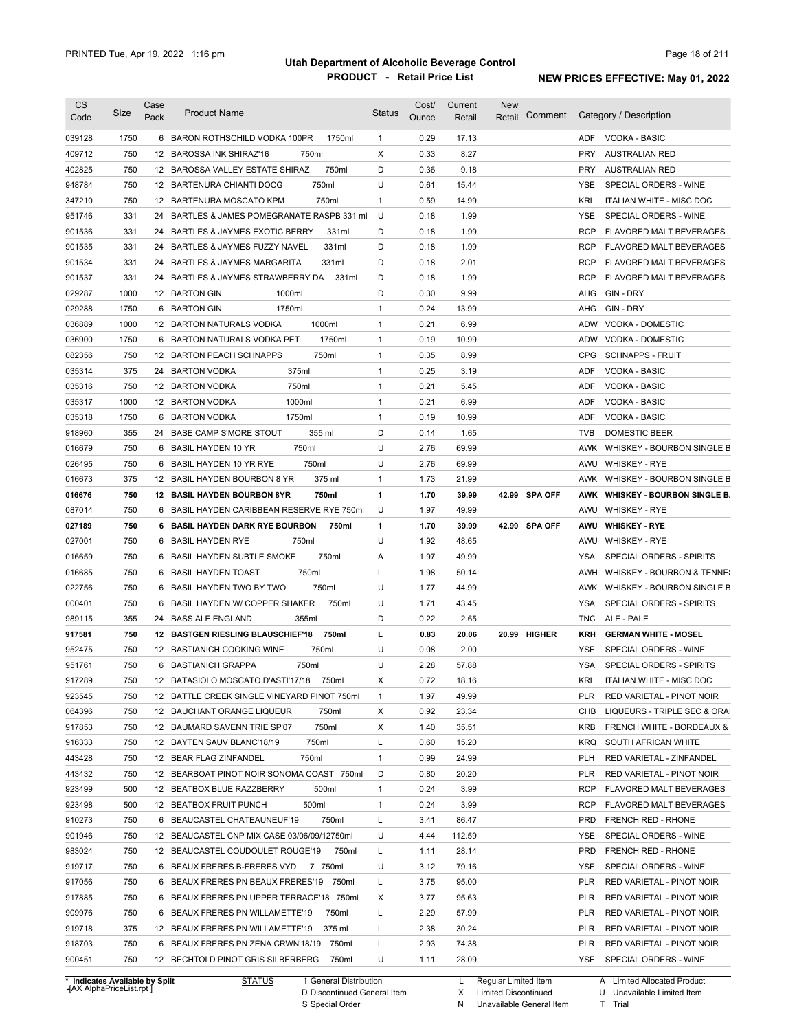# Utah Department of Alcoholic Beverage Control

## PRODUCT - Retail Price List

PRINTED Tue, Apr 19, 2022 1:16 pm

**NEW PRICES EFFECTIVE: May 01, 2022**

| CS Code | Size | Case Pack | Product Name | Status | Cost/ Ounce | Current Retail | New Retail | Comment | Category / Description |
|---|---|---|---|---|---|---|---|---|---|
| 039128 | 1750 | 6 | BARON ROTHSCHILD VODKA 100PR 1750ml | 1 | 0.29 | 17.13 | | | ADF VODKA - BASIC |
| 409712 | 750 | 12 | BAROSSA INK SHIRAZ'16 750ml | X | 0.33 | 8.27 | | | PRY AUSTRALIAN RED |
| 402825 | 750 | 12 | BAROSSA VALLEY ESTATE SHIRAZ 750ml | D | 0.36 | 9.18 | | | PRY AUSTRALIAN RED |
| 948784 | 750 | 12 | BARTENURA CHIANTI DOCG 750ml | U | 0.61 | 15.44 | | | YSE SPECIAL ORDERS - WINE |
| 347210 | 750 | 12 | BARTENURA MOSCATO KPM 750ml | 1 | 0.59 | 14.99 | | | KRL ITALIAN WHITE - MISC DOC |
| 951746 | 331 | 24 | BARTLES & JAMES POMEGRANATE RASPB 331 ml | U | 0.18 | 1.99 | | | YSE SPECIAL ORDERS - WINE |
| 901536 | 331 | 24 | BARTLES & JAYMES EXOTIC BERRY 331ml | D | 0.18 | 1.99 | | | RCP FLAVORED MALT BEVERAGES |
| 901535 | 331 | 24 | BARTLES & JAYMES FUZZY NAVEL 331ml | D | 0.18 | 1.99 | | | RCP FLAVORED MALT BEVERAGES |
| 901534 | 331 | 24 | BARTLES & JAYMES MARGARITA 331ml | D | 0.18 | 2.01 | | | RCP FLAVORED MALT BEVERAGES |
| 901537 | 331 | 24 | BARTLES & JAYMES STRAWBERRY DA 331ml | D | 0.18 | 1.99 | | | RCP FLAVORED MALT BEVERAGES |
| 029287 | 1000 | 12 | BARTON GIN 1000ml | D | 0.30 | 9.99 | | | AHG GIN - DRY |
| 029288 | 1750 | 6 | BARTON GIN 1750ml | 1 | 0.24 | 13.99 | | | AHG GIN - DRY |
| 036889 | 1000 | 12 | BARTON NATURALS VODKA 1000ml | 1 | 0.21 | 6.99 | | | ADW VODKA - DOMESTIC |
| 036900 | 1750 | 6 | BARTON NATURALS VODKA PET 1750ml | 1 | 0.19 | 10.99 | | | ADW VODKA - DOMESTIC |
| 082356 | 750 | 12 | BARTON PEACH SCHNAPPS 750ml | 1 | 0.35 | 8.99 | | | CPG SCHNAPPS - FRUIT |
| 035314 | 375 | 24 | BARTON VODKA 375ml | 1 | 0.25 | 3.19 | | | ADF VODKA - BASIC |
| 035316 | 750 | 12 | BARTON VODKA 750ml | 1 | 0.21 | 5.45 | | | ADF VODKA - BASIC |
| 035317 | 1000 | 12 | BARTON VODKA 1000ml | 1 | 0.21 | 6.99 | | | ADF VODKA - BASIC |
| 035318 | 1750 | 6 | BARTON VODKA 1750ml | 1 | 0.19 | 10.99 | | | ADF VODKA - BASIC |
| 918960 | 355 | 24 | BASE CAMP S'MORE STOUT 355 ml | D | 0.14 | 1.65 | | | TVB DOMESTIC BEER |
| 016679 | 750 | 6 | BASIL HAYDEN 10 YR 750ml | U | 2.76 | 69.99 | | | AWK WHISKEY - BOURBON SINGLE B |
| 026495 | 750 | 6 | BASIL HAYDEN 10 YR RYE 750ml | U | 2.76 | 69.99 | | | AWU WHISKEY - RYE |
| 016673 | 375 | 12 | BASIL HAYDEN BOURBON 8 YR 375 ml | 1 | 1.73 | 21.99 | | | AWK WHISKEY - BOURBON SINGLE B |
| **016676** | **750** | **12** | **BASIL HAYDEN BOURBON 8YR 750ml** | **1** | **1.70** | **39.99** | **42.99** | **SPA OFF** | **AWK WHISKEY - BOURBON SINGLE B** |
| 087014 | 750 | 6 | BASIL HAYDEN CARIBBEAN RESERVE RYE 750ml | U | 1.97 | 49.99 | | | AWU WHISKEY - RYE |
| **027189** | **750** | **6** | **BASIL HAYDEN DARK RYE BOURBON 750ml** | **1** | **1.70** | **39.99** | **42.99** | **SPA OFF** | **AWU WHISKEY - RYE** |
| 027001 | 750 | 6 | BASIL HAYDEN RYE 750ml | U | 1.92 | 48.65 | | | AWU WHISKEY - RYE |
| 016659 | 750 | 6 | BASIL HAYDEN SUBTLE SMOKE 750ml | A | 1.97 | 49.99 | | | YSA SPECIAL ORDERS - SPIRITS |
| 016685 | 750 | 6 | BASIL HAYDEN TOAST 750ml | L | 1.98 | 50.14 | | | AWH WHISKEY - BOURBON & TENNE |
| 022756 | 750 | 6 | BASIL HAYDEN TWO BY TWO 750ml | U | 1.77 | 44.99 | | | AWK WHISKEY - BOURBON SINGLE B |
| 000401 | 750 | 6 | BASIL HAYDEN W/ COPPER SHAKER 750ml | U | 1.71 | 43.45 | | | YSA SPECIAL ORDERS - SPIRITS |
| 989115 | 355 | 24 | BASS ALE ENGLAND 355ml | D | 0.22 | 2.65 | | | TNC ALE - PALE |
| **917581** | **750** | **12** | **BASTGEN RIESLING BLAUSCHIEF'18 750ml** | **L** | **0.83** | **20.06** | **20.99** | **HIGHER** | **KRH GERMAN WHITE - MOSEL** |
| 952475 | 750 | 12 | BASTIANICH COOKING WINE 750ml | U | 0.08 | 2.00 | | | YSE SPECIAL ORDERS - WINE |
| 951761 | 750 | 6 | BASTIANICH GRAPPA 750ml | U | 2.28 | 57.88 | | | YSA SPECIAL ORDERS - SPIRITS |
| 917289 | 750 | 12 | BATASIOLO MOSCATO D'ASTI'17/18 750ml | X | 0.72 | 18.16 | | | KRL ITALIAN WHITE - MISC DOC |
| 923545 | 750 | 12 | BATTLE CREEK SINGLE VINEYARD PINOT 750ml | 1 | 1.97 | 49.99 | | | PLR RED VARIETAL - PINOT NOIR |
| 064396 | 750 | 12 | BAUCHANT ORANGE LIQUEUR 750ml | X | 0.92 | 23.34 | | | CHB LIQUEURS - TRIPLE SEC & ORA |
| 917853 | 750 | 12 | BAUMARD SAVENN TRIE SP'07 750ml | X | 1.40 | 35.51 | | | KRB FRENCH WHITE - BORDEAUX & |
| 916333 | 750 | 12 | BAYTEN SAUV BLANC'18/19 750ml | L | 0.60 | 15.20 | | | KRQ SOUTH AFRICAN WHITE |
| 443428 | 750 | 12 | BEAR FLAG ZINFANDEL 750ml | 1 | 0.99 | 24.99 | | | PLH RED VARIETAL - ZINFANDEL |
| 443432 | 750 | 12 | BEARBOAT PINOT NOIR SONOMA COAST 750ml | D | 0.80 | 20.20 | | | PLR RED VARIETAL - PINOT NOIR |
| 923499 | 500 | 12 | BEATBOX BLUE RAZZBERRY 500ml | 1 | 0.24 | 3.99 | | | RCP FLAVORED MALT BEVERAGES |
| 923498 | 500 | 12 | BEATBOX FRUIT PUNCH 500ml | 1 | 0.24 | 3.99 | | | RCP FLAVORED MALT BEVERAGES |
| 910273 | 750 | 6 | BEAUCASTEL CHATEAUNEUF'19 750ml | L | 3.41 | 86.47 | | | PRD FRENCH RED - RHONE |
| 901946 | 750 | 12 | BEAUCASTEL CNP MIX CASE 03/06/09/12750ml | U | 4.44 | 112.59 | | | YSE SPECIAL ORDERS - WINE |
| 983024 | 750 | 12 | BEAUCASTEL COUDOULET ROUGE'19 750ml | L | 1.11 | 28.14 | | | PRD FRENCH RED - RHONE |
| 919717 | 750 | 6 | BEAUX FRERES B-FRERES VYD 7 750ml | U | 3.12 | 79.16 | | | YSE SPECIAL ORDERS - WINE |
| 917056 | 750 | 6 | BEAUX FRERES PN BEAUX FRERES'19 750ml | L | 3.75 | 95.00 | | | PLR RED VARIETAL - PINOT NOIR |
| 917885 | 750 | 6 | BEAUX FRERES PN UPPER TERRACE'18 750ml | X | 3.77 | 95.63 | | | PLR RED VARIETAL - PINOT NOIR |
| 909976 | 750 | 6 | BEAUX FRERES PN WILLAMETTE'19 750ml | L | 2.29 | 57.99 | | | PLR RED VARIETAL - PINOT NOIR |
| 919718 | 375 | 12 | BEAUX FRERES PN WILLAMETTE'19 375 ml | L | 2.38 | 30.24 | | | PLR RED VARIETAL - PINOT NOIR |
| 918703 | 750 | 6 | BEAUX FRERES PN ZENA CRWN'18/19 750ml | L | 2.93 | 74.38 | | | PLR RED VARIETAL - PINOT NOIR |
| 900451 | 750 | 12 | BECHTOLD PINOT GRIS SILBERBERG 750ml | U | 1.11 | 28.09 | | | YSE SPECIAL ORDERS - WINE |

\* Indicates Available by Split

| STATUS | | |
|---|---|---|
| 1 General Distribution | L Regular Limited Item | A Limited Allocated Product |
| D Discontinued General Item | X Limited Discontinued | U Unavailable Limited Item |
| S Special Order | N Unavailable General Item | T Trial |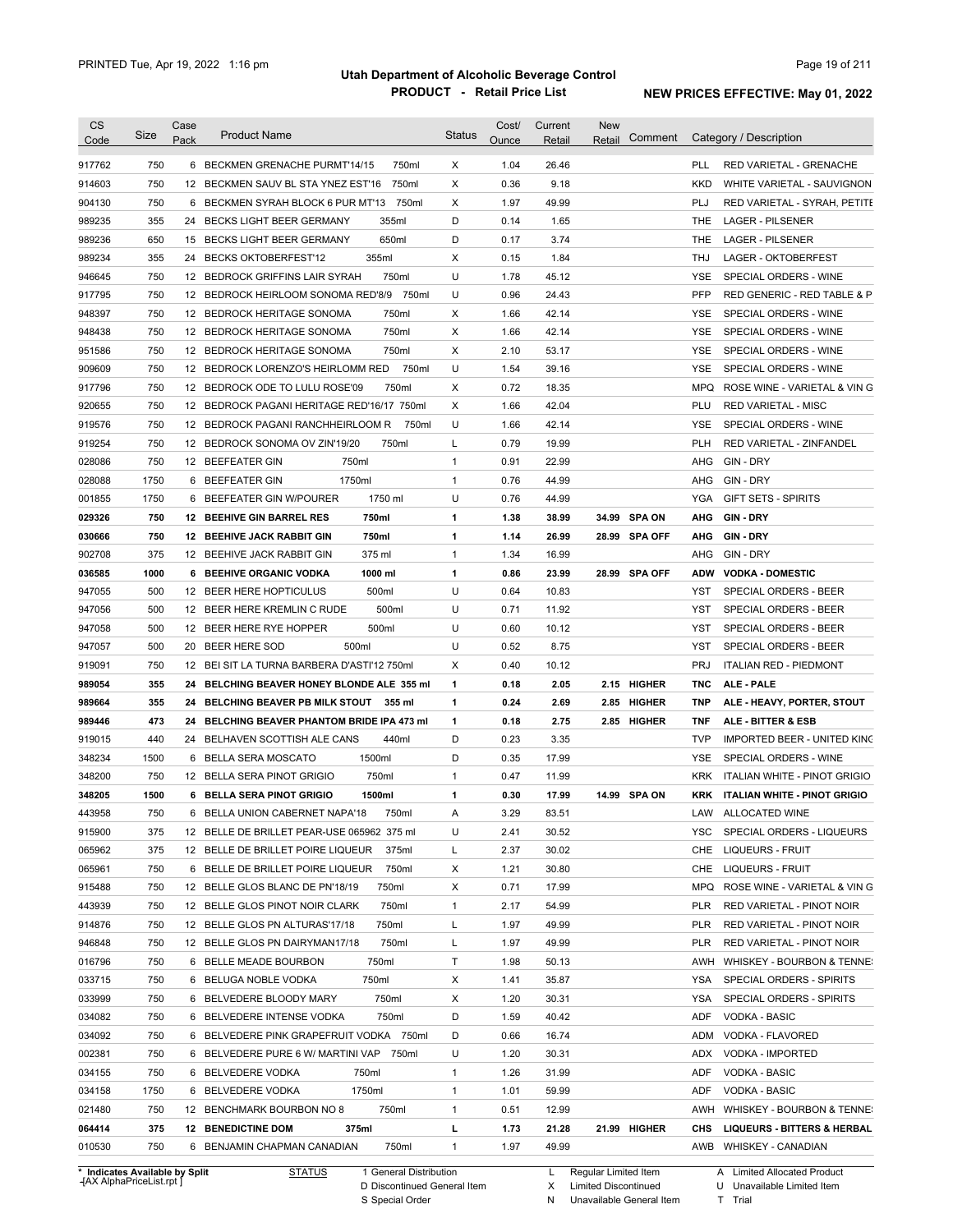# Utah Department of Alcoholic Beverage Control

## PRODUCT - Retail Price List

PRINTED Tue, Apr 19, 2022 1:16 pm

**NEW PRICES EFFECTIVE: May 01, 2022**

| CS Code | Size | Case Pack | Product Name | Status | Cost/ Ounce | Current Retail | New Retail | Comment | Category / Description |
|---|---|---|---|---|---|---|---|---|---|
| 917762 | 750 | 6 | BECKMEN GRENACHE PURMT'14/15 750ml | X | 1.04 | 26.46 | | | PLL RED VARIETAL - GRENACHE |
| 914603 | 750 | 12 | BECKMEN SAUV BL STA YNEZ EST'16 750ml | X | 0.36 | 9.18 | | | KKD WHITE VARIETAL - SAUVIGNON |
| 904130 | 750 | 6 | BECKMEN SYRAH BLOCK 6 PUR MT'13 750ml | X | 1.97 | 49.99 | | | PLJ RED VARIETAL - SYRAH, PETITE |
| 989235 | 355 | 24 | BECKS LIGHT BEER GERMANY 355ml | D | 0.14 | 1.65 | | | THE LAGER - PILSENER |
| 989236 | 650 | 15 | BECKS LIGHT BEER GERMANY 650ml | D | 0.17 | 3.74 | | | THE LAGER - PILSENER |
| 989234 | 355 | 24 | BECKS OKTOBERFEST'12 355ml | X | 0.15 | 1.84 | | | THJ LAGER - OKTOBERFEST |
| 946645 | 750 | 12 | BEDROCK GRIFFINS LAIR SYRAH 750ml | U | 1.78 | 45.12 | | | YSE SPECIAL ORDERS - WINE |
| 917795 | 750 | 12 | BEDROCK HEIRLOOM SONOMA RED'8/9 750ml | U | 0.96 | 24.43 | | | PFP RED GENERIC - RED TABLE & P |
| 948397 | 750 | 12 | BEDROCK HERITAGE SONOMA 750ml | X | 1.66 | 42.14 | | | YSE SPECIAL ORDERS - WINE |
| 948438 | 750 | 12 | BEDROCK HERITAGE SONOMA 750ml | X | 1.66 | 42.14 | | | YSE SPECIAL ORDERS - WINE |
| 951586 | 750 | 12 | BEDROCK HERITAGE SONOMA 750ml | X | 2.10 | 53.17 | | | YSE SPECIAL ORDERS - WINE |
| 909609 | 750 | 12 | BEDROCK LORENZO'S HEIRLOMM RED 750ml | U | 1.54 | 39.16 | | | YSE SPECIAL ORDERS - WINE |
| 917796 | 750 | 12 | BEDROCK ODE TO LULU ROSE'09 750ml | X | 0.72 | 18.35 | | | MPQ ROSE WINE - VARIETAL & VIN G |
| 920655 | 750 | 12 | BEDROCK PAGANI HERITAGE RED'16/17 750ml | X | 1.66 | 42.04 | | | PLU RED VARIETAL - MISC |
| 919576 | 750 | 12 | BEDROCK PAGANI RANCHHEIRLOOM R 750ml | U | 1.66 | 42.14 | | | YSE SPECIAL ORDERS - WINE |
| 919254 | 750 | 12 | BEDROCK SONOMA OV ZIN'19/20 750ml | L | 0.79 | 19.99 | | | PLH RED VARIETAL - ZINFANDEL |
| 028086 | 750 | 12 | BEEFEATER GIN 750ml | 1 | 0.91 | 22.99 | | | AHG GIN - DRY |
| 028088 | 1750 | 6 | BEEFEATER GIN 1750ml | 1 | 0.76 | 44.99 | | | AHG GIN - DRY |
| 001855 | 1750 | 6 | BEEFEATER GIN W/POURER 1750 ml | U | 0.76 | 44.99 | | | YGA GIFT SETS - SPIRITS |
| **029326** | **750** | **12** | **BEEHIVE GIN BARREL RES 750ml** | **1** | **1.38** | **38.99** | **34.99** | **SPA ON** | **AHG GIN - DRY** |
| **030666** | **750** | **12** | **BEEHIVE JACK RABBIT GIN 750ml** | **1** | **1.14** | **26.99** | **28.99** | **SPA OFF** | **AHG GIN - DRY** |
| 902708 | 375 | 12 | BEEHIVE JACK RABBIT GIN 375 ml | 1 | 1.34 | 16.99 | | | AHG GIN - DRY |
| **036585** | **1000** | **6** | **BEEHIVE ORGANIC VODKA 1000 ml** | **1** | **0.86** | **23.99** | **28.99** | **SPA OFF** | **ADW VODKA - DOMESTIC** |
| 947055 | 500 | 12 | BEER HERE HOPTICULUS 500ml | U | 0.64 | 10.83 | | | YST SPECIAL ORDERS - BEER |
| 947056 | 500 | 12 | BEER HERE KREMLIN C RUDE 500ml | U | 0.71 | 11.92 | | | YST SPECIAL ORDERS - BEER |
| 947058 | 500 | 12 | BEER HERE RYE HOPPER 500ml | U | 0.60 | 10.12 | | | YST SPECIAL ORDERS - BEER |
| 947057 | 500 | 20 | BEER HERE SOD 500ml | U | 0.52 | 8.75 | | | YST SPECIAL ORDERS - BEER |
| 919091 | 750 | 12 | BEI SIT LA TURNA BARBERA D'ASTI'12 750ml | X | 0.40 | 10.12 | | | PRJ ITALIAN RED - PIEDMONT |
| **989054** | **355** | **24** | **BELCHING BEAVER HONEY BLONDE ALE 355 ml** | **1** | **0.18** | **2.05** | **2.15** | **HIGHER** | **TNC ALE - PALE** |
| **989664** | **355** | **24** | **BELCHING BEAVER PB MILK STOUT 355 ml** | **1** | **0.24** | **2.69** | **2.85** | **HIGHER** | **TNP ALE - HEAVY, PORTER, STOUT** |
| **989446** | **473** | **24** | **BELCHING BEAVER PHANTOM BRIDE IPA 473 ml** | **1** | **0.18** | **2.75** | **2.85** | **HIGHER** | **TNF ALE - BITTER & ESB** |
| 919015 | 440 | 24 | BELHAVEN SCOTTISH ALE CANS 440ml | D | 0.23 | 3.35 | | | TVP IMPORTED BEER - UNITED KINC |
| 348234 | 1500 | 6 | BELLA SERA MOSCATO 1500ml | D | 0.35 | 17.99 | | | YSE SPECIAL ORDERS - WINE |
| 348200 | 750 | 12 | BELLA SERA PINOT GRIGIO 750ml | 1 | 0.47 | 11.99 | | | KRK ITALIAN WHITE - PINOT GRIGIO |
| **348205** | **1500** | **6** | **BELLA SERA PINOT GRIGIO 1500ml** | **1** | **0.30** | **17.99** | **14.99** | **SPA ON** | **KRK ITALIAN WHITE - PINOT GRIGIO** |
| 443958 | 750 | 6 | BELLA UNION CABERNET NAPA'18 750ml | A | 3.29 | 83.51 | | | LAW ALLOCATED WINE |
| 915900 | 375 | 12 | BELLE DE BRILLET PEAR-USE 065962 375 ml | U | 2.41 | 30.52 | | | YSC SPECIAL ORDERS - LIQUEURS |
| 065962 | 375 | 12 | BELLE DE BRILLET POIRE LIQUEUR 375ml | L | 2.37 | 30.02 | | | CHE LIQUEURS - FRUIT |
| 065961 | 750 | 6 | BELLE DE BRILLET POIRE LIQUEUR 750ml | X | 1.21 | 30.80 | | | CHE LIQUEURS - FRUIT |
| 915488 | 750 | 12 | BELLE GLOS BLANC DE PN'18/19 750ml | X | 0.71 | 17.99 | | | MPQ ROSE WINE - VARIETAL & VIN G |
| 443939 | 750 | 12 | BELLE GLOS PINOT NOIR CLARK 750ml | 1 | 2.17 | 54.99 | | | PLR RED VARIETAL - PINOT NOIR |
| 914876 | 750 | 12 | BELLE GLOS PN ALTURAS'17/18 750ml | L | 1.97 | 49.99 | | | PLR RED VARIETAL - PINOT NOIR |
| 946848 | 750 | 12 | BELLE GLOS PN DAIRYMAN17/18 750ml | L | 1.97 | 49.99 | | | PLR RED VARIETAL - PINOT NOIR |
| 016796 | 750 | 6 | BELLE MEADE BOURBON 750ml | T | 1.98 | 50.13 | | | AWH WHISKEY - BOURBON & TENNE: |
| 033715 | 750 | 6 | BELUGA NOBLE VODKA 750ml | X | 1.41 | 35.87 | | | YSA SPECIAL ORDERS - SPIRITS |
| 033999 | 750 | 6 | BELVEDERE BLOODY MARY 750ml | X | 1.20 | 30.31 | | | YSA SPECIAL ORDERS - SPIRITS |
| 034082 | 750 | 6 | BELVEDERE INTENSE VODKA 750ml | D | 1.59 | 40.42 | | | ADF VODKA - BASIC |
| 034092 | 750 | 6 | BELVEDERE PINK GRAPEFRUIT VODKA 750ml | D | 0.66 | 16.74 | | | ADM VODKA - FLAVORED |
| 002381 | 750 | 6 | BELVEDERE PURE 6 W/ MARTINI VAP 750ml | U | 1.20 | 30.31 | | | ADX VODKA - IMPORTED |
| 034155 | 750 | 6 | BELVEDERE VODKA 750ml | 1 | 1.26 | 31.99 | | | ADF VODKA - BASIC |
| 034158 | 1750 | 6 | BELVEDERE VODKA 1750ml | 1 | 1.01 | 59.99 | | | ADF VODKA - BASIC |
| 021480 | 750 | 12 | BENCHMARK BOURBON NO 8 750ml | 1 | 0.51 | 12.99 | | | AWH WHISKEY - BOURBON & TENNE: |
| **064414** | **375** | **12** | **BENEDICTINE DOM 375ml** | **L** | **1.73** | **21.28** | **21.99** | **HIGHER** | **CHS LIQUEURS - BITTERS & HERBAL** |
| 010530 | 750 | 6 | BENJAMIN CHAPMAN CANADIAN 750ml | 1 | 1.97 | 49.99 | | | AWB WHISKEY - CANADIAN |

\* Indicates Available by Split

STATUS: 1 General Distribution; D Discontinued General Item; S Special Order; L Regular Limited Item; X Limited Discontinued; N Unavailable General Item; A Limited Allocated Product; U Unavailable Limited Item; T Trial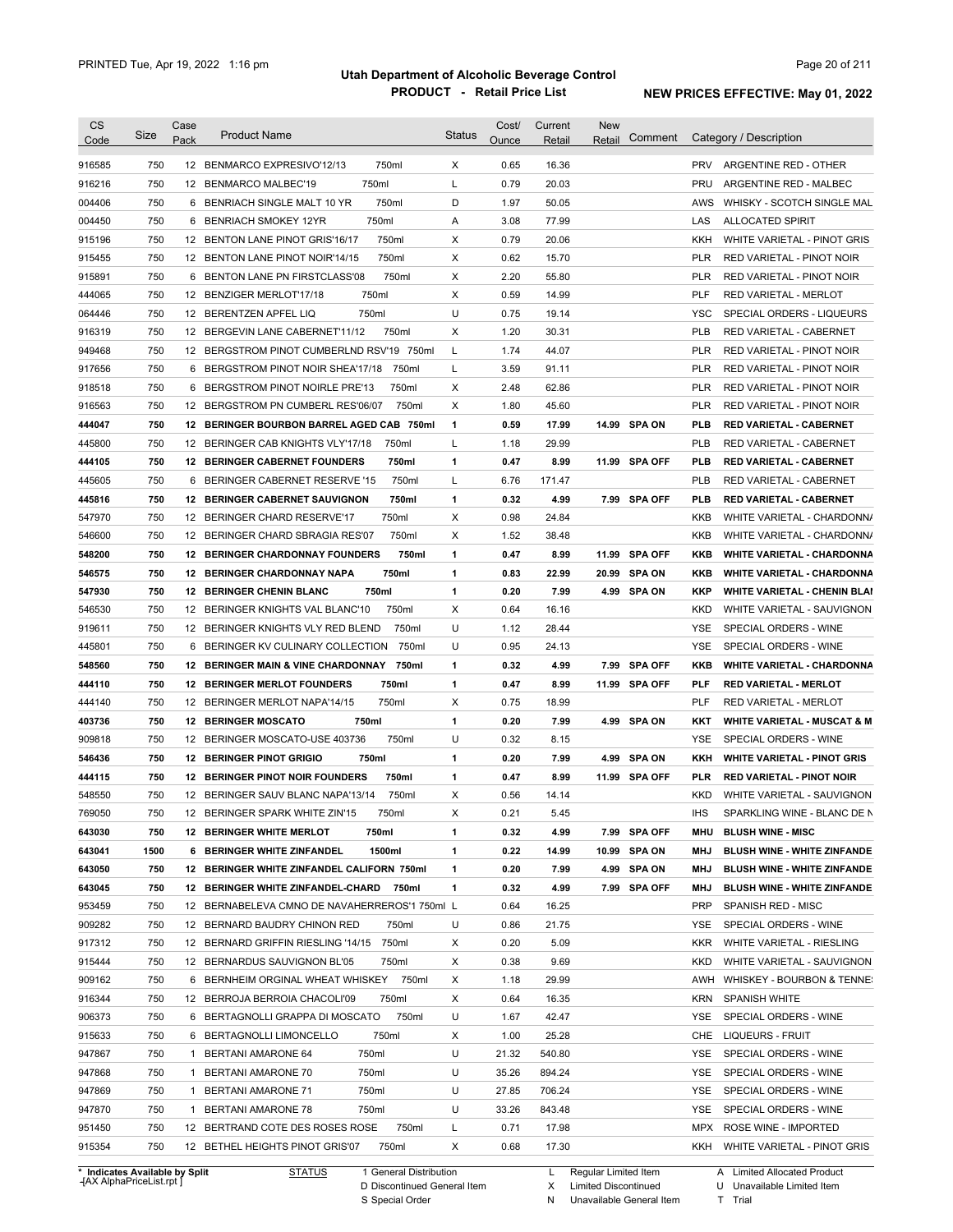# Utah Department of Alcoholic Beverage Control

## PRODUCT - Retail Price List

PRINTED Tue, Apr 19, 2022 1:16 pm

**NEW PRICES EFFECTIVE: May 01, 2022**

| CS Code | Size | Case Pack | Product Name | Status | Cost/ Ounce | Current Retail | New Retail | Comment | Category / Description |
|---|---|---|---|---|---|---|---|---|---|
| 916585 | 750 | 12 | BENMARCO EXPRESIVO'12/13 750ml | X | 0.65 | 16.36 | | | PRV ARGENTINE RED - OTHER |
| 916216 | 750 | 12 | BENMARCO MALBEC'19 750ml | L | 0.79 | 20.03 | | | PRU ARGENTINE RED - MALBEC |
| 004406 | 750 | 6 | BENRIACH SINGLE MALT 10 YR 750ml | D | 1.97 | 50.05 | | | AWS WHISKY - SCOTCH SINGLE MAL |
| 004450 | 750 | 6 | BENRIACH SMOKEY 12YR 750ml | A | 3.08 | 77.99 | | | LAS ALLOCATED SPIRIT |
| 915196 | 750 | 12 | BENTON LANE PINOT GRIS'16/17 750ml | X | 0.79 | 20.06 | | | KKH WHITE VARIETAL - PINOT GRIS |
| 915455 | 750 | 12 | BENTON LANE PINOT NOIR'14/15 750ml | X | 0.62 | 15.70 | | | PLR RED VARIETAL - PINOT NOIR |
| 915891 | 750 | 6 | BENTON LANE PN FIRSTCLASS'08 750ml | X | 2.20 | 55.80 | | | PLR RED VARIETAL - PINOT NOIR |
| 444065 | 750 | 12 | BENZIGER MERLOT'17/18 750ml | X | 0.59 | 14.99 | | | PLF RED VARIETAL - MERLOT |
| 064446 | 750 | 12 | BERENTZEN APFEL LIQ 750ml | U | 0.75 | 19.14 | | | YSC SPECIAL ORDERS - LIQUEURS |
| 916319 | 750 | 12 | BERGEVIN LANE CABERNET'11/12 750ml | X | 1.20 | 30.31 | | | PLB RED VARIETAL - CABERNET |
| 949468 | 750 | 12 | BERGSTROM PINOT CUMBERLND RSV'19 750ml | L | 1.74 | 44.07 | | | PLR RED VARIETAL - PINOT NOIR |
| 917656 | 750 | 6 | BERGSTROM PINOT NOIR SHEA'17/18 750ml | L | 3.59 | 91.11 | | | PLR RED VARIETAL - PINOT NOIR |
| 918518 | 750 | 6 | BERGSTROM PINOT NOIRLE PRE'13 750ml | X | 2.48 | 62.86 | | | PLR RED VARIETAL - PINOT NOIR |
| 916563 | 750 | 12 | BERGSTROM PN CUMBERL RES'06/07 750ml | X | 1.80 | 45.60 | | | PLR RED VARIETAL - PINOT NOIR |
| **444047** | **750** | **12** | **BERINGER BOURBON BARREL AGED CAB 750ml** | **1** | **0.59** | **17.99** | **14.99** | **SPA ON** | **PLB RED VARIETAL - CABERNET** |
| 445800 | 750 | 12 | BERINGER CAB KNIGHTS VLY'17/18 750ml | L | 1.18 | 29.99 | | | PLB RED VARIETAL - CABERNET |
| **444105** | **750** | **12** | **BERINGER CABERNET FOUNDERS 750ml** | **1** | **0.47** | **8.99** | **11.99** | **SPA OFF** | **PLB RED VARIETAL - CABERNET** |
| 445605 | 750 | 6 | BERINGER CABERNET RESERVE '15 750ml | L | 6.76 | 171.47 | | | PLB RED VARIETAL - CABERNET |
| **445816** | **750** | **12** | **BERINGER CABERNET SAUVIGNON 750ml** | **1** | **0.32** | **4.99** | **7.99** | **SPA OFF** | **PLB RED VARIETAL - CABERNET** |
| 547970 | 750 | 12 | BERINGER CHARD RESERVE'17 750ml | X | 0.98 | 24.84 | | | KKB WHITE VARIETAL - CHARDONNA |
| 546600 | 750 | 12 | BERINGER CHARD SBRAGIA RES'07 750ml | X | 1.52 | 38.48 | | | KKB WHITE VARIETAL - CHARDONNA |
| **548200** | **750** | **12** | **BERINGER CHARDONNAY FOUNDERS 750ml** | **1** | **0.47** | **8.99** | **11.99** | **SPA OFF** | **KKB WHITE VARIETAL - CHARDONNA** |
| **546575** | **750** | **12** | **BERINGER CHARDONNAY NAPA 750ml** | **1** | **0.83** | **22.99** | **20.99** | **SPA ON** | **KKB WHITE VARIETAL - CHARDONNA** |
| **547930** | **750** | **12** | **BERINGER CHENIN BLANC 750ml** | **1** | **0.20** | **7.99** | **4.99** | **SPA ON** | **KKP WHITE VARIETAL - CHENIN BLA** |
| 546530 | 750 | 12 | BERINGER KNIGHTS VAL BLANC'10 750ml | X | 0.64 | 16.16 | | | KKD WHITE VARIETAL - SAUVIGNON |
| 919611 | 750 | 12 | BERINGER KNIGHTS VLY RED BLEND 750ml | U | 1.12 | 28.44 | | | YSE SPECIAL ORDERS - WINE |
| 445801 | 750 | 6 | BERINGER KV CULINARY COLLECTION 750ml | U | 0.95 | 24.13 | | | YSE SPECIAL ORDERS - WINE |
| **548560** | **750** | **12** | **BERINGER MAIN & VINE CHARDONNAY 750ml** | **1** | **0.32** | **4.99** | **7.99** | **SPA OFF** | **KKB WHITE VARIETAL - CHARDONNA** |
| **444110** | **750** | **12** | **BERINGER MERLOT FOUNDERS 750ml** | **1** | **0.47** | **8.99** | **11.99** | **SPA OFF** | **PLF RED VARIETAL - MERLOT** |
| 444140 | 750 | 12 | BERINGER MERLOT NAPA'14/15 750ml | X | 0.75 | 18.99 | | | PLF RED VARIETAL - MERLOT |
| **403736** | **750** | **12** | **BERINGER MOSCATO 750ml** | **1** | **0.20** | **7.99** | **4.99** | **SPA ON** | **KKT WHITE VARIETAL - MUSCAT & M** |
| 909818 | 750 | 12 | BERINGER MOSCATO-USE 403736 750ml | U | 0.32 | 8.15 | | | YSE SPECIAL ORDERS - WINE |
| **546436** | **750** | **12** | **BERINGER PINOT GRIGIO 750ml** | **1** | **0.20** | **7.99** | **4.99** | **SPA ON** | **KKH WHITE VARIETAL - PINOT GRIS** |
| **444115** | **750** | **12** | **BERINGER PINOT NOIR FOUNDERS 750ml** | **1** | **0.47** | **8.99** | **11.99** | **SPA OFF** | **PLR RED VARIETAL - PINOT NOIR** |
| 548550 | 750 | 12 | BERINGER SAUV BLANC NAPA'13/14 750ml | X | 0.56 | 14.14 | | | KKD WHITE VARIETAL - SAUVIGNON |
| 769050 | 750 | 12 | BERINGER SPARK WHITE ZIN'15 750ml | X | 0.21 | 5.45 | | | IHS SPARKLING WINE - BLANC DE N |
| **643030** | **750** | **12** | **BERINGER WHITE MERLOT 750ml** | **1** | **0.32** | **4.99** | **7.99** | **SPA OFF** | **MHU BLUSH WINE - MISC** |
| **643041** | **1500** | **6** | **BERINGER WHITE ZINFANDEL 1500ml** | **1** | **0.22** | **14.99** | **10.99** | **SPA ON** | **MHJ BLUSH WINE - WHITE ZINFANDE** |
| **643050** | **750** | **12** | **BERINGER WHITE ZINFANDEL CALIFORN 750ml** | **1** | **0.20** | **7.99** | **4.99** | **SPA ON** | **MHJ BLUSH WINE - WHITE ZINFANDE** |
| **643045** | **750** | **12** | **BERINGER WHITE ZINFANDEL-CHARD 750ml** | **1** | **0.32** | **4.99** | **7.99** | **SPA OFF** | **MHJ BLUSH WINE - WHITE ZINFANDE** |
| 953459 | 750 | 12 | BERNABELEVA CMNO DE NAVAHERREROS'1 750ml | L | 0.64 | 16.25 | | | PRP SPANISH RED - MISC |
| 909282 | 750 | 12 | BERNARD BAUDRY CHINON RED 750ml | U | 0.86 | 21.75 | | | YSE SPECIAL ORDERS - WINE |
| 917312 | 750 | 12 | BERNARD GRIFFIN RIESLING '14/15 750ml | X | 0.20 | 5.09 | | | KKR WHITE VARIETAL - RIESLING |
| 915444 | 750 | 12 | BERNARDUS SAUVIGNON BL'05 750ml | X | 0.38 | 9.69 | | | KKD WHITE VARIETAL - SAUVIGNON |
| 909162 | 750 | 6 | BERNHEIM ORGINAL WHEAT WHISKEY 750ml | X | 1.18 | 29.99 | | | AWH WHISKEY - BOURBON & TENNE |
| 916344 | 750 | 12 | BERROJA BERROIA CHACOLI'09 750ml | X | 0.64 | 16.35 | | | KRN SPANISH WHITE |
| 906373 | 750 | 6 | BERTAGNOLLI GRAPPA DI MOSCATO 750ml | U | 1.67 | 42.47 | | | YSE SPECIAL ORDERS - WINE |
| 915633 | 750 | 6 | BERTAGNOLLI LIMONCELLO 750ml | X | 1.00 | 25.28 | | | CHE LIQUEURS - FRUIT |
| 947867 | 750 | 1 | BERTANI AMARONE 64 750ml | U | 21.32 | 540.80 | | | YSE SPECIAL ORDERS - WINE |
| 947868 | 750 | 1 | BERTANI AMARONE 70 750ml | U | 35.26 | 894.24 | | | YSE SPECIAL ORDERS - WINE |
| 947869 | 750 | 1 | BERTANI AMARONE 71 750ml | U | 27.85 | 706.24 | | | YSE SPECIAL ORDERS - WINE |
| 947870 | 750 | 1 | BERTANI AMARONE 78 750ml | U | 33.26 | 843.48 | | | YSE SPECIAL ORDERS - WINE |
| 951450 | 750 | 12 | BERTRAND COTE DES ROSES ROSE 750ml | L | 0.71 | 17.98 | | | MPX ROSE WINE - IMPORTED |
| 915354 | 750 | 12 | BETHEL HEIGHTS PINOT GRIS'07 750ml | X | 0.68 | 17.30 | | | KKH WHITE VARIETAL - PINOT GRIS |

\* Indicates Available by Split

STATUS: 1 General Distribution; D Discontinued General Item; S Special Order; L Regular Limited Item; X Limited Discontinued; N Unavailable General Item; A Limited Allocated Product; U Unavailable Limited Item; T Trial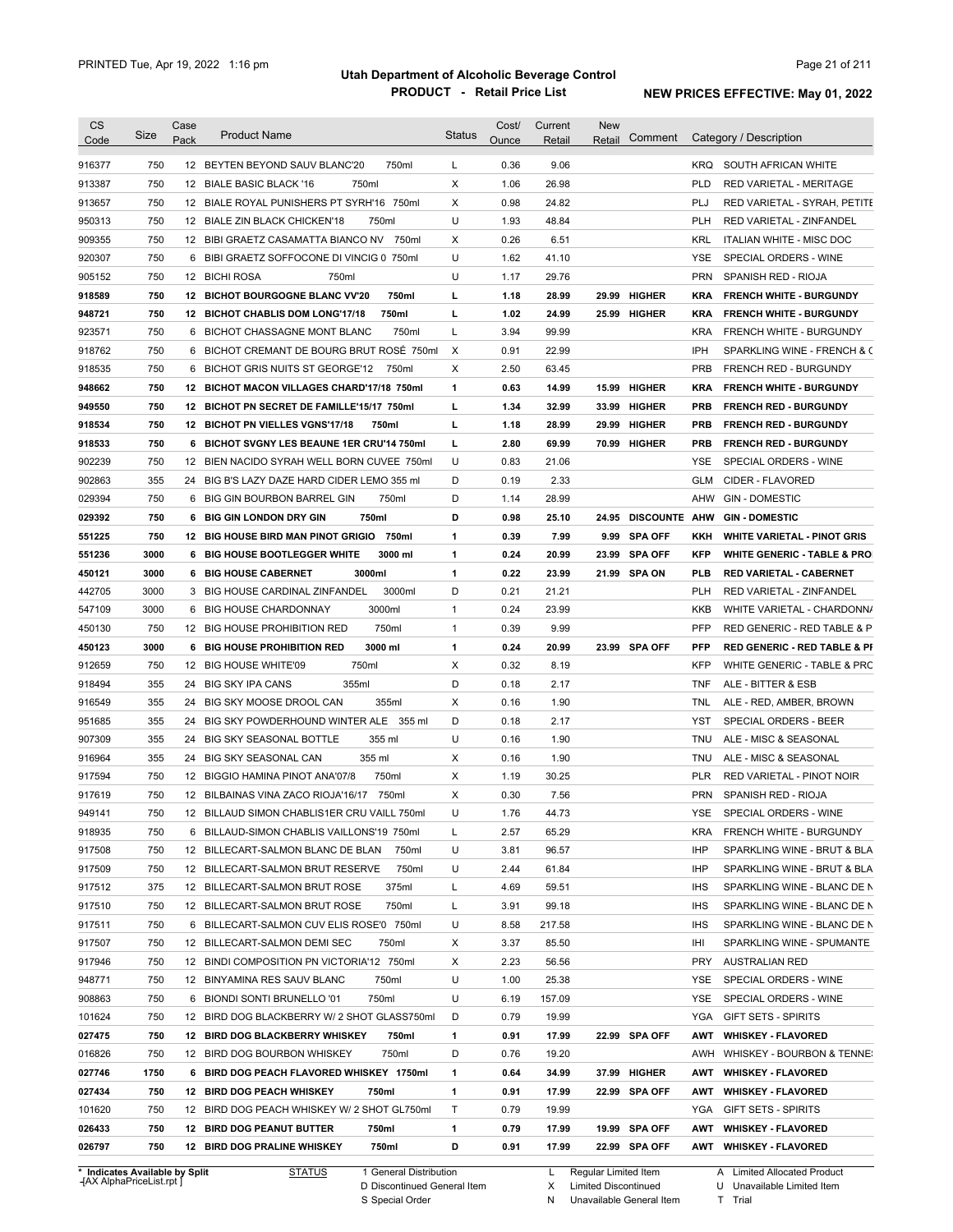# Utah Department of Alcoholic Beverage Control

## PRODUCT - Retail Price List

PRINTED Tue, Apr 19, 2022 1:16 pm

**NEW PRICES EFFECTIVE: May 01, 2022**

| CS Code | Size | Case Pack | Product Name | Status | Cost/ Ounce | Current Retail | New Retail | Comment | Category / Description |
|---|---|---|---|---|---|---|---|---|---|
| 916377 | 750 | 12 | BEYTEN BEYOND SAUV BLANC'20 750ml | L | 0.36 | 9.06 | | | KRQ SOUTH AFRICAN WHITE |
| 913387 | 750 | 12 | BIALE BASIC BLACK '16 750ml | X | 1.06 | 26.98 | | | PLD RED VARIETAL - MERITAGE |
| 913657 | 750 | 12 | BIALE ROYAL PUNISHERS PT SYRH'16 750ml | X | 0.98 | 24.82 | | | PLJ RED VARIETAL - SYRAH, PETITE |
| 950313 | 750 | 12 | BIALE ZIN BLACK CHICKEN'18 750ml | U | 1.93 | 48.84 | | | PLH RED VARIETAL - ZINFANDEL |
| 909355 | 750 | 12 | BIBI GRAETZ CASAMATTA BIANCO NV 750ml | X | 0.26 | 6.51 | | | KRL ITALIAN WHITE - MISC DOC |
| 920307 | 750 | 6 | BIBI GRAETZ SOFFOCONE DI VINCIG 0 750ml | U | 1.62 | 41.10 | | | YSE SPECIAL ORDERS - WINE |
| 905152 | 750 | 12 | BICHI ROSA 750ml | U | 1.17 | 29.76 | | | PRN SPANISH RED - RIOJA |
| **918589** | **750** | **12** | **BICHOT BOURGOGNE BLANC VV'20 750ml** | **L** | **1.18** | **28.99** | **29.99** | **HIGHER** | **KRA FRENCH WHITE - BURGUNDY** |
| **948721** | **750** | **12** | **BICHOT CHABLIS DOM LONG'17/18 750ml** | **L** | **1.02** | **24.99** | **25.99** | **HIGHER** | **KRA FRENCH WHITE - BURGUNDY** |
| 923571 | 750 | 6 | BICHOT CHASSAGNE MONT BLANC 750ml | L | 3.94 | 99.99 | | | KRA FRENCH WHITE - BURGUNDY |
| 918762 | 750 | 6 | BICHOT CREMANT DE BOURG BRUT ROSÉ 750ml | X | 0.91 | 22.99 | | | IPH SPARKLING WINE - FRENCH & ( |
| 918535 | 750 | 6 | BICHOT GRIS NUITS ST GEORGE'12 750ml | X | 2.50 | 63.45 | | | PRB FRENCH RED - BURGUNDY |
| **948662** | **750** | **12** | **BICHOT MACON VILLAGES CHARD'17/18 750ml** | **1** | **0.63** | **14.99** | **15.99** | **HIGHER** | **KRA FRENCH WHITE - BURGUNDY** |
| **949550** | **750** | **12** | **BICHOT PN SECRET DE FAMILLE'15/17 750ml** | **L** | **1.34** | **32.99** | **33.99** | **HIGHER** | **PRB FRENCH RED - BURGUNDY** |
| **918534** | **750** | **12** | **BICHOT PN VIELLES VGNS'17/18 750ml** | **L** | **1.18** | **28.99** | **29.99** | **HIGHER** | **PRB FRENCH RED - BURGUNDY** |
| **918533** | **750** | **6** | **BICHOT SVGNY LES BEAUNE 1ER CRU'14 750ml** | **L** | **2.80** | **69.99** | **70.99** | **HIGHER** | **PRB FRENCH RED - BURGUNDY** |
| 902239 | 750 | 12 | BIEN NACIDO SYRAH WELL BORN CUVEE 750ml | U | 0.83 | 21.06 | | | YSE SPECIAL ORDERS - WINE |
| 902863 | 355 | 24 | BIG B'S LAZY DAZE HARD CIDER LEMO 355 ml | D | 0.19 | 2.33 | | | GLM CIDER - FLAVORED |
| 029394 | 750 | 6 | BIG GIN BOURBON BARREL GIN 750ml | D | 1.14 | 28.99 | | | AHW GIN - DOMESTIC |
| **029392** | **750** | **6** | **BIG GIN LONDON DRY GIN 750ml** | **D** | **0.98** | **25.10** | **24.95** | **DISCOUNTE** | **AHW GIN - DOMESTIC** |
| **551225** | **750** | **12** | **BIG HOUSE BIRD MAN PINOT GRIGIO 750ml** | **1** | **0.39** | **7.99** | **9.99** | **SPA OFF** | **KKH WHITE VARIETAL - PINOT GRIS** |
| **551236** | **3000** | **6** | **BIG HOUSE BOOTLEGGER WHITE 3000 ml** | **1** | **0.24** | **20.99** | **23.99** | **SPA OFF** | **KFP WHITE GENERIC - TABLE & PRO** |
| **450121** | **3000** | **6** | **BIG HOUSE CABERNET 3000ml** | **1** | **0.22** | **23.99** | **21.99** | **SPA ON** | **PLB RED VARIETAL - CABERNET** |
| 442705 | 3000 | 3 | BIG HOUSE CARDINAL ZINFANDEL 3000ml | D | 0.21 | 21.21 | | | PLH RED VARIETAL - ZINFANDEL |
| 547109 | 3000 | 6 | BIG HOUSE CHARDONNAY 3000ml | 1 | 0.24 | 23.99 | | | KKB WHITE VARIETAL - CHARDONNA |
| 450130 | 750 | 12 | BIG HOUSE PROHIBITION RED 750ml | 1 | 0.39 | 9.99 | | | PFP RED GENERIC - RED TABLE & P |
| **450123** | **3000** | **6** | **BIG HOUSE PROHIBITION RED 3000 ml** | **1** | **0.24** | **20.99** | **23.99** | **SPA OFF** | **PFP RED GENERIC - RED TABLE & PI** |
| 912659 | 750 | 12 | BIG HOUSE WHITE'09 750ml | X | 0.32 | 8.19 | | | KFP WHITE GENERIC - TABLE & PRC |
| 918494 | 355 | 24 | BIG SKY IPA CANS 355ml | D | 0.18 | 2.17 | | | TNF ALE - BITTER & ESB |
| 916549 | 355 | 24 | BIG SKY MOOSE DROOL CAN 355ml | X | 0.16 | 1.90 | | | TNL ALE - RED, AMBER, BROWN |
| 951685 | 355 | 24 | BIG SKY POWDERHOUND WINTER ALE 355 ml | D | 0.18 | 2.17 | | | YST SPECIAL ORDERS - BEER |
| 907309 | 355 | 24 | BIG SKY SEASONAL BOTTLE 355 ml | U | 0.16 | 1.90 | | | TNU ALE - MISC & SEASONAL |
| 916964 | 355 | 24 | BIG SKY SEASONAL CAN 355 ml | X | 0.16 | 1.90 | | | TNU ALE - MISC & SEASONAL |
| 917594 | 750 | 12 | BIGGIO HAMINA PINOT ANA'07/8 750ml | X | 1.19 | 30.25 | | | PLR RED VARIETAL - PINOT NOIR |
| 917619 | 750 | 12 | BILBAINAS VINA ZACO RIOJA'16/17 750ml | X | 0.30 | 7.56 | | | PRN SPANISH RED - RIOJA |
| 949141 | 750 | 12 | BILLAUD SIMON CHABLIS1ER CRU VAILL 750ml | U | 1.76 | 44.73 | | | YSE SPECIAL ORDERS - WINE |
| 918935 | 750 | 6 | BILLAUD-SIMON CHABLIS VAILLONS'19 750ml | L | 2.57 | 65.29 | | | KRA FRENCH WHITE - BURGUNDY |
| 917508 | 750 | 12 | BILLECART-SALMON BLANC DE BLAN 750ml | U | 3.81 | 96.57 | | | IHP SPARKLING WINE - BRUT & BLA |
| 917509 | 750 | 12 | BILLECART-SALMON BRUT RESERVE 750ml | U | 2.44 | 61.84 | | | IHP SPARKLING WINE - BRUT & BLA |
| 917512 | 375 | 12 | BILLECART-SALMON BRUT ROSE 375ml | L | 4.69 | 59.51 | | | IHS SPARKLING WINE - BLANC DE N |
| 917510 | 750 | 12 | BILLECART-SALMON BRUT ROSE 750ml | L | 3.91 | 99.18 | | | IHS SPARKLING WINE - BLANC DE N |
| 917511 | 750 | 6 | BILLECART-SALMON CUV ELIS ROSE'0 750ml | U | 8.58 | 217.58 | | | IHS SPARKLING WINE - BLANC DE N |
| 917507 | 750 | 12 | BILLECART-SALMON DEMI SEC 750ml | X | 3.37 | 85.50 | | | IHI SPARKLING WINE - SPUMANTE |
| 917946 | 750 | 12 | BINDI COMPOSITION PN VICTORIA'12 750ml | X | 2.23 | 56.56 | | | PRY AUSTRALIAN RED |
| 948771 | 750 | 12 | BINYAMINA RES SAUV BLANC 750ml | U | 1.00 | 25.38 | | | YSE SPECIAL ORDERS - WINE |
| 908863 | 750 | 6 | BIONDI SONTI BRUNELLO '01 750ml | U | 6.19 | 157.09 | | | YSE SPECIAL ORDERS - WINE |
| 101624 | 750 | 12 | BIRD DOG BLACKBERRY W/ 2 SHOT GLASS750ml | D | 0.79 | 19.99 | | | YGA GIFT SETS - SPIRITS |
| **027475** | **750** | **12** | **BIRD DOG BLACKBERRY WHISKEY 750ml** | **1** | **0.91** | **17.99** | **22.99** | **SPA OFF** | **AWT WHISKEY - FLAVORED** |
| 016826 | 750 | 12 | BIRD DOG BOURBON WHISKEY 750ml | D | 0.76 | 19.20 | | | AWH WHISKEY - BOURBON & TENNE: |
| **027746** | **1750** | **6** | **BIRD DOG PEACH FLAVORED WHISKEY 1750ml** | **1** | **0.64** | **34.99** | **37.99** | **HIGHER** | **AWT WHISKEY - FLAVORED** |
| **027434** | **750** | **12** | **BIRD DOG PEACH WHISKEY 750ml** | **1** | **0.91** | **17.99** | **22.99** | **SPA OFF** | **AWT WHISKEY - FLAVORED** |
| 101620 | 750 | 12 | BIRD DOG PEACH WHISKEY W/ 2 SHOT GL750ml | T | 0.79 | 19.99 | | | YGA GIFT SETS - SPIRITS |
| **026433** | **750** | **12** | **BIRD DOG PEANUT BUTTER 750ml** | **1** | **0.79** | **17.99** | **19.99** | **SPA OFF** | **AWT WHISKEY - FLAVORED** |
| **026797** | **750** | **12** | **BIRD DOG PRALINE WHISKEY 750ml** | **D** | **0.91** | **17.99** | **22.99** | **SPA OFF** | **AWT WHISKEY - FLAVORED** |

\* Indicates Available by Split

| STATUS | | | |
|---|---|---|---|
| 1 General Distribution | L Regular Limited Item | A Limited Allocated Product |
| D Discontinued General Item | X Limited Discontinued | U Unavailable Limited Item |
| S Special Order | N Unavailable General Item | T Trial |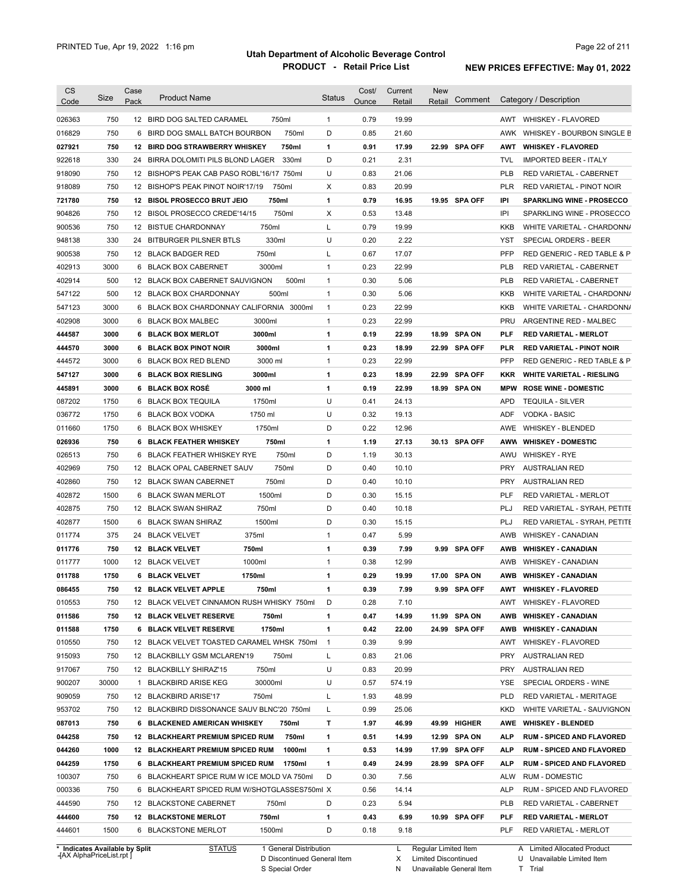# Utah Department of Alcoholic Beverage Control

## PRODUCT - Retail Price List

PRINTED Tue, Apr 19, 2022 1:16 pm

**NEW PRICES EFFECTIVE: May 01, 2022**

| CS Code | Size | Case Pack | Product Name | Status | Cost/ Ounce | Current Retail | New Retail | Comment | Category / Description |
|---|---|---|---|---|---|---|---|---|---|
| 026363 | 750 | 12 | BIRD DOG SALTED CARAMEL 750ml | 1 | 0.79 | 19.99 | | | AWT WHISKEY - FLAVORED |
| 016829 | 750 | 6 | BIRD DOG SMALL BATCH BOURBON 750ml | D | 0.85 | 21.60 | | | AWK WHISKEY - BOURBON SINGLE B |
| **027921** | **750** | **12** | **BIRD DOG STRAWBERRY WHISKEY 750ml** | **1** | **0.91** | **17.99** | **22.99** | **SPA OFF** | **AWT WHISKEY - FLAVORED** |
| 922618 | 330 | 24 | BIRRA DOLOMITI PILS BLOND LAGER 330ml | D | 0.21 | 2.31 | | | TVL IMPORTED BEER - ITALY |
| 918090 | 750 | 12 | BISHOP'S PEAK CAB PASO ROBL'16/17 750ml | U | 0.83 | 21.06 | | | PLB RED VARIETAL - CABERNET |
| 918089 | 750 | 12 | BISHOP'S PEAK PINOT NOIR'17/19 750ml | X | 0.83 | 20.99 | | | PLR RED VARIETAL - PINOT NOIR |
| **721780** | **750** | **12** | **BISOL PROSECCO BRUT JEIO 750ml** | **1** | **0.79** | **16.95** | **19.95** | **SPA OFF** | **IPI SPARKLING WINE - PROSECCO** |
| 904826 | 750 | 12 | BISOL PROSECCO CREDE'14/15 750ml | X | 0.53 | 13.48 | | | IPI SPARKLING WINE - PROSECCO |
| 900536 | 750 | 12 | BISTUE CHARDONNAY 750ml | L | 0.79 | 19.99 | | | KKB WHITE VARIETAL - CHARDONNA |
| 948138 | 330 | 24 | BITBURGER PILSNER BTLS 330ml | U | 0.20 | 2.22 | | | YST SPECIAL ORDERS - BEER |
| 900538 | 750 | 12 | BLACK BADGER RED 750ml | L | 0.67 | 17.07 | | | PFP RED GENERIC - RED TABLE & P |
| 402913 | 3000 | 6 | BLACK BOX CABERNET 3000ml | 1 | 0.23 | 22.99 | | | PLB RED VARIETAL - CABERNET |
| 402914 | 500 | 12 | BLACK BOX CABERNET SAUVIGNON 500ml | 1 | 0.30 | 5.06 | | | PLB RED VARIETAL - CABERNET |
| 547122 | 500 | 12 | BLACK BOX CHARDONNAY 500ml | 1 | 0.30 | 5.06 | | | KKB WHITE VARIETAL - CHARDONNA |
| 547123 | 3000 | 6 | BLACK BOX CHARDONNAY CALIFORNIA 3000ml | 1 | 0.23 | 22.99 | | | KKB WHITE VARIETAL - CHARDONNA |
| 402908 | 3000 | 6 | BLACK BOX MALBEC 3000ml | 1 | 0.23 | 22.99 | | | PRU ARGENTINE RED - MALBEC |
| **444587** | **3000** | **6** | **BLACK BOX MERLOT 3000ml** | **1** | **0.19** | **22.99** | **18.99** | **SPA ON** | **PLF RED VARIETAL - MERLOT** |
| **444570** | **3000** | **6** | **BLACK BOX PINOT NOIR 3000ml** | **1** | **0.23** | **18.99** | **22.99** | **SPA OFF** | **PLR RED VARIETAL - PINOT NOIR** |
| 444572 | 3000 | 6 | BLACK BOX RED BLEND 3000 ml | 1 | 0.23 | 22.99 | | | PFP RED GENERIC - RED TABLE & P |
| **547127** | **3000** | **6** | **BLACK BOX RIESLING 3000ml** | **1** | **0.23** | **18.99** | **22.99** | **SPA OFF** | **KKR WHITE VARIETAL - RIESLING** |
| **445891** | **3000** | **6** | **BLACK BOX ROSÉ 3000 ml** | **1** | **0.19** | **22.99** | **18.99** | **SPA ON** | **MPW ROSE WINE - DOMESTIC** |
| 087202 | 1750 | 6 | BLACK BOX TEQUILA 1750ml | U | 0.41 | 24.13 | | | APD TEQUILA - SILVER |
| 036772 | 1750 | 6 | BLACK BOX VODKA 1750 ml | U | 0.32 | 19.13 | | | ADF VODKA - BASIC |
| 011660 | 1750 | 6 | BLACK BOX WHISKEY 1750ml | D | 0.22 | 12.96 | | | AWE WHISKEY - BLENDED |
| **026936** | **750** | **6** | **BLACK FEATHER WHISKEY 750ml** | **1** | **1.19** | **27.13** | **30.13** | **SPA OFF** | **AWW WHISKEY - DOMESTIC** |
| 026513 | 750 | 6 | BLACK FEATHER WHISKEY RYE 750ml | D | 1.19 | 30.13 | | | AWU WHISKEY - RYE |
| 402969 | 750 | 12 | BLACK OPAL CABERNET SAUV 750ml | D | 0.40 | 10.10 | | | PRY AUSTRALIAN RED |
| 402860 | 750 | 12 | BLACK SWAN CABERNET 750ml | D | 0.40 | 10.10 | | | PRY AUSTRALIAN RED |
| 402872 | 1500 | 6 | BLACK SWAN MERLOT 1500ml | D | 0.30 | 15.15 | | | PLF RED VARIETAL - MERLOT |
| 402875 | 750 | 12 | BLACK SWAN SHIRAZ 750ml | D | 0.40 | 10.18 | | | PLJ RED VARIETAL - SYRAH, PETITE |
| 402877 | 1500 | 6 | BLACK SWAN SHIRAZ 1500ml | D | 0.30 | 15.15 | | | PLJ RED VARIETAL - SYRAH, PETITE |
| 011774 | 375 | 24 | BLACK VELVET 375ml | 1 | 0.47 | 5.99 | | | AWB WHISKEY - CANADIAN |
| **011776** | **750** | **12** | **BLACK VELVET 750ml** | **1** | **0.39** | **7.99** | **9.99** | **SPA OFF** | **AWB WHISKEY - CANADIAN** |
| 011777 | 1000 | 12 | BLACK VELVET 1000ml | 1 | 0.38 | 12.99 | | | AWB WHISKEY - CANADIAN |
| **011788** | **1750** | **6** | **BLACK VELVET 1750ml** | **1** | **0.29** | **19.99** | **17.00** | **SPA ON** | **AWB WHISKEY - CANADIAN** |
| **086455** | **750** | **12** | **BLACK VELVET APPLE 750ml** | **1** | **0.39** | **7.99** | **9.99** | **SPA OFF** | **AWT WHISKEY - FLAVORED** |
| 010553 | 750 | 12 | BLACK VELVET CINNAMON RUSH WHISKY 750ml | D | 0.28 | 7.10 | | | AWT WHISKEY - FLAVORED |
| **011586** | **750** | **12** | **BLACK VELVET RESERVE 750ml** | **1** | **0.47** | **14.99** | **11.99** | **SPA ON** | **AWB WHISKEY - CANADIAN** |
| **011588** | **1750** | **6** | **BLACK VELVET RESERVE 1750ml** | **1** | **0.42** | **22.00** | **24.99** | **SPA OFF** | **AWB WHISKEY - CANADIAN** |
| 010550 | 750 | 12 | BLACK VELVET TOASTED CARAMEL WHSK 750ml | 1 | 0.39 | 9.99 | | | AWT WHISKEY - FLAVORED |
| 915093 | 750 | 12 | BLACKBILLY GSM MCLAREN'19 750ml | L | 0.83 | 21.06 | | | PRY AUSTRALIAN RED |
| 917067 | 750 | 12 | BLACKBILLY SHIRAZ'15 750ml | U | 0.83 | 20.99 | | | PRY AUSTRALIAN RED |
| 900207 | 30000 | 1 | BLACKBIRD ARISE KEG 30000ml | U | 0.57 | 574.19 | | | YSE SPECIAL ORDERS - WINE |
| 909059 | 750 | 12 | BLACKBIRD ARISE'17 750ml | L | 1.93 | 48.99 | | | PLD RED VARIETAL - MERITAGE |
| 953702 | 750 | 12 | BLACKBIRD DISSONANCE SAUV BLNC'20 750ml | L | 0.99 | 25.06 | | | KKD WHITE VARIETAL - SAUVIGNON |
| **087013** | **750** | **6** | **BLACKENED AMERICAN WHISKEY 750ml** | **T** | **1.97** | **46.99** | **49.99** | **HIGHER** | **AWE WHISKEY - BLENDED** |
| **044258** | **750** | **12** | **BLACKHEART PREMIUM SPICED RUM 750ml** | **1** | **0.51** | **14.99** | **12.99** | **SPA ON** | **ALP RUM - SPICED AND FLAVORED** |
| **044260** | **1000** | **12** | **BLACKHEART PREMIUM SPICED RUM 1000ml** | **1** | **0.53** | **14.99** | **17.99** | **SPA OFF** | **ALP RUM - SPICED AND FLAVORED** |
| **044259** | **1750** | **6** | **BLACKHEART PREMIUM SPICED RUM 1750ml** | **1** | **0.49** | **24.99** | **28.99** | **SPA OFF** | **ALP RUM - SPICED AND FLAVORED** |
| 100307 | 750 | 6 | BLACKHEART SPICE RUM W ICE MOLD VA 750ml | D | 0.30 | 7.56 | | | ALW RUM - DOMESTIC |
| 000336 | 750 | 6 | BLACKHEART SPICED RUM W/SHOTGLASSES750ml | X | 0.56 | 14.14 | | | ALP RUM - SPICED AND FLAVORED |
| 444590 | 750 | 12 | BLACKSTONE CABERNET 750ml | D | 0.23 | 5.94 | | | PLB RED VARIETAL - CABERNET |
| **444600** | **750** | **12** | **BLACKSTONE MERLOT 750ml** | **1** | **0.43** | **6.99** | **10.99** | **SPA OFF** | **PLF RED VARIETAL - MERLOT** |
| 444601 | 1500 | 6 | BLACKSTONE MERLOT 1500ml | D | 0.18 | 9.18 | | | PLF RED VARIETAL - MERLOT |

\* Indicates Available by Split

STATUS: 1 General Distribution; D Discontinued General Item; S Special Order; L Regular Limited Item; X Limited Discontinued; N Unavailable General Item; A Limited Allocated Product; U Unavailable Limited Item; T Trial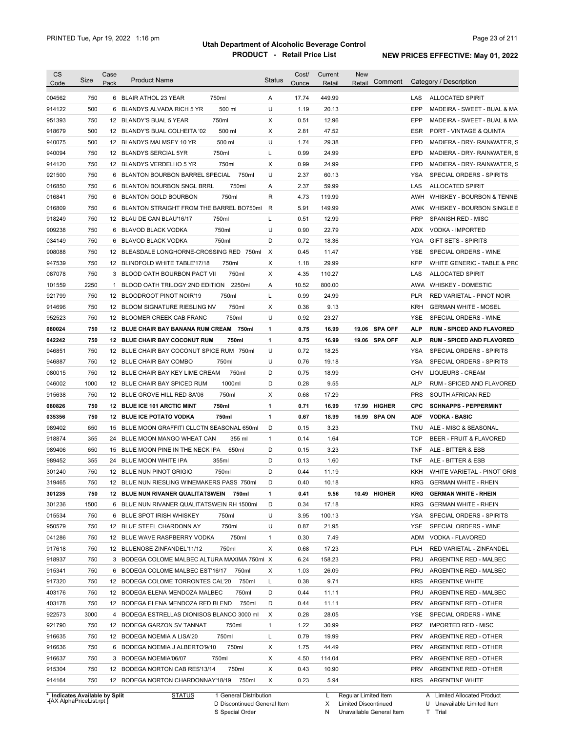# Utah Department of Alcoholic Beverage Control

## PRODUCT - Retail Price List

PRINTED Tue, Apr 19, 2022 1:16 pm

**NEW PRICES EFFECTIVE: May 01, 2022**

| CS Code | Size | Case Pack | Product Name | Status | Cost/ Ounce | Current Retail | New Retail | Comment | Category / Description |
|---|---|---|---|---|---|---|---|---|---|
| 004562 | 750 | 6 | BLAIR ATHOL 23 YEAR 750ml | A | 17.74 | 449.99 | | | LAS ALLOCATED SPIRIT |
| 914122 | 500 | 6 | BLANDYS ALVADA RICH 5 YR 500 ml | U | 1.19 | 20.13 | | | EPP MADEIRA - SWEET - BUAL & MA |
| 951393 | 750 | 12 | BLANDY'S BUAL 5 YEAR 750ml | X | 0.51 | 12.96 | | | EPP MADEIRA - SWEET - BUAL & MA |
| 918679 | 500 | 12 | BLANDY'S BUAL COLHEITA '02 500 ml | X | 2.81 | 47.52 | | | ESR PORT - VINTAGE & QUINTA |
| 940075 | 500 | 12 | BLANDYS MALMSEY 10 YR 500 ml | U | 1.74 | 29.38 | | | EPD MADIERA - DRY- RAINWATER, S |
| 940094 | 750 | 12 | BLANDYS SERCIAL 5YR 750ml | L | 0.99 | 24.99 | | | EPD MADIERA - DRY- RAINWATER, S |
| 914120 | 750 | 12 | BLANDYS VERDELHO 5 YR 750ml | X | 0.99 | 24.99 | | | EPD MADIERA - DRY- RAINWATER, S |
| 921500 | 750 | 6 | BLANTON BOURBON BARREL SPECIAL 750ml | U | 2.37 | 60.13 | | | YSA SPECIAL ORDERS - SPIRITS |
| 016850 | 750 | 6 | BLANTON BOURBON SNGL BRRL 750ml | A | 2.37 | 59.99 | | | LAS ALLOCATED SPIRIT |
| 016841 | 750 | 6 | BLANTON GOLD BOURBON 750ml | R | 4.73 | 119.99 | | | AWH WHISKEY - BOURBON & TENNE |
| 016809 | 750 | 6 | BLANTON STRAIGHT FROM THE BARREL BO750ml | R | 5.91 | 149.99 | | | AWK WHISKEY - BOURBON SINGLE B |
| 918249 | 750 | 12 | BLAU DE CAN BLAU'16/17 750ml | L | 0.51 | 12.99 | | | PRP SPANISH RED - MISC |
| 909238 | 750 | 6 | BLAVOD BLACK VODKA 750ml | U | 0.90 | 22.79 | | | ADX VODKA - IMPORTED |
| 034149 | 750 | 6 | BLAVOD BLACK VODKA 750ml | D | 0.72 | 18.36 | | | YGA GIFT SETS - SPIRITS |
| 908088 | 750 | 12 | BLEASDALE LONGHORNE-CROSSING RED 750ml | X | 0.45 | 11.47 | | | YSE SPECIAL ORDERS - WINE |
| 947539 | 750 | 12 | BLINDFOLD WHITE TABLE'17/18 750ml | X | 1.18 | 29.99 | | | KFP WHITE GENERIC - TABLE & PRC |
| 087078 | 750 | 3 | BLOOD OATH BOURBON PACT VII 750ml | X | 4.35 | 110.27 | | | LAS ALLOCATED SPIRIT |
| 101559 | 2250 | 1 | BLOOD OATH TRILOGY 2ND EDITION 2250ml | A | 10.52 | 800.00 | | | AWW WHISKEY - DOMESTIC |
| 921799 | 750 | 12 | BLOODROOT PINOT NOIR'19 750ml | L | 0.99 | 24.99 | | | PLR RED VARIETAL - PINOT NOIR |
| 914696 | 750 | 12 | BLOOM SIGNATURE RIESLING NV 750ml | X | 0.36 | 9.13 | | | KRH GERMAN WHITE - MOSEL |
| 952523 | 750 | 12 | BLOOMER CREEK CAB FRANC 750ml | U | 0.92 | 23.27 | | | YSE SPECIAL ORDERS - WINE |
| **080024** | **750** | **12** | **BLUE CHAIR BAY BANANA RUM CREAM 750ml** | **1** | **0.75** | **16.99** | **19.06** | **SPA OFF** | **ALP RUM - SPICED AND FLAVORED** |
| **042242** | **750** | **12** | **BLUE CHAIR BAY COCONUT RUM 750ml** | **1** | **0.75** | **16.99** | **19.06** | **SPA OFF** | **ALP RUM - SPICED AND FLAVORED** |
| 946851 | 750 | 12 | BLUE CHAIR BAY COCONUT SPICE RUM 750ml | U | 0.72 | 18.25 | | | YSA SPECIAL ORDERS - SPIRITS |
| 946887 | 750 | 12 | BLUE CHAIR BAY COMBO 750ml | U | 0.76 | 19.18 | | | YSA SPECIAL ORDERS - SPIRITS |
| 080015 | 750 | 12 | BLUE CHAIR BAY KEY LIME CREAM 750ml | D | 0.75 | 18.99 | | | CHV LIQUEURS - CREAM |
| 046002 | 1000 | 12 | BLUE CHAIR BAY SPICED RUM 1000ml | D | 0.28 | 9.55 | | | ALP RUM - SPICED AND FLAVORED |
| 915638 | 750 | 12 | BLUE GROVE HILL RED SA'06 750ml | X | 0.68 | 17.29 | | | PRS SOUTH AFRICAN RED |
| **080826** | **750** | **12** | **BLUE ICE 101 ARCTIC MINT 750ml** | **1** | **0.71** | **16.99** | **17.99** | **HIGHER** | **CPC SCHNAPPS - PEPPERMINT** |
| **035356** | **750** | **12** | **BLUE ICE POTATO VODKA 750ml** | **1** | **0.67** | **18.99** | **16.99** | **SPA ON** | **ADF VODKA - BASIC** |
| 989402 | 650 | 15 | BLUE MOON GRAFFITI CLLCTN SEASONAL 650ml | D | 0.15 | 3.23 | | | TNU ALE - MISC & SEASONAL |
| 918874 | 355 | 24 | BLUE MOON MANGO WHEAT CAN 355 ml | 1 | 0.14 | 1.64 | | | TCP BEER - FRUIT & FLAVORED |
| 989406 | 650 | 15 | BLUE MOON PINE IN THE NECK IPA 650ml | D | 0.15 | 3.23 | | | TNF ALE - BITTER & ESB |
| 989452 | 355 | 24 | BLUE MOON WHITE IPA 355ml | D | 0.13 | 1.60 | | | TNF ALE - BITTER & ESB |
| 301240 | 750 | 12 | BLUE NUN PINOT GRIGIO 750ml | D | 0.44 | 11.19 | | | KKH WHITE VARIETAL - PINOT GRIS |
| 319465 | 750 | 12 | BLUE NUN RIESLING WINEMAKERS PASS 750ml | D | 0.40 | 10.18 | | | KRG GERMAN WHITE - RHEIN |
| **301235** | **750** | **12** | **BLUE NUN RIVANER QUALITATSWEIN 750ml** | **1** | **0.41** | **9.56** | **10.49** | **HIGHER** | **KRG GERMAN WHITE - RHEIN** |
| 301236 | 1500 | 6 | BLUE NUN RIVANER QUALITATSWEIN RH 1500ml | D | 0.34 | 17.18 | | | KRG GERMAN WHITE - RHEIN |
| 015534 | 750 | 6 | BLUE SPOT IRISH WHISKEY 750ml | U | 3.95 | 100.13 | | | YSA SPECIAL ORDERS - SPIRITS |
| 950579 | 750 | 12 | BLUE STEEL CHARDONN AY 750ml | U | 0.87 | 21.95 | | | YSE SPECIAL ORDERS - WINE |
| 041286 | 750 | 12 | BLUE WAVE RASPBERRY VODKA 750ml | 1 | 0.30 | 7.49 | | | ADM VODKA - FLAVORED |
| 917618 | 750 | 12 | BLUENOSE ZINFANDEL'11/12 750ml | X | 0.68 | 17.23 | | | PLH RED VARIETAL - ZINFANDEL |
| 918937 | 750 | 3 | BODEGA COLOME MALBEC ALTURA MAXIMA 750ml | X | 6.24 | 158.23 | | | PRU ARGENTINE RED - MALBEC |
| 915341 | 750 | 6 | BODEGA COLOME MALBEC EST'16/17 750ml | X | 1.03 | 26.09 | | | PRU ARGENTINE RED - MALBEC |
| 917320 | 750 | 12 | BODEGA COLOME TORRONTES CAL'20 750ml | L | 0.38 | 9.71 | | | KRS ARGENTINE WHITE |
| 403176 | 750 | 12 | BODEGA ELENA MENDOZA MALBEC 750ml | D | 0.44 | 11.11 | | | PRU ARGENTINE RED - MALBEC |
| 403178 | 750 | 12 | BODEGA ELENA MENDOZA RED BLEND 750ml | D | 0.44 | 11.11 | | | PRV ARGENTINE RED - OTHER |
| 922573 | 3000 | 4 | BODEGA ESTRELLAS DIONISOS BLANCO 3000 ml | X | 0.28 | 28.05 | | | YSE SPECIAL ORDERS - WINE |
| 921790 | 750 | 12 | BODEGA GARZON SV TANNAT 750ml | 1 | 1.22 | 30.99 | | | PRZ IMPORTED RED - MISC |
| 916635 | 750 | 12 | BODEGA NOEMIA A LISA'20 750ml | L | 0.79 | 19.99 | | | PRV ARGENTINE RED - OTHER |
| 916636 | 750 | 6 | BODEGA NOEMIA J ALBERTO'9/10 750ml | X | 1.75 | 44.49 | | | PRV ARGENTINE RED - OTHER |
| 916637 | 750 | 3 | BODEGA NOEMIA'06/07 750ml | X | 4.50 | 114.04 | | | PRV ARGENTINE RED - OTHER |
| 915304 | 750 | 12 | BODEGA NORTON CAB RES'13/14 750ml | X | 0.43 | 10.90 | | | PRV ARGENTINE RED - OTHER |
| 914164 | 750 | 12 | BODEGA NORTON CHARDONNAY'18/19 750ml | X | 0.23 | 5.94 | | | KRS ARGENTINE WHITE |

\* Indicates Available by Split

| STATUS | | |
|---|---|---|
| 1 General Distribution | L Regular Limited Item | A Limited Allocated Product |
| D Discontinued General Item | X Limited Discontinued | U Unavailable Limited Item |
| S Special Order | N Unavailable General Item | T Trial |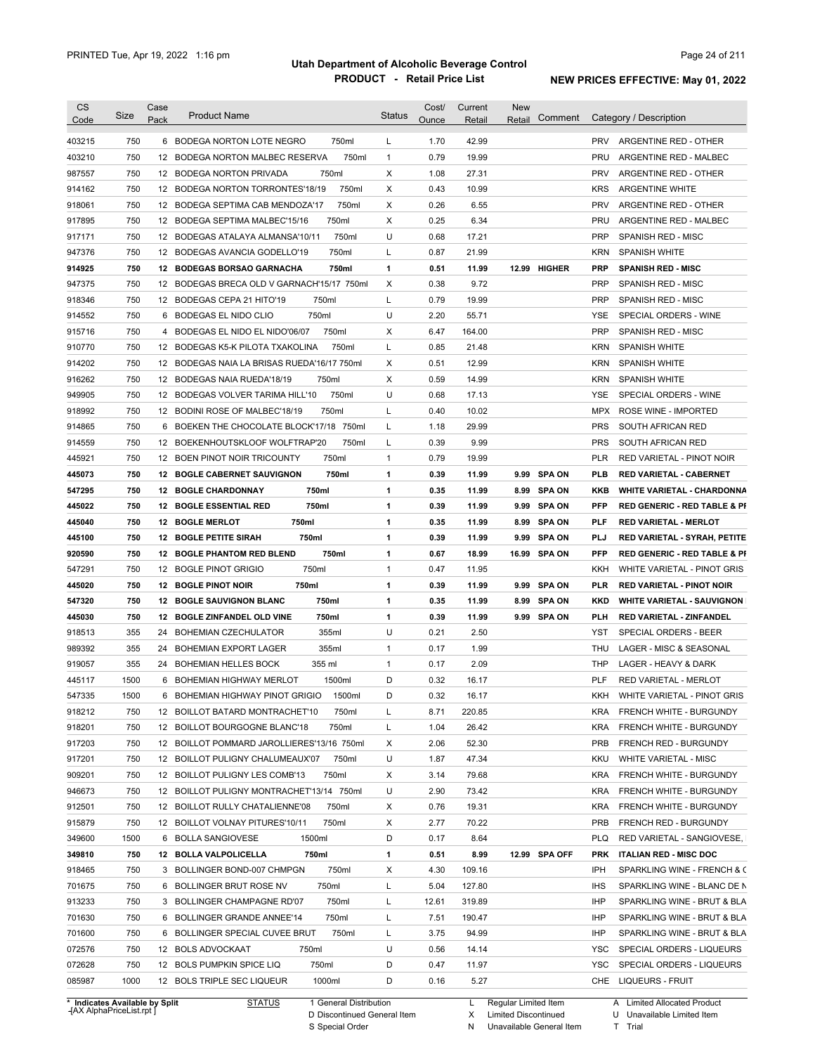# Utah Department of Alcoholic Beverage Control

## PRODUCT - Retail Price List

PRINTED Tue, Apr 19, 2022 1:16 pm

**NEW PRICES EFFECTIVE: May 01, 2022**

| CS Code | Size | Case Pack | Product Name | | Status | Cost/ Ounce | Current Retail | New Retail | Comment | Category / Description | |
|---|---|---|---|---|---|---|---|---|---|---|---|
| 403215 | 750 | 6 | BODEGA NORTON LOTE NEGRO | 750ml | L | 1.70 | 42.99 | | | PRV | ARGENTINE RED - OTHER |
| 403210 | 750 | 12 | BODEGA NORTON MALBEC RESERVA | 750ml | 1 | 0.79 | 19.99 | | | PRU | ARGENTINE RED - MALBEC |
| 987557 | 750 | 12 | BODEGA NORTON PRIVADA | 750ml | X | 1.08 | 27.31 | | | PRV | ARGENTINE RED - OTHER |
| 914162 | 750 | 12 | BODEGA NORTON TORRONTES'18/19 | 750ml | X | 0.43 | 10.99 | | | KRS | ARGENTINE WHITE |
| 918061 | 750 | 12 | BODEGA SEPTIMA CAB MENDOZA'17 | 750ml | X | 0.26 | 6.55 | | | PRV | ARGENTINE RED - OTHER |
| 917895 | 750 | 12 | BODEGA SEPTIMA MALBEC'15/16 | 750ml | X | 0.25 | 6.34 | | | PRU | ARGENTINE RED - MALBEC |
| 917171 | 750 | 12 | BODEGAS ATALAYA ALMANSA'10/11 | 750ml | U | 0.68 | 17.21 | | | PRP | SPANISH RED - MISC |
| 947376 | 750 | 12 | BODEGAS AVANCIA GODELLO'19 | 750ml | L | 0.87 | 21.99 | | | KRN | SPANISH WHITE |
| **914925** | **750** | **12** | **BODEGAS BORSAO GARNACHA** | **750ml** | **1** | **0.51** | **11.99** | **12.99** | **HIGHER** | **PRP** | **SPANISH RED - MISC** |
| 947375 | 750 | 12 | BODEGAS BRECA OLD V GARNACH'15/17 | 750ml | X | 0.38 | 9.72 | | | PRP | SPANISH RED - MISC |
| 918346 | 750 | 12 | BODEGAS CEPA 21 HITO'19 | 750ml | L | 0.79 | 19.99 | | | PRP | SPANISH RED - MISC |
| 914552 | 750 | 6 | BODEGAS EL NIDO CLIO | 750ml | U | 2.20 | 55.71 | | | YSE | SPECIAL ORDERS - WINE |
| 915716 | 750 | 4 | BODEGAS EL NIDO EL NIDO'06/07 | 750ml | X | 6.47 | 164.00 | | | PRP | SPANISH RED - MISC |
| 910770 | 750 | 12 | BODEGAS K5-K PILOTA TXAKOLINA | 750ml | L | 0.85 | 21.48 | | | KRN | SPANISH WHITE |
| 914202 | 750 | 12 | BODEGAS NAIA LA BRISAS RUEDA'16/17 | 750ml | X | 0.51 | 12.99 | | | KRN | SPANISH WHITE |
| 916262 | 750 | 12 | BODEGAS NAIA RUEDA'18/19 | 750ml | X | 0.59 | 14.99 | | | KRN | SPANISH WHITE |
| 949905 | 750 | 12 | BODEGAS VOLVER TARIMA HILL'10 | 750ml | U | 0.68 | 17.13 | | | YSE | SPECIAL ORDERS - WINE |
| 918992 | 750 | 12 | BODINI ROSE OF MALBEC'18/19 | 750ml | L | 0.40 | 10.02 | | | MPX | ROSE WINE - IMPORTED |
| 914865 | 750 | 6 | BOEKEN THE CHOCOLATE BLOCK'17/18 | 750ml | L | 1.18 | 29.99 | | | PRS | SOUTH AFRICAN RED |
| 914559 | 750 | 12 | BOEKENHOUTSKLOOF WOLFTRAP'20 | 750ml | L | 0.39 | 9.99 | | | PRS | SOUTH AFRICAN RED |
| 445921 | 750 | 12 | BOEN PINOT NOIR TRICOUNTY | 750ml | 1 | 0.79 | 19.99 | | | PLR | RED VARIETAL - PINOT NOIR |
| **445073** | **750** | **12** | **BOGLE CABERNET SAUVIGNON** | **750ml** | **1** | **0.39** | **11.99** | **9.99** | **SPA ON** | **PLB** | **RED VARIETAL - CABERNET** |
| **547295** | **750** | **12** | **BOGLE CHARDONNAY** | **750ml** | **1** | **0.35** | **11.99** | **8.99** | **SPA ON** | **KKB** | **WHITE VARIETAL - CHARDONNA** |
| **445022** | **750** | **12** | **BOGLE ESSENTIAL RED** | **750ml** | **1** | **0.39** | **11.99** | **9.99** | **SPA ON** | **PFP** | **RED GENERIC - RED TABLE & PI** |
| **445040** | **750** | **12** | **BOGLE MERLOT** | **750ml** | **1** | **0.35** | **11.99** | **8.99** | **SPA ON** | **PLF** | **RED VARIETAL - MERLOT** |
| **445100** | **750** | **12** | **BOGLE PETITE SIRAH** | **750ml** | **1** | **0.39** | **11.99** | **9.99** | **SPA ON** | **PLJ** | **RED VARIETAL - SYRAH, PETITE** |
| **920590** | **750** | **12** | **BOGLE PHANTOM RED BLEND** | **750ml** | **1** | **0.67** | **18.99** | **16.99** | **SPA ON** | **PFP** | **RED GENERIC - RED TABLE & PI** |
| 547291 | 750 | 12 | BOGLE PINOT GRIGIO | 750ml | 1 | 0.47 | 11.95 | | | KKH | WHITE VARIETAL - PINOT GRIS |
| **445020** | **750** | **12** | **BOGLE PINOT NOIR** | **750ml** | **1** | **0.39** | **11.99** | **9.99** | **SPA ON** | **PLR** | **RED VARIETAL - PINOT NOIR** |
| **547320** | **750** | **12** | **BOGLE SAUVIGNON BLANC** | **750ml** | **1** | **0.35** | **11.99** | **8.99** | **SPA ON** | **KKD** | **WHITE VARIETAL - SAUVIGNON** |
| **445030** | **750** | **12** | **BOGLE ZINFANDEL OLD VINE** | **750ml** | **1** | **0.39** | **11.99** | **9.99** | **SPA ON** | **PLH** | **RED VARIETAL - ZINFANDEL** |
| 918513 | 355 | 24 | BOHEMIAN CZECHULATOR | 355ml | U | 0.21 | 2.50 | | | YST | SPECIAL ORDERS - BEER |
| 989392 | 355 | 24 | BOHEMIAN EXPORT LAGER | 355ml | 1 | 0.17 | 1.99 | | | THU | LAGER - MISC & SEASONAL |
| 919057 | 355 | 24 | BOHEMIAN HELLES BOCK | 355 ml | 1 | 0.17 | 2.09 | | | THP | LAGER - HEAVY & DARK |
| 445117 | 1500 | 6 | BOHEMIAN HIGHWAY MERLOT | 1500ml | D | 0.32 | 16.17 | | | PLF | RED VARIETAL - MERLOT |
| 547335 | 1500 | 6 | BOHEMIAN HIGHWAY PINOT GRIGIO | 1500ml | D | 0.32 | 16.17 | | | KKH | WHITE VARIETAL - PINOT GRIS |
| 918212 | 750 | 12 | BOILLOT BATARD MONTRACHET'10 | 750ml | L | 8.71 | 220.85 | | | KRA | FRENCH WHITE - BURGUNDY |
| 918201 | 750 | 12 | BOILLOT BOURGOGNE BLANC'18 | 750ml | L | 1.04 | 26.42 | | | KRA | FRENCH WHITE - BURGUNDY |
| 917203 | 750 | 12 | BOILLOT POMMARD JAROLLIERES'13/16 | 750ml | X | 2.06 | 52.30 | | | PRB | FRENCH RED - BURGUNDY |
| 917201 | 750 | 12 | BOILLOT PULIGNY CHALUMEAUX'07 | 750ml | U | 1.87 | 47.34 | | | KKU | WHITE VARIETAL - MISC |
| 909201 | 750 | 12 | BOILLOT PULIGNY LES COMB'13 | 750ml | X | 3.14 | 79.68 | | | KRA | FRENCH WHITE - BURGUNDY |
| 946673 | 750 | 12 | BOILLOT PULIGNY MONTRACHET'13/14 | 750ml | U | 2.90 | 73.42 | | | KRA | FRENCH WHITE - BURGUNDY |
| 912501 | 750 | 12 | BOILLOT RULLY CHATALIENNE'08 | 750ml | X | 0.76 | 19.31 | | | KRA | FRENCH WHITE - BURGUNDY |
| 915879 | 750 | 12 | BOILLOT VOLNAY PITURES'10/11 | 750ml | X | 2.77 | 70.22 | | | PRB | FRENCH RED - BURGUNDY |
| 349600 | 1500 | 6 | BOLLA SANGIOVESE | 1500ml | D | 0.17 | 8.64 | | | PLQ | RED VARIETAL - SANGIOVESE, |
| **349810** | **750** | **12** | **BOLLA VALPOLICELLA** | **750ml** | **1** | **0.51** | **8.99** | **12.99** | **SPA OFF** | **PRK** | **ITALIAN RED - MISC DOC** |
| 918465 | 750 | 3 | BOLLINGER BOND-007 CHMPGN | 750ml | X | 4.30 | 109.16 | | | IPH | SPARKLING WINE - FRENCH & C |
| 701675 | 750 | 6 | BOLLINGER BRUT ROSE NV | 750ml | L | 5.04 | 127.80 | | | IHS | SPARKLING WINE - BLANC DE N |
| 913233 | 750 | 3 | BOLLINGER CHAMPAGNE RD'07 | 750ml | L | 12.61 | 319.89 | | | IHP | SPARKLING WINE - BRUT & BLA |
| 701630 | 750 | 6 | BOLLINGER GRANDE ANNEE'14 | 750ml | L | 7.51 | 190.47 | | | IHP | SPARKLING WINE - BRUT & BLA |
| 701600 | 750 | 6 | BOLLINGER SPECIAL CUVEE BRUT | 750ml | L | 3.75 | 94.99 | | | IHP | SPARKLING WINE - BRUT & BLA |
| 072576 | 750 | 12 | BOLS ADVOCKAAT | 750ml | U | 0.56 | 14.14 | | | YSC | SPECIAL ORDERS - LIQUEURS |
| 072628 | 750 | 12 | BOLS PUMPKIN SPICE LIQ | 750ml | D | 0.47 | 11.97 | | | YSC | SPECIAL ORDERS - LIQUEURS |
| 085987 | 1000 | 12 | BOLS TRIPLE SEC LIQUEUR | 1000ml | D | 0.16 | 5.27 | | | CHE | LIQUEURS - FRUIT |

\* Indicates Available by Split

STATUS: 1 General Distribution; D Discontinued General Item; S Special Order; L Regular Limited Item; X Limited Discontinued; N Unavailable General Item; A Limited Allocated Product; U Unavailable Limited Item; T Trial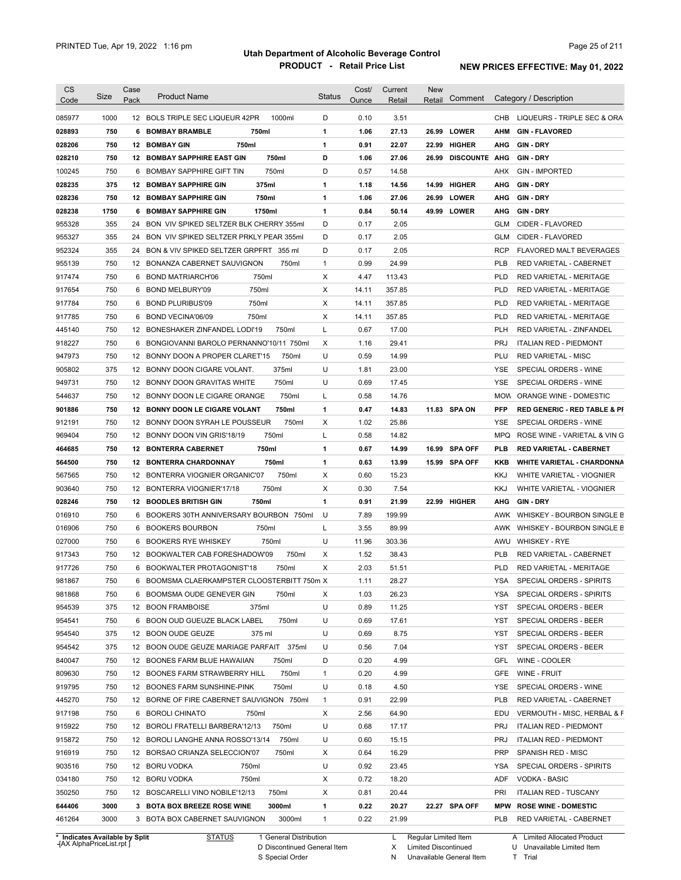| CS Code | Size | Case Pack | Product Name | Status | Cost/ Ounce | Current Retail | New Retail | Comment | Category / Description |
|---|---|---|---|---|---|---|---|---|---|
| 085977 | 1000 | 12 | BOLS TRIPLE SEC LIQUEUR 42PR 1000ml | D | 0.10 | 3.51 | | | CHB LIQUEURS - TRIPLE SEC & ORA |
| **028893** | **750** | **6** | **BOMBAY BRAMBLE 750ml** | **1** | **1.06** | **27.13** | **26.99** | **LOWER** | **AHM GIN - FLAVORED** |
| **028206** | **750** | **12** | **BOMBAY GIN 750ml** | **1** | **0.91** | **22.07** | **22.99** | **HIGHER** | **AHG GIN - DRY** |
| **028210** | **750** | **12** | **BOMBAY SAPPHIRE EAST GIN 750ml** | **D** | **1.06** | **27.06** | **26.99** | **DISCOUNTE** | **AHG GIN - DRY** |
| 100245 | 750 | 6 | BOMBAY SAPPHIRE GIFT TIN 750ml | D | 0.57 | 14.58 | | | AHX GIN - IMPORTED |
| **028235** | **375** | **12** | **BOMBAY SAPPHIRE GIN 375ml** | **1** | **1.18** | **14.56** | **14.99** | **HIGHER** | **AHG GIN - DRY** |
| **028236** | **750** | **12** | **BOMBAY SAPPHIRE GIN 750ml** | **1** | **1.06** | **27.06** | **26.99** | **LOWER** | **AHG GIN - DRY** |
| **028238** | **1750** | **6** | **BOMBAY SAPPHIRE GIN 1750ml** | **1** | **0.84** | **50.14** | **49.99** | **LOWER** | **AHG GIN - DRY** |
| 955328 | 355 | 24 | BON VIV SPIKED SELTZER BLK CHERRY 355ml | D | 0.17 | 2.05 | | | GLM CIDER - FLAVORED |
| 955327 | 355 | 24 | BON VIV SPIKED SELTZER PRKLY PEAR 355ml | D | 0.17 | 2.05 | | | GLM CIDER - FLAVORED |
| 952324 | 355 | 24 | BON & VIV SPIKED SELTZER GRPFRT 355 ml | D | 0.17 | 2.05 | | | RCP FLAVORED MALT BEVERAGES |
| 955139 | 750 | 12 | BONANZA CABERNET SAUVIGNON 750ml | 1 | 0.99 | 24.99 | | | PLB RED VARIETAL - CABERNET |
| 917474 | 750 | 6 | BOND MATRIARCH'06 750ml | X | 4.47 | 113.43 | | | PLD RED VARIETAL - MERITAGE |
| 917654 | 750 | 6 | BOND MELBURY'09 750ml | X | 14.11 | 357.85 | | | PLD RED VARIETAL - MERITAGE |
| 917784 | 750 | 6 | BOND PLURIBUS'09 750ml | X | 14.11 | 357.85 | | | PLD RED VARIETAL - MERITAGE |
| 917785 | 750 | 6 | BOND VECINA'06/09 750ml | X | 14.11 | 357.85 | | | PLD RED VARIETAL - MERITAGE |
| 445140 | 750 | 12 | BONESHAKER ZINFANDEL LODI'19 750ml | L | 0.67 | 17.00 | | | PLH RED VARIETAL - ZINFANDEL |
| 918227 | 750 | 6 | BONGIOVANNI BAROLO PERNANNO'10/11 750ml | X | 1.16 | 29.41 | | | PRJ ITALIAN RED - PIEDMONT |
| 947973 | 750 | 12 | BONNY DOON A PROPER CLARET'15 750ml | U | 0.59 | 14.99 | | | PLU RED VARIETAL - MISC |
| 905802 | 375 | 12 | BONNY DOON CIGARE VOLANT. 375ml | U | 1.81 | 23.00 | | | YSE SPECIAL ORDERS - WINE |
| 949731 | 750 | 12 | BONNY DOON GRAVITAS WHITE 750ml | U | 0.69 | 17.45 | | | YSE SPECIAL ORDERS - WINE |
| 544637 | 750 | 12 | BONNY DOON LE CIGARE ORANGE 750ml | L | 0.58 | 14.76 | | | MOW ORANGE WINE - DOMESTIC |
| **901886** | **750** | **12** | **BONNY DOON LE CIGARE VOLANT 750ml** | **1** | **0.47** | **14.83** | **11.83** | **SPA ON** | **PFP RED GENERIC - RED TABLE & PI** |
| 912191 | 750 | 12 | BONNY DOON SYRAH LE POUSSEUR 750ml | X | 1.02 | 25.86 | | | YSE SPECIAL ORDERS - WINE |
| 969404 | 750 | 12 | BONNY DOON VIN GRIS'18/19 750ml | L | 0.58 | 14.82 | | | MPQ ROSE WINE - VARIETAL & VIN G |
| **464685** | **750** | **12** | **BONTERRA CABERNET 750ml** | **1** | **0.67** | **14.99** | **16.99** | **SPA OFF** | **PLB RED VARIETAL - CABERNET** |
| **564500** | **750** | **12** | **BONTERRA CHARDONNAY 750ml** | **1** | **0.63** | **13.99** | **15.99** | **SPA OFF** | **KKB WHITE VARIETAL - CHARDONNA** |
| 567565 | 750 | 12 | BONTERRA VIOGNIER ORGANIC'07 750ml | X | 0.60 | 15.23 | | | KKJ WHITE VARIETAL - VIOGNIER |
| 903640 | 750 | 12 | BONTERRA VIOGNIER'17/18 750ml | X | 0.30 | 7.54 | | | KKJ WHITE VARIETAL - VIOGNIER |
| **028246** | **750** | **12** | **BOODLES BRITISH GIN 750ml** | **1** | **0.91** | **21.99** | **22.99** | **HIGHER** | **AHG GIN - DRY** |
| 016910 | 750 | 6 | BOOKERS 30TH ANNIVERSARY BOURBON 750ml | U | 7.89 | 199.99 | | | AWK WHISKEY - BOURBON SINGLE B |
| 016906 | 750 | 6 | BOOKERS BOURBON 750ml | L | 3.55 | 89.99 | | | AWK WHISKEY - BOURBON SINGLE B |
| 027000 | 750 | 6 | BOOKERS RYE WHISKEY 750ml | U | 11.96 | 303.36 | | | AWU WHISKEY - RYE |
| 917343 | 750 | 12 | BOOKWALTER CAB FORESHADOW'09 750ml | X | 1.52 | 38.43 | | | PLB RED VARIETAL - CABERNET |
| 917726 | 750 | 6 | BOOKWALTER PROTAGONIST'18 750ml | X | 2.03 | 51.51 | | | PLD RED VARIETAL - MERITAGE |
| 981867 | 750 | 6 | BOOMSMA CLAERKAMPSTER CLOOSTERBITT 750m | X | 1.11 | 28.27 | | | YSA SPECIAL ORDERS - SPIRITS |
| 981868 | 750 | 6 | BOOMSMA OUDE GENEVER GIN 750ml | X | 1.03 | 26.23 | | | YSA SPECIAL ORDERS - SPIRITS |
| 954539 | 375 | 12 | BOON FRAMBOISE 375ml | U | 0.89 | 11.25 | | | YST SPECIAL ORDERS - BEER |
| 954541 | 750 | 6 | BOON OUD GUEUZE BLACK LABEL 750ml | U | 0.69 | 17.61 | | | YST SPECIAL ORDERS - BEER |
| 954540 | 375 | 12 | BOON OUDE GEUZE 375 ml | U | 0.69 | 8.75 | | | YST SPECIAL ORDERS - BEER |
| 954542 | 375 | 12 | BOON OUDE GEUZE MARIAGE PARFAIT 375ml | U | 0.56 | 7.04 | | | YST SPECIAL ORDERS - BEER |
| 840047 | 750 | 12 | BOONES FARM BLUE HAWAIIAN 750ml | D | 0.20 | 4.99 | | | GFL WINE - COOLER |
| 809630 | 750 | 12 | BOONES FARM STRAWBERRY HILL 750ml | 1 | 0.20 | 4.99 | | | GFE WINE - FRUIT |
| 919795 | 750 | 12 | BOONES FARM SUNSHINE-PINK 750ml | U | 0.18 | 4.50 | | | YSE SPECIAL ORDERS - WINE |
| 445270 | 750 | 12 | BORNE OF FIRE CABERNET SAUVIGNON 750ml | 1 | 0.91 | 22.99 | | | PLB RED VARIETAL - CABERNET |
| 917198 | 750 | 6 | BOROLI CHINATO 750ml | X | 2.56 | 64.90 | | | EDU VERMOUTH - MISC, HERBAL & F |
| 915922 | 750 | 12 | BOROLI FRATELLI BARBERA'12/13 750ml | U | 0.68 | 17.17 | | | PRJ ITALIAN RED - PIEDMONT |
| 915872 | 750 | 12 | BOROLI LANGHE ANNA ROSSO'13/14 750ml | U | 0.60 | 15.15 | | | PRJ ITALIAN RED - PIEDMONT |
| 916919 | 750 | 12 | BORSAO CRIANZA SELECCION'07 750ml | X | 0.64 | 16.29 | | | PRP SPANISH RED - MISC |
| 903516 | 750 | 12 | BORU VODKA 750ml | U | 0.92 | 23.45 | | | YSA SPECIAL ORDERS - SPIRITS |
| 034180 | 750 | 12 | BORU VODKA 750ml | X | 0.72 | 18.20 | | | ADF VODKA - BASIC |
| 350250 | 750 | 12 | BOSCARELLI VINO NOBILE'12/13 750ml | X | 0.81 | 20.44 | | | PRI ITALIAN RED - TUSCANY |
| **644406** | **3000** | **3** | **BOTA BOX BREEZE ROSE WINE 3000ml** | **1** | **0.22** | **20.27** | **22.27** | **SPA OFF** | **MPW ROSE WINE - DOMESTIC** |
| 461264 | 3000 | 3 | BOTA BOX CABERNET SAUVIGNON 3000ml | 1 | 0.22 | 21.99 | | | PLB RED VARIETAL - CABERNET |

\* Indicates Available by Split

STATUS: 1 General Distribution; D Discontinued General Item; S Special Order; L Regular Limited Item; X Limited Discontinued; N Unavailable General Item; A Limited Allocated Product; U Unavailable Limited Item; T Trial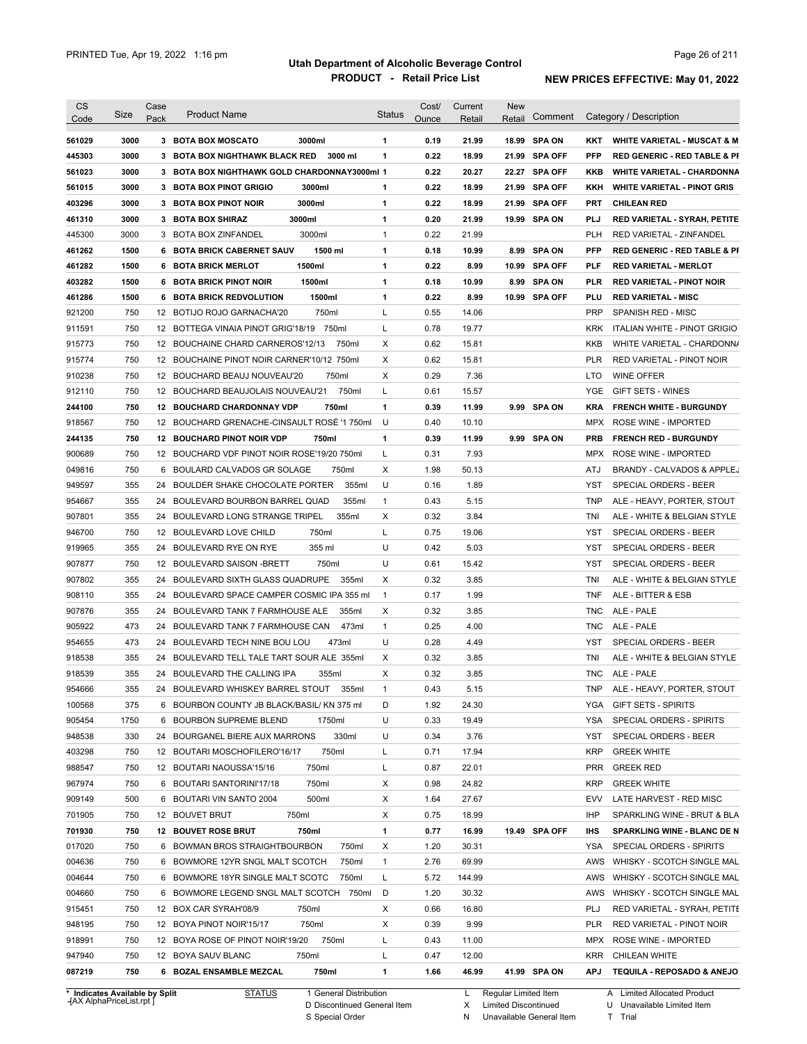# Utah Department of Alcoholic Beverage Control

## PRODUCT - Retail Price List

PRINTED Tue, Apr 19, 2022 1:16 pm

**NEW PRICES EFFECTIVE: May 01, 2022**

| CS Code | Size | Case Pack | Product Name | Status | Cost/ Ounce | Current Retail | New Retail | Comment | Category / Description |
|---|---|---|---|---|---|---|---|---|---|
| **561029** | **3000** | **3** | **BOTA BOX MOSCATO 3000ml** | **1** | **0.19** | **21.99** | **18.99** | **SPA ON** | **KKT WHITE VARIETAL - MUSCAT & M** |
| **445303** | **3000** | **3** | **BOTA BOX NIGHTHAWK BLACK RED 3000 ml** | **1** | **0.22** | **18.99** | **21.99** | **SPA OFF** | **PFP RED GENERIC - RED TABLE & PI** |
| **561023** | **3000** | **3** | **BOTA BOX NIGHTHAWK GOLD CHARDONNAY3000ml** | **1** | **0.22** | **20.27** | **22.27** | **SPA OFF** | **KKB WHITE VARIETAL - CHARDONNA** |
| **561015** | **3000** | **3** | **BOTA BOX PINOT GRIGIO 3000ml** | **1** | **0.22** | **18.99** | **21.99** | **SPA OFF** | **KKH WHITE VARIETAL - PINOT GRIS** |
| **403296** | **3000** | **3** | **BOTA BOX PINOT NOIR 3000ml** | **1** | **0.22** | **18.99** | **21.99** | **SPA OFF** | **PRT CHILEAN RED** |
| **461310** | **3000** | **3** | **BOTA BOX SHIRAZ 3000ml** | **1** | **0.20** | **21.99** | **19.99** | **SPA ON** | **PLJ RED VARIETAL - SYRAH, PETITE** |
| 445300 | 3000 | 3 | BOTA BOX ZINFANDEL 3000ml | 1 | 0.22 | 21.99 | | | PLH RED VARIETAL - ZINFANDEL |
| **461262** | **1500** | **6** | **BOTA BRICK CABERNET SAUV 1500 ml** | **1** | **0.18** | **10.99** | **8.99** | **SPA ON** | **PFP RED GENERIC - RED TABLE & PI** |
| **461282** | **1500** | **6** | **BOTA BRICK MERLOT 1500ml** | **1** | **0.22** | **8.99** | **10.99** | **SPA OFF** | **PLF RED VARIETAL - MERLOT** |
| **403282** | **1500** | **6** | **BOTA BRICK PINOT NOIR 1500ml** | **1** | **0.18** | **10.99** | **8.99** | **SPA ON** | **PLR RED VARIETAL - PINOT NOIR** |
| **461286** | **1500** | **6** | **BOTA BRICK REDVOLUTION 1500ml** | **1** | **0.22** | **8.99** | **10.99** | **SPA OFF** | **PLU RED VARIETAL - MISC** |
| 921200 | 750 | 12 | BOTIJO ROJO GARNACHA'20 750ml | L | 0.55 | 14.06 | | | PRP SPANISH RED - MISC |
| 911591 | 750 | 12 | BOTTEGA VINAIA PINOT GRIG'18/19 750ml | L | 0.78 | 19.77 | | | KRK ITALIAN WHITE - PINOT GRIGIO |
| 915773 | 750 | 12 | BOUCHAINE CHARD CARNEROS'12/13 750ml | X | 0.62 | 15.81 | | | KKB WHITE VARIETAL - CHARDONNA |
| 915774 | 750 | 12 | BOUCHAINE PINOT NOIR CARNER'10/12 750ml | X | 0.62 | 15.81 | | | PLR RED VARIETAL - PINOT NOIR |
| 910238 | 750 | 12 | BOUCHARD BEAUJ NOUVEAU'20 750ml | X | 0.29 | 7.36 | | | LTO WINE OFFER |
| 912110 | 750 | 12 | BOUCHARD BEAUJOLAIS NOUVEAU'21 750ml | L | 0.61 | 15.57 | | | YGE GIFT SETS - WINES |
| **244100** | **750** | **12** | **BOUCHARD CHARDONNAY VDP 750ml** | **1** | **0.39** | **11.99** | **9.99** | **SPA ON** | **KRA FRENCH WHITE - BURGUNDY** |
| 918567 | 750 | 12 | BOUCHARD GRENACHE-CINSAULT ROSÉ '1 750ml | U | 0.40 | 10.10 | | | MPX ROSE WINE - IMPORTED |
| **244135** | **750** | **12** | **BOUCHARD PINOT NOIR VDP 750ml** | **1** | **0.39** | **11.99** | **9.99** | **SPA ON** | **PRB FRENCH RED - BURGUNDY** |
| 900689 | 750 | 12 | BOUCHARD VDF PINOT NOIR ROSE'19/20 750ml | L | 0.31 | 7.93 | | | MPX ROSE WINE - IMPORTED |
| 049816 | 750 | 6 | BOULARD CALVADOS GR SOLAGE 750ml | X | 1.98 | 50.13 | | | ATJ BRANDY - CALVADOS & APPLEJ |
| 949597 | 355 | 24 | BOULDER SHAKE CHOCOLATE PORTER 355ml | U | 0.16 | 1.89 | | | YST SPECIAL ORDERS - BEER |
| 954667 | 355 | 24 | BOULEVARD BOURBON BARREL QUAD 355ml | 1 | 0.43 | 5.15 | | | TNP ALE - HEAVY, PORTER, STOUT |
| 907801 | 355 | 24 | BOULEVARD LONG STRANGE TRIPEL 355ml | X | 0.32 | 3.84 | | | TNI ALE - WHITE & BELGIAN STYLE |
| 946700 | 750 | 12 | BOULEVARD LOVE CHILD 750ml | L | 0.75 | 19.06 | | | YST SPECIAL ORDERS - BEER |
| 919965 | 355 | 24 | BOULEVARD RYE ON RYE 355 ml | U | 0.42 | 5.03 | | | YST SPECIAL ORDERS - BEER |
| 907877 | 750 | 12 | BOULEVARD SAISON -BRETT 750ml | U | 0.61 | 15.42 | | | YST SPECIAL ORDERS - BEER |
| 907802 | 355 | 24 | BOULEVARD SIXTH GLASS QUADRUPE 355ml | X | 0.32 | 3.85 | | | TNI ALE - WHITE & BELGIAN STYLE |
| 908110 | 355 | 24 | BOULEVARD SPACE CAMPER COSMIC IPA 355 ml | 1 | 0.17 | 1.99 | | | TNF ALE - BITTER & ESB |
| 907876 | 355 | 24 | BOULEVARD TANK 7 FARMHOUSE ALE 355ml | X | 0.32 | 3.85 | | | TNC ALE - PALE |
| 905922 | 473 | 24 | BOULEVARD TANK 7 FARMHOUSE CAN 473ml | 1 | 0.25 | 4.00 | | | TNC ALE - PALE |
| 954655 | 473 | 24 | BOULEVARD TECH NINE BOU LOU 473ml | U | 0.28 | 4.49 | | | YST SPECIAL ORDERS - BEER |
| 918538 | 355 | 24 | BOULEVARD TELL TALE TART SOUR ALE 355ml | X | 0.32 | 3.85 | | | TNI ALE - WHITE & BELGIAN STYLE |
| 918539 | 355 | 24 | BOULEVARD THE CALLING IPA 355ml | X | 0.32 | 3.85 | | | TNC ALE - PALE |
| 954666 | 355 | 24 | BOULEVARD WHISKEY BARREL STOUT 355ml | 1 | 0.43 | 5.15 | | | TNP ALE - HEAVY, PORTER, STOUT |
| 100568 | 375 | 6 | BOURBON COUNTY JB BLACK/BASIL/ KN 375 ml | D | 1.92 | 24.30 | | | YGA GIFT SETS - SPIRITS |
| 905454 | 1750 | 6 | BOURBON SUPREME BLEND 1750ml | U | 0.33 | 19.49 | | | YSA SPECIAL ORDERS - SPIRITS |
| 948538 | 330 | 24 | BOURGANEL BIERE AUX MARRONS 330ml | U | 0.34 | 3.76 | | | YST SPECIAL ORDERS - BEER |
| 403298 | 750 | 12 | BOUTARI MOSCHOFILERO'16/17 750ml | L | 0.71 | 17.94 | | | KRP GREEK WHITE |
| 988547 | 750 | 12 | BOUTARI NAOUSSA'15/16 750ml | L | 0.87 | 22.01 | | | PRR GREEK RED |
| 967974 | 750 | 6 | BOUTARI SANTORINI'17/18 750ml | X | 0.98 | 24.82 | | | KRP GREEK WHITE |
| 909149 | 500 | 6 | BOUTARI VIN SANTO 2004 500ml | X | 1.64 | 27.67 | | | EVV LATE HARVEST - RED MISC |
| 701905 | 750 | 12 | BOUVET BRUT 750ml | X | 0.75 | 18.99 | | | IHP SPARKLING WINE - BRUT & BLA |
| **701930** | **750** | **12** | **BOUVET ROSE BRUT 750ml** | **1** | **0.77** | **16.99** | **19.49** | **SPA OFF** | **IHS SPARKLING WINE - BLANC DE N** |
| 017020 | 750 | 6 | BOWMAN BROS STRAIGHTBOURBON 750ml | X | 1.20 | 30.31 | | | YSA SPECIAL ORDERS - SPIRITS |
| 004636 | 750 | 6 | BOWMORE 12YR SNGL MALT SCOTCH 750ml | 1 | 2.76 | 69.99 | | | AWS WHISKY - SCOTCH SINGLE MAL |
| 004644 | 750 | 6 | BOWMORE 18YR SINGLE MALT SCOTC 750ml | L | 5.72 | 144.99 | | | AWS WHISKY - SCOTCH SINGLE MAL |
| 004660 | 750 | 6 | BOWMORE LEGEND SNGL MALT SCOTCH 750ml | D | 1.20 | 30.32 | | | AWS WHISKY - SCOTCH SINGLE MAL |
| 915451 | 750 | 12 | BOX CAR SYRAH'08/9 750ml | X | 0.66 | 16.80 | | | PLJ RED VARIETAL - SYRAH, PETITE |
| 948195 | 750 | 12 | BOYA PINOT NOIR'15/17 750ml | X | 0.39 | 9.99 | | | PLR RED VARIETAL - PINOT NOIR |
| 918991 | 750 | 12 | BOYA ROSE OF PINOT NOIR'19/20 750ml | L | 0.43 | 11.00 | | | MPX ROSE WINE - IMPORTED |
| 947940 | 750 | 12 | BOYA SAUV BLANC 750ml | L | 0.47 | 12.00 | | | KRR CHILEAN WHITE |
| **087219** | **750** | **6** | **BOZAL ENSAMBLE MEZCAL 750ml** | **1** | **1.66** | **46.99** | **41.99** | **SPA ON** | **APJ TEQUILA - REPOSADO & ANEJO** |

\* Indicates Available by Split

STATUS: 1 General Distribution; D Discontinued General Item; S Special Order; L Regular Limited Item; X Limited Discontinued; N Unavailable General Item; A Limited Allocated Product; U Unavailable Limited Item; T Trial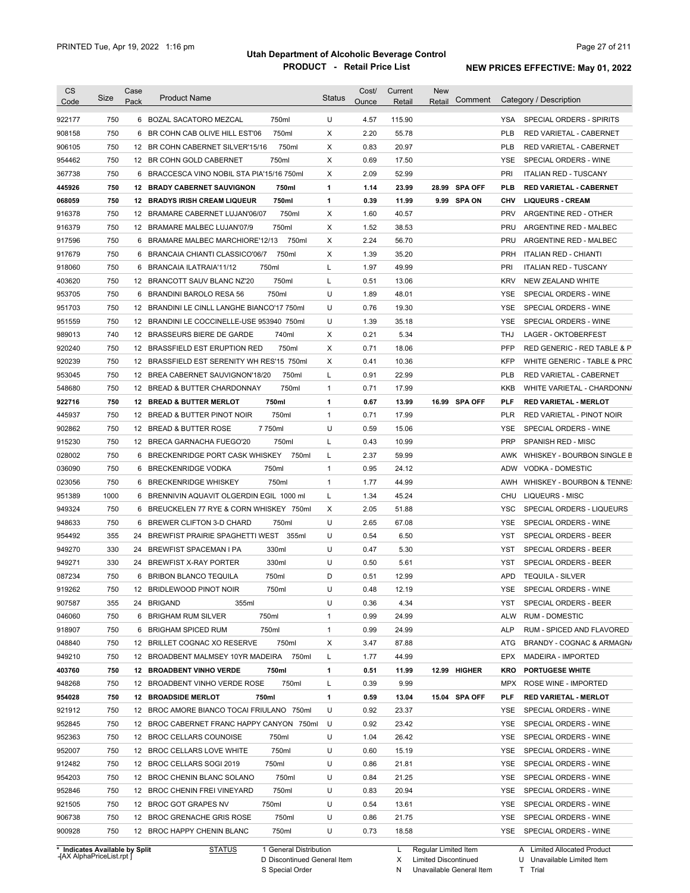# Utah Department of Alcoholic Beverage Control

## PRODUCT - Retail Price List

PRINTED Tue, Apr 19, 2022 1:16 pm

**NEW PRICES EFFECTIVE: May 01, 2022**

| CS Code | Size | Case Pack | Product Name | | Status | Cost/ Ounce | Current Retail | New Retail | Comment | Category / Description | |
|---|---|---|---|---|---|---|---|---|---|---|---|
| 922177 | 750 | 6 | BOZAL SACATORO MEZCAL | 750ml | U | 4.57 | 115.90 | | | YSA | SPECIAL ORDERS - SPIRITS |
| 908158 | 750 | 6 | BR COHN CAB OLIVE HILL EST'06 | 750ml | X | 2.20 | 55.78 | | | PLB | RED VARIETAL - CABERNET |
| 906105 | 750 | 12 | BR COHN CABERNET SILVER'15/16 | 750ml | X | 0.83 | 20.97 | | | PLB | RED VARIETAL - CABERNET |
| 954462 | 750 | 12 | BR COHN GOLD CABERNET | 750ml | X | 0.69 | 17.50 | | | YSE | SPECIAL ORDERS - WINE |
| 367738 | 750 | 6 | BRACCESCA VINO NOBIL STA PIA'15/16 750ml | | X | 2.09 | 52.99 | | | PRI | ITALIAN RED - TUSCANY |
| **445926** | **750** | **12** | **BRADY CABERNET SAUVIGNON** | **750ml** | **1** | **1.14** | **23.99** | **28.99** | **SPA OFF** | **PLB** | **RED VARIETAL - CABERNET** |
| **068059** | **750** | **12** | **BRADYS IRISH CREAM LIQUEUR** | **750ml** | **1** | **0.39** | **11.99** | **9.99** | **SPA ON** | **CHV** | **LIQUEURS - CREAM** |
| 916378 | 750 | 12 | BRAMARE CABERNET LUJAN'06/07 | 750ml | X | 1.60 | 40.57 | | | PRV | ARGENTINE RED - OTHER |
| 916379 | 750 | 12 | BRAMARE MALBEC LUJAN'07/9 | 750ml | X | 1.52 | 38.53 | | | PRU | ARGENTINE RED - MALBEC |
| 917596 | 750 | 6 | BRAMARE MALBEC MARCHIORE'12/13 | 750ml | X | 2.24 | 56.70 | | | PRU | ARGENTINE RED - MALBEC |
| 917679 | 750 | 6 | BRANCAIA CHIANTI CLASSICO'06/7 | 750ml | X | 1.39 | 35.20 | | | PRH | ITALIAN RED - CHIANTI |
| 918060 | 750 | 6 | BRANCAIA ILATRAIA'11/12 | 750ml | L | 1.97 | 49.99 | | | PRI | ITALIAN RED - TUSCANY |
| 403620 | 750 | 12 | BRANCOTT SAUV BLANC NZ'20 | 750ml | L | 0.51 | 13.06 | | | KRV | NEW ZEALAND WHITE |
| 953705 | 750 | 6 | BRANDINI BAROLO RESA 56 | 750ml | U | 1.89 | 48.01 | | | YSE | SPECIAL ORDERS - WINE |
| 951703 | 750 | 12 | BRANDINI LE CINLL LANGHE BIANCO'17 750ml | | U | 0.76 | 19.30 | | | YSE | SPECIAL ORDERS - WINE |
| 951559 | 750 | 12 | BRANDINI LE COCCINELLE-USE 953940 750ml | | U | 1.39 | 35.18 | | | YSE | SPECIAL ORDERS - WINE |
| 989013 | 740 | 12 | BRASSEURS BIERE DE GARDE | 740ml | X | 0.21 | 5.34 | | | THJ | LAGER - OKTOBERFEST |
| 920240 | 750 | 12 | BRASSFIELD EST ERUPTION RED | 750ml | X | 0.71 | 18.06 | | | PFP | RED GENERIC - RED TABLE & P |
| 920239 | 750 | 12 | BRASSFIELD EST SERENITY WH RES'15 750ml | | X | 0.41 | 10.36 | | | KFP | WHITE GENERIC - TABLE & PRC |
| 953045 | 750 | 12 | BREA CABERNET SAUVIGNON'18/20 | 750ml | L | 0.91 | 22.99 | | | PLB | RED VARIETAL - CABERNET |
| 548680 | 750 | 12 | BREAD & BUTTER CHARDONNAY | 750ml | 1 | 0.71 | 17.99 | | | KKB | WHITE VARIETAL - CHARDONN/ |
| **922716** | **750** | **12** | **BREAD & BUTTER MERLOT** | **750ml** | **1** | **0.67** | **13.99** | **16.99** | **SPA OFF** | **PLF** | **RED VARIETAL - MERLOT** |
| 445937 | 750 | 12 | BREAD & BUTTER PINOT NOIR | 750ml | 1 | 0.71 | 17.99 | | | PLR | RED VARIETAL - PINOT NOIR |
| 902862 | 750 | 12 | BREAD & BUTTER ROSE | 7 750ml | U | 0.59 | 15.06 | | | YSE | SPECIAL ORDERS - WINE |
| 915230 | 750 | 12 | BRECA GARNACHA FUEGO'20 | 750ml | L | 0.43 | 10.99 | | | PRP | SPANISH RED - MISC |
| 028002 | 750 | 6 | BRECKENRIDGE PORT CASK WHISKEY | 750ml | L | 2.37 | 59.99 | | | AWK | WHISKEY - BOURBON SINGLE B |
| 036090 | 750 | 6 | BRECKENRIDGE VODKA | 750ml | 1 | 0.95 | 24.12 | | | ADW | VODKA - DOMESTIC |
| 023056 | 750 | 6 | BRECKENRIDGE WHISKEY | 750ml | 1 | 1.77 | 44.99 | | | AWH | WHISKEY - BOURBON & TENNE: |
| 951389 | 1000 | 6 | BRENNIVIN AQUAVIT OLGERDIN EGIL 1000 ml | | L | 1.34 | 45.24 | | | CHU | LIQUEURS - MISC |
| 949324 | 750 | 6 | BREUCKELEN 77 RYE & CORN WHISKEY 750ml | | X | 2.05 | 51.88 | | | YSC | SPECIAL ORDERS - LIQUEURS |
| 948633 | 750 | 6 | BREWER CLIFTON 3-D CHARD | 750ml | U | 2.65 | 67.08 | | | YSE | SPECIAL ORDERS - WINE |
| 954492 | 355 | 24 | BREWFIST PRAIRIE SPAGHETTI WEST | 355ml | U | 0.54 | 6.50 | | | YST | SPECIAL ORDERS - BEER |
| 949270 | 330 | 24 | BREWFIST SPACEMAN I PA | 330ml | U | 0.47 | 5.30 | | | YST | SPECIAL ORDERS - BEER |
| 949271 | 330 | 24 | BREWFIST X-RAY PORTER | 330ml | U | 0.50 | 5.61 | | | YST | SPECIAL ORDERS - BEER |
| 087234 | 750 | 6 | BRIBON BLANCO TEQUILA | 750ml | D | 0.51 | 12.99 | | | APD | TEQUILA - SILVER |
| 919262 | 750 | 12 | BRIDLEWOOD PINOT NOIR | 750ml | U | 0.48 | 12.19 | | | YSE | SPECIAL ORDERS - WINE |
| 907587 | 355 | 24 | BRIGAND | 355ml | U | 0.36 | 4.34 | | | YST | SPECIAL ORDERS - BEER |
| 046060 | 750 | 6 | BRIGHAM RUM SILVER | 750ml | 1 | 0.99 | 24.99 | | | ALW | RUM - DOMESTIC |
| 918907 | 750 | 6 | BRIGHAM SPICED RUM | 750ml | 1 | 0.99 | 24.99 | | | ALP | RUM - SPICED AND FLAVORED |
| 048840 | 750 | 12 | BRILLET COGNAC XO RESERVE | 750ml | X | 3.47 | 87.88 | | | ATG | BRANDY - COGNAC & ARMAGN/ |
| 949210 | 750 | 12 | BROADBENT MALMSEY 10YR MADEIRA | 750ml | L | 1.77 | 44.99 | | | EPX | MADEIRA - IMPORTED |
| **403760** | **750** | **12** | **BROADBENT VINHO VERDE** | **750ml** | **1** | **0.51** | **11.99** | **12.99** | **HIGHER** | **KRO** | **PORTUGESE WHITE** |
| 948268 | 750 | 12 | BROADBENT VINHO VERDE ROSE | 750ml | L | 0.39 | 9.99 | | | MPX | ROSE WINE - IMPORTED |
| **954028** | **750** | **12** | **BROADSIDE MERLOT** | **750ml** | **1** | **0.59** | **13.04** | **15.04** | **SPA OFF** | **PLF** | **RED VARIETAL - MERLOT** |
| 921912 | 750 | 12 | BROC AMORE BIANCO TOCAI FRIULANO 750ml | | U | 0.92 | 23.37 | | | YSE | SPECIAL ORDERS - WINE |
| 952845 | 750 | 12 | BROC CABERNET FRANC HAPPY CANYON 750ml | | U | 0.92 | 23.42 | | | YSE | SPECIAL ORDERS - WINE |
| 952363 | 750 | 12 | BROC CELLARS COUNOISE | 750ml | U | 1.04 | 26.42 | | | YSE | SPECIAL ORDERS - WINE |
| 952007 | 750 | 12 | BROC CELLARS LOVE WHITE | 750ml | U | 0.60 | 15.19 | | | YSE | SPECIAL ORDERS - WINE |
| 912482 | 750 | 12 | BROC CELLARS SOGI 2019 | 750ml | U | 0.86 | 21.81 | | | YSE | SPECIAL ORDERS - WINE |
| 954203 | 750 | 12 | BROC CHENIN BLANC SOLANO | 750ml | U | 0.84 | 21.25 | | | YSE | SPECIAL ORDERS - WINE |
| 952846 | 750 | 12 | BROC CHENIN FREI VINEYARD | 750ml | U | 0.83 | 20.94 | | | YSE | SPECIAL ORDERS - WINE |
| 921505 | 750 | 12 | BROC GOT GRAPES NV | 750ml | U | 0.54 | 13.61 | | | YSE | SPECIAL ORDERS - WINE |
| 906738 | 750 | 12 | BROC GRENACHE GRIS ROSE | 750ml | U | 0.86 | 21.75 | | | YSE | SPECIAL ORDERS - WINE |
| 900928 | 750 | 12 | BROC HAPPY CHENIN BLANC | 750ml | U | 0.73 | 18.58 | | | YSE | SPECIAL ORDERS - WINE |

\* Indicates Available by Split

STATUS: 1 General Distribution; D Discontinued General Item; S Special Order; L Regular Limited Item; X Limited Discontinued; N Unavailable General Item; A Limited Allocated Product; U Unavailable Limited Item; T Trial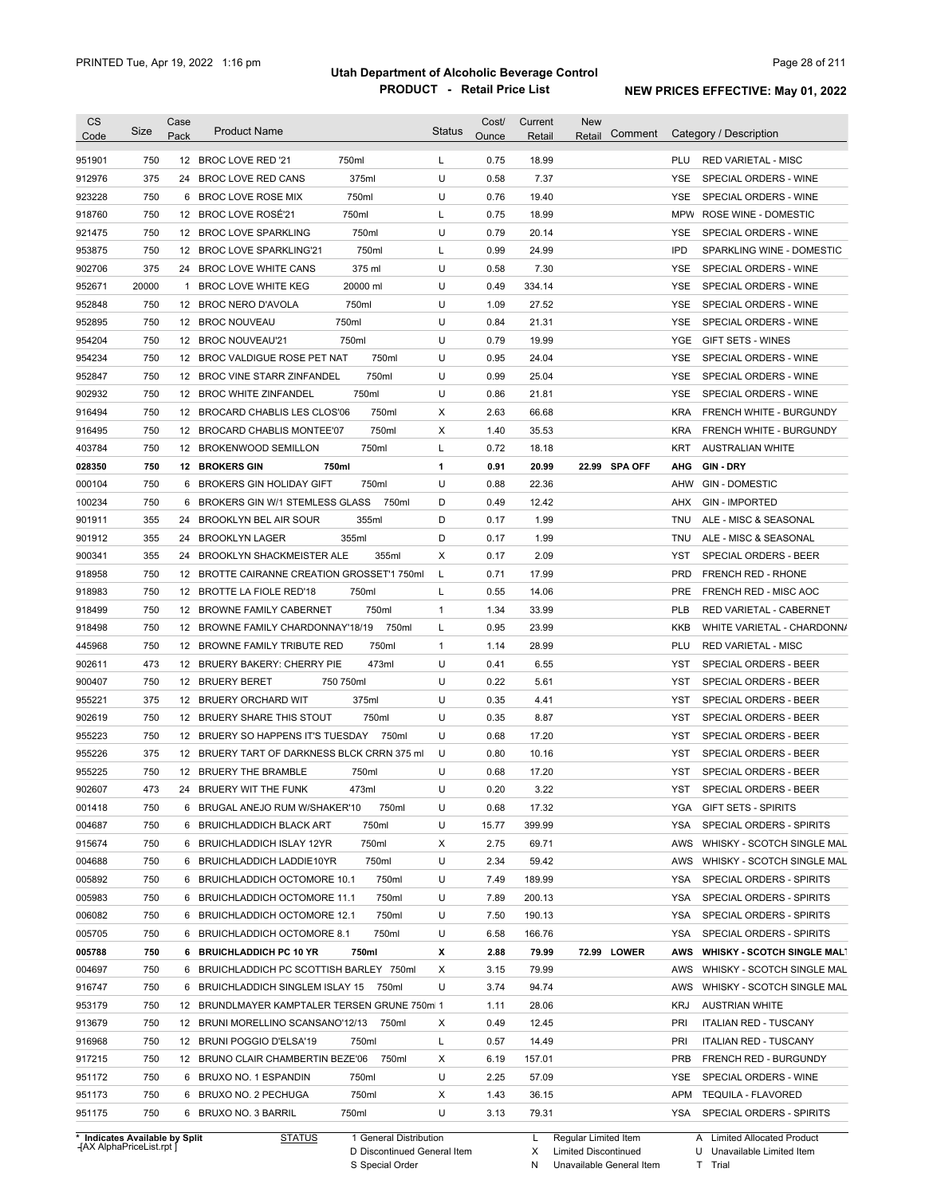# Utah Department of Alcoholic Beverage Control

## PRODUCT - Retail Price List

PRINTED Tue, Apr 19, 2022 1:16 pm

**NEW PRICES EFFECTIVE: May 01, 2022**

| CS Code | Size | Case Pack | Product Name | | Status | Cost/ Ounce | Current Retail | New Retail | Comment | Category / Description | |
|---|---|---|---|---|---|---|---|---|---|---|---|
| 951901 | 750 | 12 | BROC LOVE RED '21 | 750ml | L | 0.75 | 18.99 | | | PLU | RED VARIETAL - MISC |
| 912976 | 375 | 24 | BROC LOVE RED CANS | 375ml | U | 0.58 | 7.37 | | | YSE | SPECIAL ORDERS - WINE |
| 923228 | 750 | 6 | BROC LOVE ROSE MIX | 750ml | U | 0.76 | 19.40 | | | YSE | SPECIAL ORDERS - WINE |
| 918760 | 750 | 12 | BROC LOVE ROSÉ'21 | 750ml | L | 0.75 | 18.99 | | | MPW | ROSE WINE - DOMESTIC |
| 921475 | 750 | 12 | BROC LOVE SPARKLING | 750ml | U | 0.79 | 20.14 | | | YSE | SPECIAL ORDERS - WINE |
| 953875 | 750 | 12 | BROC LOVE SPARKLING'21 | 750ml | L | 0.99 | 24.99 | | | IPD | SPARKLING WINE - DOMESTIC |
| 902706 | 375 | 24 | BROC LOVE WHITE CANS | 375 ml | U | 0.58 | 7.30 | | | YSE | SPECIAL ORDERS - WINE |
| 952671 | 20000 | 1 | BROC LOVE WHITE KEG | 20000 ml | U | 0.49 | 334.14 | | | YSE | SPECIAL ORDERS - WINE |
| 952848 | 750 | 12 | BROC NERO D'AVOLA | 750ml | U | 1.09 | 27.52 | | | YSE | SPECIAL ORDERS - WINE |
| 952895 | 750 | 12 | BROC NOUVEAU | 750ml | U | 0.84 | 21.31 | | | YSE | SPECIAL ORDERS - WINE |
| 954204 | 750 | 12 | BROC NOUVEAU'21 | 750ml | U | 0.79 | 19.99 | | | YGE | GIFT SETS - WINES |
| 954234 | 750 | 12 | BROC VALDIGUE ROSE PET NAT | 750ml | U | 0.95 | 24.04 | | | YSE | SPECIAL ORDERS - WINE |
| 952847 | 750 | 12 | BROC VINE STARR ZINFANDEL | 750ml | U | 0.99 | 25.04 | | | YSE | SPECIAL ORDERS - WINE |
| 902932 | 750 | 12 | BROC WHITE ZINFANDEL | 750ml | U | 0.86 | 21.81 | | | YSE | SPECIAL ORDERS - WINE |
| 916494 | 750 | 12 | BROCARD CHABLIS LES CLOS'06 | 750ml | X | 2.63 | 66.68 | | | KRA | FRENCH WHITE - BURGUNDY |
| 916495 | 750 | 12 | BROCARD CHABLIS MONTEE'07 | 750ml | X | 1.40 | 35.53 | | | KRA | FRENCH WHITE - BURGUNDY |
| 403784 | 750 | 12 | BROKENWOOD SEMILLON | 750ml | L | 0.72 | 18.18 | | | KRT | AUSTRALIAN WHITE |
| **028350** | **750** | **12** | **BROKERS GIN** | **750ml** | **1** | **0.91** | **20.99** | **22.99** | **SPA OFF** | **AHG** | **GIN - DRY** |
| 000104 | 750 | 6 | BROKERS GIN HOLIDAY GIFT | 750ml | U | 0.88 | 22.36 | | | AHW | GIN - DOMESTIC |
| 100234 | 750 | 6 | BROKERS GIN W/1 STEMLESS GLASS | 750ml | D | 0.49 | 12.42 | | | AHX | GIN - IMPORTED |
| 901911 | 355 | 24 | BROOKLYN BEL AIR SOUR | 355ml | D | 0.17 | 1.99 | | | TNU | ALE - MISC & SEASONAL |
| 901912 | 355 | 24 | BROOKLYN LAGER | 355ml | D | 0.17 | 1.99 | | | TNU | ALE - MISC & SEASONAL |
| 900341 | 355 | 24 | BROOKLYN SHACKMEISTER ALE | 355ml | X | 0.17 | 2.09 | | | YST | SPECIAL ORDERS - BEER |
| 918958 | 750 | 12 | BROTTE CAIRANNE CREATION GROSSET'1 | 750ml | L | 0.71 | 17.99 | | | PRD | FRENCH RED - RHONE |
| 918983 | 750 | 12 | BROTTE LA FIOLE RED'18 | 750ml | L | 0.55 | 14.06 | | | PRE | FRENCH RED - MISC AOC |
| 918499 | 750 | 12 | BROWNE FAMILY CABERNET | 750ml | 1 | 1.34 | 33.99 | | | PLB | RED VARIETAL - CABERNET |
| 918498 | 750 | 12 | BROWNE FAMILY CHARDONNAY'18/19 | 750ml | L | 0.95 | 23.99 | | | KKB | WHITE VARIETAL - CHARDONNA |
| 445968 | 750 | 12 | BROWNE FAMILY TRIBUTE RED | 750ml | 1 | 1.14 | 28.99 | | | PLU | RED VARIETAL - MISC |
| 902611 | 473 | 12 | BRUERY BAKERY: CHERRY PIE | 473ml | U | 0.41 | 6.55 | | | YST | SPECIAL ORDERS - BEER |
| 900407 | 750 | 12 | BRUERY BERET | 750 750ml | U | 0.22 | 5.61 | | | YST | SPECIAL ORDERS - BEER |
| 955221 | 375 | 12 | BRUERY ORCHARD WIT | 375ml | U | 0.35 | 4.41 | | | YST | SPECIAL ORDERS - BEER |
| 902619 | 750 | 12 | BRUERY SHARE THIS STOUT | 750ml | U | 0.35 | 8.87 | | | YST | SPECIAL ORDERS - BEER |
| 955223 | 750 | 12 | BRUERY SO HAPPENS IT'S TUESDAY | 750ml | U | 0.68 | 17.20 | | | YST | SPECIAL ORDERS - BEER |
| 955226 | 375 | 12 | BRUERY TART OF DARKNESS BLCK CRRN | 375 ml | U | 0.80 | 10.16 | | | YST | SPECIAL ORDERS - BEER |
| 955225 | 750 | 12 | BRUERY THE BRAMBLE | 750ml | U | 0.68 | 17.20 | | | YST | SPECIAL ORDERS - BEER |
| 902607 | 473 | 24 | BRUERY WIT THE FUNK | 473ml | U | 0.20 | 3.22 | | | YST | SPECIAL ORDERS - BEER |
| 001418 | 750 | 6 | BRUGAL ANEJO RUM W/SHAKER'10 | 750ml | U | 0.68 | 17.32 | | | YGA | GIFT SETS - SPIRITS |
| 004687 | 750 | 6 | BRUICHLADDICH BLACK ART | 750ml | U | 15.77 | 399.99 | | | YSA | SPECIAL ORDERS - SPIRITS |
| 915674 | 750 | 6 | BRUICHLADDICH ISLAY 12YR | 750ml | X | 2.75 | 69.71 | | | AWS | WHISKY - SCOTCH SINGLE MAL |
| 004688 | 750 | 6 | BRUICHLADDICH LADDIE10YR | 750ml | U | 2.34 | 59.42 | | | AWS | WHISKY - SCOTCH SINGLE MAL |
| 005892 | 750 | 6 | BRUICHLADDICH OCTOMORE 10.1 | 750ml | U | 7.49 | 189.99 | | | YSA | SPECIAL ORDERS - SPIRITS |
| 005983 | 750 | 6 | BRUICHLADDICH OCTOMORE 11.1 | 750ml | U | 7.89 | 200.13 | | | YSA | SPECIAL ORDERS - SPIRITS |
| 006082 | 750 | 6 | BRUICHLADDICH OCTOMORE 12.1 | 750ml | U | 7.50 | 190.13 | | | YSA | SPECIAL ORDERS - SPIRITS |
| 005705 | 750 | 6 | BRUICHLADDICH OCTOMORE 8.1 | 750ml | U | 6.58 | 166.76 | | | YSA | SPECIAL ORDERS - SPIRITS |
| **005788** | **750** | **6** | **BRUICHLADDICH PC 10 YR** | **750ml** | **X** | **2.88** | **79.99** | **72.99** | **LOWER** | **AWS** | **WHISKY - SCOTCH SINGLE MALT** |
| 004697 | 750 | 6 | BRUICHLADDICH PC SCOTTISH BARLEY | 750ml | X | 3.15 | 79.99 | | | AWS | WHISKY - SCOTCH SINGLE MAL |
| 916747 | 750 | 6 | BRUICHLADDICH SINGLEM ISLAY 15 | 750ml | U | 3.74 | 94.74 | | | AWS | WHISKY - SCOTCH SINGLE MAL |
| 953179 | 750 | 12 | BRUNDLMAYER KAMPTALER TERSEN GRUNE | 750ml | 1 | 1.11 | 28.06 | | | KRJ | AUSTRIAN WHITE |
| 913679 | 750 | 12 | BRUNI MORELLINO SCANSANO'12/13 | 750ml | X | 0.49 | 12.45 | | | PRI | ITALIAN RED - TUSCANY |
| 916968 | 750 | 12 | BRUNI POGGIO D'ELSA'19 | 750ml | L | 0.57 | 14.49 | | | PRI | ITALIAN RED - TUSCANY |
| 917215 | 750 | 12 | BRUNO CLAIR CHAMBERTIN BEZE'06 | 750ml | X | 6.19 | 157.01 | | | PRB | FRENCH RED - BURGUNDY |
| 951172 | 750 | 6 | BRUXO NO. 1 ESPANDIN | 750ml | U | 2.25 | 57.09 | | | YSE | SPECIAL ORDERS - WINE |
| 951173 | 750 | 6 | BRUXO NO. 2 PECHUGA | 750ml | X | 1.43 | 36.15 | | | APM | TEQUILA - FLAVORED |
| 951175 | 750 | 6 | BRUXO NO. 3 BARRIL | 750ml | U | 3.13 | 79.31 | | | YSA | SPECIAL ORDERS - SPIRITS |

\* Indicates Available by Split

STATUS: 1 General Distribution; D Discontinued General Item; S Special Order; L Regular Limited Item; X Limited Discontinued; N Unavailable General Item; A Limited Allocated Product; U Unavailable Limited Item; T Trial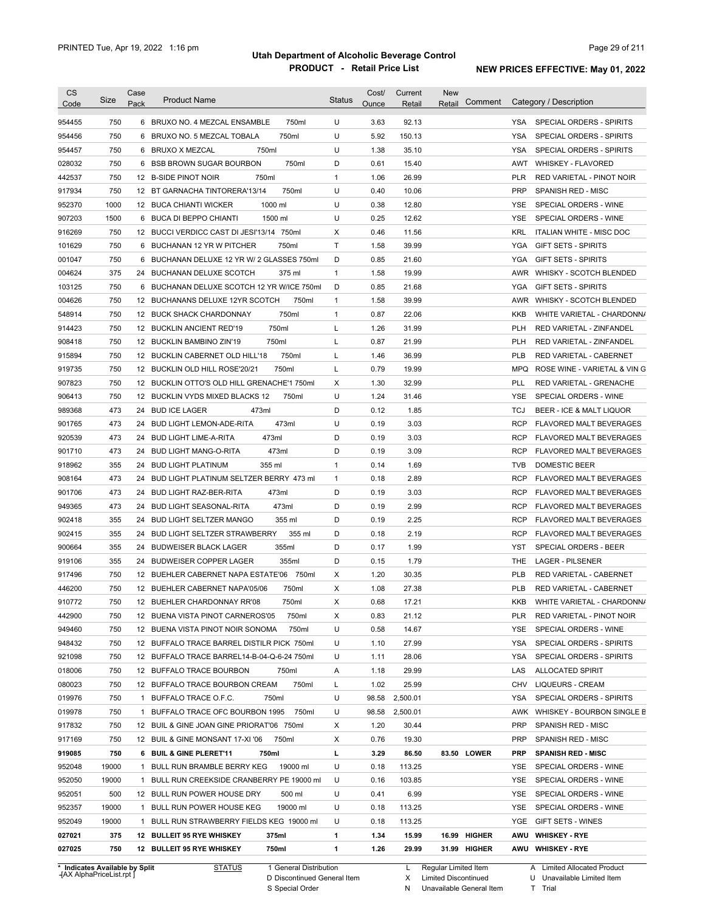## Utah Department of Alcoholic Beverage Control
## PRODUCT - Retail Price List

PRINTED Tue, Apr 19, 2022 1:16 pm

**NEW PRICES EFFECTIVE: May 01, 2022**

| CS Code | Size | Case Pack | Product Name | | Status | Cost/ Ounce | Current Retail | New Retail | Comment | Category / Description | |
|---|---|---|---|---|---|---|---|---|---|---|---|
| 954455 | 750 | 6 | BRUXO NO. 4 MEZCAL ENSAMBLE | 750ml | U | 3.63 | 92.13 | | | YSA | SPECIAL ORDERS - SPIRITS |
| 954456 | 750 | 6 | BRUXO NO. 5 MEZCAL TOBALA | 750ml | U | 5.92 | 150.13 | | | YSA | SPECIAL ORDERS - SPIRITS |
| 954457 | 750 | 6 | BRUXO X MEZCAL | 750ml | U | 1.38 | 35.10 | | | YSA | SPECIAL ORDERS - SPIRITS |
| 028032 | 750 | 6 | BSB BROWN SUGAR BOURBON | 750ml | D | 0.61 | 15.40 | | | AWT | WHISKEY - FLAVORED |
| 442537 | 750 | 12 | B-SIDE PINOT NOIR | 750ml | 1 | 1.06 | 26.99 | | | PLR | RED VARIETAL - PINOT NOIR |
| 917934 | 750 | 12 | BT GARNACHA TINTORERA'13/14 | 750ml | U | 0.40 | 10.06 | | | PRP | SPANISH RED - MISC |
| 952370 | 1000 | 12 | BUCA CHIANTI WICKER | 1000 ml | U | 0.38 | 12.80 | | | YSE | SPECIAL ORDERS - WINE |
| 907203 | 1500 | 6 | BUCA DI BEPPO CHIANTI | 1500 ml | U | 0.25 | 12.62 | | | YSE | SPECIAL ORDERS - WINE |
| 916269 | 750 | 12 | BUCCI VERDICC CAST DI JESI'13/14 | 750ml | X | 0.46 | 11.56 | | | KRL | ITALIAN WHITE - MISC DOC |
| 101629 | 750 | 6 | BUCHANAN 12 YR W PITCHER | 750ml | T | 1.58 | 39.99 | | | YGA | GIFT SETS - SPIRITS |
| 001047 | 750 | 6 | BUCHANAN DELUXE 12 YR W/ 2 GLASSES | 750ml | D | 0.85 | 21.60 | | | YGA | GIFT SETS - SPIRITS |
| 004624 | 375 | 24 | BUCHANAN DELUXE SCOTCH | 375 ml | 1 | 1.58 | 19.99 | | | AWR | WHISKY - SCOTCH BLENDED |
| 103125 | 750 | 6 | BUCHANAN DELUXE SCOTCH 12 YR W/ICE | 750ml | D | 0.85 | 21.68 | | | YGA | GIFT SETS - SPIRITS |
| 004626 | 750 | 12 | BUCHANANS DELUXE 12YR SCOTCH | 750ml | 1 | 1.58 | 39.99 | | | AWR | WHISKY - SCOTCH BLENDED |
| 548914 | 750 | 12 | BUCK SHACK CHARDONNAY | 750ml | 1 | 0.87 | 22.06 | | | KKB | WHITE VARIETAL - CHARDONNA |
| 914423 | 750 | 12 | BUCKLIN ANCIENT RED'19 | 750ml | L | 1.26 | 31.99 | | | PLH | RED VARIETAL - ZINFANDEL |
| 908418 | 750 | 12 | BUCKLIN BAMBINO ZIN'19 | 750ml | L | 0.87 | 21.99 | | | PLH | RED VARIETAL - ZINFANDEL |
| 915894 | 750 | 12 | BUCKLIN CABERNET OLD HILL'18 | 750ml | L | 1.46 | 36.99 | | | PLB | RED VARIETAL - CABERNET |
| 919735 | 750 | 12 | BUCKLIN OLD HILL ROSE'20/21 | 750ml | L | 0.79 | 19.99 | | | MPQ | ROSE WINE - VARIETAL & VIN G |
| 907823 | 750 | 12 | BUCKLIN OTTO'S OLD HILL GRENACHE'1 | 750ml | X | 1.30 | 32.99 | | | PLL | RED VARIETAL - GRENACHE |
| 906413 | 750 | 12 | BUCKLIN VYDS MIXED BLACKS 12 | 750ml | U | 1.24 | 31.46 | | | YSE | SPECIAL ORDERS - WINE |
| 989368 | 473 | 24 | BUD ICE LAGER | 473ml | D | 0.12 | 1.85 | | | TCJ | BEER - ICE & MALT LIQUOR |
| 901765 | 473 | 24 | BUD LIGHT LEMON-ADE-RITA | 473ml | U | 0.19 | 3.03 | | | RCP | FLAVORED MALT BEVERAGES |
| 920539 | 473 | 24 | BUD LIGHT LIME-A-RITA | 473ml | D | 0.19 | 3.03 | | | RCP | FLAVORED MALT BEVERAGES |
| 901710 | 473 | 24 | BUD LIGHT MANG-O-RITA | 473ml | D | 0.19 | 3.09 | | | RCP | FLAVORED MALT BEVERAGES |
| 918962 | 355 | 24 | BUD LIGHT PLATINUM | 355 ml | 1 | 0.14 | 1.69 | | | TVB | DOMESTIC BEER |
| 908164 | 473 | 24 | BUD LIGHT PLATINUM SELTZER BERRY | 473 ml | 1 | 0.18 | 2.89 | | | RCP | FLAVORED MALT BEVERAGES |
| 901706 | 473 | 24 | BUD LIGHT RAZ-BER-RITA | 473ml | D | 0.19 | 3.03 | | | RCP | FLAVORED MALT BEVERAGES |
| 949365 | 473 | 24 | BUD LIGHT SEASONAL-RITA | 473ml | D | 0.19 | 2.99 | | | RCP | FLAVORED MALT BEVERAGES |
| 902418 | 355 | 24 | BUD LIGHT SELTZER MANGO | 355 ml | D | 0.19 | 2.25 | | | RCP | FLAVORED MALT BEVERAGES |
| 902415 | 355 | 24 | BUD LIGHT SELTZER STRAWBERRY | 355 ml | D | 0.18 | 2.19 | | | RCP | FLAVORED MALT BEVERAGES |
| 900664 | 355 | 24 | BUDWEISER BLACK LAGER | 355ml | D | 0.17 | 1.99 | | | YST | SPECIAL ORDERS - BEER |
| 919106 | 355 | 24 | BUDWEISER COPPER LAGER | 355ml | D | 0.15 | 1.79 | | | THE | LAGER - PILSENER |
| 917496 | 750 | 12 | BUEHLER CABERNET NAPA ESTATE'06 | 750ml | X | 1.20 | 30.35 | | | PLB | RED VARIETAL - CABERNET |
| 446200 | 750 | 12 | BUEHLER CABERNET NAPA'05/06 | 750ml | X | 1.08 | 27.38 | | | PLB | RED VARIETAL - CABERNET |
| 910772 | 750 | 12 | BUEHLER CHARDONNAY RR'08 | 750ml | X | 0.68 | 17.21 | | | KKB | WHITE VARIETAL - CHARDONNA |
| 442900 | 750 | 12 | BUENA VISTA PINOT CARNEROS'05 | 750ml | X | 0.83 | 21.12 | | | PLR | RED VARIETAL - PINOT NOIR |
| 949460 | 750 | 12 | BUENA VISTA PINOT NOIR SONOMA | 750ml | U | 0.58 | 14.67 | | | YSE | SPECIAL ORDERS - WINE |
| 948432 | 750 | 12 | BUFFALO TRACE BARREL DISTILR PICK | 750ml | U | 1.10 | 27.99 | | | YSA | SPECIAL ORDERS - SPIRITS |
| 921098 | 750 | 12 | BUFFALO TRACE BARREL14-B-04-Q-6-24 | 750ml | U | 1.11 | 28.06 | | | YSA | SPECIAL ORDERS - SPIRITS |
| 018006 | 750 | 12 | BUFFALO TRACE BOURBON | 750ml | A | 1.18 | 29.99 | | | LAS | ALLOCATED SPIRIT |
| 080023 | 750 | 12 | BUFFALO TRACE BOURBON CREAM | 750ml | L | 1.02 | 25.99 | | | CHV | LIQUEURS - CREAM |
| 019976 | 750 | 1 | BUFFALO TRACE O.F.C. | 750ml | U | 98.58 | 2,500.01 | | | YSA | SPECIAL ORDERS - SPIRITS |
| 019978 | 750 | 1 | BUFFALO TRACE OFC BOURBON 1995 | 750ml | U | 98.58 | 2,500.01 | | | AWK | WHISKEY - BOURBON SINGLE B |
| 917832 | 750 | 12 | BUIL & GINE JOAN GINE PRIORAT'06 | 750ml | X | 1.20 | 30.44 | | | PRP | SPANISH RED - MISC |
| 917169 | 750 | 12 | BUIL & GINE MONSANT 17-XI '06 | 750ml | X | 0.76 | 19.30 | | | PRP | SPANISH RED - MISC |
| **919085** | **750** | **6** | **BUIL & GINE PLERET'11** | **750ml** | **L** | **3.29** | **86.50** | **83.50** | **LOWER** | **PRP** | **SPANISH RED - MISC** |
| 952048 | 19000 | 1 | BULL RUN BRAMBLE BERRY KEG | 19000 ml | U | 0.18 | 113.25 | | | YSE | SPECIAL ORDERS - WINE |
| 952050 | 19000 | 1 | BULL RUN CREEKSIDE CRANBERRY PE | 19000 ml | U | 0.16 | 103.85 | | | YSE | SPECIAL ORDERS - WINE |
| 952051 | 500 | 12 | BULL RUN POWER HOUSE DRY | 500 ml | U | 0.41 | 6.99 | | | YSE | SPECIAL ORDERS - WINE |
| 952357 | 19000 | 1 | BULL RUN POWER HOUSE KEG | 19000 ml | U | 0.18 | 113.25 | | | YSE | SPECIAL ORDERS - WINE |
| 952049 | 19000 | 1 | BULL RUN STRAWBERRY FIELDS KEG | 19000 ml | U | 0.18 | 113.25 | | | YGE | GIFT SETS - WINES |
| **027021** | **375** | **12** | **BULLEIT 95 RYE WHISKEY** | **375ml** | **1** | **1.34** | **15.99** | **16.99** | **HIGHER** | **AWU** | **WHISKEY - RYE** |
| **027025** | **750** | **12** | **BULLEIT 95 RYE WHISKEY** | **750ml** | **1** | **1.26** | **29.99** | **31.99** | **HIGHER** | **AWU** | **WHISKEY - RYE** |

\* Indicates Available by Split

| STATUS | | | |
|---|---|---|---|
| 1 General Distribution | L Regular Limited Item | A Limited Allocated Product | |
| D Discontinued General Item | X Limited Discontinued | U Unavailable Limited Item | |
| S Special Order | N Unavailable General Item | T Trial | |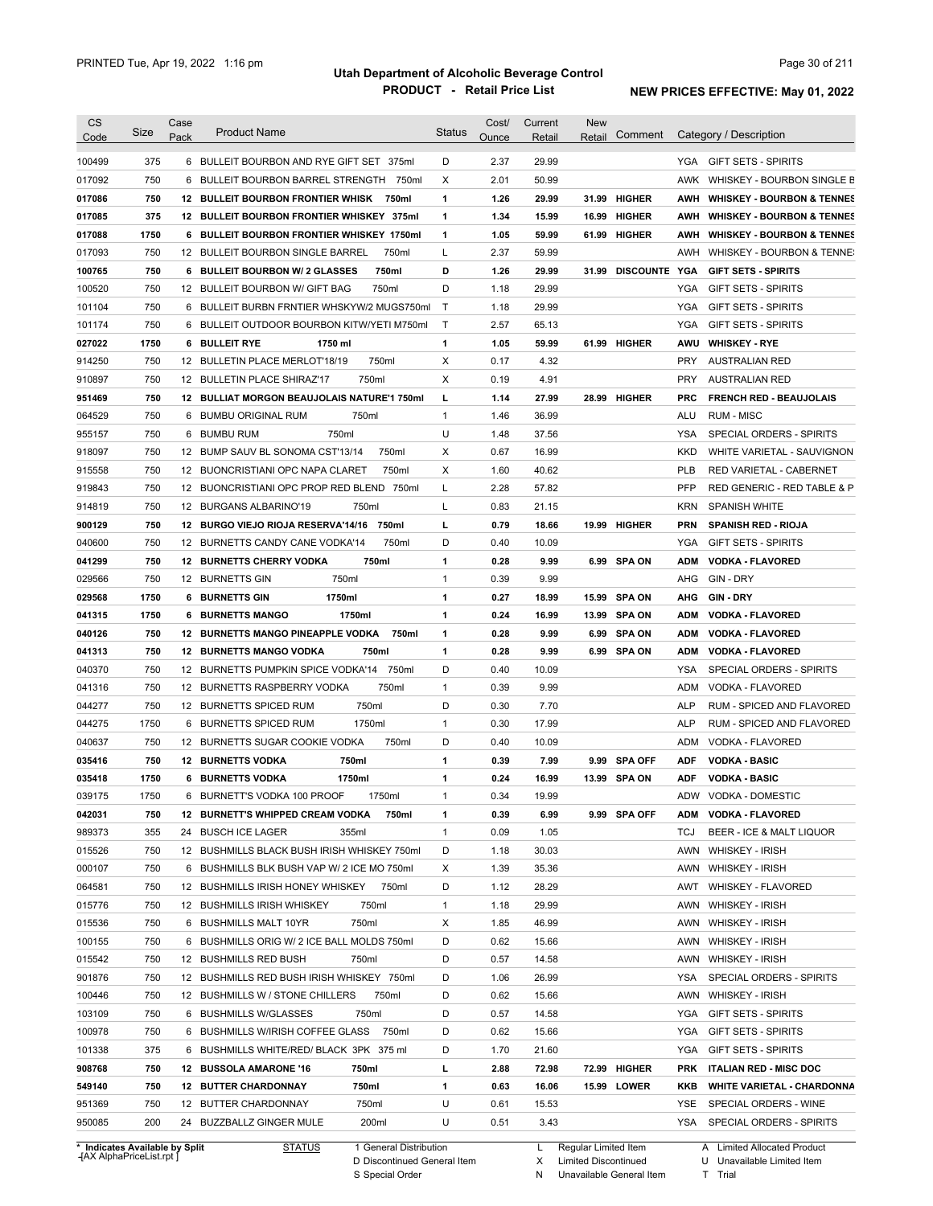# Utah Department of Alcoholic Beverage Control

## PRODUCT - Retail Price List

PRINTED Tue, Apr 19, 2022 1:16 pm

**NEW PRICES EFFECTIVE: May 01, 2022**

| CS Code | Size | Case Pack | Product Name | Status | Cost/ Ounce | Current Retail | New Retail | Comment | Category / Description |
|---|---|---|---|---|---|---|---|---|---|
| 100499 | 375 | 6 | BULLEIT BOURBON AND RYE GIFT SET 375ml | D | 2.37 | 29.99 | | | YGA GIFT SETS - SPIRITS |
| 017092 | 750 | 6 | BULLEIT BOURBON BARREL STRENGTH 750ml | X | 2.01 | 50.99 | | | AWK WHISKEY - BOURBON SINGLE B |
| **017086** | **750** | **12** | **BULLEIT BOURBON FRONTIER WHISK 750ml** | **1** | **1.26** | **29.99** | **31.99** | **HIGHER** | **AWH WHISKEY - BOURBON & TENNES** |
| **017085** | **375** | **12** | **BULLEIT BOURBON FRONTIER WHISKEY 375ml** | **1** | **1.34** | **15.99** | **16.99** | **HIGHER** | **AWH WHISKEY - BOURBON & TENNES** |
| **017088** | **1750** | **6** | **BULLEIT BOURBON FRONTIER WHISKEY 1750ml** | **1** | **1.05** | **59.99** | **61.99** | **HIGHER** | **AWH WHISKEY - BOURBON & TENNES** |
| 017093 | 750 | 12 | BULLEIT BOURBON SINGLE BARREL 750ml | L | 2.37 | 59.99 | | | AWH WHISKEY - BOURBON & TENNE |
| **100765** | **750** | **6** | **BULLEIT BOURBON W/ 2 GLASSES 750ml** | **D** | **1.26** | **29.99** | **31.99** | **DISCOUNTE** | **YGA GIFT SETS - SPIRITS** |
| 100520 | 750 | 12 | BULLEIT BOURBON W/ GIFT BAG 750ml | D | 1.18 | 29.99 | | | YGA GIFT SETS - SPIRITS |
| 101104 | 750 | 6 | BULLEIT BURBN FRNTIER WHSKYW/2 MUGS750ml | T | 1.18 | 29.99 | | | YGA GIFT SETS - SPIRITS |
| 101174 | 750 | 6 | BULLEIT OUTDOOR BOURBON KITW/YETI M750ml | T | 2.57 | 65.13 | | | YGA GIFT SETS - SPIRITS |
| **027022** | **1750** | **6** | **BULLEIT RYE 1750 ml** | **1** | **1.05** | **59.99** | **61.99** | **HIGHER** | **AWU WHISKEY - RYE** |
| 914250 | 750 | 12 | BULLETIN PLACE MERLOT'18/19 750ml | X | 0.17 | 4.32 | | | PRY AUSTRALIAN RED |
| 910897 | 750 | 12 | BULLETIN PLACE SHIRAZ'17 750ml | X | 0.19 | 4.91 | | | PRY AUSTRALIAN RED |
| **951469** | **750** | **12** | **BULLIAT MORGON BEAUJOLAIS NATURE'1 750ml** | **L** | **1.14** | **27.99** | **28.99** | **HIGHER** | **PRC FRENCH RED - BEAUJOLAIS** |
| 064529 | 750 | 6 | BUMBU ORIGINAL RUM 750ml | 1 | 1.46 | 36.99 | | | ALU RUM - MISC |
| 955157 | 750 | 6 | BUMBU RUM 750ml | U | 1.48 | 37.56 | | | YSA SPECIAL ORDERS - SPIRITS |
| 918097 | 750 | 12 | BUMP SAUV BL SONOMA CST'13/14 750ml | X | 0.67 | 16.99 | | | KKD WHITE VARIETAL - SAUVIGNON |
| 915558 | 750 | 12 | BUONCRISTIANI OPC NAPA CLARET 750ml | X | 1.60 | 40.62 | | | PLB RED VARIETAL - CABERNET |
| 919843 | 750 | 12 | BUONCRISTIANI OPC PROP RED BLEND 750ml | L | 2.28 | 57.82 | | | PFP RED GENERIC - RED TABLE & P |
| 914819 | 750 | 12 | BURGANS ALBARINO'19 750ml | L | 0.83 | 21.15 | | | KRN SPANISH WHITE |
| **900129** | **750** | **12** | **BURGO VIEJO RIOJA RESERVA'14/16 750ml** | **L** | **0.79** | **18.66** | **19.99** | **HIGHER** | **PRN SPANISH RED - RIOJA** |
| 040600 | 750 | 12 | BURNETTS CANDY CANE VODKA'14 750ml | D | 0.40 | 10.09 | | | YGA GIFT SETS - SPIRITS |
| **041299** | **750** | **12** | **BURNETTS CHERRY VODKA 750ml** | **1** | **0.28** | **9.99** | **6.99** | **SPA ON** | **ADM VODKA - FLAVORED** |
| 029566 | 750 | 12 | BURNETTS GIN 750ml | 1 | 0.39 | 9.99 | | | AHG GIN - DRY |
| **029568** | **1750** | **6** | **BURNETTS GIN 1750ml** | **1** | **0.27** | **18.99** | **15.99** | **SPA ON** | **AHG GIN - DRY** |
| **041315** | **1750** | **6** | **BURNETTS MANGO 1750ml** | **1** | **0.24** | **16.99** | **13.99** | **SPA ON** | **ADM VODKA - FLAVORED** |
| **040126** | **750** | **12** | **BURNETTS MANGO PINEAPPLE VODKA 750ml** | **1** | **0.28** | **9.99** | **6.99** | **SPA ON** | **ADM VODKA - FLAVORED** |
| **041313** | **750** | **12** | **BURNETTS MANGO VODKA 750ml** | **1** | **0.28** | **9.99** | **6.99** | **SPA ON** | **ADM VODKA - FLAVORED** |
| 040370 | 750 | 12 | BURNETTS PUMPKIN SPICE VODKA'14 750ml | D | 0.40 | 10.09 | | | YSA SPECIAL ORDERS - SPIRITS |
| 041316 | 750 | 12 | BURNETTS RASPBERRY VODKA 750ml | 1 | 0.39 | 9.99 | | | ADM VODKA - FLAVORED |
| 044277 | 750 | 12 | BURNETTS SPICED RUM 750ml | D | 0.30 | 7.70 | | | ALP RUM - SPICED AND FLAVORED |
| 044275 | 1750 | 6 | BURNETTS SPICED RUM 1750ml | 1 | 0.30 | 17.99 | | | ALP RUM - SPICED AND FLAVORED |
| 040637 | 750 | 12 | BURNETTS SUGAR COOKIE VODKA 750ml | D | 0.40 | 10.09 | | | ADM VODKA - FLAVORED |
| **035416** | **750** | **12** | **BURNETTS VODKA 750ml** | **1** | **0.39** | **7.99** | **9.99** | **SPA OFF** | **ADF VODKA - BASIC** |
| **035418** | **1750** | **6** | **BURNETTS VODKA 1750ml** | **1** | **0.24** | **16.99** | **13.99** | **SPA ON** | **ADF VODKA - BASIC** |
| 039175 | 1750 | 6 | BURNETT'S VODKA 100 PROOF 1750ml | 1 | 0.34 | 19.99 | | | ADW VODKA - DOMESTIC |
| **042031** | **750** | **12** | **BURNETT'S WHIPPED CREAM VODKA 750ml** | **1** | **0.39** | **6.99** | **9.99** | **SPA OFF** | **ADM VODKA - FLAVORED** |
| 989373 | 355 | 24 | BUSCH ICE LAGER 355ml | 1 | 0.09 | 1.05 | | | TCJ BEER - ICE & MALT LIQUOR |
| 015526 | 750 | 12 | BUSHMILLS BLACK BUSH IRISH WHISKEY 750ml | D | 1.18 | 30.03 | | | AWN WHISKEY - IRISH |
| 000107 | 750 | 6 | BUSHMILLS BLK BUSH VAP W/ 2 ICE MO 750ml | X | 1.39 | 35.36 | | | AWN WHISKEY - IRISH |
| 064581 | 750 | 12 | BUSHMILLS IRISH HONEY WHISKEY 750ml | D | 1.12 | 28.29 | | | AWT WHISKEY - FLAVORED |
| 015776 | 750 | 12 | BUSHMILLS IRISH WHISKEY 750ml | 1 | 1.18 | 29.99 | | | AWN WHISKEY - IRISH |
| 015536 | 750 | 6 | BUSHMILLS MALT 10YR 750ml | X | 1.85 | 46.99 | | | AWN WHISKEY - IRISH |
| 100155 | 750 | 6 | BUSHMILLS ORIG W/ 2 ICE BALL MOLDS 750ml | D | 0.62 | 15.66 | | | AWN WHISKEY - IRISH |
| 015542 | 750 | 12 | BUSHMILLS RED BUSH 750ml | D | 0.57 | 14.58 | | | AWN WHISKEY - IRISH |
| 901876 | 750 | 12 | BUSHMILLS RED BUSH IRISH WHISKEY 750ml | D | 1.06 | 26.99 | | | YSA SPECIAL ORDERS - SPIRITS |
| 100446 | 750 | 12 | BUSHMILLS W / STONE CHILLERS 750ml | D | 0.62 | 15.66 | | | AWN WHISKEY - IRISH |
| 103109 | 750 | 6 | BUSHMILLS W/GLASSES 750ml | D | 0.57 | 14.58 | | | YGA GIFT SETS - SPIRITS |
| 100978 | 750 | 6 | BUSHMILLS W/IRISH COFFEE GLASS 750ml | D | 0.62 | 15.66 | | | YGA GIFT SETS - SPIRITS |
| 101338 | 375 | 6 | BUSHMILLS WHITE/RED/ BLACK 3PK 375 ml | D | 1.70 | 21.60 | | | YGA GIFT SETS - SPIRITS |
| **908768** | **750** | **12** | **BUSSOLA AMARONE '16 750ml** | **L** | **2.88** | **72.98** | **72.99** | **HIGHER** | **PRK ITALIAN RED - MISC DOC** |
| **549140** | **750** | **12** | **BUTTER CHARDONNAY 750ml** | **1** | **0.63** | **16.06** | **15.99** | **LOWER** | **KKB WHITE VARIETAL - CHARDONNA** |
| 951369 | 750 | 12 | BUTTER CHARDONNAY 750ml | U | 0.61 | 15.53 | | | YSE SPECIAL ORDERS - WINE |
| 950085 | 200 | 24 | BUZZBALLZ GINGER MULE 200ml | U | 0.51 | 3.43 | | | YSA SPECIAL ORDERS - SPIRITS |

\* Indicates Available by Split

STATUS: 1 General Distribution; D Discontinued General Item; S Special Order; L Regular Limited Item; X Limited Discontinued; N Unavailable General Item; A Limited Allocated Product; U Unavailable Limited Item; T Trial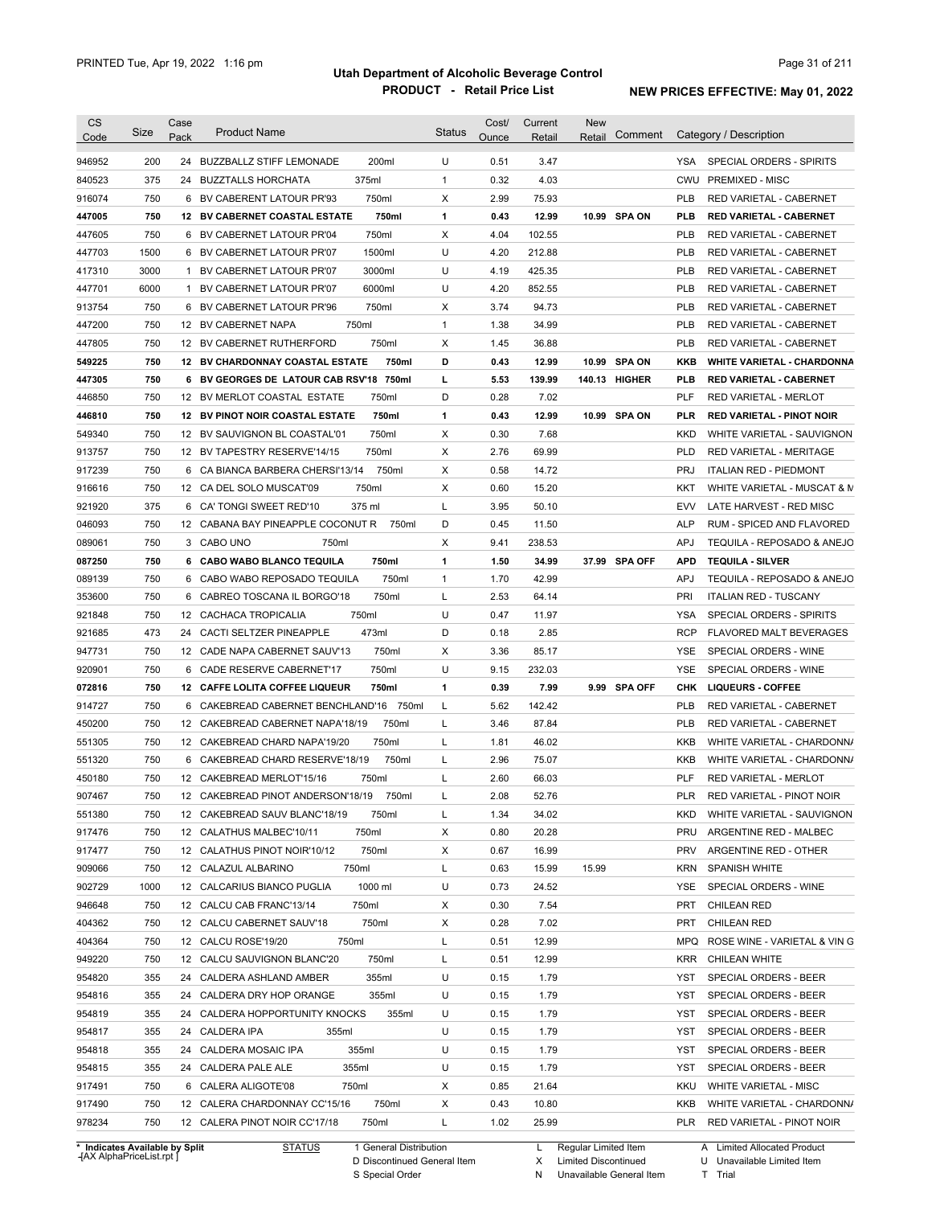PRINTED Tue, Apr 19, 2022 1:16 pm

# Utah Department of Alcoholic Beverage Control
## PRODUCT - Retail Price List

**NEW PRICES EFFECTIVE: May 01, 2022**

| CS Code | Size | Case Pack | Product Name | Status | Cost/ Ounce | Current Retail | New Retail | Comment | Category / Description |
|---|---|---|---|---|---|---|---|---|---|
| 946952 | 200 | 24 | BUZZBALLZ STIFF LEMONADE 200ml | U | 0.51 | 3.47 | | | YSA SPECIAL ORDERS - SPIRITS |
| 840523 | 375 | 24 | BUZZTALLS HORCHATA 375ml | 1 | 0.32 | 4.03 | | | CWU PREMIXED - MISC |
| 916074 | 750 | 6 | BV CABERENT LATOUR PR'93 750ml | X | 2.99 | 75.93 | | | PLB RED VARIETAL - CABERNET |
| **447005** | **750** | **12** | **BV CABERNET COASTAL ESTATE 750ml** | **1** | **0.43** | **12.99** | **10.99** | **SPA ON** | **PLB RED VARIETAL - CABERNET** |
| 447605 | 750 | 6 | BV CABERNET LATOUR PR'04 750ml | X | 4.04 | 102.55 | | | PLB RED VARIETAL - CABERNET |
| 447703 | 1500 | 6 | BV CABERNET LATOUR PR'07 1500ml | U | 4.20 | 212.88 | | | PLB RED VARIETAL - CABERNET |
| 417310 | 3000 | 1 | BV CABERNET LATOUR PR'07 3000ml | U | 4.19 | 425.35 | | | PLB RED VARIETAL - CABERNET |
| 447701 | 6000 | 1 | BV CABERNET LATOUR PR'07 6000ml | U | 4.20 | 852.55 | | | PLB RED VARIETAL - CABERNET |
| 913754 | 750 | 6 | BV CABERNET LATOUR PR'96 750ml | X | 3.74 | 94.73 | | | PLB RED VARIETAL - CABERNET |
| 447200 | 750 | 12 | BV CABERNET NAPA 750ml | 1 | 1.38 | 34.99 | | | PLB RED VARIETAL - CABERNET |
| 447805 | 750 | 12 | BV CABERNET RUTHERFORD 750ml | X | 1.45 | 36.88 | | | PLB RED VARIETAL - CABERNET |
| **549225** | **750** | **12** | **BV CHARDONNAY COASTAL ESTATE 750ml** | **D** | **0.43** | **12.99** | **10.99** | **SPA ON** | **KKB WHITE VARIETAL - CHARDONNA** |
| **447305** | **750** | **6** | **BV GEORGES DE LATOUR CAB RSV'18 750ml** | **L** | **5.53** | **139.99** | **140.13** | **HIGHER** | **PLB RED VARIETAL - CABERNET** |
| 446850 | 750 | 12 | BV MERLOT COASTAL ESTATE 750ml | D | 0.28 | 7.02 | | | PLF RED VARIETAL - MERLOT |
| **446810** | **750** | **12** | **BV PINOT NOIR COASTAL ESTATE 750ml** | **1** | **0.43** | **12.99** | **10.99** | **SPA ON** | **PLR RED VARIETAL - PINOT NOIR** |
| 549340 | 750 | 12 | BV SAUVIGNON BL COASTAL'01 750ml | X | 0.30 | 7.68 | | | KKD WHITE VARIETAL - SAUVIGNON |
| 913757 | 750 | 12 | BV TAPESTRY RESERVE'14/15 750ml | X | 2.76 | 69.99 | | | PLD RED VARIETAL - MERITAGE |
| 917239 | 750 | 6 | CA BIANCA BARBERA CHERSI'13/14 750ml | X | 0.58 | 14.72 | | | PRJ ITALIAN RED - PIEDMONT |
| 916616 | 750 | 12 | CA DEL SOLO MUSCAT'09 750ml | X | 0.60 | 15.20 | | | KKT WHITE VARIETAL - MUSCAT & M |
| 921920 | 375 | 6 | CA' TONGI SWEET RED'10 375 ml | L | 3.95 | 50.10 | | | EVV LATE HARVEST - RED MISC |
| 046093 | 750 | 12 | CABANA BAY PINEAPPLE COCONUT R 750ml | D | 0.45 | 11.50 | | | ALP RUM - SPICED AND FLAVORED |
| 089061 | 750 | 3 | CABO UNO 750ml | X | 9.41 | 238.53 | | | APJ TEQUILA - REPOSADO & ANEJO |
| **087250** | **750** | **6** | **CABO WABO BLANCO TEQUILA 750ml** | **1** | **1.50** | **34.99** | **37.99** | **SPA OFF** | **APD TEQUILA - SILVER** |
| 089139 | 750 | 6 | CABO WABO REPOSADO TEQUILA 750ml | 1 | 1.70 | 42.99 | | | APJ TEQUILA - REPOSADO & ANEJO |
| 353600 | 750 | 6 | CABREO TOSCANA IL BORGO'18 750ml | L | 2.53 | 64.14 | | | PRI ITALIAN RED - TUSCANY |
| 921848 | 750 | 12 | CACHACA TROPICALIA 750ml | U | 0.47 | 11.97 | | | YSA SPECIAL ORDERS - SPIRITS |
| 921685 | 473 | 24 | CACTI SELTZER PINEAPPLE 473ml | D | 0.18 | 2.85 | | | RCP FLAVORED MALT BEVERAGES |
| 947731 | 750 | 12 | CADE NAPA CABERNET SAUV'13 750ml | X | 3.36 | 85.17 | | | YSE SPECIAL ORDERS - WINE |
| 920901 | 750 | 6 | CADE RESERVE CABERNET'17 750ml | U | 9.15 | 232.03 | | | YSE SPECIAL ORDERS - WINE |
| **072816** | **750** | **12** | **CAFFE LOLITA COFFEE LIQUEUR 750ml** | **1** | **0.39** | **7.99** | **9.99** | **SPA OFF** | **CHK LIQUEURS - COFFEE** |
| 914727 | 750 | 6 | CAKEBREAD CABERNET BENCHLAND'16 750ml | L | 5.62 | 142.42 | | | PLB RED VARIETAL - CABERNET |
| 450200 | 750 | 12 | CAKEBREAD CABERNET NAPA'18/19 750ml | L | 3.46 | 87.84 | | | PLB RED VARIETAL - CABERNET |
| 551305 | 750 | 12 | CAKEBREAD CHARD NAPA'19/20 750ml | L | 1.81 | 46.02 | | | KKB WHITE VARIETAL - CHARDONNA |
| 551320 | 750 | 6 | CAKEBREAD CHARD RESERVE'18/19 750ml | L | 2.96 | 75.07 | | | KKB WHITE VARIETAL - CHARDONNA |
| 450180 | 750 | 12 | CAKEBREAD MERLOT'15/16 750ml | L | 2.60 | 66.03 | | | PLF RED VARIETAL - MERLOT |
| 907467 | 750 | 12 | CAKEBREAD PINOT ANDERSON'18/19 750ml | L | 2.08 | 52.76 | | | PLR RED VARIETAL - PINOT NOIR |
| 551380 | 750 | 12 | CAKEBREAD SAUV BLANC'18/19 750ml | L | 1.34 | 34.02 | | | KKD WHITE VARIETAL - SAUVIGNON |
| 917476 | 750 | 12 | CALATHUS MALBEC'10/11 750ml | X | 0.80 | 20.28 | | | PRU ARGENTINE RED - MALBEC |
| 917477 | 750 | 12 | CALATHUS PINOT NOIR'10/12 750ml | X | 0.67 | 16.99 | | | PRV ARGENTINE RED - OTHER |
| 909066 | 750 | 12 | CALAZUL ALBARINO 750ml | L | 0.63 | 15.99 | 15.99 | | KRN SPANISH WHITE |
| 902729 | 1000 | 12 | CALCARIUS BIANCO PUGLIA 1000 ml | U | 0.73 | 24.52 | | | YSE SPECIAL ORDERS - WINE |
| 946648 | 750 | 12 | CALCU CAB FRANC'13/14 750ml | X | 0.30 | 7.54 | | | PRT CHILEAN RED |
| 404362 | 750 | 12 | CALCU CABERNET SAUV'18 750ml | X | 0.28 | 7.02 | | | PRT CHILEAN RED |
| 404364 | 750 | 12 | CALCU ROSE'19/20 750ml | L | 0.51 | 12.99 | | | MPQ ROSE WINE - VARIETAL & VIN G |
| 949220 | 750 | 12 | CALCU SAUVIGNON BLANC'20 750ml | L | 0.51 | 12.99 | | | KRR CHILEAN WHITE |
| 954820 | 355 | 24 | CALDERA ASHLAND AMBER 355ml | U | 0.15 | 1.79 | | | YST SPECIAL ORDERS - BEER |
| 954816 | 355 | 24 | CALDERA DRY HOP ORANGE 355ml | U | 0.15 | 1.79 | | | YST SPECIAL ORDERS - BEER |
| 954819 | 355 | 24 | CALDERA HOPPORTUNITY KNOCKS 355ml | U | 0.15 | 1.79 | | | YST SPECIAL ORDERS - BEER |
| 954817 | 355 | 24 | CALDERA IPA 355ml | U | 0.15 | 1.79 | | | YST SPECIAL ORDERS - BEER |
| 954818 | 355 | 24 | CALDERA MOSAIC IPA 355ml | U | 0.15 | 1.79 | | | YST SPECIAL ORDERS - BEER |
| 954815 | 355 | 24 | CALDERA PALE ALE 355ml | U | 0.15 | 1.79 | | | YST SPECIAL ORDERS - BEER |
| 917491 | 750 | 6 | CALERA ALIGOTE'08 750ml | X | 0.85 | 21.64 | | | KKU WHITE VARIETAL - MISC |
| 917490 | 750 | 12 | CALERA CHARDONNAY CC'15/16 750ml | X | 0.43 | 10.80 | | | KKB WHITE VARIETAL - CHARDONNA |
| 978234 | 750 | 12 | CALERA PINOT NOIR CC'17/18 750ml | L | 1.02 | 25.99 | | | PLR RED VARIETAL - PINOT NOIR |

\* Indicates Available by Split

STATUS: 1 General Distribution; D Discontinued General Item; S Special Order; L Regular Limited Item; X Limited Discontinued; N Unavailable General Item; A Limited Allocated Product; U Unavailable Limited Item; T Trial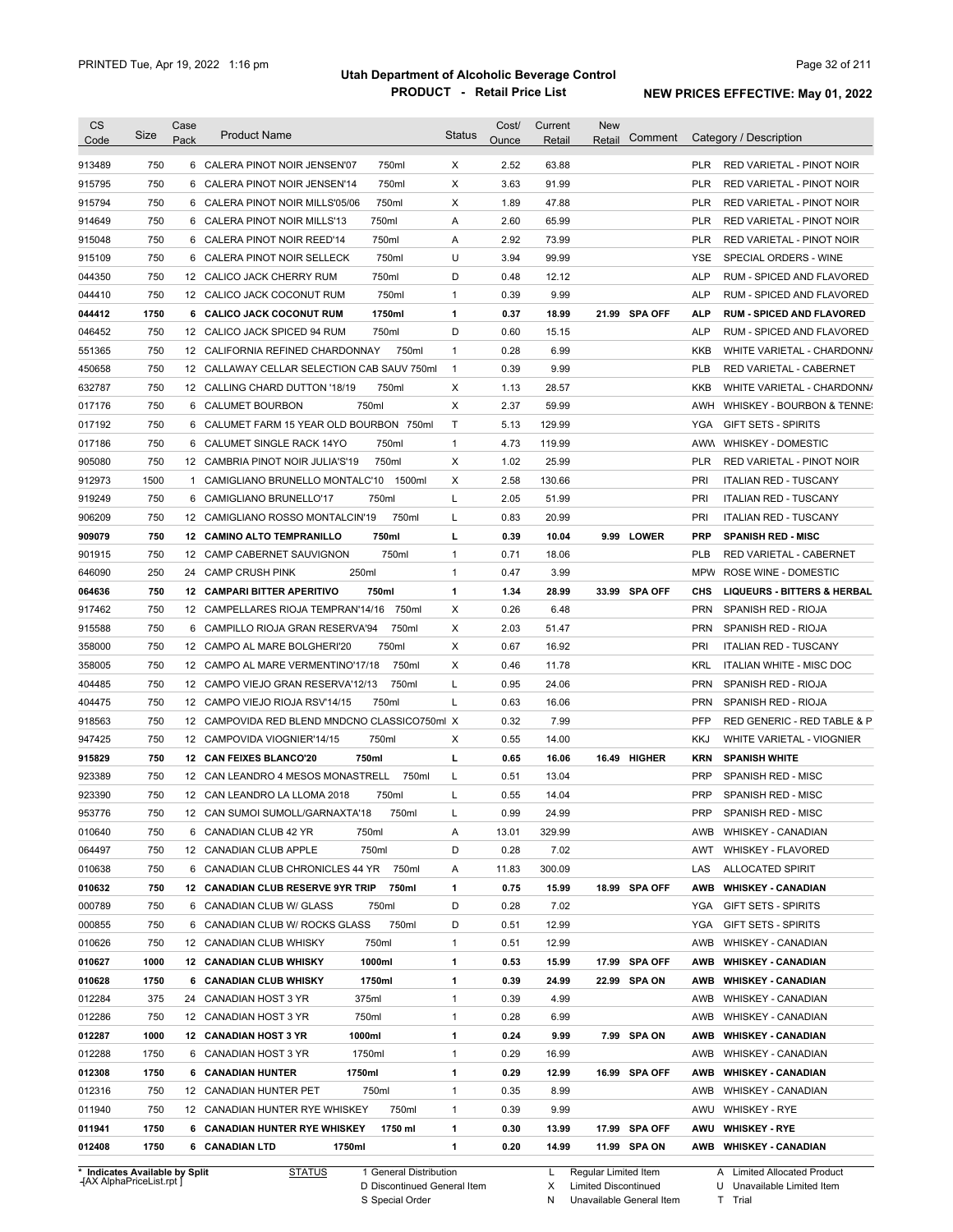# Utah Department of Alcoholic Beverage Control

## PRODUCT - Retail Price List

PRINTED Tue, Apr 19, 2022 1:16 pm

**NEW PRICES EFFECTIVE: May 01, 2022**

| CS Code | Size | Case Pack | Product Name | | Status | Cost/ Ounce | Current Retail | New Retail | Comment | Category / Description | |
|---|---|---|---|---|---|---|---|---|---|---|---|
| 913489 | 750 | 6 | CALERA PINOT NOIR JENSEN'07 | 750ml | X | 2.52 | 63.88 | | | PLR | RED VARIETAL - PINOT NOIR |
| 915795 | 750 | 6 | CALERA PINOT NOIR JENSEN'14 | 750ml | X | 3.63 | 91.99 | | | PLR | RED VARIETAL - PINOT NOIR |
| 915794 | 750 | 6 | CALERA PINOT NOIR MILLS'05/06 | 750ml | X | 1.89 | 47.88 | | | PLR | RED VARIETAL - PINOT NOIR |
| 914649 | 750 | 6 | CALERA PINOT NOIR MILLS'13 | 750ml | A | 2.60 | 65.99 | | | PLR | RED VARIETAL - PINOT NOIR |
| 915048 | 750 | 6 | CALERA PINOT NOIR REED'14 | 750ml | A | 2.92 | 73.99 | | | PLR | RED VARIETAL - PINOT NOIR |
| 915109 | 750 | 6 | CALERA PINOT NOIR SELLECK | 750ml | U | 3.94 | 99.99 | | | YSE | SPECIAL ORDERS - WINE |
| 044350 | 750 | 12 | CALICO JACK CHERRY RUM | 750ml | D | 0.48 | 12.12 | | | ALP | RUM - SPICED AND FLAVORED |
| 044410 | 750 | 12 | CALICO JACK COCONUT RUM | 750ml | 1 | 0.39 | 9.99 | | | ALP | RUM - SPICED AND FLAVORED |
| **044412** | **1750** | **6** | **CALICO JACK COCONUT RUM** | **1750ml** | **1** | **0.37** | **18.99** | **21.99** | **SPA OFF** | **ALP** | **RUM - SPICED AND FLAVORED** |
| 046452 | 750 | 12 | CALICO JACK SPICED 94 RUM | 750ml | D | 0.60 | 15.15 | | | ALP | RUM - SPICED AND FLAVORED |
| 551365 | 750 | 12 | CALIFORNIA REFINED CHARDONNAY | 750ml | 1 | 0.28 | 6.99 | | | KKB | WHITE VARIETAL - CHARDONNA |
| 450658 | 750 | 12 | CALLAWAY CELLAR SELECTION CAB SAUV | 750ml | 1 | 0.39 | 9.99 | | | PLB | RED VARIETAL - CABERNET |
| 632787 | 750 | 12 | CALLING CHARD DUTTON '18/19 | 750ml | X | 1.13 | 28.57 | | | KKB | WHITE VARIETAL - CHARDONNA |
| 017176 | 750 | 6 | CALUMET BOURBON | 750ml | X | 2.37 | 59.99 | | | AWH | WHISKEY - BOURBON & TENNE |
| 017192 | 750 | 6 | CALUMET FARM 15 YEAR OLD BOURBON | 750ml | T | 5.13 | 129.99 | | | YGA | GIFT SETS - SPIRITS |
| 017186 | 750 | 6 | CALUMET SINGLE RACK 14YO | 750ml | 1 | 4.73 | 119.99 | | | AWW | WHISKEY - DOMESTIC |
| 905080 | 750 | 12 | CAMBRIA PINOT NOIR JULIA'S'19 | 750ml | X | 1.02 | 25.99 | | | PLR | RED VARIETAL - PINOT NOIR |
| 912973 | 1500 | 1 | CAMIGLIANO BRUNELLO MONTALC'10 | 1500ml | X | 2.58 | 130.66 | | | PRI | ITALIAN RED - TUSCANY |
| 919249 | 750 | 6 | CAMIGLIANO BRUNELLO'17 | 750ml | L | 2.05 | 51.99 | | | PRI | ITALIAN RED - TUSCANY |
| 906209 | 750 | 12 | CAMIGLIANO ROSSO MONTALCIN'19 | 750ml | L | 0.83 | 20.99 | | | PRI | ITALIAN RED - TUSCANY |
| **909079** | **750** | **12** | **CAMINO ALTO TEMPRANILLO** | **750ml** | **L** | **0.39** | **10.04** | **9.99** | **LOWER** | **PRP** | **SPANISH RED - MISC** |
| 901915 | 750 | 12 | CAMP CABERNET SAUVIGNON | 750ml | 1 | 0.71 | 18.06 | | | PLB | RED VARIETAL - CABERNET |
| 646090 | 250 | 24 | CAMP CRUSH PINK | 250ml | 1 | 0.47 | 3.99 | | | MPW | ROSE WINE - DOMESTIC |
| **064636** | **750** | **12** | **CAMPARI BITTER APERITIVO** | **750ml** | **1** | **1.34** | **28.99** | **33.99** | **SPA OFF** | **CHS** | **LIQUEURS - BITTERS & HERBAL** |
| 917462 | 750 | 12 | CAMPELLARES RIOJA TEMPRAN'14/16 | 750ml | X | 0.26 | 6.48 | | | PRN | SPANISH RED - RIOJA |
| 915588 | 750 | 6 | CAMPILLO RIOJA GRAN RESERVA'94 | 750ml | X | 2.03 | 51.47 | | | PRN | SPANISH RED - RIOJA |
| 358000 | 750 | 12 | CAMPO AL MARE BOLGHERI'20 | 750ml | X | 0.67 | 16.92 | | | PRI | ITALIAN RED - TUSCANY |
| 358005 | 750 | 12 | CAMPO AL MARE VERMENTINO'17/18 | 750ml | X | 0.46 | 11.78 | | | KRL | ITALIAN WHITE - MISC DOC |
| 404485 | 750 | 12 | CAMPO VIEJO GRAN RESERVA'12/13 | 750ml | L | 0.95 | 24.06 | | | PRN | SPANISH RED - RIOJA |
| 404475 | 750 | 12 | CAMPO VIEJO RIOJA RSV'14/15 | 750ml | L | 0.63 | 16.06 | | | PRN | SPANISH RED - RIOJA |
| 918563 | 750 | 12 | CAMPOVIDA RED BLEND MNDCNO CLASSICO | 750ml | X | 0.32 | 7.99 | | | PFP | RED GENERIC - RED TABLE & P |
| 947425 | 750 | 12 | CAMPOVIDA VIOGNIER'14/15 | 750ml | X | 0.55 | 14.00 | | | KKJ | WHITE VARIETAL - VIOGNIER |
| **915829** | **750** | **12** | **CAN FEIXES BLANCO'20** | **750ml** | **L** | **0.65** | **16.06** | **16.49** | **HIGHER** | **KRN** | **SPANISH WHITE** |
| 923389 | 750 | 12 | CAN LEANDRO 4 MESOS MONASTRELL | 750ml | L | 0.51 | 13.04 | | | PRP | SPANISH RED - MISC |
| 923390 | 750 | 12 | CAN LEANDRO LA LLOMA 2018 | 750ml | L | 0.55 | 14.04 | | | PRP | SPANISH RED - MISC |
| 953776 | 750 | 12 | CAN SUMOI SUMOLL/GARNAXTA'18 | 750ml | L | 0.99 | 24.99 | | | PRP | SPANISH RED - MISC |
| 010640 | 750 | 6 | CANADIAN CLUB 42 YR | 750ml | A | 13.01 | 329.99 | | | AWB | WHISKEY - CANADIAN |
| 064497 | 750 | 12 | CANADIAN CLUB APPLE | 750ml | D | 0.28 | 7.02 | | | AWT | WHISKEY - FLAVORED |
| 010638 | 750 | 6 | CANADIAN CLUB CHRONICLES 44 YR | 750ml | A | 11.83 | 300.09 | | | LAS | ALLOCATED SPIRIT |
| **010632** | **750** | **12** | **CANADIAN CLUB RESERVE 9YR TRIP** | **750ml** | **1** | **0.75** | **15.99** | **18.99** | **SPA OFF** | **AWB** | **WHISKEY - CANADIAN** |
| 000789 | 750 | 6 | CANADIAN CLUB W/ GLASS | 750ml | D | 0.28 | 7.02 | | | YGA | GIFT SETS - SPIRITS |
| 000855 | 750 | 6 | CANADIAN CLUB W/ ROCKS GLASS | 750ml | D | 0.51 | 12.99 | | | YGA | GIFT SETS - SPIRITS |
| 010626 | 750 | 12 | CANADIAN CLUB WHISKY | 750ml | 1 | 0.51 | 12.99 | | | AWB | WHISKEY - CANADIAN |
| **010627** | **1000** | **12** | **CANADIAN CLUB WHISKY** | **1000ml** | **1** | **0.53** | **15.99** | **17.99** | **SPA OFF** | **AWB** | **WHISKEY - CANADIAN** |
| **010628** | **1750** | **6** | **CANADIAN CLUB WHISKY** | **1750ml** | **1** | **0.39** | **24.99** | **22.99** | **SPA ON** | **AWB** | **WHISKEY - CANADIAN** |
| 012284 | 375 | 24 | CANADIAN HOST 3 YR | 375ml | 1 | 0.39 | 4.99 | | | AWB | WHISKEY - CANADIAN |
| 012286 | 750 | 12 | CANADIAN HOST 3 YR | 750ml | 1 | 0.28 | 6.99 | | | AWB | WHISKEY - CANADIAN |
| **012287** | **1000** | **12** | **CANADIAN HOST 3 YR** | **1000ml** | **1** | **0.24** | **9.99** | **7.99** | **SPA ON** | **AWB** | **WHISKEY - CANADIAN** |
| 012288 | 1750 | 6 | CANADIAN HOST 3 YR | 1750ml | 1 | 0.29 | 16.99 | | | AWB | WHISKEY - CANADIAN |
| **012308** | **1750** | **6** | **CANADIAN HUNTER** | **1750ml** | **1** | **0.29** | **12.99** | **16.99** | **SPA OFF** | **AWB** | **WHISKEY - CANADIAN** |
| 012316 | 750 | 12 | CANADIAN HUNTER PET | 750ml | 1 | 0.35 | 8.99 | | | AWB | WHISKEY - CANADIAN |
| 011940 | 750 | 12 | CANADIAN HUNTER RYE WHISKEY | 750ml | 1 | 0.39 | 9.99 | | | AWU | WHISKEY - RYE |
| **011941** | **1750** | **6** | **CANADIAN HUNTER RYE WHISKEY** | **1750 ml** | **1** | **0.30** | **13.99** | **17.99** | **SPA OFF** | **AWU** | **WHISKEY - RYE** |
| **012408** | **1750** | **6** | **CANADIAN LTD** | **1750ml** | **1** | **0.20** | **14.99** | **11.99** | **SPA ON** | **AWB** | **WHISKEY - CANADIAN** |

\* Indicates Available by Split

STATUS: 1 General Distribution; D Discontinued General Item; S Special Order; L Regular Limited Item; X Limited Discontinued; N Unavailable General Item; A Limited Allocated Product; U Unavailable Limited Item; T Trial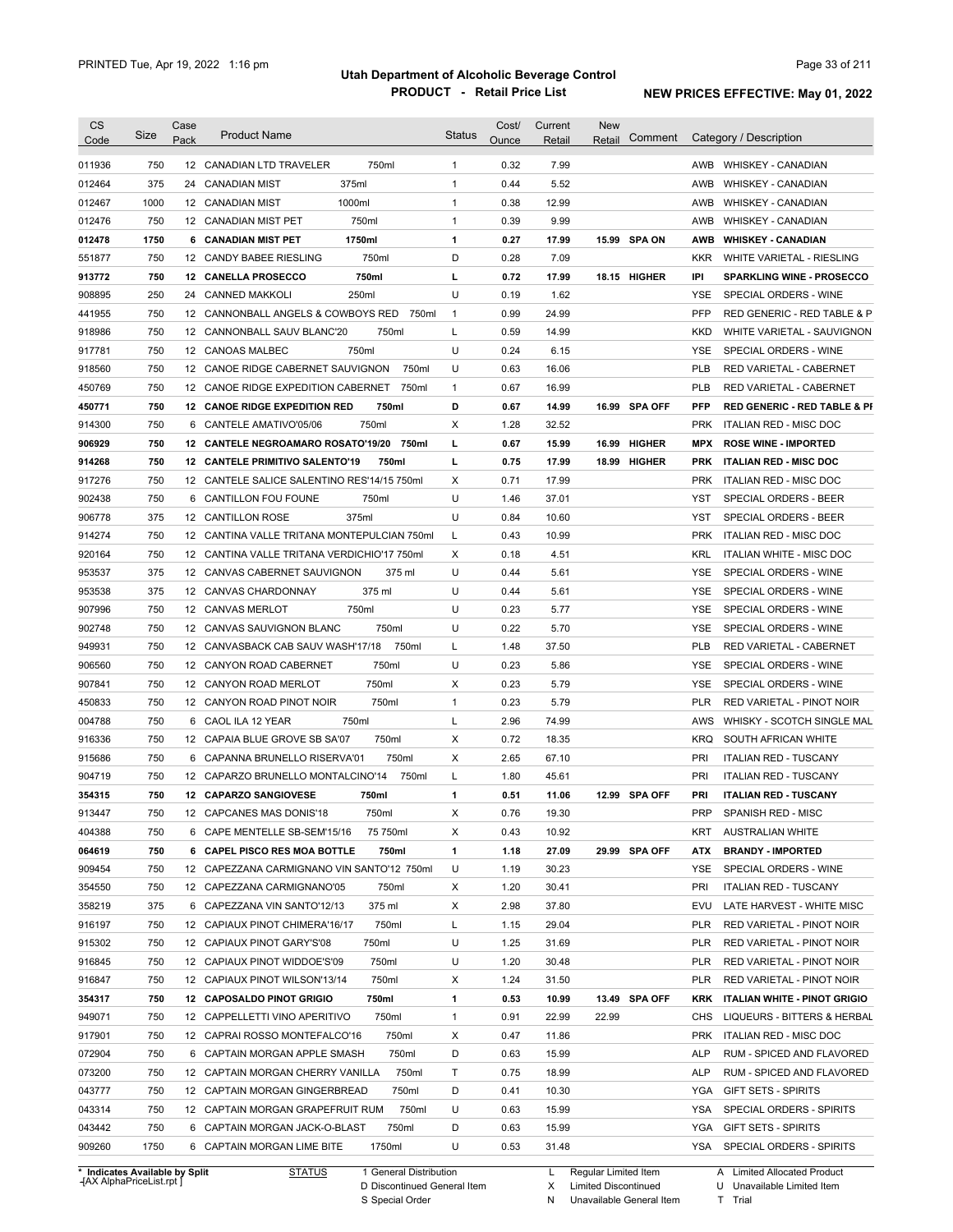# Utah Department of Alcoholic Beverage Control

## PRODUCT - Retail Price List

PRINTED Tue, Apr 19, 2022 1:16 pm

**NEW PRICES EFFECTIVE: May 01, 2022**

| CS Code | Size | Case Pack | Product Name | | Status | Cost/ Ounce | Current Retail | New Retail | Comment | Category / Description | |
|---|---|---|---|---|---|---|---|---|---|---|---|
| 011936 | 750 | 12 | CANADIAN LTD TRAVELER | 750ml | 1 | 0.32 | 7.99 | | | AWB | WHISKEY - CANADIAN |
| 012464 | 375 | 24 | CANADIAN MIST | 375ml | 1 | 0.44 | 5.52 | | | AWB | WHISKEY - CANADIAN |
| 012467 | 1000 | 12 | CANADIAN MIST | 1000ml | 1 | 0.38 | 12.99 | | | AWB | WHISKEY - CANADIAN |
| 012476 | 750 | 12 | CANADIAN MIST PET | 750ml | 1 | 0.39 | 9.99 | | | AWB | WHISKEY - CANADIAN |
| **012478** | **1750** | **6** | **CANADIAN MIST PET** | **1750ml** | **1** | **0.27** | **17.99** | **15.99** | **SPA ON** | **AWB** | **WHISKEY - CANADIAN** |
| 551877 | 750 | 12 | CANDY BABEE RIESLING | 750ml | D | 0.28 | 7.09 | | | KKR | WHITE VARIETAL - RIESLING |
| **913772** | **750** | **12** | **CANELLA PROSECCO** | **750ml** | **L** | **0.72** | **17.99** | **18.15** | **HIGHER** | **IPI** | **SPARKLING WINE - PROSECCO** |
| 908895 | 250 | 24 | CANNED MAKKOLI | 250ml | U | 0.19 | 1.62 | | | YSE | SPECIAL ORDERS - WINE |
| 441955 | 750 | 12 | CANNONBALL ANGELS & COWBOYS RED | 750ml | 1 | 0.99 | 24.99 | | | PFP | RED GENERIC - RED TABLE & P |
| 918986 | 750 | 12 | CANNONBALL SAUV BLANC'20 | 750ml | L | 0.59 | 14.99 | | | KKD | WHITE VARIETAL - SAUVIGNON |
| 917781 | 750 | 12 | CANOAS MALBEC | 750ml | U | 0.24 | 6.15 | | | YSE | SPECIAL ORDERS - WINE |
| 918560 | 750 | 12 | CANOE RIDGE CABERNET SAUVIGNON | 750ml | U | 0.63 | 16.06 | | | PLB | RED VARIETAL - CABERNET |
| 450769 | 750 | 12 | CANOE RIDGE EXPEDITION CABERNET | 750ml | 1 | 0.67 | 16.99 | | | PLB | RED VARIETAL - CABERNET |
| **450771** | **750** | **12** | **CANOE RIDGE EXPEDITION RED** | **750ml** | **D** | **0.67** | **14.99** | **16.99** | **SPA OFF** | **PFP** | **RED GENERIC - RED TABLE & PI** |
| 914300 | 750 | 6 | CANTELE AMATIVO'05/06 | 750ml | X | 1.28 | 32.52 | | | PRK | ITALIAN RED - MISC DOC |
| **906929** | **750** | **12** | **CANTELE NEGROAMARO ROSATO'19/20** | **750ml** | **L** | **0.67** | **15.99** | **16.99** | **HIGHER** | **MPX** | **ROSE WINE - IMPORTED** |
| **914268** | **750** | **12** | **CANTELE PRIMITIVO SALENTO'19** | **750ml** | **L** | **0.75** | **17.99** | **18.99** | **HIGHER** | **PRK** | **ITALIAN RED - MISC DOC** |
| 917276 | 750 | 12 | CANTELE SALICE SALENTINO RES'14/15 | 750ml | X | 0.71 | 17.99 | | | PRK | ITALIAN RED - MISC DOC |
| 902438 | 750 | 6 | CANTILLON FOU FOUNE | 750ml | U | 1.46 | 37.01 | | | YST | SPECIAL ORDERS - BEER |
| 906778 | 375 | 12 | CANTILLON ROSE | 375ml | U | 0.84 | 10.60 | | | YST | SPECIAL ORDERS - BEER |
| 914274 | 750 | 12 | CANTINA VALLE TRITANA MONTEPULCIAN | 750ml | L | 0.43 | 10.99 | | | PRK | ITALIAN RED - MISC DOC |
| 920164 | 750 | 12 | CANTINA VALLE TRITANA VERDICHIO'17 | 750ml | X | 0.18 | 4.51 | | | KRL | ITALIAN WHITE - MISC DOC |
| 953537 | 375 | 12 | CANVAS CABERNET SAUVIGNON | 375 ml | U | 0.44 | 5.61 | | | YSE | SPECIAL ORDERS - WINE |
| 953538 | 375 | 12 | CANVAS CHARDONNAY | 375 ml | U | 0.44 | 5.61 | | | YSE | SPECIAL ORDERS - WINE |
| 907996 | 750 | 12 | CANVAS MERLOT | 750ml | U | 0.23 | 5.77 | | | YSE | SPECIAL ORDERS - WINE |
| 902748 | 750 | 12 | CANVAS SAUVIGNON BLANC | 750ml | U | 0.22 | 5.70 | | | YSE | SPECIAL ORDERS - WINE |
| 949931 | 750 | 12 | CANVASBACK CAB SAUV WASH'17/18 | 750ml | L | 1.48 | 37.50 | | | PLB | RED VARIETAL - CABERNET |
| 906560 | 750 | 12 | CANYON ROAD CABERNET | 750ml | U | 0.23 | 5.86 | | | YSE | SPECIAL ORDERS - WINE |
| 907841 | 750 | 12 | CANYON ROAD MERLOT | 750ml | X | 0.23 | 5.79 | | | YSE | SPECIAL ORDERS - WINE |
| 450833 | 750 | 12 | CANYON ROAD PINOT NOIR | 750ml | 1 | 0.23 | 5.79 | | | PLR | RED VARIETAL - PINOT NOIR |
| 004788 | 750 | 6 | CAOL ILA 12 YEAR | 750ml | L | 2.96 | 74.99 | | | AWS | WHISKY - SCOTCH SINGLE MAL |
| 916336 | 750 | 12 | CAPAIA BLUE GROVE SB SA'07 | 750ml | X | 0.72 | 18.35 | | | KRQ | SOUTH AFRICAN WHITE |
| 915686 | 750 | 6 | CAPANNA BRUNELLO RISERVA'01 | 750ml | X | 2.65 | 67.10 | | | PRI | ITALIAN RED - TUSCANY |
| 904719 | 750 | 12 | CAPARZO BRUNELLO MONTALCINO'14 | 750ml | L | 1.80 | 45.61 | | | PRI | ITALIAN RED - TUSCANY |
| **354315** | **750** | **12** | **CAPARZO SANGIOVESE** | **750ml** | **1** | **0.51** | **11.06** | **12.99** | **SPA OFF** | **PRI** | **ITALIAN RED - TUSCANY** |
| 913447 | 750 | 12 | CAPCANES MAS DONIS'18 | 750ml | X | 0.76 | 19.30 | | | PRP | SPANISH RED - MISC |
| 404388 | 750 | 6 | CAPE MENTELLE SB-SEM'15/16 | 75 750ml | X | 0.43 | 10.92 | | | KRT | AUSTRALIAN WHITE |
| **064619** | **750** | **6** | **CAPEL PISCO RES MOA BOTTLE** | **750ml** | **1** | **1.18** | **27.09** | **29.99** | **SPA OFF** | **ATX** | **BRANDY - IMPORTED** |
| 909454 | 750 | 12 | CAPEZZANA CARMIGNANO VIN SANTO'12 | 750ml | U | 1.19 | 30.23 | | | YSE | SPECIAL ORDERS - WINE |
| 354550 | 750 | 12 | CAPEZZANA CARMIGNANO'05 | 750ml | X | 1.20 | 30.41 | | | PRI | ITALIAN RED - TUSCANY |
| 358219 | 375 | 6 | CAPEZZANA VIN SANTO'12/13 | 375 ml | X | 2.98 | 37.80 | | | EVU | LATE HARVEST - WHITE MISC |
| 916197 | 750 | 12 | CAPIAUX PINOT CHIMERA'16/17 | 750ml | L | 1.15 | 29.04 | | | PLR | RED VARIETAL - PINOT NOIR |
| 915302 | 750 | 12 | CAPIAUX PINOT GARY'S'08 | 750ml | U | 1.25 | 31.69 | | | PLR | RED VARIETAL - PINOT NOIR |
| 916845 | 750 | 12 | CAPIAUX PINOT WIDDOE'S'09 | 750ml | U | 1.20 | 30.48 | | | PLR | RED VARIETAL - PINOT NOIR |
| 916847 | 750 | 12 | CAPIAUX PINOT WILSON'13/14 | 750ml | X | 1.24 | 31.50 | | | PLR | RED VARIETAL - PINOT NOIR |
| **354317** | **750** | **12** | **CAPOSALDO PINOT GRIGIO** | **750ml** | **1** | **0.53** | **10.99** | **13.49** | **SPA OFF** | **KRK** | **ITALIAN WHITE - PINOT GRIGIO** |
| 949071 | 750 | 12 | CAPPELLETTI VINO APERITIVO | 750ml | 1 | 0.91 | 22.99 | 22.99 | | CHS | LIQUEURS - BITTERS & HERBAL |
| 917901 | 750 | 12 | CAPRAI ROSSO MONTEFALCO'16 | 750ml | X | 0.47 | 11.86 | | | PRK | ITALIAN RED - MISC DOC |
| 072904 | 750 | 6 | CAPTAIN MORGAN APPLE SMASH | 750ml | D | 0.63 | 15.99 | | | ALP | RUM - SPICED AND FLAVORED |
| 073200 | 750 | 12 | CAPTAIN MORGAN CHERRY VANILLA | 750ml | T | 0.75 | 18.99 | | | ALP | RUM - SPICED AND FLAVORED |
| 043777 | 750 | 12 | CAPTAIN MORGAN GINGERBREAD | 750ml | D | 0.41 | 10.30 | | | YGA | GIFT SETS - SPIRITS |
| 043314 | 750 | 12 | CAPTAIN MORGAN GRAPEFRUIT RUM | 750ml | U | 0.63 | 15.99 | | | YSA | SPECIAL ORDERS - SPIRITS |
| 043442 | 750 | 6 | CAPTAIN MORGAN JACK-O-BLAST | 750ml | D | 0.63 | 15.99 | | | YGA | GIFT SETS - SPIRITS |
| 909260 | 1750 | 6 | CAPTAIN MORGAN LIME BITE | 1750ml | U | 0.53 | 31.48 | | | YSA | SPECIAL ORDERS - SPIRITS |

\* Indicates Available by Split

STATUS: 1 General Distribution; D Discontinued General Item; S Special Order; L Regular Limited Item; X Limited Discontinued; N Unavailable General Item; A Limited Allocated Product; U Unavailable Limited Item; T Trial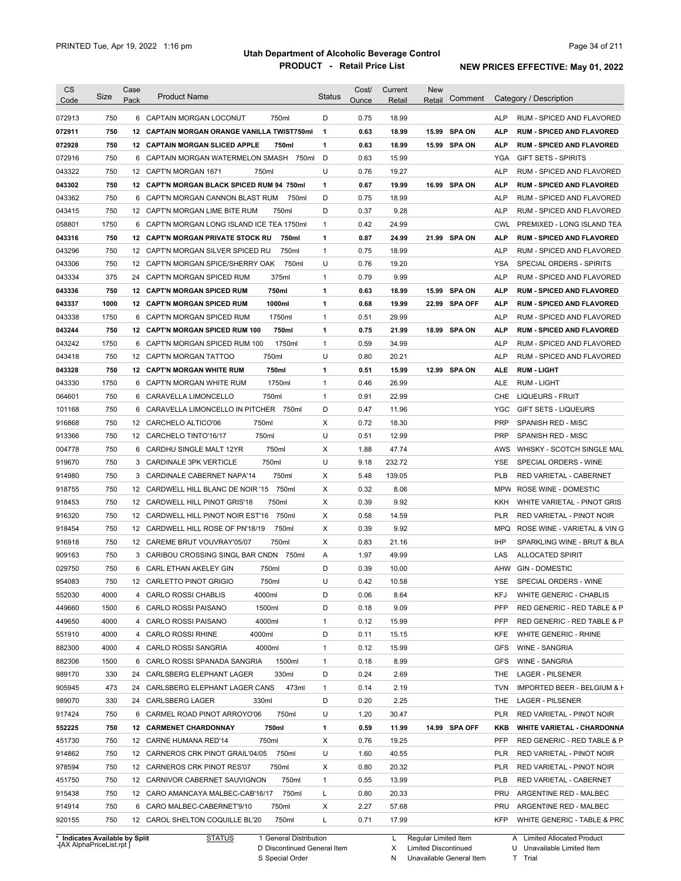# Utah Department of Alcoholic Beverage Control

## PRODUCT - Retail Price List

PRINTED Tue, Apr 19, 2022 1:16 pm

**NEW PRICES EFFECTIVE: May 01, 2022**

| CS Code | Size | Case Pack | Product Name | Status | Cost/ Ounce | Current Retail | New Retail | Comment | Category / Description |
|---|---|---|---|---|---|---|---|---|---|
| 072913 | 750 | 6 | CAPTAIN MORGAN LOCONUT 750ml | D | 0.75 | 18.99 | | | ALP RUM - SPICED AND FLAVORED |
| **072911** | **750** | **12** | **CAPTAIN MORGAN ORANGE VANILLA TWIST750ml** | **1** | **0.63** | **18.99** | **15.99** | **SPA ON** | **ALP RUM - SPICED AND FLAVORED** |
| **072928** | **750** | **12** | **CAPTAIN MORGAN SLICED APPLE 750ml** | **1** | **0.63** | **18.99** | **15.99** | **SPA ON** | **ALP RUM - SPICED AND FLAVORED** |
| 072916 | 750 | 6 | CAPTAIN MORGAN WATERMELON SMASH 750ml | D | 0.63 | 15.99 | | | YGA GIFT SETS - SPIRITS |
| 043322 | 750 | 12 | CAPT'N MORGAN 1671 750ml | U | 0.76 | 19.27 | | | ALP RUM - SPICED AND FLAVORED |
| **043302** | **750** | **12** | **CAPT'N MORGAN BLACK SPICED RUM 94 750ml** | **1** | **0.67** | **19.99** | **16.99** | **SPA ON** | **ALP RUM - SPICED AND FLAVORED** |
| 043362 | 750 | 6 | CAPT'N MORGAN CANNON BLAST RUM 750ml | D | 0.75 | 18.99 | | | ALP RUM - SPICED AND FLAVORED |
| 043415 | 750 | 12 | CAPT'N MORGAN LIME BITE RUM 750ml | D | 0.37 | 9.28 | | | ALP RUM - SPICED AND FLAVORED |
| 058801 | 1750 | 6 | CAPT'N MORGAN LONG ISLAND ICE TEA 1750ml | 1 | 0.42 | 24.99 | | | CWL PREMIXED - LONG ISLAND TEA |
| **043316** | **750** | **12** | **CAPT'N MORGAN PRIVATE STOCK RU 750ml** | **1** | **0.87** | **24.99** | **21.99** | **SPA ON** | **ALP RUM - SPICED AND FLAVORED** |
| 043296 | 750 | 12 | CAPT'N MORGAN SILVER SPICED RU 750ml | 1 | 0.75 | 18.99 | | | ALP RUM - SPICED AND FLAVORED |
| 043306 | 750 | 12 | CAPT'N MORGAN SPICE/SHERRY OAK 750ml | U | 0.76 | 19.20 | | | YSA SPECIAL ORDERS - SPIRITS |
| 043334 | 375 | 24 | CAPT'N MORGAN SPICED RUM 375ml | 1 | 0.79 | 9.99 | | | ALP RUM - SPICED AND FLAVORED |
| **043336** | **750** | **12** | **CAPT'N MORGAN SPICED RUM 750ml** | **1** | **0.63** | **18.99** | **15.99** | **SPA ON** | **ALP RUM - SPICED AND FLAVORED** |
| **043337** | **1000** | **12** | **CAPT'N MORGAN SPICED RUM 1000ml** | **1** | **0.68** | **19.99** | **22.99** | **SPA OFF** | **ALP RUM - SPICED AND FLAVORED** |
| 043338 | 1750 | 6 | CAPT'N MORGAN SPICED RUM 1750ml | 1 | 0.51 | 29.99 | | | ALP RUM - SPICED AND FLAVORED |
| **043244** | **750** | **12** | **CAPT'N MORGAN SPICED RUM 100 750ml** | **1** | **0.75** | **21.99** | **18.99** | **SPA ON** | **ALP RUM - SPICED AND FLAVORED** |
| 043242 | 1750 | 6 | CAPT'N MORGAN SPICED RUM 100 1750ml | 1 | 0.59 | 34.99 | | | ALP RUM - SPICED AND FLAVORED |
| 043418 | 750 | 12 | CAPT'N MORGAN TATTOO 750ml | U | 0.80 | 20.21 | | | ALP RUM - SPICED AND FLAVORED |
| **043328** | **750** | **12** | **CAPT'N MORGAN WHITE RUM 750ml** | **1** | **0.51** | **15.99** | **12.99** | **SPA ON** | **ALE RUM - LIGHT** |
| 043330 | 1750 | 6 | CAPT'N MORGAN WHITE RUM 1750ml | 1 | 0.46 | 26.99 | | | ALE RUM - LIGHT |
| 064601 | 750 | 6 | CARAVELLA LIMONCELLO 750ml | 1 | 0.91 | 22.99 | | | CHE LIQUEURS - FRUIT |
| 101168 | 750 | 6 | CARAVELLA LIMONCELLO IN PITCHER 750ml | D | 0.47 | 11.96 | | | YGC GIFT SETS - LIQUEURS |
| 916868 | 750 | 12 | CARCHELO ALTICO'06 750ml | X | 0.72 | 18.30 | | | PRP SPANISH RED - MISC |
| 913366 | 750 | 12 | CARCHELO TINTO'16/17 750ml | U | 0.51 | 12.99 | | | PRP SPANISH RED - MISC |
| 004778 | 750 | 6 | CARDHU SINGLE MALT 12YR 750ml | X | 1.88 | 47.74 | | | AWS WHISKY - SCOTCH SINGLE MAL |
| 919670 | 750 | 3 | CARDINALE 3PK VERTICLE 750ml | U | 9.18 | 232.72 | | | YSE SPECIAL ORDERS - WINE |
| 914980 | 750 | 3 | CARDINALE CABERNET NAPA'14 750ml | X | 5.48 | 139.05 | | | PLB RED VARIETAL - CABERNET |
| 918755 | 750 | 12 | CARDWELL HILL BLANC DE NOIR '15 750ml | X | 0.32 | 8.06 | | | MPW ROSE WINE - DOMESTIC |
| 918453 | 750 | 12 | CARDWELL HILL PINOT GRIS'18 750ml | X | 0.39 | 9.92 | | | KKH WHITE VARIETAL - PINOT GRIS |
| 916320 | 750 | 12 | CARDWELL HILL PINOT NOIR EST'16 750ml | X | 0.58 | 14.59 | | | PLR RED VARIETAL - PINOT NOIR |
| 918454 | 750 | 12 | CARDWELL HILL ROSE OF PN'18/19 750ml | X | 0.39 | 9.92 | | | MPQ ROSE WINE - VARIETAL & VIN G |
| 916918 | 750 | 12 | CAREME BRUT VOUVRAY'05/07 750ml | X | 0.83 | 21.16 | | | IHP SPARKLING WINE - BRUT & BLA |
| 909163 | 750 | 3 | CARIBOU CROSSING SINGL BAR CNDN 750ml | A | 1.97 | 49.99 | | | LAS ALLOCATED SPIRIT |
| 029750 | 750 | 6 | CARL ETHAN AKELEY GIN 750ml | D | 0.39 | 10.00 | | | AHW GIN - DOMESTIC |
| 954083 | 750 | 12 | CARLETTO PINOT GRIGIO 750ml | U | 0.42 | 10.58 | | | YSE SPECIAL ORDERS - WINE |
| 552030 | 4000 | 4 | CARLO ROSSI CHABLIS 4000ml | D | 0.06 | 8.64 | | | KFJ WHITE GENERIC - CHABLIS |
| 449660 | 1500 | 6 | CARLO ROSSI PAISANO 1500ml | D | 0.18 | 9.09 | | | PFP RED GENERIC - RED TABLE & P |
| 449650 | 4000 | 4 | CARLO ROSSI PAISANO 4000ml | 1 | 0.12 | 15.99 | | | PFP RED GENERIC - RED TABLE & P |
| 551910 | 4000 | 4 | CARLO ROSSI RHINE 4000ml | D | 0.11 | 15.15 | | | KFE WHITE GENERIC - RHINE |
| 882300 | 4000 | 4 | CARLO ROSSI SANGRIA 4000ml | 1 | 0.12 | 15.99 | | | GFS WINE - SANGRIA |
| 882306 | 1500 | 6 | CARLO ROSSI SPANADA SANGRIA 1500ml | 1 | 0.18 | 8.99 | | | GFS WINE - SANGRIA |
| 989170 | 330 | 24 | CARLSBERG ELEPHANT LAGER 330ml | D | 0.24 | 2.69 | | | THE LAGER - PILSENER |
| 905945 | 473 | 24 | CARLSBERG ELEPHANT LAGER CANS 473ml | 1 | 0.14 | 2.19 | | | TVN IMPORTED BEER - BELGIUM & H |
| 989070 | 330 | 24 | CARLSBERG LAGER 330ml | D | 0.20 | 2.25 | | | THE LAGER - PILSENER |
| 917424 | 750 | 6 | CARMEL ROAD PINOT ARROYO'06 750ml | U | 1.20 | 30.47 | | | PLR RED VARIETAL - PINOT NOIR |
| **552225** | **750** | **12** | **CARMENET CHARDONNAY 750ml** | **1** | **0.59** | **11.99** | **14.99** | **SPA OFF** | **KKB WHITE VARIETAL - CHARDONNA** |
| 451730 | 750 | 12 | CARNE HUMANA RED'14 750ml | X | 0.76 | 19.25 | | | PFP RED GENERIC - RED TABLE & P |
| 914862 | 750 | 12 | CARNEROS CRK PINOT GRAIL'04/05 750ml | U | 1.60 | 40.55 | | | PLR RED VARIETAL - PINOT NOIR |
| 978594 | 750 | 12 | CARNEROS CRK PINOT RES'07 750ml | X | 0.80 | 20.32 | | | PLR RED VARIETAL - PINOT NOIR |
| 451750 | 750 | 12 | CARNIVOR CABERNET SAUVIGNON 750ml | 1 | 0.55 | 13.99 | | | PLB RED VARIETAL - CABERNET |
| 915438 | 750 | 12 | CARO AMANCAYA MALBEC-CAB'16/17 750ml | L | 0.80 | 20.33 | | | PRU ARGENTINE RED - MALBEC |
| 914914 | 750 | 6 | CARO MALBEC-CABERNET'9/10 750ml | X | 2.27 | 57.68 | | | PRU ARGENTINE RED - MALBEC |
| 920155 | 750 | 12 | CAROL SHELTON COQUILLE BL'20 750ml | L | 0.71 | 17.99 | | | KFP WHITE GENERIC - TABLE & PRC |

\* Indicates Available by Split

| STATUS | | | |
|---|---|---|---|
| 1 General Distribution | L Regular Limited Item | A Limited Allocated Product |
| D Discontinued General Item | X Limited Discontinued | U Unavailable Limited Item |
| S Special Order | N Unavailable General Item | T Trial |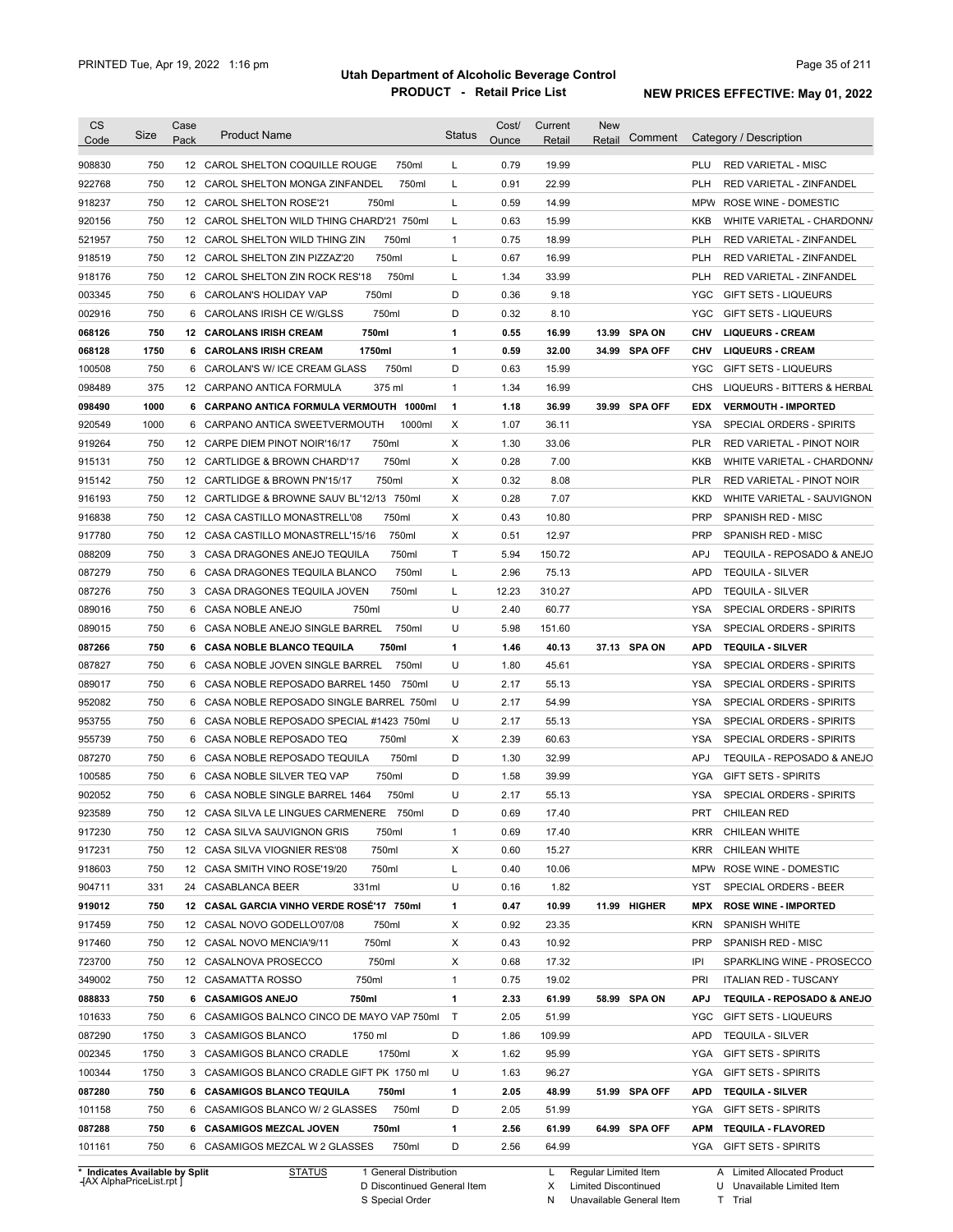# Utah Department of Alcoholic Beverage Control

## PRODUCT - Retail Price List

PRINTED Tue, Apr 19, 2022 1:16 pm

**NEW PRICES EFFECTIVE: May 01, 2022**

| CS Code | Size | Case Pack | Product Name | Status | Cost/ Ounce | Current Retail | New Retail | Comment | Category / Description |
|---|---|---|---|---|---|---|---|---|---|
| 908830 | 750 | 12 | CAROL SHELTON COQUILLE ROUGE 750ml | L | 0.79 | 19.99 | | | PLU RED VARIETAL - MISC |
| 922768 | 750 | 12 | CAROL SHELTON MONGA ZINFANDEL 750ml | L | 0.91 | 22.99 | | | PLH RED VARIETAL - ZINFANDEL |
| 918237 | 750 | 12 | CAROL SHELTON ROSE'21 750ml | L | 0.59 | 14.99 | | | MPW ROSE WINE - DOMESTIC |
| 920156 | 750 | 12 | CAROL SHELTON WILD THING CHARD'21 750ml | L | 0.63 | 15.99 | | | KKB WHITE VARIETAL - CHARDONNA |
| 521957 | 750 | 12 | CAROL SHELTON WILD THING ZIN 750ml | 1 | 0.75 | 18.99 | | | PLH RED VARIETAL - ZINFANDEL |
| 918519 | 750 | 12 | CAROL SHELTON ZIN PIZZAZ'20 750ml | L | 0.67 | 16.99 | | | PLH RED VARIETAL - ZINFANDEL |
| 918176 | 750 | 12 | CAROL SHELTON ZIN ROCK RES'18 750ml | L | 1.34 | 33.99 | | | PLH RED VARIETAL - ZINFANDEL |
| 003345 | 750 | 6 | CAROLAN'S HOLIDAY VAP 750ml | D | 0.36 | 9.18 | | | YGC GIFT SETS - LIQUEURS |
| 002916 | 750 | 6 | CAROLANS IRISH CE W/GLSS 750ml | D | 0.32 | 8.10 | | | YGC GIFT SETS - LIQUEURS |
| **068126** | **750** | **12** | **CAROLANS IRISH CREAM 750ml** | **1** | **0.55** | **16.99** | **13.99** | **SPA ON** | **CHV LIQUEURS - CREAM** |
| **068128** | **1750** | **6** | **CAROLANS IRISH CREAM 1750ml** | **1** | **0.59** | **32.00** | **34.99** | **SPA OFF** | **CHV LIQUEURS - CREAM** |
| 100508 | 750 | 6 | CAROLAN'S W/ ICE CREAM GLASS 750ml | D | 0.63 | 15.99 | | | YGC GIFT SETS - LIQUEURS |
| 098489 | 375 | 12 | CARPANO ANTICA FORMULA 375 ml | 1 | 1.34 | 16.99 | | | CHS LIQUEURS - BITTERS & HERBAL |
| **098490** | **1000** | **6** | **CARPANO ANTICA FORMULA VERMOUTH 1000ml** | **1** | **1.18** | **36.99** | **39.99** | **SPA OFF** | **EDX VERMOUTH - IMPORTED** |
| 920549 | 1000 | 6 | CARPANO ANTICA SWEETVERMOUTH 1000ml | X | 1.07 | 36.11 | | | YSA SPECIAL ORDERS - SPIRITS |
| 919264 | 750 | 12 | CARPE DIEM PINOT NOIR'16/17 750ml | X | 1.30 | 33.06 | | | PLR RED VARIETAL - PINOT NOIR |
| 915131 | 750 | 12 | CARTLIDGE & BROWN CHARD'17 750ml | X | 0.28 | 7.00 | | | KKB WHITE VARIETAL - CHARDONNA |
| 915142 | 750 | 12 | CARTLIDGE & BROWN PN'15/17 750ml | X | 0.32 | 8.08 | | | PLR RED VARIETAL - PINOT NOIR |
| 916193 | 750 | 12 | CARTLIDGE & BROWNE SAUV BL'12/13 750ml | X | 0.28 | 7.07 | | | KKD WHITE VARIETAL - SAUVIGNON |
| 916838 | 750 | 12 | CASA CASTILLO MONASTRELL'08 750ml | X | 0.43 | 10.80 | | | PRP SPANISH RED - MISC |
| 917780 | 750 | 12 | CASA CASTILLO MONASTRELL'15/16 750ml | X | 0.51 | 12.97 | | | PRP SPANISH RED - MISC |
| 088209 | 750 | 3 | CASA DRAGONES ANEJO TEQUILA 750ml | T | 5.94 | 150.72 | | | APJ TEQUILA - REPOSADO & ANEJO |
| 087279 | 750 | 6 | CASA DRAGONES TEQUILA BLANCO 750ml | L | 2.96 | 75.13 | | | APD TEQUILA - SILVER |
| 087276 | 750 | 3 | CASA DRAGONES TEQUILA JOVEN 750ml | L | 12.23 | 310.27 | | | APD TEQUILA - SILVER |
| 089016 | 750 | 6 | CASA NOBLE ANEJO 750ml | U | 2.40 | 60.77 | | | YSA SPECIAL ORDERS - SPIRITS |
| 089015 | 750 | 6 | CASA NOBLE ANEJO SINGLE BARREL 750ml | U | 5.98 | 151.60 | | | YSA SPECIAL ORDERS - SPIRITS |
| **087266** | **750** | **6** | **CASA NOBLE BLANCO TEQUILA 750ml** | **1** | **1.46** | **40.13** | **37.13** | **SPA ON** | **APD TEQUILA - SILVER** |
| 087827 | 750 | 6 | CASA NOBLE JOVEN SINGLE BARREL 750ml | U | 1.80 | 45.61 | | | YSA SPECIAL ORDERS - SPIRITS |
| 089017 | 750 | 6 | CASA NOBLE REPOSADO BARREL 1450 750ml | U | 2.17 | 55.13 | | | YSA SPECIAL ORDERS - SPIRITS |
| 952082 | 750 | 6 | CASA NOBLE REPOSADO SINGLE BARREL 750ml | U | 2.17 | 54.99 | | | YSA SPECIAL ORDERS - SPIRITS |
| 953755 | 750 | 6 | CASA NOBLE REPOSADO SPECIAL #1423 750ml | U | 2.17 | 55.13 | | | YSA SPECIAL ORDERS - SPIRITS |
| 955739 | 750 | 6 | CASA NOBLE REPOSADO TEQ 750ml | X | 2.39 | 60.63 | | | YSA SPECIAL ORDERS - SPIRITS |
| 087270 | 750 | 6 | CASA NOBLE REPOSADO TEQUILA 750ml | D | 1.30 | 32.99 | | | APJ TEQUILA - REPOSADO & ANEJO |
| 100585 | 750 | 6 | CASA NOBLE SILVER TEQ VAP 750ml | D | 1.58 | 39.99 | | | YGA GIFT SETS - SPIRITS |
| 902052 | 750 | 6 | CASA NOBLE SINGLE BARREL 1464 750ml | U | 2.17 | 55.13 | | | YSA SPECIAL ORDERS - SPIRITS |
| 923589 | 750 | 12 | CASA SILVA LE LINGUES CARMENERE 750ml | D | 0.69 | 17.40 | | | PRT CHILEAN RED |
| 917230 | 750 | 12 | CASA SILVA SAUVIGNON GRIS 750ml | 1 | 0.69 | 17.40 | | | KRR CHILEAN WHITE |
| 917231 | 750 | 12 | CASA SILVA VIOGNIER RES'08 750ml | X | 0.60 | 15.27 | | | KRR CHILEAN WHITE |
| 918603 | 750 | 12 | CASA SMITH VINO ROSE'19/20 750ml | L | 0.40 | 10.06 | | | MPW ROSE WINE - DOMESTIC |
| 904711 | 331 | 24 | CASABLANCA BEER 331ml | U | 0.16 | 1.82 | | | YST SPECIAL ORDERS - BEER |
| **919012** | **750** | **12** | **CASAL GARCIA VINHO VERDE ROSÉ'17 750ml** | **1** | **0.47** | **10.99** | **11.99** | **HIGHER** | **MPX ROSE WINE - IMPORTED** |
| 917459 | 750 | 12 | CASAL NOVO GODELLO'07/08 750ml | X | 0.92 | 23.35 | | | KRN SPANISH WHITE |
| 917460 | 750 | 12 | CASAL NOVO MENCIA'9/11 750ml | X | 0.43 | 10.92 | | | PRP SPANISH RED - MISC |
| 723700 | 750 | 12 | CASALNOVA PROSECCO 750ml | X | 0.68 | 17.32 | | | IPI SPARKLING WINE - PROSECCO |
| 349002 | 750 | 12 | CASAMATTA ROSSO 750ml | 1 | 0.75 | 19.02 | | | PRI ITALIAN RED - TUSCANY |
| **088833** | **750** | **6** | **CASAMIGOS ANEJO 750ml** | **1** | **2.33** | **61.99** | **58.99** | **SPA ON** | **APJ TEQUILA - REPOSADO & ANEJO** |
| 101633 | 750 | 6 | CASAMIGOS BALNCO CINCO DE MAYO VAP 750ml | T | 2.05 | 51.99 | | | YGC GIFT SETS - LIQUEURS |
| 087290 | 1750 | 3 | CASAMIGOS BLANCO 1750 ml | D | 1.86 | 109.99 | | | APD TEQUILA - SILVER |
| 002345 | 1750 | 3 | CASAMIGOS BLANCO CRADLE 1750ml | X | 1.62 | 95.99 | | | YGA GIFT SETS - SPIRITS |
| 100344 | 1750 | 3 | CASAMIGOS BLANCO CRADLE GIFT PK 1750 ml | U | 1.63 | 96.27 | | | YGA GIFT SETS - SPIRITS |
| **087280** | **750** | **6** | **CASAMIGOS BLANCO TEQUILA 750ml** | **1** | **2.05** | **48.99** | **51.99** | **SPA OFF** | **APD TEQUILA - SILVER** |
| 101158 | 750 | 6 | CASAMIGOS BLANCO W/ 2 GLASSES 750ml | D | 2.05 | 51.99 | | | YGA GIFT SETS - SPIRITS |
| **087288** | **750** | **6** | **CASAMIGOS MEZCAL JOVEN 750ml** | **1** | **2.56** | **61.99** | **64.99** | **SPA OFF** | **APM TEQUILA - FLAVORED** |
| 101161 | 750 | 6 | CASAMIGOS MEZCAL W 2 GLASSES 750ml | D | 2.56 | 64.99 | | | YGA GIFT SETS - SPIRITS |

\* Indicates Available by Split

| STATUS | | | |
|---|---|---|---|
| 1 General Distribution | L Regular Limited Item | A Limited Allocated Product |
| D Discontinued General Item | X Limited Discontinued | U Unavailable Limited Item |
| S Special Order | N Unavailable General Item | T Trial |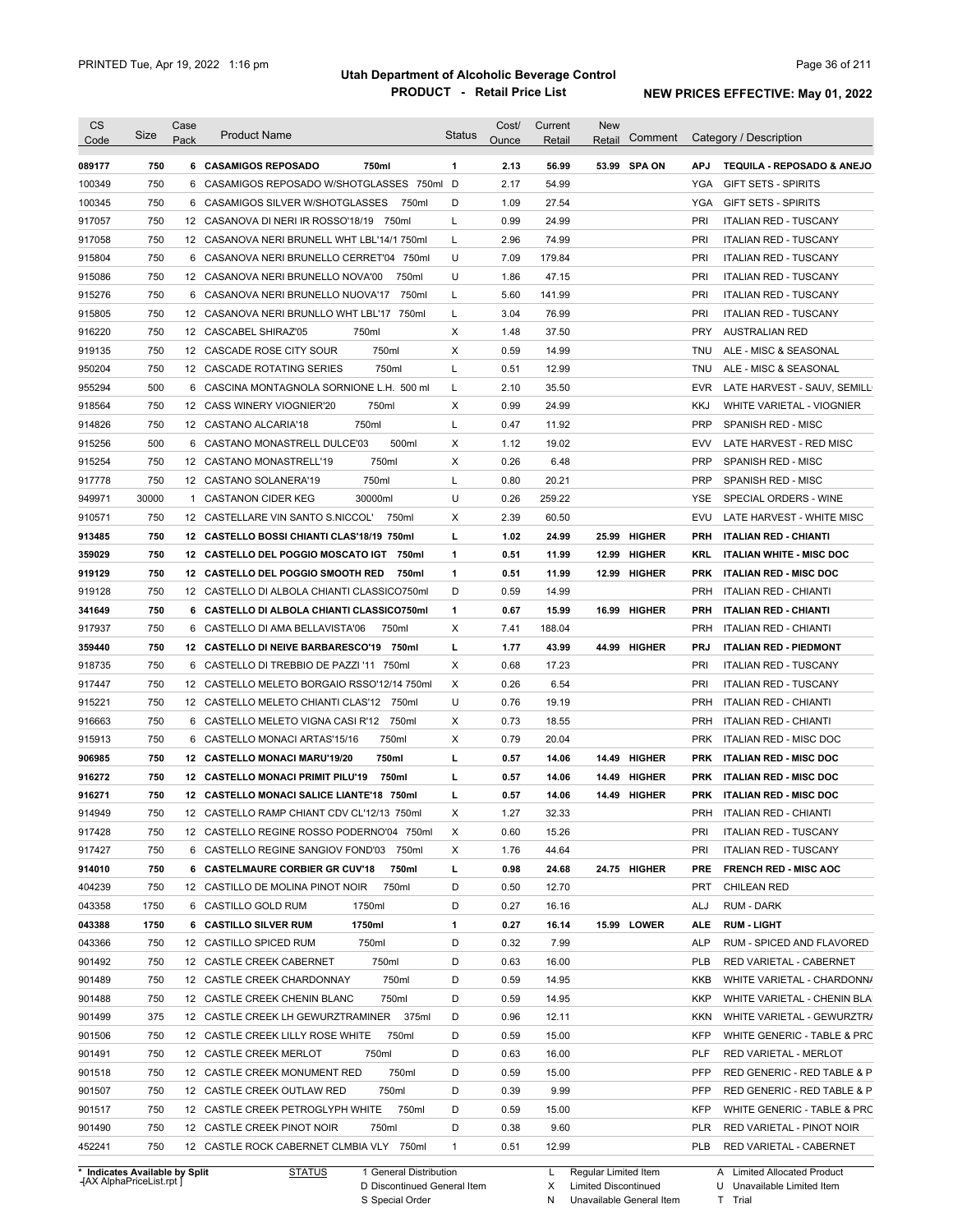# Utah Department of Alcoholic Beverage Control

## PRODUCT - Retail Price List

PRINTED Tue, Apr 19, 2022 1:16 pm

**NEW PRICES EFFECTIVE: May 01, 2022**

| CS Code | Size | Case Pack | Product Name | Status | Cost/ Ounce | Current Retail | New Retail | Comment | Category / Description |
|---|---|---|---|---|---|---|---|---|---|
| **089177** | **750** | **6** | **CASAMIGOS REPOSADO 750ml** | **1** | **2.13** | **56.99** | **53.99** | **SPA ON** | **APJ TEQUILA - REPOSADO & ANEJO** |
| 100349 | 750 | 6 | CASAMIGOS REPOSADO W/SHOTGLASSES 750ml | D | 2.17 | 54.99 | | | YGA GIFT SETS - SPIRITS |
| 100345 | 750 | 6 | CASAMIGOS SILVER W/SHOTGLASSES 750ml | D | 1.09 | 27.54 | | | YGA GIFT SETS - SPIRITS |
| 917057 | 750 | 12 | CASANOVA DI NERI IR ROSSO'18/19 750ml | L | 0.99 | 24.99 | | | PRI ITALIAN RED - TUSCANY |
| 917058 | 750 | 12 | CASANOVA NERI BRUNELL WHT LBL'14/1 750ml | L | 2.96 | 74.99 | | | PRI ITALIAN RED - TUSCANY |
| 915804 | 750 | 6 | CASANOVA NERI BRUNELLO CERRET'04 750ml | U | 7.09 | 179.84 | | | PRI ITALIAN RED - TUSCANY |
| 915086 | 750 | 12 | CASANOVA NERI BRUNELLO NOVA'00 750ml | U | 1.86 | 47.15 | | | PRI ITALIAN RED - TUSCANY |
| 915276 | 750 | 6 | CASANOVA NERI BRUNELLO NUOVA'17 750ml | L | 5.60 | 141.99 | | | PRI ITALIAN RED - TUSCANY |
| 915805 | 750 | 12 | CASANOVA NERI BRUNLLO WHT LBL'17 750ml | L | 3.04 | 76.99 | | | PRI ITALIAN RED - TUSCANY |
| 916220 | 750 | 12 | CASCABEL SHIRAZ'05 750ml | X | 1.48 | 37.50 | | | PRY AUSTRALIAN RED |
| 919135 | 750 | 12 | CASCADE ROSE CITY SOUR 750ml | X | 0.59 | 14.99 | | | TNU ALE - MISC & SEASONAL |
| 950204 | 750 | 12 | CASCADE ROTATING SERIES 750ml | L | 0.51 | 12.99 | | | TNU ALE - MISC & SEASONAL |
| 955294 | 500 | 6 | CASCINA MONTAGNOLA SORNIONE L.H. 500 ml | L | 2.10 | 35.50 | | | EVR LATE HARVEST - SAUV, SEMILL |
| 918564 | 750 | 12 | CASS WINERY VIOGNIER'20 750ml | X | 0.99 | 24.99 | | | KKJ WHITE VARIETAL - VIOGNIER |
| 914826 | 750 | 12 | CASTANO ALCARIA'18 750ml | L | 0.47 | 11.92 | | | PRP SPANISH RED - MISC |
| 915256 | 500 | 6 | CASTANO MONASTRELL DULCE'03 500ml | X | 1.12 | 19.02 | | | EVV LATE HARVEST - RED MISC |
| 915254 | 750 | 12 | CASTANO MONASTRELL'19 750ml | X | 0.26 | 6.48 | | | PRP SPANISH RED - MISC |
| 917778 | 750 | 12 | CASTANO SOLANERA'19 750ml | L | 0.80 | 20.21 | | | PRP SPANISH RED - MISC |
| 949971 | 30000 | 1 | CASTANON CIDER KEG 30000ml | U | 0.26 | 259.22 | | | YSE SPECIAL ORDERS - WINE |
| 910571 | 750 | 12 | CASTELLARE VIN SANTO S.NICCOL' 750ml | X | 2.39 | 60.50 | | | EVU LATE HARVEST - WHITE MISC |
| **913485** | **750** | **12** | **CASTELLO BOSSI CHIANTI CLAS'18/19 750ml** | **L** | **1.02** | **24.99** | **25.99** | **HIGHER** | **PRH ITALIAN RED - CHIANTI** |
| **359029** | **750** | **12** | **CASTELLO DEL POGGIO MOSCATO IGT 750ml** | **1** | **0.51** | **11.99** | **12.99** | **HIGHER** | **KRL ITALIAN WHITE - MISC DOC** |
| **919129** | **750** | **12** | **CASTELLO DEL POGGIO SMOOTH RED 750ml** | **1** | **0.51** | **11.99** | **12.99** | **HIGHER** | **PRK ITALIAN RED - MISC DOC** |
| 919128 | 750 | 12 | CASTELLO DI ALBOLA CHIANTI CLASSICO750ml | D | 0.59 | 14.99 | | | PRH ITALIAN RED - CHIANTI |
| **341649** | **750** | **6** | **CASTELLO DI ALBOLA CHIANTI CLASSICO750ml** | **1** | **0.67** | **15.99** | **16.99** | **HIGHER** | **PRH ITALIAN RED - CHIANTI** |
| 917937 | 750 | 6 | CASTELLO DI AMA BELLAVISTA'06 750ml | X | 7.41 | 188.04 | | | PRH ITALIAN RED - CHIANTI |
| **359440** | **750** | **12** | **CASTELLO DI NEIVE BARBARESCO'19 750ml** | **L** | **1.77** | **43.99** | **44.99** | **HIGHER** | **PRJ ITALIAN RED - PIEDMONT** |
| 918735 | 750 | 6 | CASTELLO DI TREBBIO DE PAZZI '11 750ml | X | 0.68 | 17.23 | | | PRI ITALIAN RED - TUSCANY |
| 917447 | 750 | 12 | CASTELLO MELETO BORGAIO RSSO'12/14 750ml | X | 0.26 | 6.54 | | | PRI ITALIAN RED - TUSCANY |
| 915221 | 750 | 12 | CASTELLO MELETO CHIANTI CLAS'12 750ml | U | 0.76 | 19.19 | | | PRH ITALIAN RED - CHIANTI |
| 916663 | 750 | 6 | CASTELLO MELETO VIGNA CASI R'12 750ml | X | 0.73 | 18.55 | | | PRH ITALIAN RED - CHIANTI |
| 915913 | 750 | 6 | CASTELLO MONACI ARTAS'15/16 750ml | X | 0.79 | 20.04 | | | PRK ITALIAN RED - MISC DOC |
| **906985** | **750** | **12** | **CASTELLO MONACI MARU'19/20 750ml** | **L** | **0.57** | **14.06** | **14.49** | **HIGHER** | **PRK ITALIAN RED - MISC DOC** |
| **916272** | **750** | **12** | **CASTELLO MONACI PRIMIT PILU'19 750ml** | **L** | **0.57** | **14.06** | **14.49** | **HIGHER** | **PRK ITALIAN RED - MISC DOC** |
| **916271** | **750** | **12** | **CASTELLO MONACI SALICE LIANTE'18 750ml** | **L** | **0.57** | **14.06** | **14.49** | **HIGHER** | **PRK ITALIAN RED - MISC DOC** |
| 914949 | 750 | 12 | CASTELLO RAMP CHIANT CDV CL'12/13 750ml | X | 1.27 | 32.33 | | | PRH ITALIAN RED - CHIANTI |
| 917428 | 750 | 12 | CASTELLO REGINE ROSSO PODERNO'04 750ml | X | 0.60 | 15.26 | | | PRI ITALIAN RED - TUSCANY |
| 917427 | 750 | 6 | CASTELLO REGINE SANGIOV FOND'03 750ml | X | 1.76 | 44.64 | | | PRI ITALIAN RED - TUSCANY |
| **914010** | **750** | **6** | **CASTELMAURE CORBIER GR CUV'18 750ml** | **L** | **0.98** | **24.68** | **24.75** | **HIGHER** | **PRE FRENCH RED - MISC AOC** |
| 404239 | 750 | 12 | CASTILLO DE MOLINA PINOT NOIR 750ml | D | 0.50 | 12.70 | | | PRT CHILEAN RED |
| 043358 | 1750 | 6 | CASTILLO GOLD RUM 1750ml | D | 0.27 | 16.16 | | | ALJ RUM - DARK |
| **043388** | **1750** | **6** | **CASTILLO SILVER RUM 1750ml** | **1** | **0.27** | **16.14** | **15.99** | **LOWER** | **ALE RUM - LIGHT** |
| 043366 | 750 | 12 | CASTILLO SPICED RUM 750ml | D | 0.32 | 7.99 | | | ALP RUM - SPICED AND FLAVORED |
| 901492 | 750 | 12 | CASTLE CREEK CABERNET 750ml | D | 0.63 | 16.00 | | | PLB RED VARIETAL - CABERNET |
| 901489 | 750 | 12 | CASTLE CREEK CHARDONNAY 750ml | D | 0.59 | 14.95 | | | KKB WHITE VARIETAL - CHARDONNA |
| 901488 | 750 | 12 | CASTLE CREEK CHENIN BLANC 750ml | D | 0.59 | 14.95 | | | KKP WHITE VARIETAL - CHENIN BLA |
| 901499 | 375 | 12 | CASTLE CREEK LH GEWURZTRAMINER 375ml | D | 0.96 | 12.11 | | | KKN WHITE VARIETAL - GEWURZTR |
| 901506 | 750 | 12 | CASTLE CREEK LILLY ROSE WHITE 750ml | D | 0.59 | 15.00 | | | KFP WHITE GENERIC - TABLE & PRC |
| 901491 | 750 | 12 | CASTLE CREEK MERLOT 750ml | D | 0.63 | 16.00 | | | PLF RED VARIETAL - MERLOT |
| 901518 | 750 | 12 | CASTLE CREEK MONUMENT RED 750ml | D | 0.59 | 15.00 | | | PFP RED GENERIC - RED TABLE & P |
| 901507 | 750 | 12 | CASTLE CREEK OUTLAW RED 750ml | D | 0.39 | 9.99 | | | PFP RED GENERIC - RED TABLE & P |
| 901517 | 750 | 12 | CASTLE CREEK PETROGLYPH WHITE 750ml | D | 0.59 | 15.00 | | | KFP WHITE GENERIC - TABLE & PRC |
| 901490 | 750 | 12 | CASTLE CREEK PINOT NOIR 750ml | D | 0.38 | 9.60 | | | PLR RED VARIETAL - PINOT NOIR |
| 452241 | 750 | 12 | CASTLE ROCK CABERNET CLMBIA VLY 750ml | 1 | 0.51 | 12.99 | | | PLB RED VARIETAL - CABERNET |

\* Indicates Available by Split

STATUS: 1 General Distribution; D Discontinued General Item; S Special Order; L Regular Limited Item; X Limited Discontinued; N Unavailable General Item; A Limited Allocated Product; U Unavailable Limited Item; T Trial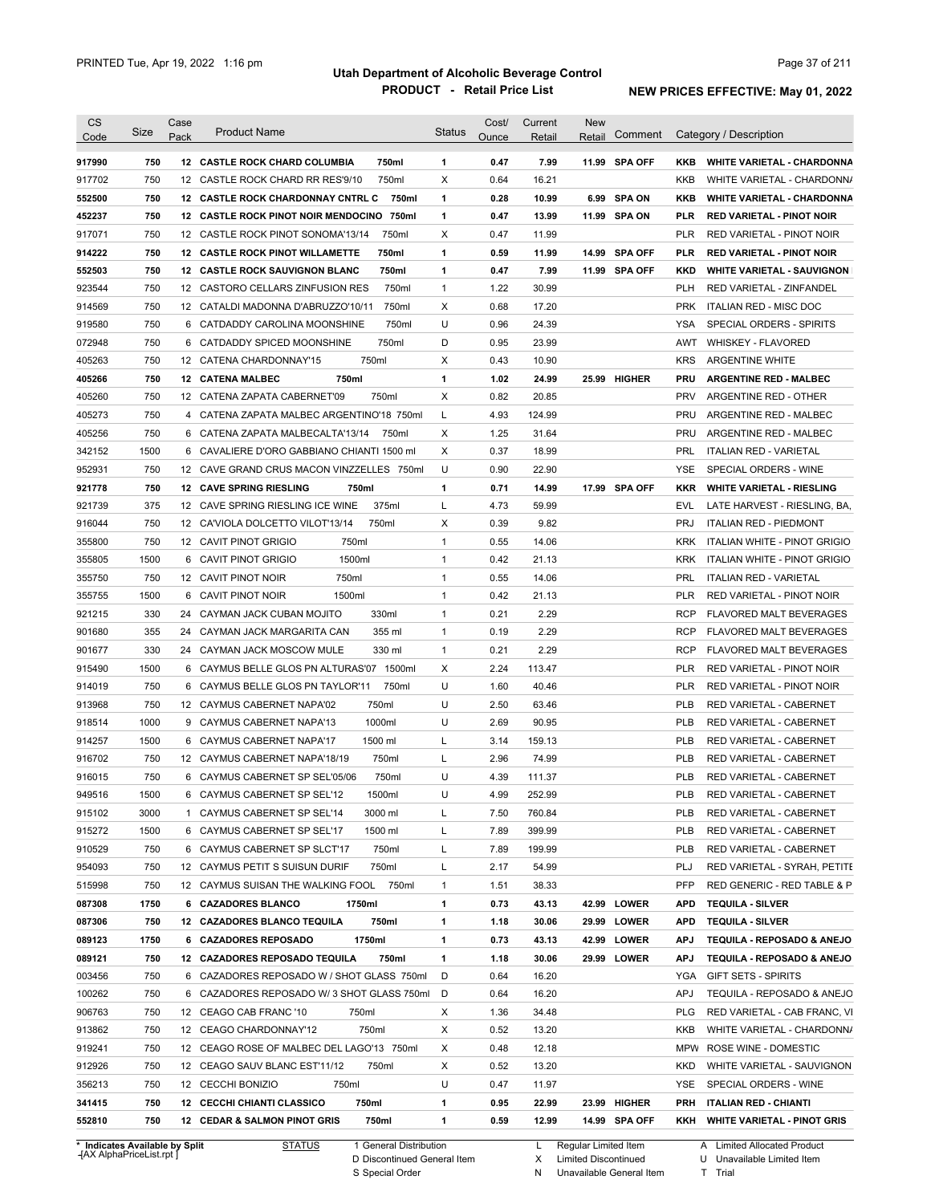# Utah Department of Alcoholic Beverage Control

## PRODUCT - Retail Price List

PRINTED Tue, Apr 19, 2022 1:16 pm

**NEW PRICES EFFECTIVE: May 01, 2022**

| CS Code | Size | Case Pack | Product Name | | Status | Cost/ Ounce | Current Retail | New Retail | Comment | Category / Description | |
|---|---|---|---|---|---|---|---|---|---|---|---|
| **917990** | **750** | **12** | **CASTLE ROCK CHARD COLUMBIA** | **750ml** | **1** | **0.47** | **7.99** | **11.99** | **SPA OFF** | **KKB** | **WHITE VARIETAL - CHARDONNA** |
| 917702 | 750 | 12 | CASTLE ROCK CHARD RR RES'9/10 | 750ml | X | 0.64 | 16.21 | | | KKB | WHITE VARIETAL - CHARDONN/ |
| **552500** | **750** | **12** | **CASTLE ROCK CHARDONNAY CNTRL C** | **750ml** | **1** | **0.28** | **10.99** | **6.99** | **SPA ON** | **KKB** | **WHITE VARIETAL - CHARDONNA** |
| **452237** | **750** | **12** | **CASTLE ROCK PINOT NOIR MENDOCINO** | **750ml** | **1** | **0.47** | **13.99** | **11.99** | **SPA ON** | **PLR** | **RED VARIETAL - PINOT NOIR** |
| 917071 | 750 | 12 | CASTLE ROCK PINOT SONOMA'13/14 | 750ml | X | 0.47 | 11.99 | | | PLR | RED VARIETAL - PINOT NOIR |
| **914222** | **750** | **12** | **CASTLE ROCK PINOT WILLAMETTE** | **750ml** | **1** | **0.59** | **11.99** | **14.99** | **SPA OFF** | **PLR** | **RED VARIETAL - PINOT NOIR** |
| **552503** | **750** | **12** | **CASTLE ROCK SAUVIGNON BLANC** | **750ml** | **1** | **0.47** | **7.99** | **11.99** | **SPA OFF** | **KKD** | **WHITE VARIETAL - SAUVIGNON** |
| 923544 | 750 | 12 | CASTORO CELLARS ZINFUSION RES | 750ml | 1 | 1.22 | 30.99 | | | PLH | RED VARIETAL - ZINFANDEL |
| 914569 | 750 | 12 | CATALDI MADONNA D'ABRUZZO'10/11 | 750ml | X | 0.68 | 17.20 | | | PRK | ITALIAN RED - MISC DOC |
| 919580 | 750 | 6 | CATDADDY CAROLINA MOONSHINE | 750ml | U | 0.96 | 24.39 | | | YSA | SPECIAL ORDERS - SPIRITS |
| 072948 | 750 | 6 | CATDADDY SPICED MOONSHINE | 750ml | D | 0.95 | 23.99 | | | AWT | WHISKEY - FLAVORED |
| 405263 | 750 | 12 | CATENA CHARDONNAY'15 | 750ml | X | 0.43 | 10.90 | | | KRS | ARGENTINE WHITE |
| **405266** | **750** | **12** | **CATENA MALBEC** | **750ml** | **1** | **1.02** | **24.99** | **25.99** | **HIGHER** | **PRU** | **ARGENTINE RED - MALBEC** |
| 405260 | 750 | 12 | CATENA ZAPATA CABERNET'09 | 750ml | X | 0.82 | 20.85 | | | PRV | ARGENTINE RED - OTHER |
| 405273 | 750 | 4 | CATENA ZAPATA MALBEC ARGENTINO'18 | 750ml | L | 4.93 | 124.99 | | | PRU | ARGENTINE RED - MALBEC |
| 405256 | 750 | 6 | CATENA ZAPATA MALBECALTA'13/14 | 750ml | X | 1.25 | 31.64 | | | PRU | ARGENTINE RED - MALBEC |
| 342152 | 1500 | 6 | CAVALIERE D'ORO GABBIANO CHIANTI | 1500 ml | X | 0.37 | 18.99 | | | PRL | ITALIAN RED - VARIETAL |
| 952931 | 750 | 12 | CAVE GRAND CRUS MACON VINZZELLES | 750ml | U | 0.90 | 22.90 | | | YSE | SPECIAL ORDERS - WINE |
| **921778** | **750** | **12** | **CAVE SPRING RIESLING** | **750ml** | **1** | **0.71** | **14.99** | **17.99** | **SPA OFF** | **KKR** | **WHITE VARIETAL - RIESLING** |
| 921739 | 375 | 12 | CAVE SPRING RIESLING ICE WINE | 375ml | L | 4.73 | 59.99 | | | EVL | LATE HARVEST - RIESLING, BA, |
| 916044 | 750 | 12 | CA'VIOLA DOLCETTO VILOT'13/14 | 750ml | X | 0.39 | 9.82 | | | PRJ | ITALIAN RED - PIEDMONT |
| 355800 | 750 | 12 | CAVIT PINOT GRIGIO | 750ml | 1 | 0.55 | 14.06 | | | KRK | ITALIAN WHITE - PINOT GRIGIO |
| 355805 | 1500 | 6 | CAVIT PINOT GRIGIO | 1500ml | 1 | 0.42 | 21.13 | | | KRK | ITALIAN WHITE - PINOT GRIGIO |
| 355750 | 750 | 12 | CAVIT PINOT NOIR | 750ml | 1 | 0.55 | 14.06 | | | PRL | ITALIAN RED - VARIETAL |
| 355755 | 1500 | 6 | CAVIT PINOT NOIR | 1500ml | 1 | 0.42 | 21.13 | | | PLR | RED VARIETAL - PINOT NOIR |
| 921215 | 330 | 24 | CAYMAN JACK CUBAN MOJITO | 330ml | 1 | 0.21 | 2.29 | | | RCP | FLAVORED MALT BEVERAGES |
| 901680 | 355 | 24 | CAYMAN JACK MARGARITA CAN | 355 ml | 1 | 0.19 | 2.29 | | | RCP | FLAVORED MALT BEVERAGES |
| 901677 | 330 | 24 | CAYMAN JACK MOSCOW MULE | 330 ml | 1 | 0.21 | 2.29 | | | RCP | FLAVORED MALT BEVERAGES |
| 915490 | 1500 | 6 | CAYMUS BELLE GLOS PN ALTURAS'07 | 1500ml | X | 2.24 | 113.47 | | | PLR | RED VARIETAL - PINOT NOIR |
| 914019 | 750 | 6 | CAYMUS BELLE GLOS PN TAYLOR'11 | 750ml | U | 1.60 | 40.46 | | | PLR | RED VARIETAL - PINOT NOIR |
| 913968 | 750 | 12 | CAYMUS CABERNET NAPA'02 | 750ml | U | 2.50 | 63.46 | | | PLB | RED VARIETAL - CABERNET |
| 918514 | 1000 | 9 | CAYMUS CABERNET NAPA'13 | 1000ml | U | 2.69 | 90.95 | | | PLB | RED VARIETAL - CABERNET |
| 914257 | 1500 | 6 | CAYMUS CABERNET NAPA'17 | 1500 ml | L | 3.14 | 159.13 | | | PLB | RED VARIETAL - CABERNET |
| 916702 | 750 | 12 | CAYMUS CABERNET NAPA'18/19 | 750ml | L | 2.96 | 74.99 | | | PLB | RED VARIETAL - CABERNET |
| 916015 | 750 | 6 | CAYMUS CABERNET SP SEL'05/06 | 750ml | U | 4.39 | 111.37 | | | PLB | RED VARIETAL - CABERNET |
| 949516 | 1500 | 6 | CAYMUS CABERNET SP SEL'12 | 1500ml | U | 4.99 | 252.99 | | | PLB | RED VARIETAL - CABERNET |
| 915102 | 3000 | 1 | CAYMUS CABERNET SP SEL'14 | 3000 ml | L | 7.50 | 760.84 | | | PLB | RED VARIETAL - CABERNET |
| 915272 | 1500 | 6 | CAYMUS CABERNET SP SEL'17 | 1500 ml | L | 7.89 | 399.99 | | | PLB | RED VARIETAL - CABERNET |
| 910529 | 750 | 6 | CAYMUS CABERNET SP SLCT'17 | 750ml | L | 7.89 | 199.99 | | | PLB | RED VARIETAL - CABERNET |
| 954093 | 750 | 12 | CAYMUS PETIT S SUISUN DURIF | 750ml | L | 2.17 | 54.99 | | | PLJ | RED VARIETAL - SYRAH, PETITE |
| 515998 | 750 | 12 | CAYMUS SUISAN THE WALKING FOOL | 750ml | 1 | 1.51 | 38.33 | | | PFP | RED GENERIC - RED TABLE & P |
| **087308** | **1750** | **6** | **CAZADORES BLANCO** | **1750ml** | **1** | **0.73** | **43.13** | **42.99** | **LOWER** | **APD** | **TEQUILA - SILVER** |
| **087306** | **750** | **12** | **CAZADORES BLANCO TEQUILA** | **750ml** | **1** | **1.18** | **30.06** | **29.99** | **LOWER** | **APD** | **TEQUILA - SILVER** |
| **089123** | **1750** | **6** | **CAZADORES REPOSADO** | **1750ml** | **1** | **0.73** | **43.13** | **42.99** | **LOWER** | **APJ** | **TEQUILA - REPOSADO & ANEJO** |
| **089121** | **750** | **12** | **CAZADORES REPOSADO TEQUILA** | **750ml** | **1** | **1.18** | **30.06** | **29.99** | **LOWER** | **APJ** | **TEQUILA - REPOSADO & ANEJO** |
| 003456 | 750 | 6 | CAZADORES REPOSADO W / SHOT GLASS | 750ml | D | 0.64 | 16.20 | | | YGA | GIFT SETS - SPIRITS |
| 100262 | 750 | 6 | CAZADORES REPOSADO W/ 3 SHOT GLASS | 750ml | D | 0.64 | 16.20 | | | APJ | TEQUILA - REPOSADO & ANEJO |
| 906763 | 750 | 12 | CEAGO CAB FRANC '10 | 750ml | X | 1.36 | 34.48 | | | PLG | RED VARIETAL - CAB FRANC, VI |
| 913862 | 750 | 12 | CEAGO CHARDONNAY'12 | 750ml | X | 0.52 | 13.20 | | | KKB | WHITE VARIETAL - CHARDONN/ |
| 919241 | 750 | 12 | CEAGO ROSE OF MALBEC DEL LAGO'13 | 750ml | X | 0.48 | 12.18 | | | MPW | ROSE WINE - DOMESTIC |
| 912926 | 750 | 12 | CEAGO SAUV BLANC EST'11/12 | 750ml | X | 0.52 | 13.20 | | | KKD | WHITE VARIETAL - SAUVIGNON |
| 356213 | 750 | 12 | CECCHI BONIZIO | 750ml | U | 0.47 | 11.97 | | | YSE | SPECIAL ORDERS - WINE |
| **341415** | **750** | **12** | **CECCHI CHIANTI CLASSICO** | **750ml** | **1** | **0.95** | **22.99** | **23.99** | **HIGHER** | **PRH** | **ITALIAN RED - CHIANTI** |
| **552810** | **750** | **12** | **CEDAR & SALMON PINOT GRIS** | **750ml** | **1** | **0.59** | **12.99** | **14.99** | **SPA OFF** | **KKH** | **WHITE VARIETAL - PINOT GRIS** |

\* Indicates Available by Split
[AX AlphaPriceList.rpt]

STATUS: 1 General Distribution; D Discontinued General Item; S Special Order; L Regular Limited Item; X Limited Discontinued; N Unavailable General Item; A Limited Allocated Product; U Unavailable Limited Item; T Trial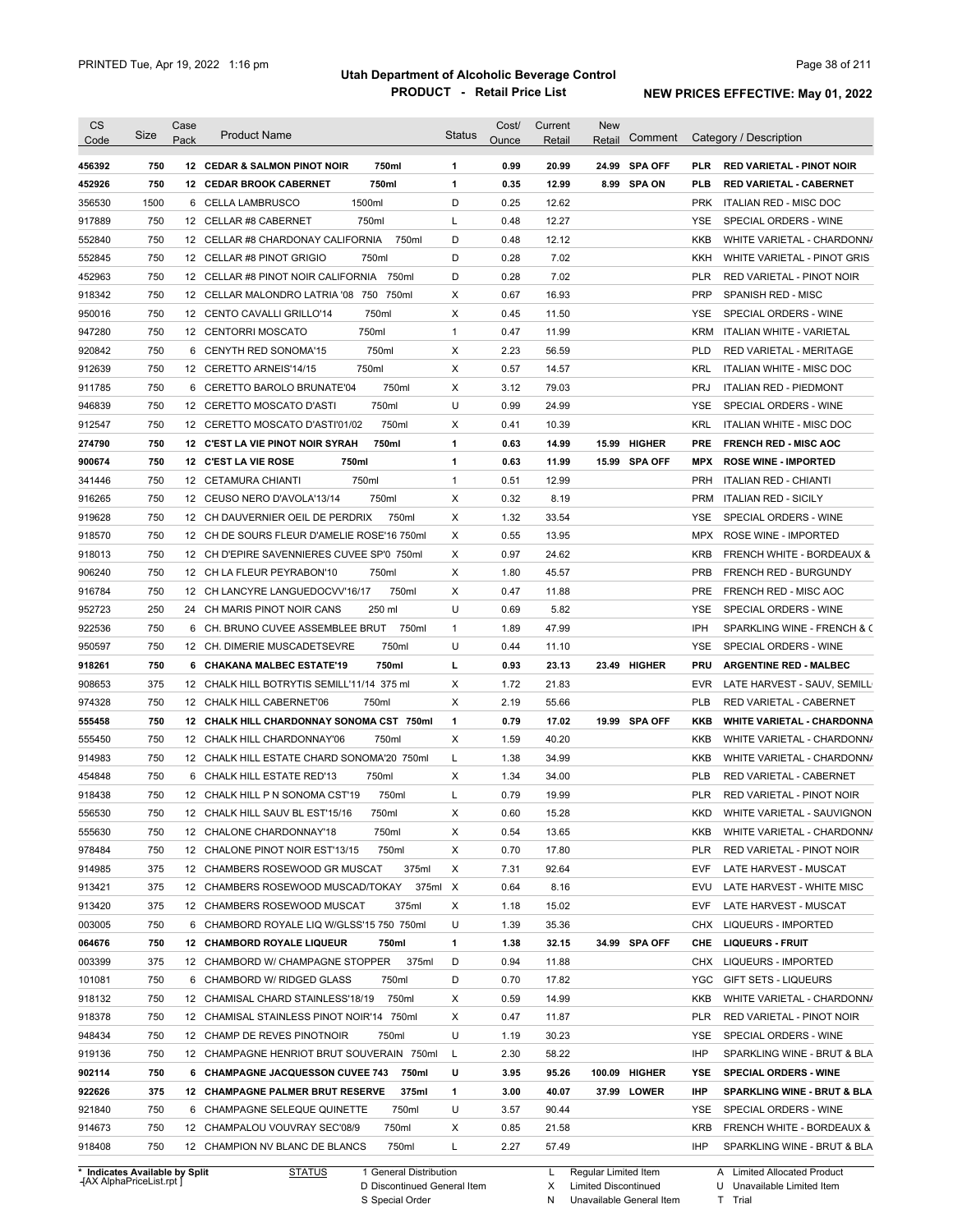# Utah Department of Alcoholic Beverage Control

## PRODUCT - Retail Price List

PRINTED Tue, Apr 19, 2022 1:16 pm

**NEW PRICES EFFECTIVE: May 01, 2022**

| CS Code | Size | Case Pack | Product Name | Status | Cost/ Ounce | Current Retail | New Retail | Comment | Category / Description |
|---|---|---|---|---|---|---|---|---|---|
| **456392** | **750** | **12** | **CEDAR & SALMON PINOT NOIR 750ml** | **1** | **0.99** | **20.99** | **24.99** | **SPA OFF** | **PLR RED VARIETAL - PINOT NOIR** |
| **452926** | **750** | **12** | **CEDAR BROOK CABERNET 750ml** | **1** | **0.35** | **12.99** | **8.99** | **SPA ON** | **PLB RED VARIETAL - CABERNET** |
| 356530 | 1500 | 6 | CELLA LAMBRUSCO 1500ml | D | 0.25 | 12.62 | | | PRK ITALIAN RED - MISC DOC |
| 917889 | 750 | 12 | CELLAR #8 CABERNET 750ml | L | 0.48 | 12.27 | | | YSE SPECIAL ORDERS - WINE |
| 552840 | 750 | 12 | CELLAR #8 CHARDONAY CALIFORNIA 750ml | D | 0.48 | 12.12 | | | KKB WHITE VARIETAL - CHARDONNA |
| 552845 | 750 | 12 | CELLAR #8 PINOT GRIGIO 750ml | D | 0.28 | 7.02 | | | KKH WHITE VARIETAL - PINOT GRIS |
| 452963 | 750 | 12 | CELLAR #8 PINOT NOIR CALIFORNIA 750ml | D | 0.28 | 7.02 | | | PLR RED VARIETAL - PINOT NOIR |
| 918342 | 750 | 12 | CELLAR MALONDRO LATRIA '08 750 750ml | X | 0.67 | 16.93 | | | PRP SPANISH RED - MISC |
| 950016 | 750 | 12 | CENTO CAVALLI GRILLO'14 750ml | X | 0.45 | 11.50 | | | YSE SPECIAL ORDERS - WINE |
| 947280 | 750 | 12 | CENTORRI MOSCATO 750ml | 1 | 0.47 | 11.99 | | | KRM ITALIAN WHITE - VARIETAL |
| 920842 | 750 | 6 | CENYTH RED SONOMA'15 750ml | X | 2.23 | 56.59 | | | PLD RED VARIETAL - MERITAGE |
| 912639 | 750 | 12 | CERETTO ARNEIS'14/15 750ml | X | 0.57 | 14.57 | | | KRL ITALIAN WHITE - MISC DOC |
| 911785 | 750 | 6 | CERETTO BAROLO BRUNATE'04 750ml | X | 3.12 | 79.03 | | | PRJ ITALIAN RED - PIEDMONT |
| 946839 | 750 | 12 | CERETTO MOSCATO D'ASTI 750ml | U | 0.99 | 24.99 | | | YSE SPECIAL ORDERS - WINE |
| 912547 | 750 | 12 | CERETTO MOSCATO D'ASTI'01/02 750ml | X | 0.41 | 10.39 | | | KRL ITALIAN WHITE - MISC DOC |
| **274790** | **750** | **12** | **C'EST LA VIE PINOT NOIR SYRAH 750ml** | **1** | **0.63** | **14.99** | **15.99** | **HIGHER** | **PRE FRENCH RED - MISC AOC** |
| **900674** | **750** | **12** | **C'EST LA VIE ROSE 750ml** | **1** | **0.63** | **11.99** | **15.99** | **SPA OFF** | **MPX ROSE WINE - IMPORTED** |
| 341446 | 750 | 12 | CETAMURA CHIANTI 750ml | 1 | 0.51 | 12.99 | | | PRH ITALIAN RED - CHIANTI |
| 916265 | 750 | 12 | CEUSO NERO D'AVOLA'13/14 750ml | X | 0.32 | 8.19 | | | PRM ITALIAN RED - SICILY |
| 919628 | 750 | 12 | CH DAUVERNIER OEIL DE PERDRIX 750ml | X | 1.32 | 33.54 | | | YSE SPECIAL ORDERS - WINE |
| 918570 | 750 | 12 | CH DE SOURS FLEUR D'AMELIE ROSE'16 750ml | X | 0.55 | 13.95 | | | MPX ROSE WINE - IMPORTED |
| 918013 | 750 | 12 | CH D'EPIRE SAVENNIERES CUVEE SP'0 750ml | X | 0.97 | 24.62 | | | KRB FRENCH WHITE - BORDEAUX & |
| 906240 | 750 | 12 | CH LA FLEUR PEYRABON'10 750ml | X | 1.80 | 45.57 | | | PRB FRENCH RED - BURGUNDY |
| 916784 | 750 | 12 | CH LANCYRE LANGUEDOCVV'16/17 750ml | X | 0.47 | 11.88 | | | PRE FRENCH RED - MISC AOC |
| 952723 | 250 | 24 | CH MARIS PINOT NOIR CANS 250 ml | U | 0.69 | 5.82 | | | YSE SPECIAL ORDERS - WINE |
| 922536 | 750 | 6 | CH. BRUNO CUVEE ASSEMBLEE BRUT 750ml | 1 | 1.89 | 47.99 | | | IPH SPARKLING WINE - FRENCH & C |
| 950597 | 750 | 12 | CH. DIMERIE MUSCADETSEVRE 750ml | U | 0.44 | 11.10 | | | YSE SPECIAL ORDERS - WINE |
| **918261** | **750** | **6** | **CHAKANA MALBEC ESTATE'19 750ml** | **L** | **0.93** | **23.13** | **23.49** | **HIGHER** | **PRU ARGENTINE RED - MALBEC** |
| 908653 | 375 | 12 | CHALK HILL BOTRYTIS SEMILL'11/14 375 ml | X | 1.72 | 21.83 | | | EVR LATE HARVEST - SAUV, SEMILL |
| 974328 | 750 | 12 | CHALK HILL CABERNET'06 750ml | X | 2.19 | 55.66 | | | PLB RED VARIETAL - CABERNET |
| **555458** | **750** | **12** | **CHALK HILL CHARDONNAY SONOMA CST 750ml** | **1** | **0.79** | **17.02** | **19.99** | **SPA OFF** | **KKB WHITE VARIETAL - CHARDONNA** |
| 555450 | 750 | 12 | CHALK HILL CHARDONNAY'06 750ml | X | 1.59 | 40.20 | | | KKB WHITE VARIETAL - CHARDONNA |
| 914983 | 750 | 12 | CHALK HILL ESTATE CHARD SONOMA'20 750ml | L | 1.38 | 34.99 | | | KKB WHITE VARIETAL - CHARDONNA |
| 454848 | 750 | 6 | CHALK HILL ESTATE RED'13 750ml | X | 1.34 | 34.00 | | | PLB RED VARIETAL - CABERNET |
| 918438 | 750 | 12 | CHALK HILL P N SONOMA CST'19 750ml | L | 0.79 | 19.99 | | | PLR RED VARIETAL - PINOT NOIR |
| 556530 | 750 | 12 | CHALK HILL SAUV BL EST'15/16 750ml | X | 0.60 | 15.28 | | | KKD WHITE VARIETAL - SAUVIGNON |
| 555630 | 750 | 12 | CHALONE CHARDONNAY'18 750ml | X | 0.54 | 13.65 | | | KKB WHITE VARIETAL - CHARDONNA |
| 978484 | 750 | 12 | CHALONE PINOT NOIR EST'13/15 750ml | X | 0.70 | 17.80 | | | PLR RED VARIETAL - PINOT NOIR |
| 914985 | 375 | 12 | CHAMBERS ROSEWOOD GR MUSCAT 375ml | X | 7.31 | 92.64 | | | EVF LATE HARVEST - MUSCAT |
| 913421 | 375 | 12 | CHAMBERS ROSEWOOD MUSCAD/TOKAY 375ml | X | 0.64 | 8.16 | | | EVU LATE HARVEST - WHITE MISC |
| 913420 | 375 | 12 | CHAMBERS ROSEWOOD MUSCAT 375ml | X | 1.18 | 15.02 | | | EVF LATE HARVEST - MUSCAT |
| 003005 | 750 | 6 | CHAMBORD ROYALE LIQ W/GLSS'15 750 750ml | U | 1.39 | 35.36 | | | CHX LIQUEURS - IMPORTED |
| **064676** | **750** | **12** | **CHAMBORD ROYALE LIQUEUR 750ml** | **1** | **1.38** | **32.15** | **34.99** | **SPA OFF** | **CHE LIQUEURS - FRUIT** |
| 003399 | 375 | 12 | CHAMBORD W/ CHAMPAGNE STOPPER 375ml | D | 0.94 | 11.88 | | | CHX LIQUEURS - IMPORTED |
| 101081 | 750 | 6 | CHAMBORD W/ RIDGED GLASS 750ml | D | 0.70 | 17.82 | | | YGC GIFT SETS - LIQUEURS |
| 918132 | 750 | 12 | CHAMISAL CHARD STAINLESS'18/19 750ml | X | 0.59 | 14.99 | | | KKB WHITE VARIETAL - CHARDONNA |
| 918378 | 750 | 12 | CHAMISAL STAINLESS PINOT NOIR'14 750ml | X | 0.47 | 11.87 | | | PLR RED VARIETAL - PINOT NOIR |
| 948434 | 750 | 12 | CHAMP DE REVES PINOTNOIR 750ml | U | 1.19 | 30.23 | | | YSE SPECIAL ORDERS - WINE |
| 919136 | 750 | 12 | CHAMPAGNE HENRIOT BRUT SOUVERAIN 750ml | L | 2.30 | 58.22 | | | IHP SPARKLING WINE - BRUT & BLA |
| **902114** | **750** | **6** | **CHAMPAGNE JACQUESSON CUVEE 743 750ml** | **U** | **3.95** | **95.26** | **100.09** | **HIGHER** | **YSE SPECIAL ORDERS - WINE** |
| **922626** | **375** | **12** | **CHAMPAGNE PALMER BRUT RESERVE 375ml** | **1** | **3.00** | **40.07** | **37.99** | **LOWER** | **IHP SPARKLING WINE - BRUT & BLA** |
| 921840 | 750 | 6 | CHAMPAGNE SELEQUE QUINETTE 750ml | U | 3.57 | 90.44 | | | YSE SPECIAL ORDERS - WINE |
| 914673 | 750 | 12 | CHAMPALOU VOUVRAY SEC'08/9 750ml | X | 0.85 | 21.58 | | | KRB FRENCH WHITE - BORDEAUX & |
| 918408 | 750 | 12 | CHAMPION NV BLANC DE BLANCS 750ml | L | 2.27 | 57.49 | | | IHP SPARKLING WINE - BRUT & BLA |

\* Indicates Available by Split

STATUS: 1 General Distribution; D Discontinued General Item; S Special Order; L Regular Limited Item; X Limited Discontinued; N Unavailable General Item; A Limited Allocated Product; U Unavailable Limited Item; T Trial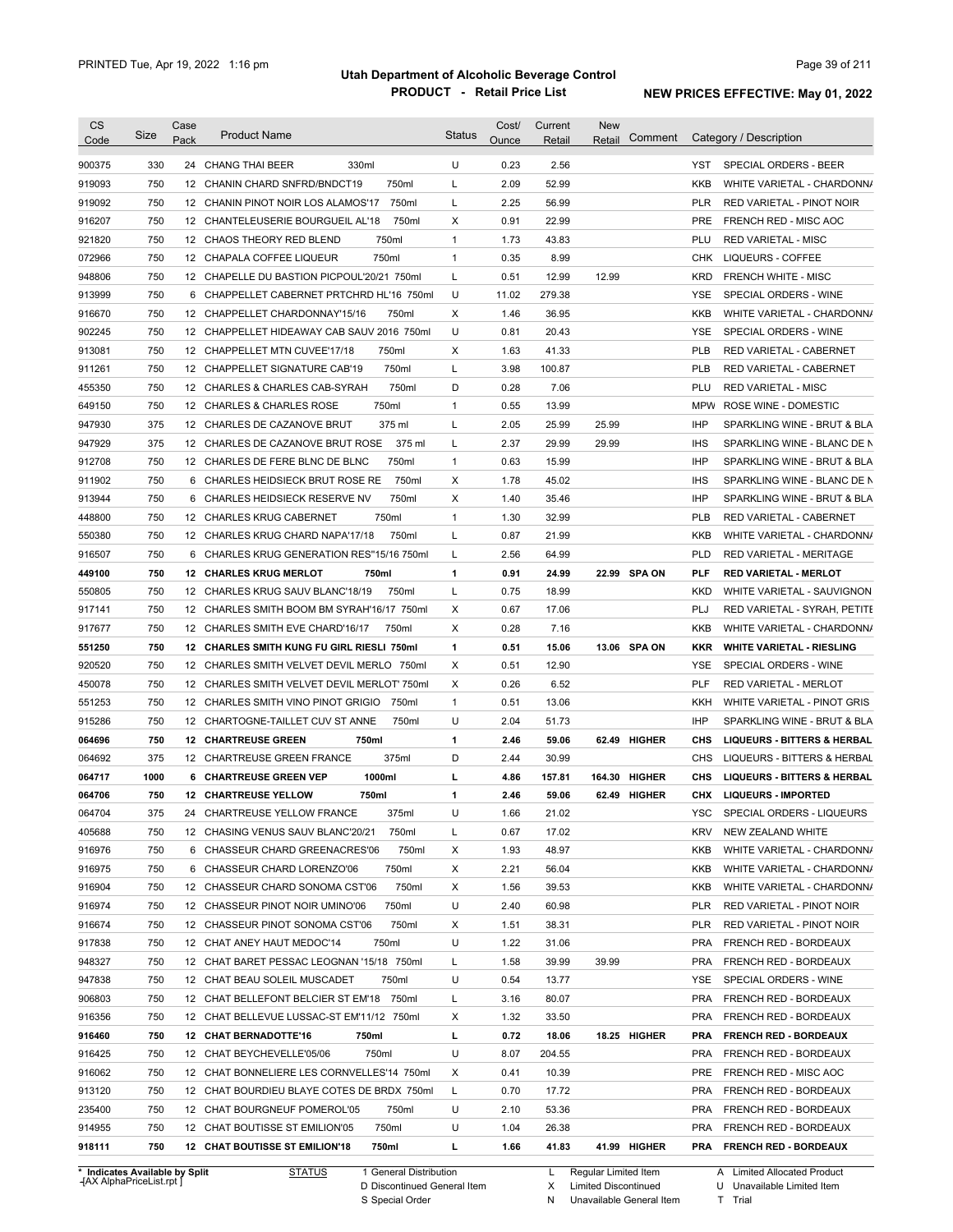# Utah Department of Alcoholic Beverage Control

## PRODUCT - Retail Price List

PRINTED Tue, Apr 19, 2022 1:16 pm

**NEW PRICES EFFECTIVE: May 01, 2022**

| CS Code | Size | Case Pack | Product Name | Status | Cost/ Ounce | Current Retail | New Retail | Comment | Category / Description |
|---|---|---|---|---|---|---|---|---|---|
| 900375 | 330 | 24 | CHANG THAI BEER 330ml | U | 0.23 | 2.56 | | | YST SPECIAL ORDERS - BEER |
| 919093 | 750 | 12 | CHANIN CHARD SNFRD/BNDCT19 750ml | L | 2.09 | 52.99 | | | KKB WHITE VARIETAL - CHARDONNA |
| 919092 | 750 | 12 | CHANIN PINOT NOIR LOS ALAMOS'17 750ml | L | 2.25 | 56.99 | | | PLR RED VARIETAL - PINOT NOIR |
| 916207 | 750 | 12 | CHANTELEUSERIE BOURGUEIL AL'18 750ml | X | 0.91 | 22.99 | | | PRE FRENCH RED - MISC AOC |
| 921820 | 750 | 12 | CHAOS THEORY RED BLEND 750ml | 1 | 1.73 | 43.83 | | | PLU RED VARIETAL - MISC |
| 072966 | 750 | 12 | CHAPALA COFFEE LIQUEUR 750ml | 1 | 0.35 | 8.99 | | | CHK LIQUEURS - COFFEE |
| 948806 | 750 | 12 | CHAPELLE DU BASTION PICPOUL'20/21 750ml | L | 0.51 | 12.99 | 12.99 | | KRD FRENCH WHITE - MISC |
| 913999 | 750 | 6 | CHAPPELLET CABERNET PRTCHRD HL'16 750ml | U | 11.02 | 279.38 | | | YSE SPECIAL ORDERS - WINE |
| 916670 | 750 | 12 | CHAPPELLET CHARDONNAY'15/16 750ml | X | 1.46 | 36.95 | | | KKB WHITE VARIETAL - CHARDONNA |
| 902245 | 750 | 12 | CHAPPELLET HIDEAWAY CAB SAUV 2016 750ml | U | 0.81 | 20.43 | | | YSE SPECIAL ORDERS - WINE |
| 913081 | 750 | 12 | CHAPPELLET MTN CUVEE'17/18 750ml | X | 1.63 | 41.33 | | | PLB RED VARIETAL - CABERNET |
| 911261 | 750 | 12 | CHAPPELLET SIGNATURE CAB'19 750ml | L | 3.98 | 100.87 | | | PLB RED VARIETAL - CABERNET |
| 455350 | 750 | 12 | CHARLES & CHARLES CAB-SYRAH 750ml | D | 0.28 | 7.06 | | | PLU RED VARIETAL - MISC |
| 649150 | 750 | 12 | CHARLES & CHARLES ROSE 750ml | 1 | 0.55 | 13.99 | | | MPW ROSE WINE - DOMESTIC |
| 947930 | 375 | 12 | CHARLES DE CAZANOVE BRUT 375 ml | L | 2.05 | 25.99 | 25.99 | | IHP SPARKLING WINE - BRUT & BLA |
| 947929 | 375 | 12 | CHARLES DE CAZANOVE BRUT ROSE 375 ml | L | 2.37 | 29.99 | 29.99 | | IHS SPARKLING WINE - BLANC DE N |
| 912708 | 750 | 12 | CHARLES DE FERE BLNC DE BLNC 750ml | 1 | 0.63 | 15.99 | | | IHP SPARKLING WINE - BRUT & BLA |
| 911902 | 750 | 6 | CHARLES HEIDSIECK BRUT ROSE RE 750ml | X | 1.78 | 45.02 | | | IHS SPARKLING WINE - BLANC DE N |
| 913944 | 750 | 6 | CHARLES HEIDSIECK RESERVE NV 750ml | X | 1.40 | 35.46 | | | IHP SPARKLING WINE - BRUT & BLA |
| 448800 | 750 | 12 | CHARLES KRUG CABERNET 750ml | 1 | 1.30 | 32.99 | | | PLB RED VARIETAL - CABERNET |
| 550380 | 750 | 12 | CHARLES KRUG CHARD NAPA'17/18 750ml | L | 0.87 | 21.99 | | | KKB WHITE VARIETAL - CHARDONNA |
| 916507 | 750 | 6 | CHARLES KRUG GENERATION RES"15/16 750ml | L | 2.56 | 64.99 | | | PLD RED VARIETAL - MERITAGE |
| **449100** | **750** | **12** | **CHARLES KRUG MERLOT 750ml** | **1** | **0.91** | **24.99** | **22.99** | **SPA ON** | **PLF RED VARIETAL - MERLOT** |
| 550805 | 750 | 12 | CHARLES KRUG SAUV BLANC'18/19 750ml | L | 0.75 | 18.99 | | | KKD WHITE VARIETAL - SAUVIGNON |
| 917141 | 750 | 12 | CHARLES SMITH BOOM BM SYRAH'16/17 750ml | X | 0.67 | 17.06 | | | PLJ RED VARIETAL - SYRAH, PETITE |
| 917677 | 750 | 12 | CHARLES SMITH EVE CHARD'16/17 750ml | X | 0.28 | 7.16 | | | KKB WHITE VARIETAL - CHARDONNA |
| **551250** | **750** | **12** | **CHARLES SMITH KUNG FU GIRL RIESLI 750ml** | **1** | **0.51** | **15.06** | **13.06** | **SPA ON** | **KKR WHITE VARIETAL - RIESLING** |
| 920520 | 750 | 12 | CHARLES SMITH VELVET DEVIL MERLO 750ml | X | 0.51 | 12.90 | | | YSE SPECIAL ORDERS - WINE |
| 450078 | 750 | 12 | CHARLES SMITH VELVET DEVIL MERLOT' 750ml | X | 0.26 | 6.52 | | | PLF RED VARIETAL - MERLOT |
| 551253 | 750 | 12 | CHARLES SMITH VINO PINOT GRIGIO 750ml | 1 | 0.51 | 13.06 | | | KKH WHITE VARIETAL - PINOT GRIS |
| 915286 | 750 | 12 | CHARTOGNE-TAILLET CUV ST ANNE 750ml | U | 2.04 | 51.73 | | | IHP SPARKLING WINE - BRUT & BLA |
| **064696** | **750** | **12** | **CHARTREUSE GREEN 750ml** | **1** | **2.46** | **59.06** | **62.49** | **HIGHER** | **CHS LIQUEURS - BITTERS & HERBAL** |
| 064692 | 375 | 12 | CHARTREUSE GREEN FRANCE 375ml | D | 2.44 | 30.99 | | | CHS LIQUEURS - BITTERS & HERBAL |
| **064717** | **1000** | **6** | **CHARTREUSE GREEN VEP 1000ml** | **L** | **4.86** | **157.81** | **164.30** | **HIGHER** | **CHS LIQUEURS - BITTERS & HERBAL** |
| **064706** | **750** | **12** | **CHARTREUSE YELLOW 750ml** | **1** | **2.46** | **59.06** | **62.49** | **HIGHER** | **CHX LIQUEURS - IMPORTED** |
| 064704 | 375 | 24 | CHARTREUSE YELLOW FRANCE 375ml | U | 1.66 | 21.02 | | | YSC SPECIAL ORDERS - LIQUEURS |
| 405688 | 750 | 12 | CHASING VENUS SAUV BLANC'20/21 750ml | L | 0.67 | 17.02 | | | KRV NEW ZEALAND WHITE |
| 916976 | 750 | 6 | CHASSEUR CHARD GREENACRES'06 750ml | X | 1.93 | 48.97 | | | KKB WHITE VARIETAL - CHARDONNA |
| 916975 | 750 | 6 | CHASSEUR CHARD LORENZO'06 750ml | X | 2.21 | 56.04 | | | KKB WHITE VARIETAL - CHARDONNA |
| 916904 | 750 | 12 | CHASSEUR CHARD SONOMA CST'06 750ml | X | 1.56 | 39.53 | | | KKB WHITE VARIETAL - CHARDONNA |
| 916974 | 750 | 12 | CHASSEUR PINOT NOIR UMINO'06 750ml | U | 2.40 | 60.98 | | | PLR RED VARIETAL - PINOT NOIR |
| 916674 | 750 | 12 | CHASSEUR PINOT SONOMA CST'06 750ml | X | 1.51 | 38.31 | | | PLR RED VARIETAL - PINOT NOIR |
| 917838 | 750 | 12 | CHAT ANEY HAUT MEDOC'14 750ml | U | 1.22 | 31.06 | | | PRA FRENCH RED - BORDEAUX |
| 948327 | 750 | 12 | CHAT BARET PESSAC LEOGNAN '15/18 750ml | L | 1.58 | 39.99 | 39.99 | | PRA FRENCH RED - BORDEAUX |
| 947838 | 750 | 12 | CHAT BEAU SOLEIL MUSCADET 750ml | U | 0.54 | 13.77 | | | YSE SPECIAL ORDERS - WINE |
| 906803 | 750 | 12 | CHAT BELLEFONT BELCIER ST EM'18 750ml | L | 3.16 | 80.07 | | | PRA FRENCH RED - BORDEAUX |
| 916356 | 750 | 12 | CHAT BELLEVUE LUSSAC-ST EM'11/12 750ml | X | 1.32 | 33.50 | | | PRA FRENCH RED - BORDEAUX |
| **916460** | **750** | **12** | **CHAT BERNADOTTE'16 750ml** | **L** | **0.72** | **18.06** | **18.25** | **HIGHER** | **PRA FRENCH RED - BORDEAUX** |
| 916425 | 750 | 12 | CHAT BEYCHEVELLE'05/06 750ml | U | 8.07 | 204.55 | | | PRA FRENCH RED - BORDEAUX |
| 916062 | 750 | 12 | CHAT BONNELIERE LES CORNVELLES'14 750ml | X | 0.41 | 10.39 | | | PRE FRENCH RED - MISC AOC |
| 913120 | 750 | 12 | CHAT BOURDIEU BLAYE COTES DE BRDX 750ml | L | 0.70 | 17.72 | | | PRA FRENCH RED - BORDEAUX |
| 235400 | 750 | 12 | CHAT BOURGNEUF POMEROL'05 750ml | U | 2.10 | 53.36 | | | PRA FRENCH RED - BORDEAUX |
| 914955 | 750 | 12 | CHAT BOUTISSE ST EMILION'05 750ml | U | 1.04 | 26.38 | | | PRA FRENCH RED - BORDEAUX |
| **918111** | **750** | **12** | **CHAT BOUTISSE ST EMILION'18 750ml** | **L** | **1.66** | **41.83** | **41.99** | **HIGHER** | **PRA FRENCH RED - BORDEAUX** |

\* Indicates Available by Split
[AX AlphaPriceList.rpt]

STATUS: 1 General Distribution; D Discontinued General Item; S Special Order; L Regular Limited Item; X Limited Discontinued; N Unavailable General Item; A Limited Allocated Product; U Unavailable Limited Item; T Trial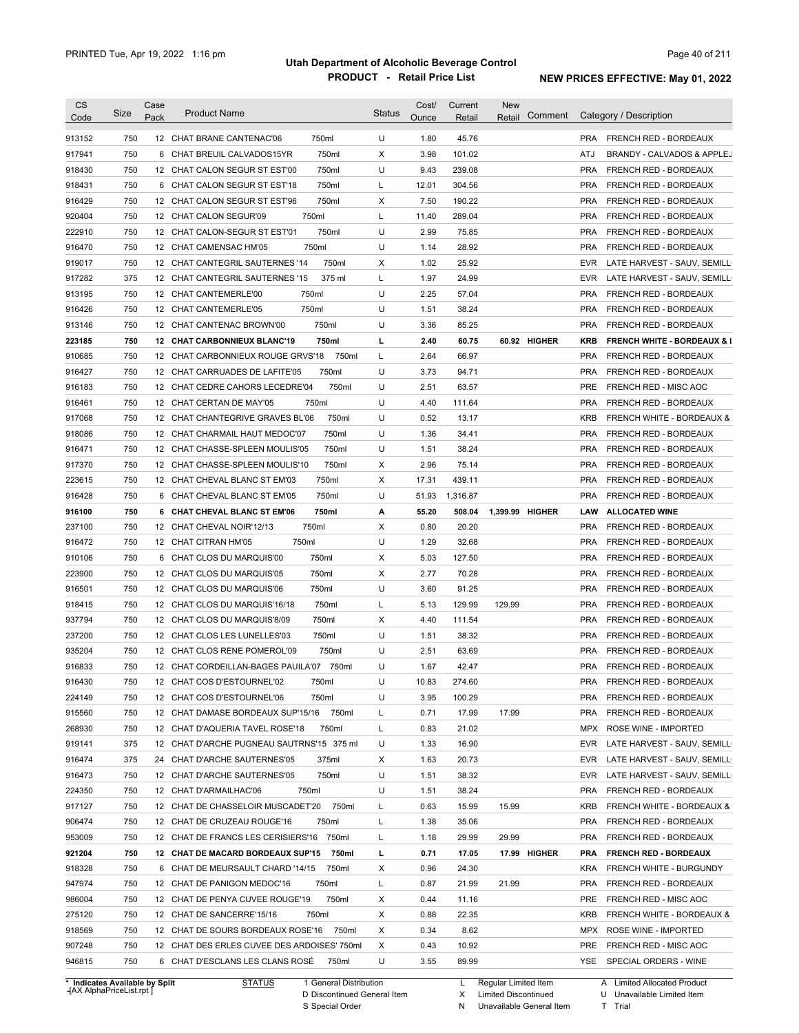# Utah Department of Alcoholic Beverage Control

## PRODUCT - Retail Price List

PRINTED Tue, Apr 19, 2022 1:16 pm

**NEW PRICES EFFECTIVE: May 01, 2022**

| CS Code | Size | Case Pack | Product Name | | Status | Cost/ Ounce | Current Retail | New Retail | Comment | Category / Description | |
|---|---|---|---|---|---|---|---|---|---|---|---|
| 913152 | 750 | 12 | CHAT BRANE CANTENAC'06 | 750ml | U | 1.80 | 45.76 | | | PRA | FRENCH RED - BORDEAUX |
| 917941 | 750 | 6 | CHAT BREUIL CALVADOS15YR | 750ml | X | 3.98 | 101.02 | | | ATJ | BRANDY - CALVADOS & APPLEJ |
| 918430 | 750 | 12 | CHAT CALON SEGUR ST EST'00 | 750ml | U | 9.43 | 239.08 | | | PRA | FRENCH RED - BORDEAUX |
| 918431 | 750 | 6 | CHAT CALON SEGUR ST EST'18 | 750ml | L | 12.01 | 304.56 | | | PRA | FRENCH RED - BORDEAUX |
| 916429 | 750 | 12 | CHAT CALON SEGUR ST EST'96 | 750ml | X | 7.50 | 190.22 | | | PRA | FRENCH RED - BORDEAUX |
| 920404 | 750 | 12 | CHAT CALON SEGUR'09 | 750ml | L | 11.40 | 289.04 | | | PRA | FRENCH RED - BORDEAUX |
| 222910 | 750 | 12 | CHAT CALON-SEGUR ST EST'01 | 750ml | U | 2.99 | 75.85 | | | PRA | FRENCH RED - BORDEAUX |
| 916470 | 750 | 12 | CHAT CAMENSAC HM'05 | 750ml | U | 1.14 | 28.92 | | | PRA | FRENCH RED - BORDEAUX |
| 919017 | 750 | 12 | CHAT CANTEGRIL SAUTERNES '14 | 750ml | X | 1.02 | 25.92 | | | EVR | LATE HARVEST - SAUV, SEMILL |
| 917282 | 375 | 12 | CHAT CANTEGRIL SAUTERNES '15 | 375 ml | L | 1.97 | 24.99 | | | EVR | LATE HARVEST - SAUV, SEMILL |
| 913195 | 750 | 12 | CHAT CANTEMERLE'00 | 750ml | U | 2.25 | 57.04 | | | PRA | FRENCH RED - BORDEAUX |
| 916426 | 750 | 12 | CHAT CANTEMERLE'05 | 750ml | U | 1.51 | 38.24 | | | PRA | FRENCH RED - BORDEAUX |
| 913146 | 750 | 12 | CHAT CANTENAC BROWN'00 | 750ml | U | 3.36 | 85.25 | | | PRA | FRENCH RED - BORDEAUX |
| **223185** | **750** | **12** | **CHAT CARBONNIEUX BLANC'19** | **750ml** | **L** | **2.40** | **60.75** | **60.92** | **HIGHER** | **KRB** | **FRENCH WHITE - BORDEAUX & I** |
| 910685 | 750 | 12 | CHAT CARBONNIEUX ROUGE GRVS'18 | 750ml | L | 2.64 | 66.97 | | | PRA | FRENCH RED - BORDEAUX |
| 916427 | 750 | 12 | CHAT CARRUADES DE LAFITE'05 | 750ml | U | 3.73 | 94.71 | | | PRA | FRENCH RED - BORDEAUX |
| 916183 | 750 | 12 | CHAT CEDRE CAHORS LECEDRE'04 | 750ml | U | 2.51 | 63.57 | | | PRE | FRENCH RED - MISC AOC |
| 916461 | 750 | 12 | CHAT CERTAN DE MAY'05 | 750ml | U | 4.40 | 111.64 | | | PRA | FRENCH RED - BORDEAUX |
| 917068 | 750 | 12 | CHAT CHANTEGRIVE GRAVES BL'06 | 750ml | U | 0.52 | 13.17 | | | KRB | FRENCH WHITE - BORDEAUX & |
| 918086 | 750 | 12 | CHAT CHARMAIL HAUT MEDOC'07 | 750ml | U | 1.36 | 34.41 | | | PRA | FRENCH RED - BORDEAUX |
| 916471 | 750 | 12 | CHAT CHASSE-SPLEEN MOULIS'05 | 750ml | U | 1.51 | 38.24 | | | PRA | FRENCH RED - BORDEAUX |
| 917370 | 750 | 12 | CHAT CHASSE-SPLEEN MOULIS'10 | 750ml | X | 2.96 | 75.14 | | | PRA | FRENCH RED - BORDEAUX |
| 223615 | 750 | 12 | CHAT CHEVAL BLANC ST EM'03 | 750ml | X | 17.31 | 439.11 | | | PRA | FRENCH RED - BORDEAUX |
| 916428 | 750 | 6 | CHAT CHEVAL BLANC ST EM'05 | 750ml | U | 51.93 | 1,316.87 | | | PRA | FRENCH RED - BORDEAUX |
| **916100** | **750** | **6** | **CHAT CHEVAL BLANC ST EM'06** | **750ml** | **A** | **55.20** | **508.04** | **1,399.99** | **HIGHER** | **LAW** | **ALLOCATED WINE** |
| 237100 | 750 | 12 | CHAT CHEVAL NOIR'12/13 | 750ml | X | 0.80 | 20.20 | | | PRA | FRENCH RED - BORDEAUX |
| 916472 | 750 | 12 | CHAT CITRAN HM'05 | 750ml | U | 1.29 | 32.68 | | | PRA | FRENCH RED - BORDEAUX |
| 910106 | 750 | 6 | CHAT CLOS DU MARQUIS'00 | 750ml | X | 5.03 | 127.50 | | | PRA | FRENCH RED - BORDEAUX |
| 223900 | 750 | 12 | CHAT CLOS DU MARQUIS'05 | 750ml | X | 2.77 | 70.28 | | | PRA | FRENCH RED - BORDEAUX |
| 916501 | 750 | 12 | CHAT CLOS DU MARQUIS'06 | 750ml | U | 3.60 | 91.25 | | | PRA | FRENCH RED - BORDEAUX |
| 918415 | 750 | 12 | CHAT CLOS DU MARQUIS'16/18 | 750ml | L | 5.13 | 129.99 | 129.99 | | PRA | FRENCH RED - BORDEAUX |
| 937794 | 750 | 12 | CHAT CLOS DU MARQUIS'8/09 | 750ml | X | 4.40 | 111.54 | | | PRA | FRENCH RED - BORDEAUX |
| 237200 | 750 | 12 | CHAT CLOS LES LUNELLES'03 | 750ml | U | 1.51 | 38.32 | | | PRA | FRENCH RED - BORDEAUX |
| 935204 | 750 | 12 | CHAT CLOS RENE POMEROL'09 | 750ml | U | 2.51 | 63.69 | | | PRA | FRENCH RED - BORDEAUX |
| 916833 | 750 | 12 | CHAT CORDEILLAN-BAGES PAUILA'07 | 750ml | U | 1.67 | 42.47 | | | PRA | FRENCH RED - BORDEAUX |
| 916430 | 750 | 12 | CHAT COS D'ESTOURNEL'02 | 750ml | U | 10.83 | 274.60 | | | PRA | FRENCH RED - BORDEAUX |
| 224149 | 750 | 12 | CHAT COS D'ESTOURNEL'06 | 750ml | U | 3.95 | 100.29 | | | PRA | FRENCH RED - BORDEAUX |
| 915560 | 750 | 12 | CHAT DAMASE BORDEAUX SUP'15/16 | 750ml | L | 0.71 | 17.99 | 17.99 | | PRA | FRENCH RED - BORDEAUX |
| 268930 | 750 | 12 | CHAT D'AQUERIA TAVEL ROSE'18 | 750ml | L | 0.83 | 21.02 | | | MPX | ROSE WINE - IMPORTED |
| 919141 | 375 | 12 | CHAT D'ARCHE PUGNEAU SAUTRNS'15 | 375 ml | U | 1.33 | 16.90 | | | EVR | LATE HARVEST - SAUV, SEMILL |
| 916474 | 375 | 24 | CHAT D'ARCHE SAUTERNES'05 | 375ml | X | 1.63 | 20.73 | | | EVR | LATE HARVEST - SAUV, SEMILL |
| 916473 | 750 | 12 | CHAT D'ARCHE SAUTERNES'05 | 750ml | U | 1.51 | 38.32 | | | EVR | LATE HARVEST - SAUV, SEMILL |
| 224350 | 750 | 12 | CHAT D'ARMAILHAC'06 | 750ml | U | 1.51 | 38.24 | | | PRA | FRENCH RED - BORDEAUX |
| 917127 | 750 | 12 | CHAT DE CHASSELOIR MUSCADET'20 | 750ml | L | 0.63 | 15.99 | 15.99 | | KRB | FRENCH WHITE - BORDEAUX & |
| 906474 | 750 | 12 | CHAT DE CRUZEAU ROUGE'16 | 750ml | L | 1.38 | 35.06 | | | PRA | FRENCH RED - BORDEAUX |
| 953009 | 750 | 12 | CHAT DE FRANCS LES CERISIERS'16 | 750ml | L | 1.18 | 29.99 | 29.99 | | PRA | FRENCH RED - BORDEAUX |
| **921204** | **750** | **12** | **CHAT DE MACARD BORDEAUX SUP'15** | **750ml** | **L** | **0.71** | **17.05** | **17.99** | **HIGHER** | **PRA** | **FRENCH RED - BORDEAUX** |
| 918328 | 750 | 6 | CHAT DE MEURSAULT CHARD '14/15 | 750ml | X | 0.96 | 24.30 | | | KRA | FRENCH WHITE - BURGUNDY |
| 947974 | 750 | 12 | CHAT DE PANIGON MEDOC'16 | 750ml | L | 0.87 | 21.99 | 21.99 | | PRA | FRENCH RED - BORDEAUX |
| 986004 | 750 | 12 | CHAT DE PENYA CUVEE ROUGE'19 | 750ml | X | 0.44 | 11.16 | | | PRE | FRENCH RED - MISC AOC |
| 275120 | 750 | 12 | CHAT DE SANCERRE'15/16 | 750ml | X | 0.88 | 22.35 | | | KRB | FRENCH WHITE - BORDEAUX & |
| 918569 | 750 | 12 | CHAT DE SOURS BORDEAUX ROSE'16 | 750ml | X | 0.34 | 8.62 | | | MPX | ROSE WINE - IMPORTED |
| 907248 | 750 | 12 | CHAT DES ERLES CUVEE DES ARDOISES' | 750ml | X | 0.43 | 10.92 | | | PRE | FRENCH RED - MISC AOC |
| 946815 | 750 | 6 | CHAT D'ESCLANS LES CLANS ROSÉ | 750ml | U | 3.55 | 89.99 | | | YSE | SPECIAL ORDERS - WINE |

\* Indicates Available by Split
[AX AlphaPriceList.rpt]

STATUS: 1 General Distribution; D Discontinued General Item; S Special Order; L Regular Limited Item; X Limited Discontinued; N Unavailable General Item; A Limited Allocated Product; U Unavailable Limited Item; T Trial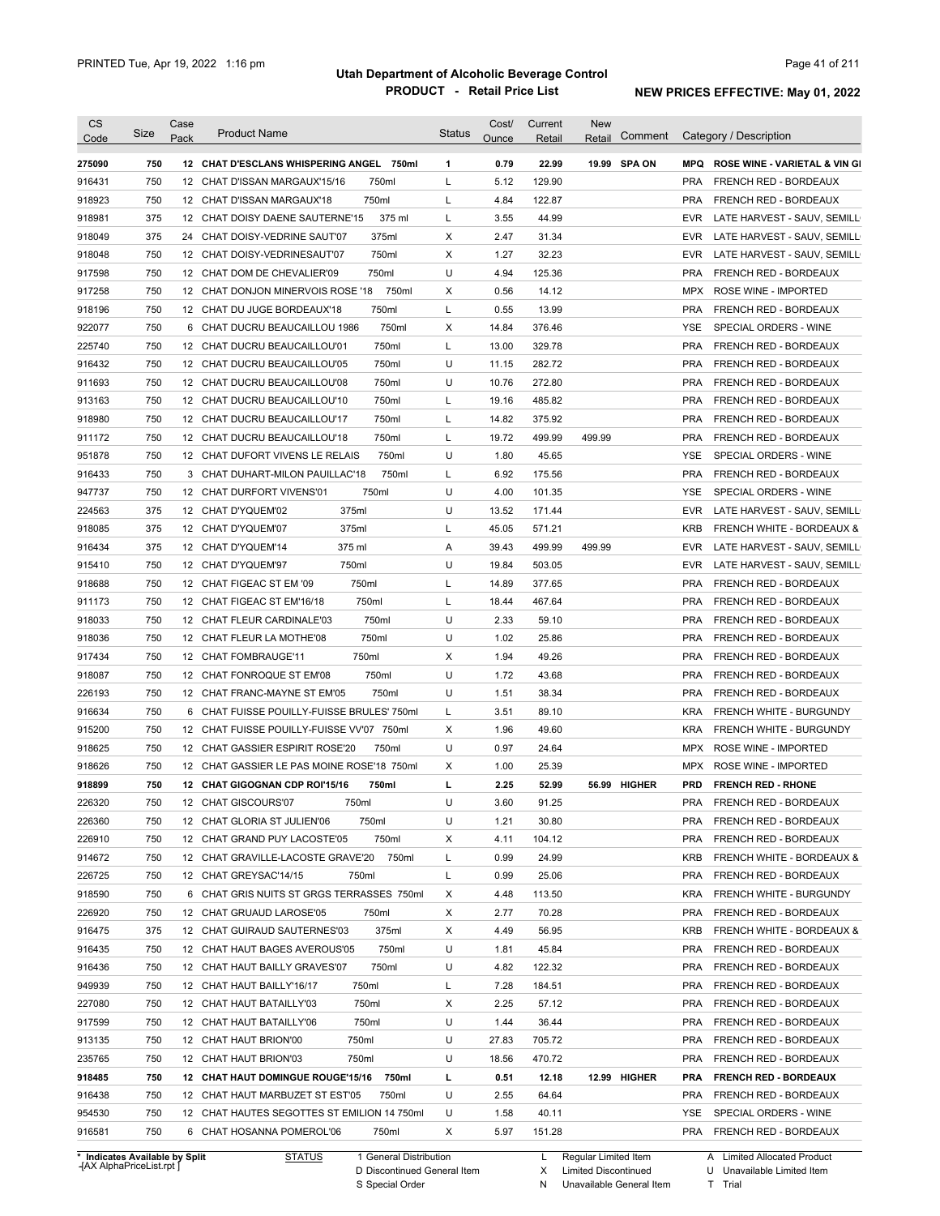# Utah Department of Alcoholic Beverage Control

## PRODUCT - Retail Price List

PRINTED Tue, Apr 19, 2022 1:16 pm

NEW PRICES EFFECTIVE: May 01, 2022

| CS Code | Size | Case Pack | Product Name | Status | Cost/ Ounce | Current Retail | New Retail | Comment | Category / Description |
|---|---|---|---|---|---|---|---|---|---|
| **275090** | **750** | **12** | **CHAT D'ESCLANS WHISPERING ANGEL 750ml** | **1** | **0.79** | **22.99** | **19.99** | **SPA ON** | **MPQ ROSE WINE - VARIETAL & VIN GI** |
| 916431 | 750 | 12 | CHAT D'ISSAN MARGAUX'15/16 750ml | L | 5.12 | 129.90 | | | PRA FRENCH RED - BORDEAUX |
| 918923 | 750 | 12 | CHAT D'ISSAN MARGAUX'18 750ml | L | 4.84 | 122.87 | | | PRA FRENCH RED - BORDEAUX |
| 918981 | 375 | 12 | CHAT DOISY DAENE SAUTERNE'15 375 ml | L | 3.55 | 44.99 | | | EVR LATE HARVEST - SAUV, SEMILL |
| 918049 | 375 | 24 | CHAT DOISY-VEDRINE SAUT'07 375ml | X | 2.47 | 31.34 | | | EVR LATE HARVEST - SAUV, SEMILL |
| 918048 | 750 | 12 | CHAT DOISY-VEDRINESAUT'07 750ml | X | 1.27 | 32.23 | | | EVR LATE HARVEST - SAUV, SEMILL |
| 917598 | 750 | 12 | CHAT DOM DE CHEVALIER'09 750ml | U | 4.94 | 125.36 | | | PRA FRENCH RED - BORDEAUX |
| 917258 | 750 | 12 | CHAT DONJON MINERVOIS ROSE '18 750ml | X | 0.56 | 14.12 | | | MPX ROSE WINE - IMPORTED |
| 918196 | 750 | 12 | CHAT DU JUGE BORDEAUX'18 750ml | L | 0.55 | 13.99 | | | PRA FRENCH RED - BORDEAUX |
| 922077 | 750 | 6 | CHAT DUCRU BEAUCAILLOU 1986 750ml | X | 14.84 | 376.46 | | | YSE SPECIAL ORDERS - WINE |
| 225740 | 750 | 12 | CHAT DUCRU BEAUCAILLOU'01 750ml | L | 13.00 | 329.78 | | | PRA FRENCH RED - BORDEAUX |
| 916432 | 750 | 12 | CHAT DUCRU BEAUCAILLOU'05 750ml | U | 11.15 | 282.72 | | | PRA FRENCH RED - BORDEAUX |
| 911693 | 750 | 12 | CHAT DUCRU BEAUCAILLOU'08 750ml | U | 10.76 | 272.80 | | | PRA FRENCH RED - BORDEAUX |
| 913163 | 750 | 12 | CHAT DUCRU BEAUCAILLOU'10 750ml | L | 19.16 | 485.82 | | | PRA FRENCH RED - BORDEAUX |
| 918980 | 750 | 12 | CHAT DUCRU BEAUCAILLOU'17 750ml | L | 14.82 | 375.92 | | | PRA FRENCH RED - BORDEAUX |
| 911172 | 750 | 12 | CHAT DUCRU BEAUCAILLOU'18 750ml | L | 19.72 | 499.99 | 499.99 | | PRA FRENCH RED - BORDEAUX |
| 951878 | 750 | 12 | CHAT DUFONT VIVENS LE RELAIS 750ml | U | 1.80 | 45.65 | | | YSE SPECIAL ORDERS - WINE |
| 916433 | 750 | 3 | CHAT DUHART-MILON PAUILLAC'18 750ml | L | 6.92 | 175.56 | | | PRA FRENCH RED - BORDEAUX |
| 947737 | 750 | 12 | CHAT DURFORT VIVENS'01 750ml | U | 4.00 | 101.35 | | | YSE SPECIAL ORDERS - WINE |
| 224563 | 375 | 12 | CHAT D'YQUEM'02 375ml | U | 13.52 | 171.44 | | | EVR LATE HARVEST - SAUV, SEMILL |
| 918085 | 375 | 12 | CHAT D'YQUEM'07 375ml | L | 45.05 | 571.21 | | | KRB FRENCH WHITE - BORDEAUX & |
| 916434 | 375 | 12 | CHAT D'YQUEM'14 375 ml | A | 39.43 | 499.99 | 499.99 | | EVR LATE HARVEST - SAUV, SEMILL |
| 915410 | 750 | 12 | CHAT D'YQUEM'97 750ml | U | 19.84 | 503.05 | | | EVR LATE HARVEST - SAUV, SEMILL |
| 918688 | 750 | 12 | CHAT FIGEAC ST EM '09 750ml | L | 14.89 | 377.65 | | | PRA FRENCH RED - BORDEAUX |
| 911173 | 750 | 12 | CHAT FIGEAC ST EM'16/18 750ml | L | 18.44 | 467.64 | | | PRA FRENCH RED - BORDEAUX |
| 918033 | 750 | 12 | CHAT FLEUR CARDINALE'03 750ml | U | 2.33 | 59.10 | | | PRA FRENCH RED - BORDEAUX |
| 918036 | 750 | 12 | CHAT FLEUR LA MOTHE'08 750ml | U | 1.02 | 25.86 | | | PRA FRENCH RED - BORDEAUX |
| 917434 | 750 | 12 | CHAT FOMBRAUGE'11 750ml | X | 1.94 | 49.26 | | | PRA FRENCH RED - BORDEAUX |
| 918087 | 750 | 12 | CHAT FONROQUE ST EM'08 750ml | U | 1.72 | 43.68 | | | PRA FRENCH RED - BORDEAUX |
| 226193 | 750 | 12 | CHAT FRANC-MAYNE ST EM'05 750ml | U | 1.51 | 38.34 | | | PRA FRENCH RED - BORDEAUX |
| 916634 | 750 | 6 | CHAT FUISSE POUILLY-FUISSE BRULES' 750ml | L | 3.51 | 89.10 | | | KRA FRENCH WHITE - BURGUNDY |
| 915200 | 750 | 12 | CHAT FUISSE POUILLY-FUISSE VV'07 750ml | X | 1.96 | 49.60 | | | KRA FRENCH WHITE - BURGUNDY |
| 918625 | 750 | 12 | CHAT GASSIER ESPIRIT ROSE'20 750ml | U | 0.97 | 24.64 | | | MPX ROSE WINE - IMPORTED |
| 918626 | 750 | 12 | CHAT GASSIER LE PAS MOINE ROSE'18 750ml | X | 1.00 | 25.39 | | | MPX ROSE WINE - IMPORTED |
| **918899** | **750** | **12** | **CHAT GIGOGNAN CDP ROI'15/16 750ml** | **L** | **2.25** | **52.99** | **56.99** | **HIGHER** | **PRD FRENCH RED - RHONE** |
| 226320 | 750 | 12 | CHAT GISCOURS'07 750ml | U | 3.60 | 91.25 | | | PRA FRENCH RED - BORDEAUX |
| 226360 | 750 | 12 | CHAT GLORIA ST JULIEN'06 750ml | U | 1.21 | 30.80 | | | PRA FRENCH RED - BORDEAUX |
| 226910 | 750 | 12 | CHAT GRAND PUY LACOSTE'05 750ml | X | 4.11 | 104.12 | | | PRA FRENCH RED - BORDEAUX |
| 914672 | 750 | 12 | CHAT GRAVILLE-LACOSTE GRAVE'20 750ml | L | 0.99 | 24.99 | | | KRB FRENCH WHITE - BORDEAUX & |
| 226725 | 750 | 12 | CHAT GREYSAC'14/15 750ml | L | 0.99 | 25.06 | | | PRA FRENCH RED - BORDEAUX |
| 918590 | 750 | 6 | CHAT GRIS NUITS ST GRGS TERRASSES 750ml | X | 4.48 | 113.50 | | | KRA FRENCH WHITE - BURGUNDY |
| 226920 | 750 | 12 | CHAT GRUAUD LAROSE'05 750ml | X | 2.77 | 70.28 | | | PRA FRENCH RED - BORDEAUX |
| 916475 | 375 | 12 | CHAT GUIRAUD SAUTERNES'03 375ml | X | 4.49 | 56.95 | | | KRB FRENCH WHITE - BORDEAUX & |
| 916435 | 750 | 12 | CHAT HAUT BAGES AVEROUS'05 750ml | U | 1.81 | 45.84 | | | PRA FRENCH RED - BORDEAUX |
| 916436 | 750 | 12 | CHAT HAUT BAILLY GRAVES'07 750ml | U | 4.82 | 122.32 | | | PRA FRENCH RED - BORDEAUX |
| 949939 | 750 | 12 | CHAT HAUT BAILLY'16/17 750ml | L | 7.28 | 184.51 | | | PRA FRENCH RED - BORDEAUX |
| 227080 | 750 | 12 | CHAT HAUT BATAILLY'03 750ml | X | 2.25 | 57.12 | | | PRA FRENCH RED - BORDEAUX |
| 917599 | 750 | 12 | CHAT HAUT BATAILLY'06 750ml | U | 1.44 | 36.44 | | | PRA FRENCH RED - BORDEAUX |
| 913135 | 750 | 12 | CHAT HAUT BRION'00 750ml | U | 27.83 | 705.72 | | | PRA FRENCH RED - BORDEAUX |
| 235765 | 750 | 12 | CHAT HAUT BRION'03 750ml | U | 18.56 | 470.72 | | | PRA FRENCH RED - BORDEAUX |
| **918485** | **750** | **12** | **CHAT HAUT DOMINGUE ROUGE'15/16 750ml** | **L** | **0.51** | **12.18** | **12.99** | **HIGHER** | **PRA FRENCH RED - BORDEAUX** |
| 916438 | 750 | 12 | CHAT HAUT MARBUZET ST EST'05 750ml | U | 2.55 | 64.64 | | | PRA FRENCH RED - BORDEAUX |
| 954530 | 750 | 12 | CHAT HAUTES SEGOTTES ST EMILION 14 750ml | U | 1.58 | 40.11 | | | YSE SPECIAL ORDERS - WINE |
| 916581 | 750 | 6 | CHAT HOSANNA POMEROL'06 750ml | X | 5.97 | 151.28 | | | PRA FRENCH RED - BORDEAUX |

\* Indicates Available by Split

STATUS: 1 General Distribution; D Discontinued General Item; S Special Order; L Regular Limited Item; X Limited Discontinued; N Unavailable General Item; A Limited Allocated Product; U Unavailable Limited Item; T Trial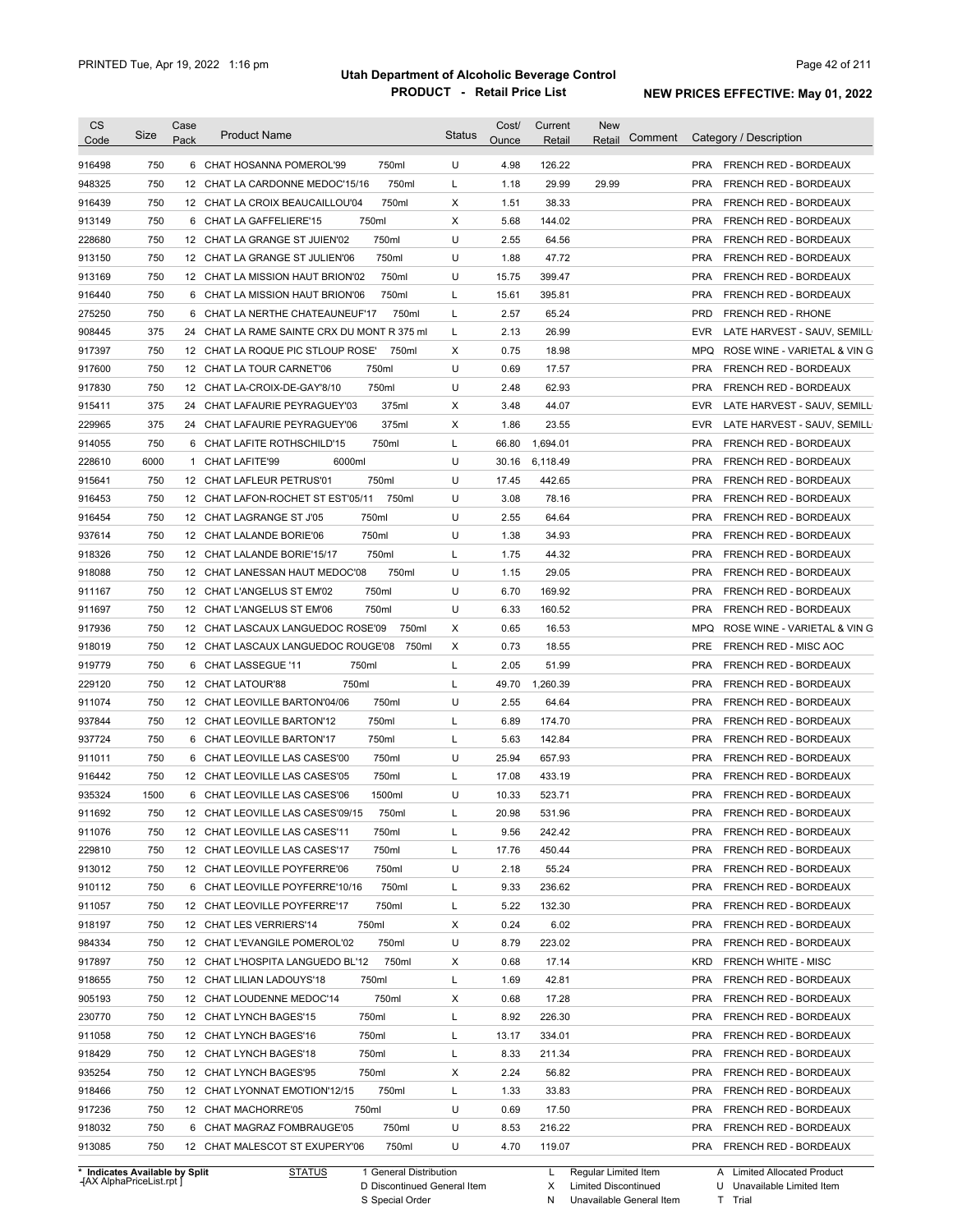# Utah Department of Alcoholic Beverage Control

## PRODUCT - Retail Price List

PRINTED Tue, Apr 19, 2022 1:16 pm

**NEW PRICES EFFECTIVE: May 01, 2022**

| CS Code | Size | Case Pack | Product Name | Status | Cost/ Ounce | Current Retail | New Retail | Comment | Category / Description |
|---|---|---|---|---|---|---|---|---|---|
| 916498 | 750 | 6 | CHAT HOSANNA POMEROL'99 750ml | U | 4.98 | 126.22 | | | PRA FRENCH RED - BORDEAUX |
| 948325 | 750 | 12 | CHAT LA CARDONNE MEDOC'15/16 750ml | L | 1.18 | 29.99 | 29.99 | | PRA FRENCH RED - BORDEAUX |
| 916439 | 750 | 12 | CHAT LA CROIX BEAUCAILLOU'04 750ml | X | 1.51 | 38.33 | | | PRA FRENCH RED - BORDEAUX |
| 913149 | 750 | 6 | CHAT LA GAFFELIERE'15 750ml | X | 5.68 | 144.02 | | | PRA FRENCH RED - BORDEAUX |
| 228680 | 750 | 12 | CHAT LA GRANGE ST JUIEN'02 750ml | U | 2.55 | 64.56 | | | PRA FRENCH RED - BORDEAUX |
| 913150 | 750 | 12 | CHAT LA GRANGE ST JULIEN'06 750ml | U | 1.88 | 47.72 | | | PRA FRENCH RED - BORDEAUX |
| 913169 | 750 | 12 | CHAT LA MISSION HAUT BRION'02 750ml | U | 15.75 | 399.47 | | | PRA FRENCH RED - BORDEAUX |
| 916440 | 750 | 6 | CHAT LA MISSION HAUT BRION'06 750ml | L | 15.61 | 395.81 | | | PRA FRENCH RED - BORDEAUX |
| 275250 | 750 | 6 | CHAT LA NERTHE CHATEAUNEUF'17 750ml | L | 2.57 | 65.24 | | | PRD FRENCH RED - RHONE |
| 908445 | 375 | 24 | CHAT LA RAME SAINTE CRX DU MONT R 375 ml | L | 2.13 | 26.99 | | | EVR LATE HARVEST - SAUV, SEMILL |
| 917397 | 750 | 12 | CHAT LA ROQUE PIC STLOUP ROSE' 750ml | X | 0.75 | 18.98 | | | MPQ ROSE WINE - VARIETAL & VIN G |
| 917600 | 750 | 12 | CHAT LA TOUR CARNET'06 750ml | U | 0.69 | 17.57 | | | PRA FRENCH RED - BORDEAUX |
| 917830 | 750 | 12 | CHAT LA-CROIX-DE-GAY'8/10 750ml | U | 2.48 | 62.93 | | | PRA FRENCH RED - BORDEAUX |
| 915411 | 375 | 24 | CHAT LAFAURIE PEYRAGUEY'03 375ml | X | 3.48 | 44.07 | | | EVR LATE HARVEST - SAUV, SEMILL |
| 229965 | 375 | 24 | CHAT LAFAURIE PEYRAGUEY'06 375ml | X | 1.86 | 23.55 | | | EVR LATE HARVEST - SAUV, SEMILL |
| 914055 | 750 | 6 | CHAT LAFITE ROTHSCHILD'15 750ml | L | 66.80 | 1,694.01 | | | PRA FRENCH RED - BORDEAUX |
| 228610 | 6000 | 1 | CHAT LAFITE'99 6000ml | U | 30.16 | 6,118.49 | | | PRA FRENCH RED - BORDEAUX |
| 915641 | 750 | 12 | CHAT LAFLEUR PETRUS'01 750ml | U | 17.45 | 442.65 | | | PRA FRENCH RED - BORDEAUX |
| 916453 | 750 | 12 | CHAT LAFON-ROCHET ST EST'05/11 750ml | U | 3.08 | 78.16 | | | PRA FRENCH RED - BORDEAUX |
| 916454 | 750 | 12 | CHAT LAGRANGE ST J'05 750ml | U | 2.55 | 64.64 | | | PRA FRENCH RED - BORDEAUX |
| 937614 | 750 | 12 | CHAT LALANDE BORIE'06 750ml | U | 1.38 | 34.93 | | | PRA FRENCH RED - BORDEAUX |
| 918326 | 750 | 12 | CHAT LALANDE BORIE'15/17 750ml | L | 1.75 | 44.32 | | | PRA FRENCH RED - BORDEAUX |
| 918088 | 750 | 12 | CHAT LANESSAN HAUT MEDOC'08 750ml | U | 1.15 | 29.05 | | | PRA FRENCH RED - BORDEAUX |
| 911167 | 750 | 12 | CHAT L'ANGELUS ST EM'02 750ml | U | 6.70 | 169.92 | | | PRA FRENCH RED - BORDEAUX |
| 911697 | 750 | 12 | CHAT L'ANGELUS ST EM'06 750ml | U | 6.33 | 160.52 | | | PRA FRENCH RED - BORDEAUX |
| 917936 | 750 | 12 | CHAT LASCAUX LANGUEDOC ROSE'09 750ml | X | 0.65 | 16.53 | | | MPQ ROSE WINE - VARIETAL & VIN G |
| 918019 | 750 | 12 | CHAT LASCAUX LANGUEDOC ROUGE'08 750ml | X | 0.73 | 18.55 | | | PRE FRENCH RED - MISC AOC |
| 919779 | 750 | 6 | CHAT LASSEGUE '11 750ml | L | 2.05 | 51.99 | | | PRA FRENCH RED - BORDEAUX |
| 229120 | 750 | 12 | CHAT LATOUR'88 750ml | L | 49.70 | 1,260.39 | | | PRA FRENCH RED - BORDEAUX |
| 911074 | 750 | 12 | CHAT LEOVILLE BARTON'04/06 750ml | U | 2.55 | 64.64 | | | PRA FRENCH RED - BORDEAUX |
| 937844 | 750 | 12 | CHAT LEOVILLE BARTON'12 750ml | L | 6.89 | 174.70 | | | PRA FRENCH RED - BORDEAUX |
| 937724 | 750 | 6 | CHAT LEOVILLE BARTON'17 750ml | L | 5.63 | 142.84 | | | PRA FRENCH RED - BORDEAUX |
| 911011 | 750 | 6 | CHAT LEOVILLE LAS CASES'00 750ml | U | 25.94 | 657.93 | | | PRA FRENCH RED - BORDEAUX |
| 916442 | 750 | 12 | CHAT LEOVILLE LAS CASES'05 750ml | L | 17.08 | 433.19 | | | PRA FRENCH RED - BORDEAUX |
| 935324 | 1500 | 6 | CHAT LEOVILLE LAS CASES'06 1500ml | U | 10.33 | 523.71 | | | PRA FRENCH RED - BORDEAUX |
| 911692 | 750 | 12 | CHAT LEOVILLE LAS CASES'09/15 750ml | L | 20.98 | 531.96 | | | PRA FRENCH RED - BORDEAUX |
| 911076 | 750 | 12 | CHAT LEOVILLE LAS CASES'11 750ml | L | 9.56 | 242.42 | | | PRA FRENCH RED - BORDEAUX |
| 229810 | 750 | 12 | CHAT LEOVILLE LAS CASES'17 750ml | L | 17.76 | 450.44 | | | PRA FRENCH RED - BORDEAUX |
| 913012 | 750 | 12 | CHAT LEOVILLE POYFERRE'06 750ml | U | 2.18 | 55.24 | | | PRA FRENCH RED - BORDEAUX |
| 910112 | 750 | 6 | CHAT LEOVILLE POYFERRE'10/16 750ml | L | 9.33 | 236.62 | | | PRA FRENCH RED - BORDEAUX |
| 911057 | 750 | 12 | CHAT LEOVILLE POYFERRE'17 750ml | L | 5.22 | 132.30 | | | PRA FRENCH RED - BORDEAUX |
| 918197 | 750 | 12 | CHAT LES VERRIERS'14 750ml | X | 0.24 | 6.02 | | | PRA FRENCH RED - BORDEAUX |
| 984334 | 750 | 12 | CHAT L'EVANGILE POMEROL'02 750ml | U | 8.79 | 223.02 | | | PRA FRENCH RED - BORDEAUX |
| 917897 | 750 | 12 | CHAT L'HOSPITA LANGUEDO BL'12 750ml | X | 0.68 | 17.14 | | | KRD FRENCH WHITE - MISC |
| 918655 | 750 | 12 | CHAT LILIAN LADOUYS'18 750ml | L | 1.69 | 42.81 | | | PRA FRENCH RED - BORDEAUX |
| 905193 | 750 | 12 | CHAT LOUDENNE MEDOC'14 750ml | X | 0.68 | 17.28 | | | PRA FRENCH RED - BORDEAUX |
| 230770 | 750 | 12 | CHAT LYNCH BAGES'15 750ml | L | 8.92 | 226.30 | | | PRA FRENCH RED - BORDEAUX |
| 911058 | 750 | 12 | CHAT LYNCH BAGES'16 750ml | L | 13.17 | 334.01 | | | PRA FRENCH RED - BORDEAUX |
| 918429 | 750 | 12 | CHAT LYNCH BAGES'18 750ml | L | 8.33 | 211.34 | | | PRA FRENCH RED - BORDEAUX |
| 935254 | 750 | 12 | CHAT LYNCH BAGES'95 750ml | X | 2.24 | 56.82 | | | PRA FRENCH RED - BORDEAUX |
| 918466 | 750 | 12 | CHAT LYONNAT EMOTION'12/15 750ml | L | 1.33 | 33.83 | | | PRA FRENCH RED - BORDEAUX |
| 917236 | 750 | 12 | CHAT MACHORRE'05 750ml | U | 0.69 | 17.50 | | | PRA FRENCH RED - BORDEAUX |
| 918032 | 750 | 6 | CHAT MAGRAZ FOMBRAUGE'05 750ml | U | 8.53 | 216.22 | | | PRA FRENCH RED - BORDEAUX |
| 913085 | 750 | 12 | CHAT MALESCOT ST EXUPERY'06 750ml | U | 4.70 | 119.07 | | | PRA FRENCH RED - BORDEAUX |

\* Indicates Available by Split

| STATUS | | | |
|---|---|---|---|
| 1 General Distribution | L Regular Limited Item | A Limited Allocated Product |
| D Discontinued General Item | X Limited Discontinued | U Unavailable Limited Item |
| S Special Order | N Unavailable General Item | T Trial |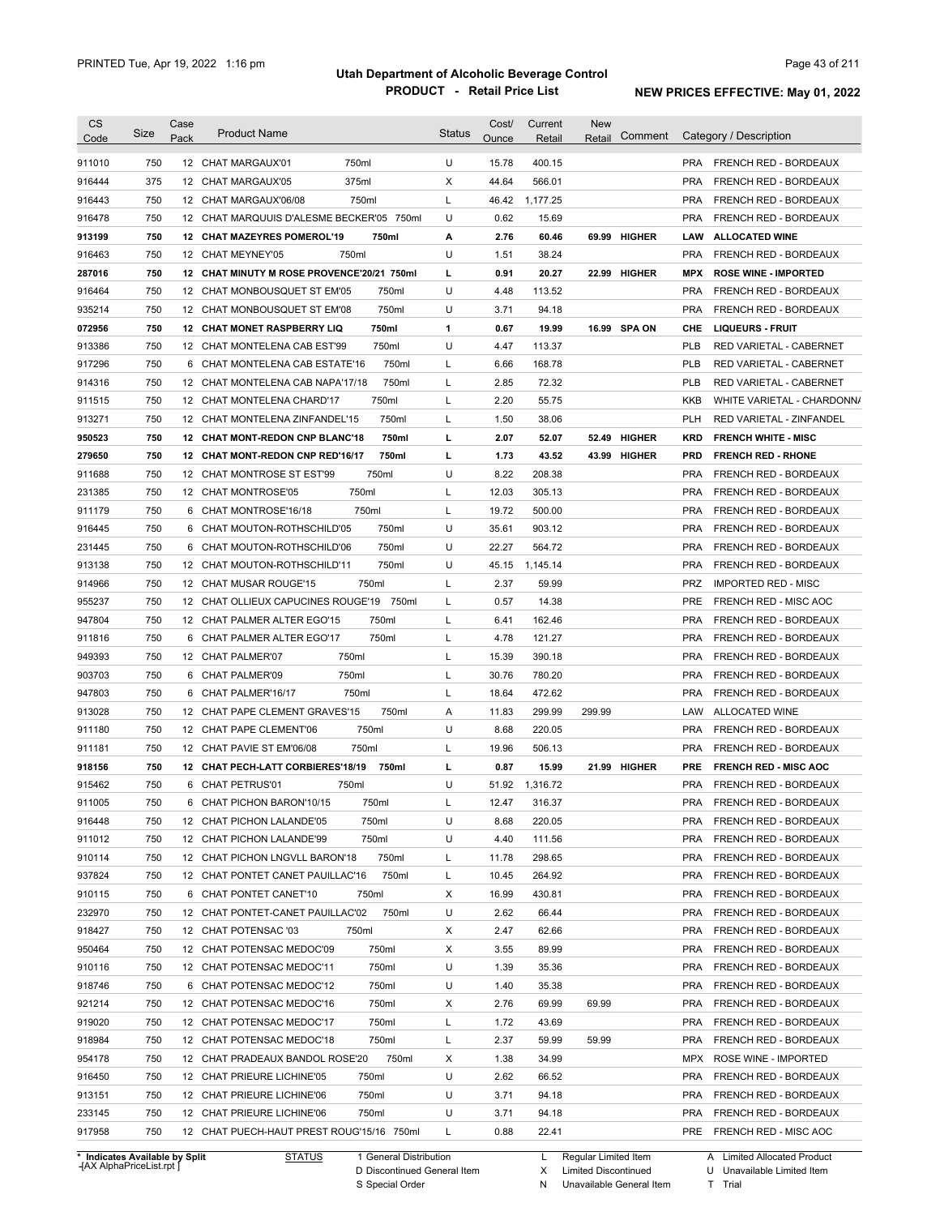# Utah Department of Alcoholic Beverage Control

## PRODUCT - Retail Price List

PRINTED Tue, Apr 19, 2022 1:16 pm

**NEW PRICES EFFECTIVE: May 01, 2022**

| CS Code | Size | Case Pack | Product Name | Status | Cost/ Ounce | Current Retail | New Retail | Comment | Category / Description |
|---|---|---|---|---|---|---|---|---|---|
| 911010 | 750 | 12 | CHAT MARGAUX'01 750ml | U | 15.78 | 400.15 | | | PRA FRENCH RED - BORDEAUX |
| 916444 | 375 | 12 | CHAT MARGAUX'05 375ml | X | 44.64 | 566.01 | | | PRA FRENCH RED - BORDEAUX |
| 916443 | 750 | 12 | CHAT MARGAUX'06/08 750ml | L | 46.42 | 1,177.25 | | | PRA FRENCH RED - BORDEAUX |
| 916478 | 750 | 12 | CHAT MARQUUIS D'ALESME BECKER'05 750ml | U | 0.62 | 15.69 | | | PRA FRENCH RED - BORDEAUX |
| **913199** | **750** | **12** | **CHAT MAZEYRES POMEROL'19 750ml** | **A** | **2.76** | **60.46** | **69.99** | **HIGHER** | **LAW ALLOCATED WINE** |
| 916463 | 750 | 12 | CHAT MEYNEY'05 750ml | U | 1.51 | 38.24 | | | PRA FRENCH RED - BORDEAUX |
| **287016** | **750** | **12** | **CHAT MINUTY M ROSE PROVENCE'20/21 750ml** | **L** | **0.91** | **20.27** | **22.99** | **HIGHER** | **MPX ROSE WINE - IMPORTED** |
| 916464 | 750 | 12 | CHAT MONBOUSQUET ST EM'05 750ml | U | 4.48 | 113.52 | | | PRA FRENCH RED - BORDEAUX |
| 935214 | 750 | 12 | CHAT MONBOUSQUET ST EM'08 750ml | U | 3.71 | 94.18 | | | PRA FRENCH RED - BORDEAUX |
| **072956** | **750** | **12** | **CHAT MONET RASPBERRY LIQ 750ml** | **1** | **0.67** | **19.99** | **16.99** | **SPA ON** | **CHE LIQUEURS - FRUIT** |
| 913386 | 750 | 12 | CHAT MONTELENA CAB EST'99 750ml | U | 4.47 | 113.37 | | | PLB RED VARIETAL - CABERNET |
| 917296 | 750 | 6 | CHAT MONTELENA CAB ESTATE'16 750ml | L | 6.66 | 168.78 | | | PLB RED VARIETAL - CABERNET |
| 914316 | 750 | 12 | CHAT MONTELENA CAB NAPA'17/18 750ml | L | 2.85 | 72.32 | | | PLB RED VARIETAL - CABERNET |
| 911515 | 750 | 12 | CHAT MONTELENA CHARD'17 750ml | L | 2.20 | 55.75 | | | KKB WHITE VARIETAL - CHARDONNA |
| 913271 | 750 | 12 | CHAT MONTELENA ZINFANDEL'15 750ml | L | 1.50 | 38.06 | | | PLH RED VARIETAL - ZINFANDEL |
| **950523** | **750** | **12** | **CHAT MONT-REDON CNP BLANC'18 750ml** | **L** | **2.07** | **52.07** | **52.49** | **HIGHER** | **KRD FRENCH WHITE - MISC** |
| **279650** | **750** | **12** | **CHAT MONT-REDON CNP RED'16/17 750ml** | **L** | **1.73** | **43.52** | **43.99** | **HIGHER** | **PRD FRENCH RED - RHONE** |
| 911688 | 750 | 12 | CHAT MONTROSE ST EST'99 750ml | U | 8.22 | 208.38 | | | PRA FRENCH RED - BORDEAUX |
| 231385 | 750 | 12 | CHAT MONTROSE'05 750ml | L | 12.03 | 305.13 | | | PRA FRENCH RED - BORDEAUX |
| 911179 | 750 | 6 | CHAT MONTROSE'16/18 750ml | L | 19.72 | 500.00 | | | PRA FRENCH RED - BORDEAUX |
| 916445 | 750 | 6 | CHAT MOUTON-ROTHSCHILD'05 750ml | U | 35.61 | 903.12 | | | PRA FRENCH RED - BORDEAUX |
| 231445 | 750 | 6 | CHAT MOUTON-ROTHSCHILD'06 750ml | U | 22.27 | 564.72 | | | PRA FRENCH RED - BORDEAUX |
| 913138 | 750 | 12 | CHAT MOUTON-ROTHSCHILD'11 750ml | U | 45.15 | 1,145.14 | | | PRA FRENCH RED - BORDEAUX |
| 914966 | 750 | 12 | CHAT MUSAR ROUGE'15 750ml | L | 2.37 | 59.99 | | | PRZ IMPORTED RED - MISC |
| 955237 | 750 | 12 | CHAT OLLIEUX CAPUCINES ROUGE'19 750ml | L | 0.57 | 14.38 | | | PRE FRENCH RED - MISC AOC |
| 947804 | 750 | 12 | CHAT PALMER ALTER EGO'15 750ml | L | 6.41 | 162.46 | | | PRA FRENCH RED - BORDEAUX |
| 911816 | 750 | 6 | CHAT PALMER ALTER EGO'17 750ml | L | 4.78 | 121.27 | | | PRA FRENCH RED - BORDEAUX |
| 949393 | 750 | 12 | CHAT PALMER'07 750ml | L | 15.39 | 390.18 | | | PRA FRENCH RED - BORDEAUX |
| 903703 | 750 | 6 | CHAT PALMER'09 750ml | L | 30.76 | 780.20 | | | PRA FRENCH RED - BORDEAUX |
| 947803 | 750 | 6 | CHAT PALMER'16/17 750ml | L | 18.64 | 472.62 | | | PRA FRENCH RED - BORDEAUX |
| 913028 | 750 | 12 | CHAT PAPE CLEMENT GRAVES'15 750ml | A | 11.83 | 299.99 | 299.99 | | LAW ALLOCATED WINE |
| 911180 | 750 | 12 | CHAT PAPE CLEMENT'06 750ml | U | 8.68 | 220.05 | | | PRA FRENCH RED - BORDEAUX |
| 911181 | 750 | 12 | CHAT PAVIE ST EM'06/08 750ml | L | 19.96 | 506.13 | | | PRA FRENCH RED - BORDEAUX |
| **918156** | **750** | **12** | **CHAT PECH-LATT CORBIERES'18/19 750ml** | **L** | **0.87** | **15.99** | **21.99** | **HIGHER** | **PRE FRENCH RED - MISC AOC** |
| 915462 | 750 | 6 | CHAT PETRUS'01 750ml | U | 51.92 | 1,316.72 | | | PRA FRENCH RED - BORDEAUX |
| 911005 | 750 | 6 | CHAT PICHON BARON'10/15 750ml | L | 12.47 | 316.37 | | | PRA FRENCH RED - BORDEAUX |
| 916448 | 750 | 12 | CHAT PICHON LALANDE'05 750ml | U | 8.68 | 220.05 | | | PRA FRENCH RED - BORDEAUX |
| 911012 | 750 | 12 | CHAT PICHON LALANDE'99 750ml | U | 4.40 | 111.56 | | | PRA FRENCH RED - BORDEAUX |
| 910114 | 750 | 12 | CHAT PICHON LNGVLL BARON'18 750ml | L | 11.78 | 298.65 | | | PRA FRENCH RED - BORDEAUX |
| 937824 | 750 | 12 | CHAT PONTET CANET PAUILLAC'16 750ml | L | 10.45 | 264.92 | | | PRA FRENCH RED - BORDEAUX |
| 910115 | 750 | 6 | CHAT PONTET CANET'10 750ml | X | 16.99 | 430.81 | | | PRA FRENCH RED - BORDEAUX |
| 232970 | 750 | 12 | CHAT PONTET-CANET PAUILLAC'02 750ml | U | 2.62 | 66.44 | | | PRA FRENCH RED - BORDEAUX |
| 918427 | 750 | 12 | CHAT POTENSAC '03 750ml | X | 2.47 | 62.66 | | | PRA FRENCH RED - BORDEAUX |
| 950464 | 750 | 12 | CHAT POTENSAC MEDOC'09 750ml | X | 3.55 | 89.99 | | | PRA FRENCH RED - BORDEAUX |
| 910116 | 750 | 12 | CHAT POTENSAC MEDOC'11 750ml | U | 1.39 | 35.36 | | | PRA FRENCH RED - BORDEAUX |
| 918746 | 750 | 6 | CHAT POTENSAC MEDOC'12 750ml | U | 1.40 | 35.38 | | | PRA FRENCH RED - BORDEAUX |
| 921214 | 750 | 12 | CHAT POTENSAC MEDOC'16 750ml | X | 2.76 | 69.99 | 69.99 | | PRA FRENCH RED - BORDEAUX |
| 919020 | 750 | 12 | CHAT POTENSAC MEDOC'17 750ml | L | 1.72 | 43.69 | | | PRA FRENCH RED - BORDEAUX |
| 918984 | 750 | 12 | CHAT POTENSAC MEDOC'18 750ml | L | 2.37 | 59.99 | 59.99 | | PRA FRENCH RED - BORDEAUX |
| 954178 | 750 | 12 | CHAT PRADEAUX BANDOL ROSE'20 750ml | X | 1.38 | 34.99 | | | MPX ROSE WINE - IMPORTED |
| 916450 | 750 | 12 | CHAT PRIEURE LICHINE'05 750ml | U | 2.62 | 66.52 | | | PRA FRENCH RED - BORDEAUX |
| 913151 | 750 | 12 | CHAT PRIEURE LICHINE'06 750ml | U | 3.71 | 94.18 | | | PRA FRENCH RED - BORDEAUX |
| 233145 | 750 | 12 | CHAT PRIEURE LICHINE'06 750ml | U | 3.71 | 94.18 | | | PRA FRENCH RED - BORDEAUX |
| 917958 | 750 | 12 | CHAT PUECH-HAUT PREST ROUG'15/16 750ml | L | 0.88 | 22.41 | | | PRE FRENCH RED - MISC AOC |

\* Indicates Available by Split

STATUS: 1 General Distribution; D Discontinued General Item; S Special Order; L Regular Limited Item; X Limited Discontinued; N Unavailable General Item; A Limited Allocated Product; U Unavailable Limited Item; T Trial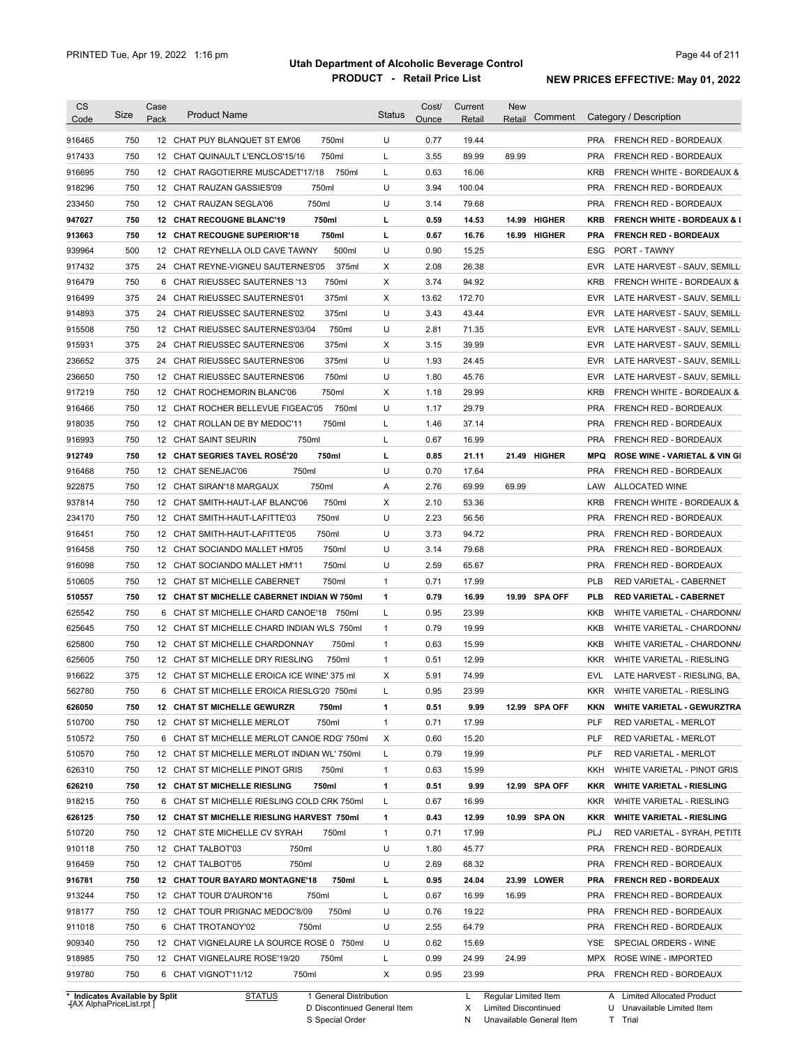# Utah Department of Alcoholic Beverage Control

## PRODUCT - Retail Price List

PRINTED Tue, Apr 19, 2022 1:16 pm

**NEW PRICES EFFECTIVE: May 01, 2022**

| CS Code | Size | Case Pack | Product Name | Status | Cost/ Ounce | Current Retail | New Retail | Comment | Category / Description |
|---|---|---|---|---|---|---|---|---|---|
| 916465 | 750 | 12 | CHAT PUY BLANQUET ST EM'06 750ml | U | 0.77 | 19.44 | | | PRA FRENCH RED - BORDEAUX |
| 917433 | 750 | 12 | CHAT QUINAULT L'ENCLOS'15/16 750ml | L | 3.55 | 89.99 | 89.99 | | PRA FRENCH RED - BORDEAUX |
| 916695 | 750 | 12 | CHAT RAGOTIERRE MUSCADET'17/18 750ml | L | 0.63 | 16.06 | | | KRB FRENCH WHITE - BORDEAUX & |
| 918296 | 750 | 12 | CHAT RAUZAN GASSIES'09 750ml | U | 3.94 | 100.04 | | | PRA FRENCH RED - BORDEAUX |
| 233450 | 750 | 12 | CHAT RAUZAN SEGLA'06 750ml | U | 3.14 | 79.68 | | | PRA FRENCH RED - BORDEAUX |
| **947027** | **750** | **12** | **CHAT RECOUGNE BLANC'19 750ml** | **L** | **0.59** | **14.53** | **14.99** | **HIGHER** | **KRB FRENCH WHITE - BORDEAUX & I** |
| **913663** | **750** | **12** | **CHAT RECOUGNE SUPERIOR'18 750ml** | **L** | **0.67** | **16.76** | **16.99** | **HIGHER** | **PRA FRENCH RED - BORDEAUX** |
| 939964 | 500 | 12 | CHAT REYNELLA OLD CAVE TAWNY 500ml | U | 0.90 | 15.25 | | | ESG PORT - TAWNY |
| 917432 | 375 | 24 | CHAT REYNE-VIGNEU SAUTERNES'05 375ml | X | 2.08 | 26.38 | | | EVR LATE HARVEST - SAUV, SEMILL |
| 916479 | 750 | 6 | CHAT RIEUSSEC SAUTERNES '13 750ml | X | 3.74 | 94.92 | | | KRB FRENCH WHITE - BORDEAUX & |
| 916499 | 375 | 24 | CHAT RIEUSSEC SAUTERNES'01 375ml | X | 13.62 | 172.70 | | | EVR LATE HARVEST - SAUV, SEMILL |
| 914893 | 375 | 24 | CHAT RIEUSSEC SAUTERNES'02 375ml | U | 3.43 | 43.44 | | | EVR LATE HARVEST - SAUV, SEMILL |
| 915508 | 750 | 12 | CHAT RIEUSSEC SAUTERNES'03/04 750ml | U | 2.81 | 71.35 | | | EVR LATE HARVEST - SAUV, SEMILL |
| 915931 | 375 | 24 | CHAT RIEUSSEC SAUTERNES'06 375ml | X | 3.15 | 39.99 | | | EVR LATE HARVEST - SAUV, SEMILL |
| 236652 | 375 | 24 | CHAT RIEUSSEC SAUTERNES'06 375ml | U | 1.93 | 24.45 | | | EVR LATE HARVEST - SAUV, SEMILL |
| 236650 | 750 | 12 | CHAT RIEUSSEC SAUTERNES'06 750ml | U | 1.80 | 45.76 | | | EVR LATE HARVEST - SAUV, SEMILL |
| 917219 | 750 | 12 | CHAT ROCHEMORIN BLANC'06 750ml | X | 1.18 | 29.99 | | | KRB FRENCH WHITE - BORDEAUX & |
| 916466 | 750 | 12 | CHAT ROCHER BELLEVUE FIGEAC'05 750ml | U | 1.17 | 29.79 | | | PRA FRENCH RED - BORDEAUX |
| 918035 | 750 | 12 | CHAT ROLLAN DE BY MEDOC'11 750ml | L | 1.46 | 37.14 | | | PRA FRENCH RED - BORDEAUX |
| 916993 | 750 | 12 | CHAT SAINT SEURIN 750ml | L | 0.67 | 16.99 | | | PRA FRENCH RED - BORDEAUX |
| **912749** | **750** | **12** | **CHAT SEGRIES TAVEL ROSÉ'20 750ml** | **L** | **0.85** | **21.11** | **21.49** | **HIGHER** | **MPQ ROSE WINE - VARIETAL & VIN GI** |
| 916468 | 750 | 12 | CHAT SENEJAC'06 750ml | U | 0.70 | 17.64 | | | PRA FRENCH RED - BORDEAUX |
| 922875 | 750 | 12 | CHAT SIRAN'18 MARGAUX 750ml | A | 2.76 | 69.99 | 69.99 | | LAW ALLOCATED WINE |
| 937814 | 750 | 12 | CHAT SMITH-HAUT-LAF BLANC'06 750ml | X | 2.10 | 53.36 | | | KRB FRENCH WHITE - BORDEAUX & |
| 234170 | 750 | 12 | CHAT SMITH-HAUT-LAFITTE'03 750ml | U | 2.23 | 56.56 | | | PRA FRENCH RED - BORDEAUX |
| 916451 | 750 | 12 | CHAT SMITH-HAUT-LAFITTE'05 750ml | U | 3.73 | 94.72 | | | PRA FRENCH RED - BORDEAUX |
| 916458 | 750 | 12 | CHAT SOCIANDO MALLET HM'05 750ml | U | 3.14 | 79.68 | | | PRA FRENCH RED - BORDEAUX |
| 916098 | 750 | 12 | CHAT SOCIANDO MALLET HM'11 750ml | U | 2.59 | 65.67 | | | PRA FRENCH RED - BORDEAUX |
| 510605 | 750 | 12 | CHAT ST MICHELLE CABERNET 750ml | 1 | 0.71 | 17.99 | | | PLB RED VARIETAL - CABERNET |
| **510557** | **750** | **12** | **CHAT ST MICHELLE CABERNET INDIAN W 750ml** | **1** | **0.79** | **16.99** | **19.99** | **SPA OFF** | **PLB RED VARIETAL - CABERNET** |
| 625542 | 750 | 6 | CHAT ST MICHELLE CHARD CANOE'18 750ml | L | 0.95 | 23.99 | | | KKB WHITE VARIETAL - CHARDONN/ |
| 625645 | 750 | 12 | CHAT ST MICHELLE CHARD INDIAN WLS 750ml | 1 | 0.79 | 19.99 | | | KKB WHITE VARIETAL - CHARDONN/ |
| 625800 | 750 | 12 | CHAT ST MICHELLE CHARDONNAY 750ml | 1 | 0.63 | 15.99 | | | KKB WHITE VARIETAL - CHARDONN/ |
| 625605 | 750 | 12 | CHAT ST MICHELLE DRY RIESLING 750ml | 1 | 0.51 | 12.99 | | | KKR WHITE VARIETAL - RIESLING |
| 916622 | 375 | 12 | CHAT ST MICHELLE EROICA ICE WINE' 375 ml | X | 5.91 | 74.99 | | | EVL LATE HARVEST - RIESLING, BA, |
| 562780 | 750 | 6 | CHAT ST MICHELLE EROICA RIESLG'20 750ml | L | 0.95 | 23.99 | | | KKR WHITE VARIETAL - RIESLING |
| **626050** | **750** | **12** | **CHAT ST MICHELLE GEWURZR 750ml** | **1** | **0.51** | **9.99** | **12.99** | **SPA OFF** | **KKN WHITE VARIETAL - GEWURZTRA** |
| 510700 | 750 | 12 | CHAT ST MICHELLE MERLOT 750ml | 1 | 0.71 | 17.99 | | | PLF RED VARIETAL - MERLOT |
| 510572 | 750 | 6 | CHAT ST MICHELLE MERLOT CANOE RDG' 750ml | X | 0.60 | 15.20 | | | PLF RED VARIETAL - MERLOT |
| 510570 | 750 | 12 | CHAT ST MICHELLE MERLOT INDIAN WL' 750ml | L | 0.79 | 19.99 | | | PLF RED VARIETAL - MERLOT |
| 626310 | 750 | 12 | CHAT ST MICHELLE PINOT GRIS 750ml | 1 | 0.63 | 15.99 | | | KKH WHITE VARIETAL - PINOT GRIS |
| **626210** | **750** | **12** | **CHAT ST MICHELLE RIESLING 750ml** | **1** | **0.51** | **9.99** | **12.99** | **SPA OFF** | **KKR WHITE VARIETAL - RIESLING** |
| 918215 | 750 | 6 | CHAT ST MICHELLE RIESLING COLD CRK 750ml | L | 0.67 | 16.99 | | | KKR WHITE VARIETAL - RIESLING |
| **626125** | **750** | **12** | **CHAT ST MICHELLE RIESLING HARVEST 750ml** | **1** | **0.43** | **12.99** | **10.99** | **SPA ON** | **KKR WHITE VARIETAL - RIESLING** |
| 510720 | 750 | 12 | CHAT STE MICHELLE CV SYRAH 750ml | 1 | 0.71 | 17.99 | | | PLJ RED VARIETAL - SYRAH, PETITE |
| 910118 | 750 | 12 | CHAT TALBOT'03 750ml | U | 1.80 | 45.77 | | | PRA FRENCH RED - BORDEAUX |
| 916459 | 750 | 12 | CHAT TALBOT'05 750ml | U | 2.69 | 68.32 | | | PRA FRENCH RED - BORDEAUX |
| **916781** | **750** | **12** | **CHAT TOUR BAYARD MONTAGNE'18 750ml** | **L** | **0.95** | **24.04** | **23.99** | **LOWER** | **PRA FRENCH RED - BORDEAUX** |
| 913244 | 750 | 12 | CHAT TOUR D'AURON'16 750ml | L | 0.67 | 16.99 | 16.99 | | PRA FRENCH RED - BORDEAUX |
| 918177 | 750 | 12 | CHAT TOUR PRIGNAC MEDOC'8/09 750ml | U | 0.76 | 19.22 | | | PRA FRENCH RED - BORDEAUX |
| 911018 | 750 | 6 | CHAT TROTANOY'02 750ml | U | 2.55 | 64.79 | | | PRA FRENCH RED - BORDEAUX |
| 909340 | 750 | 12 | CHAT VIGNELAURE LA SOURCE ROSE 0 750ml | U | 0.62 | 15.69 | | | YSE SPECIAL ORDERS - WINE |
| 918985 | 750 | 12 | CHAT VIGNELAURE ROSE'19/20 750ml | L | 0.99 | 24.99 | 24.99 | | MPX ROSE WINE - IMPORTED |
| 919780 | 750 | 6 | CHAT VIGNOT'11/12 750ml | X | 0.95 | 23.99 | | | PRA FRENCH RED - BORDEAUX |

\* Indicates Available by Split

| STATUS | | |
|---|---|---|
| 1 General Distribution | L Regular Limited Item | A Limited Allocated Product |
| D Discontinued General Item | X Limited Discontinued | U Unavailable Limited Item |
| S Special Order | N Unavailable General Item | T Trial |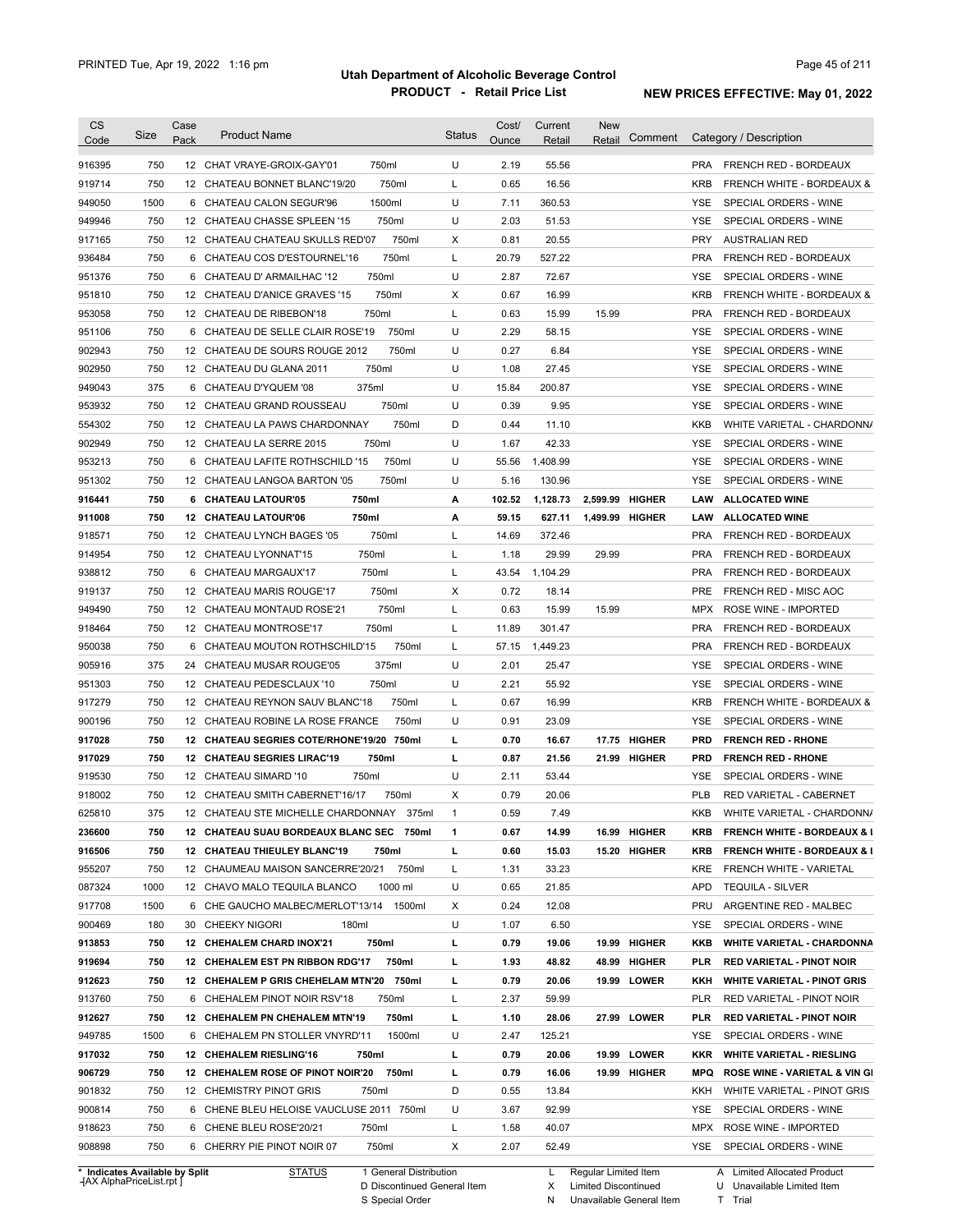# Utah Department of Alcoholic Beverage Control
## PRODUCT - Retail Price List

PRINTED Tue, Apr 19, 2022 1:16 pm

**NEW PRICES EFFECTIVE: May 01, 2022**

| CS Code | Size | Case Pack | Product Name | Status | Cost/ Ounce | Current Retail | New Retail | Comment | Category / Description |
|---|---|---|---|---|---|---|---|---|---|
| 916395 | 750 | 12 | CHAT VRAYE-GROIX-GAY'01 750ml | U | 2.19 | 55.56 | | | PRA FRENCH RED - BORDEAUX |
| 919714 | 750 | 12 | CHATEAU BONNET BLANC'19/20 750ml | L | 0.65 | 16.56 | | | KRB FRENCH WHITE - BORDEAUX & |
| 949050 | 1500 | 6 | CHATEAU CALON SEGUR'96 1500ml | U | 7.11 | 360.53 | | | YSE SPECIAL ORDERS - WINE |
| 949946 | 750 | 12 | CHATEAU CHASSE SPLEEN '15 750ml | U | 2.03 | 51.53 | | | YSE SPECIAL ORDERS - WINE |
| 917165 | 750 | 12 | CHATEAU CHATEAU SKULLS RED'07 750ml | X | 0.81 | 20.55 | | | PRY AUSTRALIAN RED |
| 936484 | 750 | 6 | CHATEAU COS D'ESTOURNEL'16 750ml | L | 20.79 | 527.22 | | | PRA FRENCH RED - BORDEAUX |
| 951376 | 750 | 6 | CHATEAU D' ARMAILHAC '12 750ml | U | 2.87 | 72.67 | | | YSE SPECIAL ORDERS - WINE |
| 951810 | 750 | 12 | CHATEAU D'ANICE GRAVES '15 750ml | X | 0.67 | 16.99 | | | KRB FRENCH WHITE - BORDEAUX & |
| 953058 | 750 | 12 | CHATEAU DE RIBEBON'18 750ml | L | 0.63 | 15.99 | 15.99 | | PRA FRENCH RED - BORDEAUX |
| 951106 | 750 | 6 | CHATEAU DE SELLE CLAIR ROSE'19 750ml | U | 2.29 | 58.15 | | | YSE SPECIAL ORDERS - WINE |
| 902943 | 750 | 12 | CHATEAU DE SOURS ROUGE 2012 750ml | U | 0.27 | 6.84 | | | YSE SPECIAL ORDERS - WINE |
| 902950 | 750 | 12 | CHATEAU DU GLANA 2011 750ml | U | 1.08 | 27.45 | | | YSE SPECIAL ORDERS - WINE |
| 949043 | 375 | 6 | CHATEAU D'YQUEM '08 375ml | U | 15.84 | 200.87 | | | YSE SPECIAL ORDERS - WINE |
| 953932 | 750 | 12 | CHATEAU GRAND ROUSSEAU 750ml | U | 0.39 | 9.95 | | | YSE SPECIAL ORDERS - WINE |
| 554302 | 750 | 12 | CHATEAU LA PAWS CHARDONNAY 750ml | D | 0.44 | 11.10 | | | KKB WHITE VARIETAL - CHARDONNA |
| 902949 | 750 | 12 | CHATEAU LA SERRE 2015 750ml | U | 1.67 | 42.33 | | | YSE SPECIAL ORDERS - WINE |
| 953213 | 750 | 6 | CHATEAU LAFITE ROTHSCHILD '15 750ml | U | 55.56 | 1,408.99 | | | YSE SPECIAL ORDERS - WINE |
| 951302 | 750 | 12 | CHATEAU LANGOA BARTON '05 750ml | U | 5.16 | 130.96 | | | YSE SPECIAL ORDERS - WINE |
| **916441** | **750** | **6** | **CHATEAU LATOUR'05 750ml** | **A** | **102.52** | **1,128.73** | **2,599.99** | **HIGHER** | **LAW ALLOCATED WINE** |
| **911008** | **750** | **12** | **CHATEAU LATOUR'06 750ml** | **A** | **59.15** | **627.11** | **1,499.99** | **HIGHER** | **LAW ALLOCATED WINE** |
| 918571 | 750 | 12 | CHATEAU LYNCH BAGES '05 750ml | L | 14.69 | 372.46 | | | PRA FRENCH RED - BORDEAUX |
| 914954 | 750 | 12 | CHATEAU LYONNAT'15 750ml | L | 1.18 | 29.99 | 29.99 | | PRA FRENCH RED - BORDEAUX |
| 938812 | 750 | 6 | CHATEAU MARGAUX'17 750ml | L | 43.54 | 1,104.29 | | | PRA FRENCH RED - BORDEAUX |
| 919137 | 750 | 12 | CHATEAU MARIS ROUGE'17 750ml | X | 0.72 | 18.14 | | | PRE FRENCH RED - MISC AOC |
| 949490 | 750 | 12 | CHATEAU MONTAUD ROSE'21 750ml | L | 0.63 | 15.99 | 15.99 | | MPX ROSE WINE - IMPORTED |
| 918464 | 750 | 12 | CHATEAU MONTROSE'17 750ml | L | 11.89 | 301.47 | | | PRA FRENCH RED - BORDEAUX |
| 950038 | 750 | 6 | CHATEAU MOUTON ROTHSCHILD'15 750ml | L | 57.15 | 1,449.23 | | | PRA FRENCH RED - BORDEAUX |
| 905916 | 375 | 24 | CHATEAU MUSAR ROUGE'05 375ml | U | 2.01 | 25.47 | | | YSE SPECIAL ORDERS - WINE |
| 951303 | 750 | 12 | CHATEAU PEDESCLAUX '10 750ml | U | 2.21 | 55.92 | | | YSE SPECIAL ORDERS - WINE |
| 917279 | 750 | 12 | CHATEAU REYNON SAUV BLANC'18 750ml | L | 0.67 | 16.99 | | | KRB FRENCH WHITE - BORDEAUX & |
| 900196 | 750 | 12 | CHATEAU ROBINE LA ROSE FRANCE 750ml | U | 0.91 | 23.09 | | | YSE SPECIAL ORDERS - WINE |
| **917028** | **750** | **12** | **CHATEAU SEGRIES COTE/RHONE'19/20 750ml** | **L** | **0.70** | **16.67** | **17.75** | **HIGHER** | **PRD FRENCH RED - RHONE** |
| **917029** | **750** | **12** | **CHATEAU SEGRIES LIRAC'19 750ml** | **L** | **0.87** | **21.56** | **21.99** | **HIGHER** | **PRD FRENCH RED - RHONE** |
| 919530 | 750 | 12 | CHATEAU SIMARD '10 750ml | U | 2.11 | 53.44 | | | YSE SPECIAL ORDERS - WINE |
| 918002 | 750 | 12 | CHATEAU SMITH CABERNET'16/17 750ml | X | 0.79 | 20.06 | | | PLB RED VARIETAL - CABERNET |
| 625810 | 375 | 12 | CHATEAU STE MICHELLE CHARDONNAY 375ml | 1 | 0.59 | 7.49 | | | KKB WHITE VARIETAL - CHARDONNA |
| **236600** | **750** | **12** | **CHATEAU SUAU BORDEAUX BLANC SEC 750ml** | **1** | **0.67** | **14.99** | **16.99** | **HIGHER** | **KRB FRENCH WHITE - BORDEAUX & I** |
| **916506** | **750** | **12** | **CHATEAU THIEULEY BLANC'19 750ml** | **L** | **0.60** | **15.03** | **15.20** | **HIGHER** | **KRB FRENCH WHITE - BORDEAUX & I** |
| 955207 | 750 | 12 | CHAUMEAU MAISON SANCERRE'20/21 750ml | L | 1.31 | 33.23 | | | KRE FRENCH WHITE - VARIETAL |
| 087324 | 1000 | 12 | CHAVO MALO TEQUILA BLANCO 1000 ml | U | 0.65 | 21.85 | | | APD TEQUILA - SILVER |
| 917708 | 1500 | 6 | CHE GAUCHO MALBEC/MERLOT'13/14 1500ml | X | 0.24 | 12.08 | | | PRU ARGENTINE RED - MALBEC |
| 900469 | 180 | 30 | CHEEKY NIGORI 180ml | U | 1.07 | 6.50 | | | YSE SPECIAL ORDERS - WINE |
| **913853** | **750** | **12** | **CHEHALEM CHARD INOX'21 750ml** | **L** | **0.79** | **19.06** | **19.99** | **HIGHER** | **KKB WHITE VARIETAL - CHARDONNA** |
| **919694** | **750** | **12** | **CHEHALEM EST PN RIBBON RDG'17 750ml** | **L** | **1.93** | **48.82** | **48.99** | **HIGHER** | **PLR RED VARIETAL - PINOT NOIR** |
| **912623** | **750** | **12** | **CHEHALEM P GRIS CHEHELAM MTN'20 750ml** | **L** | **0.79** | **20.06** | **19.99** | **LOWER** | **KKH WHITE VARIETAL - PINOT GRIS** |
| 913760 | 750 | 6 | CHEHALEM PINOT NOIR RSV'18 750ml | L | 2.37 | 59.99 | | | PLR RED VARIETAL - PINOT NOIR |
| **912627** | **750** | **12** | **CHEHALEM PN CHEHALEM MTN'19 750ml** | **L** | **1.10** | **28.06** | **27.99** | **LOWER** | **PLR RED VARIETAL - PINOT NOIR** |
| 949785 | 1500 | 6 | CHEHALEM PN STOLLER VNYRD'11 1500ml | U | 2.47 | 125.21 | | | YSE SPECIAL ORDERS - WINE |
| **917032** | **750** | **12** | **CHEHALEM RIESLING'16 750ml** | **L** | **0.79** | **20.06** | **19.99** | **LOWER** | **KKR WHITE VARIETAL - RIESLING** |
| **906729** | **750** | **12** | **CHEHALEM ROSE OF PINOT NOIR'20 750ml** | **L** | **0.79** | **16.06** | **19.99** | **HIGHER** | **MPQ ROSE WINE - VARIETAL & VIN GI** |
| 901832 | 750 | 12 | CHEMISTRY PINOT GRIS 750ml | D | 0.55 | 13.84 | | | KKH WHITE VARIETAL - PINOT GRIS |
| 900814 | 750 | 6 | CHENE BLEU HELOISE VAUCLUSE 2011 750ml | U | 3.67 | 92.99 | | | YSE SPECIAL ORDERS - WINE |
| 918623 | 750 | 6 | CHENE BLEU ROSE'20/21 750ml | L | 1.58 | 40.07 | | | MPX ROSE WINE - IMPORTED |
| 908898 | 750 | 6 | CHERRY PIE PINOT NOIR 07 750ml | X | 2.07 | 52.49 | | | YSE SPECIAL ORDERS - WINE |

\* Indicates Available by Split

| STATUS | | | |
|---|---|---|---|
| 1 General Distribution | L Regular Limited Item | A Limited Allocated Product |
| D Discontinued General Item | X Limited Discontinued | U Unavailable Limited Item |
| S Special Order | N Unavailable General Item | T Trial |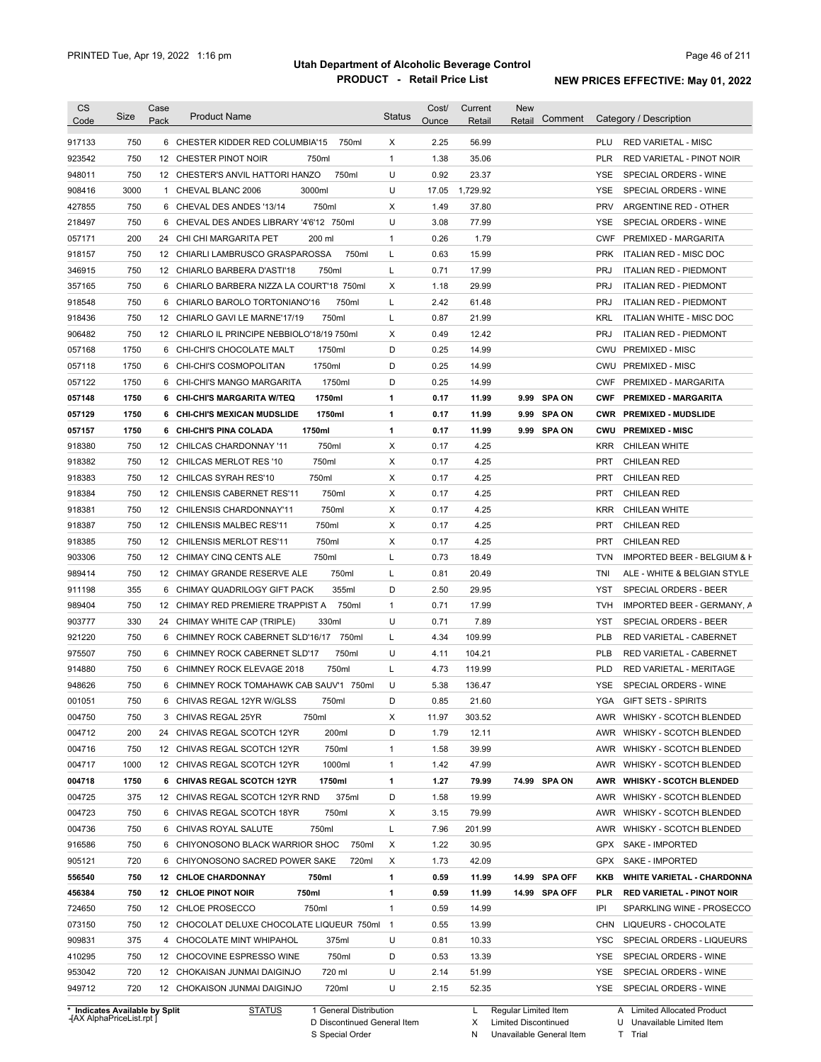# Utah Department of Alcoholic Beverage Control

## PRODUCT - Retail Price List

PRINTED Tue, Apr 19, 2022 1:16 pm

**NEW PRICES EFFECTIVE: May 01, 2022**

| CS Code | Size | Case Pack | Product Name | Status | Cost/ Ounce | Current Retail | New Retail | Comment | Category / Description |
|---|---|---|---|---|---|---|---|---|---|
| 917133 | 750 | 6 | CHESTER KIDDER RED COLUMBIA'15 750ml | X | 2.25 | 56.99 | | | PLU RED VARIETAL - MISC |
| 923542 | 750 | 12 | CHESTER PINOT NOIR 750ml | 1 | 1.38 | 35.06 | | | PLR RED VARIETAL - PINOT NOIR |
| 948011 | 750 | 12 | CHESTER'S ANVIL HATTORI HANZO 750ml | U | 0.92 | 23.37 | | | YSE SPECIAL ORDERS - WINE |
| 908416 | 3000 | 1 | CHEVAL BLANC 2006 3000ml | U | 17.05 | 1,729.92 | | | YSE SPECIAL ORDERS - WINE |
| 427855 | 750 | 6 | CHEVAL DES ANDES '13/14 750ml | X | 1.49 | 37.80 | | | PRV ARGENTINE RED - OTHER |
| 218497 | 750 | 6 | CHEVAL DES ANDES LIBRARY '4'6'12 750ml | U | 3.08 | 77.99 | | | YSE SPECIAL ORDERS - WINE |
| 057171 | 200 | 24 | CHI CHI MARGARITA PET 200 ml | 1 | 0.26 | 1.79 | | | CWF PREMIXED - MARGARITA |
| 918157 | 750 | 12 | CHIARLI LAMBRUSCO GRASPAROSSA 750ml | L | 0.63 | 15.99 | | | PRK ITALIAN RED - MISC DOC |
| 346915 | 750 | 12 | CHIARLO BARBERA D'ASTI'18 750ml | L | 0.71 | 17.99 | | | PRJ ITALIAN RED - PIEDMONT |
| 357165 | 750 | 6 | CHIARLO BARBERA NIZZA LA COURT'18 750ml | X | 1.18 | 29.99 | | | PRJ ITALIAN RED - PIEDMONT |
| 918548 | 750 | 6 | CHIARLO BAROLO TORTONIANO'16 750ml | L | 2.42 | 61.48 | | | PRJ ITALIAN RED - PIEDMONT |
| 918436 | 750 | 12 | CHIARLO GAVI LE MARNE'17/19 750ml | L | 0.87 | 21.99 | | | KRL ITALIAN WHITE - MISC DOC |
| 906482 | 750 | 12 | CHIARLO IL PRINCIPE NEBBIOLO'18/19 750ml | X | 0.49 | 12.42 | | | PRJ ITALIAN RED - PIEDMONT |
| 057168 | 1750 | 6 | CHI-CHI'S CHOCOLATE MALT 1750ml | D | 0.25 | 14.99 | | | CWU PREMIXED - MISC |
| 057118 | 1750 | 6 | CHI-CHI'S COSMOPOLITAN 1750ml | D | 0.25 | 14.99 | | | CWU PREMIXED - MISC |
| 057122 | 1750 | 6 | CHI-CHI'S MANGO MARGARITA 1750ml | D | 0.25 | 14.99 | | | CWF PREMIXED - MARGARITA |
| **057148** | **1750** | **6** | **CHI-CHI'S MARGARITA W/TEQ 1750ml** | **1** | **0.17** | **11.99** | **9.99** | **SPA ON** | **CWF PREMIXED - MARGARITA** |
| **057129** | **1750** | **6** | **CHI-CHI'S MEXICAN MUDSLIDE 1750ml** | **1** | **0.17** | **11.99** | **9.99** | **SPA ON** | **CWR PREMIXED - MUDSLIDE** |
| **057157** | **1750** | **6** | **CHI-CHI'S PINA COLADA 1750ml** | **1** | **0.17** | **11.99** | **9.99** | **SPA ON** | **CWU PREMIXED - MISC** |
| 918380 | 750 | 12 | CHILCAS CHARDONNAY '11 750ml | X | 0.17 | 4.25 | | | KRR CHILEAN WHITE |
| 918382 | 750 | 12 | CHILCAS MERLOT RES '10 750ml | X | 0.17 | 4.25 | | | PRT CHILEAN RED |
| 918383 | 750 | 12 | CHILCAS SYRAH RES'10 750ml | X | 0.17 | 4.25 | | | PRT CHILEAN RED |
| 918384 | 750 | 12 | CHILENSIS CABERNET RES'11 750ml | X | 0.17 | 4.25 | | | PRT CHILEAN RED |
| 918381 | 750 | 12 | CHILENSIS CHARDONNAY'11 750ml | X | 0.17 | 4.25 | | | KRR CHILEAN WHITE |
| 918387 | 750 | 12 | CHILENSIS MALBEC RES'11 750ml | X | 0.17 | 4.25 | | | PRT CHILEAN RED |
| 918385 | 750 | 12 | CHILENSIS MERLOT RES'11 750ml | X | 0.17 | 4.25 | | | PRT CHILEAN RED |
| 903306 | 750 | 12 | CHIMAY CINQ CENTS ALE 750ml | L | 0.73 | 18.49 | | | TVN IMPORTED BEER - BELGIUM & H |
| 989414 | 750 | 12 | CHIMAY GRANDE RESERVE ALE 750ml | L | 0.81 | 20.49 | | | TNI ALE - WHITE & BELGIAN STYLE |
| 911198 | 355 | 6 | CHIMAY QUADRILOGY GIFT PACK 355ml | D | 2.50 | 29.95 | | | YST SPECIAL ORDERS - BEER |
| 989404 | 750 | 12 | CHIMAY RED PREMIERE TRAPPIST A 750ml | 1 | 0.71 | 17.99 | | | TVH IMPORTED BEER - GERMANY, A |
| 903777 | 330 | 24 | CHIMAY WHITE CAP (TRIPLE) 330ml | U | 0.71 | 7.89 | | | YST SPECIAL ORDERS - BEER |
| 921220 | 750 | 6 | CHIMNEY ROCK CABERNET SLD'16/17 750ml | L | 4.34 | 109.99 | | | PLB RED VARIETAL - CABERNET |
| 975507 | 750 | 6 | CHIMNEY ROCK CABERNET SLD'17 750ml | U | 4.11 | 104.21 | | | PLB RED VARIETAL - CABERNET |
| 914880 | 750 | 6 | CHIMNEY ROCK ELEVAGE 2018 750ml | L | 4.73 | 119.99 | | | PLD RED VARIETAL - MERITAGE |
| 948626 | 750 | 6 | CHIMNEY ROCK TOMAHAWK CAB SAUV'1 750ml | U | 5.38 | 136.47 | | | YSE SPECIAL ORDERS - WINE |
| 001051 | 750 | 6 | CHIVAS REGAL 12YR W/GLSS 750ml | D | 0.85 | 21.60 | | | YGA GIFT SETS - SPIRITS |
| 004750 | 750 | 3 | CHIVAS REGAL 25YR 750ml | X | 11.97 | 303.52 | | | AWR WHISKY - SCOTCH BLENDED |
| 004712 | 200 | 24 | CHIVAS REGAL SCOTCH 12YR 200ml | D | 1.79 | 12.11 | | | AWR WHISKY - SCOTCH BLENDED |
| 004716 | 750 | 12 | CHIVAS REGAL SCOTCH 12YR 750ml | 1 | 1.58 | 39.99 | | | AWR WHISKY - SCOTCH BLENDED |
| 004717 | 1000 | 12 | CHIVAS REGAL SCOTCH 12YR 1000ml | 1 | 1.42 | 47.99 | | | AWR WHISKY - SCOTCH BLENDED |
| **004718** | **1750** | **6** | **CHIVAS REGAL SCOTCH 12YR 1750ml** | **1** | **1.27** | **79.99** | **74.99** | **SPA ON** | **AWR WHISKY - SCOTCH BLENDED** |
| 004725 | 375 | 12 | CHIVAS REGAL SCOTCH 12YR RND 375ml | D | 1.58 | 19.99 | | | AWR WHISKY - SCOTCH BLENDED |
| 004723 | 750 | 6 | CHIVAS REGAL SCOTCH 18YR 750ml | X | 3.15 | 79.99 | | | AWR WHISKY - SCOTCH BLENDED |
| 004736 | 750 | 6 | CHIVAS ROYAL SALUTE 750ml | L | 7.96 | 201.99 | | | AWR WHISKY - SCOTCH BLENDED |
| 916586 | 750 | 6 | CHIYONOSONO BLACK WARRIOR SHOC 750ml | X | 1.22 | 30.95 | | | GPX SAKE - IMPORTED |
| 905121 | 720 | 6 | CHIYONOSONO SACRED POWER SAKE 720ml | X | 1.73 | 42.09 | | | GPX SAKE - IMPORTED |
| **556540** | **750** | **12** | **CHLOE CHARDONNAY 750ml** | **1** | **0.59** | **11.99** | **14.99** | **SPA OFF** | **KKB WHITE VARIETAL - CHARDONNA** |
| **456384** | **750** | **12** | **CHLOE PINOT NOIR 750ml** | **1** | **0.59** | **11.99** | **14.99** | **SPA OFF** | **PLR RED VARIETAL - PINOT NOIR** |
| 724650 | 750 | 12 | CHLOE PROSECCO 750ml | 1 | 0.59 | 14.99 | | | IPI SPARKLING WINE - PROSECCO |
| 073150 | 750 | 12 | CHOCOLAT DELUXE CHOCOLATE LIQUEUR 750ml | 1 | 0.55 | 13.99 | | | CHN LIQUEURS - CHOCOLATE |
| 909831 | 375 | 4 | CHOCOLATE MINT WHIPAHOL 375ml | U | 0.81 | 10.33 | | | YSC SPECIAL ORDERS - LIQUEURS |
| 410295 | 750 | 12 | CHOCOVINE ESPRESSO WINE 750ml | D | 0.53 | 13.39 | | | YSE SPECIAL ORDERS - WINE |
| 953042 | 720 | 12 | CHOKAISAN JUNMAI DAIGINJO 720 ml | U | 2.14 | 51.99 | | | YSE SPECIAL ORDERS - WINE |
| 949712 | 720 | 12 | CHOKAISON JUNMAI DAIGINJO 720ml | U | 2.15 | 52.35 | | | YSE SPECIAL ORDERS - WINE |

\* Indicates Available by Split

[AX AlphaPriceList.rpt]

STATUS: 1 General Distribution; D Discontinued General Item; S Special Order; L Regular Limited Item; X Limited Discontinued; N Unavailable General Item; A Limited Allocated Product; U Unavailable Limited Item; T Trial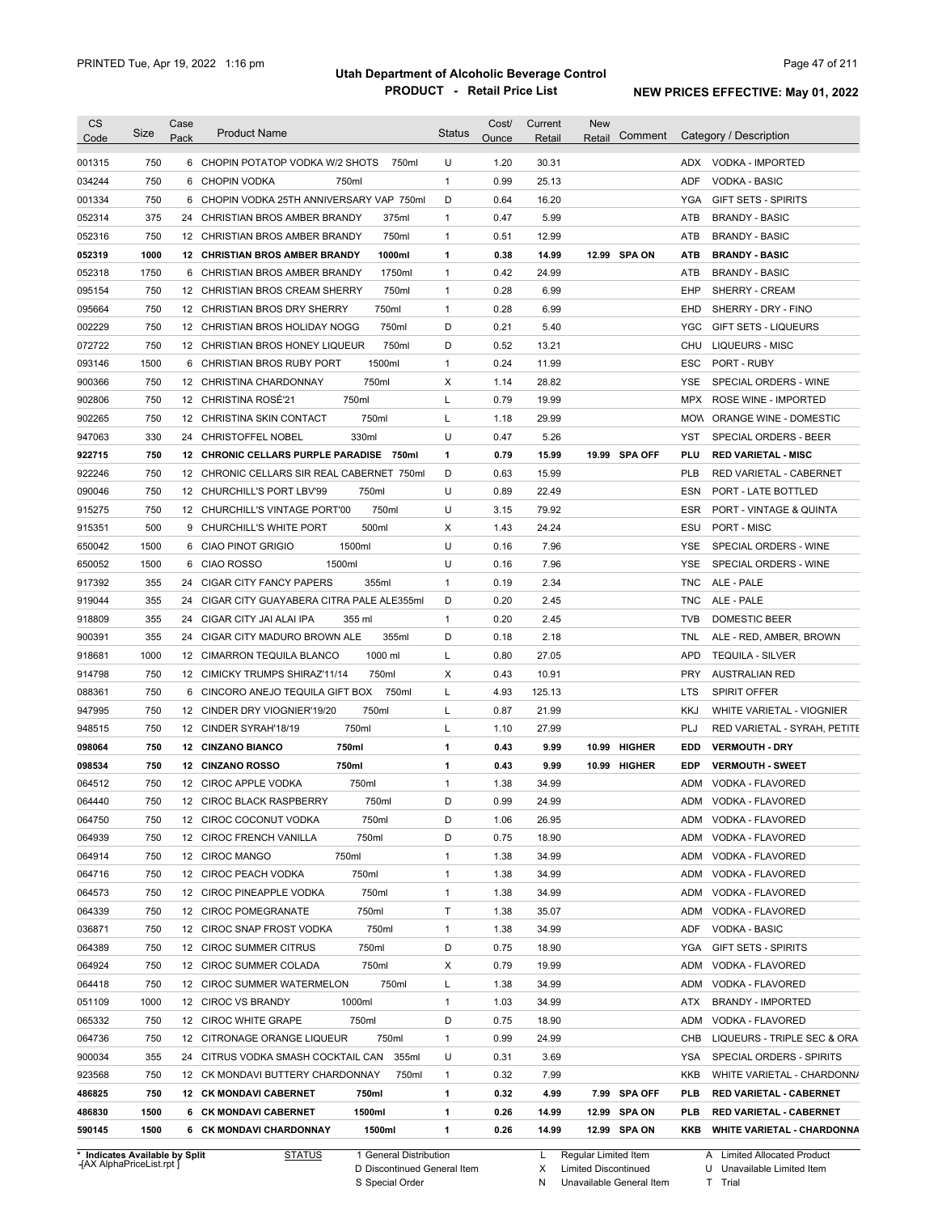# Utah Department of Alcoholic Beverage Control

## PRODUCT - Retail Price List

PRINTED Tue, Apr 19, 2022 1:16 pm

**NEW PRICES EFFECTIVE: May 01, 2022**

| CS Code | Size | Case Pack | Product Name | Status | Cost/ Ounce | Current Retail | New Retail | Comment | Category / Description |
|---|---|---|---|---|---|---|---|---|---|
| 001315 | 750 | 6 | CHOPIN POTATOP VODKA W/2 SHOTS 750ml | U | 1.20 | 30.31 | | | ADX VODKA - IMPORTED |
| 034244 | 750 | 6 | CHOPIN VODKA 750ml | 1 | 0.99 | 25.13 | | | ADF VODKA - BASIC |
| 001334 | 750 | 6 | CHOPIN VODKA 25TH ANNIVERSARY VAP 750ml | D | 0.64 | 16.20 | | | YGA GIFT SETS - SPIRITS |
| 052314 | 375 | 24 | CHRISTIAN BROS AMBER BRANDY 375ml | 1 | 0.47 | 5.99 | | | ATB BRANDY - BASIC |
| 052316 | 750 | 12 | CHRISTIAN BROS AMBER BRANDY 750ml | 1 | 0.51 | 12.99 | | | ATB BRANDY - BASIC |
| **052319** | **1000** | **12** | **CHRISTIAN BROS AMBER BRANDY 1000ml** | **1** | **0.38** | **14.99** | **12.99** | **SPA ON** | **ATB BRANDY - BASIC** |
| 052318 | 1750 | 6 | CHRISTIAN BROS AMBER BRANDY 1750ml | 1 | 0.42 | 24.99 | | | ATB BRANDY - BASIC |
| 095154 | 750 | 12 | CHRISTIAN BROS CREAM SHERRY 750ml | 1 | 0.28 | 6.99 | | | EHP SHERRY - CREAM |
| 095664 | 750 | 12 | CHRISTIAN BROS DRY SHERRY 750ml | 1 | 0.28 | 6.99 | | | EHD SHERRY - DRY - FINO |
| 002229 | 750 | 12 | CHRISTIAN BROS HOLIDAY NOGG 750ml | D | 0.21 | 5.40 | | | YGC GIFT SETS - LIQUEURS |
| 072722 | 750 | 12 | CHRISTIAN BROS HONEY LIQUEUR 750ml | D | 0.52 | 13.21 | | | CHU LIQUEURS - MISC |
| 093146 | 1500 | 6 | CHRISTIAN BROS RUBY PORT 1500ml | 1 | 0.24 | 11.99 | | | ESC PORT - RUBY |
| 900366 | 750 | 12 | CHRISTINA CHARDONNAY 750ml | X | 1.14 | 28.82 | | | YSE SPECIAL ORDERS - WINE |
| 902806 | 750 | 12 | CHRISTINA ROSÉ'21 750ml | L | 0.79 | 19.99 | | | MPX ROSE WINE - IMPORTED |
| 902265 | 750 | 12 | CHRISTINA SKIN CONTACT 750ml | L | 1.18 | 29.99 | | | MOW ORANGE WINE - DOMESTIC |
| 947063 | 330 | 24 | CHRISTOFFEL NOBEL 330ml | U | 0.47 | 5.26 | | | YST SPECIAL ORDERS - BEER |
| **922715** | **750** | **12** | **CHRONIC CELLARS PURPLE PARADISE 750ml** | **1** | **0.79** | **15.99** | **19.99** | **SPA OFF** | **PLU RED VARIETAL - MISC** |
| 922246 | 750 | 12 | CHRONIC CELLARS SIR REAL CABERNET 750ml | D | 0.63 | 15.99 | | | PLB RED VARIETAL - CABERNET |
| 090046 | 750 | 12 | CHURCHILL'S PORT LBV'99 750ml | U | 0.89 | 22.49 | | | ESN PORT - LATE BOTTLED |
| 915275 | 750 | 12 | CHURCHILL'S VINTAGE PORT'00 750ml | U | 3.15 | 79.92 | | | ESR PORT - VINTAGE & QUINTA |
| 915351 | 500 | 9 | CHURCHILL'S WHITE PORT 500ml | X | 1.43 | 24.24 | | | ESU PORT - MISC |
| 650042 | 1500 | 6 | CIAO PINOT GRIGIO 1500ml | U | 0.16 | 7.96 | | | YSE SPECIAL ORDERS - WINE |
| 650052 | 1500 | 6 | CIAO ROSSO 1500ml | U | 0.16 | 7.96 | | | YSE SPECIAL ORDERS - WINE |
| 917392 | 355 | 24 | CIGAR CITY FANCY PAPERS 355ml | 1 | 0.19 | 2.34 | | | TNC ALE - PALE |
| 919044 | 355 | 24 | CIGAR CITY GUAYABERA CITRA PALE ALE355ml | D | 0.20 | 2.45 | | | TNC ALE - PALE |
| 918809 | 355 | 24 | CIGAR CITY JAI ALAI IPA 355 ml | 1 | 0.20 | 2.45 | | | TVB DOMESTIC BEER |
| 900391 | 355 | 24 | CIGAR CITY MADURO BROWN ALE 355ml | D | 0.18 | 2.18 | | | TNL ALE - RED, AMBER, BROWN |
| 918681 | 1000 | 12 | CIMARRON TEQUILA BLANCO 1000 ml | L | 0.80 | 27.05 | | | APD TEQUILA - SILVER |
| 914798 | 750 | 12 | CIMICKY TRUMPS SHIRAZ'11/14 750ml | X | 0.43 | 10.91 | | | PRY AUSTRALIAN RED |
| 088361 | 750 | 6 | CINCORO ANEJO TEQUILA GIFT BOX 750ml | L | 4.93 | 125.13 | | | LTS SPIRIT OFFER |
| 947995 | 750 | 12 | CINDER DRY VIOGNIER'19/20 750ml | L | 0.87 | 21.99 | | | KKJ WHITE VARIETAL - VIOGNIER |
| 948515 | 750 | 12 | CINDER SYRAH'18/19 750ml | L | 1.10 | 27.99 | | | PLJ RED VARIETAL - SYRAH, PETITE |
| **098064** | **750** | **12** | **CINZANO BIANCO 750ml** | **1** | **0.43** | **9.99** | **10.99** | **HIGHER** | **EDD VERMOUTH - DRY** |
| **098534** | **750** | **12** | **CINZANO ROSSO 750ml** | **1** | **0.43** | **9.99** | **10.99** | **HIGHER** | **EDP VERMOUTH - SWEET** |
| 064512 | 750 | 12 | CIROC APPLE VODKA 750ml | 1 | 1.38 | 34.99 | | | ADM VODKA - FLAVORED |
| 064440 | 750 | 12 | CIROC BLACK RASPBERRY 750ml | D | 0.99 | 24.99 | | | ADM VODKA - FLAVORED |
| 064750 | 750 | 12 | CIROC COCONUT VODKA 750ml | D | 1.06 | 26.95 | | | ADM VODKA - FLAVORED |
| 064939 | 750 | 12 | CIROC FRENCH VANILLA 750ml | D | 0.75 | 18.90 | | | ADM VODKA - FLAVORED |
| 064914 | 750 | 12 | CIROC MANGO 750ml | 1 | 1.38 | 34.99 | | | ADM VODKA - FLAVORED |
| 064716 | 750 | 12 | CIROC PEACH VODKA 750ml | 1 | 1.38 | 34.99 | | | ADM VODKA - FLAVORED |
| 064573 | 750 | 12 | CIROC PINEAPPLE VODKA 750ml | 1 | 1.38 | 34.99 | | | ADM VODKA - FLAVORED |
| 064339 | 750 | 12 | CIROC POMEGRANATE 750ml | T | 1.38 | 35.07 | | | ADM VODKA - FLAVORED |
| 036871 | 750 | 12 | CIROC SNAP FROST VODKA 750ml | 1 | 1.38 | 34.99 | | | ADF VODKA - BASIC |
| 064389 | 750 | 12 | CIROC SUMMER CITRUS 750ml | D | 0.75 | 18.90 | | | YGA GIFT SETS - SPIRITS |
| 064924 | 750 | 12 | CIROC SUMMER COLADA 750ml | X | 0.79 | 19.99 | | | ADM VODKA - FLAVORED |
| 064418 | 750 | 12 | CIROC SUMMER WATERMELON 750ml | L | 1.38 | 34.99 | | | ADM VODKA - FLAVORED |
| 051109 | 1000 | 12 | CIROC VS BRANDY 1000ml | 1 | 1.03 | 34.99 | | | ATX BRANDY - IMPORTED |
| 065332 | 750 | 12 | CIROC WHITE GRAPE 750ml | D | 0.75 | 18.90 | | | ADM VODKA - FLAVORED |
| 064736 | 750 | 12 | CITRONAGE ORANGE LIQUEUR 750ml | 1 | 0.99 | 24.99 | | | CHB LIQUEURS - TRIPLE SEC & ORA |
| 900034 | 355 | 24 | CITRUS VODKA SMASH COCKTAIL CAN 355ml | U | 0.31 | 3.69 | | | YSA SPECIAL ORDERS - SPIRITS |
| 923568 | 750 | 12 | CK MONDAVI BUTTERY CHARDONNAY 750ml | 1 | 0.32 | 7.99 | | | KKB WHITE VARIETAL - CHARDONNA |
| **486825** | **750** | **12** | **CK MONDAVI CABERNET 750ml** | **1** | **0.32** | **4.99** | **7.99** | **SPA OFF** | **PLB RED VARIETAL - CABERNET** |
| **486830** | **1500** | **6** | **CK MONDAVI CABERNET 1500ml** | **1** | **0.26** | **14.99** | **12.99** | **SPA ON** | **PLB RED VARIETAL - CABERNET** |
| **590145** | **1500** | **6** | **CK MONDAVI CHARDONNAY 1500ml** | **1** | **0.26** | **14.99** | **12.99** | **SPA ON** | **KKB WHITE VARIETAL - CHARDONNA** |

\* Indicates Available by Split

| STATUS | | | |
|---|---|---|---|
| 1 General Distribution | L Regular Limited Item | A Limited Allocated Product |
| D Discontinued General Item | X Limited Discontinued | U Unavailable Limited Item |
| S Special Order | N Unavailable General Item | T Trial |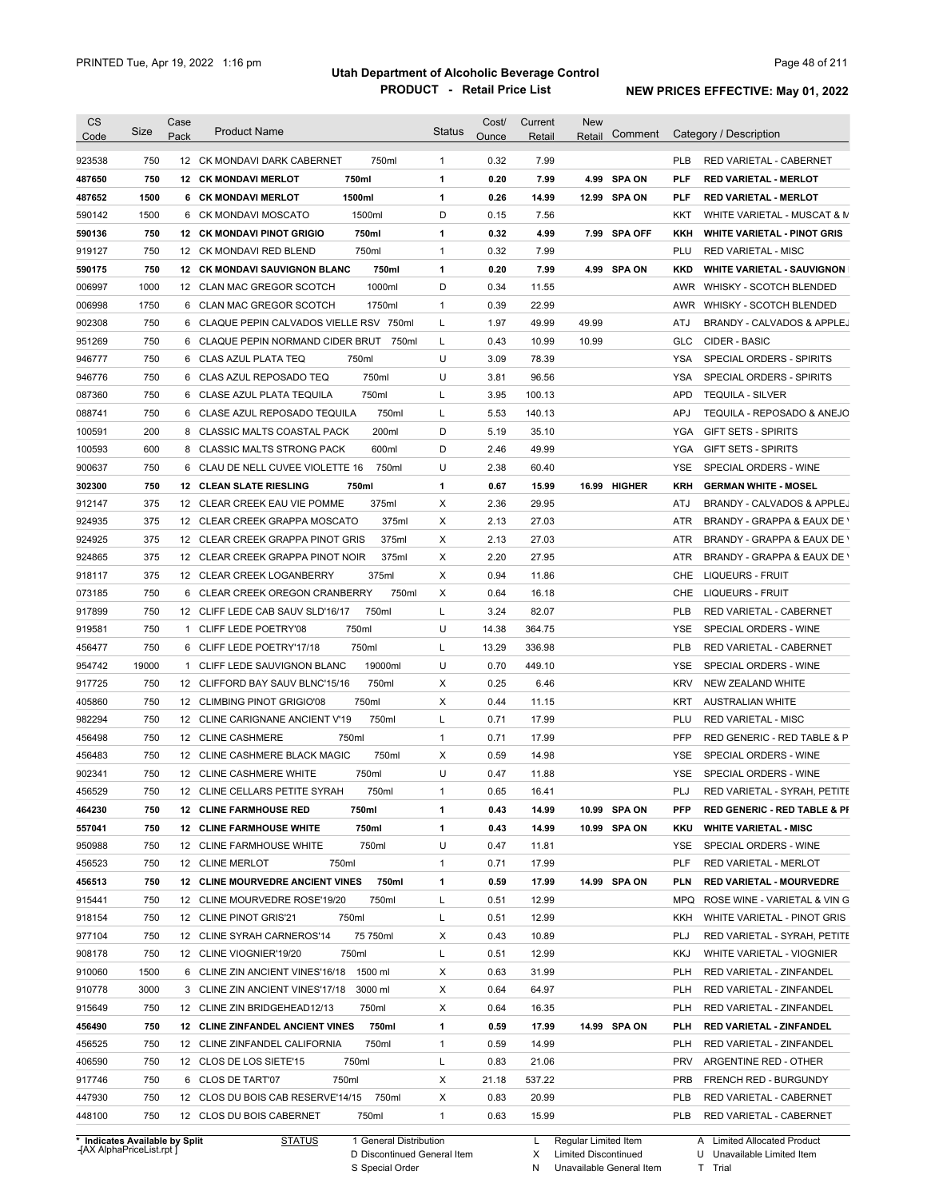| CS Code | Size | Case Pack | Product Name | Status | Cost/ Ounce | Current Retail | New Retail | Comment | Category / Description |
|---|---|---|---|---|---|---|---|---|---|
| 923538 | 750 | 12 | CK MONDAVI DARK CABERNET 750ml | 1 | 0.32 | 7.99 | | | PLB RED VARIETAL - CABERNET |
| **487650** | **750** | **12** | **CK MONDAVI MERLOT 750ml** | **1** | **0.20** | **7.99** | **4.99** | **SPA ON** | **PLF RED VARIETAL - MERLOT** |
| **487652** | **1500** | **6** | **CK MONDAVI MERLOT 1500ml** | **1** | **0.26** | **14.99** | **12.99** | **SPA ON** | **PLF RED VARIETAL - MERLOT** |
| 590142 | 1500 | 6 | CK MONDAVI MOSCATO 1500ml | D | 0.15 | 7.56 | | | KKT WHITE VARIETAL - MUSCAT & M |
| **590136** | **750** | **12** | **CK MONDAVI PINOT GRIGIO 750ml** | **1** | **0.32** | **4.99** | **7.99** | **SPA OFF** | **KKH WHITE VARIETAL - PINOT GRIS** |
| 919127 | 750 | 12 | CK MONDAVI RED BLEND 750ml | 1 | 0.32 | 7.99 | | | PLU RED VARIETAL - MISC |
| **590175** | **750** | **12** | **CK MONDAVI SAUVIGNON BLANC 750ml** | **1** | **0.20** | **7.99** | **4.99** | **SPA ON** | **KKD WHITE VARIETAL - SAUVIGNON** |
| 006997 | 1000 | 12 | CLAN MAC GREGOR SCOTCH 1000ml | D | 0.34 | 11.55 | | | AWR WHISKY - SCOTCH BLENDED |
| 006998 | 1750 | 6 | CLAN MAC GREGOR SCOTCH 1750ml | 1 | 0.39 | 22.99 | | | AWR WHISKY - SCOTCH BLENDED |
| 902308 | 750 | 6 | CLAQUE PEPIN CALVADOS VIELLE RSV 750ml | L | 1.97 | 49.99 | 49.99 | | ATJ BRANDY - CALVADOS & APPLEJ |
| 951269 | 750 | 6 | CLAQUE PEPIN NORMAND CIDER BRUT 750ml | L | 0.43 | 10.99 | 10.99 | | GLC CIDER - BASIC |
| 946777 | 750 | 6 | CLAS AZUL PLATA TEQ 750ml | U | 3.09 | 78.39 | | | YSA SPECIAL ORDERS - SPIRITS |
| 946776 | 750 | 6 | CLAS AZUL REPOSADO TEQ 750ml | U | 3.81 | 96.56 | | | YSA SPECIAL ORDERS - SPIRITS |
| 087360 | 750 | 6 | CLASE AZUL PLATA TEQUILA 750ml | L | 3.95 | 100.13 | | | APD TEQUILA - SILVER |
| 088741 | 750 | 6 | CLASE AZUL REPOSADO TEQUILA 750ml | L | 5.53 | 140.13 | | | APJ TEQUILA - REPOSADO & ANEJO |
| 100591 | 200 | 8 | CLASSIC MALTS COASTAL PACK 200ml | D | 5.19 | 35.10 | | | YGA GIFT SETS - SPIRITS |
| 100593 | 600 | 8 | CLASSIC MALTS STRONG PACK 600ml | D | 2.46 | 49.99 | | | YGA GIFT SETS - SPIRITS |
| 900637 | 750 | 6 | CLAU DE NELL CUVEE VIOLETTE 16 750ml | U | 2.38 | 60.40 | | | YSE SPECIAL ORDERS - WINE |
| **302300** | **750** | **12** | **CLEAN SLATE RIESLING 750ml** | **1** | **0.67** | **15.99** | **16.99** | **HIGHER** | **KRH GERMAN WHITE - MOSEL** |
| 912147 | 375 | 12 | CLEAR CREEK EAU VIE POMME 375ml | X | 2.36 | 29.95 | | | ATJ BRANDY - CALVADOS & APPLEJ |
| 924935 | 375 | 12 | CLEAR CREEK GRAPPA MOSCATO 375ml | X | 2.13 | 27.03 | | | ATR BRANDY - GRAPPA & EAUX DE V |
| 924925 | 375 | 12 | CLEAR CREEK GRAPPA PINOT GRIS 375ml | X | 2.13 | 27.03 | | | ATR BRANDY - GRAPPA & EAUX DE V |
| 924865 | 375 | 12 | CLEAR CREEK GRAPPA PINOT NOIR 375ml | X | 2.20 | 27.95 | | | ATR BRANDY - GRAPPA & EAUX DE V |
| 918117 | 375 | 12 | CLEAR CREEK LOGANBERRY 375ml | X | 0.94 | 11.86 | | | CHE LIQUEURS - FRUIT |
| 073185 | 750 | 6 | CLEAR CREEK OREGON CRANBERRY 750ml | X | 0.64 | 16.18 | | | CHE LIQUEURS - FRUIT |
| 917899 | 750 | 12 | CLIFF LEDE CAB SAUV SLD'16/17 750ml | L | 3.24 | 82.07 | | | PLB RED VARIETAL - CABERNET |
| 919581 | 750 | 1 | CLIFF LEDE POETRY'08 750ml | U | 14.38 | 364.75 | | | YSE SPECIAL ORDERS - WINE |
| 456477 | 750 | 6 | CLIFF LEDE POETRY'17/18 750ml | L | 13.29 | 336.98 | | | PLB RED VARIETAL - CABERNET |
| 954742 | 19000 | 1 | CLIFF LEDE SAUVIGNON BLANC 19000ml | U | 0.70 | 449.10 | | | YSE SPECIAL ORDERS - WINE |
| 917725 | 750 | 12 | CLIFFORD BAY SAUV BLNC'15/16 750ml | X | 0.25 | 6.46 | | | KRV NEW ZEALAND WHITE |
| 405860 | 750 | 12 | CLIMBING PINOT GRIGIO'08 750ml | X | 0.44 | 11.15 | | | KRT AUSTRALIAN WHITE |
| 982294 | 750 | 12 | CLINE CARIGNANE ANCIENT V'19 750ml | L | 0.71 | 17.99 | | | PLU RED VARIETAL - MISC |
| 456498 | 750 | 12 | CLINE CASHMERE 750ml | 1 | 0.71 | 17.99 | | | PFP RED GENERIC - RED TABLE & P |
| 456483 | 750 | 12 | CLINE CASHMERE BLACK MAGIC 750ml | X | 0.59 | 14.98 | | | YSE SPECIAL ORDERS - WINE |
| 902341 | 750 | 12 | CLINE CASHMERE WHITE 750ml | U | 0.47 | 11.88 | | | YSE SPECIAL ORDERS - WINE |
| 456529 | 750 | 12 | CLINE CELLARS PETITE SYRAH 750ml | 1 | 0.65 | 16.41 | | | PLJ RED VARIETAL - SYRAH, PETITE |
| **464230** | **750** | **12** | **CLINE FARMHOUSE RED 750ml** | **1** | **0.43** | **14.99** | **10.99** | **SPA ON** | **PFP RED GENERIC - RED TABLE & P** |
| **557041** | **750** | **12** | **CLINE FARMHOUSE WHITE 750ml** | **1** | **0.43** | **14.99** | **10.99** | **SPA ON** | **KKU WHITE VARIETAL - MISC** |
| 950988 | 750 | 12 | CLINE FARMHOUSE WHITE 750ml | U | 0.47 | 11.81 | | | YSE SPECIAL ORDERS - WINE |
| 456523 | 750 | 12 | CLINE MERLOT 750ml | 1 | 0.71 | 17.99 | | | PLF RED VARIETAL - MERLOT |
| **456513** | **750** | **12** | **CLINE MOURVEDRE ANCIENT VINES 750ml** | **1** | **0.59** | **17.99** | **14.99** | **SPA ON** | **PLN RED VARIETAL - MOURVEDRE** |
| 915441 | 750 | 12 | CLINE MOURVEDRE ROSE'19/20 750ml | L | 0.51 | 12.99 | | | MPQ ROSE WINE - VARIETAL & VIN G |
| 918154 | 750 | 12 | CLINE PINOT GRIS'21 750ml | L | 0.51 | 12.99 | | | KKH WHITE VARIETAL - PINOT GRIS |
| 977104 | 750 | 12 | CLINE SYRAH CARNEROS'14 75 750ml | X | 0.43 | 10.89 | | | PLJ RED VARIETAL - SYRAH, PETITE |
| 908178 | 750 | 12 | CLINE VIOGNIER'19/20 750ml | L | 0.51 | 12.99 | | | KKJ WHITE VARIETAL - VIOGNIER |
| 910060 | 1500 | 6 | CLINE ZIN ANCIENT VINES'16/18 1500 ml | X | 0.63 | 31.99 | | | PLH RED VARIETAL - ZINFANDEL |
| 910778 | 3000 | 3 | CLINE ZIN ANCIENT VINES'17/18 3000 ml | X | 0.64 | 64.97 | | | PLH RED VARIETAL - ZINFANDEL |
| 915649 | 750 | 12 | CLINE ZIN BRIDGEHEAD12/13 750ml | X | 0.64 | 16.35 | | | PLH RED VARIETAL - ZINFANDEL |
| **456490** | **750** | **12** | **CLINE ZINFANDEL ANCIENT VINES 750ml** | **1** | **0.59** | **17.99** | **14.99** | **SPA ON** | **PLH RED VARIETAL - ZINFANDEL** |
| 456525 | 750 | 12 | CLINE ZINFANDEL CALIFORNIA 750ml | 1 | 0.59 | 14.99 | | | PLH RED VARIETAL - ZINFANDEL |
| 406590 | 750 | 12 | CLOS DE LOS SIETE'15 750ml | L | 0.83 | 21.06 | | | PRV ARGENTINE RED - OTHER |
| 917746 | 750 | 6 | CLOS DE TART'07 750ml | X | 21.18 | 537.22 | | | PRB FRENCH RED - BURGUNDY |
| 447930 | 750 | 12 | CLOS DU BOIS CAB RESERVE'14/15 750ml | X | 0.83 | 20.99 | | | PLB RED VARIETAL - CABERNET |
| 448100 | 750 | 12 | CLOS DU BOIS CABERNET 750ml | 1 | 0.63 | 15.99 | | | PLB RED VARIETAL - CABERNET |

\* Indicates Available by Split

STATUS: 1 General Distribution; D Discontinued General Item; S Special Order; L Regular Limited Item; X Limited Discontinued; N Unavailable General Item; A Limited Allocated Product; U Unavailable Limited Item; T Trial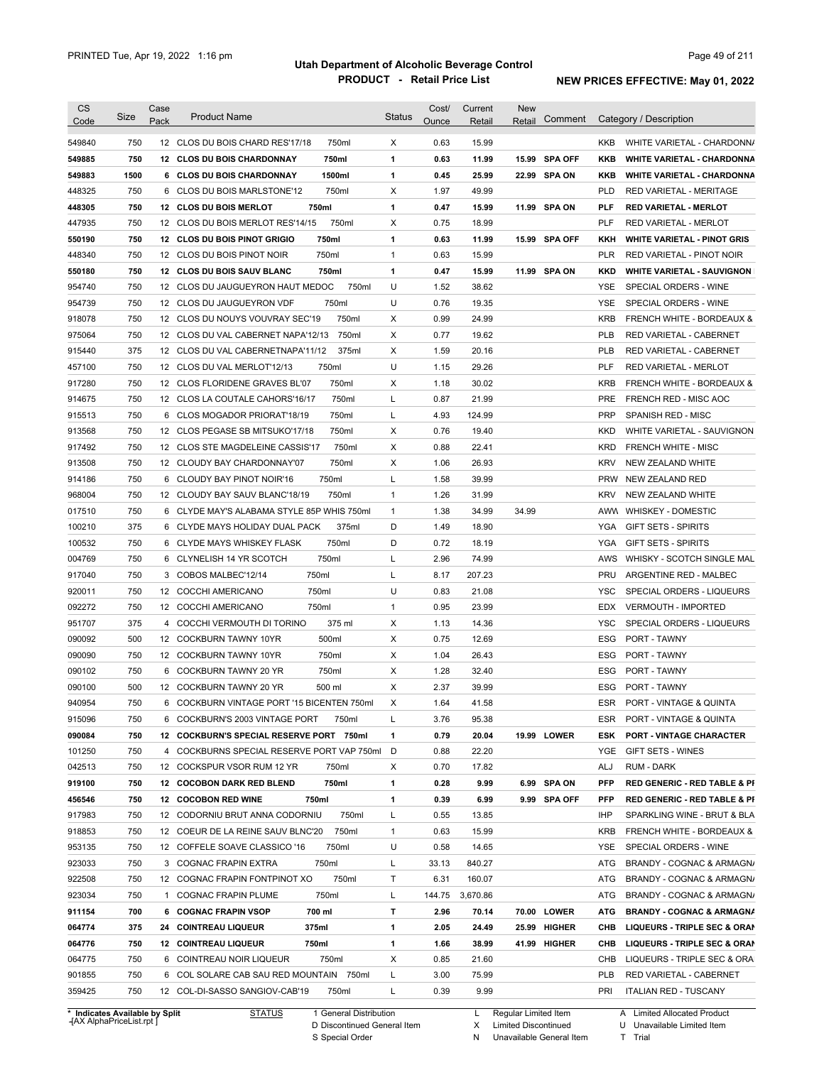# Utah Department of Alcoholic Beverage Control

## PRODUCT - Retail Price List

PRINTED Tue, Apr 19, 2022 1:16 pm

**NEW PRICES EFFECTIVE: May 01, 2022**

| CS Code | Size | Case Pack | Product Name | | Status | Cost/ Ounce | Current Retail | New Retail | Comment | Category / Description | |
|---|---|---|---|---|---|---|---|---|---|---|---|
| 549840 | 750 | 12 | CLOS DU BOIS CHARD RES'17/18 | 750ml | X | 0.63 | 15.99 | | | KKB | WHITE VARIETAL - CHARDONNA |
| **549885** | **750** | **12** | **CLOS DU BOIS CHARDONNAY** | **750ml** | **1** | **0.63** | **11.99** | **15.99** | **SPA OFF** | **KKB** | **WHITE VARIETAL - CHARDONNA** |
| **549883** | **1500** | **6** | **CLOS DU BOIS CHARDONNAY** | **1500ml** | **1** | **0.45** | **25.99** | **22.99** | **SPA ON** | **KKB** | **WHITE VARIETAL - CHARDONNA** |
| 448325 | 750 | 6 | CLOS DU BOIS MARLSTONE'12 | 750ml | X | 1.97 | 49.99 | | | PLD | RED VARIETAL - MERITAGE |
| **448305** | **750** | **12** | **CLOS DU BOIS MERLOT** | **750ml** | **1** | **0.47** | **15.99** | **11.99** | **SPA ON** | **PLF** | **RED VARIETAL - MERLOT** |
| 447935 | 750 | 12 | CLOS DU BOIS MERLOT RES'14/15 | 750ml | X | 0.75 | 18.99 | | | PLF | RED VARIETAL - MERLOT |
| **550190** | **750** | **12** | **CLOS DU BOIS PINOT GRIGIO** | **750ml** | **1** | **0.63** | **11.99** | **15.99** | **SPA OFF** | **KKH** | **WHITE VARIETAL - PINOT GRIS** |
| 448340 | 750 | 12 | CLOS DU BOIS PINOT NOIR | 750ml | 1 | 0.63 | 15.99 | | | PLR | RED VARIETAL - PINOT NOIR |
| **550180** | **750** | **12** | **CLOS DU BOIS SAUV BLANC** | **750ml** | **1** | **0.47** | **15.99** | **11.99** | **SPA ON** | **KKD** | **WHITE VARIETAL - SAUVIGNON** |
| 954740 | 750 | 12 | CLOS DU JAUGUEYRON HAUT MEDOC | 750ml | U | 1.52 | 38.62 | | | YSE | SPECIAL ORDERS - WINE |
| 954739 | 750 | 12 | CLOS DU JAUGUEYRON VDF | 750ml | U | 0.76 | 19.35 | | | YSE | SPECIAL ORDERS - WINE |
| 918078 | 750 | 12 | CLOS DU NOUYS VOUVRAY SEC'19 | 750ml | X | 0.99 | 24.99 | | | KRB | FRENCH WHITE - BORDEAUX & |
| 975064 | 750 | 12 | CLOS DU VAL CABERNET NAPA'12/13 | 750ml | X | 0.77 | 19.62 | | | PLB | RED VARIETAL - CABERNET |
| 915440 | 375 | 12 | CLOS DU VAL CABERNETNAPA'11/12 | 375ml | X | 1.59 | 20.16 | | | PLB | RED VARIETAL - CABERNET |
| 457100 | 750 | 12 | CLOS DU VAL MERLOT'12/13 | 750ml | U | 1.15 | 29.26 | | | PLF | RED VARIETAL - MERLOT |
| 917280 | 750 | 12 | CLOS FLORIDENE GRAVES BL'07 | 750ml | X | 1.18 | 30.02 | | | KRB | FRENCH WHITE - BORDEAUX & |
| 914675 | 750 | 12 | CLOS LA COUTALE CAHORS'16/17 | 750ml | L | 0.87 | 21.99 | | | PRE | FRENCH RED - MISC AOC |
| 915513 | 750 | 6 | CLOS MOGADOR PRIORAT'18/19 | 750ml | L | 4.93 | 124.99 | | | PRP | SPANISH RED - MISC |
| 913568 | 750 | 12 | CLOS PEGASE SB MITSUKO'17/18 | 750ml | X | 0.76 | 19.40 | | | KKD | WHITE VARIETAL - SAUVIGNON |
| 917492 | 750 | 12 | CLOS STE MAGDELEINE CASSIS'17 | 750ml | X | 0.88 | 22.41 | | | KRD | FRENCH WHITE - MISC |
| 913508 | 750 | 12 | CLOUDY BAY CHARDONNAY'07 | 750ml | X | 1.06 | 26.93 | | | KRV | NEW ZEALAND WHITE |
| 914186 | 750 | 6 | CLOUDY BAY PINOT NOIR'16 | 750ml | L | 1.58 | 39.99 | | | PRW | NEW ZEALAND RED |
| 968004 | 750 | 12 | CLOUDY BAY SAUV BLANC'18/19 | 750ml | 1 | 1.26 | 31.99 | | | KRV | NEW ZEALAND WHITE |
| 017510 | 750 | 6 | CLYDE MAY'S ALABAMA STYLE 85P WHIS | 750ml | 1 | 1.38 | 34.99 | 34.99 | | AWW | WHISKEY - DOMESTIC |
| 100210 | 375 | 6 | CLYDE MAYS HOLIDAY DUAL PACK | 375ml | D | 1.49 | 18.90 | | | YGA | GIFT SETS - SPIRITS |
| 100532 | 750 | 6 | CLYDE MAYS WHISKEY FLASK | 750ml | D | 0.72 | 18.19 | | | YGA | GIFT SETS - SPIRITS |
| 004769 | 750 | 6 | CLYNELISH 14 YR SCOTCH | 750ml | L | 2.96 | 74.99 | | | AWS | WHISKY - SCOTCH SINGLE MAL |
| 917040 | 750 | 3 | COBOS MALBEC'12/14 | 750ml | L | 8.17 | 207.23 | | | PRU | ARGENTINE RED - MALBEC |
| 920011 | 750 | 12 | COCCHI AMERICANO | 750ml | U | 0.83 | 21.08 | | | YSC | SPECIAL ORDERS - LIQUEURS |
| 092272 | 750 | 12 | COCCHI AMERICANO | 750ml | 1 | 0.95 | 23.99 | | | EDX | VERMOUTH - IMPORTED |
| 951707 | 375 | 4 | COCCHI VERMOUTH DI TORINO | 375 ml | X | 1.13 | 14.36 | | | YSC | SPECIAL ORDERS - LIQUEURS |
| 090092 | 500 | 12 | COCKBURN TAWNY 10YR | 500ml | X | 0.75 | 12.69 | | | ESG | PORT - TAWNY |
| 090090 | 750 | 12 | COCKBURN TAWNY 10YR | 750ml | X | 1.04 | 26.43 | | | ESG | PORT - TAWNY |
| 090102 | 750 | 6 | COCKBURN TAWNY 20 YR | 750ml | X | 1.28 | 32.40 | | | ESG | PORT - TAWNY |
| 090100 | 500 | 12 | COCKBURN TAWNY 20 YR | 500 ml | X | 2.37 | 39.99 | | | ESG | PORT - TAWNY |
| 940954 | 750 | 6 | COCKBURN VINTAGE PORT '15 BICENTEN | 750ml | X | 1.64 | 41.58 | | | ESR | PORT - VINTAGE & QUINTA |
| 915096 | 750 | 6 | COCKBURN'S 2003 VINTAGE PORT | 750ml | L | 3.76 | 95.38 | | | ESR | PORT - VINTAGE & QUINTA |
| **090084** | **750** | **12** | **COCKBURN'S SPECIAL RESERVE PORT** | **750ml** | **1** | **0.79** | **20.04** | **19.99** | **LOWER** | **ESK** | **PORT - VINTAGE CHARACTER** |
| 101250 | 750 | 4 | COCKBURNS SPECIAL RESERVE PORT VAP | 750ml | D | 0.88 | 22.20 | | | YGE | GIFT SETS - WINES |
| 042513 | 750 | 12 | COCKSPUR VSOR RUM 12 YR | 750ml | X | 0.70 | 17.82 | | | ALJ | RUM - DARK |
| **919100** | **750** | **12** | **COCOBON DARK RED BLEND** | **750ml** | **1** | **0.28** | **9.99** | **6.99** | **SPA ON** | **PFP** | **RED GENERIC - RED TABLE & PI** |
| **456546** | **750** | **12** | **COCOBON RED WINE** | **750ml** | **1** | **0.39** | **6.99** | **9.99** | **SPA OFF** | **PFP** | **RED GENERIC - RED TABLE & PI** |
| 917983 | 750 | 12 | CODORNIU BRUT ANNA CODORNIU | 750ml | L | 0.55 | 13.85 | | | IHP | SPARKLING WINE - BRUT & BLA |
| 918853 | 750 | 12 | COEUR DE LA REINE SAUV BLNC'20 | 750ml | 1 | 0.63 | 15.99 | | | KRB | FRENCH WHITE - BORDEAUX & |
| 953135 | 750 | 12 | COFFELE SOAVE CLASSICO '16 | 750ml | U | 0.58 | 14.65 | | | YSE | SPECIAL ORDERS - WINE |
| 923033 | 750 | 3 | COGNAC FRAPIN EXTRA | 750ml | L | 33.13 | 840.27 | | | ATG | BRANDY - COGNAC & ARMAGNA |
| 922508 | 750 | 12 | COGNAC FRAPIN FONTPINOT XO | 750ml | T | 6.31 | 160.07 | | | ATG | BRANDY - COGNAC & ARMAGNA |
| 923034 | 750 | 1 | COGNAC FRAPIN PLUME | 750ml | L | 144.75 | 3,670.86 | | | ATG | BRANDY - COGNAC & ARMAGNA |
| **911154** | **700** | **6** | **COGNAC FRAPIN VSOP** | **700 ml** | **T** | **2.96** | **70.14** | **70.00** | **LOWER** | **ATG** | **BRANDY - COGNAC & ARMAGNA** |
| **064774** | **375** | **24** | **COINTREAU LIQUEUR** | **375ml** | **1** | **2.05** | **24.49** | **25.99** | **HIGHER** | **CHB** | **LIQUEURS - TRIPLE SEC & ORAN** |
| **064776** | **750** | **12** | **COINTREAU LIQUEUR** | **750ml** | **1** | **1.66** | **38.99** | **41.99** | **HIGHER** | **CHB** | **LIQUEURS - TRIPLE SEC & ORAN** |
| 064775 | 750 | 6 | COINTREAU NOIR LIQUEUR | 750ml | X | 0.85 | 21.60 | | | CHB | LIQUEURS - TRIPLE SEC & ORA |
| 901855 | 750 | 6 | COL SOLARE CAB SAU RED MOUNTAIN | 750ml | L | 3.00 | 75.99 | | | PLB | RED VARIETAL - CABERNET |
| 359425 | 750 | 12 | COL-DI-SASSO SANGIOV-CAB'19 | 750ml | L | 0.39 | 9.99 | | | PRI | ITALIAN RED - TUSCANY |

\* Indicates Available by Split

STATUS: 1 General Distribution; D Discontinued General Item; S Special Order; L Regular Limited Item; X Limited Discontinued; N Unavailable General Item; A Limited Allocated Product; U Unavailable Limited Item; T Trial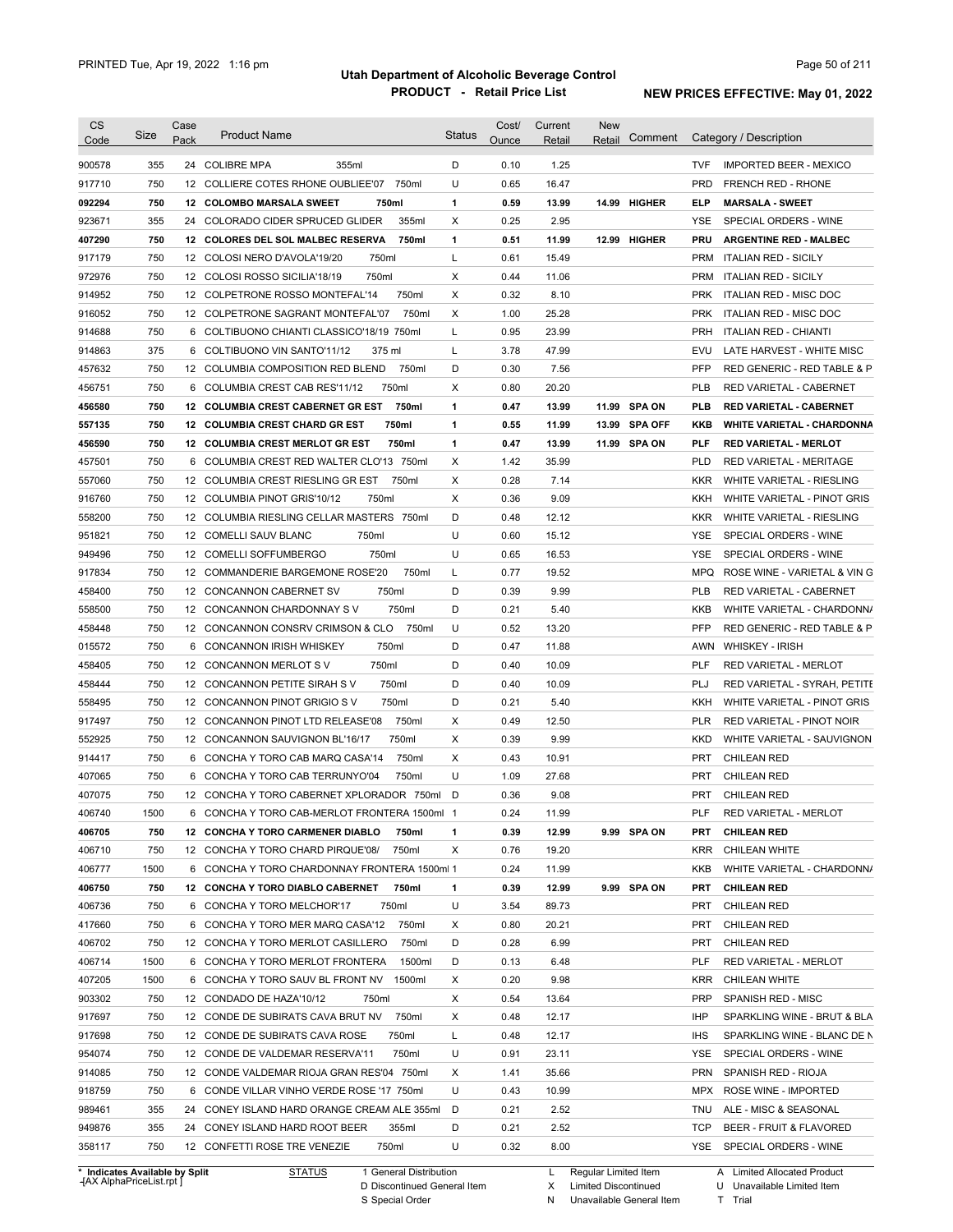# Utah Department of Alcoholic Beverage Control

## PRODUCT - Retail Price List

PRINTED Tue, Apr 19, 2022 1:16 pm

**NEW PRICES EFFECTIVE: May 01, 2022**

| CS Code | Size | Case Pack | Product Name | Status | Cost/ Ounce | Current Retail | New Retail | Comment | Category / Description |
|---|---|---|---|---|---|---|---|---|---|
| 900578 | 355 | 24 | COLIBRE MPA 355ml | D | 0.10 | 1.25 | | | TVF IMPORTED BEER - MEXICO |
| 917710 | 750 | 12 | COLLIERE COTES RHONE OUBLIEE'07 750ml | U | 0.65 | 16.47 | | | PRD FRENCH RED - RHONE |
| **092294** | **750** | **12** | **COLOMBO MARSALA SWEET 750ml** | **1** | **0.59** | **13.99** | **14.99** | **HIGHER** | **ELP MARSALA - SWEET** |
| 923671 | 355 | 24 | COLORADO CIDER SPRUCED GLIDER 355ml | X | 0.25 | 2.95 | | | YSE SPECIAL ORDERS - WINE |
| **407290** | **750** | **12** | **COLORES DEL SOL MALBEC RESERVA 750ml** | **1** | **0.51** | **11.99** | **12.99** | **HIGHER** | **PRU ARGENTINE RED - MALBEC** |
| 917179 | 750 | 12 | COLOSI NERO D'AVOLA'19/20 750ml | L | 0.61 | 15.49 | | | PRM ITALIAN RED - SICILY |
| 972976 | 750 | 12 | COLOSI ROSSO SICILIA'18/19 750ml | X | 0.44 | 11.06 | | | PRM ITALIAN RED - SICILY |
| 914952 | 750 | 12 | COLPETRONE ROSSO MONTEFAL'14 750ml | X | 0.32 | 8.10 | | | PRK ITALIAN RED - MISC DOC |
| 916052 | 750 | 12 | COLPETRONE SAGRANT MONTEFAL'07 750ml | X | 1.00 | 25.28 | | | PRK ITALIAN RED - MISC DOC |
| 914688 | 750 | 6 | COLTIBUONO CHIANTI CLASSICO'18/19 750ml | L | 0.95 | 23.99 | | | PRH ITALIAN RED - CHIANTI |
| 914863 | 375 | 6 | COLTIBUONO VIN SANTO'11/12 375 ml | L | 3.78 | 47.99 | | | EVU LATE HARVEST - WHITE MISC |
| 457632 | 750 | 12 | COLUMBIA COMPOSITION RED BLEND 750ml | D | 0.30 | 7.56 | | | PFP RED GENERIC - RED TABLE & P |
| 456751 | 750 | 6 | COLUMBIA CREST CAB RES'11/12 750ml | X | 0.80 | 20.20 | | | PLB RED VARIETAL - CABERNET |
| **456580** | **750** | **12** | **COLUMBIA CREST CABERNET GR EST 750ml** | **1** | **0.47** | **13.99** | **11.99** | **SPA ON** | **PLB RED VARIETAL - CABERNET** |
| **557135** | **750** | **12** | **COLUMBIA CREST CHARD GR EST 750ml** | **1** | **0.55** | **11.99** | **13.99** | **SPA OFF** | **KKB WHITE VARIETAL - CHARDONNA** |
| **456590** | **750** | **12** | **COLUMBIA CREST MERLOT GR EST 750ml** | **1** | **0.47** | **13.99** | **11.99** | **SPA ON** | **PLF RED VARIETAL - MERLOT** |
| 457501 | 750 | 6 | COLUMBIA CREST RED WALTER CLO'13 750ml | X | 1.42 | 35.99 | | | PLD RED VARIETAL - MERITAGE |
| 557060 | 750 | 12 | COLUMBIA CREST RIESLING GR EST 750ml | X | 0.28 | 7.14 | | | KKR WHITE VARIETAL - RIESLING |
| 916760 | 750 | 12 | COLUMBIA PINOT GRIS'10/12 750ml | X | 0.36 | 9.09 | | | KKH WHITE VARIETAL - PINOT GRIS |
| 558200 | 750 | 12 | COLUMBIA RIESLING CELLAR MASTERS 750ml | D | 0.48 | 12.12 | | | KKR WHITE VARIETAL - RIESLING |
| 951821 | 750 | 12 | COMELLI SAUV BLANC 750ml | U | 0.60 | 15.12 | | | YSE SPECIAL ORDERS - WINE |
| 949496 | 750 | 12 | COMELLI SOFFUMBERGO 750ml | U | 0.65 | 16.53 | | | YSE SPECIAL ORDERS - WINE |
| 917834 | 750 | 12 | COMMANDERIE BARGEMONE ROSE'20 750ml | L | 0.77 | 19.52 | | | MPQ ROSE WINE - VARIETAL & VIN G |
| 458400 | 750 | 12 | CONCANNON CABERNET SV 750ml | D | 0.39 | 9.99 | | | PLB RED VARIETAL - CABERNET |
| 558500 | 750 | 12 | CONCANNON CHARDONNAY S V 750ml | D | 0.21 | 5.40 | | | KKB WHITE VARIETAL - CHARDONNA |
| 458448 | 750 | 12 | CONCANNON CONSRV CRIMSON & CLO 750ml | U | 0.52 | 13.20 | | | PFP RED GENERIC - RED TABLE & P |
| 015572 | 750 | 6 | CONCANNON IRISH WHISKEY 750ml | D | 0.47 | 11.88 | | | AWN WHISKEY - IRISH |
| 458405 | 750 | 12 | CONCANNON MERLOT S V 750ml | D | 0.40 | 10.09 | | | PLF RED VARIETAL - MERLOT |
| 458444 | 750 | 12 | CONCANNON PETITE SIRAH S V 750ml | D | 0.40 | 10.09 | | | PLJ RED VARIETAL - SYRAH, PETITE |
| 558495 | 750 | 12 | CONCANNON PINOT GRIGIO S V 750ml | D | 0.21 | 5.40 | | | KKH WHITE VARIETAL - PINOT GRIS |
| 917497 | 750 | 12 | CONCANNON PINOT LTD RELEASE'08 750ml | X | 0.49 | 12.50 | | | PLR RED VARIETAL - PINOT NOIR |
| 552925 | 750 | 12 | CONCANNON SAUVIGNON BL'16/17 750ml | X | 0.39 | 9.99 | | | KKD WHITE VARIETAL - SAUVIGNON |
| 914417 | 750 | 6 | CONCHA Y TORO CAB MARQ CASA'14 750ml | X | 0.43 | 10.91 | | | PRT CHILEAN RED |
| 407065 | 750 | 6 | CONCHA Y TORO CAB TERRUNYO'04 750ml | U | 1.09 | 27.68 | | | PRT CHILEAN RED |
| 407075 | 750 | 12 | CONCHA Y TORO CABERNET XPLORADOR 750ml | D | 0.36 | 9.08 | | | PRT CHILEAN RED |
| 406740 | 1500 | 6 | CONCHA Y TORO CAB-MERLOT FRONTERA 1500ml | 1 | 0.24 | 11.99 | | | PLF RED VARIETAL - MERLOT |
| **406705** | **750** | **12** | **CONCHA Y TORO CARMENER DIABLO 750ml** | **1** | **0.39** | **12.99** | **9.99** | **SPA ON** | **PRT CHILEAN RED** |
| 406710 | 750 | 12 | CONCHA Y TORO CHARD PIRQUE'08/ 750ml | X | 0.76 | 19.20 | | | KRR CHILEAN WHITE |
| 406777 | 1500 | 6 | CONCHA Y TORO CHARDONNAY FRONTERA 1500ml | 1 | 0.24 | 11.99 | | | KKB WHITE VARIETAL - CHARDONNA |
| **406750** | **750** | **12** | **CONCHA Y TORO DIABLO CABERNET 750ml** | **1** | **0.39** | **12.99** | **9.99** | **SPA ON** | **PRT CHILEAN RED** |
| 406736 | 750 | 6 | CONCHA Y TORO MELCHOR'17 750ml | U | 3.54 | 89.73 | | | PRT CHILEAN RED |
| 417660 | 750 | 6 | CONCHA Y TORO MER MARQ CASA'12 750ml | X | 0.80 | 20.21 | | | PRT CHILEAN RED |
| 406702 | 750 | 12 | CONCHA Y TORO MERLOT CASILLERO 750ml | D | 0.28 | 6.99 | | | PRT CHILEAN RED |
| 406714 | 1500 | 6 | CONCHA Y TORO MERLOT FRONTERA 1500ml | D | 0.13 | 6.48 | | | PLF RED VARIETAL - MERLOT |
| 407205 | 1500 | 6 | CONCHA Y TORO SAUV BL FRONT NV 1500ml | X | 0.20 | 9.98 | | | KRR CHILEAN WHITE |
| 903302 | 750 | 12 | CONDADO DE HAZA'10/12 750ml | X | 0.54 | 13.64 | | | PRP SPANISH RED - MISC |
| 917697 | 750 | 12 | CONDE DE SUBIRATS CAVA BRUT NV 750ml | X | 0.48 | 12.17 | | | IHP SPARKLING WINE - BRUT & BLA |
| 917698 | 750 | 12 | CONDE DE SUBIRATS CAVA ROSE 750ml | L | 0.48 | 12.17 | | | IHS SPARKLING WINE - BLANC DE N |
| 954074 | 750 | 12 | CONDE DE VALDEMAR RESERVA'11 750ml | U | 0.91 | 23.11 | | | YSE SPECIAL ORDERS - WINE |
| 914085 | 750 | 12 | CONDE VALDEMAR RIOJA GRAN RES'04 750ml | X | 1.41 | 35.66 | | | PRN SPANISH RED - RIOJA |
| 918759 | 750 | 6 | CONDE VILLAR VINHO VERDE ROSE '17 750ml | U | 0.43 | 10.99 | | | MPX ROSE WINE - IMPORTED |
| 989461 | 355 | 24 | CONEY ISLAND HARD ORANGE CREAM ALE 355ml | D | 0.21 | 2.52 | | | TNU ALE - MISC & SEASONAL |
| 949876 | 355 | 24 | CONEY ISLAND HARD ROOT BEER 355ml | D | 0.21 | 2.52 | | | TCP BEER - FRUIT & FLAVORED |
| 358117 | 750 | 12 | CONFETTI ROSE TRE VENEZIE 750ml | U | 0.32 | 8.00 | | | YSE SPECIAL ORDERS - WINE |

\* Indicates Available by Split

STATUS: 1 General Distribution; D Discontinued General Item; S Special Order; L Regular Limited Item; X Limited Discontinued; N Unavailable General Item; A Limited Allocated Product; U Unavailable Limited Item; T Trial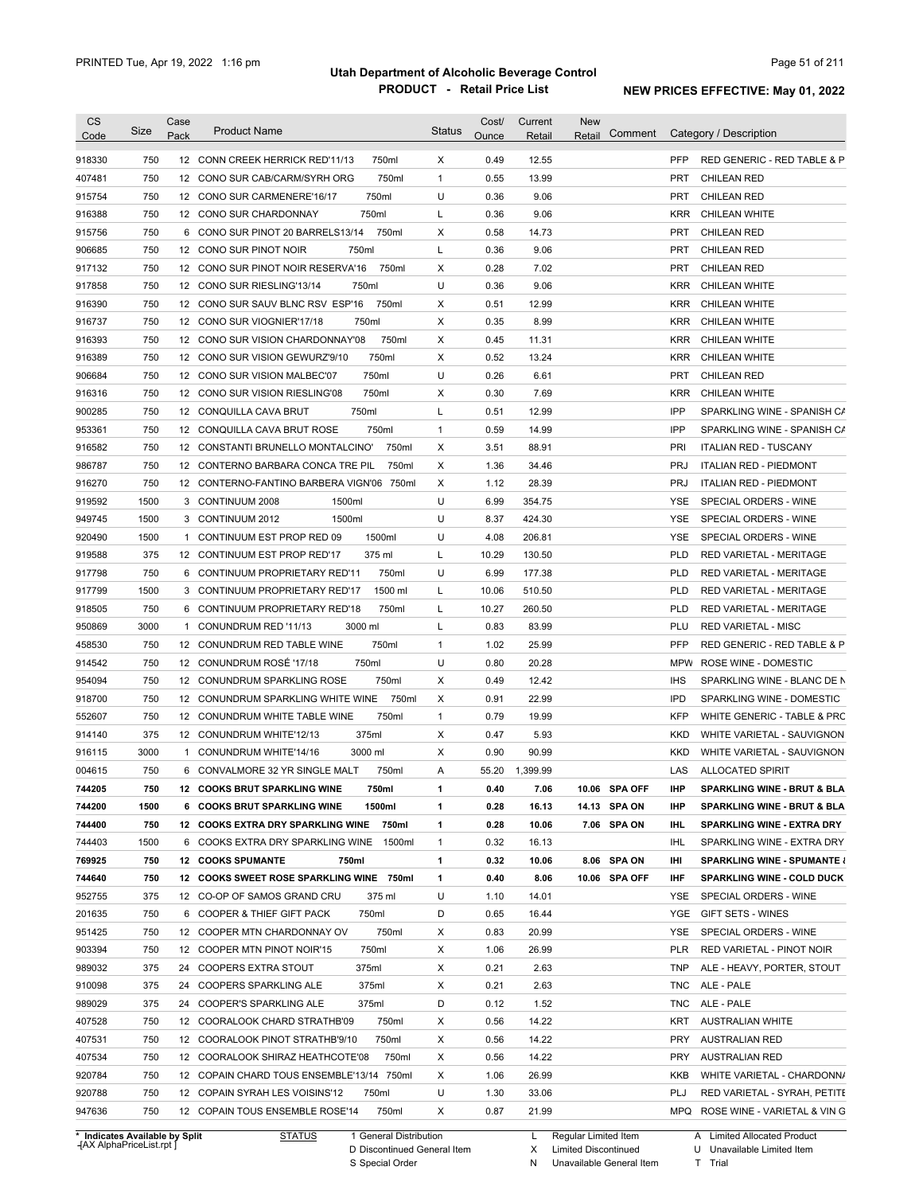# Utah Department of Alcoholic Beverage Control

## PRODUCT - Retail Price List

PRINTED Tue, Apr 19, 2022 1:16 pm

**NEW PRICES EFFECTIVE: May 01, 2022**

| CS Code | Size | Case Pack | Product Name | | Status | Cost/ Ounce | Current Retail | New Retail | Comment | Category / Description | |
|---|---|---|---|---|---|---|---|---|---|---|---|
| 918330 | 750 | 12 | CONN CREEK HERRICK RED'11/13 | 750ml | X | 0.49 | 12.55 | | | PFP | RED GENERIC - RED TABLE & P |
| 407481 | 750 | 12 | CONO SUR CAB/CARM/SYRH ORG | 750ml | 1 | 0.55 | 13.99 | | | PRT | CHILEAN RED |
| 915754 | 750 | 12 | CONO SUR CARMENERE'16/17 | 750ml | U | 0.36 | 9.06 | | | PRT | CHILEAN RED |
| 916388 | 750 | 12 | CONO SUR CHARDONNAY | 750ml | L | 0.36 | 9.06 | | | KRR | CHILEAN WHITE |
| 915756 | 750 | 6 | CONO SUR PINOT 20 BARRELS13/14 | 750ml | X | 0.58 | 14.73 | | | PRT | CHILEAN RED |
| 906685 | 750 | 12 | CONO SUR PINOT NOIR | 750ml | L | 0.36 | 9.06 | | | PRT | CHILEAN RED |
| 917132 | 750 | 12 | CONO SUR PINOT NOIR RESERVA'16 | 750ml | X | 0.28 | 7.02 | | | PRT | CHILEAN RED |
| 917858 | 750 | 12 | CONO SUR RIESLING'13/14 | 750ml | U | 0.36 | 9.06 | | | KRR | CHILEAN WHITE |
| 916390 | 750 | 12 | CONO SUR SAUV BLNC RSV ESP'16 | 750ml | X | 0.51 | 12.99 | | | KRR | CHILEAN WHITE |
| 916737 | 750 | 12 | CONO SUR VIOGNIER'17/18 | 750ml | X | 0.35 | 8.99 | | | KRR | CHILEAN WHITE |
| 916393 | 750 | 12 | CONO SUR VISION CHARDONNAY'08 | 750ml | X | 0.45 | 11.31 | | | KRR | CHILEAN WHITE |
| 916389 | 750 | 12 | CONO SUR VISION GEWURZ'9/10 | 750ml | X | 0.52 | 13.24 | | | KRR | CHILEAN WHITE |
| 906684 | 750 | 12 | CONO SUR VISION MALBEC'07 | 750ml | U | 0.26 | 6.61 | | | PRT | CHILEAN RED |
| 916316 | 750 | 12 | CONO SUR VISION RIESLING'08 | 750ml | X | 0.30 | 7.69 | | | KRR | CHILEAN WHITE |
| 900285 | 750 | 12 | CONQUILLA CAVA BRUT | 750ml | L | 0.51 | 12.99 | | | IPP | SPARKLING WINE - SPANISH CA |
| 953361 | 750 | 12 | CONQUILLA CAVA BRUT ROSE | 750ml | 1 | 0.59 | 14.99 | | | IPP | SPARKLING WINE - SPANISH CA |
| 916582 | 750 | 12 | CONSTANTI BRUNELLO MONTALCINO' | 750ml | X | 3.51 | 88.91 | | | PRI | ITALIAN RED - TUSCANY |
| 986787 | 750 | 12 | CONTERNO BARBARA CONCA TRE PIL | 750ml | X | 1.36 | 34.46 | | | PRJ | ITALIAN RED - PIEDMONT |
| 916270 | 750 | 12 | CONTERNO-FANTINO BARBERA VIGN'06 | 750ml | X | 1.12 | 28.39 | | | PRJ | ITALIAN RED - PIEDMONT |
| 919592 | 1500 | 3 | CONTINUUM 2008 | 1500ml | U | 6.99 | 354.75 | | | YSE | SPECIAL ORDERS - WINE |
| 949745 | 1500 | 3 | CONTINUUM 2012 | 1500ml | U | 8.37 | 424.30 | | | YSE | SPECIAL ORDERS - WINE |
| 920490 | 1500 | 1 | CONTINUUM EST PROP RED 09 | 1500ml | U | 4.08 | 206.81 | | | YSE | SPECIAL ORDERS - WINE |
| 919588 | 375 | 12 | CONTINUUM EST PROP RED'17 | 375 ml | L | 10.29 | 130.50 | | | PLD | RED VARIETAL - MERITAGE |
| 917798 | 750 | 6 | CONTINUUM PROPRIETARY RED'11 | 750ml | U | 6.99 | 177.38 | | | PLD | RED VARIETAL - MERITAGE |
| 917799 | 1500 | 3 | CONTINUUM PROPRIETARY RED'17 | 1500 ml | L | 10.06 | 510.50 | | | PLD | RED VARIETAL - MERITAGE |
| 918505 | 750 | 6 | CONTINUUM PROPRIETARY RED'18 | 750ml | L | 10.27 | 260.50 | | | PLD | RED VARIETAL - MERITAGE |
| 950869 | 3000 | 1 | CONUNDRUM RED '11/13 | 3000 ml | L | 0.83 | 83.99 | | | PLU | RED VARIETAL - MISC |
| 458530 | 750 | 12 | CONUNDRUM RED TABLE WINE | 750ml | 1 | 1.02 | 25.99 | | | PFP | RED GENERIC - RED TABLE & P |
| 914542 | 750 | 12 | CONUNDRUM ROSÉ '17/18 | 750ml | U | 0.80 | 20.28 | | | MPW | ROSE WINE - DOMESTIC |
| 954094 | 750 | 12 | CONUNDRUM SPARKLING ROSE | 750ml | X | 0.49 | 12.42 | | | IHS | SPARKLING WINE - BLANC DE N |
| 918700 | 750 | 12 | CONUNDRUM SPARKLING WHITE WINE | 750ml | X | 0.91 | 22.99 | | | IPD | SPARKLING WINE - DOMESTIC |
| 552607 | 750 | 12 | CONUNDRUM WHITE TABLE WINE | 750ml | 1 | 0.79 | 19.99 | | | KFP | WHITE GENERIC - TABLE & PRC |
| 914140 | 375 | 12 | CONUNDRUM WHITE'12/13 | 375ml | X | 0.47 | 5.93 | | | KKD | WHITE VARIETAL - SAUVIGNON |
| 916115 | 3000 | 1 | CONUNDRUM WHITE'14/16 | 3000 ml | X | 0.90 | 90.99 | | | KKD | WHITE VARIETAL - SAUVIGNON |
| 004615 | 750 | 6 | CONVALMORE 32 YR SINGLE MALT | 750ml | A | 55.20 | 1,399.99 | | | LAS | ALLOCATED SPIRIT |
| **744205** | **750** | **12** | **COOKS BRUT SPARKLING WINE** | **750ml** | **1** | **0.40** | **7.06** | **10.06** | **SPA OFF** | **IHP** | **SPARKLING WINE - BRUT & BLA** |
| **744200** | **1500** | **6** | **COOKS BRUT SPARKLING WINE** | **1500ml** | **1** | **0.28** | **16.13** | **14.13** | **SPA ON** | **IHP** | **SPARKLING WINE - BRUT & BLA** |
| **744400** | **750** | **12** | **COOKS EXTRA DRY SPARKLING WINE** | **750ml** | **1** | **0.28** | **10.06** | **7.06** | **SPA ON** | **IHL** | **SPARKLING WINE - EXTRA DRY** |
| 744403 | 1500 | 6 | COOKS EXTRA DRY SPARKLING WINE | 1500ml | 1 | 0.32 | 16.13 | | | IHL | SPARKLING WINE - EXTRA DRY |
| **769925** | **750** | **12** | **COOKS SPUMANTE** | **750ml** | **1** | **0.32** | **10.06** | **8.06** | **SPA ON** | **IHI** | **SPARKLING WINE - SPUMANTE &** |
| **744640** | **750** | **12** | **COOKS SWEET ROSE SPARKLING WINE** | **750ml** | **1** | **0.40** | **8.06** | **10.06** | **SPA OFF** | **IHF** | **SPARKLING WINE - COLD DUCK** |
| 952755 | 375 | 12 | CO-OP OF SAMOS GRAND CRU | 375 ml | U | 1.10 | 14.01 | | | YSE | SPECIAL ORDERS - WINE |
| 201635 | 750 | 6 | COOPER & THIEF GIFT PACK | 750ml | D | 0.65 | 16.44 | | | YGE | GIFT SETS - WINES |
| 951425 | 750 | 12 | COOPER MTN CHARDONNAY OV | 750ml | X | 0.83 | 20.99 | | | YSE | SPECIAL ORDERS - WINE |
| 903394 | 750 | 12 | COOPER MTN PINOT NOIR'15 | 750ml | X | 1.06 | 26.99 | | | PLR | RED VARIETAL - PINOT NOIR |
| 989032 | 375 | 24 | COOPERS EXTRA STOUT | 375ml | X | 0.21 | 2.63 | | | TNP | ALE - HEAVY, PORTER, STOUT |
| 910098 | 375 | 24 | COOPERS SPARKLING ALE | 375ml | X | 0.21 | 2.63 | | | TNC | ALE - PALE |
| 989029 | 375 | 24 | COOPER'S SPARKLING ALE | 375ml | D | 0.12 | 1.52 | | | TNC | ALE - PALE |
| 407528 | 750 | 12 | COORALOOK CHARD STRATHB'09 | 750ml | X | 0.56 | 14.22 | | | KRT | AUSTRALIAN WHITE |
| 407531 | 750 | 12 | COORALOOK PINOT STRATHB'9/10 | 750ml | X | 0.56 | 14.22 | | | PRY | AUSTRALIAN RED |
| 407534 | 750 | 12 | COORALOOK SHIRAZ HEATHCOTE'08 | 750ml | X | 0.56 | 14.22 | | | PRY | AUSTRALIAN RED |
| 920784 | 750 | 12 | COPAIN CHARD TOUS ENSEMBLE'13/14 | 750ml | X | 1.06 | 26.99 | | | KKB | WHITE VARIETAL - CHARDONNA |
| 920788 | 750 | 12 | COPAIN SYRAH LES VOISINS'12 | 750ml | U | 1.30 | 33.06 | | | PLJ | RED VARIETAL - SYRAH, PETITE |
| 947636 | 750 | 12 | COPAIN TOUS ENSEMBLE ROSE'14 | 750ml | X | 0.87 | 21.99 | | | MPQ | ROSE WINE - VARIETAL & VIN G |

\* Indicates Available by Split
-[AX AlphaPriceList.rpt ]

STATUS: 1 General Distribution; D Discontinued General Item; S Special Order; L Regular Limited Item; X Limited Discontinued; N Unavailable General Item; A Limited Allocated Product; U Unavailable Limited Item; T Trial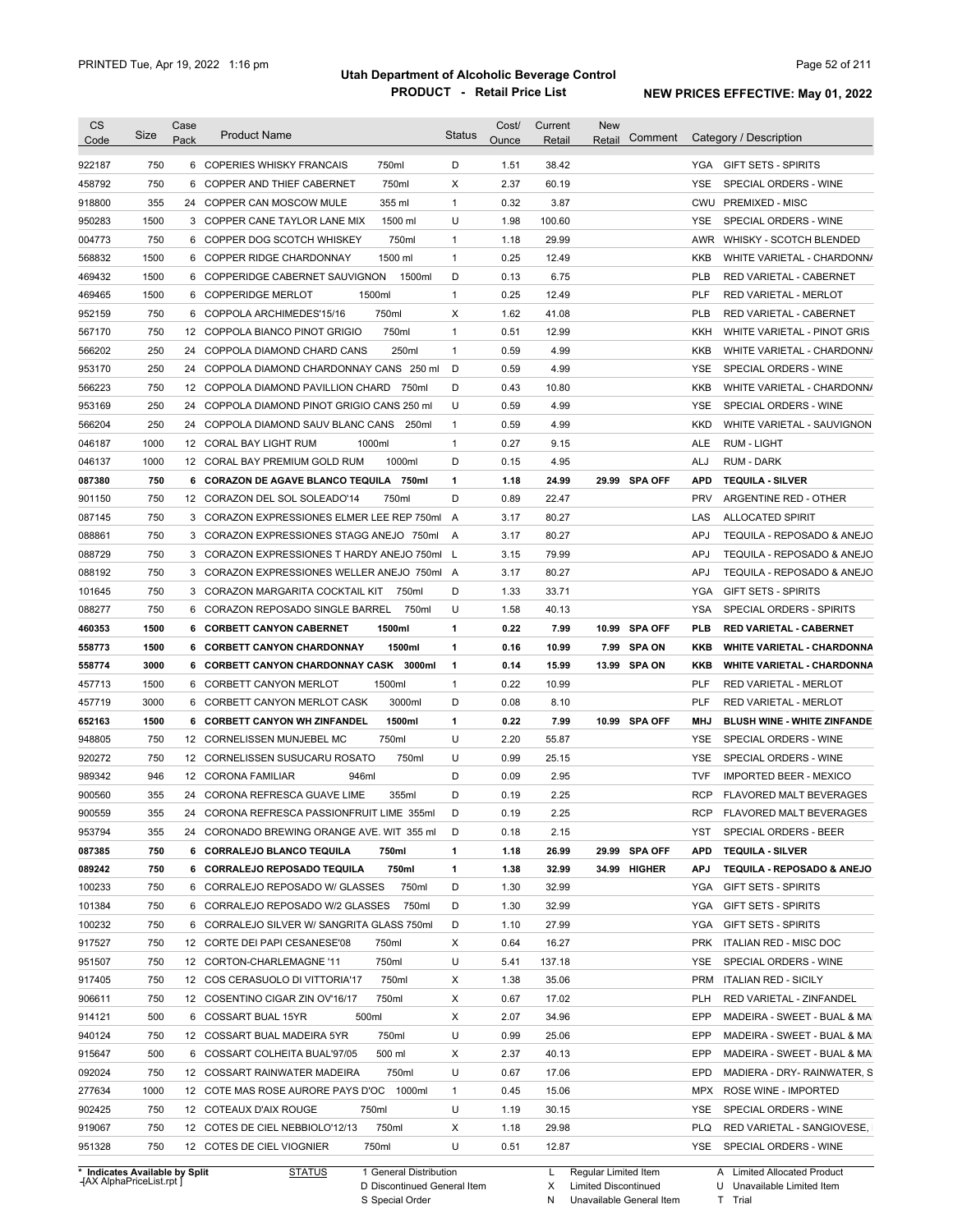# Utah Department of Alcoholic Beverage Control

## PRODUCT - Retail Price List

PRINTED Tue, Apr 19, 2022 1:16 pm

**NEW PRICES EFFECTIVE: May 01, 2022**

| CS Code | Size | Case Pack | Product Name | Status | Cost/ Ounce | Current Retail | New Retail | Comment | Category / Description |
|---|---|---|---|---|---|---|---|---|---|
| 922187 | 750 | 6 | COPERIES WHISKY FRANCAIS 750ml | D | 1.51 | 38.42 | | | YGA GIFT SETS - SPIRITS |
| 458792 | 750 | 6 | COPPER AND THIEF CABERNET 750ml | X | 2.37 | 60.19 | | | YSE SPECIAL ORDERS - WINE |
| 918800 | 355 | 24 | COPPER CAN MOSCOW MULE 355 ml | 1 | 0.32 | 3.87 | | | CWU PREMIXED - MISC |
| 950283 | 1500 | 3 | COPPER CANE TAYLOR LANE MIX 1500 ml | U | 1.98 | 100.60 | | | YSE SPECIAL ORDERS - WINE |
| 004773 | 750 | 6 | COPPER DOG SCOTCH WHISKEY 750ml | 1 | 1.18 | 29.99 | | | AWR WHISKY - SCOTCH BLENDED |
| 568832 | 1500 | 6 | COPPER RIDGE CHARDONNAY 1500 ml | 1 | 0.25 | 12.49 | | | KKB WHITE VARIETAL - CHARDONNA |
| 469432 | 1500 | 6 | COPPERIDGE CABERNET SAUVIGNON 1500ml | D | 0.13 | 6.75 | | | PLB RED VARIETAL - CABERNET |
| 469465 | 1500 | 6 | COPPERIDGE MERLOT 1500ml | 1 | 0.25 | 12.49 | | | PLF RED VARIETAL - MERLOT |
| 952159 | 750 | 6 | COPPOLA ARCHIMEDES'15/16 750ml | X | 1.62 | 41.08 | | | PLB RED VARIETAL - CABERNET |
| 567170 | 750 | 12 | COPPOLA BIANCO PINOT GRIGIO 750ml | 1 | 0.51 | 12.99 | | | KKH WHITE VARIETAL - PINOT GRIS |
| 566202 | 250 | 24 | COPPOLA DIAMOND CHARD CANS 250ml | 1 | 0.59 | 4.99 | | | KKB WHITE VARIETAL - CHARDONNA |
| 953170 | 250 | 24 | COPPOLA DIAMOND CHARDONNAY CANS 250 ml | D | 0.59 | 4.99 | | | YSE SPECIAL ORDERS - WINE |
| 566223 | 750 | 12 | COPPOLA DIAMOND PAVILLION CHARD 750ml | D | 0.43 | 10.80 | | | KKB WHITE VARIETAL - CHARDONNA |
| 953169 | 250 | 24 | COPPOLA DIAMOND PINOT GRIGIO CANS 250 ml | U | 0.59 | 4.99 | | | YSE SPECIAL ORDERS - WINE |
| 566204 | 250 | 24 | COPPOLA DIAMOND SAUV BLANC CANS 250ml | 1 | 0.59 | 4.99 | | | KKD WHITE VARIETAL - SAUVIGNON |
| 046187 | 1000 | 12 | CORAL BAY LIGHT RUM 1000ml | 1 | 0.27 | 9.15 | | | ALE RUM - LIGHT |
| 046137 | 1000 | 12 | CORAL BAY PREMIUM GOLD RUM 1000ml | D | 0.15 | 4.95 | | | ALJ RUM - DARK |
| **087380** | **750** | **6** | **CORAZON DE AGAVE BLANCO TEQUILA 750ml** | **1** | **1.18** | **24.99** | **29.99** | **SPA OFF** | **APD TEQUILA - SILVER** |
| 901150 | 750 | 12 | CORAZON DEL SOL SOLEADO'14 750ml | D | 0.89 | 22.47 | | | PRV ARGENTINE RED - OTHER |
| 087145 | 750 | 3 | CORAZON EXPRESSIONES ELMER LEE REP 750ml | A | 3.17 | 80.27 | | | LAS ALLOCATED SPIRIT |
| 088861 | 750 | 3 | CORAZON EXPRESSIONES STAGG ANEJO 750ml | A | 3.17 | 80.27 | | | APJ TEQUILA - REPOSADO & ANEJO |
| 088729 | 750 | 3 | CORAZON EXPRESSIONES T HARDY ANEJO 750ml | L | 3.15 | 79.99 | | | APJ TEQUILA - REPOSADO & ANEJO |
| 088192 | 750 | 3 | CORAZON EXPRESSIONES WELLER ANEJO 750ml | A | 3.17 | 80.27 | | | APJ TEQUILA - REPOSADO & ANEJO |
| 101645 | 750 | 3 | CORAZON MARGARITA COCKTAIL KIT 750ml | D | 1.33 | 33.71 | | | YGA GIFT SETS - SPIRITS |
| 088277 | 750 | 6 | CORAZON REPOSADO SINGLE BARREL 750ml | U | 1.58 | 40.13 | | | YSA SPECIAL ORDERS - SPIRITS |
| **460353** | **1500** | **6** | **CORBETT CANYON CABERNET 1500ml** | **1** | **0.22** | **7.99** | **10.99** | **SPA OFF** | **PLB RED VARIETAL - CABERNET** |
| **558773** | **1500** | **6** | **CORBETT CANYON CHARDONNAY 1500ml** | **1** | **0.16** | **10.99** | **7.99** | **SPA ON** | **KKB WHITE VARIETAL - CHARDONNA** |
| **558774** | **3000** | **6** | **CORBETT CANYON CHARDONNAY CASK 3000ml** | **1** | **0.14** | **15.99** | **13.99** | **SPA ON** | **KKB WHITE VARIETAL - CHARDONNA** |
| 457713 | 1500 | 6 | CORBETT CANYON MERLOT 1500ml | 1 | 0.22 | 10.99 | | | PLF RED VARIETAL - MERLOT |
| 457719 | 3000 | 6 | CORBETT CANYON MERLOT CASK 3000ml | D | 0.08 | 8.10 | | | PLF RED VARIETAL - MERLOT |
| **652163** | **1500** | **6** | **CORBETT CANYON WH ZINFANDEL 1500ml** | **1** | **0.22** | **7.99** | **10.99** | **SPA OFF** | **MHJ BLUSH WINE - WHITE ZINFANDE** |
| 948805 | 750 | 12 | CORNELISSEN MUNJEBEL MC 750ml | U | 2.20 | 55.87 | | | YSE SPECIAL ORDERS - WINE |
| 920272 | 750 | 12 | CORNELISSEN SUSUCARU ROSATO 750ml | U | 0.99 | 25.15 | | | YSE SPECIAL ORDERS - WINE |
| 989342 | 946 | 12 | CORONA FAMILIAR 946ml | D | 0.09 | 2.95 | | | TVF IMPORTED BEER - MEXICO |
| 900560 | 355 | 24 | CORONA REFRESCA GUAVE LIME 355ml | D | 0.19 | 2.25 | | | RCP FLAVORED MALT BEVERAGES |
| 900559 | 355 | 24 | CORONA REFRESCA PASSIONFRUIT LIME 355ml | D | 0.19 | 2.25 | | | RCP FLAVORED MALT BEVERAGES |
| 953794 | 355 | 24 | CORONADO BREWING ORANGE AVE. WIT 355 ml | D | 0.18 | 2.15 | | | YST SPECIAL ORDERS - BEER |
| **087385** | **750** | **6** | **CORRALEJO BLANCO TEQUILA 750ml** | **1** | **1.18** | **26.99** | **29.99** | **SPA OFF** | **APD TEQUILA - SILVER** |
| **089242** | **750** | **6** | **CORRALEJO REPOSADO TEQUILA 750ml** | **1** | **1.38** | **32.99** | **34.99** | **HIGHER** | **APJ TEQUILA - REPOSADO & ANEJO** |
| 100233 | 750 | 6 | CORRALEJO REPOSADO W/ GLASSES 750ml | D | 1.30 | 32.99 | | | YGA GIFT SETS - SPIRITS |
| 101384 | 750 | 6 | CORRALEJO REPOSADO W/2 GLASSES 750ml | D | 1.30 | 32.99 | | | YGA GIFT SETS - SPIRITS |
| 100232 | 750 | 6 | CORRALEJO SILVER W/ SANGRITA GLASS 750ml | D | 1.10 | 27.99 | | | YGA GIFT SETS - SPIRITS |
| 917527 | 750 | 12 | CORTE DEI PAPI CESANESE'08 750ml | X | 0.64 | 16.27 | | | PRK ITALIAN RED - MISC DOC |
| 951507 | 750 | 12 | CORTON-CHARLEMAGNE '11 750ml | U | 5.41 | 137.18 | | | YSE SPECIAL ORDERS - WINE |
| 917405 | 750 | 12 | COS CERASUOLO DI VITTORIA'17 750ml | X | 1.38 | 35.06 | | | PRM ITALIAN RED - SICILY |
| 906611 | 750 | 12 | COSENTINO CIGAR ZIN OV'16/17 750ml | X | 0.67 | 17.02 | | | PLH RED VARIETAL - ZINFANDEL |
| 914121 | 500 | 6 | COSSART BUAL 15YR 500ml | X | 2.07 | 34.96 | | | EPP MADEIRA - SWEET - BUAL & MA |
| 940124 | 750 | 12 | COSSART BUAL MADEIRA 5YR 750ml | U | 0.99 | 25.06 | | | EPP MADEIRA - SWEET - BUAL & MA |
| 915647 | 500 | 6 | COSSART COLHEITA BUAL'97/05 500 ml | X | 2.37 | 40.13 | | | EPP MADEIRA - SWEET - BUAL & MA |
| 092024 | 750 | 12 | COSSART RAINWATER MADEIRA 750ml | U | 0.67 | 17.06 | | | EPD MADIERA - DRY- RAINWATER, S |
| 277634 | 1000 | 12 | COTE MAS ROSE AURORE PAYS D'OC 1000ml | 1 | 0.45 | 15.06 | | | MPX ROSE WINE - IMPORTED |
| 902425 | 750 | 12 | COTEAUX D'AIX ROUGE 750ml | U | 1.19 | 30.15 | | | YSE SPECIAL ORDERS - WINE |
| 919067 | 750 | 12 | COTES DE CIEL NEBBIOLO'12/13 750ml | X | 1.18 | 29.98 | | | PLQ RED VARIETAL - SANGIOVESE, |
| 951328 | 750 | 12 | COTES DE CIEL VIOGNIER 750ml | U | 0.51 | 12.87 | | | YSE SPECIAL ORDERS - WINE |

\* Indicates Available by Split
-[AX AlphaPriceList.rpt ]

STATUS: 1 General Distribution; D Discontinued General Item; S Special Order; L Regular Limited Item; X Limited Discontinued; N Unavailable General Item; A Limited Allocated Product; U Unavailable Limited Item; T Trial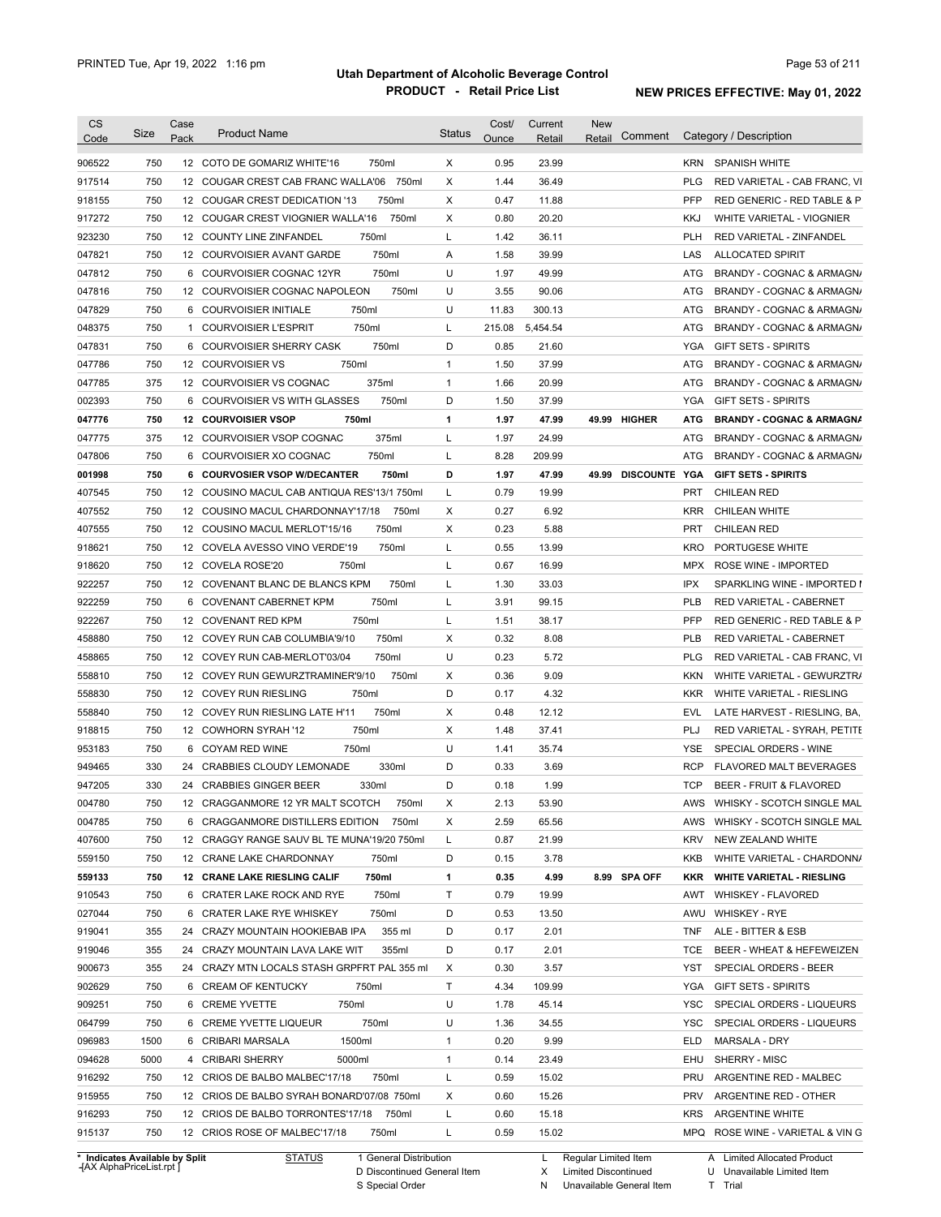PRINTED Tue, Apr 19, 2022 1:16 pm

# Utah Department of Alcoholic Beverage Control
## PRODUCT - Retail Price List

**NEW PRICES EFFECTIVE: May 01, 2022**

| CS Code | Size | Case Pack | Product Name | Status | Cost/ Ounce | Current Retail | New Retail | Comment | Category / Description |
|---|---|---|---|---|---|---|---|---|---|
| 906522 | 750 | 12 | COTO DE GOMARIZ WHITE'16 750ml | X | 0.95 | 23.99 | | | KRN SPANISH WHITE |
| 917514 | 750 | 12 | COUGAR CREST CAB FRANC WALLA'06 750ml | X | 1.44 | 36.49 | | | PLG RED VARIETAL - CAB FRANC, VI |
| 918155 | 750 | 12 | COUGAR CREST DEDICATION '13 750ml | X | 0.47 | 11.88 | | | PFP RED GENERIC - RED TABLE & P |
| 917272 | 750 | 12 | COUGAR CREST VIOGNIER WALLA'16 750ml | X | 0.80 | 20.20 | | | KKJ WHITE VARIETAL - VIOGNIER |
| 923230 | 750 | 12 | COUNTY LINE ZINFANDEL 750ml | L | 1.42 | 36.11 | | | PLH RED VARIETAL - ZINFANDEL |
| 047821 | 750 | 12 | COURVOISIER AVANT GARDE 750ml | A | 1.58 | 39.99 | | | LAS ALLOCATED SPIRIT |
| 047812 | 750 | 6 | COURVOISIER COGNAC 12YR 750ml | U | 1.97 | 49.99 | | | ATG BRANDY - COGNAC & ARMAGNA |
| 047816 | 750 | 12 | COURVOISIER COGNAC NAPOLEON 750ml | U | 3.55 | 90.06 | | | ATG BRANDY - COGNAC & ARMAGNA |
| 047829 | 750 | 6 | COURVOISIER INITIALE 750ml | U | 11.83 | 300.13 | | | ATG BRANDY - COGNAC & ARMAGNA |
| 048375 | 750 | 1 | COURVOISIER L'ESPRIT 750ml | L | 215.08 | 5,454.54 | | | ATG BRANDY - COGNAC & ARMAGNA |
| 047831 | 750 | 6 | COURVOISIER SHERRY CASK 750ml | D | 0.85 | 21.60 | | | YGA GIFT SETS - SPIRITS |
| 047786 | 750 | 12 | COURVOISIER VS 750ml | 1 | 1.50 | 37.99 | | | ATG BRANDY - COGNAC & ARMAGNA |
| 047785 | 375 | 12 | COURVOISIER VS COGNAC 375ml | 1 | 1.66 | 20.99 | | | ATG BRANDY - COGNAC & ARMAGNA |
| 002393 | 750 | 6 | COURVOISIER VS WITH GLASSES 750ml | D | 1.50 | 37.99 | | | YGA GIFT SETS - SPIRITS |
| **047776** | **750** | **12** | **COURVOISIER VSOP 750ml** | **1** | **1.97** | **47.99** | **49.99** | **HIGHER** | **ATG BRANDY - COGNAC & ARMAGNA** |
| 047775 | 375 | 12 | COURVOISIER VSOP COGNAC 375ml | L | 1.97 | 24.99 | | | ATG BRANDY - COGNAC & ARMAGNA |
| 047806 | 750 | 6 | COURVOISIER XO COGNAC 750ml | L | 8.28 | 209.99 | | | ATG BRANDY - COGNAC & ARMAGNA |
| **001998** | **750** | **6** | **COURVOISIER VSOP W/DECANTER 750ml** | **D** | **1.97** | **47.99** | **49.99** | **DISCOUNTE** | **YGA GIFT SETS - SPIRITS** |
| 407545 | 750 | 12 | COUSINO MACUL CAB ANTIQUA RES'13/1 750ml | L | 0.79 | 19.99 | | | PRT CHILEAN RED |
| 407552 | 750 | 12 | COUSINO MACUL CHARDONNAY'17/18 750ml | X | 0.27 | 6.92 | | | KRR CHILEAN WHITE |
| 407555 | 750 | 12 | COUSINO MACUL MERLOT'15/16 750ml | X | 0.23 | 5.88 | | | PRT CHILEAN RED |
| 918621 | 750 | 12 | COVELA AVESSO VINO VERDE'19 750ml | L | 0.55 | 13.99 | | | KRO PORTUGESE WHITE |
| 918620 | 750 | 12 | COVELA ROSE'20 750ml | L | 0.67 | 16.99 | | | MPX ROSE WINE - IMPORTED |
| 922257 | 750 | 12 | COVENANT BLANC DE BLANCS KPM 750ml | L | 1.30 | 33.03 | | | IPX SPARKLING WINE - IMPORTED I |
| 922259 | 750 | 6 | COVENANT CABERNET KPM 750ml | L | 3.91 | 99.15 | | | PLB RED VARIETAL - CABERNET |
| 922267 | 750 | 12 | COVENANT RED KPM 750ml | L | 1.51 | 38.17 | | | PFP RED GENERIC - RED TABLE & P |
| 458880 | 750 | 12 | COVEY RUN CAB COLUMBIA'9/10 750ml | X | 0.32 | 8.08 | | | PLB RED VARIETAL - CABERNET |
| 458865 | 750 | 12 | COVEY RUN CAB-MERLOT'03/04 750ml | U | 0.23 | 5.72 | | | PLG RED VARIETAL - CAB FRANC, VI |
| 558810 | 750 | 12 | COVEY RUN GEWURZTRAMINER'9/10 750ml | X | 0.36 | 9.09 | | | KKN WHITE VARIETAL - GEWURZTRA |
| 558830 | 750 | 12 | COVEY RUN RIESLING 750ml | D | 0.17 | 4.32 | | | KKR WHITE VARIETAL - RIESLING |
| 558840 | 750 | 12 | COVEY RUN RIESLING LATE H'11 750ml | X | 0.48 | 12.12 | | | EVL LATE HARVEST - RIESLING, BA, |
| 918815 | 750 | 12 | COWHORN SYRAH '12 750ml | X | 1.48 | 37.41 | | | PLJ RED VARIETAL - SYRAH, PETITE |
| 953183 | 750 | 6 | COYAM RED WINE 750ml | U | 1.41 | 35.74 | | | YSE SPECIAL ORDERS - WINE |
| 949465 | 330 | 24 | CRABBIES CLOUDY LEMONADE 330ml | D | 0.33 | 3.69 | | | RCP FLAVORED MALT BEVERAGES |
| 947205 | 330 | 24 | CRABBIES GINGER BEER 330ml | D | 0.18 | 1.99 | | | TCP BEER - FRUIT & FLAVORED |
| 004780 | 750 | 12 | CRAGGANMORE 12 YR MALT SCOTCH 750ml | X | 2.13 | 53.90 | | | AWS WHISKY - SCOTCH SINGLE MAL |
| 004785 | 750 | 6 | CRAGGANMORE DISTILLERS EDITION 750ml | X | 2.59 | 65.56 | | | AWS WHISKY - SCOTCH SINGLE MAL |
| 407600 | 750 | 12 | CRAGGY RANGE SAUV BL TE MUNA'19/20 750ml | L | 0.87 | 21.99 | | | KRV NEW ZEALAND WHITE |
| 559150 | 750 | 12 | CRANE LAKE CHARDONNAY 750ml | D | 0.15 | 3.78 | | | KKB WHITE VARIETAL - CHARDONNA |
| **559133** | **750** | **12** | **CRANE LAKE RIESLING CALIF 750ml** | **1** | **0.35** | **4.99** | **8.99** | **SPA OFF** | **KKR WHITE VARIETAL - RIESLING** |
| 910543 | 750 | 6 | CRATER LAKE ROCK AND RYE 750ml | T | 0.79 | 19.99 | | | AWT WHISKEY - FLAVORED |
| 027044 | 750 | 6 | CRATER LAKE RYE WHISKEY 750ml | D | 0.53 | 13.50 | | | AWU WHISKEY - RYE |
| 919041 | 355 | 24 | CRAZY MOUNTAIN HOOKIEBAB IPA 355 ml | D | 0.17 | 2.01 | | | TNF ALE - BITTER & ESB |
| 919046 | 355 | 24 | CRAZY MOUNTAIN LAVA LAKE WIT 355ml | D | 0.17 | 2.01 | | | TCE BEER - WHEAT & HEFEWEIZEN |
| 900673 | 355 | 24 | CRAZY MTN LOCALS STASH GRPFRT PAL 355 ml | X | 0.30 | 3.57 | | | YST SPECIAL ORDERS - BEER |
| 902629 | 750 | 6 | CREAM OF KENTUCKY 750ml | T | 4.34 | 109.99 | | | YGA GIFT SETS - SPIRITS |
| 909251 | 750 | 6 | CREME YVETTE 750ml | U | 1.78 | 45.14 | | | YSC SPECIAL ORDERS - LIQUEURS |
| 064799 | 750 | 6 | CREME YVETTE LIQUEUR 750ml | U | 1.36 | 34.55 | | | YSC SPECIAL ORDERS - LIQUEURS |
| 096983 | 1500 | 6 | CRIBARI MARSALA 1500ml | 1 | 0.20 | 9.99 | | | ELD MARSALA - DRY |
| 094628 | 5000 | 4 | CRIBARI SHERRY 5000ml | 1 | 0.14 | 23.49 | | | EHU SHERRY - MISC |
| 916292 | 750 | 12 | CRIOS DE BALBO MALBEC'17/18 750ml | L | 0.59 | 15.02 | | | PRU ARGENTINE RED - MALBEC |
| 915955 | 750 | 12 | CRIOS DE BALBO SYRAH BONARD'07/08 750ml | X | 0.60 | 15.26 | | | PRV ARGENTINE RED - OTHER |
| 916293 | 750 | 12 | CRIOS DE BALBO TORRONTES'17/18 750ml | L | 0.60 | 15.18 | | | KRS ARGENTINE WHITE |
| 915137 | 750 | 12 | CRIOS ROSE OF MALBEC'17/18 750ml | L | 0.59 | 15.02 | | | MPQ ROSE WINE - VARIETAL & VIN G |

\* Indicates Available by Split

STATUS: 1 General Distribution; D Discontinued General Item; S Special Order; L Regular Limited Item; X Limited Discontinued; N Unavailable General Item; A Limited Allocated Product; U Unavailable Limited Item; T Trial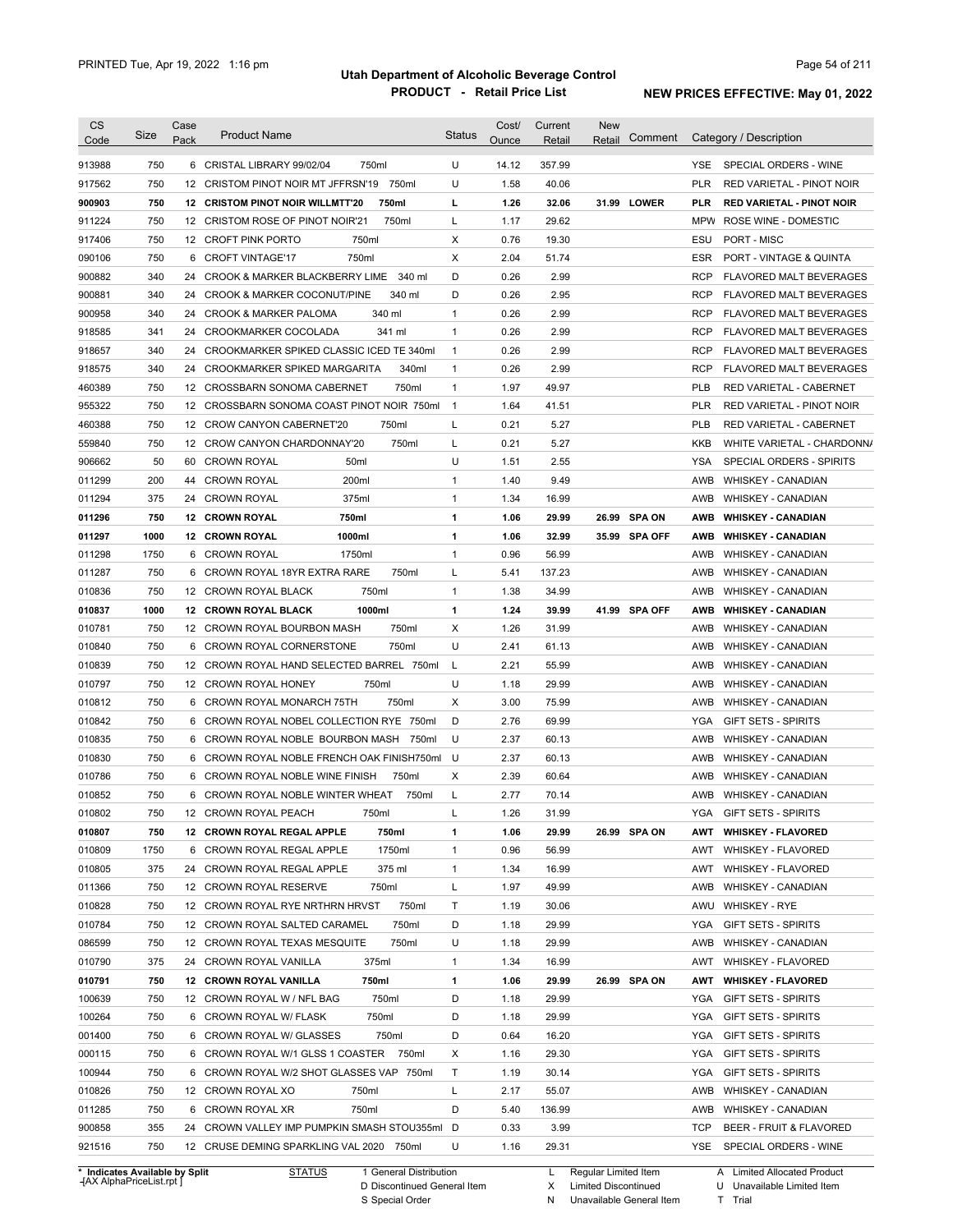# Utah Department of Alcoholic Beverage Control

**PRODUCT - Retail Price List**

PRINTED Tue, Apr 19, 2022 1:16 pm

**NEW PRICES EFFECTIVE: May 01, 2022**

| CS Code | Size | Case Pack | Product Name | Status | Cost/ Ounce | Current Retail | New Retail | Comment | Category / Description |
|---|---|---|---|---|---|---|---|---|---|
| 913988 | 750 | 6 | CRISTAL LIBRARY 99/02/04 750ml | U | 14.12 | 357.99 | | | YSE SPECIAL ORDERS - WINE |
| 917562 | 750 | 12 | CRISTOM PINOT NOIR MT JFFRSN'19 750ml | U | 1.58 | 40.06 | | | PLR RED VARIETAL - PINOT NOIR |
| **900903** | **750** | **12** | **CRISTOM PINOT NOIR WILLMTT'20 750ml** | **L** | **1.26** | **32.06** | **31.99** | **LOWER** | **PLR RED VARIETAL - PINOT NOIR** |
| 911224 | 750 | 12 | CRISTOM ROSE OF PINOT NOIR'21 750ml | L | 1.17 | 29.62 | | | MPW ROSE WINE - DOMESTIC |
| 917406 | 750 | 12 | CROFT PINK PORTO 750ml | X | 0.76 | 19.30 | | | ESU PORT - MISC |
| 090106 | 750 | 6 | CROFT VINTAGE'17 750ml | X | 2.04 | 51.74 | | | ESR PORT - VINTAGE & QUINTA |
| 900882 | 340 | 24 | CROOK & MARKER BLACKBERRY LIME 340 ml | D | 0.26 | 2.99 | | | RCP FLAVORED MALT BEVERAGES |
| 900881 | 340 | 24 | CROOK & MARKER COCONUT/PINE 340 ml | D | 0.26 | 2.95 | | | RCP FLAVORED MALT BEVERAGES |
| 900958 | 340 | 24 | CROOK & MARKER PALOMA 340 ml | 1 | 0.26 | 2.99 | | | RCP FLAVORED MALT BEVERAGES |
| 918585 | 341 | 24 | CROOKMARKER COCOLADA 341 ml | 1 | 0.26 | 2.99 | | | RCP FLAVORED MALT BEVERAGES |
| 918657 | 340 | 24 | CROOKMARKER SPIKED CLASSIC ICED TE 340ml | 1 | 0.26 | 2.99 | | | RCP FLAVORED MALT BEVERAGES |
| 918575 | 340 | 24 | CROOKMARKER SPIKED MARGARITA 340ml | 1 | 0.26 | 2.99 | | | RCP FLAVORED MALT BEVERAGES |
| 460389 | 750 | 12 | CROSSBARN SONOMA CABERNET 750ml | 1 | 1.97 | 49.97 | | | PLB RED VARIETAL - CABERNET |
| 955322 | 750 | 12 | CROSSBARN SONOMA COAST PINOT NOIR 750ml | 1 | 1.64 | 41.51 | | | PLR RED VARIETAL - PINOT NOIR |
| 460388 | 750 | 12 | CROW CANYON CABERNET'20 750ml | L | 0.21 | 5.27 | | | PLB RED VARIETAL - CABERNET |
| 559840 | 750 | 12 | CROW CANYON CHARDONNAY'20 750ml | L | 0.21 | 5.27 | | | KKB WHITE VARIETAL - CHARDONNA |
| 906662 | 50 | 60 | CROWN ROYAL 50ml | U | 1.51 | 2.55 | | | YSA SPECIAL ORDERS - SPIRITS |
| 011299 | 200 | 44 | CROWN ROYAL 200ml | 1 | 1.40 | 9.49 | | | AWB WHISKEY - CANADIAN |
| 011294 | 375 | 24 | CROWN ROYAL 375ml | 1 | 1.34 | 16.99 | | | AWB WHISKEY - CANADIAN |
| **011296** | **750** | **12** | **CROWN ROYAL 750ml** | **1** | **1.06** | **29.99** | **26.99** | **SPA ON** | **AWB WHISKEY - CANADIAN** |
| **011297** | **1000** | **12** | **CROWN ROYAL 1000ml** | **1** | **1.06** | **32.99** | **35.99** | **SPA OFF** | **AWB WHISKEY - CANADIAN** |
| 011298 | 1750 | 6 | CROWN ROYAL 1750ml | 1 | 0.96 | 56.99 | | | AWB WHISKEY - CANADIAN |
| 011287 | 750 | 6 | CROWN ROYAL 18YR EXTRA RARE 750ml | L | 5.41 | 137.23 | | | AWB WHISKEY - CANADIAN |
| 010836 | 750 | 12 | CROWN ROYAL BLACK 750ml | 1 | 1.38 | 34.99 | | | AWB WHISKEY - CANADIAN |
| **010837** | **1000** | **12** | **CROWN ROYAL BLACK 1000ml** | **1** | **1.24** | **39.99** | **41.99** | **SPA OFF** | **AWB WHISKEY - CANADIAN** |
| 010781 | 750 | 12 | CROWN ROYAL BOURBON MASH 750ml | X | 1.26 | 31.99 | | | AWB WHISKEY - CANADIAN |
| 010840 | 750 | 6 | CROWN ROYAL CORNERSTONE 750ml | U | 2.41 | 61.13 | | | AWB WHISKEY - CANADIAN |
| 010839 | 750 | 12 | CROWN ROYAL HAND SELECTED BARREL 750ml | L | 2.21 | 55.99 | | | AWB WHISKEY - CANADIAN |
| 010797 | 750 | 12 | CROWN ROYAL HONEY 750ml | U | 1.18 | 29.99 | | | AWB WHISKEY - CANADIAN |
| 010812 | 750 | 6 | CROWN ROYAL MONARCH 75TH 750ml | X | 3.00 | 75.99 | | | AWB WHISKEY - CANADIAN |
| 010842 | 750 | 6 | CROWN ROYAL NOBEL COLLECTION RYE 750ml | D | 2.76 | 69.99 | | | YGA GIFT SETS - SPIRITS |
| 010835 | 750 | 6 | CROWN ROYAL NOBLE BOURBON MASH 750ml | U | 2.37 | 60.13 | | | AWB WHISKEY - CANADIAN |
| 010830 | 750 | 6 | CROWN ROYAL NOBLE FRENCH OAK FINISH750ml | U | 2.37 | 60.13 | | | AWB WHISKEY - CANADIAN |
| 010786 | 750 | 6 | CROWN ROYAL NOBLE WINE FINISH 750ml | X | 2.39 | 60.64 | | | AWB WHISKEY - CANADIAN |
| 010852 | 750 | 6 | CROWN ROYAL NOBLE WINTER WHEAT 750ml | L | 2.77 | 70.14 | | | AWB WHISKEY - CANADIAN |
| 010802 | 750 | 12 | CROWN ROYAL PEACH 750ml | L | 1.26 | 31.99 | | | YGA GIFT SETS - SPIRITS |
| **010807** | **750** | **12** | **CROWN ROYAL REGAL APPLE 750ml** | **1** | **1.06** | **29.99** | **26.99** | **SPA ON** | **AWT WHISKEY - FLAVORED** |
| 010809 | 1750 | 6 | CROWN ROYAL REGAL APPLE 1750ml | 1 | 0.96 | 56.99 | | | AWT WHISKEY - FLAVORED |
| 010805 | 375 | 24 | CROWN ROYAL REGAL APPLE 375 ml | 1 | 1.34 | 16.99 | | | AWT WHISKEY - FLAVORED |
| 011366 | 750 | 12 | CROWN ROYAL RESERVE 750ml | L | 1.97 | 49.99 | | | AWB WHISKEY - CANADIAN |
| 010828 | 750 | 12 | CROWN ROYAL RYE NRTHRN HRVST 750ml | T | 1.19 | 30.06 | | | AWU WHISKEY - RYE |
| 010784 | 750 | 12 | CROWN ROYAL SALTED CARAMEL 750ml | D | 1.18 | 29.99 | | | YGA GIFT SETS - SPIRITS |
| 086599 | 750 | 12 | CROWN ROYAL TEXAS MESQUITE 750ml | U | 1.18 | 29.99 | | | AWB WHISKEY - CANADIAN |
| 010790 | 375 | 24 | CROWN ROYAL VANILLA 375ml | 1 | 1.34 | 16.99 | | | AWT WHISKEY - FLAVORED |
| **010791** | **750** | **12** | **CROWN ROYAL VANILLA 750ml** | **1** | **1.06** | **29.99** | **26.99** | **SPA ON** | **AWT WHISKEY - FLAVORED** |
| 100639 | 750 | 12 | CROWN ROYAL W / NFL BAG 750ml | D | 1.18 | 29.99 | | | YGA GIFT SETS - SPIRITS |
| 100264 | 750 | 6 | CROWN ROYAL W/ FLASK 750ml | D | 1.18 | 29.99 | | | YGA GIFT SETS - SPIRITS |
| 001400 | 750 | 6 | CROWN ROYAL W/ GLASSES 750ml | D | 0.64 | 16.20 | | | YGA GIFT SETS - SPIRITS |
| 000115 | 750 | 6 | CROWN ROYAL W/1 GLSS 1 COASTER 750ml | X | 1.16 | 29.30 | | | YGA GIFT SETS - SPIRITS |
| 100944 | 750 | 6 | CROWN ROYAL W/2 SHOT GLASSES VAP 750ml | T | 1.19 | 30.14 | | | YGA GIFT SETS - SPIRITS |
| 010826 | 750 | 12 | CROWN ROYAL XO 750ml | L | 2.17 | 55.07 | | | AWB WHISKEY - CANADIAN |
| 011285 | 750 | 6 | CROWN ROYAL XR 750ml | D | 5.40 | 136.99 | | | AWB WHISKEY - CANADIAN |
| 900858 | 355 | 24 | CROWN VALLEY IMP PUMPKIN SMASH STOU355ml | D | 0.33 | 3.99 | | | TCP BEER - FRUIT & FLAVORED |
| 921516 | 750 | 12 | CRUSE DEMING SPARKLING VAL 2020 750ml | U | 1.16 | 29.31 | | | YSE SPECIAL ORDERS - WINE |

\* Indicates Available by Split

STATUS: 1 General Distribution; D Discontinued General Item; S Special Order; L Regular Limited Item; X Limited Discontinued; N Unavailable General Item; A Limited Allocated Product; U Unavailable Limited Item; T Trial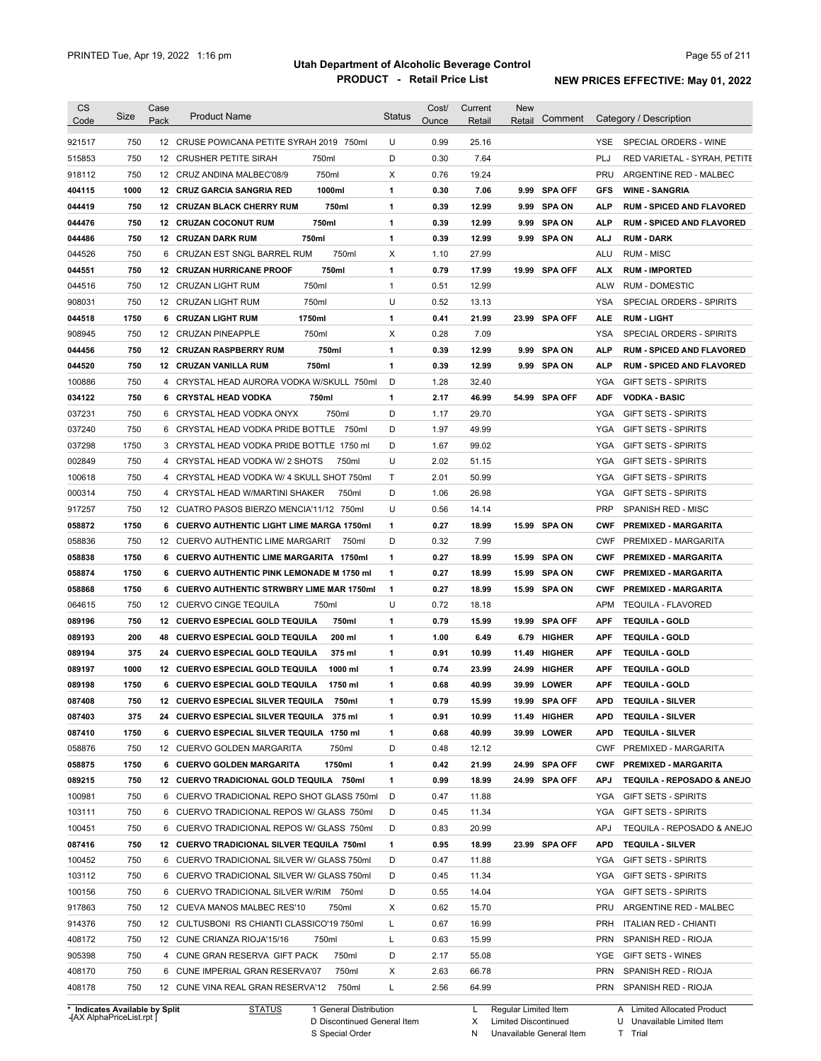# Utah Department of Alcoholic Beverage Control

## PRODUCT - Retail Price List

PRINTED Tue, Apr 19, 2022 1:16 pm

**NEW PRICES EFFECTIVE: May 01, 2022**

| CS Code | Size | Case Pack | Product Name | Status | Cost/ Ounce | Current Retail | New Retail | Comment | Category / Description |
|---|---|---|---|---|---|---|---|---|---|
| 921517 | 750 | 12 | CRUSE POWICANA PETITE SYRAH 2019 750ml | U | 0.99 | 25.16 | | | YSE SPECIAL ORDERS - WINE |
| 515853 | 750 | 12 | CRUSHER PETITE SIRAH 750ml | D | 0.30 | 7.64 | | | PLJ RED VARIETAL - SYRAH, PETITE |
| 918112 | 750 | 12 | CRUZ ANDINA MALBEC'08/9 750ml | X | 0.76 | 19.24 | | | PRU ARGENTINE RED - MALBEC |
| **404115** | **1000** | **12** | **CRUZ GARCIA SANGRIA RED 1000ml** | **1** | **0.30** | **7.06** | **9.99** | **SPA OFF** | **GFS WINE - SANGRIA** |
| **044419** | **750** | **12** | **CRUZAN BLACK CHERRY RUM 750ml** | **1** | **0.39** | **12.99** | **9.99** | **SPA ON** | **ALP RUM - SPICED AND FLAVORED** |
| **044476** | **750** | **12** | **CRUZAN COCONUT RUM 750ml** | **1** | **0.39** | **12.99** | **9.99** | **SPA ON** | **ALP RUM - SPICED AND FLAVORED** |
| **044486** | **750** | **12** | **CRUZAN DARK RUM 750ml** | **1** | **0.39** | **12.99** | **9.99** | **SPA ON** | **ALJ RUM - DARK** |
| 044526 | 750 | 6 | CRUZAN EST SNGL BARREL RUM 750ml | X | 1.10 | 27.99 | | | ALU RUM - MISC |
| **044551** | **750** | **12** | **CRUZAN HURRICANE PROOF 750ml** | **1** | **0.79** | **17.99** | **19.99** | **SPA OFF** | **ALX RUM - IMPORTED** |
| 044516 | 750 | 12 | CRUZAN LIGHT RUM 750ml | 1 | 0.51 | 12.99 | | | ALW RUM - DOMESTIC |
| 908031 | 750 | 12 | CRUZAN LIGHT RUM 750ml | U | 0.52 | 13.13 | | | YSA SPECIAL ORDERS - SPIRITS |
| **044518** | **1750** | **6** | **CRUZAN LIGHT RUM 1750ml** | **1** | **0.41** | **21.99** | **23.99** | **SPA OFF** | **ALE RUM - LIGHT** |
| 908945 | 750 | 12 | CRUZAN PINEAPPLE 750ml | X | 0.28 | 7.09 | | | YSA SPECIAL ORDERS - SPIRITS |
| **044456** | **750** | **12** | **CRUZAN RASPBERRY RUM 750ml** | **1** | **0.39** | **12.99** | **9.99** | **SPA ON** | **ALP RUM - SPICED AND FLAVORED** |
| **044520** | **750** | **12** | **CRUZAN VANILLA RUM 750ml** | **1** | **0.39** | **12.99** | **9.99** | **SPA ON** | **ALP RUM - SPICED AND FLAVORED** |
| 100886 | 750 | 4 | CRYSTAL HEAD AURORA VODKA W/SKULL 750ml | D | 1.28 | 32.40 | | | YGA GIFT SETS - SPIRITS |
| **034122** | **750** | **6** | **CRYSTAL HEAD VODKA 750ml** | **1** | **2.17** | **46.99** | **54.99** | **SPA OFF** | **ADF VODKA - BASIC** |
| 037231 | 750 | 6 | CRYSTAL HEAD VODKA ONYX 750ml | D | 1.17 | 29.70 | | | YGA GIFT SETS - SPIRITS |
| 037240 | 750 | 6 | CRYSTAL HEAD VODKA PRIDE BOTTLE 750ml | D | 1.97 | 49.99 | | | YGA GIFT SETS - SPIRITS |
| 037298 | 1750 | 3 | CRYSTAL HEAD VODKA PRIDE BOTTLE 1750 ml | D | 1.67 | 99.02 | | | YGA GIFT SETS - SPIRITS |
| 002849 | 750 | 4 | CRYSTAL HEAD VODKA W/ 2 SHOTS 750ml | U | 2.02 | 51.15 | | | YGA GIFT SETS - SPIRITS |
| 100618 | 750 | 4 | CRYSTAL HEAD VODKA W/ 4 SKULL SHOT 750ml | T | 2.01 | 50.99 | | | YGA GIFT SETS - SPIRITS |
| 000314 | 750 | 4 | CRYSTAL HEAD W/MARTINI SHAKER 750ml | D | 1.06 | 26.98 | | | YGA GIFT SETS - SPIRITS |
| 917257 | 750 | 12 | CUATRO PASOS BIERZO MENCIA'11/12 750ml | U | 0.56 | 14.14 | | | PRP SPANISH RED - MISC |
| **058872** | **1750** | **6** | **CUERVO AUTHENTIC LIGHT LIME MARGA 1750ml** | **1** | **0.27** | **18.99** | **15.99** | **SPA ON** | **CWF PREMIXED - MARGARITA** |
| 058836 | 750 | 12 | CUERVO AUTHENTIC LIME MARGARIT 750ml | D | 0.32 | 7.99 | | | CWF PREMIXED - MARGARITA |
| **058838** | **1750** | **6** | **CUERVO AUTHENTIC LIME MARGARITA 1750ml** | **1** | **0.27** | **18.99** | **15.99** | **SPA ON** | **CWF PREMIXED - MARGARITA** |
| **058874** | **1750** | **6** | **CUERVO AUTHENTIC PINK LEMONADE M 1750 ml** | **1** | **0.27** | **18.99** | **15.99** | **SPA ON** | **CWF PREMIXED - MARGARITA** |
| **058868** | **1750** | **6** | **CUERVO AUTHENTIC STRWBRY LIME MAR 1750ml** | **1** | **0.27** | **18.99** | **15.99** | **SPA ON** | **CWF PREMIXED - MARGARITA** |
| 064615 | 750 | 12 | CUERVO CINGE TEQUILA 750ml | U | 0.72 | 18.18 | | | APM TEQUILA - FLAVORED |
| **089196** | **750** | **12** | **CUERVO ESPECIAL GOLD TEQUILA 750ml** | **1** | **0.79** | **15.99** | **19.99** | **SPA OFF** | **APF TEQUILA - GOLD** |
| **089193** | **200** | **48** | **CUERVO ESPECIAL GOLD TEQUILA 200 ml** | **1** | **1.00** | **6.49** | **6.79** | **HIGHER** | **APF TEQUILA - GOLD** |
| **089194** | **375** | **24** | **CUERVO ESPECIAL GOLD TEQUILA 375 ml** | **1** | **0.91** | **10.99** | **11.49** | **HIGHER** | **APF TEQUILA - GOLD** |
| **089197** | **1000** | **12** | **CUERVO ESPECIAL GOLD TEQUILA 1000 ml** | **1** | **0.74** | **23.99** | **24.99** | **HIGHER** | **APF TEQUILA - GOLD** |
| **089198** | **1750** | **6** | **CUERVO ESPECIAL GOLD TEQUILA 1750 ml** | **1** | **0.68** | **40.99** | **39.99** | **LOWER** | **APF TEQUILA - GOLD** |
| **087408** | **750** | **12** | **CUERVO ESPECIAL SILVER TEQUILA 750ml** | **1** | **0.79** | **15.99** | **19.99** | **SPA OFF** | **APD TEQUILA - SILVER** |
| **087403** | **375** | **24** | **CUERVO ESPECIAL SILVER TEQUILA 375 ml** | **1** | **0.91** | **10.99** | **11.49** | **HIGHER** | **APD TEQUILA - SILVER** |
| **087410** | **1750** | **6** | **CUERVO ESPECIAL SILVER TEQUILA 1750 ml** | **1** | **0.68** | **40.99** | **39.99** | **LOWER** | **APD TEQUILA - SILVER** |
| 058876 | 750 | 12 | CUERVO GOLDEN MARGARITA 750ml | D | 0.48 | 12.12 | | | CWF PREMIXED - MARGARITA |
| **058875** | **1750** | **6** | **CUERVO GOLDEN MARGARITA 1750ml** | **1** | **0.42** | **21.99** | **24.99** | **SPA OFF** | **CWF PREMIXED - MARGARITA** |
| **089215** | **750** | **12** | **CUERVO TRADICIONAL GOLD TEQUILA 750ml** | **1** | **0.99** | **18.99** | **24.99** | **SPA OFF** | **APJ TEQUILA - REPOSADO & ANEJO** |
| 100981 | 750 | 6 | CUERVO TRADICIONAL REPO SHOT GLASS 750ml | D | 0.47 | 11.88 | | | YGA GIFT SETS - SPIRITS |
| 103111 | 750 | 6 | CUERVO TRADICIONAL REPOS W/ GLASS 750ml | D | 0.45 | 11.34 | | | YGA GIFT SETS - SPIRITS |
| 100451 | 750 | 6 | CUERVO TRADICIONAL REPOS W/ GLASS 750ml | D | 0.83 | 20.99 | | | APJ TEQUILA - REPOSADO & ANEJO |
| **087416** | **750** | **12** | **CUERVO TRADICIONAL SILVER TEQUILA 750ml** | **1** | **0.95** | **18.99** | **23.99** | **SPA OFF** | **APD TEQUILA - SILVER** |
| 100452 | 750 | 6 | CUERVO TRADICIONAL SILVER W/ GLASS 750ml | D | 0.47 | 11.88 | | | YGA GIFT SETS - SPIRITS |
| 103112 | 750 | 6 | CUERVO TRADICIONAL SILVER W/ GLASS 750ml | D | 0.45 | 11.34 | | | YGA GIFT SETS - SPIRITS |
| 100156 | 750 | 6 | CUERVO TRADICIONAL SILVER W/RIM 750ml | D | 0.55 | 14.04 | | | YGA GIFT SETS - SPIRITS |
| 917863 | 750 | 12 | CUEVA MANOS MALBEC RES'10 750ml | X | 0.62 | 15.70 | | | PRU ARGENTINE RED - MALBEC |
| 914376 | 750 | 12 | CULTUSBONI RS CHIANTI CLASSICO'19 750ml | L | 0.67 | 16.99 | | | PRH ITALIAN RED - CHIANTI |
| 408172 | 750 | 12 | CUNE CRIANZA RIOJA'15/16 750ml | L | 0.63 | 15.99 | | | PRN SPANISH RED - RIOJA |
| 905398 | 750 | 4 | CUNE GRAN RESERVA GIFT PACK 750ml | D | 2.17 | 55.08 | | | YGE GIFT SETS - WINES |
| 408170 | 750 | 6 | CUNE IMPERIAL GRAN RESERVA'07 750ml | X | 2.63 | 66.78 | | | PRN SPANISH RED - RIOJA |
| 408178 | 750 | 12 | CUNE VINA REAL GRAN RESERVA'12 750ml | L | 2.56 | 64.99 | | | PRN SPANISH RED - RIOJA |

\* Indicates Available by Split

STATUS: 1 General Distribution; D Discontinued General Item; S Special Order; L Regular Limited Item; X Limited Discontinued; N Unavailable General Item; A Limited Allocated Product; U Unavailable Limited Item; T Trial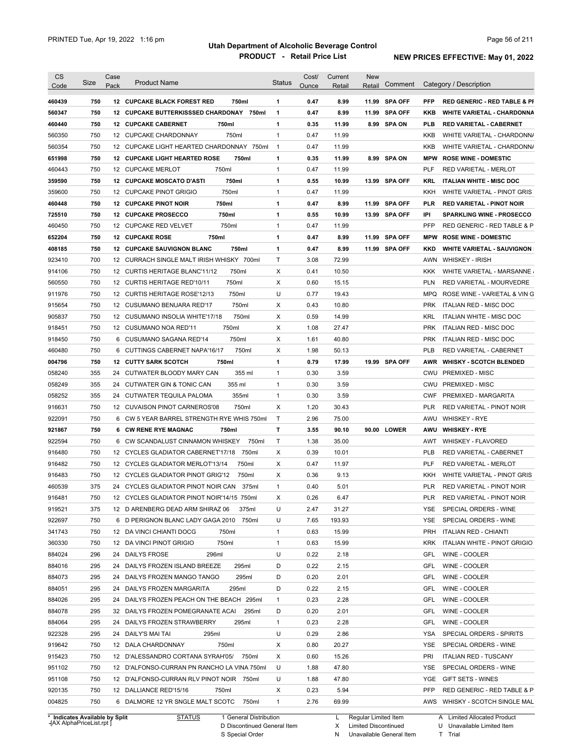# Utah Department of Alcoholic Beverage Control
## PRODUCT - Retail Price List

PRINTED Tue, Apr 19, 2022 1:16 pm

**NEW PRICES EFFECTIVE: May 01, 2022**

| CS Code | Size | Case Pack | Product Name | Status | Cost/ Ounce | Current Retail | New Retail | Comment | Category / Description |
|---|---|---|---|---|---|---|---|---|---|
| **460439** | **750** | **12** | **CUPCAKE BLACK FOREST RED 750ml** | **1** | **0.47** | **8.99** | **11.99** | **SPA OFF** | **PFP RED GENERIC - RED TABLE & PI** |
| **560347** | **750** | **12** | **CUPCAKE BUTTERKISSSED CHARDONAY 750ml** | **1** | **0.47** | **8.99** | **11.99** | **SPA OFF** | **KKB WHITE VARIETAL - CHARDONNA** |
| **460440** | **750** | **12** | **CUPCAKE CABERNET 750ml** | **1** | **0.35** | **11.99** | **8.99** | **SPA ON** | **PLB RED VARIETAL - CABERNET** |
| 560350 | 750 | 12 | CUPCAKE CHARDONNAY 750ml | 1 | 0.47 | 11.99 | | | KKB WHITE VARIETAL - CHARDONNA |
| 560354 | 750 | 12 | CUPCAKE LIGHT HEARTED CHARDONNAY 750ml | 1 | 0.47 | 11.99 | | | KKB WHITE VARIETAL - CHARDONNA |
| **651998** | **750** | **12** | **CUPCAKE LIGHT HEARTED ROSE 750ml** | **1** | **0.35** | **11.99** | **8.99** | **SPA ON** | **MPW ROSE WINE - DOMESTIC** |
| 460443 | 750 | 12 | CUPCAKE MERLOT 750ml | 1 | 0.47 | 11.99 | | | PLF RED VARIETAL - MERLOT |
| **359590** | **750** | **12** | **CUPCAKE MOSCATO D'ASTI 750ml** | **1** | **0.55** | **10.99** | **13.99** | **SPA OFF** | **KRL ITALIAN WHITE - MISC DOC** |
| 359600 | 750 | 12 | CUPCAKE PINOT GRIGIO 750ml | 1 | 0.47 | 11.99 | | | KKH WHITE VARIETAL - PINOT GRIS |
| **460448** | **750** | **12** | **CUPCAKE PINOT NOIR 750ml** | **1** | **0.47** | **8.99** | **11.99** | **SPA OFF** | **PLR RED VARIETAL - PINOT NOIR** |
| **725510** | **750** | **12** | **CUPCAKE PROSECCO 750ml** | **1** | **0.55** | **10.99** | **13.99** | **SPA OFF** | **IPI SPARKLING WINE - PROSECCO** |
| 460450 | 750 | 12 | CUPCAKE RED VELVET 750ml | 1 | 0.47 | 11.99 | | | PFP RED GENERIC - RED TABLE & P |
| **652204** | **750** | **12** | **CUPCAKE ROSE 750ml** | **1** | **0.47** | **8.99** | **11.99** | **SPA OFF** | **MPW ROSE WINE - DOMESTIC** |
| **408185** | **750** | **12** | **CUPCAKE SAUVIGNON BLANC 750ml** | **1** | **0.47** | **8.99** | **11.99** | **SPA OFF** | **KKD WHITE VARIETAL - SAUVIGNON** |
| 923410 | 700 | 12 | CURRACH SINGLE MALT IRISH WHISKY 700ml | T | 3.08 | 72.99 | | | AWN WHISKEY - IRISH |
| 914106 | 750 | 12 | CURTIS HERITAGE BLANC'11/12 750ml | X | 0.41 | 10.50 | | | KKK WHITE VARIETAL - MARSANNE |
| 560550 | 750 | 12 | CURTIS HERITAGE RED'10/11 750ml | X | 0.60 | 15.15 | | | PLN RED VARIETAL - MOURVEDRE |
| 911976 | 750 | 12 | CURTIS HERITAGE ROSE'12/13 750ml | U | 0.77 | 19.43 | | | MPQ ROSE WINE - VARIETAL & VIN G |
| 915654 | 750 | 12 | CUSUMANO BENUARA RED'17 750ml | X | 0.43 | 10.80 | | | PRK ITALIAN RED - MISC DOC |
| 905837 | 750 | 12 | CUSUMANO INSOLIA WHITE'17/18 750ml | X | 0.59 | 14.99 | | | KRL ITALIAN WHITE - MISC DOC |
| 918451 | 750 | 12 | CUSUMANO NOA RED'11 750ml | X | 1.08 | 27.47 | | | PRK ITALIAN RED - MISC DOC |
| 918450 | 750 | 6 | CUSUMANO SAGANA RED'14 750ml | X | 1.61 | 40.80 | | | PRK ITALIAN RED - MISC DOC |
| 460480 | 750 | 6 | CUTTINGS CABERNET NAPA'16/17 750ml | X | 1.98 | 50.13 | | | PLB RED VARIETAL - CABERNET |
| **004796** | **750** | **12** | **CUTTY SARK SCOTCH 750ml** | **1** | **0.79** | **17.99** | **19.99** | **SPA OFF** | **AWR WHISKY - SCOTCH BLENDED** |
| 058240 | 355 | 24 | CUTWATER BLOODY MARY CAN 355 ml | 1 | 0.30 | 3.59 | | | CWU PREMIXED - MISC |
| 058249 | 355 | 24 | CUTWATER GIN & TONIC CAN 355 ml | 1 | 0.30 | 3.59 | | | CWU PREMIXED - MISC |
| 058252 | 355 | 24 | CUTWATER TEQUILA PALOMA 355ml | 1 | 0.30 | 3.59 | | | CWF PREMIXED - MARGARITA |
| 916631 | 750 | 12 | CUVAISON PINOT CARNEROS'08 750ml | X | 1.20 | 30.43 | | | PLR RED VARIETAL - PINOT NOIR |
| 922091 | 750 | 6 | CW 5 YEAR BARREL STRENGTH RYE WHIS 750ml | T | 2.96 | 75.00 | | | AWU WHISKEY - RYE |
| **921867** | **750** | **6** | **CW RENE RYE MAGNAC 750ml** | **T** | **3.55** | **90.10** | **90.00** | **LOWER** | **AWU WHISKEY - RYE** |
| 922594 | 750 | 6 | CW SCANDALUST CINNAMON WHISKEY 750ml | T | 1.38 | 35.00 | | | AWT WHISKEY - FLAVORED |
| 916480 | 750 | 12 | CYCLES GLADIATOR CABERNET'17/18 750ml | X | 0.39 | 10.01 | | | PLB RED VARIETAL - CABERNET |
| 916482 | 750 | 12 | CYCLES GLADIATOR MERLOT'13/14 750ml | X | 0.47 | 11.97 | | | PLF RED VARIETAL - MERLOT |
| 916483 | 750 | 12 | CYCLES GLADIATOR PINOT GRIG'12 750ml | X | 0.36 | 9.13 | | | KKH WHITE VARIETAL - PINOT GRIS |
| 460539 | 375 | 24 | CYCLES GLADIATOR PINOT NOIR CAN 375ml | 1 | 0.40 | 5.01 | | | PLR RED VARIETAL - PINOT NOIR |
| 916481 | 750 | 12 | CYCLES GLADIATOR PINOT NOIR'14/15 750ml | X | 0.26 | 6.47 | | | PLR RED VARIETAL - PINOT NOIR |
| 919521 | 375 | 12 | D ARENBERG DEAD ARM SHIRAZ 06 375ml | U | 2.47 | 31.27 | | | YSE SPECIAL ORDERS - WINE |
| 922697 | 750 | 6 | D PERIGNON BLANC LADY GAGA 2010 750ml | U | 7.65 | 193.93 | | | YSE SPECIAL ORDERS - WINE |
| 341743 | 750 | 12 | DA VINCI CHIANTI DOCG 750ml | 1 | 0.63 | 15.99 | | | PRH ITALIAN RED - CHIANTI |
| 360330 | 750 | 12 | DA VINCI PINOT GRIGIO 750ml | 1 | 0.63 | 15.99 | | | KRK ITALIAN WHITE - PINOT GRIGIO |
| 884024 | 296 | 24 | DAILYS FROSE 296ml | U | 0.22 | 2.18 | | | GFL WINE - COOLER |
| 884016 | 295 | 24 | DAILYS FROZEN ISLAND BREEZE 295ml | D | 0.22 | 2.15 | | | GFL WINE - COOLER |
| 884073 | 295 | 24 | DAILYS FROZEN MANGO TANGO 295ml | D | 0.20 | 2.01 | | | GFL WINE - COOLER |
| 884051 | 295 | 24 | DAILYS FROZEN MARGARITA 295ml | D | 0.22 | 2.15 | | | GFL WINE - COOLER |
| 884026 | 295 | 24 | DAILYS FROZEN PEACH ON THE BEACH 295ml | 1 | 0.23 | 2.28 | | | GFL WINE - COOLER |
| 884078 | 295 | 32 | DAILYS FROZEN POMEGRANATE ACAI 295ml | D | 0.20 | 2.01 | | | GFL WINE - COOLER |
| 884064 | 295 | 24 | DAILYS FROZEN STRAWBERRY 295ml | 1 | 0.23 | 2.28 | | | GFL WINE - COOLER |
| 922328 | 295 | 24 | DAILY'S MAI TAI 295ml | U | 0.29 | 2.86 | | | YSA SPECIAL ORDERS - SPIRITS |
| 919642 | 750 | 12 | DALA CHARDONNAY 750ml | X | 0.80 | 20.27 | | | YSE SPECIAL ORDERS - WINE |
| 915423 | 750 | 12 | D'ALESSANDRO CORTANA SYRAH'05/ 750ml | X | 0.60 | 15.26 | | | PRI ITALIAN RED - TUSCANY |
| 951102 | 750 | 12 | D'ALFONSO-CURRAN PN RANCHO LA VINA 750ml | U | 1.88 | 47.80 | | | YSE SPECIAL ORDERS - WINE |
| 951108 | 750 | 12 | D'ALFONSO-CURRAN RLV PINOT NOIR 750ml | U | 1.88 | 47.80 | | | YGE GIFT SETS - WINES |
| 920135 | 750 | 12 | DALLIANCE RED'15/16 750ml | X | 0.23 | 5.94 | | | PFP RED GENERIC - RED TABLE & P |
| 004825 | 750 | 6 | DALMORE 12 YR SNGLE MALT SCOTC 750ml | 1 | 2.76 | 69.99 | | | AWS WHISKY - SCOTCH SINGLE MAL |

\* Indicates Available by Split

| STATUS | | |
|---|---|---|
| 1 General Distribution | L Regular Limited Item | A Limited Allocated Product |
| D Discontinued General Item | X Limited Discontinued | U Unavailable Limited Item |
| S Special Order | N Unavailable General Item | T Trial |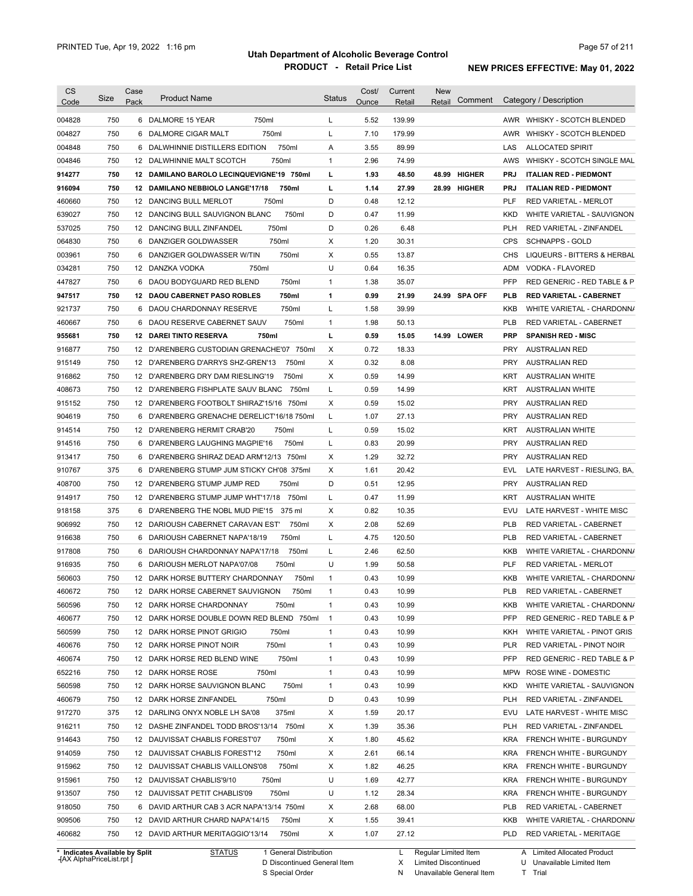# Utah Department of Alcoholic Beverage Control

## PRODUCT - Retail Price List

PRINTED Tue, Apr 19, 2022 1:16 pm

**NEW PRICES EFFECTIVE: May 01, 2022**

| CS Code | Size | Case Pack | Product Name | Status | Cost/ Ounce | Current Retail | New Retail | Comment | Category / Description |
|---|---|---|---|---|---|---|---|---|---|
| 004828 | 750 | 6 | DALMORE 15 YEAR 750ml | L | 5.52 | 139.99 | | | AWR WHISKY - SCOTCH BLENDED |
| 004827 | 750 | 6 | DALMORE CIGAR MALT 750ml | L | 7.10 | 179.99 | | | AWR WHISKY - SCOTCH BLENDED |
| 004848 | 750 | 6 | DALWHINNIE DISTILLERS EDITION 750ml | A | 3.55 | 89.99 | | | LAS ALLOCATED SPIRIT |
| 004846 | 750 | 12 | DALWHINNIE MALT SCOTCH 750ml | 1 | 2.96 | 74.99 | | | AWS WHISKY - SCOTCH SINGLE MAL |
| **914277** | **750** | **12** | **DAMILANO BAROLO LECINQUEVIGNE'19 750ml** | **L** | **1.93** | **48.50** | **48.99** | **HIGHER** | **PRJ ITALIAN RED - PIEDMONT** |
| **916094** | **750** | **12** | **DAMILANO NEBBIOLO LANGE'17/18 750ml** | **L** | **1.14** | **27.99** | **28.99** | **HIGHER** | **PRJ ITALIAN RED - PIEDMONT** |
| 460660 | 750 | 12 | DANCING BULL MERLOT 750ml | D | 0.48 | 12.12 | | | PLF RED VARIETAL - MERLOT |
| 639027 | 750 | 12 | DANCING BULL SAUVIGNON BLANC 750ml | D | 0.47 | 11.99 | | | KKD WHITE VARIETAL - SAUVIGNON |
| 537025 | 750 | 12 | DANCING BULL ZINFANDEL 750ml | D | 0.26 | 6.48 | | | PLH RED VARIETAL - ZINFANDEL |
| 064830 | 750 | 6 | DANZIGER GOLDWASSER 750ml | X | 1.20 | 30.31 | | | CPS SCHNAPPS - GOLD |
| 003961 | 750 | 6 | DANZIGER GOLDWASSER W/TIN 750ml | X | 0.55 | 13.87 | | | CHS LIQUEURS - BITTERS & HERBAL |
| 034281 | 750 | 12 | DANZKA VODKA 750ml | U | 0.64 | 16.35 | | | ADM VODKA - FLAVORED |
| 447827 | 750 | 6 | DAOU BODYGUARD RED BLEND 750ml | 1 | 1.38 | 35.07 | | | PFP RED GENERIC - RED TABLE & P |
| **947517** | **750** | **12** | **DAOU CABERNET PASO ROBLES 750ml** | **1** | **0.99** | **21.99** | **24.99** | **SPA OFF** | **PLB RED VARIETAL - CABERNET** |
| 921737 | 750 | 6 | DAOU CHARDONNAY RESERVE 750ml | L | 1.58 | 39.99 | | | KKB WHITE VARIETAL - CHARDONNA |
| 460667 | 750 | 6 | DAOU RESERVE CABERNET SAUV 750ml | 1 | 1.98 | 50.13 | | | PLB RED VARIETAL - CABERNET |
| **955681** | **750** | **12** | **DAREI TINTO RESERVA 750ml** | **L** | **0.59** | **15.05** | **14.99** | **LOWER** | **PRP SPANISH RED - MISC** |
| 916877 | 750 | 12 | D'ARENBERG CUSTODIAN GRENACHE'07 750ml | X | 0.72 | 18.33 | | | PRY AUSTRALIAN RED |
| 915149 | 750 | 12 | D'ARENBERG D'ARRYS SHZ-GREN'13 750ml | X | 0.32 | 8.08 | | | PRY AUSTRALIAN RED |
| 916862 | 750 | 12 | D'ARENBERG DRY DAM RIESLING'19 750ml | X | 0.59 | 14.99 | | | KRT AUSTRALIAN WHITE |
| 408673 | 750 | 12 | D'ARENBERG FISHPLATE SAUV BLANC 750ml | L | 0.59 | 14.99 | | | KRT AUSTRALIAN WHITE |
| 915152 | 750 | 12 | D'ARENBERG FOOTBOLT SHIRAZ'15/16 750ml | X | 0.59 | 15.02 | | | PRY AUSTRALIAN RED |
| 904619 | 750 | 6 | D'ARENBERG GRENACHE DERELICT'16/18 750ml | L | 1.07 | 27.13 | | | PRY AUSTRALIAN RED |
| 914514 | 750 | 12 | D'ARENBERG HERMIT CRAB'20 750ml | L | 0.59 | 15.02 | | | KRT AUSTRALIAN WHITE |
| 914516 | 750 | 6 | D'ARENBERG LAUGHING MAGPIE'16 750ml | L | 0.83 | 20.99 | | | PRY AUSTRALIAN RED |
| 913417 | 750 | 6 | D'ARENBERG SHIRAZ DEAD ARM'12/13 750ml | X | 1.29 | 32.72 | | | PRY AUSTRALIAN RED |
| 910767 | 375 | 6 | D'ARENBERG STUMP JUM STICKY CH'08 375ml | X | 1.61 | 20.42 | | | EVL LATE HARVEST - RIESLING, BA, |
| 408700 | 750 | 12 | D'ARENBERG STUMP JUMP RED 750ml | D | 0.51 | 12.95 | | | PRY AUSTRALIAN RED |
| 914917 | 750 | 12 | D'ARENBERG STUMP JUMP WHT'17/18 750ml | L | 0.47 | 11.99 | | | KRT AUSTRALIAN WHITE |
| 918158 | 375 | 6 | D'ARENBERG THE NOBL MUD PIE'15 375 ml | X | 0.82 | 10.35 | | | EVU LATE HARVEST - WHITE MISC |
| 906992 | 750 | 12 | DARIOUSH CABERNET CARAVAN EST' 750ml | X | 2.08 | 52.69 | | | PLB RED VARIETAL - CABERNET |
| 916638 | 750 | 6 | DARIOUSH CABERNET NAPA'18/19 750ml | L | 4.75 | 120.50 | | | PLB RED VARIETAL - CABERNET |
| 917808 | 750 | 6 | DARIOUSH CHARDONNAY NAPA'17/18 750ml | L | 2.46 | 62.50 | | | KKB WHITE VARIETAL - CHARDONNA |
| 916935 | 750 | 6 | DARIOUSH MERLOT NAPA'07/08 750ml | U | 1.99 | 50.58 | | | PLF RED VARIETAL - MERLOT |
| 560603 | 750 | 12 | DARK HORSE BUTTERY CHARDONNAY 750ml | 1 | 0.43 | 10.99 | | | KKB WHITE VARIETAL - CHARDONNA |
| 460672 | 750 | 12 | DARK HORSE CABERNET SAUVIGNON 750ml | 1 | 0.43 | 10.99 | | | PLB RED VARIETAL - CABERNET |
| 560596 | 750 | 12 | DARK HORSE CHARDONNAY 750ml | 1 | 0.43 | 10.99 | | | KKB WHITE VARIETAL - CHARDONNA |
| 460677 | 750 | 12 | DARK HORSE DOUBLE DOWN RED BLEND 750ml | 1 | 0.43 | 10.99 | | | PFP RED GENERIC - RED TABLE & P |
| 560599 | 750 | 12 | DARK HORSE PINOT GRIGIO 750ml | 1 | 0.43 | 10.99 | | | KKH WHITE VARIETAL - PINOT GRIS |
| 460676 | 750 | 12 | DARK HORSE PINOT NOIR 750ml | 1 | 0.43 | 10.99 | | | PLR RED VARIETAL - PINOT NOIR |
| 460674 | 750 | 12 | DARK HORSE RED BLEND WINE 750ml | 1 | 0.43 | 10.99 | | | PFP RED GENERIC - RED TABLE & P |
| 652216 | 750 | 12 | DARK HORSE ROSE 750ml | 1 | 0.43 | 10.99 | | | MPW ROSE WINE - DOMESTIC |
| 560598 | 750 | 12 | DARK HORSE SAUVIGNON BLANC 750ml | 1 | 0.43 | 10.99 | | | KKD WHITE VARIETAL - SAUVIGNON |
| 460679 | 750 | 12 | DARK HORSE ZINFANDEL 750ml | D | 0.43 | 10.99 | | | PLH RED VARIETAL - ZINFANDEL |
| 917270 | 375 | 12 | DARLING ONYX NOBLE LH SA'08 375ml | X | 1.59 | 20.17 | | | EVU LATE HARVEST - WHITE MISC |
| 916211 | 750 | 12 | DASHE ZINFANDEL TODD BROS'13/14 750ml | X | 1.39 | 35.36 | | | PLH RED VARIETAL - ZINFANDEL |
| 914643 | 750 | 12 | DAUVISSAT CHABLIS FOREST'07 750ml | X | 1.80 | 45.62 | | | KRA FRENCH WHITE - BURGUNDY |
| 914059 | 750 | 12 | DAUVISSAT CHABLIS FOREST'12 750ml | X | 2.61 | 66.14 | | | KRA FRENCH WHITE - BURGUNDY |
| 915962 | 750 | 12 | DAUVISSAT CHABLIS VAILLONS'08 750ml | X | 1.82 | 46.25 | | | KRA FRENCH WHITE - BURGUNDY |
| 915961 | 750 | 12 | DAUVISSAT CHABLIS'9/10 750ml | U | 1.69 | 42.77 | | | KRA FRENCH WHITE - BURGUNDY |
| 913507 | 750 | 12 | DAUVISSAT PETIT CHABLIS'09 750ml | U | 1.12 | 28.34 | | | KRA FRENCH WHITE - BURGUNDY |
| 918050 | 750 | 6 | DAVID ARTHUR CAB 3 ACR NAPA'13/14 750ml | X | 2.68 | 68.00 | | | PLB RED VARIETAL - CABERNET |
| 909506 | 750 | 12 | DAVID ARTHUR CHARD NAPA'14/15 750ml | X | 1.55 | 39.41 | | | KKB WHITE VARIETAL - CHARDONNA |
| 460682 | 750 | 12 | DAVID ARTHUR MERITAGGIO'13/14 750ml | X | 1.07 | 27.12 | | | PLD RED VARIETAL - MERITAGE |

\* Indicates Available by Split

STATUS: 1 General Distribution; D Discontinued General Item; S Special Order; L Regular Limited Item; X Limited Discontinued; N Unavailable General Item; A Limited Allocated Product; U Unavailable Limited Item; T Trial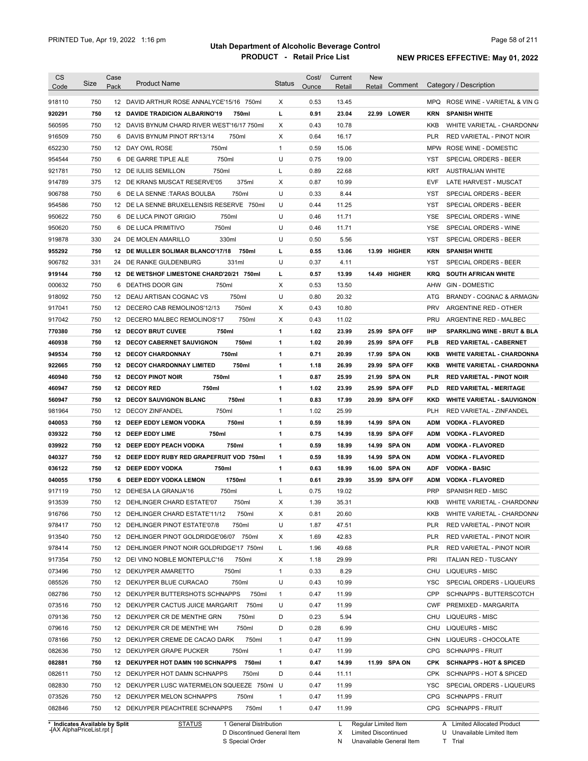**Utah Department of Alcoholic Beverage Control**
**PRODUCT - Retail Price List**

PRINTED Tue, Apr 19, 2022 1:16 pm

**NEW PRICES EFFECTIVE: May 01, 2022**

| CS Code | Size | Case Pack | Product Name | Status | Cost/ Ounce | Current Retail | New Retail | Comment | Category / Description |
|---|---|---|---|---|---|---|---|---|---|
| 918110 | 750 | 12 | DAVID ARTHUR ROSE ANNALYCE'15/16 750ml | X | 0.53 | 13.45 | | | MPQ ROSE WINE - VARIETAL & VIN G |
| **920291** | **750** | **12** | **DAVIDE TRADICION ALBARINO'19 750ml** | **L** | **0.91** | **23.04** | **22.99** | **LOWER** | **KRN SPANISH WHITE** |
| 560595 | 750 | 12 | DAVIS BYNUM CHARD RIVER WEST'16/17 750ml | X | 0.43 | 10.78 | | | KKB WHITE VARIETAL - CHARDONNA |
| 916509 | 750 | 6 | DAVIS BYNUM PINOT RR'13/14 750ml | X | 0.64 | 16.17 | | | PLR RED VARIETAL - PINOT NOIR |
| 652230 | 750 | 12 | DAY OWL ROSE 750ml | 1 | 0.59 | 15.06 | | | MPW ROSE WINE - DOMESTIC |
| 954544 | 750 | 6 | DE GARRE TIPLE ALE 750ml | U | 0.75 | 19.00 | | | YST SPECIAL ORDERS - BEER |
| 921781 | 750 | 12 | DE IULIIS SEMILLON 750ml | L | 0.89 | 22.68 | | | KRT AUSTRALIAN WHITE |
| 914789 | 375 | 12 | DE KRANS MUSCAT RESERVE'05 375ml | X | 0.87 | 10.99 | | | EVF LATE HARVEST - MUSCAT |
| 906788 | 750 | 6 | DE LA SENNE :TARAS BOULBA 750ml | U | 0.33 | 8.44 | | | YST SPECIAL ORDERS - BEER |
| 954586 | 750 | 12 | DE LA SENNE BRUXELLENSIS RESERVE 750ml | U | 0.44 | 11.25 | | | YST SPECIAL ORDERS - BEER |
| 950622 | 750 | 6 | DE LUCA PINOT GRIGIO 750ml | U | 0.46 | 11.71 | | | YSE SPECIAL ORDERS - WINE |
| 950620 | 750 | 6 | DE LUCA PRIMITIVO 750ml | U | 0.46 | 11.71 | | | YSE SPECIAL ORDERS - WINE |
| 919878 | 330 | 24 | DE MOLEN AMARILLO 330ml | U | 0.50 | 5.56 | | | YST SPECIAL ORDERS - BEER |
| **955292** | **750** | **12** | **DE MULLER SOLIMAR BLANCO'17/18 750ml** | **L** | **0.55** | **13.06** | **13.99** | **HIGHER** | **KRN SPANISH WHITE** |
| 906782 | 331 | 24 | DE RANKE GULDENBURG 331ml | U | 0.37 | 4.11 | | | YST SPECIAL ORDERS - BEER |
| **919144** | **750** | **12** | **DE WETSHOF LIMESTONE CHARD'20/21 750ml** | **L** | **0.57** | **13.99** | **14.49** | **HIGHER** | **KRQ SOUTH AFRICAN WHITE** |
| 000632 | 750 | 6 | DEATHS DOOR GIN 750ml | X | 0.53 | 13.50 | | | AHW GIN - DOMESTIC |
| 918092 | 750 | 12 | DEAU ARTISAN COGNAC VS 750ml | U | 0.80 | 20.32 | | | ATG BRANDY - COGNAC & ARMAGNA |
| 917041 | 750 | 12 | DECERO CAB REMOLINOS'12/13 750ml | X | 0.43 | 10.80 | | | PRV ARGENTINE RED - OTHER |
| 917042 | 750 | 12 | DECERO MALBEC REMOLINOS'17 750ml | X | 0.43 | 11.02 | | | PRU ARGENTINE RED - MALBEC |
| **770380** | **750** | **12** | **DECOY BRUT CUVEE 750ml** | **1** | **1.02** | **23.99** | **25.99** | **SPA OFF** | **IHP SPARKLING WINE - BRUT & BLA** |
| **460938** | **750** | **12** | **DECOY CABERNET SAUVIGNON 750ml** | **1** | **1.02** | **20.99** | **25.99** | **SPA OFF** | **PLB RED VARIETAL - CABERNET** |
| **949534** | **750** | **12** | **DECOY CHARDONNAY 750ml** | **1** | **0.71** | **20.99** | **17.99** | **SPA ON** | **KKB WHITE VARIETAL - CHARDONNA** |
| **922665** | **750** | **12** | **DECOY CHARDONNAY LIMITED 750ml** | **1** | **1.18** | **26.99** | **29.99** | **SPA OFF** | **KKB WHITE VARIETAL - CHARDONNA** |
| **460940** | **750** | **12** | **DECOY PINOT NOIR 750ml** | **1** | **0.87** | **25.99** | **21.99** | **SPA ON** | **PLR RED VARIETAL - PINOT NOIR** |
| **460947** | **750** | **12** | **DECOY RED 750ml** | **1** | **1.02** | **23.99** | **25.99** | **SPA OFF** | **PLD RED VARIETAL - MERITAGE** |
| **560947** | **750** | **12** | **DECOY SAUVIGNON BLANC 750ml** | **1** | **0.83** | **17.99** | **20.99** | **SPA OFF** | **KKD WHITE VARIETAL - SAUVIGNON** |
| 981964 | 750 | 12 | DECOY ZINFANDEL 750ml | 1 | 1.02 | 25.99 | | | PLH RED VARIETAL - ZINFANDEL |
| **040053** | **750** | **12** | **DEEP EDDY LEMON VODKA 750ml** | **1** | **0.59** | **18.99** | **14.99** | **SPA ON** | **ADM VODKA - FLAVORED** |
| **039322** | **750** | **12** | **DEEP EDDY LIME 750ml** | **1** | **0.75** | **14.99** | **18.99** | **SPA OFF** | **ADM VODKA - FLAVORED** |
| **039922** | **750** | **12** | **DEEP EDDY PEACH VODKA 750ml** | **1** | **0.59** | **18.99** | **14.99** | **SPA ON** | **ADM VODKA - FLAVORED** |
| **040327** | **750** | **12** | **DEEP EDDY RUBY RED GRAPEFRUIT VOD 750ml** | **1** | **0.59** | **18.99** | **14.99** | **SPA ON** | **ADM VODKA - FLAVORED** |
| **036122** | **750** | **12** | **DEEP EDDY VODKA 750ml** | **1** | **0.63** | **18.99** | **16.00** | **SPA ON** | **ADF VODKA - BASIC** |
| **040055** | **1750** | **6** | **DEEP EDDY VODKA LEMON 1750ml** | **1** | **0.61** | **29.99** | **35.99** | **SPA OFF** | **ADM VODKA - FLAVORED** |
| 917119 | 750 | 12 | DEHESA LA GRANJA'16 750ml | L | 0.75 | 19.02 | | | PRP SPANISH RED - MISC |
| 913539 | 750 | 12 | DEHLINGER CHARD ESTATE'07 750ml | X | 1.39 | 35.31 | | | KKB WHITE VARIETAL - CHARDONNA |
| 916766 | 750 | 12 | DEHLINGER CHARD ESTATE'11/12 750ml | X | 0.81 | 20.60 | | | KKB WHITE VARIETAL - CHARDONNA |
| 978417 | 750 | 12 | DEHLINGER PINOT ESTATE'07/8 750ml | U | 1.87 | 47.51 | | | PLR RED VARIETAL - PINOT NOIR |
| 913540 | 750 | 12 | DEHLINGER PINOT GOLDRIDGE'06/07 750ml | X | 1.69 | 42.83 | | | PLR RED VARIETAL - PINOT NOIR |
| 978414 | 750 | 12 | DEHLINGER PINOT NOIR GOLDRIDGE'17 750ml | L | 1.96 | 49.68 | | | PLR RED VARIETAL - PINOT NOIR |
| 917354 | 750 | 12 | DEI VINO NOBILE MONTEPULC'16 750ml | X | 1.18 | 29.99 | | | PRI ITALIAN RED - TUSCANY |
| 073496 | 750 | 12 | DEKUYPER AMARETTO 750ml | 1 | 0.33 | 8.29 | | | CHU LIQUEURS - MISC |
| 085526 | 750 | 12 | DEKUYPER BLUE CURACAO 750ml | U | 0.43 | 10.99 | | | YSC SPECIAL ORDERS - LIQUEURS |
| 082786 | 750 | 12 | DEKUYPER BUTTERSHOTS SCHNAPPS 750ml | 1 | 0.47 | 11.99 | | | CPP SCHNAPPS - BUTTERSCOTCH |
| 073516 | 750 | 12 | DEKUYPER CACTUS JUICE MARGARIT 750ml | U | 0.47 | 11.99 | | | CWF PREMIXED - MARGARITA |
| 079136 | 750 | 12 | DEKUYPER CR DE MENTHE GRN 750ml | D | 0.23 | 5.94 | | | CHU LIQUEURS - MISC |
| 079616 | 750 | 12 | DEKUYPER CR DE MENTHE WH 750ml | D | 0.28 | 6.99 | | | CHU LIQUEURS - MISC |
| 078166 | 750 | 12 | DEKUYPER CREME DE CACAO DARK 750ml | 1 | 0.47 | 11.99 | | | CHN LIQUEURS - CHOCOLATE |
| 082636 | 750 | 12 | DEKUYPER GRAPE PUCKER 750ml | 1 | 0.47 | 11.99 | | | CPG SCHNAPPS - FRUIT |
| **082881** | **750** | **12** | **DEKUYPER HOT DAMN 100 SCHNAPPS 750ml** | **1** | **0.47** | **14.99** | **11.99** | **SPA ON** | **CPK SCHNAPPS - HOT & SPICED** |
| 082611 | 750 | 12 | DEKUYPER HOT DAMN SCHNAPPS 750ml | D | 0.44 | 11.11 | | | CPK SCHNAPPS - HOT & SPICED |
| 082830 | 750 | 12 | DEKUYPER LUSC WATERMELON SQUEEZE 750ml | U | 0.47 | 11.99 | | | YSC SPECIAL ORDERS - LIQUEURS |
| 073526 | 750 | 12 | DEKUYPER MELON SCHNAPPS 750ml | 1 | 0.47 | 11.99 | | | CPG SCHNAPPS - FRUIT |
| 082846 | 750 | 12 | DEKUYPER PEACHTREE SCHNAPPS 750ml | 1 | 0.47 | 11.99 | | | CPG SCHNAPPS - FRUIT |

\* Indicates Available by Split

STATUS: 1 General Distribution; D Discontinued General Item; S Special Order; L Regular Limited Item; X Limited Discontinued; N Unavailable General Item; A Limited Allocated Product; U Unavailable Limited Item; T Trial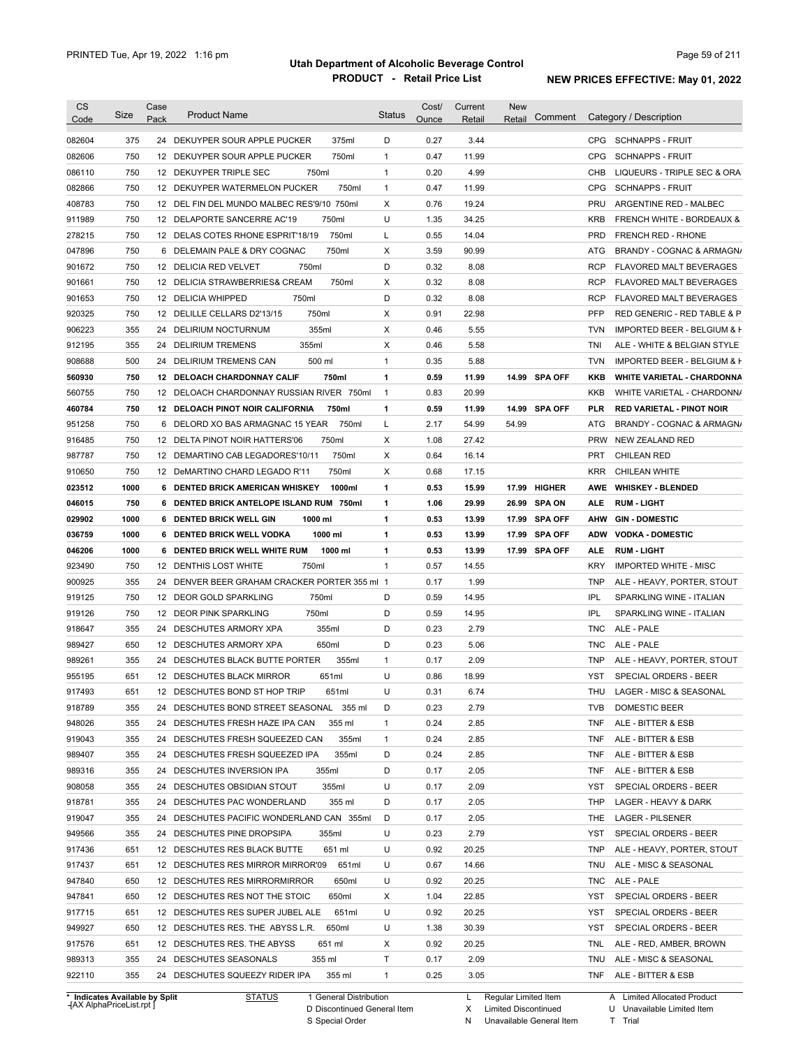# Utah Department of Alcoholic Beverage Control

## PRODUCT - Retail Price List

PRINTED Tue, Apr 19, 2022 1:16 pm

**NEW PRICES EFFECTIVE: May 01, 2022**

| CS Code | Size | Case Pack | Product Name | | Status | Cost/ Ounce | Current Retail | New Retail | Comment | Category / Description | |
|---|---|---|---|---|---|---|---|---|---|---|---|
| 082604 | 375 | 24 | DEKUYPER SOUR APPLE PUCKER | 375ml | D | 0.27 | 3.44 | | | CPG | SCHNAPPS - FRUIT |
| 082606 | 750 | 12 | DEKUYPER SOUR APPLE PUCKER | 750ml | 1 | 0.47 | 11.99 | | | CPG | SCHNAPPS - FRUIT |
| 086110 | 750 | 12 | DEKUYPER TRIPLE SEC | 750ml | 1 | 0.20 | 4.99 | | | CHB | LIQUEURS - TRIPLE SEC & ORA |
| 082866 | 750 | 12 | DEKUYPER WATERMELON PUCKER | 750ml | 1 | 0.47 | 11.99 | | | CPG | SCHNAPPS - FRUIT |
| 408783 | 750 | 12 | DEL FIN DEL MUNDO MALBEC RES'9/10 | 750ml | X | 0.76 | 19.24 | | | PRU | ARGENTINE RED - MALBEC |
| 911989 | 750 | 12 | DELAPORTE SANCERRE AC'19 | 750ml | U | 1.35 | 34.25 | | | KRB | FRENCH WHITE - BORDEAUX & |
| 278215 | 750 | 12 | DELAS COTES RHONE ESPRIT'18/19 | 750ml | L | 0.55 | 14.04 | | | PRD | FRENCH RED - RHONE |
| 047896 | 750 | 6 | DELEMAIN PALE & DRY COGNAC | 750ml | X | 3.59 | 90.99 | | | ATG | BRANDY - COGNAC & ARMAGN/ |
| 901672 | 750 | 12 | DELICIA RED VELVET | 750ml | D | 0.32 | 8.08 | | | RCP | FLAVORED MALT BEVERAGES |
| 901661 | 750 | 12 | DELICIA STRAWBERRIES& CREAM | 750ml | X | 0.32 | 8.08 | | | RCP | FLAVORED MALT BEVERAGES |
| 901653 | 750 | 12 | DELICIA WHIPPED | 750ml | D | 0.32 | 8.08 | | | RCP | FLAVORED MALT BEVERAGES |
| 920325 | 750 | 12 | DELILLE CELLARS D2'13/15 | 750ml | X | 0.91 | 22.98 | | | PFP | RED GENERIC - RED TABLE & P |
| 906223 | 355 | 24 | DELIRIUM NOCTURNUM | 355ml | X | 0.46 | 5.55 | | | TVN | IMPORTED BEER - BELGIUM & H |
| 912195 | 355 | 24 | DELIRIUM TREMENS | 355ml | X | 0.46 | 5.58 | | | TNI | ALE - WHITE & BELGIAN STYLE |
| 908688 | 500 | 24 | DELIRIUM TREMENS CAN | 500 ml | 1 | 0.35 | 5.88 | | | TVN | IMPORTED BEER - BELGIUM & H |
| **560930** | **750** | **12** | **DELOACH CHARDONNAY CALIF** | **750ml** | **1** | **0.59** | **11.99** | **14.99** | **SPA OFF** | **KKB** | **WHITE VARIETAL - CHARDONNA** |
| 560755 | 750 | 12 | DELOACH CHARDONNAY RUSSIAN RIVER | 750ml | 1 | 0.83 | 20.99 | | | KKB | WHITE VARIETAL - CHARDONN/ |
| **460784** | **750** | **12** | **DELOACH PINOT NOIR CALIFORNIA** | **750ml** | **1** | **0.59** | **11.99** | **14.99** | **SPA OFF** | **PLR** | **RED VARIETAL - PINOT NOIR** |
| 951258 | 750 | 6 | DELORD XO BAS ARMAGNAC 15 YEAR | 750ml | L | 2.17 | 54.99 | 54.99 | | ATG | BRANDY - COGNAC & ARMAGN/ |
| 916485 | 750 | 12 | DELTA PINOT NOIR HATTERS'06 | 750ml | X | 1.08 | 27.42 | | | PRW | NEW ZEALAND RED |
| 987787 | 750 | 12 | DEMARTINO CAB LEGADORES'10/11 | 750ml | X | 0.64 | 16.14 | | | PRT | CHILEAN RED |
| 910650 | 750 | 12 | DeMARTINO CHARD LEGADO R'11 | 750ml | X | 0.68 | 17.15 | | | KRR | CHILEAN WHITE |
| **023512** | **1000** | **6** | **DENTED BRICK AMERICAN WHISKEY** | **1000ml** | **1** | **0.53** | **15.99** | **17.99** | **HIGHER** | **AWE** | **WHISKEY - BLENDED** |
| **046015** | **750** | **6** | **DENTED BRICK ANTELOPE ISLAND RUM** | **750ml** | **1** | **1.06** | **29.99** | **26.99** | **SPA ON** | **ALE** | **RUM - LIGHT** |
| **029902** | **1000** | **6** | **DENTED BRICK WELL GIN** | **1000 ml** | **1** | **0.53** | **13.99** | **17.99** | **SPA OFF** | **AHW** | **GIN - DOMESTIC** |
| **036759** | **1000** | **6** | **DENTED BRICK WELL VODKA** | **1000 ml** | **1** | **0.53** | **13.99** | **17.99** | **SPA OFF** | **ADW** | **VODKA - DOMESTIC** |
| **046206** | **1000** | **6** | **DENTED BRICK WELL WHITE RUM** | **1000 ml** | **1** | **0.53** | **13.99** | **17.99** | **SPA OFF** | **ALE** | **RUM - LIGHT** |
| 923490 | 750 | 12 | DENTHIS LOST WHITE | 750ml | 1 | 0.57 | 14.55 | | | KRY | IMPORTED WHITE - MISC |
| 900925 | 355 | 24 | DENVER BEER GRAHAM CRACKER PORTER | 355 ml | 1 | 0.17 | 1.99 | | | TNP | ALE - HEAVY, PORTER, STOUT |
| 919125 | 750 | 12 | DEOR GOLD SPARKLING | 750ml | D | 0.59 | 14.95 | | | IPL | SPARKLING WINE - ITALIAN |
| 919126 | 750 | 12 | DEOR PINK SPARKLING | 750ml | D | 0.59 | 14.95 | | | IPL | SPARKLING WINE - ITALIAN |
| 918647 | 355 | 24 | DESCHUTES ARMORY XPA | 355ml | D | 0.23 | 2.79 | | | TNC | ALE - PALE |
| 989427 | 650 | 12 | DESCHUTES ARMORY XPA | 650ml | D | 0.23 | 5.06 | | | TNC | ALE - PALE |
| 989261 | 355 | 24 | DESCHUTES BLACK BUTTE PORTER | 355ml | 1 | 0.17 | 2.09 | | | TNP | ALE - HEAVY, PORTER, STOUT |
| 955195 | 651 | 12 | DESCHUTES BLACK MIRROR | 651ml | U | 0.86 | 18.99 | | | YST | SPECIAL ORDERS - BEER |
| 917493 | 651 | 12 | DESCHUTES BOND ST HOP TRIP | 651ml | U | 0.31 | 6.74 | | | THU | LAGER - MISC & SEASONAL |
| 918789 | 355 | 24 | DESCHUTES BOND STREET SEASONAL | 355 ml | D | 0.23 | 2.79 | | | TVB | DOMESTIC BEER |
| 948026 | 355 | 24 | DESCHUTES FRESH HAZE IPA CAN | 355 ml | 1 | 0.24 | 2.85 | | | TNF | ALE - BITTER & ESB |
| 919043 | 355 | 24 | DESCHUTES FRESH SQUEEZED CAN | 355ml | 1 | 0.24 | 2.85 | | | TNF | ALE - BITTER & ESB |
| 989407 | 355 | 24 | DESCHUTES FRESH SQUEEZED IPA | 355ml | D | 0.24 | 2.85 | | | TNF | ALE - BITTER & ESB |
| 989316 | 355 | 24 | DESCHUTES INVERSION IPA | 355ml | D | 0.17 | 2.05 | | | TNF | ALE - BITTER & ESB |
| 908058 | 355 | 24 | DESCHUTES OBSIDIAN STOUT | 355ml | U | 0.17 | 2.09 | | | YST | SPECIAL ORDERS - BEER |
| 918781 | 355 | 24 | DESCHUTES PAC WONDERLAND | 355 ml | D | 0.17 | 2.05 | | | THP | LAGER - HEAVY & DARK |
| 919047 | 355 | 24 | DESCHUTES PACIFIC WONDERLAND CAN | 355ml | D | 0.17 | 2.05 | | | THE | LAGER - PILSENER |
| 949566 | 355 | 24 | DESCHUTES PINE DROPSIPA | 355ml | U | 0.23 | 2.79 | | | YST | SPECIAL ORDERS - BEER |
| 917436 | 651 | 12 | DESCHUTES RES BLACK BUTTE | 651 ml | U | 0.92 | 20.25 | | | TNP | ALE - HEAVY, PORTER, STOUT |
| 917437 | 651 | 12 | DESCHUTES RES MIRROR MIRROR'09 | 651ml | U | 0.67 | 14.66 | | | TNU | ALE - MISC & SEASONAL |
| 947840 | 650 | 12 | DESCHUTES RES MIRRORMIRROR | 650ml | U | 0.92 | 20.25 | | | TNC | ALE - PALE |
| 947841 | 650 | 12 | DESCHUTES RES NOT THE STOIC | 650ml | X | 1.04 | 22.85 | | | YST | SPECIAL ORDERS - BEER |
| 917715 | 651 | 12 | DESCHUTES RES SUPER JUBEL ALE | 651ml | U | 0.92 | 20.25 | | | YST | SPECIAL ORDERS - BEER |
| 949927 | 650 | 12 | DESCHUTES RES. THE ABYSS L.R. | 650ml | U | 1.38 | 30.39 | | | YST | SPECIAL ORDERS - BEER |
| 917576 | 651 | 12 | DESCHUTES RES. THE ABYSS | 651 ml | X | 0.92 | 20.25 | | | TNL | ALE - RED, AMBER, BROWN |
| 989313 | 355 | 24 | DESCHUTES SEASONALS | 355 ml | T | 0.17 | 2.09 | | | TNU | ALE - MISC & SEASONAL |
| 922110 | 355 | 24 | DESCHUTES SQUEEZY RIDER IPA | 355 ml | 1 | 0.25 | 3.05 | | | TNF | ALE - BITTER & ESB |

\* Indicates Available by Split

STATUS: 1 General Distribution; D Discontinued General Item; S Special Order; L Regular Limited Item; X Limited Discontinued; N Unavailable General Item; A Limited Allocated Product; U Unavailable Limited Item; T Trial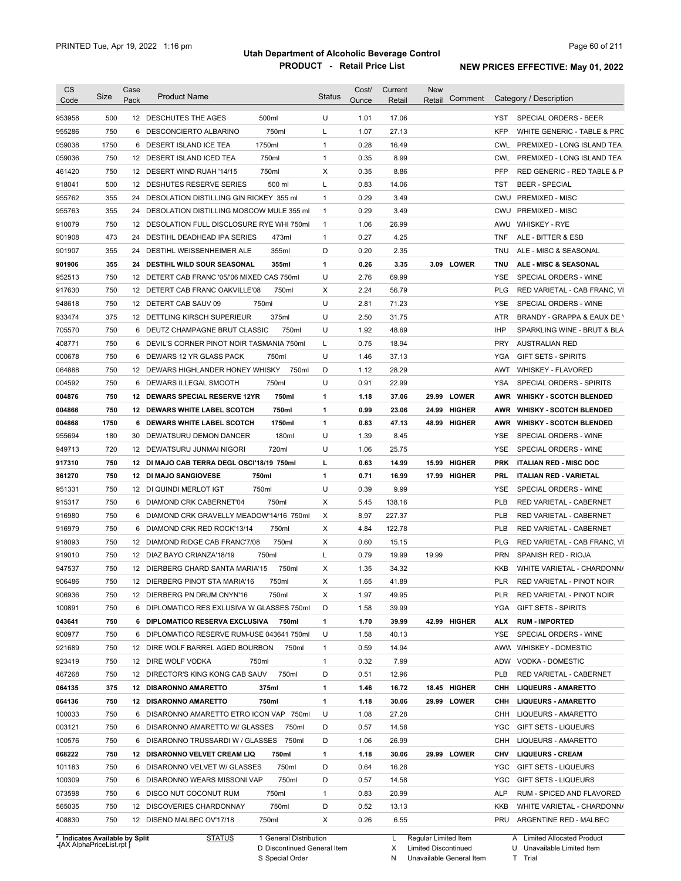# Utah Department of Alcoholic Beverage Control

## PRODUCT - Retail Price List

PRINTED Tue, Apr 19, 2022 1:16 pm

**NEW PRICES EFFECTIVE: May 01, 2022**

| CS Code | Size | Case Pack | Product Name | Status | Cost/ Ounce | Current Retail | New Retail | Comment | Category / Description |
|---|---|---|---|---|---|---|---|---|---|
| 953958 | 500 | 12 | DESCHUTES THE AGES 500ml | U | 1.01 | 17.06 | | | YST SPECIAL ORDERS - BEER |
| 955286 | 750 | 6 | DESCONCIERTO ALBARINO 750ml | L | 1.07 | 27.13 | | | KFP WHITE GENERIC - TABLE & PRC |
| 059038 | 1750 | 6 | DESERT ISLAND ICE TEA 1750ml | 1 | 0.28 | 16.49 | | | CWL PREMIXED - LONG ISLAND TEA |
| 059036 | 750 | 12 | DESERT ISLAND ICED TEA 750ml | 1 | 0.35 | 8.99 | | | CWL PREMIXED - LONG ISLAND TEA |
| 461420 | 750 | 12 | DESERT WIND RUAH '14/15 750ml | X | 0.35 | 8.86 | | | PFP RED GENERIC - RED TABLE & P |
| 918041 | 500 | 12 | DESHUTES RESERVE SERIES 500 ml | L | 0.83 | 14.06 | | | TST BEER - SPECIAL |
| 955762 | 355 | 24 | DESOLATION DISTILLING GIN RICKEY 355 ml | 1 | 0.29 | 3.49 | | | CWU PREMIXED - MISC |
| 955763 | 355 | 24 | DESOLATION DISTILLING MOSCOW MULE 355 ml | 1 | 0.29 | 3.49 | | | CWU PREMIXED - MISC |
| 910079 | 750 | 12 | DESOLATION FULL DISCLOSURE RYE WHI 750ml | 1 | 1.06 | 26.99 | | | AWU WHISKEY - RYE |
| 901908 | 473 | 24 | DESTIHL DEADHEAD IPA SERIES 473ml | 1 | 0.27 | 4.25 | | | TNF ALE - BITTER & ESB |
| 901907 | 355 | 24 | DESTIHL WEISSENHEIMER ALE 355ml | D | 0.20 | 2.35 | | | TNU ALE - MISC & SEASONAL |
| **901906** | **355** | **24** | **DESTIHL WILD SOUR SEASONAL 355ml** | **1** | **0.26** | **3.35** | **3.09** | **LOWER** | **TNU ALE - MISC & SEASONAL** |
| 952513 | 750 | 12 | DETERT CAB FRANC '05/'06 MIXED CAS 750ml | U | 2.76 | 69.99 | | | YSE SPECIAL ORDERS - WINE |
| 917630 | 750 | 12 | DETERT CAB FRANC OAKVILLE'08 750ml | X | 2.24 | 56.79 | | | PLG RED VARIETAL - CAB FRANC, VI |
| 948618 | 750 | 12 | DETERT CAB SAUV 09 750ml | U | 2.81 | 71.23 | | | YSE SPECIAL ORDERS - WINE |
| 933474 | 375 | 12 | DETTLING KIRSCH SUPERIEUR 375ml | U | 2.50 | 31.75 | | | ATR BRANDY - GRAPPA & EAUX DE V |
| 705570 | 750 | 6 | DEUTZ CHAMPAGNE BRUT CLASSIC 750ml | U | 1.92 | 48.69 | | | IHP SPARKLING WINE - BRUT & BLA |
| 408771 | 750 | 6 | DEVIL'S CORNER PINOT NOIR TASMANIA 750ml | L | 0.75 | 18.94 | | | PRY AUSTRALIAN RED |
| 000678 | 750 | 6 | DEWARS 12 YR GLASS PACK 750ml | U | 1.46 | 37.13 | | | YGA GIFT SETS - SPIRITS |
| 064888 | 750 | 12 | DEWARS HIGHLANDER HONEY WHISKY 750ml | D | 1.12 | 28.29 | | | AWT WHISKEY - FLAVORED |
| 004592 | 750 | 6 | DEWARS ILLEGAL SMOOTH 750ml | U | 0.91 | 22.99 | | | YSA SPECIAL ORDERS - SPIRITS |
| **004876** | **750** | **12** | **DEWARS SPECIAL RESERVE 12YR 750ml** | **1** | **1.18** | **37.06** | **29.99** | **LOWER** | **AWR WHISKY - SCOTCH BLENDED** |
| **004866** | **750** | **12** | **DEWARS WHITE LABEL SCOTCH 750ml** | **1** | **0.99** | **23.06** | **24.99** | **HIGHER** | **AWR WHISKY - SCOTCH BLENDED** |
| **004868** | **1750** | **6** | **DEWARS WHITE LABEL SCOTCH 1750ml** | **1** | **0.83** | **47.13** | **48.99** | **HIGHER** | **AWR WHISKY - SCOTCH BLENDED** |
| 955694 | 180 | 30 | DEWATSURU DEMON DANCER 180ml | U | 1.39 | 8.45 | | | YSE SPECIAL ORDERS - WINE |
| 949713 | 720 | 12 | DEWATSURU JUNMAI NIGORI 720ml | U | 1.06 | 25.75 | | | YSE SPECIAL ORDERS - WINE |
| **917310** | **750** | **12** | **DI MAJO CAB TERRA DEGL OSCI'18/19 750ml** | **L** | **0.63** | **14.99** | **15.99** | **HIGHER** | **PRK ITALIAN RED - MISC DOC** |
| **361270** | **750** | **12** | **DI MAJO SANGIOVESE 750ml** | **1** | **0.71** | **16.99** | **17.99** | **HIGHER** | **PRL ITALIAN RED - VARIETAL** |
| 951331 | 750 | 12 | DI QUINDI MERLOT IGT 750ml | U | 0.39 | 9.99 | | | YSE SPECIAL ORDERS - WINE |
| 915317 | 750 | 6 | DIAMOND CRK CABERNET'04 750ml | X | 5.45 | 138.16 | | | PLB RED VARIETAL - CABERNET |
| 916980 | 750 | 6 | DIAMOND CRK GRAVELLY MEADOW'14/16 750ml | X | 8.97 | 227.37 | | | PLB RED VARIETAL - CABERNET |
| 916979 | 750 | 6 | DIAMOND CRK RED ROCK'13/14 750ml | X | 4.84 | 122.78 | | | PLB RED VARIETAL - CABERNET |
| 918093 | 750 | 12 | DIAMOND RIDGE CAB FRANC'7/08 750ml | X | 0.60 | 15.15 | | | PLG RED VARIETAL - CAB FRANC, VI |
| 919010 | 750 | 12 | DIAZ BAYO CRIANZA'18/19 750ml | L | 0.79 | 19.99 | 19.99 | | PRN SPANISH RED - RIOJA |
| 947537 | 750 | 12 | DIERBERG CHARD SANTA MARIA'15 750ml | X | 1.35 | 34.32 | | | KKB WHITE VARIETAL - CHARDONNA |
| 906486 | 750 | 12 | DIERBERG PINOT STA MARIA'16 750ml | X | 1.65 | 41.89 | | | PLR RED VARIETAL - PINOT NOIR |
| 906936 | 750 | 12 | DIERBERG PN DRUM CNYN'16 750ml | X | 1.97 | 49.95 | | | PLR RED VARIETAL - PINOT NOIR |
| 100891 | 750 | 6 | DIPLOMATICO RES EXLUSIVA W GLASSES 750ml | D | 1.58 | 39.99 | | | YGA GIFT SETS - SPIRITS |
| **043641** | **750** | **6** | **DIPLOMATICO RESERVA EXCLUSIVA 750ml** | **1** | **1.70** | **39.99** | **42.99** | **HIGHER** | **ALX RUM - IMPORTED** |
| 900977 | 750 | 6 | DIPLOMATICO RESERVE RUM-USE 043641 750ml | U | 1.58 | 40.13 | | | YSE SPECIAL ORDERS - WINE |
| 921689 | 750 | 12 | DIRE WOLF BARREL AGED BOURBON 750ml | 1 | 0.59 | 14.94 | | | AWW WHISKEY - DOMESTIC |
| 923419 | 750 | 12 | DIRE WOLF VODKA 750ml | 1 | 0.32 | 7.99 | | | ADW VODKA - DOMESTIC |
| 467268 | 750 | 12 | DIRECTOR'S KING KONG CAB SAUV 750ml | D | 0.51 | 12.96 | | | PLB RED VARIETAL - CABERNET |
| **064135** | **375** | **12** | **DISARONNO AMARETTO 375ml** | **1** | **1.46** | **16.72** | **18.45** | **HIGHER** | **CHH LIQUEURS - AMARETTO** |
| **064136** | **750** | **12** | **DISARONNO AMARETTO 750ml** | **1** | **1.18** | **30.06** | **29.99** | **LOWER** | **CHH LIQUEURS - AMARETTO** |
| 100033 | 750 | 6 | DISARONNO AMARETTO ETRO ICON VAP 750ml | U | 1.08 | 27.28 | | | CHH LIQUEURS - AMARETTO |
| 003121 | 750 | 6 | DISARONNO AMARETTO W/ GLASSES 750ml | D | 0.57 | 14.58 | | | YGC GIFT SETS - LIQUEURS |
| 100576 | 750 | 6 | DISARONNO TRUSSARDI W / GLASSES 750ml | D | 1.06 | 26.99 | | | CHH LIQUEURS - AMARETTO |
| **068222** | **750** | **12** | **DISARONNO VELVET CREAM LIQ 750ml** | **1** | **1.18** | **30.06** | **29.99** | **LOWER** | **CHV LIQUEURS - CREAM** |
| 101183 | 750 | 6 | DISARONNO VELVET W/ GLASSES 750ml | D | 0.64 | 16.28 | | | YGC GIFT SETS - LIQUEURS |
| 100309 | 750 | 6 | DISARONNO WEARS MISSONI VAP 750ml | D | 0.57 | 14.58 | | | YGC GIFT SETS - LIQUEURS |
| 073598 | 750 | 6 | DISCO NUT COCONUT RUM 750ml | 1 | 0.83 | 20.99 | | | ALP RUM - SPICED AND FLAVORED |
| 565035 | 750 | 12 | DISCOVERIES CHARDONNAY 750ml | D | 0.52 | 13.13 | | | KKB WHITE VARIETAL - CHARDONNA |
| 408830 | 750 | 12 | DISENO MALBEC OV'17/18 750ml | X | 0.26 | 6.55 | | | PRU ARGENTINE RED - MALBEC |

\* Indicates Available by Split

STATUS: 1 General Distribution; D Discontinued General Item; S Special Order; L Regular Limited Item; X Limited Discontinued; N Unavailable General Item; A Limited Allocated Product; U Unavailable Limited Item; T Trial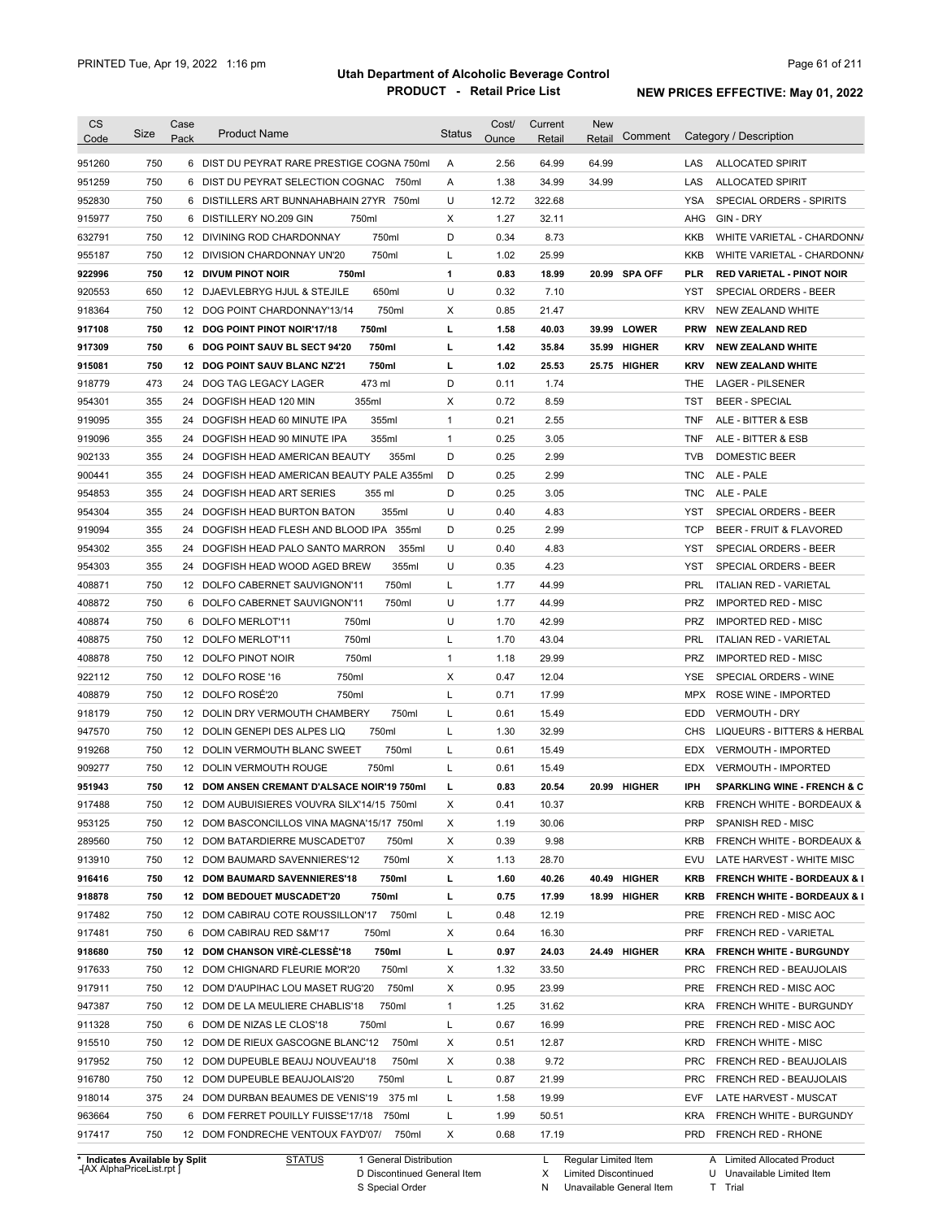| CS Code | Size | Case Pack | Product Name | Status | Cost/ Ounce | Current Retail | New Retail | Comment | Category / Description | |
|---|---|---|---|---|---|---|---|---|---|---|
| 951260 | 750 | 6 | DIST DU PEYRAT RARE PRESTIGE COGNA 750ml | A | 2.56 | 64.99 | 64.99 | | LAS | ALLOCATED SPIRIT |
| 951259 | 750 | 6 | DIST DU PEYRAT SELECTION COGNAC 750ml | A | 1.38 | 34.99 | 34.99 | | LAS | ALLOCATED SPIRIT |
| 952830 | 750 | 6 | DISTILLERS ART BUNNAHABHAIN 27YR 750ml | U | 12.72 | 322.68 | | | YSA | SPECIAL ORDERS - SPIRITS |
| 915977 | 750 | 6 | DISTILLERY NO.209 GIN 750ml | X | 1.27 | 32.11 | | | AHG | GIN - DRY |
| 632791 | 750 | 12 | DIVINING ROD CHARDONNAY 750ml | D | 0.34 | 8.73 | | | KKB | WHITE VARIETAL - CHARDONNA |
| 955187 | 750 | 12 | DIVISION CHARDONNAY UN'20 750ml | L | 1.02 | 25.99 | | | KKB | WHITE VARIETAL - CHARDONNA |
| **922996** | **750** | **12** | **DIVUM PINOT NOIR 750ml** | **1** | **0.83** | **18.99** | **20.99** | **SPA OFF** | **PLR** | **RED VARIETAL - PINOT NOIR** |
| 920553 | 650 | 12 | DJAEVLEBRYG HJUL & STEJILE 650ml | U | 0.32 | 7.10 | | | YST | SPECIAL ORDERS - BEER |
| 918364 | 750 | 12 | DOG POINT CHARDONNAY'13/14 750ml | X | 0.85 | 21.47 | | | KRV | NEW ZEALAND WHITE |
| **917108** | **750** | **12** | **DOG POINT PINOT NOIR'17/18 750ml** | **L** | **1.58** | **40.03** | **39.99** | **LOWER** | **PRW** | **NEW ZEALAND RED** |
| **917309** | **750** | **6** | **DOG POINT SAUV BL SECT 94'20 750ml** | **L** | **1.42** | **35.84** | **35.99** | **HIGHER** | **KRV** | **NEW ZEALAND WHITE** |
| **915081** | **750** | **12** | **DOG POINT SAUV BLANC NZ'21 750ml** | **L** | **1.02** | **25.53** | **25.75** | **HIGHER** | **KRV** | **NEW ZEALAND WHITE** |
| 918779 | 473 | 24 | DOG TAG LEGACY LAGER 473 ml | D | 0.11 | 1.74 | | | THE | LAGER - PILSENER |
| 954301 | 355 | 24 | DOGFISH HEAD 120 MIN 355ml | X | 0.72 | 8.59 | | | TST | BEER - SPECIAL |
| 919095 | 355 | 24 | DOGFISH HEAD 60 MINUTE IPA 355ml | 1 | 0.21 | 2.55 | | | TNF | ALE - BITTER & ESB |
| 919096 | 355 | 24 | DOGFISH HEAD 90 MINUTE IPA 355ml | 1 | 0.25 | 3.05 | | | TNF | ALE - BITTER & ESB |
| 902133 | 355 | 24 | DOGFISH HEAD AMERICAN BEAUTY 355ml | D | 0.25 | 2.99 | | | TVB | DOMESTIC BEER |
| 900441 | 355 | 24 | DOGFISH HEAD AMERICAN BEAUTY PALE A355ml | D | 0.25 | 2.99 | | | TNC | ALE - PALE |
| 954853 | 355 | 24 | DOGFISH HEAD ART SERIES 355 ml | D | 0.25 | 3.05 | | | TNC | ALE - PALE |
| 954304 | 355 | 24 | DOGFISH HEAD BURTON BATON 355ml | U | 0.40 | 4.83 | | | YST | SPECIAL ORDERS - BEER |
| 919094 | 355 | 24 | DOGFISH HEAD FLESH AND BLOOD IPA 355ml | D | 0.25 | 2.99 | | | TCP | BEER - FRUIT & FLAVORED |
| 954302 | 355 | 24 | DOGFISH HEAD PALO SANTO MARRON 355ml | U | 0.40 | 4.83 | | | YST | SPECIAL ORDERS - BEER |
| 954303 | 355 | 24 | DOGFISH HEAD WOOD AGED BREW 355ml | U | 0.35 | 4.23 | | | YST | SPECIAL ORDERS - BEER |
| 408871 | 750 | 12 | DOLFO CABERNET SAUVIGNON'11 750ml | L | 1.77 | 44.99 | | | PRL | ITALIAN RED - VARIETAL |
| 408872 | 750 | 6 | DOLFO CABERNET SAUVIGNON'11 750ml | U | 1.77 | 44.99 | | | PRZ | IMPORTED RED - MISC |
| 408874 | 750 | 6 | DOLFO MERLOT'11 750ml | U | 1.70 | 42.99 | | | PRZ | IMPORTED RED - MISC |
| 408875 | 750 | 12 | DOLFO MERLOT'11 750ml | L | 1.70 | 43.04 | | | PRL | ITALIAN RED - VARIETAL |
| 408878 | 750 | 12 | DOLFO PINOT NOIR 750ml | 1 | 1.18 | 29.99 | | | PRZ | IMPORTED RED - MISC |
| 922112 | 750 | 12 | DOLFO ROSE '16 750ml | X | 0.47 | 12.04 | | | YSE | SPECIAL ORDERS - WINE |
| 408879 | 750 | 12 | DOLFO ROSÉ'20 750ml | L | 0.71 | 17.99 | | | MPX | ROSE WINE - IMPORTED |
| 918179 | 750 | 12 | DOLIN DRY VERMOUTH CHAMBERY 750ml | L | 0.61 | 15.49 | | | EDD | VERMOUTH - DRY |
| 947570 | 750 | 12 | DOLIN GENEPI DES ALPES LIQ 750ml | L | 1.30 | 32.99 | | | CHS | LIQUEURS - BITTERS & HERBAL |
| 919268 | 750 | 12 | DOLIN VERMOUTH BLANC SWEET 750ml | L | 0.61 | 15.49 | | | EDX | VERMOUTH - IMPORTED |
| 909277 | 750 | 12 | DOLIN VERMOUTH ROUGE 750ml | L | 0.61 | 15.49 | | | EDX | VERMOUTH - IMPORTED |
| **951943** | **750** | **12** | **DOM ANSEN CREMANT D'ALSACE NOIR'19 750ml** | **L** | **0.83** | **20.54** | **20.99** | **HIGHER** | **IPH** | **SPARKLING WINE - FRENCH & C** |
| 917488 | 750 | 12 | DOM AUBUISIERES VOUVRA SILX'14/15 750ml | X | 0.41 | 10.37 | | | KRB | FRENCH WHITE - BORDEAUX & |
| 953125 | 750 | 12 | DOM BASCONCILLOS VINA MAGNA'15/17 750ml | X | 1.19 | 30.06 | | | PRP | SPANISH RED - MISC |
| 289560 | 750 | 12 | DOM BATARDIERRE MUSCADET'07 750ml | X | 0.39 | 9.98 | | | KRB | FRENCH WHITE - BORDEAUX & |
| 913910 | 750 | 12 | DOM BAUMARD SAVENNIERES'12 750ml | X | 1.13 | 28.70 | | | EVU | LATE HARVEST - WHITE MISC |
| **916416** | **750** | **12** | **DOM BAUMARD SAVENNIERES'18 750ml** | **L** | **1.60** | **40.26** | **40.49** | **HIGHER** | **KRB** | **FRENCH WHITE - BORDEAUX & I** |
| **918878** | **750** | **12** | **DOM BEDOUET MUSCADET'20 750ml** | **L** | **0.75** | **17.99** | **18.99** | **HIGHER** | **KRB** | **FRENCH WHITE - BORDEAUX & I** |
| 917482 | 750 | 12 | DOM CABIRAU COTE ROUSSILLON'17 750ml | L | 0.48 | 12.19 | | | PRE | FRENCH RED - MISC AOC |
| 917481 | 750 | 6 | DOM CABIRAU RED S&M'17 750ml | X | 0.64 | 16.30 | | | PRF | FRENCH RED - VARIETAL |
| **918680** | **750** | **12** | **DOM CHANSON VIRÉ-CLESSÈ'18 750ml** | **L** | **0.97** | **24.03** | **24.49** | **HIGHER** | **KRA** | **FRENCH WHITE - BURGUNDY** |
| 917633 | 750 | 12 | DOM CHIGNARD FLEURIE MOR'20 750ml | X | 1.32 | 33.50 | | | PRC | FRENCH RED - BEAUJOLAIS |
| 917911 | 750 | 12 | DOM D'AUPIHAC LOU MASET RUG'20 750ml | X | 0.95 | 23.99 | | | PRE | FRENCH RED - MISC AOC |
| 947387 | 750 | 12 | DOM DE LA MEULIERE CHABLIS'18 750ml | 1 | 1.25 | 31.62 | | | KRA | FRENCH WHITE - BURGUNDY |
| 911328 | 750 | 6 | DOM DE NIZAS LE CLOS'18 750ml | L | 0.67 | 16.99 | | | PRE | FRENCH RED - MISC AOC |
| 915510 | 750 | 12 | DOM DE RIEUX GASCOGNE BLANC'12 750ml | X | 0.51 | 12.87 | | | KRD | FRENCH WHITE - MISC |
| 917952 | 750 | 12 | DOM DUPEUBLE BEAUJ NOUVEAU'18 750ml | X | 0.38 | 9.72 | | | PRC | FRENCH RED - BEAUJOLAIS |
| 916780 | 750 | 12 | DOM DUPEUBLE BEAUJOLAIS'20 750ml | L | 0.87 | 21.99 | | | PRC | FRENCH RED - BEAUJOLAIS |
| 918014 | 375 | 24 | DOM DURBAN BEAUMES DE VENIS'19 375 ml | L | 1.58 | 19.99 | | | EVF | LATE HARVEST - MUSCAT |
| 963664 | 750 | 6 | DOM FERRET POUILLY FUISSE'17/18 750ml | L | 1.99 | 50.51 | | | KRA | FRENCH WHITE - BURGUNDY |
| 917417 | 750 | 12 | DOM FONDRECHE VENTOUX FAYD'07/ 750ml | X | 0.68 | 17.19 | | | PRD | FRENCH RED - RHONE |

\* Indicates Available by Split

STATUS: 1 General Distribution; D Discontinued General Item; S Special Order; L Regular Limited Item; X Limited Discontinued; N Unavailable General Item; A Limited Allocated Product; U Unavailable Limited Item; T Trial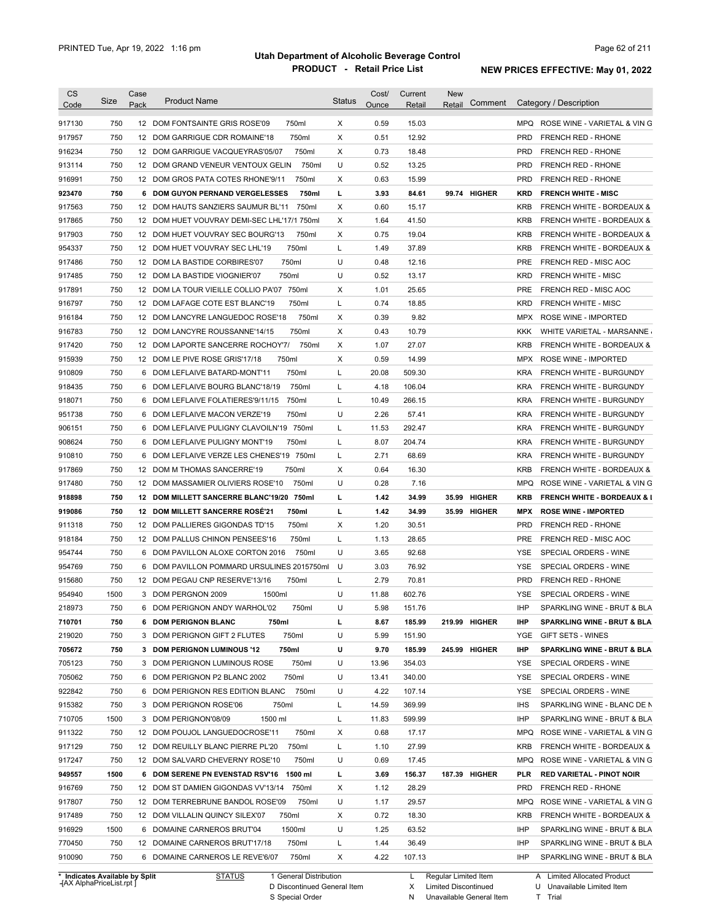# Utah Department of Alcoholic Beverage Control

## PRODUCT - Retail Price List

PRINTED Tue, Apr 19, 2022 1:16 pm

**NEW PRICES EFFECTIVE: May 01, 2022**

| CS Code | Size | Case Pack | Product Name | Status | Cost/ Ounce | Current Retail | New Retail | Comment | Category / Description |
|---|---|---|---|---|---|---|---|---|---|
| 917130 | 750 | 12 | DOM FONTSAINTE GRIS ROSE'09 750ml | X | 0.59 | 15.03 | | | MPQ ROSE WINE - VARIETAL & VIN G |
| 917957 | 750 | 12 | DOM GARRIGUE CDR ROMAINE'18 750ml | X | 0.51 | 12.92 | | | PRD FRENCH RED - RHONE |
| 916234 | 750 | 12 | DOM GARRIGUE VACQUEYRAS'05/07 750ml | X | 0.73 | 18.48 | | | PRD FRENCH RED - RHONE |
| 913114 | 750 | 12 | DOM GRAND VENEUR VENTOUX GELIN 750ml | U | 0.52 | 13.25 | | | PRD FRENCH RED - RHONE |
| 916991 | 750 | 12 | DOM GROS PATA COTES RHONE'9/11 750ml | X | 0.63 | 15.99 | | | PRD FRENCH RED - RHONE |
| **923470** | **750** | **6** | **DOM GUYON PERNAND VERGELESSES 750ml** | **L** | **3.93** | **84.61** | **99.74** | **HIGHER** | **KRD FRENCH WHITE - MISC** |
| 917563 | 750 | 12 | DOM HAUTS SANZIERS SAUMUR BL'11 750ml | X | 0.60 | 15.17 | | | KRB FRENCH WHITE - BORDEAUX & |
| 917865 | 750 | 12 | DOM HUET VOUVRAY DEMI-SEC LHL'17/1 750ml | X | 1.64 | 41.50 | | | KRB FRENCH WHITE - BORDEAUX & |
| 917903 | 750 | 12 | DOM HUET VOUVRAY SEC BOURG'13 750ml | X | 0.75 | 19.04 | | | KRB FRENCH WHITE - BORDEAUX & |
| 954337 | 750 | 12 | DOM HUET VOUVRAY SEC LHL'19 750ml | L | 1.49 | 37.89 | | | KRB FRENCH WHITE - BORDEAUX & |
| 917486 | 750 | 12 | DOM LA BASTIDE CORBIRES'07 750ml | U | 0.48 | 12.16 | | | PRE FRENCH RED - MISC AOC |
| 917485 | 750 | 12 | DOM LA BASTIDE VIOGNIER'07 750ml | U | 0.52 | 13.17 | | | KRD FRENCH WHITE - MISC |
| 917891 | 750 | 12 | DOM LA TOUR VIEILLE COLLIO PA'07 750ml | X | 1.01 | 25.65 | | | PRE FRENCH RED - MISC AOC |
| 916797 | 750 | 12 | DOM LAFAGE COTE EST BLANC'19 750ml | L | 0.74 | 18.85 | | | KRD FRENCH WHITE - MISC |
| 916184 | 750 | 12 | DOM LANCYRE LANGUEDOC ROSE'18 750ml | X | 0.39 | 9.82 | | | MPX ROSE WINE - IMPORTED |
| 916783 | 750 | 12 | DOM LANCYRE ROUSSANNE'14/15 750ml | X | 0.43 | 10.79 | | | KKK WHITE VARIETAL - MARSANNE |
| 917420 | 750 | 12 | DOM LAPORTE SANCERRE ROCHOY'7/ 750ml | X | 1.07 | 27.07 | | | KRB FRENCH WHITE - BORDEAUX & |
| 915939 | 750 | 12 | DOM LE PIVE ROSE GRIS'17/18 750ml | X | 0.59 | 14.99 | | | MPX ROSE WINE - IMPORTED |
| 910809 | 750 | 6 | DOM LEFLAIVE BATARD-MONT'11 750ml | L | 20.08 | 509.30 | | | KRA FRENCH WHITE - BURGUNDY |
| 918435 | 750 | 6 | DOM LEFLAIVE BOURG BLANC'18/19 750ml | L | 4.18 | 106.04 | | | KRA FRENCH WHITE - BURGUNDY |
| 918071 | 750 | 6 | DOM LEFLAIVE FOLATIERES'9/11/15 750ml | L | 10.49 | 266.15 | | | KRA FRENCH WHITE - BURGUNDY |
| 951738 | 750 | 6 | DOM LEFLAIVE MACON VERZE'19 750ml | U | 2.26 | 57.41 | | | KRA FRENCH WHITE - BURGUNDY |
| 906151 | 750 | 6 | DOM LEFLAIVE PULIGNY CLAVOILN'19 750ml | L | 11.53 | 292.47 | | | KRA FRENCH WHITE - BURGUNDY |
| 908624 | 750 | 6 | DOM LEFLAIVE PULIGNY MONT'19 750ml | L | 8.07 | 204.74 | | | KRA FRENCH WHITE - BURGUNDY |
| 910810 | 750 | 6 | DOM LEFLAIVE VERZE LES CHENES'19 750ml | L | 2.71 | 68.69 | | | KRA FRENCH WHITE - BURGUNDY |
| 917869 | 750 | 12 | DOM M THOMAS SANCERRE'19 750ml | X | 0.64 | 16.30 | | | KRB FRENCH WHITE - BORDEAUX & |
| 917480 | 750 | 12 | DOM MASSAMIER OLIVIERS ROSE'10 750ml | U | 0.28 | 7.16 | | | MPQ ROSE WINE - VARIETAL & VIN G |
| **918898** | **750** | **12** | **DOM MILLETT SANCERRE BLANC'19/20 750ml** | **L** | **1.42** | **34.99** | **35.99** | **HIGHER** | **KRB FRENCH WHITE - BORDEAUX & I** |
| **919086** | **750** | **12** | **DOM MILLETT SANCERRE ROSÉ'21 750ml** | **L** | **1.42** | **34.99** | **35.99** | **HIGHER** | **MPX ROSE WINE - IMPORTED** |
| 911318 | 750 | 12 | DOM PALLIERES GIGONDAS TD'15 750ml | X | 1.20 | 30.51 | | | PRD FRENCH RED - RHONE |
| 918184 | 750 | 12 | DOM PALLUS CHINON PENSEES'16 750ml | L | 1.13 | 28.65 | | | PRE FRENCH RED - MISC AOC |
| 954744 | 750 | 6 | DOM PAVILLON ALOXE CORTON 2016 750ml | U | 3.65 | 92.68 | | | YSE SPECIAL ORDERS - WINE |
| 954769 | 750 | 6 | DOM PAVILLON POMMARD URSULINES 2015750ml | U | 3.03 | 76.92 | | | YSE SPECIAL ORDERS - WINE |
| 915680 | 750 | 12 | DOM PEGAU CNP RESERVE'13/16 750ml | L | 2.79 | 70.81 | | | PRD FRENCH RED - RHONE |
| 954940 | 1500 | 3 | DOM PERGNON 2009 1500ml | U | 11.88 | 602.76 | | | YSE SPECIAL ORDERS - WINE |
| 218973 | 750 | 6 | DOM PERIGNON ANDY WARHOL'02 750ml | U | 5.98 | 151.76 | | | IHP SPARKLING WINE - BRUT & BLA |
| **710701** | **750** | **6** | **DOM PERIGNON BLANC 750ml** | **L** | **8.67** | **185.99** | **219.99** | **HIGHER** | **IHP SPARKLING WINE - BRUT & BLA** |
| 219020 | 750 | 3 | DOM PERIGNON GIFT 2 FLUTES 750ml | U | 5.99 | 151.90 | | | YGE GIFT SETS - WINES |
| **705672** | **750** | **3** | **DOM PERIGNON LUMINOUS '12 750ml** | **U** | **9.70** | **185.99** | **245.99** | **HIGHER** | **IHP SPARKLING WINE - BRUT & BLA** |
| 705123 | 750 | 3 | DOM PERIGNON LUMINOUS ROSE 750ml | U | 13.96 | 354.03 | | | YSE SPECIAL ORDERS - WINE |
| 705062 | 750 | 6 | DOM PERIGNON P2 BLANC 2002 750ml | U | 13.41 | 340.00 | | | YSE SPECIAL ORDERS - WINE |
| 922842 | 750 | 6 | DOM PERIGNON RES EDITION BLANC 750ml | U | 4.22 | 107.14 | | | YSE SPECIAL ORDERS - WINE |
| 915382 | 750 | 3 | DOM PERIGNON ROSE'06 750ml | L | 14.59 | 369.99 | | | IHS SPARKLING WINE - BLANC DE N |
| 710705 | 1500 | 3 | DOM PERIGNON'08/09 1500 ml | L | 11.83 | 599.99 | | | IHP SPARKLING WINE - BRUT & BLA |
| 911322 | 750 | 12 | DOM POUJOL LANGUEDOCROSE'11 750ml | X | 0.68 | 17.17 | | | MPQ ROSE WINE - VARIETAL & VIN G |
| 917129 | 750 | 12 | DOM REUILLY BLANC PIERRE PL'20 750ml | L | 1.10 | 27.99 | | | KRB FRENCH WHITE - BORDEAUX & |
| 917247 | 750 | 12 | DOM SALVARD CHEVERNY ROSE'10 750ml | U | 0.69 | 17.45 | | | MPQ ROSE WINE - VARIETAL & VIN G |
| **949557** | **1500** | **6** | **DOM SERENE PN EVENSTAD RSV'16 1500 ml** | **L** | **3.69** | **156.37** | **187.39** | **HIGHER** | **PLR RED VARIETAL - PINOT NOIR** |
| 916769 | 750 | 12 | DOM ST DAMIEN GIGONDAS VV'13/14 750ml | X | 1.12 | 28.29 | | | PRD FRENCH RED - RHONE |
| 917807 | 750 | 12 | DOM TERREBRUNE BANDOL ROSE'09 750ml | U | 1.17 | 29.57 | | | MPQ ROSE WINE - VARIETAL & VIN G |
| 917489 | 750 | 12 | DOM VILLALIN QUINCY SILEX'07 750ml | X | 0.72 | 18.30 | | | KRB FRENCH WHITE - BORDEAUX & |
| 916929 | 1500 | 6 | DOMAINE CARNEROS BRUT'04 1500ml | U | 1.25 | 63.52 | | | IHP SPARKLING WINE - BRUT & BLA |
| 770450 | 750 | 12 | DOMAINE CARNEROS BRUT'17/18 750ml | L | 1.44 | 36.49 | | | IHP SPARKLING WINE - BRUT & BLA |
| 910090 | 750 | 6 | DOMAINE CARNEROS LE REVE'6/07 750ml | X | 4.22 | 107.13 | | | IHP SPARKLING WINE - BRUT & BLA |

\* Indicates Available by Split

| STATUS | | |
|---|---|---|
| 1 General Distribution | L Regular Limited Item | A Limited Allocated Product |
| D Discontinued General Item | X Limited Discontinued | U Unavailable Limited Item |
| S Special Order | N Unavailable General Item | T Trial |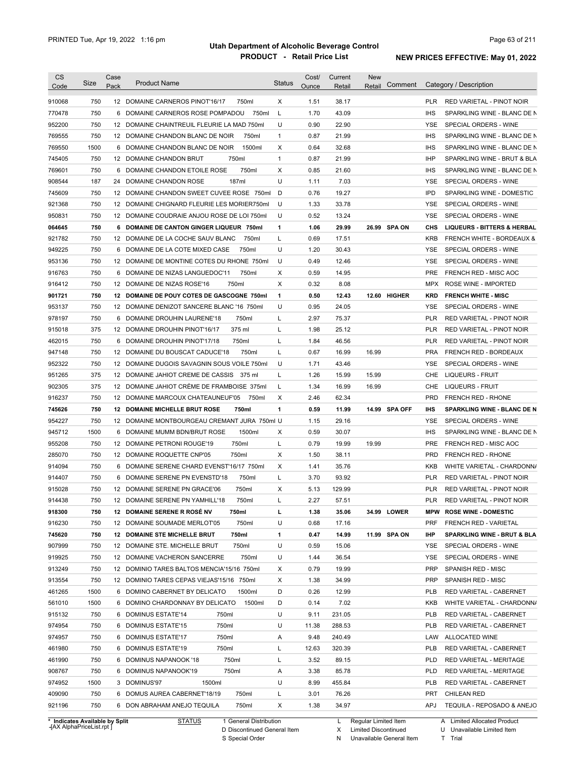# Utah Department of Alcoholic Beverage Control

## PRODUCT - Retail Price List

PRINTED Tue, Apr 19, 2022 1:16 pm

**NEW PRICES EFFECTIVE: May 01, 2022**

| CS Code | Size | Case Pack | Product Name | Status | Cost/ Ounce | Current Retail | New Retail | Comment | Category / Description | |
|---|---|---|---|---|---|---|---|---|---|---|
| 910068 | 750 | 12 | DOMAINE CARNEROS PINOT'16/17 750ml | X | 1.51 | 38.17 | | | PLR | RED VARIETAL - PINOT NOIR |
| 770478 | 750 | 6 | DOMAINE CARNEROS ROSE POMPADOU 750ml | L | 1.70 | 43.09 | | | IHS | SPARKLING WINE - BLANC DE N |
| 952200 | 750 | 12 | DOMAINE CHAINTREUIL FLEURIE LA MAD 750ml | U | 0.90 | 22.90 | | | YSE | SPECIAL ORDERS - WINE |
| 769555 | 750 | 12 | DOMAINE CHANDON BLANC DE NOIR 750ml | 1 | 0.87 | 21.99 | | | IHS | SPARKLING WINE - BLANC DE N |
| 769550 | 1500 | 6 | DOMAINE CHANDON BLANC DE NOIR 1500ml | X | 0.64 | 32.68 | | | IHS | SPARKLING WINE - BLANC DE N |
| 745405 | 750 | 12 | DOMAINE CHANDON BRUT 750ml | 1 | 0.87 | 21.99 | | | IHP | SPARKLING WINE - BRUT & BLA |
| 769601 | 750 | 6 | DOMAINE CHANDON ETOILE ROSE 750ml | X | 0.85 | 21.60 | | | IHS | SPARKLING WINE - BLANC DE N |
| 908544 | 187 | 24 | DOMAINE CHANDON ROSE 187ml | U | 1.11 | 7.03 | | | YSE | SPECIAL ORDERS - WINE |
| 745609 | 750 | 12 | DOMAINE CHANDON SWEET CUVEE ROSE 750ml | D | 0.76 | 19.27 | | | IPD | SPARKLING WINE - DOMESTIC |
| 921368 | 750 | 12 | DOMAINE CHIGNARD FLEURIE LES MORIER750ml | U | 1.33 | 33.78 | | | YSE | SPECIAL ORDERS - WINE |
| 950831 | 750 | 12 | DOMAINE COUDRAIE ANJOU ROSE DE LOI 750ml | U | 0.52 | 13.24 | | | YSE | SPECIAL ORDERS - WINE |
| **064645** | **750** | **6** | **DOMAINE DE CANTON GINGER LIQUEUR 750ml** | **1** | **1.06** | **29.99** | **26.99** | **SPA ON** | **CHS** | **LIQUEURS - BITTERS & HERBAL** |
| 921782 | 750 | 12 | DOMAINE DE LA COCHE SAUV BLANC 750ml | L | 0.69 | 17.51 | | | KRB | FRENCH WHITE - BORDEAUX & |
| 949225 | 750 | 6 | DOMAINE DE LA COTE MIXED CASE 750ml | U | 1.20 | 30.43 | | | YSE | SPECIAL ORDERS - WINE |
| 953136 | 750 | 12 | DOMAINE DE MONTINE COTES DU RHONE 750ml | U | 0.49 | 12.46 | | | YSE | SPECIAL ORDERS - WINE |
| 916763 | 750 | 6 | DOMAINE DE NIZAS LANGUEDOC'11 750ml | X | 0.59 | 14.95 | | | PRE | FRENCH RED - MISC AOC |
| 916412 | 750 | 12 | DOMAINE DE NIZAS ROSE'16 750ml | X | 0.32 | 8.08 | | | MPX | ROSE WINE - IMPORTED |
| **901721** | **750** | **12** | **DOMAINE DE POUY COTES DE GASCOGNE 750ml** | **1** | **0.50** | **12.43** | **12.60** | **HIGHER** | **KRD** | **FRENCH WHITE - MISC** |
| 953137 | 750 | 12 | DOMAINE DENIZOT SANCERE BLANC '16 750ml | U | 0.95 | 24.05 | | | YSE | SPECIAL ORDERS - WINE |
| 978197 | 750 | 6 | DOMAINE DROUHIN LAURENE'18 750ml | L | 2.97 | 75.37 | | | PLR | RED VARIETAL - PINOT NOIR |
| 915018 | 375 | 12 | DOMAINE DROUHIN PINOT'16/17 375 ml | L | 1.98 | 25.12 | | | PLR | RED VARIETAL - PINOT NOIR |
| 462015 | 750 | 6 | DOMAINE DROUHIN PINOT'17/18 750ml | L | 1.84 | 46.56 | | | PLR | RED VARIETAL - PINOT NOIR |
| 947148 | 750 | 12 | DOMAINE DU BOUSCAT CADUCE'18 750ml | L | 0.67 | 16.99 | 16.99 | | PRA | FRENCH RED - BORDEAUX |
| 952322 | 750 | 12 | DOMAINE DUGOIS SAVAGNIN SOUS VOILE 750ml | U | 1.71 | 43.46 | | | YSE | SPECIAL ORDERS - WINE |
| 951265 | 375 | 12 | DOMAINE JAHIOT CREME DE CASSIS 375 ml | L | 1.26 | 15.99 | 15.99 | | CHE | LIQUEURS - FRUIT |
| 902305 | 375 | 12 | DOMAINE JAHIOT CRÈME DE FRAMBOISE 375ml | L | 1.34 | 16.99 | 16.99 | | CHE | LIQUEURS - FRUIT |
| 916237 | 750 | 12 | DOMAINE MARCOUX CHATEAUNEUF'05 750ml | X | 2.46 | 62.34 | | | PRD | FRENCH RED - RHONE |
| **745626** | **750** | **12** | **DOMAINE MICHELLE BRUT ROSE 750ml** | **1** | **0.59** | **11.99** | **14.99** | **SPA OFF** | **IHS** | **SPARKLING WINE - BLANC DE N** |
| 954227 | 750 | 12 | DOMAINE MONTBOURGEAU CREMANT JURA 750ml | U | 1.15 | 29.16 | | | YSE | SPECIAL ORDERS - WINE |
| 945712 | 1500 | 6 | DOMAINE MUMM BDN/BRUT ROSE 1500ml | X | 0.59 | 30.07 | | | IHS | SPARKLING WINE - BLANC DE N |
| 955208 | 750 | 12 | DOMAINE PETRONI ROUGE'19 750ml | L | 0.79 | 19.99 | 19.99 | | PRE | FRENCH RED - MISC AOC |
| 285070 | 750 | 12 | DOMAINE ROQUETTE CNP'05 750ml | X | 1.50 | 38.11 | | | PRD | FRENCH RED - RHONE |
| 914094 | 750 | 6 | DOMAINE SERENE CHARD EVENST'16/17 750ml | X | 1.41 | 35.76 | | | KKB | WHITE VARIETAL - CHARDONNA |
| 914407 | 750 | 6 | DOMAINE SERENE PN EVENSTD'18 750ml | L | 3.70 | 93.92 | | | PLR | RED VARIETAL - PINOT NOIR |
| 915028 | 750 | 12 | DOMAINE SERENE PN GRACE'06 750ml | X | 5.13 | 129.99 | | | PLR | RED VARIETAL - PINOT NOIR |
| 914438 | 750 | 12 | DOMAINE SERENE PN YAMHILL'18 750ml | L | 2.27 | 57.51 | | | PLR | RED VARIETAL - PINOT NOIR |
| **918300** | **750** | **12** | **DOMAINE SERENE R ROSÉ NV 750ml** | **L** | **1.38** | **35.06** | **34.99** | **LOWER** | **MPW** | **ROSE WINE - DOMESTIC** |
| 916230 | 750 | 12 | DOMAINE SOUMADE MERLOT'05 750ml | U | 0.68 | 17.16 | | | PRF | FRENCH RED - VARIETAL |
| **745620** | **750** | **12** | **DOMAINE STE MICHELLE BRUT 750ml** | **1** | **0.47** | **14.99** | **11.99** | **SPA ON** | **IHP** | **SPARKLING WINE - BRUT & BLA** |
| 907999 | 750 | 12 | DOMAINE STE. MICHELLE BRUT 750ml | U | 0.59 | 15.06 | | | YSE | SPECIAL ORDERS - WINE |
| 919925 | 750 | 12 | DOMAINE VACHERON SANCERRE 750ml | U | 1.44 | 36.54 | | | YSE | SPECIAL ORDERS - WINE |
| 913249 | 750 | 12 | DOMINIO TARES BALTOS MENCIA'15/16 750ml | X | 0.79 | 19.99 | | | PRP | SPANISH RED - MISC |
| 913554 | 750 | 12 | DOMINIO TARES CEPAS VIEJAS'15/16 750ml | X | 1.38 | 34.99 | | | PRP | SPANISH RED - MISC |
| 461265 | 1500 | 6 | DOMINO CABERNET BY DELICATO 1500ml | D | 0.26 | 12.99 | | | PLB | RED VARIETAL - CABERNET |
| 561010 | 1500 | 6 | DOMINO CHARDONNAY BY DELICATO 1500ml | D | 0.14 | 7.02 | | | KKB | WHITE VARIETAL - CHARDONNA |
| 915132 | 750 | 6 | DOMINUS ESTATE'14 750ml | U | 9.11 | 231.05 | | | PLB | RED VARIETAL - CABERNET |
| 974954 | 750 | 6 | DOMINUS ESTATE'15 750ml | U | 11.38 | 288.53 | | | PLB | RED VARIETAL - CABERNET |
| 974957 | 750 | 6 | DOMINUS ESTATE'17 750ml | A | 9.48 | 240.49 | | | LAW | ALLOCATED WINE |
| 461980 | 750 | 6 | DOMINUS ESTATE'19 750ml | L | 12.63 | 320.39 | | | PLB | RED VARIETAL - CABERNET |
| 461990 | 750 | 6 | DOMINUS NAPANOOK '18 750ml | L | 3.52 | 89.15 | | | PLD | RED VARIETAL - MERITAGE |
| 908767 | 750 | 6 | DOMINUS NAPANOOK'19 750ml | A | 3.38 | 85.78 | | | PLD | RED VARIETAL - MERITAGE |
| 974952 | 1500 | 3 | DOMINUS'97 1500ml | U | 8.99 | 455.84 | | | PLB | RED VARIETAL - CABERNET |
| 409090 | 750 | 6 | DOMUS AUREA CABERNET'18/19 750ml | L | 3.01 | 76.26 | | | PRT | CHILEAN RED |
| 921196 | 750 | 6 | DON ABRAHAM ANEJO TEQUILA 750ml | X | 1.38 | 34.97 | | | APJ | TEQUILA - REPOSADO & ANEJO |

\* Indicates Available by Split

STATUS: 1 General Distribution; D Discontinued General Item; S Special Order; L Regular Limited Item; X Limited Discontinued; N Unavailable General Item; A Limited Allocated Product; U Unavailable Limited Item; T Trial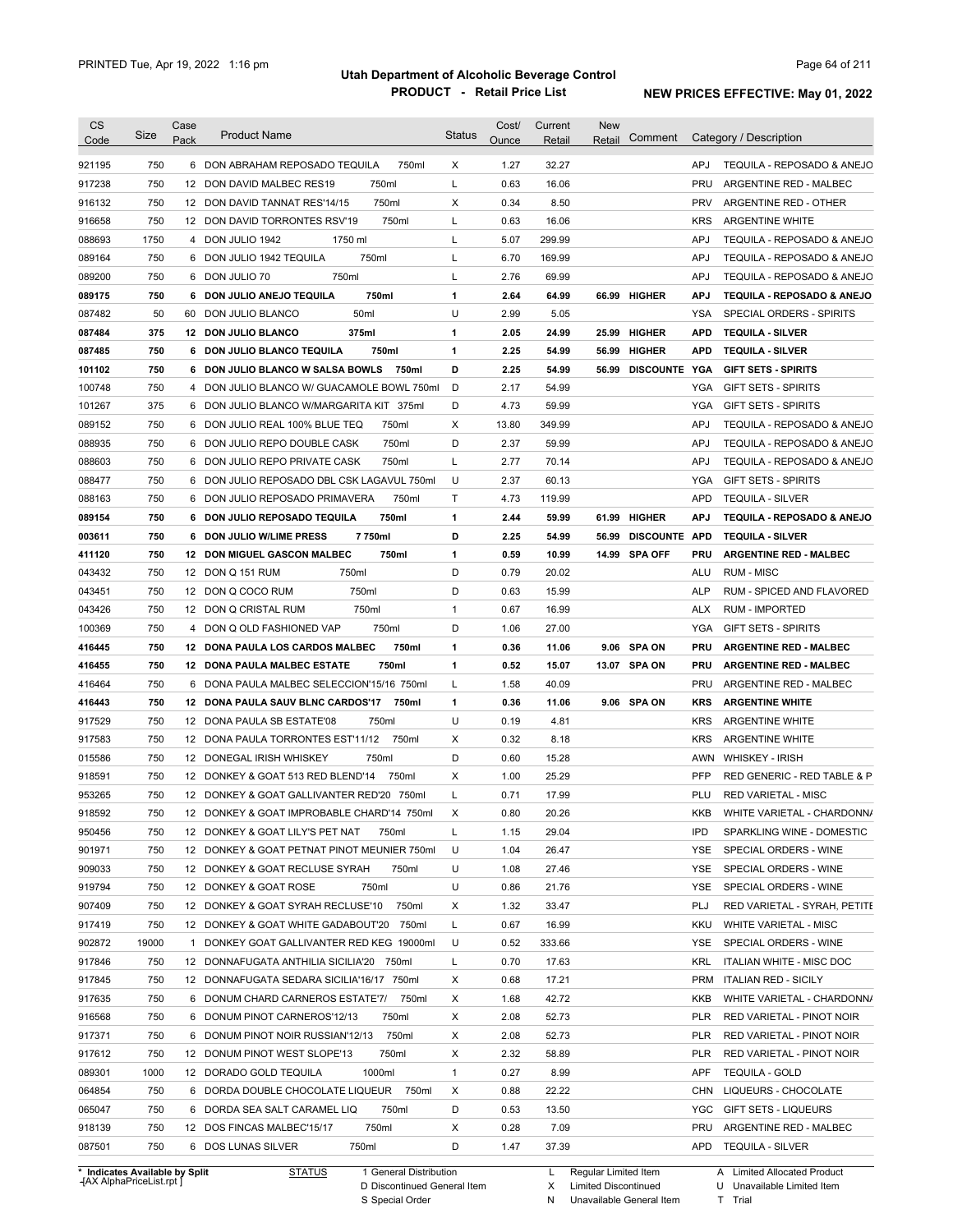## Utah Department of Alcoholic Beverage Control
### PRODUCT - Retail Price List

PRINTED Tue, Apr 19, 2022 1:16 pm

**NEW PRICES EFFECTIVE: May 01, 2022**

| CS Code | Size | Case Pack | Product Name | Status | Cost/ Ounce | Current Retail | New Retail | Comment | Category / Description |
|---|---|---|---|---|---|---|---|---|---|
| 921195 | 750 | 6 | DON ABRAHAM REPOSADO TEQUILA 750ml | X | 1.27 | 32.27 | | | APJ TEQUILA - REPOSADO & ANEJO |
| 917238 | 750 | 12 | DON DAVID MALBEC RES19 750ml | L | 0.63 | 16.06 | | | PRU ARGENTINE RED - MALBEC |
| 916132 | 750 | 12 | DON DAVID TANNAT RES'14/15 750ml | X | 0.34 | 8.50 | | | PRV ARGENTINE RED - OTHER |
| 916658 | 750 | 12 | DON DAVID TORRONTES RSV'19 750ml | L | 0.63 | 16.06 | | | KRS ARGENTINE WHITE |
| 088693 | 1750 | 4 | DON JULIO 1942 1750 ml | L | 5.07 | 299.99 | | | APJ TEQUILA - REPOSADO & ANEJO |
| 089164 | 750 | 6 | DON JULIO 1942 TEQUILA 750ml | L | 6.70 | 169.99 | | | APJ TEQUILA - REPOSADO & ANEJO |
| 089200 | 750 | 6 | DON JULIO 70 750ml | L | 2.76 | 69.99 | | | APJ TEQUILA - REPOSADO & ANEJO |
| **089175** | **750** | **6** | **DON JULIO ANEJO TEQUILA 750ml** | **1** | **2.64** | **64.99** | **66.99** | **HIGHER** | **APJ TEQUILA - REPOSADO & ANEJO** |
| 087482 | 50 | 60 | DON JULIO BLANCO 50ml | U | 2.99 | 5.05 | | | YSA SPECIAL ORDERS - SPIRITS |
| **087484** | **375** | **12** | **DON JULIO BLANCO 375ml** | **1** | **2.05** | **24.99** | **25.99** | **HIGHER** | **APD TEQUILA - SILVER** |
| **087485** | **750** | **6** | **DON JULIO BLANCO TEQUILA 750ml** | **1** | **2.25** | **54.99** | **56.99** | **HIGHER** | **APD TEQUILA - SILVER** |
| **101102** | **750** | **6** | **DON JULIO BLANCO W SALSA BOWLS 750ml** | **D** | **2.25** | **54.99** | **56.99** | **DISCOUNTE** | **YGA GIFT SETS - SPIRITS** |
| 100748 | 750 | 4 | DON JULIO BLANCO W/ GUACAMOLE BOWL 750ml | D | 2.17 | 54.99 | | | YGA GIFT SETS - SPIRITS |
| 101267 | 375 | 6 | DON JULIO BLANCO W/MARGARITA KIT 375ml | D | 4.73 | 59.99 | | | YGA GIFT SETS - SPIRITS |
| 089152 | 750 | 6 | DON JULIO REAL 100% BLUE TEQ 750ml | X | 13.80 | 349.99 | | | APJ TEQUILA - REPOSADO & ANEJO |
| 088935 | 750 | 6 | DON JULIO REPO DOUBLE CASK 750ml | D | 2.37 | 59.99 | | | APJ TEQUILA - REPOSADO & ANEJO |
| 088603 | 750 | 6 | DON JULIO REPO PRIVATE CASK 750ml | L | 2.77 | 70.14 | | | APJ TEQUILA - REPOSADO & ANEJO |
| 088477 | 750 | 6 | DON JULIO REPOSADO DBL CSK LAGAVUL 750ml | U | 2.37 | 60.13 | | | YGA GIFT SETS - SPIRITS |
| 088163 | 750 | 6 | DON JULIO REPOSADO PRIMAVERA 750ml | T | 4.73 | 119.99 | | | APD TEQUILA - SILVER |
| **089154** | **750** | **6** | **DON JULIO REPOSADO TEQUILA 750ml** | **1** | **2.44** | **59.99** | **61.99** | **HIGHER** | **APJ TEQUILA - REPOSADO & ANEJO** |
| **003611** | **750** | **6** | **DON JULIO W/LIME PRESS 7 750ml** | **D** | **2.25** | **54.99** | **56.99** | **DISCOUNTE** | **APD TEQUILA - SILVER** |
| **411120** | **750** | **12** | **DON MIGUEL GASCON MALBEC 750ml** | **1** | **0.59** | **10.99** | **14.99** | **SPA OFF** | **PRU ARGENTINE RED - MALBEC** |
| 043432 | 750 | 12 | DON Q 151 RUM 750ml | D | 0.79 | 20.02 | | | ALU RUM - MISC |
| 043451 | 750 | 12 | DON Q COCO RUM 750ml | D | 0.63 | 15.99 | | | ALP RUM - SPICED AND FLAVORED |
| 043426 | 750 | 12 | DON Q CRISTAL RUM 750ml | 1 | 0.67 | 16.99 | | | ALX RUM - IMPORTED |
| 100369 | 750 | 4 | DON Q OLD FASHIONED VAP 750ml | D | 1.06 | 27.00 | | | YGA GIFT SETS - SPIRITS |
| **416445** | **750** | **12** | **DONA PAULA LOS CARDOS MALBEC 750ml** | **1** | **0.36** | **11.06** | **9.06** | **SPA ON** | **PRU ARGENTINE RED - MALBEC** |
| **416455** | **750** | **12** | **DONA PAULA MALBEC ESTATE 750ml** | **1** | **0.52** | **15.07** | **13.07** | **SPA ON** | **PRU ARGENTINE RED - MALBEC** |
| 416464 | 750 | 6 | DONA PAULA MALBEC SELECCION'15/16 750ml | L | 1.58 | 40.09 | | | PRU ARGENTINE RED - MALBEC |
| **416443** | **750** | **12** | **DONA PAULA SAUV BLNC CARDOS'17 750ml** | **1** | **0.36** | **11.06** | **9.06** | **SPA ON** | **KRS ARGENTINE WHITE** |
| 917529 | 750 | 12 | DONA PAULA SB ESTATE'08 750ml | U | 0.19 | 4.81 | | | KRS ARGENTINE WHITE |
| 917583 | 750 | 12 | DONA PAULA TORRONTES EST'11/12 750ml | X | 0.32 | 8.18 | | | KRS ARGENTINE WHITE |
| 015586 | 750 | 12 | DONEGAL IRISH WHISKEY 750ml | D | 0.60 | 15.28 | | | AWN WHISKEY - IRISH |
| 918591 | 750 | 12 | DONKEY & GOAT 513 RED BLEND'14 750ml | X | 1.00 | 25.29 | | | PFP RED GENERIC - RED TABLE & P |
| 953265 | 750 | 12 | DONKEY & GOAT GALLIVANTER RED'20 750ml | L | 0.71 | 17.99 | | | PLU RED VARIETAL - MISC |
| 918592 | 750 | 12 | DONKEY & GOAT IMPROBABLE CHARD'14 750ml | X | 0.80 | 20.26 | | | KKB WHITE VARIETAL - CHARDONNA |
| 950456 | 750 | 12 | DONKEY & GOAT LILY'S PET NAT 750ml | L | 1.15 | 29.04 | | | IPD SPARKLING WINE - DOMESTIC |
| 901971 | 750 | 12 | DONKEY & GOAT PETNAT PINOT MEUNIER 750ml | U | 1.04 | 26.47 | | | YSE SPECIAL ORDERS - WINE |
| 909033 | 750 | 12 | DONKEY & GOAT RECLUSE SYRAH 750ml | U | 1.08 | 27.46 | | | YSE SPECIAL ORDERS - WINE |
| 919794 | 750 | 12 | DONKEY & GOAT ROSE 750ml | U | 0.86 | 21.76 | | | YSE SPECIAL ORDERS - WINE |
| 907409 | 750 | 12 | DONKEY & GOAT SYRAH RECLUSE'10 750ml | X | 1.32 | 33.47 | | | PLJ RED VARIETAL - SYRAH, PETITE |
| 917419 | 750 | 12 | DONKEY & GOAT WHITE GADABOUT'20 750ml | L | 0.67 | 16.99 | | | KKU WHITE VARIETAL - MISC |
| 902872 | 19000 | 1 | DONKEY GOAT GALLIVANTER RED KEG 19000ml | U | 0.52 | 333.66 | | | YSE SPECIAL ORDERS - WINE |
| 917846 | 750 | 12 | DONNAFUGATA ANTHILIA SICILIA'20 750ml | L | 0.70 | 17.63 | | | KRL ITALIAN WHITE - MISC DOC |
| 917845 | 750 | 12 | DONNAFUGATA SEDARA SICILIA'16/17 750ml | X | 0.68 | 17.21 | | | PRM ITALIAN RED - SICILY |
| 917635 | 750 | 6 | DONUM CHARD CARNEROS ESTATE'7/ 750ml | X | 1.68 | 42.72 | | | KKB WHITE VARIETAL - CHARDONNA |
| 916568 | 750 | 6 | DONUM PINOT CARNEROS'12/13 750ml | X | 2.08 | 52.73 | | | PLR RED VARIETAL - PINOT NOIR |
| 917371 | 750 | 6 | DONUM PINOT NOIR RUSSIAN'12/13 750ml | X | 2.08 | 52.73 | | | PLR RED VARIETAL - PINOT NOIR |
| 917612 | 750 | 12 | DONUM PINOT WEST SLOPE'13 750ml | X | 2.32 | 58.89 | | | PLR RED VARIETAL - PINOT NOIR |
| 089301 | 1000 | 12 | DORADO GOLD TEQUILA 1000ml | 1 | 0.27 | 8.99 | | | APF TEQUILA - GOLD |
| 064854 | 750 | 6 | DORDA DOUBLE CHOCOLATE LIQUEUR 750ml | X | 0.88 | 22.22 | | | CHN LIQUEURS - CHOCOLATE |
| 065047 | 750 | 6 | DORDA SEA SALT CARAMEL LIQ 750ml | D | 0.53 | 13.50 | | | YGC GIFT SETS - LIQUEURS |
| 918139 | 750 | 12 | DOS FINCAS MALBEC'15/17 750ml | X | 0.28 | 7.09 | | | PRU ARGENTINE RED - MALBEC |
| 087501 | 750 | 6 | DOS LUNAS SILVER 750ml | D | 1.47 | 37.39 | | | APD TEQUILA - SILVER |

\* Indicates Available by Split

STATUS: 1 General Distribution; D Discontinued General Item; S Special Order; L Regular Limited Item; X Limited Discontinued; N Unavailable General Item; A Limited Allocated Product; U Unavailable Limited Item; T Trial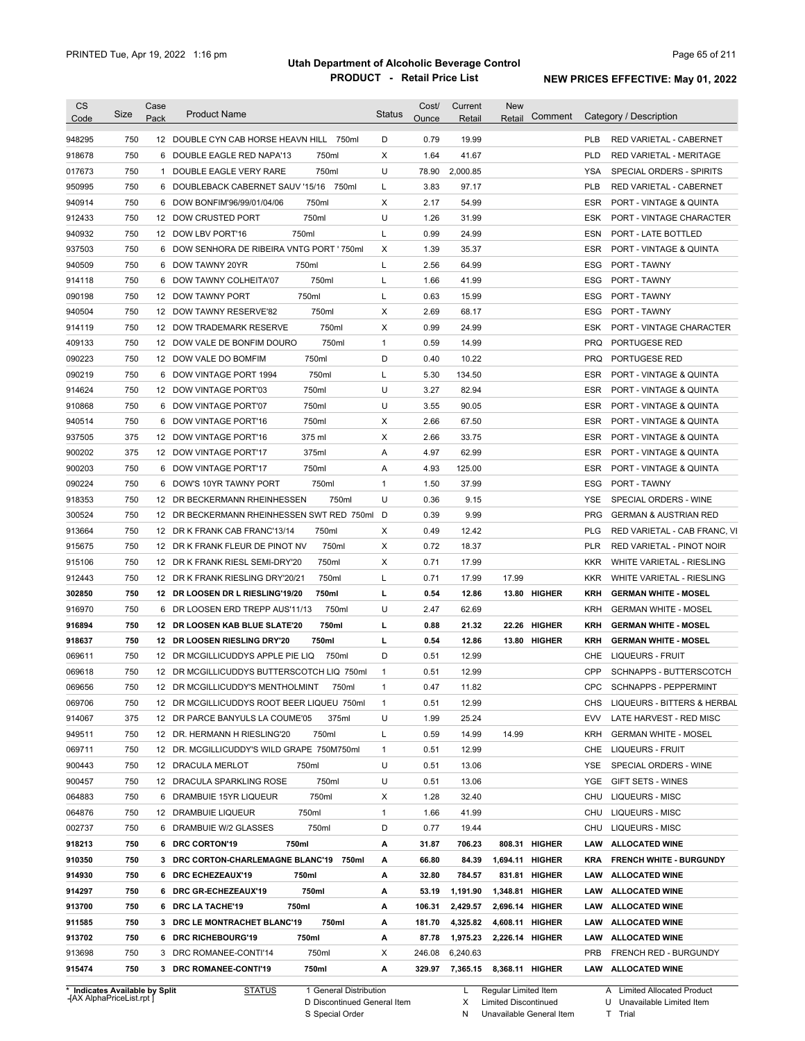# Utah Department of Alcoholic Beverage Control

## PRODUCT - Retail Price List

PRINTED Tue, Apr 19, 2022 1:16 pm

**NEW PRICES EFFECTIVE: May 01, 2022**

| CS Code | Size | Case Pack | Product Name | Status | Cost/ Ounce | Current Retail | New Retail | Comment | Category / Description |
|---|---|---|---|---|---|---|---|---|---|
| 948295 | 750 | 12 | DOUBLE CYN CAB HORSE HEAVN HILL 750ml | D | 0.79 | 19.99 | | | PLB RED VARIETAL - CABERNET |
| 918678 | 750 | 6 | DOUBLE EAGLE RED NAPA'13 750ml | X | 1.64 | 41.67 | | | PLD RED VARIETAL - MERITAGE |
| 017673 | 750 | 1 | DOUBLE EAGLE VERY RARE 750ml | U | 78.90 | 2,000.85 | | | YSA SPECIAL ORDERS - SPIRITS |
| 950995 | 750 | 6 | DOUBLEBACK CABERNET SAUV '15/16 750ml | L | 3.83 | 97.17 | | | PLB RED VARIETAL - CABERNET |
| 940914 | 750 | 6 | DOW BONFIM'96/99/01/04/06 750ml | X | 2.17 | 54.99 | | | ESR PORT - VINTAGE & QUINTA |
| 912433 | 750 | 12 | DOW CRUSTED PORT 750ml | U | 1.26 | 31.99 | | | ESK PORT - VINTAGE CHARACTER |
| 940932 | 750 | 12 | DOW LBV PORT'16 750ml | L | 0.99 | 24.99 | | | ESN PORT - LATE BOTTLED |
| 937503 | 750 | 6 | DOW SENHORA DE RIBEIRA VNTG PORT ' 750ml | X | 1.39 | 35.37 | | | ESR PORT - VINTAGE & QUINTA |
| 940509 | 750 | 6 | DOW TAWNY 20YR 750ml | L | 2.56 | 64.99 | | | ESG PORT - TAWNY |
| 914118 | 750 | 6 | DOW TAWNY COLHEITA'07 750ml | L | 1.66 | 41.99 | | | ESG PORT - TAWNY |
| 090198 | 750 | 12 | DOW TAWNY PORT 750ml | L | 0.63 | 15.99 | | | ESG PORT - TAWNY |
| 940504 | 750 | 12 | DOW TAWNY RESERVE'82 750ml | X | 2.69 | 68.17 | | | ESG PORT - TAWNY |
| 914119 | 750 | 12 | DOW TRADEMARK RESERVE 750ml | X | 0.99 | 24.99 | | | ESK PORT - VINTAGE CHARACTER |
| 409133 | 750 | 12 | DOW VALE DE BONFIM DOURO 750ml | 1 | 0.59 | 14.99 | | | PRQ PORTUGESE RED |
| 090223 | 750 | 12 | DOW VALE DO BOMFIM 750ml | D | 0.40 | 10.22 | | | PRQ PORTUGESE RED |
| 090219 | 750 | 6 | DOW VINTAGE PORT 1994 750ml | L | 5.30 | 134.50 | | | ESR PORT - VINTAGE & QUINTA |
| 914624 | 750 | 12 | DOW VINTAGE PORT'03 750ml | U | 3.27 | 82.94 | | | ESR PORT - VINTAGE & QUINTA |
| 910868 | 750 | 6 | DOW VINTAGE PORT'07 750ml | U | 3.55 | 90.05 | | | ESR PORT - VINTAGE & QUINTA |
| 940514 | 750 | 6 | DOW VINTAGE PORT'16 750ml | X | 2.66 | 67.50 | | | ESR PORT - VINTAGE & QUINTA |
| 937505 | 375 | 12 | DOW VINTAGE PORT'16 375 ml | X | 2.66 | 33.75 | | | ESR PORT - VINTAGE & QUINTA |
| 900202 | 375 | 12 | DOW VINTAGE PORT'17 375ml | A | 4.97 | 62.99 | | | ESR PORT - VINTAGE & QUINTA |
| 900203 | 750 | 6 | DOW VINTAGE PORT'17 750ml | A | 4.93 | 125.00 | | | ESR PORT - VINTAGE & QUINTA |
| 090224 | 750 | 6 | DOW'S 10YR TAWNY PORT 750ml | 1 | 1.50 | 37.99 | | | ESG PORT - TAWNY |
| 918353 | 750 | 12 | DR BECKERMANN RHEINHESSEN 750ml | U | 0.36 | 9.15 | | | YSE SPECIAL ORDERS - WINE |
| 300524 | 750 | 12 | DR BECKERMANN RHEINHESSEN SWT RED 750ml | D | 0.39 | 9.99 | | | PRG GERMAN & AUSTRIAN RED |
| 913664 | 750 | 12 | DR K FRANK CAB FRANC'13/14 750ml | X | 0.49 | 12.42 | | | PLG RED VARIETAL - CAB FRANC, VI |
| 915675 | 750 | 12 | DR K FRANK FLEUR DE PINOT NV 750ml | X | 0.72 | 18.37 | | | PLR RED VARIETAL - PINOT NOIR |
| 915106 | 750 | 12 | DR K FRANK RIESL SEMI-DRY'20 750ml | X | 0.71 | 17.99 | | | KKR WHITE VARIETAL - RIESLING |
| 912443 | 750 | 12 | DR K FRANK RIESLING DRY'20/21 750ml | L | 0.71 | 17.99 | 17.99 | | KKR WHITE VARIETAL - RIESLING |
| **302850** | **750** | **12** | **DR LOOSEN DR L RIESLING'19/20 750ml** | **L** | **0.54** | **12.86** | **13.80** | **HIGHER** | **KRH GERMAN WHITE - MOSEL** |
| 916970 | 750 | 6 | DR LOOSEN ERD TREPP AUS'11/13 750ml | U | 2.47 | 62.69 | | | KRH GERMAN WHITE - MOSEL |
| **916894** | **750** | **12** | **DR LOOSEN KAB BLUE SLATE'20 750ml** | **L** | **0.88** | **21.32** | **22.26** | **HIGHER** | **KRH GERMAN WHITE - MOSEL** |
| **918637** | **750** | **12** | **DR LOOSEN RIESLING DRY'20 750ml** | **L** | **0.54** | **12.86** | **13.80** | **HIGHER** | **KRH GERMAN WHITE - MOSEL** |
| 069611 | 750 | 12 | DR MCGILLICUDDYS APPLE PIE LIQ 750ml | D | 0.51 | 12.99 | | | CHE LIQUEURS - FRUIT |
| 069618 | 750 | 12 | DR MCGILLICUDDYS BUTTERSCOTCH LIQ 750ml | 1 | 0.51 | 12.99 | | | CPP SCHNAPPS - BUTTERSCOTCH |
| 069656 | 750 | 12 | DR MCGILLICUDDY'S MENTHOLMINT 750ml | 1 | 0.47 | 11.82 | | | CPC SCHNAPPS - PEPPERMINT |
| 069706 | 750 | 12 | DR MCGILLICUDDYS ROOT BEER LIQUEU 750ml | 1 | 0.51 | 12.99 | | | CHS LIQUEURS - BITTERS & HERBAL |
| 914067 | 375 | 12 | DR PARCE BANYULS LA COUME'05 375ml | U | 1.99 | 25.24 | | | EVV LATE HARVEST - RED MISC |
| 949511 | 750 | 12 | DR. HERMANN H RIESLING'20 750ml | L | 0.59 | 14.99 | 14.99 | | KRH GERMAN WHITE - MOSEL |
| 069711 | 750 | 12 | DR. MCGILLICUDDY'S WILD GRAPE 750M750ml | 1 | 0.51 | 12.99 | | | CHE LIQUEURS - FRUIT |
| 900443 | 750 | 12 | DRACULA MERLOT 750ml | U | 0.51 | 13.06 | | | YSE SPECIAL ORDERS - WINE |
| 900457 | 750 | 12 | DRACULA SPARKLING ROSE 750ml | U | 0.51 | 13.06 | | | YGE GIFT SETS - WINES |
| 064883 | 750 | 6 | DRAMBUIE 15YR LIQUEUR 750ml | X | 1.28 | 32.40 | | | CHU LIQUEURS - MISC |
| 064876 | 750 | 12 | DRAMBUIE LIQUEUR 750ml | 1 | 1.66 | 41.99 | | | CHU LIQUEURS - MISC |
| 002737 | 750 | 6 | DRAMBUIE W/2 GLASSES 750ml | D | 0.77 | 19.44 | | | CHU LIQUEURS - MISC |
| **918213** | **750** | **6** | **DRC CORTON'19 750ml** | **A** | **31.87** | **706.23** | **808.31** | **HIGHER** | **LAW ALLOCATED WINE** |
| **910350** | **750** | **3** | **DRC CORTON-CHARLEMAGNE BLANC'19 750ml** | **A** | **66.80** | **84.39** | **1,694.11** | **HIGHER** | **KRA FRENCH WHITE - BURGUNDY** |
| **914930** | **750** | **6** | **DRC ECHEZEAUX'19 750ml** | **A** | **32.80** | **784.57** | **831.81** | **HIGHER** | **LAW ALLOCATED WINE** |
| **914297** | **750** | **6** | **DRC GR-ECHEZEAUX'19 750ml** | **A** | **53.19** | **1,191.90** | **1,348.81** | **HIGHER** | **LAW ALLOCATED WINE** |
| **913700** | **750** | **6** | **DRC LA TACHE'19 750ml** | **A** | **106.31** | **2,429.57** | **2,696.14** | **HIGHER** | **LAW ALLOCATED WINE** |
| **911585** | **750** | **3** | **DRC LE MONTRACHET BLANC'19 750ml** | **A** | **181.70** | **4,325.82** | **4,608.11** | **HIGHER** | **LAW ALLOCATED WINE** |
| **913702** | **750** | **6** | **DRC RICHEBOURG'19 750ml** | **A** | **87.78** | **1,975.23** | **2,226.14** | **HIGHER** | **LAW ALLOCATED WINE** |
| 913698 | 750 | 3 | DRC ROMANEE-CONTI'14 750ml | X | 246.08 | 6,240.63 | | | PRB FRENCH RED - BURGUNDY |
| **915474** | **750** | **3** | **DRC ROMANEE-CONTI'19 750ml** | **A** | **329.97** | **7,365.15** | **8,368.11** | **HIGHER** | **LAW ALLOCATED WINE** |

\* Indicates Available by Split

STATUS: 1 General Distribution; D Discontinued General Item; S Special Order; L Regular Limited Item; X Limited Discontinued; N Unavailable General Item; A Limited Allocated Product; U Unavailable Limited Item; T Trial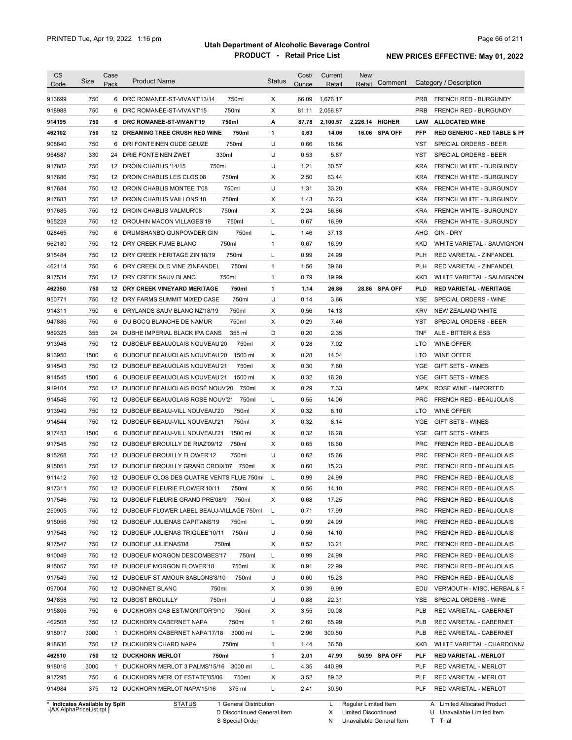# Utah Department of Alcoholic Beverage Control

## PRODUCT - Retail Price List

PRINTED Tue, Apr 19, 2022 1:16 pm

**NEW PRICES EFFECTIVE: May 01, 2022**

| CS Code | Size | Case Pack | Product Name | | Status | Cost/ Ounce | Current Retail | New Retail | Comment | Category / Description | |
|---|---|---|---|---|---|---|---|---|---|---|---|
| 913699 | 750 | 6 | DRC ROMANEE-ST-VIVANT'13/14 | 750ml | X | 66.09 | 1,676.17 | | | PRB | FRENCH RED - BURGUNDY |
| 918988 | 750 | 6 | DRC ROMANÉE-ST-VIVANT'15 | 750ml | X | 81.11 | 2,056.87 | | | PRB | FRENCH RED - BURGUNDY |
| **914195** | **750** | **6** | **DRC ROMANEE-ST-VIVANT'19** | **750ml** | **A** | **87.78** | **2,100.57** | **2,226.14** | **HIGHER** | **LAW** | **ALLOCATED WINE** |
| **462102** | **750** | **12** | **DREAMING TREE CRUSH RED WINE** | **750ml** | **1** | **0.63** | **14.06** | **16.06** | **SPA OFF** | **PFP** | **RED GENERIC - RED TABLE & PI** |
| 908840 | 750 | 6 | DRI FONTEINEN OUDE GEUZE | 750ml | U | 0.66 | 16.86 | | | YST | SPECIAL ORDERS - BEER |
| 954587 | 330 | 24 | DRIE FONTEINEN ZWET | 330ml | U | 0.53 | 5.87 | | | YST | SPECIAL ORDERS - BEER |
| 917682 | 750 | 12 | DROIN CHABLIS '14/15 | 750ml | U | 1.21 | 30.57 | | | KRA | FRENCH WHITE - BURGUNDY |
| 917686 | 750 | 12 | DROIN CHABLIS LES CLOS'08 | 750ml | X | 2.50 | 63.44 | | | KRA | FRENCH WHITE - BURGUNDY |
| 917684 | 750 | 12 | DROIN CHABLIS MONTEE T'08 | 750ml | U | 1.31 | 33.20 | | | KRA | FRENCH WHITE - BURGUNDY |
| 917683 | 750 | 12 | DROIN CHABLIS VAILLONS'18 | 750ml | X | 1.43 | 36.23 | | | KRA | FRENCH WHITE - BURGUNDY |
| 917685 | 750 | 12 | DROIN CHABLIS VALMUR'08 | 750ml | X | 2.24 | 56.86 | | | KRA | FRENCH WHITE - BURGUNDY |
| 955228 | 750 | 12 | DROUHIN MACON VILLAGES'19 | 750ml | L | 0.67 | 16.99 | | | KRA | FRENCH WHITE - BURGUNDY |
| 028465 | 750 | 6 | DRUMSHANBO GUNPOWDER GIN | 750ml | L | 1.46 | 37.13 | | | AHG | GIN - DRY |
| 562180 | 750 | 12 | DRY CREEK FUME BLANC | 750ml | 1 | 0.67 | 16.99 | | | KKD | WHITE VARIETAL - SAUVIGNON |
| 915484 | 750 | 12 | DRY CREEK HERITAGE ZIN'18/19 | 750ml | L | 0.99 | 24.99 | | | PLH | RED VARIETAL - ZINFANDEL |
| 462114 | 750 | 6 | DRY CREEK OLD VINE ZINFANDEL | 750ml | 1 | 1.56 | 39.68 | | | PLH | RED VARIETAL - ZINFANDEL |
| 917534 | 750 | 12 | DRY CREEK SAUV BLANC | 750ml | 1 | 0.79 | 19.99 | | | KKD | WHITE VARIETAL - SAUVIGNON |
| **462350** | **750** | **12** | **DRY CREEK VINEYARD MERITAGE** | **750ml** | **1** | **1.14** | **26.86** | **28.86** | **SPA OFF** | **PLD** | **RED VARIETAL - MERITAGE** |
| 950771 | 750 | 12 | DRY FARMS SUMMIT MIXED CASE | 750ml | U | 0.14 | 3.66 | | | YSE | SPECIAL ORDERS - WINE |
| 914311 | 750 | 6 | DRYLANDS SAUV BLANC NZ'18/19 | 750ml | X | 0.56 | 14.13 | | | KRV | NEW ZEALAND WHITE |
| 947886 | 750 | 6 | DU BOCQ BLANCHE DE NAMUR | 750ml | X | 0.29 | 7.46 | | | YST | SPECIAL ORDERS - BEER |
| 989325 | 355 | 24 | DUBHE IMPERIAL BLACK IPA CANS | 355 ml | D | 0.20 | 2.35 | | | TNF | ALE - BITTER & ESB |
| 913948 | 750 | 12 | DUBOEUF BEAUJOLAIS NOUVEAU'20 | 750ml | X | 0.28 | 7.02 | | | LTO | WINE OFFER |
| 913950 | 1500 | 6 | DUBOEUF BEAUJOLAIS NOUVEAU'20 | 1500 ml | X | 0.28 | 14.04 | | | LTO | WINE OFFER |
| 914543 | 750 | 12 | DUBOEUF BEAUJOLAIS NOUVEAU'21 | 750ml | X | 0.30 | 7.60 | | | YGE | GIFT SETS - WINES |
| 914545 | 1500 | 6 | DUBOEUF BEAUJOLAIS NOUVEAU'21 | 1500 ml | X | 0.32 | 16.28 | | | YGE | GIFT SETS - WINES |
| 919104 | 750 | 12 | DUBOEUF BEAUJOLAIS ROSÉ NOUV'20 | 750ml | X | 0.29 | 7.33 | | | MPX | ROSE WINE - IMPORTED |
| 914546 | 750 | 12 | DUBOEUF BEAUJOLAIS ROSE NOUV'21 | 750ml | L | 0.55 | 14.06 | | | PRC | FRENCH RED - BEAUJOLAIS |
| 913949 | 750 | 12 | DUBOEUF BEAUJ-VILL NOUVEAU'20 | 750ml | X | 0.32 | 8.10 | | | LTO | WINE OFFER |
| 914544 | 750 | 12 | DUBOEUF BEAUJ-VILL NOUVEAU'21 | 750ml | X | 0.32 | 8.14 | | | YGE | GIFT SETS - WINES |
| 917453 | 1500 | 6 | DUBOEUF BEAUJ-VILL NOUVEAU'21 | 1500 ml | X | 0.32 | 16.28 | | | YGE | GIFT SETS - WINES |
| 917545 | 750 | 12 | DUBOEUF BROUILLY DE RIAZ'09/12 | 750ml | X | 0.65 | 16.60 | | | PRC | FRENCH RED - BEAUJOLAIS |
| 915268 | 750 | 12 | DUBOEUF BROUILLY FLOWER'12 | 750ml | U | 0.62 | 15.66 | | | PRC | FRENCH RED - BEAUJOLAIS |
| 915051 | 750 | 12 | DUBOEUF BROUILLY GRAND CROIX'07 | 750ml | X | 0.60 | 15.23 | | | PRC | FRENCH RED - BEAUJOLAIS |
| 911412 | 750 | 12 | DUBOEUF CLOS DES QUATRE VENTS FLUE | 750ml | L | 0.99 | 24.99 | | | PRC | FRENCH RED - BEAUJOLAIS |
| 917311 | 750 | 12 | DUBOEUF FLEURIE FLOWER'10/11 | 750ml | X | 0.56 | 14.10 | | | PRC | FRENCH RED - BEAUJOLAIS |
| 917546 | 750 | 12 | DUBOEUF FLEURIE GRAND PRE'08/9 | 750ml | X | 0.68 | 17.25 | | | PRC | FRENCH RED - BEAUJOLAIS |
| 250905 | 750 | 12 | DUBOEUF FLOWER LABEL BEAUJ-VILLAGE | 750ml | L | 0.71 | 17.99 | | | PRC | FRENCH RED - BEAUJOLAIS |
| 915056 | 750 | 12 | DUBOEUF JULIENAS CAPITANS'19 | 750ml | L | 0.99 | 24.99 | | | PRC | FRENCH RED - BEAUJOLAIS |
| 917548 | 750 | 12 | DUBOEUF JULIENAS TRIQUEE'10/11 | 750ml | U | 0.56 | 14.10 | | | PRC | FRENCH RED - BEAUJOLAIS |
| 917547 | 750 | 12 | DUBOEUF JULIENAS'08 | 750ml | X | 0.52 | 13.21 | | | PRC | FRENCH RED - BEAUJOLAIS |
| 910049 | 750 | 12 | DUBOEUF MORGON DESCOMBES'17 | 750ml | L | 0.99 | 24.99 | | | PRC | FRENCH RED - BEAUJOLAIS |
| 915057 | 750 | 12 | DUBOEUF MORGON FLOWER'18 | 750ml | X | 0.91 | 22.99 | | | PRC | FRENCH RED - BEAUJOLAIS |
| 917549 | 750 | 12 | DUBOEUF ST AMOUR SABLONS'8/10 | 750ml | U | 0.60 | 15.23 | | | PRC | FRENCH RED - BEAUJOLAIS |
| 097004 | 750 | 12 | DUBONNET BLANC | 750ml | X | 0.39 | 9.99 | | | EDU | VERMOUTH - MISC, HERBAL & F |
| 947858 | 750 | 12 | DUBOST BROUILLY | 750ml | U | 0.88 | 22.31 | | | YSE | SPECIAL ORDERS - WINE |
| 915806 | 750 | 6 | DUCKHORN CAB EST/MONITOR'9/10 | 750ml | X | 3.55 | 90.08 | | | PLB | RED VARIETAL - CABERNET |
| 462508 | 750 | 12 | DUCKHORN CABERNET NAPA | 750ml | 1 | 2.60 | 65.99 | | | PLB | RED VARIETAL - CABERNET |
| 918017 | 3000 | 1 | DUCKHORN CABERNET NAPA'17/18 | 3000 ml | L | 2.96 | 300.50 | | | PLB | RED VARIETAL - CABERNET |
| 918636 | 750 | 12 | DUCKHORN CHARD NAPA | 750ml | 1 | 1.44 | 36.50 | | | KKB | WHITE VARIETAL - CHARDONN/ |
| **462510** | **750** | **12** | **DUCKHORN MERLOT** | **750ml** | **1** | **2.01** | **47.99** | **50.99** | **SPA OFF** | **PLF** | **RED VARIETAL - MERLOT** |
| 918016 | 3000 | 1 | DUCKHORN MERLOT 3 PALMS'15/16 | 3000 ml | L | 4.35 | 440.99 | | | PLF | RED VARIETAL - MERLOT |
| 917295 | 750 | 6 | DUCKHORN MERLOT ESTATE'05/06 | 750ml | X | 3.52 | 89.32 | | | PLF | RED VARIETAL - MERLOT |
| 914984 | 375 | 12 | DUCKHORN MERLOT NAPA'15/16 | 375 ml | L | 2.41 | 30.50 | | | PLF | RED VARIETAL - MERLOT |

\* Indicates Available by Split

| STATUS | | | |
|---|---|---|---|
| 1 General Distribution | L Regular Limited Item | A Limited Allocated Product |
| D Discontinued General Item | X Limited Discontinued | U Unavailable Limited Item |
| S Special Order | N Unavailable General Item | T Trial |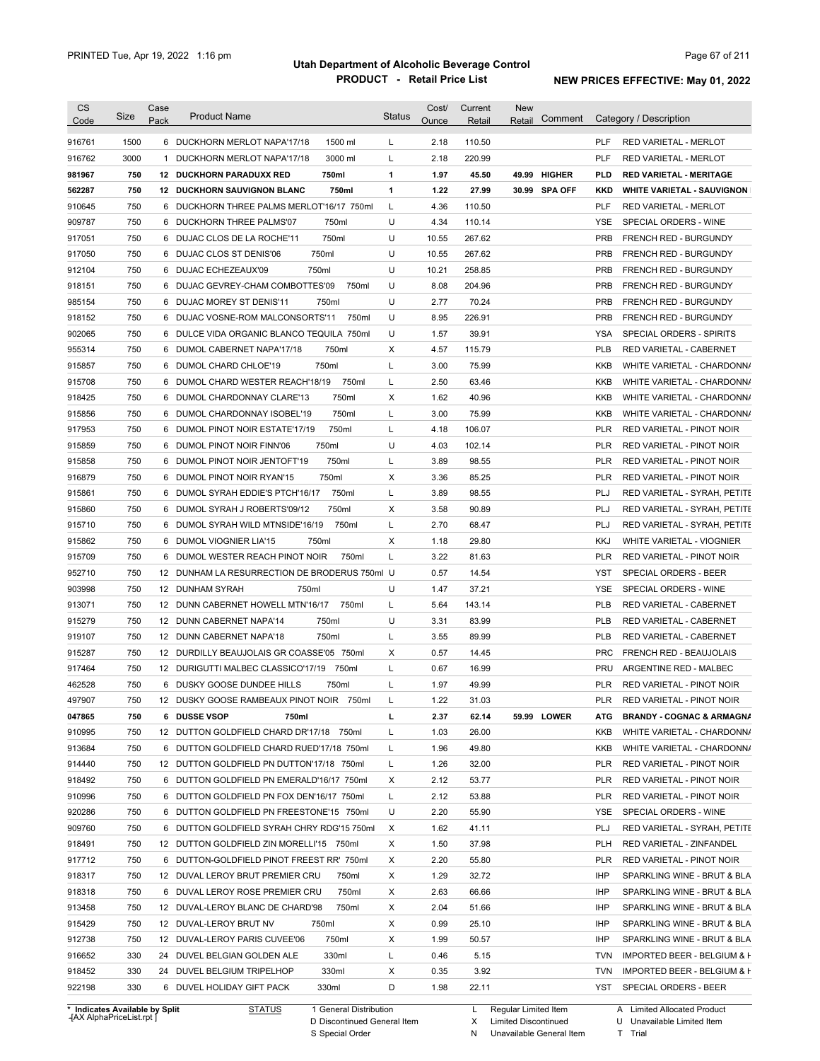# Utah Department of Alcoholic Beverage Control

## PRODUCT - Retail Price List

PRINTED Tue, Apr 19, 2022 1:16 pm

**NEW PRICES EFFECTIVE: May 01, 2022**

| CS Code | Size | Case Pack | Product Name | | Status | Cost/ Ounce | Current Retail | New Retail | Comment | Category / Description | |
|---|---|---|---|---|---|---|---|---|---|---|---|
| 916761 | 1500 | 6 | DUCKHORN MERLOT NAPA'17/18 | 1500 ml | L | 2.18 | 110.50 | | | PLF | RED VARIETAL - MERLOT |
| 916762 | 3000 | 1 | DUCKHORN MERLOT NAPA'17/18 | 3000 ml | L | 2.18 | 220.99 | | | PLF | RED VARIETAL - MERLOT |
| **981967** | **750** | **12** | **DUCKHORN PARADUXX RED** | **750ml** | **1** | **1.97** | **45.50** | **49.99** | **HIGHER** | **PLD** | **RED VARIETAL - MERITAGE** |
| **562287** | **750** | **12** | **DUCKHORN SAUVIGNON BLANC** | **750ml** | **1** | **1.22** | **27.99** | **30.99** | **SPA OFF** | **KKD** | **WHITE VARIETAL - SAUVIGNON** |
| 910645 | 750 | 6 | DUCKHORN THREE PALMS MERLOT'16/17 | 750ml | L | 4.36 | 110.50 | | | PLF | RED VARIETAL - MERLOT |
| 909787 | 750 | 6 | DUCKHORN THREE PALMS'07 | 750ml | U | 4.34 | 110.14 | | | YSE | SPECIAL ORDERS - WINE |
| 917051 | 750 | 6 | DUJAC CLOS DE LA ROCHE'11 | 750ml | U | 10.55 | 267.62 | | | PRB | FRENCH RED - BURGUNDY |
| 917050 | 750 | 6 | DUJAC CLOS ST DENIS'06 | 750ml | U | 10.55 | 267.62 | | | PRB | FRENCH RED - BURGUNDY |
| 912104 | 750 | 6 | DUJAC ECHEZEAUX'09 | 750ml | U | 10.21 | 258.85 | | | PRB | FRENCH RED - BURGUNDY |
| 918151 | 750 | 6 | DUJAC GEVREY-CHAM COMBOTTES'09 | 750ml | U | 8.08 | 204.96 | | | PRB | FRENCH RED - BURGUNDY |
| 985154 | 750 | 6 | DUJAC MOREY ST DENIS'11 | 750ml | U | 2.77 | 70.24 | | | PRB | FRENCH RED - BURGUNDY |
| 918152 | 750 | 6 | DUJAC VOSNE-ROM MALCONSORTS'11 | 750ml | U | 8.95 | 226.91 | | | PRB | FRENCH RED - BURGUNDY |
| 902065 | 750 | 6 | DULCE VIDA ORGANIC BLANCO TEQUILA | 750ml | U | 1.57 | 39.91 | | | YSA | SPECIAL ORDERS - SPIRITS |
| 955314 | 750 | 6 | DUMOL CABERNET NAPA'17/18 | 750ml | X | 4.57 | 115.79 | | | PLB | RED VARIETAL - CABERNET |
| 915857 | 750 | 6 | DUMOL CHARD CHLOE'19 | 750ml | L | 3.00 | 75.99 | | | KKB | WHITE VARIETAL - CHARDONNA |
| 915708 | 750 | 6 | DUMOL CHARD WESTER REACH'18/19 | 750ml | L | 2.50 | 63.46 | | | KKB | WHITE VARIETAL - CHARDONNA |
| 918425 | 750 | 6 | DUMOL CHARDONNAY CLARE'13 | 750ml | X | 1.62 | 40.96 | | | KKB | WHITE VARIETAL - CHARDONNA |
| 915856 | 750 | 6 | DUMOL CHARDONNAY ISOBEL'19 | 750ml | L | 3.00 | 75.99 | | | KKB | WHITE VARIETAL - CHARDONNA |
| 917953 | 750 | 6 | DUMOL PINOT NOIR ESTATE'17/19 | 750ml | L | 4.18 | 106.07 | | | PLR | RED VARIETAL - PINOT NOIR |
| 915859 | 750 | 6 | DUMOL PINOT NOIR FINN'06 | 750ml | U | 4.03 | 102.14 | | | PLR | RED VARIETAL - PINOT NOIR |
| 915858 | 750 | 6 | DUMOL PINOT NOIR JENTOFT'19 | 750ml | L | 3.89 | 98.55 | | | PLR | RED VARIETAL - PINOT NOIR |
| 916879 | 750 | 6 | DUMOL PINOT NOIR RYAN'15 | 750ml | X | 3.36 | 85.25 | | | PLR | RED VARIETAL - PINOT NOIR |
| 915861 | 750 | 6 | DUMOL SYRAH EDDIE'S PTCH'16/17 | 750ml | L | 3.89 | 98.55 | | | PLJ | RED VARIETAL - SYRAH, PETITE |
| 915860 | 750 | 6 | DUMOL SYRAH J ROBERTS'09/12 | 750ml | X | 3.58 | 90.89 | | | PLJ | RED VARIETAL - SYRAH, PETITE |
| 915710 | 750 | 6 | DUMOL SYRAH WILD MTNSIDE'16/19 | 750ml | L | 2.70 | 68.47 | | | PLJ | RED VARIETAL - SYRAH, PETITE |
| 915862 | 750 | 6 | DUMOL VIOGNIER LIA'15 | 750ml | X | 1.18 | 29.80 | | | KKJ | WHITE VARIETAL - VIOGNIER |
| 915709 | 750 | 6 | DUMOL WESTER REACH PINOT NOIR | 750ml | L | 3.22 | 81.63 | | | PLR | RED VARIETAL - PINOT NOIR |
| 952710 | 750 | 12 | DUNHAM LA RESURRECTION DE BRODERUS | 750ml | U | 0.57 | 14.54 | | | YST | SPECIAL ORDERS - BEER |
| 903998 | 750 | 12 | DUNHAM SYRAH | 750ml | U | 1.47 | 37.21 | | | YSE | SPECIAL ORDERS - WINE |
| 913071 | 750 | 12 | DUNN CABERNET HOWELL MTN'16/17 | 750ml | L | 5.64 | 143.14 | | | PLB | RED VARIETAL - CABERNET |
| 915279 | 750 | 12 | DUNN CABERNET NAPA'14 | 750ml | U | 3.31 | 83.99 | | | PLB | RED VARIETAL - CABERNET |
| 919107 | 750 | 12 | DUNN CABERNET NAPA'18 | 750ml | L | 3.55 | 89.99 | | | PLB | RED VARIETAL - CABERNET |
| 915287 | 750 | 12 | DURDILLY BEAUJOLAIS GR COASSE'05 | 750ml | X | 0.57 | 14.45 | | | PRC | FRENCH RED - BEAUJOLAIS |
| 917464 | 750 | 12 | DURIGUTTI MALBEC CLASSICO'17/19 | 750ml | L | 0.67 | 16.99 | | | PRU | ARGENTINE RED - MALBEC |
| 462528 | 750 | 6 | DUSKY GOOSE DUNDEE HILLS | 750ml | L | 1.97 | 49.99 | | | PLR | RED VARIETAL - PINOT NOIR |
| 497907 | 750 | 12 | DUSKY GOOSE RAMBEAUX PINOT NOIR | 750ml | L | 1.22 | 31.03 | | | PLR | RED VARIETAL - PINOT NOIR |
| **047865** | **750** | **6** | **DUSSE VSOP** | **750ml** | **L** | **2.37** | **62.14** | **59.99** | **LOWER** | **ATG** | **BRANDY - COGNAC & ARMAGNA** |
| 910995 | 750 | 12 | DUTTON GOLDFIELD CHARD DR'17/18 | 750ml | L | 1.03 | 26.00 | | | KKB | WHITE VARIETAL - CHARDONNA |
| 913684 | 750 | 6 | DUTTON GOLDFIELD CHARD RUED'17/18 | 750ml | L | 1.96 | 49.80 | | | KKB | WHITE VARIETAL - CHARDONNA |
| 914440 | 750 | 12 | DUTTON GOLDFIELD PN DUTTON'17/18 | 750ml | L | 1.26 | 32.00 | | | PLR | RED VARIETAL - PINOT NOIR |
| 918492 | 750 | 6 | DUTTON GOLDFIELD PN EMERALD'16/17 | 750ml | X | 2.12 | 53.77 | | | PLR | RED VARIETAL - PINOT NOIR |
| 910996 | 750 | 6 | DUTTON GOLDFIELD PN FOX DEN'16/17 | 750ml | L | 2.12 | 53.88 | | | PLR | RED VARIETAL - PINOT NOIR |
| 920286 | 750 | 6 | DUTTON GOLDFIELD PN FREESTONE'15 | 750ml | U | 2.20 | 55.90 | | | YSE | SPECIAL ORDERS - WINE |
| 909760 | 750 | 6 | DUTTON GOLDFIELD SYRAH CHRY RDG'15 | 750ml | X | 1.62 | 41.11 | | | PLJ | RED VARIETAL - SYRAH, PETITE |
| 918491 | 750 | 12 | DUTTON GOLDFIELD ZIN MORELLI'15 | 750ml | X | 1.50 | 37.98 | | | PLH | RED VARIETAL - ZINFANDEL |
| 917712 | 750 | 6 | DUTTON-GOLDFIELD PINOT FREEST RR' | 750ml | X | 2.20 | 55.80 | | | PLR | RED VARIETAL - PINOT NOIR |
| 918317 | 750 | 12 | DUVAL LEROY BRUT PREMIER CRU | 750ml | X | 1.29 | 32.72 | | | IHP | SPARKLING WINE - BRUT & BLA |
| 918318 | 750 | 6 | DUVAL LEROY ROSE PREMIER CRU | 750ml | X | 2.63 | 66.66 | | | IHP | SPARKLING WINE - BRUT & BLA |
| 913458 | 750 | 12 | DUVAL-LEROY BLANC DE CHARD'98 | 750ml | X | 2.04 | 51.66 | | | IHP | SPARKLING WINE - BRUT & BLA |
| 915429 | 750 | 12 | DUVAL-LEROY BRUT NV | 750ml | X | 0.99 | 25.10 | | | IHP | SPARKLING WINE - BRUT & BLA |
| 912738 | 750 | 12 | DUVAL-LEROY PARIS CUVEE'06 | 750ml | X | 1.99 | 50.57 | | | IHP | SPARKLING WINE - BRUT & BLA |
| 916652 | 330 | 24 | DUVEL BELGIAN GOLDEN ALE | 330ml | L | 0.46 | 5.15 | | | TVN | IMPORTED BEER - BELGIUM & H |
| 918452 | 330 | 24 | DUVEL BELGIUM TRIPELHOP | 330ml | X | 0.35 | 3.92 | | | TVN | IMPORTED BEER - BELGIUM & H |
| 922198 | 330 | 6 | DUVEL HOLIDAY GIFT PACK | 330ml | D | 1.98 | 22.11 | | | YST | SPECIAL ORDERS - BEER |

\* Indicates Available by Split

STATUS: 1 General Distribution; D Discontinued General Item; S Special Order; L Regular Limited Item; X Limited Discontinued; N Unavailable General Item; A Limited Allocated Product; U Unavailable Limited Item; T Trial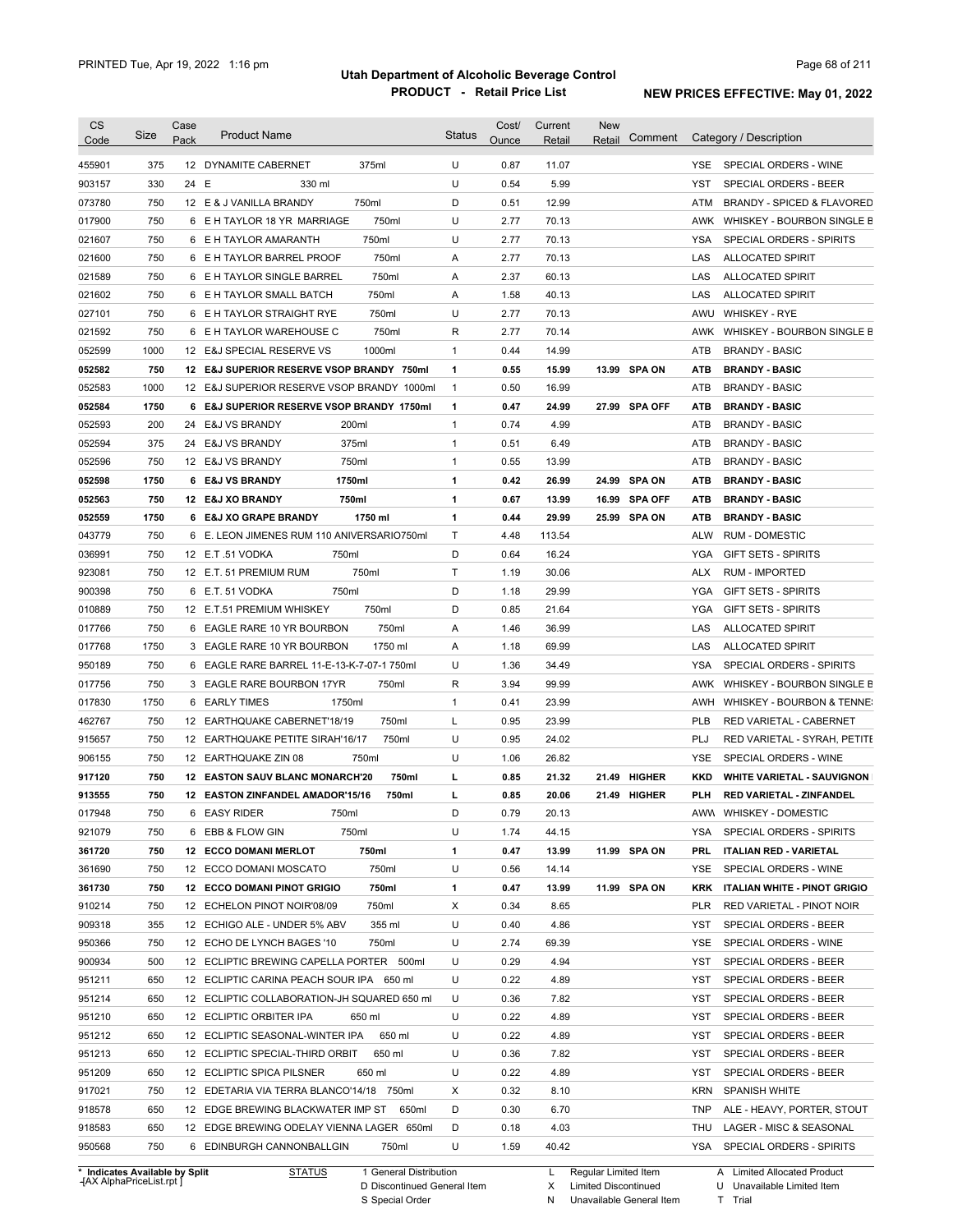# Utah Department of Alcoholic Beverage Control

## PRODUCT - Retail Price List

PRINTED Tue, Apr 19, 2022 1:16 pm

NEW PRICES EFFECTIVE: May 01, 2022

| CS Code | Size | Case Pack | Product Name | | Status | Cost/ Ounce | Current Retail | New Retail | Comment | Category / Description | |
|---|---|---|---|---|---|---|---|---|---|---|---|
| 455901 | 375 | 12 | DYNAMITE CABERNET | 375ml | U | 0.87 | 11.07 | | | YSE | SPECIAL ORDERS - WINE |
| 903157 | 330 | 24 | E | 330 ml | U | 0.54 | 5.99 | | | YST | SPECIAL ORDERS - BEER |
| 073780 | 750 | 12 | E & J VANILLA BRANDY | 750ml | D | 0.51 | 12.99 | | | ATM | BRANDY - SPICED & FLAVORED |
| 017900 | 750 | 6 | E H TAYLOR 18 YR MARRIAGE | 750ml | U | 2.77 | 70.13 | | | AWK | WHISKEY - BOURBON SINGLE B |
| 021607 | 750 | 6 | E H TAYLOR AMARANTH | 750ml | U | 2.77 | 70.13 | | | YSA | SPECIAL ORDERS - SPIRITS |
| 021600 | 750 | 6 | E H TAYLOR BARREL PROOF | 750ml | A | 2.77 | 70.13 | | | LAS | ALLOCATED SPIRIT |
| 021589 | 750 | 6 | E H TAYLOR SINGLE BARREL | 750ml | A | 2.37 | 60.13 | | | LAS | ALLOCATED SPIRIT |
| 021602 | 750 | 6 | E H TAYLOR SMALL BATCH | 750ml | A | 1.58 | 40.13 | | | LAS | ALLOCATED SPIRIT |
| 027101 | 750 | 6 | E H TAYLOR STRAIGHT RYE | 750ml | U | 2.77 | 70.13 | | | AWU | WHISKEY - RYE |
| 021592 | 750 | 6 | E H TAYLOR WAREHOUSE C | 750ml | R | 2.77 | 70.14 | | | AWK | WHISKEY - BOURBON SINGLE B |
| 052599 | 1000 | 12 | E&J SPECIAL RESERVE VS | 1000ml | 1 | 0.44 | 14.99 | | | ATB | BRANDY - BASIC |
| **052582** | **750** | **12** | **E&J SUPERIOR RESERVE VSOP BRANDY** | **750ml** | **1** | **0.55** | **15.99** | **13.99** | **SPA ON** | **ATB** | **BRANDY - BASIC** |
| 052583 | 1000 | 12 | E&J SUPERIOR RESERVE VSOP BRANDY | 1000ml | 1 | 0.50 | 16.99 | | | ATB | BRANDY - BASIC |
| **052584** | **1750** | **6** | **E&J SUPERIOR RESERVE VSOP BRANDY** | **1750ml** | **1** | **0.47** | **24.99** | **27.99** | **SPA OFF** | **ATB** | **BRANDY - BASIC** |
| 052593 | 200 | 24 | E&J VS BRANDY | 200ml | 1 | 0.74 | 4.99 | | | ATB | BRANDY - BASIC |
| 052594 | 375 | 24 | E&J VS BRANDY | 375ml | 1 | 0.51 | 6.49 | | | ATB | BRANDY - BASIC |
| 052596 | 750 | 12 | E&J VS BRANDY | 750ml | 1 | 0.55 | 13.99 | | | ATB | BRANDY - BASIC |
| **052598** | **1750** | **6** | **E&J VS BRANDY** | **1750ml** | **1** | **0.42** | **26.99** | **24.99** | **SPA ON** | **ATB** | **BRANDY - BASIC** |
| **052563** | **750** | **12** | **E&J XO BRANDY** | **750ml** | **1** | **0.67** | **13.99** | **16.99** | **SPA OFF** | **ATB** | **BRANDY - BASIC** |
| **052559** | **1750** | **6** | **E&J XO GRAPE BRANDY** | **1750 ml** | **1** | **0.44** | **29.99** | **25.99** | **SPA ON** | **ATB** | **BRANDY - BASIC** |
| 043779 | 750 | 6 | E. LEON JIMENES RUM 110 ANIVERSARIO | 750ml | T | 4.48 | 113.54 | | | ALW | RUM - DOMESTIC |
| 036991 | 750 | 12 | E.T .51 VODKA | 750ml | D | 0.64 | 16.24 | | | YGA | GIFT SETS - SPIRITS |
| 923081 | 750 | 12 | E.T. 51 PREMIUM RUM | 750ml | T | 1.19 | 30.06 | | | ALX | RUM - IMPORTED |
| 900398 | 750 | 6 | E.T. 51 VODKA | 750ml | D | 1.18 | 29.99 | | | YGA | GIFT SETS - SPIRITS |
| 010889 | 750 | 12 | E.T.51 PREMIUM WHISKEY | 750ml | D | 0.85 | 21.64 | | | YGA | GIFT SETS - SPIRITS |
| 017766 | 750 | 6 | EAGLE RARE 10 YR BOURBON | 750ml | A | 1.46 | 36.99 | | | LAS | ALLOCATED SPIRIT |
| 017768 | 1750 | 3 | EAGLE RARE 10 YR BOURBON | 1750 ml | A | 1.18 | 69.99 | | | LAS | ALLOCATED SPIRIT |
| 950189 | 750 | 6 | EAGLE RARE BARREL 11-E-13-K-7-07-1 | 750ml | U | 1.36 | 34.49 | | | YSA | SPECIAL ORDERS - SPIRITS |
| 017756 | 750 | 3 | EAGLE RARE BOURBON 17YR | 750ml | R | 3.94 | 99.99 | | | AWK | WHISKEY - BOURBON SINGLE B |
| 017830 | 1750 | 6 | EARLY TIMES | 1750ml | 1 | 0.41 | 23.99 | | | AWH | WHISKEY - BOURBON & TENNE: |
| 462767 | 750 | 12 | EARTHQUAKE CABERNET'18/19 | 750ml | L | 0.95 | 23.99 | | | PLB | RED VARIETAL - CABERNET |
| 915657 | 750 | 12 | EARTHQUAKE PETITE SIRAH'16/17 | 750ml | U | 0.95 | 24.02 | | | PLJ | RED VARIETAL - SYRAH, PETITE |
| 906155 | 750 | 12 | EARTHQUAKE ZIN 08 | 750ml | U | 1.06 | 26.82 | | | YSE | SPECIAL ORDERS - WINE |
| **917120** | **750** | **12** | **EASTON SAUV BLANC MONARCH'20** | **750ml** | **L** | **0.85** | **21.32** | **21.49** | **HIGHER** | **KKD** | **WHITE VARIETAL - SAUVIGNON** |
| **913555** | **750** | **12** | **EASTON ZINFANDEL AMADOR'15/16** | **750ml** | **L** | **0.85** | **20.06** | **21.49** | **HIGHER** | **PLH** | **RED VARIETAL - ZINFANDEL** |
| 017948 | 750 | 6 | EASY RIDER | 750ml | D | 0.79 | 20.13 | | | AWW | WHISKEY - DOMESTIC |
| 921079 | 750 | 6 | EBB & FLOW GIN | 750ml | U | 1.74 | 44.15 | | | YSA | SPECIAL ORDERS - SPIRITS |
| **361720** | **750** | **12** | **ECCO DOMANI MERLOT** | **750ml** | **1** | **0.47** | **13.99** | **11.99** | **SPA ON** | **PRL** | **ITALIAN RED - VARIETAL** |
| 361690 | 750 | 12 | ECCO DOMANI MOSCATO | 750ml | U | 0.56 | 14.14 | | | YSE | SPECIAL ORDERS - WINE |
| **361730** | **750** | **12** | **ECCO DOMANI PINOT GRIGIO** | **750ml** | **1** | **0.47** | **13.99** | **11.99** | **SPA ON** | **KRK** | **ITALIAN WHITE - PINOT GRIGIO** |
| 910214 | 750 | 12 | ECHELON PINOT NOIR'08/09 | 750ml | X | 0.34 | 8.65 | | | PLR | RED VARIETAL - PINOT NOIR |
| 909318 | 355 | 12 | ECHIGO ALE - UNDER 5% ABV | 355 ml | U | 0.40 | 4.86 | | | YST | SPECIAL ORDERS - BEER |
| 950366 | 750 | 12 | ECHO DE LYNCH BAGES '10 | 750ml | U | 2.74 | 69.39 | | | YSE | SPECIAL ORDERS - WINE |
| 900934 | 500 | 12 | ECLIPTIC BREWING CAPELLA PORTER | 500ml | U | 0.29 | 4.94 | | | YST | SPECIAL ORDERS - BEER |
| 951211 | 650 | 12 | ECLIPTIC CARINA PEACH SOUR IPA | 650 ml | U | 0.22 | 4.89 | | | YST | SPECIAL ORDERS - BEER |
| 951214 | 650 | 12 | ECLIPTIC COLLABORATION-JH SQUARED | 650 ml | U | 0.36 | 7.82 | | | YST | SPECIAL ORDERS - BEER |
| 951210 | 650 | 12 | ECLIPTIC ORBITER IPA | 650 ml | U | 0.22 | 4.89 | | | YST | SPECIAL ORDERS - BEER |
| 951212 | 650 | 12 | ECLIPTIC SEASONAL-WINTER IPA | 650 ml | U | 0.22 | 4.89 | | | YST | SPECIAL ORDERS - BEER |
| 951213 | 650 | 12 | ECLIPTIC SPECIAL-THIRD ORBIT | 650 ml | U | 0.36 | 7.82 | | | YST | SPECIAL ORDERS - BEER |
| 951209 | 650 | 12 | ECLIPTIC SPICA PILSNER | 650 ml | U | 0.22 | 4.89 | | | YST | SPECIAL ORDERS - BEER |
| 917021 | 750 | 12 | EDETARIA VIA TERRA BLANCO'14/18 | 750ml | X | 0.32 | 8.10 | | | KRN | SPANISH WHITE |
| 918578 | 650 | 12 | EDGE BREWING BLACKWATER IMP ST | 650ml | D | 0.30 | 6.70 | | | TNP | ALE - HEAVY, PORTER, STOUT |
| 918583 | 650 | 12 | EDGE BREWING ODELAY VIENNA LAGER | 650ml | D | 0.18 | 4.03 | | | THU | LAGER - MISC & SEASONAL |
| 950568 | 750 | 6 | EDINBURGH CANNONBALLGIN | 750ml | U | 1.59 | 40.42 | | | YSA | SPECIAL ORDERS - SPIRITS |

\* Indicates Available by Split

| STATUS | | | |
|---|---|---|---|
| 1 General Distribution | L Regular Limited Item | A Limited Allocated Product |
| D Discontinued General Item | X Limited Discontinued | U Unavailable Limited Item |
| S Special Order | N Unavailable General Item | T Trial |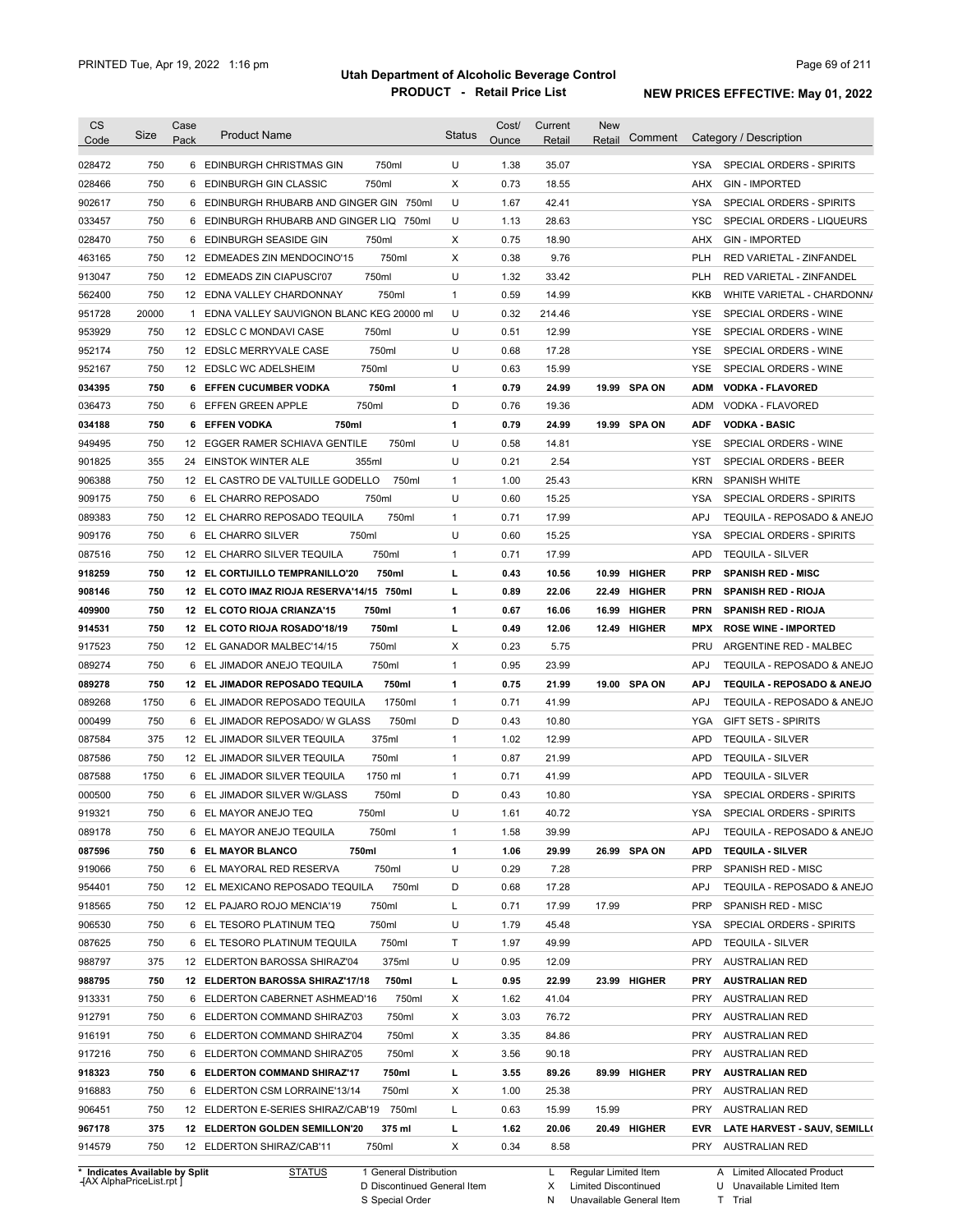# Utah Department of Alcoholic Beverage Control

## PRODUCT - Retail Price List

PRINTED Tue, Apr 19, 2022 1:16 pm

NEW PRICES EFFECTIVE: May 01, 2022

| CS Code | Size | Case Pack | Product Name | Status | Cost/ Ounce | Current Retail | New Retail | Comment | Category / Description |
|---|---|---|---|---|---|---|---|---|---|
| 028472 | 750 | 6 | EDINBURGH CHRISTMAS GIN 750ml | U | 1.38 | 35.07 | | | YSA SPECIAL ORDERS - SPIRITS |
| 028466 | 750 | 6 | EDINBURGH GIN CLASSIC 750ml | X | 0.73 | 18.55 | | | AHX GIN - IMPORTED |
| 902617 | 750 | 6 | EDINBURGH RHUBARB AND GINGER GIN 750ml | U | 1.67 | 42.41 | | | YSA SPECIAL ORDERS - SPIRITS |
| 033457 | 750 | 6 | EDINBURGH RHUBARB AND GINGER LIQ 750ml | U | 1.13 | 28.63 | | | YSC SPECIAL ORDERS - LIQUEURS |
| 028470 | 750 | 6 | EDINBURGH SEASIDE GIN 750ml | X | 0.75 | 18.90 | | | AHX GIN - IMPORTED |
| 463165 | 750 | 12 | EDMEADES ZIN MENDOCINO'15 750ml | X | 0.38 | 9.76 | | | PLH RED VARIETAL - ZINFANDEL |
| 913047 | 750 | 12 | EDMEADS ZIN CIAPUSCI'07 750ml | U | 1.32 | 33.42 | | | PLH RED VARIETAL - ZINFANDEL |
| 562400 | 750 | 12 | EDNA VALLEY CHARDONNAY 750ml | 1 | 0.59 | 14.99 | | | KKB WHITE VARIETAL - CHARDONNA |
| 951728 | 20000 | 1 | EDNA VALLEY SAUVIGNON BLANC KEG 20000 ml | U | 0.32 | 214.46 | | | YSE SPECIAL ORDERS - WINE |
| 953929 | 750 | 12 | EDSLC C MONDAVI CASE 750ml | U | 0.51 | 12.99 | | | YSE SPECIAL ORDERS - WINE |
| 952174 | 750 | 12 | EDSLC MERRYVALE CASE 750ml | U | 0.68 | 17.28 | | | YSE SPECIAL ORDERS - WINE |
| 952167 | 750 | 12 | EDSLC WC ADELSHEIM 750ml | U | 0.63 | 15.99 | | | YSE SPECIAL ORDERS - WINE |
| **034395** | **750** | **6** | **EFFEN CUCUMBER VODKA 750ml** | **1** | **0.79** | **24.99** | **19.99** | **SPA ON** | **ADM VODKA - FLAVORED** |
| 036473 | 750 | 6 | EFFEN GREEN APPLE 750ml | D | 0.76 | 19.36 | | | ADM VODKA - FLAVORED |
| **034188** | **750** | **6** | **EFFEN VODKA 750ml** | **1** | **0.79** | **24.99** | **19.99** | **SPA ON** | **ADF VODKA - BASIC** |
| 949495 | 750 | 12 | EGGER RAMER SCHIAVA GENTILE 750ml | U | 0.58 | 14.81 | | | YSE SPECIAL ORDERS - WINE |
| 901825 | 355 | 24 | EINSTOK WINTER ALE 355ml | U | 0.21 | 2.54 | | | YST SPECIAL ORDERS - BEER |
| 906388 | 750 | 12 | EL CASTRO DE VALTUILLE GODELLO 750ml | 1 | 1.00 | 25.43 | | | KRN SPANISH WHITE |
| 909175 | 750 | 6 | EL CHARRO REPOSADO 750ml | U | 0.60 | 15.25 | | | YSA SPECIAL ORDERS - SPIRITS |
| 089383 | 750 | 12 | EL CHARRO REPOSADO TEQUILA 750ml | 1 | 0.71 | 17.99 | | | APJ TEQUILA - REPOSADO & ANEJO |
| 909176 | 750 | 6 | EL CHARRO SILVER 750ml | U | 0.60 | 15.25 | | | YSA SPECIAL ORDERS - SPIRITS |
| 087516 | 750 | 12 | EL CHARRO SILVER TEQUILA 750ml | 1 | 0.71 | 17.99 | | | APD TEQUILA - SILVER |
| **918259** | **750** | **12** | **EL CORTIJILLO TEMPRANILLO'20 750ml** | **L** | **0.43** | **10.56** | **10.99** | **HIGHER** | **PRP SPANISH RED - MISC** |
| **908146** | **750** | **12** | **EL COTO IMAZ RIOJA RESERVA'14/15 750ml** | **L** | **0.89** | **22.06** | **22.49** | **HIGHER** | **PRN SPANISH RED - RIOJA** |
| **409900** | **750** | **12** | **EL COTO RIOJA CRIANZA'15 750ml** | **1** | **0.67** | **16.06** | **16.99** | **HIGHER** | **PRN SPANISH RED - RIOJA** |
| **914531** | **750** | **12** | **EL COTO RIOJA ROSADO'18/19 750ml** | **L** | **0.49** | **12.06** | **12.49** | **HIGHER** | **MPX ROSE WINE - IMPORTED** |
| 917523 | 750 | 12 | EL GANADOR MALBEC'14/15 750ml | X | 0.23 | 5.75 | | | PRU ARGENTINE RED - MALBEC |
| 089274 | 750 | 6 | EL JIMADOR ANEJO TEQUILA 750ml | 1 | 0.95 | 23.99 | | | APJ TEQUILA - REPOSADO & ANEJO |
| **089278** | **750** | **12** | **EL JIMADOR REPOSADO TEQUILA 750ml** | **1** | **0.75** | **21.99** | **19.00** | **SPA ON** | **APJ TEQUILA - REPOSADO & ANEJO** |
| 089268 | 1750 | 6 | EL JIMADOR REPOSADO TEQUILA 1750ml | 1 | 0.71 | 41.99 | | | APJ TEQUILA - REPOSADO & ANEJO |
| 000499 | 750 | 6 | EL JIMADOR REPOSADO/ W GLASS 750ml | D | 0.43 | 10.80 | | | YGA GIFT SETS - SPIRITS |
| 087584 | 375 | 12 | EL JIMADOR SILVER TEQUILA 375ml | 1 | 1.02 | 12.99 | | | APD TEQUILA - SILVER |
| 087586 | 750 | 12 | EL JIMADOR SILVER TEQUILA 750ml | 1 | 0.87 | 21.99 | | | APD TEQUILA - SILVER |
| 087588 | 1750 | 6 | EL JIMADOR SILVER TEQUILA 1750 ml | 1 | 0.71 | 41.99 | | | APD TEQUILA - SILVER |
| 000500 | 750 | 6 | EL JIMADOR SILVER W/GLASS 750ml | D | 0.43 | 10.80 | | | YSA SPECIAL ORDERS - SPIRITS |
| 919321 | 750 | 6 | EL MAYOR ANEJO TEQ 750ml | U | 1.61 | 40.72 | | | YSA SPECIAL ORDERS - SPIRITS |
| 089178 | 750 | 6 | EL MAYOR ANEJO TEQUILA 750ml | 1 | 1.58 | 39.99 | | | APJ TEQUILA - REPOSADO & ANEJO |
| **087596** | **750** | **6** | **EL MAYOR BLANCO 750ml** | **1** | **1.06** | **29.99** | **26.99** | **SPA ON** | **APD TEQUILA - SILVER** |
| 919066 | 750 | 6 | EL MAYORAL RED RESERVA 750ml | U | 0.29 | 7.28 | | | PRP SPANISH RED - MISC |
| 954401 | 750 | 12 | EL MEXICANO REPOSADO TEQUILA 750ml | D | 0.68 | 17.28 | | | APJ TEQUILA - REPOSADO & ANEJO |
| 918565 | 750 | 12 | EL PAJARO ROJO MENCIA'19 750ml | L | 0.71 | 17.99 | 17.99 | | PRP SPANISH RED - MISC |
| 906530 | 750 | 6 | EL TESORO PLATINUM TEQ 750ml | U | 1.79 | 45.48 | | | YSA SPECIAL ORDERS - SPIRITS |
| 087625 | 750 | 6 | EL TESORO PLATINUM TEQUILA 750ml | T | 1.97 | 49.99 | | | APD TEQUILA - SILVER |
| 988797 | 375 | 12 | ELDERTON BAROSSA SHIRAZ'04 375ml | U | 0.95 | 12.09 | | | PRY AUSTRALIAN RED |
| **988795** | **750** | **12** | **ELDERTON BAROSSA SHIRAZ'17/18 750ml** | **L** | **0.95** | **22.99** | **23.99** | **HIGHER** | **PRY AUSTRALIAN RED** |
| 913331 | 750 | 6 | ELDERTON CABERNET ASHMEAD'16 750ml | X | 1.62 | 41.04 | | | PRY AUSTRALIAN RED |
| 912791 | 750 | 6 | ELDERTON COMMAND SHIRAZ'03 750ml | X | 3.03 | 76.72 | | | PRY AUSTRALIAN RED |
| 916191 | 750 | 6 | ELDERTON COMMAND SHIRAZ'04 750ml | X | 3.35 | 84.86 | | | PRY AUSTRALIAN RED |
| 917216 | 750 | 6 | ELDERTON COMMAND SHIRAZ'05 750ml | X | 3.56 | 90.18 | | | PRY AUSTRALIAN RED |
| **918323** | **750** | **6** | **ELDERTON COMMAND SHIRAZ'17 750ml** | **L** | **3.55** | **89.26** | **89.99** | **HIGHER** | **PRY AUSTRALIAN RED** |
| 916883 | 750 | 6 | ELDERTON CSM LORRAINE'13/14 750ml | X | 1.00 | 25.38 | | | PRY AUSTRALIAN RED |
| 906451 | 750 | 12 | ELDERTON E-SERIES SHIRAZ/CAB'19 750ml | L | 0.63 | 15.99 | 15.99 | | PRY AUSTRALIAN RED |
| **967178** | **375** | **12** | **ELDERTON GOLDEN SEMILLON'20 375 ml** | **L** | **1.62** | **20.06** | **20.49** | **HIGHER** | **EVR LATE HARVEST - SAUV, SEMILL(** |
| 914579 | 750 | 12 | ELDERTON SHIRAZ/CAB'11 750ml | X | 0.34 | 8.58 | | | PRY AUSTRALIAN RED |

\* Indicates Available by Split

| STATUS | | |
|---|---|---|
| 1 General Distribution | L Regular Limited Item | A Limited Allocated Product |
| D Discontinued General Item | X Limited Discontinued | U Unavailable Limited Item |
| S Special Order | N Unavailable General Item | T Trial |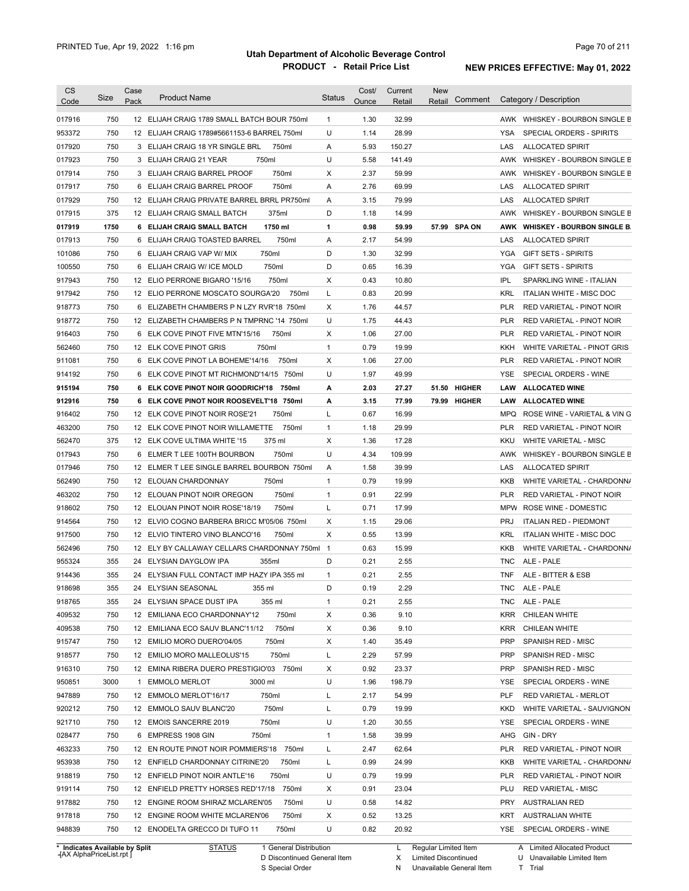# Utah Department of Alcoholic Beverage Control

## PRODUCT - Retail Price List

PRINTED Tue, Apr 19, 2022 1:16 pm

**NEW PRICES EFFECTIVE: May 01, 2022**

| CS Code | Size | Case Pack | Product Name | Status | Cost/ Ounce | Current Retail | New Retail | Comment | Category / Description |
|---|---|---|---|---|---|---|---|---|---|
| 017916 | 750 | 12 | ELIJAH CRAIG 1789 SMALL BATCH BOUR 750ml | 1 | 1.30 | 32.99 | | | AWK WHISKEY - BOURBON SINGLE B |
| 953372 | 750 | 12 | ELIJAH CRAIG 1789#5661153-6 BARREL 750ml | U | 1.14 | 28.99 | | | YSA SPECIAL ORDERS - SPIRITS |
| 017920 | 750 | 3 | ELIJAH CRAIG 18 YR SINGLE BRL 750ml | A | 5.93 | 150.27 | | | LAS ALLOCATED SPIRIT |
| 017923 | 750 | 3 | ELIJAH CRAIG 21 YEAR 750ml | U | 5.58 | 141.49 | | | AWK WHISKEY - BOURBON SINGLE B |
| 017914 | 750 | 3 | ELIJAH CRAIG BARREL PROOF 750ml | X | 2.37 | 59.99 | | | AWK WHISKEY - BOURBON SINGLE B |
| 017917 | 750 | 6 | ELIJAH CRAIG BARREL PROOF 750ml | A | 2.76 | 69.99 | | | LAS ALLOCATED SPIRIT |
| 017929 | 750 | 12 | ELIJAH CRAIG PRIVATE BARREL BRRL PR750ml | A | 3.15 | 79.99 | | | LAS ALLOCATED SPIRIT |
| 017915 | 375 | 12 | ELIJAH CRAIG SMALL BATCH 375ml | D | 1.18 | 14.99 | | | AWK WHISKEY - BOURBON SINGLE B |
| **017919** | **1750** | **6** | **ELIJAH CRAIG SMALL BATCH 1750 ml** | **1** | **0.98** | **59.99** | **57.99** | **SPA ON** | **AWK WHISKEY - BOURBON SINGLE B** |
| 017913 | 750 | 6 | ELIJAH CRAIG TOASTED BARREL 750ml | A | 2.17 | 54.99 | | | LAS ALLOCATED SPIRIT |
| 101086 | 750 | 6 | ELIJAH CRAIG VAP W/ MIX 750ml | D | 1.30 | 32.99 | | | YGA GIFT SETS - SPIRITS |
| 100550 | 750 | 6 | ELIJAH CRAIG W/ ICE MOLD 750ml | D | 0.65 | 16.39 | | | YGA GIFT SETS - SPIRITS |
| 917943 | 750 | 12 | ELIO PERRONE BIGARO '15/16 750ml | X | 0.43 | 10.80 | | | IPL SPARKLING WINE - ITALIAN |
| 917942 | 750 | 12 | ELIO PERRONE MOSCATO SOURGA'20 750ml | L | 0.83 | 20.99 | | | KRL ITALIAN WHITE - MISC DOC |
| 918773 | 750 | 6 | ELIZABETH CHAMBERS P N LZY RVR'18 750ml | X | 1.76 | 44.57 | | | PLR RED VARIETAL - PINOT NOIR |
| 918772 | 750 | 12 | ELIZABETH CHAMBERS P N TMPRNC '14 750ml | U | 1.75 | 44.43 | | | PLR RED VARIETAL - PINOT NOIR |
| 916403 | 750 | 6 | ELK COVE PINOT FIVE MTN'15/16 750ml | X | 1.06 | 27.00 | | | PLR RED VARIETAL - PINOT NOIR |
| 562460 | 750 | 12 | ELK COVE PINOT GRIS 750ml | 1 | 0.79 | 19.99 | | | KKH WHITE VARIETAL - PINOT GRIS |
| 911081 | 750 | 6 | ELK COVE PINOT LA BOHEME'14/16 750ml | X | 1.06 | 27.00 | | | PLR RED VARIETAL - PINOT NOIR |
| 914192 | 750 | 6 | ELK COVE PINOT MT RICHMOND'14/15 750ml | U | 1.97 | 49.99 | | | YSE SPECIAL ORDERS - WINE |
| **915194** | **750** | **6** | **ELK COVE PINOT NOIR GOODRICH'18 750ml** | **A** | **2.03** | **27.27** | **51.50** | **HIGHER** | **LAW ALLOCATED WINE** |
| **912916** | **750** | **6** | **ELK COVE PINOT NOIR ROOSEVELT'18 750ml** | **A** | **3.15** | **77.99** | **79.99** | **HIGHER** | **LAW ALLOCATED WINE** |
| 916402 | 750 | 12 | ELK COVE PINOT NOIR ROSE'21 750ml | L | 0.67 | 16.99 | | | MPQ ROSE WINE - VARIETAL & VIN G |
| 463200 | 750 | 12 | ELK COVE PINOT NOIR WILLAMETTE 750ml | 1 | 1.18 | 29.99 | | | PLR RED VARIETAL - PINOT NOIR |
| 562470 | 375 | 12 | ELK COVE ULTIMA WHITE '15 375 ml | X | 1.36 | 17.28 | | | KKU WHITE VARIETAL - MISC |
| 017943 | 750 | 6 | ELMER T LEE 100TH BOURBON 750ml | U | 4.34 | 109.99 | | | AWK WHISKEY - BOURBON SINGLE B |
| 017946 | 750 | 12 | ELMER T LEE SINGLE BARREL BOURBON 750ml | A | 1.58 | 39.99 | | | LAS ALLOCATED SPIRIT |
| 562490 | 750 | 12 | ELOUAN CHARDONNAY 750ml | 1 | 0.79 | 19.99 | | | KKB WHITE VARIETAL - CHARDONNA |
| 463202 | 750 | 12 | ELOUAN PINOT NOIR OREGON 750ml | 1 | 0.91 | 22.99 | | | PLR RED VARIETAL - PINOT NOIR |
| 918602 | 750 | 12 | ELOUAN PINOT NOIR ROSE'18/19 750ml | L | 0.71 | 17.99 | | | MPW ROSE WINE - DOMESTIC |
| 914564 | 750 | 12 | ELVIO COGNO BARBERA BRICC M'05/06 750ml | X | 1.15 | 29.06 | | | PRJ ITALIAN RED - PIEDMONT |
| 917500 | 750 | 12 | ELVIO TINTERO VINO BLANCO'16 750ml | X | 0.55 | 13.99 | | | KRL ITALIAN WHITE - MISC DOC |
| 562496 | 750 | 12 | ELY BY CALLAWAY CELLARS CHARDONNAY 750ml | 1 | 0.63 | 15.99 | | | KKB WHITE VARIETAL - CHARDONNA |
| 955324 | 355 | 24 | ELYSIAN DAYGLOW IPA 355ml | D | 0.21 | 2.55 | | | TNC ALE - PALE |
| 914436 | 355 | 24 | ELYSIAN FULL CONTACT IMP HAZY IPA 355 ml | 1 | 0.21 | 2.55 | | | TNF ALE - BITTER & ESB |
| 918698 | 355 | 24 | ELYSIAN SEASONAL 355 ml | D | 0.19 | 2.29 | | | TNC ALE - PALE |
| 918765 | 355 | 24 | ELYSIAN SPACE DUST IPA 355 ml | 1 | 0.21 | 2.55 | | | TNC ALE - PALE |
| 409532 | 750 | 12 | EMILIANA ECO CHARDONNAY'12 750ml | X | 0.36 | 9.10 | | | KRR CHILEAN WHITE |
| 409538 | 750 | 12 | EMILIANA ECO SAUV BLANC'11/12 750ml | X | 0.36 | 9.10 | | | KRR CHILEAN WHITE |
| 915747 | 750 | 12 | EMILIO MORO DUERO'04/05 750ml | X | 1.40 | 35.49 | | | PRP SPANISH RED - MISC |
| 918577 | 750 | 12 | EMILIO MORO MALLEOLUS'15 750ml | L | 2.29 | 57.99 | | | PRP SPANISH RED - MISC |
| 916310 | 750 | 12 | EMINA RIBERA DUERO PRESTIGIO'03 750ml | X | 0.92 | 23.37 | | | PRP SPANISH RED - MISC |
| 950851 | 3000 | 1 | EMMOLO MERLOT 3000 ml | U | 1.96 | 198.79 | | | YSE SPECIAL ORDERS - WINE |
| 947889 | 750 | 12 | EMMOLO MERLOT'16/17 750ml | L | 2.17 | 54.99 | | | PLF RED VARIETAL - MERLOT |
| 920212 | 750 | 12 | EMMOLO SAUV BLANC'20 750ml | L | 0.79 | 19.99 | | | KKD WHITE VARIETAL - SAUVIGNON |
| 921710 | 750 | 12 | EMOIS SANCERRE 2019 750ml | U | 1.20 | 30.55 | | | YSE SPECIAL ORDERS - WINE |
| 028477 | 750 | 6 | EMPRESS 1908 GIN 750ml | 1 | 1.58 | 39.99 | | | AHG GIN - DRY |
| 463233 | 750 | 12 | EN ROUTE PINOT NOIR POMMIERS'18 750ml | L | 2.47 | 62.64 | | | PLR RED VARIETAL - PINOT NOIR |
| 953938 | 750 | 12 | ENFIELD CHARDONNAY CITRINE'20 750ml | L | 0.99 | 24.99 | | | KKB WHITE VARIETAL - CHARDONNA |
| 918819 | 750 | 12 | ENFIELD PINOT NOIR ANTLE'16 750ml | U | 0.79 | 19.99 | | | PLR RED VARIETAL - PINOT NOIR |
| 919114 | 750 | 12 | ENFIELD PRETTY HORSES RED'17/18 750ml | X | 0.91 | 23.04 | | | PLU RED VARIETAL - MISC |
| 917882 | 750 | 12 | ENGINE ROOM SHIRAZ MCLAREN'05 750ml | U | 0.58 | 14.82 | | | PRY AUSTRALIAN RED |
| 917818 | 750 | 12 | ENGINE ROOM WHITE MCLAREN'06 750ml | X | 0.52 | 13.25 | | | KRT AUSTRALIAN WHITE |
| 948839 | 750 | 12 | ENODELTA GRECCO DI TUFO 11 750ml | U | 0.82 | 20.92 | | | YSE SPECIAL ORDERS - WINE |

\* Indicates Available by Split

STATUS: 1 General Distribution; D Discontinued General Item; S Special Order; L Regular Limited Item; X Limited Discontinued; N Unavailable General Item; A Limited Allocated Product; U Unavailable Limited Item; T Trial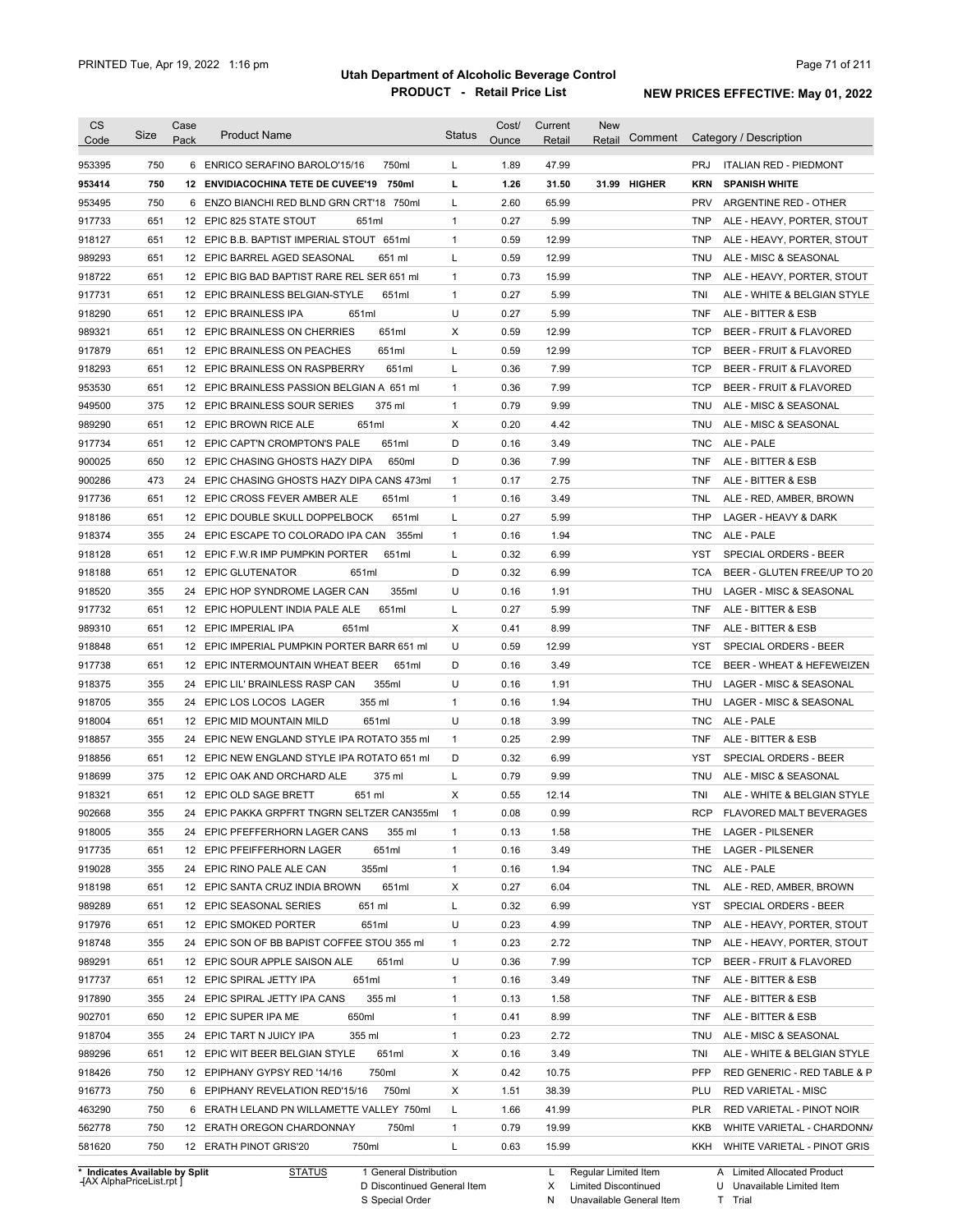# Utah Department of Alcoholic Beverage Control

## PRODUCT - Retail Price List

PRINTED Tue, Apr 19, 2022 1:16 pm

**NEW PRICES EFFECTIVE: May 01, 2022**

| CS Code | Size | Case Pack | Product Name | Status | Cost/ Ounce | Current Retail | New Retail | Comment | Category / Description |
|---|---|---|---|---|---|---|---|---|---|
| 953395 | 750 | 6 | ENRICO SERAFINO BAROLO'15/16 750ml | L | 1.89 | 47.99 | | | PRJ ITALIAN RED - PIEDMONT |
| **953414** | **750** | **12** | **ENVIDIACOCHINA TETE DE CUVEE'19 750ml** | **L** | **1.26** | **31.50** | **31.99** | **HIGHER** | **KRN SPANISH WHITE** |
| 953495 | 750 | 6 | ENZO BIANCHI RED BLND GRN CRT'18 750ml | L | 2.60 | 65.99 | | | PRV ARGENTINE RED - OTHER |
| 917733 | 651 | 12 | EPIC 825 STATE STOUT 651ml | 1 | 0.27 | 5.99 | | | TNP ALE - HEAVY, PORTER, STOUT |
| 918127 | 651 | 12 | EPIC B.B. BAPTIST IMPERIAL STOUT 651ml | 1 | 0.59 | 12.99 | | | TNP ALE - HEAVY, PORTER, STOUT |
| 989293 | 651 | 12 | EPIC BARREL AGED SEASONAL 651 ml | L | 0.59 | 12.99 | | | TNU ALE - MISC & SEASONAL |
| 918722 | 651 | 12 | EPIC BIG BAD BAPTIST RARE REL SER 651 ml | 1 | 0.73 | 15.99 | | | TNP ALE - HEAVY, PORTER, STOUT |
| 917731 | 651 | 12 | EPIC BRAINLESS BELGIAN-STYLE 651ml | 1 | 0.27 | 5.99 | | | TNI ALE - WHITE & BELGIAN STYLE |
| 918290 | 651 | 12 | EPIC BRAINLESS IPA 651ml | U | 0.27 | 5.99 | | | TNF ALE - BITTER & ESB |
| 989321 | 651 | 12 | EPIC BRAINLESS ON CHERRIES 651ml | X | 0.59 | 12.99 | | | TCP BEER - FRUIT & FLAVORED |
| 917879 | 651 | 12 | EPIC BRAINLESS ON PEACHES 651ml | L | 0.59 | 12.99 | | | TCP BEER - FRUIT & FLAVORED |
| 918293 | 651 | 12 | EPIC BRAINLESS ON RASPBERRY 651ml | L | 0.36 | 7.99 | | | TCP BEER - FRUIT & FLAVORED |
| 953530 | 651 | 12 | EPIC BRAINLESS PASSION BELGIAN A 651 ml | 1 | 0.36 | 7.99 | | | TCP BEER - FRUIT & FLAVORED |
| 949500 | 375 | 12 | EPIC BRAINLESS SOUR SERIES 375 ml | 1 | 0.79 | 9.99 | | | TNU ALE - MISC & SEASONAL |
| 989290 | 651 | 12 | EPIC BROWN RICE ALE 651ml | X | 0.20 | 4.42 | | | TNU ALE - MISC & SEASONAL |
| 917734 | 651 | 12 | EPIC CAPT'N CROMPTON'S PALE 651ml | D | 0.16 | 3.49 | | | TNC ALE - PALE |
| 900025 | 650 | 12 | EPIC CHASING GHOSTS HAZY DIPA 650ml | D | 0.36 | 7.99 | | | TNF ALE - BITTER & ESB |
| 900286 | 473 | 24 | EPIC CHASING GHOSTS HAZY DIPA CANS 473ml | 1 | 0.17 | 2.75 | | | TNF ALE - BITTER & ESB |
| 917736 | 651 | 12 | EPIC CROSS FEVER AMBER ALE 651ml | 1 | 0.16 | 3.49 | | | TNL ALE - RED, AMBER, BROWN |
| 918186 | 651 | 12 | EPIC DOUBLE SKULL DOPPELBOCK 651ml | L | 0.27 | 5.99 | | | THP LAGER - HEAVY & DARK |
| 918374 | 355 | 24 | EPIC ESCAPE TO COLORADO IPA CAN 355ml | 1 | 0.16 | 1.94 | | | TNC ALE - PALE |
| 918128 | 651 | 12 | EPIC F.W.R IMP PUMPKIN PORTER 651ml | L | 0.32 | 6.99 | | | YST SPECIAL ORDERS - BEER |
| 918188 | 651 | 12 | EPIC GLUTENATOR 651ml | D | 0.32 | 6.99 | | | TCA BEER - GLUTEN FREE/UP TO 20 |
| 918520 | 355 | 24 | EPIC HOP SYNDROME LAGER CAN 355ml | U | 0.16 | 1.91 | | | THU LAGER - MISC & SEASONAL |
| 917732 | 651 | 12 | EPIC HOPULENT INDIA PALE ALE 651ml | L | 0.27 | 5.99 | | | TNF ALE - BITTER & ESB |
| 989310 | 651 | 12 | EPIC IMPERIAL IPA 651ml | X | 0.41 | 8.99 | | | TNF ALE - BITTER & ESB |
| 918848 | 651 | 12 | EPIC IMPERIAL PUMPKIN PORTER BARR 651 ml | U | 0.59 | 12.99 | | | YST SPECIAL ORDERS - BEER |
| 917738 | 651 | 12 | EPIC INTERMOUNTAIN WHEAT BEER 651ml | D | 0.16 | 3.49 | | | TCE BEER - WHEAT & HEFEWEIZEN |
| 918375 | 355 | 24 | EPIC LIL' BRAINLESS RASP CAN 355ml | U | 0.16 | 1.91 | | | THU LAGER - MISC & SEASONAL |
| 918705 | 355 | 24 | EPIC LOS LOCOS LAGER 355 ml | 1 | 0.16 | 1.94 | | | THU LAGER - MISC & SEASONAL |
| 918004 | 651 | 12 | EPIC MID MOUNTAIN MILD 651ml | U | 0.18 | 3.99 | | | TNC ALE - PALE |
| 918857 | 355 | 24 | EPIC NEW ENGLAND STYLE IPA ROTATO 355 ml | 1 | 0.25 | 2.99 | | | TNF ALE - BITTER & ESB |
| 918856 | 651 | 12 | EPIC NEW ENGLAND STYLE IPA ROTATO 651 ml | D | 0.32 | 6.99 | | | YST SPECIAL ORDERS - BEER |
| 918699 | 375 | 12 | EPIC OAK AND ORCHARD ALE 375 ml | L | 0.79 | 9.99 | | | TNU ALE - MISC & SEASONAL |
| 918321 | 651 | 12 | EPIC OLD SAGE BRETT 651 ml | X | 0.55 | 12.14 | | | TNI ALE - WHITE & BELGIAN STYLE |
| 902668 | 355 | 24 | EPIC PAKKA GRPFRT TNGRN SELTZER CAN355ml | 1 | 0.08 | 0.99 | | | RCP FLAVORED MALT BEVERAGES |
| 918005 | 355 | 24 | EPIC PFEFFERHORN LAGER CANS 355 ml | 1 | 0.13 | 1.58 | | | THE LAGER - PILSENER |
| 917735 | 651 | 12 | EPIC PFEIFFERHORN LAGER 651ml | 1 | 0.16 | 3.49 | | | THE LAGER - PILSENER |
| 919028 | 355 | 24 | EPIC RINO PALE ALE CAN 355ml | 1 | 0.16 | 1.94 | | | TNC ALE - PALE |
| 918198 | 651 | 12 | EPIC SANTA CRUZ INDIA BROWN 651ml | X | 0.27 | 6.04 | | | TNL ALE - RED, AMBER, BROWN |
| 989289 | 651 | 12 | EPIC SEASONAL SERIES 651 ml | L | 0.32 | 6.99 | | | YST SPECIAL ORDERS - BEER |
| 917976 | 651 | 12 | EPIC SMOKED PORTER 651ml | U | 0.23 | 4.99 | | | TNP ALE - HEAVY, PORTER, STOUT |
| 918748 | 355 | 24 | EPIC SON OF BB BAPIST COFFEE STOU 355 ml | 1 | 0.23 | 2.72 | | | TNP ALE - HEAVY, PORTER, STOUT |
| 989291 | 651 | 12 | EPIC SOUR APPLE SAISON ALE 651ml | U | 0.36 | 7.99 | | | TCP BEER - FRUIT & FLAVORED |
| 917737 | 651 | 12 | EPIC SPIRAL JETTY IPA 651ml | 1 | 0.16 | 3.49 | | | TNF ALE - BITTER & ESB |
| 917890 | 355 | 24 | EPIC SPIRAL JETTY IPA CANS 355 ml | 1 | 0.13 | 1.58 | | | TNF ALE - BITTER & ESB |
| 902701 | 650 | 12 | EPIC SUPER IPA ME 650ml | 1 | 0.41 | 8.99 | | | TNF ALE - BITTER & ESB |
| 918704 | 355 | 24 | EPIC TART N JUICY IPA 355 ml | 1 | 0.23 | 2.72 | | | TNU ALE - MISC & SEASONAL |
| 989296 | 651 | 12 | EPIC WIT BEER BELGIAN STYLE 651ml | X | 0.16 | 3.49 | | | TNI ALE - WHITE & BELGIAN STYLE |
| 918426 | 750 | 12 | EPIPHANY GYPSY RED '14/16 750ml | X | 0.42 | 10.75 | | | PFP RED GENERIC - RED TABLE & P |
| 916773 | 750 | 6 | EPIPHANY REVELATION RED'15/16 750ml | X | 1.51 | 38.39 | | | PLU RED VARIETAL - MISC |
| 463290 | 750 | 6 | ERATH LELAND PN WILLAMETTE VALLEY 750ml | L | 1.66 | 41.99 | | | PLR RED VARIETAL - PINOT NOIR |
| 562778 | 750 | 12 | ERATH OREGON CHARDONNAY 750ml | 1 | 0.79 | 19.99 | | | KKB WHITE VARIETAL - CHARDONNA |
| 581620 | 750 | 12 | ERATH PINOT GRIS'20 750ml | L | 0.63 | 15.99 | | | KKH WHITE VARIETAL - PINOT GRIS |

\* Indicates Available by Split

STATUS: 1 General Distribution, D Discontinued General Item, S Special Order, L Regular Limited Item, X Limited Discontinued, N Unavailable General Item, A Limited Allocated Product, U Unavailable Limited Item, T Trial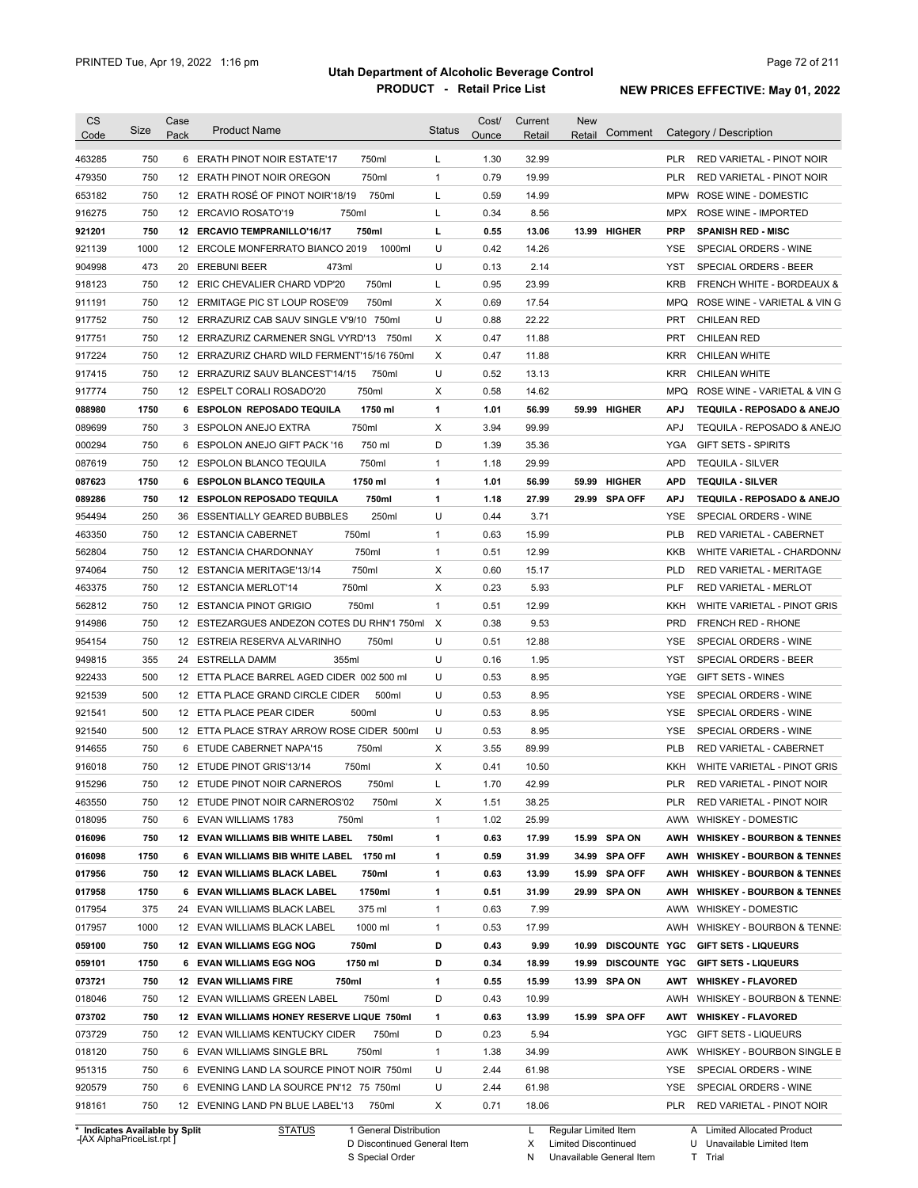# Utah Department of Alcoholic Beverage Control

## PRODUCT - Retail Price List

PRINTED Tue, Apr 19, 2022 1:16 pm

**NEW PRICES EFFECTIVE: May 01, 2022**

| CS Code | Size | Case Pack | Product Name | Status | Cost/ Ounce | Current Retail | New Retail | Comment | Category / Description |
|---|---|---|---|---|---|---|---|---|---|
| 463285 | 750 | 6 | ERATH PINOT NOIR ESTATE'17 750ml | L | 1.30 | 32.99 | | | PLR RED VARIETAL - PINOT NOIR |
| 479350 | 750 | 12 | ERATH PINOT NOIR OREGON 750ml | 1 | 0.79 | 19.99 | | | PLR RED VARIETAL - PINOT NOIR |
| 653182 | 750 | 12 | ERATH ROSÉ OF PINOT NOIR'18/19 750ml | L | 0.59 | 14.99 | | | MPW ROSE WINE - DOMESTIC |
| 916275 | 750 | 12 | ERCAVIO ROSATO'19 750ml | L | 0.34 | 8.56 | | | MPX ROSE WINE - IMPORTED |
| **921201** | **750** | **12** | **ERCAVIO TEMPRANILLO'16/17 750ml** | **L** | **0.55** | **13.06** | **13.99** | **HIGHER** | **PRP SPANISH RED - MISC** |
| 921139 | 1000 | 12 | ERCOLE MONFERRATO BIANCO 2019 1000ml | U | 0.42 | 14.26 | | | YSE SPECIAL ORDERS - WINE |
| 904998 | 473 | 20 | EREBUNI BEER 473ml | U | 0.13 | 2.14 | | | YST SPECIAL ORDERS - BEER |
| 918123 | 750 | 12 | ERIC CHEVALIER CHARD VDP'20 750ml | L | 0.95 | 23.99 | | | KRB FRENCH WHITE - BORDEAUX & |
| 911191 | 750 | 12 | ERMITAGE PIC ST LOUP ROSE'09 750ml | X | 0.69 | 17.54 | | | MPQ ROSE WINE - VARIETAL & VIN G |
| 917752 | 750 | 12 | ERRAZURIZ CAB SAUV SINGLE V'9/10 750ml | U | 0.88 | 22.22 | | | PRT CHILEAN RED |
| 917751 | 750 | 12 | ERRAZURIZ CARMENER SNGL VYRD'13 750ml | X | 0.47 | 11.88 | | | PRT CHILEAN RED |
| 917224 | 750 | 12 | ERRAZURIZ CHARD WILD FERMENT'15/16 750ml | X | 0.47 | 11.88 | | | KRR CHILEAN WHITE |
| 917415 | 750 | 12 | ERRAZURIZ SAUV BLANCEST'14/15 750ml | U | 0.52 | 13.13 | | | KRR CHILEAN WHITE |
| 917774 | 750 | 12 | ESPELT CORALI ROSADO'20 750ml | X | 0.58 | 14.62 | | | MPQ ROSE WINE - VARIETAL & VIN G |
| **088980** | **1750** | **6** | **ESPOLON REPOSADO TEQUILA 1750 ml** | **1** | **1.01** | **56.99** | **59.99** | **HIGHER** | **APJ TEQUILA - REPOSADO & ANEJO** |
| 089699 | 750 | 3 | ESPOLON ANEJO EXTRA 750ml | X | 3.94 | 99.99 | | | APJ TEQUILA - REPOSADO & ANEJO |
| 000294 | 750 | 6 | ESPOLON ANEJO GIFT PACK '16 750 ml | D | 1.39 | 35.36 | | | YGA GIFT SETS - SPIRITS |
| 087619 | 750 | 12 | ESPOLON BLANCO TEQUILA 750ml | 1 | 1.18 | 29.99 | | | APD TEQUILA - SILVER |
| **087623** | **1750** | **6** | **ESPOLON BLANCO TEQUILA 1750 ml** | **1** | **1.01** | **56.99** | **59.99** | **HIGHER** | **APD TEQUILA - SILVER** |
| **089286** | **750** | **12** | **ESPOLON REPOSADO TEQUILA 750ml** | **1** | **1.18** | **27.99** | **29.99** | **SPA OFF** | **APJ TEQUILA - REPOSADO & ANEJO** |
| 954494 | 250 | 36 | ESSENTIALLY GEARED BUBBLES 250ml | U | 0.44 | 3.71 | | | YSE SPECIAL ORDERS - WINE |
| 463350 | 750 | 12 | ESTANCIA CABERNET 750ml | 1 | 0.63 | 15.99 | | | PLB RED VARIETAL - CABERNET |
| 562804 | 750 | 12 | ESTANCIA CHARDONNAY 750ml | 1 | 0.51 | 12.99 | | | KKB WHITE VARIETAL - CHARDONNA |
| 974064 | 750 | 12 | ESTANCIA MERITAGE'13/14 750ml | X | 0.60 | 15.17 | | | PLD RED VARIETAL - MERITAGE |
| 463375 | 750 | 12 | ESTANCIA MERLOT'14 750ml | X | 0.23 | 5.93 | | | PLF RED VARIETAL - MERLOT |
| 562812 | 750 | 12 | ESTANCIA PINOT GRIGIO 750ml | 1 | 0.51 | 12.99 | | | KKH WHITE VARIETAL - PINOT GRIS |
| 914986 | 750 | 12 | ESTEZARGUES ANDEZON COTES DU RHN'1 750ml | X | 0.38 | 9.53 | | | PRD FRENCH RED - RHONE |
| 954154 | 750 | 12 | ESTREIA RESERVA ALVARINHO 750ml | U | 0.51 | 12.88 | | | YSE SPECIAL ORDERS - WINE |
| 949815 | 355 | 24 | ESTRELLA DAMM 355ml | U | 0.16 | 1.95 | | | YST SPECIAL ORDERS - BEER |
| 922433 | 500 | 12 | ETTA PLACE BARREL AGED CIDER 002 500 ml | U | 0.53 | 8.95 | | | YGE GIFT SETS - WINES |
| 921539 | 500 | 12 | ETTA PLACE GRAND CIRCLE CIDER 500ml | U | 0.53 | 8.95 | | | YSE SPECIAL ORDERS - WINE |
| 921541 | 500 | 12 | ETTA PLACE PEAR CIDER 500ml | U | 0.53 | 8.95 | | | YSE SPECIAL ORDERS - WINE |
| 921540 | 500 | 12 | ETTA PLACE STRAY ARROW ROSE CIDER 500ml | U | 0.53 | 8.95 | | | YSE SPECIAL ORDERS - WINE |
| 914655 | 750 | 6 | ETUDE CABERNET NAPA'15 750ml | X | 3.55 | 89.99 | | | PLB RED VARIETAL - CABERNET |
| 916018 | 750 | 12 | ETUDE PINOT GRIS'13/14 750ml | X | 0.41 | 10.50 | | | KKH WHITE VARIETAL - PINOT GRIS |
| 915296 | 750 | 12 | ETUDE PINOT NOIR CARNEROS 750ml | L | 1.70 | 42.99 | | | PLR RED VARIETAL - PINOT NOIR |
| 463550 | 750 | 12 | ETUDE PINOT NOIR CARNEROS'02 750ml | X | 1.51 | 38.25 | | | PLR RED VARIETAL - PINOT NOIR |
| 018095 | 750 | 6 | EVAN WILLIAMS 1783 750ml | 1 | 1.02 | 25.99 | | | AWW WHISKEY - DOMESTIC |
| **016096** | **750** | **12** | **EVAN WILLIAMS BIB WHITE LABEL 750ml** | **1** | **0.63** | **17.99** | **15.99** | **SPA ON** | **AWH WHISKEY - BOURBON & TENNES** |
| **016098** | **1750** | **6** | **EVAN WILLIAMS BIB WHITE LABEL 1750 ml** | **1** | **0.59** | **31.99** | **34.99** | **SPA OFF** | **AWH WHISKEY - BOURBON & TENNES** |
| **017956** | **750** | **12** | **EVAN WILLIAMS BLACK LABEL 750ml** | **1** | **0.63** | **13.99** | **15.99** | **SPA OFF** | **AWH WHISKEY - BOURBON & TENNES** |
| **017958** | **1750** | **6** | **EVAN WILLIAMS BLACK LABEL 1750ml** | **1** | **0.51** | **31.99** | **29.99** | **SPA ON** | **AWH WHISKEY - BOURBON & TENNES** |
| 017954 | 375 | 24 | EVAN WILLIAMS BLACK LABEL 375 ml | 1 | 0.63 | 7.99 | | | AWW WHISKEY - DOMESTIC |
| 017957 | 1000 | 12 | EVAN WILLIAMS BLACK LABEL 1000 ml | 1 | 0.53 | 17.99 | | | AWH WHISKEY - BOURBON & TENNE |
| **059100** | **750** | **12** | **EVAN WILLIAMS EGG NOG 750ml** | **D** | **0.43** | **9.99** | **10.99** | **DISCOUNTE** | **YGC GIFT SETS - LIQUEURS** |
| **059101** | **1750** | **6** | **EVAN WILLIAMS EGG NOG 1750 ml** | **D** | **0.34** | **18.99** | **19.99** | **DISCOUNTE** | **YGC GIFT SETS - LIQUEURS** |
| **073721** | **750** | **12** | **EVAN WILLIAMS FIRE 750ml** | **1** | **0.55** | **15.99** | **13.99** | **SPA ON** | **AWT WHISKEY - FLAVORED** |
| 018046 | 750 | 12 | EVAN WILLIAMS GREEN LABEL 750ml | D | 0.43 | 10.99 | | | AWH WHISKEY - BOURBON & TENNE |
| **073702** | **750** | **12** | **EVAN WILLIAMS HONEY RESERVE LIQUE 750ml** | **1** | **0.63** | **13.99** | **15.99** | **SPA OFF** | **AWT WHISKEY - FLAVORED** |
| 073729 | 750 | 12 | EVAN WILLIAMS KENTUCKY CIDER 750ml | D | 0.23 | 5.94 | | | YGC GIFT SETS - LIQUEURS |
| 018120 | 750 | 6 | EVAN WILLIAMS SINGLE BRL 750ml | 1 | 1.38 | 34.99 | | | AWK WHISKEY - BOURBON SINGLE B |
| 951315 | 750 | 6 | EVENING LAND LA SOURCE PINOT NOIR 750ml | U | 2.44 | 61.98 | | | YSE SPECIAL ORDERS - WINE |
| 920579 | 750 | 6 | EVENING LAND LA SOURCE PN'12 75 750ml | U | 2.44 | 61.98 | | | YSE SPECIAL ORDERS - WINE |
| 918161 | 750 | 12 | EVENING LAND PN BLUE LABEL'13 750ml | X | 0.71 | 18.06 | | | PLR RED VARIETAL - PINOT NOIR |

\* Indicates Available by Split

STATUS: 1 General Distribution; D Discontinued General Item; S Special Order; L Regular Limited Item; X Limited Discontinued; N Unavailable General Item; A Limited Allocated Product; U Unavailable Limited Item; T Trial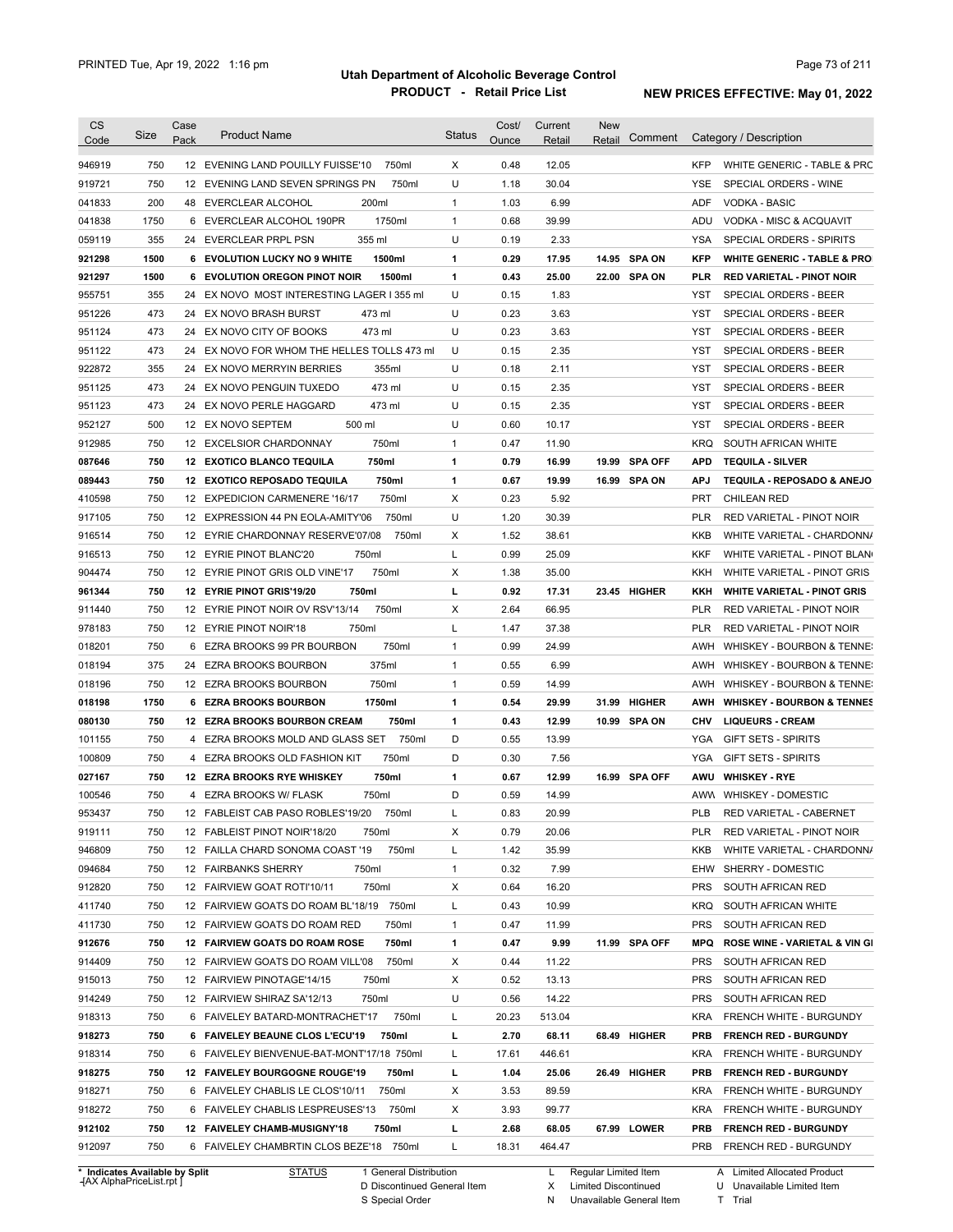# Utah Department of Alcoholic Beverage Control
## PRODUCT - Retail Price List

PRINTED Tue, Apr 19, 2022 1:16 pm

**NEW PRICES EFFECTIVE: May 01, 2022**

| CS Code | Size | Case Pack | Product Name | Status | Cost/ Ounce | Current Retail | New Retail | Comment | Category / Description |
|---|---|---|---|---|---|---|---|---|---|
| 946919 | 750 | 12 | EVENING LAND POUILLY FUISSE'10 750ml | X | 0.48 | 12.05 | | | KFP WHITE GENERIC - TABLE & PRC |
| 919721 | 750 | 12 | EVENING LAND SEVEN SPRINGS PN 750ml | U | 1.18 | 30.04 | | | YSE SPECIAL ORDERS - WINE |
| 041833 | 200 | 48 | EVERCLEAR ALCOHOL 200ml | 1 | 1.03 | 6.99 | | | ADF VODKA - BASIC |
| 041838 | 1750 | 6 | EVERCLEAR ALCOHOL 190PR 1750ml | 1 | 0.68 | 39.99 | | | ADU VODKA - MISC & ACQUAVIT |
| 059119 | 355 | 24 | EVERCLEAR PRPL PSN 355 ml | U | 0.19 | 2.33 | | | YSA SPECIAL ORDERS - SPIRITS |
| **921298** | **1500** | **6** | **EVOLUTION LUCKY NO 9 WHITE 1500ml** | **1** | **0.29** | **17.95** | **14.95** | **SPA ON** | **KFP WHITE GENERIC - TABLE & PRO** |
| **921297** | **1500** | **6** | **EVOLUTION OREGON PINOT NOIR 1500ml** | **1** | **0.43** | **25.00** | **22.00** | **SPA ON** | **PLR RED VARIETAL - PINOT NOIR** |
| 955751 | 355 | 24 | EX NOVO MOST INTERESTING LAGER I 355 ml | U | 0.15 | 1.83 | | | YST SPECIAL ORDERS - BEER |
| 951226 | 473 | 24 | EX NOVO BRASH BURST 473 ml | U | 0.23 | 3.63 | | | YST SPECIAL ORDERS - BEER |
| 951124 | 473 | 24 | EX NOVO CITY OF BOOKS 473 ml | U | 0.23 | 3.63 | | | YST SPECIAL ORDERS - BEER |
| 951122 | 473 | 24 | EX NOVO FOR WHOM THE HELLES TOLLS 473 ml | U | 0.15 | 2.35 | | | YST SPECIAL ORDERS - BEER |
| 922872 | 355 | 24 | EX NOVO MERRYIN BERRIES 355ml | U | 0.18 | 2.11 | | | YST SPECIAL ORDERS - BEER |
| 951125 | 473 | 24 | EX NOVO PENGUIN TUXEDO 473 ml | U | 0.15 | 2.35 | | | YST SPECIAL ORDERS - BEER |
| 951123 | 473 | 24 | EX NOVO PERLE HAGGARD 473 ml | U | 0.15 | 2.35 | | | YST SPECIAL ORDERS - BEER |
| 952127 | 500 | 12 | EX NOVO SEPTEM 500 ml | U | 0.60 | 10.17 | | | YST SPECIAL ORDERS - BEER |
| 912985 | 750 | 12 | EXCELSIOR CHARDONNAY 750ml | 1 | 0.47 | 11.90 | | | KRQ SOUTH AFRICAN WHITE |
| **087646** | **750** | **12** | **EXOTICO BLANCO TEQUILA 750ml** | **1** | **0.79** | **16.99** | **19.99** | **SPA OFF** | **APD TEQUILA - SILVER** |
| **089443** | **750** | **12** | **EXOTICO REPOSADO TEQUILA 750ml** | **1** | **0.67** | **19.99** | **16.99** | **SPA ON** | **APJ TEQUILA - REPOSADO & ANEJO** |
| 410598 | 750 | 12 | EXPEDICION CARMENERE '16/17 750ml | X | 0.23 | 5.92 | | | PRT CHILEAN RED |
| 917105 | 750 | 12 | EXPRESSION 44 PN EOLA-AMITY'06 750ml | U | 1.20 | 30.39 | | | PLR RED VARIETAL - PINOT NOIR |
| 916514 | 750 | 12 | EYRIE CHARDONNAY RESERVE'07/08 750ml | X | 1.52 | 38.61 | | | KKB WHITE VARIETAL - CHARDONNA |
| 916513 | 750 | 12 | EYRIE PINOT BLANC'20 750ml | L | 0.99 | 25.09 | | | KKF WHITE VARIETAL - PINOT BLAN |
| 904474 | 750 | 12 | EYRIE PINOT GRIS OLD VINE'17 750ml | X | 1.38 | 35.00 | | | KKH WHITE VARIETAL - PINOT GRIS |
| **961344** | **750** | **12** | **EYRIE PINOT GRIS'19/20 750ml** | **L** | **0.92** | **17.31** | **23.45** | **HIGHER** | **KKH WHITE VARIETAL - PINOT GRIS** |
| 911440 | 750 | 12 | EYRIE PINOT NOIR OV RSV'13/14 750ml | X | 2.64 | 66.95 | | | PLR RED VARIETAL - PINOT NOIR |
| 978183 | 750 | 12 | EYRIE PINOT NOIR'18 750ml | L | 1.47 | 37.38 | | | PLR RED VARIETAL - PINOT NOIR |
| 018201 | 750 | 6 | EZRA BROOKS 99 PR BOURBON 750ml | 1 | 0.99 | 24.99 | | | AWH WHISKEY - BOURBON & TENNE |
| 018194 | 375 | 24 | EZRA BROOKS BOURBON 375ml | 1 | 0.55 | 6.99 | | | AWH WHISKEY - BOURBON & TENNE |
| 018196 | 750 | 12 | EZRA BROOKS BOURBON 750ml | 1 | 0.59 | 14.99 | | | AWH WHISKEY - BOURBON & TENNE |
| **018198** | **1750** | **6** | **EZRA BROOKS BOURBON 1750ml** | **1** | **0.54** | **29.99** | **31.99** | **HIGHER** | **AWH WHISKEY - BOURBON & TENNES** |
| **080130** | **750** | **12** | **EZRA BROOKS BOURBON CREAM 750ml** | **1** | **0.43** | **12.99** | **10.99** | **SPA ON** | **CHV LIQUEURS - CREAM** |
| 101155 | 750 | 4 | EZRA BROOKS MOLD AND GLASS SET 750ml | D | 0.55 | 13.99 | | | YGA GIFT SETS - SPIRITS |
| 100809 | 750 | 4 | EZRA BROOKS OLD FASHION KIT 750ml | D | 0.30 | 7.56 | | | YGA GIFT SETS - SPIRITS |
| **027167** | **750** | **12** | **EZRA BROOKS RYE WHISKEY 750ml** | **1** | **0.67** | **12.99** | **16.99** | **SPA OFF** | **AWU WHISKEY - RYE** |
| 100546 | 750 | 4 | EZRA BROOKS W/ FLASK 750ml | D | 0.59 | 14.99 | | | AWW WHISKEY - DOMESTIC |
| 953437 | 750 | 12 | FABLEIST CAB PASO ROBLES'19/20 750ml | L | 0.83 | 20.99 | | | PLB RED VARIETAL - CABERNET |
| 919111 | 750 | 12 | FABLEIST PINOT NOIR'18/20 750ml | X | 0.79 | 20.06 | | | PLR RED VARIETAL - PINOT NOIR |
| 946809 | 750 | 12 | FAILLA CHARD SONOMA COAST '19 750ml | L | 1.42 | 35.99 | | | KKB WHITE VARIETAL - CHARDONNA |
| 094684 | 750 | 12 | FAIRBANKS SHERRY 750ml | 1 | 0.32 | 7.99 | | | EHW SHERRY - DOMESTIC |
| 912820 | 750 | 12 | FAIRVIEW GOAT ROTI'10/11 750ml | X | 0.64 | 16.20 | | | PRS SOUTH AFRICAN RED |
| 411740 | 750 | 12 | FAIRVIEW GOATS DO ROAM BL'18/19 750ml | L | 0.43 | 10.99 | | | KRQ SOUTH AFRICAN WHITE |
| 411730 | 750 | 12 | FAIRVIEW GOATS DO ROAM RED 750ml | 1 | 0.47 | 11.99 | | | PRS SOUTH AFRICAN RED |
| **912676** | **750** | **12** | **FAIRVIEW GOATS DO ROAM ROSE 750ml** | **1** | **0.47** | **9.99** | **11.99** | **SPA OFF** | **MPQ ROSE WINE - VARIETAL & VIN GI** |
| 914409 | 750 | 12 | FAIRVIEW GOATS DO ROAM VILL'08 750ml | X | 0.44 | 11.22 | | | PRS SOUTH AFRICAN RED |
| 915013 | 750 | 12 | FAIRVIEW PINOTAGE'14/15 750ml | X | 0.52 | 13.13 | | | PRS SOUTH AFRICAN RED |
| 914249 | 750 | 12 | FAIRVIEW SHIRAZ SA'12/13 750ml | U | 0.56 | 14.22 | | | PRS SOUTH AFRICAN RED |
| 918313 | 750 | 6 | FAIVELEY BATARD-MONTRACHET'17 750ml | L | 20.23 | 513.04 | | | KRA FRENCH WHITE - BURGUNDY |
| **918273** | **750** | **6** | **FAIVELEY BEAUNE CLOS L'ECU'19 750ml** | **L** | **2.70** | **68.11** | **68.49** | **HIGHER** | **PRB FRENCH RED - BURGUNDY** |
| 918314 | 750 | 6 | FAIVELEY BIENVENUE-BAT-MONT'17/18 750ml | L | 17.61 | 446.61 | | | KRA FRENCH WHITE - BURGUNDY |
| **918275** | **750** | **12** | **FAIVELEY BOURGOGNE ROUGE'19 750ml** | **L** | **1.04** | **25.06** | **26.49** | **HIGHER** | **PRB FRENCH RED - BURGUNDY** |
| 918271 | 750 | 6 | FAIVELEY CHABLIS LE CLOS'10/11 750ml | X | 3.53 | 89.59 | | | KRA FRENCH WHITE - BURGUNDY |
| 918272 | 750 | 6 | FAIVELEY CHABLIS LESPREUSES'13 750ml | X | 3.93 | 99.77 | | | KRA FRENCH WHITE - BURGUNDY |
| **912102** | **750** | **12** | **FAIVELEY CHAMB-MUSIGNY'18 750ml** | **L** | **2.68** | **68.05** | **67.99** | **LOWER** | **PRB FRENCH RED - BURGUNDY** |
| 912097 | 750 | 6 | FAIVELEY CHAMBRTIN CLOS BEZE'18 750ml | L | 18.31 | 464.47 | | | PRB FRENCH RED - BURGUNDY |

\* Indicates Available by Split

STATUS: 1 General Distribution; D Discontinued General Item; S Special Order; L Regular Limited Item; X Limited Discontinued; N Unavailable General Item; A Limited Allocated Product; U Unavailable Limited Item; T Trial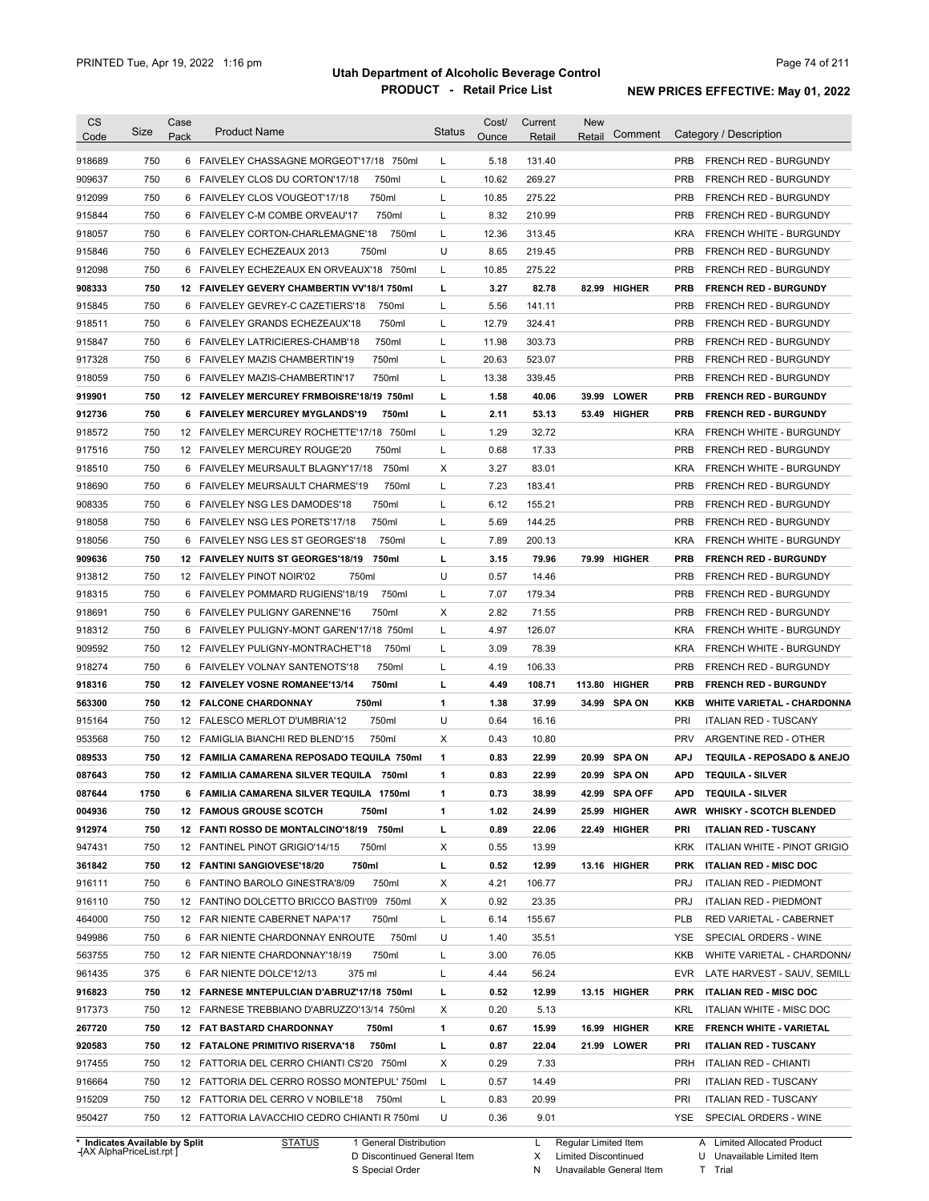PRINTED Tue, Apr 19, 2022 1:16 pm

# Utah Department of Alcoholic Beverage Control

## PRODUCT - Retail Price List

**NEW PRICES EFFECTIVE: May 01, 2022**

| CS Code | Size | Case Pack | Product Name | Status | Cost/ Ounce | Current Retail | New Retail | Comment | Category / Description |
|---|---|---|---|---|---|---|---|---|---|
| 918689 | 750 | 6 | FAIVELEY CHASSAGNE MORGEOT'17/18 750ml | L | 5.18 | 131.40 | | | PRB FRENCH RED - BURGUNDY |
| 909637 | 750 | 6 | FAIVELEY CLOS DU CORTON'17/18 750ml | L | 10.62 | 269.27 | | | PRB FRENCH RED - BURGUNDY |
| 912099 | 750 | 6 | FAIVELEY CLOS VOUGEOT'17/18 750ml | L | 10.85 | 275.22 | | | PRB FRENCH RED - BURGUNDY |
| 915844 | 750 | 6 | FAIVELEY C-M COMBE ORVEAU'17 750ml | L | 8.32 | 210.99 | | | PRB FRENCH RED - BURGUNDY |
| 918057 | 750 | 6 | FAIVELEY CORTON-CHARLEMAGNE'18 750ml | L | 12.36 | 313.45 | | | KRA FRENCH WHITE - BURGUNDY |
| 915846 | 750 | 6 | FAIVELEY ECHEZEAUX 2013 750ml | U | 8.65 | 219.45 | | | PRB FRENCH RED - BURGUNDY |
| 912098 | 750 | 6 | FAIVELEY ECHEZEAUX EN ORVEAUX'18 750ml | L | 10.85 | 275.22 | | | PRB FRENCH RED - BURGUNDY |
| **908333** | **750** | **12** | **FAIVELEY GEVERY CHAMBERTIN VV'18/1 750ml** | **L** | **3.27** | **82.78** | **82.99** | **HIGHER** | **PRB FRENCH RED - BURGUNDY** |
| 915845 | 750 | 6 | FAIVELEY GEVREY-C CAZETIERS'18 750ml | L | 5.56 | 141.11 | | | PRB FRENCH RED - BURGUNDY |
| 918511 | 750 | 6 | FAIVELEY GRANDS ECHEZEAUX'18 750ml | L | 12.79 | 324.41 | | | PRB FRENCH RED - BURGUNDY |
| 915847 | 750 | 6 | FAIVELEY LATRICIERES-CHAMB'18 750ml | L | 11.98 | 303.73 | | | PRB FRENCH RED - BURGUNDY |
| 917328 | 750 | 6 | FAIVELEY MAZIS CHAMBERTIN'19 750ml | L | 20.63 | 523.07 | | | PRB FRENCH RED - BURGUNDY |
| 918059 | 750 | 6 | FAIVELEY MAZIS-CHAMBERTIN'17 750ml | L | 13.38 | 339.45 | | | PRB FRENCH RED - BURGUNDY |
| **919901** | **750** | **12** | **FAIVELEY MERCUREY FRMBOISRE'18/19 750ml** | **L** | **1.58** | **40.06** | **39.99** | **LOWER** | **PRB FRENCH RED - BURGUNDY** |
| **912736** | **750** | **6** | **FAIVELEY MERCUREY MYGLANDS'19 750ml** | **L** | **2.11** | **53.13** | **53.49** | **HIGHER** | **PRB FRENCH RED - BURGUNDY** |
| 918572 | 750 | 12 | FAIVELEY MERCUREY ROCHETTE'17/18 750ml | L | 1.29 | 32.72 | | | KRA FRENCH WHITE - BURGUNDY |
| 917516 | 750 | 12 | FAIVELEY MERCUREY ROUGE'20 750ml | L | 0.68 | 17.33 | | | PRB FRENCH RED - BURGUNDY |
| 918510 | 750 | 6 | FAIVELEY MEURSAULT BLAGNY'17/18 750ml | X | 3.27 | 83.01 | | | KRA FRENCH WHITE - BURGUNDY |
| 918690 | 750 | 6 | FAIVELEY MEURSAULT CHARMES'19 750ml | L | 7.23 | 183.41 | | | PRB FRENCH RED - BURGUNDY |
| 908335 | 750 | 6 | FAIVELEY NSG LES DAMODES'18 750ml | L | 6.12 | 155.21 | | | PRB FRENCH RED - BURGUNDY |
| 918058 | 750 | 6 | FAIVELEY NSG LES PORETS'17/18 750ml | L | 5.69 | 144.25 | | | PRB FRENCH RED - BURGUNDY |
| 918056 | 750 | 6 | FAIVELEY NSG LES ST GEORGES'18 750ml | L | 7.89 | 200.13 | | | KRA FRENCH WHITE - BURGUNDY |
| **909636** | **750** | **12** | **FAIVELEY NUITS ST GEORGES'18/19 750ml** | **L** | **3.15** | **79.96** | **79.99** | **HIGHER** | **PRB FRENCH RED - BURGUNDY** |
| 913812 | 750 | 12 | FAIVELEY PINOT NOIR'02 750ml | U | 0.57 | 14.46 | | | PRB FRENCH RED - BURGUNDY |
| 918315 | 750 | 6 | FAIVELEY POMMARD RUGIENS'18/19 750ml | L | 7.07 | 179.34 | | | PRB FRENCH RED - BURGUNDY |
| 918691 | 750 | 6 | FAIVELEY PULIGNY GARENNE'16 750ml | X | 2.82 | 71.55 | | | PRB FRENCH RED - BURGUNDY |
| 918312 | 750 | 6 | FAIVELEY PULIGNY-MONT GAREN'17/18 750ml | L | 4.97 | 126.07 | | | KRA FRENCH WHITE - BURGUNDY |
| 909592 | 750 | 12 | FAIVELEY PULIGNY-MONTRACHET'18 750ml | L | 3.09 | 78.39 | | | KRA FRENCH WHITE - BURGUNDY |
| 918274 | 750 | 6 | FAIVELEY VOLNAY SANTENOTS'18 750ml | L | 4.19 | 106.33 | | | PRB FRENCH RED - BURGUNDY |
| **918316** | **750** | **12** | **FAIVELEY VOSNE ROMANEE'13/14 750ml** | **L** | **4.49** | **108.71** | **113.80** | **HIGHER** | **PRB FRENCH RED - BURGUNDY** |
| **563300** | **750** | **12** | **FALCONE CHARDONNAY 750ml** | **1** | **1.38** | **37.99** | **34.99** | **SPA ON** | **KKB WHITE VARIETAL - CHARDONNA** |
| 915164 | 750 | 12 | FALESCO MERLOT D'UMBRIA'12 750ml | U | 0.64 | 16.16 | | | PRI ITALIAN RED - TUSCANY |
| 953568 | 750 | 12 | FAMIGLIA BIANCHI RED BLEND'15 750ml | X | 0.43 | 10.80 | | | PRV ARGENTINE RED - OTHER |
| **089533** | **750** | **12** | **FAMILIA CAMARENA REPOSADO TEQUILA 750ml** | **1** | **0.83** | **22.99** | **20.99** | **SPA ON** | **APJ TEQUILA - REPOSADO & ANEJO** |
| **087643** | **750** | **12** | **FAMILIA CAMARENA SILVER TEQUILA 750ml** | **1** | **0.83** | **22.99** | **20.99** | **SPA ON** | **APD TEQUILA - SILVER** |
| **087644** | **1750** | **6** | **FAMILIA CAMARENA SILVER TEQUILA 1750ml** | **1** | **0.73** | **38.99** | **42.99** | **SPA OFF** | **APD TEQUILA - SILVER** |
| **004936** | **750** | **12** | **FAMOUS GROUSE SCOTCH 750ml** | **1** | **1.02** | **24.99** | **25.99** | **HIGHER** | **AWR WHISKY - SCOTCH BLENDED** |
| **912974** | **750** | **12** | **FANTI ROSSO DE MONTALCINO'18/19 750ml** | **L** | **0.89** | **22.06** | **22.49** | **HIGHER** | **PRI ITALIAN RED - TUSCANY** |
| 947431 | 750 | 12 | FANTINEL PINOT GRIGIO'14/15 750ml | X | 0.55 | 13.99 | | | KRK ITALIAN WHITE - PINOT GRIGIO |
| **361842** | **750** | **12** | **FANTINI SANGIOVESE'18/20 750ml** | **L** | **0.52** | **12.99** | **13.16** | **HIGHER** | **PRK ITALIAN RED - MISC DOC** |
| 916111 | 750 | 6 | FANTINO BAROLO GINESTRA'8/09 750ml | X | 4.21 | 106.77 | | | PRJ ITALIAN RED - PIEDMONT |
| 916110 | 750 | 12 | FANTINO DOLCETTO BRICCO BASTI'09 750ml | X | 0.92 | 23.35 | | | PRJ ITALIAN RED - PIEDMONT |
| 464000 | 750 | 12 | FAR NIENTE CABERNET NAPA'17 750ml | L | 6.14 | 155.67 | | | PLB RED VARIETAL - CABERNET |
| 949986 | 750 | 6 | FAR NIENTE CHARDONNAY ENROUTE 750ml | U | 1.40 | 35.51 | | | YSE SPECIAL ORDERS - WINE |
| 563755 | 750 | 12 | FAR NIENTE CHARDONNAY'18/19 750ml | L | 3.00 | 76.05 | | | KKB WHITE VARIETAL - CHARDONNA |
| 961435 | 375 | 6 | FAR NIENTE DOLCE'12/13 375 ml | L | 4.44 | 56.24 | | | EVR LATE HARVEST - SAUV, SEMILL |
| **916823** | **750** | **12** | **FARNESE MNTEPULCIAN D'ABRUZ'17/18 750ml** | **L** | **0.52** | **12.99** | **13.15** | **HIGHER** | **PRK ITALIAN RED - MISC DOC** |
| 917373 | 750 | 12 | FARNESE TREBBIANO D'ABRUZZO'13/14 750ml | X | 0.20 | 5.13 | | | KRL ITALIAN WHITE - MISC DOC |
| **267720** | **750** | **12** | **FAT BASTARD CHARDONNAY 750ml** | **1** | **0.67** | **15.99** | **16.99** | **HIGHER** | **KRE FRENCH WHITE - VARIETAL** |
| **920583** | **750** | **12** | **FATALONE PRIMITIVO RISERVA'18 750ml** | **L** | **0.87** | **22.04** | **21.99** | **LOWER** | **PRI ITALIAN RED - TUSCANY** |
| 917455 | 750 | 12 | FATTORIA DEL CERRO CHIANTI CS'20 750ml | X | 0.29 | 7.33 | | | PRH ITALIAN RED - CHIANTI |
| 916664 | 750 | 12 | FATTORIA DEL CERRO ROSSO MONTEPUL' 750ml | L | 0.57 | 14.49 | | | PRI ITALIAN RED - TUSCANY |
| 915209 | 750 | 12 | FATTORIA DEL CERRO V NOBILE'18 750ml | L | 0.83 | 20.99 | | | PRI ITALIAN RED - TUSCANY |
| 950427 | 750 | 12 | FATTORIA LAVACCHIO CEDRO CHIANTI R 750ml | U | 0.36 | 9.01 | | | YSE SPECIAL ORDERS - WINE |

\* Indicates Available by Split

| STATUS | | | |
|---|---|---|---|
| 1 General Distribution | L Regular Limited Item | A Limited Allocated Product |
| D Discontinued General Item | X Limited Discontinued | U Unavailable Limited Item |
| S Special Order | N Unavailable General Item | T Trial |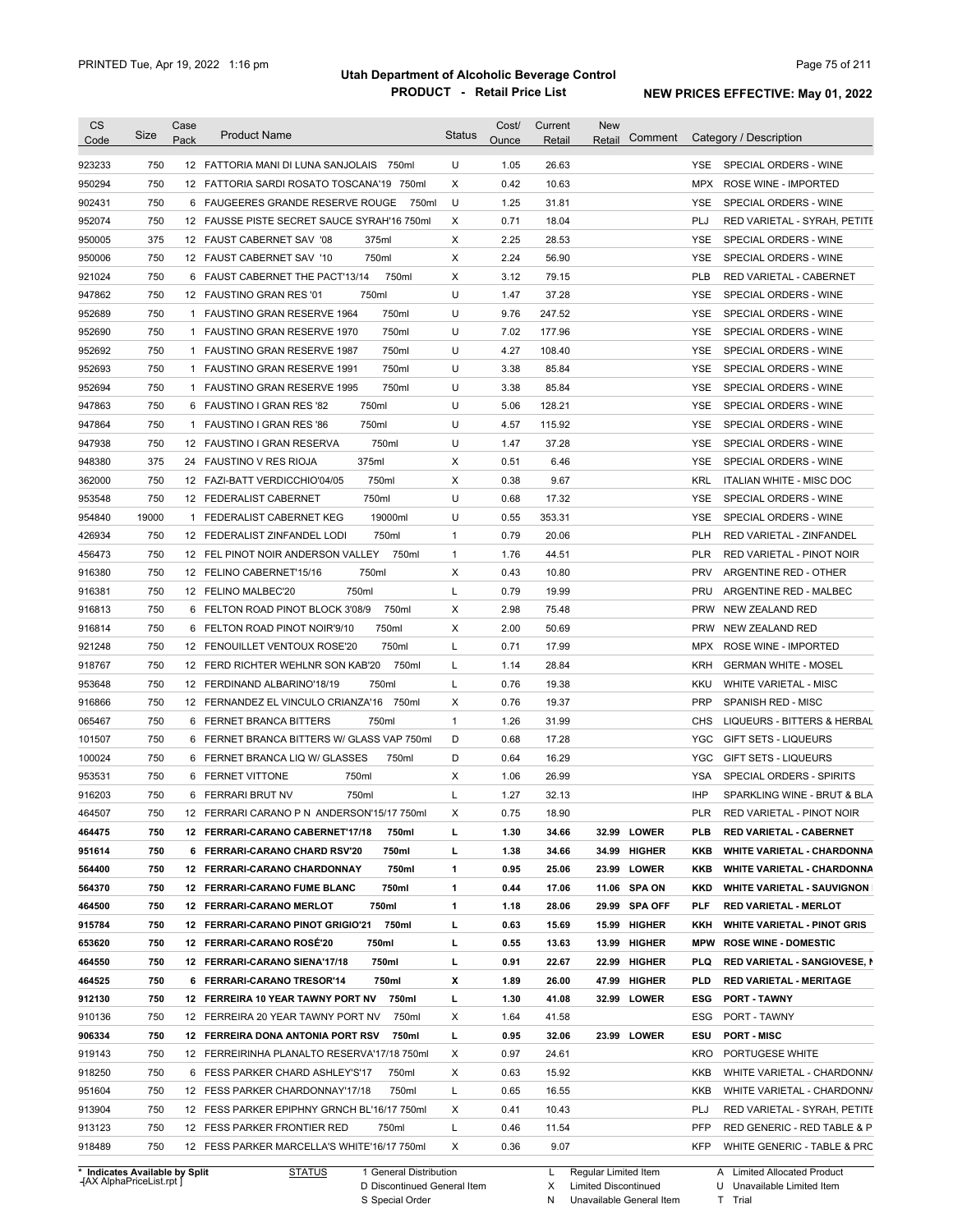# Utah Department of Alcoholic Beverage Control

## PRODUCT - Retail Price List

PRINTED Tue, Apr 19, 2022 1:16 pm

**NEW PRICES EFFECTIVE: May 01, 2022**

| CS Code | Size | Case Pack | Product Name | Status | Cost/ Ounce | Current Retail | New Retail | Comment | Category / Description |
|---|---|---|---|---|---|---|---|---|---|
| 923233 | 750 | 12 | FATTORIA MANI DI LUNA SANJOLAIS 750ml | U | 1.05 | 26.63 | | | YSE SPECIAL ORDERS - WINE |
| 950294 | 750 | 12 | FATTORIA SARDI ROSATO TOSCANA'19 750ml | X | 0.42 | 10.63 | | | MPX ROSE WINE - IMPORTED |
| 902431 | 750 | 6 | FAUGEERES GRANDE RESERVE ROUGE 750ml | U | 1.25 | 31.81 | | | YSE SPECIAL ORDERS - WINE |
| 952074 | 750 | 12 | FAUSSE PISTE SECRET SAUCE SYRAH'16 750ml | X | 0.71 | 18.04 | | | PLJ RED VARIETAL - SYRAH, PETITE |
| 950005 | 375 | 12 | FAUST CABERNET SAV '08 375ml | X | 2.25 | 28.53 | | | YSE SPECIAL ORDERS - WINE |
| 950006 | 750 | 12 | FAUST CABERNET SAV '10 750ml | X | 2.24 | 56.90 | | | YSE SPECIAL ORDERS - WINE |
| 921024 | 750 | 6 | FAUST CABERNET THE PACT'13/14 750ml | X | 3.12 | 79.15 | | | PLB RED VARIETAL - CABERNET |
| 947862 | 750 | 12 | FAUSTINO GRAN RES '01 750ml | U | 1.47 | 37.28 | | | YSE SPECIAL ORDERS - WINE |
| 952689 | 750 | 1 | FAUSTINO GRAN RESERVE 1964 750ml | U | 9.76 | 247.52 | | | YSE SPECIAL ORDERS - WINE |
| 952690 | 750 | 1 | FAUSTINO GRAN RESERVE 1970 750ml | U | 7.02 | 177.96 | | | YSE SPECIAL ORDERS - WINE |
| 952692 | 750 | 1 | FAUSTINO GRAN RESERVE 1987 750ml | U | 4.27 | 108.40 | | | YSE SPECIAL ORDERS - WINE |
| 952693 | 750 | 1 | FAUSTINO GRAN RESERVE 1991 750ml | U | 3.38 | 85.84 | | | YSE SPECIAL ORDERS - WINE |
| 952694 | 750 | 1 | FAUSTINO GRAN RESERVE 1995 750ml | U | 3.38 | 85.84 | | | YSE SPECIAL ORDERS - WINE |
| 947863 | 750 | 6 | FAUSTINO I GRAN RES '82 750ml | U | 5.06 | 128.21 | | | YSE SPECIAL ORDERS - WINE |
| 947864 | 750 | 1 | FAUSTINO I GRAN RES '86 750ml | U | 4.57 | 115.92 | | | YSE SPECIAL ORDERS - WINE |
| 947938 | 750 | 12 | FAUSTINO I GRAN RESERVA 750ml | U | 1.47 | 37.28 | | | YSE SPECIAL ORDERS - WINE |
| 948380 | 375 | 24 | FAUSTINO V RES RIOJA 375ml | X | 0.51 | 6.46 | | | YSE SPECIAL ORDERS - WINE |
| 362000 | 750 | 12 | FAZI-BATT VERDICCHIO'04/05 750ml | X | 0.38 | 9.67 | | | KRL ITALIAN WHITE - MISC DOC |
| 953548 | 750 | 12 | FEDERALIST CABERNET 750ml | U | 0.68 | 17.32 | | | YSE SPECIAL ORDERS - WINE |
| 954840 | 19000 | 1 | FEDERALIST CABERNET KEG 19000ml | U | 0.55 | 353.31 | | | YSE SPECIAL ORDERS - WINE |
| 426934 | 750 | 12 | FEDERALIST ZINFANDEL LODI 750ml | 1 | 0.79 | 20.06 | | | PLH RED VARIETAL - ZINFANDEL |
| 456473 | 750 | 12 | FEL PINOT NOIR ANDERSON VALLEY 750ml | 1 | 1.76 | 44.51 | | | PLR RED VARIETAL - PINOT NOIR |
| 916380 | 750 | 12 | FELINO CABERNET'15/16 750ml | X | 0.43 | 10.80 | | | PRV ARGENTINE RED - OTHER |
| 916381 | 750 | 12 | FELINO MALBEC'20 750ml | L | 0.79 | 19.99 | | | PRU ARGENTINE RED - MALBEC |
| 916813 | 750 | 6 | FELTON ROAD PINOT BLOCK 3'08/9 750ml | X | 2.98 | 75.48 | | | PRW NEW ZEALAND RED |
| 916814 | 750 | 6 | FELTON ROAD PINOT NOIR'9/10 750ml | X | 2.00 | 50.69 | | | PRW NEW ZEALAND RED |
| 921248 | 750 | 12 | FENOUILLET VENTOUX ROSE'20 750ml | L | 0.71 | 17.99 | | | MPX ROSE WINE - IMPORTED |
| 918767 | 750 | 12 | FERD RICHTER WEHLNR SON KAB'20 750ml | L | 1.14 | 28.84 | | | KRH GERMAN WHITE - MOSEL |
| 953648 | 750 | 12 | FERDINAND ALBARINO'18/19 750ml | L | 0.76 | 19.38 | | | KKU WHITE VARIETAL - MISC |
| 916866 | 750 | 12 | FERNANDEZ EL VINCULO CRIANZA'16 750ml | X | 0.76 | 19.37 | | | PRP SPANISH RED - MISC |
| 065467 | 750 | 6 | FERNET BRANCA BITTERS 750ml | 1 | 1.26 | 31.99 | | | CHS LIQUEURS - BITTERS & HERBAL |
| 101507 | 750 | 6 | FERNET BRANCA BITTERS W/ GLASS VAP 750ml | D | 0.68 | 17.28 | | | YGC GIFT SETS - LIQUEURS |
| 100024 | 750 | 6 | FERNET BRANCA LIQ W/ GLASSES 750ml | D | 0.64 | 16.29 | | | YGC GIFT SETS - LIQUEURS |
| 953531 | 750 | 6 | FERNET VITTONE 750ml | X | 1.06 | 26.99 | | | YSA SPECIAL ORDERS - SPIRITS |
| 916203 | 750 | 6 | FERRARI BRUT NV 750ml | L | 1.27 | 32.13 | | | IHP SPARKLING WINE - BRUT & BLA |
| 464507 | 750 | 12 | FERRARI CARANO P N ANDERSON'15/17 750ml | X | 0.75 | 18.90 | | | PLR RED VARIETAL - PINOT NOIR |
| **464475** | **750** | **12** | **FERRARI-CARANO CABERNET'17/18 750ml** | **L** | **1.30** | **34.66** | **32.99** | **LOWER** | **PLB RED VARIETAL - CABERNET** |
| **951614** | **750** | **6** | **FERRARI-CARANO CHARD RSV'20 750ml** | **L** | **1.38** | **34.66** | **34.99** | **HIGHER** | **KKB WHITE VARIETAL - CHARDONNA** |
| **564400** | **750** | **12** | **FERRARI-CARANO CHARDONNAY 750ml** | **1** | **0.95** | **25.06** | **23.99** | **LOWER** | **KKB WHITE VARIETAL - CHARDONNA** |
| **564370** | **750** | **12** | **FERRARI-CARANO FUME BLANC 750ml** | **1** | **0.44** | **17.06** | **11.06** | **SPA ON** | **KKD WHITE VARIETAL - SAUVIGNON** |
| **464500** | **750** | **12** | **FERRARI-CARANO MERLOT 750ml** | **1** | **1.18** | **28.06** | **29.99** | **SPA OFF** | **PLF RED VARIETAL - MERLOT** |
| **915784** | **750** | **12** | **FERRARI-CARANO PINOT GRIGIO'21 750ml** | **L** | **0.63** | **15.69** | **15.99** | **HIGHER** | **KKH WHITE VARIETAL - PINOT GRIS** |
| **653620** | **750** | **12** | **FERRARI-CARANO ROSÉ'20 750ml** | **L** | **0.55** | **13.63** | **13.99** | **HIGHER** | **MPW ROSE WINE - DOMESTIC** |
| **464550** | **750** | **12** | **FERRARI-CARANO SIENA'17/18 750ml** | **L** | **0.91** | **22.67** | **22.99** | **HIGHER** | **PLQ RED VARIETAL - SANGIOVESE, N** |
| **464525** | **750** | **6** | **FERRARI-CARANO TRESOR'14 750ml** | **X** | **1.89** | **26.00** | **47.99** | **HIGHER** | **PLD RED VARIETAL - MERITAGE** |
| **912130** | **750** | **12** | **FERREIRA 10 YEAR TAWNY PORT NV 750ml** | **L** | **1.30** | **41.08** | **32.99** | **LOWER** | **ESG PORT - TAWNY** |
| 910136 | 750 | 12 | FERREIRA 20 YEAR TAWNY PORT NV 750ml | X | 1.64 | 41.58 | | | ESG PORT - TAWNY |
| **906334** | **750** | **12** | **FERREIRA DONA ANTONIA PORT RSV 750ml** | **L** | **0.95** | **32.06** | **23.99** | **LOWER** | **ESU PORT - MISC** |
| 919143 | 750 | 12 | FERREIRINHA PLANALTO RESERVA'17/18 750ml | X | 0.97 | 24.61 | | | KRO PORTUGESE WHITE |
| 918250 | 750 | 6 | FESS PARKER CHARD ASHLEY'S'17 750ml | X | 0.63 | 15.92 | | | KKB WHITE VARIETAL - CHARDONNA |
| 951604 | 750 | 12 | FESS PARKER CHARDONNAY'17/18 750ml | L | 0.65 | 16.55 | | | KKB WHITE VARIETAL - CHARDONNA |
| 913904 | 750 | 12 | FESS PARKER EPIPHNY GRNCH BL'16/17 750ml | X | 0.41 | 10.43 | | | PLJ RED VARIETAL - SYRAH, PETITE |
| 913123 | 750 | 12 | FESS PARKER FRONTIER RED 750ml | L | 0.46 | 11.54 | | | PFP RED GENERIC - RED TABLE & P |
| 918489 | 750 | 12 | FESS PARKER MARCELLA'S WHITE'16/17 750ml | X | 0.36 | 9.07 | | | KFP WHITE GENERIC - TABLE & PRC |

\* Indicates Available by Split

STATUS: 1 General Distribution; D Discontinued General Item; S Special Order; L Regular Limited Item; X Limited Discontinued; N Unavailable General Item; A Limited Allocated Product; U Unavailable Limited Item; T Trial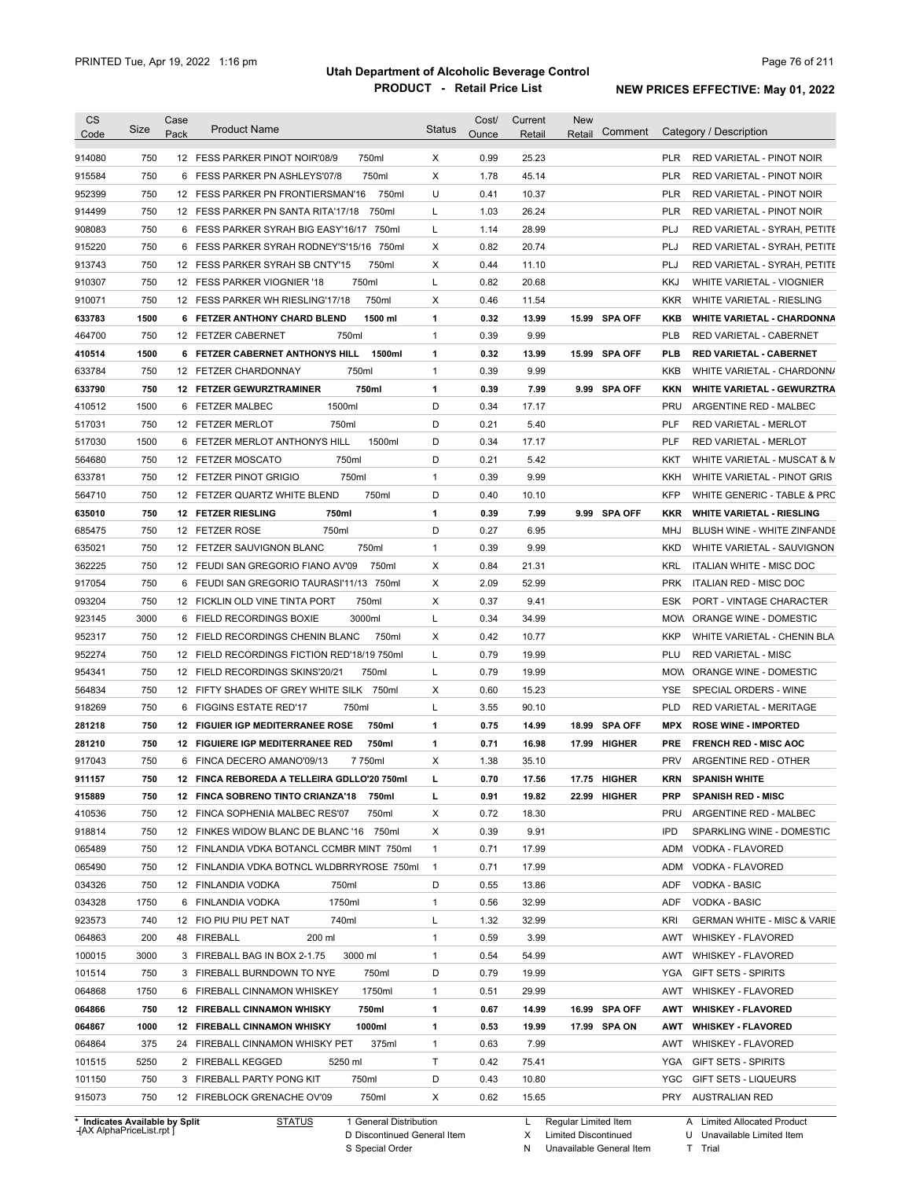# Utah Department of Alcoholic Beverage Control

## PRODUCT - Retail Price List

PRINTED Tue, Apr 19, 2022 1:16 pm

**NEW PRICES EFFECTIVE: May 01, 2022**

| CS Code | Size | Case Pack | Product Name | Status | Cost/ Ounce | Current Retail | New Retail | Comment | Category / Description |
|---|---|---|---|---|---|---|---|---|---|
| 914080 | 750 | 12 | FESS PARKER PINOT NOIR'08/9 750ml | X | 0.99 | 25.23 | | | PLR RED VARIETAL - PINOT NOIR |
| 915584 | 750 | 6 | FESS PARKER PN ASHLEYS'07/8 750ml | X | 1.78 | 45.14 | | | PLR RED VARIETAL - PINOT NOIR |
| 952399 | 750 | 12 | FESS PARKER PN FRONTIERSMAN'16 750ml | U | 0.41 | 10.37 | | | PLR RED VARIETAL - PINOT NOIR |
| 914499 | 750 | 12 | FESS PARKER PN SANTA RITA'17/18 750ml | L | 1.03 | 26.24 | | | PLR RED VARIETAL - PINOT NOIR |
| 908083 | 750 | 6 | FESS PARKER SYRAH BIG EASY'16/17 750ml | L | 1.14 | 28.99 | | | PLJ RED VARIETAL - SYRAH, PETITE |
| 915220 | 750 | 6 | FESS PARKER SYRAH RODNEY'S'15/16 750ml | X | 0.82 | 20.74 | | | PLJ RED VARIETAL - SYRAH, PETITE |
| 913743 | 750 | 12 | FESS PARKER SYRAH SB CNTY'15 750ml | X | 0.44 | 11.10 | | | PLJ RED VARIETAL - SYRAH, PETITE |
| 910307 | 750 | 12 | FESS PARKER VIOGNIER '18 750ml | L | 0.82 | 20.68 | | | KKJ WHITE VARIETAL - VIOGNIER |
| 910071 | 750 | 12 | FESS PARKER WH RIESLING'17/18 750ml | X | 0.46 | 11.54 | | | KKR WHITE VARIETAL - RIESLING |
| **633783** | **1500** | **6** | **FETZER ANTHONY CHARD BLEND 1500 ml** | **1** | **0.32** | **13.99** | **15.99** | **SPA OFF** | **KKB WHITE VARIETAL - CHARDONNA** |
| 464700 | 750 | 12 | FETZER CABERNET 750ml | 1 | 0.39 | 9.99 | | | PLB RED VARIETAL - CABERNET |
| **410514** | **1500** | **6** | **FETZER CABERNET ANTHONYS HILL 1500ml** | **1** | **0.32** | **13.99** | **15.99** | **SPA OFF** | **PLB RED VARIETAL - CABERNET** |
| 633784 | 750 | 12 | FETZER CHARDONNAY 750ml | 1 | 0.39 | 9.99 | | | KKB WHITE VARIETAL - CHARDONNA |
| **633790** | **750** | **12** | **FETZER GEWURZTRAMINER 750ml** | **1** | **0.39** | **7.99** | **9.99** | **SPA OFF** | **KKN WHITE VARIETAL - GEWURZTRA** |
| 410512 | 1500 | 6 | FETZER MALBEC 1500ml | D | 0.34 | 17.17 | | | PRU ARGENTINE RED - MALBEC |
| 517031 | 750 | 12 | FETZER MERLOT 750ml | D | 0.21 | 5.40 | | | PLF RED VARIETAL - MERLOT |
| 517030 | 1500 | 6 | FETZER MERLOT ANTHONYS HILL 1500ml | D | 0.34 | 17.17 | | | PLF RED VARIETAL - MERLOT |
| 564680 | 750 | 12 | FETZER MOSCATO 750ml | D | 0.21 | 5.42 | | | KKT WHITE VARIETAL - MUSCAT & M |
| 633781 | 750 | 12 | FETZER PINOT GRIGIO 750ml | 1 | 0.39 | 9.99 | | | KKH WHITE VARIETAL - PINOT GRIS |
| 564710 | 750 | 12 | FETZER QUARTZ WHITE BLEND 750ml | D | 0.40 | 10.10 | | | KFP WHITE GENERIC - TABLE & PRC |
| **635010** | **750** | **12** | **FETZER RIESLING 750ml** | **1** | **0.39** | **7.99** | **9.99** | **SPA OFF** | **KKR WHITE VARIETAL - RIESLING** |
| 685475 | 750 | 12 | FETZER ROSE 750ml | D | 0.27 | 6.95 | | | MHJ BLUSH WINE - WHITE ZINFANDE |
| 635021 | 750 | 12 | FETZER SAUVIGNON BLANC 750ml | 1 | 0.39 | 9.99 | | | KKD WHITE VARIETAL - SAUVIGNON |
| 362225 | 750 | 12 | FEUDI SAN GREGORIO FIANO AV'09 750ml | X | 0.84 | 21.31 | | | KRL ITALIAN WHITE - MISC DOC |
| 917054 | 750 | 6 | FEUDI SAN GREGORIO TAURASI'11/13 750ml | X | 2.09 | 52.99 | | | PRK ITALIAN RED - MISC DOC |
| 093204 | 750 | 12 | FICKLIN OLD VINE TINTA PORT 750ml | X | 0.37 | 9.41 | | | ESK PORT - VINTAGE CHARACTER |
| 923145 | 3000 | 6 | FIELD RECORDINGS BOXIE 3000ml | L | 0.34 | 34.99 | | | MOW ORANGE WINE - DOMESTIC |
| 952317 | 750 | 12 | FIELD RECORDINGS CHENIN BLANC 750ml | X | 0.42 | 10.77 | | | KKP WHITE VARIETAL - CHENIN BLA |
| 952274 | 750 | 12 | FIELD RECORDINGS FICTION RED'18/19 750ml | L | 0.79 | 19.99 | | | PLU RED VARIETAL - MISC |
| 954341 | 750 | 12 | FIELD RECORDINGS SKINS'20/21 750ml | L | 0.79 | 19.99 | | | MOW ORANGE WINE - DOMESTIC |
| 564834 | 750 | 12 | FIFTY SHADES OF GREY WHITE SILK 750ml | X | 0.60 | 15.23 | | | YSE SPECIAL ORDERS - WINE |
| 918269 | 750 | 6 | FIGGINS ESTATE RED'17 750ml | L | 3.55 | 90.10 | | | PLD RED VARIETAL - MERITAGE |
| **281218** | **750** | **12** | **FIGUIER IGP MEDITERRANEE ROSE 750ml** | **1** | **0.75** | **14.99** | **18.99** | **SPA OFF** | **MPX ROSE WINE - IMPORTED** |
| **281210** | **750** | **12** | **FIGUIERE IGP MEDITERRANEE RED 750ml** | **1** | **0.71** | **16.98** | **17.99** | **HIGHER** | **PRE FRENCH RED - MISC AOC** |
| 917043 | 750 | 6 | FINCA DECERO AMANO'09/13 7 750ml | X | 1.38 | 35.10 | | | PRV ARGENTINE RED - OTHER |
| **911157** | **750** | **12** | **FINCA REBOREDA A TELLEIRA GDLLO'20 750ml** | **L** | **0.70** | **17.56** | **17.75** | **HIGHER** | **KRN SPANISH WHITE** |
| **915889** | **750** | **12** | **FINCA SOBRENO TINTO CRIANZA'18 750ml** | **L** | **0.91** | **19.82** | **22.99** | **HIGHER** | **PRP SPANISH RED - MISC** |
| 410536 | 750 | 12 | FINCA SOPHENIA MALBEC RES'07 750ml | X | 0.72 | 18.30 | | | PRU ARGENTINE RED - MALBEC |
| 918814 | 750 | 12 | FINKES WIDOW BLANC DE BLANC '16 750ml | X | 0.39 | 9.91 | | | IPD SPARKLING WINE - DOMESTIC |
| 065489 | 750 | 12 | FINLANDIA VDKA BOTANCL CCMBR MINT 750ml | 1 | 0.71 | 17.99 | | | ADM VODKA - FLAVORED |
| 065490 | 750 | 12 | FINLANDIA VDKA BOTNCL WLDBRRYROSE 750ml | 1 | 0.71 | 17.99 | | | ADM VODKA - FLAVORED |
| 034326 | 750 | 12 | FINLANDIA VODKA 750ml | D | 0.55 | 13.86 | | | ADF VODKA - BASIC |
| 034328 | 1750 | 6 | FINLANDIA VODKA 1750ml | 1 | 0.56 | 32.99 | | | ADF VODKA - BASIC |
| 923573 | 740 | 12 | FIO PIU PIU PET NAT 740ml | L | 1.32 | 32.99 | | | KRI GERMAN WHITE - MISC & VARIE |
| 064863 | 200 | 48 | FIREBALL 200 ml | 1 | 0.59 | 3.99 | | | AWT WHISKEY - FLAVORED |
| 100015 | 3000 | 3 | FIREBALL BAG IN BOX 2-1.75 3000 ml | 1 | 0.54 | 54.99 | | | AWT WHISKEY - FLAVORED |
| 101514 | 750 | 3 | FIREBALL BURNDOWN TO NYE 750ml | D | 0.79 | 19.99 | | | YGA GIFT SETS - SPIRITS |
| 064868 | 1750 | 6 | FIREBALL CINNAMON WHISKEY 1750ml | 1 | 0.51 | 29.99 | | | AWT WHISKEY - FLAVORED |
| **064866** | **750** | **12** | **FIREBALL CINNAMON WHISKY 750ml** | **1** | **0.67** | **14.99** | **16.99** | **SPA OFF** | **AWT WHISKEY - FLAVORED** |
| **064867** | **1000** | **12** | **FIREBALL CINNAMON WHISKY 1000ml** | **1** | **0.53** | **19.99** | **17.99** | **SPA ON** | **AWT WHISKEY - FLAVORED** |
| 064864 | 375 | 24 | FIREBALL CINNAMON WHISKY PET 375ml | 1 | 0.63 | 7.99 | | | AWT WHISKEY - FLAVORED |
| 101515 | 5250 | 2 | FIREBALL KEGGED 5250 ml | T | 0.42 | 75.41 | | | YGA GIFT SETS - SPIRITS |
| 101150 | 750 | 3 | FIREBALL PARTY PONG KIT 750ml | D | 0.43 | 10.80 | | | YGC GIFT SETS - LIQUEURS |
| 915073 | 750 | 12 | FIREBLOCK GRENACHE OV'09 750ml | X | 0.62 | 15.65 | | | PRY AUSTRALIAN RED |

\* Indicates Available by Split

STATUS: 1 General Distribution; D Discontinued General Item; S Special Order; L Regular Limited Item; X Limited Discontinued; N Unavailable General Item; A Limited Allocated Product; U Unavailable Limited Item; T Trial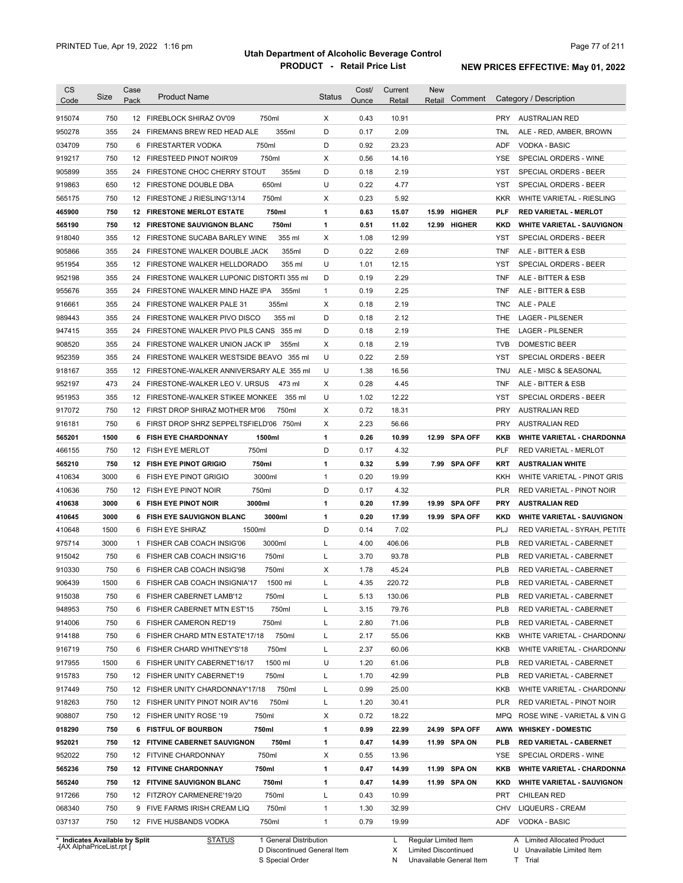# Utah Department of Alcoholic Beverage Control

## PRODUCT - Retail Price List

PRINTED Tue, Apr 19, 2022 1:16 pm

**NEW PRICES EFFECTIVE: May 01, 2022**

| CS Code | Size | Case Pack | Product Name | Status | Cost/ Ounce | Current Retail | New Retail | Comment | Category / Description |
|---|---|---|---|---|---|---|---|---|---|
| 915074 | 750 | 12 | FIREBLOCK SHIRAZ OV'09 750ml | X | 0.43 | 10.91 | | | PRY AUSTRALIAN RED |
| 950278 | 355 | 24 | FIREMANS BREW RED HEAD ALE 355ml | D | 0.17 | 2.09 | | | TNL ALE - RED, AMBER, BROWN |
| 034709 | 750 | 6 | FIRESTARTER VODKA 750ml | D | 0.92 | 23.23 | | | ADF VODKA - BASIC |
| 919217 | 750 | 12 | FIRESTEED PINOT NOIR'09 750ml | X | 0.56 | 14.16 | | | YSE SPECIAL ORDERS - WINE |
| 905899 | 355 | 24 | FIRESTONE CHOC CHERRY STOUT 355ml | D | 0.18 | 2.19 | | | YST SPECIAL ORDERS - BEER |
| 919863 | 650 | 12 | FIRESTONE DOUBLE DBA 650ml | U | 0.22 | 4.77 | | | YST SPECIAL ORDERS - BEER |
| 565175 | 750 | 12 | FIRESTONE J RIESLING'13/14 750ml | X | 0.23 | 5.92 | | | KKR WHITE VARIETAL - RIESLING |
| **465900** | **750** | **12** | **FIRESTONE MERLOT ESTATE 750ml** | **1** | **0.63** | **15.07** | **15.99** | **HIGHER** | **PLF RED VARIETAL - MERLOT** |
| **565190** | **750** | **12** | **FIRESTONE SAUVIGNON BLANC 750ml** | **1** | **0.51** | **11.02** | **12.99** | **HIGHER** | **KKD WHITE VARIETAL - SAUVIGNON** |
| 918040 | 355 | 12 | FIRESTONE SUCABA BARLEY WINE 355 ml | X | 1.08 | 12.99 | | | YST SPECIAL ORDERS - BEER |
| 905866 | 355 | 24 | FIRESTONE WALKER DOUBLE JACK 355ml | D | 0.22 | 2.69 | | | TNF ALE - BITTER & ESB |
| 951954 | 355 | 12 | FIRESTONE WALKER HELLDORADO 355 ml | U | 1.01 | 12.15 | | | YST SPECIAL ORDERS - BEER |
| 952198 | 355 | 24 | FIRESTONE WALKER LUPONIC DISTORTI 355 ml | D | 0.19 | 2.29 | | | TNF ALE - BITTER & ESB |
| 955676 | 355 | 24 | FIRESTONE WALKER MIND HAZE IPA 355ml | 1 | 0.19 | 2.25 | | | TNF ALE - BITTER & ESB |
| 916661 | 355 | 24 | FIRESTONE WALKER PALE 31 355ml | X | 0.18 | 2.19 | | | TNC ALE - PALE |
| 989443 | 355 | 24 | FIRESTONE WALKER PIVO DISCO 355 ml | D | 0.18 | 2.12 | | | THE LAGER - PILSENER |
| 947415 | 355 | 24 | FIRESTONE WALKER PIVO PILS CANS 355 ml | D | 0.18 | 2.19 | | | THE LAGER - PILSENER |
| 908520 | 355 | 24 | FIRESTONE WALKER UNION JACK IP 355ml | X | 0.18 | 2.19 | | | TVB DOMESTIC BEER |
| 952359 | 355 | 24 | FIRESTONE WALKER WESTSIDE BEAVO 355 ml | U | 0.22 | 2.59 | | | YST SPECIAL ORDERS - BEER |
| 918167 | 355 | 12 | FIRESTONE-WALKER ANNIVERSARY ALE 355 ml | U | 1.38 | 16.56 | | | TNU ALE - MISC & SEASONAL |
| 952197 | 473 | 24 | FIRESTONE-WALKER LEO V. URSUS 473 ml | X | 0.28 | 4.45 | | | TNF ALE - BITTER & ESB |
| 951953 | 355 | 12 | FIRESTONE-WALKER STIKEE MONKEE 355 ml | U | 1.02 | 12.22 | | | YST SPECIAL ORDERS - BEER |
| 917072 | 750 | 12 | FIRST DROP SHIRAZ MOTHER M'06 750ml | X | 0.72 | 18.31 | | | PRY AUSTRALIAN RED |
| 916181 | 750 | 6 | FIRST DROP SHRZ SEPPELTSFIELD'06 750ml | X | 2.23 | 56.66 | | | PRY AUSTRALIAN RED |
| **565201** | **1500** | **6** | **FISH EYE CHARDONNAY 1500ml** | **1** | **0.26** | **10.99** | **12.99** | **SPA OFF** | **KKB WHITE VARIETAL - CHARDONNA** |
| 466155 | 750 | 12 | FISH EYE MERLOT 750ml | D | 0.17 | 4.32 | | | PLF RED VARIETAL - MERLOT |
| **565210** | **750** | **12** | **FISH EYE PINOT GRIGIO 750ml** | **1** | **0.32** | **5.99** | **7.99** | **SPA OFF** | **KRT AUSTRALIAN WHITE** |
| 410634 | 3000 | 6 | FISH EYE PINOT GRIGIO 3000ml | 1 | 0.20 | 19.99 | | | KKH WHITE VARIETAL - PINOT GRIS |
| 410636 | 750 | 12 | FISH EYE PINOT NOIR 750ml | D | 0.17 | 4.32 | | | PLR RED VARIETAL - PINOT NOIR |
| **410638** | **3000** | **6** | **FISH EYE PINOT NOIR 3000ml** | **1** | **0.20** | **17.99** | **19.99** | **SPA OFF** | **PRY AUSTRALIAN RED** |
| **410645** | **3000** | **6** | **FISH EYE SAUVIGNON BLANC 3000ml** | **1** | **0.20** | **17.99** | **19.99** | **SPA OFF** | **KKD WHITE VARIETAL - SAUVIGNON** |
| 410648 | 1500 | 6 | FISH EYE SHIRAZ 1500ml | D | 0.14 | 7.02 | | | PLJ RED VARIETAL - SYRAH, PETITE |
| 975714 | 3000 | 1 | FISHER CAB COACH INSIG'06 3000ml | L | 4.00 | 406.06 | | | PLB RED VARIETAL - CABERNET |
| 915042 | 750 | 6 | FISHER CAB COACH INSIG'16 750ml | L | 3.70 | 93.78 | | | PLB RED VARIETAL - CABERNET |
| 910330 | 750 | 6 | FISHER CAB COACH INSIG'98 750ml | X | 1.78 | 45.24 | | | PLB RED VARIETAL - CABERNET |
| 906439 | 1500 | 6 | FISHER CAB COACH INSIGNIA'17 1500 ml | L | 4.35 | 220.72 | | | PLB RED VARIETAL - CABERNET |
| 915038 | 750 | 6 | FISHER CABERNET LAMB'12 750ml | L | 5.13 | 130.06 | | | PLB RED VARIETAL - CABERNET |
| 948953 | 750 | 6 | FISHER CABERNET MTN EST'15 750ml | L | 3.15 | 79.76 | | | PLB RED VARIETAL - CABERNET |
| 914006 | 750 | 6 | FISHER CAMERON RED'19 750ml | L | 2.80 | 71.06 | | | PLB RED VARIETAL - CABERNET |
| 914188 | 750 | 6 | FISHER CHARD MTN ESTATE'17/18 750ml | L | 2.17 | 55.06 | | | KKB WHITE VARIETAL - CHARDONNA |
| 916719 | 750 | 6 | FISHER CHARD WHITNEY'S'18 750ml | L | 2.37 | 60.06 | | | KKB WHITE VARIETAL - CHARDONNA |
| 917955 | 1500 | 6 | FISHER UNITY CABERNET'16/17 1500 ml | U | 1.20 | 61.06 | | | PLB RED VARIETAL - CABERNET |
| 915783 | 750 | 12 | FISHER UNITY CABERNET'19 750ml | L | 1.70 | 42.99 | | | PLB RED VARIETAL - CABERNET |
| 917449 | 750 | 12 | FISHER UNITY CHARDONNAY'17/18 750ml | L | 0.99 | 25.00 | | | KKB WHITE VARIETAL - CHARDONNA |
| 918263 | 750 | 12 | FISHER UNITY PINOT NOIR AV'16 750ml | L | 1.20 | 30.41 | | | PLR RED VARIETAL - PINOT NOIR |
| 908807 | 750 | 12 | FISHER UNITY ROSE '19 750ml | X | 0.72 | 18.22 | | | MPQ ROSE WINE - VARIETAL & VIN G |
| **018290** | **750** | **6** | **FISTFUL OF BOURBON 750ml** | **1** | **0.99** | **22.99** | **24.99** | **SPA OFF** | **AWW WHISKEY - DOMESTIC** |
| **952021** | **750** | **12** | **FITVINE CABERNET SAUVIGNON 750ml** | **1** | **0.47** | **14.99** | **11.99** | **SPA ON** | **PLB RED VARIETAL - CABERNET** |
| 952022 | 750 | 12 | FITVINE CHARDONNAY 750ml | X | 0.55 | 13.96 | | | YSE SPECIAL ORDERS - WINE |
| **565236** | **750** | **12** | **FITVINE CHARDONNAY 750ml** | **1** | **0.47** | **14.99** | **11.99** | **SPA ON** | **KKB WHITE VARIETAL - CHARDONNA** |
| **565240** | **750** | **12** | **FITVINE SAUVIGNON BLANC 750ml** | **1** | **0.47** | **14.99** | **11.99** | **SPA ON** | **KKD WHITE VARIETAL - SAUVIGNON** |
| 917266 | 750 | 12 | FITZROY CARMENERE'19/20 750ml | L | 0.43 | 10.99 | | | PRT CHILEAN RED |
| 068340 | 750 | 9 | FIVE FARMS IRISH CREAM LIQ 750ml | 1 | 1.30 | 32.99 | | | CHV LIQUEURS - CREAM |
| 037137 | 750 | 12 | FIVE HUSBANDS VODKA 750ml | 1 | 0.79 | 19.99 | | | ADF VODKA - BASIC |

\* Indicates Available by Split

STATUS: 1 General Distribution; D Discontinued General Item; S Special Order; L Regular Limited Item; X Limited Discontinued; N Unavailable General Item; A Limited Allocated Product; U Unavailable Limited Item; T Trial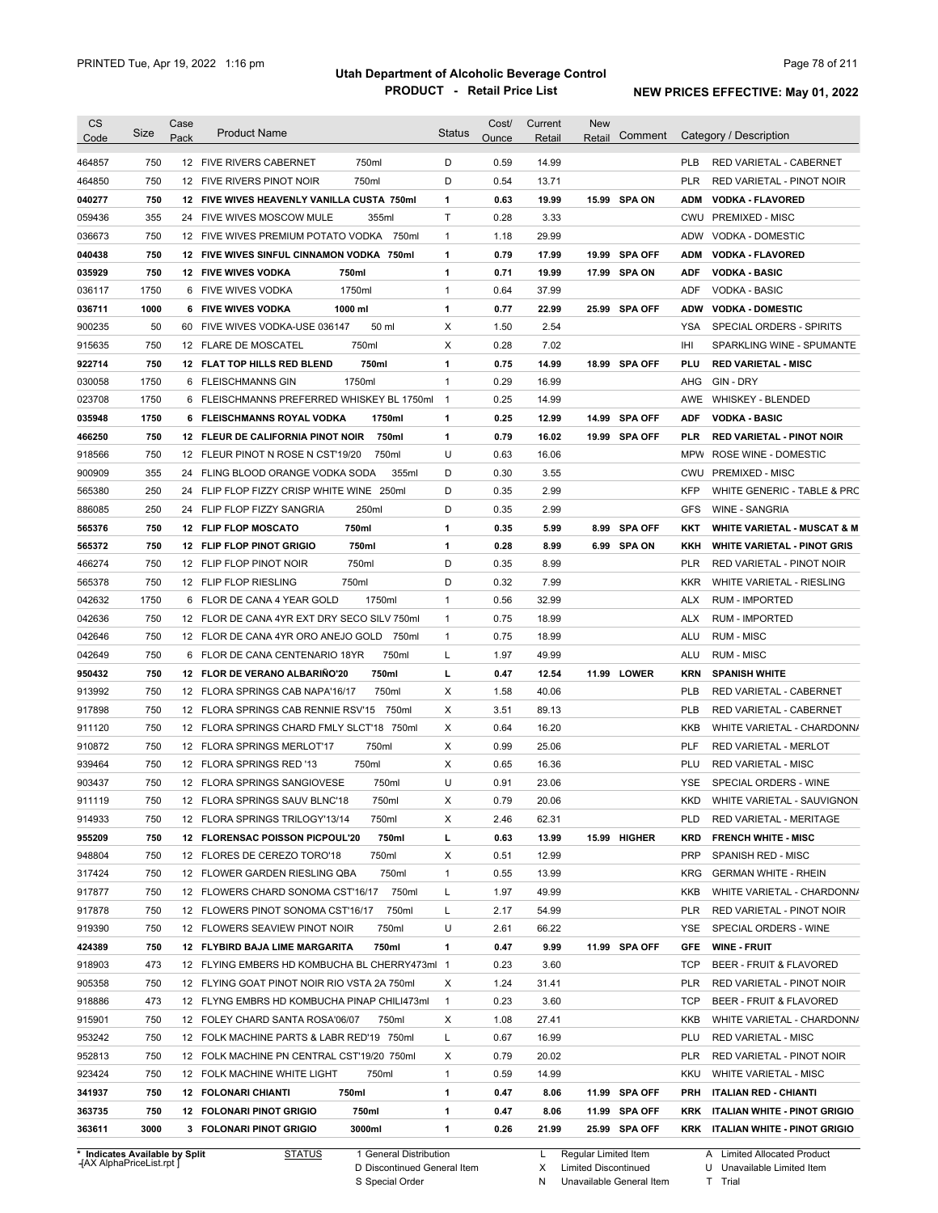# Utah Department of Alcoholic Beverage Control

## PRODUCT - Retail Price List

PRINTED Tue, Apr 19, 2022 1:16 pm

**NEW PRICES EFFECTIVE: May 01, 2022**

| CS Code | Size | Case Pack | Product Name | Status | Cost/ Ounce | Current Retail | New Retail | Comment | Category / Description |
|---|---|---|---|---|---|---|---|---|---|
| 464857 | 750 | 12 | FIVE RIVERS CABERNET 750ml | D | 0.59 | 14.99 | | | PLB RED VARIETAL - CABERNET |
| 464850 | 750 | 12 | FIVE RIVERS PINOT NOIR 750ml | D | 0.54 | 13.71 | | | PLR RED VARIETAL - PINOT NOIR |
| **040277** | **750** | **12** | **FIVE WIVES HEAVENLY VANILLA CUSTA 750ml** | **1** | **0.63** | **19.99** | **15.99** | **SPA ON** | **ADM VODKA - FLAVORED** |
| 059436 | 355 | 24 | FIVE WIVES MOSCOW MULE 355ml | T | 0.28 | 3.33 | | | CWU PREMIXED - MISC |
| 036673 | 750 | 12 | FIVE WIVES PREMIUM POTATO VODKA 750ml | 1 | 1.18 | 29.99 | | | ADW VODKA - DOMESTIC |
| **040438** | **750** | **12** | **FIVE WIVES SINFUL CINNAMON VODKA 750ml** | **1** | **0.79** | **17.99** | **19.99** | **SPA OFF** | **ADM VODKA - FLAVORED** |
| **035929** | **750** | **12** | **FIVE WIVES VODKA 750ml** | **1** | **0.71** | **19.99** | **17.99** | **SPA ON** | **ADF VODKA - BASIC** |
| 036117 | 1750 | 6 | FIVE WIVES VODKA 1750ml | 1 | 0.64 | 37.99 | | | ADF VODKA - BASIC |
| **036711** | **1000** | **6** | **FIVE WIVES VODKA 1000 ml** | **1** | **0.77** | **22.99** | **25.99** | **SPA OFF** | **ADW VODKA - DOMESTIC** |
| 900235 | 50 | 60 | FIVE WIVES VODKA-USE 036147 50 ml | X | 1.50 | 2.54 | | | YSA SPECIAL ORDERS - SPIRITS |
| 915635 | 750 | 12 | FLARE DE MOSCATEL 750ml | X | 0.28 | 7.02 | | | IHI SPARKLING WINE - SPUMANTE |
| **922714** | **750** | **12** | **FLAT TOP HILLS RED BLEND 750ml** | **1** | **0.75** | **14.99** | **18.99** | **SPA OFF** | **PLU RED VARIETAL - MISC** |
| 030058 | 1750 | 6 | FLEISCHMANNS GIN 1750ml | 1 | 0.29 | 16.99 | | | AHG GIN - DRY |
| 023708 | 1750 | 6 | FLEISCHMANNS PREFERRED WHISKEY BL 1750ml | 1 | 0.25 | 14.99 | | | AWE WHISKEY - BLENDED |
| **035948** | **1750** | **6** | **FLEISCHMANNS ROYAL VODKA 1750ml** | **1** | **0.25** | **12.99** | **14.99** | **SPA OFF** | **ADF VODKA - BASIC** |
| **466250** | **750** | **12** | **FLEUR DE CALIFORNIA PINOT NOIR 750ml** | **1** | **0.79** | **16.02** | **19.99** | **SPA OFF** | **PLR RED VARIETAL - PINOT NOIR** |
| 918566 | 750 | 12 | FLEUR PINOT N ROSE N CST'19/20 750ml | U | 0.63 | 16.06 | | | MPW ROSE WINE - DOMESTIC |
| 900909 | 355 | 24 | FLING BLOOD ORANGE VODKA SODA 355ml | D | 0.30 | 3.55 | | | CWU PREMIXED - MISC |
| 565380 | 250 | 24 | FLIP FLOP FIZZY CRISP WHITE WINE 250ml | D | 0.35 | 2.99 | | | KFP WHITE GENERIC - TABLE & PRC |
| 886085 | 250 | 24 | FLIP FLOP FIZZY SANGRIA 250ml | D | 0.35 | 2.99 | | | GFS WINE - SANGRIA |
| **565376** | **750** | **12** | **FLIP FLOP MOSCATO 750ml** | **1** | **0.35** | **5.99** | **8.99** | **SPA OFF** | **KKT WHITE VARIETAL - MUSCAT & M** |
| **565372** | **750** | **12** | **FLIP FLOP PINOT GRIGIO 750ml** | **1** | **0.28** | **8.99** | **6.99** | **SPA ON** | **KKH WHITE VARIETAL - PINOT GRIS** |
| 466274 | 750 | 12 | FLIP FLOP PINOT NOIR 750ml | D | 0.35 | 8.99 | | | PLR RED VARIETAL - PINOT NOIR |
| 565378 | 750 | 12 | FLIP FLOP RIESLING 750ml | D | 0.32 | 7.99 | | | KKR WHITE VARIETAL - RIESLING |
| 042632 | 1750 | 6 | FLOR DE CANA 4 YEAR GOLD 1750ml | 1 | 0.56 | 32.99 | | | ALX RUM - IMPORTED |
| 042636 | 750 | 12 | FLOR DE CANA 4YR EXT DRY SECO SILV 750ml | 1 | 0.75 | 18.99 | | | ALX RUM - IMPORTED |
| 042646 | 750 | 12 | FLOR DE CANA 4YR ORO ANEJO GOLD 750ml | 1 | 0.75 | 18.99 | | | ALU RUM - MISC |
| 042649 | 750 | 6 | FLOR DE CANA CENTENARIO 18YR 750ml | L | 1.97 | 49.99 | | | ALU RUM - MISC |
| **950432** | **750** | **12** | **FLOR DE VERANO ALBARIÑO'20 750ml** | **L** | **0.47** | **12.54** | **11.99** | **LOWER** | **KRN SPANISH WHITE** |
| 913992 | 750 | 12 | FLORA SPRINGS CAB NAPA'16/17 750ml | X | 1.58 | 40.06 | | | PLB RED VARIETAL - CABERNET |
| 917898 | 750 | 12 | FLORA SPRINGS CAB RENNIE RSV'15 750ml | X | 3.51 | 89.13 | | | PLB RED VARIETAL - CABERNET |
| 911120 | 750 | 12 | FLORA SPRINGS CHARD FMLY SLCT'18 750ml | X | 0.64 | 16.20 | | | KKB WHITE VARIETAL - CHARDONNA |
| 910872 | 750 | 12 | FLORA SPRINGS MERLOT'17 750ml | X | 0.99 | 25.06 | | | PLF RED VARIETAL - MERLOT |
| 939464 | 750 | 12 | FLORA SPRINGS RED '13 750ml | X | 0.65 | 16.36 | | | PLU RED VARIETAL - MISC |
| 903437 | 750 | 12 | FLORA SPRINGS SANGIOVESE 750ml | U | 0.91 | 23.06 | | | YSE SPECIAL ORDERS - WINE |
| 911119 | 750 | 12 | FLORA SPRINGS SAUV BLNC'18 750ml | X | 0.79 | 20.06 | | | KKD WHITE VARIETAL - SAUVIGNON |
| 914933 | 750 | 12 | FLORA SPRINGS TRILOGY'13/14 750ml | X | 2.46 | 62.31 | | | PLD RED VARIETAL - MERITAGE |
| **955209** | **750** | **12** | **FLORENSAC POISSON PICPOUL'20 750ml** | **L** | **0.63** | **13.99** | **15.99** | **HIGHER** | **KRD FRENCH WHITE - MISC** |
| 948804 | 750 | 12 | FLORES DE CEREZO TORO'18 750ml | X | 0.51 | 12.99 | | | PRP SPANISH RED - MISC |
| 317424 | 750 | 12 | FLOWER GARDEN RIESLING QBA 750ml | 1 | 0.55 | 13.99 | | | KRG GERMAN WHITE - RHEIN |
| 917877 | 750 | 12 | FLOWERS CHARD SONOMA CST'16/17 750ml | L | 1.97 | 49.99 | | | KKB WHITE VARIETAL - CHARDONNA |
| 917878 | 750 | 12 | FLOWERS PINOT SONOMA CST'16/17 750ml | L | 2.17 | 54.99 | | | PLR RED VARIETAL - PINOT NOIR |
| 919390 | 750 | 12 | FLOWERS SEAVIEW PINOT NOIR 750ml | U | 2.61 | 66.22 | | | YSE SPECIAL ORDERS - WINE |
| **424389** | **750** | **12** | **FLYBIRD BAJA LIME MARGARITA 750ml** | **1** | **0.47** | **9.99** | **11.99** | **SPA OFF** | **GFE WINE - FRUIT** |
| 918903 | 473 | 12 | FLYING EMBERS HD KOMBUCHA BL CHERRY473ml | 1 | 0.23 | 3.60 | | | TCP BEER - FRUIT & FLAVORED |
| 905358 | 750 | 12 | FLYING GOAT PINOT NOIR RIO VSTA 2A 750ml | X | 1.24 | 31.41 | | | PLR RED VARIETAL - PINOT NOIR |
| 918886 | 473 | 12 | FLYNG EMBRS HD KOMBUCHA PINAP CHILI473ml | 1 | 0.23 | 3.60 | | | TCP BEER - FRUIT & FLAVORED |
| 915901 | 750 | 12 | FOLEY CHARD SANTA ROSA'06/07 750ml | X | 1.08 | 27.41 | | | KKB WHITE VARIETAL - CHARDONNA |
| 953242 | 750 | 12 | FOLK MACHINE PARTS & LABR RED'19 750ml | L | 0.67 | 16.99 | | | PLU RED VARIETAL - MISC |
| 952813 | 750 | 12 | FOLK MACHINE PN CENTRAL CST'19/20 750ml | X | 0.79 | 20.02 | | | PLR RED VARIETAL - PINOT NOIR |
| 923424 | 750 | 12 | FOLK MACHINE WHITE LIGHT 750ml | 1 | 0.59 | 14.99 | | | KKU WHITE VARIETAL - MISC |
| **341937** | **750** | **12** | **FOLONARI CHIANTI 750ml** | **1** | **0.47** | **8.06** | **11.99** | **SPA OFF** | **PRH ITALIAN RED - CHIANTI** |
| **363735** | **750** | **12** | **FOLONARI PINOT GRIGIO 750ml** | **1** | **0.47** | **8.06** | **11.99** | **SPA OFF** | **KRK ITALIAN WHITE - PINOT GRIGIO** |
| **363611** | **3000** | **3** | **FOLONARI PINOT GRIGIO 3000ml** | **1** | **0.26** | **21.99** | **25.99** | **SPA OFF** | **KRK ITALIAN WHITE - PINOT GRIGIO** |

\* Indicates Available by Split
-[AX AlphaPriceList.rpt ]

STATUS: 1 General Distribution; D Discontinued General Item; S Special Order; L Regular Limited Item; X Limited Discontinued; N Unavailable General Item; A Limited Allocated Product; U Unavailable Limited Item; T Trial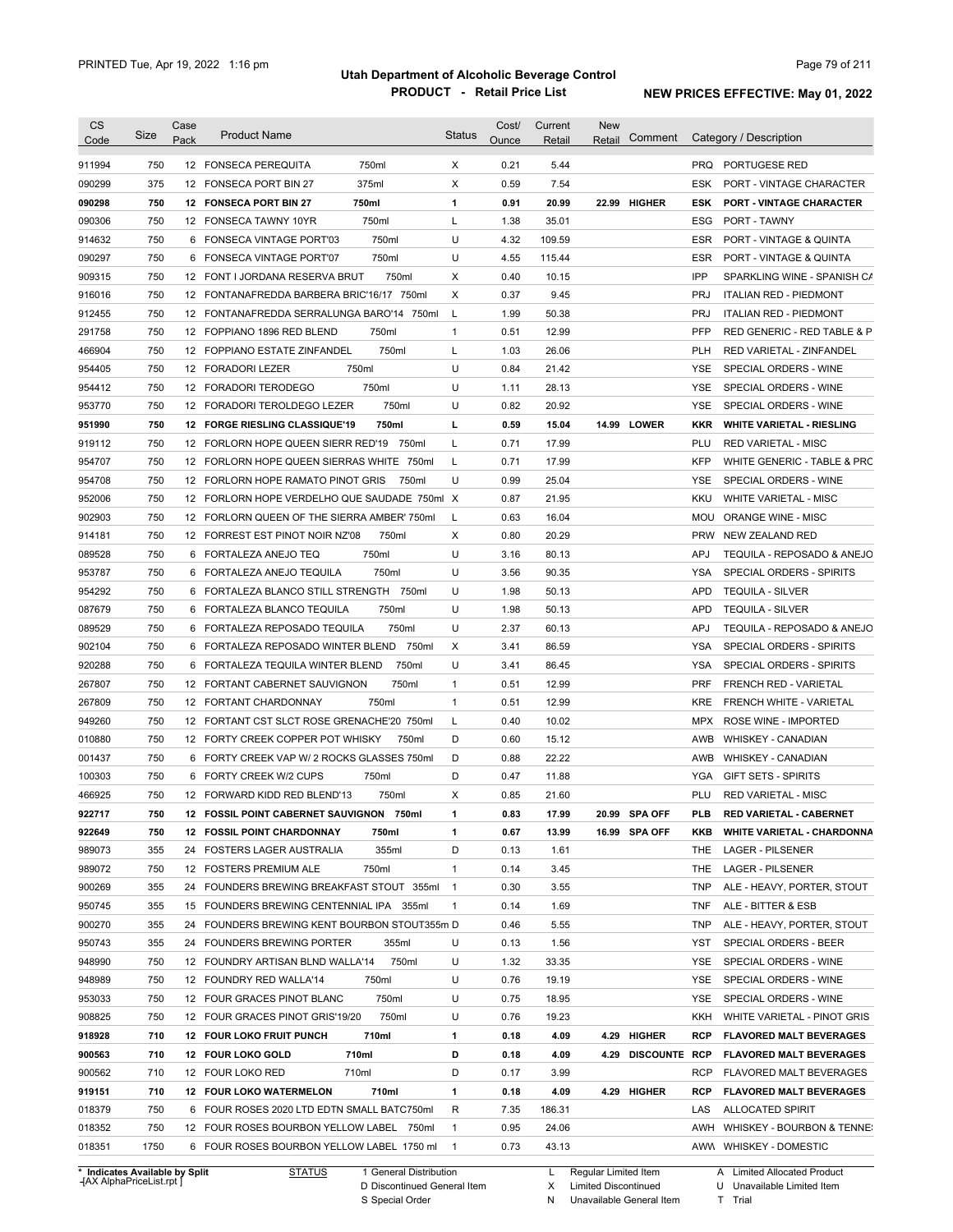PRINTED Tue, Apr 19, 2022 1:16 pm

# Utah Department of Alcoholic Beverage Control
## PRODUCT - Retail Price List
### NEW PRICES EFFECTIVE: May 01, 2022

| CS Code | Size | Case Pack | Product Name | | Status | Cost/ Ounce | Current Retail | New Retail | Comment | Category / Description | |
|---|---|---|---|---|---|---|---|---|---|---|---|
| 911994 | 750 | 12 | FONSECA PEREQUITA | 750ml | X | 0.21 | 5.44 | | | PRQ | PORTUGESE RED |
| 090299 | 375 | 12 | FONSECA PORT BIN 27 | 375ml | X | 0.59 | 7.54 | | | ESK | PORT - VINTAGE CHARACTER |
| **090298** | **750** | **12** | **FONSECA PORT BIN 27** | **750ml** | **1** | **0.91** | **20.99** | **22.99** | **HIGHER** | **ESK** | **PORT - VINTAGE CHARACTER** |
| 090306 | 750 | 12 | FONSECA TAWNY 10YR | 750ml | L | 1.38 | 35.01 | | | ESG | PORT - TAWNY |
| 914632 | 750 | 6 | FONSECA VINTAGE PORT'03 | 750ml | U | 4.32 | 109.59 | | | ESR | PORT - VINTAGE & QUINTA |
| 090297 | 750 | 6 | FONSECA VINTAGE PORT'07 | 750ml | U | 4.55 | 115.44 | | | ESR | PORT - VINTAGE & QUINTA |
| 909315 | 750 | 12 | FONT I JORDANA RESERVA BRUT | 750ml | X | 0.40 | 10.15 | | | IPP | SPARKLING WINE - SPANISH CA |
| 916016 | 750 | 12 | FONTANAFREDDA BARBERA BRIC'16/17 | 750ml | X | 0.37 | 9.45 | | | PRJ | ITALIAN RED - PIEDMONT |
| 912455 | 750 | 12 | FONTANAFREDDA SERRALUNGA BARO'14 | 750ml | L | 1.99 | 50.38 | | | PRJ | ITALIAN RED - PIEDMONT |
| 291758 | 750 | 12 | FOPPIANO 1896 RED BLEND | 750ml | 1 | 0.51 | 12.99 | | | PFP | RED GENERIC - RED TABLE & P |
| 466904 | 750 | 12 | FOPPIANO ESTATE ZINFANDEL | 750ml | L | 1.03 | 26.06 | | | PLH | RED VARIETAL - ZINFANDEL |
| 954405 | 750 | 12 | FORADORI LEZER | 750ml | U | 0.84 | 21.42 | | | YSE | SPECIAL ORDERS - WINE |
| 954412 | 750 | 12 | FORADORI TERODEGO | 750ml | U | 1.11 | 28.13 | | | YSE | SPECIAL ORDERS - WINE |
| 953770 | 750 | 12 | FORADORI TEROLDEGO LEZER | 750ml | U | 0.82 | 20.92 | | | YSE | SPECIAL ORDERS - WINE |
| **951990** | **750** | **12** | **FORGE RIESLING CLASSIQUE'19** | **750ml** | **L** | **0.59** | **15.04** | **14.99** | **LOWER** | **KKR** | **WHITE VARIETAL - RIESLING** |
| 919112 | 750 | 12 | FORLORN HOPE QUEEN SIERR RED'19 | 750ml | L | 0.71 | 17.99 | | | PLU | RED VARIETAL - MISC |
| 954707 | 750 | 12 | FORLORN HOPE QUEEN SIERRAS WHITE | 750ml | L | 0.71 | 17.99 | | | KFP | WHITE GENERIC - TABLE & PRC |
| 954708 | 750 | 12 | FORLORN HOPE RAMATO PINOT GRIS | 750ml | U | 0.99 | 25.04 | | | YSE | SPECIAL ORDERS - WINE |
| 952006 | 750 | 12 | FORLORN HOPE VERDELHO QUE SAUDADE | 750ml | X | 0.87 | 21.95 | | | KKU | WHITE VARIETAL - MISC |
| 902903 | 750 | 12 | FORLORN QUEEN OF THE SIERRA AMBER' | 750ml | L | 0.63 | 16.04 | | | MOU | ORANGE WINE - MISC |
| 914181 | 750 | 12 | FORREST EST PINOT NOIR NZ'08 | 750ml | X | 0.80 | 20.29 | | | PRW | NEW ZEALAND RED |
| 089528 | 750 | 6 | FORTALEZA ANEJO TEQ | 750ml | U | 3.16 | 80.13 | | | APJ | TEQUILA - REPOSADO & ANEJO |
| 953787 | 750 | 6 | FORTALEZA ANEJO TEQUILA | 750ml | U | 3.56 | 90.35 | | | YSA | SPECIAL ORDERS - SPIRITS |
| 954292 | 750 | 6 | FORTALEZA BLANCO STILL STRENGTH | 750ml | U | 1.98 | 50.13 | | | APD | TEQUILA - SILVER |
| 087679 | 750 | 6 | FORTALEZA BLANCO TEQUILA | 750ml | U | 1.98 | 50.13 | | | APD | TEQUILA - SILVER |
| 089529 | 750 | 6 | FORTALEZA REPOSADO TEQUILA | 750ml | U | 2.37 | 60.13 | | | APJ | TEQUILA - REPOSADO & ANEJO |
| 902104 | 750 | 6 | FORTALEZA REPOSADO WINTER BLEND | 750ml | X | 3.41 | 86.59 | | | YSA | SPECIAL ORDERS - SPIRITS |
| 920288 | 750 | 6 | FORTALEZA TEQUILA WINTER BLEND | 750ml | U | 3.41 | 86.45 | | | YSA | SPECIAL ORDERS - SPIRITS |
| 267807 | 750 | 12 | FORTANT CABERNET SAUVIGNON | 750ml | 1 | 0.51 | 12.99 | | | PRF | FRENCH RED - VARIETAL |
| 267809 | 750 | 12 | FORTANT CHARDONNAY | 750ml | 1 | 0.51 | 12.99 | | | KRE | FRENCH WHITE - VARIETAL |
| 949260 | 750 | 12 | FORTANT CST SLCT ROSE GRENACHE'20 | 750ml | L | 0.40 | 10.02 | | | MPX | ROSE WINE - IMPORTED |
| 010880 | 750 | 12 | FORTY CREEK COPPER POT WHISKY | 750ml | D | 0.60 | 15.12 | | | AWB | WHISKEY - CANADIAN |
| 001437 | 750 | 6 | FORTY CREEK VAP W/ 2 ROCKS GLASSES | 750ml | D | 0.88 | 22.22 | | | AWB | WHISKEY - CANADIAN |
| 100303 | 750 | 6 | FORTY CREEK W/2 CUPS | 750ml | D | 0.47 | 11.88 | | | YGA | GIFT SETS - SPIRITS |
| 466925 | 750 | 12 | FORWARD KIDD RED BLEND'13 | 750ml | X | 0.85 | 21.60 | | | PLU | RED VARIETAL - MISC |
| **922717** | **750** | **12** | **FOSSIL POINT CABERNET SAUVIGNON** | **750ml** | **1** | **0.83** | **17.99** | **20.99** | **SPA OFF** | **PLB** | **RED VARIETAL - CABERNET** |
| **922649** | **750** | **12** | **FOSSIL POINT CHARDONNAY** | **750ml** | **1** | **0.67** | **13.99** | **16.99** | **SPA OFF** | **KKB** | **WHITE VARIETAL - CHARDONNA** |
| 989073 | 355 | 24 | FOSTERS LAGER AUSTRALIA | 355ml | D | 0.13 | 1.61 | | | THE | LAGER - PILSENER |
| 989072 | 750 | 12 | FOSTERS PREMIUM ALE | 750ml | 1 | 0.14 | 3.45 | | | THE | LAGER - PILSENER |
| 900269 | 355 | 24 | FOUNDERS BREWING BREAKFAST STOUT | 355ml | 1 | 0.30 | 3.55 | | | TNP | ALE - HEAVY, PORTER, STOUT |
| 950745 | 355 | 15 | FOUNDERS BREWING CENTENNIAL IPA | 355ml | 1 | 0.14 | 1.69 | | | TNF | ALE - BITTER & ESB |
| 900270 | 355 | 24 | FOUNDERS BREWING KENT BOURBON STOUT | 355m | D | 0.46 | 5.55 | | | TNP | ALE - HEAVY, PORTER, STOUT |
| 950743 | 355 | 24 | FOUNDERS BREWING PORTER | 355ml | U | 0.13 | 1.56 | | | YST | SPECIAL ORDERS - BEER |
| 948990 | 750 | 12 | FOUNDRY ARTISAN BLND WALLA'14 | 750ml | U | 1.32 | 33.35 | | | YSE | SPECIAL ORDERS - WINE |
| 948989 | 750 | 12 | FOUNDRY RED WALLA'14 | 750ml | U | 0.76 | 19.19 | | | YSE | SPECIAL ORDERS - WINE |
| 953033 | 750 | 12 | FOUR GRACES PINOT BLANC | 750ml | U | 0.75 | 18.95 | | | YSE | SPECIAL ORDERS - WINE |
| 908825 | 750 | 12 | FOUR GRACES PINOT GRIS'19/20 | 750ml | U | 0.76 | 19.23 | | | KKH | WHITE VARIETAL - PINOT GRIS |
| **918928** | **710** | **12** | **FOUR LOKO FRUIT PUNCH** | **710ml** | **1** | **0.18** | **4.09** | **4.29** | **HIGHER** | **RCP** | **FLAVORED MALT BEVERAGES** |
| **900563** | **710** | **12** | **FOUR LOKO GOLD** | **710ml** | **D** | **0.18** | **4.09** | **4.29** | **DISCOUNTE** | **RCP** | **FLAVORED MALT BEVERAGES** |
| 900562 | 710 | 12 | FOUR LOKO RED | 710ml | D | 0.17 | 3.99 | | | RCP | FLAVORED MALT BEVERAGES |
| **919151** | **710** | **12** | **FOUR LOKO WATERMELON** | **710ml** | **1** | **0.18** | **4.09** | **4.29** | **HIGHER** | **RCP** | **FLAVORED MALT BEVERAGES** |
| 018379 | 750 | 6 | FOUR ROSES 2020 LTD EDTN SMALL BATC | 750ml | R | 7.35 | 186.31 | | | LAS | ALLOCATED SPIRIT |
| 018352 | 750 | 12 | FOUR ROSES BOURBON YELLOW LABEL | 750ml | 1 | 0.95 | 24.06 | | | AWH | WHISKEY - BOURBON & TENNE |
| 018351 | 1750 | 6 | FOUR ROSES BOURBON YELLOW LABEL | 1750 ml | 1 | 0.73 | 43.13 | | | AWW | WHISKEY - DOMESTIC |

\* Indicates Available by Split

STATUS: 1 General Distribution; D Discontinued General Item; S Special Order; L Regular Limited Item; X Limited Discontinued; N Unavailable General Item; A Limited Allocated Product; U Unavailable Limited Item; T Trial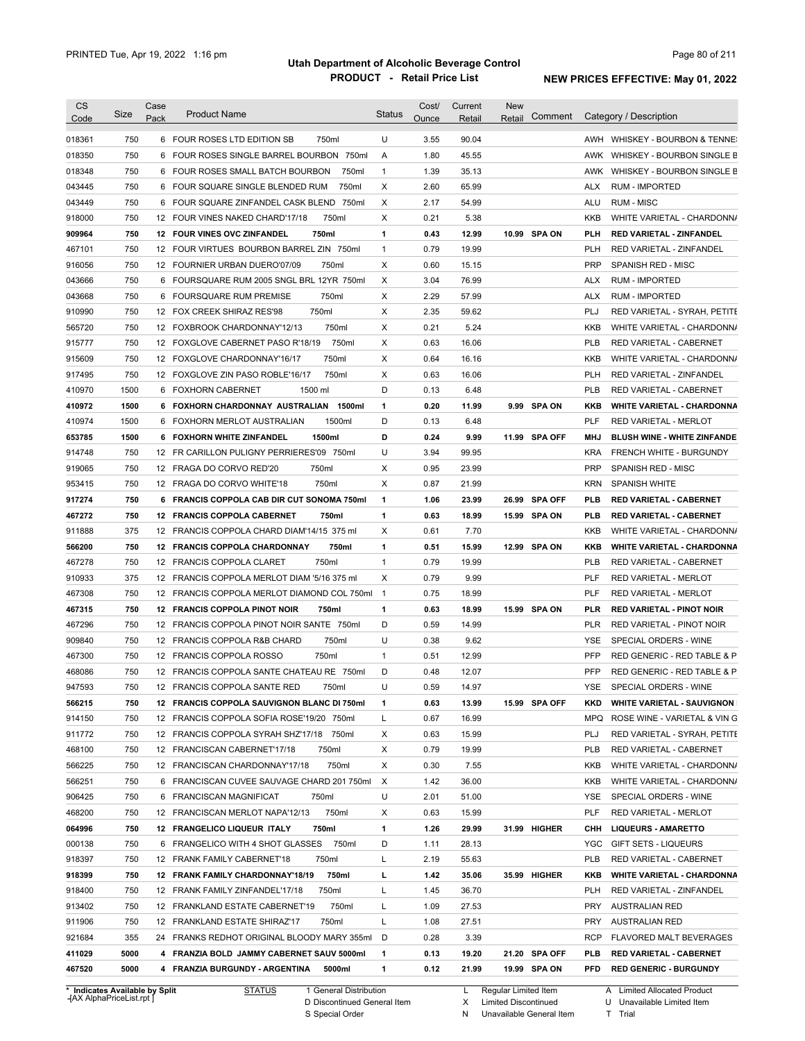# Utah Department of Alcoholic Beverage Control

## PRODUCT - Retail Price List

PRINTED Tue, Apr 19, 2022 1:16 pm

**NEW PRICES EFFECTIVE: May 01, 2022**

| CS Code | Size | Case Pack | Product Name | Status | Cost/ Ounce | Current Retail | New Retail | Comment | Category / Description |
|---|---|---|---|---|---|---|---|---|---|
| 018361 | 750 | 6 | FOUR ROSES LTD EDITION SB 750ml | U | 3.55 | 90.04 | | | AWH WHISKEY - BOURBON & TENNE |
| 018350 | 750 | 6 | FOUR ROSES SINGLE BARREL BOURBON 750ml | A | 1.80 | 45.55 | | | AWK WHISKEY - BOURBON SINGLE B |
| 018348 | 750 | 6 | FOUR ROSES SMALL BATCH BOURBON 750ml | 1 | 1.39 | 35.13 | | | AWK WHISKEY - BOURBON SINGLE B |
| 043445 | 750 | 6 | FOUR SQUARE SINGLE BLENDED RUM 750ml | X | 2.60 | 65.99 | | | ALX RUM - IMPORTED |
| 043449 | 750 | 6 | FOUR SQUARE ZINFANDEL CASK BLEND 750ml | X | 2.17 | 54.99 | | | ALU RUM - MISC |
| 918000 | 750 | 12 | FOUR VINES NAKED CHARD'17/18 750ml | X | 0.21 | 5.38 | | | KKB WHITE VARIETAL - CHARDONNA |
| **909964** | **750** | **12** | **FOUR VINES OVC ZINFANDEL 750ml** | **1** | **0.43** | **12.99** | **10.99** | **SPA ON** | **PLH RED VARIETAL - ZINFANDEL** |
| 467101 | 750 | 12 | FOUR VIRTUES BOURBON BARREL ZIN 750ml | 1 | 0.79 | 19.99 | | | PLH RED VARIETAL - ZINFANDEL |
| 916056 | 750 | 12 | FOURNIER URBAN DUERO'07/09 750ml | X | 0.60 | 15.15 | | | PRP SPANISH RED - MISC |
| 043666 | 750 | 6 | FOURSQUARE RUM 2005 SNGL BRL 12YR 750ml | X | 3.04 | 76.99 | | | ALX RUM - IMPORTED |
| 043668 | 750 | 6 | FOURSQUARE RUM PREMISE 750ml | X | 2.29 | 57.99 | | | ALX RUM - IMPORTED |
| 910990 | 750 | 12 | FOX CREEK SHIRAZ RES'98 750ml | X | 2.35 | 59.62 | | | PLJ RED VARIETAL - SYRAH, PETITE |
| 565720 | 750 | 12 | FOXBROOK CHARDONNAY'12/13 750ml | X | 0.21 | 5.24 | | | KKB WHITE VARIETAL - CHARDONNA |
| 915777 | 750 | 12 | FOXGLOVE CABERNET PASO R'18/19 750ml | X | 0.63 | 16.06 | | | PLB RED VARIETAL - CABERNET |
| 915609 | 750 | 12 | FOXGLOVE CHARDONNAY'16/17 750ml | X | 0.64 | 16.16 | | | KKB WHITE VARIETAL - CHARDONNA |
| 917495 | 750 | 12 | FOXGLOVE ZIN PASO ROBLE'16/17 750ml | X | 0.63 | 16.06 | | | PLH RED VARIETAL - ZINFANDEL |
| 410970 | 1500 | 6 | FOXHORN CABERNET 1500 ml | D | 0.13 | 6.48 | | | PLB RED VARIETAL - CABERNET |
| **410972** | **1500** | **6** | **FOXHORN CHARDONNAY AUSTRALIAN 1500ml** | **1** | **0.20** | **11.99** | **9.99** | **SPA ON** | **KKB WHITE VARIETAL - CHARDONNA** |
| 410974 | 1500 | 6 | FOXHORN MERLOT AUSTRALIAN 1500ml | D | 0.13 | 6.48 | | | PLF RED VARIETAL - MERLOT |
| **653785** | **1500** | **6** | **FOXHORN WHITE ZINFANDEL 1500ml** | **D** | **0.24** | **9.99** | **11.99** | **SPA OFF** | **MHJ BLUSH WINE - WHITE ZINFANDE** |
| 914748 | 750 | 12 | FR CARILLON PULIGNY PERRIERES'09 750ml | U | 3.94 | 99.95 | | | KRA FRENCH WHITE - BURGUNDY |
| 919065 | 750 | 12 | FRAGA DO CORVO RED'20 750ml | X | 0.95 | 23.99 | | | PRP SPANISH RED - MISC |
| 953415 | 750 | 12 | FRAGA DO CORVO WHITE'18 750ml | X | 0.87 | 21.99 | | | KRN SPANISH WHITE |
| **917274** | **750** | **6** | **FRANCIS COPPOLA CAB DIR CUT SONOMA 750ml** | **1** | **1.06** | **23.99** | **26.99** | **SPA OFF** | **PLB RED VARIETAL - CABERNET** |
| **467272** | **750** | **12** | **FRANCIS COPPOLA CABERNET 750ml** | **1** | **0.63** | **18.99** | **15.99** | **SPA ON** | **PLB RED VARIETAL - CABERNET** |
| 911888 | 375 | 12 | FRANCIS COPPOLA CHARD DIAM'14/15 375 ml | X | 0.61 | 7.70 | | | KKB WHITE VARIETAL - CHARDONNA |
| **566200** | **750** | **12** | **FRANCIS COPPOLA CHARDONNAY 750ml** | **1** | **0.51** | **15.99** | **12.99** | **SPA ON** | **KKB WHITE VARIETAL - CHARDONNA** |
| 467278 | 750 | 12 | FRANCIS COPPOLA CLARET 750ml | 1 | 0.79 | 19.99 | | | PLB RED VARIETAL - CABERNET |
| 910933 | 375 | 12 | FRANCIS COPPOLA MERLOT DIAM '5/16 375 ml | X | 0.79 | 9.99 | | | PLF RED VARIETAL - MERLOT |
| 467308 | 750 | 12 | FRANCIS COPPOLA MERLOT DIAMOND COL 750ml | 1 | 0.75 | 18.99 | | | PLF RED VARIETAL - MERLOT |
| **467315** | **750** | **12** | **FRANCIS COPPOLA PINOT NOIR 750ml** | **1** | **0.63** | **18.99** | **15.99** | **SPA ON** | **PLR RED VARIETAL - PINOT NOIR** |
| 467296 | 750 | 12 | FRANCIS COPPOLA PINOT NOIR SANTE 750ml | D | 0.59 | 14.99 | | | PLR RED VARIETAL - PINOT NOIR |
| 909840 | 750 | 12 | FRANCIS COPPOLA R&B CHARD 750ml | U | 0.38 | 9.62 | | | YSE SPECIAL ORDERS - WINE |
| 467300 | 750 | 12 | FRANCIS COPPOLA ROSSO 750ml | 1 | 0.51 | 12.99 | | | PFP RED GENERIC - RED TABLE & P |
| 468086 | 750 | 12 | FRANCIS COPPOLA SANTE CHATEAU RE 750ml | D | 0.48 | 12.07 | | | PFP RED GENERIC - RED TABLE & P |
| 947593 | 750 | 12 | FRANCIS COPPOLA SANTE RED 750ml | U | 0.59 | 14.97 | | | YSE SPECIAL ORDERS - WINE |
| **566215** | **750** | **12** | **FRANCIS COPPOLA SAUVIGNON BLANC DI 750ml** | **1** | **0.63** | **13.99** | **15.99** | **SPA OFF** | **KKD WHITE VARIETAL - SAUVIGNON** |
| 914150 | 750 | 12 | FRANCIS COPPOLA SOFIA ROSE'19/20 750ml | L | 0.67 | 16.99 | | | MPQ ROSE WINE - VARIETAL & VIN G |
| 911772 | 750 | 12 | FRANCIS COPPOLA SYRAH SHZ'17/18 750ml | X | 0.63 | 15.99 | | | PLJ RED VARIETAL - SYRAH, PETITE |
| 468100 | 750 | 12 | FRANCISCAN CABERNET'17/18 750ml | X | 0.79 | 19.99 | | | PLB RED VARIETAL - CABERNET |
| 566225 | 750 | 12 | FRANCISCAN CHARDONNAY'17/18 750ml | X | 0.30 | 7.55 | | | KKB WHITE VARIETAL - CHARDONNA |
| 566251 | 750 | 6 | FRANCISCAN CUVEE SAUVAGE CHARD 201 750ml | X | 1.42 | 36.00 | | | KKB WHITE VARIETAL - CHARDONNA |
| 906425 | 750 | 6 | FRANCISCAN MAGNIFICAT 750ml | U | 2.01 | 51.00 | | | YSE SPECIAL ORDERS - WINE |
| 468200 | 750 | 12 | FRANCISCAN MERLOT NAPA'12/13 750ml | X | 0.63 | 15.99 | | | PLF RED VARIETAL - MERLOT |
| **064996** | **750** | **12** | **FRANGELICO LIQUEUR ITALY 750ml** | **1** | **1.26** | **29.99** | **31.99** | **HIGHER** | **CHH LIQUEURS - AMARETTO** |
| 000138 | 750 | 6 | FRANGELICO WITH 4 SHOT GLASSES 750ml | D | 1.11 | 28.13 | | | YGC GIFT SETS - LIQUEURS |
| 918397 | 750 | 12 | FRANK FAMILY CABERNET'18 750ml | L | 2.19 | 55.63 | | | PLB RED VARIETAL - CABERNET |
| **918399** | **750** | **12** | **FRANK FAMILY CHARDONNAY'18/19 750ml** | **L** | **1.42** | **35.06** | **35.99** | **HIGHER** | **KKB WHITE VARIETAL - CHARDONNA** |
| 918400 | 750 | 12 | FRANK FAMILY ZINFANDEL'17/18 750ml | L | 1.45 | 36.70 | | | PLH RED VARIETAL - ZINFANDEL |
| 913402 | 750 | 12 | FRANKLAND ESTATE CABERNET'19 750ml | L | 1.09 | 27.53 | | | PRY AUSTRALIAN RED |
| 911906 | 750 | 12 | FRANKLAND ESTATE SHIRAZ'17 750ml | L | 1.08 | 27.51 | | | PRY AUSTRALIAN RED |
| 921684 | 355 | 24 | FRANKS REDHOT ORIGINAL BLOODY MARY 355ml | D | 0.28 | 3.39 | | | RCP FLAVORED MALT BEVERAGES |
| **411029** | **5000** | **4** | **FRANZIA BOLD JAMMY CABERNET SAUV 5000ml** | **1** | **0.13** | **19.20** | **21.20** | **SPA OFF** | **PLB RED VARIETAL - CABERNET** |
| **467520** | **5000** | **4** | **FRANZIA BURGUNDY - ARGENTINA 5000ml** | **1** | **0.12** | **21.99** | **19.99** | **SPA ON** | **PFD RED GENERIC - BURGUNDY** |

\* Indicates Available by Split

STATUS: 1 General Distribution; D Discontinued General Item; S Special Order; L Regular Limited Item; X Limited Discontinued; N Unavailable General Item; A Limited Allocated Product; U Unavailable Limited Item; T Trial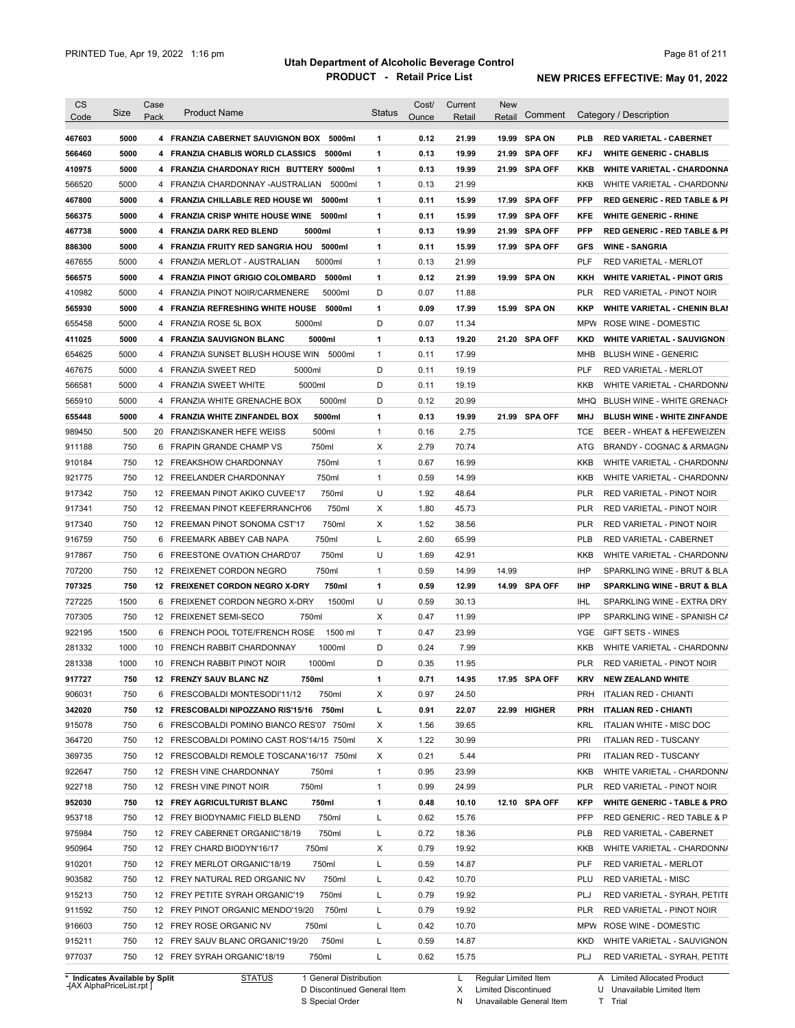# Utah Department of Alcoholic Beverage Control

## PRODUCT - Retail Price List

PRINTED Tue, Apr 19, 2022 1:16 pm

**NEW PRICES EFFECTIVE: May 01, 2022**

| CS Code | Size | Case Pack | Product Name | Status | Cost/ Ounce | Current Retail | New Retail | Comment | Category / Description |
|---|---|---|---|---|---|---|---|---|---|
| **467603** | **5000** | **4** | **FRANZIA CABERNET SAUVIGNON BOX 5000ml** | **1** | **0.12** | **21.99** | **19.99** | **SPA ON** | **PLB RED VARIETAL - CABERNET** |
| **566460** | **5000** | **4** | **FRANZIA CHABLIS WORLD CLASSICS 5000ml** | **1** | **0.13** | **19.99** | **21.99** | **SPA OFF** | **KFJ WHITE GENERIC - CHABLIS** |
| **410975** | **5000** | **4** | **FRANZIA CHARDONAY RICH BUTTERY 5000ml** | **1** | **0.13** | **19.99** | **21.99** | **SPA OFF** | **KKB WHITE VARIETAL - CHARDONNA** |
| 566520 | 5000 | 4 | FRANZIA CHARDONNAY -AUSTRALIAN 5000ml | 1 | 0.13 | 21.99 | | | KKB WHITE VARIETAL - CHARDONN/ |
| **467800** | **5000** | **4** | **FRANZIA CHILLABLE RED HOUSE WI 5000ml** | **1** | **0.11** | **15.99** | **17.99** | **SPA OFF** | **PFP RED GENERIC - RED TABLE & PI** |
| **566375** | **5000** | **4** | **FRANZIA CRISP WHITE HOUSE WINE 5000ml** | **1** | **0.11** | **15.99** | **17.99** | **SPA OFF** | **KFE WHITE GENERIC - RHINE** |
| **467738** | **5000** | **4** | **FRANZIA DARK RED BLEND 5000ml** | **1** | **0.13** | **19.99** | **21.99** | **SPA OFF** | **PFP RED GENERIC - RED TABLE & PI** |
| **886300** | **5000** | **4** | **FRANZIA FRUITY RED SANGRIA HOU 5000ml** | **1** | **0.11** | **15.99** | **17.99** | **SPA OFF** | **GFS WINE - SANGRIA** |
| 467655 | 5000 | 4 | FRANZIA MERLOT - AUSTRALIAN 5000ml | 1 | 0.13 | 21.99 | | | PLF RED VARIETAL - MERLOT |
| **566575** | **5000** | **4** | **FRANZIA PINOT GRIGIO COLOMBARD 5000ml** | **1** | **0.12** | **21.99** | **19.99** | **SPA ON** | **KKH WHITE VARIETAL - PINOT GRIS** |
| 410982 | 5000 | 4 | FRANZIA PINOT NOIR/CARMENERE 5000ml | D | 0.07 | 11.88 | | | PLR RED VARIETAL - PINOT NOIR |
| **565930** | **5000** | **4** | **FRANZIA REFRESHING WHITE HOUSE 5000ml** | **1** | **0.09** | **17.99** | **15.99** | **SPA ON** | **KKP WHITE VARIETAL - CHENIN BLAI** |
| 655458 | 5000 | 4 | FRANZIA ROSE 5L BOX 5000ml | D | 0.07 | 11.34 | | | MPW ROSE WINE - DOMESTIC |
| **411025** | **5000** | **4** | **FRANZIA SAUVIGNON BLANC 5000ml** | **1** | **0.13** | **19.20** | **21.20** | **SPA OFF** | **KKD WHITE VARIETAL - SAUVIGNON** |
| 654625 | 5000 | 4 | FRANZIA SUNSET BLUSH HOUSE WIN 5000ml | 1 | 0.11 | 17.99 | | | MHB BLUSH WINE - GENERIC |
| 467675 | 5000 | 4 | FRANZIA SWEET RED 5000ml | D | 0.11 | 19.19 | | | PLF RED VARIETAL - MERLOT |
| 566581 | 5000 | 4 | FRANZIA SWEET WHITE 5000ml | D | 0.11 | 19.19 | | | KKB WHITE VARIETAL - CHARDONN/ |
| 565910 | 5000 | 4 | FRANZIA WHITE GRENACHE BOX 5000ml | D | 0.12 | 20.99 | | | MHQ BLUSH WINE - WHITE GRENACH |
| **655448** | **5000** | **4** | **FRANZIA WHITE ZINFANDEL BOX 5000ml** | **1** | **0.13** | **19.99** | **21.99** | **SPA OFF** | **MHJ BLUSH WINE - WHITE ZINFANDE** |
| 989450 | 500 | 20 | FRANZISKANER HEFE WEISS 500ml | 1 | 0.16 | 2.75 | | | TCE BEER - WHEAT & HEFEWEIZEN |
| 911188 | 750 | 6 | FRAPIN GRANDE CHAMP VS 750ml | X | 2.79 | 70.74 | | | ATG BRANDY - COGNAC & ARMAGN/ |
| 910184 | 750 | 12 | FREAKSHOW CHARDONNAY 750ml | 1 | 0.67 | 16.99 | | | KKB WHITE VARIETAL - CHARDONN/ |
| 921775 | 750 | 12 | FREELANDER CHARDONNAY 750ml | 1 | 0.59 | 14.99 | | | KKB WHITE VARIETAL - CHARDONN/ |
| 917342 | 750 | 12 | FREEMAN PINOT AKIKO CUVEE'17 750ml | U | 1.92 | 48.64 | | | PLR RED VARIETAL - PINOT NOIR |
| 917341 | 750 | 12 | FREEMAN PINOT KEEFERRANCH'06 750ml | X | 1.80 | 45.73 | | | PLR RED VARIETAL - PINOT NOIR |
| 917340 | 750 | 12 | FREEMAN PINOT SONOMA CST'17 750ml | X | 1.52 | 38.56 | | | PLR RED VARIETAL - PINOT NOIR |
| 916759 | 750 | 6 | FREEMARK ABBEY CAB NAPA 750ml | L | 2.60 | 65.99 | | | PLB RED VARIETAL - CABERNET |
| 917867 | 750 | 6 | FREESTONE OVATION CHARD'07 750ml | U | 1.69 | 42.91 | | | KKB WHITE VARIETAL - CHARDONN/ |
| 707200 | 750 | 12 | FREIXENET CORDON NEGRO 750ml | 1 | 0.59 | 14.99 | 14.99 | | IHP SPARKLING WINE - BRUT & BLA |
| **707325** | **750** | **12** | **FREIXENET CORDON NEGRO X-DRY 750ml** | **1** | **0.59** | **12.99** | **14.99** | **SPA OFF** | **IHP SPARKLING WINE - BRUT & BLA** |
| 727225 | 1500 | 6 | FREIXENET CORDON NEGRO X-DRY 1500ml | U | 0.59 | 30.13 | | | IHL SPARKLING WINE - EXTRA DRY |
| 707305 | 750 | 12 | FREIXENET SEMI-SECO 750ml | X | 0.47 | 11.99 | | | IPP SPARKLING WINE - SPANISH C/ |
| 922195 | 1500 | 6 | FRENCH POOL TOTE/FRENCH ROSE 1500 ml | T | 0.47 | 23.99 | | | YGE GIFT SETS - WINES |
| 281332 | 1000 | 10 | FRENCH RABBIT CHARDONNAY 1000ml | D | 0.24 | 7.99 | | | KKB WHITE VARIETAL - CHARDONN/ |
| 281338 | 1000 | 10 | FRENCH RABBIT PINOT NOIR 1000ml | D | 0.35 | 11.95 | | | PLR RED VARIETAL - PINOT NOIR |
| **917727** | **750** | **12** | **FRENZY SAUV BLANC NZ 750ml** | **1** | **0.71** | **14.95** | **17.95** | **SPA OFF** | **KRV NEW ZEALAND WHITE** |
| 906031 | 750 | 6 | FRESCOBALDI MONTESODI'11/12 750ml | X | 0.97 | 24.50 | | | PRH ITALIAN RED - CHIANTI |
| **342020** | **750** | **12** | **FRESCOBALDI NIPOZZANO RIS'15/16 750ml** | **L** | **0.91** | **22.07** | **22.99** | **HIGHER** | **PRH ITALIAN RED - CHIANTI** |
| 915078 | 750 | 6 | FRESCOBALDI POMINO BIANCO RES'07 750ml | X | 1.56 | 39.65 | | | KRL ITALIAN WHITE - MISC DOC |
| 364720 | 750 | 12 | FRESCOBALDI POMINO CAST ROS'14/15 750ml | X | 1.22 | 30.99 | | | PRI ITALIAN RED - TUSCANY |
| 369735 | 750 | 12 | FRESCOBALDI REMOLE TOSCANA'16/17 750ml | X | 0.21 | 5.44 | | | PRI ITALIAN RED - TUSCANY |
| 922647 | 750 | 12 | FRESH VINE CHARDONNAY 750ml | 1 | 0.95 | 23.99 | | | KKB WHITE VARIETAL - CHARDONN/ |
| 922718 | 750 | 12 | FRESH VINE PINOT NOIR 750ml | 1 | 0.99 | 24.99 | | | PLR RED VARIETAL - PINOT NOIR |
| **952030** | **750** | **12** | **FREY AGRICULTURIST BLANC 750ml** | **1** | **0.48** | **10.10** | **12.10** | **SPA OFF** | **KFP WHITE GENERIC - TABLE & PRO** |
| 953718 | 750 | 12 | FREY BIODYNAMIC FIELD BLEND 750ml | L | 0.62 | 15.76 | | | PFP RED GENERIC - RED TABLE & P |
| 975984 | 750 | 12 | FREY CABERNET ORGANIC'18/19 750ml | L | 0.72 | 18.36 | | | PLB RED VARIETAL - CABERNET |
| 950964 | 750 | 12 | FREY CHARD BIODYN'16/17 750ml | X | 0.79 | 19.92 | | | KKB WHITE VARIETAL - CHARDONN/ |
| 910201 | 750 | 12 | FREY MERLOT ORGANIC'18/19 750ml | L | 0.59 | 14.87 | | | PLF RED VARIETAL - MERLOT |
| 903582 | 750 | 12 | FREY NATURAL RED ORGANIC NV 750ml | L | 0.42 | 10.70 | | | PLU RED VARIETAL - MISC |
| 915213 | 750 | 12 | FREY PETITE SYRAH ORGANIC'19 750ml | L | 0.79 | 19.92 | | | PLJ RED VARIETAL - SYRAH, PETITE |
| 911592 | 750 | 12 | FREY PINOT ORGANIC MENDO'19/20 750ml | L | 0.79 | 19.92 | | | PLR RED VARIETAL - PINOT NOIR |
| 916603 | 750 | 12 | FREY ROSE ORGANIC NV 750ml | L | 0.42 | 10.70 | | | MPW ROSE WINE - DOMESTIC |
| 915211 | 750 | 12 | FREY SAUV BLANC ORGANIC'19/20 750ml | L | 0.59 | 14.87 | | | KKD WHITE VARIETAL - SAUVIGNON |
| 977037 | 750 | 12 | FREY SYRAH ORGANIC'18/19 750ml | L | 0.62 | 15.75 | | | PLJ RED VARIETAL - SYRAH, PETITE |

\* Indicates Available by Split

STATUS: 1 General Distribution, D Discontinued General Item, S Special Order, L Regular Limited Item, X Limited Discontinued, N Unavailable General Item, A Limited Allocated Product, U Unavailable Limited Item, T Trial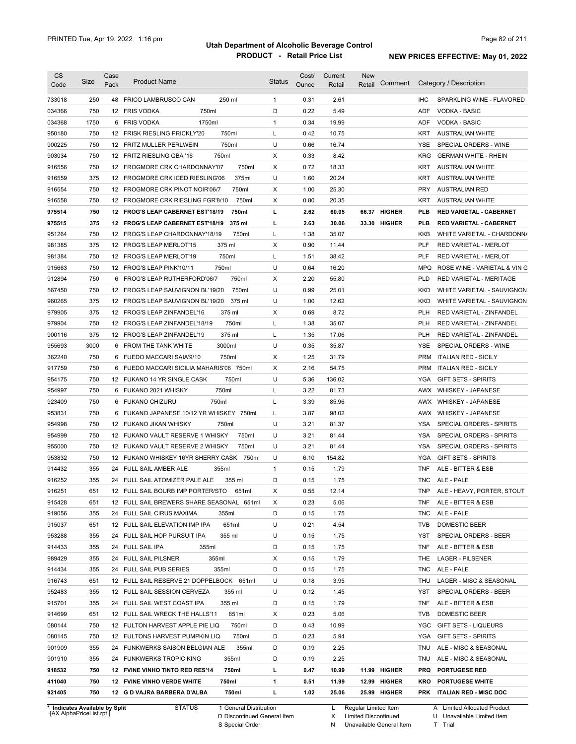# Utah Department of Alcoholic Beverage Control

## PRODUCT - Retail Price List

PRINTED Tue, Apr 19, 2022 1:16 pm

**NEW PRICES EFFECTIVE: May 01, 2022**

| CS Code | Size | Case Pack | Product Name | | Status | Cost/ Ounce | Current Retail | New Retail | Comment | Category / Description | |
|---|---|---|---|---|---|---|---|---|---|---|---|
| 733018 | 250 | 48 | FRICO LAMBRUSCO CAN | 250 ml | 1 | 0.31 | 2.61 | | | IHC | SPARKLING WINE - FLAVORED |
| 034366 | 750 | 12 | FRIS VODKA | 750ml | D | 0.22 | 5.49 | | | ADF | VODKA - BASIC |
| 034368 | 1750 | 6 | FRIS VODKA | 1750ml | 1 | 0.34 | 19.99 | | | ADF | VODKA - BASIC |
| 950180 | 750 | 12 | FRISK RIESLING PRICKLY'20 | 750ml | L | 0.42 | 10.75 | | | KRT | AUSTRALIAN WHITE |
| 900225 | 750 | 12 | FRITZ MULLER PERLWEIN | 750ml | U | 0.66 | 16.74 | | | YSE | SPECIAL ORDERS - WINE |
| 903034 | 750 | 12 | FRITZ RIESLING QBA '16 | 750ml | X | 0.33 | 8.42 | | | KRG | GERMAN WHITE - RHEIN |
| 916556 | 750 | 12 | FROGMORE CRK CHARDONNAY'07 | 750ml | X | 0.72 | 18.33 | | | KRT | AUSTRALIAN WHITE |
| 916559 | 375 | 12 | FROGMORE CRK ICED RIESLING'06 | 375ml | U | 1.60 | 20.24 | | | KRT | AUSTRALIAN WHITE |
| 916554 | 750 | 12 | FROGMORE CRK PINOT NOIR'06/7 | 750ml | X | 1.00 | 25.30 | | | PRY | AUSTRALIAN RED |
| 916558 | 750 | 12 | FROGMORE CRK RIESLING FGR'8/10 | 750ml | X | 0.80 | 20.35 | | | KRT | AUSTRALIAN WHITE |
| **975514** | **750** | **12** | **FROG'S LEAP CABERNET EST'18/19** | **750ml** | **L** | **2.62** | **60.05** | **66.37** | **HIGHER** | **PLB** | **RED VARIETAL - CABERNET** |
| **975515** | **375** | **12** | **FROG'S LEAP CABERNET EST'18/19** | **375 ml** | **L** | **2.63** | **30.06** | **33.30** | **HIGHER** | **PLB** | **RED VARIETAL - CABERNET** |
| 951264 | 750 | 12 | FROG'S LEAP CHARDONNAY'18/19 | 750ml | L | 1.38 | 35.07 | | | KKB | WHITE VARIETAL - CHARDONNA |
| 981385 | 375 | 12 | FROG'S LEAP MERLOT'15 | 375 ml | X | 0.90 | 11.44 | | | PLF | RED VARIETAL - MERLOT |
| 981384 | 750 | 12 | FROG'S LEAP MERLOT'19 | 750ml | L | 1.51 | 38.42 | | | PLF | RED VARIETAL - MERLOT |
| 915663 | 750 | 12 | FROG'S LEAP PINK'10/11 | 750ml | U | 0.64 | 16.20 | | | MPQ | ROSE WINE - VARIETAL & VIN G |
| 912894 | 750 | 6 | FROG'S LEAP RUTHERFORD'06/7 | 750ml | X | 2.20 | 55.80 | | | PLD | RED VARIETAL - MERITAGE |
| 567450 | 750 | 12 | FROG'S LEAP SAUVIGNON BL'19/20 | 750ml | U | 0.99 | 25.01 | | | KKD | WHITE VARIETAL - SAUVIGNON |
| 960265 | 375 | 12 | FROG'S LEAP SAUVIGNON BL'19/20 | 375 ml | U | 1.00 | 12.62 | | | KKD | WHITE VARIETAL - SAUVIGNON |
| 979905 | 375 | 12 | FROG'S LEAP ZINFANDEL'16 | 375 ml | X | 0.69 | 8.72 | | | PLH | RED VARIETAL - ZINFANDEL |
| 979904 | 750 | 12 | FROG'S LEAP ZINFANDEL'18/19 | 750ml | L | 1.38 | 35.07 | | | PLH | RED VARIETAL - ZINFANDEL |
| 900116 | 375 | 12 | FROG'S LEAP ZINFANDEL'19 | 375 ml | L | 1.35 | 17.06 | | | PLH | RED VARIETAL - ZINFANDEL |
| 955693 | 3000 | 6 | FROM THE TANK WHITE | 3000ml | U | 0.35 | 35.87 | | | YSE | SPECIAL ORDERS - WINE |
| 362240 | 750 | 6 | FUEDO MACCARI SAIA'9/10 | 750ml | X | 1.25 | 31.79 | | | PRM | ITALIAN RED - SICILY |
| 917759 | 750 | 6 | FUEDO MACCARI SICILIA MAHARIS'06 | 750ml | X | 2.16 | 54.75 | | | PRM | ITALIAN RED - SICILY |
| 954175 | 750 | 12 | FUKANO 14 YR SINGLE CASK | 750ml | U | 5.36 | 136.02 | | | YGA | GIFT SETS - SPIRITS |
| 954997 | 750 | 6 | FUKANO 2021 WHISKY | 750ml | L | 3.22 | 81.73 | | | AWX | WHISKEY - JAPANESE |
| 923409 | 750 | 6 | FUKANO CHIZURU | 750ml | L | 3.39 | 85.96 | | | AWX | WHISKEY - JAPANESE |
| 953831 | 750 | 6 | FUKANO JAPANESE 10/12 YR WHISKEY | 750ml | L | 3.87 | 98.02 | | | AWX | WHISKEY - JAPANESE |
| 954998 | 750 | 12 | FUKANO JIKAN WHISKY | 750ml | U | 3.21 | 81.37 | | | YSA | SPECIAL ORDERS - SPIRITS |
| 954999 | 750 | 12 | FUKANO VAULT RESERVE 1 WHISKY | 750ml | U | 3.21 | 81.44 | | | YSA | SPECIAL ORDERS - SPIRITS |
| 955000 | 750 | 12 | FUKANO VAULT RESERVE 2 WHISKY | 750ml | U | 3.21 | 81.44 | | | YSA | SPECIAL ORDERS - SPIRITS |
| 953832 | 750 | 12 | FUKANO WHISKEY 16YR SHERRY CASK | 750ml | U | 6.10 | 154.82 | | | YGA | GIFT SETS - SPIRITS |
| 914432 | 355 | 24 | FULL SAIL AMBER ALE | 355ml | 1 | 0.15 | 1.79 | | | TNF | ALE - BITTER & ESB |
| 916252 | 355 | 24 | FULL SAIL ATOMIZER PALE ALE | 355 ml | D | 0.15 | 1.75 | | | TNC | ALE - PALE |
| 916251 | 651 | 12 | FULL SAIL BOURB IMP PORTER/STO | 651ml | X | 0.55 | 12.14 | | | TNP | ALE - HEAVY, PORTER, STOUT |
| 915428 | 651 | 12 | FULL SAIL BREWERS SHARE SEASONAL | 651ml | X | 0.23 | 5.06 | | | TNF | ALE - BITTER & ESB |
| 919056 | 355 | 24 | FULL SAIL CIRUS MAXIMA | 355ml | D | 0.15 | 1.75 | | | TNC | ALE - PALE |
| 915037 | 651 | 12 | FULL SAIL ELEVATION IMP IPA | 651ml | U | 0.21 | 4.54 | | | TVB | DOMESTIC BEER |
| 953288 | 355 | 24 | FULL SAIL HOP PURSUIT IPA | 355 ml | U | 0.15 | 1.75 | | | YST | SPECIAL ORDERS - BEER |
| 914433 | 355 | 24 | FULL SAIL IPA | 355ml | D | 0.15 | 1.75 | | | TNF | ALE - BITTER & ESB |
| 989429 | 355 | 24 | FULL SAIL PILSNER | 355ml | X | 0.15 | 1.79 | | | THE | LAGER - PILSENER |
| 914434 | 355 | 24 | FULL SAIL PUB SERIES | 355ml | D | 0.15 | 1.75 | | | TNC | ALE - PALE |
| 916743 | 651 | 12 | FULL SAIL RESERVE 21 DOPPELBOCK | 651ml | U | 0.18 | 3.95 | | | THU | LAGER - MISC & SEASONAL |
| 952483 | 355 | 12 | FULL SAIL SESSION CERVEZA | 355 ml | U | 0.12 | 1.45 | | | YST | SPECIAL ORDERS - BEER |
| 915701 | 355 | 24 | FULL SAIL WEST COAST IPA | 355 ml | D | 0.15 | 1.79 | | | TNF | ALE - BITTER & ESB |
| 914699 | 651 | 12 | FULL SAIL WRECK THE HALLS'11 | 651ml | X | 0.23 | 5.06 | | | TVB | DOMESTIC BEER |
| 080144 | 750 | 12 | FULTON HARVEST APPLE PIE LIQ | 750ml | D | 0.43 | 10.99 | | | YGC | GIFT SETS - LIQUEURS |
| 080145 | 750 | 12 | FULTONS HARVEST PUMPKIN LIQ | 750ml | D | 0.23 | 5.94 | | | YGA | GIFT SETS - SPIRITS |
| 901909 | 355 | 24 | FUNKWERKS SAISON BELGIAN ALE | 355ml | D | 0.19 | 2.25 | | | TNU | ALE - MISC & SEASONAL |
| 901910 | 355 | 24 | FUNKWERKS TROPIC KING | 355ml | D | 0.19 | 2.25 | | | TNU | ALE - MISC & SEASONAL |
| **918532** | **750** | **12** | **FVINE VINHO TINTO RED RES'14** | **750ml** | **L** | **0.47** | **10.99** | **11.99** | **HIGHER** | **PRQ** | **PORTUGESE RED** |
| **411040** | **750** | **12** | **FVINE VINHO VERDE WHITE** | **750ml** | **1** | **0.51** | **11.99** | **12.99** | **HIGHER** | **KRO** | **PORTUGESE WHITE** |
| **921405** | **750** | **12** | **G D VAJRA BARBERA D'ALBA** | **750ml** | **L** | **1.02** | **25.06** | **25.99** | **HIGHER** | **PRK** | **ITALIAN RED - MISC DOC** |

\* Indicates Available by Split

STATUS: 1 General Distribution; D Discontinued General Item; S Special Order; L Regular Limited Item; X Limited Discontinued; N Unavailable General Item; A Limited Allocated Product; U Unavailable Limited Item; T Trial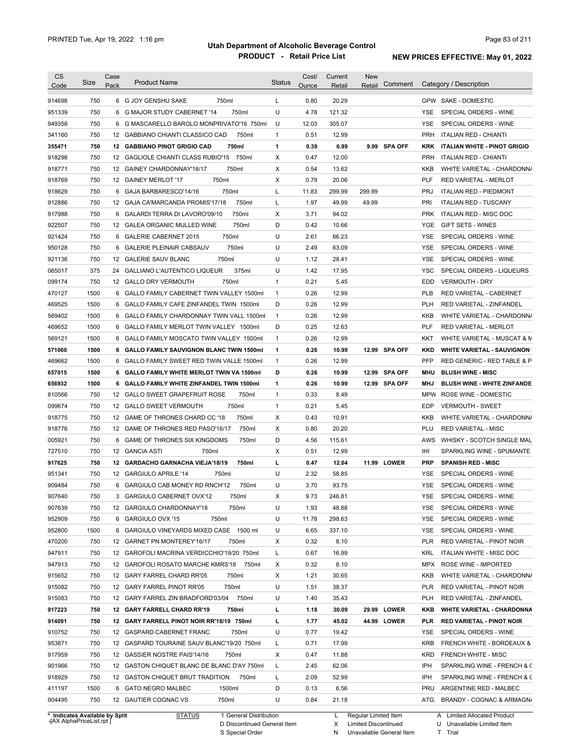PRINTED Tue, Apr 19, 2022 1:16 pm

**Utah Department of Alcoholic Beverage Control**

**PRODUCT - Retail Price List**

**NEW PRICES EFFECTIVE: May 01, 2022**

| CS Code | Size | Case Pack | Product Name | Status | Cost/ Ounce | Current Retail | New Retail | Comment | Category / Description |
|---|---|---|---|---|---|---|---|---|---|
| 914698 | 750 | 6 | G JOY GENSHU SAKE 750ml | L | 0.80 | 20.29 | | | GPW SAKE - DOMESTIC |
| 951339 | 750 | 6 | G MAJOR STUDY CABERNET '14 750ml | U | 4.78 | 121.32 | | | YSE SPECIAL ORDERS - WINE |
| 949358 | 750 | 6 | G MASCARELLO BAROLO MONPRIVATO'16 750ml | U | 12.03 | 305.07 | | | YSE SPECIAL ORDERS - WINE |
| 341160 | 750 | 12 | GABBIANO CHIANTI CLASSICO CAD 750ml | 1 | 0.51 | 12.99 | | | PRH ITALIAN RED - CHIANTI |
| **355471** | **750** | **12** | **GABBIANO PINOT GRIGIO CAD 750ml** | **1** | **0.39** | **6.99** | **9.99** | **SPA OFF** | **KRK ITALIAN WHITE - PINOT GRIGIO** |
| 918298 | 750 | 12 | GAGLIOLE CHIANTI CLASS RUBIO'15 750ml | X | 0.47 | 12.00 | | | PRH ITALIAN RED - CHIANTI |
| 918771 | 750 | 12 | GAINEY CHARDONNAY'16/17 750ml | X | 0.54 | 13.62 | | | KKB WHITE VARIETAL - CHARDONNA |
| 918769 | 750 | 12 | GAINEY MERLOT '17 750ml | X | 0.79 | 20.06 | | | PLF RED VARIETAL - MERLOT |
| 918629 | 750 | 6 | GAJA BARBARESCO'14/16 750ml | L | 11.83 | 299.99 | 299.99 | | PRJ ITALIAN RED - PIEDMONT |
| 912886 | 750 | 12 | GAJA CA'MARCANDA PROMIS'17/18 750ml | L | 1.97 | 49.99 | 49.99 | | PRI ITALIAN RED - TUSCANY |
| 917988 | 750 | 6 | GALARDI TERRA DI LAVORO'09/10 750ml | X | 3.71 | 94.02 | | | PRK ITALIAN RED - MISC DOC |
| 922507 | 750 | 12 | GALEA ORGANIC MULLED WINE 750ml | D | 0.42 | 10.66 | | | YGE GIFT SETS - WINES |
| 921424 | 750 | 6 | GALERIE CABERNET 2015 750ml | U | 2.61 | 66.23 | | | YSE SPECIAL ORDERS - WINE |
| 950128 | 750 | 6 | GALERIE PLEINAIR CABSAUV 750ml | U | 2.49 | 63.09 | | | YSE SPECIAL ORDERS - WINE |
| 921136 | 750 | 12 | GALERIE SAUV BLANC 750ml | U | 1.12 | 28.41 | | | YSE SPECIAL ORDERS - WINE |
| 065017 | 375 | 24 | GALLIANO L'AUTENTICO LIQUEUR 375ml | U | 1.42 | 17.95 | | | YSC SPECIAL ORDERS - LIQUEURS |
| 099174 | 750 | 12 | GALLO DRY VERMOUTH 750ml | 1 | 0.21 | 5.45 | | | EDD VERMOUTH - DRY |
| 470127 | 1500 | 6 | GALLO FAMILY CABERNET TWIN VALLEY 1500ml | 1 | 0.26 | 12.99 | | | PLB RED VARIETAL - CABERNET |
| 469525 | 1500 | 6 | GALLO FAMILY CAFE ZINFANDEL TWIN 1500ml | D | 0.26 | 12.99 | | | PLH RED VARIETAL - ZINFANDEL |
| 569402 | 1500 | 6 | GALLO FAMILY CHARDONNAY TWIN VALL 1500ml | 1 | 0.26 | 12.99 | | | KKB WHITE VARIETAL - CHARDONNA |
| 469652 | 1500 | 6 | GALLO FAMILY MERLOT TWIN VALLEY 1500ml | D | 0.25 | 12.63 | | | PLF RED VARIETAL - MERLOT |
| 569121 | 1500 | 6 | GALLO FAMILY MOSCATO TWIN VALLEY 1500ml | 1 | 0.26 | 12.99 | | | KKT WHITE VARIETAL - MUSCAT & M |
| **571060** | **1500** | **6** | **GALLO FAMILY SAUVIGNON BLANC TWIN 1500ml** | **1** | **0.26** | **10.99** | **12.99** | **SPA OFF** | **KKD WHITE VARIETAL - SAUVIGNON** |
| 469662 | 1500 | 6 | GALLO FAMILY SWEET RED TWIN VALLE 1500ml | 1 | 0.26 | 12.99 | | | PFP RED GENERIC - RED TABLE & P |
| **657015** | **1500** | **6** | **GALLO FAMILY WHITE MERLOT TWIN VA 1500ml** | **D** | **0.26** | **10.99** | **12.99** | **SPA OFF** | **MHU BLUSH WINE - MISC** |
| **656932** | **1500** | **6** | **GALLO FAMILY WHITE ZINFANDEL TWIN 1500ml** | **1** | **0.26** | **10.99** | **12.99** | **SPA OFF** | **MHJ BLUSH WINE - WHITE ZINFANDE** |
| 810566 | 750 | 12 | GALLO SWEET GRAPEFRUIT ROSE 750ml | 1 | 0.33 | 8.49 | | | MPW ROSE WINE - DOMESTIC |
| 099674 | 750 | 12 | GALLO SWEET VERMOUTH 750ml | 1 | 0.21 | 5.45 | | | EDP VERMOUTH - SWEET |
| 918775 | 750 | 12 | GAME OF THRONES CHARD CC '18 750ml | X | 0.43 | 10.91 | | | KKB WHITE VARIETAL - CHARDONNA |
| 918776 | 750 | 12 | GAME OF THRONES RED PASO'16/17 750ml | X | 0.80 | 20.20 | | | PLU RED VARIETAL - MISC |
| 005921 | 750 | 6 | GAME OF THRONES SIX KINGDOMS 750ml | D | 4.56 | 115.61 | | | AWS WHISKY - SCOTCH SINGLE MAL |
| 727510 | 750 | 12 | GANCIA ASTI 750ml | X | 0.51 | 12.99 | | | IHI SPARKLING WINE - SPUMANTE |
| **917625** | **750** | **12** | **GARDACHO GARNACHA VIEJA'18/19 750ml** | **L** | **0.47** | **12.04** | **11.99** | **LOWER** | **PRP SPANISH RED - MISC** |
| 951341 | 750 | 12 | GARGIULO APRILE '14 750ml | U | 2.32 | 58.85 | | | YSE SPECIAL ORDERS - WINE |
| 909484 | 750 | 6 | GARGIULO CAB MONEY RD RNCH'12 750ml | U | 3.70 | 93.75 | | | YSE SPECIAL ORDERS - WINE |
| 907640 | 750 | 3 | GARGIULO CABERNET OVX'12 750ml | X | 9.73 | 246.81 | | | YSE SPECIAL ORDERS - WINE |
| 907639 | 750 | 12 | GARGIULO CHARDONNAY'18 750ml | U | 1.93 | 48.88 | | | YSE SPECIAL ORDERS - WINE |
| 952909 | 750 | 6 | GARGIULO OVX '15 750ml | U | 11.78 | 298.63 | | | YSE SPECIAL ORDERS - WINE |
| 952800 | 1500 | 6 | GARGIULO VINEYARDS MIXED CASE 1500 ml | U | 6.65 | 337.10 | | | YSE SPECIAL ORDERS - WINE |
| 470200 | 750 | 12 | GARNET PN MONTEREY'16/17 750ml | X | 0.32 | 8.10 | | | PLR RED VARIETAL - PINOT NOIR |
| 947911 | 750 | 12 | GAROFOLI MACRINA VERDICCHIO'19/20 750ml | L | 0.67 | 16.99 | | | KRL ITALIAN WHITE - MISC DOC |
| 947913 | 750 | 12 | GAROFOLI ROSATO MARCHE KMRS'18 750ml | X | 0.32 | 8.10 | | | MPX ROSE WINE - IMPORTED |
| 915652 | 750 | 12 | GARY FARREL CHARD RR'05 750ml | X | 1.21 | 30.65 | | | KKB WHITE VARIETAL - CHARDONNA |
| 915082 | 750 | 12 | GARY FARREL PINOT RR'05 750ml | U | 1.51 | 38.37 | | | PLR RED VARIETAL - PINOT NOIR |
| 915083 | 750 | 12 | GARY FARREL ZIN BRADFORD'03/04 750ml | U | 1.40 | 35.43 | | | PLH RED VARIETAL - ZINFANDEL |
| **917223** | **750** | **12** | **GARY FARRELL CHARD RR'19 750ml** | **L** | **1.18** | **30.09** | **29.99** | **LOWER** | **KKB WHITE VARIETAL - CHARDONNA** |
| **914091** | **750** | **12** | **GARY FARRELL PINOT NOIR RR'18/19 750ml** | **L** | **1.77** | **45.02** | **44.99** | **LOWER** | **PLR RED VARIETAL - PINOT NOIR** |
| 910752 | 750 | 12 | GASPARD CABERNET FRANC 750ml | U | 0.77 | 19.42 | | | YSE SPECIAL ORDERS - WINE |
| 953871 | 750 | 12 | GASPARD TOURAINE SAUV BLANC'19/20 750ml | L | 0.71 | 17.99 | | | KRB FRENCH WHITE - BORDEAUX & |
| 917959 | 750 | 12 | GASSIER NOSTRE PAIS'14/16 750ml | X | 0.47 | 11.88 | | | KRD FRENCH WHITE - MISC |
| 901966 | 750 | 12 | GASTON CHIQUET BLANC DE BLANC D'AY 750ml | L | 2.45 | 62.06 | | | IPH SPARKLING WINE - FRENCH & C |
| 918929 | 750 | 12 | GASTON CHIQUET BRUT TRADITION 750ml | L | 2.09 | 52.99 | | | IPH SPARKLING WINE - FRENCH & C |
| 411197 | 1500 | 6 | GATO NEGRO MALBEC 1500ml | D | 0.13 | 6.56 | | | PRU ARGENTINE RED - MALBEC |
| 904495 | 750 | 12 | GAUTIER COGNAC VS 750ml | U | 0.84 | 21.18 | | | ATG BRANDY - COGNAC & ARMAGNA |

\* Indicates Available by Split

STATUS: 1 General Distribution; D Discontinued General Item; S Special Order; L Regular Limited Item; X Limited Discontinued; N Unavailable General Item; A Limited Allocated Product; U Unavailable Limited Item; T Trial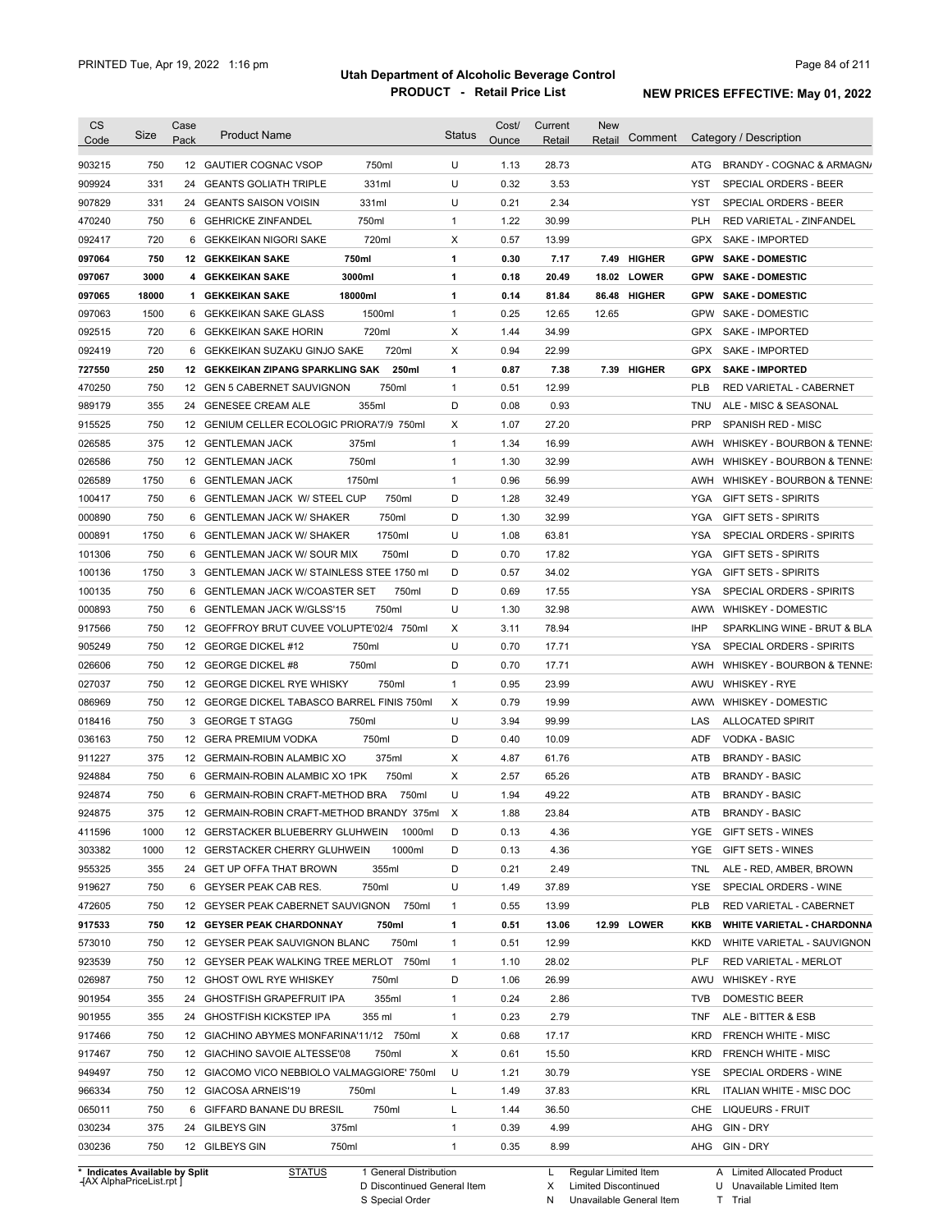# Utah Department of Alcoholic Beverage Control

## PRODUCT - Retail Price List

PRINTED Tue, Apr 19, 2022 1:16 pm

**NEW PRICES EFFECTIVE: May 01, 2022**

| CS Code | Size | Case Pack | Product Name | | Status | Cost/ Ounce | Current Retail | New Retail | Comment | Category / Description | |
|---|---|---|---|---|---|---|---|---|---|---|---|
| 903215 | 750 | 12 | GAUTIER COGNAC VSOP | 750ml | U | 1.13 | 28.73 | | | ATG | BRANDY - COGNAC & ARMAGNA |
| 909924 | 331 | 24 | GEANTS GOLIATH TRIPLE | 331ml | U | 0.32 | 3.53 | | | YST | SPECIAL ORDERS - BEER |
| 907829 | 331 | 24 | GEANTS SAISON VOISIN | 331ml | U | 0.21 | 2.34 | | | YST | SPECIAL ORDERS - BEER |
| 470240 | 750 | 6 | GEHRICKE ZINFANDEL | 750ml | 1 | 1.22 | 30.99 | | | PLH | RED VARIETAL - ZINFANDEL |
| 092417 | 720 | 6 | GEKKEIKAN NIGORI SAKE | 720ml | X | 0.57 | 13.99 | | | GPX | SAKE - IMPORTED |
| **097064** | **750** | **12** | **GEKKEIKAN SAKE** | **750ml** | **1** | **0.30** | **7.17** | **7.49** | **HIGHER** | **GPW** | **SAKE - DOMESTIC** |
| **097067** | **3000** | **4** | **GEKKEIKAN SAKE** | **3000ml** | **1** | **0.18** | **20.49** | **18.02** | **LOWER** | **GPW** | **SAKE - DOMESTIC** |
| **097065** | **18000** | **1** | **GEKKEIKAN SAKE** | **18000ml** | **1** | **0.14** | **81.84** | **86.48** | **HIGHER** | **GPW** | **SAKE - DOMESTIC** |
| 097063 | 1500 | 6 | GEKKEIKAN SAKE GLASS | 1500ml | 1 | 0.25 | 12.65 | 12.65 | | GPW | SAKE - DOMESTIC |
| 092515 | 720 | 6 | GEKKEIKAN SAKE HORIN | 720ml | X | 1.44 | 34.99 | | | GPX | SAKE - IMPORTED |
| 092419 | 720 | 6 | GEKKEIKAN SUZAKU GINJO SAKE | 720ml | X | 0.94 | 22.99 | | | GPX | SAKE - IMPORTED |
| **727550** | **250** | **12** | **GEKKEIKAN ZIPANG SPARKLING SAK** | **250ml** | **1** | **0.87** | **7.38** | **7.39** | **HIGHER** | **GPX** | **SAKE - IMPORTED** |
| 470250 | 750 | 12 | GEN 5 CABERNET SAUVIGNON | 750ml | 1 | 0.51 | 12.99 | | | PLB | RED VARIETAL - CABERNET |
| 989179 | 355 | 24 | GENESEE CREAM ALE | 355ml | D | 0.08 | 0.93 | | | TNU | ALE - MISC & SEASONAL |
| 915525 | 750 | 12 | GENIUM CELLER ECOLOGIC PRIORA'7/9 | 750ml | X | 1.07 | 27.20 | | | PRP | SPANISH RED - MISC |
| 026585 | 375 | 12 | GENTLEMAN JACK | 375ml | 1 | 1.34 | 16.99 | | | AWH | WHISKEY - BOURBON & TENNE |
| 026586 | 750 | 12 | GENTLEMAN JACK | 750ml | 1 | 1.30 | 32.99 | | | AWH | WHISKEY - BOURBON & TENNE |
| 026589 | 1750 | 6 | GENTLEMAN JACK | 1750ml | 1 | 0.96 | 56.99 | | | AWH | WHISKEY - BOURBON & TENNE |
| 100417 | 750 | 6 | GENTLEMAN JACK W/ STEEL CUP | 750ml | D | 1.28 | 32.49 | | | YGA | GIFT SETS - SPIRITS |
| 000890 | 750 | 6 | GENTLEMAN JACK W/ SHAKER | 750ml | D | 1.30 | 32.99 | | | YGA | GIFT SETS - SPIRITS |
| 000891 | 1750 | 6 | GENTLEMAN JACK W/ SHAKER | 1750ml | U | 1.08 | 63.81 | | | YSA | SPECIAL ORDERS - SPIRITS |
| 101306 | 750 | 6 | GENTLEMAN JACK W/ SOUR MIX | 750ml | D | 0.70 | 17.82 | | | YGA | GIFT SETS - SPIRITS |
| 100136 | 1750 | 3 | GENTLEMAN JACK W/ STAINLESS STEE | 1750 ml | D | 0.57 | 34.02 | | | YGA | GIFT SETS - SPIRITS |
| 100135 | 750 | 6 | GENTLEMAN JACK W/COASTER SET | 750ml | D | 0.69 | 17.55 | | | YSA | SPECIAL ORDERS - SPIRITS |
| 000893 | 750 | 6 | GENTLEMAN JACK W/GLSS'15 | 750ml | U | 1.30 | 32.98 | | | AWW | WHISKEY - DOMESTIC |
| 917566 | 750 | 12 | GEOFFROY BRUT CUVEE VOLUPTE'02/4 | 750ml | X | 3.11 | 78.94 | | | IHP | SPARKLING WINE - BRUT & BLA |
| 905249 | 750 | 12 | GEORGE DICKEL #12 | 750ml | U | 0.70 | 17.71 | | | YSA | SPECIAL ORDERS - SPIRITS |
| 026606 | 750 | 12 | GEORGE DICKEL #8 | 750ml | D | 0.70 | 17.71 | | | AWH | WHISKEY - BOURBON & TENNE |
| 027037 | 750 | 12 | GEORGE DICKEL RYE WHISKY | 750ml | 1 | 0.95 | 23.99 | | | AWU | WHISKEY - RYE |
| 086969 | 750 | 12 | GEORGE DICKEL TABASCO BARREL FINIS | 750ml | X | 0.79 | 19.99 | | | AWW | WHISKEY - DOMESTIC |
| 018416 | 750 | 3 | GEORGE T STAGG | 750ml | U | 3.94 | 99.99 | | | LAS | ALLOCATED SPIRIT |
| 036163 | 750 | 12 | GERA PREMIUM VODKA | 750ml | D | 0.40 | 10.09 | | | ADF | VODKA - BASIC |
| 911227 | 375 | 12 | GERMAIN-ROBIN ALAMBIC XO | 375ml | X | 4.87 | 61.76 | | | ATB | BRANDY - BASIC |
| 924884 | 750 | 6 | GERMAIN-ROBIN ALAMBIC XO 1PK | 750ml | X | 2.57 | 65.26 | | | ATB | BRANDY - BASIC |
| 924874 | 750 | 6 | GERMAIN-ROBIN CRAFT-METHOD BRA | 750ml | U | 1.94 | 49.22 | | | ATB | BRANDY - BASIC |
| 924875 | 375 | 12 | GERMAIN-ROBIN CRAFT-METHOD BRANDY | 375ml | X | 1.88 | 23.84 | | | ATB | BRANDY - BASIC |
| 411596 | 1000 | 12 | GERSTACKER BLUEBERRY GLUHWEIN | 1000ml | D | 0.13 | 4.36 | | | YGE | GIFT SETS - WINES |
| 303382 | 1000 | 12 | GERSTACKER CHERRY GLUHWEIN | 1000ml | D | 0.13 | 4.36 | | | YGE | GIFT SETS - WINES |
| 955325 | 355 | 24 | GET UP OFFA THAT BROWN | 355ml | D | 0.21 | 2.49 | | | TNL | ALE - RED, AMBER, BROWN |
| 919627 | 750 | 6 | GEYSER PEAK CAB RES. | 750ml | U | 1.49 | 37.89 | | | YSE | SPECIAL ORDERS - WINE |
| 472605 | 750 | 12 | GEYSER PEAK CABERNET SAUVIGNON | 750ml | 1 | 0.55 | 13.99 | | | PLB | RED VARIETAL - CABERNET |
| **917533** | **750** | **12** | **GEYSER PEAK CHARDONNAY** | **750ml** | **1** | **0.51** | **13.06** | **12.99** | **LOWER** | **KKB** | **WHITE VARIETAL - CHARDONNA** |
| 573010 | 750 | 12 | GEYSER PEAK SAUVIGNON BLANC | 750ml | 1 | 0.51 | 12.99 | | | KKD | WHITE VARIETAL - SAUVIGNON |
| 923539 | 750 | 12 | GEYSER PEAK WALKING TREE MERLOT | 750ml | 1 | 1.10 | 28.02 | | | PLF | RED VARIETAL - MERLOT |
| 026987 | 750 | 12 | GHOST OWL RYE WHISKEY | 750ml | D | 1.06 | 26.99 | | | AWU | WHISKEY - RYE |
| 901954 | 355 | 24 | GHOSTFISH GRAPEFRUIT IPA | 355ml | 1 | 0.24 | 2.86 | | | TVB | DOMESTIC BEER |
| 901955 | 355 | 24 | GHOSTFISH KICKSTEP IPA | 355 ml | 1 | 0.23 | 2.79 | | | TNF | ALE - BITTER & ESB |
| 917466 | 750 | 12 | GIACHINO ABYMES MONFARINA'11/12 | 750ml | X | 0.68 | 17.17 | | | KRD | FRENCH WHITE - MISC |
| 917467 | 750 | 12 | GIACHINO SAVOIE ALTESSE'08 | 750ml | X | 0.61 | 15.50 | | | KRD | FRENCH WHITE - MISC |
| 949497 | 750 | 12 | GIACOMO VICO NEBBIOLO VALMAGGIORE' | 750ml | U | 1.21 | 30.79 | | | YSE | SPECIAL ORDERS - WINE |
| 966334 | 750 | 12 | GIACOSA ARNEIS'19 | 750ml | L | 1.49 | 37.83 | | | KRL | ITALIAN WHITE - MISC DOC |
| 065011 | 750 | 6 | GIFFARD BANANE DU BRESIL | 750ml | L | 1.44 | 36.50 | | | CHE | LIQUEURS - FRUIT |
| 030234 | 375 | 24 | GILBEYS GIN | 375ml | 1 | 0.39 | 4.99 | | | AHG | GIN - DRY |
| 030236 | 750 | 12 | GILBEYS GIN | 750ml | 1 | 0.35 | 8.99 | | | AHG | GIN - DRY |

\* Indicates Available by Split

STATUS: 1 General Distribution; D Discontinued General Item; S Special Order; L Regular Limited Item; X Limited Discontinued; N Unavailable General Item; A Limited Allocated Product; U Unavailable Limited Item; T Trial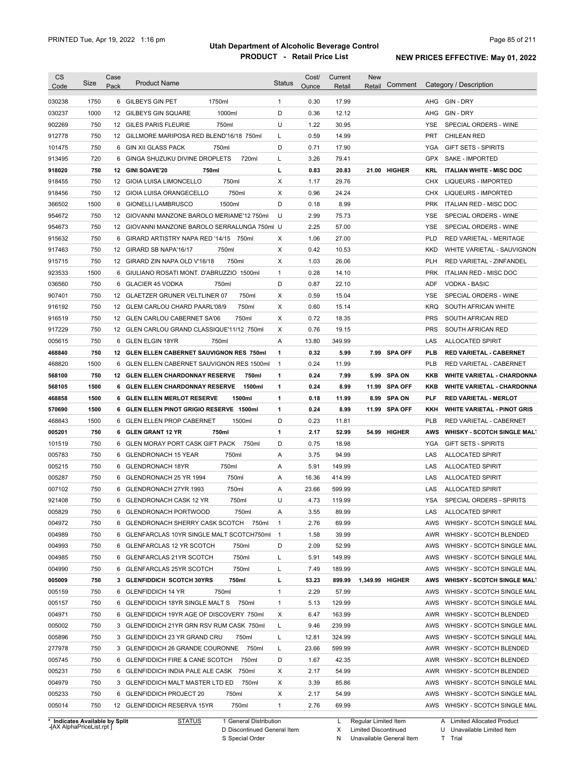# Utah Department of Alcoholic Beverage Control

## PRODUCT - Retail Price List

PRINTED Tue, Apr 19, 2022 1:16 pm

**NEW PRICES EFFECTIVE: May 01, 2022**

| CS Code | Size | Case Pack | Product Name | Status | Cost/ Ounce | Current Retail | New Retail | Comment | Category / Description |
|---|---|---|---|---|---|---|---|---|---|
| 030238 | 1750 | 6 | GILBEYS GIN PET 1750ml | 1 | 0.30 | 17.99 | | | AHG GIN - DRY |
| 030237 | 1000 | 12 | GILBEYS GIN SQUARE 1000ml | D | 0.36 | 12.12 | | | AHG GIN - DRY |
| 902269 | 750 | 12 | GILES PARIS FLEURIE 750ml | U | 1.22 | 30.95 | | | YSE SPECIAL ORDERS - WINE |
| 912778 | 750 | 12 | GILLMORE MARIPOSA RED BLEND'16/18 750ml | L | 0.59 | 14.99 | | | PRT CHILEAN RED |
| 101475 | 750 | 6 | GIN XII GLASS PACK 750ml | D | 0.71 | 17.90 | | | YGA GIFT SETS - SPIRITS |
| 913495 | 720 | 6 | GINGA SHUZUKU DIVINE DROPLETS 720ml | L | 3.26 | 79.41 | | | GPX SAKE - IMPORTED |
| **918020** | **750** | **12** | **GINI SOAVE'20 750ml** | **L** | **0.83** | **20.83** | **21.00** | **HIGHER** | **KRL ITALIAN WHITE - MISC DOC** |
| 918455 | 750 | 12 | GIOIA LUISA LIMONCELLO 750ml | X | 1.17 | 29.76 | | | CHX LIQUEURS - IMPORTED |
| 918456 | 750 | 12 | GIOIA LUISA ORANGECELLO 750ml | X | 0.96 | 24.24 | | | CHX LIQUEURS - IMPORTED |
| 366502 | 1500 | 6 | GIONELLI LAMBRUSCO 1500ml | D | 0.18 | 8.99 | | | PRK ITALIAN RED - MISC DOC |
| 954672 | 750 | 12 | GIOVANNI MANZONE BAROLO MERIAME'12 750ml | U | 2.99 | 75.73 | | | YSE SPECIAL ORDERS - WINE |
| 954673 | 750 | 12 | GIOVANNI MANZONE BAROLO SERRALUNGA 750ml | U | 2.25 | 57.00 | | | YSE SPECIAL ORDERS - WINE |
| 915632 | 750 | 6 | GIRARD ARTISTRY NAPA RED '14/15 750ml | X | 1.06 | 27.00 | | | PLD RED VARIETAL - MERITAGE |
| 917463 | 750 | 12 | GIRARD SB NAPA'16/17 750ml | X | 0.42 | 10.53 | | | KKD WHITE VARIETAL - SAUVIGNON |
| 915715 | 750 | 12 | GIRARD ZIN NAPA OLD V'16/18 750ml | X | 1.03 | 26.06 | | | PLH RED VARIETAL - ZINFANDEL |
| 923533 | 1500 | 6 | GIULIANO ROSATI MONT. D'ABRUZZIO 1500ml | 1 | 0.28 | 14.10 | | | PRK ITALIAN RED - MISC DOC |
| 036560 | 750 | 6 | GLACIER 45 VODKA 750ml | D | 0.87 | 22.10 | | | ADF VODKA - BASIC |
| 907401 | 750 | 12 | GLAETZER GRUNER VELTLINER 07 750ml | X | 0.59 | 15.04 | | | YSE SPECIAL ORDERS - WINE |
| 916192 | 750 | 12 | GLEM CARLOU CHARD PAARL'08/9 750ml | X | 0.60 | 15.14 | | | KRQ SOUTH AFRICAN WHITE |
| 916519 | 750 | 12 | GLEN CARLOU CABERNET SA'06 750ml | X | 0.72 | 18.35 | | | PRS SOUTH AFRICAN RED |
| 917229 | 750 | 12 | GLEN CARLOU GRAND CLASSIQUE'11/12 750ml | X | 0.76 | 19.15 | | | PRS SOUTH AFRICAN RED |
| 005615 | 750 | 6 | GLEN ELGIN 18YR 750ml | A | 13.80 | 349.99 | | | LAS ALLOCATED SPIRIT |
| **468840** | **750** | **12** | **GLEN ELLEN CABERNET SAUVIGNON RES 750ml** | **1** | **0.32** | **5.99** | **7.99** | **SPA OFF** | **PLB RED VARIETAL - CABERNET** |
| 468820 | 1500 | 6 | GLEN ELLEN CABERNET SAUVIGNON RES 1500ml | 1 | 0.24 | 11.99 | | | PLB RED VARIETAL - CABERNET |
| **568100** | **750** | **12** | **GLEN ELLEN CHARDONNAY RESERVE 750ml** | **1** | **0.24** | **7.99** | **5.99** | **SPA ON** | **KKB WHITE VARIETAL - CHARDONNA** |
| **568105** | **1500** | **6** | **GLEN ELLEN CHARDONNAY RESERVE 1500ml** | **1** | **0.24** | **8.99** | **11.99** | **SPA OFF** | **KKB WHITE VARIETAL - CHARDONNA** |
| **468858** | **1500** | **6** | **GLEN ELLEN MERLOT RESERVE 1500ml** | **1** | **0.18** | **11.99** | **8.99** | **SPA ON** | **PLF RED VARIETAL - MERLOT** |
| **570690** | **1500** | **6** | **GLEN ELLEN PINOT GRIGIO RESERVE 1500ml** | **1** | **0.24** | **8.99** | **11.99** | **SPA OFF** | **KKH WHITE VARIETAL - PINOT GRIS** |
| 468843 | 1500 | 6 | GLEN ELLEN PROP CABERNET 1500ml | D | 0.23 | 11.81 | | | PLB RED VARIETAL - CABERNET |
| **005201** | **750** | **6** | **GLEN GRANT 12 YR 750ml** | **1** | **2.17** | **52.99** | **54.99** | **HIGHER** | **AWS WHISKY - SCOTCH SINGLE MALT** |
| 101519 | 750 | 6 | GLEN MORAY PORT CASK GIFT PACK 750ml | D | 0.75 | 18.98 | | | YGA GIFT SETS - SPIRITS |
| 005783 | 750 | 6 | GLENDRONACH 15 YEAR 750ml | A | 3.75 | 94.99 | | | LAS ALLOCATED SPIRIT |
| 005215 | 750 | 6 | GLENDRONACH 18YR 750ml | A | 5.91 | 149.99 | | | LAS ALLOCATED SPIRIT |
| 005287 | 750 | 6 | GLENDRONACH 25 YR 1994 750ml | A | 16.36 | 414.99 | | | LAS ALLOCATED SPIRIT |
| 007102 | 750 | 6 | GLENDRONACH 27YR 1993 750ml | A | 23.66 | 599.99 | | | LAS ALLOCATED SPIRIT |
| 921408 | 750 | 6 | GLENDRONACH CASK 12 YR 750ml | U | 4.73 | 119.99 | | | YSA SPECIAL ORDERS - SPIRITS |
| 005829 | 750 | 6 | GLENDRONACH PORTWOOD 750ml | A | 3.55 | 89.99 | | | LAS ALLOCATED SPIRIT |
| 004972 | 750 | 6 | GLENDRONACH SHERRY CASK SCOTCH 750ml | 1 | 2.76 | 69.99 | | | AWS WHISKY - SCOTCH SINGLE MAL |
| 004989 | 750 | 6 | GLENFARCLAS 10YR SINGLE MALT SCOTCH750ml | 1 | 1.58 | 39.99 | | | AWR WHISKY - SCOTCH BLENDED |
| 004993 | 750 | 6 | GLENFARCLAS 12 YR SCOTCH 750ml | D | 2.09 | 52.99 | | | AWS WHISKY - SCOTCH SINGLE MAL |
| 004985 | 750 | 6 | GLENFARCLAS 21YR SCOTCH 750ml | L | 5.91 | 149.99 | | | AWS WHISKY - SCOTCH SINGLE MAL |
| 004990 | 750 | 6 | GLENFARCLAS 25YR SCOTCH 750ml | L | 7.49 | 189.99 | | | AWS WHISKY - SCOTCH SINGLE MAL |
| **005009** | **750** | **3** | **GLENFIDDICH SCOTCH 30YRS 750ml** | **L** | **53.23** | **899.99** | **1,349.99** | **HIGHER** | **AWS WHISKY - SCOTCH SINGLE MALT** |
| 005159 | 750 | 6 | GLENFIDDICH 14 YR 750ml | 1 | 2.29 | 57.99 | | | AWS WHISKY - SCOTCH SINGLE MAL |
| 005157 | 750 | 6 | GLENFIDDICH 18YR SINGLE MALT S 750ml | 1 | 5.13 | 129.99 | | | AWS WHISKY - SCOTCH SINGLE MAL |
| 004971 | 750 | 6 | GLENFIDDICH 19YR AGE OF DISCOVERY 750ml | X | 6.47 | 163.99 | | | AWR WHISKY - SCOTCH BLENDED |
| 005002 | 750 | 3 | GLENFIDDICH 21YR GRN RSV RUM CASK 750ml | L | 9.46 | 239.99 | | | AWS WHISKY - SCOTCH SINGLE MAL |
| 005896 | 750 | 3 | GLENFIDDICH 23 YR GRAND CRU 750ml | L | 12.81 | 324.99 | | | AWS WHISKY - SCOTCH SINGLE MAL |
| 277978 | 750 | 3 | GLENFIDDICH 26 GRANDE COURONNE 750ml | L | 23.66 | 599.99 | | | AWR WHISKY - SCOTCH BLENDED |
| 005745 | 750 | 6 | GLENFIDDICH FIRE & CANE SCOTCH 750ml | D | 1.67 | 42.35 | | | AWR WHISKY - SCOTCH BLENDED |
| 005231 | 750 | 6 | GLENFIDDICH INDIA PALE ALE CASK 750ml | X | 2.17 | 54.99 | | | AWR WHISKY - SCOTCH BLENDED |
| 004979 | 750 | 3 | GLENFIDDICH MALT MASTER LTD ED 750ml | X | 3.39 | 85.86 | | | AWS WHISKY - SCOTCH SINGLE MAL |
| 005233 | 750 | 6 | GLENFIDDICH PROJECT 20 750ml | X | 2.17 | 54.99 | | | AWS WHISKY - SCOTCH SINGLE MAL |
| 005014 | 750 | 12 | GLENFIDDICH RESERVA 15YR 750ml | 1 | 2.76 | 69.99 | | | AWS WHISKY - SCOTCH SINGLE MAL |

\* Indicates Available by Split

STATUS: 1 General Distribution; D Discontinued General Item; S Special Order; L Regular Limited Item; X Limited Discontinued; N Unavailable General Item; A Limited Allocated Product; U Unavailable Limited Item; T Trial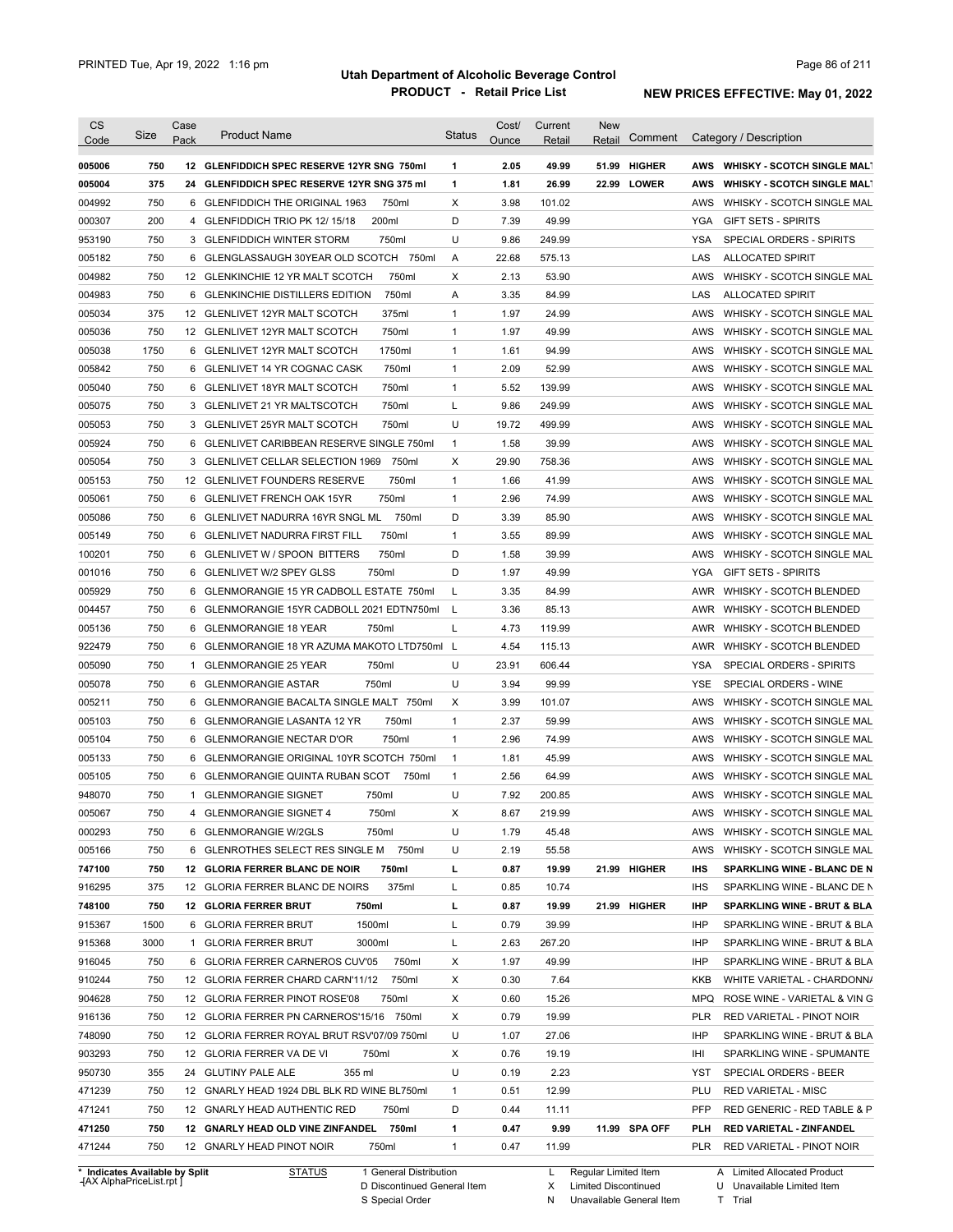# Utah Department of Alcoholic Beverage Control

**PRODUCT - Retail Price List**

PRINTED Tue, Apr 19, 2022 1:16 pm

**NEW PRICES EFFECTIVE: May 01, 2022**

| CS Code | Size | Case Pack | Product Name | Status | Cost/ Ounce | Current Retail | New Retail | Comment | Category / Description |
|---|---|---|---|---|---|---|---|---|---|
| **005006** | **750** | **12** | **GLENFIDDICH SPEC RESERVE 12YR SNG 750ml** | **1** | **2.05** | **49.99** | **51.99** | **HIGHER** | **AWS WHISKY - SCOTCH SINGLE MALT** |
| **005004** | **375** | **24** | **GLENFIDDICH SPEC RESERVE 12YR SNG 375 ml** | **1** | **1.81** | **26.99** | **22.99** | **LOWER** | **AWS WHISKY - SCOTCH SINGLE MALT** |
| 004992 | 750 | 6 | GLENFIDDICH THE ORIGINAL 1963 750ml | X | 3.98 | 101.02 | | | AWS WHISKY - SCOTCH SINGLE MAL |
| 000307 | 200 | 4 | GLENFIDDICH TRIO PK 12/ 15/18 200ml | D | 7.39 | 49.99 | | | YGA GIFT SETS - SPIRITS |
| 953190 | 750 | 3 | GLENFIDDICH WINTER STORM 750ml | U | 9.86 | 249.99 | | | YSA SPECIAL ORDERS - SPIRITS |
| 005182 | 750 | 6 | GLENGLASSAUGH 30YEAR OLD SCOTCH 750ml | A | 22.68 | 575.13 | | | LAS ALLOCATED SPIRIT |
| 004982 | 750 | 12 | GLENKINCHIE 12 YR MALT SCOTCH 750ml | X | 2.13 | 53.90 | | | AWS WHISKY - SCOTCH SINGLE MAL |
| 004983 | 750 | 6 | GLENKINCHIE DISTILLERS EDITION 750ml | A | 3.35 | 84.99 | | | LAS ALLOCATED SPIRIT |
| 005034 | 375 | 12 | GLENLIVET 12YR MALT SCOTCH 375ml | 1 | 1.97 | 24.99 | | | AWS WHISKY - SCOTCH SINGLE MAL |
| 005036 | 750 | 12 | GLENLIVET 12YR MALT SCOTCH 750ml | 1 | 1.97 | 49.99 | | | AWS WHISKY - SCOTCH SINGLE MAL |
| 005038 | 1750 | 6 | GLENLIVET 12YR MALT SCOTCH 1750ml | 1 | 1.61 | 94.99 | | | AWS WHISKY - SCOTCH SINGLE MAL |
| 005842 | 750 | 6 | GLENLIVET 14 YR COGNAC CASK 750ml | 1 | 2.09 | 52.99 | | | AWS WHISKY - SCOTCH SINGLE MAL |
| 005040 | 750 | 6 | GLENLIVET 18YR MALT SCOTCH 750ml | 1 | 5.52 | 139.99 | | | AWS WHISKY - SCOTCH SINGLE MAL |
| 005075 | 750 | 3 | GLENLIVET 21 YR MALTSCOTCH 750ml | L | 9.86 | 249.99 | | | AWS WHISKY - SCOTCH SINGLE MAL |
| 005053 | 750 | 3 | GLENLIVET 25YR MALT SCOTCH 750ml | U | 19.72 | 499.99 | | | AWS WHISKY - SCOTCH SINGLE MAL |
| 005924 | 750 | 6 | GLENLIVET CARIBBEAN RESERVE SINGLE 750ml | 1 | 1.58 | 39.99 | | | AWS WHISKY - SCOTCH SINGLE MAL |
| 005054 | 750 | 3 | GLENLIVET CELLAR SELECTION 1969 750ml | X | 29.90 | 758.36 | | | AWS WHISKY - SCOTCH SINGLE MAL |
| 005153 | 750 | 12 | GLENLIVET FOUNDERS RESERVE 750ml | 1 | 1.66 | 41.99 | | | AWS WHISKY - SCOTCH SINGLE MAL |
| 005061 | 750 | 6 | GLENLIVET FRENCH OAK 15YR 750ml | 1 | 2.96 | 74.99 | | | AWS WHISKY - SCOTCH SINGLE MAL |
| 005086 | 750 | 6 | GLENLIVET NADURRA 16YR SNGL ML 750ml | D | 3.39 | 85.90 | | | AWS WHISKY - SCOTCH SINGLE MAL |
| 005149 | 750 | 6 | GLENLIVET NADURRA FIRST FILL 750ml | 1 | 3.55 | 89.99 | | | AWS WHISKY - SCOTCH SINGLE MAL |
| 100201 | 750 | 6 | GLENLIVET W / SPOON BITTERS 750ml | D | 1.58 | 39.99 | | | AWS WHISKY - SCOTCH SINGLE MAL |
| 001016 | 750 | 6 | GLENLIVET W/2 SPEY GLSS 750ml | D | 1.97 | 49.99 | | | YGA GIFT SETS - SPIRITS |
| 005929 | 750 | 6 | GLENMORANGIE 15 YR CADBOLL ESTATE 750ml | L | 3.35 | 84.99 | | | AWR WHISKY - SCOTCH BLENDED |
| 004457 | 750 | 6 | GLENMORANGIE 15YR CADBOLL 2021 EDTN750ml | L | 3.36 | 85.13 | | | AWR WHISKY - SCOTCH BLENDED |
| 005136 | 750 | 6 | GLENMORANGIE 18 YEAR 750ml | L | 4.73 | 119.99 | | | AWR WHISKY - SCOTCH BLENDED |
| 922479 | 750 | 6 | GLENMORANGIE 18 YR AZUMA MAKOTO LTD750ml | L | 4.54 | 115.13 | | | AWR WHISKY - SCOTCH BLENDED |
| 005090 | 750 | 1 | GLENMORANGIE 25 YEAR 750ml | U | 23.91 | 606.44 | | | YSA SPECIAL ORDERS - SPIRITS |
| 005078 | 750 | 6 | GLENMORANGIE ASTAR 750ml | U | 3.94 | 99.99 | | | YSE SPECIAL ORDERS - WINE |
| 005211 | 750 | 6 | GLENMORANGIE BACALTA SINGLE MALT 750ml | X | 3.99 | 101.07 | | | AWS WHISKY - SCOTCH SINGLE MAL |
| 005103 | 750 | 6 | GLENMORANGIE LASANTA 12 YR 750ml | 1 | 2.37 | 59.99 | | | AWS WHISKY - SCOTCH SINGLE MAL |
| 005104 | 750 | 6 | GLENMORANGIE NECTAR D'OR 750ml | 1 | 2.96 | 74.99 | | | AWS WHISKY - SCOTCH SINGLE MAL |
| 005133 | 750 | 6 | GLENMORANGIE ORIGINAL 10YR SCOTCH 750ml | 1 | 1.81 | 45.99 | | | AWS WHISKY - SCOTCH SINGLE MAL |
| 005105 | 750 | 6 | GLENMORANGIE QUINTA RUBAN SCOT 750ml | 1 | 2.56 | 64.99 | | | AWS WHISKY - SCOTCH SINGLE MAL |
| 948070 | 750 | 1 | GLENMORANGIE SIGNET 750ml | U | 7.92 | 200.85 | | | AWS WHISKY - SCOTCH SINGLE MAL |
| 005067 | 750 | 4 | GLENMORANGIE SIGNET 4 750ml | X | 8.67 | 219.99 | | | AWS WHISKY - SCOTCH SINGLE MAL |
| 000293 | 750 | 6 | GLENMORANGIE W/2GLS 750ml | U | 1.79 | 45.48 | | | AWS WHISKY - SCOTCH SINGLE MAL |
| 005166 | 750 | 6 | GLENROTHES SELECT RES SINGLE M 750ml | U | 2.19 | 55.58 | | | AWS WHISKY - SCOTCH SINGLE MAL |
| **747100** | **750** | **12** | **GLORIA FERRER BLANC DE NOIR 750ml** | **L** | **0.87** | **19.99** | **21.99** | **HIGHER** | **IHS SPARKLING WINE - BLANC DE N** |
| 916295 | 375 | 12 | GLORIA FERRER BLANC DE NOIRS 375ml | L | 0.85 | 10.74 | | | IHS SPARKLING WINE - BLANC DE N |
| **748100** | **750** | **12** | **GLORIA FERRER BRUT 750ml** | **L** | **0.87** | **19.99** | **21.99** | **HIGHER** | **IHP SPARKLING WINE - BRUT & BLA** |
| 915367 | 1500 | 6 | GLORIA FERRER BRUT 1500ml | L | 0.79 | 39.99 | | | IHP SPARKLING WINE - BRUT & BLA |
| 915368 | 3000 | 1 | GLORIA FERRER BRUT 3000ml | L | 2.63 | 267.20 | | | IHP SPARKLING WINE - BRUT & BLA |
| 916045 | 750 | 6 | GLORIA FERRER CARNEROS CUV'05 750ml | X | 1.97 | 49.99 | | | IHP SPARKLING WINE - BRUT & BLA |
| 910244 | 750 | 12 | GLORIA FERRER CHARD CARN'11/12 750ml | X | 0.30 | 7.64 | | | KKB WHITE VARIETAL - CHARDONNA |
| 904628 | 750 | 12 | GLORIA FERRER PINOT ROSE'08 750ml | X | 0.60 | 15.26 | | | MPQ ROSE WINE - VARIETAL & VIN G |
| 916136 | 750 | 12 | GLORIA FERRER PN CARNEROS'15/16 750ml | X | 0.79 | 19.99 | | | PLR RED VARIETAL - PINOT NOIR |
| 748090 | 750 | 12 | GLORIA FERRER ROYAL BRUT RSV'07/09 750ml | U | 1.07 | 27.06 | | | IHP SPARKLING WINE - BRUT & BLA |
| 903293 | 750 | 12 | GLORIA FERRER VA DE VI 750ml | X | 0.76 | 19.19 | | | IHI SPARKLING WINE - SPUMANTE |
| 950730 | 355 | 24 | GLUTINY PALE ALE 355 ml | U | 0.19 | 2.23 | | | YST SPECIAL ORDERS - BEER |
| 471239 | 750 | 12 | GNARLY HEAD 1924 DBL BLK RD WINE BL750ml | 1 | 0.51 | 12.99 | | | PLU RED VARIETAL - MISC |
| 471241 | 750 | 12 | GNARLY HEAD AUTHENTIC RED 750ml | D | 0.44 | 11.11 | | | PFP RED GENERIC - RED TABLE & P |
| **471250** | **750** | **12** | **GNARLY HEAD OLD VINE ZINFANDEL 750ml** | **1** | **0.47** | **9.99** | **11.99** | **SPA OFF** | **PLH RED VARIETAL - ZINFANDEL** |
| 471244 | 750 | 12 | GNARLY HEAD PINOT NOIR 750ml | 1 | 0.47 | 11.99 | | | PLR RED VARIETAL - PINOT NOIR |

\* Indicates Available by Split

STATUS: 1 General Distribution; D Discontinued General Item; S Special Order; L Regular Limited Item; X Limited Discontinued; N Unavailable General Item; A Limited Allocated Product; U Unavailable Limited Item; T Trial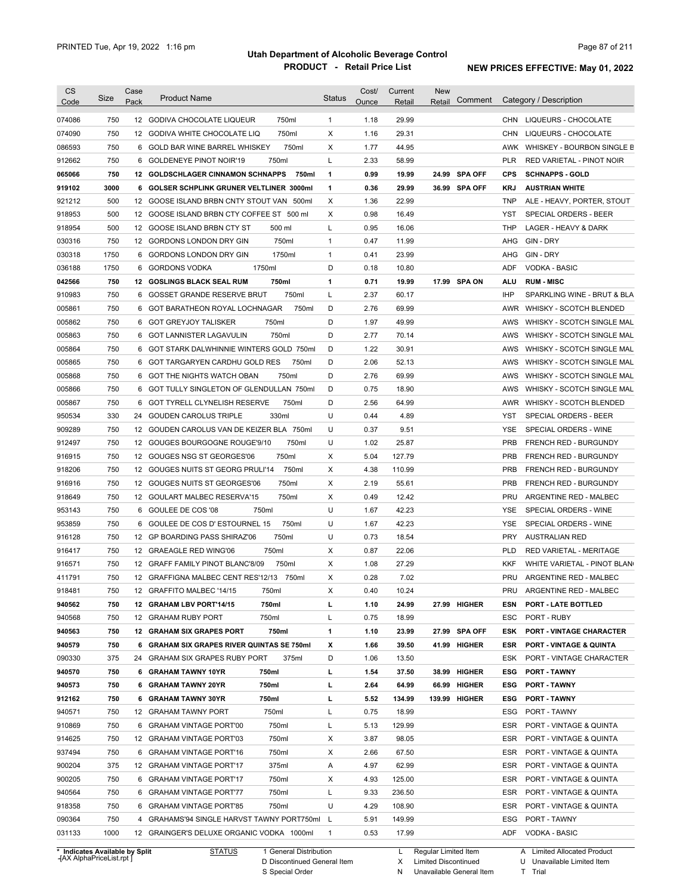# Utah Department of Alcoholic Beverage Control

## PRODUCT - Retail Price List

PRINTED Tue, Apr 19, 2022 1:16 pm

**NEW PRICES EFFECTIVE: May 01, 2022**

| CS Code | Size | Case Pack | Product Name | | Status | Cost/ Ounce | Current Retail | New Retail | Comment | Category / Description | |
|---|---|---|---|---|---|---|---|---|---|---|---|
| 074086 | 750 | 12 | GODIVA CHOCOLATE LIQUEUR | 750ml | 1 | 1.18 | 29.99 | | | CHN | LIQUEURS - CHOCOLATE |
| 074090 | 750 | 12 | GODIVA WHITE CHOCOLATE LIQ | 750ml | X | 1.16 | 29.31 | | | CHN | LIQUEURS - CHOCOLATE |
| 086593 | 750 | 6 | GOLD BAR WINE BARREL WHISKEY | 750ml | X | 1.77 | 44.95 | | | AWK | WHISKEY - BOURBON SINGLE B |
| 912662 | 750 | 6 | GOLDENEYE PINOT NOIR'19 | 750ml | L | 2.33 | 58.99 | | | PLR | RED VARIETAL - PINOT NOIR |
| **065066** | **750** | **12** | **GOLDSCHLAGER CINNAMON SCHNAPPS** | **750ml** | **1** | **0.99** | **19.99** | **24.99** | **SPA OFF** | **CPS** | **SCHNAPPS - GOLD** |
| **919102** | **3000** | **6** | **GOLSER SCHPLINK GRUNER VELTLINER 3000ml** | | **1** | **0.36** | **29.99** | **36.99** | **SPA OFF** | **KRJ** | **AUSTRIAN WHITE** |
| 921212 | 500 | 12 | GOOSE ISLAND BRBN CNTY STOUT VAN | 500ml | X | 1.36 | 22.99 | | | TNP | ALE - HEAVY, PORTER, STOUT |
| 918953 | 500 | 12 | GOOSE ISLAND BRBN CTY COFFEE ST | 500 ml | X | 0.98 | 16.49 | | | YST | SPECIAL ORDERS - BEER |
| 918954 | 500 | 12 | GOOSE ISLAND BRBN CTY ST | 500 ml | L | 0.95 | 16.06 | | | THP | LAGER - HEAVY & DARK |
| 030316 | 750 | 12 | GORDONS LONDON DRY GIN | 750ml | 1 | 0.47 | 11.99 | | | AHG | GIN - DRY |
| 030318 | 1750 | 6 | GORDONS LONDON DRY GIN | 1750ml | 1 | 0.41 | 23.99 | | | AHG | GIN - DRY |
| 036188 | 1750 | 6 | GORDONS VODKA | 1750ml | D | 0.18 | 10.80 | | | ADF | VODKA - BASIC |
| **042566** | **750** | **12** | **GOSLINGS BLACK SEAL RUM** | **750ml** | **1** | **0.71** | **19.99** | **17.99** | **SPA ON** | **ALU** | **RUM - MISC** |
| 910983 | 750 | 6 | GOSSET GRANDE RESERVE BRUT | 750ml | L | 2.37 | 60.17 | | | IHP | SPARKLING WINE - BRUT & BLA |
| 005861 | 750 | 6 | GOT BARATHEON ROYAL LOCHNAGAR | 750ml | D | 2.76 | 69.99 | | | AWR | WHISKY - SCOTCH BLENDED |
| 005862 | 750 | 6 | GOT GREYJOY TALISKER | 750ml | D | 1.97 | 49.99 | | | AWS | WHISKY - SCOTCH SINGLE MAL |
| 005863 | 750 | 6 | GOT LANNISTER LAGAVULIN | 750ml | D | 2.77 | 70.14 | | | AWS | WHISKY - SCOTCH SINGLE MAL |
| 005864 | 750 | 6 | GOT STARK DALWHINNIE WINTERS GOLD | 750ml | D | 1.22 | 30.91 | | | AWS | WHISKY - SCOTCH SINGLE MAL |
| 005865 | 750 | 6 | GOT TARGARYEN CARDHU GOLD RES | 750ml | D | 2.06 | 52.13 | | | AWS | WHISKY - SCOTCH SINGLE MAL |
| 005868 | 750 | 6 | GOT THE NIGHTS WATCH OBAN | 750ml | D | 2.76 | 69.99 | | | AWS | WHISKY - SCOTCH SINGLE MAL |
| 005866 | 750 | 6 | GOT TULLY SINGLETON OF GLENDULLAN | 750ml | D | 0.75 | 18.90 | | | AWS | WHISKY - SCOTCH SINGLE MAL |
| 005867 | 750 | 6 | GOT TYRELL CLYNELISH RESERVE | 750ml | D | 2.56 | 64.99 | | | AWR | WHISKY - SCOTCH BLENDED |
| 950534 | 330 | 24 | GOUDEN CAROLUS TRIPLE | 330ml | U | 0.44 | 4.89 | | | YST | SPECIAL ORDERS - BEER |
| 909289 | 750 | 12 | GOUDEN CAROLUS VAN DE KEIZER BLA | 750ml | U | 0.37 | 9.51 | | | YSE | SPECIAL ORDERS - WINE |
| 912497 | 750 | 12 | GOUGES BOURGOGNE ROUGE'9/10 | 750ml | U | 1.02 | 25.87 | | | PRB | FRENCH RED - BURGUNDY |
| 916915 | 750 | 12 | GOUGES NSG ST GEORGES'06 | 750ml | X | 5.04 | 127.79 | | | PRB | FRENCH RED - BURGUNDY |
| 918206 | 750 | 12 | GOUGES NUITS ST GEORG PRULI'14 | 750ml | X | 4.38 | 110.99 | | | PRB | FRENCH RED - BURGUNDY |
| 916916 | 750 | 12 | GOUGES NUITS ST GEORGES'06 | 750ml | X | 2.19 | 55.61 | | | PRB | FRENCH RED - BURGUNDY |
| 918649 | 750 | 12 | GOULART MALBEC RESERVA'15 | 750ml | X | 0.49 | 12.42 | | | PRU | ARGENTINE RED - MALBEC |
| 953143 | 750 | 6 | GOULEE DE COS '08 | 750ml | U | 1.67 | 42.23 | | | YSE | SPECIAL ORDERS - WINE |
| 953859 | 750 | 6 | GOULEE DE COS D' ESTOURNEL 15 | 750ml | U | 1.67 | 42.23 | | | YSE | SPECIAL ORDERS - WINE |
| 916128 | 750 | 12 | GP BOARDING PASS SHIRAZ'06 | 750ml | U | 0.73 | 18.54 | | | PRY | AUSTRALIAN RED |
| 916417 | 750 | 12 | GRAEAGLE RED WING'06 | 750ml | X | 0.87 | 22.06 | | | PLD | RED VARIETAL - MERITAGE |
| 916571 | 750 | 12 | GRAFF FAMILY PINOT BLANC'8/09 | 750ml | X | 1.08 | 27.29 | | | KKF | WHITE VARIETAL - PINOT BLAN |
| 411791 | 750 | 12 | GRAFFIGNA MALBEC CENT RES'12/13 | 750ml | X | 0.28 | 7.02 | | | PRU | ARGENTINE RED - MALBEC |
| 918481 | 750 | 12 | GRAFFITO MALBEC '14/15 | 750ml | X | 0.40 | 10.24 | | | PRU | ARGENTINE RED - MALBEC |
| **940562** | **750** | **12** | **GRAHAM LBV PORT'14/15** | **750ml** | **L** | **1.10** | **24.99** | **27.99** | **HIGHER** | **ESN** | **PORT - LATE BOTTLED** |
| 940568 | 750 | 12 | GRAHAM RUBY PORT | 750ml | L | 0.75 | 18.99 | | | ESC | PORT - RUBY |
| **940563** | **750** | **12** | **GRAHAM SIX GRAPES PORT** | **750ml** | **1** | **1.10** | **23.99** | **27.99** | **SPA OFF** | **ESK** | **PORT - VINTAGE CHARACTER** |
| **940579** | **750** | **6** | **GRAHAM SIX GRAPES RIVER QUINTAS SE 750ml** | | **X** | **1.66** | **39.50** | **41.99** | **HIGHER** | **ESR** | **PORT - VINTAGE & QUINTA** |
| 090330 | 375 | 24 | GRAHAM SIX GRAPES RUBY PORT | 375ml | D | 1.06 | 13.50 | | | ESK | PORT - VINTAGE CHARACTER |
| **940570** | **750** | **6** | **GRAHAM TAWNY 10YR** | **750ml** | **L** | **1.54** | **37.50** | **38.99** | **HIGHER** | **ESG** | **PORT - TAWNY** |
| **940573** | **750** | **6** | **GRAHAM TAWNY 20YR** | **750ml** | **L** | **2.64** | **64.99** | **66.99** | **HIGHER** | **ESG** | **PORT - TAWNY** |
| **912162** | **750** | **6** | **GRAHAM TAWNY 30YR** | **750ml** | **L** | **5.52** | **134.99** | **139.99** | **HIGHER** | **ESG** | **PORT - TAWNY** |
| 940571 | 750 | 12 | GRAHAM TAWNY PORT | 750ml | L | 0.75 | 18.99 | | | ESG | PORT - TAWNY |
| 910869 | 750 | 6 | GRAHAM VINTAGE PORT'00 | 750ml | L | 5.13 | 129.99 | | | ESR | PORT - VINTAGE & QUINTA |
| 914625 | 750 | 12 | GRAHAM VINTAGE PORT'03 | 750ml | X | 3.87 | 98.05 | | | ESR | PORT - VINTAGE & QUINTA |
| 937494 | 750 | 6 | GRAHAM VINTAGE PORT'16 | 750ml | X | 2.66 | 67.50 | | | ESR | PORT - VINTAGE & QUINTA |
| 900204 | 375 | 12 | GRAHAM VINTAGE PORT'17 | 375ml | A | 4.97 | 62.99 | | | ESR | PORT - VINTAGE & QUINTA |
| 900205 | 750 | 6 | GRAHAM VINTAGE PORT'17 | 750ml | X | 4.93 | 125.00 | | | ESR | PORT - VINTAGE & QUINTA |
| 940564 | 750 | 6 | GRAHAM VINTAGE PORT'77 | 750ml | L | 9.33 | 236.50 | | | ESR | PORT - VINTAGE & QUINTA |
| 918358 | 750 | 6 | GRAHAM VINTAGE PORT'85 | 750ml | U | 4.29 | 108.90 | | | ESR | PORT - VINTAGE & QUINTA |
| 090364 | 750 | 4 | GRAHAMS'94 SINGLE HARVST TAWNY PORT750ml | | L | 5.91 | 149.99 | | | ESG | PORT - TAWNY |
| 031133 | 1000 | 12 | GRAINGER'S DELUXE ORGANIC VODKA | 1000ml | 1 | 0.53 | 17.99 | | | ADF | VODKA - BASIC |

\* Indicates Available by Split

STATUS: 1 General Distribution; D Discontinued General Item; S Special Order; L Regular Limited Item; X Limited Discontinued; N Unavailable General Item; A Limited Allocated Product; U Unavailable Limited Item; T Trial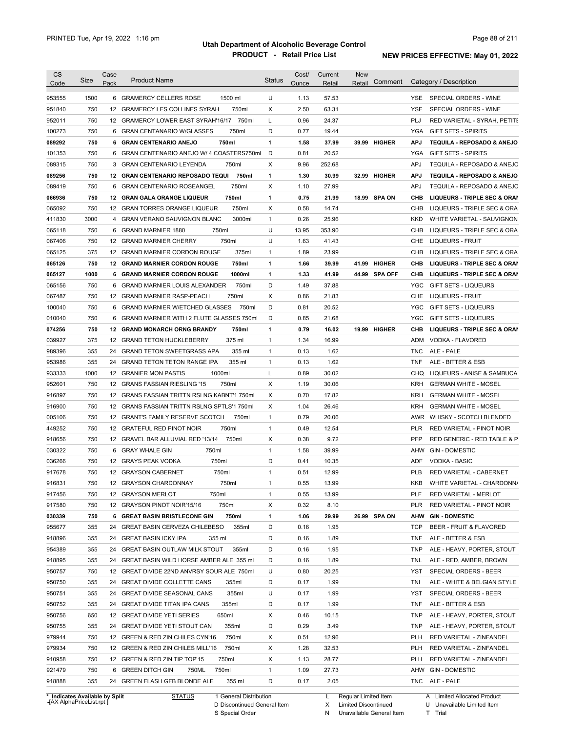# Utah Department of Alcoholic Beverage Control

## PRODUCT - Retail Price List

PRINTED Tue, Apr 19, 2022 1:16 pm

**NEW PRICES EFFECTIVE: May 01, 2022**

| CS Code | Size | Case Pack | Product Name | Status | Cost/ Ounce | Current Retail | New Retail | Comment | Category / Description |
|---|---|---|---|---|---|---|---|---|---|
| 953555 | 1500 | 6 | GRAMERCY CELLERS ROSE 1500 ml | U | 1.13 | 57.53 | | | YSE SPECIAL ORDERS - WINE |
| 951840 | 750 | 12 | GRAMERCY LES COLLINES SYRAH 750ml | X | 2.50 | 63.31 | | | YSE SPECIAL ORDERS - WINE |
| 952011 | 750 | 12 | GRAMERCY LOWER EAST SYRAH'16/17 750ml | L | 0.96 | 24.37 | | | PLJ RED VARIETAL - SYRAH, PETITE |
| 100273 | 750 | 6 | GRAN CENTANARIO W/GLASSES 750ml | D | 0.77 | 19.44 | | | YGA GIFT SETS - SPIRITS |
| **089292** | **750** | **6** | **GRAN CENTENARIO ANEJO 750ml** | **1** | **1.58** | **37.99** | **39.99** | **HIGHER** | **APJ TEQUILA - REPOSADO & ANEJO** |
| 101353 | 750 | 6 | GRAN CENTENARIO ANEJO W/ 4 COASTERS750ml | D | 0.81 | 20.52 | | | YGA GIFT SETS - SPIRITS |
| 089315 | 750 | 3 | GRAN CENTENARIO LEYENDA 750ml | X | 9.96 | 252.68 | | | APJ TEQUILA - REPOSADO & ANEJO |
| **089256** | **750** | **12** | **GRAN CENTENARIO REPOSADO TEQUI 750ml** | **1** | **1.30** | **30.99** | **32.99** | **HIGHER** | **APJ TEQUILA - REPOSADO & ANEJO** |
| 089419 | 750 | 6 | GRAN CENTENARIO ROSEANGEL 750ml | X | 1.10 | 27.99 | | | APJ TEQUILA - REPOSADO & ANEJO |
| **066936** | **750** | **12** | **GRAN GALA ORANGE LIQUEUR 750ml** | **1** | **0.75** | **21.99** | **18.99** | **SPA ON** | **CHB LIQUEURS - TRIPLE SEC & ORAN** |
| 065092 | 750 | 12 | GRAN TORRES ORANGE LIQUEUR 750ml | X | 0.58 | 14.74 | | | CHB LIQUEURS - TRIPLE SEC & ORA |
| 411830 | 3000 | 4 | GRAN VERANO SAUVIGNON BLANC 3000ml | 1 | 0.26 | 25.96 | | | KKD WHITE VARIETAL - SAUVIGNON |
| 065118 | 750 | 6 | GRAND MARNIER 1880 750ml | U | 13.95 | 353.90 | | | CHB LIQUEURS - TRIPLE SEC & ORA |
| 067406 | 750 | 12 | GRAND MARNIER CHERRY 750ml | U | 1.63 | 41.43 | | | CHE LIQUEURS - FRUIT |
| 065125 | 375 | 12 | GRAND MARNIER CORDON ROUGE 375ml | 1 | 1.89 | 23.99 | | | CHB LIQUEURS - TRIPLE SEC & ORA |
| **065126** | **750** | **12** | **GRAND MARNIER CORDON ROUGE 750ml** | **1** | **1.66** | **39.99** | **41.99** | **HIGHER** | **CHB LIQUEURS - TRIPLE SEC & ORAN** |
| **065127** | **1000** | **6** | **GRAND MARNIER CORDON ROUGE 1000ml** | **1** | **1.33** | **41.99** | **44.99** | **SPA OFF** | **CHB LIQUEURS - TRIPLE SEC & ORAN** |
| 065156 | 750 | 6 | GRAND MARNIER LOUIS ALEXANDER 750ml | D | 1.49 | 37.88 | | | YGC GIFT SETS - LIQUEURS |
| 067487 | 750 | 12 | GRAND MARNIER RASP-PEACH 750ml | X | 0.86 | 21.83 | | | CHE LIQUEURS - FRUIT |
| 100040 | 750 | 6 | GRAND MARNIER W/ETCHED GLASSES 750ml | D | 0.81 | 20.52 | | | YGC GIFT SETS - LIQUEURS |
| 010040 | 750 | 6 | GRAND MARNIER WITH 2 FLUTE GLASSES 750ml | D | 0.85 | 21.68 | | | YGC GIFT SETS - LIQUEURS |
| **074256** | **750** | **12** | **GRAND MONARCH ORNG BRANDY 750ml** | **1** | **0.79** | **16.02** | **19.99** | **HIGHER** | **CHB LIQUEURS - TRIPLE SEC & ORAN** |
| 039927 | 375 | 12 | GRAND TETON HUCKLEBERRY 375 ml | 1 | 1.34 | 16.99 | | | ADM VODKA - FLAVORED |
| 989396 | 355 | 24 | GRAND TETON SWEETGRASS APA 355 ml | 1 | 0.13 | 1.62 | | | TNC ALE - PALE |
| 953986 | 355 | 24 | GRAND TETON TETON RANGE IPA 355 ml | 1 | 0.13 | 1.62 | | | TNF ALE - BITTER & ESB |
| 933333 | 1000 | 12 | GRANIER MON PASTIS 1000ml | L | 0.89 | 30.02 | | | CHQ LIQUEURS - ANISE & SAMBUCA |
| 952601 | 750 | 12 | GRANS FASSIAN RIESLING '15 750ml | X | 1.19 | 30.06 | | | KRH GERMAN WHITE - MOSEL |
| 916897 | 750 | 12 | GRANS FASSIAN TRITTN RSLNG KABNT'1 750ml | X | 0.70 | 17.82 | | | KRH GERMAN WHITE - MOSEL |
| 916900 | 750 | 12 | GRANS FASSIAN TRITTN RSLNG SPTLS'1 750ml | X | 1.04 | 26.46 | | | KRH GERMAN WHITE - MOSEL |
| 005106 | 750 | 12 | GRANT'S FAMILY RESERVE SCOTCH 750ml | 1 | 0.79 | 20.06 | | | AWR WHISKY - SCOTCH BLENDED |
| 449252 | 750 | 12 | GRATEFUL RED PINOT NOIR 750ml | 1 | 0.49 | 12.54 | | | PLR RED VARIETAL - PINOT NOIR |
| 918656 | 750 | 12 | GRAVEL BAR ALLUVIAL RED '13/14 750ml | X | 0.38 | 9.72 | | | PFP RED GENERIC - RED TABLE & P |
| 030322 | 750 | 6 | GRAY WHALE GIN 750ml | 1 | 1.58 | 39.99 | | | AHW GIN - DOMESTIC |
| 036266 | 750 | 12 | GRAYS PEAK VODKA 750ml | D | 0.41 | 10.35 | | | ADF VODKA - BASIC |
| 917678 | 750 | 12 | GRAYSON CABERNET 750ml | 1 | 0.51 | 12.99 | | | PLB RED VARIETAL - CABERNET |
| 916831 | 750 | 12 | GRAYSON CHARDONNAY 750ml | 1 | 0.55 | 13.99 | | | KKB WHITE VARIETAL - CHARDONNA |
| 917456 | 750 | 12 | GRAYSON MERLOT 750ml | 1 | 0.55 | 13.99 | | | PLF RED VARIETAL - MERLOT |
| 917580 | 750 | 12 | GRAYSON PINOT NOIR'15/16 750ml | X | 0.32 | 8.10 | | | PLR RED VARIETAL - PINOT NOIR |
| **030339** | **750** | **6** | **GREAT BASIN BRISTLECONE GIN 750ml** | **1** | **1.06** | **29.99** | **26.99** | **SPA ON** | **AHW GIN - DOMESTIC** |
| 955677 | 355 | 24 | GREAT BASIN CERVEZA CHILEBESO 355ml | D | 0.16 | 1.95 | | | TCP BEER - FRUIT & FLAVORED |
| 918896 | 355 | 24 | GREAT BASIN ICKY IPA 355 ml | D | 0.16 | 1.89 | | | TNF ALE - BITTER & ESB |
| 954389 | 355 | 24 | GREAT BASIN OUTLAW MILK STOUT 355ml | D | 0.16 | 1.95 | | | TNP ALE - HEAVY, PORTER, STOUT |
| 918895 | 355 | 24 | GREAT BASIN WILD HORSE AMBER ALE 355 ml | D | 0.16 | 1.89 | | | TNL ALE - RED, AMBER, BROWN |
| 950757 | 750 | 12 | GREAT DIVIDE 22ND ANVRSY SOUR ALE 750ml | U | 0.80 | 20.25 | | | YST SPECIAL ORDERS - BEER |
| 950750 | 355 | 24 | GREAT DIVIDE COLLETTE CANS 355ml | D | 0.17 | 1.99 | | | TNI ALE - WHITE & BELGIAN STYLE |
| 950751 | 355 | 24 | GREAT DIVIDE SEASONAL CANS 355ml | U | 0.17 | 1.99 | | | YST SPECIAL ORDERS - BEER |
| 950752 | 355 | 24 | GREAT DIVIDE TITAN IPA CANS 355ml | D | 0.17 | 1.99 | | | TNF ALE - BITTER & ESB |
| 950756 | 650 | 12 | GREAT DIVIDE YETI SERIES 650ml | X | 0.46 | 10.15 | | | TNP ALE - HEAVY, PORTER, STOUT |
| 950755 | 355 | 24 | GREAT DIVIDE YETI STOUT CAN 355ml | D | 0.29 | 3.49 | | | TNP ALE - HEAVY, PORTER, STOUT |
| 979944 | 750 | 12 | GREEN & RED ZIN CHILES CYN'16 750ml | X | 0.51 | 12.96 | | | PLH RED VARIETAL - ZINFANDEL |
| 979934 | 750 | 12 | GREEN & RED ZIN CHILES MILL'16 750ml | X | 1.28 | 32.53 | | | PLH RED VARIETAL - ZINFANDEL |
| 910958 | 750 | 12 | GREEN & RED ZIN TIP TOP'15 750ml | X | 1.13 | 28.77 | | | PLH RED VARIETAL - ZINFANDEL |
| 921479 | 750 | 6 | GREEN DITCH GIN 750ML 750ml | 1 | 1.09 | 27.73 | | | AHW GIN - DOMESTIC |
| 918888 | 355 | 24 | GREEN FLASH GFB BLONDE ALE 355 ml | D | 0.17 | 2.05 | | | TNC ALE - PALE |

\* Indicates Available by Split

**STATUS**
1 General Distribution
D Discontinued General Item
S Special Order
L Regular Limited Item
X Limited Discontinued
N Unavailable General Item
A Limited Allocated Product
U Unavailable Limited Item
T Trial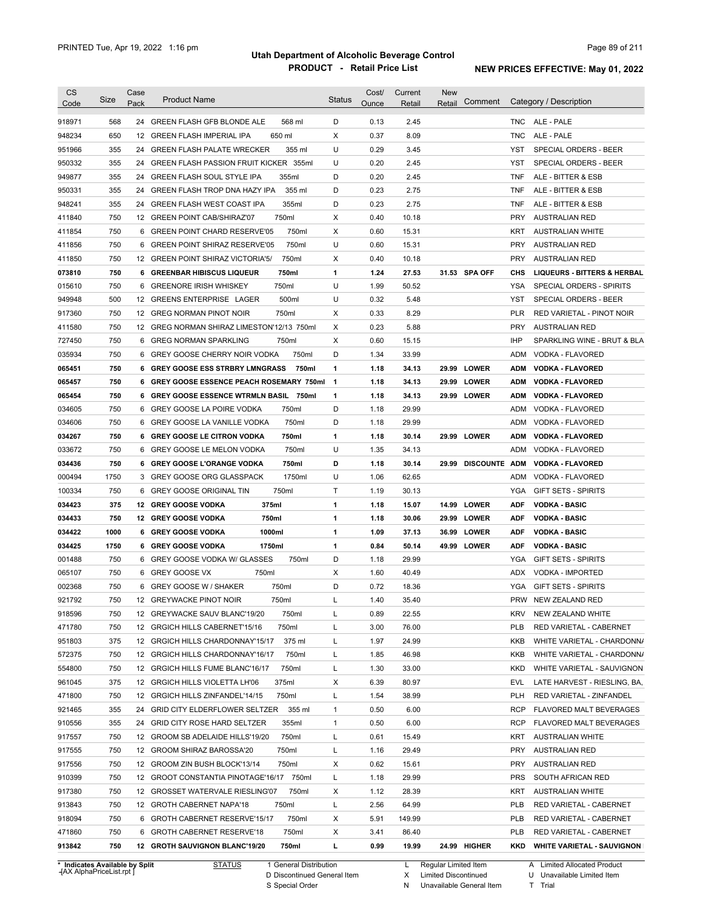PRINTED Tue, Apr 19, 2022 1:16 pm

# Utah Department of Alcoholic Beverage Control
## PRODUCT - Retail Price List

**NEW PRICES EFFECTIVE: May 01, 2022**

| CS Code | Size | Case Pack | Product Name | Status | Cost/ Ounce | Current Retail | New Retail | Comment | Category / Description |
|---|---|---|---|---|---|---|---|---|---|
| 918971 | 568 | 24 | GREEN FLASH GFB BLONDE ALE 568 ml | D | 0.13 | 2.45 | | | TNC ALE - PALE |
| 948234 | 650 | 12 | GREEN FLASH IMPERIAL IPA 650 ml | X | 0.37 | 8.09 | | | TNC ALE - PALE |
| 951966 | 355 | 24 | GREEN FLASH PALATE WRECKER 355 ml | U | 0.29 | 3.45 | | | YST SPECIAL ORDERS - BEER |
| 950332 | 355 | 24 | GREEN FLASH PASSION FRUIT KICKER 355ml | U | 0.20 | 2.45 | | | YST SPECIAL ORDERS - BEER |
| 949877 | 355 | 24 | GREEN FLASH SOUL STYLE IPA 355ml | D | 0.20 | 2.45 | | | TNF ALE - BITTER & ESB |
| 950331 | 355 | 24 | GREEN FLASH TROP DNA HAZY IPA 355 ml | D | 0.23 | 2.75 | | | TNF ALE - BITTER & ESB |
| 948241 | 355 | 24 | GREEN FLASH WEST COAST IPA 355ml | D | 0.23 | 2.75 | | | TNF ALE - BITTER & ESB |
| 411840 | 750 | 12 | GREEN POINT CAB/SHIRAZ'07 750ml | X | 0.40 | 10.18 | | | PRY AUSTRALIAN RED |
| 411854 | 750 | 6 | GREEN POINT CHARD RESERVE'05 750ml | X | 0.60 | 15.31 | | | KRT AUSTRALIAN WHITE |
| 411856 | 750 | 6 | GREEN POINT SHIRAZ RESERVE'05 750ml | U | 0.60 | 15.31 | | | PRY AUSTRALIAN RED |
| 411850 | 750 | 12 | GREEN POINT SHIRAZ VICTORIA'5/ 750ml | X | 0.40 | 10.18 | | | PRY AUSTRALIAN RED |
| **073810** | **750** | **6** | **GREENBAR HIBISCUS LIQUEUR 750ml** | **1** | **1.24** | **27.53** | **31.53** | **SPA OFF** | **CHS LIQUEURS - BITTERS & HERBAL** |
| 015610 | 750 | 6 | GREENORE IRISH WHISKEY 750ml | U | 1.99 | 50.52 | | | YSA SPECIAL ORDERS - SPIRITS |
| 949948 | 500 | 12 | GREENS ENTERPRISE LAGER 500ml | U | 0.32 | 5.48 | | | YST SPECIAL ORDERS - BEER |
| 917360 | 750 | 12 | GREG NORMAN PINOT NOIR 750ml | X | 0.33 | 8.29 | | | PLR RED VARIETAL - PINOT NOIR |
| 411580 | 750 | 12 | GREG NORMAN SHIRAZ LIMESTON'12/13 750ml | X | 0.23 | 5.88 | | | PRY AUSTRALIAN RED |
| 727450 | 750 | 6 | GREG NORMAN SPARKLING 750ml | X | 0.60 | 15.15 | | | IHP SPARKLING WINE - BRUT & BLA |
| 035934 | 750 | 6 | GREY GOOSE CHERRY NOIR VODKA 750ml | D | 1.34 | 33.99 | | | ADM VODKA - FLAVORED |
| **065451** | **750** | **6** | **GREY GOOSE ESS STRBRY LMNGRASS 750ml** | **1** | **1.18** | **34.13** | **29.99** | **LOWER** | **ADM VODKA - FLAVORED** |
| **065457** | **750** | **6** | **GREY GOOSE ESSENCE PEACH ROSEMARY 750ml** | **1** | **1.18** | **34.13** | **29.99** | **LOWER** | **ADM VODKA - FLAVORED** |
| **065454** | **750** | **6** | **GREY GOOSE ESSENCE WTRMLN BASIL 750ml** | **1** | **1.18** | **34.13** | **29.99** | **LOWER** | **ADM VODKA - FLAVORED** |
| 034605 | 750 | 6 | GREY GOOSE LA POIRE VODKA 750ml | D | 1.18 | 29.99 | | | ADM VODKA - FLAVORED |
| 034606 | 750 | 6 | GREY GOOSE LA VANILLE VODKA 750ml | D | 1.18 | 29.99 | | | ADM VODKA - FLAVORED |
| **034267** | **750** | **6** | **GREY GOOSE LE CITRON VODKA 750ml** | **1** | **1.18** | **30.14** | **29.99** | **LOWER** | **ADM VODKA - FLAVORED** |
| 033672 | 750 | 6 | GREY GOOSE LE MELON VODKA 750ml | U | 1.35 | 34.13 | | | ADM VODKA - FLAVORED |
| **034436** | **750** | **6** | **GREY GOOSE L'ORANGE VODKA 750ml** | **D** | **1.18** | **30.14** | **29.99** | **DISCOUNTE** | **ADM VODKA - FLAVORED** |
| 000494 | 1750 | 3 | GREY GOOSE ORG GLASSPACK 1750ml | U | 1.06 | 62.65 | | | ADM VODKA - FLAVORED |
| 100334 | 750 | 6 | GREY GOOSE ORIGINAL TIN 750ml | T | 1.19 | 30.13 | | | YGA GIFT SETS - SPIRITS |
| **034423** | **375** | **12** | **GREY GOOSE VODKA 375ml** | **1** | **1.18** | **15.07** | **14.99** | **LOWER** | **ADF VODKA - BASIC** |
| **034433** | **750** | **12** | **GREY GOOSE VODKA 750ml** | **1** | **1.18** | **30.06** | **29.99** | **LOWER** | **ADF VODKA - BASIC** |
| **034422** | **1000** | **6** | **GREY GOOSE VODKA 1000ml** | **1** | **1.09** | **37.13** | **36.99** | **LOWER** | **ADF VODKA - BASIC** |
| **034425** | **1750** | **6** | **GREY GOOSE VODKA 1750ml** | **1** | **0.84** | **50.14** | **49.99** | **LOWER** | **ADF VODKA - BASIC** |
| 001488 | 750 | 6 | GREY GOOSE VODKA W/ GLASSES 750ml | D | 1.18 | 29.99 | | | YGA GIFT SETS - SPIRITS |
| 065107 | 750 | 6 | GREY GOOSE VX 750ml | X | 1.60 | 40.49 | | | ADX VODKA - IMPORTED |
| 002368 | 750 | 6 | GREY GOOSE W / SHAKER 750ml | D | 0.72 | 18.36 | | | YGA GIFT SETS - SPIRITS |
| 921792 | 750 | 12 | GREYWACKE PINOT NOIR 750ml | L | 1.40 | 35.40 | | | PRW NEW ZEALAND RED |
| 918596 | 750 | 12 | GREYWACKE SAUV BLANC'19/20 750ml | L | 0.89 | 22.55 | | | KRV NEW ZEALAND WHITE |
| 471780 | 750 | 12 | GRGICH HILLS CABERNET'15/16 750ml | L | 3.00 | 76.00 | | | PLB RED VARIETAL - CABERNET |
| 951803 | 375 | 12 | GRGICH HILLS CHARDONNAY'15/17 375 ml | L | 1.97 | 24.99 | | | KKB WHITE VARIETAL - CHARDONNA |
| 572375 | 750 | 12 | GRGICH HILLS CHARDONNAY'16/17 750ml | L | 1.85 | 46.98 | | | KKB WHITE VARIETAL - CHARDONNA |
| 554800 | 750 | 12 | GRGICH HILLS FUME BLANC'16/17 750ml | L | 1.30 | 33.00 | | | KKD WHITE VARIETAL - SAUVIGNON |
| 961045 | 375 | 12 | GRGICH HILLS VIOLETTA LH'06 375ml | X | 6.39 | 80.97 | | | EVL LATE HARVEST - RIESLING, BA, |
| 471800 | 750 | 12 | GRGICH HILLS ZINFANDEL'14/15 750ml | L | 1.54 | 38.99 | | | PLH RED VARIETAL - ZINFANDEL |
| 921465 | 355 | 24 | GRID CITY ELDERFLOWER SELTZER 355 ml | 1 | 0.50 | 6.00 | | | RCP FLAVORED MALT BEVERAGES |
| 910556 | 355 | 24 | GRID CITY ROSE HARD SELTZER 355ml | 1 | 0.50 | 6.00 | | | RCP FLAVORED MALT BEVERAGES |
| 917557 | 750 | 12 | GROOM SB ADELAIDE HILLS'19/20 750ml | L | 0.61 | 15.49 | | | KRT AUSTRALIAN WHITE |
| 917555 | 750 | 12 | GROOM SHIRAZ BAROSSA'20 750ml | L | 1.16 | 29.49 | | | PRY AUSTRALIAN RED |
| 917556 | 750 | 12 | GROOM ZIN BUSH BLOCK'13/14 750ml | X | 0.62 | 15.61 | | | PRY AUSTRALIAN RED |
| 910399 | 750 | 12 | GROOT CONSTANTIA PINOTAGE'16/17 750ml | L | 1.18 | 29.99 | | | PRS SOUTH AFRICAN RED |
| 917380 | 750 | 12 | GROSSET WATERVALE RIESLING'07 750ml | X | 1.12 | 28.39 | | | KRT AUSTRALIAN WHITE |
| 913843 | 750 | 12 | GROTH CABERNET NAPA'18 750ml | L | 2.56 | 64.99 | | | PLB RED VARIETAL - CABERNET |
| 918094 | 750 | 6 | GROTH CABERNET RESERVE'15/17 750ml | X | 5.91 | 149.99 | | | PLB RED VARIETAL - CABERNET |
| 471860 | 750 | 6 | GROTH CABERNET RESERVE'18 750ml | X | 3.41 | 86.40 | | | PLB RED VARIETAL - CABERNET |
| **913842** | **750** | **12** | **GROTH SAUVIGNON BLANC'19/20 750ml** | **L** | **0.99** | **19.99** | **24.99** | **HIGHER** | **KKD WHITE VARIETAL - SAUVIGNON** |

\* Indicates Available by Split
[AX AlphaPriceList.rpt]

STATUS: 1 General Distribution; D Discontinued General Item; S Special Order; L Regular Limited Item; X Limited Discontinued; N Unavailable General Item; A Limited Allocated Product; U Unavailable Limited Item; T Trial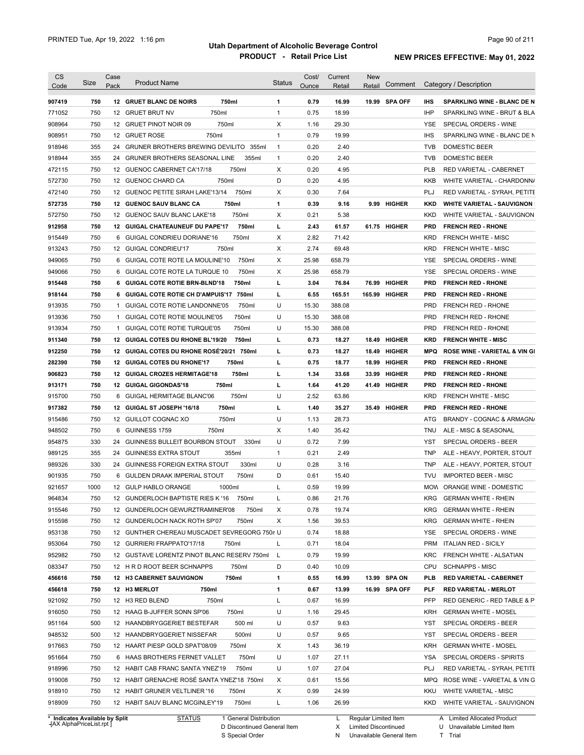# Utah Department of Alcoholic Beverage Control

## PRODUCT - Retail Price List

PRINTED Tue, Apr 19, 2022 1:16 pm

**NEW PRICES EFFECTIVE: May 01, 2022**

| CS Code | Size | Case Pack | Product Name | Status | Cost/ Ounce | Current Retail | New Retail | Comment | Category / Description |
|---|---|---|---|---|---|---|---|---|---|
| **907419** | **750** | **12** | **GRUET BLANC DE NOIRS 750ml** | **1** | **0.79** | **16.99** | **19.99** | **SPA OFF** | **IHS SPARKLING WINE - BLANC DE N** |
| 771052 | 750 | 12 | GRUET BRUT NV 750ml | 1 | 0.75 | 18.99 | | | IHP SPARKLING WINE - BRUT & BLA |
| 908964 | 750 | 12 | GRUET PINOT NOIR 09 750ml | X | 1.16 | 29.30 | | | YSE SPECIAL ORDERS - WINE |
| 908951 | 750 | 12 | GRUET ROSE 750ml | 1 | 0.79 | 19.99 | | | IHS SPARKLING WINE - BLANC DE N |
| 918946 | 355 | 24 | GRUNER BROTHERS BREWING DEVILITO 355ml | 1 | 0.20 | 2.40 | | | TVB DOMESTIC BEER |
| 918944 | 355 | 24 | GRUNER BROTHERS SEASONAL LINE 355ml | 1 | 0.20 | 2.40 | | | TVB DOMESTIC BEER |
| 472115 | 750 | 12 | GUENOC CABERNET CA'17/18 750ml | X | 0.20 | 4.95 | | | PLB RED VARIETAL - CABERNET |
| 572730 | 750 | 12 | GUENOC CHARD CA 750ml | D | 0.20 | 4.95 | | | KKB WHITE VARIETAL - CHARDONNA |
| 472140 | 750 | 12 | GUENOC PETITE SIRAH LAKE'13/14 750ml | X | 0.30 | 7.64 | | | PLJ RED VARIETAL - SYRAH, PETITE |
| **572735** | **750** | **12** | **GUENOC SAUV BLANC CA 750ml** | **1** | **0.39** | **9.16** | **9.99** | **HIGHER** | **KKD WHITE VARIETAL - SAUVIGNON** |
| 572750 | 750 | 12 | GUENOC SAUV BLANC LAKE'18 750ml | X | 0.21 | 5.38 | | | KKD WHITE VARIETAL - SAUVIGNON |
| **912958** | **750** | **12** | **GUIGAL CHATEAUNEUF DU PAPE'17 750ml** | **L** | **2.43** | **61.57** | **61.75** | **HIGHER** | **PRD FRENCH RED - RHONE** |
| 915449 | 750 | 6 | GUIGAL CONDRIEU DORIANE'16 750ml | X | 2.82 | 71.42 | | | KRD FRENCH WHITE - MISC |
| 913243 | 750 | 12 | GUIGAL CONDRIEU'17 750ml | X | 2.74 | 69.48 | | | KRD FRENCH WHITE - MISC |
| 949065 | 750 | 6 | GUIGAL COTE ROTE LA MOULINE'10 750ml | X | 25.98 | 658.79 | | | YSE SPECIAL ORDERS - WINE |
| 949066 | 750 | 6 | GUIGAL COTE ROTE LA TURQUE 10 750ml | X | 25.98 | 658.79 | | | YSE SPECIAL ORDERS - WINE |
| **915448** | **750** | **6** | **GUIGAL COTE ROTIE BRN-BLND'18 750ml** | **L** | **3.04** | **76.84** | **76.99** | **HIGHER** | **PRD FRENCH RED - RHONE** |
| **918144** | **750** | **6** | **GUIGAL COTE ROTIE CH D'AMPUIS'17 750ml** | **L** | **6.55** | **165.51** | **165.99** | **HIGHER** | **PRD FRENCH RED - RHONE** |
| 913935 | 750 | 1 | GUIGAL COTE ROTIE LANDONNE'05 750ml | U | 15.30 | 388.08 | | | PRD FRENCH RED - RHONE |
| 913936 | 750 | 1 | GUIGAL COTE ROTIE MOULINE'05 750ml | U | 15.30 | 388.08 | | | PRD FRENCH RED - RHONE |
| 913934 | 750 | 1 | GUIGAL COTE ROTIE TURQUE'05 750ml | U | 15.30 | 388.08 | | | PRD FRENCH RED - RHONE |
| **911340** | **750** | **12** | **GUIGAL COTES DU RHONE BL'19/20 750ml** | **L** | **0.73** | **18.27** | **18.49** | **HIGHER** | **KRD FRENCH WHITE - MISC** |
| **912250** | **750** | **12** | **GUIGAL COTES DU RHONE ROSÉ'20/21 750ml** | **L** | **0.73** | **18.27** | **18.49** | **HIGHER** | **MPQ ROSE WINE - VARIETAL & VIN GI** |
| **282390** | **750** | **12** | **GUIGAL COTES DU RHONE'17 750ml** | **L** | **0.75** | **18.77** | **18.99** | **HIGHER** | **PRD FRENCH RED - RHONE** |
| **906823** | **750** | **12** | **GUIGAL CROZES HERMITAGE'18 750ml** | **L** | **1.34** | **33.68** | **33.99** | **HIGHER** | **PRD FRENCH RED - RHONE** |
| **913171** | **750** | **12** | **GUIGAL GIGONDAS'18 750ml** | **L** | **1.64** | **41.20** | **41.49** | **HIGHER** | **PRD FRENCH RED - RHONE** |
| 915700 | 750 | 6 | GUIGAL HERMITAGE BLANC'06 750ml | U | 2.52 | 63.86 | | | KRD FRENCH WHITE - MISC |
| **917382** | **750** | **12** | **GUIGAL ST JOSEPH '16/18 750ml** | **L** | **1.40** | **35.27** | **35.49** | **HIGHER** | **PRD FRENCH RED - RHONE** |
| 915486 | 750 | 12 | GUILLOT COGNAC XO 750ml | U | 1.13 | 28.73 | | | ATG BRANDY - COGNAC & ARMAGNA |
| 948502 | 750 | 6 | GUINNESS 1759 750ml | X | 1.40 | 35.42 | | | TNU ALE - MISC & SEASONAL |
| 954875 | 330 | 24 | GUINNESS BULLEIT BOURBON STOUT 330ml | U | 0.72 | 7.99 | | | YST SPECIAL ORDERS - BEER |
| 989125 | 355 | 24 | GUINNESS EXTRA STOUT 355ml | 1 | 0.21 | 2.49 | | | TNP ALE - HEAVY, PORTER, STOUT |
| 989326 | 330 | 24 | GUINNESS FOREIGN EXTRA STOUT 330ml | U | 0.28 | 3.16 | | | TNP ALE - HEAVY, PORTER, STOUT |
| 901935 | 750 | 6 | GULDEN DRAAK IMPERIAL STOUT 750ml | D | 0.61 | 15.40 | | | TVU IMPORTED BEER - MISC |
| 921657 | 1000 | 12 | GULP HABLO ORANGE 1000ml | L | 0.59 | 19.99 | | | MOW ORANGE WINE - DOMESTIC |
| 964834 | 750 | 12 | GUNDERLOCH BAPTISTE RIES K '16 750ml | L | 0.86 | 21.76 | | | KRG GERMAN WHITE - RHEIN |
| 915546 | 750 | 12 | GUNDERLOCH GEWURZTRAMINER'08 750ml | X | 0.78 | 19.74 | | | KRG GERMAN WHITE - RHEIN |
| 915598 | 750 | 12 | GUNDERLOCH NACK ROTH SP'07 750ml | X | 1.56 | 39.53 | | | KRG GERMAN WHITE - RHEIN |
| 953138 | 750 | 12 | GUNTHER CHEREAU MUSCADET SEVREGORG 750ml | U | 0.74 | 18.88 | | | YSE SPECIAL ORDERS - WINE |
| 953064 | 750 | 12 | GURRIERI FRAPPATO'17/18 750ml | L | 0.71 | 18.04 | | | PRM ITALIAN RED - SICILY |
| 952982 | 750 | 12 | GUSTAVE LORENTZ PINOT BLANC RESERV 750ml | L | 0.79 | 19.99 | | | KRC FRENCH WHITE - ALSATIAN |
| 083347 | 750 | 12 | H R D ROOT BEER SCHNAPPS 750ml | D | 0.40 | 10.09 | | | CPU SCHNAPPS - MISC |
| **456616** | **750** | **12** | **H3 CABERNET SAUVIGNON 750ml** | **1** | **0.55** | **16.99** | **13.99** | **SPA ON** | **PLB RED VARIETAL - CABERNET** |
| **456618** | **750** | **12** | **H3 MERLOT 750ml** | **1** | **0.67** | **13.99** | **16.99** | **SPA OFF** | **PLF RED VARIETAL - MERLOT** |
| 921092 | 750 | 12 | H3 RED BLEND 750ml | L | 0.67 | 16.99 | | | PFP RED GENERIC - RED TABLE & P |
| 916050 | 750 | 12 | HAAG B-JUFFER SONN SP'06 750ml | U | 1.16 | 29.45 | | | KRH GERMAN WHITE - MOSEL |
| 951164 | 500 | 12 | HAANDBRYGGERIET BESTEFAR 500 ml | U | 0.57 | 9.63 | | | YST SPECIAL ORDERS - BEER |
| 948532 | 500 | 12 | HAANDBRYGGERIET NISSEFAR 500ml | U | 0.57 | 9.65 | | | YST SPECIAL ORDERS - BEER |
| 917663 | 750 | 12 | HAART PIESP GOLD SPAT'08/09 750ml | X | 1.43 | 36.19 | | | KRH GERMAN WHITE - MOSEL |
| 951664 | 750 | 6 | HAAS BROTHERS FERNET VALLET 750ml | U | 1.07 | 27.11 | | | YSA SPECIAL ORDERS - SPIRITS |
| 918996 | 750 | 12 | HABIT CAB FRANC SANTA YNEZ'19 750ml | U | 1.07 | 27.04 | | | PLJ RED VARIETAL - SYRAH, PETITE |
| 919008 | 750 | 12 | HABIT GRENACHE ROSÉ SANTA YNEZ'18 750ml | X | 0.61 | 15.56 | | | MPQ ROSE WINE - VARIETAL & VIN G |
| 918910 | 750 | 12 | HABIT GRUNER VELTLINER '16 750ml | X | 0.99 | 24.99 | | | KKU WHITE VARIETAL - MISC |
| 918909 | 750 | 12 | HABIT SAUV BLANC MCGINLEY'19 750ml | L | 1.06 | 26.99 | | | KKD WHITE VARIETAL - SAUVIGNON |

\* Indicates Available by Split

STATUS: 1 General Distribution; D Discontinued General Item; S Special Order; L Regular Limited Item; X Limited Discontinued; N Unavailable General Item; A Limited Allocated Product; U Unavailable Limited Item; T Trial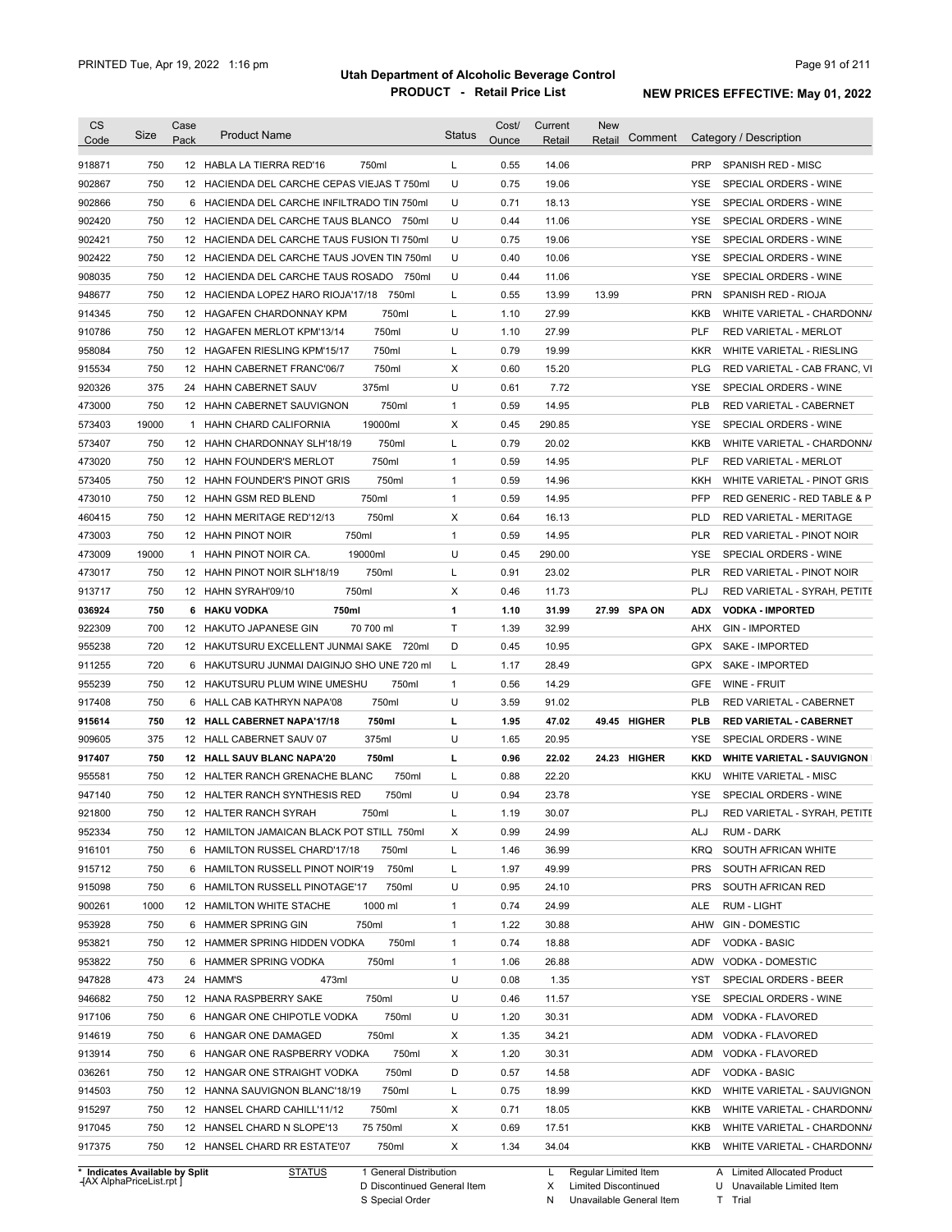# Utah Department of Alcoholic Beverage Control

## PRODUCT - Retail Price List

PRINTED Tue, Apr 19, 2022 1:16 pm

**NEW PRICES EFFECTIVE: May 01, 2022**

| CS Code | Size | Case Pack | Product Name | Status | Cost/ Ounce | Current Retail | New Retail | Comment | Category / Description |
|---|---|---|---|---|---|---|---|---|---|
| 918871 | 750 | 12 | HABLA LA TIERRA RED'16 750ml | L | 0.55 | 14.06 | | | PRP SPANISH RED - MISC |
| 902867 | 750 | 12 | HACIENDA DEL CARCHE CEPAS VIEJAS T 750ml | U | 0.75 | 19.06 | | | YSE SPECIAL ORDERS - WINE |
| 902866 | 750 | 6 | HACIENDA DEL CARCHE INFILTRADO TIN 750ml | U | 0.71 | 18.13 | | | YSE SPECIAL ORDERS - WINE |
| 902420 | 750 | 12 | HACIENDA DEL CARCHE TAUS BLANCO 750ml | U | 0.44 | 11.06 | | | YSE SPECIAL ORDERS - WINE |
| 902421 | 750 | 12 | HACIENDA DEL CARCHE TAUS FUSION TI 750ml | U | 0.75 | 19.06 | | | YSE SPECIAL ORDERS - WINE |
| 902422 | 750 | 12 | HACIENDA DEL CARCHE TAUS JOVEN TIN 750ml | U | 0.40 | 10.06 | | | YSE SPECIAL ORDERS - WINE |
| 908035 | 750 | 12 | HACIENDA DEL CARCHE TAUS ROSADO 750ml | U | 0.44 | 11.06 | | | YSE SPECIAL ORDERS - WINE |
| 948677 | 750 | 12 | HACIENDA LOPEZ HARO RIOJA'17/18 750ml | L | 0.55 | 13.99 | 13.99 | | PRN SPANISH RED - RIOJA |
| 914345 | 750 | 12 | HAGAFEN CHARDONNAY KPM 750ml | L | 1.10 | 27.99 | | | KKB WHITE VARIETAL - CHARDONNA |
| 910786 | 750 | 12 | HAGAFEN MERLOT KPM'13/14 750ml | U | 1.10 | 27.99 | | | PLF RED VARIETAL - MERLOT |
| 958084 | 750 | 12 | HAGAFEN RIESLING KPM'15/17 750ml | L | 0.79 | 19.99 | | | KKR WHITE VARIETAL - RIESLING |
| 915534 | 750 | 12 | HAHN CABERNET FRANC'06/7 750ml | X | 0.60 | 15.20 | | | PLG RED VARIETAL - CAB FRANC, VI |
| 920326 | 375 | 24 | HAHN CABERNET SAUV 375ml | U | 0.61 | 7.72 | | | YSE SPECIAL ORDERS - WINE |
| 473000 | 750 | 12 | HAHN CABERNET SAUVIGNON 750ml | 1 | 0.59 | 14.95 | | | PLB RED VARIETAL - CABERNET |
| 573403 | 19000 | 1 | HAHN CHARD CALIFORNIA 19000ml | X | 0.45 | 290.85 | | | YSE SPECIAL ORDERS - WINE |
| 573407 | 750 | 12 | HAHN CHARDONNAY SLH'18/19 750ml | L | 0.79 | 20.02 | | | KKB WHITE VARIETAL - CHARDONNA |
| 473020 | 750 | 12 | HAHN FOUNDER'S MERLOT 750ml | 1 | 0.59 | 14.95 | | | PLF RED VARIETAL - MERLOT |
| 573405 | 750 | 12 | HAHN FOUNDER'S PINOT GRIS 750ml | 1 | 0.59 | 14.96 | | | KKH WHITE VARIETAL - PINOT GRIS |
| 473010 | 750 | 12 | HAHN GSM RED BLEND 750ml | 1 | 0.59 | 14.95 | | | PFP RED GENERIC - RED TABLE & P |
| 460415 | 750 | 12 | HAHN MERITAGE RED'12/13 750ml | X | 0.64 | 16.13 | | | PLD RED VARIETAL - MERITAGE |
| 473003 | 750 | 12 | HAHN PINOT NOIR 750ml | 1 | 0.59 | 14.95 | | | PLR RED VARIETAL - PINOT NOIR |
| 473009 | 19000 | 1 | HAHN PINOT NOIR CA. 19000ml | U | 0.45 | 290.00 | | | YSE SPECIAL ORDERS - WINE |
| 473017 | 750 | 12 | HAHN PINOT NOIR SLH'18/19 750ml | L | 0.91 | 23.02 | | | PLR RED VARIETAL - PINOT NOIR |
| 913717 | 750 | 12 | HAHN SYRAH'09/10 750ml | X | 0.46 | 11.73 | | | PLJ RED VARIETAL - SYRAH, PETITE |
| **036924** | **750** | **6** | **HAKU VODKA 750ml** | **1** | **1.10** | **31.99** | **27.99** | **SPA ON** | **ADX VODKA - IMPORTED** |
| 922309 | 700 | 12 | HAKUTO JAPANESE GIN 70 700 ml | T | 1.39 | 32.99 | | | AHX GIN - IMPORTED |
| 955238 | 720 | 12 | HAKUTSURU EXCELLENT JUNMAI SAKE 720ml | D | 0.45 | 10.95 | | | GPX SAKE - IMPORTED |
| 911255 | 720 | 6 | HAKUTSURU JUNMAI DAIGINJO SHO UNE 720 ml | L | 1.17 | 28.49 | | | GPX SAKE - IMPORTED |
| 955239 | 750 | 12 | HAKUTSURU PLUM WINE UMESHU 750ml | 1 | 0.56 | 14.29 | | | GFE WINE - FRUIT |
| 917408 | 750 | 6 | HALL CAB KATHRYN NAPA'08 750ml | U | 3.59 | 91.02 | | | PLB RED VARIETAL - CABERNET |
| **915614** | **750** | **12** | **HALL CABERNET NAPA'17/18 750ml** | **L** | **1.95** | **47.02** | **49.45** | **HIGHER** | **PLB RED VARIETAL - CABERNET** |
| 909605 | 375 | 12 | HALL CABERNET SAUV 07 375ml | U | 1.65 | 20.95 | | | YSE SPECIAL ORDERS - WINE |
| **917407** | **750** | **12** | **HALL SAUV BLANC NAPA'20 750ml** | **L** | **0.96** | **22.02** | **24.23** | **HIGHER** | **KKD WHITE VARIETAL - SAUVIGNON** |
| 955581 | 750 | 12 | HALTER RANCH GRENACHE BLANC 750ml | L | 0.88 | 22.20 | | | KKU WHITE VARIETAL - MISC |
| 947140 | 750 | 12 | HALTER RANCH SYNTHESIS RED 750ml | U | 0.94 | 23.78 | | | YSE SPECIAL ORDERS - WINE |
| 921800 | 750 | 12 | HALTER RANCH SYRAH 750ml | L | 1.19 | 30.07 | | | PLJ RED VARIETAL - SYRAH, PETITE |
| 952334 | 750 | 12 | HAMILTON JAMAICAN BLACK POT STILL 750ml | X | 0.99 | 24.99 | | | ALJ RUM - DARK |
| 916101 | 750 | 6 | HAMILTON RUSSEL CHARD'17/18 750ml | L | 1.46 | 36.99 | | | KRQ SOUTH AFRICAN WHITE |
| 915712 | 750 | 6 | HAMILTON RUSSELL PINOT NOIR'19 750ml | L | 1.97 | 49.99 | | | PRS SOUTH AFRICAN RED |
| 915098 | 750 | 6 | HAMILTON RUSSELL PINOTAGE'17 750ml | U | 0.95 | 24.10 | | | PRS SOUTH AFRICAN RED |
| 900261 | 1000 | 12 | HAMILTON WHITE STACHE 1000 ml | 1 | 0.74 | 24.99 | | | ALE RUM - LIGHT |
| 953928 | 750 | 6 | HAMMER SPRING GIN 750ml | 1 | 1.22 | 30.88 | | | AHW GIN - DOMESTIC |
| 953821 | 750 | 12 | HAMMER SPRING HIDDEN VODKA 750ml | 1 | 0.74 | 18.88 | | | ADF VODKA - BASIC |
| 953822 | 750 | 6 | HAMMER SPRING VODKA 750ml | 1 | 1.06 | 26.88 | | | ADW VODKA - DOMESTIC |
| 947828 | 473 | 24 | HAMM'S 473ml | U | 0.08 | 1.35 | | | YST SPECIAL ORDERS - BEER |
| 946682 | 750 | 12 | HANA RASPBERRY SAKE 750ml | U | 0.46 | 11.57 | | | YSE SPECIAL ORDERS - WINE |
| 917106 | 750 | 6 | HANGAR ONE CHIPOTLE VODKA 750ml | U | 1.20 | 30.31 | | | ADM VODKA - FLAVORED |
| 914619 | 750 | 6 | HANGAR ONE DAMAGED 750ml | X | 1.35 | 34.21 | | | ADM VODKA - FLAVORED |
| 913914 | 750 | 6 | HANGAR ONE RASPBERRY VODKA 750ml | X | 1.20 | 30.31 | | | ADM VODKA - FLAVORED |
| 036261 | 750 | 12 | HANGAR ONE STRAIGHT VODKA 750ml | D | 0.57 | 14.58 | | | ADF VODKA - BASIC |
| 914503 | 750 | 12 | HANNA SAUVIGNON BLANC'18/19 750ml | L | 0.75 | 18.99 | | | KKD WHITE VARIETAL - SAUVIGNON |
| 915297 | 750 | 12 | HANSEL CHARD CAHILL'11/12 750ml | X | 0.71 | 18.05 | | | KKB WHITE VARIETAL - CHARDONNA |
| 917045 | 750 | 12 | HANSEL CHARD N SLOPE'13 75 750ml | X | 0.69 | 17.51 | | | KKB WHITE VARIETAL - CHARDONNA |
| 917375 | 750 | 12 | HANSEL CHARD RR ESTATE'07 750ml | X | 1.34 | 34.04 | | | KKB WHITE VARIETAL - CHARDONNA |

\* Indicates Available by Split

STATUS: 1 General Distribution; D Discontinued General Item; S Special Order; L Regular Limited Item; X Limited Discontinued; N Unavailable General Item; A Limited Allocated Product; U Unavailable Limited Item; T Trial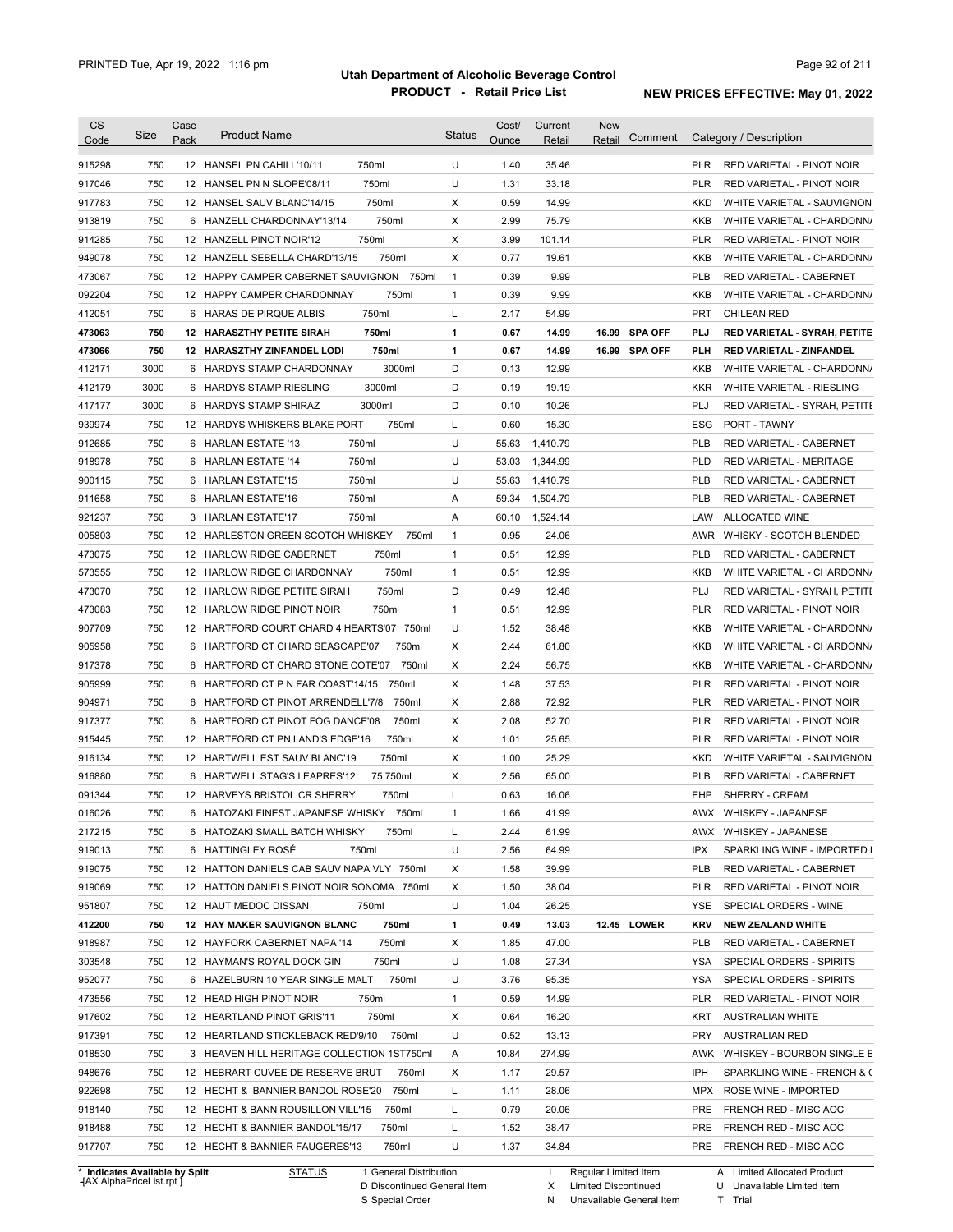# Utah Department of Alcoholic Beverage Control

## PRODUCT - Retail Price List

PRINTED Tue, Apr 19, 2022 1:16 pm

**NEW PRICES EFFECTIVE: May 01, 2022**

| CS Code | Size | Case Pack | Product Name | | Status | Cost/ Ounce | Current Retail | New Retail | Comment | Category / Description | |
|---|---|---|---|---|---|---|---|---|---|---|---|
| 915298 | 750 | 12 | HANSEL PN CAHILL'10/11 | 750ml | U | 1.40 | 35.46 | | | PLR | RED VARIETAL - PINOT NOIR |
| 917046 | 750 | 12 | HANSEL PN N SLOPE'08/11 | 750ml | U | 1.31 | 33.18 | | | PLR | RED VARIETAL - PINOT NOIR |
| 917783 | 750 | 12 | HANSEL SAUV BLANC'14/15 | 750ml | X | 0.59 | 14.99 | | | KKD | WHITE VARIETAL - SAUVIGNON |
| 913819 | 750 | 6 | HANZELL CHARDONNAY'13/14 | 750ml | X | 2.99 | 75.79 | | | KKB | WHITE VARIETAL - CHARDONNA |
| 914285 | 750 | 12 | HANZELL PINOT NOIR'12 | 750ml | X | 3.99 | 101.14 | | | PLR | RED VARIETAL - PINOT NOIR |
| 949078 | 750 | 12 | HANZELL SEBELLA CHARD'13/15 | 750ml | X | 0.77 | 19.61 | | | KKB | WHITE VARIETAL - CHARDONNA |
| 473067 | 750 | 12 | HAPPY CAMPER CABERNET SAUVIGNON | 750ml | 1 | 0.39 | 9.99 | | | PLB | RED VARIETAL - CABERNET |
| 092204 | 750 | 12 | HAPPY CAMPER CHARDONNAY | 750ml | 1 | 0.39 | 9.99 | | | KKB | WHITE VARIETAL - CHARDONNA |
| 412051 | 750 | 6 | HARAS DE PIRQUE ALBIS | 750ml | L | 2.17 | 54.99 | | | PRT | CHILEAN RED |
| **473063** | **750** | **12** | **HARASZTHY PETITE SIRAH** | **750ml** | **1** | **0.67** | **14.99** | **16.99** | **SPA OFF** | **PLJ** | **RED VARIETAL - SYRAH, PETITE** |
| **473066** | **750** | **12** | **HARASZTHY ZINFANDEL LODI** | **750ml** | **1** | **0.67** | **14.99** | **16.99** | **SPA OFF** | **PLH** | **RED VARIETAL - ZINFANDEL** |
| 412171 | 3000 | 6 | HARDYS STAMP CHARDONNAY | 3000ml | D | 0.13 | 12.99 | | | KKB | WHITE VARIETAL - CHARDONNA |
| 412179 | 3000 | 6 | HARDYS STAMP RIESLING | 3000ml | D | 0.19 | 19.19 | | | KKR | WHITE VARIETAL - RIESLING |
| 417177 | 3000 | 6 | HARDYS STAMP SHIRAZ | 3000ml | D | 0.10 | 10.26 | | | PLJ | RED VARIETAL - SYRAH, PETITE |
| 939974 | 750 | 12 | HARDYS WHISKERS BLAKE PORT | 750ml | L | 0.60 | 15.30 | | | ESG | PORT - TAWNY |
| 912685 | 750 | 6 | HARLAN ESTATE '13 | 750ml | U | 55.63 | 1,410.79 | | | PLB | RED VARIETAL - CABERNET |
| 918978 | 750 | 6 | HARLAN ESTATE '14 | 750ml | U | 53.03 | 1,344.99 | | | PLD | RED VARIETAL - MERITAGE |
| 900115 | 750 | 6 | HARLAN ESTATE'15 | 750ml | U | 55.63 | 1,410.79 | | | PLB | RED VARIETAL - CABERNET |
| 911658 | 750 | 6 | HARLAN ESTATE'16 | 750ml | A | 59.34 | 1,504.79 | | | PLB | RED VARIETAL - CABERNET |
| 921237 | 750 | 3 | HARLAN ESTATE'17 | 750ml | A | 60.10 | 1,524.14 | | | LAW | ALLOCATED WINE |
| 005803 | 750 | 12 | HARLESTON GREEN SCOTCH WHISKEY | 750ml | 1 | 0.95 | 24.06 | | | AWR | WHISKY - SCOTCH BLENDED |
| 473075 | 750 | 12 | HARLOW RIDGE CABERNET | 750ml | 1 | 0.51 | 12.99 | | | PLB | RED VARIETAL - CABERNET |
| 573555 | 750 | 12 | HARLOW RIDGE CHARDONNAY | 750ml | 1 | 0.51 | 12.99 | | | KKB | WHITE VARIETAL - CHARDONNA |
| 473070 | 750 | 12 | HARLOW RIDGE PETITE SIRAH | 750ml | D | 0.49 | 12.48 | | | PLJ | RED VARIETAL - SYRAH, PETITE |
| 473083 | 750 | 12 | HARLOW RIDGE PINOT NOIR | 750ml | 1 | 0.51 | 12.99 | | | PLR | RED VARIETAL - PINOT NOIR |
| 907709 | 750 | 12 | HARTFORD COURT CHARD 4 HEARTS'07 | 750ml | U | 1.52 | 38.48 | | | KKB | WHITE VARIETAL - CHARDONNA |
| 905958 | 750 | 6 | HARTFORD CT CHARD SEASCAPE'07 | 750ml | X | 2.44 | 61.80 | | | KKB | WHITE VARIETAL - CHARDONNA |
| 917378 | 750 | 6 | HARTFORD CT CHARD STONE COTE'07 | 750ml | X | 2.24 | 56.75 | | | KKB | WHITE VARIETAL - CHARDONNA |
| 905999 | 750 | 6 | HARTFORD CT P N FAR COAST'14/15 | 750ml | X | 1.48 | 37.53 | | | PLR | RED VARIETAL - PINOT NOIR |
| 904971 | 750 | 6 | HARTFORD CT PINOT ARRENDELL'7/8 | 750ml | X | 2.88 | 72.92 | | | PLR | RED VARIETAL - PINOT NOIR |
| 917377 | 750 | 6 | HARTFORD CT PINOT FOG DANCE'08 | 750ml | X | 2.08 | 52.70 | | | PLR | RED VARIETAL - PINOT NOIR |
| 915445 | 750 | 12 | HARTFORD CT PN LAND'S EDGE'16 | 750ml | X | 1.01 | 25.65 | | | PLR | RED VARIETAL - PINOT NOIR |
| 916134 | 750 | 12 | HARTWELL EST SAUV BLANC'19 | 750ml | X | 1.00 | 25.29 | | | KKD | WHITE VARIETAL - SAUVIGNON |
| 916880 | 750 | 6 | HARTWELL STAG'S LEAPRES'12 | 75 750ml | X | 2.56 | 65.00 | | | PLB | RED VARIETAL - CABERNET |
| 091344 | 750 | 12 | HARVEYS BRISTOL CR SHERRY | 750ml | L | 0.63 | 16.06 | | | EHP | SHERRY - CREAM |
| 016026 | 750 | 6 | HATOZAKI FINEST JAPANESE WHISKY | 750ml | 1 | 1.66 | 41.99 | | | AWX | WHISKEY - JAPANESE |
| 217215 | 750 | 6 | HATOZAKI SMALL BATCH WHISKY | 750ml | L | 2.44 | 61.99 | | | AWX | WHISKEY - JAPANESE |
| 919013 | 750 | 6 | HATTINGLEY ROSÉ | 750ml | U | 2.56 | 64.99 | | | IPX | SPARKLING WINE - IMPORTED I |
| 919075 | 750 | 12 | HATTON DANIELS CAB SAUV NAPA VLY | 750ml | X | 1.58 | 39.99 | | | PLB | RED VARIETAL - CABERNET |
| 919069 | 750 | 12 | HATTON DANIELS PINOT NOIR SONOMA | 750ml | X | 1.50 | 38.04 | | | PLR | RED VARIETAL - PINOT NOIR |
| 951807 | 750 | 12 | HAUT MEDOC DISSAN | 750ml | U | 1.04 | 26.25 | | | YSE | SPECIAL ORDERS - WINE |
| **412200** | **750** | **12** | **HAY MAKER SAUVIGNON BLANC** | **750ml** | **1** | **0.49** | **13.03** | **12.45** | **LOWER** | **KRV** | **NEW ZEALAND WHITE** |
| 918987 | 750 | 12 | HAYFORK CABERNET NAPA '14 | 750ml | X | 1.85 | 47.00 | | | PLB | RED VARIETAL - CABERNET |
| 303548 | 750 | 12 | HAYMAN'S ROYAL DOCK GIN | 750ml | U | 1.08 | 27.34 | | | YSA | SPECIAL ORDERS - SPIRITS |
| 952077 | 750 | 6 | HAZELBURN 10 YEAR SINGLE MALT | 750ml | U | 3.76 | 95.35 | | | YSA | SPECIAL ORDERS - SPIRITS |
| 473556 | 750 | 12 | HEAD HIGH PINOT NOIR | 750ml | 1 | 0.59 | 14.99 | | | PLR | RED VARIETAL - PINOT NOIR |
| 917602 | 750 | 12 | HEARTLAND PINOT GRIS'11 | 750ml | X | 0.64 | 16.20 | | | KRT | AUSTRALIAN WHITE |
| 917391 | 750 | 12 | HEARTLAND STICKLEBACK RED'9/10 | 750ml | U | 0.52 | 13.13 | | | PRY | AUSTRALIAN RED |
| 018530 | 750 | 3 | HEAVEN HILL HERITAGE COLLECTION 1ST | 750ml | A | 10.84 | 274.99 | | | AWK | WHISKEY - BOURBON SINGLE B |
| 948676 | 750 | 12 | HEBRART CUVEE DE RESERVE BRUT | 750ml | X | 1.17 | 29.57 | | | IPH | SPARKLING WINE - FRENCH & C |
| 922698 | 750 | 12 | HECHT & BANNIER BANDOL ROSE'20 | 750ml | L | 1.11 | 28.06 | | | MPX | ROSE WINE - IMPORTED |
| 918140 | 750 | 12 | HECHT & BANN ROUSILLON VILL'15 | 750ml | L | 0.79 | 20.06 | | | PRE | FRENCH RED - MISC AOC |
| 918488 | 750 | 12 | HECHT & BANNIER BANDOL'15/17 | 750ml | L | 1.52 | 38.47 | | | PRE | FRENCH RED - MISC AOC |
| 917707 | 750 | 12 | HECHT & BANNIER FAUGERES'13 | 750ml | U | 1.37 | 34.84 | | | PRE | FRENCH RED - MISC AOC |

\* Indicates Available by Split

STATUS: 1 General Distribution; D Discontinued General Item; S Special Order; L Regular Limited Item; X Limited Discontinued; N Unavailable General Item; A Limited Allocated Product; U Unavailable Limited Item; T Trial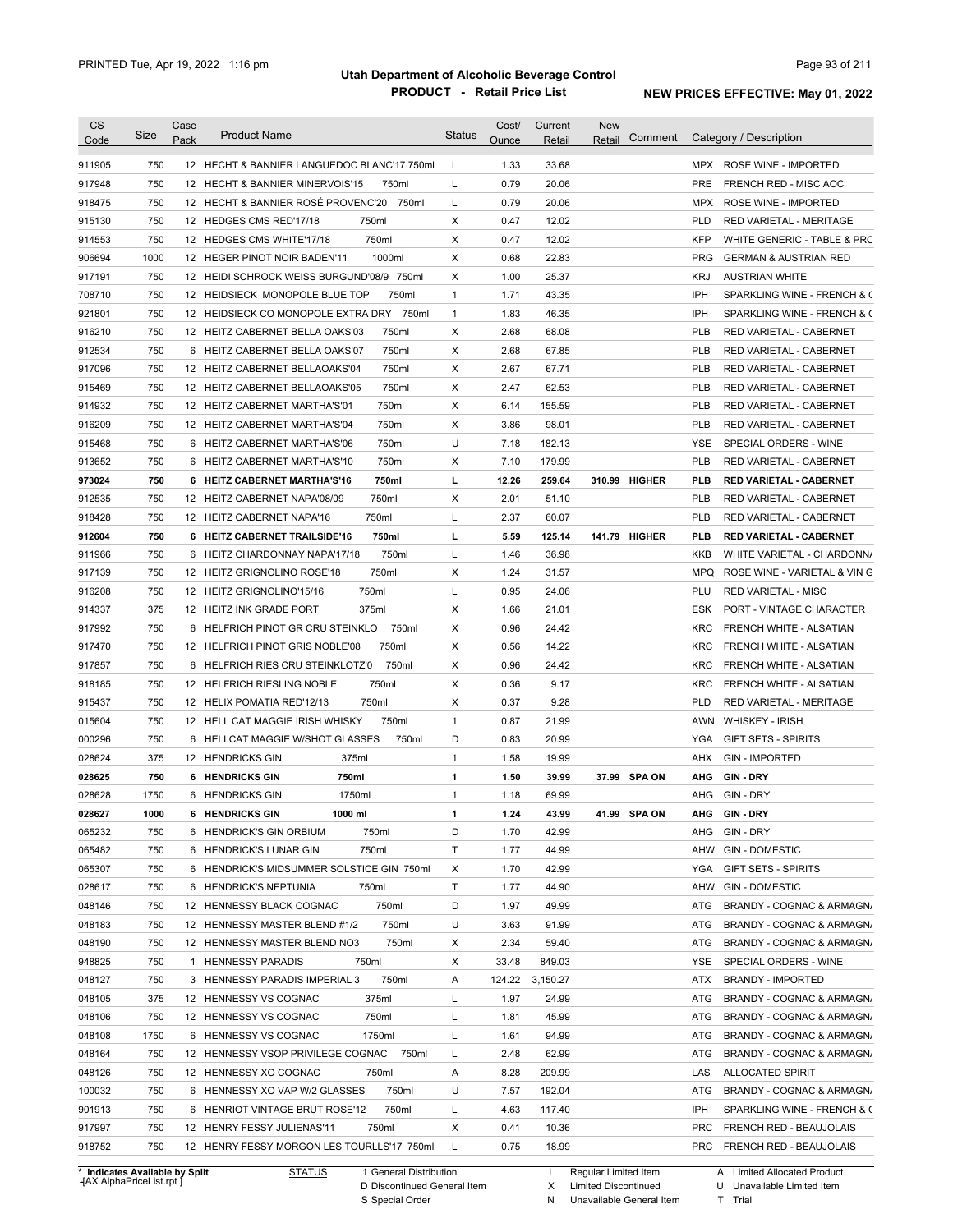# Utah Department of Alcoholic Beverage Control

## PRODUCT - Retail Price List

PRINTED Tue, Apr 19, 2022 1:16 pm

**NEW PRICES EFFECTIVE: May 01, 2022**

| CS Code | Size | Case Pack | Product Name | | Status | Cost/ Ounce | Current Retail | New Retail | Comment | Category / Description | |
|---|---|---|---|---|---|---|---|---|---|---|---|
| 911905 | 750 | 12 | HECHT & BANNIER LANGUEDOC BLANC'17 | 750ml | L | 1.33 | 33.68 | | | MPX | ROSE WINE - IMPORTED |
| 917948 | 750 | 12 | HECHT & BANNIER MINERVOIS'15 | 750ml | L | 0.79 | 20.06 | | | PRE | FRENCH RED - MISC AOC |
| 918475 | 750 | 12 | HECHT & BANNIER ROSÉ PROVENC'20 | 750ml | L | 0.79 | 20.06 | | | MPX | ROSE WINE - IMPORTED |
| 915130 | 750 | 12 | HEDGES CMS RED'17/18 | 750ml | X | 0.47 | 12.02 | | | PLD | RED VARIETAL - MERITAGE |
| 914553 | 750 | 12 | HEDGES CMS WHITE'17/18 | 750ml | X | 0.47 | 12.02 | | | KFP | WHITE GENERIC - TABLE & PRC |
| 906694 | 1000 | 12 | HEGER PINOT NOIR BADEN'11 | 1000ml | X | 0.68 | 22.83 | | | PRG | GERMAN & AUSTRIAN RED |
| 917191 | 750 | 12 | HEIDI SCHROCK WEISS BURGUND'08/9 | 750ml | X | 1.00 | 25.37 | | | KRJ | AUSTRIAN WHITE |
| 708710 | 750 | 12 | HEIDSIECK MONOPOLE BLUE TOP | 750ml | 1 | 1.71 | 43.35 | | | IPH | SPARKLING WINE - FRENCH & C |
| 921801 | 750 | 12 | HEIDSIECK CO MONOPOLE EXTRA DRY | 750ml | 1 | 1.83 | 46.35 | | | IPH | SPARKLING WINE - FRENCH & C |
| 916210 | 750 | 12 | HEITZ CABERNET BELLA OAKS'03 | 750ml | X | 2.68 | 68.08 | | | PLB | RED VARIETAL - CABERNET |
| 912534 | 750 | 6 | HEITZ CABERNET BELLA OAKS'07 | 750ml | X | 2.68 | 67.85 | | | PLB | RED VARIETAL - CABERNET |
| 917096 | 750 | 12 | HEITZ CABERNET BELLAOAKS'04 | 750ml | X | 2.67 | 67.71 | | | PLB | RED VARIETAL - CABERNET |
| 915469 | 750 | 12 | HEITZ CABERNET BELLAOAKS'05 | 750ml | X | 2.47 | 62.53 | | | PLB | RED VARIETAL - CABERNET |
| 914932 | 750 | 12 | HEITZ CABERNET MARTHA'S'01 | 750ml | X | 6.14 | 155.59 | | | PLB | RED VARIETAL - CABERNET |
| 916209 | 750 | 12 | HEITZ CABERNET MARTHA'S'04 | 750ml | X | 3.86 | 98.01 | | | PLB | RED VARIETAL - CABERNET |
| 915468 | 750 | 6 | HEITZ CABERNET MARTHA'S'06 | 750ml | U | 7.18 | 182.13 | | | YSE | SPECIAL ORDERS - WINE |
| 913652 | 750 | 6 | HEITZ CABERNET MARTHA'S'10 | 750ml | X | 7.10 | 179.99 | | | PLB | RED VARIETAL - CABERNET |
| **973024** | **750** | **6** | **HEITZ CABERNET MARTHA'S'16** | **750ml** | **L** | **12.26** | **259.64** | **310.99** | **HIGHER** | **PLB** | **RED VARIETAL - CABERNET** |
| 912535 | 750 | 12 | HEITZ CABERNET NAPA'08/09 | 750ml | X | 2.01 | 51.10 | | | PLB | RED VARIETAL - CABERNET |
| 918428 | 750 | 12 | HEITZ CABERNET NAPA'16 | 750ml | L | 2.37 | 60.07 | | | PLB | RED VARIETAL - CABERNET |
| **912604** | **750** | **6** | **HEITZ CABERNET TRAILSIDE'16** | **750ml** | **L** | **5.59** | **125.14** | **141.79** | **HIGHER** | **PLB** | **RED VARIETAL - CABERNET** |
| 911966 | 750 | 6 | HEITZ CHARDONNAY NAPA'17/18 | 750ml | L | 1.46 | 36.98 | | | KKB | WHITE VARIETAL - CHARDONNA |
| 917139 | 750 | 12 | HEITZ GRIGNOLINO ROSE'18 | 750ml | X | 1.24 | 31.57 | | | MPQ | ROSE WINE - VARIETAL & VIN G |
| 916208 | 750 | 12 | HEITZ GRIGNOLINO'15/16 | 750ml | L | 0.95 | 24.06 | | | PLU | RED VARIETAL - MISC |
| 914337 | 375 | 12 | HEITZ INK GRADE PORT | 375ml | X | 1.66 | 21.01 | | | ESK | PORT - VINTAGE CHARACTER |
| 917992 | 750 | 6 | HELFRICH PINOT GR CRU STEINKLO | 750ml | X | 0.96 | 24.42 | | | KRC | FRENCH WHITE - ALSATIAN |
| 917470 | 750 | 12 | HELFRICH PINOT GRIS NOBLE'08 | 750ml | X | 0.56 | 14.22 | | | KRC | FRENCH WHITE - ALSATIAN |
| 917857 | 750 | 6 | HELFRICH RIES CRU STEINKLOTZ'0 | 750ml | X | 0.96 | 24.42 | | | KRC | FRENCH WHITE - ALSATIAN |
| 918185 | 750 | 12 | HELFRICH RIESLING NOBLE | 750ml | X | 0.36 | 9.17 | | | KRC | FRENCH WHITE - ALSATIAN |
| 915437 | 750 | 12 | HELIX POMATIA RED'12/13 | 750ml | X | 0.37 | 9.28 | | | PLD | RED VARIETAL - MERITAGE |
| 015604 | 750 | 12 | HELL CAT MAGGIE IRISH WHISKY | 750ml | 1 | 0.87 | 21.99 | | | AWN | WHISKEY - IRISH |
| 000296 | 750 | 6 | HELLCAT MAGGIE W/SHOT GLASSES | 750ml | D | 0.83 | 20.99 | | | YGA | GIFT SETS - SPIRITS |
| 028624 | 375 | 12 | HENDRICKS GIN | 375ml | 1 | 1.58 | 19.99 | | | AHX | GIN - IMPORTED |
| **028625** | **750** | **6** | **HENDRICKS GIN** | **750ml** | **1** | **1.50** | **39.99** | **37.99** | **SPA ON** | **AHG** | **GIN - DRY** |
| 028628 | 1750 | 6 | HENDRICKS GIN | 1750ml | 1 | 1.18 | 69.99 | | | AHG | GIN - DRY |
| **028627** | **1000** | **6** | **HENDRICKS GIN** | **1000 ml** | **1** | **1.24** | **43.99** | **41.99** | **SPA ON** | **AHG** | **GIN - DRY** |
| 065232 | 750 | 6 | HENDRICK'S GIN ORBIUM | 750ml | D | 1.70 | 42.99 | | | AHG | GIN - DRY |
| 065482 | 750 | 6 | HENDRICK'S LUNAR GIN | 750ml | T | 1.77 | 44.99 | | | AHW | GIN - DOMESTIC |
| 065307 | 750 | 6 | HENDRICK'S MIDSUMMER SOLSTICE GIN | 750ml | X | 1.70 | 42.99 | | | YGA | GIFT SETS - SPIRITS |
| 028617 | 750 | 6 | HENDRICK'S NEPTUNIA | 750ml | T | 1.77 | 44.90 | | | AHW | GIN - DOMESTIC |
| 048146 | 750 | 12 | HENNESSY BLACK COGNAC | 750ml | D | 1.97 | 49.99 | | | ATG | BRANDY - COGNAC & ARMAGN |
| 048183 | 750 | 12 | HENNESSY MASTER BLEND #1/2 | 750ml | U | 3.63 | 91.99 | | | ATG | BRANDY - COGNAC & ARMAGN |
| 048190 | 750 | 12 | HENNESSY MASTER BLEND NO3 | 750ml | X | 2.34 | 59.40 | | | ATG | BRANDY - COGNAC & ARMAGN |
| 948825 | 750 | 1 | HENNESSY PARADIS | 750ml | X | 33.48 | 849.03 | | | YSE | SPECIAL ORDERS - WINE |
| 048127 | 750 | 3 | HENNESSY PARADIS IMPERIAL 3 | 750ml | A | 124.22 | 3,150.27 | | | ATX | BRANDY - IMPORTED |
| 048105 | 375 | 12 | HENNESSY VS COGNAC | 375ml | L | 1.97 | 24.99 | | | ATG | BRANDY - COGNAC & ARMAGN |
| 048106 | 750 | 12 | HENNESSY VS COGNAC | 750ml | L | 1.81 | 45.99 | | | ATG | BRANDY - COGNAC & ARMAGN |
| 048108 | 1750 | 6 | HENNESSY VS COGNAC | 1750ml | L | 1.61 | 94.99 | | | ATG | BRANDY - COGNAC & ARMAGN |
| 048164 | 750 | 12 | HENNESSY VSOP PRIVILEGE COGNAC | 750ml | L | 2.48 | 62.99 | | | ATG | BRANDY - COGNAC & ARMAGN |
| 048126 | 750 | 12 | HENNESSY XO COGNAC | 750ml | A | 8.28 | 209.99 | | | LAS | ALLOCATED SPIRIT |
| 100032 | 750 | 6 | HENNESSY XO VAP W/2 GLASSES | 750ml | U | 7.57 | 192.04 | | | ATG | BRANDY - COGNAC & ARMAGN |
| 901913 | 750 | 6 | HENRIOT VINTAGE BRUT ROSE'12 | 750ml | L | 4.63 | 117.40 | | | IPH | SPARKLING WINE - FRENCH & C |
| 917997 | 750 | 12 | HENRY FESSY JULIENAS'11 | 750ml | X | 0.41 | 10.36 | | | PRC | FRENCH RED - BEAUJOLAIS |
| 918752 | 750 | 12 | HENRY FESSY MORGON LES TOURLLS'17 | 750ml | L | 0.75 | 18.99 | | | PRC | FRENCH RED - BEAUJOLAIS |

\* Indicates Available by Split

| STATUS | | | |
|---|---|---|---|
| 1 General Distribution | L Regular Limited Item | A Limited Allocated Product |
| D Discontinued General Item | X Limited Discontinued | U Unavailable Limited Item |
| S Special Order | N Unavailable General Item | T Trial |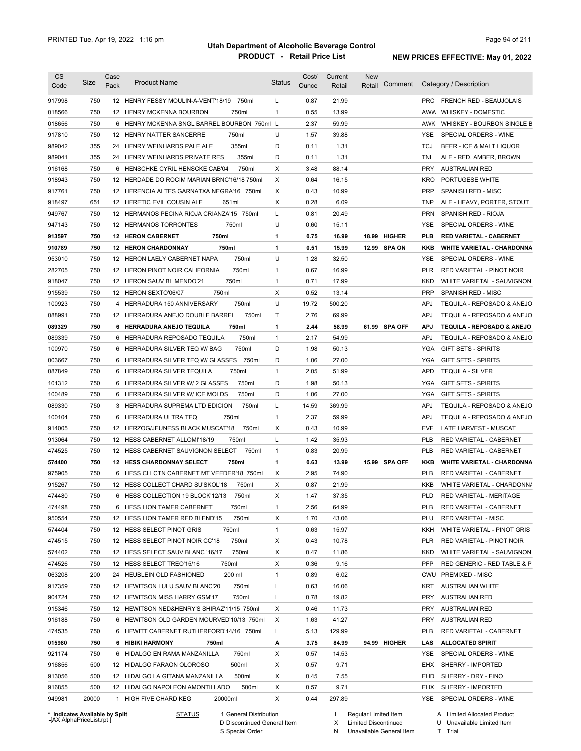# Utah Department of Alcoholic Beverage Control

## PRODUCT - Retail Price List

PRINTED Tue, Apr 19, 2022 1:16 pm

**NEW PRICES EFFECTIVE: May 01, 2022**

| CS Code | Size | Case Pack | Product Name | Status | Cost/ Ounce | Current Retail | New Retail | Comment | Category / Description |
|---|---|---|---|---|---|---|---|---|---|
| 917998 | 750 | 12 | HENRY FESSY MOULIN-A-VENT'18/19 750ml | L | 0.87 | 21.99 | | | PRC FRENCH RED - BEAUJOLAIS |
| 018566 | 750 | 12 | HENRY MCKENNA BOURBON 750ml | 1 | 0.55 | 13.99 | | | AWW WHISKEY - DOMESTIC |
| 018656 | 750 | 6 | HENRY MCKENNA SNGL BARREL BOURBON 750ml | L | 2.37 | 59.99 | | | AWK WHISKEY - BOURBON SINGLE B |
| 917810 | 750 | 12 | HENRY NATTER SANCERRE 750ml | U | 1.57 | 39.88 | | | YSE SPECIAL ORDERS - WINE |
| 989042 | 355 | 24 | HENRY WEINHARDS PALE ALE 355ml | D | 0.11 | 1.31 | | | TCJ BEER - ICE & MALT LIQUOR |
| 989041 | 355 | 24 | HENRY WEINHARDS PRIVATE RES 355ml | D | 0.11 | 1.31 | | | TNL ALE - RED, AMBER, BROWN |
| 916168 | 750 | 6 | HENSCHKE CYRIL HENSCKE CAB'04 750ml | X | 3.48 | 88.14 | | | PRY AUSTRALIAN RED |
| 918943 | 750 | 12 | HERDADE DO ROCIM MARIAN BRNC'16/18 750ml | X | 0.64 | 16.15 | | | KRO PORTUGESE WHITE |
| 917761 | 750 | 12 | HERENCIA ALTES GARNATXA NEGRA'16 750ml | X | 0.43 | 10.99 | | | PRP SPANISH RED - MISC |
| 918497 | 651 | 12 | HERETIC EVIL COUSIN ALE 651ml | X | 0.28 | 6.09 | | | TNP ALE - HEAVY, PORTER, STOUT |
| 949767 | 750 | 12 | HERMANOS PECINA RIOJA CRIANZA'15 750ml | L | 0.81 | 20.49 | | | PRN SPANISH RED - RIOJA |
| 947143 | 750 | 12 | HERMANOS TORRONTES 750ml | U | 0.60 | 15.11 | | | YSE SPECIAL ORDERS - WINE |
| **913597** | **750** | **12** | **HERON CABERNET 750ml** | **1** | **0.75** | **16.99** | **18.99** | **HIGHER** | **PLB RED VARIETAL - CABERNET** |
| **910789** | **750** | **12** | **HERON CHARDONNAY 750ml** | **1** | **0.51** | **15.99** | **12.99** | **SPA ON** | **KKB WHITE VARIETAL - CHARDONNA** |
| 953010 | 750 | 12 | HERON LAELY CABERNET NAPA 750ml | U | 1.28 | 32.50 | | | YSE SPECIAL ORDERS - WINE |
| 282705 | 750 | 12 | HERON PINOT NOIR CALIFORNIA 750ml | 1 | 0.67 | 16.99 | | | PLR RED VARIETAL - PINOT NOIR |
| 918047 | 750 | 12 | HERON SAUV BL MENDO'21 750ml | 1 | 0.71 | 17.99 | | | KKD WHITE VARIETAL - SAUVIGNON |
| 915539 | 750 | 12 | HERON SEXTO'06/07 750ml | X | 0.52 | 13.14 | | | PRP SPANISH RED - MISC |
| 100923 | 750 | 4 | HERRADURA 150 ANNIVERSARY 750ml | U | 19.72 | 500.20 | | | APJ TEQUILA - REPOSADO & ANEJO |
| 088991 | 750 | 12 | HERRADURA ANEJO DOUBLE BARREL 750ml | T | 2.76 | 69.99 | | | APJ TEQUILA - REPOSADO & ANEJO |
| **089329** | **750** | **6** | **HERRADURA ANEJO TEQUILA 750ml** | **1** | **2.44** | **58.99** | **61.99** | **SPA OFF** | **APJ TEQUILA - REPOSADO & ANEJO** |
| 089339 | 750 | 6 | HERRADURA REPOSADO TEQUILA 750ml | 1 | 2.17 | 54.99 | | | APJ TEQUILA - REPOSADO & ANEJO |
| 100970 | 750 | 6 | HERRADURA SILVER TEQ W/ BAG 750ml | D | 1.98 | 50.13 | | | YGA GIFT SETS - SPIRITS |
| 003667 | 750 | 6 | HERRADURA SILVER TEQ W/ GLASSES 750ml | D | 1.06 | 27.00 | | | YGA GIFT SETS - SPIRITS |
| 087849 | 750 | 6 | HERRADURA SILVER TEQUILA 750ml | 1 | 2.05 | 51.99 | | | APD TEQUILA - SILVER |
| 101312 | 750 | 6 | HERRADURA SILVER W/ 2 GLASSES 750ml | D | 1.98 | 50.13 | | | YGA GIFT SETS - SPIRITS |
| 100489 | 750 | 6 | HERRADURA SILVER W/ ICE MOLDS 750ml | D | 1.06 | 27.00 | | | YGA GIFT SETS - SPIRITS |
| 089330 | 750 | 3 | HERRADURA SUPREMA LTD EDICION 750ml | L | 14.59 | 369.99 | | | APJ TEQUILA - REPOSADO & ANEJO |
| 100104 | 750 | 6 | HERRADURA ULTRA TEQ 750ml | 1 | 2.37 | 59.99 | | | APJ TEQUILA - REPOSADO & ANEJO |
| 914005 | 750 | 12 | HERZOG/JEUNESS BLACK MUSCAT'18 750ml | X | 0.43 | 10.99 | | | EVF LATE HARVEST - MUSCAT |
| 913064 | 750 | 12 | HESS CABERNET ALLOMI'18/19 750ml | L | 1.42 | 35.93 | | | PLB RED VARIETAL - CABERNET |
| 474525 | 750 | 12 | HESS CABERNET SAUVIGNON SELECT 750ml | 1 | 0.83 | 20.99 | | | PLB RED VARIETAL - CABERNET |
| **574400** | **750** | **12** | **HESS CHARDONNAY SELECT 750ml** | **1** | **0.63** | **13.99** | **15.99** | **SPA OFF** | **KKB WHITE VARIETAL - CHARDONNA** |
| 975905 | 750 | 6 | HESS CLLCTN CABERNET MT VEEDER'18 750ml | X | 2.95 | 74.90 | | | PLB RED VARIETAL - CABERNET |
| 915267 | 750 | 12 | HESS COLLECT CHARD SU'SKOL'18 750ml | X | 0.87 | 21.99 | | | KKB WHITE VARIETAL - CHARDONNA |
| 474480 | 750 | 6 | HESS COLLECTION 19 BLOCK'12/13 750ml | X | 1.47 | 37.35 | | | PLD RED VARIETAL - MERITAGE |
| 474498 | 750 | 6 | HESS LION TAMER CABERNET 750ml | 1 | 2.56 | 64.99 | | | PLB RED VARIETAL - CABERNET |
| 950554 | 750 | 12 | HESS LION TAMER RED BLEND'15 750ml | X | 1.70 | 43.06 | | | PLU RED VARIETAL - MISC |
| 574404 | 750 | 12 | HESS SELECT PINOT GRIS 750ml | 1 | 0.63 | 15.97 | | | KKH WHITE VARIETAL - PINOT GRIS |
| 474515 | 750 | 12 | HESS SELECT PINOT NOIR CC'18 750ml | X | 0.43 | 10.78 | | | PLR RED VARIETAL - PINOT NOIR |
| 574402 | 750 | 12 | HESS SELECT SAUV BLANC '16/17 750ml | X | 0.47 | 11.86 | | | KKD WHITE VARIETAL - SAUVIGNON |
| 474526 | 750 | 12 | HESS SELECT TREO'15/16 750ml | X | 0.36 | 9.16 | | | PFP RED GENERIC - RED TABLE & P |
| 063208 | 200 | 24 | HEUBLEIN OLD FASHIONED 200 ml | 1 | 0.89 | 6.02 | | | CWU PREMIXED - MISC |
| 917359 | 750 | 12 | HEWITSON LULU SAUV BLANC'20 750ml | L | 0.63 | 16.06 | | | KRT AUSTRALIAN WHITE |
| 904724 | 750 | 12 | HEWITSON MISS HARRY GSM'17 750ml | L | 0.78 | 19.82 | | | PRY AUSTRALIAN RED |
| 915346 | 750 | 12 | HEWITSON NED&HENRY'S SHIRAZ'11/15 750ml | X | 0.46 | 11.73 | | | PRY AUSTRALIAN RED |
| 916188 | 750 | 6 | HEWITSON OLD GARDEN MOURVED'10/13 750ml | X | 1.63 | 41.27 | | | PRY AUSTRALIAN RED |
| 474535 | 750 | 6 | HEWITT CABERNET RUTHERFORD'14/16 750ml | L | 5.13 | 129.99 | | | PLB RED VARIETAL - CABERNET |
| **015980** | **750** | **6** | **HIBIKI HARMONY 750ml** | **A** | **3.75** | **84.99** | **94.99** | **HIGHER** | **LAS ALLOCATED SPIRIT** |
| 921174 | 750 | 6 | HIDALGO EN RAMA MANZANILLA 750ml | X | 0.57 | 14.53 | | | YSE SPECIAL ORDERS - WINE |
| 916856 | 500 | 12 | HIDALGO FARAON OLOROSO 500ml | X | 0.57 | 9.71 | | | EHX SHERRY - IMPORTED |
| 913056 | 500 | 12 | HIDALGO LA GITANA MANZANILLA 500ml | X | 0.45 | 7.55 | | | EHD SHERRY - DRY - FINO |
| 916855 | 500 | 12 | HIDALGO NAPOLEON AMONTILLADO 500ml | X | 0.57 | 9.71 | | | EHX SHERRY - IMPORTED |
| 949981 | 20000 | 1 | HIGH FIVE CHARD KEG 20000ml | X | 0.44 | 297.89 | | | YSE SPECIAL ORDERS - WINE |

\* Indicates Available by Split

STATUS: 1 General Distribution; D Discontinued General Item; S Special Order; L Regular Limited Item; X Limited Discontinued; N Unavailable General Item; A Limited Allocated Product; U Unavailable Limited Item; T Trial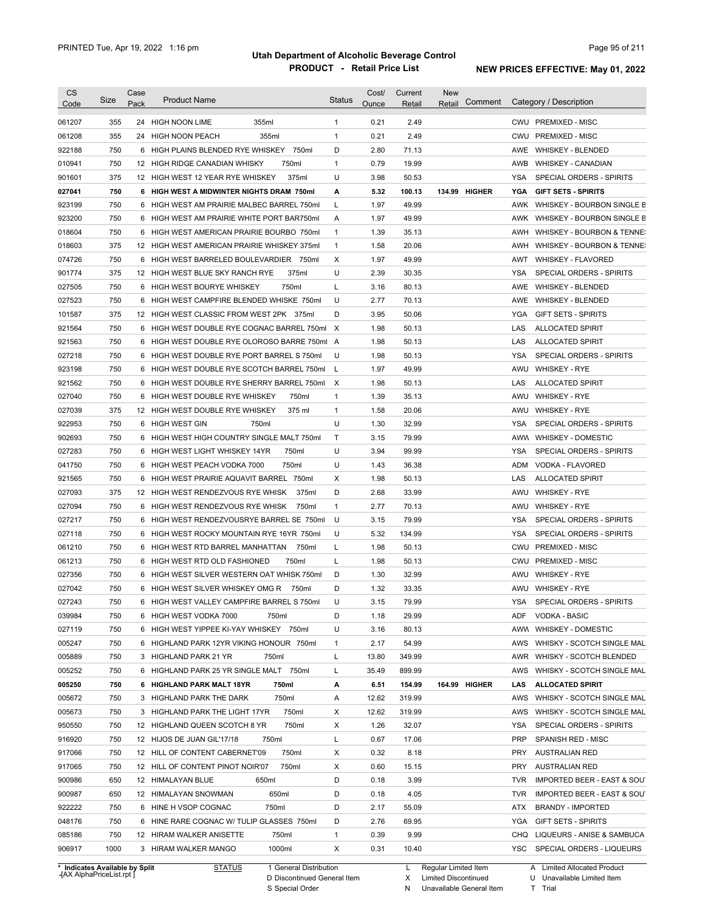# Utah Department of Alcoholic Beverage Control

## PRODUCT - Retail Price List

PRINTED Tue, Apr 19, 2022 1:16 pm

**NEW PRICES EFFECTIVE: May 01, 2022**

| CS Code | Size | Case Pack | Product Name | Status | Cost/ Ounce | Current Retail | New Retail | Comment | Category / Description |
|---|---|---|---|---|---|---|---|---|---|
| 061207 | 355 | 24 | HIGH NOON LIME 355ml | 1 | 0.21 | 2.49 | | | CWU PREMIXED - MISC |
| 061208 | 355 | 24 | HIGH NOON PEACH 355ml | 1 | 0.21 | 2.49 | | | CWU PREMIXED - MISC |
| 922188 | 750 | 6 | HIGH PLAINS BLENDED RYE WHISKEY 750ml | D | 2.80 | 71.13 | | | AWE WHISKEY - BLENDED |
| 010941 | 750 | 12 | HIGH RIDGE CANADIAN WHISKY 750ml | 1 | 0.79 | 19.99 | | | AWB WHISKEY - CANADIAN |
| 901601 | 375 | 12 | HIGH WEST 12 YEAR RYE WHISKEY 375ml | U | 3.98 | 50.53 | | | YSA SPECIAL ORDERS - SPIRITS |
| **027041** | **750** | **6** | **HIGH WEST A MIDWINTER NIGHTS DRAM 750ml** | **A** | **5.32** | **100.13** | **134.99** | **HIGHER** | **YGA GIFT SETS - SPIRITS** |
| 923199 | 750 | 6 | HIGH WEST AM PRAIRIE MALBEC BARREL 750ml | L | 1.97 | 49.99 | | | AWK WHISKEY - BOURBON SINGLE B |
| 923200 | 750 | 6 | HIGH WEST AM PRAIRIE WHITE PORT BAR750ml | A | 1.97 | 49.99 | | | AWK WHISKEY - BOURBON SINGLE B |
| 018604 | 750 | 6 | HIGH WEST AMERICAN PRAIRIE BOURBO 750ml | 1 | 1.39 | 35.13 | | | AWH WHISKEY - BOURBON & TENNE: |
| 018603 | 375 | 12 | HIGH WEST AMERICAN PRAIRIE WHISKEY 375ml | 1 | 1.58 | 20.06 | | | AWH WHISKEY - BOURBON & TENNE: |
| 074726 | 750 | 6 | HIGH WEST BARRELED BOULEVARDIER 750ml | X | 1.97 | 49.99 | | | AWT WHISKEY - FLAVORED |
| 901774 | 375 | 12 | HIGH WEST BLUE SKY RANCH RYE 375ml | U | 2.39 | 30.35 | | | YSA SPECIAL ORDERS - SPIRITS |
| 027505 | 750 | 6 | HIGH WEST BOURYE WHISKEY 750ml | L | 3.16 | 80.13 | | | AWE WHISKEY - BLENDED |
| 027523 | 750 | 6 | HIGH WEST CAMPFIRE BLENDED WHISKE 750ml | U | 2.77 | 70.13 | | | AWE WHISKEY - BLENDED |
| 101587 | 375 | 12 | HIGH WEST CLASSIC FROM WEST 2PK 375ml | D | 3.95 | 50.06 | | | YGA GIFT SETS - SPIRITS |
| 921564 | 750 | 6 | HIGH WEST DOUBLE RYE COGNAC BARREL 750ml | X | 1.98 | 50.13 | | | LAS ALLOCATED SPIRIT |
| 921563 | 750 | 6 | HIGH WEST DOUBLE RYE OLOROSO BARRE 750ml | A | 1.98 | 50.13 | | | LAS ALLOCATED SPIRIT |
| 027218 | 750 | 6 | HIGH WEST DOUBLE RYE PORT BARREL S 750ml | U | 1.98 | 50.13 | | | YSA SPECIAL ORDERS - SPIRITS |
| 923198 | 750 | 6 | HIGH WEST DOUBLE RYE SCOTCH BARREL 750ml | L | 1.97 | 49.99 | | | AWU WHISKEY - RYE |
| 921562 | 750 | 6 | HIGH WEST DOUBLE RYE SHERRY BARREL 750ml | X | 1.98 | 50.13 | | | LAS ALLOCATED SPIRIT |
| 027040 | 750 | 6 | HIGH WEST DOUBLE RYE WHISKEY 750ml | 1 | 1.39 | 35.13 | | | AWU WHISKEY - RYE |
| 027039 | 375 | 12 | HIGH WEST DOUBLE RYE WHISKEY 375 ml | 1 | 1.58 | 20.06 | | | AWU WHISKEY - RYE |
| 922953 | 750 | 6 | HIGH WEST GIN 750ml | U | 1.30 | 32.99 | | | YSA SPECIAL ORDERS - SPIRITS |
| 902693 | 750 | 6 | HIGH WEST HIGH COUNTRY SINGLE MALT 750ml | T | 3.15 | 79.99 | | | AWW WHISKEY - DOMESTIC |
| 027283 | 750 | 6 | HIGH WEST LIGHT WHISKEY 14YR 750ml | U | 3.94 | 99.99 | | | YSA SPECIAL ORDERS - SPIRITS |
| 041750 | 750 | 6 | HIGH WEST PEACH VODKA 7000 750ml | U | 1.43 | 36.38 | | | ADM VODKA - FLAVORED |
| 921565 | 750 | 6 | HIGH WEST PRAIRIE AQUAVIT BARREL 750ml | X | 1.98 | 50.13 | | | LAS ALLOCATED SPIRIT |
| 027093 | 375 | 12 | HIGH WEST RENDEZVOUS RYE WHISK 375ml | D | 2.68 | 33.99 | | | AWU WHISKEY - RYE |
| 027094 | 750 | 6 | HIGH WEST RENDEZVOUS RYE WHISK 750ml | 1 | 2.77 | 70.13 | | | AWU WHISKEY - RYE |
| 027217 | 750 | 6 | HIGH WEST RENDEZVOUSRYE BARREL SE 750ml | U | 3.15 | 79.99 | | | YSA SPECIAL ORDERS - SPIRITS |
| 027118 | 750 | 6 | HIGH WEST ROCKY MOUNTAIN RYE 16YR 750ml | U | 5.32 | 134.99 | | | YSA SPECIAL ORDERS - SPIRITS |
| 061210 | 750 | 6 | HIGH WEST RTD BARREL MANHATTAN 750ml | L | 1.98 | 50.13 | | | CWU PREMIXED - MISC |
| 061213 | 750 | 6 | HIGH WEST RTD OLD FASHIONED 750ml | L | 1.98 | 50.13 | | | CWU PREMIXED - MISC |
| 027356 | 750 | 6 | HIGH WEST SILVER WESTERN OAT WHISK 750ml | D | 1.30 | 32.99 | | | AWU WHISKEY - RYE |
| 027042 | 750 | 6 | HIGH WEST SILVER WHISKEY OMG R 750ml | D | 1.32 | 33.35 | | | AWU WHISKEY - RYE |
| 027243 | 750 | 6 | HIGH WEST VALLEY CAMPFIRE BARREL S 750ml | U | 3.15 | 79.99 | | | YSA SPECIAL ORDERS - SPIRITS |
| 039984 | 750 | 6 | HIGH WEST VODKA 7000 750ml | D | 1.18 | 29.99 | | | ADF VODKA - BASIC |
| 027119 | 750 | 6 | HIGH WEST YIPPEE KI-YAY WHISKEY 750ml | U | 3.16 | 80.13 | | | AWW WHISKEY - DOMESTIC |
| 005247 | 750 | 6 | HIGHLAND PARK 12YR VIKING HONOUR 750ml | 1 | 2.17 | 54.99 | | | AWS WHISKY - SCOTCH SINGLE MAL |
| 005889 | 750 | 3 | HIGHLAND PARK 21 YR 750ml | L | 13.80 | 349.99 | | | AWR WHISKY - SCOTCH BLENDED |
| 005252 | 750 | 6 | HIGHLAND PARK 25 YR SINGLE MALT 750ml | L | 35.49 | 899.99 | | | AWS WHISKY - SCOTCH SINGLE MAL |
| **005250** | **750** | **6** | **HIGHLAND PARK MALT 18YR 750ml** | **A** | **6.51** | **154.99** | **164.99** | **HIGHER** | **LAS ALLOCATED SPIRIT** |
| 005672 | 750 | 3 | HIGHLAND PARK THE DARK 750ml | A | 12.62 | 319.99 | | | AWS WHISKY - SCOTCH SINGLE MAL |
| 005673 | 750 | 3 | HIGHLAND PARK THE LIGHT 17YR 750ml | X | 12.62 | 319.99 | | | AWS WHISKY - SCOTCH SINGLE MAL |
| 950550 | 750 | 12 | HIGHLAND QUEEN SCOTCH 8 YR 750ml | X | 1.26 | 32.07 | | | YSA SPECIAL ORDERS - SPIRITS |
| 916920 | 750 | 12 | HIJOS DE JUAN GIL'17/18 750ml | L | 0.67 | 17.06 | | | PRP SPANISH RED - MISC |
| 917066 | 750 | 12 | HILL OF CONTENT CABERNET'09 750ml | X | 0.32 | 8.18 | | | PRY AUSTRALIAN RED |
| 917065 | 750 | 12 | HILL OF CONTENT PINOT NOIR'07 750ml | X | 0.60 | 15.15 | | | PRY AUSTRALIAN RED |
| 900986 | 650 | 12 | HIMALAYAN BLUE 650ml | D | 0.18 | 3.99 | | | TVR IMPORTED BEER - EAST & SOU |
| 900987 | 650 | 12 | HIMALAYAN SNOWMAN 650ml | D | 0.18 | 4.05 | | | TVR IMPORTED BEER - EAST & SOU |
| 922222 | 750 | 6 | HINE H VSOP COGNAC 750ml | D | 2.17 | 55.09 | | | ATX BRANDY - IMPORTED |
| 048176 | 750 | 6 | HINE RARE COGNAC W/ TULIP GLASSES 750ml | D | 2.76 | 69.95 | | | YGA GIFT SETS - SPIRITS |
| 085186 | 750 | 12 | HIRAM WALKER ANISETTE 750ml | 1 | 0.39 | 9.99 | | | CHQ LIQUEURS - ANISE & SAMBUCA |
| 906917 | 1000 | 3 | HIRAM WALKER MANGO 1000ml | X | 0.31 | 10.40 | | | YSC SPECIAL ORDERS - LIQUEURS |

\* Indicates Available by Split

| STATUS | | |
|---|---|---|
| 1 General Distribution | L Regular Limited Item | A Limited Allocated Product |
| D Discontinued General Item | X Limited Discontinued | U Unavailable Limited Item |
| S Special Order | N Unavailable General Item | T Trial |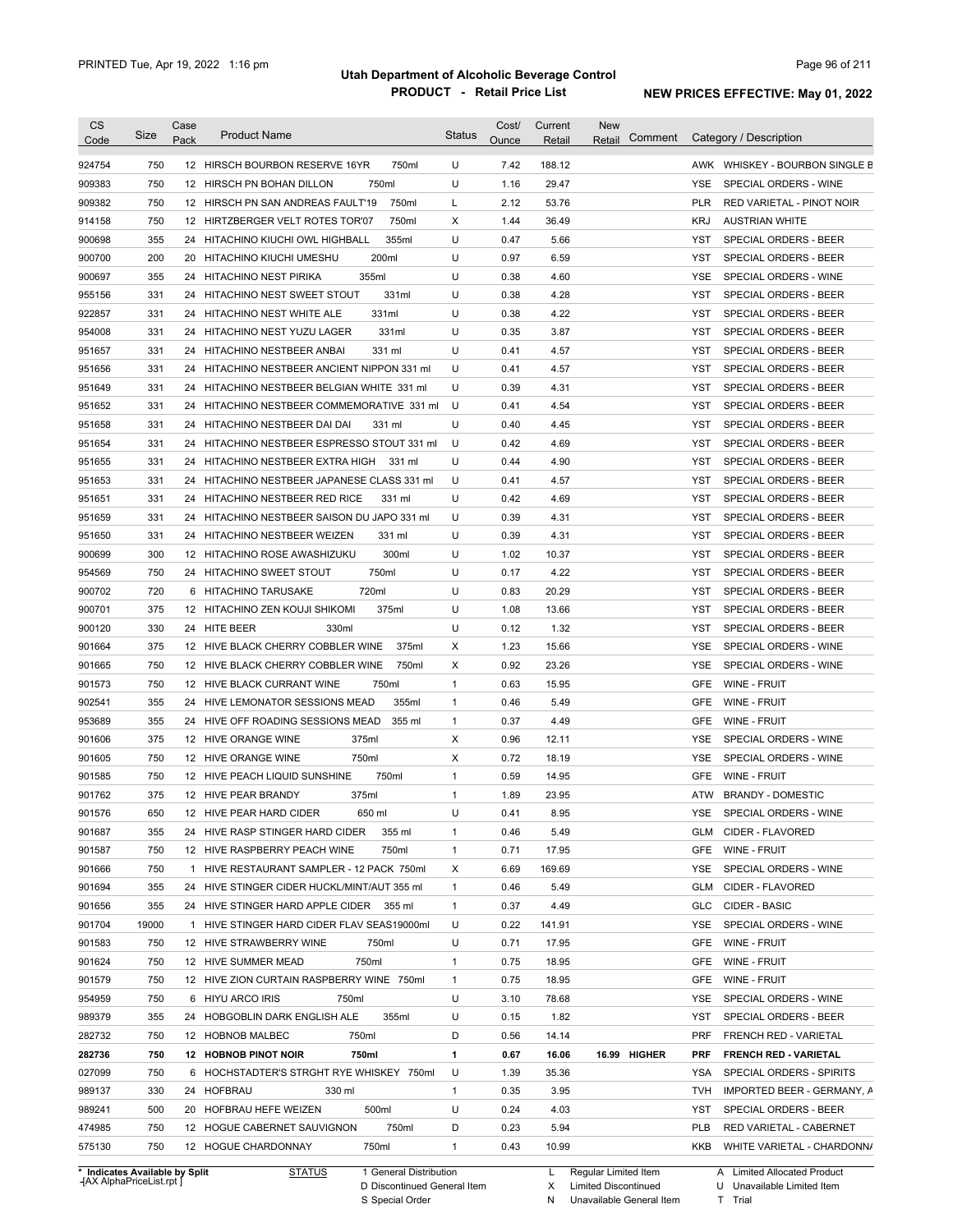# Utah Department of Alcoholic Beverage Control

## PRODUCT - Retail Price List

PRINTED Tue, Apr 19, 2022 1:16 pm

**NEW PRICES EFFECTIVE: May 01, 2022**

| CS Code | Size | Case Pack | Product Name | Status | Cost/ Ounce | Current Retail | New Retail | Comment | Category / Description |
|---|---|---|---|---|---|---|---|---|---|
| 924754 | 750 | 12 | HIRSCH BOURBON RESERVE 16YR 750ml | U | 7.42 | 188.12 | | | AWK WHISKEY - BOURBON SINGLE B |
| 909383 | 750 | 12 | HIRSCH PN BOHAN DILLON 750ml | U | 1.16 | 29.47 | | | YSE SPECIAL ORDERS - WINE |
| 909382 | 750 | 12 | HIRSCH PN SAN ANDREAS FAULT'19 750ml | L | 2.12 | 53.76 | | | PLR RED VARIETAL - PINOT NOIR |
| 914158 | 750 | 12 | HIRTZBERGER VELT ROTES TOR'07 750ml | X | 1.44 | 36.49 | | | KRJ AUSTRIAN WHITE |
| 900698 | 355 | 24 | HITACHINO KIUCHI OWL HIGHBALL 355ml | U | 0.47 | 5.66 | | | YST SPECIAL ORDERS - BEER |
| 900700 | 200 | 20 | HITACHINO KIUCHI UMESHU 200ml | U | 0.97 | 6.59 | | | YST SPECIAL ORDERS - BEER |
| 900697 | 355 | 24 | HITACHINO NEST PIRIKA 355ml | U | 0.38 | 4.60 | | | YSE SPECIAL ORDERS - WINE |
| 955156 | 331 | 24 | HITACHINO NEST SWEET STOUT 331ml | U | 0.38 | 4.28 | | | YST SPECIAL ORDERS - BEER |
| 922857 | 331 | 24 | HITACHINO NEST WHITE ALE 331ml | U | 0.38 | 4.22 | | | YST SPECIAL ORDERS - BEER |
| 954008 | 331 | 24 | HITACHINO NEST YUZU LAGER 331ml | U | 0.35 | 3.87 | | | YST SPECIAL ORDERS - BEER |
| 951657 | 331 | 24 | HITACHINO NESTBEER ANBAI 331 ml | U | 0.41 | 4.57 | | | YST SPECIAL ORDERS - BEER |
| 951656 | 331 | 24 | HITACHINO NESTBEER ANCIENT NIPPON 331 ml | U | 0.41 | 4.57 | | | YST SPECIAL ORDERS - BEER |
| 951649 | 331 | 24 | HITACHINO NESTBEER BELGIAN WHITE 331 ml | U | 0.39 | 4.31 | | | YST SPECIAL ORDERS - BEER |
| 951652 | 331 | 24 | HITACHINO NESTBEER COMMEMORATIVE 331 ml | U | 0.41 | 4.54 | | | YST SPECIAL ORDERS - BEER |
| 951658 | 331 | 24 | HITACHINO NESTBEER DAI DAI 331 ml | U | 0.40 | 4.45 | | | YST SPECIAL ORDERS - BEER |
| 951654 | 331 | 24 | HITACHINO NESTBEER ESPRESSO STOUT 331 ml | U | 0.42 | 4.69 | | | YST SPECIAL ORDERS - BEER |
| 951655 | 331 | 24 | HITACHINO NESTBEER EXTRA HIGH 331 ml | U | 0.44 | 4.90 | | | YST SPECIAL ORDERS - BEER |
| 951653 | 331 | 24 | HITACHINO NESTBEER JAPANESE CLASS 331 ml | U | 0.41 | 4.57 | | | YST SPECIAL ORDERS - BEER |
| 951651 | 331 | 24 | HITACHINO NESTBEER RED RICE 331 ml | U | 0.42 | 4.69 | | | YST SPECIAL ORDERS - BEER |
| 951659 | 331 | 24 | HITACHINO NESTBEER SAISON DU JAPO 331 ml | U | 0.39 | 4.31 | | | YST SPECIAL ORDERS - BEER |
| 951650 | 331 | 24 | HITACHINO NESTBEER WEIZEN 331 ml | U | 0.39 | 4.31 | | | YST SPECIAL ORDERS - BEER |
| 900699 | 300 | 12 | HITACHINO ROSE AWASHIZUKU 300ml | U | 1.02 | 10.37 | | | YST SPECIAL ORDERS - BEER |
| 954569 | 750 | 24 | HITACHINO SWEET STOUT 750ml | U | 0.17 | 4.22 | | | YST SPECIAL ORDERS - BEER |
| 900702 | 720 | 6 | HITACHINO TARUSAKE 720ml | U | 0.83 | 20.29 | | | YST SPECIAL ORDERS - BEER |
| 900701 | 375 | 12 | HITACHINO ZEN KOUJI SHIKOMI 375ml | U | 1.08 | 13.66 | | | YST SPECIAL ORDERS - BEER |
| 900120 | 330 | 24 | HITE BEER 330ml | U | 0.12 | 1.32 | | | YST SPECIAL ORDERS - BEER |
| 901664 | 375 | 12 | HIVE BLACK CHERRY COBBLER WINE 375ml | X | 1.23 | 15.66 | | | YSE SPECIAL ORDERS - WINE |
| 901665 | 750 | 12 | HIVE BLACK CHERRY COBBLER WINE 750ml | X | 0.92 | 23.26 | | | YSE SPECIAL ORDERS - WINE |
| 901573 | 750 | 12 | HIVE BLACK CURRANT WINE 750ml | 1 | 0.63 | 15.95 | | | GFE WINE - FRUIT |
| 902541 | 355 | 24 | HIVE LEMONATOR SESSIONS MEAD 355ml | 1 | 0.46 | 5.49 | | | GFE WINE - FRUIT |
| 953689 | 355 | 24 | HIVE OFF ROADING SESSIONS MEAD 355 ml | 1 | 0.37 | 4.49 | | | GFE WINE - FRUIT |
| 901606 | 375 | 12 | HIVE ORANGE WINE 375ml | X | 0.96 | 12.11 | | | YSE SPECIAL ORDERS - WINE |
| 901605 | 750 | 12 | HIVE ORANGE WINE 750ml | X | 0.72 | 18.19 | | | YSE SPECIAL ORDERS - WINE |
| 901585 | 750 | 12 | HIVE PEACH LIQUID SUNSHINE 750ml | 1 | 0.59 | 14.95 | | | GFE WINE - FRUIT |
| 901762 | 375 | 12 | HIVE PEAR BRANDY 375ml | 1 | 1.89 | 23.95 | | | ATW BRANDY - DOMESTIC |
| 901576 | 650 | 12 | HIVE PEAR HARD CIDER 650 ml | U | 0.41 | 8.95 | | | YSE SPECIAL ORDERS - WINE |
| 901687 | 355 | 24 | HIVE RASP STINGER HARD CIDER 355 ml | 1 | 0.46 | 5.49 | | | GLM CIDER - FLAVORED |
| 901587 | 750 | 12 | HIVE RASPBERRY PEACH WINE 750ml | 1 | 0.71 | 17.95 | | | GFE WINE - FRUIT |
| 901666 | 750 | 1 | HIVE RESTAURANT SAMPLER - 12 PACK 750ml | X | 6.69 | 169.69 | | | YSE SPECIAL ORDERS - WINE |
| 901694 | 355 | 24 | HIVE STINGER CIDER HUCKL/MINT/AUT 355 ml | 1 | 0.46 | 5.49 | | | GLM CIDER - FLAVORED |
| 901656 | 355 | 24 | HIVE STINGER HARD APPLE CIDER 355 ml | 1 | 0.37 | 4.49 | | | GLC CIDER - BASIC |
| 901704 | 19000 | 1 | HIVE STINGER HARD CIDER FLAV SEAS19000ml | U | 0.22 | 141.91 | | | YSE SPECIAL ORDERS - WINE |
| 901583 | 750 | 12 | HIVE STRAWBERRY WINE 750ml | U | 0.71 | 17.95 | | | GFE WINE - FRUIT |
| 901624 | 750 | 12 | HIVE SUMMER MEAD 750ml | 1 | 0.75 | 18.95 | | | GFE WINE - FRUIT |
| 901579 | 750 | 12 | HIVE ZION CURTAIN RASPBERRY WINE 750ml | 1 | 0.75 | 18.95 | | | GFE WINE - FRUIT |
| 954959 | 750 | 6 | HIYU ARCO IRIS 750ml | U | 3.10 | 78.68 | | | YSE SPECIAL ORDERS - WINE |
| 989379 | 355 | 24 | HOBGOBLIN DARK ENGLISH ALE 355ml | U | 0.15 | 1.82 | | | YST SPECIAL ORDERS - BEER |
| 282732 | 750 | 12 | HOBNOB MALBEC 750ml | D | 0.56 | 14.14 | | | PRF FRENCH RED - VARIETAL |
| **282736** | **750** | **12** | **HOBNOB PINOT NOIR 750ml** | **1** | **0.67** | **16.06** | **16.99** | **HIGHER** | **PRF FRENCH RED - VARIETAL** |
| 027099 | 750 | 6 | HOCHSTADTER'S STRGHT RYE WHISKEY 750ml | U | 1.39 | 35.36 | | | YSA SPECIAL ORDERS - SPIRITS |
| 989137 | 330 | 24 | HOFBRAU 330 ml | 1 | 0.35 | 3.95 | | | TVH IMPORTED BEER - GERMANY, A |
| 989241 | 500 | 20 | HOFBRAU HEFE WEIZEN 500ml | U | 0.24 | 4.03 | | | YST SPECIAL ORDERS - BEER |
| 474985 | 750 | 12 | HOGUE CABERNET SAUVIGNON 750ml | D | 0.23 | 5.94 | | | PLB RED VARIETAL - CABERNET |
| 575130 | 750 | 12 | HOGUE CHARDONNAY 750ml | 1 | 0.43 | 10.99 | | | KKB WHITE VARIETAL - CHARDONNA |

\* Indicates Available by Split

| STATUS | | | |
|---|---|---|---|
| 1 General Distribution | L Regular Limited Item | A Limited Allocated Product |
| D Discontinued General Item | X Limited Discontinued | U Unavailable Limited Item |
| S Special Order | N Unavailable General Item | T Trial |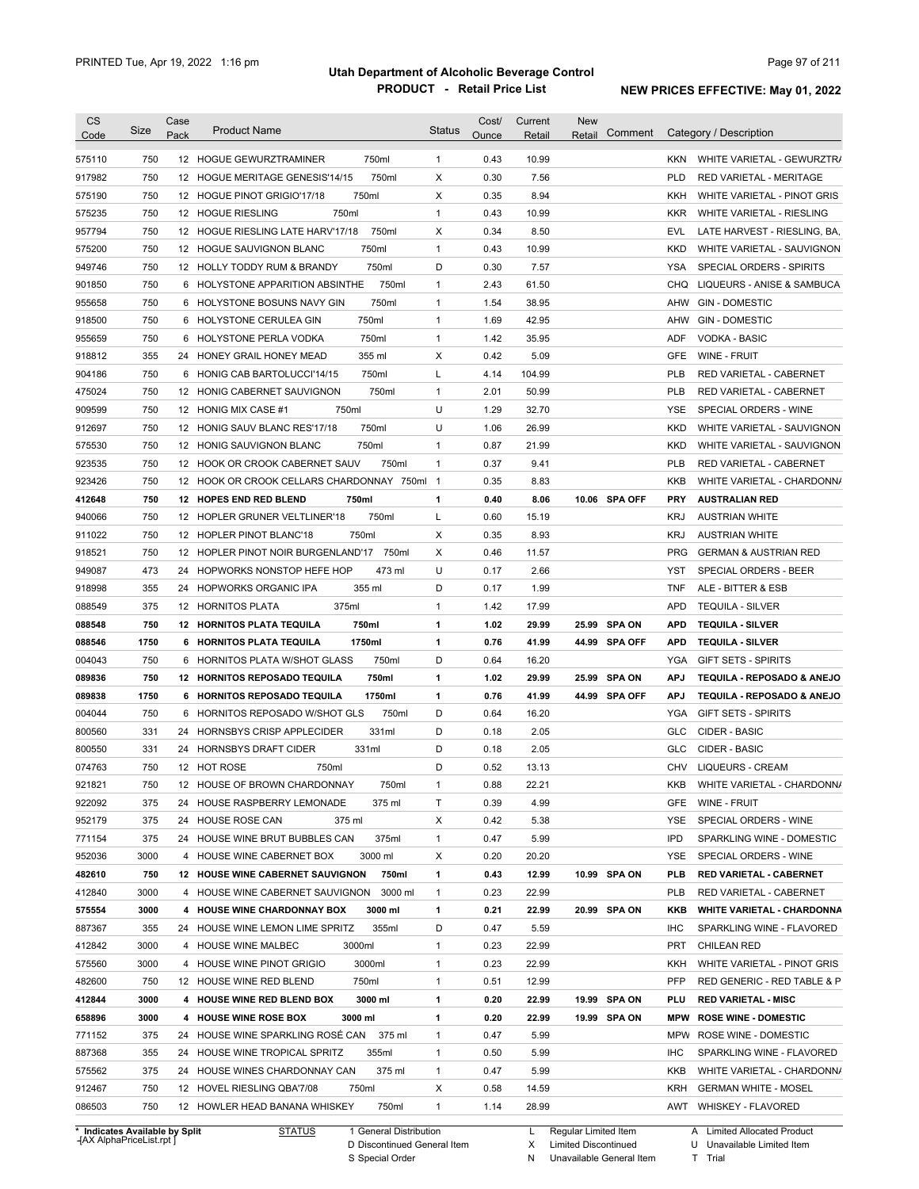# Utah Department of Alcoholic Beverage Control

## PRODUCT - Retail Price List

PRINTED Tue, Apr 19, 2022 1:16 pm

**NEW PRICES EFFECTIVE: May 01, 2022**

| CS Code | Size | Case Pack | Product Name | | Status | Cost/ Ounce | Current Retail | New Retail | Comment | Category / Description | |
|---|---|---|---|---|---|---|---|---|---|---|---|
| 575110 | 750 | 12 | HOGUE GEWURZTRAMINER | 750ml | 1 | 0.43 | 10.99 | | | KKN | WHITE VARIETAL - GEWURZTR/ |
| 917982 | 750 | 12 | HOGUE MERITAGE GENESIS'14/15 | 750ml | X | 0.30 | 7.56 | | | PLD | RED VARIETAL - MERITAGE |
| 575190 | 750 | 12 | HOGUE PINOT GRIGIO'17/18 | 750ml | X | 0.35 | 8.94 | | | KKH | WHITE VARIETAL - PINOT GRIS |
| 575235 | 750 | 12 | HOGUE RIESLING | 750ml | 1 | 0.43 | 10.99 | | | KKR | WHITE VARIETAL - RIESLING |
| 957794 | 750 | 12 | HOGUE RIESLING LATE HARV'17/18 | 750ml | X | 0.34 | 8.50 | | | EVL | LATE HARVEST - RIESLING, BA, |
| 575200 | 750 | 12 | HOGUE SAUVIGNON BLANC | 750ml | 1 | 0.43 | 10.99 | | | KKD | WHITE VARIETAL - SAUVIGNON |
| 949746 | 750 | 12 | HOLLY TODDY RUM & BRANDY | 750ml | D | 0.30 | 7.57 | | | YSA | SPECIAL ORDERS - SPIRITS |
| 901850 | 750 | 6 | HOLYSTONE APPARITION ABSINTHE | 750ml | 1 | 2.43 | 61.50 | | | CHQ | LIQUEURS - ANISE & SAMBUCA |
| 955658 | 750 | 6 | HOLYSTONE BOSUNS NAVY GIN | 750ml | 1 | 1.54 | 38.95 | | | AHW | GIN - DOMESTIC |
| 918500 | 750 | 6 | HOLYSTONE CERULEA GIN | 750ml | 1 | 1.69 | 42.95 | | | AHW | GIN - DOMESTIC |
| 955659 | 750 | 6 | HOLYSTONE PERLA VODKA | 750ml | 1 | 1.42 | 35.95 | | | ADF | VODKA - BASIC |
| 918812 | 355 | 24 | HONEY GRAIL HONEY MEAD | 355 ml | X | 0.42 | 5.09 | | | GFE | WINE - FRUIT |
| 904186 | 750 | 6 | HONIG CAB BARTOLUCCI'14/15 | 750ml | L | 4.14 | 104.99 | | | PLB | RED VARIETAL - CABERNET |
| 475024 | 750 | 12 | HONIG CABERNET SAUVIGNON | 750ml | 1 | 2.01 | 50.99 | | | PLB | RED VARIETAL - CABERNET |
| 909599 | 750 | 12 | HONIG MIX CASE #1 | 750ml | U | 1.29 | 32.70 | | | YSE | SPECIAL ORDERS - WINE |
| 912697 | 750 | 12 | HONIG SAUV BLANC RES'17/18 | 750ml | U | 1.06 | 26.99 | | | KKD | WHITE VARIETAL - SAUVIGNON |
| 575530 | 750 | 12 | HONIG SAUVIGNON BLANC | 750ml | 1 | 0.87 | 21.99 | | | KKD | WHITE VARIETAL - SAUVIGNON |
| 923535 | 750 | 12 | HOOK OR CROOK CABERNET SAUV | 750ml | 1 | 0.37 | 9.41 | | | PLB | RED VARIETAL - CABERNET |
| 923426 | 750 | 12 | HOOK OR CROOK CELLARS CHARDONNAY | 750ml | 1 | 0.35 | 8.83 | | | KKB | WHITE VARIETAL - CHARDONN/ |
| **412648** | **750** | **12** | **HOPES END RED BLEND** | **750ml** | **1** | **0.40** | **8.06** | **10.06** | **SPA OFF** | **PRY** | **AUSTRALIAN RED** |
| 940066 | 750 | 12 | HOPLER GRUNER VELTLINER'18 | 750ml | L | 0.60 | 15.19 | | | KRJ | AUSTRIAN WHITE |
| 911022 | 750 | 12 | HOPLER PINOT BLANC'18 | 750ml | X | 0.35 | 8.93 | | | KRJ | AUSTRIAN WHITE |
| 918521 | 750 | 12 | HOPLER PINOT NOIR BURGENLAND'17 | 750ml | X | 0.46 | 11.57 | | | PRG | GERMAN & AUSTRIAN RED |
| 949087 | 473 | 24 | HOPWORKS NONSTOP HEFE HOP | 473 ml | U | 0.17 | 2.66 | | | YST | SPECIAL ORDERS - BEER |
| 918998 | 355 | 24 | HOPWORKS ORGANIC IPA | 355 ml | D | 0.17 | 1.99 | | | TNF | ALE - BITTER & ESB |
| 088549 | 375 | 12 | HORNITOS PLATA | 375ml | 1 | 1.42 | 17.99 | | | APD | TEQUILA - SILVER |
| **088548** | **750** | **12** | **HORNITOS PLATA TEQUILA** | **750ml** | **1** | **1.02** | **29.99** | **25.99** | **SPA ON** | **APD** | **TEQUILA - SILVER** |
| **088546** | **1750** | **6** | **HORNITOS PLATA TEQUILA** | **1750ml** | **1** | **0.76** | **41.99** | **44.99** | **SPA OFF** | **APD** | **TEQUILA - SILVER** |
| 004043 | 750 | 6 | HORNITOS PLATA W/SHOT GLASS | 750ml | D | 0.64 | 16.20 | | | YGA | GIFT SETS - SPIRITS |
| **089836** | **750** | **12** | **HORNITOS REPOSADO TEQUILA** | **750ml** | **1** | **1.02** | **29.99** | **25.99** | **SPA ON** | **APJ** | **TEQUILA - REPOSADO & ANEJO** |
| **089838** | **1750** | **6** | **HORNITOS REPOSADO TEQUILA** | **1750ml** | **1** | **0.76** | **41.99** | **44.99** | **SPA OFF** | **APJ** | **TEQUILA - REPOSADO & ANEJO** |
| 004044 | 750 | 6 | HORNITOS REPOSADO W/SHOT GLS | 750ml | D | 0.64 | 16.20 | | | YGA | GIFT SETS - SPIRITS |
| 800560 | 331 | 24 | HORNSBYS CRISP APPLECIDER | 331ml | D | 0.18 | 2.05 | | | GLC | CIDER - BASIC |
| 800550 | 331 | 24 | HORNSBYS DRAFT CIDER | 331ml | D | 0.18 | 2.05 | | | GLC | CIDER - BASIC |
| 074763 | 750 | 12 | HOT ROSE | 750ml | D | 0.52 | 13.13 | | | CHV | LIQUEURS - CREAM |
| 921821 | 750 | 12 | HOUSE OF BROWN CHARDONNAY | 750ml | 1 | 0.88 | 22.21 | | | KKB | WHITE VARIETAL - CHARDONN/ |
| 922092 | 375 | 24 | HOUSE RASPBERRY LEMONADE | 375 ml | T | 0.39 | 4.99 | | | GFE | WINE - FRUIT |
| 952179 | 375 | 24 | HOUSE ROSE CAN | 375 ml | X | 0.42 | 5.38 | | | YSE | SPECIAL ORDERS - WINE |
| 771154 | 375 | 24 | HOUSE WINE BRUT BUBBLES CAN | 375ml | 1 | 0.47 | 5.99 | | | IPD | SPARKLING WINE - DOMESTIC |
| 952036 | 3000 | 4 | HOUSE WINE CABERNET BOX | 3000 ml | X | 0.20 | 20.20 | | | YSE | SPECIAL ORDERS - WINE |
| **482610** | **750** | **12** | **HOUSE WINE CABERNET SAUVIGNON** | **750ml** | **1** | **0.43** | **12.99** | **10.99** | **SPA ON** | **PLB** | **RED VARIETAL - CABERNET** |
| 412840 | 3000 | 4 | HOUSE WINE CABERNET SAUVIGNON | 3000 ml | 1 | 0.23 | 22.99 | | | PLB | RED VARIETAL - CABERNET |
| **575554** | **3000** | **4** | **HOUSE WINE CHARDONNAY BOX** | **3000 ml** | **1** | **0.21** | **22.99** | **20.99** | **SPA ON** | **KKB** | **WHITE VARIETAL - CHARDONNA** |
| 887367 | 355 | 24 | HOUSE WINE LEMON LIME SPRITZ | 355ml | D | 0.47 | 5.59 | | | IHC | SPARKLING WINE - FLAVORED |
| 412842 | 3000 | 4 | HOUSE WINE MALBEC | 3000ml | 1 | 0.23 | 22.99 | | | PRT | CHILEAN RED |
| 575560 | 3000 | 4 | HOUSE WINE PINOT GRIGIO | 3000ml | 1 | 0.23 | 22.99 | | | KKH | WHITE VARIETAL - PINOT GRIS |
| 482600 | 750 | 12 | HOUSE WINE RED BLEND | 750ml | 1 | 0.51 | 12.99 | | | PFP | RED GENERIC - RED TABLE & P |
| **412844** | **3000** | **4** | **HOUSE WINE RED BLEND BOX** | **3000 ml** | **1** | **0.20** | **22.99** | **19.99** | **SPA ON** | **PLU** | **RED VARIETAL - MISC** |
| **658896** | **3000** | **4** | **HOUSE WINE ROSE BOX** | **3000 ml** | **1** | **0.20** | **22.99** | **19.99** | **SPA ON** | **MPW** | **ROSE WINE - DOMESTIC** |
| 771152 | 375 | 24 | HOUSE WINE SPARKLING ROSÉ CAN | 375 ml | 1 | 0.47 | 5.99 | | | MPW | ROSE WINE - DOMESTIC |
| 887368 | 355 | 24 | HOUSE WINE TROPICAL SPRITZ | 355ml | 1 | 0.50 | 5.99 | | | IHC | SPARKLING WINE - FLAVORED |
| 575562 | 375 | 24 | HOUSE WINES CHARDONNAY CAN | 375 ml | 1 | 0.47 | 5.99 | | | KKB | WHITE VARIETAL - CHARDONN/ |
| 912467 | 750 | 12 | HOVEL RIESLING QBA'7/08 | 750ml | X | 0.58 | 14.59 | | | KRH | GERMAN WHITE - MOSEL |
| 086503 | 750 | 12 | HOWLER HEAD BANANA WHISKEY | 750ml | 1 | 1.14 | 28.99 | | | AWT | WHISKEY - FLAVORED |

\* Indicates Available by Split

STATUS: 1 General Distribution; D Discontinued General Item; S Special Order; L Regular Limited Item; X Limited Discontinued; N Unavailable General Item; A Limited Allocated Product; U Unavailable Limited Item; T Trial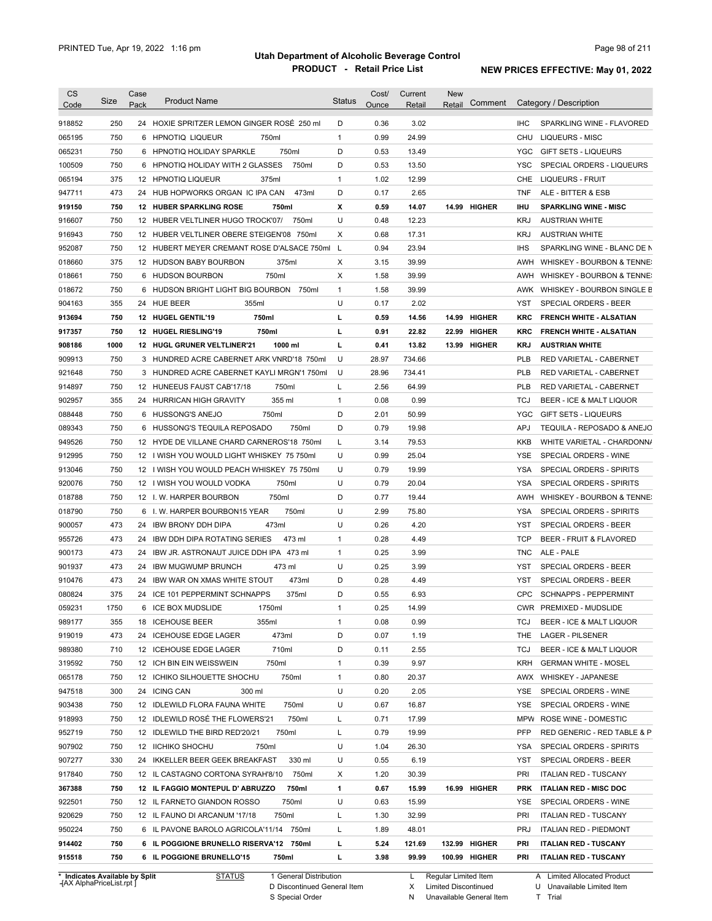# Utah Department of Alcoholic Beverage Control

## PRODUCT - Retail Price List

PRINTED Tue, Apr 19, 2022 1:16 pm

**NEW PRICES EFFECTIVE: May 01, 2022**

| CS Code | Size | Case Pack | Product Name | Status | Cost/ Ounce | Current Retail | New Retail | Comment | Category / Description |
|---|---|---|---|---|---|---|---|---|---|
| 918852 | 250 | 24 | HOXIE SPRITZER LEMON GINGER ROSÉ 250 ml | D | 0.36 | 3.02 | | | IHC SPARKLING WINE - FLAVORED |
| 065195 | 750 | 6 | HPNOTIQ LIQUEUR 750ml | 1 | 0.99 | 24.99 | | | CHU LIQUEURS - MISC |
| 065231 | 750 | 6 | HPNOTIQ HOLIDAY SPARKLE 750ml | D | 0.53 | 13.49 | | | YGC GIFT SETS - LIQUEURS |
| 100509 | 750 | 6 | HPNOTIQ HOLIDAY WITH 2 GLASSES 750ml | D | 0.53 | 13.50 | | | YSC SPECIAL ORDERS - LIQUEURS |
| 065194 | 375 | 12 | HPNOTIQ LIQUEUR 375ml | 1 | 1.02 | 12.99 | | | CHE LIQUEURS - FRUIT |
| 947711 | 473 | 24 | HUB HOPWORKS ORGAN IC IPA CAN 473ml | D | 0.17 | 2.65 | | | TNF ALE - BITTER & ESB |
| **919150** | **750** | **12** | **HUBER SPARKLING ROSE 750ml** | **X** | **0.59** | **14.07** | **14.99** | **HIGHER** | **IHU SPARKLING WINE - MISC** |
| 916607 | 750 | 12 | HUBER VELTLINER HUGO TROCK'07/ 750ml | U | 0.48 | 12.23 | | | KRJ AUSTRIAN WHITE |
| 916943 | 750 | 12 | HUBER VELTLINER OBERE STEIGEN'08 750ml | X | 0.68 | 17.31 | | | KRJ AUSTRIAN WHITE |
| 952087 | 750 | 12 | HUBERT MEYER CREMANT ROSE D'ALSACE 750ml | L | 0.94 | 23.94 | | | IHS SPARKLING WINE - BLANC DE N |
| 018660 | 375 | 12 | HUDSON BABY BOURBON 375ml | X | 3.15 | 39.99 | | | AWH WHISKEY - BOURBON & TENNE |
| 018661 | 750 | 6 | HUDSON BOURBON 750ml | X | 1.58 | 39.99 | | | AWH WHISKEY - BOURBON & TENNE |
| 018672 | 750 | 6 | HUDSON BRIGHT LIGHT BIG BOURBON 750ml | 1 | 1.58 | 39.99 | | | AWK WHISKEY - BOURBON SINGLE B |
| 904163 | 355 | 24 | HUE BEER 355ml | U | 0.17 | 2.02 | | | YST SPECIAL ORDERS - BEER |
| **913694** | **750** | **12** | **HUGEL GENTIL'19 750ml** | **L** | **0.59** | **14.56** | **14.99** | **HIGHER** | **KRC FRENCH WHITE - ALSATIAN** |
| **917357** | **750** | **12** | **HUGEL RIESLING'19 750ml** | **L** | **0.91** | **22.82** | **22.99** | **HIGHER** | **KRC FRENCH WHITE - ALSATIAN** |
| **908186** | **1000** | **12** | **HUGL GRUNER VELTLINER'21 1000 ml** | **L** | **0.41** | **13.82** | **13.99** | **HIGHER** | **KRJ AUSTRIAN WHITE** |
| 909913 | 750 | 3 | HUNDRED ACRE CABERNET ARK VNRD'18 750ml | U | 28.97 | 734.66 | | | PLB RED VARIETAL - CABERNET |
| 921648 | 750 | 3 | HUNDRED ACRE CABERNET KAYLI MRGN'1 750ml | U | 28.96 | 734.41 | | | PLB RED VARIETAL - CABERNET |
| 914897 | 750 | 12 | HUNEEUS FAUST CAB'17/18 750ml | L | 2.56 | 64.99 | | | PLB RED VARIETAL - CABERNET |
| 902957 | 355 | 24 | HURRICAN HIGH GRAVITY 355 ml | 1 | 0.08 | 0.99 | | | TCJ BEER - ICE & MALT LIQUOR |
| 088448 | 750 | 6 | HUSSONG'S ANEJO 750ml | D | 2.01 | 50.99 | | | YGC GIFT SETS - LIQUEURS |
| 089343 | 750 | 6 | HUSSONG'S TEQUILA REPOSADO 750ml | D | 0.79 | 19.98 | | | APJ TEQUILA - REPOSADO & ANEJO |
| 949526 | 750 | 12 | HYDE DE VILLANE CHARD CARNEROS'18 750ml | L | 3.14 | 79.53 | | | KKB WHITE VARIETAL - CHARDONNA |
| 912995 | 750 | 12 | I WISH YOU WOULD LIGHT WHISKEY 75 750ml | U | 0.99 | 25.04 | | | YSE SPECIAL ORDERS - WINE |
| 913046 | 750 | 12 | I WISH YOU WOULD PEACH WHISKEY 75 750ml | U | 0.79 | 19.99 | | | YSA SPECIAL ORDERS - SPIRITS |
| 920076 | 750 | 12 | I WISH YOU WOULD VODKA 750ml | U | 0.79 | 20.04 | | | YSA SPECIAL ORDERS - SPIRITS |
| 018788 | 750 | 12 | I. W. HARPER BOURBON 750ml | D | 0.77 | 19.44 | | | AWH WHISKEY - BOURBON & TENNE |
| 018790 | 750 | 6 | I. W. HARPER BOURBON15 YEAR 750ml | U | 2.99 | 75.80 | | | YSA SPECIAL ORDERS - SPIRITS |
| 900057 | 473 | 24 | IBW BRONY DDH DIPA 473ml | U | 0.26 | 4.20 | | | YST SPECIAL ORDERS - BEER |
| 955726 | 473 | 24 | IBW DDH DIPA ROTATING SERIES 473 ml | 1 | 0.28 | 4.49 | | | TCP BEER - FRUIT & FLAVORED |
| 900173 | 473 | 24 | IBW JR. ASTRONAUT JUICE DDH IPA 473 ml | 1 | 0.25 | 3.99 | | | TNC ALE - PALE |
| 901937 | 473 | 24 | IBW MUGWUMP BRUNCH 473 ml | U | 0.25 | 3.99 | | | YST SPECIAL ORDERS - BEER |
| 910476 | 473 | 24 | IBW WAR ON XMAS WHITE STOUT 473ml | D | 0.28 | 4.49 | | | YST SPECIAL ORDERS - BEER |
| 080824 | 375 | 24 | ICE 101 PEPPERMINT SCHNAPPS 375ml | D | 0.55 | 6.93 | | | CPC SCHNAPPS - PEPPERMINT |
| 059231 | 1750 | 6 | ICE BOX MUDSLIDE 1750ml | 1 | 0.25 | 14.99 | | | CWR PREMIXED - MUDSLIDE |
| 989177 | 355 | 18 | ICEHOUSE BEER 355ml | 1 | 0.08 | 0.99 | | | TCJ BEER - ICE & MALT LIQUOR |
| 919019 | 473 | 24 | ICEHOUSE EDGE LAGER 473ml | D | 0.07 | 1.19 | | | THE LAGER - PILSENER |
| 989380 | 710 | 12 | ICEHOUSE EDGE LAGER 710ml | D | 0.11 | 2.55 | | | TCJ BEER - ICE & MALT LIQUOR |
| 319592 | 750 | 12 | ICH BIN EIN WEISSWEIN 750ml | 1 | 0.39 | 9.97 | | | KRH GERMAN WHITE - MOSEL |
| 065178 | 750 | 12 | ICHIKO SILHOUETTE SHOCHU 750ml | 1 | 0.80 | 20.37 | | | AWX WHISKEY - JAPANESE |
| 947518 | 300 | 24 | ICING CAN 300 ml | U | 0.20 | 2.05 | | | YSE SPECIAL ORDERS - WINE |
| 903438 | 750 | 12 | IDLEWILD FLORA FAUNA WHITE 750ml | U | 0.67 | 16.87 | | | YSE SPECIAL ORDERS - WINE |
| 918993 | 750 | 12 | IDLEWILD ROSÉ THE FLOWERS'21 750ml | L | 0.71 | 17.99 | | | MPW ROSE WINE - DOMESTIC |
| 952719 | 750 | 12 | IDLEWILD THE BIRD RED'20/21 750ml | L | 0.79 | 19.99 | | | PFP RED GENERIC - RED TABLE & P |
| 907902 | 750 | 12 | IICHIKO SHOCHU 750ml | U | 1.04 | 26.30 | | | YSA SPECIAL ORDERS - SPIRITS |
| 907277 | 330 | 24 | IKKELLER BEER GEEK BREAKFAST 330 ml | U | 0.55 | 6.19 | | | YST SPECIAL ORDERS - BEER |
| 917840 | 750 | 12 | IL CASTAGNO CORTONA SYRAH'8/10 750ml | X | 1.20 | 30.39 | | | PRI ITALIAN RED - TUSCANY |
| **367388** | **750** | **12** | **IL FAGGIO MONTEPUL D' ABRUZZO 750ml** | **1** | **0.67** | **15.99** | **16.99** | **HIGHER** | **PRK ITALIAN RED - MISC DOC** |
| 922501 | 750 | 12 | IL FARNETO GIANDON ROSSO 750ml | U | 0.63 | 15.99 | | | YSE SPECIAL ORDERS - WINE |
| 920629 | 750 | 12 | IL FAUNO DI ARCANUM '17/18 750ml | L | 1.30 | 32.99 | | | PRI ITALIAN RED - TUSCANY |
| 950224 | 750 | 6 | IL PAVONE BAROLO AGRICOLA'11/14 750ml | L | 1.89 | 48.01 | | | PRJ ITALIAN RED - PIEDMONT |
| **914402** | **750** | **6** | **IL POGGIONE BRUNELLO RISERVA'12 750ml** | **L** | **5.24** | **121.69** | **132.99** | **HIGHER** | **PRI ITALIAN RED - TUSCANY** |
| **915518** | **750** | **6** | **IL POGGIONE BRUNELLO'15 750ml** | **L** | **3.98** | **99.99** | **100.99** | **HIGHER** | **PRI ITALIAN RED - TUSCANY** |

\* Indicates Available by Split

| STATUS | | | |
|---|---|---|---|
| 1 General Distribution | L Regular Limited Item | A Limited Allocated Product |
| D Discontinued General Item | X Limited Discontinued | U Unavailable Limited Item |
| S Special Order | N Unavailable General Item | T Trial |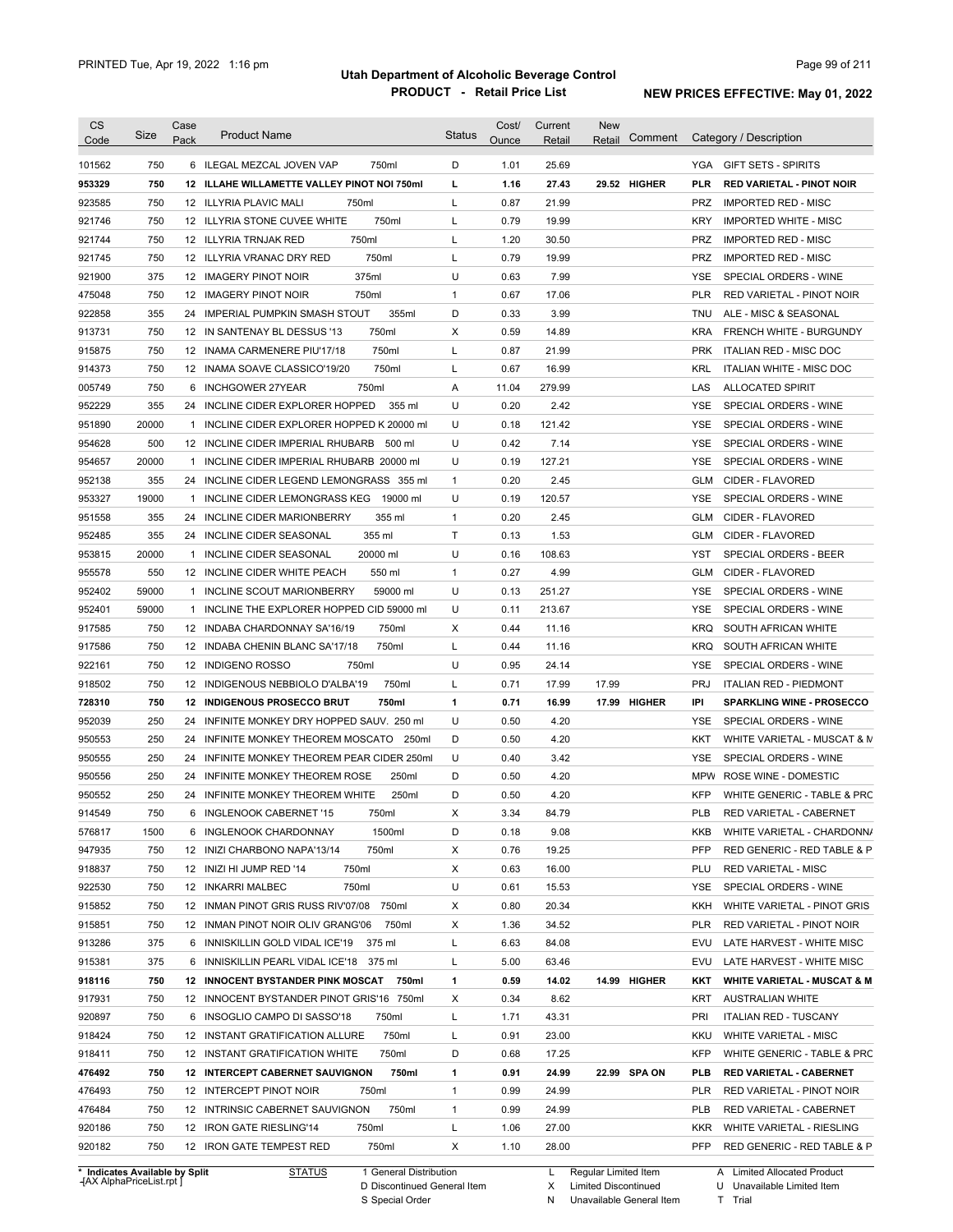| CS Code | Size | Case Pack | Product Name | Status | Cost/ Ounce | Current Retail | New Retail | Comment | Category / Description |
|---|---|---|---|---|---|---|---|---|---|
| 101562 | 750 | 6 | ILEGAL MEZCAL JOVEN VAP 750ml | D | 1.01 | 25.69 | | | YGA GIFT SETS - SPIRITS |
| **953329** | **750** | **12** | **ILLAHE WILLAMETTE VALLEY PINOT NOI 750ml** | **L** | **1.16** | **27.43** | **29.52** | **HIGHER** | **PLR RED VARIETAL - PINOT NOIR** |
| 923585 | 750 | 12 | ILLYRIA PLAVIC MALI 750ml | L | 0.87 | 21.99 | | | PRZ IMPORTED RED - MISC |
| 921746 | 750 | 12 | ILLYRIA STONE CUVEE WHITE 750ml | L | 0.79 | 19.99 | | | KRY IMPORTED WHITE - MISC |
| 921744 | 750 | 12 | ILLYRIA TRNJAK RED 750ml | L | 1.20 | 30.50 | | | PRZ IMPORTED RED - MISC |
| 921745 | 750 | 12 | ILLYRIA VRANAC DRY RED 750ml | L | 0.79 | 19.99 | | | PRZ IMPORTED RED - MISC |
| 921900 | 375 | 12 | IMAGERY PINOT NOIR 375ml | U | 0.63 | 7.99 | | | YSE SPECIAL ORDERS - WINE |
| 475048 | 750 | 12 | IMAGERY PINOT NOIR 750ml | 1 | 0.67 | 17.06 | | | PLR RED VARIETAL - PINOT NOIR |
| 922858 | 355 | 24 | IMPERIAL PUMPKIN SMASH STOUT 355ml | D | 0.33 | 3.99 | | | TNU ALE - MISC & SEASONAL |
| 913731 | 750 | 12 | IN SANTENAY BL DESSUS '13 750ml | X | 0.59 | 14.89 | | | KRA FRENCH WHITE - BURGUNDY |
| 915875 | 750 | 12 | INAMA CARMENERE PIU'17/18 750ml | L | 0.87 | 21.99 | | | PRK ITALIAN RED - MISC DOC |
| 914373 | 750 | 12 | INAMA SOAVE CLASSICO'19/20 750ml | L | 0.67 | 16.99 | | | KRL ITALIAN WHITE - MISC DOC |
| 005749 | 750 | 6 | INCHGOWER 27YEAR 750ml | A | 11.04 | 279.99 | | | LAS ALLOCATED SPIRIT |
| 952229 | 355 | 24 | INCLINE CIDER EXPLORER HOPPED 355 ml | U | 0.20 | 2.42 | | | YSE SPECIAL ORDERS - WINE |
| 951890 | 20000 | 1 | INCLINE CIDER EXPLORER HOPPED K 20000 ml | U | 0.18 | 121.42 | | | YSE SPECIAL ORDERS - WINE |
| 954628 | 500 | 12 | INCLINE CIDER IMPERIAL RHUBARB 500 ml | U | 0.42 | 7.14 | | | YSE SPECIAL ORDERS - WINE |
| 954657 | 20000 | 1 | INCLINE CIDER IMPERIAL RHUBARB 20000 ml | U | 0.19 | 127.21 | | | YSE SPECIAL ORDERS - WINE |
| 952138 | 355 | 24 | INCLINE CIDER LEGEND LEMONGRASS 355 ml | 1 | 0.20 | 2.45 | | | GLM CIDER - FLAVORED |
| 953327 | 19000 | 1 | INCLINE CIDER LEMONGRASS KEG 19000 ml | U | 0.19 | 120.57 | | | YSE SPECIAL ORDERS - WINE |
| 951558 | 355 | 24 | INCLINE CIDER MARIONBERRY 355 ml | 1 | 0.20 | 2.45 | | | GLM CIDER - FLAVORED |
| 952485 | 355 | 24 | INCLINE CIDER SEASONAL 355 ml | T | 0.13 | 1.53 | | | GLM CIDER - FLAVORED |
| 953815 | 20000 | 1 | INCLINE CIDER SEASONAL 20000 ml | U | 0.16 | 108.63 | | | YST SPECIAL ORDERS - BEER |
| 955578 | 550 | 12 | INCLINE CIDER WHITE PEACH 550 ml | 1 | 0.27 | 4.99 | | | GLM CIDER - FLAVORED |
| 952402 | 59000 | 1 | INCLINE SCOUT MARIONBERRY 59000 ml | U | 0.13 | 251.27 | | | YSE SPECIAL ORDERS - WINE |
| 952401 | 59000 | 1 | INCLINE THE EXPLORER HOPPED CID 59000 ml | U | 0.11 | 213.67 | | | YSE SPECIAL ORDERS - WINE |
| 917585 | 750 | 12 | INDABA CHARDONNAY SA'16/19 750ml | X | 0.44 | 11.16 | | | KRQ SOUTH AFRICAN WHITE |
| 917586 | 750 | 12 | INDABA CHENIN BLANC SA'17/18 750ml | L | 0.44 | 11.16 | | | KRQ SOUTH AFRICAN WHITE |
| 922161 | 750 | 12 | INDIGENO ROSSO 750ml | U | 0.95 | 24.14 | | | YSE SPECIAL ORDERS - WINE |
| 918502 | 750 | 12 | INDIGENOUS NEBBIOLO D'ALBA'19 750ml | L | 0.71 | 17.99 | 17.99 | | PRJ ITALIAN RED - PIEDMONT |
| **728310** | **750** | **12** | **INDIGENOUS PROSECCO BRUT 750ml** | **1** | **0.71** | **16.99** | **17.99** | **HIGHER** | **IPI SPARKLING WINE - PROSECCO** |
| 952039 | 250 | 24 | INFINITE MONKEY DRY HOPPED SAUV. 250 ml | U | 0.50 | 4.20 | | | YSE SPECIAL ORDERS - WINE |
| 950553 | 250 | 24 | INFINITE MONKEY THEOREM MOSCATO 250ml | D | 0.50 | 4.20 | | | KKT WHITE VARIETAL - MUSCAT & M |
| 950555 | 250 | 24 | INFINITE MONKEY THEOREM PEAR CIDER 250ml | U | 0.40 | 3.42 | | | YSE SPECIAL ORDERS - WINE |
| 950556 | 250 | 24 | INFINITE MONKEY THEOREM ROSE 250ml | D | 0.50 | 4.20 | | | MPW ROSE WINE - DOMESTIC |
| 950552 | 250 | 24 | INFINITE MONKEY THEOREM WHITE 250ml | D | 0.50 | 4.20 | | | KFP WHITE GENERIC - TABLE & PRC |
| 914549 | 750 | 6 | INGLENOOK CABERNET '15 750ml | X | 3.34 | 84.79 | | | PLB RED VARIETAL - CABERNET |
| 576817 | 1500 | 6 | INGLENOOK CHARDONNAY 1500ml | D | 0.18 | 9.08 | | | KKB WHITE VARIETAL - CHARDONN/ |
| 947935 | 750 | 12 | INIZI CHARBONO NAPA'13/14 750ml | X | 0.76 | 19.25 | | | PFP RED GENERIC - RED TABLE & P |
| 918837 | 750 | 12 | INIZI HI JUMP RED '14 750ml | X | 0.63 | 16.00 | | | PLU RED VARIETAL - MISC |
| 922530 | 750 | 12 | INKARRI MALBEC 750ml | U | 0.61 | 15.53 | | | YSE SPECIAL ORDERS - WINE |
| 915852 | 750 | 12 | INMAN PINOT GRIS RUSS RIV'07/08 750ml | X | 0.80 | 20.34 | | | KKH WHITE VARIETAL - PINOT GRIS |
| 915851 | 750 | 12 | INMAN PINOT NOIR OLIV GRANG'06 750ml | X | 1.36 | 34.52 | | | PLR RED VARIETAL - PINOT NOIR |
| 913286 | 375 | 6 | INNISKILLIN GOLD VIDAL ICE'19 375 ml | L | 6.63 | 84.08 | | | EVU LATE HARVEST - WHITE MISC |
| 915381 | 375 | 6 | INNISKILLIN PEARL VIDAL ICE'18 375 ml | L | 5.00 | 63.46 | | | EVU LATE HARVEST - WHITE MISC |
| **918116** | **750** | **12** | **INNOCENT BYSTANDER PINK MOSCAT 750ml** | **1** | **0.59** | **14.02** | **14.99** | **HIGHER** | **KKT WHITE VARIETAL - MUSCAT & M** |
| 917931 | 750 | 12 | INNOCENT BYSTANDER PINOT GRIS'16 750ml | X | 0.34 | 8.62 | | | KRT AUSTRALIAN WHITE |
| 920897 | 750 | 6 | INSOGLIO CAMPO DI SASSO'18 750ml | L | 1.71 | 43.31 | | | PRI ITALIAN RED - TUSCANY |
| 918424 | 750 | 12 | INSTANT GRATIFICATION ALLURE 750ml | L | 0.91 | 23.00 | | | KKU WHITE VARIETAL - MISC |
| 918411 | 750 | 12 | INSTANT GRATIFICATION WHITE 750ml | D | 0.68 | 17.25 | | | KFP WHITE GENERIC - TABLE & PRC |
| **476492** | **750** | **12** | **INTERCEPT CABERNET SAUVIGNON 750ml** | **1** | **0.91** | **24.99** | **22.99** | **SPA ON** | **PLB RED VARIETAL - CABERNET** |
| 476493 | 750 | 12 | INTERCEPT PINOT NOIR 750ml | 1 | 0.99 | 24.99 | | | PLR RED VARIETAL - PINOT NOIR |
| 476484 | 750 | 12 | INTRINSIC CABERNET SAUVIGNON 750ml | 1 | 0.99 | 24.99 | | | PLB RED VARIETAL - CABERNET |
| 920186 | 750 | 12 | IRON GATE RIESLING'14 750ml | L | 1.06 | 27.00 | | | KKR WHITE VARIETAL - RIESLING |
| 920182 | 750 | 12 | IRON GATE TEMPEST RED 750ml | X | 1.10 | 28.00 | | | PFP RED GENERIC - RED TABLE & P |

\* Indicates Available by Split

STATUS: 1 General Distribution; D Discontinued General Item; S Special Order; L Regular Limited Item; X Limited Discontinued; N Unavailable General Item; A Limited Allocated Product; U Unavailable Limited Item; T Trial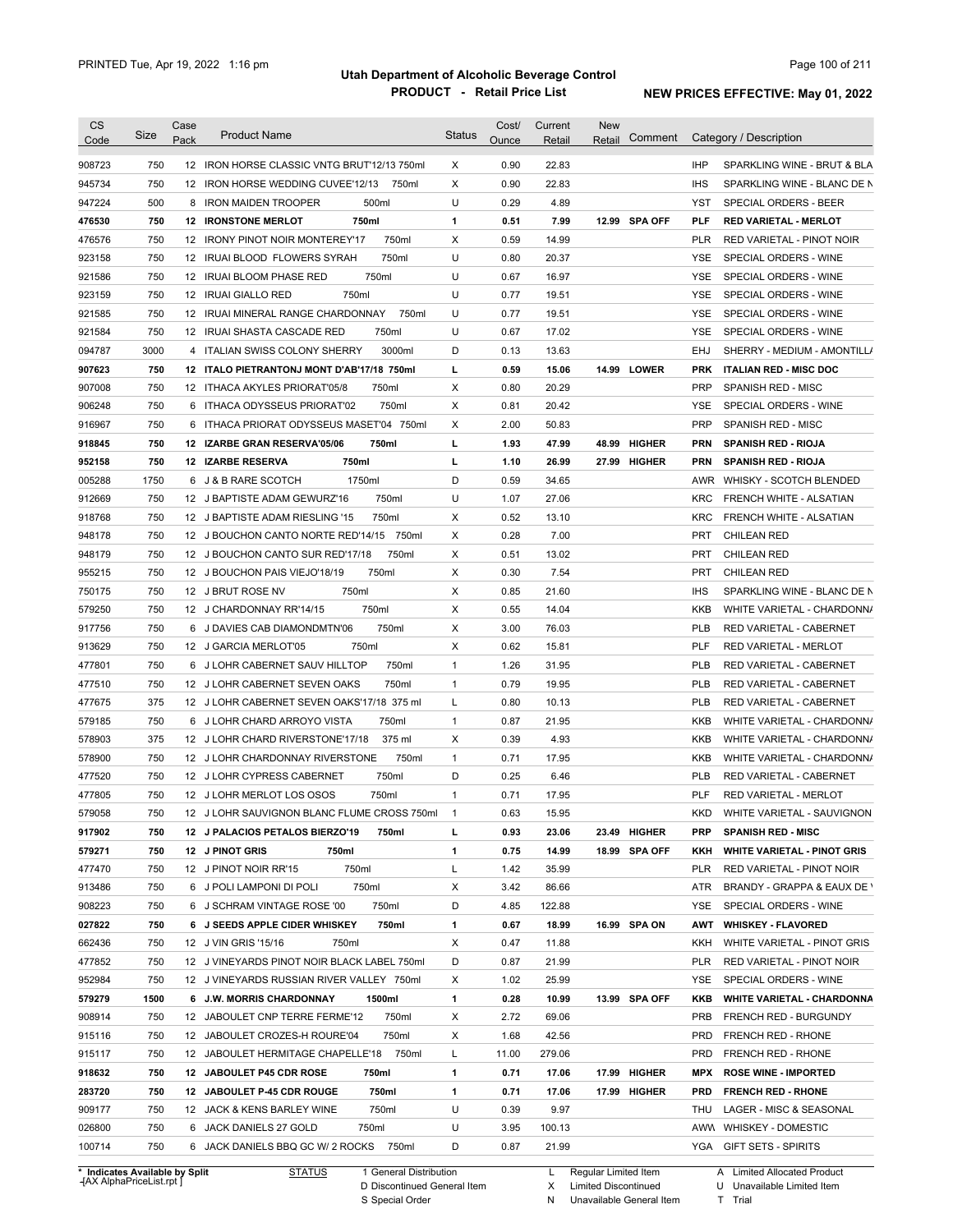# Utah Department of Alcoholic Beverage Control

## PRODUCT - Retail Price List

PRINTED Tue, Apr 19, 2022 1:16 pm

**NEW PRICES EFFECTIVE: May 01, 2022**

| CS Code | Size | Case Pack | Product Name | Status | Cost/ Ounce | Current Retail | New Retail | Comment | Category / Description |
|---|---|---|---|---|---|---|---|---|---|
| 908723 | 750 | 12 | IRON HORSE CLASSIC VNTG BRUT'12/13 750ml | X | 0.90 | 22.83 | | | IHP SPARKLING WINE - BRUT & BLA |
| 945734 | 750 | 12 | IRON HORSE WEDDING CUVEE'12/13 750ml | X | 0.90 | 22.83 | | | IHS SPARKLING WINE - BLANC DE N |
| 947224 | 500 | 8 | IRON MAIDEN TROOPER 500ml | U | 0.29 | 4.89 | | | YST SPECIAL ORDERS - BEER |
| **476530** | **750** | **12** | **IRONSTONE MERLOT 750ml** | **1** | **0.51** | **7.99** | **12.99** | **SPA OFF** | **PLF RED VARIETAL - MERLOT** |
| 476576 | 750 | 12 | IRONY PINOT NOIR MONTEREY'17 750ml | X | 0.59 | 14.99 | | | PLR RED VARIETAL - PINOT NOIR |
| 923158 | 750 | 12 | IRUAI BLOOD FLOWERS SYRAH 750ml | U | 0.80 | 20.37 | | | YSE SPECIAL ORDERS - WINE |
| 921586 | 750 | 12 | IRUAI BLOOM PHASE RED 750ml | U | 0.67 | 16.97 | | | YSE SPECIAL ORDERS - WINE |
| 923159 | 750 | 12 | IRUAI GIALLO RED 750ml | U | 0.77 | 19.51 | | | YSE SPECIAL ORDERS - WINE |
| 921585 | 750 | 12 | IRUAI MINERAL RANGE CHARDONNAY 750ml | U | 0.77 | 19.51 | | | YSE SPECIAL ORDERS - WINE |
| 921584 | 750 | 12 | IRUAI SHASTA CASCADE RED 750ml | U | 0.67 | 17.02 | | | YSE SPECIAL ORDERS - WINE |
| 094787 | 3000 | 4 | ITALIAN SWISS COLONY SHERRY 3000ml | D | 0.13 | 13.63 | | | EHJ SHERRY - MEDIUM - AMONTILL/ |
| **907623** | **750** | **12** | **ITALO PIETRANTONJ MONT D'AB'17/18 750ml** | **L** | **0.59** | **15.06** | **14.99** | **LOWER** | **PRK ITALIAN RED - MISC DOC** |
| 907008 | 750 | 12 | ITHACA AKYLES PRIORAT'05/8 750ml | X | 0.80 | 20.29 | | | PRP SPANISH RED - MISC |
| 906248 | 750 | 6 | ITHACA ODYSSEUS PRIORAT'02 750ml | X | 0.81 | 20.42 | | | YSE SPECIAL ORDERS - WINE |
| 916967 | 750 | 6 | ITHACA PRIORAT ODYSSEUS MASET'04 750ml | X | 2.00 | 50.83 | | | PRP SPANISH RED - MISC |
| **918845** | **750** | **12** | **IZARBE GRAN RESERVA'05/06 750ml** | **L** | **1.93** | **47.99** | **48.99** | **HIGHER** | **PRN SPANISH RED - RIOJA** |
| **952158** | **750** | **12** | **IZARBE RESERVA 750ml** | **L** | **1.10** | **26.99** | **27.99** | **HIGHER** | **PRN SPANISH RED - RIOJA** |
| 005288 | 1750 | 6 | J & B RARE SCOTCH 1750ml | D | 0.59 | 34.65 | | | AWR WHISKY - SCOTCH BLENDED |
| 912669 | 750 | 12 | J BAPTISTE ADAM GEWURZ'16 750ml | U | 1.07 | 27.06 | | | KRC FRENCH WHITE - ALSATIAN |
| 918768 | 750 | 12 | J BAPTISTE ADAM RIESLING '15 750ml | X | 0.52 | 13.10 | | | KRC FRENCH WHITE - ALSATIAN |
| 948178 | 750 | 12 | J BOUCHON CANTO NORTE RED'14/15 750ml | X | 0.28 | 7.00 | | | PRT CHILEAN RED |
| 948179 | 750 | 12 | J BOUCHON CANTO SUR RED'17/18 750ml | X | 0.51 | 13.02 | | | PRT CHILEAN RED |
| 955215 | 750 | 12 | J BOUCHON PAIS VIEJO'18/19 750ml | X | 0.30 | 7.54 | | | PRT CHILEAN RED |
| 750175 | 750 | 12 | J BRUT ROSE NV 750ml | X | 0.85 | 21.60 | | | IHS SPARKLING WINE - BLANC DE N |
| 579250 | 750 | 12 | J CHARDONNAY RR'14/15 750ml | X | 0.55 | 14.04 | | | KKB WHITE VARIETAL - CHARDONN/ |
| 917756 | 750 | 6 | J DAVIES CAB DIAMONDMTN'06 750ml | X | 3.00 | 76.03 | | | PLB RED VARIETAL - CABERNET |
| 913629 | 750 | 12 | J GARCIA MERLOT'05 750ml | X | 0.62 | 15.81 | | | PLF RED VARIETAL - MERLOT |
| 477801 | 750 | 6 | J LOHR CABERNET SAUV HILLTOP 750ml | 1 | 1.26 | 31.95 | | | PLB RED VARIETAL - CABERNET |
| 477510 | 750 | 12 | J LOHR CABERNET SEVEN OAKS 750ml | 1 | 0.79 | 19.95 | | | PLB RED VARIETAL - CABERNET |
| 477675 | 375 | 12 | J LOHR CABERNET SEVEN OAKS'17/18 375 ml | L | 0.80 | 10.13 | | | PLB RED VARIETAL - CABERNET |
| 579185 | 750 | 6 | J LOHR CHARD ARROYO VISTA 750ml | 1 | 0.87 | 21.95 | | | KKB WHITE VARIETAL - CHARDONN/ |
| 578903 | 375 | 12 | J LOHR CHARD RIVERSTONE'17/18 375 ml | X | 0.39 | 4.93 | | | KKB WHITE VARIETAL - CHARDONN/ |
| 578900 | 750 | 12 | J LOHR CHARDONNAY RIVERSTONE 750ml | 1 | 0.71 | 17.95 | | | KKB WHITE VARIETAL - CHARDONN/ |
| 477520 | 750 | 12 | J LOHR CYPRESS CABERNET 750ml | D | 0.25 | 6.46 | | | PLB RED VARIETAL - CABERNET |
| 477805 | 750 | 12 | J LOHR MERLOT LOS OSOS 750ml | 1 | 0.71 | 17.95 | | | PLF RED VARIETAL - MERLOT |
| 579058 | 750 | 12 | J LOHR SAUVIGNON BLANC FLUME CROSS 750ml | 1 | 0.63 | 15.95 | | | KKD WHITE VARIETAL - SAUVIGNON |
| **917902** | **750** | **12** | **J PALACIOS PETALOS BIERZO'19 750ml** | **L** | **0.93** | **23.06** | **23.49** | **HIGHER** | **PRP SPANISH RED - MISC** |
| **579271** | **750** | **12** | **J PINOT GRIS 750ml** | **1** | **0.75** | **14.99** | **18.99** | **SPA OFF** | **KKH WHITE VARIETAL - PINOT GRIS** |
| 477470 | 750 | 12 | J PINOT NOIR RR'15 750ml | L | 1.42 | 35.99 | | | PLR RED VARIETAL - PINOT NOIR |
| 913486 | 750 | 6 | J POLI LAMPONI DI POLI 750ml | X | 3.42 | 86.66 | | | ATR BRANDY - GRAPPA & EAUX DE \ |
| 908223 | 750 | 6 | J SCHRAM VINTAGE ROSE '00 750ml | D | 4.85 | 122.88 | | | YSE SPECIAL ORDERS - WINE |
| **027822** | **750** | **6** | **J SEEDS APPLE CIDER WHISKEY 750ml** | **1** | **0.67** | **18.99** | **16.99** | **SPA ON** | **AWT WHISKEY - FLAVORED** |
| 662436 | 750 | 12 | J VIN GRIS '15/16 750ml | X | 0.47 | 11.88 | | | KKH WHITE VARIETAL - PINOT GRIS |
| 477852 | 750 | 12 | J VINEYARDS PINOT NOIR BLACK LABEL 750ml | D | 0.87 | 21.99 | | | PLR RED VARIETAL - PINOT NOIR |
| 952984 | 750 | 12 | J VINEYARDS RUSSIAN RIVER VALLEY 750ml | X | 1.02 | 25.99 | | | YSE SPECIAL ORDERS - WINE |
| **579279** | **1500** | **6** | **J.W. MORRIS CHARDONNAY 1500ml** | **1** | **0.28** | **10.99** | **13.99** | **SPA OFF** | **KKB WHITE VARIETAL - CHARDONNA** |
| 908914 | 750 | 12 | JABOULET CNP TERRE FERME'12 750ml | X | 2.72 | 69.06 | | | PRB FRENCH RED - BURGUNDY |
| 915116 | 750 | 12 | JABOULET CROZES-H ROURE'04 750ml | X | 1.68 | 42.56 | | | PRD FRENCH RED - RHONE |
| 915117 | 750 | 12 | JABOULET HERMITAGE CHAPELLE'18 750ml | L | 11.00 | 279.06 | | | PRD FRENCH RED - RHONE |
| **918632** | **750** | **12** | **JABOULET P45 CDR ROSE 750ml** | **1** | **0.71** | **17.06** | **17.99** | **HIGHER** | **MPX ROSE WINE - IMPORTED** |
| **283720** | **750** | **12** | **JABOULET P-45 CDR ROUGE 750ml** | **1** | **0.71** | **17.06** | **17.99** | **HIGHER** | **PRD FRENCH RED - RHONE** |
| 909177 | 750 | 12 | JACK & KENS BARLEY WINE 750ml | U | 0.39 | 9.97 | | | THU LAGER - MISC & SEASONAL |
| 026800 | 750 | 6 | JACK DANIELS 27 GOLD 750ml | U | 3.95 | 100.13 | | | AWW WHISKEY - DOMESTIC |
| 100714 | 750 | 6 | JACK DANIELS BBQ GC W/ 2 ROCKS 750ml | D | 0.87 | 21.99 | | | YGA GIFT SETS - SPIRITS |

\* Indicates Available by Split

STATUS: 1 General Distribution; D Discontinued General Item; S Special Order; L Regular Limited Item; X Limited Discontinued; N Unavailable General Item; A Limited Allocated Product; U Unavailable Limited Item; T Trial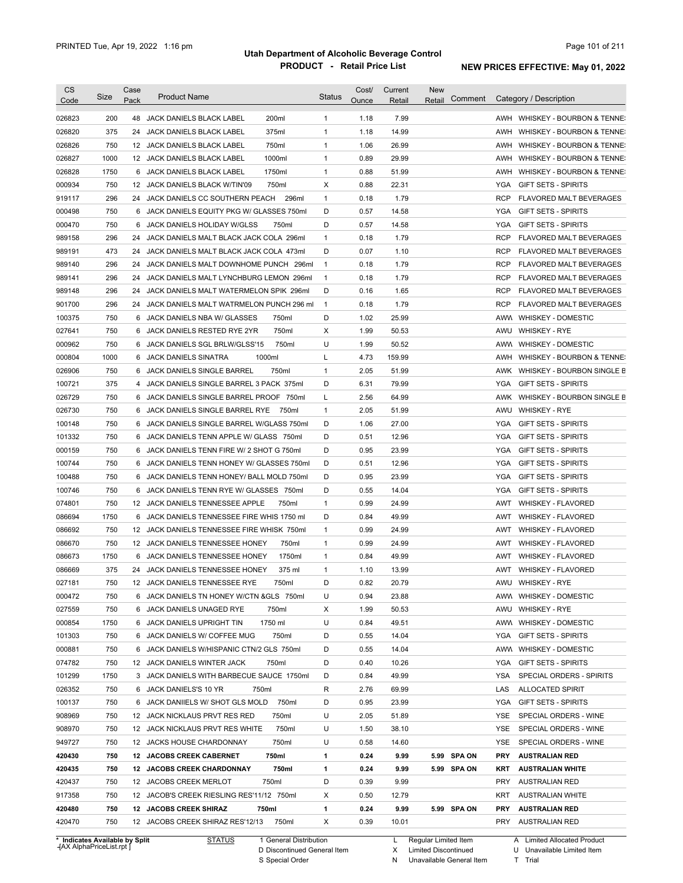# Utah Department of Alcoholic Beverage Control

## PRODUCT - Retail Price List

PRINTED Tue, Apr 19, 2022 1:16 pm

**NEW PRICES EFFECTIVE: May 01, 2022**

| CS Code | Size | Case Pack | Product Name | Status | Cost/ Ounce | Current Retail | New Retail | Comment | Category / Description |
|---|---|---|---|---|---|---|---|---|---|
| 026823 | 200 | 48 | JACK DANIELS BLACK LABEL 200ml | 1 | 1.18 | 7.99 | | | AWH WHISKEY - BOURBON & TENNE |
| 026820 | 375 | 24 | JACK DANIELS BLACK LABEL 375ml | 1 | 1.18 | 14.99 | | | AWH WHISKEY - BOURBON & TENNE |
| 026826 | 750 | 12 | JACK DANIELS BLACK LABEL 750ml | 1 | 1.06 | 26.99 | | | AWH WHISKEY - BOURBON & TENNE |
| 026827 | 1000 | 12 | JACK DANIELS BLACK LABEL 1000ml | 1 | 0.89 | 29.99 | | | AWH WHISKEY - BOURBON & TENNE |
| 026828 | 1750 | 6 | JACK DANIELS BLACK LABEL 1750ml | 1 | 0.88 | 51.99 | | | AWH WHISKEY - BOURBON & TENNE |
| 000934 | 750 | 12 | JACK DANIELS BLACK W/TIN'09 750ml | X | 0.88 | 22.31 | | | YGA GIFT SETS - SPIRITS |
| 919117 | 296 | 24 | JACK DANIELS CC SOUTHERN PEACH 296ml | 1 | 0.18 | 1.79 | | | RCP FLAVORED MALT BEVERAGES |
| 000498 | 750 | 6 | JACK DANIELS EQUITY PKG W/ GLASSES 750ml | D | 0.57 | 14.58 | | | YGA GIFT SETS - SPIRITS |
| 000470 | 750 | 6 | JACK DANIELS HOLIDAY W/GLSS 750ml | D | 0.57 | 14.58 | | | YGA GIFT SETS - SPIRITS |
| 989158 | 296 | 24 | JACK DANIELS MALT BLACK JACK COLA 296ml | 1 | 0.18 | 1.79 | | | RCP FLAVORED MALT BEVERAGES |
| 989191 | 473 | 24 | JACK DANIELS MALT BLACK JACK COLA 473ml | D | 0.07 | 1.10 | | | RCP FLAVORED MALT BEVERAGES |
| 989140 | 296 | 24 | JACK DANIELS MALT DOWNHOME PUNCH 296ml | 1 | 0.18 | 1.79 | | | RCP FLAVORED MALT BEVERAGES |
| 989141 | 296 | 24 | JACK DANIELS MALT LYNCHBURG LEMON 296ml | 1 | 0.18 | 1.79 | | | RCP FLAVORED MALT BEVERAGES |
| 989148 | 296 | 24 | JACK DANIELS MALT WATERMELON SPIK 296ml | D | 0.16 | 1.65 | | | RCP FLAVORED MALT BEVERAGES |
| 901700 | 296 | 24 | JACK DANIELS MALT WATRMELON PUNCH 296 ml | 1 | 0.18 | 1.79 | | | RCP FLAVORED MALT BEVERAGES |
| 100375 | 750 | 6 | JACK DANIELS NBA W/ GLASSES 750ml | D | 1.02 | 25.99 | | | AWW WHISKEY - DOMESTIC |
| 027641 | 750 | 6 | JACK DANIELS RESTED RYE 2YR 750ml | X | 1.99 | 50.53 | | | AWU WHISKEY - RYE |
| 000962 | 750 | 6 | JACK DANIELS SGL BRLW/GLSS'15 750ml | U | 1.99 | 50.52 | | | AWW WHISKEY - DOMESTIC |
| 000804 | 1000 | 6 | JACK DANIELS SINATRA 1000ml | L | 4.73 | 159.99 | | | AWH WHISKEY - BOURBON & TENNE |
| 026906 | 750 | 6 | JACK DANIELS SINGLE BARREL 750ml | 1 | 2.05 | 51.99 | | | AWK WHISKEY - BOURBON SINGLE B |
| 100721 | 375 | 4 | JACK DANIELS SINGLE BARREL 3 PACK 375ml | D | 6.31 | 79.99 | | | YGA GIFT SETS - SPIRITS |
| 026729 | 750 | 6 | JACK DANIELS SINGLE BARREL PROOF 750ml | L | 2.56 | 64.99 | | | AWK WHISKEY - BOURBON SINGLE B |
| 026730 | 750 | 6 | JACK DANIELS SINGLE BARREL RYE 750ml | 1 | 2.05 | 51.99 | | | AWU WHISKEY - RYE |
| 100148 | 750 | 6 | JACK DANIELS SINGLE BARREL W/GLASS 750ml | D | 1.06 | 27.00 | | | YGA GIFT SETS - SPIRITS |
| 101332 | 750 | 6 | JACK DANIELS TENN APPLE W/ GLASS 750ml | D | 0.51 | 12.96 | | | YGA GIFT SETS - SPIRITS |
| 000159 | 750 | 6 | JACK DANIELS TENN FIRE W/ 2 SHOT G 750ml | D | 0.95 | 23.99 | | | YGA GIFT SETS - SPIRITS |
| 100744 | 750 | 6 | JACK DANIELS TENN HONEY W/ GLASSES 750ml | D | 0.51 | 12.96 | | | YGA GIFT SETS - SPIRITS |
| 100488 | 750 | 6 | JACK DANIELS TENN HONEY/ BALL MOLD 750ml | D | 0.95 | 23.99 | | | YGA GIFT SETS - SPIRITS |
| 100746 | 750 | 6 | JACK DANIELS TENN RYE W/ GLASSES 750ml | D | 0.55 | 14.04 | | | YGA GIFT SETS - SPIRITS |
| 074801 | 750 | 12 | JACK DANIELS TENNESSEE APPLE 750ml | 1 | 0.99 | 24.99 | | | AWT WHISKEY - FLAVORED |
| 086694 | 1750 | 6 | JACK DANIELS TENNESSEE FIRE WHIS 1750 ml | D | 0.84 | 49.99 | | | AWT WHISKEY - FLAVORED |
| 086692 | 750 | 12 | JACK DANIELS TENNESSEE FIRE WHISK 750ml | 1 | 0.99 | 24.99 | | | AWT WHISKEY - FLAVORED |
| 086670 | 750 | 12 | JACK DANIELS TENNESSEE HONEY 750ml | 1 | 0.99 | 24.99 | | | AWT WHISKEY - FLAVORED |
| 086673 | 1750 | 6 | JACK DANIELS TENNESSEE HONEY 1750ml | 1 | 0.84 | 49.99 | | | AWT WHISKEY - FLAVORED |
| 086669 | 375 | 24 | JACK DANIELS TENNESSEE HONEY 375 ml | 1 | 1.10 | 13.99 | | | AWT WHISKEY - FLAVORED |
| 027181 | 750 | 12 | JACK DANIELS TENNESSEE RYE 750ml | D | 0.82 | 20.79 | | | AWU WHISKEY - RYE |
| 000472 | 750 | 6 | JACK DANIELS TN HONEY W/CTN &GLS 750ml | U | 0.94 | 23.88 | | | AWW WHISKEY - DOMESTIC |
| 027559 | 750 | 6 | JACK DANIELS UNAGED RYE 750ml | X | 1.99 | 50.53 | | | AWU WHISKEY - RYE |
| 000854 | 1750 | 6 | JACK DANIELS UPRIGHT TIN 1750 ml | U | 0.84 | 49.51 | | | AWW WHISKEY - DOMESTIC |
| 101303 | 750 | 6 | JACK DANIELS W/ COFFEE MUG 750ml | D | 0.55 | 14.04 | | | YGA GIFT SETS - SPIRITS |
| 000881 | 750 | 6 | JACK DANIELS W/HISPANIC CTN/2 GLS 750ml | D | 0.55 | 14.04 | | | AWW WHISKEY - DOMESTIC |
| 074782 | 750 | 12 | JACK DANIELS WINTER JACK 750ml | D | 0.40 | 10.26 | | | YGA GIFT SETS - SPIRITS |
| 101299 | 1750 | 3 | JACK DANIELS WITH BARBECUE SAUCE 1750ml | D | 0.84 | 49.99 | | | YSA SPECIAL ORDERS - SPIRITS |
| 026352 | 750 | 6 | JACK DANIELS'S 10 YR 750ml | R | 2.76 | 69.99 | | | LAS ALLOCATED SPIRIT |
| 100137 | 750 | 6 | JACK DANIIELS W/ SHOT GLS MOLD 750ml | D | 0.95 | 23.99 | | | YGA GIFT SETS - SPIRITS |
| 908969 | 750 | 12 | JACK NICKLAUS PRVT RES RED 750ml | U | 2.05 | 51.89 | | | YSE SPECIAL ORDERS - WINE |
| 908970 | 750 | 12 | JACK NICKLAUS PRVT RES WHITE 750ml | U | 1.50 | 38.10 | | | YSE SPECIAL ORDERS - WINE |
| 949727 | 750 | 12 | JACKS HOUSE CHARDONNAY 750ml | U | 0.58 | 14.60 | | | YSE SPECIAL ORDERS - WINE |
| **420430** | **750** | **12** | **JACOBS CREEK CABERNET 750ml** | **1** | **0.24** | **9.99** | **5.99** | **SPA ON** | **PRY AUSTRALIAN RED** |
| **420435** | **750** | **12** | **JACOBS CREEK CHARDONNAY 750ml** | **1** | **0.24** | **9.99** | **5.99** | **SPA ON** | **KRT AUSTRALIAN WHITE** |
| 420437 | 750 | 12 | JACOBS CREEK MERLOT 750ml | D | 0.39 | 9.99 | | | PRY AUSTRALIAN RED |
| 917358 | 750 | 12 | JACOB'S CREEK RIESLING RES'11/12 750ml | X | 0.50 | 12.79 | | | KRT AUSTRALIAN WHITE |
| **420480** | **750** | **12** | **JACOBS CREEK SHIRAZ 750ml** | **1** | **0.24** | **9.99** | **5.99** | **SPA ON** | **PRY AUSTRALIAN RED** |
| 420470 | 750 | 12 | JACOBS CREEK SHIRAZ RES'12/13 750ml | X | 0.39 | 10.01 | | | PRY AUSTRALIAN RED |

\* Indicates Available by Split

| STATUS | | | |
|---|---|---|---|
| 1 General Distribution | L Regular Limited Item | A Limited Allocated Product |
| D Discontinued General Item | X Limited Discontinued | U Unavailable Limited Item |
| S Special Order | N Unavailable General Item | T Trial |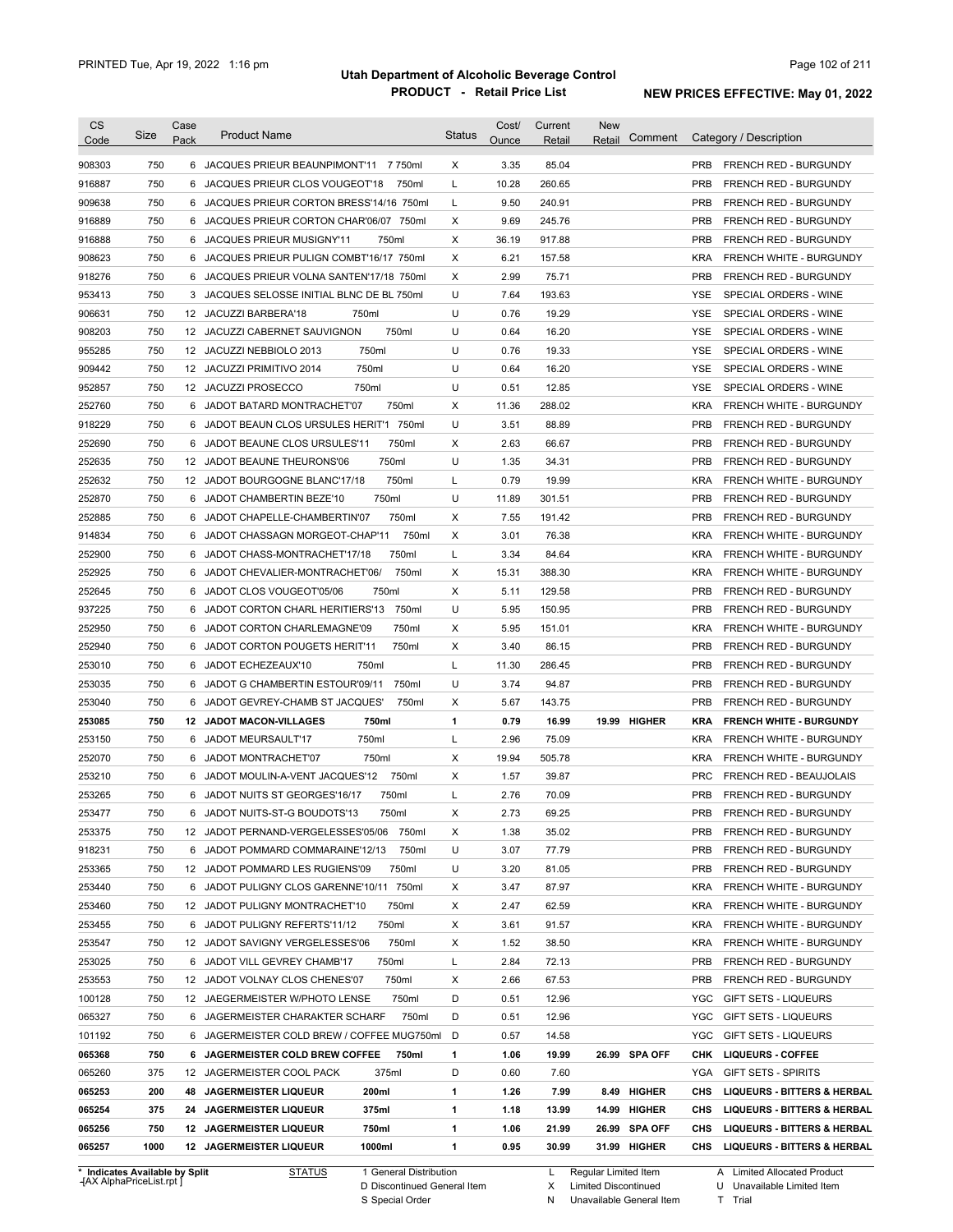| CS Code | Size | Case Pack | Product Name | Status | Cost/ Ounce | Current Retail | New Retail | Comment | Category / Description |
|---|---|---|---|---|---|---|---|---|---|
| 908303 | 750 | 6 | JACQUES PRIEUR BEAUNPIMONT'11 7 750ml | X | 3.35 | 85.04 | | | PRB FRENCH RED - BURGUNDY |
| 916887 | 750 | 6 | JACQUES PRIEUR CLOS VOUGEOT'18 750ml | L | 10.28 | 260.65 | | | PRB FRENCH RED - BURGUNDY |
| 909638 | 750 | 6 | JACQUES PRIEUR CORTON BRESS'14/16 750ml | L | 9.50 | 240.91 | | | PRB FRENCH RED - BURGUNDY |
| 916889 | 750 | 6 | JACQUES PRIEUR CORTON CHAR'06/07 750ml | X | 9.69 | 245.76 | | | PRB FRENCH RED - BURGUNDY |
| 916888 | 750 | 6 | JACQUES PRIEUR MUSIGNY'11 750ml | X | 36.19 | 917.88 | | | PRB FRENCH RED - BURGUNDY |
| 908623 | 750 | 6 | JACQUES PRIEUR PULIGN COMBT'16/17 750ml | X | 6.21 | 157.58 | | | KRA FRENCH WHITE - BURGUNDY |
| 918276 | 750 | 6 | JACQUES PRIEUR VOLNA SANTEN'17/18 750ml | X | 2.99 | 75.71 | | | PRB FRENCH RED - BURGUNDY |
| 953413 | 750 | 3 | JACQUES SELOSSE INITIAL BLNC DE BL 750ml | U | 7.64 | 193.63 | | | YSE SPECIAL ORDERS - WINE |
| 906631 | 750 | 12 | JACUZZI BARBERA'18 750ml | U | 0.76 | 19.29 | | | YSE SPECIAL ORDERS - WINE |
| 908203 | 750 | 12 | JACUZZI CABERNET SAUVIGNON 750ml | U | 0.64 | 16.20 | | | YSE SPECIAL ORDERS - WINE |
| 955285 | 750 | 12 | JACUZZI NEBBIOLO 2013 750ml | U | 0.76 | 19.33 | | | YSE SPECIAL ORDERS - WINE |
| 909442 | 750 | 12 | JACUZZI PRIMITIVO 2014 750ml | U | 0.64 | 16.20 | | | YSE SPECIAL ORDERS - WINE |
| 952857 | 750 | 12 | JACUZZI PROSECCO 750ml | U | 0.51 | 12.85 | | | YSE SPECIAL ORDERS - WINE |
| 252760 | 750 | 6 | JADOT BATARD MONTRACHET'07 750ml | X | 11.36 | 288.02 | | | KRA FRENCH WHITE - BURGUNDY |
| 918229 | 750 | 6 | JADOT BEAUN CLOS URSULES HERIT'1 750ml | U | 3.51 | 88.89 | | | PRB FRENCH RED - BURGUNDY |
| 252690 | 750 | 6 | JADOT BEAUNE CLOS URSULES'11 750ml | X | 2.63 | 66.67 | | | PRB FRENCH RED - BURGUNDY |
| 252635 | 750 | 12 | JADOT BEAUNE THEURONS'06 750ml | U | 1.35 | 34.31 | | | PRB FRENCH RED - BURGUNDY |
| 252632 | 750 | 12 | JADOT BOURGOGNE BLANC'17/18 750ml | L | 0.79 | 19.99 | | | KRA FRENCH WHITE - BURGUNDY |
| 252870 | 750 | 6 | JADOT CHAMBERTIN BEZE'10 750ml | U | 11.89 | 301.51 | | | PRB FRENCH RED - BURGUNDY |
| 252885 | 750 | 6 | JADOT CHAPELLE-CHAMBERTIN'07 750ml | X | 7.55 | 191.42 | | | PRB FRENCH RED - BURGUNDY |
| 914834 | 750 | 6 | JADOT CHASSAGN MORGEOT-CHAP'11 750ml | X | 3.01 | 76.38 | | | KRA FRENCH WHITE - BURGUNDY |
| 252900 | 750 | 6 | JADOT CHASS-MONTRACHET'17/18 750ml | L | 3.34 | 84.64 | | | KRA FRENCH WHITE - BURGUNDY |
| 252925 | 750 | 6 | JADOT CHEVALIER-MONTRACHET'06/ 750ml | X | 15.31 | 388.30 | | | KRA FRENCH WHITE - BURGUNDY |
| 252645 | 750 | 6 | JADOT CLOS VOUGEOT'05/06 750ml | X | 5.11 | 129.58 | | | PRB FRENCH RED - BURGUNDY |
| 937225 | 750 | 6 | JADOT CORTON CHARL HERITIERS'13 750ml | U | 5.95 | 150.95 | | | PRB FRENCH RED - BURGUNDY |
| 252950 | 750 | 6 | JADOT CORTON CHARLEMAGNE'09 750ml | X | 5.95 | 151.01 | | | KRA FRENCH WHITE - BURGUNDY |
| 252940 | 750 | 6 | JADOT CORTON POUGETS HERIT'11 750ml | X | 3.40 | 86.15 | | | PRB FRENCH RED - BURGUNDY |
| 253010 | 750 | 6 | JADOT ECHEZEAUX'10 750ml | L | 11.30 | 286.45 | | | PRB FRENCH RED - BURGUNDY |
| 253035 | 750 | 6 | JADOT G CHAMBERTIN ESTOUR'09/11 750ml | U | 3.74 | 94.87 | | | PRB FRENCH RED - BURGUNDY |
| 253040 | 750 | 6 | JADOT GEVREY-CHAMB ST JACQUES' 750ml | X | 5.67 | 143.75 | | | PRB FRENCH RED - BURGUNDY |
| **253085** | **750** | **12** | **JADOT MACON-VILLAGES 750ml** | **1** | **0.79** | **16.99** | **19.99** | **HIGHER** | **KRA FRENCH WHITE - BURGUNDY** |
| 253150 | 750 | 6 | JADOT MEURSAULT'17 750ml | L | 2.96 | 75.09 | | | KRA FRENCH WHITE - BURGUNDY |
| 252070 | 750 | 6 | JADOT MONTRACHET'07 750ml | X | 19.94 | 505.78 | | | KRA FRENCH WHITE - BURGUNDY |
| 253210 | 750 | 6 | JADOT MOULIN-A-VENT JACQUES'12 750ml | X | 1.57 | 39.87 | | | PRC FRENCH RED - BEAUJOLAIS |
| 253265 | 750 | 6 | JADOT NUITS ST GEORGES'16/17 750ml | L | 2.76 | 70.09 | | | PRB FRENCH RED - BURGUNDY |
| 253477 | 750 | 6 | JADOT NUITS-ST-G BOUDOTS'13 750ml | X | 2.73 | 69.25 | | | PRB FRENCH RED - BURGUNDY |
| 253375 | 750 | 12 | JADOT PERNAND-VERGELESSES'05/06 750ml | X | 1.38 | 35.02 | | | PRB FRENCH RED - BURGUNDY |
| 918231 | 750 | 6 | JADOT POMMARD COMMARAINE'12/13 750ml | U | 3.07 | 77.79 | | | PRB FRENCH RED - BURGUNDY |
| 253365 | 750 | 12 | JADOT POMMARD LES RUGIENS'09 750ml | U | 3.20 | 81.05 | | | PRB FRENCH RED - BURGUNDY |
| 253440 | 750 | 6 | JADOT PULIGNY CLOS GARENNE'10/11 750ml | X | 3.47 | 87.97 | | | KRA FRENCH WHITE - BURGUNDY |
| 253460 | 750 | 12 | JADOT PULIGNY MONTRACHET'10 750ml | X | 2.47 | 62.59 | | | KRA FRENCH WHITE - BURGUNDY |
| 253455 | 750 | 6 | JADOT PULIGNY REFERTS'11/12 750ml | X | 3.61 | 91.57 | | | KRA FRENCH WHITE - BURGUNDY |
| 253547 | 750 | 12 | JADOT SAVIGNY VERGELESSES'06 750ml | X | 1.52 | 38.50 | | | KRA FRENCH WHITE - BURGUNDY |
| 253025 | 750 | 6 | JADOT VILL GEVREY CHAMB'17 750ml | L | 2.84 | 72.13 | | | PRB FRENCH RED - BURGUNDY |
| 253553 | 750 | 12 | JADOT VOLNAY CLOS CHENES'07 750ml | X | 2.66 | 67.53 | | | PRB FRENCH RED - BURGUNDY |
| 100128 | 750 | 12 | JAEGERMEISTER W/PHOTO LENSE 750ml | D | 0.51 | 12.96 | | | YGC GIFT SETS - LIQUEURS |
| 065327 | 750 | 6 | JAGERMEISTER CHARAKTER SCHARF 750ml | D | 0.51 | 12.96 | | | YGC GIFT SETS - LIQUEURS |
| 101192 | 750 | 6 | JAGERMEISTER COLD BREW / COFFEE MUG750ml | D | 0.57 | 14.58 | | | YGC GIFT SETS - LIQUEURS |
| **065368** | **750** | **6** | **JAGERMEISTER COLD BREW COFFEE 750ml** | **1** | **1.06** | **19.99** | **26.99** | **SPA OFF** | **CHK LIQUEURS - COFFEE** |
| 065260 | 375 | 12 | JAGERMEISTER COOL PACK 375ml | D | 0.60 | 7.60 | | | YGA GIFT SETS - SPIRITS |
| **065253** | **200** | **48** | **JAGERMEISTER LIQUEUR 200ml** | **1** | **1.26** | **7.99** | **8.49** | **HIGHER** | **CHS LIQUEURS - BITTERS & HERBAL** |
| **065254** | **375** | **24** | **JAGERMEISTER LIQUEUR 375ml** | **1** | **1.18** | **13.99** | **14.99** | **HIGHER** | **CHS LIQUEURS - BITTERS & HERBAL** |
| **065256** | **750** | **12** | **JAGERMEISTER LIQUEUR 750ml** | **1** | **1.06** | **21.99** | **26.99** | **SPA OFF** | **CHS LIQUEURS - BITTERS & HERBAL** |
| **065257** | **1000** | **12** | **JAGERMEISTER LIQUEUR 1000ml** | **1** | **0.95** | **30.99** | **31.99** | **HIGHER** | **CHS LIQUEURS - BITTERS & HERBAL** |

\* Indicates Available by Split

STATUS: 1 General Distribution; D Discontinued General Item; S Special Order; L Regular Limited Item; X Limited Discontinued; N Unavailable General Item; A Limited Allocated Product; U Unavailable Limited Item; T Trial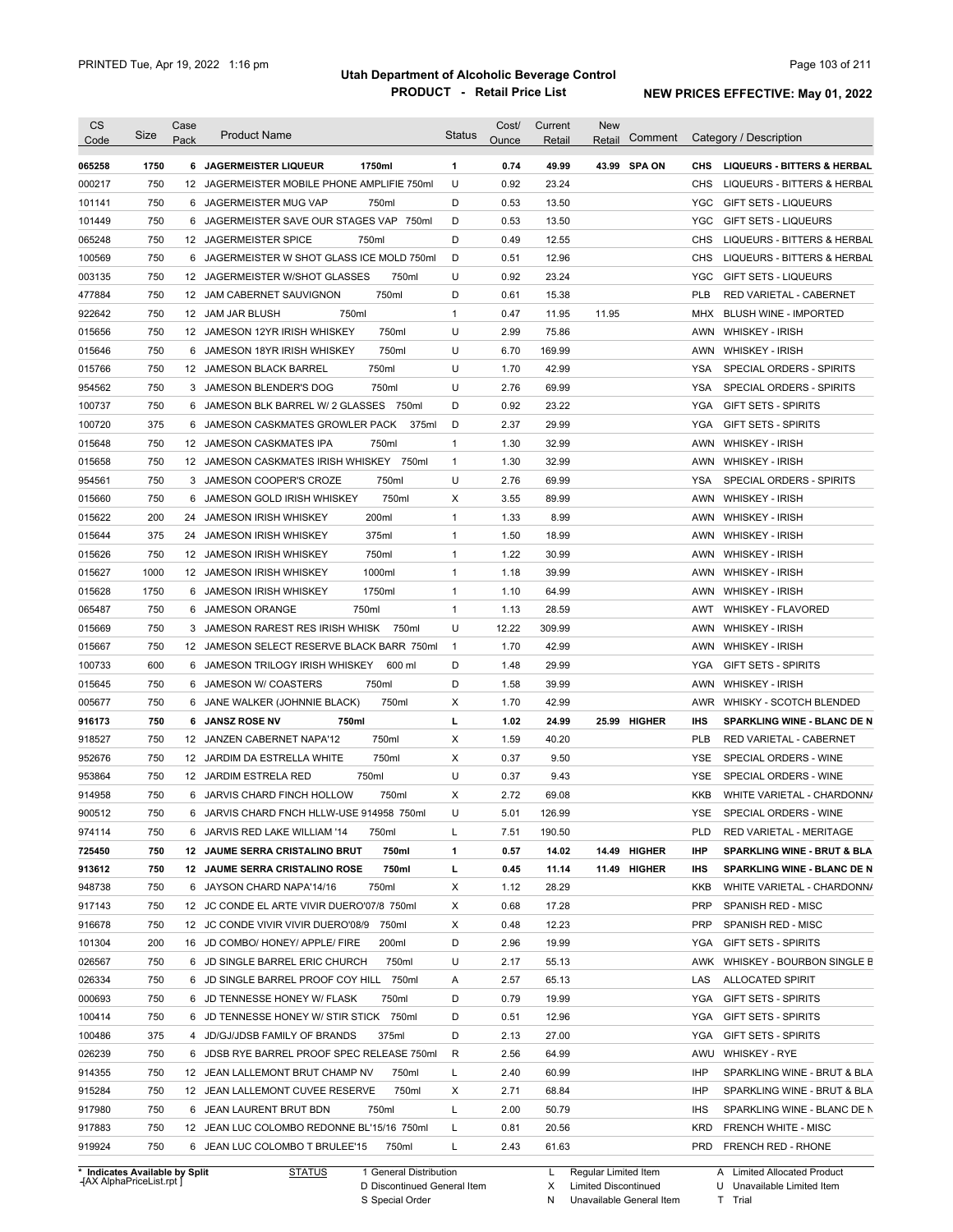| CS Code | Size | Case Pack | Product Name | Status | Cost/ Ounce | Current Retail | New Retail | Comment | Category / Description |
|---|---|---|---|---|---|---|---|---|---|
| **065258** | **1750** | **6** | **JAGERMEISTER LIQUEUR 1750ml** | **1** | **0.74** | **49.99** | **43.99** | **SPA ON** | **CHS LIQUEURS - BITTERS & HERBAL** |
| 000217 | 750 | 12 | JAGERMEISTER MOBILE PHONE AMPLIFIE 750ml | U | 0.92 | 23.24 | | | CHS LIQUEURS - BITTERS & HERBAL |
| 101141 | 750 | 6 | JAGERMEISTER MUG VAP 750ml | D | 0.53 | 13.50 | | | YGC GIFT SETS - LIQUEURS |
| 101449 | 750 | 6 | JAGERMEISTER SAVE OUR STAGES VAP 750ml | D | 0.53 | 13.50 | | | YGC GIFT SETS - LIQUEURS |
| 065248 | 750 | 12 | JAGERMEISTER SPICE 750ml | D | 0.49 | 12.55 | | | CHS LIQUEURS - BITTERS & HERBAL |
| 100569 | 750 | 6 | JAGERMEISTER W SHOT GLASS ICE MOLD 750ml | D | 0.51 | 12.96 | | | CHS LIQUEURS - BITTERS & HERBAL |
| 003135 | 750 | 12 | JAGERMEISTER W/SHOT GLASSES 750ml | U | 0.92 | 23.24 | | | YGC GIFT SETS - LIQUEURS |
| 477884 | 750 | 12 | JAM CABERNET SAUVIGNON 750ml | D | 0.61 | 15.38 | | | PLB RED VARIETAL - CABERNET |
| 922642 | 750 | 12 | JAM JAR BLUSH 750ml | 1 | 0.47 | 11.95 | 11.95 | | MHX BLUSH WINE - IMPORTED |
| 015656 | 750 | 12 | JAMESON 12YR IRISH WHISKEY 750ml | U | 2.99 | 75.86 | | | AWN WHISKEY - IRISH |
| 015646 | 750 | 6 | JAMESON 18YR IRISH WHISKEY 750ml | U | 6.70 | 169.99 | | | AWN WHISKEY - IRISH |
| 015766 | 750 | 12 | JAMESON BLACK BARREL 750ml | U | 1.70 | 42.99 | | | YSA SPECIAL ORDERS - SPIRITS |
| 954562 | 750 | 3 | JAMESON BLENDER'S DOG 750ml | U | 2.76 | 69.99 | | | YSA SPECIAL ORDERS - SPIRITS |
| 100737 | 750 | 6 | JAMESON BLK BARREL W/ 2 GLASSES 750ml | D | 0.92 | 23.22 | | | YGA GIFT SETS - SPIRITS |
| 100720 | 375 | 6 | JAMESON CASKMATES GROWLER PACK 375ml | D | 2.37 | 29.99 | | | YGA GIFT SETS - SPIRITS |
| 015648 | 750 | 12 | JAMESON CASKMATES IPA 750ml | 1 | 1.30 | 32.99 | | | AWN WHISKEY - IRISH |
| 015658 | 750 | 12 | JAMESON CASKMATES IRISH WHISKEY 750ml | 1 | 1.30 | 32.99 | | | AWN WHISKEY - IRISH |
| 954561 | 750 | 3 | JAMESON COOPER'S CROZE 750ml | U | 2.76 | 69.99 | | | YSA SPECIAL ORDERS - SPIRITS |
| 015660 | 750 | 6 | JAMESON GOLD IRISH WHISKEY 750ml | X | 3.55 | 89.99 | | | AWN WHISKEY - IRISH |
| 015622 | 200 | 24 | JAMESON IRISH WHISKEY 200ml | 1 | 1.33 | 8.99 | | | AWN WHISKEY - IRISH |
| 015644 | 375 | 24 | JAMESON IRISH WHISKEY 375ml | 1 | 1.50 | 18.99 | | | AWN WHISKEY - IRISH |
| 015626 | 750 | 12 | JAMESON IRISH WHISKEY 750ml | 1 | 1.22 | 30.99 | | | AWN WHISKEY - IRISH |
| 015627 | 1000 | 12 | JAMESON IRISH WHISKEY 1000ml | 1 | 1.18 | 39.99 | | | AWN WHISKEY - IRISH |
| 015628 | 1750 | 6 | JAMESON IRISH WHISKEY 1750ml | 1 | 1.10 | 64.99 | | | AWN WHISKEY - IRISH |
| 065487 | 750 | 6 | JAMESON ORANGE 750ml | 1 | 1.13 | 28.59 | | | AWT WHISKEY - FLAVORED |
| 015669 | 750 | 3 | JAMESON RAREST RES IRISH WHISK 750ml | U | 12.22 | 309.99 | | | AWN WHISKEY - IRISH |
| 015667 | 750 | 12 | JAMESON SELECT RESERVE BLACK BARR 750ml | 1 | 1.70 | 42.99 | | | AWN WHISKEY - IRISH |
| 100733 | 600 | 6 | JAMESON TRILOGY IRISH WHISKEY 600 ml | D | 1.48 | 29.99 | | | YGA GIFT SETS - SPIRITS |
| 015645 | 750 | 6 | JAMESON W/ COASTERS 750ml | D | 1.58 | 39.99 | | | AWN WHISKEY - IRISH |
| 005677 | 750 | 6 | JANE WALKER (JOHNNIE BLACK) 750ml | X | 1.70 | 42.99 | | | AWR WHISKY - SCOTCH BLENDED |
| **916173** | **750** | **6** | **JANSZ ROSE NV 750ml** | **L** | **1.02** | **24.99** | **25.99** | **HIGHER** | **IHS SPARKLING WINE - BLANC DE N** |
| 918527 | 750 | 12 | JANZEN CABERNET NAPA'12 750ml | X | 1.59 | 40.20 | | | PLB RED VARIETAL - CABERNET |
| 952676 | 750 | 12 | JARDIM DA ESTRELLA WHITE 750ml | X | 0.37 | 9.50 | | | YSE SPECIAL ORDERS - WINE |
| 953864 | 750 | 12 | JARDIM ESTRELA RED 750ml | U | 0.37 | 9.43 | | | YSE SPECIAL ORDERS - WINE |
| 914958 | 750 | 6 | JARVIS CHARD FINCH HOLLOW 750ml | X | 2.72 | 69.08 | | | KKB WHITE VARIETAL - CHARDONNA |
| 900512 | 750 | 6 | JARVIS CHARD FNCH HLLW-USE 914958 750ml | U | 5.01 | 126.99 | | | YSE SPECIAL ORDERS - WINE |
| 974114 | 750 | 6 | JARVIS RED LAKE WILLIAM '14 750ml | L | 7.51 | 190.50 | | | PLD RED VARIETAL - MERITAGE |
| **725450** | **750** | **12** | **JAUME SERRA CRISTALINO BRUT 750ml** | **1** | **0.57** | **14.02** | **14.49** | **HIGHER** | **IHP SPARKLING WINE - BRUT & BLA** |
| **913612** | **750** | **12** | **JAUME SERRA CRISTALINO ROSE 750ml** | **L** | **0.45** | **11.14** | **11.49** | **HIGHER** | **IHS SPARKLING WINE - BLANC DE N** |
| 948738 | 750 | 6 | JAYSON CHARD NAPA'14/16 750ml | X | 1.12 | 28.29 | | | KKB WHITE VARIETAL - CHARDONNA |
| 917143 | 750 | 12 | JC CONDE EL ARTE VIVIR DUERO'07/8 750ml | X | 0.68 | 17.28 | | | PRP SPANISH RED - MISC |
| 916678 | 750 | 12 | JC CONDE VIVIR VIVIR DUERO'08/9 750ml | X | 0.48 | 12.23 | | | PRP SPANISH RED - MISC |
| 101304 | 200 | 16 | JD COMBO/ HONEY/ APPLE/ FIRE 200ml | D | 2.96 | 19.99 | | | YGA GIFT SETS - SPIRITS |
| 026567 | 750 | 6 | JD SINGLE BARREL ERIC CHURCH 750ml | U | 2.17 | 55.13 | | | AWK WHISKEY - BOURBON SINGLE B |
| 026334 | 750 | 6 | JD SINGLE BARREL PROOF COY HILL 750ml | A | 2.57 | 65.13 | | | LAS ALLOCATED SPIRIT |
| 000693 | 750 | 6 | JD TENNESSE HONEY W/ FLASK 750ml | D | 0.79 | 19.99 | | | YGA GIFT SETS - SPIRITS |
| 100414 | 750 | 6 | JD TENNESSE HONEY W/ STIR STICK 750ml | D | 0.51 | 12.96 | | | YGA GIFT SETS - SPIRITS |
| 100486 | 375 | 4 | JD/GJ/JDSB FAMILY OF BRANDS 375ml | D | 2.13 | 27.00 | | | YGA GIFT SETS - SPIRITS |
| 026239 | 750 | 6 | JDSB RYE BARREL PROOF SPEC RELEASE 750ml | R | 2.56 | 64.99 | | | AWU WHISKEY - RYE |
| 914355 | 750 | 12 | JEAN LALLEMONT BRUT CHAMP NV 750ml | L | 2.40 | 60.99 | | | IHP SPARKLING WINE - BRUT & BLA |
| 915284 | 750 | 12 | JEAN LALLEMONT CUVEE RESERVE 750ml | X | 2.71 | 68.84 | | | IHP SPARKLING WINE - BRUT & BLA |
| 917980 | 750 | 6 | JEAN LAURENT BRUT BDN 750ml | L | 2.00 | 50.79 | | | IHS SPARKLING WINE - BLANC DE N |
| 917883 | 750 | 12 | JEAN LUC COLOMBO REDONNE BL'15/16 750ml | L | 0.81 | 20.56 | | | KRD FRENCH WHITE - MISC |
| 919924 | 750 | 6 | JEAN LUC COLOMBO T BRULEE'15 750ml | L | 2.43 | 61.63 | | | PRD FRENCH RED - RHONE |

\* Indicates Available by Split

| STATUS | | | |
|---|---|---|---|
| 1 General Distribution | L Regular Limited Item | A Limited Allocated Product |
| D Discontinued General Item | X Limited Discontinued | U Unavailable Limited Item |
| S Special Order | N Unavailable General Item | T Trial |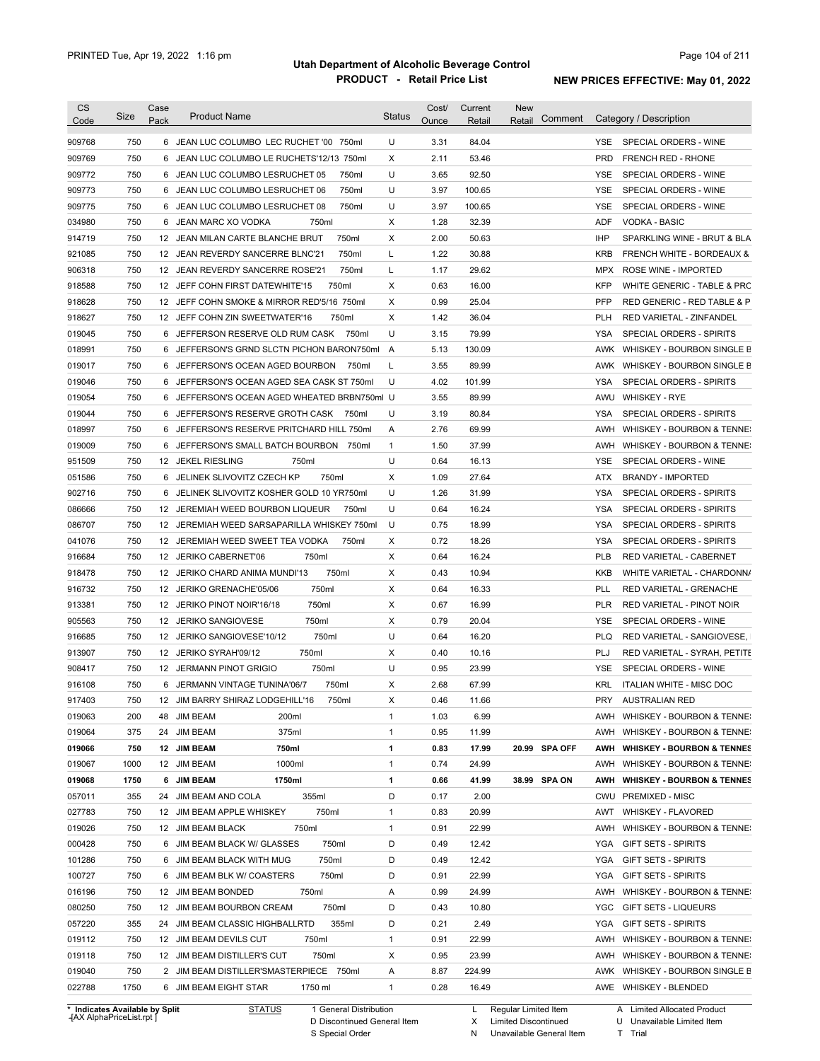# Utah Department of Alcoholic Beverage Control

## PRODUCT - Retail Price List

PRINTED Tue, Apr 19, 2022 1:16 pm

**NEW PRICES EFFECTIVE: May 01, 2022**

| CS Code | Size | Case Pack | Product Name | Status | Cost/ Ounce | Current Retail | New Retail | Comment | Category / Description |
|---|---|---|---|---|---|---|---|---|---|
| 909768 | 750 | 6 | JEAN LUC COLUMBO LEC RUCHET '00 750ml | U | 3.31 | 84.04 | | | YSE SPECIAL ORDERS - WINE |
| 909769 | 750 | 6 | JEAN LUC COLUMBO LE RUCHETS'12/13 750ml | X | 2.11 | 53.46 | | | PRD FRENCH RED - RHONE |
| 909772 | 750 | 6 | JEAN LUC COLUMBO LESRUCHET 05 750ml | U | 3.65 | 92.50 | | | YSE SPECIAL ORDERS - WINE |
| 909773 | 750 | 6 | JEAN LUC COLUMBO LESRUCHET 06 750ml | U | 3.97 | 100.65 | | | YSE SPECIAL ORDERS - WINE |
| 909775 | 750 | 6 | JEAN LUC COLUMBO LESRUCHET 08 750ml | U | 3.97 | 100.65 | | | YSE SPECIAL ORDERS - WINE |
| 034980 | 750 | 6 | JEAN MARC XO VODKA 750ml | X | 1.28 | 32.39 | | | ADF VODKA - BASIC |
| 914719 | 750 | 12 | JEAN MILAN CARTE BLANCHE BRUT 750ml | X | 2.00 | 50.63 | | | IHP SPARKLING WINE - BRUT & BLA |
| 921085 | 750 | 12 | JEAN REVERDY SANCERRE BLNC'21 750ml | L | 1.22 | 30.88 | | | KRB FRENCH WHITE - BORDEAUX & |
| 906318 | 750 | 12 | JEAN REVERDY SANCERRE ROSE'21 750ml | L | 1.17 | 29.62 | | | MPX ROSE WINE - IMPORTED |
| 918588 | 750 | 12 | JEFF COHN FIRST DATEWHITE'15 750ml | X | 0.63 | 16.00 | | | KFP WHITE GENERIC - TABLE & PRC |
| 918628 | 750 | 12 | JEFF COHN SMOKE & MIRROR RED'5/16 750ml | X | 0.99 | 25.04 | | | PFP RED GENERIC - RED TABLE & P |
| 918627 | 750 | 12 | JEFF COHN ZIN SWEETWATER'16 750ml | X | 1.42 | 36.04 | | | PLH RED VARIETAL - ZINFANDEL |
| 019045 | 750 | 6 | JEFFERSON RESERVE OLD RUM CASK 750ml | U | 3.15 | 79.99 | | | YSA SPECIAL ORDERS - SPIRITS |
| 018991 | 750 | 6 | JEFFERSON'S GRND SLCTN PICHON BARON750ml | A | 5.13 | 130.09 | | | AWK WHISKEY - BOURBON SINGLE B |
| 019017 | 750 | 6 | JEFFERSON'S OCEAN AGED BOURBON 750ml | L | 3.55 | 89.99 | | | AWK WHISKEY - BOURBON SINGLE B |
| 019046 | 750 | 6 | JEFFERSON'S OCEAN AGED SEA CASK ST 750ml | U | 4.02 | 101.99 | | | YSA SPECIAL ORDERS - SPIRITS |
| 019054 | 750 | 6 | JEFFERSON'S OCEAN AGED WHEATED BRBN750ml | U | 3.55 | 89.99 | | | AWU WHISKEY - RYE |
| 019044 | 750 | 6 | JEFFERSON'S RESERVE GROTH CASK 750ml | U | 3.19 | 80.84 | | | YSA SPECIAL ORDERS - SPIRITS |
| 018997 | 750 | 6 | JEFFERSON'S RESERVE PRITCHARD HILL 750ml | A | 2.76 | 69.99 | | | AWH WHISKEY - BOURBON & TENNE |
| 019009 | 750 | 6 | JEFFERSON'S SMALL BATCH BOURBON 750ml | 1 | 1.50 | 37.99 | | | AWH WHISKEY - BOURBON & TENNE |
| 951509 | 750 | 12 | JEKEL RIESLING 750ml | U | 0.64 | 16.13 | | | YSE SPECIAL ORDERS - WINE |
| 051586 | 750 | 6 | JELINEK SLIVOVITZ CZECH KP 750ml | X | 1.09 | 27.64 | | | ATX BRANDY - IMPORTED |
| 902716 | 750 | 6 | JELINEK SLIVOVITZ KOSHER GOLD 10 YR750ml | U | 1.26 | 31.99 | | | YSA SPECIAL ORDERS - SPIRITS |
| 086666 | 750 | 12 | JEREMIAH WEED BOURBON LIQUEUR 750ml | U | 0.64 | 16.24 | | | YSA SPECIAL ORDERS - SPIRITS |
| 086707 | 750 | 12 | JEREMIAH WEED SARSAPARILLA WHISKEY 750ml | U | 0.75 | 18.99 | | | YSA SPECIAL ORDERS - SPIRITS |
| 041076 | 750 | 12 | JEREMIAH WEED SWEET TEA VODKA 750ml | X | 0.72 | 18.26 | | | YSA SPECIAL ORDERS - SPIRITS |
| 916684 | 750 | 12 | JERIKO CABERNET'06 750ml | X | 0.64 | 16.24 | | | PLB RED VARIETAL - CABERNET |
| 918478 | 750 | 12 | JERIKO CHARD ANIMA MUNDI'13 750ml | X | 0.43 | 10.94 | | | KKB WHITE VARIETAL - CHARDONN/ |
| 916732 | 750 | 12 | JERIKO GRENACHE'05/06 750ml | X | 0.64 | 16.33 | | | PLL RED VARIETAL - GRENACHE |
| 913381 | 750 | 12 | JERIKO PINOT NOIR'16/18 750ml | X | 0.67 | 16.99 | | | PLR RED VARIETAL - PINOT NOIR |
| 905563 | 750 | 12 | JERIKO SANGIOVESE 750ml | X | 0.79 | 20.04 | | | YSE SPECIAL ORDERS - WINE |
| 916685 | 750 | 12 | JERIKO SANGIOVESE'10/12 750ml | U | 0.64 | 16.20 | | | PLQ RED VARIETAL - SANGIOVESE, |
| 913907 | 750 | 12 | JERIKO SYRAH'09/12 750ml | X | 0.40 | 10.16 | | | PLJ RED VARIETAL - SYRAH, PETITE |
| 908417 | 750 | 12 | JERMANN PINOT GRIGIO 750ml | U | 0.95 | 23.99 | | | YSE SPECIAL ORDERS - WINE |
| 916108 | 750 | 6 | JERMANN VINTAGE TUNINA'06/7 750ml | X | 2.68 | 67.99 | | | KRL ITALIAN WHITE - MISC DOC |
| 917403 | 750 | 12 | JIM BARRY SHIRAZ LODGEHILL'16 750ml | X | 0.46 | 11.66 | | | PRY AUSTRALIAN RED |
| 019063 | 200 | 48 | JIM BEAM 200ml | 1 | 1.03 | 6.99 | | | AWH WHISKEY - BOURBON & TENNE |
| 019064 | 375 | 24 | JIM BEAM 375ml | 1 | 0.95 | 11.99 | | | AWH WHISKEY - BOURBON & TENNE |
| **019066** | **750** | **12** | **JIM BEAM 750ml** | **1** | **0.83** | **17.99** | **20.99** | **SPA OFF** | **AWH WHISKEY - BOURBON & TENNES** |
| 019067 | 1000 | 12 | JIM BEAM 1000ml | 1 | 0.74 | 24.99 | | | AWH WHISKEY - BOURBON & TENNE |
| **019068** | **1750** | **6** | **JIM BEAM 1750ml** | **1** | **0.66** | **41.99** | **38.99** | **SPA ON** | **AWH WHISKEY - BOURBON & TENNES** |
| 057011 | 355 | 24 | JIM BEAM AND COLA 355ml | D | 0.17 | 2.00 | | | CWU PREMIXED - MISC |
| 027783 | 750 | 12 | JIM BEAM APPLE WHISKEY 750ml | 1 | 0.83 | 20.99 | | | AWT WHISKEY - FLAVORED |
| 019026 | 750 | 12 | JIM BEAM BLACK 750ml | 1 | 0.91 | 22.99 | | | AWH WHISKEY - BOURBON & TENNE |
| 000428 | 750 | 6 | JIM BEAM BLACK W/ GLASSES 750ml | D | 0.49 | 12.42 | | | YGA GIFT SETS - SPIRITS |
| 101286 | 750 | 6 | JIM BEAM BLACK WITH MUG 750ml | D | 0.49 | 12.42 | | | YGA GIFT SETS - SPIRITS |
| 100727 | 750 | 6 | JIM BEAM BLK W/ COASTERS 750ml | D | 0.91 | 22.99 | | | YGA GIFT SETS - SPIRITS |
| 016196 | 750 | 12 | JIM BEAM BONDED 750ml | A | 0.99 | 24.99 | | | AWH WHISKEY - BOURBON & TENNE |
| 080250 | 750 | 12 | JIM BEAM BOURBON CREAM 750ml | D | 0.43 | 10.80 | | | YGC GIFT SETS - LIQUEURS |
| 057220 | 355 | 24 | JIM BEAM CLASSIC HIGHBALLRTD 355ml | D | 0.21 | 2.49 | | | YGA GIFT SETS - SPIRITS |
| 019112 | 750 | 12 | JIM BEAM DEVILS CUT 750ml | 1 | 0.91 | 22.99 | | | AWH WHISKEY - BOURBON & TENNE |
| 019118 | 750 | 12 | JIM BEAM DISTILLER'S CUT 750ml | X | 0.95 | 23.99 | | | AWH WHISKEY - BOURBON & TENNE |
| 019040 | 750 | 2 | JIM BEAM DISTILLER'SMASTERPIECE 750ml | A | 8.87 | 224.99 | | | AWK WHISKEY - BOURBON SINGLE B |
| 022788 | 1750 | 6 | JIM BEAM EIGHT STAR 1750 ml | 1 | 0.28 | 16.49 | | | AWE WHISKEY - BLENDED |

\* Indicates Available by Split
[AX AlphaPriceList.rpt]

STATUS: 1 General Distribution; D Discontinued General Item; S Special Order; L Regular Limited Item; X Limited Discontinued; N Unavailable General Item; A Limited Allocated Product; U Unavailable Limited Item; T Trial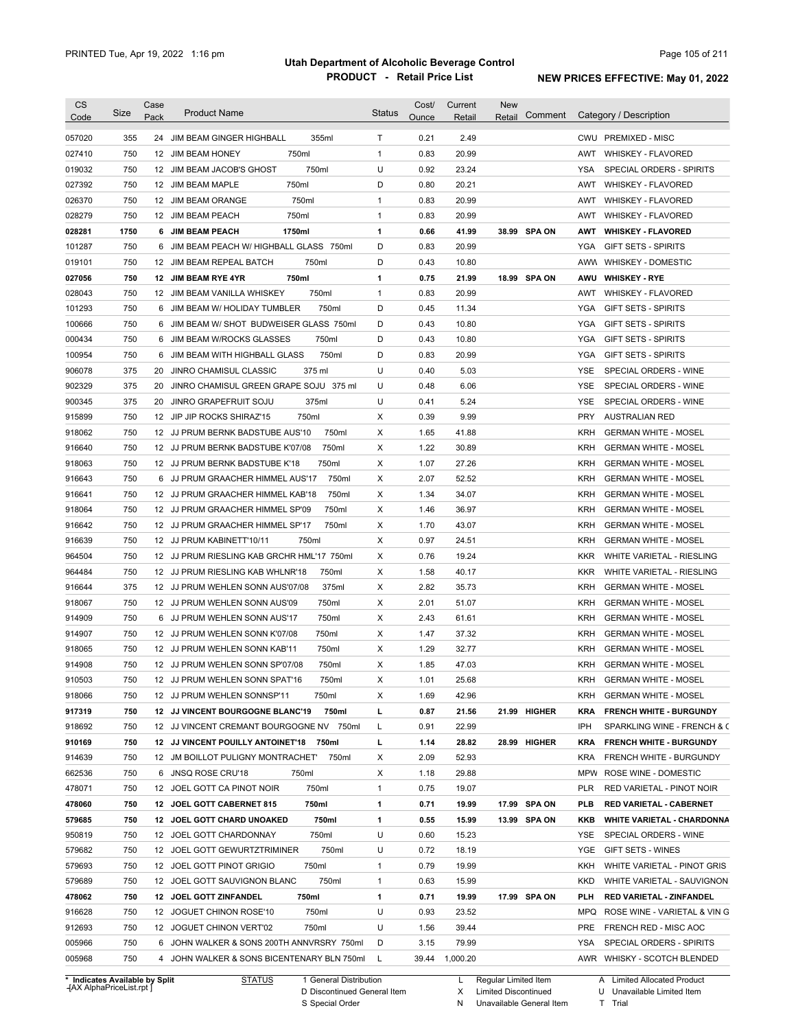# Utah Department of Alcoholic Beverage Control

## PRODUCT - Retail Price List

PRINTED Tue, Apr 19, 2022 1:16 pm

**NEW PRICES EFFECTIVE: May 01, 2022**

| CS Code | Size | Case Pack | Product Name | | Status | Cost/ Ounce | Current Retail | New Retail | Comment | Category / Description |
|---|---|---|---|---|---|---|---|---|---|---|
| 057020 | 355 | 24 | JIM BEAM GINGER HIGHBALL | 355ml | T | 0.21 | 2.49 | | | CWU PREMIXED - MISC |
| 027410 | 750 | 12 | JIM BEAM HONEY | 750ml | 1 | 0.83 | 20.99 | | | AWT WHISKEY - FLAVORED |
| 019032 | 750 | 12 | JIM BEAM JACOB'S GHOST | 750ml | U | 0.92 | 23.24 | | | YSA SPECIAL ORDERS - SPIRITS |
| 027392 | 750 | 12 | JIM BEAM MAPLE | 750ml | D | 0.80 | 20.21 | | | AWT WHISKEY - FLAVORED |
| 026370 | 750 | 12 | JIM BEAM ORANGE | 750ml | 1 | 0.83 | 20.99 | | | AWT WHISKEY - FLAVORED |
| 028279 | 750 | 12 | JIM BEAM PEACH | 750ml | 1 | 0.83 | 20.99 | | | AWT WHISKEY - FLAVORED |
| **028281** | **1750** | **6** | **JIM BEAM PEACH** | **1750ml** | **1** | **0.66** | **41.99** | **38.99** | **SPA ON** | **AWT WHISKEY - FLAVORED** |
| 101287 | 750 | 6 | JIM BEAM PEACH W/ HIGHBALL GLASS | 750ml | D | 0.83 | 20.99 | | | YGA GIFT SETS - SPIRITS |
| 019101 | 750 | 12 | JIM BEAM REPEAL BATCH | 750ml | D | 0.43 | 10.80 | | | AWW WHISKEY - DOMESTIC |
| **027056** | **750** | **12** | **JIM BEAM RYE 4YR** | **750ml** | **1** | **0.75** | **21.99** | **18.99** | **SPA ON** | **AWU WHISKEY - RYE** |
| 028043 | 750 | 12 | JIM BEAM VANILLA WHISKEY | 750ml | 1 | 0.83 | 20.99 | | | AWT WHISKEY - FLAVORED |
| 101293 | 750 | 6 | JIM BEAM W/ HOLIDAY TUMBLER | 750ml | D | 0.45 | 11.34 | | | YGA GIFT SETS - SPIRITS |
| 100666 | 750 | 6 | JIM BEAM W/ SHOT BUDWEISER GLASS | 750ml | D | 0.43 | 10.80 | | | YGA GIFT SETS - SPIRITS |
| 000434 | 750 | 6 | JIM BEAM W/ROCKS GLASSES | 750ml | D | 0.43 | 10.80 | | | YGA GIFT SETS - SPIRITS |
| 100954 | 750 | 6 | JIM BEAM WITH HIGHBALL GLASS | 750ml | D | 0.83 | 20.99 | | | YGA GIFT SETS - SPIRITS |
| 906078 | 375 | 20 | JINRO CHAMISUL CLASSIC | 375 ml | U | 0.40 | 5.03 | | | YSE SPECIAL ORDERS - WINE |
| 902329 | 375 | 20 | JINRO CHAMISUL GREEN GRAPE SOJU | 375 ml | U | 0.48 | 6.06 | | | YSE SPECIAL ORDERS - WINE |
| 900345 | 375 | 20 | JINRO GRAPEFRUIT SOJU | 375ml | U | 0.41 | 5.24 | | | YSE SPECIAL ORDERS - WINE |
| 915899 | 750 | 12 | JIP JIP ROCKS SHIRAZ'15 | 750ml | X | 0.39 | 9.99 | | | PRY AUSTRALIAN RED |
| 918062 | 750 | 12 | JJ PRUM BERNK BADSTUBE AUS'10 | 750ml | X | 1.65 | 41.88 | | | KRH GERMAN WHITE - MOSEL |
| 916640 | 750 | 12 | JJ PRUM BERNK BADSTUBE K'07/08 | 750ml | X | 1.22 | 30.89 | | | KRH GERMAN WHITE - MOSEL |
| 918063 | 750 | 12 | JJ PRUM BERNK BADSTUBE K'18 | 750ml | X | 1.07 | 27.26 | | | KRH GERMAN WHITE - MOSEL |
| 916643 | 750 | 6 | JJ PRUM GRAACHER HIMMEL AUS'17 | 750ml | X | 2.07 | 52.52 | | | KRH GERMAN WHITE - MOSEL |
| 916641 | 750 | 12 | JJ PRUM GRAACHER HIMMEL KAB'18 | 750ml | X | 1.34 | 34.07 | | | KRH GERMAN WHITE - MOSEL |
| 918064 | 750 | 12 | JJ PRUM GRAACHER HIMMEL SP'09 | 750ml | X | 1.46 | 36.97 | | | KRH GERMAN WHITE - MOSEL |
| 916642 | 750 | 12 | JJ PRUM GRAACHER HIMMEL SP'17 | 750ml | X | 1.70 | 43.07 | | | KRH GERMAN WHITE - MOSEL |
| 916639 | 750 | 12 | JJ PRUM KABINETT'10/11 | 750ml | X | 0.97 | 24.51 | | | KRH GERMAN WHITE - MOSEL |
| 964504 | 750 | 12 | JJ PRUM RIESLING KAB GRCHR HML'17 | 750ml | X | 0.76 | 19.24 | | | KKR WHITE VARIETAL - RIESLING |
| 964484 | 750 | 12 | JJ PRUM RIESLING KAB WHLNR'18 | 750ml | X | 1.58 | 40.17 | | | KKR WHITE VARIETAL - RIESLING |
| 916644 | 375 | 12 | JJ PRUM WEHLEN SONN AUS'07/08 | 375ml | X | 2.82 | 35.73 | | | KRH GERMAN WHITE - MOSEL |
| 918067 | 750 | 12 | JJ PRUM WEHLEN SONN AUS'09 | 750ml | X | 2.01 | 51.07 | | | KRH GERMAN WHITE - MOSEL |
| 914909 | 750 | 6 | JJ PRUM WEHLEN SONN AUS'17 | 750ml | X | 2.43 | 61.61 | | | KRH GERMAN WHITE - MOSEL |
| 914907 | 750 | 12 | JJ PRUM WEHLEN SONN K'07/08 | 750ml | X | 1.47 | 37.32 | | | KRH GERMAN WHITE - MOSEL |
| 918065 | 750 | 12 | JJ PRUM WEHLEN SONN KAB'11 | 750ml | X | 1.29 | 32.77 | | | KRH GERMAN WHITE - MOSEL |
| 914908 | 750 | 12 | JJ PRUM WEHLEN SONN SP'07/08 | 750ml | X | 1.85 | 47.03 | | | KRH GERMAN WHITE - MOSEL |
| 910503 | 750 | 12 | JJ PRUM WEHLEN SONN SPAT'16 | 750ml | X | 1.01 | 25.68 | | | KRH GERMAN WHITE - MOSEL |
| 918066 | 750 | 12 | JJ PRUM WEHLEN SONNSP'11 | 750ml | X | 1.69 | 42.96 | | | KRH GERMAN WHITE - MOSEL |
| **917319** | **750** | **12** | **JJ VINCENT BOURGOGNE BLANC'19** | **750ml** | **L** | **0.87** | **21.56** | **21.99** | **HIGHER** | **KRA FRENCH WHITE - BURGUNDY** |
| 918692 | 750 | 12 | JJ VINCENT CREMANT BOURGOGNE NV | 750ml | L | 0.91 | 22.99 | | | IPH SPARKLING WINE - FRENCH & C |
| **910169** | **750** | **12** | **JJ VINCENT POUILLY ANTOINET'18** | **750ml** | **L** | **1.14** | **28.82** | **28.99** | **HIGHER** | **KRA FRENCH WHITE - BURGUNDY** |
| 914639 | 750 | 12 | JM BOILLOT PULIGNY MONTRACHET' | 750ml | X | 2.09 | 52.93 | | | KRA FRENCH WHITE - BURGUNDY |
| 662536 | 750 | 6 | JNSQ ROSE CRU'18 | 750ml | X | 1.18 | 29.88 | | | MPW ROSE WINE - DOMESTIC |
| 478071 | 750 | 12 | JOEL GOTT CA PINOT NOIR | 750ml | 1 | 0.75 | 19.07 | | | PLR RED VARIETAL - PINOT NOIR |
| **478060** | **750** | **12** | **JOEL GOTT CABERNET 815** | **750ml** | **1** | **0.71** | **19.99** | **17.99** | **SPA ON** | **PLB RED VARIETAL - CABERNET** |
| **579685** | **750** | **12** | **JOEL GOTT CHARD UNOAKED** | **750ml** | **1** | **0.55** | **15.99** | **13.99** | **SPA ON** | **KKB WHITE VARIETAL - CHARDONNA** |
| 950819 | 750 | 12 | JOEL GOTT CHARDONNAY | 750ml | U | 0.60 | 15.23 | | | YSE SPECIAL ORDERS - WINE |
| 579682 | 750 | 12 | JOEL GOTT GEWURTZTRIMINER | 750ml | U | 0.72 | 18.19 | | | YGE GIFT SETS - WINES |
| 579693 | 750 | 12 | JOEL GOTT PINOT GRIGIO | 750ml | 1 | 0.79 | 19.99 | | | KKH WHITE VARIETAL - PINOT GRIS |
| 579689 | 750 | 12 | JOEL GOTT SAUVIGNON BLANC | 750ml | 1 | 0.63 | 15.99 | | | KKD WHITE VARIETAL - SAUVIGNON |
| **478062** | **750** | **12** | **JOEL GOTT ZINFANDEL** | **750ml** | **1** | **0.71** | **19.99** | **17.99** | **SPA ON** | **PLH RED VARIETAL - ZINFANDEL** |
| 916628 | 750 | 12 | JOGUET CHINON ROSE'10 | 750ml | U | 0.93 | 23.52 | | | MPQ ROSE WINE - VARIETAL & VIN G |
| 912693 | 750 | 12 | JOGUET CHINON VERT'02 | 750ml | U | 1.56 | 39.44 | | | PRE FRENCH RED - MISC AOC |
| 005966 | 750 | 6 | JOHN WALKER & SONS 200TH ANNVRSRY | 750ml | D | 3.15 | 79.99 | | | YSA SPECIAL ORDERS - SPIRITS |
| 005968 | 750 | 4 | JOHN WALKER & SONS BICENTENARY BLN | 750ml | L | 39.44 | 1,000.20 | | | AWR WHISKY - SCOTCH BLENDED |

\* Indicates Available by Split

| STATUS | | | |
|---|---|---|---|
| 1 General Distribution | L Regular Limited Item | A Limited Allocated Product |
| D Discontinued General Item | X Limited Discontinued | U Unavailable Limited Item |
| S Special Order | N Unavailable General Item | T Trial |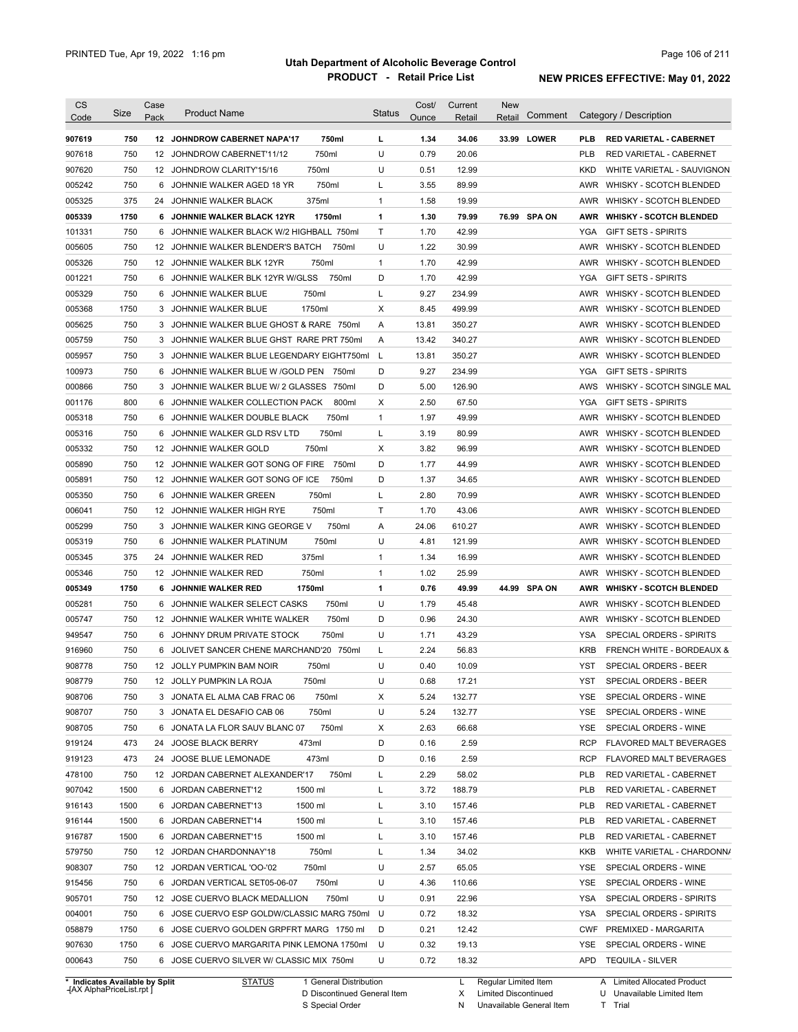# Utah Department of Alcoholic Beverage Control

## PRODUCT - Retail Price List

PRINTED Tue, Apr 19, 2022 1:16 pm

**NEW PRICES EFFECTIVE: May 01, 2022**

| CS Code | Size | Case Pack | Product Name | Status | Cost/ Ounce | Current Retail | New Retail | Comment | Category / Description |
|---|---|---|---|---|---|---|---|---|---|
| **907619** | **750** | **12** | **JOHNDROW CABERNET NAPA'17 750ml** | **L** | **1.34** | **34.06** | **33.99** | **LOWER** | **PLB RED VARIETAL - CABERNET** |
| 907618 | 750 | 12 | JOHNDROW CABERNET'11/12 750ml | U | 0.79 | 20.06 | | | PLB RED VARIETAL - CABERNET |
| 907620 | 750 | 12 | JOHNDROW CLARITY'15/16 750ml | U | 0.51 | 12.99 | | | KKD WHITE VARIETAL - SAUVIGNON |
| 005242 | 750 | 6 | JOHNNIE WALKER AGED 18 YR 750ml | L | 3.55 | 89.99 | | | AWR WHISKY - SCOTCH BLENDED |
| 005325 | 375 | 24 | JOHNNIE WALKER BLACK 375ml | 1 | 1.58 | 19.99 | | | AWR WHISKY - SCOTCH BLENDED |
| **005339** | **1750** | **6** | **JOHNNIE WALKER BLACK 12YR 1750ml** | **1** | **1.30** | **79.99** | **76.99** | **SPA ON** | **AWR WHISKY - SCOTCH BLENDED** |
| 101331 | 750 | 6 | JOHNNIE WALKER BLACK W/2 HIGHBALL 750ml | T | 1.70 | 42.99 | | | YGA GIFT SETS - SPIRITS |
| 005605 | 750 | 12 | JOHNNIE WALKER BLENDER'S BATCH 750ml | U | 1.22 | 30.99 | | | AWR WHISKY - SCOTCH BLENDED |
| 005326 | 750 | 12 | JOHNNIE WALKER BLK 12YR 750ml | 1 | 1.70 | 42.99 | | | AWR WHISKY - SCOTCH BLENDED |
| 001221 | 750 | 6 | JOHNNIE WALKER BLK 12YR W/GLSS 750ml | D | 1.70 | 42.99 | | | YGA GIFT SETS - SPIRITS |
| 005329 | 750 | 6 | JOHNNIE WALKER BLUE 750ml | L | 9.27 | 234.99 | | | AWR WHISKY - SCOTCH BLENDED |
| 005368 | 1750 | 3 | JOHNNIE WALKER BLUE 1750ml | X | 8.45 | 499.99 | | | AWR WHISKY - SCOTCH BLENDED |
| 005625 | 750 | 3 | JOHNNIE WALKER BLUE GHOST & RARE 750ml | A | 13.81 | 350.27 | | | AWR WHISKY - SCOTCH BLENDED |
| 005759 | 750 | 3 | JOHNNIE WALKER BLUE GHST RARE PRT 750ml | A | 13.42 | 340.27 | | | AWR WHISKY - SCOTCH BLENDED |
| 005957 | 750 | 3 | JOHNNIE WALKER BLUE LEGENDARY EIGHT750ml | L | 13.81 | 350.27 | | | AWR WHISKY - SCOTCH BLENDED |
| 100973 | 750 | 6 | JOHNNIE WALKER BLUE W /GOLD PEN 750ml | D | 9.27 | 234.99 | | | YGA GIFT SETS - SPIRITS |
| 000866 | 750 | 3 | JOHNNIE WALKER BLUE W/ 2 GLASSES 750ml | D | 5.00 | 126.90 | | | AWS WHISKY - SCOTCH SINGLE MAL |
| 001176 | 800 | 6 | JOHNNIE WALKER COLLECTION PACK 800ml | X | 2.50 | 67.50 | | | YGA GIFT SETS - SPIRITS |
| 005318 | 750 | 6 | JOHNNIE WALKER DOUBLE BLACK 750ml | 1 | 1.97 | 49.99 | | | AWR WHISKY - SCOTCH BLENDED |
| 005316 | 750 | 6 | JOHNNIE WALKER GLD RSV LTD 750ml | L | 3.19 | 80.99 | | | AWR WHISKY - SCOTCH BLENDED |
| 005332 | 750 | 12 | JOHNNIE WALKER GOLD 750ml | X | 3.82 | 96.99 | | | AWR WHISKY - SCOTCH BLENDED |
| 005890 | 750 | 12 | JOHNNIE WALKER GOT SONG OF FIRE 750ml | D | 1.77 | 44.99 | | | AWR WHISKY - SCOTCH BLENDED |
| 005891 | 750 | 12 | JOHNNIE WALKER GOT SONG OF ICE 750ml | D | 1.37 | 34.65 | | | AWR WHISKY - SCOTCH BLENDED |
| 005350 | 750 | 6 | JOHNNIE WALKER GREEN 750ml | L | 2.80 | 70.99 | | | AWR WHISKY - SCOTCH BLENDED |
| 006041 | 750 | 12 | JOHNNIE WALKER HIGH RYE 750ml | T | 1.70 | 43.06 | | | AWR WHISKY - SCOTCH BLENDED |
| 005299 | 750 | 3 | JOHNNIE WALKER KING GEORGE V 750ml | A | 24.06 | 610.27 | | | AWR WHISKY - SCOTCH BLENDED |
| 005319 | 750 | 6 | JOHNNIE WALKER PLATINUM 750ml | U | 4.81 | 121.99 | | | AWR WHISKY - SCOTCH BLENDED |
| 005345 | 375 | 24 | JOHNNIE WALKER RED 375ml | 1 | 1.34 | 16.99 | | | AWR WHISKY - SCOTCH BLENDED |
| 005346 | 750 | 12 | JOHNNIE WALKER RED 750ml | 1 | 1.02 | 25.99 | | | AWR WHISKY - SCOTCH BLENDED |
| **005349** | **1750** | **6** | **JOHNNIE WALKER RED 1750ml** | **1** | **0.76** | **49.99** | **44.99** | **SPA ON** | **AWR WHISKY - SCOTCH BLENDED** |
| 005281 | 750 | 6 | JOHNNIE WALKER SELECT CASKS 750ml | U | 1.79 | 45.48 | | | AWR WHISKY - SCOTCH BLENDED |
| 005747 | 750 | 12 | JOHNNIE WALKER WHITE WALKER 750ml | D | 0.96 | 24.30 | | | AWR WHISKY - SCOTCH BLENDED |
| 949547 | 750 | 6 | JOHNNY DRUM PRIVATE STOCK 750ml | U | 1.71 | 43.29 | | | YSA SPECIAL ORDERS - SPIRITS |
| 916960 | 750 | 6 | JOLIVET SANCER CHENE MARCHAND'20 750ml | L | 2.24 | 56.83 | | | KRB FRENCH WHITE - BORDEAUX & |
| 908778 | 750 | 12 | JOLLY PUMPKIN BAM NOIR 750ml | U | 0.40 | 10.09 | | | YST SPECIAL ORDERS - BEER |
| 908779 | 750 | 12 | JOLLY PUMPKIN LA ROJA 750ml | U | 0.68 | 17.21 | | | YST SPECIAL ORDERS - BEER |
| 908706 | 750 | 3 | JONATA EL ALMA CAB FRAC 06 750ml | X | 5.24 | 132.77 | | | YSE SPECIAL ORDERS - WINE |
| 908707 | 750 | 3 | JONATA EL DESAFIO CAB 06 750ml | U | 5.24 | 132.77 | | | YSE SPECIAL ORDERS - WINE |
| 908705 | 750 | 6 | JONATA LA FLOR SAUV BLANC 07 750ml | X | 2.63 | 66.68 | | | YSE SPECIAL ORDERS - WINE |
| 919124 | 473 | 24 | JOOSE BLACK BERRY 473ml | D | 0.16 | 2.59 | | | RCP FLAVORED MALT BEVERAGES |
| 919123 | 473 | 24 | JOOSE BLUE LEMONADE 473ml | D | 0.16 | 2.59 | | | RCP FLAVORED MALT BEVERAGES |
| 478100 | 750 | 12 | JORDAN CABERNET ALEXANDER'17 750ml | L | 2.29 | 58.02 | | | PLB RED VARIETAL - CABERNET |
| 907042 | 1500 | 6 | JORDAN CABERNET'12 1500 ml | L | 3.72 | 188.79 | | | PLB RED VARIETAL - CABERNET |
| 916143 | 1500 | 6 | JORDAN CABERNET'13 1500 ml | L | 3.10 | 157.46 | | | PLB RED VARIETAL - CABERNET |
| 916144 | 1500 | 6 | JORDAN CABERNET'14 1500 ml | L | 3.10 | 157.46 | | | PLB RED VARIETAL - CABERNET |
| 916787 | 1500 | 6 | JORDAN CABERNET'15 1500 ml | L | 3.10 | 157.46 | | | PLB RED VARIETAL - CABERNET |
| 579750 | 750 | 12 | JORDAN CHARDONNAY'18 750ml | L | 1.34 | 34.02 | | | KKB WHITE VARIETAL - CHARDONN/ |
| 908307 | 750 | 12 | JORDAN VERTICAL 'OO-'02 750ml | U | 2.57 | 65.05 | | | YSE SPECIAL ORDERS - WINE |
| 915456 | 750 | 6 | JORDAN VERTICAL SET05-06-07 750ml | U | 4.36 | 110.66 | | | YSE SPECIAL ORDERS - WINE |
| 905701 | 750 | 12 | JOSE CUERVO BLACK MEDALLION 750ml | U | 0.91 | 22.96 | | | YSA SPECIAL ORDERS - SPIRITS |
| 004001 | 750 | 6 | JOSE CUERVO ESP GOLDW/CLASSIC MARG 750ml | U | 0.72 | 18.32 | | | YSA SPECIAL ORDERS - SPIRITS |
| 058879 | 1750 | 6 | JOSE CUERVO GOLDEN GRPFRT MARG 1750 ml | D | 0.21 | 12.42 | | | CWF PREMIXED - MARGARITA |
| 907630 | 1750 | 6 | JOSE CUERVO MARGARITA PINK LEMONA 1750ml | U | 0.32 | 19.13 | | | YSE SPECIAL ORDERS - WINE |
| 000643 | 750 | 6 | JOSE CUERVO SILVER W/ CLASSIC MIX 750ml | U | 0.72 | 18.32 | | | APD TEQUILA - SILVER |

\* Indicates Available by Split

STATUS: 1 General Distribution; D Discontinued General Item; S Special Order; L Regular Limited Item; X Limited Discontinued; N Unavailable General Item; A Limited Allocated Product; U Unavailable Limited Item; T Trial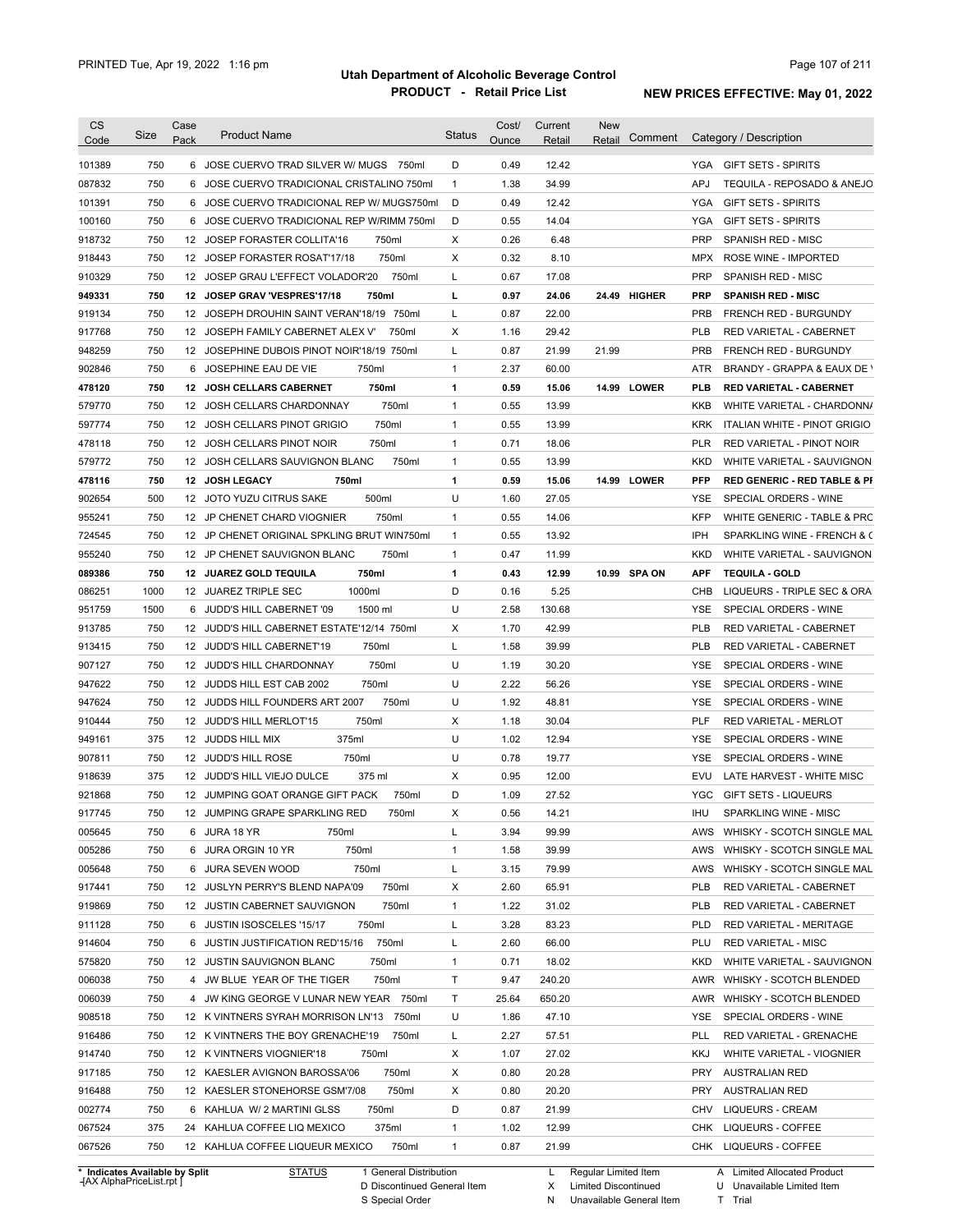PRINTED Tue, Apr 19, 2022 1:16 pm

**Utah Department of Alcoholic Beverage Control**
**PRODUCT - Retail Price List**

**NEW PRICES EFFECTIVE: May 01, 2022**

| CS Code | Size | Case Pack | Product Name | Status | Cost/ Ounce | Current Retail | New Retail | Comment | Category / Description |
|---|---|---|---|---|---|---|---|---|---|
| 101389 | 750 | 6 | JOSE CUERVO TRAD SILVER W/ MUGS 750ml | D | 0.49 | 12.42 | | | YGA GIFT SETS - SPIRITS |
| 087832 | 750 | 6 | JOSE CUERVO TRADICIONAL CRISTALINO 750ml | 1 | 1.38 | 34.99 | | | APJ TEQUILA - REPOSADO & ANEJO |
| 101391 | 750 | 6 | JOSE CUERVO TRADICIONAL REP W/ MUGS750ml | D | 0.49 | 12.42 | | | YGA GIFT SETS - SPIRITS |
| 100160 | 750 | 6 | JOSE CUERVO TRADICIONAL REP W/RIMM 750ml | D | 0.55 | 14.04 | | | YGA GIFT SETS - SPIRITS |
| 918732 | 750 | 12 | JOSEP FORASTER COLLITA'16 750ml | X | 0.26 | 6.48 | | | PRP SPANISH RED - MISC |
| 918443 | 750 | 12 | JOSEP FORASTER ROSAT'17/18 750ml | X | 0.32 | 8.10 | | | MPX ROSE WINE - IMPORTED |
| 910329 | 750 | 12 | JOSEP GRAU L'EFFECT VOLADOR'20 750ml | L | 0.67 | 17.08 | | | PRP SPANISH RED - MISC |
| **949331** | **750** | **12** | **JOSEP GRAV 'VESPRES'17/18 750ml** | **L** | **0.97** | **24.06** | **24.49** | **HIGHER** | **PRP SPANISH RED - MISC** |
| 919134 | 750 | 12 | JOSEPH DROUHIN SAINT VERAN'18/19 750ml | L | 0.87 | 22.00 | | | PRB FRENCH RED - BURGUNDY |
| 917768 | 750 | 12 | JOSEPH FAMILY CABERNET ALEX V' 750ml | X | 1.16 | 29.42 | | | PLB RED VARIETAL - CABERNET |
| 948259 | 750 | 12 | JOSEPHINE DUBOIS PINOT NOIR'18/19 750ml | L | 0.87 | 21.99 | 21.99 | | PRB FRENCH RED - BURGUNDY |
| 902846 | 750 | 6 | JOSEPHINE EAU DE VIE 750ml | 1 | 2.37 | 60.00 | | | ATR BRANDY - GRAPPA & EAUX DE V |
| **478120** | **750** | **12** | **JOSH CELLARS CABERNET 750ml** | **1** | **0.59** | **15.06** | **14.99** | **LOWER** | **PLB RED VARIETAL - CABERNET** |
| 579770 | 750 | 12 | JOSH CELLARS CHARDONNAY 750ml | 1 | 0.55 | 13.99 | | | KKB WHITE VARIETAL - CHARDONNA |
| 597774 | 750 | 12 | JOSH CELLARS PINOT GRIGIO 750ml | 1 | 0.55 | 13.99 | | | KRK ITALIAN WHITE - PINOT GRIGIO |
| 478118 | 750 | 12 | JOSH CELLARS PINOT NOIR 750ml | 1 | 0.71 | 18.06 | | | PLR RED VARIETAL - PINOT NOIR |
| 579772 | 750 | 12 | JOSH CELLARS SAUVIGNON BLANC 750ml | 1 | 0.55 | 13.99 | | | KKD WHITE VARIETAL - SAUVIGNON |
| **478116** | **750** | **12** | **JOSH LEGACY 750ml** | **1** | **0.59** | **15.06** | **14.99** | **LOWER** | **PFP RED GENERIC - RED TABLE & PI** |
| 902654 | 500 | 12 | JOTO YUZU CITRUS SAKE 500ml | U | 1.60 | 27.05 | | | YSE SPECIAL ORDERS - WINE |
| 955241 | 750 | 12 | JP CHENET CHARD VIOGNIER 750ml | 1 | 0.55 | 14.06 | | | KFP WHITE GENERIC - TABLE & PRO |
| 724545 | 750 | 12 | JP CHENET ORIGINAL SPKLING BRUT WIN750ml | 1 | 0.55 | 13.92 | | | IPH SPARKLING WINE - FRENCH & C |
| 955240 | 750 | 12 | JP CHENET SAUVIGNON BLANC 750ml | 1 | 0.47 | 11.99 | | | KKD WHITE VARIETAL - SAUVIGNON |
| **089386** | **750** | **12** | **JUAREZ GOLD TEQUILA 750ml** | **1** | **0.43** | **12.99** | **10.99** | **SPA ON** | **APF TEQUILA - GOLD** |
| 086251 | 1000 | 12 | JUAREZ TRIPLE SEC 1000ml | D | 0.16 | 5.25 | | | CHB LIQUEURS - TRIPLE SEC & ORA |
| 951759 | 1500 | 6 | JUDD'S HILL CABERNET '09 1500 ml | U | 2.58 | 130.68 | | | YSE SPECIAL ORDERS - WINE |
| 913785 | 750 | 12 | JUDD'S HILL CABERNET ESTATE'12/14 750ml | X | 1.70 | 42.99 | | | PLB RED VARIETAL - CABERNET |
| 913415 | 750 | 12 | JUDD'S HILL CABERNET'19 750ml | L | 1.58 | 39.99 | | | PLB RED VARIETAL - CABERNET |
| 907127 | 750 | 12 | JUDD'S HILL CHARDONNAY 750ml | U | 1.19 | 30.20 | | | YSE SPECIAL ORDERS - WINE |
| 947622 | 750 | 12 | JUDDS HILL EST CAB 2002 750ml | U | 2.22 | 56.26 | | | YSE SPECIAL ORDERS - WINE |
| 947624 | 750 | 12 | JUDDS HILL FOUNDERS ART 2007 750ml | U | 1.92 | 48.81 | | | YSE SPECIAL ORDERS - WINE |
| 910444 | 750 | 12 | JUDD'S HILL MERLOT'15 750ml | X | 1.18 | 30.04 | | | PLF RED VARIETAL - MERLOT |
| 949161 | 375 | 12 | JUDDS HILL MIX 375ml | U | 1.02 | 12.94 | | | YSE SPECIAL ORDERS - WINE |
| 907811 | 750 | 12 | JUDD'S HILL ROSE 750ml | U | 0.78 | 19.77 | | | YSE SPECIAL ORDERS - WINE |
| 918639 | 375 | 12 | JUDD'S HILL VIEJO DULCE 375 ml | X | 0.95 | 12.00 | | | EVU LATE HARVEST - WHITE MISC |
| 921868 | 750 | 12 | JUMPING GOAT ORANGE GIFT PACK 750ml | D | 1.09 | 27.52 | | | YGC GIFT SETS - LIQUEURS |
| 917745 | 750 | 12 | JUMPING GRAPE SPARKLING RED 750ml | X | 0.56 | 14.21 | | | IHU SPARKLING WINE - MISC |
| 005645 | 750 | 6 | JURA 18 YR 750ml | L | 3.94 | 99.99 | | | AWS WHISKY - SCOTCH SINGLE MAL |
| 005286 | 750 | 6 | JURA ORGIN 10 YR 750ml | 1 | 1.58 | 39.99 | | | AWS WHISKY - SCOTCH SINGLE MAL |
| 005648 | 750 | 6 | JURA SEVEN WOOD 750ml | L | 3.15 | 79.99 | | | AWS WHISKY - SCOTCH SINGLE MAL |
| 917441 | 750 | 12 | JUSLYN PERRY'S BLEND NAPA'09 750ml | X | 2.60 | 65.91 | | | PLB RED VARIETAL - CABERNET |
| 919869 | 750 | 12 | JUSTIN CABERNET SAUVIGNON 750ml | 1 | 1.22 | 31.02 | | | PLB RED VARIETAL - CABERNET |
| 911128 | 750 | 6 | JUSTIN ISOSCELES '15/17 750ml | L | 3.28 | 83.23 | | | PLD RED VARIETAL - MERITAGE |
| 914604 | 750 | 6 | JUSTIN JUSTIFICATION RED'15/16 750ml | L | 2.60 | 66.00 | | | PLU RED VARIETAL - MISC |
| 575820 | 750 | 12 | JUSTIN SAUVIGNON BLANC 750ml | 1 | 0.71 | 18.02 | | | KKD WHITE VARIETAL - SAUVIGNON |
| 006038 | 750 | 4 | JW BLUE YEAR OF THE TIGER 750ml | T | 9.47 | 240.20 | | | AWR WHISKY - SCOTCH BLENDED |
| 006039 | 750 | 4 | JW KING GEORGE V LUNAR NEW YEAR 750ml | T | 25.64 | 650.20 | | | AWR WHISKY - SCOTCH BLENDED |
| 908518 | 750 | 12 | K VINTNERS SYRAH MORRISON LN'13 750ml | U | 1.86 | 47.10 | | | YSE SPECIAL ORDERS - WINE |
| 916486 | 750 | 12 | K VINTNERS THE BOY GRENACHE'19 750ml | L | 2.27 | 57.51 | | | PLL RED VARIETAL - GRENACHE |
| 914740 | 750 | 12 | K VINTNERS VIOGNIER'18 750ml | X | 1.07 | 27.02 | | | KKJ WHITE VARIETAL - VIOGNIER |
| 917185 | 750 | 12 | KAESLER AVIGNON BAROSSA'06 750ml | X | 0.80 | 20.28 | | | PRY AUSTRALIAN RED |
| 916488 | 750 | 12 | KAESLER STONEHORSE GSM'7/08 750ml | X | 0.80 | 20.20 | | | PRY AUSTRALIAN RED |
| 002774 | 750 | 6 | KAHLUA W/ 2 MARTINI GLSS 750ml | D | 0.87 | 21.99 | | | CHV LIQUEURS - CREAM |
| 067524 | 375 | 24 | KAHLUA COFFEE LIQ MEXICO 375ml | 1 | 1.02 | 12.99 | | | CHK LIQUEURS - COFFEE |
| 067526 | 750 | 12 | KAHLUA COFFEE LIQUEUR MEXICO 750ml | 1 | 0.87 | 21.99 | | | CHK LIQUEURS - COFFEE |

\* Indicates Available by Split
[AX AlphaPriceList.rpt]

STATUS: 1 General Distribution; D Discontinued General Item; S Special Order; L Regular Limited Item; X Limited Discontinued; N Unavailable General Item; A Limited Allocated Product; U Unavailable Limited Item; T Trial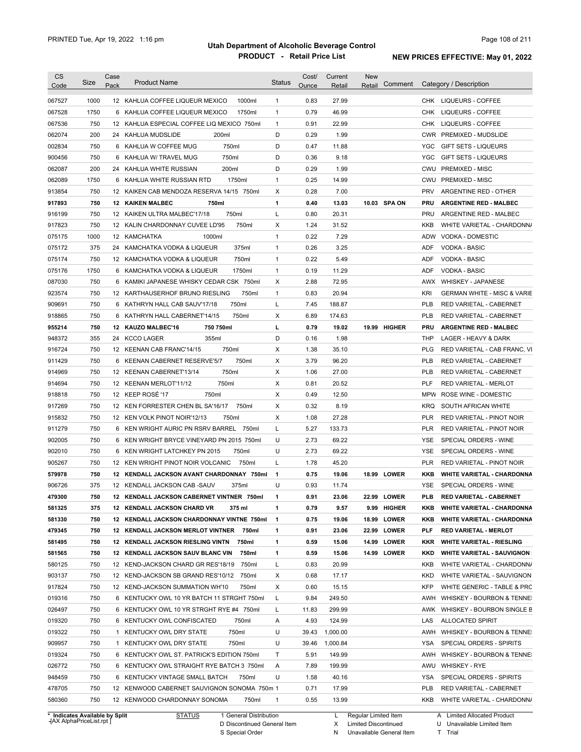PRINTED Tue, Apr 19, 2022 1:16 pm

# Utah Department of Alcoholic Beverage Control
## PRODUCT - Retail Price List

**NEW PRICES EFFECTIVE: May 01, 2022**

| CS Code | Size | Case Pack | Product Name | Status | Cost/ Ounce | Current Retail | New Retail | Comment | Category / Description |
|---|---|---|---|---|---|---|---|---|---|
| 067527 | 1000 | 12 | KAHLUA COFFEE LIQUEUR MEXICO 1000ml | 1 | 0.83 | 27.99 | | | CHK LIQUEURS - COFFEE |
| 067528 | 1750 | 6 | KAHLUA COFFEE LIQUEUR MEXICO 1750ml | 1 | 0.79 | 46.99 | | | CHK LIQUEURS - COFFEE |
| 067536 | 750 | 12 | KAHLUA ESPECIAL COFFEE LIQ MEXICO 750ml | 1 | 0.91 | 22.99 | | | CHK LIQUEURS - COFFEE |
| 062074 | 200 | 24 | KAHLUA MUDSLIDE 200ml | D | 0.29 | 1.99 | | | CWR PREMIXED - MUDSLIDE |
| 002834 | 750 | 6 | KAHLUA W COFFEE MUG 750ml | D | 0.47 | 11.88 | | | YGC GIFT SETS - LIQUEURS |
| 900456 | 750 | 6 | KAHLUA W/ TRAVEL MUG 750ml | D | 0.36 | 9.18 | | | YGC GIFT SETS - LIQUEURS |
| 062087 | 200 | 24 | KAHLUA WHITE RUSSIAN 200ml | D | 0.29 | 1.99 | | | CWU PREMIXED - MISC |
| 062089 | 1750 | 6 | KAHLUA WHITE RUSSIAN RTD 1750ml | 1 | 0.25 | 14.99 | | | CWU PREMIXED - MISC |
| 913854 | 750 | 12 | KAIKEN CAB MENDOZA RESERVA 14/15 750ml | X | 0.28 | 7.00 | | | PRV ARGENTINE RED - OTHER |
| **917893** | **750** | **12** | **KAIKEN MALBEC 750ml** | **1** | **0.40** | **13.03** | **10.03** | **SPA ON** | **PRU ARGENTINE RED - MALBEC** |
| 916199 | 750 | 12 | KAIKEN ULTRA MALBEC'17/18 750ml | L | 0.80 | 20.31 | | | PRU ARGENTINE RED - MALBEC |
| 917823 | 750 | 12 | KALIN CHARDONNAY CUVEE LD'95 750ml | X | 1.24 | 31.52 | | | KKB WHITE VARIETAL - CHARDONNA |
| 075175 | 1000 | 12 | KAMCHATKA 1000ml | 1 | 0.22 | 7.29 | | | ADW VODKA - DOMESTIC |
| 075172 | 375 | 24 | KAMCHATKA VODKA & LIQUEUR 375ml | 1 | 0.26 | 3.25 | | | ADF VODKA - BASIC |
| 075174 | 750 | 12 | KAMCHATKA VODKA & LIQUEUR 750ml | 1 | 0.22 | 5.49 | | | ADF VODKA - BASIC |
| 075176 | 1750 | 6 | KAMCHATKA VODKA & LIQUEUR 1750ml | 1 | 0.19 | 11.29 | | | ADF VODKA - BASIC |
| 087030 | 750 | 6 | KAMIKI JAPANESE WHISKY CEDAR CSK 750ml | X | 2.88 | 72.95 | | | AWX WHISKEY - JAPANESE |
| 923574 | 750 | 12 | KARTHAUSERHOF BRUNO RIESLING 750ml | 1 | 0.83 | 20.94 | | | KRI GERMAN WHITE - MISC & VARIE |
| 909691 | 750 | 6 | KATHRYN HALL CAB SAUV'17/18 750ml | L | 7.45 | 188.87 | | | PLB RED VARIETAL - CABERNET |
| 918865 | 750 | 6 | KATHRYN HALL CABERNET'14/15 750ml | X | 6.89 | 174.63 | | | PLB RED VARIETAL - CABERNET |
| **955214** | **750** | **12** | **KAUZO MALBEC'16 750 750ml** | **L** | **0.79** | **19.02** | **19.99** | **HIGHER** | **PRU ARGENTINE RED - MALBEC** |
| 948372 | 355 | 24 | KCCO LAGER 355ml | D | 0.16 | 1.98 | | | THP LAGER - HEAVY & DARK |
| 916724 | 750 | 12 | KEENAN CAB FRANC'14/15 750ml | X | 1.38 | 35.10 | | | PLG RED VARIETAL - CAB FRANC, VI |
| 911429 | 750 | 6 | KEENAN CABERNET RESERVE'5/7 750ml | X | 3.79 | 96.20 | | | PLB RED VARIETAL - CABERNET |
| 914969 | 750 | 12 | KEENAN CABERNET'13/14 750ml | X | 1.06 | 27.00 | | | PLB RED VARIETAL - CABERNET |
| 914694 | 750 | 12 | KEENAN MERLOT'11/12 750ml | X | 0.81 | 20.52 | | | PLF RED VARIETAL - MERLOT |
| 918818 | 750 | 12 | KEEP ROSÉ '17 750ml | X | 0.49 | 12.50 | | | MPW ROSE WINE - DOMESTIC |
| 917269 | 750 | 12 | KEN FORRESTER CHEN BL SA'16/17 750ml | X | 0.32 | 8.19 | | | KRQ SOUTH AFRICAN WHITE |
| 915832 | 750 | 12 | KEN VOLK PINOT NOIR'12/13 750ml | X | 1.08 | 27.28 | | | PLR RED VARIETAL - PINOT NOIR |
| 911279 | 750 | 6 | KEN WRIGHT AURIC PN RSRV BARREL 750ml | L | 5.27 | 133.73 | | | PLR RED VARIETAL - PINOT NOIR |
| 902005 | 750 | 6 | KEN WRIGHT BRYCE VINEYARD PN 2015 750ml | U | 2.73 | 69.22 | | | YSE SPECIAL ORDERS - WINE |
| 902010 | 750 | 6 | KEN WRIGHT LATCHKEY PN 2015 750ml | U | 2.73 | 69.22 | | | YSE SPECIAL ORDERS - WINE |
| 905267 | 750 | 12 | KEN WRIGHT PINOT NOIR VOLCANIC 750ml | L | 1.78 | 45.20 | | | PLR RED VARIETAL - PINOT NOIR |
| **579978** | **750** | **12** | **KENDALL JACKSON AVANT CHARDONNAY 750ml** | **1** | **0.75** | **19.06** | **18.99** | **LOWER** | **KKB WHITE VARIETAL - CHARDONNA** |
| 906726 | 375 | 12 | KENDALL JACKSON CAB -SAUV 375ml | U | 0.93 | 11.74 | | | YSE SPECIAL ORDERS - WINE |
| **479300** | **750** | **12** | **KENDALL JACKSON CABERNET VINTNER 750ml** | **1** | **0.91** | **23.06** | **22.99** | **LOWER** | **PLB RED VARIETAL - CABERNET** |
| **581325** | **375** | **12** | **KENDALL JACKSON CHARD VR 375 ml** | **1** | **0.79** | **9.57** | **9.99** | **HIGHER** | **KKB WHITE VARIETAL - CHARDONNA** |
| **581330** | **750** | **12** | **KENDALL JACKSON CHARDONNAY VINTNE 750ml** | **1** | **0.75** | **19.06** | **18.99** | **LOWER** | **KKB WHITE VARIETAL - CHARDONNA** |
| **479345** | **750** | **12** | **KENDALL JACKSON MERLOT VINTNER 750ml** | **1** | **0.91** | **23.06** | **22.99** | **LOWER** | **PLF RED VARIETAL - MERLOT** |
| **581495** | **750** | **12** | **KENDALL JACKSON RIESLING VINTN 750ml** | **1** | **0.59** | **15.06** | **14.99** | **LOWER** | **KKR WHITE VARIETAL - RIESLING** |
| **581565** | **750** | **12** | **KENDALL JACKSON SAUV BLANC VIN 750ml** | **1** | **0.59** | **15.06** | **14.99** | **LOWER** | **KKD WHITE VARIETAL - SAUVIGNON** |
| 580125 | 750 | 12 | KEND-JACKSON CHARD GR RES'18/19 750ml | L | 0.83 | 20.99 | | | KKB WHITE VARIETAL - CHARDONNA |
| 903137 | 750 | 12 | KEND-JACKSON SB GRAND RES'10/12 750ml | X | 0.68 | 17.17 | | | KKD WHITE VARIETAL - SAUVIGNON |
| 917824 | 750 | 12 | KEND-JACKSON SUMMATION WH'10 750ml | X | 0.60 | 15.15 | | | KFP WHITE GENERIC - TABLE & PRC |
| 019316 | 750 | 6 | KENTUCKY OWL 10 YR BATCH 11 STRGHT 750ml | L | 9.84 | 249.50 | | | AWH WHISKEY - BOURBON & TENNE |
| 026497 | 750 | 6 | KENTUCKY OWL 10 YR STRGHT RYE #4 750ml | L | 11.83 | 299.99 | | | AWK WHISKEY - BOURBON SINGLE B |
| 019320 | 750 | 6 | KENTUCKY OWL CONFISCATED 750ml | A | 4.93 | 124.99 | | | LAS ALLOCATED SPIRIT |
| 019322 | 750 | 1 | KENTUCKY OWL DRY STATE 750ml | U | 39.43 | 1,000.00 | | | AWH WHISKEY - BOURBON & TENNE |
| 909957 | 750 | 1 | KENTUCKY OWL DRY STATE 750ml | U | 39.46 | 1,000.84 | | | YSA SPECIAL ORDERS - SPIRITS |
| 019324 | 750 | 6 | KENTUCKY OWL ST. PATRICK'S EDITION 750ml | T | 5.91 | 149.99 | | | AWH WHISKEY - BOURBON & TENNE |
| 026772 | 750 | 6 | KENTUCKY OWL STRAIGHT RYE BATCH 3 750ml | A | 7.89 | 199.99 | | | AWU WHISKEY - RYE |
| 948459 | 750 | 6 | KENTUCKY VINTAGE SMALL BATCH 750ml | U | 1.58 | 40.16 | | | YSA SPECIAL ORDERS - SPIRITS |
| 478705 | 750 | 12 | KENWOOD CABERNET SAUVIGNON SONOMA 750m | 1 | 0.71 | 17.99 | | | PLB RED VARIETAL - CABERNET |
| 580360 | 750 | 12 | KENWOOD CHARDONNAY SONOMA 750ml | 1 | 0.55 | 13.99 | | | KKB WHITE VARIETAL - CHARDONNA |

\* Indicates Available by Split
[AX AlphaPriceList.rpt]

STATUS: 1 General Distribution; D Discontinued General Item; S Special Order; L Regular Limited Item; X Limited Discontinued; N Unavailable General Item; A Limited Allocated Product; U Unavailable Limited Item; T Trial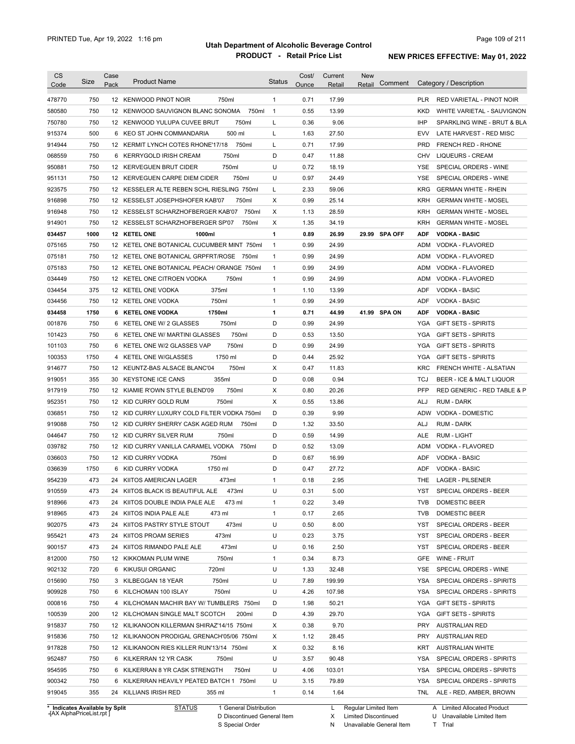# Utah Department of Alcoholic Beverage Control

## PRODUCT - Retail Price List

PRINTED Tue, Apr 19, 2022 1:16 pm

**NEW PRICES EFFECTIVE: May 01, 2022**

| CS Code | Size | Case Pack | Product Name | Status | Cost/ Ounce | Current Retail | New Retail | Comment | Category / Description |
|---|---|---|---|---|---|---|---|---|---|
| 478770 | 750 | 12 | KENWOOD PINOT NOIR 750ml | 1 | 0.71 | 17.99 | | | PLR RED VARIETAL - PINOT NOIR |
| 580580 | 750 | 12 | KENWOOD SAUVIGNON BLANC SONOMA 750ml | 1 | 0.55 | 13.99 | | | KKD WHITE VARIETAL - SAUVIGNON |
| 750780 | 750 | 12 | KENWOOD YULUPA CUVEE BRUT 750ml | L | 0.36 | 9.06 | | | IHP SPARKLING WINE - BRUT & BLA |
| 915374 | 500 | 6 | KEO ST JOHN COMMANDARIA 500 ml | L | 1.63 | 27.50 | | | EVV LATE HARVEST - RED MISC |
| 914944 | 750 | 12 | KERMIT LYNCH COTES RHONE'17/18 750ml | L | 0.71 | 17.99 | | | PRD FRENCH RED - RHONE |
| 068559 | 750 | 6 | KERRYGOLD IRISH CREAM 750ml | D | 0.47 | 11.88 | | | CHV LIQUEURS - CREAM |
| 950881 | 750 | 12 | KERVEGUEN BRUT CIDER 750ml | U | 0.72 | 18.19 | | | YSE SPECIAL ORDERS - WINE |
| 951131 | 750 | 12 | KERVEGUEN CARPE DIEM CIDER 750ml | U | 0.97 | 24.49 | | | YSE SPECIAL ORDERS - WINE |
| 923575 | 750 | 12 | KESSELER ALTE REBEN SCHL RIESLING 750ml | L | 2.33 | 59.06 | | | KRG GERMAN WHITE - RHEIN |
| 916898 | 750 | 12 | KESSELST JOSEPHSHOFER KAB'07 750ml | X | 0.99 | 25.14 | | | KRH GERMAN WHITE - MOSEL |
| 916948 | 750 | 12 | KESSELST SCHARZHOFBERGER KAB'07 750ml | X | 1.13 | 28.59 | | | KRH GERMAN WHITE - MOSEL |
| 914901 | 750 | 12 | KESSELST SCHARZHOFBERGER SP'07 750ml | X | 1.35 | 34.19 | | | KRH GERMAN WHITE - MOSEL |
| **034457** | **1000** | **12** | **KETEL ONE 1000ml** | **1** | **0.89** | **26.99** | **29.99** | **SPA OFF** | **ADF VODKA - BASIC** |
| 075165 | 750 | 12 | KETEL ONE BOTANICAL CUCUMBER MINT 750ml | 1 | 0.99 | 24.99 | | | ADM VODKA - FLAVORED |
| 075181 | 750 | 12 | KETEL ONE BOTANICAL GRPFRT/ROSE 750ml | 1 | 0.99 | 24.99 | | | ADM VODKA - FLAVORED |
| 075183 | 750 | 12 | KETEL ONE BOTANICAL PEACH/ ORANGE 750ml | 1 | 0.99 | 24.99 | | | ADM VODKA - FLAVORED |
| 034449 | 750 | 12 | KETEL ONE CITROEN VODKA 750ml | 1 | 0.99 | 24.99 | | | ADM VODKA - FLAVORED |
| 034454 | 375 | 12 | KETEL ONE VODKA 375ml | 1 | 1.10 | 13.99 | | | ADF VODKA - BASIC |
| 034456 | 750 | 12 | KETEL ONE VODKA 750ml | 1 | 0.99 | 24.99 | | | ADF VODKA - BASIC |
| **034458** | **1750** | **6** | **KETEL ONE VODKA 1750ml** | **1** | **0.71** | **44.99** | **41.99** | **SPA ON** | **ADF VODKA - BASIC** |
| 001876 | 750 | 6 | KETEL ONE W/ 2 GLASSES 750ml | D | 0.99 | 24.99 | | | YGA GIFT SETS - SPIRITS |
| 101423 | 750 | 6 | KETEL ONE W/ MARTINI GLASSES 750ml | D | 0.53 | 13.50 | | | YGA GIFT SETS - SPIRITS |
| 101103 | 750 | 6 | KETEL ONE W/2 GLASSES VAP 750ml | D | 0.99 | 24.99 | | | YGA GIFT SETS - SPIRITS |
| 100353 | 1750 | 4 | KETEL ONE W/GLASSES 1750 ml | D | 0.44 | 25.92 | | | YGA GIFT SETS - SPIRITS |
| 914677 | 750 | 12 | KEUNTZ-BAS ALSACE BLANC'04 750ml | X | 0.47 | 11.83 | | | KRC FRENCH WHITE - ALSATIAN |
| 919051 | 355 | 30 | KEYSTONE ICE CANS 355ml | D | 0.08 | 0.94 | | | TCJ BEER - ICE & MALT LIQUOR |
| 917919 | 750 | 12 | KIAMIE R'OWN STYLE BLEND'09 750ml | X | 0.80 | 20.26 | | | PFP RED GENERIC - RED TABLE & P |
| 952351 | 750 | 12 | KID CURRY GOLD RUM 750ml | X | 0.55 | 13.86 | | | ALJ RUM - DARK |
| 036851 | 750 | 12 | KID CURRY LUXURY COLD FILTER VODKA 750ml | D | 0.39 | 9.99 | | | ADW VODKA - DOMESTIC |
| 919088 | 750 | 12 | KID CURRY SHERRY CASK AGED RUM 750ml | D | 1.32 | 33.50 | | | ALJ RUM - DARK |
| 044647 | 750 | 12 | KID CURRY SILVER RUM 750ml | D | 0.59 | 14.99 | | | ALE RUM - LIGHT |
| 039782 | 750 | 12 | KID CURRY VANILLA CARAMEL VODKA 750ml | D | 0.52 | 13.09 | | | ADM VODKA - FLAVORED |
| 036603 | 750 | 12 | KID CURRY VODKA 750ml | D | 0.67 | 16.99 | | | ADF VODKA - BASIC |
| 036639 | 1750 | 6 | KID CURRY VODKA 1750 ml | D | 0.47 | 27.72 | | | ADF VODKA - BASIC |
| 954239 | 473 | 24 | KIITOS AMERICAN LAGER 473ml | 1 | 0.18 | 2.95 | | | THE LAGER - PILSENER |
| 910559 | 473 | 24 | KIITOS BLACK IS BEAUTIFUL ALE 473ml | U | 0.31 | 5.00 | | | YST SPECIAL ORDERS - BEER |
| 918966 | 473 | 24 | KIITOS DOUBLE INDIA PALE ALE 473 ml | 1 | 0.22 | 3.49 | | | TVB DOMESTIC BEER |
| 918965 | 473 | 24 | KIITOS INDIA PALE ALE 473 ml | 1 | 0.17 | 2.65 | | | TVB DOMESTIC BEER |
| 902075 | 473 | 24 | KIITOS PASTRY STYLE STOUT 473ml | U | 0.50 | 8.00 | | | YST SPECIAL ORDERS - BEER |
| 955421 | 473 | 24 | KIITOS PROAM SERIES 473ml | U | 0.23 | 3.75 | | | YST SPECIAL ORDERS - BEER |
| 900157 | 473 | 24 | KIITOS RIMANDO PALE ALE 473ml | U | 0.16 | 2.50 | | | YST SPECIAL ORDERS - BEER |
| 812000 | 750 | 12 | KIKKOMAN PLUM WINE 750ml | 1 | 0.34 | 8.73 | | | GFE WINE - FRUIT |
| 902132 | 720 | 6 | KIKUSUI ORGANIC 720ml | U | 1.33 | 32.48 | | | YSE SPECIAL ORDERS - WINE |
| 015690 | 750 | 3 | KILBEGGAN 18 YEAR 750ml | U | 7.89 | 199.99 | | | YSA SPECIAL ORDERS - SPIRITS |
| 909928 | 750 | 6 | KILCHOMAN 100 ISLAY 750ml | U | 4.26 | 107.98 | | | YSA SPECIAL ORDERS - SPIRITS |
| 000816 | 750 | 4 | KILCHOMAN MACHIR BAY W/ TUMBLERS 750ml | D | 1.98 | 50.21 | | | YGA GIFT SETS - SPIRITS |
| 100539 | 200 | 12 | KILCHOMAN SINGLE MALT SCOTCH 200ml | D | 4.39 | 29.70 | | | YGA GIFT SETS - SPIRITS |
| 915837 | 750 | 12 | KILIKANOON KILLERMAN SHIRAZ'14/15 750ml | X | 0.38 | 9.70 | | | PRY AUSTRALIAN RED |
| 915836 | 750 | 12 | KILIKANOON PRODIGAL GRENACH'05/06 750ml | X | 1.12 | 28.45 | | | PRY AUSTRALIAN RED |
| 917828 | 750 | 12 | KILIKANOON RIES KILLER RUN'13/14 750ml | X | 0.32 | 8.16 | | | KRT AUSTRALIAN WHITE |
| 952487 | 750 | 6 | KILKERRAN 12 YR CASK 750ml | U | 3.57 | 90.48 | | | YSA SPECIAL ORDERS - SPIRITS |
| 954595 | 750 | 6 | KILKERRAN 8 YR CASK STRENGTH 750ml | U | 4.06 | 103.01 | | | YSA SPECIAL ORDERS - SPIRITS |
| 900342 | 750 | 6 | KILKERRAN HEAVILY PEATED BATCH 1 750ml | U | 3.15 | 79.89 | | | YSA SPECIAL ORDERS - SPIRITS |
| 919045 | 355 | 24 | KILLIANS IRISH RED 355 ml | 1 | 0.14 | 1.64 | | | TNL ALE - RED, AMBER, BROWN |

\* Indicates Available by Split
[AX AlphaPriceList.rpt ]

STATUS: 1 General Distribution; D Discontinued General Item; S Special Order; L Regular Limited Item; X Limited Discontinued; N Unavailable General Item; A Limited Allocated Product; U Unavailable Limited Item; T Trial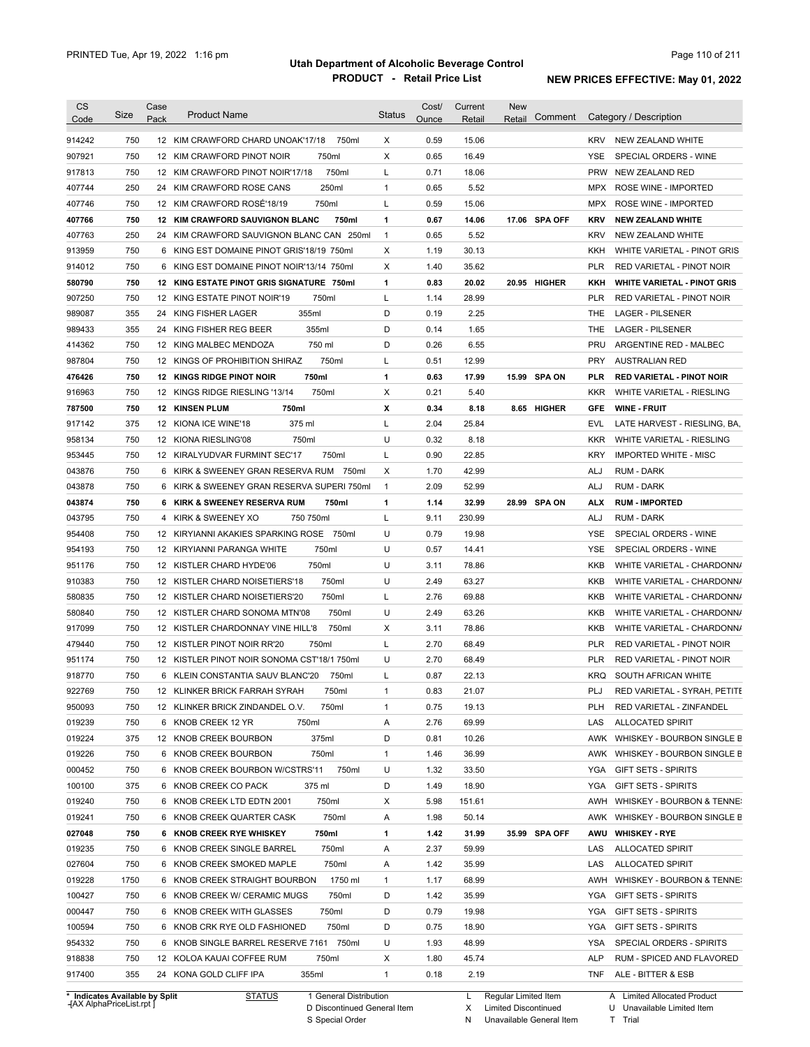# Utah Department of Alcoholic Beverage Control

## PRODUCT - Retail Price List

PRINTED Tue, Apr 19, 2022 1:16 pm

**NEW PRICES EFFECTIVE: May 01, 2022**

| CS Code | Size | Case Pack | Product Name | Status | Cost/ Ounce | Current Retail | New Retail | Comment | Category / Description |
|---|---|---|---|---|---|---|---|---|---|
| 914242 | 750 | 12 | KIM CRAWFORD CHARD UNOAK'17/18 750ml | X | 0.59 | 15.06 | | | KRV NEW ZEALAND WHITE |
| 907921 | 750 | 12 | KIM CRAWFORD PINOT NOIR 750ml | X | 0.65 | 16.49 | | | YSE SPECIAL ORDERS - WINE |
| 917813 | 750 | 12 | KIM CRAWFORD PINOT NOIR'17/18 750ml | L | 0.71 | 18.06 | | | PRW NEW ZEALAND RED |
| 407744 | 250 | 24 | KIM CRAWFORD ROSE CANS 250ml | 1 | 0.65 | 5.52 | | | MPX ROSE WINE - IMPORTED |
| 407746 | 750 | 12 | KIM CRAWFORD ROSÉ'18/19 750ml | L | 0.59 | 15.06 | | | MPX ROSE WINE - IMPORTED |
| **407766** | **750** | **12** | **KIM CRAWFORD SAUVIGNON BLANC 750ml** | **1** | **0.67** | **14.06** | **17.06** | **SPA OFF** | **KRV NEW ZEALAND WHITE** |
| 407763 | 250 | 24 | KIM CRAWFORD SAUVIGNON BLANC CAN 250ml | 1 | 0.65 | 5.52 | | | KRV NEW ZEALAND WHITE |
| 913959 | 750 | 6 | KING EST DOMAINE PINOT GRIS'18/19 750ml | X | 1.19 | 30.13 | | | KKH WHITE VARIETAL - PINOT GRIS |
| 914012 | 750 | 6 | KING EST DOMAINE PINOT NOIR'13/14 750ml | X | 1.40 | 35.62 | | | PLR RED VARIETAL - PINOT NOIR |
| **580790** | **750** | **12** | **KING ESTATE PINOT GRIS SIGNATURE 750ml** | **1** | **0.83** | **20.02** | **20.95** | **HIGHER** | **KKH WHITE VARIETAL - PINOT GRIS** |
| 907250 | 750 | 12 | KING ESTATE PINOT NOIR'19 750ml | L | 1.14 | 28.99 | | | PLR RED VARIETAL - PINOT NOIR |
| 989087 | 355 | 24 | KING FISHER LAGER 355ml | D | 0.19 | 2.25 | | | THE LAGER - PILSENER |
| 989433 | 355 | 24 | KING FISHER REG BEER 355ml | D | 0.14 | 1.65 | | | THE LAGER - PILSENER |
| 414362 | 750 | 12 | KING MALBEC MENDOZA 750 ml | D | 0.26 | 6.55 | | | PRU ARGENTINE RED - MALBEC |
| 987804 | 750 | 12 | KINGS OF PROHIBITION SHIRAZ 750ml | L | 0.51 | 12.99 | | | PRY AUSTRALIAN RED |
| **476426** | **750** | **12** | **KINGS RIDGE PINOT NOIR 750ml** | **1** | **0.63** | **17.99** | **15.99** | **SPA ON** | **PLR RED VARIETAL - PINOT NOIR** |
| 916963 | 750 | 12 | KINGS RIDGE RIESLING '13/14 750ml | X | 0.21 | 5.40 | | | KKR WHITE VARIETAL - RIESLING |
| **787500** | **750** | **12** | **KINSEN PLUM 750ml** | **X** | **0.34** | **8.18** | **8.65** | **HIGHER** | **GFE WINE - FRUIT** |
| 917142 | 375 | 12 | KIONA ICE WINE'18 375 ml | L | 2.04 | 25.84 | | | EVL LATE HARVEST - RIESLING, BA, |
| 958134 | 750 | 12 | KIONA RIESLING'08 750ml | U | 0.32 | 8.18 | | | KKR WHITE VARIETAL - RIESLING |
| 953445 | 750 | 12 | KIRALYUDVAR FURMINT SEC'17 750ml | L | 0.90 | 22.85 | | | KRY IMPORTED WHITE - MISC |
| 043876 | 750 | 6 | KIRK & SWEENEY GRAN RESERVA RUM 750ml | X | 1.70 | 42.99 | | | ALJ RUM - DARK |
| 043878 | 750 | 6 | KIRK & SWEENEY GRAN RESERVA SUPERI 750ml | 1 | 2.09 | 52.99 | | | ALJ RUM - DARK |
| **043874** | **750** | **6** | **KIRK & SWEENEY RESERVA RUM 750ml** | **1** | **1.14** | **32.99** | **28.99** | **SPA ON** | **ALX RUM - IMPORTED** |
| 043795 | 750 | 4 | KIRK & SWEENEY XO 750 750ml | L | 9.11 | 230.99 | | | ALJ RUM - DARK |
| 954408 | 750 | 12 | KIRYIANNI AKAKIES SPARKING ROSE 750ml | U | 0.79 | 19.98 | | | YSE SPECIAL ORDERS - WINE |
| 954193 | 750 | 12 | KIRYIANNI PARANGA WHITE 750ml | U | 0.57 | 14.41 | | | YSE SPECIAL ORDERS - WINE |
| 951176 | 750 | 12 | KISTLER CHARD HYDE'06 750ml | U | 3.11 | 78.86 | | | KKB WHITE VARIETAL - CHARDONNA |
| 910383 | 750 | 12 | KISTLER CHARD NOISETIERS'18 750ml | U | 2.49 | 63.27 | | | KKB WHITE VARIETAL - CHARDONNA |
| 580835 | 750 | 12 | KISTLER CHARD NOISETIERS'20 750ml | L | 2.76 | 69.88 | | | KKB WHITE VARIETAL - CHARDONNA |
| 580840 | 750 | 12 | KISTLER CHARD SONOMA MTN'08 750ml | U | 2.49 | 63.26 | | | KKB WHITE VARIETAL - CHARDONNA |
| 917099 | 750 | 12 | KISTLER CHARDONNAY VINE HILL'8 750ml | X | 3.11 | 78.86 | | | KKB WHITE VARIETAL - CHARDONNA |
| 479440 | 750 | 12 | KISTLER PINOT NOIR RR'20 750ml | L | 2.70 | 68.49 | | | PLR RED VARIETAL - PINOT NOIR |
| 951174 | 750 | 12 | KISTLER PINOT NOIR SONOMA CST'18/1 750ml | U | 2.70 | 68.49 | | | PLR RED VARIETAL - PINOT NOIR |
| 918770 | 750 | 6 | KLEIN CONSTANTIA SAUV BLANC'20 750ml | L | 0.87 | 22.13 | | | KRQ SOUTH AFRICAN WHITE |
| 922769 | 750 | 12 | KLINKER BRICK FARRAH SYRAH 750ml | 1 | 0.83 | 21.07 | | | PLJ RED VARIETAL - SYRAH, PETITE |
| 950093 | 750 | 12 | KLINKER BRICK ZINDANDEL O.V. 750ml | 1 | 0.75 | 19.13 | | | PLH RED VARIETAL - ZINFANDEL |
| 019239 | 750 | 6 | KNOB CREEK 12 YR 750ml | A | 2.76 | 69.99 | | | LAS ALLOCATED SPIRIT |
| 019224 | 375 | 12 | KNOB CREEK BOURBON 375ml | D | 0.81 | 10.26 | | | AWK WHISKEY - BOURBON SINGLE B |
| 019226 | 750 | 6 | KNOB CREEK BOURBON 750ml | 1 | 1.46 | 36.99 | | | AWK WHISKEY - BOURBON SINGLE B |
| 000452 | 750 | 6 | KNOB CREEK BOURBON W/CSTRS'11 750ml | U | 1.32 | 33.50 | | | YGA GIFT SETS - SPIRITS |
| 100100 | 375 | 6 | KNOB CREEK CO PACK 375 ml | D | 1.49 | 18.90 | | | YGA GIFT SETS - SPIRITS |
| 019240 | 750 | 6 | KNOB CREEK LTD EDTN 2001 750ml | X | 5.98 | 151.61 | | | AWH WHISKEY - BOURBON & TENNE |
| 019241 | 750 | 6 | KNOB CREEK QUARTER CASK 750ml | A | 1.98 | 50.14 | | | AWK WHISKEY - BOURBON SINGLE B |
| **027048** | **750** | **6** | **KNOB CREEK RYE WHISKEY 750ml** | **1** | **1.42** | **31.99** | **35.99** | **SPA OFF** | **AWU WHISKEY - RYE** |
| 019235 | 750 | 6 | KNOB CREEK SINGLE BARREL 750ml | A | 2.37 | 59.99 | | | LAS ALLOCATED SPIRIT |
| 027604 | 750 | 6 | KNOB CREEK SMOKED MAPLE 750ml | A | 1.42 | 35.99 | | | LAS ALLOCATED SPIRIT |
| 019228 | 1750 | 6 | KNOB CREEK STRAIGHT BOURBON 1750 ml | 1 | 1.17 | 68.99 | | | AWH WHISKEY - BOURBON & TENNE |
| 100427 | 750 | 6 | KNOB CREEK W/ CERAMIC MUGS 750ml | D | 1.42 | 35.99 | | | YGA GIFT SETS - SPIRITS |
| 000447 | 750 | 6 | KNOB CREEK WITH GLASSES 750ml | D | 0.79 | 19.98 | | | YGA GIFT SETS - SPIRITS |
| 100594 | 750 | 6 | KNOB CRK RYE OLD FASHIONED 750ml | D | 0.75 | 18.90 | | | YGA GIFT SETS - SPIRITS |
| 954332 | 750 | 6 | KNOB SINGLE BARREL RESERVE 7161 750ml | U | 1.93 | 48.99 | | | YSA SPECIAL ORDERS - SPIRITS |
| 918838 | 750 | 12 | KOLOA KAUAI COFFEE RUM 750ml | X | 1.80 | 45.74 | | | ALP RUM - SPICED AND FLAVORED |
| 917400 | 355 | 24 | KONA GOLD CLIFF IPA 355ml | 1 | 0.18 | 2.19 | | | TNF ALE - BITTER & ESB |

\* Indicates Available by Split

STATUS: 1 General Distribution; D Discontinued General Item; S Special Order; L Regular Limited Item; X Limited Discontinued; N Unavailable General Item; A Limited Allocated Product; U Unavailable Limited Item; T Trial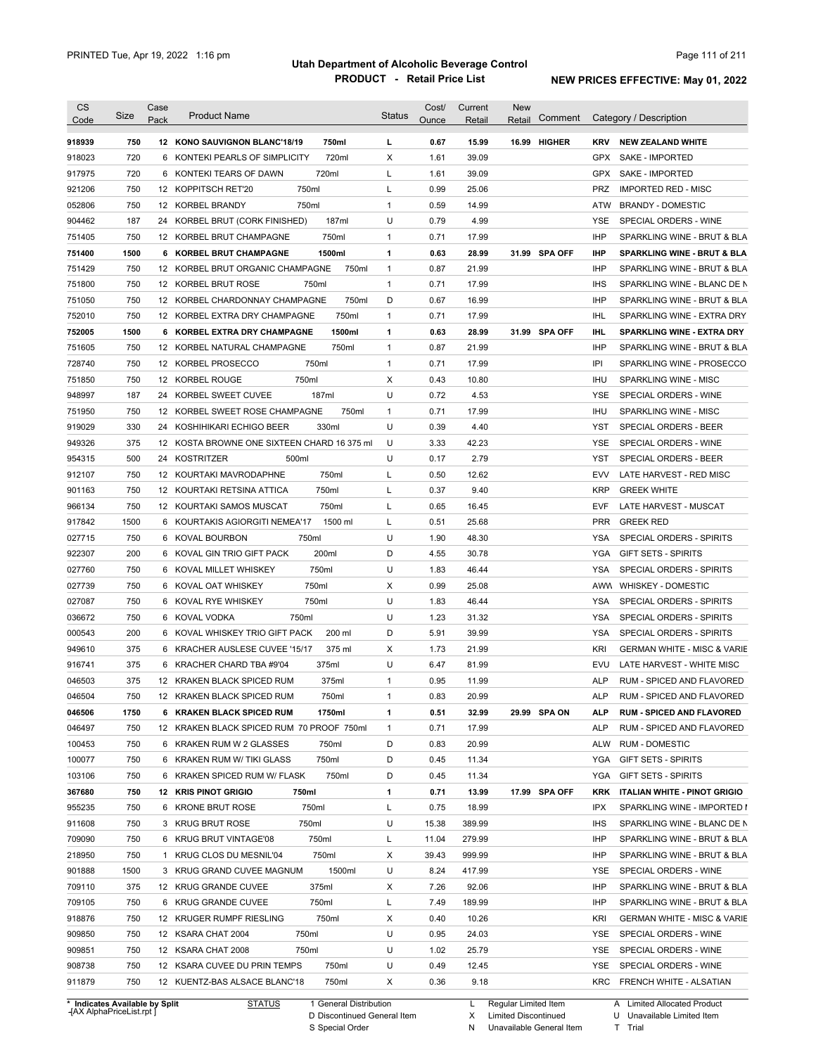# Utah Department of Alcoholic Beverage Control

## PRODUCT - Retail Price List

PRINTED Tue, Apr 19, 2022 1:16 pm

**NEW PRICES EFFECTIVE: May 01, 2022**

| CS Code | Size | Case Pack | Product Name | | Status | Cost/ Ounce | Current Retail | New Retail | Comment | Category / Description | |
|---|---|---|---|---|---|---|---|---|---|---|---|
| **918939** | **750** | **12** | **KONO SAUVIGNON BLANC'18/19** | **750ml** | **L** | **0.67** | **15.99** | **16.99** | **HIGHER** | **KRV** | **NEW ZEALAND WHITE** |
| 918023 | 720 | 6 | KONTEKI PEARLS OF SIMPLICITY | 720ml | X | 1.61 | 39.09 | | | GPX | SAKE - IMPORTED |
| 917975 | 720 | 6 | KONTEKI TEARS OF DAWN | 720ml | L | 1.61 | 39.09 | | | GPX | SAKE - IMPORTED |
| 921206 | 750 | 12 | KOPPITSCH RET'20 | 750ml | L | 0.99 | 25.06 | | | PRZ | IMPORTED RED - MISC |
| 052806 | 750 | 12 | KORBEL BRANDY | 750ml | 1 | 0.59 | 14.99 | | | ATW | BRANDY - DOMESTIC |
| 904462 | 187 | 24 | KORBEL BRUT (CORK FINISHED) | 187ml | U | 0.79 | 4.99 | | | YSE | SPECIAL ORDERS - WINE |
| 751405 | 750 | 12 | KORBEL BRUT CHAMPAGNE | 750ml | 1 | 0.71 | 17.99 | | | IHP | SPARKLING WINE - BRUT & BLA |
| **751400** | **1500** | **6** | **KORBEL BRUT CHAMPAGNE** | **1500ml** | **1** | **0.63** | **28.99** | **31.99** | **SPA OFF** | **IHP** | **SPARKLING WINE - BRUT & BLA** |
| 751429 | 750 | 12 | KORBEL BRUT ORGANIC CHAMPAGNE | 750ml | 1 | 0.87 | 21.99 | | | IHP | SPARKLING WINE - BRUT & BLA |
| 751800 | 750 | 12 | KORBEL BRUT ROSE | 750ml | 1 | 0.71 | 17.99 | | | IHS | SPARKLING WINE - BLANC DE N |
| 751050 | 750 | 12 | KORBEL CHARDONNAY CHAMPAGNE | 750ml | D | 0.67 | 16.99 | | | IHP | SPARKLING WINE - BRUT & BLA |
| 752010 | 750 | 12 | KORBEL EXTRA DRY CHAMPAGNE | 750ml | 1 | 0.71 | 17.99 | | | IHL | SPARKLING WINE - EXTRA DRY |
| **752005** | **1500** | **6** | **KORBEL EXTRA DRY CHAMPAGNE** | **1500ml** | **1** | **0.63** | **28.99** | **31.99** | **SPA OFF** | **IHL** | **SPARKLING WINE - EXTRA DRY** |
| 751605 | 750 | 12 | KORBEL NATURAL CHAMPAGNE | 750ml | 1 | 0.87 | 21.99 | | | IHP | SPARKLING WINE - BRUT & BLA |
| 728740 | 750 | 12 | KORBEL PROSECCO | 750ml | 1 | 0.71 | 17.99 | | | IPI | SPARKLING WINE - PROSECCO |
| 751850 | 750 | 12 | KORBEL ROUGE | 750ml | X | 0.43 | 10.80 | | | IHU | SPARKLING WINE - MISC |
| 948997 | 187 | 24 | KORBEL SWEET CUVEE | 187ml | U | 0.72 | 4.53 | | | YSE | SPECIAL ORDERS - WINE |
| 751950 | 750 | 12 | KORBEL SWEET ROSE CHAMPAGNE | 750ml | 1 | 0.71 | 17.99 | | | IHU | SPARKLING WINE - MISC |
| 919029 | 330 | 24 | KOSHIHIKARI ECHIGO BEER | 330ml | U | 0.39 | 4.40 | | | YST | SPECIAL ORDERS - BEER |
| 949326 | 375 | 12 | KOSTA BROWNE ONE SIXTEEN CHARD 16 375 ml | | U | 3.33 | 42.23 | | | YSE | SPECIAL ORDERS - WINE |
| 954315 | 500 | 24 | KOSTRITZER | 500ml | U | 0.17 | 2.79 | | | YST | SPECIAL ORDERS - BEER |
| 912107 | 750 | 12 | KOURTAKI MAVRODAPHNE | 750ml | L | 0.50 | 12.62 | | | EVV | LATE HARVEST - RED MISC |
| 901163 | 750 | 12 | KOURTAKI RETSINA ATTICA | 750ml | L | 0.37 | 9.40 | | | KRP | GREEK WHITE |
| 966134 | 750 | 12 | KOURTAKI SAMOS MUSCAT | 750ml | L | 0.65 | 16.45 | | | EVF | LATE HARVEST - MUSCAT |
| 917842 | 1500 | 6 | KOURTAKIS AGIORGITI NEMEA'17 | 1500 ml | L | 0.51 | 25.68 | | | PRR | GREEK RED |
| 027715 | 750 | 6 | KOVAL BOURBON | 750ml | U | 1.90 | 48.30 | | | YSA | SPECIAL ORDERS - SPIRITS |
| 922307 | 200 | 6 | KOVAL GIN TRIO GIFT PACK | 200ml | D | 4.55 | 30.78 | | | YGA | GIFT SETS - SPIRITS |
| 027760 | 750 | 6 | KOVAL MILLET WHISKEY | 750ml | U | 1.83 | 46.44 | | | YSA | SPECIAL ORDERS - SPIRITS |
| 027739 | 750 | 6 | KOVAL OAT WHISKEY | 750ml | X | 0.99 | 25.08 | | | AWW | WHISKEY - DOMESTIC |
| 027087 | 750 | 6 | KOVAL RYE WHISKEY | 750ml | U | 1.83 | 46.44 | | | YSA | SPECIAL ORDERS - SPIRITS |
| 036672 | 750 | 6 | KOVAL VODKA | 750ml | U | 1.23 | 31.32 | | | YSA | SPECIAL ORDERS - SPIRITS |
| 000543 | 200 | 6 | KOVAL WHISKEY TRIO GIFT PACK | 200 ml | D | 5.91 | 39.99 | | | YSA | SPECIAL ORDERS - SPIRITS |
| 949610 | 375 | 6 | KRACHER AUSLESE CUVEE '15/17 | 375 ml | X | 1.73 | 21.99 | | | KRI | GERMAN WHITE - MISC & VARIE |
| 916741 | 375 | 6 | KRACHER CHARD TBA #9'04 | 375ml | U | 6.47 | 81.99 | | | EVU | LATE HARVEST - WHITE MISC |
| 046503 | 375 | 12 | KRAKEN BLACK SPICED RUM | 375ml | 1 | 0.95 | 11.99 | | | ALP | RUM - SPICED AND FLAVORED |
| 046504 | 750 | 12 | KRAKEN BLACK SPICED RUM | 750ml | 1 | 0.83 | 20.99 | | | ALP | RUM - SPICED AND FLAVORED |
| **046506** | **1750** | **6** | **KRAKEN BLACK SPICED RUM** | **1750ml** | **1** | **0.51** | **32.99** | **29.99** | **SPA ON** | **ALP** | **RUM - SPICED AND FLAVORED** |
| 046497 | 750 | 12 | KRAKEN BLACK SPICED RUM 70 PROOF 750ml | | 1 | 0.71 | 17.99 | | | ALP | RUM - SPICED AND FLAVORED |
| 100453 | 750 | 6 | KRAKEN RUM W 2 GLASSES | 750ml | D | 0.83 | 20.99 | | | ALW | RUM - DOMESTIC |
| 100077 | 750 | 6 | KRAKEN RUM W/ TIKI GLASS | 750ml | D | 0.45 | 11.34 | | | YGA | GIFT SETS - SPIRITS |
| 103106 | 750 | 6 | KRAKEN SPICED RUM W/ FLASK | 750ml | D | 0.45 | 11.34 | | | YGA | GIFT SETS - SPIRITS |
| **367680** | **750** | **12** | **KRIS PINOT GRIGIO** | **750ml** | **1** | **0.71** | **13.99** | **17.99** | **SPA OFF** | **KRK** | **ITALIAN WHITE - PINOT GRIGIO** |
| 955235 | 750 | 6 | KRONE BRUT ROSE | 750ml | L | 0.75 | 18.99 | | | IPX | SPARKLING WINE - IMPORTED I |
| 911608 | 750 | 3 | KRUG BRUT ROSE | 750ml | U | 15.38 | 389.99 | | | IHS | SPARKLING WINE - BLANC DE N |
| 709090 | 750 | 6 | KRUG BRUT VINTAGE'08 | 750ml | L | 11.04 | 279.99 | | | IHP | SPARKLING WINE - BRUT & BLA |
| 218950 | 750 | 1 | KRUG CLOS DU MESNIL'04 | 750ml | X | 39.43 | 999.99 | | | IHP | SPARKLING WINE - BRUT & BLA |
| 901888 | 1500 | 3 | KRUG GRAND CUVEE MAGNUM | 1500ml | U | 8.24 | 417.99 | | | YSE | SPECIAL ORDERS - WINE |
| 709110 | 375 | 12 | KRUG GRANDE CUVEE | 375ml | X | 7.26 | 92.06 | | | IHP | SPARKLING WINE - BRUT & BLA |
| 709105 | 750 | 6 | KRUG GRANDE CUVEE | 750ml | L | 7.49 | 189.99 | | | IHP | SPARKLING WINE - BRUT & BLA |
| 918876 | 750 | 12 | KRUGER RUMPF RIESLING | 750ml | X | 0.40 | 10.26 | | | KRI | GERMAN WHITE - MISC & VARIE |
| 909850 | 750 | 12 | KSARA CHAT 2004 | 750ml | U | 0.95 | 24.03 | | | YSE | SPECIAL ORDERS - WINE |
| 909851 | 750 | 12 | KSARA CHAT 2008 | 750ml | U | 1.02 | 25.79 | | | YSE | SPECIAL ORDERS - WINE |
| 908738 | 750 | 12 | KSARA CUVEE DU PRIN TEMPS | 750ml | U | 0.49 | 12.45 | | | YSE | SPECIAL ORDERS - WINE |
| 911879 | 750 | 12 | KUENTZ-BAS ALSACE BLANC'18 | 750ml | X | 0.36 | 9.18 | | | KRC | FRENCH WHITE - ALSATIAN |

\* Indicates Available by Split
[AX AlphaPriceList.rpt ]

STATUS
1 General Distribution
D Discontinued General Item
S Special Order

L Regular Limited Item
X Limited Discontinued
N Unavailable General Item

A Limited Allocated Product
U Unavailable Limited Item
T Trial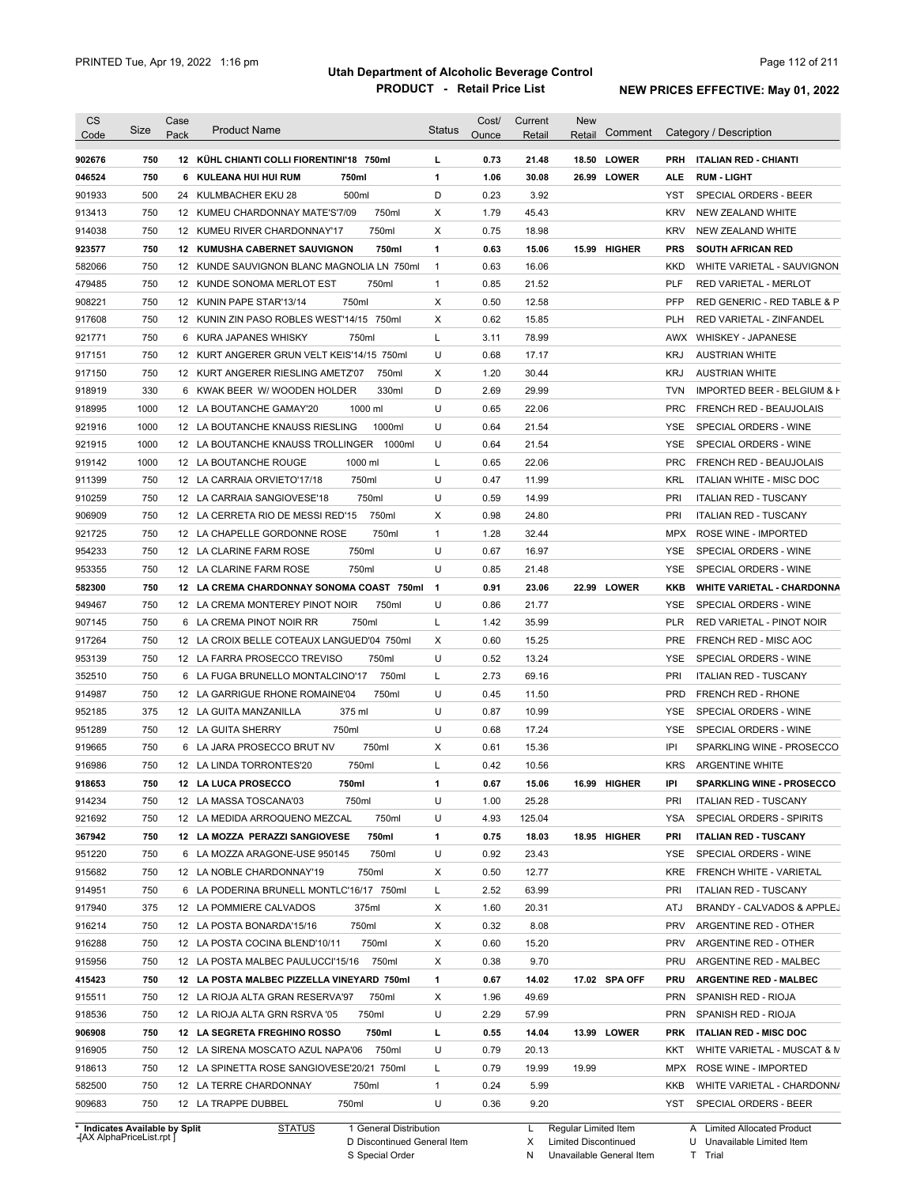# Utah Department of Alcoholic Beverage Control

## PRODUCT - Retail Price List

PRINTED Tue, Apr 19, 2022 1:16 pm

**NEW PRICES EFFECTIVE: May 01, 2022**

| CS Code | Size | Case Pack | Product Name | Status | Cost/ Ounce | Current Retail | New Retail | Comment | Category / Description |
|---|---|---|---|---|---|---|---|---|---|
| **902676** | **750** | **12** | **KÜHL CHIANTI COLLI FIORENTINI'18 750ml** | **L** | **0.73** | **21.48** | **18.50** | **LOWER** | **PRH ITALIAN RED - CHIANTI** |
| **046524** | **750** | **6** | **KULEANA HUI HUI RUM 750ml** | **1** | **1.06** | **30.08** | **26.99** | **LOWER** | **ALE RUM - LIGHT** |
| 901933 | 500 | 24 | KULMBACHER EKU 28 500ml | D | 0.23 | 3.92 | | | YST SPECIAL ORDERS - BEER |
| 913413 | 750 | 12 | KUMEU CHARDONNAY MATE'S'7/09 750ml | X | 1.79 | 45.43 | | | KRV NEW ZEALAND WHITE |
| 914038 | 750 | 12 | KUMEU RIVER CHARDONNAY'17 750ml | X | 0.75 | 18.98 | | | KRV NEW ZEALAND WHITE |
| **923577** | **750** | **12** | **KUMUSHA CABERNET SAUVIGNON 750ml** | **1** | **0.63** | **15.06** | **15.99** | **HIGHER** | **PRS SOUTH AFRICAN RED** |
| 582066 | 750 | 12 | KUNDE SAUVIGNON BLANC MAGNOLIA LN 750ml | 1 | 0.63 | 16.06 | | | KKD WHITE VARIETAL - SAUVIGNON |
| 479485 | 750 | 12 | KUNDE SONOMA MERLOT EST 750ml | 1 | 0.85 | 21.52 | | | PLF RED VARIETAL - MERLOT |
| 908221 | 750 | 12 | KUNIN PAPE STAR'13/14 750ml | X | 0.50 | 12.58 | | | PFP RED GENERIC - RED TABLE & P |
| 917608 | 750 | 12 | KUNIN ZIN PASO ROBLES WEST'14/15 750ml | X | 0.62 | 15.85 | | | PLH RED VARIETAL - ZINFANDEL |
| 921771 | 750 | 6 | KURA JAPANES WHISKY 750ml | L | 3.11 | 78.99 | | | AWX WHISKEY - JAPANESE |
| 917151 | 750 | 12 | KURT ANGERER GRUN VELT KEIS'14/15 750ml | U | 0.68 | 17.17 | | | KRJ AUSTRIAN WHITE |
| 917150 | 750 | 12 | KURT ANGERER RIESLING AMETZ'07 750ml | X | 1.20 | 30.44 | | | KRJ AUSTRIAN WHITE |
| 918919 | 330 | 6 | KWAK BEER W/ WOODEN HOLDER 330ml | D | 2.69 | 29.99 | | | TVN IMPORTED BEER - BELGIUM & H |
| 918995 | 1000 | 12 | LA BOUTANCHE GAMAY'20 1000 ml | U | 0.65 | 22.06 | | | PRC FRENCH RED - BEAUJOLAIS |
| 921916 | 1000 | 12 | LA BOUTANCHE KNAUSS RIESLING 1000ml | U | 0.64 | 21.54 | | | YSE SPECIAL ORDERS - WINE |
| 921915 | 1000 | 12 | LA BOUTANCHE KNAUSS TROLLINGER 1000ml | U | 0.64 | 21.54 | | | YSE SPECIAL ORDERS - WINE |
| 919142 | 1000 | 12 | LA BOUTANCHE ROUGE 1000 ml | L | 0.65 | 22.06 | | | PRC FRENCH RED - BEAUJOLAIS |
| 911399 | 750 | 12 | LA CARRAIA ORVIETO'17/18 750ml | U | 0.47 | 11.99 | | | KRL ITALIAN WHITE - MISC DOC |
| 910259 | 750 | 12 | LA CARRAIA SANGIOVESE'18 750ml | U | 0.59 | 14.99 | | | PRI ITALIAN RED - TUSCANY |
| 906909 | 750 | 12 | LA CERRETA RIO DE MESSI RED'15 750ml | X | 0.98 | 24.80 | | | PRI ITALIAN RED - TUSCANY |
| 921725 | 750 | 12 | LA CHAPELLE GORDONNE ROSE 750ml | 1 | 1.28 | 32.44 | | | MPX ROSE WINE - IMPORTED |
| 954233 | 750 | 12 | LA CLARINE FARM ROSE 750ml | U | 0.67 | 16.97 | | | YSE SPECIAL ORDERS - WINE |
| 953355 | 750 | 12 | LA CLARINE FARM ROSE 750ml | U | 0.85 | 21.48 | | | YSE SPECIAL ORDERS - WINE |
| **582300** | **750** | **12** | **LA CREMA CHARDONNAY SONOMA COAST 750ml** | **1** | **0.91** | **23.06** | **22.99** | **LOWER** | **KKB WHITE VARIETAL - CHARDONNA** |
| 949467 | 750 | 12 | LA CREMA MONTEREY PINOT NOIR 750ml | U | 0.86 | 21.77 | | | YSE SPECIAL ORDERS - WINE |
| 907145 | 750 | 6 | LA CREMA PINOT NOIR RR 750ml | L | 1.42 | 35.99 | | | PLR RED VARIETAL - PINOT NOIR |
| 917264 | 750 | 12 | LA CROIX BELLE COTEAUX LANGUED'04 750ml | X | 0.60 | 15.25 | | | PRE FRENCH RED - MISC AOC |
| 953139 | 750 | 12 | LA FARRA PROSECCO TREVISO 750ml | U | 0.52 | 13.24 | | | YSE SPECIAL ORDERS - WINE |
| 352510 | 750 | 6 | LA FUGA BRUNELLO MONTALCINO'17 750ml | L | 2.73 | 69.16 | | | PRI ITALIAN RED - TUSCANY |
| 914987 | 750 | 12 | LA GARRIGUE RHONE ROMAINE'04 750ml | U | 0.45 | 11.50 | | | PRD FRENCH RED - RHONE |
| 952185 | 375 | 12 | LA GUITA MANZANILLA 375 ml | U | 0.87 | 10.99 | | | YSE SPECIAL ORDERS - WINE |
| 951289 | 750 | 12 | LA GUITA SHERRY 750ml | U | 0.68 | 17.24 | | | YSE SPECIAL ORDERS - WINE |
| 919665 | 750 | 6 | LA JARA PROSECCO BRUT NV 750ml | X | 0.61 | 15.36 | | | IPI SPARKLING WINE - PROSECCO |
| 916986 | 750 | 12 | LA LINDA TORRONTES'20 750ml | L | 0.42 | 10.56 | | | KRS ARGENTINE WHITE |
| **918653** | **750** | **12** | **LA LUCA PROSECCO 750ml** | **1** | **0.67** | **15.06** | **16.99** | **HIGHER** | **IPI SPARKLING WINE - PROSECCO** |
| 914234 | 750 | 12 | LA MASSA TOSCANA'03 750ml | U | 1.00 | 25.28 | | | PRI ITALIAN RED - TUSCANY |
| 921692 | 750 | 12 | LA MEDIDA ARROQUENO MEZCAL 750ml | U | 4.93 | 125.04 | | | YSA SPECIAL ORDERS - SPIRITS |
| **367942** | **750** | **12** | **LA MOZZA PERAZZI SANGIOVESE 750ml** | **1** | **0.75** | **18.03** | **18.95** | **HIGHER** | **PRI ITALIAN RED - TUSCANY** |
| 951220 | 750 | 6 | LA MOZZA ARAGONE-USE 950145 750ml | U | 0.92 | 23.43 | | | YSE SPECIAL ORDERS - WINE |
| 915682 | 750 | 12 | LA NOBLE CHARDONNAY'19 750ml | X | 0.50 | 12.77 | | | KRE FRENCH WHITE - VARIETAL |
| 914951 | 750 | 6 | LA PODERINA BRUNELL MONTLC'16/17 750ml | L | 2.52 | 63.99 | | | PRI ITALIAN RED - TUSCANY |
| 917940 | 375 | 12 | LA POMMIERE CALVADOS 375ml | X | 1.60 | 20.31 | | | ATJ BRANDY - CALVADOS & APPLEJ |
| 916214 | 750 | 12 | LA POSTA BONARDA'15/16 750ml | X | 0.32 | 8.08 | | | PRV ARGENTINE RED - OTHER |
| 916288 | 750 | 12 | LA POSTA COCINA BLEND'10/11 750ml | X | 0.60 | 15.20 | | | PRV ARGENTINE RED - OTHER |
| 915956 | 750 | 12 | LA POSTA MALBEC PAULUCCI'15/16 750ml | X | 0.38 | 9.70 | | | PRU ARGENTINE RED - MALBEC |
| **415423** | **750** | **12** | **LA POSTA MALBEC PIZZELLA VINEYARD 750ml** | **1** | **0.67** | **14.02** | **17.02** | **SPA OFF** | **PRU ARGENTINE RED - MALBEC** |
| 915511 | 750 | 12 | LA RIOJA ALTA GRAN RESERVA'97 750ml | X | 1.96 | 49.69 | | | PRN SPANISH RED - RIOJA |
| 918536 | 750 | 12 | LA RIOJA ALTA GRN RSRVA '05 750ml | U | 2.29 | 57.99 | | | PRN SPANISH RED - RIOJA |
| **906908** | **750** | **12** | **LA SEGRETA FREGHINO ROSSO 750ml** | **L** | **0.55** | **14.04** | **13.99** | **LOWER** | **PRK ITALIAN RED - MISC DOC** |
| 916905 | 750 | 12 | LA SIRENA MOSCATO AZUL NAPA'06 750ml | U | 0.79 | 20.13 | | | KKT WHITE VARIETAL - MUSCAT & M |
| 918613 | 750 | 12 | LA SPINETTA ROSE SANGIOVESE'20/21 750ml | L | 0.79 | 19.99 | 19.99 | | MPX ROSE WINE - IMPORTED |
| 582500 | 750 | 12 | LA TERRE CHARDONNAY 750ml | 1 | 0.24 | 5.99 | | | KKB WHITE VARIETAL - CHARDONNA |
| 909683 | 750 | 12 | LA TRAPPE DUBBEL 750ml | U | 0.36 | 9.20 | | | YST SPECIAL ORDERS - BEER |

\* Indicates Available by Split

STATUS: 1 General Distribution; D Discontinued General Item; S Special Order; L Regular Limited Item; X Limited Discontinued; N Unavailable General Item; A Limited Allocated Product; U Unavailable Limited Item; T Trial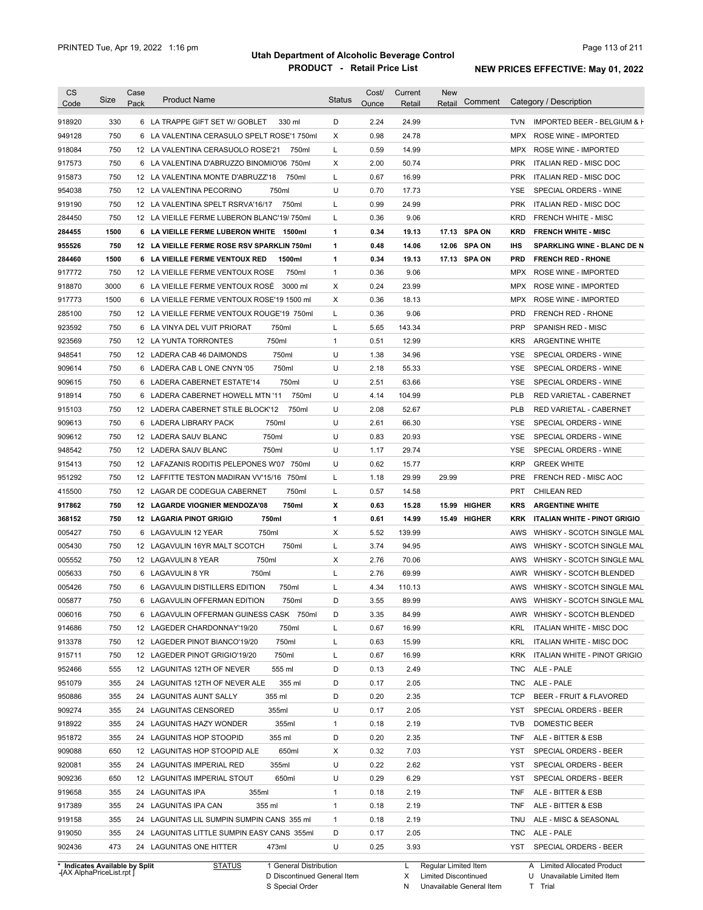# Utah Department of Alcoholic Beverage Control

## PRODUCT - Retail Price List

PRINTED Tue, Apr 19, 2022 1:16 pm

**NEW PRICES EFFECTIVE: May 01, 2022**

| CS Code | Size | Case Pack | Product Name | Status | Cost/ Ounce | Current Retail | New Retail | Comment | Category / Description |
|---|---|---|---|---|---|---|---|---|---|
| 918920 | 330 | 6 | LA TRAPPE GIFT SET W/ GOBLET 330 ml | D | 2.24 | 24.99 | | | TVN IMPORTED BEER - BELGIUM & H |
| 949128 | 750 | 6 | LA VALENTINA CERASULO SPELT ROSE'1 750ml | X | 0.98 | 24.78 | | | MPX ROSE WINE - IMPORTED |
| 918084 | 750 | 12 | LA VALENTINA CERASUOLO ROSE'21 750ml | L | 0.59 | 14.99 | | | MPX ROSE WINE - IMPORTED |
| 917573 | 750 | 6 | LA VALENTINA D'ABRUZZO BINOMIO'06 750ml | X | 2.00 | 50.74 | | | PRK ITALIAN RED - MISC DOC |
| 915873 | 750 | 12 | LA VALENTINA MONTE D'ABRUZZ'18 750ml | L | 0.67 | 16.99 | | | PRK ITALIAN RED - MISC DOC |
| 954038 | 750 | 12 | LA VALENTINA PECORINO 750ml | U | 0.70 | 17.73 | | | YSE SPECIAL ORDERS - WINE |
| 919190 | 750 | 12 | LA VALENTINA SPELT RSRVA'16/17 750ml | L | 0.99 | 24.99 | | | PRK ITALIAN RED - MISC DOC |
| 284450 | 750 | 12 | LA VIEILLE FERME LUBERON BLANC'19/ 750ml | L | 0.36 | 9.06 | | | KRD FRENCH WHITE - MISC |
| **284455** | **1500** | **6** | **LA VIEILLE FERME LUBERON WHITE 1500ml** | **1** | **0.34** | **19.13** | **17.13** | **SPA ON** | **KRD FRENCH WHITE - MISC** |
| **955526** | **750** | **12** | **LA VIEILLE FERME ROSE RSV SPARKLIN 750ml** | **1** | **0.48** | **14.06** | **12.06** | **SPA ON** | **IHS SPARKLING WINE - BLANC DE N** |
| **284460** | **1500** | **6** | **LA VIEILLE FERME VENTOUX RED 1500ml** | **1** | **0.34** | **19.13** | **17.13** | **SPA ON** | **PRD FRENCH RED - RHONE** |
| 917772 | 750 | 12 | LA VIEILLE FERME VENTOUX ROSE 750ml | 1 | 0.36 | 9.06 | | | MPX ROSE WINE - IMPORTED |
| 918870 | 3000 | 6 | LA VIEILLE FERME VENTOUX ROSÉ 3000 ml | X | 0.24 | 23.99 | | | MPX ROSE WINE - IMPORTED |
| 917773 | 1500 | 6 | LA VIEILLE FERME VENTOUX ROSE'19 1500 ml | X | 0.36 | 18.13 | | | MPX ROSE WINE - IMPORTED |
| 285100 | 750 | 12 | LA VIEILLE FERME VENTOUX ROUGE'19 750ml | L | 0.36 | 9.06 | | | PRD FRENCH RED - RHONE |
| 923592 | 750 | 6 | LA VINYA DEL VUIT PRIORAT 750ml | L | 5.65 | 143.34 | | | PRP SPANISH RED - MISC |
| 923569 | 750 | 12 | LA YUNTA TORRONTES 750ml | 1 | 0.51 | 12.99 | | | KRS ARGENTINE WHITE |
| 948541 | 750 | 12 | LADERA CAB 46 DAIMONDS 750ml | U | 1.38 | 34.96 | | | YSE SPECIAL ORDERS - WINE |
| 909614 | 750 | 6 | LADERA CAB L ONE CNYN '05 750ml | U | 2.18 | 55.33 | | | YSE SPECIAL ORDERS - WINE |
| 909615 | 750 | 6 | LADERA CABERNET ESTATE'14 750ml | U | 2.51 | 63.66 | | | YSE SPECIAL ORDERS - WINE |
| 918914 | 750 | 6 | LADERA CABERNET HOWELL MTN '11 750ml | U | 4.14 | 104.99 | | | PLB RED VARIETAL - CABERNET |
| 915103 | 750 | 12 | LADERA CABERNET STILE BLOCK'12 750ml | U | 2.08 | 52.67 | | | PLB RED VARIETAL - CABERNET |
| 909613 | 750 | 6 | LADERA LIBRARY PACK 750ml | U | 2.61 | 66.30 | | | YSE SPECIAL ORDERS - WINE |
| 909612 | 750 | 12 | LADERA SAUV BLANC 750ml | U | 0.83 | 20.93 | | | YSE SPECIAL ORDERS - WINE |
| 948542 | 750 | 12 | LADERA SAUV BLANC 750ml | U | 1.17 | 29.74 | | | YSE SPECIAL ORDERS - WINE |
| 915413 | 750 | 12 | LAFAZANIS RODITIS PELEPONES W'07 750ml | U | 0.62 | 15.77 | | | KRP GREEK WHITE |
| 951292 | 750 | 12 | LAFFITTE TESTON MADIRAN VV'15/16 750ml | L | 1.18 | 29.99 | 29.99 | | PRE FRENCH RED - MISC AOC |
| 415500 | 750 | 12 | LAGAR DE CODEGUA CABERNET 750ml | L | 0.57 | 14.58 | | | PRT CHILEAN RED |
| **917862** | **750** | **12** | **LAGARDE VIOGNIER MENDOZA'08 750ml** | **X** | **0.63** | **15.28** | **15.99** | **HIGHER** | **KRS ARGENTINE WHITE** |
| **368152** | **750** | **12** | **LAGARIA PINOT GRIGIO 750ml** | **1** | **0.61** | **14.99** | **15.49** | **HIGHER** | **KRK ITALIAN WHITE - PINOT GRIGIO** |
| 005427 | 750 | 6 | LAGAVULIN 12 YEAR 750ml | X | 5.52 | 139.99 | | | AWS WHISKY - SCOTCH SINGLE MAL |
| 005430 | 750 | 12 | LAGAVULIN 16YR MALT SCOTCH 750ml | L | 3.74 | 94.95 | | | AWS WHISKY - SCOTCH SINGLE MAL |
| 005552 | 750 | 12 | LAGAVULIN 8 YEAR 750ml | X | 2.76 | 70.06 | | | AWS WHISKY - SCOTCH SINGLE MAL |
| 005633 | 750 | 6 | LAGAVULIN 8 YR 750ml | L | 2.76 | 69.99 | | | AWR WHISKY - SCOTCH BLENDED |
| 005426 | 750 | 6 | LAGAVULIN DISTILLERS EDITION 750ml | L | 4.34 | 110.13 | | | AWS WHISKY - SCOTCH SINGLE MAL |
| 005877 | 750 | 6 | LAGAVULIN OFFERMAN EDITION 750ml | D | 3.55 | 89.99 | | | AWS WHISKY - SCOTCH SINGLE MAL |
| 006016 | 750 | 6 | LAGAVULIN OFFERMAN GUINESS CASK 750ml | D | 3.35 | 84.99 | | | AWR WHISKY - SCOTCH BLENDED |
| 914686 | 750 | 12 | LAGEDER CHARDONNAY'19/20 750ml | L | 0.67 | 16.99 | | | KRL ITALIAN WHITE - MISC DOC |
| 913378 | 750 | 12 | LAGEDER PINOT BIANCO'19/20 750ml | L | 0.63 | 15.99 | | | KRL ITALIAN WHITE - MISC DOC |
| 915711 | 750 | 12 | LAGEDER PINOT GRIGIO'19/20 750ml | L | 0.67 | 16.99 | | | KRK ITALIAN WHITE - PINOT GRIGIO |
| 952466 | 555 | 12 | LAGUNITAS 12TH OF NEVER 555 ml | D | 0.13 | 2.49 | | | TNC ALE - PALE |
| 951079 | 355 | 24 | LAGUNITAS 12TH OF NEVER ALE 355 ml | D | 0.17 | 2.05 | | | TNC ALE - PALE |
| 950886 | 355 | 24 | LAGUNITAS AUNT SALLY 355 ml | D | 0.20 | 2.35 | | | TCP BEER - FRUIT & FLAVORED |
| 909274 | 355 | 24 | LAGUNITAS CENSORED 355ml | U | 0.17 | 2.05 | | | YST SPECIAL ORDERS - BEER |
| 918922 | 355 | 24 | LAGUNITAS HAZY WONDER 355ml | 1 | 0.18 | 2.19 | | | TVB DOMESTIC BEER |
| 951872 | 355 | 24 | LAGUNITAS HOP STOOPID 355 ml | D | 0.20 | 2.35 | | | TNF ALE - BITTER & ESB |
| 909088 | 650 | 12 | LAGUNITAS HOP STOOPID ALE 650ml | X | 0.32 | 7.03 | | | YST SPECIAL ORDERS - BEER |
| 920081 | 355 | 24 | LAGUNITAS IMPERIAL RED 355ml | U | 0.22 | 2.62 | | | YST SPECIAL ORDERS - BEER |
| 909236 | 650 | 12 | LAGUNITAS IMPERIAL STOUT 650ml | U | 0.29 | 6.29 | | | YST SPECIAL ORDERS - BEER |
| 919658 | 355 | 24 | LAGUNITAS IPA 355ml | 1 | 0.18 | 2.19 | | | TNF ALE - BITTER & ESB |
| 917389 | 355 | 24 | LAGUNITAS IPA CAN 355 ml | 1 | 0.18 | 2.19 | | | TNF ALE - BITTER & ESB |
| 919158 | 355 | 24 | LAGUNITAS LIL SUMPIN SUMPIN CANS 355 ml | 1 | 0.18 | 2.19 | | | TNU ALE - MISC & SEASONAL |
| 919050 | 355 | 24 | LAGUNITAS LITTLE SUMPIN EASY CANS 355ml | D | 0.17 | 2.05 | | | TNC ALE - PALE |
| 902436 | 473 | 24 | LAGUNITAS ONE HITTER 473ml | U | 0.25 | 3.93 | | | YST SPECIAL ORDERS - BEER |

\* Indicates Available by Split

STATUS: 1 General Distribution; D Discontinued General Item; S Special Order; L Regular Limited Item; X Limited Discontinued; N Unavailable General Item; A Limited Allocated Product; U Unavailable Limited Item; T Trial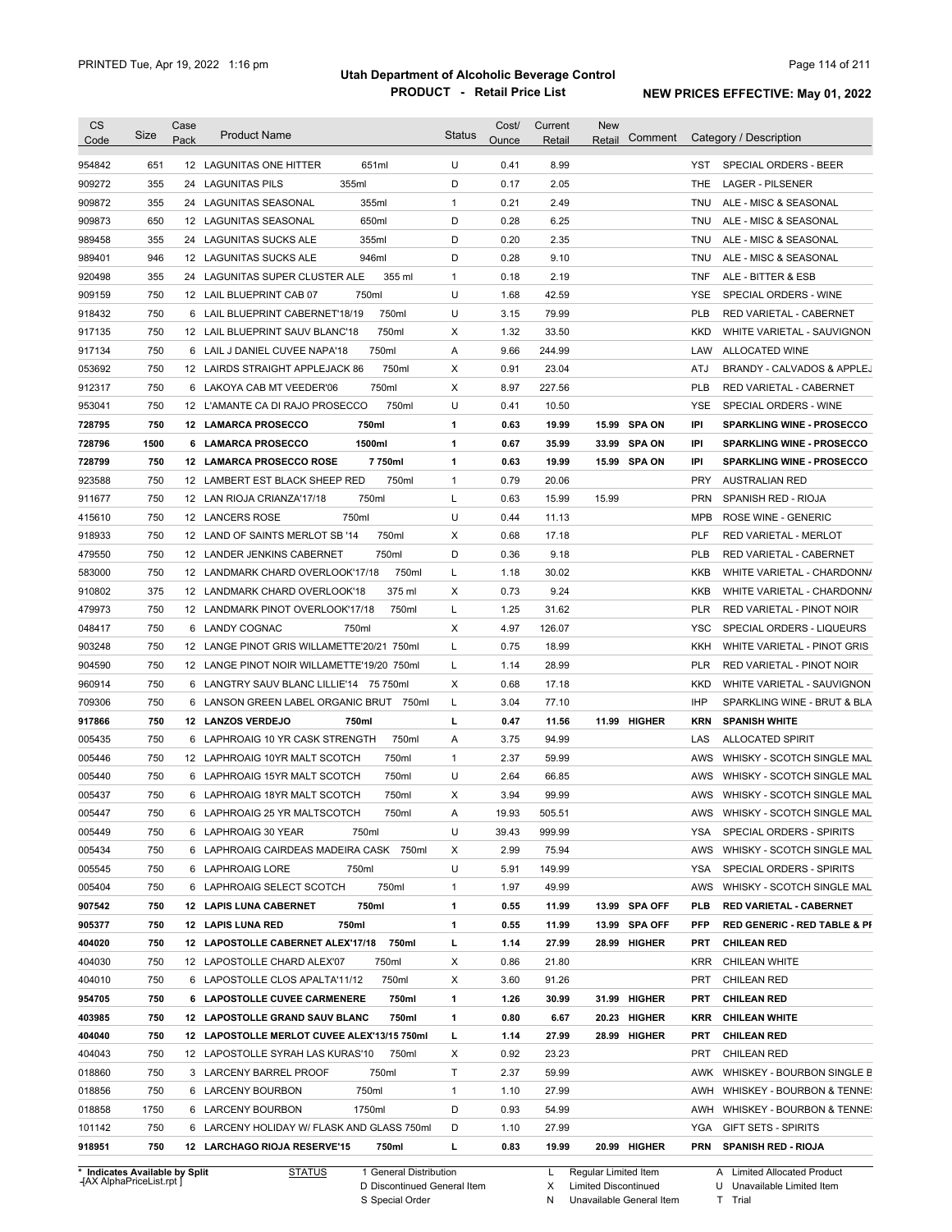# Utah Department of Alcoholic Beverage Control

## PRODUCT - Retail Price List

PRINTED Tue, Apr 19, 2022 1:16 pm

**NEW PRICES EFFECTIVE: May 01, 2022**

| CS Code | Size | Case Pack | Product Name | Status | Cost/ Ounce | Current Retail | New Retail | Comment | Category / Description |
|---|---|---|---|---|---|---|---|---|---|
| 954842 | 651 | 12 | LAGUNITAS ONE HITTER 651ml | U | 0.41 | 8.99 | | | YST SPECIAL ORDERS - BEER |
| 909272 | 355 | 24 | LAGUNITAS PILS 355ml | D | 0.17 | 2.05 | | | THE LAGER - PILSENER |
| 909872 | 355 | 24 | LAGUNITAS SEASONAL 355ml | 1 | 0.21 | 2.49 | | | TNU ALE - MISC & SEASONAL |
| 909873 | 650 | 12 | LAGUNITAS SEASONAL 650ml | D | 0.28 | 6.25 | | | TNU ALE - MISC & SEASONAL |
| 989458 | 355 | 24 | LAGUNITAS SUCKS ALE 355ml | D | 0.20 | 2.35 | | | TNU ALE - MISC & SEASONAL |
| 989401 | 946 | 12 | LAGUNITAS SUCKS ALE 946ml | D | 0.28 | 9.10 | | | TNU ALE - MISC & SEASONAL |
| 920498 | 355 | 24 | LAGUNITAS SUPER CLUSTER ALE 355 ml | 1 | 0.18 | 2.19 | | | TNF ALE - BITTER & ESB |
| 909159 | 750 | 12 | LAIL BLUEPRINT CAB 07 750ml | U | 1.68 | 42.59 | | | YSE SPECIAL ORDERS - WINE |
| 918432 | 750 | 6 | LAIL BLUEPRINT CABERNET'18/19 750ml | U | 3.15 | 79.99 | | | PLB RED VARIETAL - CABERNET |
| 917135 | 750 | 12 | LAIL BLUEPRINT SAUV BLANC'18 750ml | X | 1.32 | 33.50 | | | KKD WHITE VARIETAL - SAUVIGNON |
| 917134 | 750 | 6 | LAIL J DANIEL CUVEE NAPA'18 750ml | A | 9.66 | 244.99 | | | LAW ALLOCATED WINE |
| 053692 | 750 | 12 | LAIRDS STRAIGHT APPLEJACK 86 750ml | X | 0.91 | 23.04 | | | ATJ BRANDY - CALVADOS & APPLEJ |
| 912317 | 750 | 6 | LAKOYA CAB MT VEEDER'06 750ml | X | 8.97 | 227.56 | | | PLB RED VARIETAL - CABERNET |
| 953041 | 750 | 12 | L'AMANTE CA DI RAJO PROSECCO 750ml | U | 0.41 | 10.50 | | | YSE SPECIAL ORDERS - WINE |
| **728795** | **750** | **12** | **LAMARCA PROSECCO 750ml** | **1** | **0.63** | **19.99** | **15.99** | **SPA ON** | **IPI SPARKLING WINE - PROSECCO** |
| **728796** | **1500** | **6** | **LAMARCA PROSECCO 1500ml** | **1** | **0.67** | **35.99** | **33.99** | **SPA ON** | **IPI SPARKLING WINE - PROSECCO** |
| **728799** | **750** | **12** | **LAMARCA PROSECCO ROSE 7 750ml** | **1** | **0.63** | **19.99** | **15.99** | **SPA ON** | **IPI SPARKLING WINE - PROSECCO** |
| 923588 | 750 | 12 | LAMBERT EST BLACK SHEEP RED 750ml | 1 | 0.79 | 20.06 | | | PRY AUSTRALIAN RED |
| 911677 | 750 | 12 | LAN RIOJA CRIANZA'17/18 750ml | L | 0.63 | 15.99 | 15.99 | | PRN SPANISH RED - RIOJA |
| 415610 | 750 | 12 | LANCERS ROSE 750ml | U | 0.44 | 11.13 | | | MPB ROSE WINE - GENERIC |
| 918933 | 750 | 12 | LAND OF SAINTS MERLOT SB '14 750ml | X | 0.68 | 17.18 | | | PLF RED VARIETAL - MERLOT |
| 479550 | 750 | 12 | LANDER JENKINS CABERNET 750ml | D | 0.36 | 9.18 | | | PLB RED VARIETAL - CABERNET |
| 583000 | 750 | 12 | LANDMARK CHARD OVERLOOK'17/18 750ml | L | 1.18 | 30.02 | | | KKB WHITE VARIETAL - CHARDONNA |
| 910802 | 375 | 12 | LANDMARK CHARD OVERLOOK'18 375 ml | X | 0.73 | 9.24 | | | KKB WHITE VARIETAL - CHARDONNA |
| 479973 | 750 | 12 | LANDMARK PINOT OVERLOOK'17/18 750ml | L | 1.25 | 31.62 | | | PLR RED VARIETAL - PINOT NOIR |
| 048417 | 750 | 6 | LANDY COGNAC 750ml | X | 4.97 | 126.07 | | | YSC SPECIAL ORDERS - LIQUEURS |
| 903248 | 750 | 12 | LANGE PINOT GRIS WILLAMETTE'20/21 750ml | L | 0.75 | 18.99 | | | KKH WHITE VARIETAL - PINOT GRIS |
| 904590 | 750 | 12 | LANGE PINOT NOIR WILLAMETTE'19/20 750ml | L | 1.14 | 28.99 | | | PLR RED VARIETAL - PINOT NOIR |
| 960914 | 750 | 6 | LANGTRY SAUV BLANC LILLIE'14 75 750ml | X | 0.68 | 17.18 | | | KKD WHITE VARIETAL - SAUVIGNON |
| 709306 | 750 | 6 | LANSON GREEN LABEL ORGANIC BRUT 750ml | L | 3.04 | 77.10 | | | IHP SPARKLING WINE - BRUT & BLA |
| **917866** | **750** | **12** | **LANZOS VERDEJO 750ml** | **L** | **0.47** | **11.56** | **11.99** | **HIGHER** | **KRN SPANISH WHITE** |
| 005435 | 750 | 6 | LAPHROAIG 10 YR CASK STRENGTH 750ml | A | 3.75 | 94.99 | | | LAS ALLOCATED SPIRIT |
| 005446 | 750 | 12 | LAPHROAIG 10YR MALT SCOTCH 750ml | 1 | 2.37 | 59.99 | | | AWS WHISKY - SCOTCH SINGLE MAL |
| 005440 | 750 | 6 | LAPHROAIG 15YR MALT SCOTCH 750ml | U | 2.64 | 66.85 | | | AWS WHISKY - SCOTCH SINGLE MAL |
| 005437 | 750 | 6 | LAPHROAIG 18YR MALT SCOTCH 750ml | X | 3.94 | 99.99 | | | AWS WHISKY - SCOTCH SINGLE MAL |
| 005447 | 750 | 6 | LAPHROAIG 25 YR MALTSCOTCH 750ml | A | 19.93 | 505.51 | | | AWS WHISKY - SCOTCH SINGLE MAL |
| 005449 | 750 | 6 | LAPHROAIG 30 YEAR 750ml | U | 39.43 | 999.99 | | | YSA SPECIAL ORDERS - SPIRITS |
| 005434 | 750 | 6 | LAPHROAIG CAIRDEAS MADEIRA CASK 750ml | X | 2.99 | 75.94 | | | AWS WHISKY - SCOTCH SINGLE MAL |
| 005545 | 750 | 6 | LAPHROAIG LORE 750ml | U | 5.91 | 149.99 | | | YSA SPECIAL ORDERS - SPIRITS |
| 005404 | 750 | 6 | LAPHROAIG SELECT SCOTCH 750ml | 1 | 1.97 | 49.99 | | | AWS WHISKY - SCOTCH SINGLE MAL |
| **907542** | **750** | **12** | **LAPIS LUNA CABERNET 750ml** | **1** | **0.55** | **11.99** | **13.99** | **SPA OFF** | **PLB RED VARIETAL - CABERNET** |
| **905377** | **750** | **12** | **LAPIS LUNA RED 750ml** | **1** | **0.55** | **11.99** | **13.99** | **SPA OFF** | **PFP RED GENERIC - RED TABLE & PI** |
| **404020** | **750** | **12** | **LAPOSTOLLE CABERNET ALEX'17/18 750ml** | **L** | **1.14** | **27.99** | **28.99** | **HIGHER** | **PRT CHILEAN RED** |
| 404030 | 750 | 12 | LAPOSTOLLE CHARD ALEX'07 750ml | X | 0.86 | 21.80 | | | KRR CHILEAN WHITE |
| 404010 | 750 | 6 | LAPOSTOLLE CLOS APALTA'11/12 750ml | X | 3.60 | 91.26 | | | PRT CHILEAN RED |
| **954705** | **750** | **6** | **LAPOSTOLLE CUVEE CARMENERE 750ml** | **1** | **1.26** | **30.99** | **31.99** | **HIGHER** | **PRT CHILEAN RED** |
| **403985** | **750** | **12** | **LAPOSTOLLE GRAND SAUV BLANC 750ml** | **1** | **0.80** | **6.67** | **20.23** | **HIGHER** | **KRR CHILEAN WHITE** |
| **404040** | **750** | **12** | **LAPOSTOLLE MERLOT CUVEE ALEX'13/15 750ml** | **L** | **1.14** | **27.99** | **28.99** | **HIGHER** | **PRT CHILEAN RED** |
| 404043 | 750 | 12 | LAPOSTOLLE SYRAH LAS KURAS'10 750ml | X | 0.92 | 23.23 | | | PRT CHILEAN RED |
| 018860 | 750 | 3 | LARCENY BARREL PROOF 750ml | T | 2.37 | 59.99 | | | AWK WHISKEY - BOURBON SINGLE B |
| 018856 | 750 | 6 | LARCENY BOURBON 750ml | 1 | 1.10 | 27.99 | | | AWH WHISKEY - BOURBON & TENNE |
| 018858 | 1750 | 6 | LARCENY BOURBON 1750ml | D | 0.93 | 54.99 | | | AWH WHISKEY - BOURBON & TENNE |
| 101142 | 750 | 6 | LARCENY HOLIDAY W/ FLASK AND GLASS 750ml | D | 1.10 | 27.99 | | | YGA GIFT SETS - SPIRITS |
| **918951** | **750** | **12** | **LARCHAGO RIOJA RESERVE'15 750ml** | **L** | **0.83** | **19.99** | **20.99** | **HIGHER** | **PRN SPANISH RED - RIOJA** |

\* Indicates Available by Split

STATUS: 1 General Distribution; D Discontinued General Item; S Special Order; L Regular Limited Item; X Limited Discontinued; N Unavailable General Item; A Limited Allocated Product; U Unavailable Limited Item; T Trial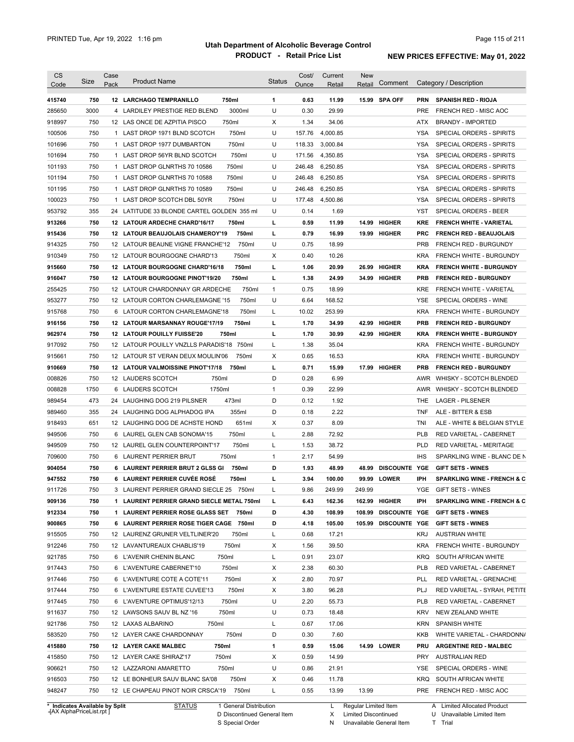# Utah Department of Alcoholic Beverage Control

## PRODUCT - Retail Price List

PRINTED Tue, Apr 19, 2022 1:16 pm

**NEW PRICES EFFECTIVE: May 01, 2022**

| CS Code | Size | Case Pack | Product Name | | Status | Cost/ Ounce | Current Retail | New Retail | Comment | Category / Description | |
|---|---|---|---|---|---|---|---|---|---|---|---|
| **415740** | **750** | **12** | **LARCHAGO TEMPRANILLO** | **750ml** | **1** | **0.63** | **11.99** | **15.99** | **SPA OFF** | **PRN** | **SPANISH RED - RIOJA** |
| 285650 | 3000 | 4 | LARDILEY PRESTIGE RED BLEND | 3000ml | U | 0.30 | 29.99 | | | PRE | FRENCH RED - MISC AOC |
| 918997 | 750 | 12 | LAS ONCE DE AZPITIA PISCO | 750ml | X | 1.34 | 34.06 | | | ATX | BRANDY - IMPORTED |
| 100506 | 750 | 1 | LAST DROP 1971 BLND SCOTCH | 750ml | U | 157.76 | 4,000.85 | | | YSA | SPECIAL ORDERS - SPIRITS |
| 101696 | 750 | 1 | LAST DROP 1977 DUMBARTON | 750ml | U | 118.33 | 3,000.84 | | | YSA | SPECIAL ORDERS - SPIRITS |
| 101694 | 750 | 1 | LAST DROP 56YR BLND SCOTCH | 750ml | U | 171.56 | 4,350.85 | | | YSA | SPECIAL ORDERS - SPIRITS |
| 101193 | 750 | 1 | LAST DROP GLNRTHS 70 10586 | 750ml | U | 246.48 | 6,250.85 | | | YSA | SPECIAL ORDERS - SPIRITS |
| 101194 | 750 | 1 | LAST DROP GLNRTHS 70 10588 | 750ml | U | 246.48 | 6,250.85 | | | YSA | SPECIAL ORDERS - SPIRITS |
| 101195 | 750 | 1 | LAST DROP GLNRTHS 70 10589 | 750ml | U | 246.48 | 6,250.85 | | | YSA | SPECIAL ORDERS - SPIRITS |
| 100023 | 750 | 1 | LAST DROP SCOTCH DBL 50YR | 750ml | U | 177.48 | 4,500.86 | | | YSA | SPECIAL ORDERS - SPIRITS |
| 953792 | 355 | 24 | LATITUDE 33 BLONDE CARTEL GOLDEN | 355 ml | U | 0.14 | 1.69 | | | YST | SPECIAL ORDERS - BEER |
| **913266** | **750** | **12** | **LATOUR ARDECHE CHARD'16/17** | **750ml** | **L** | **0.59** | **11.99** | **14.99** | **HIGHER** | **KRE** | **FRENCH WHITE - VARIETAL** |
| **915436** | **750** | **12** | **LATOUR BEAUJOLAIS CHAMEROY'19** | **750ml** | **L** | **0.79** | **16.99** | **19.99** | **HIGHER** | **PRC** | **FRENCH RED - BEAUJOLAIS** |
| 914325 | 750 | 12 | LATOUR BEAUNE VIGNE FRANCHE'12 | 750ml | U | 0.75 | 18.99 | | | PRB | FRENCH RED - BURGUNDY |
| 910349 | 750 | 12 | LATOUR BOURGOGNE CHARD'13 | 750ml | X | 0.40 | 10.26 | | | KRA | FRENCH WHITE - BURGUNDY |
| **915660** | **750** | **12** | **LATOUR BOURGOGNE CHARD'16/18** | **750ml** | **L** | **1.06** | **20.99** | **26.99** | **HIGHER** | **KRA** | **FRENCH WHITE - BURGUNDY** |
| **916047** | **750** | **12** | **LATOUR BOURGOGNE PINOT'19/20** | **750ml** | **L** | **1.38** | **24.99** | **34.99** | **HIGHER** | **PRB** | **FRENCH RED - BURGUNDY** |
| 255425 | 750 | 12 | LATOUR CHARDONNAY GR ARDECHE | 750ml | 1 | 0.75 | 18.99 | | | KRE | FRENCH WHITE - VARIETAL |
| 953277 | 750 | 12 | LATOUR CORTON CHARLEMAGNE '15 | 750ml | U | 6.64 | 168.52 | | | YSE | SPECIAL ORDERS - WINE |
| 915768 | 750 | 6 | LATOUR CORTON CHARLEMAGNE'18 | 750ml | L | 10.02 | 253.99 | | | KRA | FRENCH WHITE - BURGUNDY |
| **916156** | **750** | **12** | **LATOUR MARSANNAY ROUGE'17/19** | **750ml** | **L** | **1.70** | **34.99** | **42.99** | **HIGHER** | **PRB** | **FRENCH RED - BURGUNDY** |
| **962974** | **750** | **12** | **LATOUR POUILLY FUISSE'20** | **750ml** | **L** | **1.70** | **30.99** | **42.99** | **HIGHER** | **KRA** | **FRENCH WHITE - BURGUNDY** |
| 917092 | 750 | 12 | LATOUR POUILLY VNZLLS PARADIS'18 | 750ml | L | 1.38 | 35.04 | | | KRA | FRENCH WHITE - BURGUNDY |
| 915661 | 750 | 12 | LATOUR ST VERAN DEUX MOULIN'06 | 750ml | X | 0.65 | 16.53 | | | KRA | FRENCH WHITE - BURGUNDY |
| **910669** | **750** | **12** | **LATOUR VALMOISSINE PINOT'17/18** | **750ml** | **L** | **0.71** | **15.99** | **17.99** | **HIGHER** | **PRB** | **FRENCH RED - BURGUNDY** |
| 008826 | 750 | 12 | LAUDERS SCOTCH | 750ml | D | 0.28 | 6.99 | | | AWR | WHISKY - SCOTCH BLENDED |
| 008828 | 1750 | 6 | LAUDERS SCOTCH | 1750ml | 1 | 0.39 | 22.99 | | | AWR | WHISKY - SCOTCH BLENDED |
| 989454 | 473 | 24 | LAUGHING DOG 219 PILSNER | 473ml | D | 0.12 | 1.92 | | | THE | LAGER - PILSENER |
| 989460 | 355 | 24 | LAUGHING DOG ALPHADOG IPA | 355ml | D | 0.18 | 2.22 | | | TNF | ALE - BITTER & ESB |
| 918493 | 651 | 12 | LAUGHING DOG DE ACHSTE HOND | 651ml | X | 0.37 | 8.09 | | | TNI | ALE - WHITE & BELGIAN STYLE |
| 949506 | 750 | 6 | LAUREL GLEN CAB SONOMA'15 | 750ml | L | 2.88 | 72.92 | | | PLB | RED VARIETAL - CABERNET |
| 949509 | 750 | 12 | LAUREL GLEN COUNTERPOINT'17 | 750ml | L | 1.53 | 38.72 | | | PLD | RED VARIETAL - MERITAGE |
| 709600 | 750 | 6 | LAURENT PERRIER BRUT | 750ml | 1 | 2.17 | 54.99 | | | IHS | SPARKLING WINE - BLANC DE N |
| **904054** | **750** | **6** | **LAURENT PERRIER BRUT 2 GLSS GI** | **750ml** | **D** | **1.93** | **48.99** | **48.99** | **DISCOUNTE** | **YGE** | **GIFT SETS - WINES** |
| **947552** | **750** | **6** | **LAURENT PERRIER CUVÉE ROSÉ** | **750ml** | **L** | **3.94** | **100.00** | **99.99** | **LOWER** | **IPH** | **SPARKLING WINE - FRENCH & C** |
| 911726 | 750 | 3 | LAURENT PERRIER GRAND SIECLE 25 | 750ml | L | 9.86 | 249.99 | 249.99 | | YGE | GIFT SETS - WINES |
| **909136** | **750** | **1** | **LAURENT PERRIER GRAND SIECLE METAL** | **750ml** | **L** | **6.43** | **162.36** | **162.99** | **HIGHER** | **IPH** | **SPARKLING WINE - FRENCH & C** |
| **912334** | **750** | **1** | **LAURENT PERRIER ROSE GLASS SET** | **750ml** | **D** | **4.30** | **108.99** | **108.99** | **DISCOUNTE** | **YGE** | **GIFT SETS - WINES** |
| **900865** | **750** | **6** | **LAURENT PERRIER ROSE TIGER CAGE** | **750ml** | **D** | **4.18** | **105.00** | **105.99** | **DISCOUNTE** | **YGE** | **GIFT SETS - WINES** |
| 915505 | 750 | 12 | LAURENZ GRUNER VELTLINER'20 | 750ml | L | 0.68 | 17.21 | | | KRJ | AUSTRIAN WHITE |
| 912246 | 750 | 12 | LAVANTUREAUX CHABLIS'19 | 750ml | X | 1.56 | 39.50 | | | KRA | FRENCH WHITE - BURGUNDY |
| 921785 | 750 | 6 | L'AVENIR CHENIN BLANC | 750ml | L | 0.91 | 23.07 | | | KRQ | SOUTH AFRICAN WHITE |
| 917443 | 750 | 6 | L'AVENTURE CABERNET'10 | 750ml | X | 2.38 | 60.30 | | | PLB | RED VARIETAL - CABERNET |
| 917446 | 750 | 6 | L'AVENTURE COTE A COTE'11 | 750ml | X | 2.80 | 70.97 | | | PLL | RED VARIETAL - GRENACHE |
| 917444 | 750 | 6 | L'AVENTURE ESTATE CUVEE'13 | 750ml | X | 3.80 | 96.28 | | | PLJ | RED VARIETAL - SYRAH, PETITE |
| 917445 | 750 | 6 | L'AVENTURE OPTIMUS'12/13 | 750ml | U | 2.20 | 55.73 | | | PLB | RED VARIETAL - CABERNET |
| 911637 | 750 | 12 | LAWSONS SAUV BL NZ '16 | 750ml | U | 0.73 | 18.48 | | | KRV | NEW ZEALAND WHITE |
| 921786 | 750 | 12 | LAXAS ALBARINO | 750ml | L | 0.67 | 17.06 | | | KRN | SPANISH WHITE |
| 583520 | 750 | 12 | LAYER CAKE CHARDONNAY | 750ml | D | 0.30 | 7.60 | | | KKB | WHITE VARIETAL - CHARDONNA |
| **415880** | **750** | **12** | **LAYER CAKE MALBEC** | **750ml** | **1** | **0.59** | **15.06** | **14.99** | **LOWER** | **PRU** | **ARGENTINE RED - MALBEC** |
| 415850 | 750 | 12 | LAYER CAKE SHIRAZ'17 | 750ml | X | 0.59 | 14.99 | | | PRY | AUSTRALIAN RED |
| 906621 | 750 | 12 | LAZZARONI AMARETTO | 750ml | U | 0.86 | 21.91 | | | YSE | SPECIAL ORDERS - WINE |
| 916503 | 750 | 12 | LE BONHEUR SAUV BLANC SA'08 | 750ml | X | 0.46 | 11.78 | | | KRQ | SOUTH AFRICAN WHITE |
| 948247 | 750 | 12 | LE CHAPEAU PINOT NOIR CRSCA'19 | 750ml | L | 0.55 | 13.99 | 13.99 | | PRE | FRENCH RED - MISC AOC |

\* Indicates Available by Split

STATUS: 1 General Distribution; D Discontinued General Item; S Special Order; L Regular Limited Item; X Limited Discontinued; N Unavailable General Item; A Limited Allocated Product; U Unavailable Limited Item; T Trial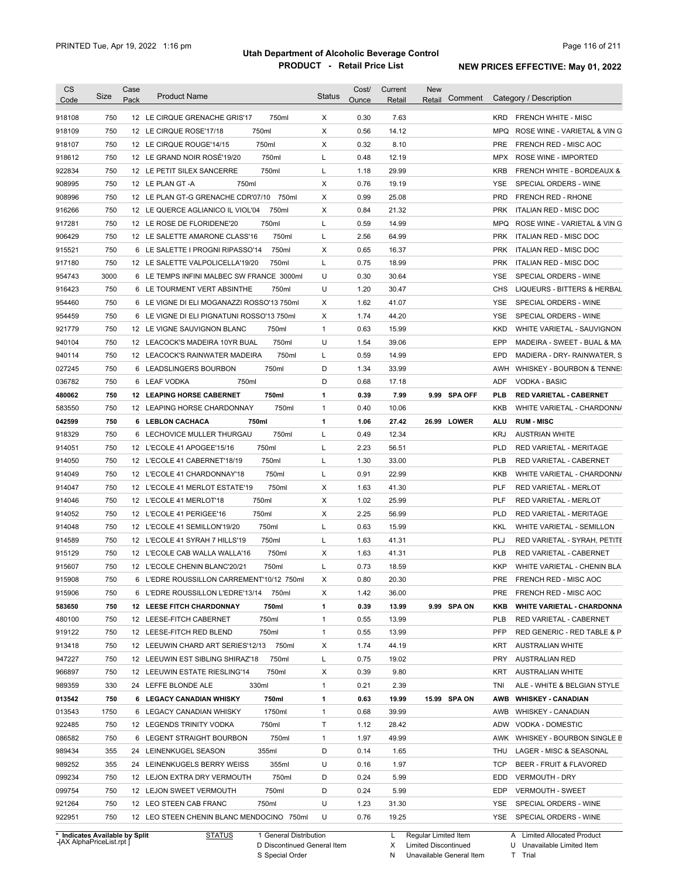# Utah Department of Alcoholic Beverage Control

## PRODUCT - Retail Price List

PRINTED Tue, Apr 19, 2022 1:16 pm

**NEW PRICES EFFECTIVE: May 01, 2022**

| CS Code | Size | Case Pack | Product Name | | Status | Cost/ Ounce | Current Retail | New Retail | Comment | Category / Description | |
|---|---|---|---|---|---|---|---|---|---|---|---|
| 918108 | 750 | 12 | LE CIRQUE GRENACHE GRIS'17 | 750ml | X | 0.30 | 7.63 | | | KRD | FRENCH WHITE - MISC |
| 918109 | 750 | 12 | LE CIRQUE ROSE'17/18 | 750ml | X | 0.56 | 14.12 | | | MPQ | ROSE WINE - VARIETAL & VIN G |
| 918107 | 750 | 12 | LE CIRQUE ROUGE'14/15 | 750ml | X | 0.32 | 8.10 | | | PRE | FRENCH RED - MISC AOC |
| 918612 | 750 | 12 | LE GRAND NOIR ROSÉ'19/20 | 750ml | L | 0.48 | 12.19 | | | MPX | ROSE WINE - IMPORTED |
| 922834 | 750 | 12 | LE PETIT SILEX SANCERRE | 750ml | L | 1.18 | 29.99 | | | KRB | FRENCH WHITE - BORDEAUX & |
| 908995 | 750 | 12 | LE PLAN GT -A | 750ml | X | 0.76 | 19.19 | | | YSE | SPECIAL ORDERS - WINE |
| 908996 | 750 | 12 | LE PLAN GT-G GRENACHE CDR'07/10 | 750ml | X | 0.99 | 25.08 | | | PRD | FRENCH RED - RHONE |
| 916266 | 750 | 12 | LE QUERCE AGLIANICO IL VIOL'04 | 750ml | X | 0.84 | 21.32 | | | PRK | ITALIAN RED - MISC DOC |
| 917281 | 750 | 12 | LE ROSE DE FLORIDENE'20 | 750ml | L | 0.59 | 14.99 | | | MPQ | ROSE WINE - VARIETAL & VIN G |
| 906429 | 750 | 12 | LE SALETTE AMARONE CLASS'16 | 750ml | L | 2.56 | 64.99 | | | PRK | ITALIAN RED - MISC DOC |
| 915521 | 750 | 6 | LE SALETTE I PROGNI RIPASSO'14 | 750ml | X | 0.65 | 16.37 | | | PRK | ITALIAN RED - MISC DOC |
| 917180 | 750 | 12 | LE SALETTE VALPOLICELLA'19/20 | 750ml | L | 0.75 | 18.99 | | | PRK | ITALIAN RED - MISC DOC |
| 954743 | 3000 | 6 | LE TEMPS INFINI MALBEC SW FRANCE | 3000ml | U | 0.30 | 30.64 | | | YSE | SPECIAL ORDERS - WINE |
| 916423 | 750 | 6 | LE TOURMENT VERT ABSINTHE | 750ml | U | 1.20 | 30.47 | | | CHS | LIQUEURS - BITTERS & HERBAL |
| 954460 | 750 | 6 | LE VIGNE DI ELI MOGANAZZI ROSSO'13 | 750ml | X | 1.62 | 41.07 | | | YSE | SPECIAL ORDERS - WINE |
| 954459 | 750 | 6 | LE VIGNE DI ELI PIGNATUNI ROSSO'13 | 750ml | X | 1.74 | 44.20 | | | YSE | SPECIAL ORDERS - WINE |
| 921779 | 750 | 12 | LE VIGNE SAUVIGNON BLANC | 750ml | 1 | 0.63 | 15.99 | | | KKD | WHITE VARIETAL - SAUVIGNON |
| 940104 | 750 | 12 | LEACOCK'S MADEIRA 10YR BUAL | 750ml | U | 1.54 | 39.06 | | | EPP | MADEIRA - SWEET - BUAL & MA |
| 940114 | 750 | 12 | LEACOCK'S RAINWATER MADEIRA | 750ml | L | 0.59 | 14.99 | | | EPD | MADIERA - DRY- RAINWATER, S |
| 027245 | 750 | 6 | LEADSLINGERS BOURBON | 750ml | D | 1.34 | 33.99 | | | AWH | WHISKEY - BOURBON & TENNE |
| 036782 | 750 | 6 | LEAF VODKA | 750ml | D | 0.68 | 17.18 | | | ADF | VODKA - BASIC |
| **480062** | **750** | **12** | **LEAPING HORSE CABERNET** | **750ml** | **1** | **0.39** | **7.99** | **9.99** | **SPA OFF** | **PLB** | **RED VARIETAL - CABERNET** |
| 583550 | 750 | 12 | LEAPING HORSE CHARDONNAY | 750ml | 1 | 0.40 | 10.06 | | | KKB | WHITE VARIETAL - CHARDONN/ |
| **042599** | **750** | **6** | **LEBLON CACHACA** | **750ml** | **1** | **1.06** | **27.42** | **26.99** | **LOWER** | **ALU** | **RUM - MISC** |
| 918329 | 750 | 6 | LECHOVICE MULLER THURGAU | 750ml | L | 0.49 | 12.34 | | | KRJ | AUSTRIAN WHITE |
| 914051 | 750 | 12 | L'ECOLE 41 APOGEE'15/16 | 750ml | L | 2.23 | 56.51 | | | PLD | RED VARIETAL - MERITAGE |
| 914050 | 750 | 12 | L'ECOLE 41 CABERNET'18/19 | 750ml | L | 1.30 | 33.00 | | | PLB | RED VARIETAL - CABERNET |
| 914049 | 750 | 12 | L'ECOLE 41 CHARDONNAY'18 | 750ml | L | 0.91 | 22.99 | | | KKB | WHITE VARIETAL - CHARDONN/ |
| 914047 | 750 | 12 | L'ECOLE 41 MERLOT ESTATE'19 | 750ml | X | 1.63 | 41.30 | | | PLF | RED VARIETAL - MERLOT |
| 914046 | 750 | 12 | L'ECOLE 41 MERLOT'18 | 750ml | X | 1.02 | 25.99 | | | PLF | RED VARIETAL - MERLOT |
| 914052 | 750 | 12 | L'ECOLE 41 PERIGEE'16 | 750ml | X | 2.25 | 56.99 | | | PLD | RED VARIETAL - MERITAGE |
| 914048 | 750 | 12 | L'ECOLE 41 SEMILLON'19/20 | 750ml | L | 0.63 | 15.99 | | | KKL | WHITE VARIETAL - SEMILLON |
| 914589 | 750 | 12 | L'ECOLE 41 SYRAH 7 HILLS'19 | 750ml | L | 1.63 | 41.31 | | | PLJ | RED VARIETAL - SYRAH, PETITE |
| 915129 | 750 | 12 | L'ECOLE CAB WALLA WALLA'16 | 750ml | X | 1.63 | 41.31 | | | PLB | RED VARIETAL - CABERNET |
| 915607 | 750 | 12 | L'ECOLE CHENIN BLANC'20/21 | 750ml | L | 0.73 | 18.59 | | | KKP | WHITE VARIETAL - CHENIN BLA |
| 915908 | 750 | 6 | L'EDRE ROUSSILLON CARREMENT'10/12 | 750ml | X | 0.80 | 20.30 | | | PRE | FRENCH RED - MISC AOC |
| 915906 | 750 | 6 | L'EDRE ROUSSILLON L'EDRE'13/14 | 750ml | X | 1.42 | 36.00 | | | PRE | FRENCH RED - MISC AOC |
| **583650** | **750** | **12** | **LEESE FITCH CHARDONNAY** | **750ml** | **1** | **0.39** | **13.99** | **9.99** | **SPA ON** | **KKB** | **WHITE VARIETAL - CHARDONNA** |
| 480100 | 750 | 12 | LEESE-FITCH CABERNET | 750ml | 1 | 0.55 | 13.99 | | | PLB | RED VARIETAL - CABERNET |
| 919122 | 750 | 12 | LEESE-FITCH RED BLEND | 750ml | 1 | 0.55 | 13.99 | | | PFP | RED GENERIC - RED TABLE & P |
| 913418 | 750 | 12 | LEEUWIN CHARD ART SERIES'12/13 | 750ml | X | 1.74 | 44.19 | | | KRT | AUSTRALIAN WHITE |
| 947227 | 750 | 12 | LEEUWIN EST SIBLING SHIRAZ'18 | 750ml | L | 0.75 | 19.02 | | | PRY | AUSTRALIAN RED |
| 966897 | 750 | 12 | LEEUWIN ESTATE RIESLING'14 | 750ml | X | 0.39 | 9.80 | | | KRT | AUSTRALIAN WHITE |
| 989359 | 330 | 24 | LEFFE BLONDE ALE | 330ml | 1 | 0.21 | 2.39 | | | TNI | ALE - WHITE & BELGIAN STYLE |
| **013542** | **750** | **6** | **LEGACY CANADIAN WHISKY** | **750ml** | **1** | **0.63** | **19.99** | **15.99** | **SPA ON** | **AWB** | **WHISKEY - CANADIAN** |
| 013543 | 1750 | 6 | LEGACY CANADIAN WHISKY | 1750ml | 1 | 0.68 | 39.99 | | | AWB | WHISKEY - CANADIAN |
| 922485 | 750 | 12 | LEGENDS TRINITY VODKA | 750ml | T | 1.12 | 28.42 | | | ADW | VODKA - DOMESTIC |
| 086582 | 750 | 6 | LEGENT STRAIGHT BOURBON | 750ml | 1 | 1.97 | 49.99 | | | AWK | WHISKEY - BOURBON SINGLE B |
| 989434 | 355 | 24 | LEINENKUGEL SEASON | 355ml | D | 0.14 | 1.65 | | | THU | LAGER - MISC & SEASONAL |
| 989252 | 355 | 24 | LEINENKUGELS BERRY WEISS | 355ml | U | 0.16 | 1.97 | | | TCP | BEER - FRUIT & FLAVORED |
| 099234 | 750 | 12 | LEJON EXTRA DRY VERMOUTH | 750ml | D | 0.24 | 5.99 | | | EDD | VERMOUTH - DRY |
| 099754 | 750 | 12 | LEJON SWEET VERMOUTH | 750ml | D | 0.24 | 5.99 | | | EDP | VERMOUTH - SWEET |
| 921264 | 750 | 12 | LEO STEEN CAB FRANC | 750ml | U | 1.23 | 31.30 | | | YSE | SPECIAL ORDERS - WINE |
| 922951 | 750 | 12 | LEO STEEN CHENIN BLANC MENDOCINO | 750ml | U | 0.76 | 19.25 | | | YSE | SPECIAL ORDERS - WINE |

\* Indicates Available by Split

STATUS: 1 General Distribution; D Discontinued General Item; S Special Order; L Regular Limited Item; X Limited Discontinued; N Unavailable General Item; A Limited Allocated Product; U Unavailable Limited Item; T Trial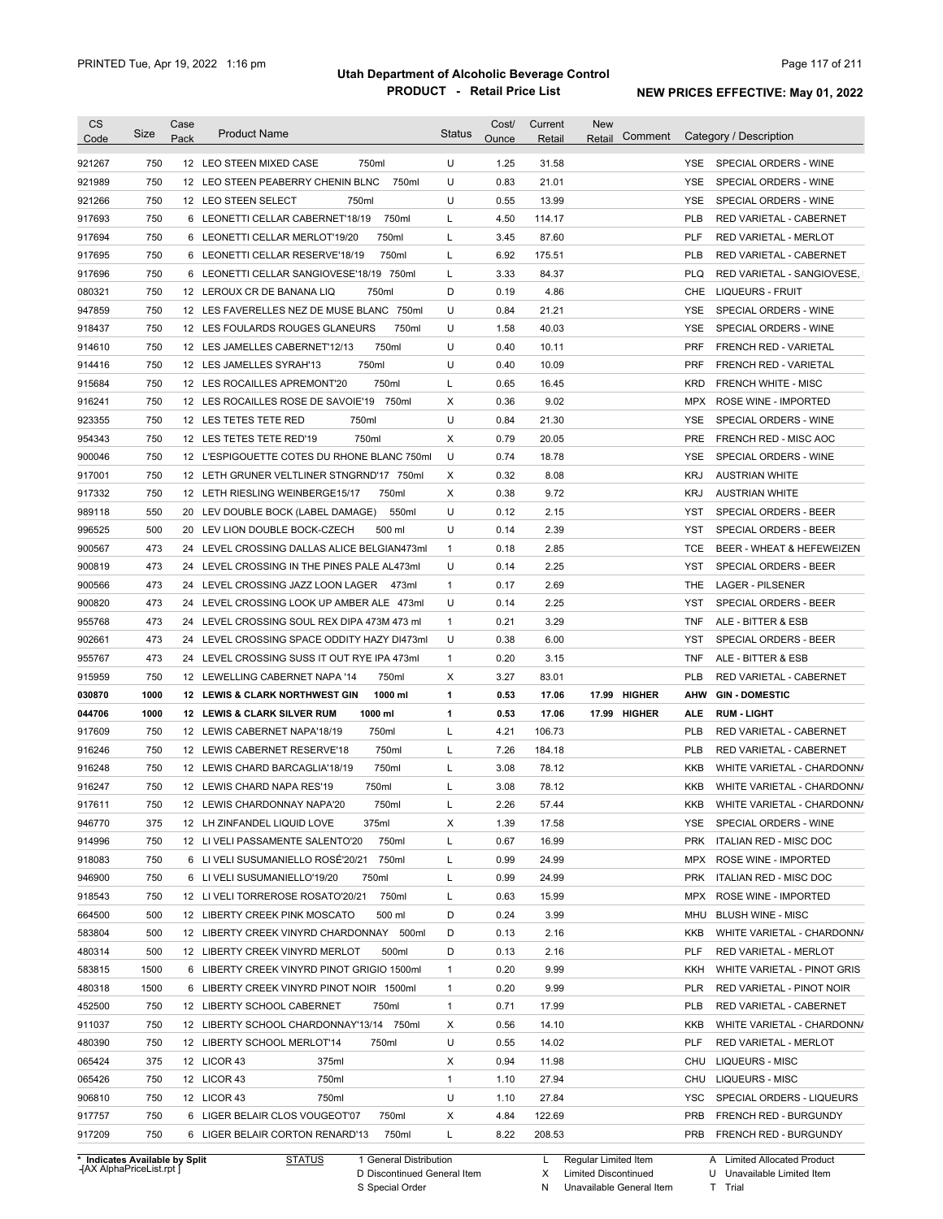# Utah Department of Alcoholic Beverage Control

## PRODUCT - Retail Price List

PRINTED Tue, Apr 19, 2022 1:16 pm

**NEW PRICES EFFECTIVE: May 01, 2022**

| CS Code | Size | Case Pack | Product Name | Status | Cost/ Ounce | Current Retail | New Retail | Comment | Category / Description |
|---|---|---|---|---|---|---|---|---|---|
| 921267 | 750 | 12 | LEO STEEN MIXED CASE 750ml | U | 1.25 | 31.58 | | | YSE SPECIAL ORDERS - WINE |
| 921989 | 750 | 12 | LEO STEEN PEABERRY CHENIN BLNC 750ml | U | 0.83 | 21.01 | | | YSE SPECIAL ORDERS - WINE |
| 921266 | 750 | 12 | LEO STEEN SELECT 750ml | U | 0.55 | 13.99 | | | YSE SPECIAL ORDERS - WINE |
| 917693 | 750 | 6 | LEONETTI CELLAR CABERNET'18/19 750ml | L | 4.50 | 114.17 | | | PLB RED VARIETAL - CABERNET |
| 917694 | 750 | 6 | LEONETTI CELLAR MERLOT'19/20 750ml | L | 3.45 | 87.60 | | | PLF RED VARIETAL - MERLOT |
| 917695 | 750 | 6 | LEONETTI CELLAR RESERVE'18/19 750ml | L | 6.92 | 175.51 | | | PLB RED VARIETAL - CABERNET |
| 917696 | 750 | 6 | LEONETTI CELLAR SANGIOVESE'18/19 750ml | L | 3.33 | 84.37 | | | PLQ RED VARIETAL - SANGIOVESE, |
| 080321 | 750 | 12 | LEROUX CR DE BANANA LIQ 750ml | D | 0.19 | 4.86 | | | CHE LIQUEURS - FRUIT |
| 947859 | 750 | 12 | LES FAVERELLES NEZ DE MUSE BLANC 750ml | U | 0.84 | 21.21 | | | YSE SPECIAL ORDERS - WINE |
| 918437 | 750 | 12 | LES FOULARDS ROUGES GLANEURS 750ml | U | 1.58 | 40.03 | | | YSE SPECIAL ORDERS - WINE |
| 914610 | 750 | 12 | LES JAMELLES CABERNET'12/13 750ml | U | 0.40 | 10.11 | | | PRF FRENCH RED - VARIETAL |
| 914416 | 750 | 12 | LES JAMELLES SYRAH'13 750ml | U | 0.40 | 10.09 | | | PRF FRENCH RED - VARIETAL |
| 915684 | 750 | 12 | LES ROCAILLES APREMONT'20 750ml | L | 0.65 | 16.45 | | | KRD FRENCH WHITE - MISC |
| 916241 | 750 | 12 | LES ROCAILLES ROSE DE SAVOIE'19 750ml | X | 0.36 | 9.02 | | | MPX ROSE WINE - IMPORTED |
| 923355 | 750 | 12 | LES TETES TETE RED 750ml | U | 0.84 | 21.30 | | | YSE SPECIAL ORDERS - WINE |
| 954343 | 750 | 12 | LES TETES TETE RED'19 750ml | X | 0.79 | 20.05 | | | PRE FRENCH RED - MISC AOC |
| 900046 | 750 | 12 | L'ESPIGOUETTE COTES DU RHONE BLANC 750ml | U | 0.74 | 18.78 | | | YSE SPECIAL ORDERS - WINE |
| 917001 | 750 | 12 | LETH GRUNER VELTLINER STNGRND'17 750ml | X | 0.32 | 8.08 | | | KRJ AUSTRIAN WHITE |
| 917332 | 750 | 12 | LETH RIESLING WEINBERGE15/17 750ml | X | 0.38 | 9.72 | | | KRJ AUSTRIAN WHITE |
| 989118 | 550 | 20 | LEV DOUBLE BOCK (LABEL DAMAGE) 550ml | U | 0.12 | 2.15 | | | YST SPECIAL ORDERS - BEER |
| 996525 | 500 | 20 | LEV LION DOUBLE BOCK-CZECH 500 ml | U | 0.14 | 2.39 | | | YST SPECIAL ORDERS - BEER |
| 900567 | 473 | 24 | LEVEL CROSSING DALLAS ALICE BELGIAN473ml | 1 | 0.18 | 2.85 | | | TCE BEER - WHEAT & HEFEWEIZEN |
| 900819 | 473 | 24 | LEVEL CROSSING IN THE PINES PALE AL473ml | U | 0.14 | 2.25 | | | YST SPECIAL ORDERS - BEER |
| 900566 | 473 | 24 | LEVEL CROSSING JAZZ LOON LAGER 473ml | 1 | 0.17 | 2.69 | | | THE LAGER - PILSENER |
| 900820 | 473 | 24 | LEVEL CROSSING LOOK UP AMBER ALE 473ml | U | 0.14 | 2.25 | | | YST SPECIAL ORDERS - BEER |
| 955768 | 473 | 24 | LEVEL CROSSING SOUL REX DIPA 473M 473 ml | 1 | 0.21 | 3.29 | | | TNF ALE - BITTER & ESB |
| 902661 | 473 | 24 | LEVEL CROSSING SPACE ODDITY HAZY DI473ml | U | 0.38 | 6.00 | | | YST SPECIAL ORDERS - BEER |
| 955767 | 473 | 24 | LEVEL CROSSING SUSS IT OUT RYE IPA 473ml | 1 | 0.20 | 3.15 | | | TNF ALE - BITTER & ESB |
| 915959 | 750 | 12 | LEWELLING CABERNET NAPA '14 750ml | X | 3.27 | 83.01 | | | PLB RED VARIETAL - CABERNET |
| **030870** | **1000** | **12** | **LEWIS & CLARK NORTHWEST GIN 1000 ml** | **1** | **0.53** | **17.06** | **17.99** | **HIGHER** | **AHW GIN - DOMESTIC** |
| **044706** | **1000** | **12** | **LEWIS & CLARK SILVER RUM 1000 ml** | **1** | **0.53** | **17.06** | **17.99** | **HIGHER** | **ALE RUM - LIGHT** |
| 917609 | 750 | 12 | LEWIS CABERNET NAPA'18/19 750ml | L | 4.21 | 106.73 | | | PLB RED VARIETAL - CABERNET |
| 916246 | 750 | 12 | LEWIS CABERNET RESERVE'18 750ml | L | 7.26 | 184.18 | | | PLB RED VARIETAL - CABERNET |
| 916248 | 750 | 12 | LEWIS CHARD BARCAGLIA'18/19 750ml | L | 3.08 | 78.12 | | | KKB WHITE VARIETAL - CHARDONNA |
| 916247 | 750 | 12 | LEWIS CHARD NAPA RES'19 750ml | L | 3.08 | 78.12 | | | KKB WHITE VARIETAL - CHARDONNA |
| 917611 | 750 | 12 | LEWIS CHARDONNAY NAPA'20 750ml | L | 2.26 | 57.44 | | | KKB WHITE VARIETAL - CHARDONNA |
| 946770 | 375 | 12 | LH ZINFANDEL LIQUID LOVE 375ml | X | 1.39 | 17.58 | | | YSE SPECIAL ORDERS - WINE |
| 914996 | 750 | 12 | LI VELI PASSAMENTE SALENTO'20 750ml | L | 0.67 | 16.99 | | | PRK ITALIAN RED - MISC DOC |
| 918083 | 750 | 6 | LI VELI SUSUMANIELLO ROSÉ'20/21 750ml | L | 0.99 | 24.99 | | | MPX ROSE WINE - IMPORTED |
| 946900 | 750 | 6 | LI VELI SUSUMANIELLO'19/20 750ml | L | 0.99 | 24.99 | | | PRK ITALIAN RED - MISC DOC |
| 918543 | 750 | 12 | LI VELI TORREROSE ROSATO'20/21 750ml | L | 0.63 | 15.99 | | | MPX ROSE WINE - IMPORTED |
| 664500 | 500 | 12 | LIBERTY CREEK PINK MOSCATO 500 ml | D | 0.24 | 3.99 | | | MHU BLUSH WINE - MISC |
| 583804 | 500 | 12 | LIBERTY CREEK VINYRD CHARDONNAY 500ml | D | 0.13 | 2.16 | | | KKB WHITE VARIETAL - CHARDONNA |
| 480314 | 500 | 12 | LIBERTY CREEK VINYRD MERLOT 500ml | D | 0.13 | 2.16 | | | PLF RED VARIETAL - MERLOT |
| 583815 | 1500 | 6 | LIBERTY CREEK VINYRD PINOT GRIGIO 1500ml | 1 | 0.20 | 9.99 | | | KKH WHITE VARIETAL - PINOT GRIS |
| 480318 | 1500 | 6 | LIBERTY CREEK VINYRD PINOT NOIR 1500ml | 1 | 0.20 | 9.99 | | | PLR RED VARIETAL - PINOT NOIR |
| 452500 | 750 | 12 | LIBERTY SCHOOL CABERNET 750ml | 1 | 0.71 | 17.99 | | | PLB RED VARIETAL - CABERNET |
| 911037 | 750 | 12 | LIBERTY SCHOOL CHARDONNAY'13/14 750ml | X | 0.56 | 14.10 | | | KKB WHITE VARIETAL - CHARDONNA |
| 480390 | 750 | 12 | LIBERTY SCHOOL MERLOT'14 750ml | U | 0.55 | 14.02 | | | PLF RED VARIETAL - MERLOT |
| 065424 | 375 | 12 | LICOR 43 375ml | X | 0.94 | 11.98 | | | CHU LIQUEURS - MISC |
| 065426 | 750 | 12 | LICOR 43 750ml | 1 | 1.10 | 27.94 | | | CHU LIQUEURS - MISC |
| 906810 | 750 | 12 | LICOR 43 750ml | U | 1.10 | 27.84 | | | YSC SPECIAL ORDERS - LIQUEURS |
| 917757 | 750 | 6 | LIGER BELAIR CLOS VOUGEOT'07 750ml | X | 4.84 | 122.69 | | | PRB FRENCH RED - BURGUNDY |
| 917209 | 750 | 6 | LIGER BELAIR CORTON RENARD'13 750ml | L | 8.22 | 208.53 | | | PRB FRENCH RED - BURGUNDY |

\* Indicates Available by Split

| STATUS | | | |
|---|---|---|---|
| 1 General Distribution | L Regular Limited Item | A Limited Allocated Product |
| D Discontinued General Item | X Limited Discontinued | U Unavailable Limited Item |
| S Special Order | N Unavailable General Item | T Trial |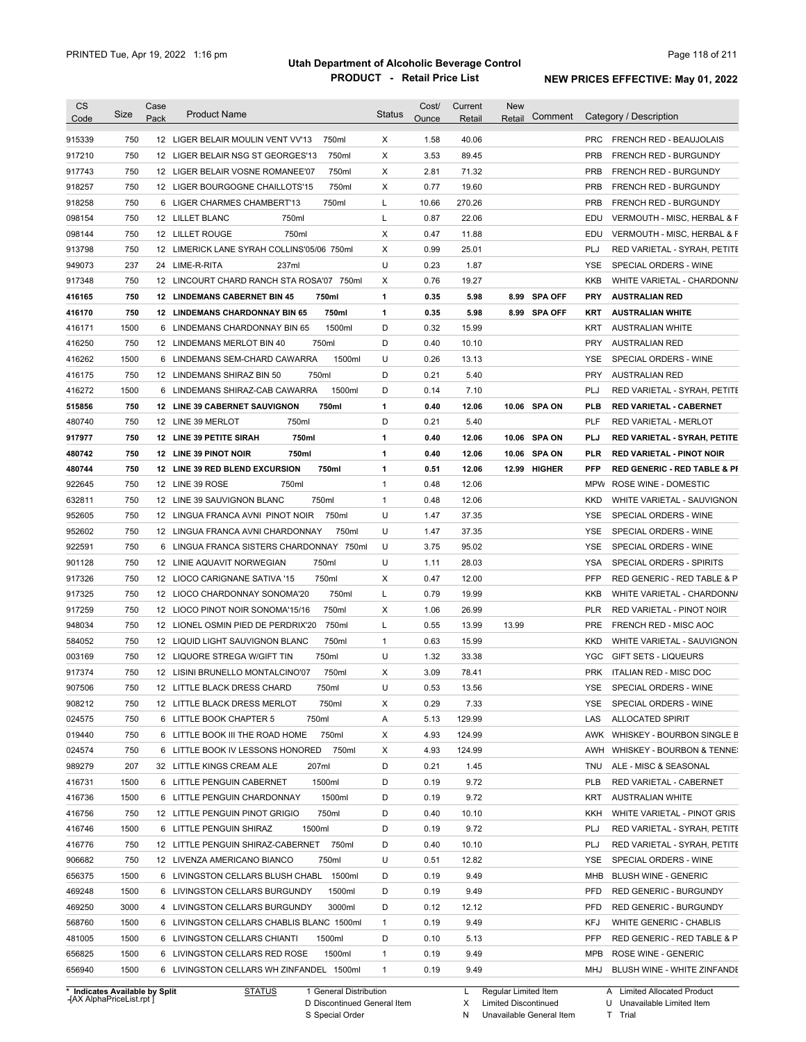# Utah Department of Alcoholic Beverage Control

## PRODUCT - Retail Price List

PRINTED Tue, Apr 19, 2022 1:16 pm

**NEW PRICES EFFECTIVE: May 01, 2022**

| CS Code | Size | Case Pack | Product Name | Status | Cost/ Ounce | Current Retail | New Retail | Comment | Category / Description |
|---|---|---|---|---|---|---|---|---|---|
| 915339 | 750 | 12 | LIGER BELAIR MOULIN VENT VV'13 750ml | X | 1.58 | 40.06 | | | PRC FRENCH RED - BEAUJOLAIS |
| 917210 | 750 | 12 | LIGER BELAIR NSG ST GEORGES'13 750ml | X | 3.53 | 89.45 | | | PRB FRENCH RED - BURGUNDY |
| 917743 | 750 | 12 | LIGER BELAIR VOSNE ROMANEE'07 750ml | X | 2.81 | 71.32 | | | PRB FRENCH RED - BURGUNDY |
| 918257 | 750 | 12 | LIGER BOURGOGNE CHAILLOTS'15 750ml | X | 0.77 | 19.60 | | | PRB FRENCH RED - BURGUNDY |
| 918258 | 750 | 6 | LIGER CHARMES CHAMBERT'13 750ml | L | 10.66 | 270.26 | | | PRB FRENCH RED - BURGUNDY |
| 098154 | 750 | 12 | LILLET BLANC 750ml | L | 0.87 | 22.06 | | | EDU VERMOUTH - MISC, HERBAL & F |
| 098144 | 750 | 12 | LILLET ROUGE 750ml | X | 0.47 | 11.88 | | | EDU VERMOUTH - MISC, HERBAL & F |
| 913798 | 750 | 12 | LIMERICK LANE SYRAH COLLINS'05/06 750ml | X | 0.99 | 25.01 | | | PLJ RED VARIETAL - SYRAH, PETITE |
| 949073 | 237 | 24 | LIME-R-RITA 237ml | U | 0.23 | 1.87 | | | YSE SPECIAL ORDERS - WINE |
| 917348 | 750 | 12 | LINCOURT CHARD RANCH STA ROSA'07 750ml | X | 0.76 | 19.27 | | | KKB WHITE VARIETAL - CHARDONNA |
| **416165** | **750** | **12** | **LINDEMANS CABERNET BIN 45 750ml** | **1** | **0.35** | **5.98** | **8.99** | **SPA OFF** | **PRY AUSTRALIAN RED** |
| **416170** | **750** | **12** | **LINDEMANS CHARDONNAY BIN 65 750ml** | **1** | **0.35** | **5.98** | **8.99** | **SPA OFF** | **KRT AUSTRALIAN WHITE** |
| 416171 | 1500 | 6 | LINDEMANS CHARDONNAY BIN 65 1500ml | D | 0.32 | 15.99 | | | KRT AUSTRALIAN WHITE |
| 416250 | 750 | 12 | LINDEMANS MERLOT BIN 40 750ml | D | 0.40 | 10.10 | | | PRY AUSTRALIAN RED |
| 416262 | 1500 | 6 | LINDEMANS SEM-CHARD CAWARRA 1500ml | U | 0.26 | 13.13 | | | YSE SPECIAL ORDERS - WINE |
| 416175 | 750 | 12 | LINDEMANS SHIRAZ BIN 50 750ml | D | 0.21 | 5.40 | | | PRY AUSTRALIAN RED |
| 416272 | 1500 | 6 | LINDEMANS SHIRAZ-CAB CAWARRA 1500ml | D | 0.14 | 7.10 | | | PLJ RED VARIETAL - SYRAH, PETITE |
| **515856** | **750** | **12** | **LINE 39 CABERNET SAUVIGNON 750ml** | **1** | **0.40** | **12.06** | **10.06** | **SPA ON** | **PLB RED VARIETAL - CABERNET** |
| 480740 | 750 | 12 | LINE 39 MERLOT 750ml | D | 0.21 | 5.40 | | | PLF RED VARIETAL - MERLOT |
| **917977** | **750** | **12** | **LINE 39 PETITE SIRAH 750ml** | **1** | **0.40** | **12.06** | **10.06** | **SPA ON** | **PLJ RED VARIETAL - SYRAH, PETITE** |
| **480742** | **750** | **12** | **LINE 39 PINOT NOIR 750ml** | **1** | **0.40** | **12.06** | **10.06** | **SPA ON** | **PLR RED VARIETAL - PINOT NOIR** |
| **480744** | **750** | **12** | **LINE 39 RED BLEND EXCURSION 750ml** | **1** | **0.51** | **12.06** | **12.99** | **HIGHER** | **PFP RED GENERIC - RED TABLE & PI** |
| 922645 | 750 | 12 | LINE 39 ROSE 750ml | 1 | 0.48 | 12.06 | | | MPW ROSE WINE - DOMESTIC |
| 632811 | 750 | 12 | LINE 39 SAUVIGNON BLANC 750ml | 1 | 0.48 | 12.06 | | | KKD WHITE VARIETAL - SAUVIGNON |
| 952605 | 750 | 12 | LINGUA FRANCA AVNI PINOT NOIR 750ml | U | 1.47 | 37.35 | | | YSE SPECIAL ORDERS - WINE |
| 952602 | 750 | 12 | LINGUA FRANCA AVNI CHARDONNAY 750ml | U | 1.47 | 37.35 | | | YSE SPECIAL ORDERS - WINE |
| 922591 | 750 | 6 | LINGUA FRANCA SISTERS CHARDONNAY 750ml | U | 3.75 | 95.02 | | | YSE SPECIAL ORDERS - WINE |
| 901128 | 750 | 12 | LINIE AQUAVIT NORWEGIAN 750ml | U | 1.11 | 28.03 | | | YSA SPECIAL ORDERS - SPIRITS |
| 917326 | 750 | 12 | LIOCO CARIGNANE SATIVA '15 750ml | X | 0.47 | 12.00 | | | PFP RED GENERIC - RED TABLE & P |
| 917325 | 750 | 12 | LIOCO CHARDONNAY SONOMA'20 750ml | L | 0.79 | 19.99 | | | KKB WHITE VARIETAL - CHARDONNA |
| 917259 | 750 | 12 | LIOCO PINOT NOIR SONOMA'15/16 750ml | X | 1.06 | 26.99 | | | PLR RED VARIETAL - PINOT NOIR |
| 948034 | 750 | 12 | LIONEL OSMIN PIED DE PERDRIX'20 750ml | L | 0.55 | 13.99 | 13.99 | | PRE FRENCH RED - MISC AOC |
| 584052 | 750 | 12 | LIQUID LIGHT SAUVIGNON BLANC 750ml | 1 | 0.63 | 15.99 | | | KKD WHITE VARIETAL - SAUVIGNON |
| 003169 | 750 | 12 | LIQUORE STREGA W/GIFT TIN 750ml | U | 1.32 | 33.38 | | | YGC GIFT SETS - LIQUEURS |
| 917374 | 750 | 12 | LISINI BRUNELLO MONTALCINO'07 750ml | X | 3.09 | 78.41 | | | PRK ITALIAN RED - MISC DOC |
| 907506 | 750 | 12 | LITTLE BLACK DRESS CHARD 750ml | U | 0.53 | 13.56 | | | YSE SPECIAL ORDERS - WINE |
| 908212 | 750 | 12 | LITTLE BLACK DRESS MERLOT 750ml | X | 0.29 | 7.33 | | | YSE SPECIAL ORDERS - WINE |
| 024575 | 750 | 6 | LITTLE BOOK CHAPTER 5 750ml | A | 5.13 | 129.99 | | | LAS ALLOCATED SPIRIT |
| 019440 | 750 | 6 | LITTLE BOOK III THE ROAD HOME 750ml | X | 4.93 | 124.99 | | | AWK WHISKEY - BOURBON SINGLE B |
| 024574 | 750 | 6 | LITTLE BOOK IV LESSONS HONORED 750ml | X | 4.93 | 124.99 | | | AWH WHISKEY - BOURBON & TENNE |
| 989279 | 207 | 32 | LITTLE KINGS CREAM ALE 207ml | D | 0.21 | 1.45 | | | TNU ALE - MISC & SEASONAL |
| 416731 | 1500 | 6 | LITTLE PENGUIN CABERNET 1500ml | D | 0.19 | 9.72 | | | PLB RED VARIETAL - CABERNET |
| 416736 | 1500 | 6 | LITTLE PENGUIN CHARDONNAY 1500ml | D | 0.19 | 9.72 | | | KRT AUSTRALIAN WHITE |
| 416756 | 750 | 12 | LITTLE PENGUIN PINOT GRIGIO 750ml | D | 0.40 | 10.10 | | | KKH WHITE VARIETAL - PINOT GRIS |
| 416746 | 1500 | 6 | LITTLE PENGUIN SHIRAZ 1500ml | D | 0.19 | 9.72 | | | PLJ RED VARIETAL - SYRAH, PETITE |
| 416776 | 750 | 12 | LITTLE PENGUIN SHIRAZ-CABERNET 750ml | D | 0.40 | 10.10 | | | PLJ RED VARIETAL - SYRAH, PETITE |
| 906682 | 750 | 12 | LIVENZA AMERICANO BIANCO 750ml | U | 0.51 | 12.82 | | | YSE SPECIAL ORDERS - WINE |
| 656375 | 1500 | 6 | LIVINGSTON CELLARS BLUSH CHABL 1500ml | D | 0.19 | 9.49 | | | MHB BLUSH WINE - GENERIC |
| 469248 | 1500 | 6 | LIVINGSTON CELLARS BURGUNDY 1500ml | D | 0.19 | 9.49 | | | PFD RED GENERIC - BURGUNDY |
| 469250 | 3000 | 4 | LIVINGSTON CELLARS BURGUNDY 3000ml | D | 0.12 | 12.12 | | | PFD RED GENERIC - BURGUNDY |
| 568760 | 1500 | 6 | LIVINGSTON CELLARS CHABLIS BLANC 1500ml | 1 | 0.19 | 9.49 | | | KFJ WHITE GENERIC - CHABLIS |
| 481005 | 1500 | 6 | LIVINGSTON CELLARS CHIANTI 1500ml | D | 0.10 | 5.13 | | | PFP RED GENERIC - RED TABLE & P |
| 656825 | 1500 | 6 | LIVINGSTON CELLARS RED ROSE 1500ml | 1 | 0.19 | 9.49 | | | MPB ROSE WINE - GENERIC |
| 656940 | 1500 | 6 | LIVINGSTON CELLARS WH ZINFANDEL 1500ml | 1 | 0.19 | 9.49 | | | MHJ BLUSH WINE - WHITE ZINFANDE |

\* Indicates Available by Split

| STATUS | | | |
|---|---|---|---|
| 1 General Distribution | L Regular Limited Item | A Limited Allocated Product |
| D Discontinued General Item | X Limited Discontinued | U Unavailable Limited Item |
| S Special Order | N Unavailable General Item | T Trial |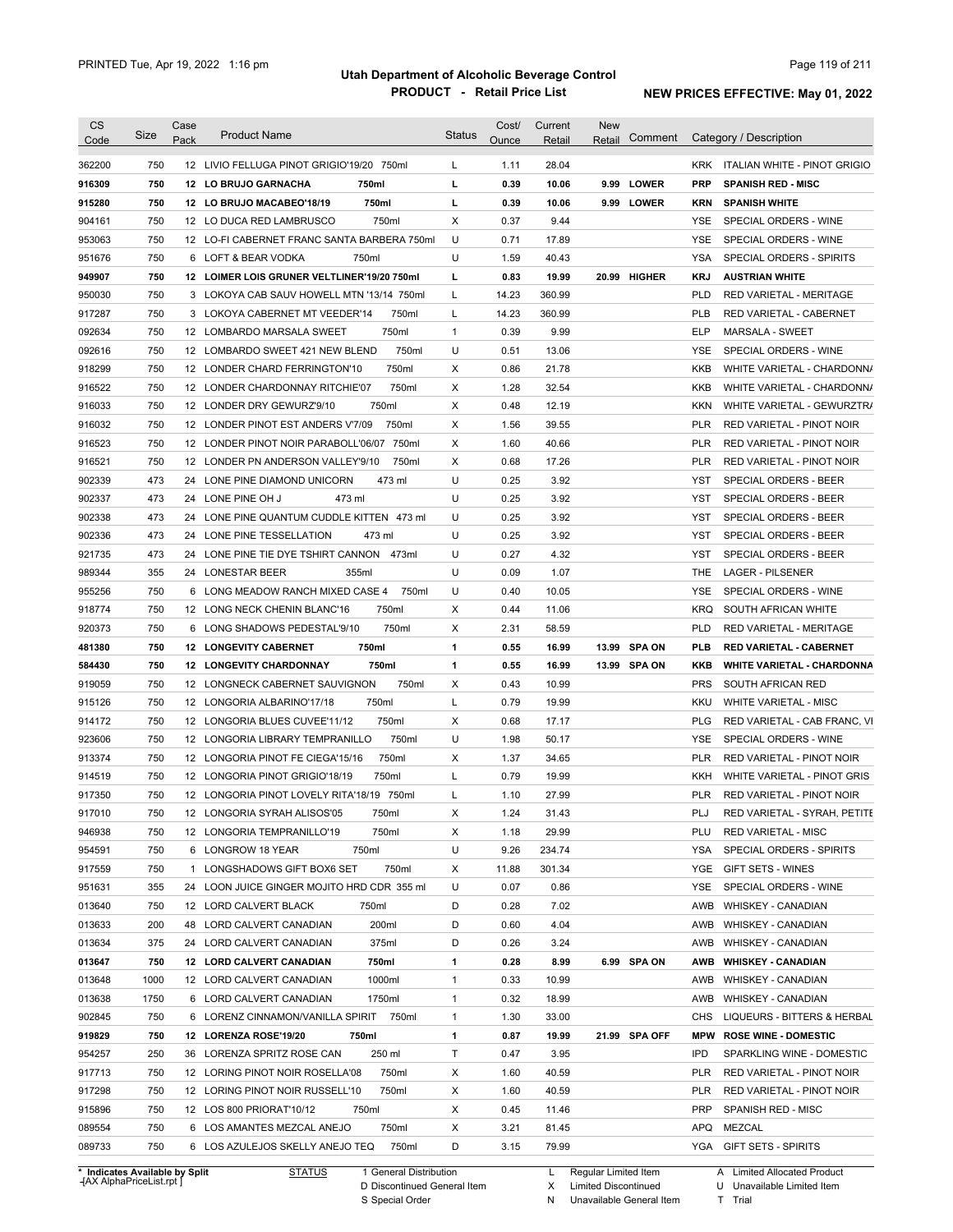# Utah Department of Alcoholic Beverage Control

## PRODUCT - Retail Price List

PRINTED Tue, Apr 19, 2022 1:16 pm

**NEW PRICES EFFECTIVE: May 01, 2022**

| CS Code | Size | Case Pack | Product Name | Status | Cost/ Ounce | Current Retail | New Retail | Comment | Category / Description |
|---|---|---|---|---|---|---|---|---|---|
| 362200 | 750 | 12 | LIVIO FELLUGA PINOT GRIGIO'19/20 750ml | L | 1.11 | 28.04 | | | KRK ITALIAN WHITE - PINOT GRIGIO |
| **916309** | **750** | **12** | **LO BRUJO GARNACHA 750ml** | **L** | **0.39** | **10.06** | **9.99** | **LOWER** | **PRP SPANISH RED - MISC** |
| **915280** | **750** | **12** | **LO BRUJO MACABEO'18/19 750ml** | **L** | **0.39** | **10.06** | **9.99** | **LOWER** | **KRN SPANISH WHITE** |
| 904161 | 750 | 12 | LO DUCA RED LAMBRUSCO 750ml | X | 0.37 | 9.44 | | | YSE SPECIAL ORDERS - WINE |
| 953063 | 750 | 12 | LO-FI CABERNET FRANC SANTA BARBERA 750ml | U | 0.71 | 17.89 | | | YSE SPECIAL ORDERS - WINE |
| 951676 | 750 | 6 | LOFT & BEAR VODKA 750ml | U | 1.59 | 40.43 | | | YSA SPECIAL ORDERS - SPIRITS |
| **949907** | **750** | **12** | **LOIMER LOIS GRUNER VELTLINER'19/20 750ml** | **L** | **0.83** | **19.99** | **20.99** | **HIGHER** | **KRJ AUSTRIAN WHITE** |
| 950030 | 750 | 3 | LOKOYA CAB SAUV HOWELL MTN '13/14 750ml | L | 14.23 | 360.99 | | | PLD RED VARIETAL - MERITAGE |
| 917287 | 750 | 3 | LOKOYA CABERNET MT VEEDER'14 750ml | L | 14.23 | 360.99 | | | PLB RED VARIETAL - CABERNET |
| 092634 | 750 | 12 | LOMBARDO MARSALA SWEET 750ml | 1 | 0.39 | 9.99 | | | ELP MARSALA - SWEET |
| 092616 | 750 | 12 | LOMBARDO SWEET 421 NEW BLEND 750ml | U | 0.51 | 13.06 | | | YSE SPECIAL ORDERS - WINE |
| 918299 | 750 | 12 | LONDER CHARD FERRINGTON'10 750ml | X | 0.86 | 21.78 | | | KKB WHITE VARIETAL - CHARDONNA |
| 916522 | 750 | 12 | LONDER CHARDONNAY RITCHIE'07 750ml | X | 1.28 | 32.54 | | | KKB WHITE VARIETAL - CHARDONNA |
| 916033 | 750 | 12 | LONDER DRY GEWURZ'9/10 750ml | X | 0.48 | 12.19 | | | KKN WHITE VARIETAL - GEWURZTRA |
| 916032 | 750 | 12 | LONDER PINOT EST ANDERS V'7/09 750ml | X | 1.56 | 39.55 | | | PLR RED VARIETAL - PINOT NOIR |
| 916523 | 750 | 12 | LONDER PINOT NOIR PARABOLL'06/07 750ml | X | 1.60 | 40.66 | | | PLR RED VARIETAL - PINOT NOIR |
| 916521 | 750 | 12 | LONDER PN ANDERSON VALLEY'9/10 750ml | X | 0.68 | 17.26 | | | PLR RED VARIETAL - PINOT NOIR |
| 902339 | 473 | 24 | LONE PINE DIAMOND UNICORN 473 ml | U | 0.25 | 3.92 | | | YST SPECIAL ORDERS - BEER |
| 902337 | 473 | 24 | LONE PINE OH J 473 ml | U | 0.25 | 3.92 | | | YST SPECIAL ORDERS - BEER |
| 902338 | 473 | 24 | LONE PINE QUANTUM CUDDLE KITTEN 473 ml | U | 0.25 | 3.92 | | | YST SPECIAL ORDERS - BEER |
| 902336 | 473 | 24 | LONE PINE TESSELLATION 473 ml | U | 0.25 | 3.92 | | | YST SPECIAL ORDERS - BEER |
| 921735 | 473 | 24 | LONE PINE TIE DYE TSHIRT CANNON 473ml | U | 0.27 | 4.32 | | | YST SPECIAL ORDERS - BEER |
| 989344 | 355 | 24 | LONESTAR BEER 355ml | U | 0.09 | 1.07 | | | THE LAGER - PILSENER |
| 955256 | 750 | 6 | LONG MEADOW RANCH MIXED CASE 4 750ml | U | 0.40 | 10.05 | | | YSE SPECIAL ORDERS - WINE |
| 918774 | 750 | 12 | LONG NECK CHENIN BLANC'16 750ml | X | 0.44 | 11.06 | | | KRQ SOUTH AFRICAN WHITE |
| 920373 | 750 | 6 | LONG SHADOWS PEDESTAL'9/10 750ml | X | 2.31 | 58.59 | | | PLD RED VARIETAL - MERITAGE |
| **481380** | **750** | **12** | **LONGEVITY CABERNET 750ml** | **1** | **0.55** | **16.99** | **13.99** | **SPA ON** | **PLB RED VARIETAL - CABERNET** |
| **584430** | **750** | **12** | **LONGEVITY CHARDONNAY 750ml** | **1** | **0.55** | **16.99** | **13.99** | **SPA ON** | **KKB WHITE VARIETAL - CHARDONNA** |
| 919059 | 750 | 12 | LONGNECK CABERNET SAUVIGNON 750ml | X | 0.43 | 10.99 | | | PRS SOUTH AFRICAN RED |
| 915126 | 750 | 12 | LONGORIA ALBARINO'17/18 750ml | L | 0.79 | 19.99 | | | KKU WHITE VARIETAL - MISC |
| 914172 | 750 | 12 | LONGORIA BLUES CUVEE'11/12 750ml | X | 0.68 | 17.17 | | | PLG RED VARIETAL - CAB FRANC, VI |
| 923606 | 750 | 12 | LONGORIA LIBRARY TEMPRANILLO 750ml | U | 1.98 | 50.17 | | | YSE SPECIAL ORDERS - WINE |
| 913374 | 750 | 12 | LONGORIA PINOT FE CIEGA'15/16 750ml | X | 1.37 | 34.65 | | | PLR RED VARIETAL - PINOT NOIR |
| 914519 | 750 | 12 | LONGORIA PINOT GRIGIO'18/19 750ml | L | 0.79 | 19.99 | | | KKH WHITE VARIETAL - PINOT GRIS |
| 917350 | 750 | 12 | LONGORIA PINOT LOVELY RITA'18/19 750ml | L | 1.10 | 27.99 | | | PLR RED VARIETAL - PINOT NOIR |
| 917010 | 750 | 12 | LONGORIA SYRAH ALISOS'05 750ml | X | 1.24 | 31.43 | | | PLJ RED VARIETAL - SYRAH, PETITE |
| 946938 | 750 | 12 | LONGORIA TEMPRANILLO'19 750ml | X | 1.18 | 29.99 | | | PLU RED VARIETAL - MISC |
| 954591 | 750 | 6 | LONGROW 18 YEAR 750ml | U | 9.26 | 234.74 | | | YSA SPECIAL ORDERS - SPIRITS |
| 917559 | 750 | 1 | LONGSHADOWS GIFT BOX6 SET 750ml | X | 11.88 | 301.34 | | | YGE GIFT SETS - WINES |
| 951631 | 355 | 24 | LOON JUICE GINGER MOJITO HRD CDR 355 ml | U | 0.07 | 0.86 | | | YSE SPECIAL ORDERS - WINE |
| 013640 | 750 | 12 | LORD CALVERT BLACK 750ml | D | 0.28 | 7.02 | | | AWB WHISKEY - CANADIAN |
| 013633 | 200 | 48 | LORD CALVERT CANADIAN 200ml | D | 0.60 | 4.04 | | | AWB WHISKEY - CANADIAN |
| 013634 | 375 | 24 | LORD CALVERT CANADIAN 375ml | D | 0.26 | 3.24 | | | AWB WHISKEY - CANADIAN |
| **013647** | **750** | **12** | **LORD CALVERT CANADIAN 750ml** | **1** | **0.28** | **8.99** | **6.99** | **SPA ON** | **AWB WHISKEY - CANADIAN** |
| 013648 | 1000 | 12 | LORD CALVERT CANADIAN 1000ml | 1 | 0.33 | 10.99 | | | AWB WHISKEY - CANADIAN |
| 013638 | 1750 | 6 | LORD CALVERT CANADIAN 1750ml | 1 | 0.32 | 18.99 | | | AWB WHISKEY - CANADIAN |
| 902845 | 750 | 6 | LORENZ CINNAMON/VANILLA SPIRIT 750ml | 1 | 1.30 | 33.00 | | | CHS LIQUEURS - BITTERS & HERBAL |
| **919829** | **750** | **12** | **LORENZA ROSE'19/20 750ml** | **1** | **0.87** | **19.99** | **21.99** | **SPA OFF** | **MPW ROSE WINE - DOMESTIC** |
| 954257 | 250 | 36 | LORENZA SPRITZ ROSE CAN 250 ml | T | 0.47 | 3.95 | | | IPD SPARKLING WINE - DOMESTIC |
| 917713 | 750 | 12 | LORING PINOT NOIR ROSELLA'08 750ml | X | 1.60 | 40.59 | | | PLR RED VARIETAL - PINOT NOIR |
| 917298 | 750 | 12 | LORING PINOT NOIR RUSSELL'10 750ml | X | 1.60 | 40.59 | | | PLR RED VARIETAL - PINOT NOIR |
| 915896 | 750 | 12 | LOS 800 PRIORAT'10/12 750ml | X | 0.45 | 11.46 | | | PRP SPANISH RED - MISC |
| 089554 | 750 | 6 | LOS AMANTES MEZCAL ANEJO 750ml | X | 3.21 | 81.45 | | | APQ MEZCAL |
| 089733 | 750 | 6 | LOS AZULEJOS SKELLY ANEJO TEQ 750ml | D | 3.15 | 79.99 | | | YGA GIFT SETS - SPIRITS |

\* Indicates Available by Split

STATUS: 1 General Distribution; D Discontinued General Item; S Special Order; L Regular Limited Item; X Limited Discontinued; N Unavailable General Item; A Limited Allocated Product; U Unavailable Limited Item; T Trial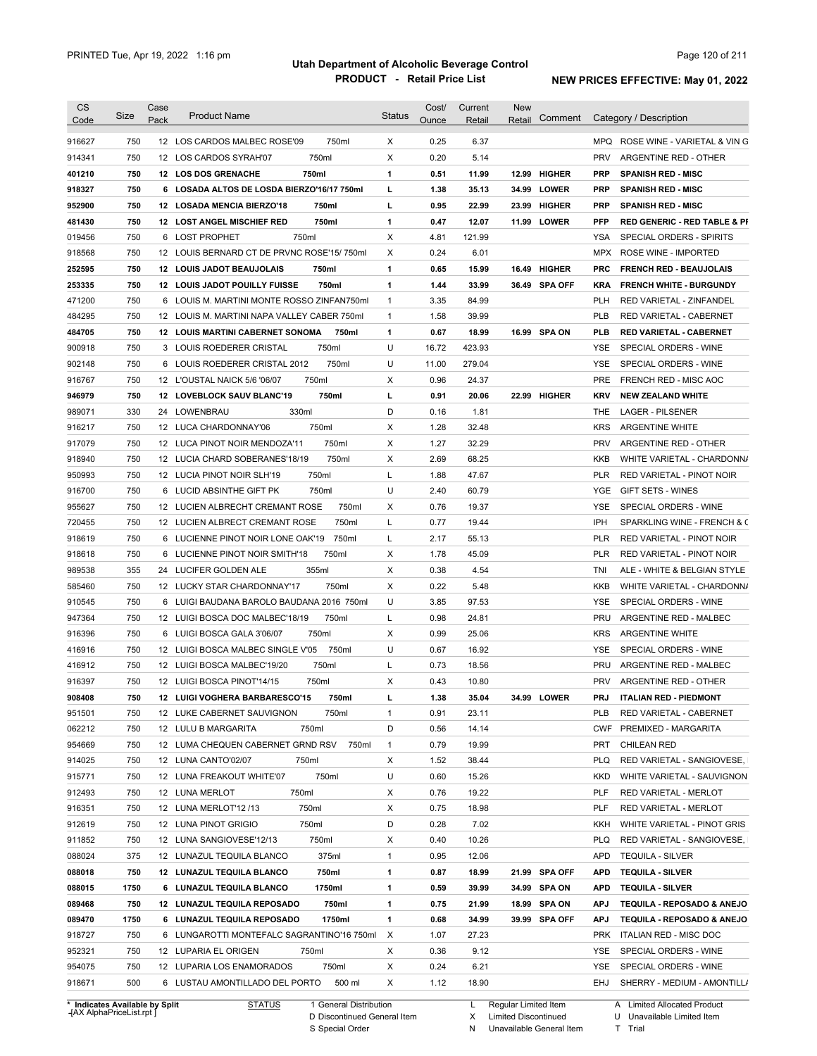# Utah Department of Alcoholic Beverage Control

## PRODUCT - Retail Price List

PRINTED Tue, Apr 19, 2022 1:16 pm

**NEW PRICES EFFECTIVE: May 01, 2022**

| CS Code | Size | Case Pack | Product Name | Status | Cost/ Ounce | Current Retail | New Retail | Comment | Category / Description |
|---|---|---|---|---|---|---|---|---|---|
| 916627 | 750 | 12 | LOS CARDOS MALBEC ROSE'09 750ml | X | 0.25 | 6.37 | | | MPQ ROSE WINE - VARIETAL & VIN G |
| 914341 | 750 | 12 | LOS CARDOS SYRAH'07 750ml | X | 0.20 | 5.14 | | | PRV ARGENTINE RED - OTHER |
| **401210** | **750** | **12** | **LOS DOS GRENACHE 750ml** | **1** | **0.51** | **11.99** | **12.99** | **HIGHER** | **PRP SPANISH RED - MISC** |
| **918327** | **750** | **6** | **LOSADA ALTOS DE LOSDA BIERZO'16/17 750ml** | **L** | **1.38** | **35.13** | **34.99** | **LOWER** | **PRP SPANISH RED - MISC** |
| **952900** | **750** | **12** | **LOSADA MENCIA BIERZO'18 750ml** | **L** | **0.95** | **22.99** | **23.99** | **HIGHER** | **PRP SPANISH RED - MISC** |
| **481430** | **750** | **12** | **LOST ANGEL MISCHIEF RED 750ml** | **1** | **0.47** | **12.07** | **11.99** | **LOWER** | **PFP RED GENERIC - RED TABLE & PI** |
| 019456 | 750 | 6 | LOST PROPHET 750ml | X | 4.81 | 121.99 | | | YSA SPECIAL ORDERS - SPIRITS |
| 918568 | 750 | 12 | LOUIS BERNARD CT DE PRVNC ROSE'15/ 750ml | X | 0.24 | 6.01 | | | MPX ROSE WINE - IMPORTED |
| **252595** | **750** | **12** | **LOUIS JADOT BEAUJOLAIS 750ml** | **1** | **0.65** | **15.99** | **16.49** | **HIGHER** | **PRC FRENCH RED - BEAUJOLAIS** |
| **253335** | **750** | **12** | **LOUIS JADOT POUILLY FUISSE 750ml** | **1** | **1.44** | **33.99** | **36.49** | **SPA OFF** | **KRA FRENCH WHITE - BURGUNDY** |
| 471200 | 750 | 6 | LOUIS M. MARTINI MONTE ROSSO ZINFAN750ml | 1 | 3.35 | 84.99 | | | PLH RED VARIETAL - ZINFANDEL |
| 484295 | 750 | 12 | LOUIS M. MARTINI NAPA VALLEY CABER 750ml | 1 | 1.58 | 39.99 | | | PLB RED VARIETAL - CABERNET |
| **484705** | **750** | **12** | **LOUIS MARTINI CABERNET SONOMA 750ml** | **1** | **0.67** | **18.99** | **16.99** | **SPA ON** | **PLB RED VARIETAL - CABERNET** |
| 900918 | 750 | 3 | LOUIS ROEDERER CRISTAL 750ml | U | 16.72 | 423.93 | | | YSE SPECIAL ORDERS - WINE |
| 902148 | 750 | 6 | LOUIS ROEDERER CRISTAL 2012 750ml | U | 11.00 | 279.04 | | | YSE SPECIAL ORDERS - WINE |
| 916767 | 750 | 12 | L'OUSTAL NAICK 5/6 '06/07 750ml | X | 0.96 | 24.37 | | | PRE FRENCH RED - MISC AOC |
| **946979** | **750** | **12** | **LOVEBLOCK SAUV BLANC'19 750ml** | **L** | **0.91** | **20.06** | **22.99** | **HIGHER** | **KRV NEW ZEALAND WHITE** |
| 989071 | 330 | 24 | LOWENBRAU 330ml | D | 0.16 | 1.81 | | | THE LAGER - PILSENER |
| 916217 | 750 | 12 | LUCA CHARDONNAY'06 750ml | X | 1.28 | 32.48 | | | KRS ARGENTINE WHITE |
| 917079 | 750 | 12 | LUCA PINOT NOIR MENDOZA'11 750ml | X | 1.27 | 32.29 | | | PRV ARGENTINE RED - OTHER |
| 918940 | 750 | 12 | LUCIA CHARD SOBERANES'18/19 750ml | X | 2.69 | 68.25 | | | KKB WHITE VARIETAL - CHARDONNA |
| 950993 | 750 | 12 | LUCIA PINOT NOIR SLH'19 750ml | L | 1.88 | 47.67 | | | PLR RED VARIETAL - PINOT NOIR |
| 916700 | 750 | 6 | LUCID ABSINTHE GIFT PK 750ml | U | 2.40 | 60.79 | | | YGE GIFT SETS - WINES |
| 955627 | 750 | 12 | LUCIEN ALBRECHT CREMANT ROSE 750ml | X | 0.76 | 19.37 | | | YSE SPECIAL ORDERS - WINE |
| 720455 | 750 | 12 | LUCIEN ALBRECT CREMANT ROSE 750ml | L | 0.77 | 19.44 | | | IPH SPARKLING WINE - FRENCH & C |
| 918619 | 750 | 6 | LUCIENNE PINOT NOIR LONE OAK'19 750ml | L | 2.17 | 55.13 | | | PLR RED VARIETAL - PINOT NOIR |
| 918618 | 750 | 6 | LUCIENNE PINOT NOIR SMITH'18 750ml | X | 1.78 | 45.09 | | | PLR RED VARIETAL - PINOT NOIR |
| 989538 | 355 | 24 | LUCIFER GOLDEN ALE 355ml | X | 0.38 | 4.54 | | | TNI ALE - WHITE & BELGIAN STYLE |
| 585460 | 750 | 12 | LUCKY STAR CHARDONNAY'17 750ml | X | 0.22 | 5.48 | | | KKB WHITE VARIETAL - CHARDONNA |
| 910545 | 750 | 6 | LUIGI BAUDANA BAROLO BAUDANA 2016 750ml | U | 3.85 | 97.53 | | | YSE SPECIAL ORDERS - WINE |
| 947364 | 750 | 12 | LUIGI BOSCA DOC MALBEC'18/19 750ml | L | 0.98 | 24.81 | | | PRU ARGENTINE RED - MALBEC |
| 916396 | 750 | 6 | LUIGI BOSCA GALA 3'06/07 750ml | X | 0.99 | 25.06 | | | KRS ARGENTINE WHITE |
| 416916 | 750 | 12 | LUIGI BOSCA MALBEC SINGLE V'05 750ml | U | 0.67 | 16.92 | | | YSE SPECIAL ORDERS - WINE |
| 416912 | 750 | 12 | LUIGI BOSCA MALBEC'19/20 750ml | L | 0.73 | 18.56 | | | PRU ARGENTINE RED - MALBEC |
| 916397 | 750 | 12 | LUIGI BOSCA PINOT'14/15 750ml | X | 0.43 | 10.80 | | | PRV ARGENTINE RED - OTHER |
| **908408** | **750** | **12** | **LUIGI VOGHERA BARBARESCO'15 750ml** | **L** | **1.38** | **35.04** | **34.99** | **LOWER** | **PRJ ITALIAN RED - PIEDMONT** |
| 951501 | 750 | 12 | LUKE CABERNET SAUVIGNON 750ml | 1 | 0.91 | 23.11 | | | PLB RED VARIETAL - CABERNET |
| 062212 | 750 | 12 | LULU B MARGARITA 750ml | D | 0.56 | 14.14 | | | CWF PREMIXED - MARGARITA |
| 954669 | 750 | 12 | LUMA CHEQUEN CABERNET GRND RSV 750ml | 1 | 0.79 | 19.99 | | | PRT CHILEAN RED |
| 914025 | 750 | 12 | LUNA CANTO'02/07 750ml | X | 1.52 | 38.44 | | | PLQ RED VARIETAL - SANGIOVESE, |
| 915771 | 750 | 12 | LUNA FREAKOUT WHITE'07 750ml | U | 0.60 | 15.26 | | | KKD WHITE VARIETAL - SAUVIGNON |
| 912493 | 750 | 12 | LUNA MERLOT 750ml | X | 0.76 | 19.22 | | | PLF RED VARIETAL - MERLOT |
| 916351 | 750 | 12 | LUNA MERLOT'12 /13 750ml | X | 0.75 | 18.98 | | | PLF RED VARIETAL - MERLOT |
| 912619 | 750 | 12 | LUNA PINOT GRIGIO 750ml | D | 0.28 | 7.02 | | | KKH WHITE VARIETAL - PINOT GRIS |
| 911852 | 750 | 12 | LUNA SANGIOVESE'12/13 750ml | X | 0.40 | 10.26 | | | PLQ RED VARIETAL - SANGIOVESE, |
| 088024 | 375 | 12 | LUNAZUL TEQUILA BLANCO 375ml | 1 | 0.95 | 12.06 | | | APD TEQUILA - SILVER |
| **088018** | **750** | **12** | **LUNAZUL TEQUILA BLANCO 750ml** | **1** | **0.87** | **18.99** | **21.99** | **SPA OFF** | **APD TEQUILA - SILVER** |
| **088015** | **1750** | **6** | **LUNAZUL TEQUILA BLANCO 1750ml** | **1** | **0.59** | **39.99** | **34.99** | **SPA ON** | **APD TEQUILA - SILVER** |
| **089468** | **750** | **12** | **LUNAZUL TEQUILA REPOSADO 750ml** | **1** | **0.75** | **21.99** | **18.99** | **SPA ON** | **APJ TEQUILA - REPOSADO & ANEJO** |
| **089470** | **1750** | **6** | **LUNAZUL TEQUILA REPOSADO 1750ml** | **1** | **0.68** | **34.99** | **39.99** | **SPA OFF** | **APJ TEQUILA - REPOSADO & ANEJO** |
| 918727 | 750 | 6 | LUNGAROTTI MONTEFALC SAGRANTINO'16 750ml | X | 1.07 | 27.23 | | | PRK ITALIAN RED - MISC DOC |
| 952321 | 750 | 12 | LUPARIA EL ORIGEN 750ml | X | 0.36 | 9.12 | | | YSE SPECIAL ORDERS - WINE |
| 954075 | 750 | 12 | LUPARIA LOS ENAMORADOS 750ml | X | 0.24 | 6.21 | | | YSE SPECIAL ORDERS - WINE |
| 918671 | 500 | 6 | LUSTAU AMONTILLADO DEL PORTO 500 ml | X | 1.12 | 18.90 | | | EHJ SHERRY - MEDIUM - AMONTILLA |

\* Indicates Available by Split

STATUS: 1 General Distribution; D Discontinued General Item; S Special Order; L Regular Limited Item; X Limited Discontinued; N Unavailable General Item; A Limited Allocated Product; U Unavailable Limited Item; T Trial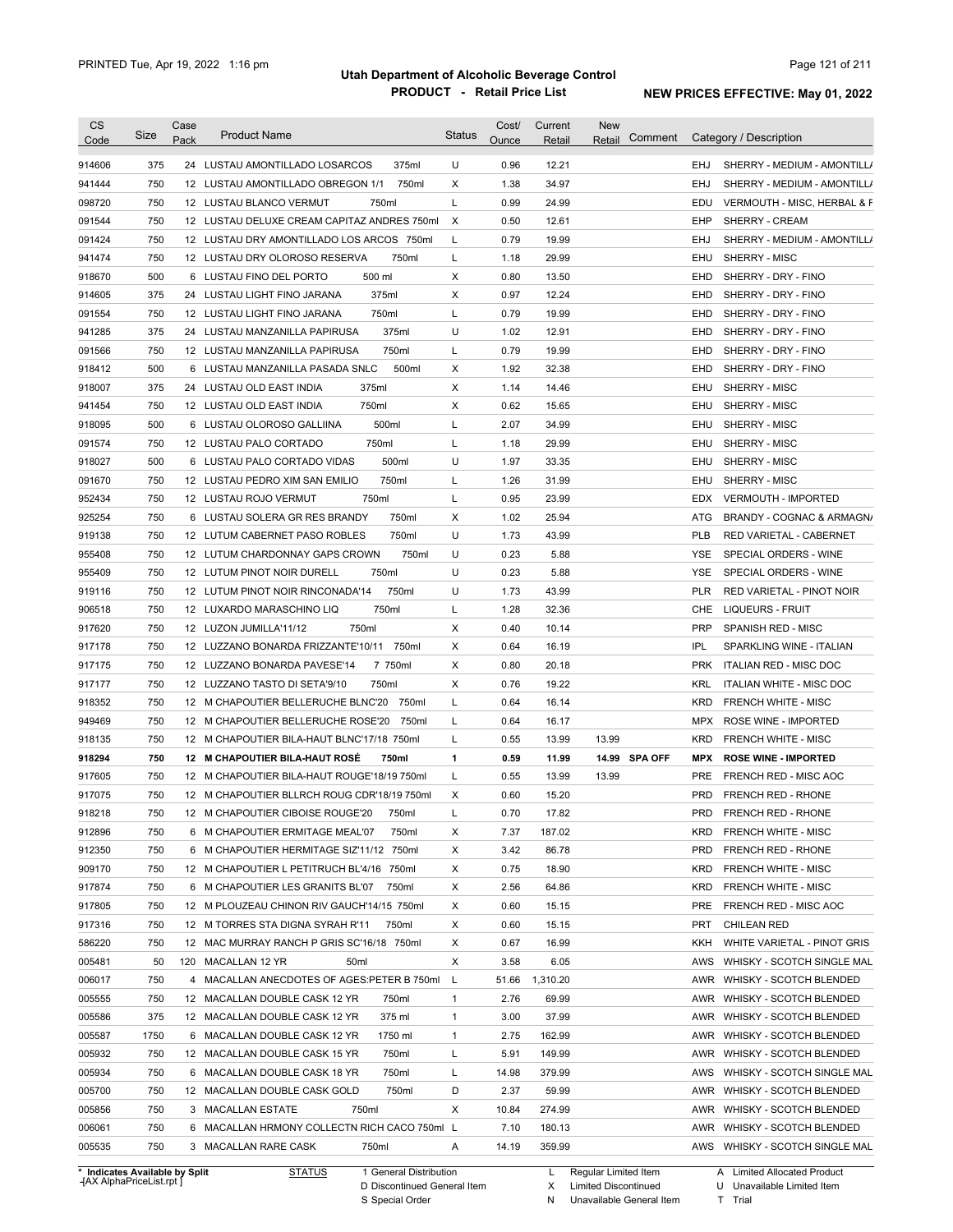# Utah Department of Alcoholic Beverage Control

## PRODUCT - Retail Price List

PRINTED Tue, Apr 19, 2022 1:16 pm

**NEW PRICES EFFECTIVE: May 01, 2022**

| CS Code | Size | Case Pack | Product Name | Status | Cost/ Ounce | Current Retail | New Retail | Comment | Category / Description |
|---|---|---|---|---|---|---|---|---|---|
| 914606 | 375 | 24 | LUSTAU AMONTILLADO LOSARCOS 375ml | U | 0.96 | 12.21 | | | EHJ SHERRY - MEDIUM - AMONTILL/ |
| 941444 | 750 | 12 | LUSTAU AMONTILLADO OBREGON 1/1 750ml | X | 1.38 | 34.97 | | | EHJ SHERRY - MEDIUM - AMONTILL/ |
| 098720 | 750 | 12 | LUSTAU BLANCO VERMUT 750ml | L | 0.99 | 24.99 | | | EDU VERMOUTH - MISC, HERBAL & F |
| 091544 | 750 | 12 | LUSTAU DELUXE CREAM CAPITAZ ANDRES 750ml | X | 0.50 | 12.61 | | | EHP SHERRY - CREAM |
| 091424 | 750 | 12 | LUSTAU DRY AMONTILLADO LOS ARCOS 750ml | L | 0.79 | 19.99 | | | EHJ SHERRY - MEDIUM - AMONTILL/ |
| 941474 | 750 | 12 | LUSTAU DRY OLOROSO RESERVA 750ml | L | 1.18 | 29.99 | | | EHU SHERRY - MISC |
| 918670 | 500 | 6 | LUSTAU FINO DEL PORTO 500 ml | X | 0.80 | 13.50 | | | EHD SHERRY - DRY - FINO |
| 914605 | 375 | 24 | LUSTAU LIGHT FINO JARANA 375ml | X | 0.97 | 12.24 | | | EHD SHERRY - DRY - FINO |
| 091554 | 750 | 12 | LUSTAU LIGHT FINO JARANA 750ml | L | 0.79 | 19.99 | | | EHD SHERRY - DRY - FINO |
| 941285 | 375 | 24 | LUSTAU MANZANILLA PAPIRUSA 375ml | U | 1.02 | 12.91 | | | EHD SHERRY - DRY - FINO |
| 091566 | 750 | 12 | LUSTAU MANZANILLA PAPIRUSA 750ml | L | 0.79 | 19.99 | | | EHD SHERRY - DRY - FINO |
| 918412 | 500 | 6 | LUSTAU MANZANILLA PASADA SNLC 500ml | X | 1.92 | 32.38 | | | EHD SHERRY - DRY - FINO |
| 918007 | 375 | 24 | LUSTAU OLD EAST INDIA 375ml | X | 1.14 | 14.46 | | | EHU SHERRY - MISC |
| 941454 | 750 | 12 | LUSTAU OLD EAST INDIA 750ml | X | 0.62 | 15.65 | | | EHU SHERRY - MISC |
| 918095 | 500 | 6 | LUSTAU OLOROSO GALLIINA 500ml | L | 2.07 | 34.99 | | | EHU SHERRY - MISC |
| 091574 | 750 | 12 | LUSTAU PALO CORTADO 750ml | L | 1.18 | 29.99 | | | EHU SHERRY - MISC |
| 918027 | 500 | 6 | LUSTAU PALO CORTADO VIDAS 500ml | U | 1.97 | 33.35 | | | EHU SHERRY - MISC |
| 091670 | 750 | 12 | LUSTAU PEDRO XIM SAN EMILIO 750ml | L | 1.26 | 31.99 | | | EHU SHERRY - MISC |
| 952434 | 750 | 12 | LUSTAU ROJO VERMUT 750ml | L | 0.95 | 23.99 | | | EDX VERMOUTH - IMPORTED |
| 925254 | 750 | 6 | LUSTAU SOLERA GR RES BRANDY 750ml | X | 1.02 | 25.94 | | | ATG BRANDY - COGNAC & ARMAGN/ |
| 919138 | 750 | 12 | LUTUM CABERNET PASO ROBLES 750ml | U | 1.73 | 43.99 | | | PLB RED VARIETAL - CABERNET |
| 955408 | 750 | 12 | LUTUM CHARDONNAY GAPS CROWN 750ml | U | 0.23 | 5.88 | | | YSE SPECIAL ORDERS - WINE |
| 955409 | 750 | 12 | LUTUM PINOT NOIR DURELL 750ml | U | 0.23 | 5.88 | | | YSE SPECIAL ORDERS - WINE |
| 919116 | 750 | 12 | LUTUM PINOT NOIR RINCONADA'14 750ml | U | 1.73 | 43.99 | | | PLR RED VARIETAL - PINOT NOIR |
| 906518 | 750 | 12 | LUXARDO MARASCHINO LIQ 750ml | L | 1.28 | 32.36 | | | CHE LIQUEURS - FRUIT |
| 917620 | 750 | 12 | LUZON JUMILLA'11/12 750ml | X | 0.40 | 10.14 | | | PRP SPANISH RED - MISC |
| 917178 | 750 | 12 | LUZZANO BONARDA FRIZZANTE'10/11 750ml | X | 0.64 | 16.19 | | | IPL SPARKLING WINE - ITALIAN |
| 917175 | 750 | 12 | LUZZANO BONARDA PAVESE'14 7 750ml | X | 0.80 | 20.18 | | | PRK ITALIAN RED - MISC DOC |
| 917177 | 750 | 12 | LUZZANO TASTO DI SETA'9/10 750ml | X | 0.76 | 19.22 | | | KRL ITALIAN WHITE - MISC DOC |
| 918352 | 750 | 12 | M CHAPOUTIER BELLERUCHE BLNC'20 750ml | L | 0.64 | 16.14 | | | KRD FRENCH WHITE - MISC |
| 949469 | 750 | 12 | M CHAPOUTIER BELLERUCHE ROSE'20 750ml | L | 0.64 | 16.17 | | | MPX ROSE WINE - IMPORTED |
| 918135 | 750 | 12 | M CHAPOUTIER BILA-HAUT BLNC'17/18 750ml | L | 0.55 | 13.99 | 13.99 | | KRD FRENCH WHITE - MISC |
| **918294** | **750** | **12** | **M CHAPOUTIER BILA-HAUT ROSÉ 750ml** | **1** | **0.59** | **11.99** | **14.99** | **SPA OFF** | **MPX ROSE WINE - IMPORTED** |
| 917605 | 750 | 12 | M CHAPOUTIER BILA-HAUT ROUGE'18/19 750ml | L | 0.55 | 13.99 | 13.99 | | PRE FRENCH RED - MISC AOC |
| 917075 | 750 | 12 | M CHAPOUTIER BLLRCH ROUG CDR'18/19 750ml | X | 0.60 | 15.20 | | | PRD FRENCH RED - RHONE |
| 918218 | 750 | 12 | M CHAPOUTIER CIBOISE ROUGE'20 750ml | L | 0.70 | 17.82 | | | PRD FRENCH RED - RHONE |
| 912896 | 750 | 6 | M CHAPOUTIER ERMITAGE MEAL'07 750ml | X | 7.37 | 187.02 | | | KRD FRENCH WHITE - MISC |
| 912350 | 750 | 6 | M CHAPOUTIER HERMITAGE SIZ'11/12 750ml | X | 3.42 | 86.78 | | | PRD FRENCH RED - RHONE |
| 909170 | 750 | 12 | M CHAPOUTIER L PETITRUCH BL'4/16 750ml | X | 0.75 | 18.90 | | | KRD FRENCH WHITE - MISC |
| 917874 | 750 | 6 | M CHAPOUTIER LES GRANITS BL'07 750ml | X | 2.56 | 64.86 | | | KRD FRENCH WHITE - MISC |
| 917805 | 750 | 12 | M PLOUZEAU CHINON RIV GAUCH'14/15 750ml | X | 0.60 | 15.15 | | | PRE FRENCH RED - MISC AOC |
| 917316 | 750 | 12 | M TORRES STA DIGNA SYRAH R'11 750ml | X | 0.60 | 15.15 | | | PRT CHILEAN RED |
| 586220 | 750 | 12 | MAC MURRAY RANCH P GRIS SC'16/18 750ml | X | 0.67 | 16.99 | | | KKH WHITE VARIETAL - PINOT GRIS |
| 005481 | 50 | 120 | MACALLAN 12 YR 50ml | X | 3.58 | 6.05 | | | AWS WHISKY - SCOTCH SINGLE MAL |
| 006017 | 750 | 4 | MACALLAN ANECDOTES OF AGES:PETER B 750ml | L | 51.66 | 1,310.20 | | | AWR WHISKY - SCOTCH BLENDED |
| 005555 | 750 | 12 | MACALLAN DOUBLE CASK 12 YR 750ml | 1 | 2.76 | 69.99 | | | AWR WHISKY - SCOTCH BLENDED |
| 005586 | 375 | 12 | MACALLAN DOUBLE CASK 12 YR 375 ml | 1 | 3.00 | 37.99 | | | AWR WHISKY - SCOTCH BLENDED |
| 005587 | 1750 | 6 | MACALLAN DOUBLE CASK 12 YR 1750 ml | 1 | 2.75 | 162.99 | | | AWR WHISKY - SCOTCH BLENDED |
| 005932 | 750 | 12 | MACALLAN DOUBLE CASK 15 YR 750ml | L | 5.91 | 149.99 | | | AWR WHISKY - SCOTCH BLENDED |
| 005934 | 750 | 6 | MACALLAN DOUBLE CASK 18 YR 750ml | L | 14.98 | 379.99 | | | AWS WHISKY - SCOTCH SINGLE MAL |
| 005700 | 750 | 12 | MACALLAN DOUBLE CASK GOLD 750ml | D | 2.37 | 59.99 | | | AWR WHISKY - SCOTCH BLENDED |
| 005856 | 750 | 3 | MACALLAN ESTATE 750ml | X | 10.84 | 274.99 | | | AWR WHISKY - SCOTCH BLENDED |
| 006061 | 750 | 6 | MACALLAN HRMONY COLLECTN RICH CACO 750ml | L | 7.10 | 180.13 | | | AWR WHISKY - SCOTCH BLENDED |
| 005535 | 750 | 3 | MACALLAN RARE CASK 750ml | A | 14.19 | 359.99 | | | AWS WHISKY - SCOTCH SINGLE MAL |

\* Indicates Available by Split

STATUS: 1 General Distribution; D Discontinued General Item; S Special Order; L Regular Limited Item; X Limited Discontinued; N Unavailable General Item; A Limited Allocated Product; U Unavailable Limited Item; T Trial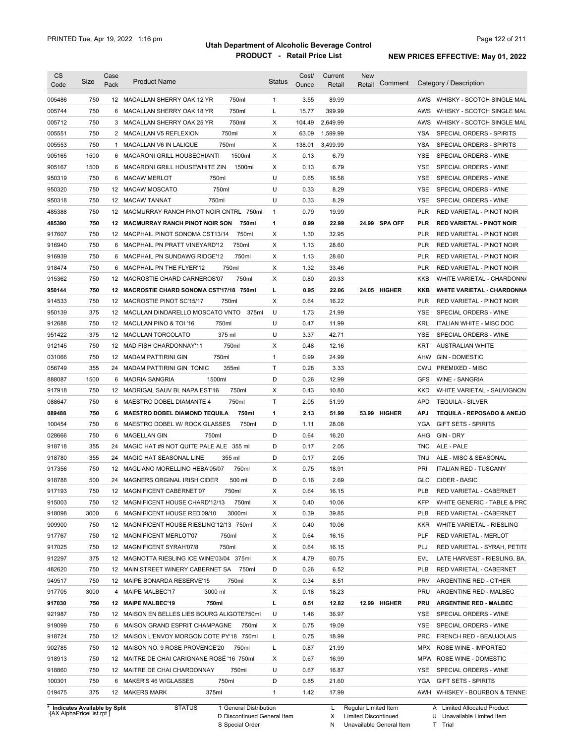| CS Code | Size | Case Pack | Product Name | Status | Cost/ Ounce | Current Retail | New Retail | Comment | Category / Description |
|---|---|---|---|---|---|---|---|---|---|
| 005486 | 750 | 12 | MACALLAN SHERRY OAK 12 YR 750ml | 1 | 3.55 | 89.99 | | | AWS WHISKY - SCOTCH SINGLE MAL |
| 005744 | 750 | 6 | MACALLAN SHERRY OAK 18 YR 750ml | L | 15.77 | 399.99 | | | AWS WHISKY - SCOTCH SINGLE MAL |
| 005712 | 750 | 3 | MACALLAN SHERRY OAK 25 YR 750ml | X | 104.49 | 2,649.99 | | | AWS WHISKY - SCOTCH SINGLE MAL |
| 005551 | 750 | 2 | MACALLAN V5 REFLEXION 750ml | X | 63.09 | 1,599.99 | | | YSA SPECIAL ORDERS - SPIRITS |
| 005553 | 750 | 1 | MACALLAN V6 IN LALIQUE 750ml | X | 138.01 | 3,499.99 | | | YSA SPECIAL ORDERS - SPIRITS |
| 905165 | 1500 | 6 | MACARONI GRILL HOUSECHIANTI 1500ml | X | 0.13 | 6.79 | | | YSE SPECIAL ORDERS - WINE |
| 905167 | 1500 | 6 | MACARONI GRILL HOUSEWHITE ZIN 1500ml | X | 0.13 | 6.79 | | | YSE SPECIAL ORDERS - WINE |
| 950319 | 750 | 6 | MACAW MERLOT 750ml | U | 0.65 | 16.58 | | | YSE SPECIAL ORDERS - WINE |
| 950320 | 750 | 12 | MACAW MOSCATO 750ml | U | 0.33 | 8.29 | | | YSE SPECIAL ORDERS - WINE |
| 950318 | 750 | 12 | MACAW TANNAT 750ml | U | 0.33 | 8.29 | | | YSE SPECIAL ORDERS - WINE |
| 485388 | 750 | 12 | MACMURRAY RANCH PINOT NOIR CNTRL 750ml | 1 | 0.79 | 19.99 | | | PLR RED VARIETAL - PINOT NOIR |
| **485390** | **750** | **12** | **MACMURRAY RANCH PINOT NOIR SON 750ml** | **1** | **0.99** | **22.99** | **24.99** | **SPA OFF** | **PLR RED VARIETAL - PINOT NOIR** |
| 917607 | 750 | 12 | MACPHAIL PINOT SONOMA CST13/14 750ml | X | 1.30 | 32.95 | | | PLR RED VARIETAL - PINOT NOIR |
| 916940 | 750 | 6 | MACPHAIL PN PRATT VINEYARD'12 750ml | X | 1.13 | 28.60 | | | PLR RED VARIETAL - PINOT NOIR |
| 916939 | 750 | 6 | MACPHAIL PN SUNDAWG RIDGE'12 750ml | X | 1.13 | 28.60 | | | PLR RED VARIETAL - PINOT NOIR |
| 918474 | 750 | 6 | MACPHAIL PN THE FLYER'12 750ml | X | 1.32 | 33.46 | | | PLR RED VARIETAL - PINOT NOIR |
| 915362 | 750 | 12 | MACROSTIE CHARD CARNEROS'07 750ml | X | 0.80 | 20.33 | | | KKB WHITE VARIETAL - CHARDONNA |
| **950144** | **750** | **12** | **MACROSTIE CHARD SONOMA CST'17/18 750ml** | **L** | **0.95** | **22.06** | **24.05** | **HIGHER** | **KKB WHITE VARIETAL - CHARDONNA** |
| 914533 | 750 | 12 | MACROSTIE PINOT SC'15/17 750ml | X | 0.64 | 16.22 | | | PLR RED VARIETAL - PINOT NOIR |
| 950139 | 375 | 12 | MACULAN DINDARELLO MOSCATO VNTO 375ml | U | 1.73 | 21.99 | | | YSE SPECIAL ORDERS - WINE |
| 912688 | 750 | 12 | MACULAN PINO & TOI '16 750ml | U | 0.47 | 11.99 | | | KRL ITALIAN WHITE - MISC DOC |
| 951422 | 375 | 12 | MACULAN TORCOLATO 375 ml | U | 3.37 | 42.71 | | | YSE SPECIAL ORDERS - WINE |
| 912145 | 750 | 12 | MAD FISH CHARDONNAY'11 750ml | X | 0.48 | 12.16 | | | KRT AUSTRALIAN WHITE |
| 031066 | 750 | 12 | MADAM PATTIRINI GIN 750ml | 1 | 0.99 | 24.99 | | | AHW GIN - DOMESTIC |
| 056749 | 355 | 24 | MADAM PATTIRINI GIN TONIC 355ml | T | 0.28 | 3.33 | | | CWU PREMIXED - MISC |
| 888087 | 1500 | 6 | MADRIA SANGRIA 1500ml | D | 0.26 | 12.99 | | | GFS WINE - SANGRIA |
| 917918 | 750 | 12 | MADRIGAL SAUV BL NAPA EST'16 750ml | X | 0.43 | 10.80 | | | KKD WHITE VARIETAL - SAUVIGNON |
| 088647 | 750 | 6 | MAESTRO DOBEL DIAMANTE 4 750ml | T | 2.05 | 51.99 | | | APD TEQUILA - SILVER |
| **089488** | **750** | **6** | **MAESTRO DOBEL DIAMOND TEQUILA 750ml** | **1** | **2.13** | **51.99** | **53.99** | **HIGHER** | **APJ TEQUILA - REPOSADO & ANEJO** |
| 100454 | 750 | 6 | MAESTRO DOBEL W/ ROCK GLASSES 750ml | D | 1.11 | 28.08 | | | YGA GIFT SETS - SPIRITS |
| 028666 | 750 | 6 | MAGELLAN GIN 750ml | D | 0.64 | 16.20 | | | AHG GIN - DRY |
| 918718 | 355 | 24 | MAGIC HAT #9 NOT QUITE PALE ALE 355 ml | D | 0.17 | 2.05 | | | TNC ALE - PALE |
| 918780 | 355 | 24 | MAGIC HAT SEASONAL LINE 355 ml | D | 0.17 | 2.05 | | | TNU ALE - MISC & SEASONAL |
| 917356 | 750 | 12 | MAGLIANO MORELLINO HEBA'05/07 750ml | X | 0.75 | 18.91 | | | PRI ITALIAN RED - TUSCANY |
| 918788 | 500 | 24 | MAGNERS ORGINAL IRISH CIDER 500 ml | D | 0.16 | 2.69 | | | GLC CIDER - BASIC |
| 917193 | 750 | 12 | MAGNIFICENT CABERNET'07 750ml | X | 0.64 | 16.15 | | | PLB RED VARIETAL - CABERNET |
| 915003 | 750 | 12 | MAGNIFICENT HOUSE CHARD'12/13 750ml | X | 0.40 | 10.06 | | | KFP WHITE GENERIC - TABLE & PRC |
| 918098 | 3000 | 6 | MAGNIFICENT HOUSE RED'09/10 3000ml | X | 0.39 | 39.85 | | | PLB RED VARIETAL - CABERNET |
| 909900 | 750 | 12 | MAGNIFICENT HOUSE RIESLING'12/13 750ml | X | 0.40 | 10.06 | | | KKR WHITE VARIETAL - RIESLING |
| 917767 | 750 | 12 | MAGNIFICENT MERLOT'07 750ml | X | 0.64 | 16.15 | | | PLF RED VARIETAL - MERLOT |
| 917025 | 750 | 12 | MAGNIFICENT SYRAH'07/8 750ml | X | 0.64 | 16.15 | | | PLJ RED VARIETAL - SYRAH, PETITE |
| 912297 | 375 | 12 | MAGNOTTA RIESLING ICE WINE'03/04 375ml | X | 4.79 | 60.75 | | | EVL LATE HARVEST - RIESLING, BA, |
| 482620 | 750 | 12 | MAIN STREET WINERY CABERNET SA 750ml | D | 0.26 | 6.52 | | | PLB RED VARIETAL - CABERNET |
| 949517 | 750 | 12 | MAIPE BONARDA RESERVE'15 750ml | X | 0.34 | 8.51 | | | PRV ARGENTINE RED - OTHER |
| 917705 | 3000 | 4 | MAIPE MALBEC'17 3000 ml | X | 0.18 | 18.23 | | | PRU ARGENTINE RED - MALBEC |
| **917030** | **750** | **12** | **MAIPE MALBEC'19 750ml** | **L** | **0.51** | **12.82** | **12.99** | **HIGHER** | **PRU ARGENTINE RED - MALBEC** |
| 921987 | 750 | 12 | MAISON EN BELLES LIES BOURG ALIGOTE750ml | U | 1.46 | 36.97 | | | YSE SPECIAL ORDERS - WINE |
| 919099 | 750 | 6 | MAISON GRAND ESPRIT CHAMPAGNE 750ml | X | 0.75 | 19.09 | | | YSE SPECIAL ORDERS - WINE |
| 918724 | 750 | 12 | MAISON L'ENVOY MORGON COTE PY'18 750ml | L | 0.75 | 18.99 | | | PRC FRENCH RED - BEAUJOLAIS |
| 902785 | 750 | 12 | MAISON NO. 9 ROSE PROVENCE'20 750ml | L | 0.87 | 21.99 | | | MPX ROSE WINE - IMPORTED |
| 918913 | 750 | 12 | MAITRE DE CHAI CARIGNANE ROSÉ '16 750ml | X | 0.67 | 16.99 | | | MPW ROSE WINE - DOMESTIC |
| 918860 | 750 | 12 | MAITRE DE CHAI CHARDONNAY 750ml | U | 0.67 | 16.87 | | | YSE SPECIAL ORDERS - WINE |
| 100301 | 750 | 6 | MAKER'S 46 W/GLASSES 750ml | D | 0.85 | 21.60 | | | YGA GIFT SETS - SPIRITS |
| 019475 | 375 | 12 | MAKERS MARK 375ml | 1 | 1.42 | 17.99 | | | AWH WHISKEY - BOURBON & TENNE |

\* Indicates Available by Split

STATUS: 1 General Distribution; D Discontinued General Item; S Special Order; L Regular Limited Item; X Limited Discontinued; N Unavailable General Item; A Limited Allocated Product; U Unavailable Limited Item; T Trial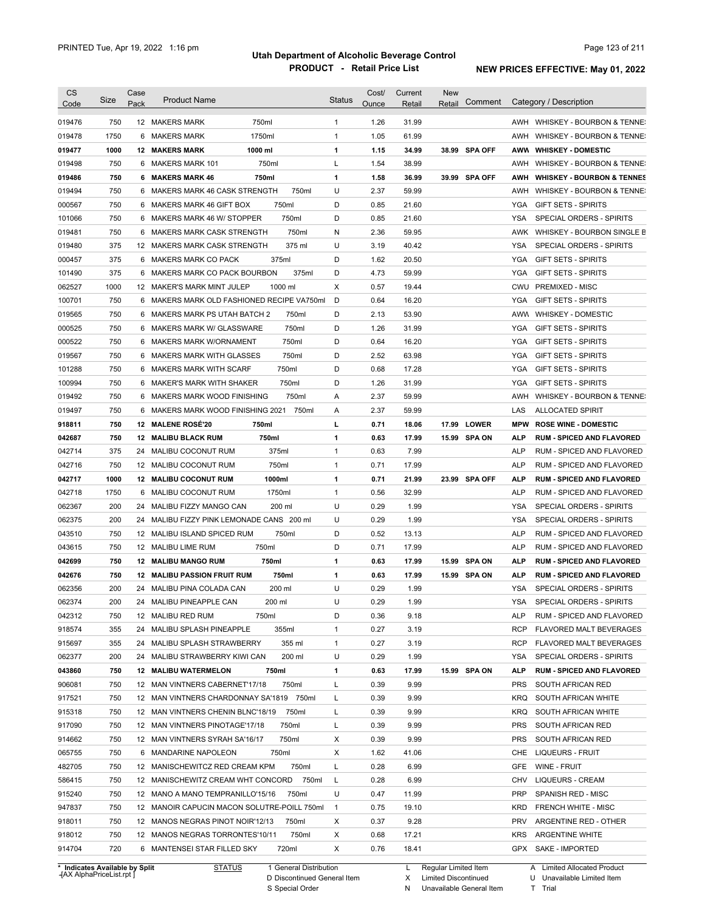# Utah Department of Alcoholic Beverage Control

## PRODUCT - Retail Price List

PRINTED Tue, Apr 19, 2022 1:16 pm

**NEW PRICES EFFECTIVE: May 01, 2022**

| CS Code | Size | Case Pack | Product Name | | Status | Cost/ Ounce | Current Retail | New Retail | Comment | Category / Description |
|---|---|---|---|---|---|---|---|---|---|---|
| 019476 | 750 | 12 | MAKERS MARK | 750ml | 1 | 1.26 | 31.99 | | | AWH WHISKEY - BOURBON & TENNE |
| 019478 | 1750 | 6 | MAKERS MARK | 1750ml | 1 | 1.05 | 61.99 | | | AWH WHISKEY - BOURBON & TENNE |
| **019477** | **1000** | **12** | **MAKERS MARK** | **1000 ml** | **1** | **1.15** | **34.99** | **38.99** | **SPA OFF** | **AWW WHISKEY - DOMESTIC** |
| 019498 | 750 | 6 | MAKERS MARK 101 | 750ml | L | 1.54 | 38.99 | | | AWH WHISKEY - BOURBON & TENNE |
| **019486** | **750** | **6** | **MAKERS MARK 46** | **750ml** | **1** | **1.58** | **36.99** | **39.99** | **SPA OFF** | **AWH WHISKEY - BOURBON & TENNES** |
| 019494 | 750 | 6 | MAKERS MARK 46 CASK STRENGTH | 750ml | U | 2.37 | 59.99 | | | AWH WHISKEY - BOURBON & TENNE |
| 000567 | 750 | 6 | MAKERS MARK 46 GIFT BOX | 750ml | D | 0.85 | 21.60 | | | YGA GIFT SETS - SPIRITS |
| 101066 | 750 | 6 | MAKERS MARK 46 W/ STOPPER | 750ml | D | 0.85 | 21.60 | | | YSA SPECIAL ORDERS - SPIRITS |
| 019481 | 750 | 6 | MAKERS MARK CASK STRENGTH | 750ml | N | 2.36 | 59.95 | | | AWK WHISKEY - BOURBON SINGLE B |
| 019480 | 375 | 12 | MAKERS MARK CASK STRENGTH | 375 ml | U | 3.19 | 40.42 | | | YSA SPECIAL ORDERS - SPIRITS |
| 000457 | 375 | 6 | MAKERS MARK CO PACK | 375ml | D | 1.62 | 20.50 | | | YGA GIFT SETS - SPIRITS |
| 101490 | 375 | 6 | MAKERS MARK CO PACK BOURBON | 375ml | D | 4.73 | 59.99 | | | YGA GIFT SETS - SPIRITS |
| 062527 | 1000 | 12 | MAKER'S MARK MINT JULEP | 1000 ml | X | 0.57 | 19.44 | | | CWU PREMIXED - MISC |
| 100701 | 750 | 6 | MAKERS MARK OLD FASHIONED RECIPE VA | 750ml | D | 0.64 | 16.20 | | | YGA GIFT SETS - SPIRITS |
| 019565 | 750 | 6 | MAKERS MARK PS UTAH BATCH 2 | 750ml | D | 2.13 | 53.90 | | | AWW WHISKEY - DOMESTIC |
| 000525 | 750 | 6 | MAKERS MARK W/ GLASSWARE | 750ml | D | 1.26 | 31.99 | | | YGA GIFT SETS - SPIRITS |
| 000522 | 750 | 6 | MAKERS MARK W/ORNAMENT | 750ml | D | 0.64 | 16.20 | | | YGA GIFT SETS - SPIRITS |
| 019567 | 750 | 6 | MAKERS MARK WITH GLASSES | 750ml | D | 2.52 | 63.98 | | | YGA GIFT SETS - SPIRITS |
| 101288 | 750 | 6 | MAKERS MARK WITH SCARF | 750ml | D | 0.68 | 17.28 | | | YGA GIFT SETS - SPIRITS |
| 100994 | 750 | 6 | MAKER'S MARK WITH SHAKER | 750ml | D | 1.26 | 31.99 | | | YGA GIFT SETS - SPIRITS |
| 019492 | 750 | 6 | MAKERS MARK WOOD FINISHING | 750ml | A | 2.37 | 59.99 | | | AWH WHISKEY - BOURBON & TENNE |
| 019497 | 750 | 6 | MAKERS MARK WOOD FINISHING 2021 | 750ml | A | 2.37 | 59.99 | | | LAS ALLOCATED SPIRIT |
| **918811** | **750** | **12** | **MALENE ROSÉ'20** | **750ml** | **L** | **0.71** | **18.06** | **17.99** | **LOWER** | **MPW ROSE WINE - DOMESTIC** |
| **042687** | **750** | **12** | **MALIBU BLACK RUM** | **750ml** | **1** | **0.63** | **17.99** | **15.99** | **SPA ON** | **ALP RUM - SPICED AND FLAVORED** |
| 042714 | 375 | 24 | MALIBU COCONUT RUM | 375ml | 1 | 0.63 | 7.99 | | | ALP RUM - SPICED AND FLAVORED |
| 042716 | 750 | 12 | MALIBU COCONUT RUM | 750ml | 1 | 0.71 | 17.99 | | | ALP RUM - SPICED AND FLAVORED |
| **042717** | **1000** | **12** | **MALIBU COCONUT RUM** | **1000ml** | **1** | **0.71** | **21.99** | **23.99** | **SPA OFF** | **ALP RUM - SPICED AND FLAVORED** |
| 042718 | 1750 | 6 | MALIBU COCONUT RUM | 1750ml | 1 | 0.56 | 32.99 | | | ALP RUM - SPICED AND FLAVORED |
| 062367 | 200 | 24 | MALIBU FIZZY MANGO CAN | 200 ml | U | 0.29 | 1.99 | | | YSA SPECIAL ORDERS - SPIRITS |
| 062375 | 200 | 24 | MALIBU FIZZY PINK LEMONADE CANS | 200 ml | U | 0.29 | 1.99 | | | YSA SPECIAL ORDERS - SPIRITS |
| 043510 | 750 | 12 | MALIBU ISLAND SPICED RUM | 750ml | D | 0.52 | 13.13 | | | ALP RUM - SPICED AND FLAVORED |
| 043615 | 750 | 12 | MALIBU LIME RUM | 750ml | D | 0.71 | 17.99 | | | ALP RUM - SPICED AND FLAVORED |
| **042699** | **750** | **12** | **MALIBU MANGO RUM** | **750ml** | **1** | **0.63** | **17.99** | **15.99** | **SPA ON** | **ALP RUM - SPICED AND FLAVORED** |
| **042676** | **750** | **12** | **MALIBU PASSION FRUIT RUM** | **750ml** | **1** | **0.63** | **17.99** | **15.99** | **SPA ON** | **ALP RUM - SPICED AND FLAVORED** |
| 062356 | 200 | 24 | MALIBU PINA COLADA CAN | 200 ml | U | 0.29 | 1.99 | | | YSA SPECIAL ORDERS - SPIRITS |
| 062374 | 200 | 24 | MALIBU PINEAPPLE CAN | 200 ml | U | 0.29 | 1.99 | | | YSA SPECIAL ORDERS - SPIRITS |
| 042312 | 750 | 12 | MALIBU RED RUM | 750ml | D | 0.36 | 9.18 | | | ALP RUM - SPICED AND FLAVORED |
| 918574 | 355 | 24 | MALIBU SPLASH PINEAPPLE | 355ml | 1 | 0.27 | 3.19 | | | RCP FLAVORED MALT BEVERAGES |
| 915697 | 355 | 24 | MALIBU SPLASH STRAWBERRY | 355 ml | 1 | 0.27 | 3.19 | | | RCP FLAVORED MALT BEVERAGES |
| 062377 | 200 | 24 | MALIBU STRAWBERRY KIWI CAN | 200 ml | U | 0.29 | 1.99 | | | YSA SPECIAL ORDERS - SPIRITS |
| **043860** | **750** | **12** | **MALIBU WATERMELON** | **750ml** | **1** | **0.63** | **17.99** | **15.99** | **SPA ON** | **ALP RUM - SPICED AND FLAVORED** |
| 906081 | 750 | 12 | MAN VINTNERS CABERNET'17/18 | 750ml | L | 0.39 | 9.99 | | | PRS SOUTH AFRICAN RED |
| 917521 | 750 | 12 | MAN VINTNERS CHARDONNAY SA'1819 | 750ml | L | 0.39 | 9.99 | | | KRQ SOUTH AFRICAN WHITE |
| 915318 | 750 | 12 | MAN VINTNERS CHENIN BLNC'18/19 | 750ml | L | 0.39 | 9.99 | | | KRQ SOUTH AFRICAN WHITE |
| 917090 | 750 | 12 | MAN VINTNERS PINOTAGE'17/18 | 750ml | L | 0.39 | 9.99 | | | PRS SOUTH AFRICAN RED |
| 914662 | 750 | 12 | MAN VINTNERS SYRAH SA'16/17 | 750ml | X | 0.39 | 9.99 | | | PRS SOUTH AFRICAN RED |
| 065755 | 750 | 6 | MANDARINE NAPOLEON | 750ml | X | 1.62 | 41.06 | | | CHE LIQUEURS - FRUIT |
| 482705 | 750 | 12 | MANISCHEWITZ RED CREAM KPM | 750ml | L | 0.28 | 6.99 | | | GFE WINE - FRUIT |
| 586415 | 750 | 12 | MANISCHEWITZ CREAM WHT CONCORD | 750ml | L | 0.28 | 6.99 | | | CHV LIQUEURS - CREAM |
| 915240 | 750 | 12 | MANO A MANO TEMPRANILLO'15/16 | 750ml | U | 0.47 | 11.99 | | | PRP SPANISH RED - MISC |
| 947837 | 750 | 12 | MANOIR CAPUCIN MACON SOLUTRE-POILL | 750ml | 1 | 0.75 | 19.10 | | | KRD FRENCH WHITE - MISC |
| 918011 | 750 | 12 | MANOS NEGRAS PINOT NOIR'12/13 | 750ml | X | 0.37 | 9.28 | | | PRV ARGENTINE RED - OTHER |
| 918012 | 750 | 12 | MANOS NEGRAS TORRONTES'10/11 | 750ml | X | 0.68 | 17.21 | | | KRS ARGENTINE WHITE |
| 914704 | 720 | 6 | MANTENSEI STAR FILLED SKY | 720ml | X | 0.76 | 18.41 | | | GPX SAKE - IMPORTED |

\* Indicates Available by Split

STATUS: 1 General Distribution; D Discontinued General Item; S Special Order; L Regular Limited Item; X Limited Discontinued; N Unavailable General Item; A Limited Allocated Product; U Unavailable Limited Item; T Trial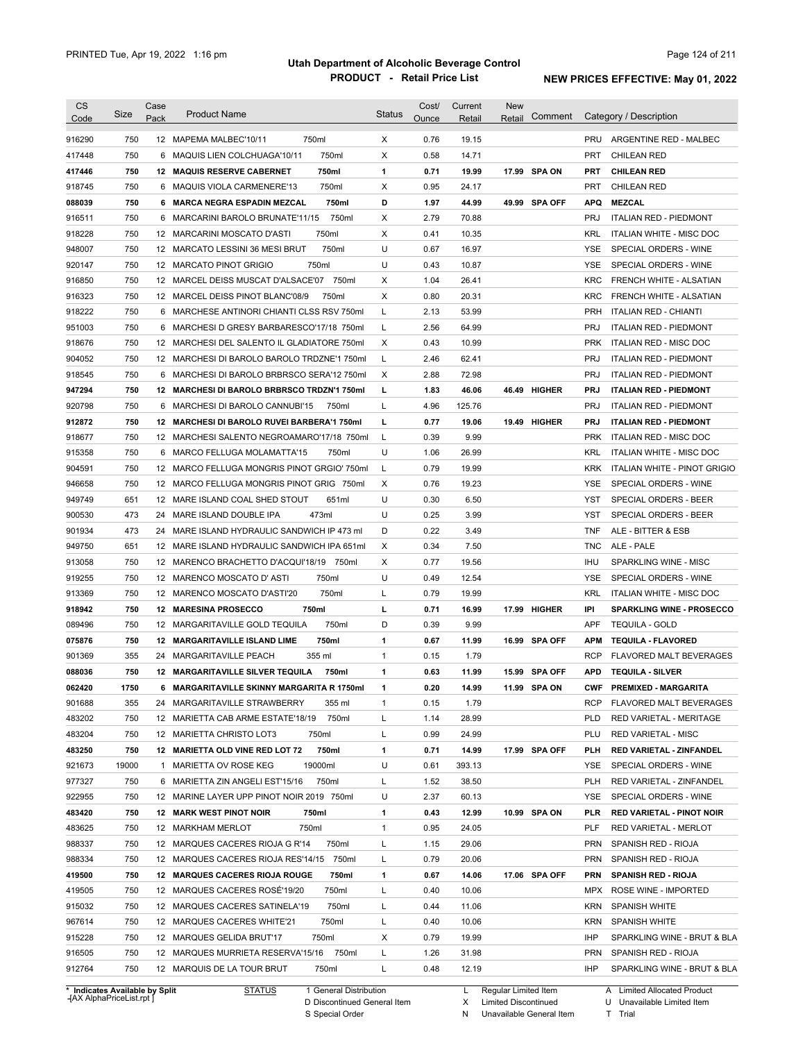# Utah Department of Alcoholic Beverage Control

## PRODUCT - Retail Price List

PRINTED Tue, Apr 19, 2022 1:16 pm

**NEW PRICES EFFECTIVE: May 01, 2022**

| CS Code | Size | Case Pack | Product Name | Status | Cost/ Ounce | Current Retail | New Retail | Comment | Category / Description |
|---|---|---|---|---|---|---|---|---|---|
| 916290 | 750 | 12 | MAPEMA MALBEC'10/11 750ml | X | 0.76 | 19.15 | | | PRU ARGENTINE RED - MALBEC |
| 417448 | 750 | 6 | MAQUIS LIEN COLCHUAGA'10/11 750ml | X | 0.58 | 14.71 | | | PRT CHILEAN RED |
| **417446** | **750** | **12** | **MAQUIS RESERVE CABERNET 750ml** | **1** | **0.71** | **19.99** | **17.99** | **SPA ON** | **PRT CHILEAN RED** |
| 918745 | 750 | 6 | MAQUIS VIOLA CARMENERE'13 750ml | X | 0.95 | 24.17 | | | PRT CHILEAN RED |
| **088039** | **750** | **6** | **MARCA NEGRA ESPADIN MEZCAL 750ml** | **D** | **1.97** | **44.99** | **49.99** | **SPA OFF** | **APQ MEZCAL** |
| 916511 | 750 | 6 | MARCARINI BAROLO BRUNATE'11/15 750ml | X | 2.79 | 70.88 | | | PRJ ITALIAN RED - PIEDMONT |
| 918228 | 750 | 12 | MARCARINI MOSCATO D'ASTI 750ml | X | 0.41 | 10.35 | | | KRL ITALIAN WHITE - MISC DOC |
| 948007 | 750 | 12 | MARCATO LESSINI 36 MESI BRUT 750ml | U | 0.67 | 16.97 | | | YSE SPECIAL ORDERS - WINE |
| 920147 | 750 | 12 | MARCATO PINOT GRIGIO 750ml | U | 0.43 | 10.87 | | | YSE SPECIAL ORDERS - WINE |
| 916850 | 750 | 12 | MARCEL DEISS MUSCAT D'ALSACE'07 750ml | X | 1.04 | 26.41 | | | KRC FRENCH WHITE - ALSATIAN |
| 916323 | 750 | 12 | MARCEL DEISS PINOT BLANC'08/9 750ml | X | 0.80 | 20.31 | | | KRC FRENCH WHITE - ALSATIAN |
| 918222 | 750 | 6 | MARCHESE ANTINORI CHIANTI CLSS RSV 750ml | L | 2.13 | 53.99 | | | PRH ITALIAN RED - CHIANTI |
| 951003 | 750 | 6 | MARCHESI D GRESY BARBARESCO'17/18 750ml | L | 2.56 | 64.99 | | | PRJ ITALIAN RED - PIEDMONT |
| 918676 | 750 | 12 | MARCHESI DEL SALENTO IL GLADIATORE 750ml | X | 0.43 | 10.99 | | | PRK ITALIAN RED - MISC DOC |
| 904052 | 750 | 12 | MARCHESI DI BAROLO BAROLO TRDZNE'1 750ml | L | 2.46 | 62.41 | | | PRJ ITALIAN RED - PIEDMONT |
| 918545 | 750 | 6 | MARCHESI DI BAROLO BRBRSCO SERA'12 750ml | X | 2.88 | 72.98 | | | PRJ ITALIAN RED - PIEDMONT |
| **947294** | **750** | **12** | **MARCHESI DI BAROLO BRBRSCO TRDZN'1 750ml** | **L** | **1.83** | **46.06** | **46.49** | **HIGHER** | **PRJ ITALIAN RED - PIEDMONT** |
| 920798 | 750 | 6 | MARCHESI DI BAROLO CANNUBI'15 750ml | L | 4.96 | 125.76 | | | PRJ ITALIAN RED - PIEDMONT |
| **912872** | **750** | **12** | **MARCHESI DI BAROLO RUVEI BARBERA'1 750ml** | **L** | **0.77** | **19.06** | **19.49** | **HIGHER** | **PRJ ITALIAN RED - PIEDMONT** |
| 918677 | 750 | 12 | MARCHESI SALENTO NEGROAMARO'17/18 750ml | L | 0.39 | 9.99 | | | PRK ITALIAN RED - MISC DOC |
| 915358 | 750 | 6 | MARCO FELLUGA MOLAMATTA'15 750ml | U | 1.06 | 26.99 | | | KRL ITALIAN WHITE - MISC DOC |
| 904591 | 750 | 12 | MARCO FELLUGA MONGRIS PINOT GRGIO' 750ml | L | 0.79 | 19.99 | | | KRK ITALIAN WHITE - PINOT GRIGIO |
| 946658 | 750 | 12 | MARCO FELLUGA MONGRIS PINOT GRIG 750ml | X | 0.76 | 19.23 | | | YSE SPECIAL ORDERS - WINE |
| 949749 | 651 | 12 | MARE ISLAND COAL SHED STOUT 651ml | U | 0.30 | 6.50 | | | YST SPECIAL ORDERS - BEER |
| 900530 | 473 | 24 | MARE ISLAND DOUBLE IPA 473ml | U | 0.25 | 3.99 | | | YST SPECIAL ORDERS - BEER |
| 901934 | 473 | 24 | MARE ISLAND HYDRAULIC SANDWICH IP 473 ml | D | 0.22 | 3.49 | | | TNF ALE - BITTER & ESB |
| 949750 | 651 | 12 | MARE ISLAND HYDRAULIC SANDWICH IPA 651ml | X | 0.34 | 7.50 | | | TNC ALE - PALE |
| 913058 | 750 | 12 | MARENCO BRACHETTO D'ACQUI'18/19 750ml | X | 0.77 | 19.56 | | | IHU SPARKLING WINE - MISC |
| 919255 | 750 | 12 | MARENCO MOSCATO D' ASTI 750ml | U | 0.49 | 12.54 | | | YSE SPECIAL ORDERS - WINE |
| 913369 | 750 | 12 | MARENCO MOSCATO D'ASTI'20 750ml | L | 0.79 | 19.99 | | | KRL ITALIAN WHITE - MISC DOC |
| **918942** | **750** | **12** | **MARESINA PROSECCO 750ml** | **L** | **0.71** | **16.99** | **17.99** | **HIGHER** | **IPI SPARKLING WINE - PROSECCO** |
| 089496 | 750 | 12 | MARGARITAVILLE GOLD TEQUILA 750ml | D | 0.39 | 9.99 | | | APF TEQUILA - GOLD |
| **075876** | **750** | **12** | **MARGARITAVILLE ISLAND LIME 750ml** | **1** | **0.67** | **11.99** | **16.99** | **SPA OFF** | **APM TEQUILA - FLAVORED** |
| 901369 | 355 | 24 | MARGARITAVILLE PEACH 355 ml | 1 | 0.15 | 1.79 | | | RCP FLAVORED MALT BEVERAGES |
| **088036** | **750** | **12** | **MARGARITAVILLE SILVER TEQUILA 750ml** | **1** | **0.63** | **11.99** | **15.99** | **SPA OFF** | **APD TEQUILA - SILVER** |
| **062420** | **1750** | **6** | **MARGARITAVILLE SKINNY MARGARITA R 1750ml** | **1** | **0.20** | **14.99** | **11.99** | **SPA ON** | **CWF PREMIXED - MARGARITA** |
| 901688 | 355 | 24 | MARGARITAVILLE STRAWBERRY 355 ml | 1 | 0.15 | 1.79 | | | RCP FLAVORED MALT BEVERAGES |
| 483202 | 750 | 12 | MARIETTA CAB ARME ESTATE'18/19 750ml | L | 1.14 | 28.99 | | | PLD RED VARIETAL - MERITAGE |
| 483204 | 750 | 12 | MARIETTA CHRISTO LOT3 750ml | L | 0.99 | 24.99 | | | PLU RED VARIETAL - MISC |
| **483250** | **750** | **12** | **MARIETTA OLD VINE RED LOT 72 750ml** | **1** | **0.71** | **14.99** | **17.99** | **SPA OFF** | **PLH RED VARIETAL - ZINFANDEL** |
| 921673 | 19000 | 1 | MARIETTA OV ROSE KEG 19000ml | U | 0.61 | 393.13 | | | YSE SPECIAL ORDERS - WINE |
| 977327 | 750 | 6 | MARIETTA ZIN ANGELI EST'15/16 750ml | L | 1.52 | 38.50 | | | PLH RED VARIETAL - ZINFANDEL |
| 922955 | 750 | 12 | MARINE LAYER UPP PINOT NOIR 2019 750ml | U | 2.37 | 60.13 | | | YSE SPECIAL ORDERS - WINE |
| **483420** | **750** | **12** | **MARK WEST PINOT NOIR 750ml** | **1** | **0.43** | **12.99** | **10.99** | **SPA ON** | **PLR RED VARIETAL - PINOT NOIR** |
| 483625 | 750 | 12 | MARKHAM MERLOT 750ml | 1 | 0.95 | 24.05 | | | PLF RED VARIETAL - MERLOT |
| 988337 | 750 | 12 | MARQUES CACERES RIOJA G R'14 750ml | L | 1.15 | 29.06 | | | PRN SPANISH RED - RIOJA |
| 988334 | 750 | 12 | MARQUES CACERES RIOJA RES'14/15 750ml | L | 0.79 | 20.06 | | | PRN SPANISH RED - RIOJA |
| **419500** | **750** | **12** | **MARQUES CACERES RIOJA ROUGE 750ml** | **1** | **0.67** | **14.06** | **17.06** | **SPA OFF** | **PRN SPANISH RED - RIOJA** |
| 419505 | 750 | 12 | MARQUES CACERES ROSÉ'19/20 750ml | L | 0.40 | 10.06 | | | MPX ROSE WINE - IMPORTED |
| 915032 | 750 | 12 | MARQUES CACERES SATINELA'19 750ml | L | 0.44 | 11.06 | | | KRN SPANISH WHITE |
| 967614 | 750 | 12 | MARQUES CACERES WHITE'21 750ml | L | 0.40 | 10.06 | | | KRN SPANISH WHITE |
| 915228 | 750 | 12 | MARQUES GELIDA BRUT'17 750ml | X | 0.79 | 19.99 | | | IHP SPARKLING WINE - BRUT & BLA |
| 916505 | 750 | 12 | MARQUES MURRIETA RESERVA'15/16 750ml | L | 1.26 | 31.98 | | | PRN SPANISH RED - RIOJA |
| 912764 | 750 | 12 | MARQUIS DE LA TOUR BRUT 750ml | L | 0.48 | 12.19 | | | IHP SPARKLING WINE - BRUT & BLA |

\* Indicates Available by Split

STATUS: 1 General Distribution; D Discontinued General Item; S Special Order; L Regular Limited Item; X Limited Discontinued; N Unavailable General Item; A Limited Allocated Product; U Unavailable Limited Item; T Trial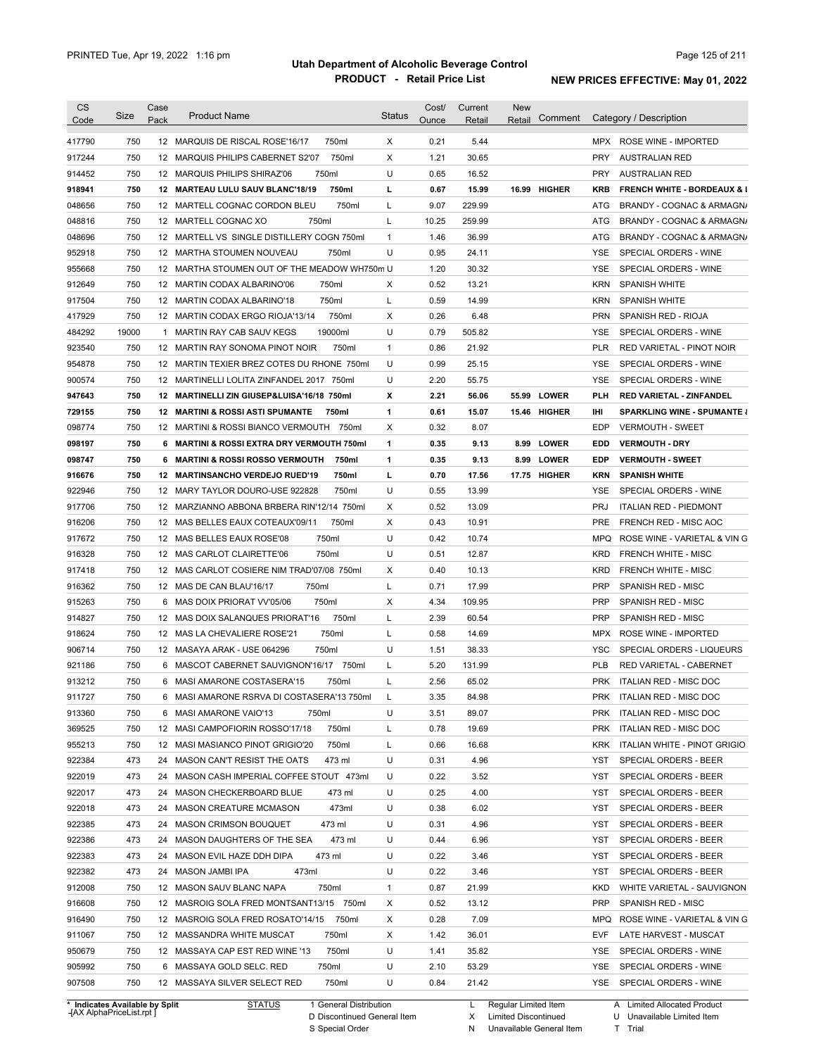# Utah Department of Alcoholic Beverage Control

## PRODUCT - Retail Price List

PRINTED Tue, Apr 19, 2022 1:16 pm

**NEW PRICES EFFECTIVE: May 01, 2022**

| CS Code | Size | Case Pack | Product Name | Status | Cost/ Ounce | Current Retail | New Retail | Comment | Category / Description |
|---|---|---|---|---|---|---|---|---|---|
| 417790 | 750 | 12 | MARQUIS DE RISCAL ROSE'16/17 750ml | X | 0.21 | 5.44 | | | MPX ROSE WINE - IMPORTED |
| 917244 | 750 | 12 | MARQUIS PHILIPS CABERNET S2'07 750ml | X | 1.21 | 30.65 | | | PRY AUSTRALIAN RED |
| 914452 | 750 | 12 | MARQUIS PHILIPS SHIRAZ'06 750ml | U | 0.65 | 16.52 | | | PRY AUSTRALIAN RED |
| **918941** | **750** | **12** | **MARTEAU LULU SAUV BLANC'18/19 750ml** | **L** | **0.67** | **15.99** | **16.99** | **HIGHER** | **KRB FRENCH WHITE - BORDEAUX & I** |
| 048656 | 750 | 12 | MARTELL COGNAC CORDON BLEU 750ml | L | 9.07 | 229.99 | | | ATG BRANDY - COGNAC & ARMAGN/ |
| 048816 | 750 | 12 | MARTELL COGNAC XO 750ml | L | 10.25 | 259.99 | | | ATG BRANDY - COGNAC & ARMAGN/ |
| 048696 | 750 | 12 | MARTELL VS SINGLE DISTILLERY COGN 750ml | 1 | 1.46 | 36.99 | | | ATG BRANDY - COGNAC & ARMAGN/ |
| 952918 | 750 | 12 | MARTHA STOUMEN NOUVEAU 750ml | U | 0.95 | 24.11 | | | YSE SPECIAL ORDERS - WINE |
| 955668 | 750 | 12 | MARTHA STOUMEN OUT OF THE MEADOW WH750m | U | 1.20 | 30.32 | | | YSE SPECIAL ORDERS - WINE |
| 912649 | 750 | 12 | MARTIN CODAX ALBARINO'06 750ml | X | 0.52 | 13.21 | | | KRN SPANISH WHITE |
| 917504 | 750 | 12 | MARTIN CODAX ALBARINO'18 750ml | L | 0.59 | 14.99 | | | KRN SPANISH WHITE |
| 417929 | 750 | 12 | MARTIN CODAX ERGO RIOJA'13/14 750ml | X | 0.26 | 6.48 | | | PRN SPANISH RED - RIOJA |
| 484292 | 19000 | 1 | MARTIN RAY CAB SAUV KEGS 19000ml | U | 0.79 | 505.82 | | | YSE SPECIAL ORDERS - WINE |
| 923540 | 750 | 12 | MARTIN RAY SONOMA PINOT NOIR 750ml | 1 | 0.86 | 21.92 | | | PLR RED VARIETAL - PINOT NOIR |
| 954878 | 750 | 12 | MARTIN TEXIER BREZ COTES DU RHONE 750ml | U | 0.99 | 25.15 | | | YSE SPECIAL ORDERS - WINE |
| 900574 | 750 | 12 | MARTINELLI LOLITA ZINFANDEL 2017 750ml | U | 2.20 | 55.75 | | | YSE SPECIAL ORDERS - WINE |
| **947643** | **750** | **12** | **MARTINELLI ZIN GIUSEP&LUISA'16/18 750ml** | **X** | **2.21** | **56.06** | **55.99** | **LOWER** | **PLH RED VARIETAL - ZINFANDEL** |
| **729155** | **750** | **12** | **MARTINI & ROSSI ASTI SPUMANTE 750ml** | **1** | **0.61** | **15.07** | **15.46** | **HIGHER** | **IHI SPARKLING WINE - SPUMANTE &** |
| 098774 | 750 | 12 | MARTINI & ROSSI BIANCO VERMOUTH 750ml | X | 0.32 | 8.07 | | | EDP VERMOUTH - SWEET |
| **098197** | **750** | **6** | **MARTINI & ROSSI EXTRA DRY VERMOUTH 750ml** | **1** | **0.35** | **9.13** | **8.99** | **LOWER** | **EDD VERMOUTH - DRY** |
| **098747** | **750** | **6** | **MARTINI & ROSSI ROSSO VERMOUTH 750ml** | **1** | **0.35** | **9.13** | **8.99** | **LOWER** | **EDP VERMOUTH - SWEET** |
| **916676** | **750** | **12** | **MARTINSANCHO VERDEJO RUED'19 750ml** | **L** | **0.70** | **17.56** | **17.75** | **HIGHER** | **KRN SPANISH WHITE** |
| 922946 | 750 | 12 | MARY TAYLOR DOURO-USE 922828 750ml | U | 0.55 | 13.99 | | | YSE SPECIAL ORDERS - WINE |
| 917706 | 750 | 12 | MARZIANNO ABBONA BRBERA RIN'12/14 750ml | X | 0.52 | 13.09 | | | PRJ ITALIAN RED - PIEDMONT |
| 916206 | 750 | 12 | MAS BELLES EAUX COTEAUX'09/11 750ml | X | 0.43 | 10.91 | | | PRE FRENCH RED - MISC AOC |
| 917672 | 750 | 12 | MAS BELLES EAUX ROSE'08 750ml | U | 0.42 | 10.74 | | | MPQ ROSE WINE - VARIETAL & VIN G |
| 916328 | 750 | 12 | MAS CARLOT CLAIRETTE'06 750ml | U | 0.51 | 12.87 | | | KRD FRENCH WHITE - MISC |
| 917418 | 750 | 12 | MAS CARLOT COSIERE NIM TRAD'07/08 750ml | X | 0.40 | 10.13 | | | KRD FRENCH WHITE - MISC |
| 916362 | 750 | 12 | MAS DE CAN BLAU'16/17 750ml | L | 0.71 | 17.99 | | | PRP SPANISH RED - MISC |
| 915263 | 750 | 6 | MAS DOIX PRIORAT VV'05/06 750ml | X | 4.34 | 109.95 | | | PRP SPANISH RED - MISC |
| 914827 | 750 | 12 | MAS DOIX SALANQUES PRIORAT'16 750ml | L | 2.39 | 60.54 | | | PRP SPANISH RED - MISC |
| 918624 | 750 | 12 | MAS LA CHEVALIERE ROSE'21 750ml | L | 0.58 | 14.69 | | | MPX ROSE WINE - IMPORTED |
| 906714 | 750 | 12 | MASAYA ARAK - USE 064296 750ml | U | 1.51 | 38.33 | | | YSC SPECIAL ORDERS - LIQUEURS |
| 921186 | 750 | 6 | MASCOT CABERNET SAUVIGNON'16/17 750ml | L | 5.20 | 131.99 | | | PLB RED VARIETAL - CABERNET |
| 913212 | 750 | 6 | MASI AMARONE COSTASERA'15 750ml | L | 2.56 | 65.02 | | | PRK ITALIAN RED - MISC DOC |
| 911727 | 750 | 6 | MASI AMARONE RSRVA DI COSTASERA'13 750ml | L | 3.35 | 84.98 | | | PRK ITALIAN RED - MISC DOC |
| 913360 | 750 | 6 | MASI AMARONE VAIO'13 750ml | U | 3.51 | 89.07 | | | PRK ITALIAN RED - MISC DOC |
| 369525 | 750 | 12 | MASI CAMPOFIORIN ROSSO'17/18 750ml | L | 0.78 | 19.69 | | | PRK ITALIAN RED - MISC DOC |
| 955213 | 750 | 12 | MASI MASIANCO PINOT GRIGIO'20 750ml | L | 0.66 | 16.68 | | | KRK ITALIAN WHITE - PINOT GRIGIO |
| 922384 | 473 | 24 | MASON CAN'T RESIST THE OATS 473 ml | U | 0.31 | 4.96 | | | YST SPECIAL ORDERS - BEER |
| 922019 | 473 | 24 | MASON CASH IMPERIAL COFFEE STOUT 473ml | U | 0.22 | 3.52 | | | YST SPECIAL ORDERS - BEER |
| 922017 | 473 | 24 | MASON CHECKERBOARD BLUE 473 ml | U | 0.25 | 4.00 | | | YST SPECIAL ORDERS - BEER |
| 922018 | 473 | 24 | MASON CREATURE MCMASON 473ml | U | 0.38 | 6.02 | | | YST SPECIAL ORDERS - BEER |
| 922385 | 473 | 24 | MASON CRIMSON BOUQUET 473 ml | U | 0.31 | 4.96 | | | YST SPECIAL ORDERS - BEER |
| 922386 | 473 | 24 | MASON DAUGHTERS OF THE SEA 473 ml | U | 0.44 | 6.96 | | | YST SPECIAL ORDERS - BEER |
| 922383 | 473 | 24 | MASON EVIL HAZE DDH DIPA 473 ml | U | 0.22 | 3.46 | | | YST SPECIAL ORDERS - BEER |
| 922382 | 473 | 24 | MASON JAMBI IPA 473ml | U | 0.22 | 3.46 | | | YST SPECIAL ORDERS - BEER |
| 912008 | 750 | 12 | MASON SAUV BLANC NAPA 750ml | 1 | 0.87 | 21.99 | | | KKD WHITE VARIETAL - SAUVIGNON |
| 916608 | 750 | 12 | MASROIG SOLA FRED MONTSANT13/15 750ml | X | 0.52 | 13.12 | | | PRP SPANISH RED - MISC |
| 916490 | 750 | 12 | MASROIG SOLA FRED ROSATO'14/15 750ml | X | 0.28 | 7.09 | | | MPQ ROSE WINE - VARIETAL & VIN G |
| 911067 | 750 | 12 | MASSANDRA WHITE MUSCAT 750ml | X | 1.42 | 36.01 | | | EVF LATE HARVEST - MUSCAT |
| 950679 | 750 | 12 | MASSAYA CAP EST RED WINE '13 750ml | U | 1.41 | 35.82 | | | YSE SPECIAL ORDERS - WINE |
| 905992 | 750 | 6 | MASSAYA GOLD SELC. RED 750ml | U | 2.10 | 53.29 | | | YSE SPECIAL ORDERS - WINE |
| 907508 | 750 | 12 | MASSAYA SILVER SELECT RED 750ml | U | 0.84 | 21.42 | | | YSE SPECIAL ORDERS - WINE |

\* Indicates Available by Split

STATUS: 1 General Distribution; D Discontinued General Item; S Special Order; L Regular Limited Item; X Limited Discontinued; N Unavailable General Item; A Limited Allocated Product; U Unavailable Limited Item; T Trial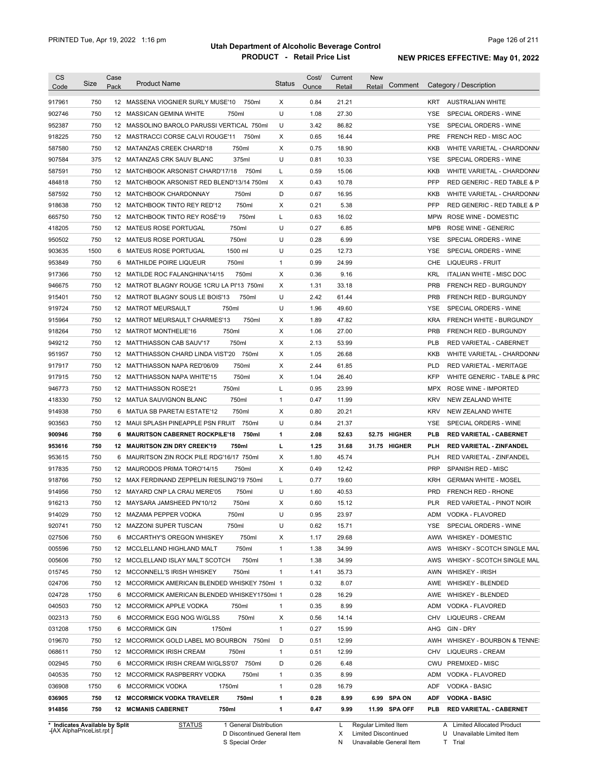# Utah Department of Alcoholic Beverage Control

## PRODUCT - Retail Price List

PRINTED Tue, Apr 19, 2022 1:16 pm

**NEW PRICES EFFECTIVE: May 01, 2022**

| CS Code | Size | Case Pack | Product Name | Status | Cost/ Ounce | Current Retail | New Retail | Comment | Category / Description |
|---|---|---|---|---|---|---|---|---|---|
| 917961 | 750 | 12 | MASSENA VIOGNIER SURLY MUSE'10 750ml | X | 0.84 | 21.21 | | | KRT AUSTRALIAN WHITE |
| 902746 | 750 | 12 | MASSICAN GEMINA WHITE 750ml | U | 1.08 | 27.30 | | | YSE SPECIAL ORDERS - WINE |
| 952387 | 750 | 12 | MASSOLINO BAROLO PARUSSI VERTICAL 750ml | U | 3.42 | 86.82 | | | YSE SPECIAL ORDERS - WINE |
| 918225 | 750 | 12 | MASTRACCI CORSE CALVI ROUGE'11 750ml | X | 0.65 | 16.44 | | | PRE FRENCH RED - MISC AOC |
| 587580 | 750 | 12 | MATANZAS CREEK CHARD'18 750ml | X | 0.75 | 18.90 | | | KKB WHITE VARIETAL - CHARDONNA |
| 907584 | 375 | 12 | MATANZAS CRK SAUV BLANC 375ml | U | 0.81 | 10.33 | | | YSE SPECIAL ORDERS - WINE |
| 587591 | 750 | 12 | MATCHBOOK ARSONIST CHARD'17/18 750ml | L | 0.59 | 15.06 | | | KKB WHITE VARIETAL - CHARDONNA |
| 484818 | 750 | 12 | MATCHBOOK ARSONIST RED BLEND'13/14 750ml | X | 0.43 | 10.78 | | | PFP RED GENERIC - RED TABLE & P |
| 587592 | 750 | 12 | MATCHBOOK CHARDONNAY 750ml | D | 0.67 | 16.95 | | | KKB WHITE VARIETAL - CHARDONNA |
| 918638 | 750 | 12 | MATCHBOOK TINTO REY RED'12 750ml | X | 0.21 | 5.38 | | | PFP RED GENERIC - RED TABLE & P |
| 665750 | 750 | 12 | MATCHBOOK TINTO REY ROSÉ'19 750ml | L | 0.63 | 16.02 | | | MPW ROSE WINE - DOMESTIC |
| 418205 | 750 | 12 | MATEUS ROSE PORTUGAL 750ml | U | 0.27 | 6.85 | | | MPB ROSE WINE - GENERIC |
| 950502 | 750 | 12 | MATEUS ROSE PORTUGAL 750ml | U | 0.28 | 6.99 | | | YSE SPECIAL ORDERS - WINE |
| 903635 | 1500 | 6 | MATEUS ROSE PORTUGAL 1500 ml | U | 0.25 | 12.73 | | | YSE SPECIAL ORDERS - WINE |
| 953849 | 750 | 6 | MATHILDE POIRE LIQUEUR 750ml | 1 | 0.99 | 24.99 | | | CHE LIQUEURS - FRUIT |
| 917366 | 750 | 12 | MATILDE ROC FALANGHINA'14/15 750ml | X | 0.36 | 9.16 | | | KRL ITALIAN WHITE - MISC DOC |
| 946675 | 750 | 12 | MATROT BLAGNY ROUGE 1CRU LA PI'13 750ml | X | 1.31 | 33.18 | | | PRB FRENCH RED - BURGUNDY |
| 915401 | 750 | 12 | MATROT BLAGNY SOUS LE BOIS'13 750ml | U | 2.42 | 61.44 | | | PRB FRENCH RED - BURGUNDY |
| 919724 | 750 | 12 | MATROT MEURSAULT 750ml | U | 1.96 | 49.60 | | | YSE SPECIAL ORDERS - WINE |
| 915964 | 750 | 12 | MATROT MEURSAULT CHARMES'13 750ml | X | 1.89 | 47.82 | | | KRA FRENCH WHITE - BURGUNDY |
| 918264 | 750 | 12 | MATROT MONTHELIE'16 750ml | X | 1.06 | 27.00 | | | PRB FRENCH RED - BURGUNDY |
| 949212 | 750 | 12 | MATTHIASSON CAB SAUV'17 750ml | X | 2.13 | 53.99 | | | PLB RED VARIETAL - CABERNET |
| 951957 | 750 | 12 | MATTHIASSON CHARD LINDA VIST'20 750ml | X | 1.05 | 26.68 | | | KKB WHITE VARIETAL - CHARDONNA |
| 917917 | 750 | 12 | MATTHIASSON NAPA RED'06/09 750ml | X | 2.44 | 61.85 | | | PLD RED VARIETAL - MERITAGE |
| 917915 | 750 | 12 | MATTHIASSON NAPA WHITE'15 750ml | X | 1.04 | 26.40 | | | KFP WHITE GENERIC - TABLE & PRC |
| 946773 | 750 | 12 | MATTHIASSON ROSE'21 750ml | L | 0.95 | 23.99 | | | MPX ROSE WINE - IMPORTED |
| 418330 | 750 | 12 | MATUA SAUVIGNON BLANC 750ml | 1 | 0.47 | 11.99 | | | KRV NEW ZEALAND WHITE |
| 914938 | 750 | 6 | MATUA SB PARETAI ESTATE'12 750ml | X | 0.80 | 20.21 | | | KRV NEW ZEALAND WHITE |
| 903563 | 750 | 12 | MAUI SPLASH PINEAPPLE PSN FRUIT 750ml | U | 0.84 | 21.37 | | | YSE SPECIAL ORDERS - WINE |
| **900946** | **750** | **6** | **MAURITSON CABERNET ROCKPILE'18 750ml** | **1** | **2.08** | **52.63** | **52.75** | **HIGHER** | **PLB RED VARIETAL - CABERNET** |
| **953616** | **750** | **12** | **MAURITSON ZIN DRY CREEK'19 750ml** | **L** | **1.25** | **31.68** | **31.75** | **HIGHER** | **PLH RED VARIETAL - ZINFANDEL** |
| 953615 | 750 | 6 | MAURITSON ZIN ROCK PILE RDG'16/17 750ml | X | 1.80 | 45.74 | | | PLH RED VARIETAL - ZINFANDEL |
| 917835 | 750 | 12 | MAURODOS PRIMA TORO'14/15 750ml | X | 0.49 | 12.42 | | | PRP SPANISH RED - MISC |
| 918766 | 750 | 12 | MAX FERDINAND ZEPPELIN RIESLING'19 750ml | L | 0.77 | 19.60 | | | KRH GERMAN WHITE - MOSEL |
| 914956 | 750 | 12 | MAYARD CNP LA CRAU MERE'05 750ml | U | 1.60 | 40.53 | | | PRD FRENCH RED - RHONE |
| 916213 | 750 | 12 | MAYSARA JAMSHEED PN'10/12 750ml | X | 0.60 | 15.12 | | | PLR RED VARIETAL - PINOT NOIR |
| 914029 | 750 | 12 | MAZAMA PEPPER VODKA 750ml | U | 0.95 | 23.97 | | | ADM VODKA - FLAVORED |
| 920741 | 750 | 12 | MAZZONI SUPER TUSCAN 750ml | U | 0.62 | 15.71 | | | YSE SPECIAL ORDERS - WINE |
| 027506 | 750 | 6 | MCCARTHY'S OREGON WHISKEY 750ml | X | 1.17 | 29.68 | | | AWW WHISKEY - DOMESTIC |
| 005596 | 750 | 12 | MCCLELLAND HIGHLAND MALT 750ml | 1 | 1.38 | 34.99 | | | AWS WHISKY - SCOTCH SINGLE MAL |
| 005606 | 750 | 12 | MCCLELLAND ISLAY MALT SCOTCH 750ml | 1 | 1.38 | 34.99 | | | AWS WHISKY - SCOTCH SINGLE MAL |
| 015745 | 750 | 12 | MCCONNELL'S IRISH WHISKEY 750ml | 1 | 1.41 | 35.73 | | | AWN WHISKEY - IRISH |
| 024706 | 750 | 12 | MCCORMICK AMERICAN BLENDED WHISKEY 750ml | 1 | 0.32 | 8.07 | | | AWE WHISKEY - BLENDED |
| 024728 | 1750 | 6 | MCCORMICK AMERICAN BLENDED WHISKEY1750ml | 1 | 0.28 | 16.29 | | | AWE WHISKEY - BLENDED |
| 040503 | 750 | 12 | MCCORMICK APPLE VODKA 750ml | 1 | 0.35 | 8.99 | | | ADM VODKA - FLAVORED |
| 002313 | 750 | 6 | MCCORMICK EGG NOG W/GLSS 750ml | X | 0.56 | 14.14 | | | CHV LIQUEURS - CREAM |
| 031208 | 1750 | 6 | MCCORMICK GIN 1750ml | 1 | 0.27 | 15.99 | | | AHG GIN - DRY |
| 019670 | 750 | 12 | MCCORMICK GOLD LABEL MO BOURBON 750ml | D | 0.51 | 12.99 | | | AWH WHISKEY - BOURBON & TENNE |
| 068611 | 750 | 12 | MCCORMICK IRISH CREAM 750ml | 1 | 0.51 | 12.99 | | | CHV LIQUEURS - CREAM |
| 002945 | 750 | 6 | MCCORMICK IRISH CREAM W/GLSS'07 750ml | D | 0.26 | 6.48 | | | CWU PREMIXED - MISC |
| 040535 | 750 | 12 | MCCORMICK RASPBERRY VODKA 750ml | 1 | 0.35 | 8.99 | | | ADM VODKA - FLAVORED |
| 036908 | 1750 | 6 | MCCORMICK VODKA 1750ml | 1 | 0.28 | 16.79 | | | ADF VODKA - BASIC |
| **036905** | **750** | **12** | **MCCORMICK VODKA TRAVELER 750ml** | **1** | **0.28** | **8.99** | **6.99** | **SPA ON** | **ADF VODKA - BASIC** |
| **914856** | **750** | **12** | **MCMANIS CABERNET 750ml** | **1** | **0.47** | **9.99** | **11.99** | **SPA OFF** | **PLB RED VARIETAL - CABERNET** |

\* Indicates Available by Split

STATUS: 1 General Distribution; D Discontinued General Item; S Special Order; L Regular Limited Item; X Limited Discontinued; N Unavailable General Item; A Limited Allocated Product; U Unavailable Limited Item; T Trial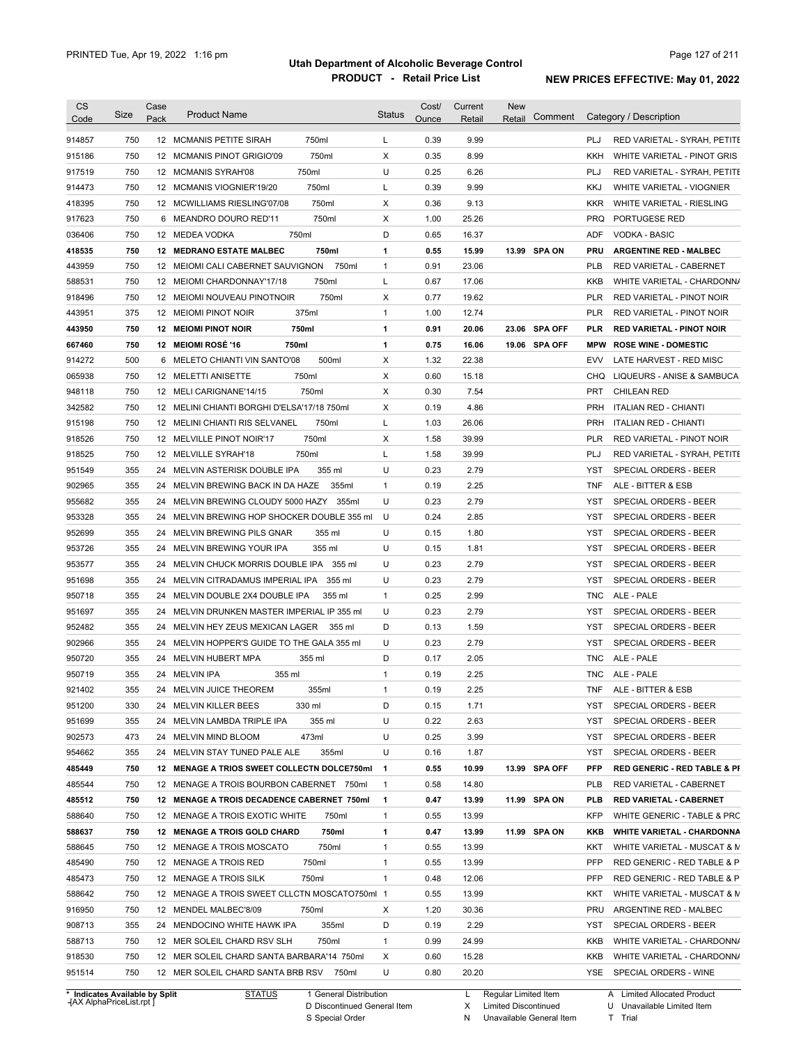# Utah Department of Alcoholic Beverage Control
## PRODUCT - Retail Price List
### NEW PRICES EFFECTIVE: May 01, 2022

PRINTED Tue, Apr 19, 2022 1:16 pm

| CS Code | Size | Case Pack | Product Name | Status | Cost/ Ounce | Current Retail | New Retail | Comment | Category / Description |
|---|---|---|---|---|---|---|---|---|---|
| 914857 | 750 | 12 | MCMANIS PETITE SIRAH 750ml | L | 0.39 | 9.99 | | | PLJ RED VARIETAL - SYRAH, PETITE |
| 915186 | 750 | 12 | MCMANIS PINOT GRIGIO'09 750ml | X | 0.35 | 8.99 | | | KKH WHITE VARIETAL - PINOT GRIS |
| 917519 | 750 | 12 | MCMANIS SYRAH'08 750ml | U | 0.25 | 6.26 | | | PLJ RED VARIETAL - SYRAH, PETITE |
| 914473 | 750 | 12 | MCMANIS VIOGNIER'19/20 750ml | L | 0.39 | 9.99 | | | KKJ WHITE VARIETAL - VIOGNIER |
| 418395 | 750 | 12 | MCWILLIAMS RIESLING'07/08 750ml | X | 0.36 | 9.13 | | | KKR WHITE VARIETAL - RIESLING |
| 917623 | 750 | 6 | MEANDRO DOURO RED'11 750ml | X | 1.00 | 25.26 | | | PRQ PORTUGESE RED |
| 036406 | 750 | 12 | MEDEA VODKA 750ml | D | 0.65 | 16.37 | | | ADF VODKA - BASIC |
| **418535** | **750** | **12** | **MEDRANO ESTATE MALBEC 750ml** | **1** | **0.55** | **15.99** | **13.99** | **SPA ON** | **PRU ARGENTINE RED - MALBEC** |
| 443959 | 750 | 12 | MEIOMI CALI CABERNET SAUVIGNON 750ml | 1 | 0.91 | 23.06 | | | PLB RED VARIETAL - CABERNET |
| 588531 | 750 | 12 | MEIOMI CHARDONNAY'17/18 750ml | L | 0.67 | 17.06 | | | KKB WHITE VARIETAL - CHARDONNA |
| 918496 | 750 | 12 | MEIOMI NOUVEAU PINOTNOIR 750ml | X | 0.77 | 19.62 | | | PLR RED VARIETAL - PINOT NOIR |
| 443951 | 375 | 12 | MEIOMI PINOT NOIR 375ml | 1 | 1.00 | 12.74 | | | PLR RED VARIETAL - PINOT NOIR |
| **443950** | **750** | **12** | **MEIOMI PINOT NOIR 750ml** | **1** | **0.91** | **20.06** | **23.06** | **SPA OFF** | **PLR RED VARIETAL - PINOT NOIR** |
| **667460** | **750** | **12** | **MEIOMI ROSÉ '16 750ml** | **1** | **0.75** | **16.06** | **19.06** | **SPA OFF** | **MPW ROSE WINE - DOMESTIC** |
| 914272 | 500 | 6 | MELETO CHIANTI VIN SANTO'08 500ml | X | 1.32 | 22.38 | | | EVV LATE HARVEST - RED MISC |
| 065938 | 750 | 12 | MELETTI ANISETTE 750ml | X | 0.60 | 15.18 | | | CHQ LIQUEURS - ANISE & SAMBUCA |
| 948118 | 750 | 12 | MELI CARIGNANE'14/15 750ml | X | 0.30 | 7.54 | | | PRT CHILEAN RED |
| 342582 | 750 | 12 | MELINI CHIANTI BORGHI D'ELSA'17/18 750ml | X | 0.19 | 4.86 | | | PRH ITALIAN RED - CHIANTI |
| 915198 | 750 | 12 | MELINI CHIANTI RIS SELVANEL 750ml | L | 1.03 | 26.06 | | | PRH ITALIAN RED - CHIANTI |
| 918526 | 750 | 12 | MELVILLE PINOT NOIR'17 750ml | X | 1.58 | 39.99 | | | PLR RED VARIETAL - PINOT NOIR |
| 918525 | 750 | 12 | MELVILLE SYRAH'18 750ml | L | 1.58 | 39.99 | | | PLJ RED VARIETAL - SYRAH, PETITE |
| 951549 | 355 | 24 | MELVIN ASTERISK DOUBLE IPA 355 ml | U | 0.23 | 2.79 | | | YST SPECIAL ORDERS - BEER |
| 902965 | 355 | 24 | MELVIN BREWING BACK IN DA HAZE 355ml | 1 | 0.19 | 2.25 | | | TNF ALE - BITTER & ESB |
| 955682 | 355 | 24 | MELVIN BREWING CLOUDY 5000 HAZY 355ml | U | 0.23 | 2.79 | | | YST SPECIAL ORDERS - BEER |
| 953328 | 355 | 24 | MELVIN BREWING HOP SHOCKER DOUBLE 355 ml | U | 0.24 | 2.85 | | | YST SPECIAL ORDERS - BEER |
| 952699 | 355 | 24 | MELVIN BREWING PILS GNAR 355 ml | U | 0.15 | 1.80 | | | YST SPECIAL ORDERS - BEER |
| 953726 | 355 | 24 | MELVIN BREWING YOUR IPA 355 ml | U | 0.15 | 1.81 | | | YST SPECIAL ORDERS - BEER |
| 953577 | 355 | 24 | MELVIN CHUCK MORRIS DOUBLE IPA 355 ml | U | 0.23 | 2.79 | | | YST SPECIAL ORDERS - BEER |
| 951698 | 355 | 24 | MELVIN CITRADAMUS IMPERIAL IPA 355 ml | U | 0.23 | 2.79 | | | YST SPECIAL ORDERS - BEER |
| 950718 | 355 | 24 | MELVIN DOUBLE 2X4 DOUBLE IPA 355 ml | 1 | 0.25 | 2.99 | | | TNC ALE - PALE |
| 951697 | 355 | 24 | MELVIN DRUNKEN MASTER IMPERIAL IP 355 ml | U | 0.23 | 2.79 | | | YST SPECIAL ORDERS - BEER |
| 952482 | 355 | 24 | MELVIN HEY ZEUS MEXICAN LAGER 355 ml | D | 0.13 | 1.59 | | | YST SPECIAL ORDERS - BEER |
| 902966 | 355 | 24 | MELVIN HOPPER'S GUIDE TO THE GALA 355 ml | U | 0.23 | 2.79 | | | YST SPECIAL ORDERS - BEER |
| 950720 | 355 | 24 | MELVIN HUBERT MPA 355 ml | D | 0.17 | 2.05 | | | TNC ALE - PALE |
| 950719 | 355 | 24 | MELVIN IPA 355 ml | 1 | 0.19 | 2.25 | | | TNC ALE - PALE |
| 921402 | 355 | 24 | MELVIN JUICE THEOREM 355ml | 1 | 0.19 | 2.25 | | | TNF ALE - BITTER & ESB |
| 951200 | 330 | 24 | MELVIN KILLER BEES 330 ml | D | 0.15 | 1.71 | | | YST SPECIAL ORDERS - BEER |
| 951699 | 355 | 24 | MELVIN LAMBDA TRIPLE IPA 355 ml | U | 0.22 | 2.63 | | | YST SPECIAL ORDERS - BEER |
| 902573 | 473 | 24 | MELVIN MIND BLOOM 473ml | U | 0.25 | 3.99 | | | YST SPECIAL ORDERS - BEER |
| 954662 | 355 | 24 | MELVIN STAY TUNED PALE ALE 355ml | U | 0.16 | 1.87 | | | YST SPECIAL ORDERS - BEER |
| **485449** | **750** | **12** | **MENAGE A TRIOS SWEET COLLECTN DOLCE750ml** | **1** | **0.55** | **10.99** | **13.99** | **SPA OFF** | **PFP RED GENERIC - RED TABLE & PI** |
| 485544 | 750 | 12 | MENAGE A TROIS BOURBON CABERNET 750ml | 1 | 0.58 | 14.80 | | | PLB RED VARIETAL - CABERNET |
| **485512** | **750** | **12** | **MENAGE A TROIS DECADENCE CABERNET 750ml** | **1** | **0.47** | **13.99** | **11.99** | **SPA ON** | **PLB RED VARIETAL - CABERNET** |
| 588640 | 750 | 12 | MENAGE A TROIS EXOTIC WHITE 750ml | 1 | 0.55 | 13.99 | | | KFP WHITE GENERIC - TABLE & PRC |
| **588637** | **750** | **12** | **MENAGE A TROIS GOLD CHARD 750ml** | **1** | **0.47** | **13.99** | **11.99** | **SPA ON** | **KKB WHITE VARIETAL - CHARDONNA** |
| 588645 | 750 | 12 | MENAGE A TROIS MOSCATO 750ml | 1 | 0.55 | 13.99 | | | KKT WHITE VARIETAL - MUSCAT & M |
| 485490 | 750 | 12 | MENAGE A TROIS RED 750ml | 1 | 0.55 | 13.99 | | | PFP RED GENERIC - RED TABLE & P |
| 485473 | 750 | 12 | MENAGE A TROIS SILK 750ml | 1 | 0.48 | 12.06 | | | PFP RED GENERIC - RED TABLE & P |
| 588642 | 750 | 12 | MENAGE A TROIS SWEET CLLCTN MOSCATO750ml | 1 | 0.55 | 13.99 | | | KKT WHITE VARIETAL - MUSCAT & M |
| 916950 | 750 | 12 | MENDEL MALBEC'8/09 750ml | X | 1.20 | 30.36 | | | PRU ARGENTINE RED - MALBEC |
| 908713 | 355 | 24 | MENDOCINO WHITE HAWK IPA 355ml | D | 0.19 | 2.29 | | | YST SPECIAL ORDERS - BEER |
| 588713 | 750 | 12 | MER SOLEIL CHARD RSV SLH 750ml | 1 | 0.99 | 24.99 | | | KKB WHITE VARIETAL - CHARDONNA |
| 918530 | 750 | 12 | MER SOLEIL CHARD SANTA BARBARA'14 750ml | X | 0.60 | 15.28 | | | KKB WHITE VARIETAL - CHARDONNA |
| 951514 | 750 | 12 | MER SOLEIL CHARD SANTA BRB RSV 750ml | U | 0.80 | 20.20 | | | YSE SPECIAL ORDERS - WINE |

\* Indicates Available by Split

STATUS: 1 General Distribution; D Discontinued General Item; S Special Order; L Regular Limited Item; X Limited Discontinued; N Unavailable General Item; A Limited Allocated Product; U Unavailable Limited Item; T Trial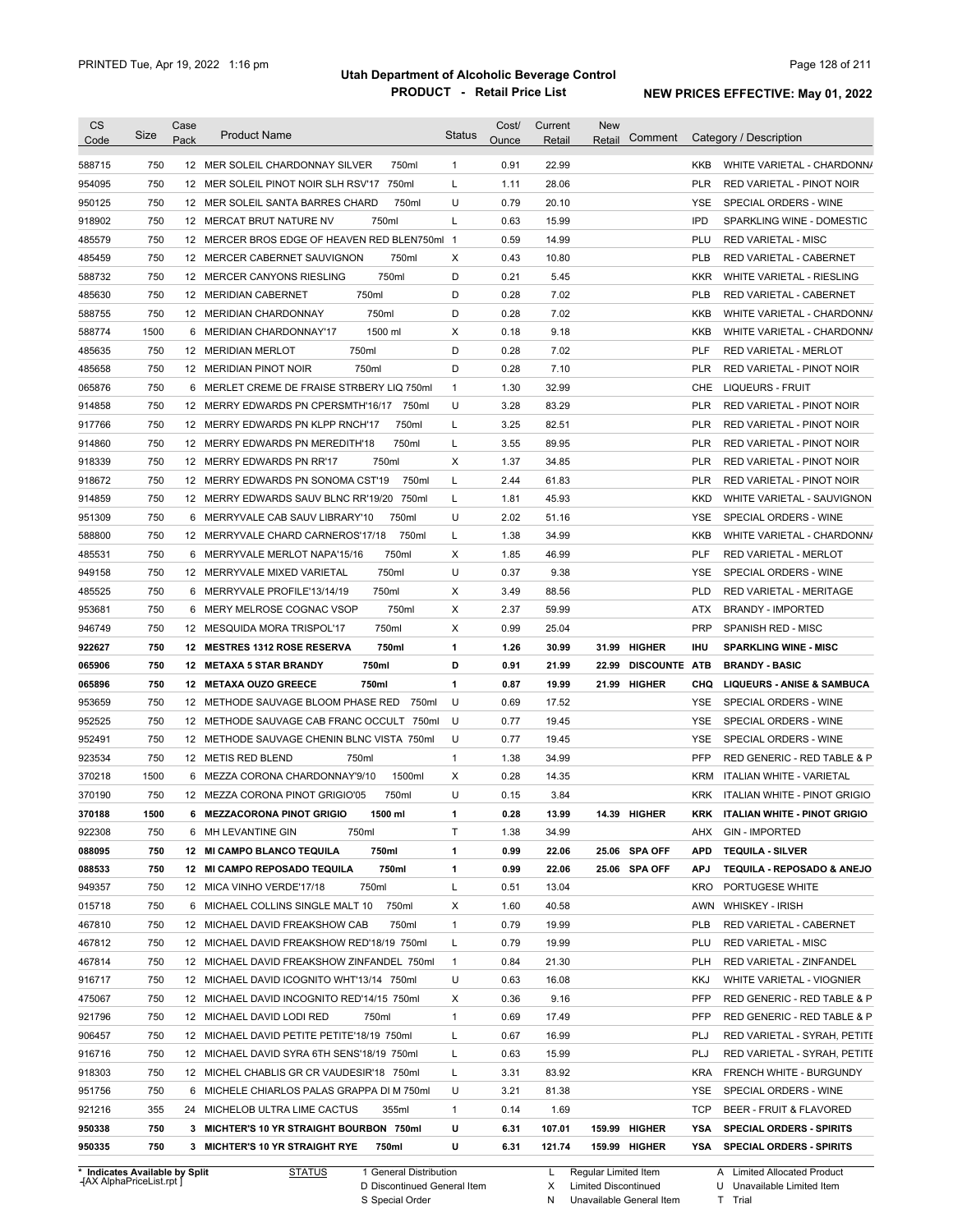# Utah Department of Alcoholic Beverage Control

## PRODUCT - Retail Price List

PRINTED Tue, Apr 19, 2022 1:16 pm

**NEW PRICES EFFECTIVE: May 01, 2022**

| CS Code | Size | Case Pack | Product Name | Status | Cost/ Ounce | Current Retail | New Retail | Comment | Category / Description |
|---|---|---|---|---|---|---|---|---|---|
| 588715 | 750 | 12 | MER SOLEIL CHARDONNAY SILVER 750ml | 1 | 0.91 | 22.99 | | | KKB WHITE VARIETAL - CHARDONNA |
| 954095 | 750 | 12 | MER SOLEIL PINOT NOIR SLH RSV'17 750ml | L | 1.11 | 28.06 | | | PLR RED VARIETAL - PINOT NOIR |
| 950125 | 750 | 12 | MER SOLEIL SANTA BARRES CHARD 750ml | U | 0.79 | 20.10 | | | YSE SPECIAL ORDERS - WINE |
| 918902 | 750 | 12 | MERCAT BRUT NATURE NV 750ml | L | 0.63 | 15.99 | | | IPD SPARKLING WINE - DOMESTIC |
| 485579 | 750 | 12 | MERCER BROS EDGE OF HEAVEN RED BLEN750ml | 1 | 0.59 | 14.99 | | | PLU RED VARIETAL - MISC |
| 485459 | 750 | 12 | MERCER CABERNET SAUVIGNON 750ml | X | 0.43 | 10.80 | | | PLB RED VARIETAL - CABERNET |
| 588732 | 750 | 12 | MERCER CANYONS RIESLING 750ml | D | 0.21 | 5.45 | | | KKR WHITE VARIETAL - RIESLING |
| 485630 | 750 | 12 | MERIDIAN CABERNET 750ml | D | 0.28 | 7.02 | | | PLB RED VARIETAL - CABERNET |
| 588755 | 750 | 12 | MERIDIAN CHARDONNAY 750ml | D | 0.28 | 7.02 | | | KKB WHITE VARIETAL - CHARDONNA |
| 588774 | 1500 | 6 | MERIDIAN CHARDONNAY'17 1500 ml | X | 0.18 | 9.18 | | | KKB WHITE VARIETAL - CHARDONNA |
| 485635 | 750 | 12 | MERIDIAN MERLOT 750ml | D | 0.28 | 7.02 | | | PLF RED VARIETAL - MERLOT |
| 485658 | 750 | 12 | MERIDIAN PINOT NOIR 750ml | D | 0.28 | 7.10 | | | PLR RED VARIETAL - PINOT NOIR |
| 065876 | 750 | 6 | MERLET CREME DE FRAISE STRBERY LIQ 750ml | 1 | 1.30 | 32.99 | | | CHE LIQUEURS - FRUIT |
| 914858 | 750 | 12 | MERRY EDWARDS PN CPERSMTH'16/17 750ml | U | 3.28 | 83.29 | | | PLR RED VARIETAL - PINOT NOIR |
| 917766 | 750 | 12 | MERRY EDWARDS PN KLPP RNCH'17 750ml | L | 3.25 | 82.51 | | | PLR RED VARIETAL - PINOT NOIR |
| 914860 | 750 | 12 | MERRY EDWARDS PN MEREDITH'18 750ml | L | 3.55 | 89.95 | | | PLR RED VARIETAL - PINOT NOIR |
| 918339 | 750 | 12 | MERRY EDWARDS PN RR'17 750ml | X | 1.37 | 34.85 | | | PLR RED VARIETAL - PINOT NOIR |
| 918672 | 750 | 12 | MERRY EDWARDS PN SONOMA CST'19 750ml | L | 2.44 | 61.83 | | | PLR RED VARIETAL - PINOT NOIR |
| 914859 | 750 | 12 | MERRY EDWARDS SAUV BLNC RR'19/20 750ml | L | 1.81 | 45.93 | | | KKD WHITE VARIETAL - SAUVIGNON |
| 951309 | 750 | 6 | MERRYVALE CAB SAUV LIBRARY'10 750ml | U | 2.02 | 51.16 | | | YSE SPECIAL ORDERS - WINE |
| 588800 | 750 | 12 | MERRYVALE CHARD CARNEROS'17/18 750ml | L | 1.38 | 34.99 | | | KKB WHITE VARIETAL - CHARDONNA |
| 485531 | 750 | 6 | MERRYVALE MERLOT NAPA'15/16 750ml | X | 1.85 | 46.99 | | | PLF RED VARIETAL - MERLOT |
| 949158 | 750 | 12 | MERRYVALE MIXED VARIETAL 750ml | U | 0.37 | 9.38 | | | YSE SPECIAL ORDERS - WINE |
| 485525 | 750 | 6 | MERRYVALE PROFILE'13/14/19 750ml | X | 3.49 | 88.56 | | | PLD RED VARIETAL - MERITAGE |
| 953681 | 750 | 6 | MERY MELROSE COGNAC VSOP 750ml | X | 2.37 | 59.99 | | | ATX BRANDY - IMPORTED |
| 946749 | 750 | 12 | MESQUIDA MORA TRISPOL'17 750ml | X | 0.99 | 25.04 | | | PRP SPANISH RED - MISC |
| **922627** | **750** | **12** | **MESTRES 1312 ROSE RESERVA 750ml** | **1** | **1.26** | **30.99** | **31.99** | **HIGHER** | **IHU SPARKLING WINE - MISC** |
| **065906** | **750** | **12** | **METAXA 5 STAR BRANDY 750ml** | **D** | **0.91** | **21.99** | **22.99** | **DISCOUNTE** | **ATB BRANDY - BASIC** |
| **065896** | **750** | **12** | **METAXA OUZO GREECE 750ml** | **1** | **0.87** | **19.99** | **21.99** | **HIGHER** | **CHQ LIQUEURS - ANISE & SAMBUCA** |
| 953659 | 750 | 12 | METHODE SAUVAGE BLOOM PHASE RED 750ml | U | 0.69 | 17.52 | | | YSE SPECIAL ORDERS - WINE |
| 952525 | 750 | 12 | METHODE SAUVAGE CAB FRANC OCCULT 750ml | U | 0.77 | 19.45 | | | YSE SPECIAL ORDERS - WINE |
| 952491 | 750 | 12 | METHODE SAUVAGE CHENIN BLNC VISTA 750ml | U | 0.77 | 19.45 | | | YSE SPECIAL ORDERS - WINE |
| 923534 | 750 | 12 | METIS RED BLEND 750ml | 1 | 1.38 | 34.99 | | | PFP RED GENERIC - RED TABLE & P |
| 370218 | 1500 | 6 | MEZZA CORONA CHARDONNAY'9/10 1500ml | X | 0.28 | 14.35 | | | KRM ITALIAN WHITE - VARIETAL |
| 370190 | 750 | 12 | MEZZA CORONA PINOT GRIGIO'05 750ml | U | 0.15 | 3.84 | | | KRK ITALIAN WHITE - PINOT GRIGIO |
| **370188** | **1500** | **6** | **MEZZACORONA PINOT GRIGIO 1500 ml** | **1** | **0.28** | **13.99** | **14.39** | **HIGHER** | **KRK ITALIAN WHITE - PINOT GRIGIO** |
| 922308 | 750 | 6 | MH LEVANTINE GIN 750ml | T | 1.38 | 34.99 | | | AHX GIN - IMPORTED |
| **088095** | **750** | **12** | **MI CAMPO BLANCO TEQUILA 750ml** | **1** | **0.99** | **22.06** | **25.06** | **SPA OFF** | **APD TEQUILA - SILVER** |
| **088533** | **750** | **12** | **MI CAMPO REPOSADO TEQUILA 750ml** | **1** | **0.99** | **22.06** | **25.06** | **SPA OFF** | **APJ TEQUILA - REPOSADO & ANEJO** |
| 949357 | 750 | 12 | MICA VINHO VERDE'17/18 750ml | L | 0.51 | 13.04 | | | KRO PORTUGESE WHITE |
| 015718 | 750 | 6 | MICHAEL COLLINS SINGLE MALT 10 750ml | X | 1.60 | 40.58 | | | AWN WHISKEY - IRISH |
| 467810 | 750 | 12 | MICHAEL DAVID FREAKSHOW CAB 750ml | 1 | 0.79 | 19.99 | | | PLB RED VARIETAL - CABERNET |
| 467812 | 750 | 12 | MICHAEL DAVID FREAKSHOW RED'18/19 750ml | L | 0.79 | 19.99 | | | PLU RED VARIETAL - MISC |
| 467814 | 750 | 12 | MICHAEL DAVID FREAKSHOW ZINFANDEL 750ml | 1 | 0.84 | 21.30 | | | PLH RED VARIETAL - ZINFANDEL |
| 916717 | 750 | 12 | MICHAEL DAVID ICOGNITO WHT'13/14 750ml | U | 0.63 | 16.08 | | | KKJ WHITE VARIETAL - VIOGNIER |
| 475067 | 750 | 12 | MICHAEL DAVID INCOGNITO RED'14/15 750ml | X | 0.36 | 9.16 | | | PFP RED GENERIC - RED TABLE & P |
| 921796 | 750 | 12 | MICHAEL DAVID LODI RED 750ml | 1 | 0.69 | 17.49 | | | PFP RED GENERIC - RED TABLE & P |
| 906457 | 750 | 12 | MICHAEL DAVID PETITE PETITE'18/19 750ml | L | 0.67 | 16.99 | | | PLJ RED VARIETAL - SYRAH, PETITE |
| 916716 | 750 | 12 | MICHAEL DAVID SYRA 6TH SENS'18/19 750ml | L | 0.63 | 15.99 | | | PLJ RED VARIETAL - SYRAH, PETITE |
| 918303 | 750 | 12 | MICHEL CHABLIS GR CR VAUDESIR'18 750ml | L | 3.31 | 83.92 | | | KRA FRENCH WHITE - BURGUNDY |
| 951756 | 750 | 6 | MICHELE CHIARLOS PALAS GRAPPA DI M 750ml | U | 3.21 | 81.38 | | | YSE SPECIAL ORDERS - WINE |
| 921216 | 355 | 24 | MICHELOB ULTRA LIME CACTUS 355ml | 1 | 0.14 | 1.69 | | | TCP BEER - FRUIT & FLAVORED |
| **950338** | **750** | **3** | **MICHTER'S 10 YR STRAIGHT BOURBON 750ml** | **U** | **6.31** | **107.01** | **159.99** | **HIGHER** | **YSA SPECIAL ORDERS - SPIRITS** |
| **950335** | **750** | **3** | **MICHTER'S 10 YR STRAIGHT RYE 750ml** | **U** | **6.31** | **121.74** | **159.99** | **HIGHER** | **YSA SPECIAL ORDERS - SPIRITS** |

\* Indicates Available by Split

STATUS: 1 General Distribution; D Discontinued General Item; S Special Order; L Regular Limited Item; X Limited Discontinued; N Unavailable General Item; A Limited Allocated Product; U Unavailable Limited Item; T Trial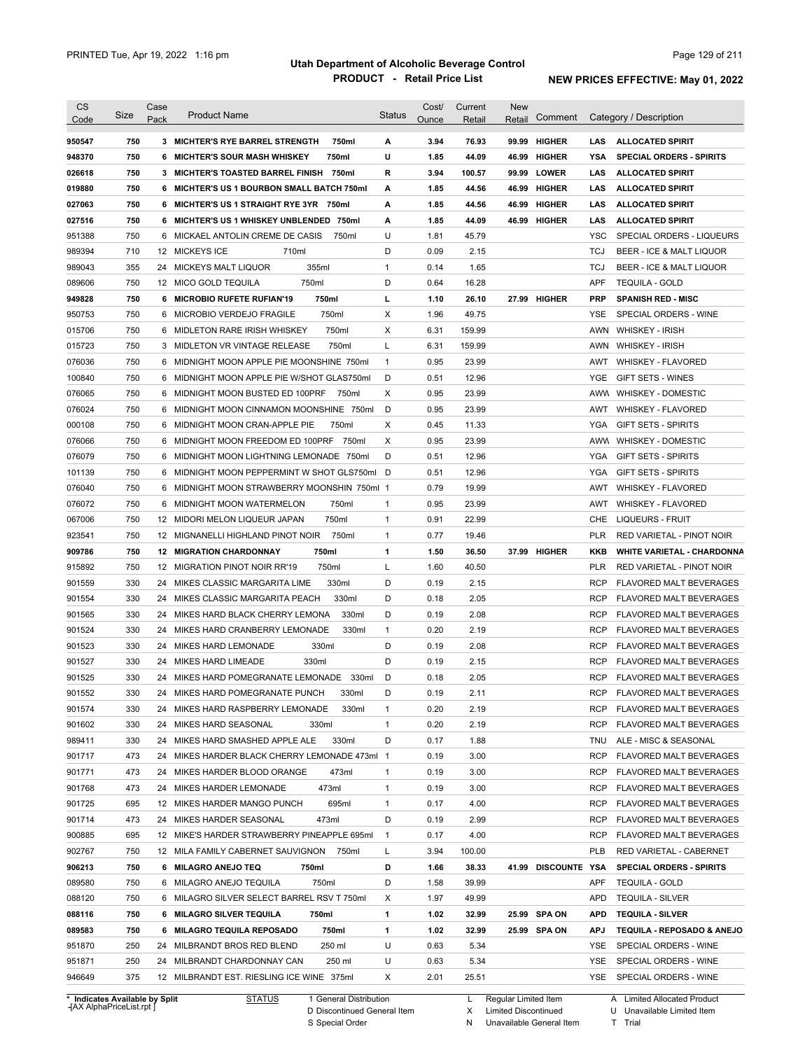# Utah Department of Alcoholic Beverage Control

## PRODUCT - Retail Price List

PRINTED Tue, Apr 19, 2022 1:16 pm

**NEW PRICES EFFECTIVE: May 01, 2022**

| CS Code | Size | Case Pack | Product Name | Status | Cost/ Ounce | Current Retail | New Retail | Comment | Category / Description |
|---|---|---|---|---|---|---|---|---|---|
| **950547** | **750** | **3** | **MICHTER'S RYE BARREL STRENGTH 750ml** | **A** | **3.94** | **76.93** | **99.99** | **HIGHER** | **LAS ALLOCATED SPIRIT** |
| **948370** | **750** | **6** | **MICHTER'S SOUR MASH WHISKEY 750ml** | **U** | **1.85** | **44.09** | **46.99** | **HIGHER** | **YSA SPECIAL ORDERS - SPIRITS** |
| **026618** | **750** | **3** | **MICHTER'S TOASTED BARREL FINISH 750ml** | **R** | **3.94** | **100.57** | **99.99** | **LOWER** | **LAS ALLOCATED SPIRIT** |
| **019880** | **750** | **6** | **MICHTER'S US 1 BOURBON SMALL BATCH 750ml** | **A** | **1.85** | **44.56** | **46.99** | **HIGHER** | **LAS ALLOCATED SPIRIT** |
| **027063** | **750** | **6** | **MICHTER'S US 1 STRAIGHT RYE 3YR 750ml** | **A** | **1.85** | **44.56** | **46.99** | **HIGHER** | **LAS ALLOCATED SPIRIT** |
| **027516** | **750** | **6** | **MICHTER'S US 1 WHISKEY UNBLENDED 750ml** | **A** | **1.85** | **44.09** | **46.99** | **HIGHER** | **LAS ALLOCATED SPIRIT** |
| 951388 | 750 | 6 | MICKAEL ANTOLIN CREME DE CASIS 750ml | U | 1.81 | 45.79 | | | YSC SPECIAL ORDERS - LIQUEURS |
| 989394 | 710 | 12 | MICKEYS ICE 710ml | D | 0.09 | 2.15 | | | TCJ BEER - ICE & MALT LIQUOR |
| 989043 | 355 | 24 | MICKEYS MALT LIQUOR 355ml | 1 | 0.14 | 1.65 | | | TCJ BEER - ICE & MALT LIQUOR |
| 089606 | 750 | 12 | MICO GOLD TEQUILA 750ml | D | 0.64 | 16.28 | | | APF TEQUILA - GOLD |
| **949828** | **750** | **6** | **MICROBIO RUFETE RUFIAN'19 750ml** | **L** | **1.10** | **26.10** | **27.99** | **HIGHER** | **PRP SPANISH RED - MISC** |
| 950753 | 750 | 6 | MICROBIO VERDEJO FRAGILE 750ml | X | 1.96 | 49.75 | | | YSE SPECIAL ORDERS - WINE |
| 015706 | 750 | 6 | MIDLETON RARE IRISH WHISKEY 750ml | X | 6.31 | 159.99 | | | AWN WHISKEY - IRISH |
| 015723 | 750 | 3 | MIDLETON VR VINTAGE RELEASE 750ml | L | 6.31 | 159.99 | | | AWN WHISKEY - IRISH |
| 076036 | 750 | 6 | MIDNIGHT MOON APPLE PIE MOONSHINE 750ml | 1 | 0.95 | 23.99 | | | AWT WHISKEY - FLAVORED |
| 100840 | 750 | 6 | MIDNIGHT MOON APPLE PIE W/SHOT GLAS750ml | D | 0.51 | 12.96 | | | YGE GIFT SETS - WINES |
| 076065 | 750 | 6 | MIDNIGHT MOON BUSTED ED 100PRF 750ml | X | 0.95 | 23.99 | | | AWW WHISKEY - DOMESTIC |
| 076024 | 750 | 6 | MIDNIGHT MOON CINNAMON MOONSHINE 750ml | D | 0.95 | 23.99 | | | AWT WHISKEY - FLAVORED |
| 000108 | 750 | 6 | MIDNIGHT MOON CRAN-APPLE PIE 750ml | X | 0.45 | 11.33 | | | YGA GIFT SETS - SPIRITS |
| 076066 | 750 | 6 | MIDNIGHT MOON FREEDOM ED 100PRF 750ml | X | 0.95 | 23.99 | | | AWW WHISKEY - DOMESTIC |
| 076079 | 750 | 6 | MIDNIGHT MOON LIGHTNING LEMONADE 750ml | D | 0.51 | 12.96 | | | YGA GIFT SETS - SPIRITS |
| 101139 | 750 | 6 | MIDNIGHT MOON PEPPERMINT W SHOT GLS750ml | D | 0.51 | 12.96 | | | YGA GIFT SETS - SPIRITS |
| 076040 | 750 | 6 | MIDNIGHT MOON STRAWBERRY MOONSHIN 750ml | 1 | 0.79 | 19.99 | | | AWT WHISKEY - FLAVORED |
| 076072 | 750 | 6 | MIDNIGHT MOON WATERMELON 750ml | 1 | 0.95 | 23.99 | | | AWT WHISKEY - FLAVORED |
| 067006 | 750 | 12 | MIDORI MELON LIQUEUR JAPAN 750ml | 1 | 0.91 | 22.99 | | | CHE LIQUEURS - FRUIT |
| 923541 | 750 | 12 | MIGNANELLI HIGHLAND PINOT NOIR 750ml | 1 | 0.77 | 19.46 | | | PLR RED VARIETAL - PINOT NOIR |
| **909786** | **750** | **12** | **MIGRATION CHARDONNAY 750ml** | **1** | **1.50** | **36.50** | **37.99** | **HIGHER** | **KKB WHITE VARIETAL - CHARDONNA** |
| 915892 | 750 | 12 | MIGRATION PINOT NOIR RR'19 750ml | L | 1.60 | 40.50 | | | PLR RED VARIETAL - PINOT NOIR |
| 901559 | 330 | 24 | MIKES CLASSIC MARGARITA LIME 330ml | D | 0.19 | 2.15 | | | RCP FLAVORED MALT BEVERAGES |
| 901554 | 330 | 24 | MIKES CLASSIC MARGARITA PEACH 330ml | D | 0.18 | 2.05 | | | RCP FLAVORED MALT BEVERAGES |
| 901565 | 330 | 24 | MIKES HARD BLACK CHERRY LEMONA 330ml | D | 0.19 | 2.08 | | | RCP FLAVORED MALT BEVERAGES |
| 901524 | 330 | 24 | MIKES HARD CRANBERRY LEMONADE 330ml | 1 | 0.20 | 2.19 | | | RCP FLAVORED MALT BEVERAGES |
| 901523 | 330 | 24 | MIKES HARD LEMONADE 330ml | D | 0.19 | 2.08 | | | RCP FLAVORED MALT BEVERAGES |
| 901527 | 330 | 24 | MIKES HARD LIMEADE 330ml | D | 0.19 | 2.15 | | | RCP FLAVORED MALT BEVERAGES |
| 901525 | 330 | 24 | MIKES HARD POMEGRANATE LEMONADE 330ml | D | 0.18 | 2.05 | | | RCP FLAVORED MALT BEVERAGES |
| 901552 | 330 | 24 | MIKES HARD POMEGRANATE PUNCH 330ml | D | 0.19 | 2.11 | | | RCP FLAVORED MALT BEVERAGES |
| 901574 | 330 | 24 | MIKES HARD RASPBERRY LEMONADE 330ml | 1 | 0.20 | 2.19 | | | RCP FLAVORED MALT BEVERAGES |
| 901602 | 330 | 24 | MIKES HARD SEASONAL 330ml | 1 | 0.20 | 2.19 | | | RCP FLAVORED MALT BEVERAGES |
| 989411 | 330 | 24 | MIKES HARD SMASHED APPLE ALE 330ml | D | 0.17 | 1.88 | | | TNU ALE - MISC & SEASONAL |
| 901717 | 473 | 24 | MIKES HARDER BLACK CHERRY LEMONADE 473ml | 1 | 0.19 | 3.00 | | | RCP FLAVORED MALT BEVERAGES |
| 901771 | 473 | 24 | MIKES HARDER BLOOD ORANGE 473ml | 1 | 0.19 | 3.00 | | | RCP FLAVORED MALT BEVERAGES |
| 901768 | 473 | 24 | MIKES HARDER LEMONADE 473ml | 1 | 0.19 | 3.00 | | | RCP FLAVORED MALT BEVERAGES |
| 901725 | 695 | 12 | MIKES HARDER MANGO PUNCH 695ml | 1 | 0.17 | 4.00 | | | RCP FLAVORED MALT BEVERAGES |
| 901714 | 473 | 24 | MIKES HARDER SEASONAL 473ml | D | 0.19 | 2.99 | | | RCP FLAVORED MALT BEVERAGES |
| 900885 | 695 | 12 | MIKE'S HARDER STRAWBERRY PINEAPPLE 695ml | 1 | 0.17 | 4.00 | | | RCP FLAVORED MALT BEVERAGES |
| 902767 | 750 | 12 | MILA FAMILY CABERNET SAUVIGNON 750ml | L | 3.94 | 100.00 | | | PLB RED VARIETAL - CABERNET |
| **906213** | **750** | **6** | **MILAGRO ANEJO TEQ 750ml** | **D** | **1.66** | **38.33** | **41.99** | **DISCOUNTE** | **YSA SPECIAL ORDERS - SPIRITS** |
| 089580 | 750 | 6 | MILAGRO ANEJO TEQUILA 750ml | D | 1.58 | 39.99 | | | APF TEQUILA - GOLD |
| 088120 | 750 | 6 | MILAGRO SILVER SELECT BARREL RSV T 750ml | X | 1.97 | 49.99 | | | APD TEQUILA - SILVER |
| **088116** | **750** | **6** | **MILAGRO SILVER TEQUILA 750ml** | **1** | **1.02** | **32.99** | **25.99** | **SPA ON** | **APD TEQUILA - SILVER** |
| **089583** | **750** | **6** | **MILAGRO TEQUILA REPOSADO 750ml** | **1** | **1.02** | **32.99** | **25.99** | **SPA ON** | **APJ TEQUILA - REPOSADO & ANEJO** |
| 951870 | 250 | 24 | MILBRANDT BROS RED BLEND 250 ml | U | 0.63 | 5.34 | | | YSE SPECIAL ORDERS - WINE |
| 951871 | 250 | 24 | MILBRANDT CHARDONNAY CAN 250 ml | U | 0.63 | 5.34 | | | YSE SPECIAL ORDERS - WINE |
| 946649 | 375 | 12 | MILBRANDT EST. RIESLING ICE WINE 375ml | X | 2.01 | 25.51 | | | YSE SPECIAL ORDERS - WINE |

\* Indicates Available by Split

STATUS: 1 General Distribution; D Discontinued General Item; S Special Order; L Regular Limited Item; X Limited Discontinued; N Unavailable General Item; A Limited Allocated Product; U Unavailable Limited Item; T Trial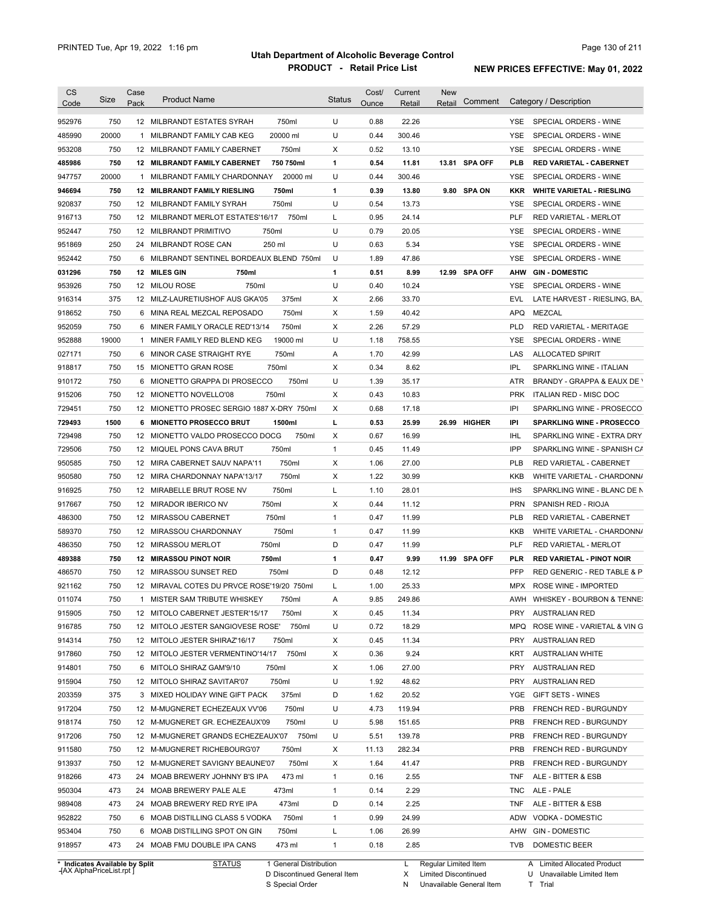# Utah Department of Alcoholic Beverage Control

## PRODUCT - Retail Price List

PRINTED Tue, Apr 19, 2022 1:16 pm

**NEW PRICES EFFECTIVE: May 01, 2022**

| CS Code | Size | Case Pack | Product Name | Status | Cost/ Ounce | Current Retail | New Retail | Comment | Category / Description |
|---|---|---|---|---|---|---|---|---|---|
| 952976 | 750 | 12 | MILBRANDT ESTATES SYRAH 750ml | U | 0.88 | 22.26 | | | YSE SPECIAL ORDERS - WINE |
| 485990 | 20000 | 1 | MILBRANDT FAMILY CAB KEG 20000 ml | U | 0.44 | 300.46 | | | YSE SPECIAL ORDERS - WINE |
| 953208 | 750 | 12 | MILBRANDT FAMILY CABERNET 750ml | X | 0.52 | 13.10 | | | YSE SPECIAL ORDERS - WINE |
| **485986** | **750** | **12** | **MILBRANDT FAMILY CABERNET 750 750ml** | **1** | **0.54** | **11.81** | **13.81** | **SPA OFF** | **PLB RED VARIETAL - CABERNET** |
| 947757 | 20000 | 1 | MILBRANDT FAMILY CHARDONNAY 20000 ml | U | 0.44 | 300.46 | | | YSE SPECIAL ORDERS - WINE |
| **946694** | **750** | **12** | **MILBRANDT FAMILY RIESLING 750ml** | **1** | **0.39** | **13.80** | **9.80** | **SPA ON** | **KKR WHITE VARIETAL - RIESLING** |
| 920837 | 750 | 12 | MILBRANDT FAMILY SYRAH 750ml | U | 0.54 | 13.73 | | | YSE SPECIAL ORDERS - WINE |
| 916713 | 750 | 12 | MILBRANDT MERLOT ESTATES'16/17 750ml | L | 0.95 | 24.14 | | | PLF RED VARIETAL - MERLOT |
| 952447 | 750 | 12 | MILBRANDT PRIMITIVO 750ml | U | 0.79 | 20.05 | | | YSE SPECIAL ORDERS - WINE |
| 951869 | 250 | 24 | MILBRANDT ROSE CAN 250 ml | U | 0.63 | 5.34 | | | YSE SPECIAL ORDERS - WINE |
| 952442 | 750 | 6 | MILBRANDT SENTINEL BORDEAUX BLEND 750ml | U | 1.89 | 47.86 | | | YSE SPECIAL ORDERS - WINE |
| **031296** | **750** | **12** | **MILES GIN 750ml** | **1** | **0.51** | **8.99** | **12.99** | **SPA OFF** | **AHW GIN - DOMESTIC** |
| 953926 | 750 | 12 | MILOU ROSE 750ml | U | 0.40 | 10.24 | | | YSE SPECIAL ORDERS - WINE |
| 916314 | 375 | 12 | MILZ-LAURETIUSHOF AUS GKA'05 375ml | X | 2.66 | 33.70 | | | EVL LATE HARVEST - RIESLING, BA, |
| 918652 | 750 | 6 | MINA REAL MEZCAL REPOSADO 750ml | X | 1.59 | 40.42 | | | APQ MEZCAL |
| 952059 | 750 | 6 | MINER FAMILY ORACLE RED'13/14 750ml | X | 2.26 | 57.29 | | | PLD RED VARIETAL - MERITAGE |
| 952888 | 19000 | 1 | MINER FAMILY RED BLEND KEG 19000 ml | U | 1.18 | 758.55 | | | YSE SPECIAL ORDERS - WINE |
| 027171 | 750 | 6 | MINOR CASE STRAIGHT RYE 750ml | A | 1.70 | 42.99 | | | LAS ALLOCATED SPIRIT |
| 918817 | 750 | 15 | MIONETTO GRAN ROSE 750ml | X | 0.34 | 8.62 | | | IPL SPARKLING WINE - ITALIAN |
| 910172 | 750 | 6 | MIONETTO GRAPPA DI PROSECCO 750ml | U | 1.39 | 35.17 | | | ATR BRANDY - GRAPPA & EAUX DE V |
| 915206 | 750 | 12 | MIONETTO NOVELLO'08 750ml | X | 0.43 | 10.83 | | | PRK ITALIAN RED - MISC DOC |
| 729451 | 750 | 12 | MIONETTO PROSEC SERGIO 1887 X-DRY 750ml | X | 0.68 | 17.18 | | | IPI SPARKLING WINE - PROSECCO |
| **729493** | **1500** | **6** | **MIONETTO PROSECCO BRUT 1500ml** | **L** | **0.53** | **25.99** | **26.99** | **HIGHER** | **IPI SPARKLING WINE - PROSECCO** |
| 729498 | 750 | 12 | MIONETTO VALDO PROSECCO DOCG 750ml | X | 0.67 | 16.99 | | | IHL SPARKLING WINE - EXTRA DRY |
| 729506 | 750 | 12 | MIQUEL PONS CAVA BRUT 750ml | 1 | 0.45 | 11.49 | | | IPP SPARKLING WINE - SPANISH CA |
| 950585 | 750 | 12 | MIRA CABERNET SAUV NAPA'11 750ml | X | 1.06 | 27.00 | | | PLB RED VARIETAL - CABERNET |
| 950580 | 750 | 12 | MIRA CHARDONNAY NAPA'13/17 750ml | X | 1.22 | 30.99 | | | KKB WHITE VARIETAL - CHARDONNA |
| 916925 | 750 | 12 | MIRABELLE BRUT ROSE NV 750ml | L | 1.10 | 28.01 | | | IHS SPARKLING WINE - BLANC DE N |
| 917667 | 750 | 12 | MIRADOR IBERICO NV 750ml | X | 0.44 | 11.12 | | | PRN SPANISH RED - RIOJA |
| 486300 | 750 | 12 | MIRASSOU CABERNET 750ml | 1 | 0.47 | 11.99 | | | PLB RED VARIETAL - CABERNET |
| 589370 | 750 | 12 | MIRASSOU CHARDONNAY 750ml | 1 | 0.47 | 11.99 | | | KKB WHITE VARIETAL - CHARDONNA |
| 486350 | 750 | 12 | MIRASSOU MERLOT 750ml | D | 0.47 | 11.99 | | | PLF RED VARIETAL - MERLOT |
| **489388** | **750** | **12** | **MIRASSOU PINOT NOIR 750ml** | **1** | **0.47** | **9.99** | **11.99** | **SPA OFF** | **PLR RED VARIETAL - PINOT NOIR** |
| 486570 | 750 | 12 | MIRASSOU SUNSET RED 750ml | D | 0.48 | 12.12 | | | PFP RED GENERIC - RED TABLE & P |
| 921162 | 750 | 12 | MIRAVAL COTES DU PRVCE ROSE'19/20 750ml | L | 1.00 | 25.33 | | | MPX ROSE WINE - IMPORTED |
| 011074 | 750 | 1 | MISTER SAM TRIBUTE WHISKEY 750ml | A | 9.85 | 249.86 | | | AWH WHISKEY - BOURBON & TENNE |
| 915905 | 750 | 12 | MITOLO CABERNET JESTER'15/17 750ml | X | 0.45 | 11.34 | | | PRY AUSTRALIAN RED |
| 916785 | 750 | 12 | MITOLO JESTER SANGIOVESE ROSE' 750ml | U | 0.72 | 18.29 | | | MPQ ROSE WINE - VARIETAL & VIN G |
| 914314 | 750 | 12 | MITOLO JESTER SHIRAZ'16/17 750ml | X | 0.45 | 11.34 | | | PRY AUSTRALIAN RED |
| 917860 | 750 | 12 | MITOLO JESTER VERMENTINO'14/17 750ml | X | 0.36 | 9.24 | | | KRT AUSTRALIAN WHITE |
| 914801 | 750 | 6 | MITOLO SHIRAZ GAM'9/10 750ml | X | 1.06 | 27.00 | | | PRY AUSTRALIAN RED |
| 915904 | 750 | 12 | MITOLO SHIRAZ SAVITAR'07 750ml | U | 1.92 | 48.62 | | | PRY AUSTRALIAN RED |
| 203359 | 375 | 3 | MIXED HOLIDAY WINE GIFT PACK 375ml | D | 1.62 | 20.52 | | | YGE GIFT SETS - WINES |
| 917204 | 750 | 12 | M-MUGNERET ECHEZEAUX VV'06 750ml | U | 4.73 | 119.94 | | | PRB FRENCH RED - BURGUNDY |
| 918174 | 750 | 12 | M-MUGNERET GR. ECHEZEAUX'09 750ml | U | 5.98 | 151.65 | | | PRB FRENCH RED - BURGUNDY |
| 917206 | 750 | 12 | M-MUGNERET GRANDS ECHEZEAUX'07 750ml | U | 5.51 | 139.78 | | | PRB FRENCH RED - BURGUNDY |
| 911580 | 750 | 12 | M-MUGNERET RICHEBOURG'07 750ml | X | 11.13 | 282.34 | | | PRB FRENCH RED - BURGUNDY |
| 913937 | 750 | 12 | M-MUGNERET SAVIGNY BEAUNE'07 750ml | X | 1.64 | 41.47 | | | PRB FRENCH RED - BURGUNDY |
| 918266 | 473 | 24 | MOAB BREWERY JOHNNY B'S IPA 473 ml | 1 | 0.16 | 2.55 | | | TNF ALE - BITTER & ESB |
| 950304 | 473 | 24 | MOAB BREWERY PALE ALE 473ml | 1 | 0.14 | 2.29 | | | TNC ALE - PALE |
| 989408 | 473 | 24 | MOAB BREWERY RED RYE IPA 473ml | D | 0.14 | 2.25 | | | TNF ALE - BITTER & ESB |
| 952822 | 750 | 6 | MOAB DISTILLING CLASS 5 VODKA 750ml | 1 | 0.99 | 24.99 | | | ADW VODKA - DOMESTIC |
| 953404 | 750 | 6 | MOAB DISTILLING SPOT ON GIN 750ml | L | 1.06 | 26.99 | | | AHW GIN - DOMESTIC |
| 918957 | 473 | 24 | MOAB FMU DOUBLE IPA CANS 473 ml | 1 | 0.18 | 2.85 | | | TVB DOMESTIC BEER |

\* Indicates Available by Split

| STATUS | | | |
|---|---|---|---|
| 1 General Distribution | L Regular Limited Item | A Limited Allocated Product |
| D Discontinued General Item | X Limited Discontinued | U Unavailable Limited Item |
| S Special Order | N Unavailable General Item | T Trial |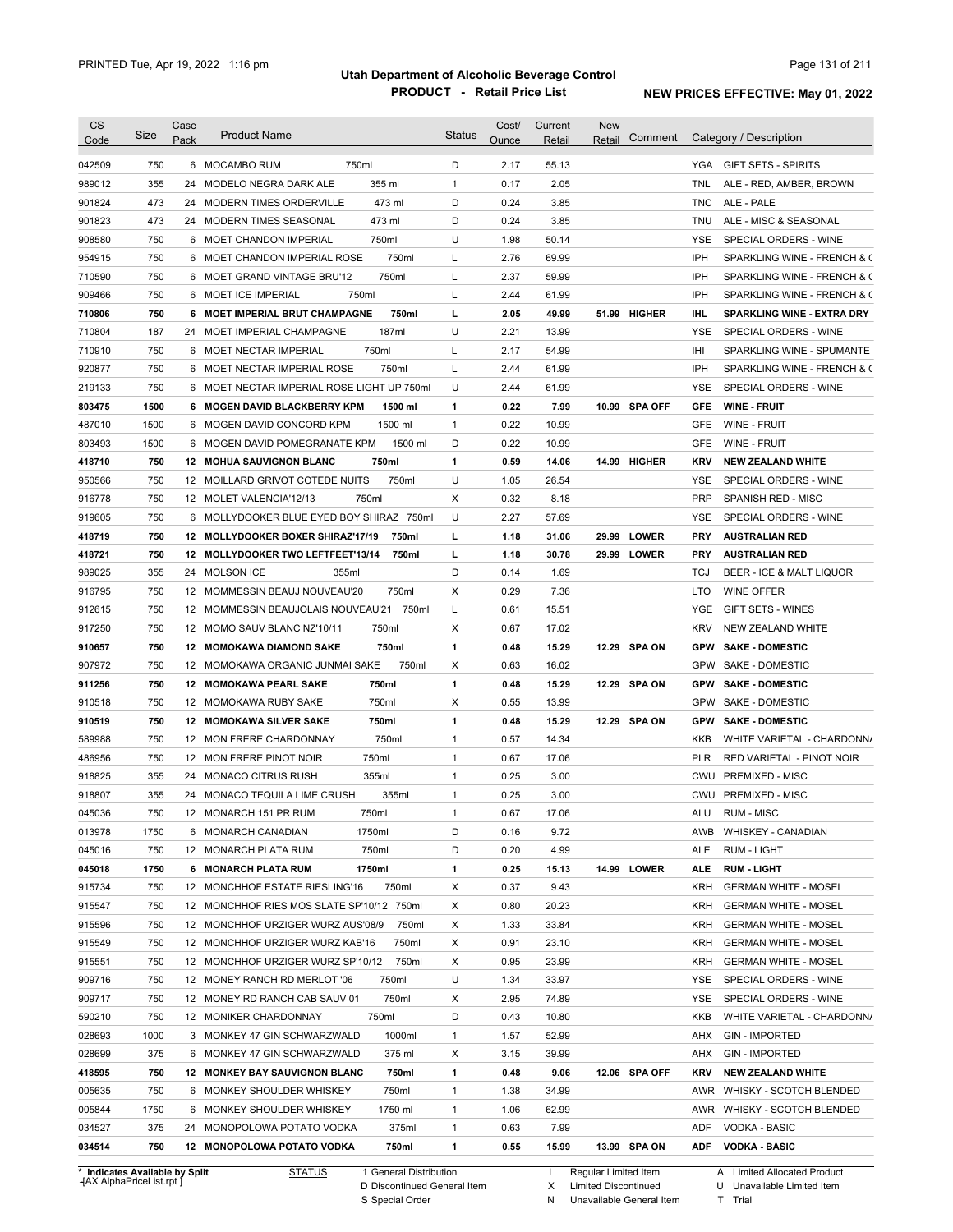# Utah Department of Alcoholic Beverage Control

## PRODUCT - Retail Price List

PRINTED Tue, Apr 19, 2022 1:16 pm

NEW PRICES EFFECTIVE: May 01, 2022

| CS Code | Size | Case Pack | Product Name | | Status | Cost/ Ounce | Current Retail | New Retail | Comment | Category / Description | |
|---|---|---|---|---|---|---|---|---|---|---|---|
| 042509 | 750 | 6 | MOCAMBO RUM | 750ml | D | 2.17 | 55.13 | | | YGA | GIFT SETS - SPIRITS |
| 989012 | 355 | 24 | MODELO NEGRA DARK ALE | 355 ml | 1 | 0.17 | 2.05 | | | TNL | ALE - RED, AMBER, BROWN |
| 901824 | 473 | 24 | MODERN TIMES ORDERVILLE | 473 ml | D | 0.24 | 3.85 | | | TNC | ALE - PALE |
| 901823 | 473 | 24 | MODERN TIMES SEASONAL | 473 ml | D | 0.24 | 3.85 | | | TNU | ALE - MISC & SEASONAL |
| 908580 | 750 | 6 | MOET CHANDON IMPERIAL | 750ml | U | 1.98 | 50.14 | | | YSE | SPECIAL ORDERS - WINE |
| 954915 | 750 | 6 | MOET CHANDON IMPERIAL ROSE | 750ml | L | 2.76 | 69.99 | | | IPH | SPARKLING WINE - FRENCH & C |
| 710590 | 750 | 6 | MOET GRAND VINTAGE BRU'12 | 750ml | L | 2.37 | 59.99 | | | IPH | SPARKLING WINE - FRENCH & C |
| 909466 | 750 | 6 | MOET ICE IMPERIAL | 750ml | L | 2.44 | 61.99 | | | IPH | SPARKLING WINE - FRENCH & C |
| **710806** | **750** | **6** | **MOET IMPERIAL BRUT CHAMPAGNE** | **750ml** | **L** | **2.05** | **49.99** | **51.99** | **HIGHER** | **IHL** | **SPARKLING WINE - EXTRA DRY** |
| 710804 | 187 | 24 | MOET IMPERIAL CHAMPAGNE | 187ml | U | 2.21 | 13.99 | | | YSE | SPECIAL ORDERS - WINE |
| 710910 | 750 | 6 | MOET NECTAR IMPERIAL | 750ml | L | 2.17 | 54.99 | | | IHI | SPARKLING WINE - SPUMANTE |
| 920877 | 750 | 6 | MOET NECTAR IMPERIAL ROSE | 750ml | L | 2.44 | 61.99 | | | IPH | SPARKLING WINE - FRENCH & C |
| 219133 | 750 | 6 | MOET NECTAR IMPERIAL ROSE LIGHT UP | 750ml | U | 2.44 | 61.99 | | | YSE | SPECIAL ORDERS - WINE |
| **803475** | **1500** | **6** | **MOGEN DAVID BLACKBERRY KPM** | **1500 ml** | **1** | **0.22** | **7.99** | **10.99** | **SPA OFF** | **GFE** | **WINE - FRUIT** |
| 487010 | 1500 | 6 | MOGEN DAVID CONCORD KPM | 1500 ml | 1 | 0.22 | 10.99 | | | GFE | WINE - FRUIT |
| 803493 | 1500 | 6 | MOGEN DAVID POMEGRANATE KPM | 1500 ml | D | 0.22 | 10.99 | | | GFE | WINE - FRUIT |
| **418710** | **750** | **12** | **MOHUA SAUVIGNON BLANC** | **750ml** | **1** | **0.59** | **14.06** | **14.99** | **HIGHER** | **KRV** | **NEW ZEALAND WHITE** |
| 950566 | 750 | 12 | MOILLARD GRIVOT COTEDE NUITS | 750ml | U | 1.05 | 26.54 | | | YSE | SPECIAL ORDERS - WINE |
| 916778 | 750 | 12 | MOLET VALENCIA'12/13 | 750ml | X | 0.32 | 8.18 | | | PRP | SPANISH RED - MISC |
| 919605 | 750 | 6 | MOLLYDOOKER BLUE EYED BOY SHIRAZ | 750ml | U | 2.27 | 57.69 | | | YSE | SPECIAL ORDERS - WINE |
| **418719** | **750** | **12** | **MOLLYDOOKER BOXER SHIRAZ'17/19** | **750ml** | **L** | **1.18** | **31.06** | **29.99** | **LOWER** | **PRY** | **AUSTRALIAN RED** |
| **418721** | **750** | **12** | **MOLLYDOOKER TWO LEFTFEET'13/14** | **750ml** | **L** | **1.18** | **30.78** | **29.99** | **LOWER** | **PRY** | **AUSTRALIAN RED** |
| 989025 | 355 | 24 | MOLSON ICE | 355ml | D | 0.14 | 1.69 | | | TCJ | BEER - ICE & MALT LIQUOR |
| 916795 | 750 | 12 | MOMMESSIN BEAUJ NOUVEAU'20 | 750ml | X | 0.29 | 7.36 | | | LTO | WINE OFFER |
| 912615 | 750 | 12 | MOMMESSIN BEAUJOLAIS NOUVEAU'21 | 750ml | L | 0.61 | 15.51 | | | YGE | GIFT SETS - WINES |
| 917250 | 750 | 12 | MOMO SAUV BLANC NZ'10/11 | 750ml | X | 0.67 | 17.02 | | | KRV | NEW ZEALAND WHITE |
| **910657** | **750** | **12** | **MOMOKAWA DIAMOND SAKE** | **750ml** | **1** | **0.48** | **15.29** | **12.29** | **SPA ON** | **GPW** | **SAKE - DOMESTIC** |
| 907972 | 750 | 12 | MOMOKAWA ORGANIC JUNMAI SAKE | 750ml | X | 0.63 | 16.02 | | | GPW | SAKE - DOMESTIC |
| **911256** | **750** | **12** | **MOMOKAWA PEARL SAKE** | **750ml** | **1** | **0.48** | **15.29** | **12.29** | **SPA ON** | **GPW** | **SAKE - DOMESTIC** |
| 910518 | 750 | 12 | MOMOKAWA RUBY SAKE | 750ml | X | 0.55 | 13.99 | | | GPW | SAKE - DOMESTIC |
| **910519** | **750** | **12** | **MOMOKAWA SILVER SAKE** | **750ml** | **1** | **0.48** | **15.29** | **12.29** | **SPA ON** | **GPW** | **SAKE - DOMESTIC** |
| 589988 | 750 | 12 | MON FRERE CHARDONNAY | 750ml | 1 | 0.57 | 14.34 | | | KKB | WHITE VARIETAL - CHARDONNA |
| 486956 | 750 | 12 | MON FRERE PINOT NOIR | 750ml | 1 | 0.67 | 17.06 | | | PLR | RED VARIETAL - PINOT NOIR |
| 918825 | 355 | 24 | MONACO CITRUS RUSH | 355ml | 1 | 0.25 | 3.00 | | | CWU | PREMIXED - MISC |
| 918807 | 355 | 24 | MONACO TEQUILA LIME CRUSH | 355ml | 1 | 0.25 | 3.00 | | | CWU | PREMIXED - MISC |
| 045036 | 750 | 12 | MONARCH 151 PR RUM | 750ml | 1 | 0.67 | 17.06 | | | ALU | RUM - MISC |
| 013978 | 1750 | 6 | MONARCH CANADIAN | 1750ml | D | 0.16 | 9.72 | | | AWB | WHISKEY - CANADIAN |
| 045016 | 750 | 12 | MONARCH PLATA RUM | 750ml | D | 0.20 | 4.99 | | | ALE | RUM - LIGHT |
| **045018** | **1750** | **6** | **MONARCH PLATA RUM** | **1750ml** | **1** | **0.25** | **15.13** | **14.99** | **LOWER** | **ALE** | **RUM - LIGHT** |
| 915734 | 750 | 12 | MONCHHOF ESTATE RIESLING'16 | 750ml | X | 0.37 | 9.43 | | | KRH | GERMAN WHITE - MOSEL |
| 915547 | 750 | 12 | MONCHHOF RIES MOS SLATE SP'10/12 | 750ml | X | 0.80 | 20.23 | | | KRH | GERMAN WHITE - MOSEL |
| 915596 | 750 | 12 | MONCHHOF URZIGER WURZ AUS'08/9 | 750ml | X | 1.33 | 33.84 | | | KRH | GERMAN WHITE - MOSEL |
| 915549 | 750 | 12 | MONCHHOF URZIGER WURZ KAB'16 | 750ml | X | 0.91 | 23.10 | | | KRH | GERMAN WHITE - MOSEL |
| 915551 | 750 | 12 | MONCHHOF URZIGER WURZ SP'10/12 | 750ml | X | 0.95 | 23.99 | | | KRH | GERMAN WHITE - MOSEL |
| 909716 | 750 | 12 | MONEY RANCH RD MERLOT '06 | 750ml | U | 1.34 | 33.97 | | | YSE | SPECIAL ORDERS - WINE |
| 909717 | 750 | 12 | MONEY RD RANCH CAB SAUV 01 | 750ml | X | 2.95 | 74.89 | | | YSE | SPECIAL ORDERS - WINE |
| 590210 | 750 | 12 | MONIKER CHARDONNAY | 750ml | D | 0.43 | 10.80 | | | KKB | WHITE VARIETAL - CHARDONNA |
| 028693 | 1000 | 3 | MONKEY 47 GIN SCHWARZWALD | 1000ml | 1 | 1.57 | 52.99 | | | AHX | GIN - IMPORTED |
| 028699 | 375 | 6 | MONKEY 47 GIN SCHWARZWALD | 375 ml | X | 3.15 | 39.99 | | | AHX | GIN - IMPORTED |
| **418595** | **750** | **12** | **MONKEY BAY SAUVIGNON BLANC** | **750ml** | **1** | **0.48** | **9.06** | **12.06** | **SPA OFF** | **KRV** | **NEW ZEALAND WHITE** |
| 005635 | 750 | 6 | MONKEY SHOULDER WHISKEY | 750ml | 1 | 1.38 | 34.99 | | | AWR | WHISKY - SCOTCH BLENDED |
| 005844 | 1750 | 6 | MONKEY SHOULDER WHISKEY | 1750 ml | 1 | 1.06 | 62.99 | | | AWR | WHISKY - SCOTCH BLENDED |
| 034527 | 375 | 24 | MONOPOLOWA POTATO VODKA | 375ml | 1 | 0.63 | 7.99 | | | ADF | VODKA - BASIC |
| **034514** | **750** | **12** | **MONOPOLOWA POTATO VODKA** | **750ml** | **1** | **0.55** | **15.99** | **13.99** | **SPA ON** | **ADF** | **VODKA - BASIC** |

\* Indicates Available by Split

STATUS: 1 General Distribution; D Discontinued General Item; S Special Order; L Regular Limited Item; X Limited Discontinued; N Unavailable General Item; A Limited Allocated Product; U Unavailable Limited Item; T Trial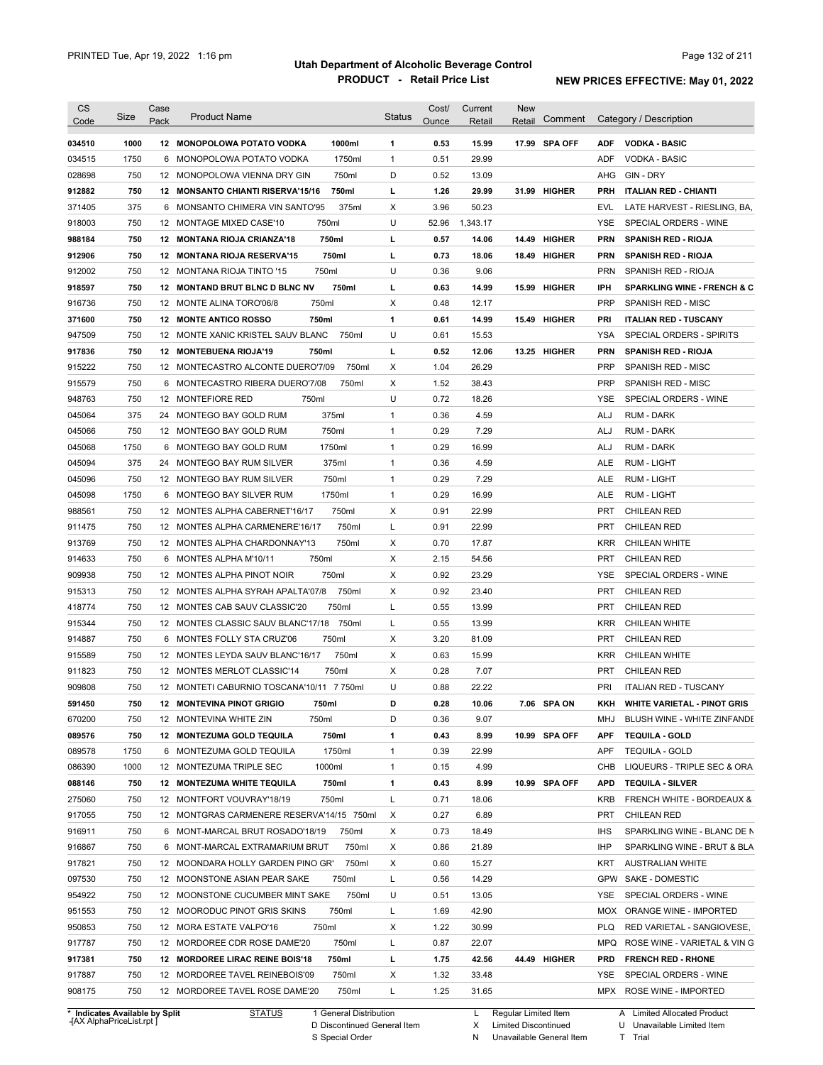# Utah Department of Alcoholic Beverage Control

## PRODUCT - Retail Price List

PRINTED Tue, Apr 19, 2022 1:16 pm

**NEW PRICES EFFECTIVE: May 01, 2022**

| CS Code | Size | Case Pack | Product Name | | Status | Cost/ Ounce | Current Retail | New Retail | Comment | Category / Description | |
|---|---|---|---|---|---|---|---|---|---|---|---|
| **034510** | **1000** | **12** | **MONOPOLOWA POTATO VODKA** | **1000ml** | **1** | **0.53** | **15.99** | **17.99** | **SPA OFF** | **ADF** | **VODKA - BASIC** |
| 034515 | 1750 | 6 | MONOPOLOWA POTATO VODKA | 1750ml | 1 | 0.51 | 29.99 | | | ADF | VODKA - BASIC |
| 028698 | 750 | 12 | MONOPOLOWA VIENNA DRY GIN | 750ml | D | 0.52 | 13.09 | | | AHG | GIN - DRY |
| **912882** | **750** | **12** | **MONSANTO CHIANTI RISERVA'15/16** | **750ml** | **L** | **1.26** | **29.99** | **31.99** | **HIGHER** | **PRH** | **ITALIAN RED - CHIANTI** |
| 371405 | 375 | 6 | MONSANTO CHIMERA VIN SANTO'95 | 375ml | X | 3.96 | 50.23 | | | EVL | LATE HARVEST - RIESLING, BA, |
| 918003 | 750 | 12 | MONTAGE MIXED CASE'10 | 750ml | U | 52.96 | 1,343.17 | | | YSE | SPECIAL ORDERS - WINE |
| **988184** | **750** | **12** | **MONTANA RIOJA CRIANZA'18** | **750ml** | **L** | **0.57** | **14.06** | **14.49** | **HIGHER** | **PRN** | **SPANISH RED - RIOJA** |
| **912906** | **750** | **12** | **MONTANA RIOJA RESERVA'15** | **750ml** | **L** | **0.73** | **18.06** | **18.49** | **HIGHER** | **PRN** | **SPANISH RED - RIOJA** |
| 912002 | 750 | 12 | MONTANA RIOJA TINTO '15 | 750ml | U | 0.36 | 9.06 | | | PRN | SPANISH RED - RIOJA |
| **918597** | **750** | **12** | **MONTAND BRUT BLNC D BLNC NV** | **750ml** | **L** | **0.63** | **14.99** | **15.99** | **HIGHER** | **IPH** | **SPARKLING WINE - FRENCH & C** |
| 916736 | 750 | 12 | MONTE ALINA TORO'06/8 | 750ml | X | 0.48 | 12.17 | | | PRP | SPANISH RED - MISC |
| **371600** | **750** | **12** | **MONTE ANTICO ROSSO** | **750ml** | **1** | **0.61** | **14.99** | **15.49** | **HIGHER** | **PRI** | **ITALIAN RED - TUSCANY** |
| 947509 | 750 | 12 | MONTE XANIC KRISTEL SAUV BLANC | 750ml | U | 0.61 | 15.53 | | | YSA | SPECIAL ORDERS - SPIRITS |
| **917836** | **750** | **12** | **MONTEBUENA RIOJA'19** | **750ml** | **L** | **0.52** | **12.06** | **13.25** | **HIGHER** | **PRN** | **SPANISH RED - RIOJA** |
| 915222 | 750 | 12 | MONTECASTRO ALCONTE DUERO'7/09 | 750ml | X | 1.04 | 26.29 | | | PRP | SPANISH RED - MISC |
| 915579 | 750 | 6 | MONTECASTRO RIBERA DUERO'7/08 | 750ml | X | 1.52 | 38.43 | | | PRP | SPANISH RED - MISC |
| 948763 | 750 | 12 | MONTEFIORE RED | 750ml | U | 0.72 | 18.26 | | | YSE | SPECIAL ORDERS - WINE |
| 045064 | 375 | 24 | MONTEGO BAY GOLD RUM | 375ml | 1 | 0.36 | 4.59 | | | ALJ | RUM - DARK |
| 045066 | 750 | 12 | MONTEGO BAY GOLD RUM | 750ml | 1 | 0.29 | 7.29 | | | ALJ | RUM - DARK |
| 045068 | 1750 | 6 | MONTEGO BAY GOLD RUM | 1750ml | 1 | 0.29 | 16.99 | | | ALJ | RUM - DARK |
| 045094 | 375 | 24 | MONTEGO BAY RUM SILVER | 375ml | 1 | 0.36 | 4.59 | | | ALE | RUM - LIGHT |
| 045096 | 750 | 12 | MONTEGO BAY RUM SILVER | 750ml | 1 | 0.29 | 7.29 | | | ALE | RUM - LIGHT |
| 045098 | 1750 | 6 | MONTEGO BAY SILVER RUM | 1750ml | 1 | 0.29 | 16.99 | | | ALE | RUM - LIGHT |
| 988561 | 750 | 12 | MONTES ALPHA CABERNET'16/17 | 750ml | X | 0.91 | 22.99 | | | PRT | CHILEAN RED |
| 911475 | 750 | 12 | MONTES ALPHA CARMENERE'16/17 | 750ml | L | 0.91 | 22.99 | | | PRT | CHILEAN RED |
| 913769 | 750 | 12 | MONTES ALPHA CHARDONNAY'13 | 750ml | X | 0.70 | 17.87 | | | KRR | CHILEAN WHITE |
| 914633 | 750 | 6 | MONTES ALPHA M'10/11 | 750ml | X | 2.15 | 54.56 | | | PRT | CHILEAN RED |
| 909938 | 750 | 12 | MONTES ALPHA PINOT NOIR | 750ml | X | 0.92 | 23.29 | | | YSE | SPECIAL ORDERS - WINE |
| 915313 | 750 | 12 | MONTES ALPHA SYRAH APALTA'07/8 | 750ml | X | 0.92 | 23.40 | | | PRT | CHILEAN RED |
| 418774 | 750 | 12 | MONTES CAB SAUV CLASSIC'20 | 750ml | L | 0.55 | 13.99 | | | PRT | CHILEAN RED |
| 915344 | 750 | 12 | MONTES CLASSIC SAUV BLANC'17/18 | 750ml | L | 0.55 | 13.99 | | | KRR | CHILEAN WHITE |
| 914887 | 750 | 6 | MONTES FOLLY STA CRUZ'06 | 750ml | X | 3.20 | 81.09 | | | PRT | CHILEAN RED |
| 915589 | 750 | 12 | MONTES LEYDA SAUV BLANC'16/17 | 750ml | X | 0.63 | 15.99 | | | KRR | CHILEAN WHITE |
| 911823 | 750 | 12 | MONTES MERLOT CLASSIC'14 | 750ml | X | 0.28 | 7.07 | | | PRT | CHILEAN RED |
| 909808 | 750 | 12 | MONTETI CABURNIO TOSCANA'10/11 7 | 750ml | U | 0.88 | 22.22 | | | PRI | ITALIAN RED - TUSCANY |
| **591450** | **750** | **12** | **MONTEVINA PINOT GRIGIO** | **750ml** | **D** | **0.28** | **10.06** | **7.06** | **SPA ON** | **KKH** | **WHITE VARIETAL - PINOT GRIS** |
| 670200 | 750 | 12 | MONTEVINA WHITE ZIN | 750ml | D | 0.36 | 9.07 | | | MHJ | BLUSH WINE - WHITE ZINFANDE |
| **089576** | **750** | **12** | **MONTEZUMA GOLD TEQUILA** | **750ml** | **1** | **0.43** | **8.99** | **10.99** | **SPA OFF** | **APF** | **TEQUILA - GOLD** |
| 089578 | 1750 | 6 | MONTEZUMA GOLD TEQUILA | 1750ml | 1 | 0.39 | 22.99 | | | APF | TEQUILA - GOLD |
| 086390 | 1000 | 12 | MONTEZUMA TRIPLE SEC | 1000ml | 1 | 0.15 | 4.99 | | | CHB | LIQUEURS - TRIPLE SEC & ORA |
| **088146** | **750** | **12** | **MONTEZUMA WHITE TEQUILA** | **750ml** | **1** | **0.43** | **8.99** | **10.99** | **SPA OFF** | **APD** | **TEQUILA - SILVER** |
| 275060 | 750 | 12 | MONTFORT VOUVRAY'18/19 | 750ml | L | 0.71 | 18.06 | | | KRB | FRENCH WHITE - BORDEAUX & |
| 917055 | 750 | 12 | MONTGRAS CARMENERE RESERVA'14/15 | 750ml | X | 0.27 | 6.89 | | | PRT | CHILEAN RED |
| 916911 | 750 | 6 | MONT-MARCAL BRUT ROSADO'18/19 | 750ml | X | 0.73 | 18.49 | | | IHS | SPARKLING WINE - BLANC DE N |
| 916867 | 750 | 6 | MONT-MARCAL EXTRAMARIUM BRUT | 750ml | X | 0.86 | 21.89 | | | IHP | SPARKLING WINE - BRUT & BLA |
| 917821 | 750 | 12 | MOONDARA HOLLY GARDEN PINO GR' | 750ml | X | 0.60 | 15.27 | | | KRT | AUSTRALIAN WHITE |
| 097530 | 750 | 12 | MOONSTONE ASIAN PEAR SAKE | 750ml | L | 0.56 | 14.29 | | | GPW | SAKE - DOMESTIC |
| 954922 | 750 | 12 | MOONSTONE CUCUMBER MINT SAKE | 750ml | U | 0.51 | 13.05 | | | YSE | SPECIAL ORDERS - WINE |
| 951553 | 750 | 12 | MOORODUC PINOT GRIS SKINS | 750ml | L | 1.69 | 42.90 | | | MOX | ORANGE WINE - IMPORTED |
| 950853 | 750 | 12 | MORA ESTATE VALPO'16 | 750ml | X | 1.22 | 30.99 | | | PLQ | RED VARIETAL - SANGIOVESE, |
| 917787 | 750 | 12 | MORDOREE CDR ROSE DAME'20 | 750ml | L | 0.87 | 22.07 | | | MPQ | ROSE WINE - VARIETAL & VIN G |
| **917381** | **750** | **12** | **MORDOREE LIRAC REINE BOIS'18** | **750ml** | **L** | **1.75** | **42.56** | **44.49** | **HIGHER** | **PRD** | **FRENCH RED - RHONE** |
| 917887 | 750 | 12 | MORDOREE TAVEL REINEBOIS'09 | 750ml | X | 1.32 | 33.48 | | | YSE | SPECIAL ORDERS - WINE |
| 908175 | 750 | 12 | MORDOREE TAVEL ROSE DAME'20 | 750ml | L | 1.25 | 31.65 | | | MPX | ROSE WINE - IMPORTED |

\* Indicates Available by Split

STATUS: 1 General Distribution; D Discontinued General Item; S Special Order; L Regular Limited Item; X Limited Discontinued; N Unavailable General Item; A Limited Allocated Product; U Unavailable Limited Item; T Trial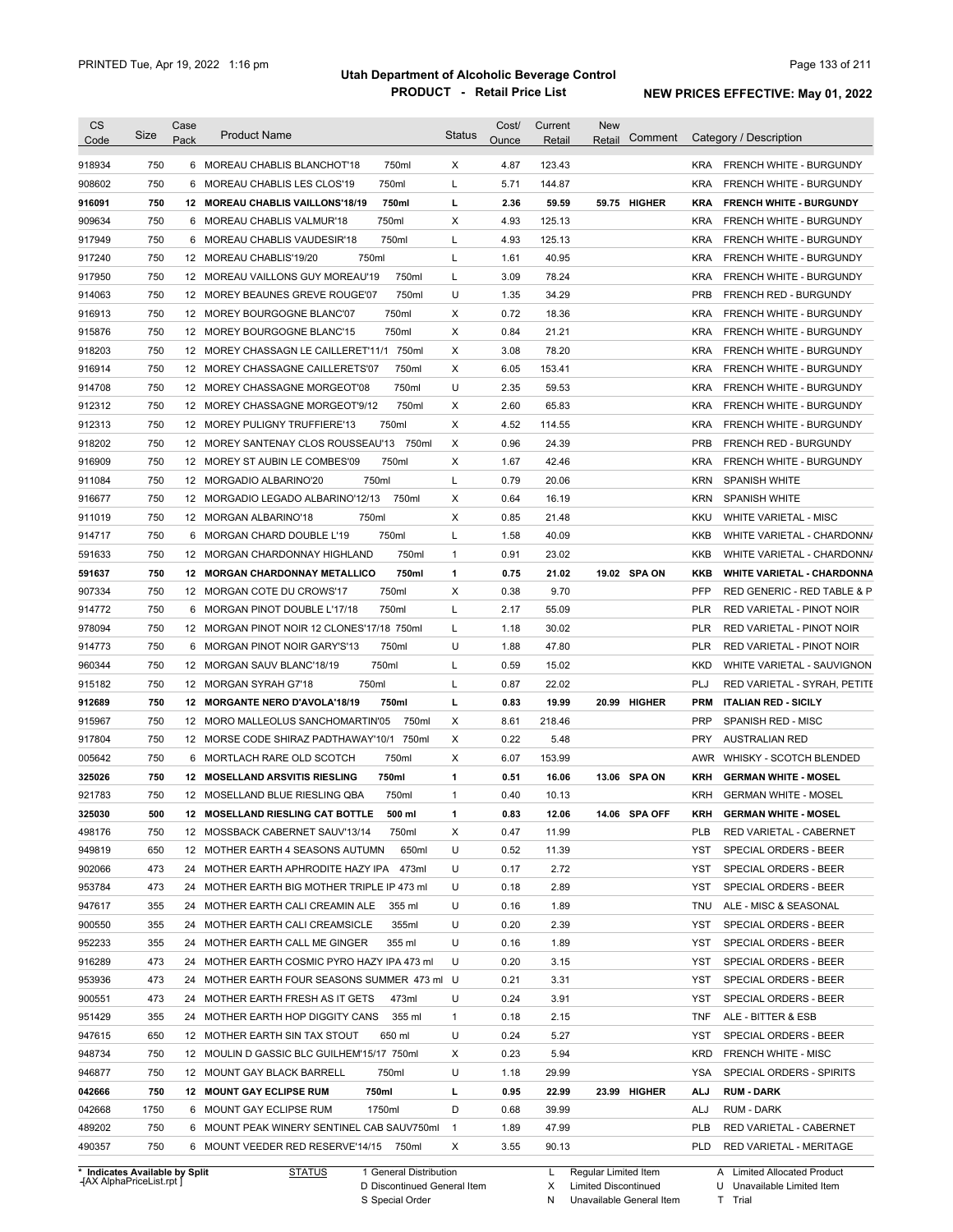# Utah Department of Alcoholic Beverage Control

## PRODUCT - Retail Price List

PRINTED Tue, Apr 19, 2022 1:16 pm

NEW PRICES EFFECTIVE: May 01, 2022

| CS Code | Size | Case Pack | Product Name | Status | Cost/ Ounce | Current Retail | New Retail | Comment | Category / Description |
|---|---|---|---|---|---|---|---|---|---|
| 918934 | 750 | 6 | MOREAU CHABLIS BLANCHOT'18 750ml | X | 4.87 | 123.43 | | | KRA FRENCH WHITE - BURGUNDY |
| 908602 | 750 | 6 | MOREAU CHABLIS LES CLOS'19 750ml | L | 5.71 | 144.87 | | | KRA FRENCH WHITE - BURGUNDY |
| **916091** | **750** | **12** | **MOREAU CHABLIS VAILLONS'18/19 750ml** | **L** | **2.36** | **59.59** | **59.75** | **HIGHER** | **KRA FRENCH WHITE - BURGUNDY** |
| 909634 | 750 | 6 | MOREAU CHABLIS VALMUR'18 750ml | X | 4.93 | 125.13 | | | KRA FRENCH WHITE - BURGUNDY |
| 917949 | 750 | 6 | MOREAU CHABLIS VAUDESIR'18 750ml | L | 4.93 | 125.13 | | | KRA FRENCH WHITE - BURGUNDY |
| 917240 | 750 | 12 | MOREAU CHABLIS'19/20 750ml | L | 1.61 | 40.95 | | | KRA FRENCH WHITE - BURGUNDY |
| 917950 | 750 | 12 | MOREAU VAILLONS GUY MOREAU'19 750ml | L | 3.09 | 78.24 | | | KRA FRENCH WHITE - BURGUNDY |
| 914063 | 750 | 12 | MOREY BEAUNES GREVE ROUGE'07 750ml | U | 1.35 | 34.29 | | | PRB FRENCH RED - BURGUNDY |
| 916913 | 750 | 12 | MOREY BOURGOGNE BLANC'07 750ml | X | 0.72 | 18.36 | | | KRA FRENCH WHITE - BURGUNDY |
| 915876 | 750 | 12 | MOREY BOURGOGNE BLANC'15 750ml | X | 0.84 | 21.21 | | | KRA FRENCH WHITE - BURGUNDY |
| 918203 | 750 | 12 | MOREY CHASSAGN LE CAILLERET'11/1 750ml | X | 3.08 | 78.20 | | | KRA FRENCH WHITE - BURGUNDY |
| 916914 | 750 | 12 | MOREY CHASSAGNE CAILLERETS'07 750ml | X | 6.05 | 153.41 | | | KRA FRENCH WHITE - BURGUNDY |
| 914708 | 750 | 12 | MOREY CHASSAGNE MORGEOT'08 750ml | U | 2.35 | 59.53 | | | KRA FRENCH WHITE - BURGUNDY |
| 912312 | 750 | 12 | MOREY CHASSAGNE MORGEOT'9/12 750ml | X | 2.60 | 65.83 | | | KRA FRENCH WHITE - BURGUNDY |
| 912313 | 750 | 12 | MOREY PULIGNY TRUFFIERE'13 750ml | X | 4.52 | 114.55 | | | KRA FRENCH WHITE - BURGUNDY |
| 918202 | 750 | 12 | MOREY SANTENAY CLOS ROUSSEAU'13 750ml | X | 0.96 | 24.39 | | | PRB FRENCH RED - BURGUNDY |
| 916909 | 750 | 12 | MOREY ST AUBIN LE COMBES'09 750ml | X | 1.67 | 42.46 | | | KRA FRENCH WHITE - BURGUNDY |
| 911084 | 750 | 12 | MORGADIO ALBARINO'20 750ml | L | 0.79 | 20.06 | | | KRN SPANISH WHITE |
| 916677 | 750 | 12 | MORGADIO LEGADO ALBARINO'12/13 750ml | X | 0.64 | 16.19 | | | KRN SPANISH WHITE |
| 911019 | 750 | 12 | MORGAN ALBARINO'18 750ml | X | 0.85 | 21.48 | | | KKU WHITE VARIETAL - MISC |
| 914717 | 750 | 6 | MORGAN CHARD DOUBLE L'19 750ml | L | 1.58 | 40.09 | | | KKB WHITE VARIETAL - CHARDONNA |
| 591633 | 750 | 12 | MORGAN CHARDONNAY HIGHLAND 750ml | 1 | 0.91 | 23.02 | | | KKB WHITE VARIETAL - CHARDONNA |
| **591637** | **750** | **12** | **MORGAN CHARDONNAY METALLICO 750ml** | **1** | **0.75** | **21.02** | **19.02** | **SPA ON** | **KKB WHITE VARIETAL - CHARDONNA** |
| 907334 | 750 | 12 | MORGAN COTE DU CROWS'17 750ml | X | 0.38 | 9.70 | | | PFP RED GENERIC - RED TABLE & P |
| 914772 | 750 | 6 | MORGAN PINOT DOUBLE L'17/18 750ml | L | 2.17 | 55.09 | | | PLR RED VARIETAL - PINOT NOIR |
| 978094 | 750 | 12 | MORGAN PINOT NOIR 12 CLONES'17/18 750ml | L | 1.18 | 30.02 | | | PLR RED VARIETAL - PINOT NOIR |
| 914773 | 750 | 6 | MORGAN PINOT NOIR GARY'S'13 750ml | U | 1.88 | 47.80 | | | PLR RED VARIETAL - PINOT NOIR |
| 960344 | 750 | 12 | MORGAN SAUV BLANC'18/19 750ml | L | 0.59 | 15.02 | | | KKD WHITE VARIETAL - SAUVIGNON |
| 915182 | 750 | 12 | MORGAN SYRAH G7'18 750ml | L | 0.87 | 22.02 | | | PLJ RED VARIETAL - SYRAH, PETITE |
| **912689** | **750** | **12** | **MORGANTE NERO D'AVOLA'18/19 750ml** | **L** | **0.83** | **19.99** | **20.99** | **HIGHER** | **PRM ITALIAN RED - SICILY** |
| 915967 | 750 | 12 | MORO MALLEOLUS SANCHOMARTIN'05 750ml | X | 8.61 | 218.46 | | | PRP SPANISH RED - MISC |
| 917804 | 750 | 12 | MORSE CODE SHIRAZ PADTHAWAY'10/1 750ml | X | 0.22 | 5.48 | | | PRY AUSTRALIAN RED |
| 005642 | 750 | 6 | MORTLACH RARE OLD SCOTCH 750ml | X | 6.07 | 153.99 | | | AWR WHISKY - SCOTCH BLENDED |
| **325026** | **750** | **12** | **MOSELLAND ARSVITIS RIESLING 750ml** | **1** | **0.51** | **16.06** | **13.06** | **SPA ON** | **KRH GERMAN WHITE - MOSEL** |
| 921783 | 750 | 12 | MOSELLAND BLUE RIESLING QBA 750ml | 1 | 0.40 | 10.13 | | | KRH GERMAN WHITE - MOSEL |
| **325030** | **500** | **12** | **MOSELLAND RIESLING CAT BOTTLE 500 ml** | **1** | **0.83** | **12.06** | **14.06** | **SPA OFF** | **KRH GERMAN WHITE - MOSEL** |
| 498176 | 750 | 12 | MOSSBACK CABERNET SAUV'13/14 750ml | X | 0.47 | 11.99 | | | PLB RED VARIETAL - CABERNET |
| 949819 | 650 | 12 | MOTHER EARTH 4 SEASONS AUTUMN 650ml | U | 0.52 | 11.39 | | | YST SPECIAL ORDERS - BEER |
| 902066 | 473 | 24 | MOTHER EARTH APHRODITE HAZY IPA 473ml | U | 0.17 | 2.72 | | | YST SPECIAL ORDERS - BEER |
| 953784 | 473 | 24 | MOTHER EARTH BIG MOTHER TRIPLE IP 473 ml | U | 0.18 | 2.89 | | | YST SPECIAL ORDERS - BEER |
| 947617 | 355 | 24 | MOTHER EARTH CALI CREAMIN ALE 355 ml | U | 0.16 | 1.89 | | | TNU ALE - MISC & SEASONAL |
| 900550 | 355 | 24 | MOTHER EARTH CALI CREAMSICLE 355ml | U | 0.20 | 2.39 | | | YST SPECIAL ORDERS - BEER |
| 952233 | 355 | 24 | MOTHER EARTH CALL ME GINGER 355 ml | U | 0.16 | 1.89 | | | YST SPECIAL ORDERS - BEER |
| 916289 | 473 | 24 | MOTHER EARTH COSMIC PYRO HAZY IPA 473 ml | U | 0.20 | 3.15 | | | YST SPECIAL ORDERS - BEER |
| 953936 | 473 | 24 | MOTHER EARTH FOUR SEASONS SUMMER 473 ml | U | 0.21 | 3.31 | | | YST SPECIAL ORDERS - BEER |
| 900551 | 473 | 24 | MOTHER EARTH FRESH AS IT GETS 473ml | U | 0.24 | 3.91 | | | YST SPECIAL ORDERS - BEER |
| 951429 | 355 | 24 | MOTHER EARTH HOP DIGGITY CANS 355 ml | 1 | 0.18 | 2.15 | | | TNF ALE - BITTER & ESB |
| 947615 | 650 | 12 | MOTHER EARTH SIN TAX STOUT 650 ml | U | 0.24 | 5.27 | | | YST SPECIAL ORDERS - BEER |
| 948734 | 750 | 12 | MOULIN D GASSIC BLC GUILHEM'15/17 750ml | X | 0.23 | 5.94 | | | KRD FRENCH WHITE - MISC |
| 946877 | 750 | 12 | MOUNT GAY BLACK BARRELL 750ml | U | 1.18 | 29.99 | | | YSA SPECIAL ORDERS - SPIRITS |
| **042666** | **750** | **12** | **MOUNT GAY ECLIPSE RUM 750ml** | **L** | **0.95** | **22.99** | **23.99** | **HIGHER** | **ALJ RUM - DARK** |
| 042668 | 1750 | 6 | MOUNT GAY ECLIPSE RUM 1750ml | D | 0.68 | 39.99 | | | ALJ RUM - DARK |
| 489202 | 750 | 6 | MOUNT PEAK WINERY SENTINEL CAB SAUV750ml | 1 | 1.89 | 47.99 | | | PLB RED VARIETAL - CABERNET |
| 490357 | 750 | 6 | MOUNT VEEDER RED RESERVE'14/15 750ml | X | 3.55 | 90.13 | | | PLD RED VARIETAL - MERITAGE |

\* Indicates Available by Split

STATUS: 1 General Distribution; D Discontinued General Item; S Special Order; L Regular Limited Item; X Limited Discontinued; N Unavailable General Item; A Limited Allocated Product; U Unavailable Limited Item; T Trial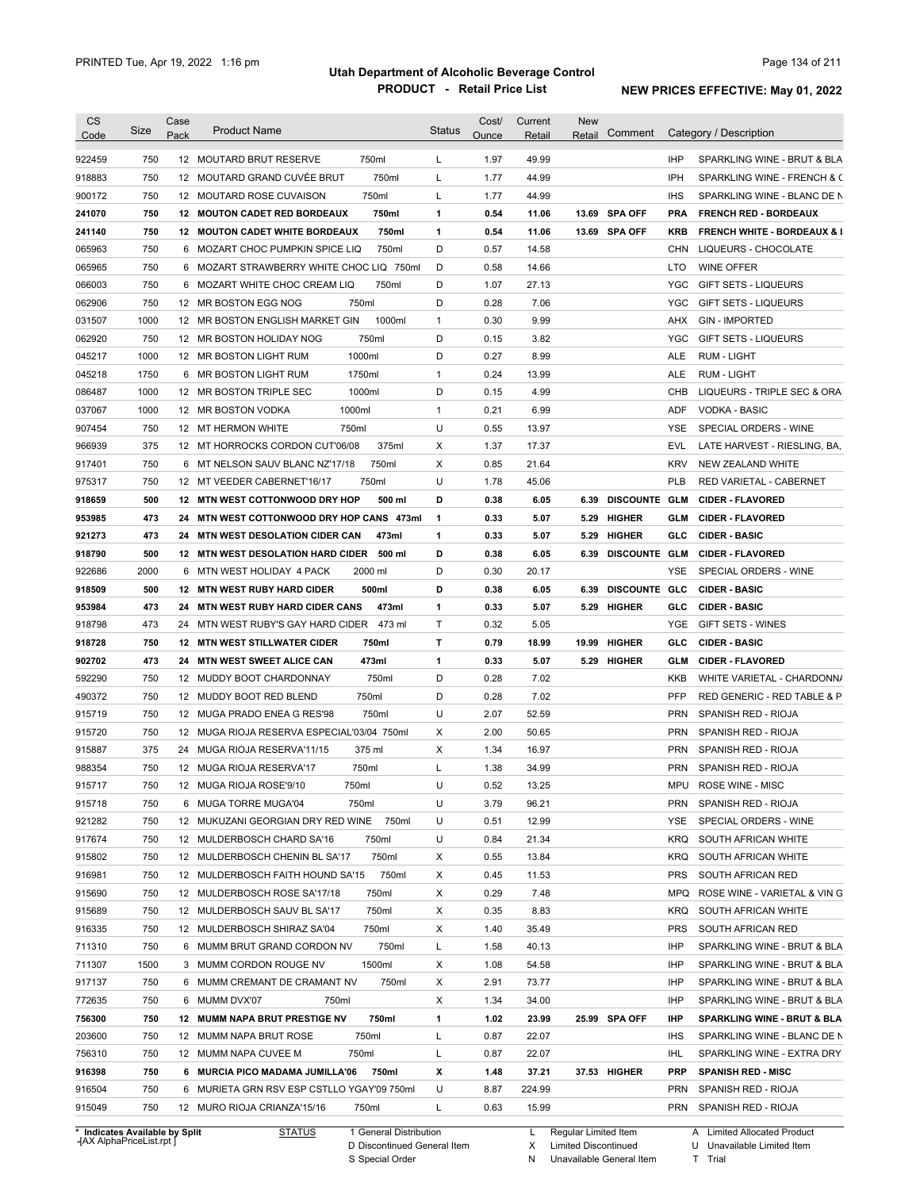# Utah Department of Alcoholic Beverage Control

## PRODUCT - Retail Price List

PRINTED Tue, Apr 19, 2022 1:16 pm

**NEW PRICES EFFECTIVE: May 01, 2022**

| CS Code | Size | Case Pack | Product Name | Status | Cost/ Ounce | Current Retail | New Retail | Comment | Category / Description |
|---|---|---|---|---|---|---|---|---|---|
| 922459 | 750 | 12 | MOUTARD BRUT RESERVE 750ml | L | 1.97 | 49.99 | | | IHP SPARKLING WINE - BRUT & BLA |
| 918883 | 750 | 12 | MOUTARD GRAND CUVÈE BRUT 750ml | L | 1.77 | 44.99 | | | IPH SPARKLING WINE - FRENCH & C |
| 900172 | 750 | 12 | MOUTARD ROSE CUVAISON 750ml | L | 1.77 | 44.99 | | | IHS SPARKLING WINE - BLANC DE N |
| **241070** | **750** | **12** | **MOUTON CADET RED BORDEAUX 750ml** | **1** | **0.54** | **11.06** | **13.69** | **SPA OFF** | **PRA FRENCH RED - BORDEAUX** |
| **241140** | **750** | **12** | **MOUTON CADET WHITE BORDEAUX 750ml** | **1** | **0.54** | **11.06** | **13.69** | **SPA OFF** | **KRB FRENCH WHITE - BORDEAUX & I** |
| 065963 | 750 | 6 | MOZART CHOC PUMPKIN SPICE LIQ 750ml | D | 0.57 | 14.58 | | | CHN LIQUEURS - CHOCOLATE |
| 065965 | 750 | 6 | MOZART STRAWBERRY WHITE CHOC LIQ 750ml | D | 0.58 | 14.66 | | | LTO WINE OFFER |
| 066003 | 750 | 6 | MOZART WHITE CHOC CREAM LIQ 750ml | D | 1.07 | 27.13 | | | YGC GIFT SETS - LIQUEURS |
| 062906 | 750 | 12 | MR BOSTON EGG NOG 750ml | D | 0.28 | 7.06 | | | YGC GIFT SETS - LIQUEURS |
| 031507 | 1000 | 12 | MR BOSTON ENGLISH MARKET GIN 1000ml | 1 | 0.30 | 9.99 | | | AHX GIN - IMPORTED |
| 062920 | 750 | 12 | MR BOSTON HOLIDAY NOG 750ml | D | 0.15 | 3.82 | | | YGC GIFT SETS - LIQUEURS |
| 045217 | 1000 | 12 | MR BOSTON LIGHT RUM 1000ml | D | 0.27 | 8.99 | | | ALE RUM - LIGHT |
| 045218 | 1750 | 6 | MR BOSTON LIGHT RUM 1750ml | 1 | 0.24 | 13.99 | | | ALE RUM - LIGHT |
| 086487 | 1000 | 12 | MR BOSTON TRIPLE SEC 1000ml | D | 0.15 | 4.99 | | | CHB LIQUEURS - TRIPLE SEC & ORA |
| 037067 | 1000 | 12 | MR BOSTON VODKA 1000ml | 1 | 0.21 | 6.99 | | | ADF VODKA - BASIC |
| 907454 | 750 | 12 | MT HERMON WHITE 750ml | U | 0.55 | 13.97 | | | YSE SPECIAL ORDERS - WINE |
| 966939 | 375 | 12 | MT HORROCKS CORDON CUT'06/08 375ml | X | 1.37 | 17.37 | | | EVL LATE HARVEST - RIESLING, BA, |
| 917401 | 750 | 6 | MT NELSON SAUV BLANC NZ'17/18 750ml | X | 0.85 | 21.64 | | | KRV NEW ZEALAND WHITE |
| 975317 | 750 | 12 | MT VEEDER CABERNET'16/17 750ml | U | 1.78 | 45.06 | | | PLB RED VARIETAL - CABERNET |
| **918659** | **500** | **12** | **MTN WEST COTTONWOOD DRY HOP 500 ml** | **D** | **0.38** | **6.05** | **6.39** | **DISCOUNTE** | **GLM CIDER - FLAVORED** |
| **953985** | **473** | **24** | **MTN WEST COTTONWOOD DRY HOP CANS 473ml** | **1** | **0.33** | **5.07** | **5.29** | **HIGHER** | **GLM CIDER - FLAVORED** |
| **921273** | **473** | **24** | **MTN WEST DESOLATION CIDER CAN 473ml** | **1** | **0.33** | **5.07** | **5.29** | **HIGHER** | **GLC CIDER - BASIC** |
| **918790** | **500** | **12** | **MTN WEST DESOLATION HARD CIDER 500 ml** | **D** | **0.38** | **6.05** | **6.39** | **DISCOUNTE** | **GLM CIDER - FLAVORED** |
| 922686 | 2000 | 6 | MTN WEST HOLIDAY 4 PACK 2000 ml | D | 0.30 | 20.17 | | | YSE SPECIAL ORDERS - WINE |
| **918509** | **500** | **12** | **MTN WEST RUBY HARD CIDER 500ml** | **D** | **0.38** | **6.05** | **6.39** | **DISCOUNTE** | **GLC CIDER - BASIC** |
| **953984** | **473** | **24** | **MTN WEST RUBY HARD CIDER CANS 473ml** | **1** | **0.33** | **5.07** | **5.29** | **HIGHER** | **GLC CIDER - BASIC** |
| 918798 | 473 | 24 | MTN WEST RUBY'S GAY HARD CIDER 473 ml | T | 0.32 | 5.05 | | | YGE GIFT SETS - WINES |
| **918728** | **750** | **12** | **MTN WEST STILLWATER CIDER 750ml** | **T** | **0.79** | **18.99** | **19.99** | **HIGHER** | **GLC CIDER - BASIC** |
| **902702** | **473** | **24** | **MTN WEST SWEET ALICE CAN 473ml** | **1** | **0.33** | **5.07** | **5.29** | **HIGHER** | **GLM CIDER - FLAVORED** |
| 592290 | 750 | 12 | MUDDY BOOT CHARDONNAY 750ml | D | 0.28 | 7.02 | | | KKB WHITE VARIETAL - CHARDONNA |
| 490372 | 750 | 12 | MUDDY BOOT RED BLEND 750ml | D | 0.28 | 7.02 | | | PFP RED GENERIC - RED TABLE & P |
| 915719 | 750 | 12 | MUGA PRADO ENEA G RES'98 750ml | U | 2.07 | 52.59 | | | PRN SPANISH RED - RIOJA |
| 915720 | 750 | 12 | MUGA RIOJA RESERVA ESPECIAL'03/04 750ml | X | 2.00 | 50.65 | | | PRN SPANISH RED - RIOJA |
| 915887 | 375 | 24 | MUGA RIOJA RESERVA'11/15 375 ml | X | 1.34 | 16.97 | | | PRN SPANISH RED - RIOJA |
| 988354 | 750 | 12 | MUGA RIOJA RESERVA'17 750ml | L | 1.38 | 34.99 | | | PRN SPANISH RED - RIOJA |
| 915717 | 750 | 12 | MUGA RIOJA ROSE'9/10 750ml | U | 0.52 | 13.25 | | | MPU ROSE WINE - MISC |
| 915718 | 750 | 6 | MUGA TORRE MUGA'04 750ml | U | 3.79 | 96.21 | | | PRN SPANISH RED - RIOJA |
| 921282 | 750 | 12 | MUKUZANI GEORGIAN DRY RED WINE 750ml | U | 0.51 | 12.99 | | | YSE SPECIAL ORDERS - WINE |
| 917674 | 750 | 12 | MULDERBOSCH CHARD SA'16 750ml | U | 0.84 | 21.34 | | | KRQ SOUTH AFRICAN WHITE |
| 915802 | 750 | 12 | MULDERBOSCH CHENIN BL SA'17 750ml | X | 0.55 | 13.84 | | | KRQ SOUTH AFRICAN WHITE |
| 916981 | 750 | 12 | MULDERBOSCH FAITH HOUND SA'15 750ml | X | 0.45 | 11.53 | | | PRS SOUTH AFRICAN RED |
| 915690 | 750 | 12 | MULDERBOSCH ROSE SA'17/18 750ml | X | 0.29 | 7.48 | | | MPQ ROSE WINE - VARIETAL & VIN G |
| 915689 | 750 | 12 | MULDERBOSCH SAUV BL SA'17 750ml | X | 0.35 | 8.83 | | | KRQ SOUTH AFRICAN WHITE |
| 916335 | 750 | 12 | MULDERBOSCH SHIRAZ SA'04 750ml | X | 1.40 | 35.49 | | | PRS SOUTH AFRICAN RED |
| 711310 | 750 | 6 | MUMM BRUT GRAND CORDON NV 750ml | L | 1.58 | 40.13 | | | IHP SPARKLING WINE - BRUT & BLA |
| 711307 | 1500 | 3 | MUMM CORDON ROUGE NV 1500ml | X | 1.08 | 54.58 | | | IHP SPARKLING WINE - BRUT & BLA |
| 917137 | 750 | 6 | MUMM CREMANT DE CRAMANT NV 750ml | X | 2.91 | 73.77 | | | IHP SPARKLING WINE - BRUT & BLA |
| 772635 | 750 | 6 | MUMM DVX'07 750ml | X | 1.34 | 34.00 | | | IHP SPARKLING WINE - BRUT & BLA |
| **756300** | **750** | **12** | **MUMM NAPA BRUT PRESTIGE NV 750ml** | **1** | **1.02** | **23.99** | **25.99** | **SPA OFF** | **IHP SPARKLING WINE - BRUT & BLA** |
| 203600 | 750 | 12 | MUMM NAPA BRUT ROSE 750ml | L | 0.87 | 22.07 | | | IHS SPARKLING WINE - BLANC DE N |
| 756310 | 750 | 12 | MUMM NAPA CUVEE M 750ml | L | 0.87 | 22.07 | | | IHL SPARKLING WINE - EXTRA DRY |
| **916398** | **750** | **6** | **MURCIA PICO MADAMA JUMILLA'06 750ml** | **X** | **1.48** | **37.21** | **37.53** | **HIGHER** | **PRP SPANISH RED - MISC** |
| 916504 | 750 | 6 | MURIETA GRN RSV ESP CSTLLO YGAY'09 750ml | U | 8.87 | 224.99 | | | PRN SPANISH RED - RIOJA |
| 915049 | 750 | 12 | MURO RIOJA CRIANZA'15/16 750ml | L | 0.63 | 15.99 | | | PRN SPANISH RED - RIOJA |

\* Indicates Available by Split

STATUS: 1 General Distribution; D Discontinued General Item; S Special Order; L Regular Limited Item; X Limited Discontinued; N Unavailable General Item; A Limited Allocated Product; U Unavailable Limited Item; T Trial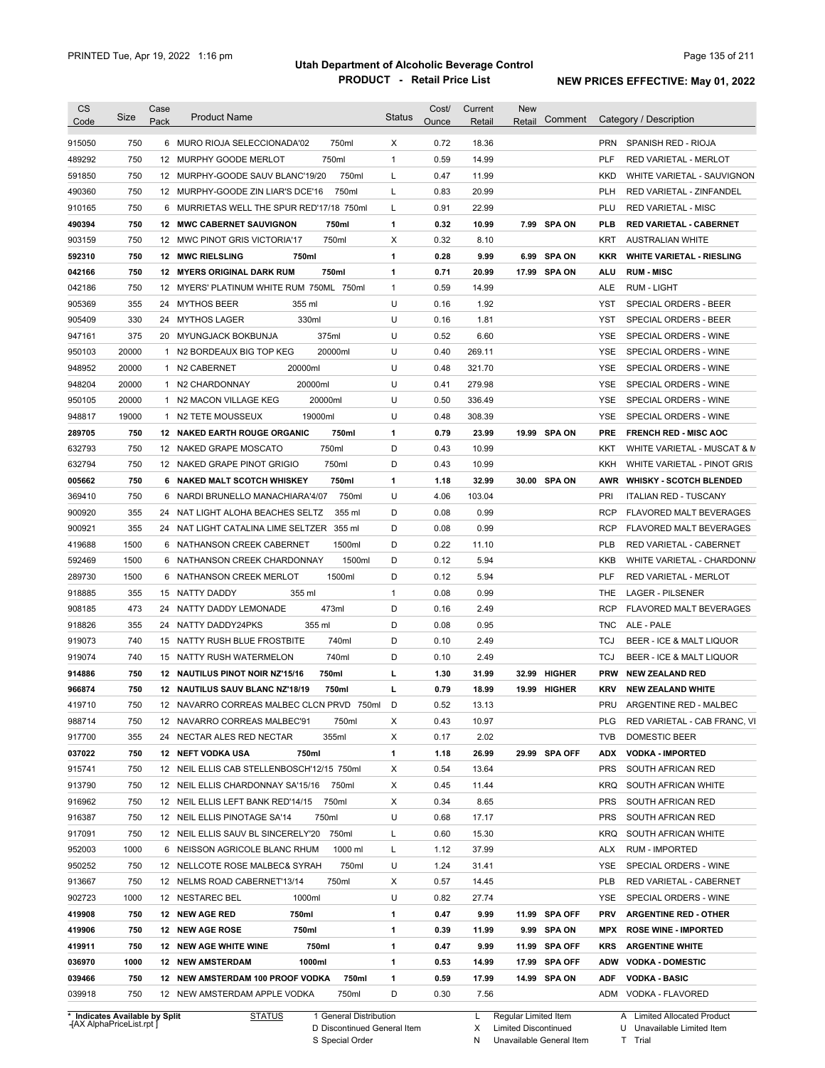# Utah Department of Alcoholic Beverage Control

## PRODUCT - Retail Price List

PRINTED Tue, Apr 19, 2022 1:16 pm

**NEW PRICES EFFECTIVE: May 01, 2022**

| CS Code | Size | Case Pack | Product Name | | Status | Cost/ Ounce | Current Retail | New Retail | Comment | Category / Description | |
|---|---|---|---|---|---|---|---|---|---|---|---|
| 915050 | 750 | 6 | MURO RIOJA SELECCIONADA'02 | 750ml | X | 0.72 | 18.36 | | | PRN | SPANISH RED - RIOJA |
| 489292 | 750 | 12 | MURPHY GOODE MERLOT | 750ml | 1 | 0.59 | 14.99 | | | PLF | RED VARIETAL - MERLOT |
| 591850 | 750 | 12 | MURPHY-GOODE SAUV BLANC'19/20 | 750ml | L | 0.47 | 11.99 | | | KKD | WHITE VARIETAL - SAUVIGNON |
| 490360 | 750 | 12 | MURPHY-GOODE ZIN LIAR'S DCE'16 | 750ml | L | 0.83 | 20.99 | | | PLH | RED VARIETAL - ZINFANDEL |
| 910165 | 750 | 6 | MURRIETAS WELL THE SPUR RED'17/18 | 750ml | L | 0.91 | 22.99 | | | PLU | RED VARIETAL - MISC |
| **490394** | **750** | **12** | **MWC CABERNET SAUVIGNON** | **750ml** | **1** | **0.32** | **10.99** | **7.99** | **SPA ON** | **PLB** | **RED VARIETAL - CABERNET** |
| 903159 | 750 | 12 | MWC PINOT GRIS VICTORIA'17 | 750ml | X | 0.32 | 8.10 | | | KRT | AUSTRALIAN WHITE |
| **592310** | **750** | **12** | **MWC RIESLING** | **750ml** | **1** | **0.28** | **9.99** | **6.99** | **SPA ON** | **KKR** | **WHITE VARIETAL - RIESLING** |
| **042166** | **750** | **12** | **MYERS ORIGINAL DARK RUM** | **750ml** | **1** | **0.71** | **20.99** | **17.99** | **SPA ON** | **ALU** | **RUM - MISC** |
| 042186 | 750 | 12 | MYERS' PLATINUM WHITE RUM 750ML | 750ml | 1 | 0.59 | 14.99 | | | ALE | RUM - LIGHT |
| 905369 | 355 | 24 | MYTHOS BEER | 355 ml | U | 0.16 | 1.92 | | | YST | SPECIAL ORDERS - BEER |
| 905409 | 330 | 24 | MYTHOS LAGER | 330ml | U | 0.16 | 1.81 | | | YST | SPECIAL ORDERS - BEER |
| 947161 | 375 | 20 | MYUNGJACK BOKBUNJA | 375ml | U | 0.52 | 6.60 | | | YSE | SPECIAL ORDERS - WINE |
| 950103 | 20000 | 1 | N2 BORDEAUX BIG TOP KEG | 20000ml | U | 0.40 | 269.11 | | | YSE | SPECIAL ORDERS - WINE |
| 948952 | 20000 | 1 | N2 CABERNET | 20000ml | U | 0.48 | 321.70 | | | YSE | SPECIAL ORDERS - WINE |
| 948204 | 20000 | 1 | N2 CHARDONNAY | 20000ml | U | 0.41 | 279.98 | | | YSE | SPECIAL ORDERS - WINE |
| 950105 | 20000 | 1 | N2 MACON VILLAGE KEG | 20000ml | U | 0.50 | 336.49 | | | YSE | SPECIAL ORDERS - WINE |
| 948817 | 19000 | 1 | N2 TETE MOUSSEUX | 19000ml | U | 0.48 | 308.39 | | | YSE | SPECIAL ORDERS - WINE |
| **289705** | **750** | **12** | **NAKED EARTH ROUGE ORGANIC** | **750ml** | **1** | **0.79** | **23.99** | **19.99** | **SPA ON** | **PRE** | **FRENCH RED - MISC AOC** |
| 632793 | 750 | 12 | NAKED GRAPE MOSCATO | 750ml | D | 0.43 | 10.99 | | | KKT | WHITE VARIETAL - MUSCAT & M |
| 632794 | 750 | 12 | NAKED GRAPE PINOT GRIGIO | 750ml | D | 0.43 | 10.99 | | | KKH | WHITE VARIETAL - PINOT GRIS |
| **005662** | **750** | **6** | **NAKED MALT SCOTCH WHISKEY** | **750ml** | **1** | **1.18** | **32.99** | **30.00** | **SPA ON** | **AWR** | **WHISKY - SCOTCH BLENDED** |
| 369410 | 750 | 6 | NARDI BRUNELLO MANACHIARA'4/07 | 750ml | U | 4.06 | 103.04 | | | PRI | ITALIAN RED - TUSCANY |
| 900920 | 355 | 24 | NAT LIGHT ALOHA BEACHES SELTZ | 355 ml | D | 0.08 | 0.99 | | | RCP | FLAVORED MALT BEVERAGES |
| 900921 | 355 | 24 | NAT LIGHT CATALINA LIME SELTZER | 355 ml | D | 0.08 | 0.99 | | | RCP | FLAVORED MALT BEVERAGES |
| 419688 | 1500 | 6 | NATHANSON CREEK CABERNET | 1500ml | D | 0.22 | 11.10 | | | PLB | RED VARIETAL - CABERNET |
| 592469 | 1500 | 6 | NATHANSON CREEK CHARDONNAY | 1500ml | D | 0.12 | 5.94 | | | KKB | WHITE VARIETAL - CHARDONN/ |
| 289730 | 1500 | 6 | NATHANSON CREEK MERLOT | 1500ml | D | 0.12 | 5.94 | | | PLF | RED VARIETAL - MERLOT |
| 918885 | 355 | 15 | NATTY DADDY | 355 ml | 1 | 0.08 | 0.99 | | | THE | LAGER - PILSENER |
| 908185 | 473 | 24 | NATTY DADDY LEMONADE | 473ml | D | 0.16 | 2.49 | | | RCP | FLAVORED MALT BEVERAGES |
| 918826 | 355 | 24 | NATTY DADDY24PKS | 355 ml | D | 0.08 | 0.95 | | | TNC | ALE - PALE |
| 919073 | 740 | 15 | NATTY RUSH BLUE FROSTBITE | 740ml | D | 0.10 | 2.49 | | | TCJ | BEER - ICE & MALT LIQUOR |
| 919074 | 740 | 15 | NATTY RUSH WATERMELON | 740ml | D | 0.10 | 2.49 | | | TCJ | BEER - ICE & MALT LIQUOR |
| **914886** | **750** | **12** | **NAUTILUS PINOT NOIR NZ'15/16** | **750ml** | **L** | **1.30** | **31.99** | **32.99** | **HIGHER** | **PRW** | **NEW ZEALAND RED** |
| **966874** | **750** | **12** | **NAUTILUS SAUV BLANC NZ'18/19** | **750ml** | **L** | **0.79** | **18.99** | **19.99** | **HIGHER** | **KRV** | **NEW ZEALAND WHITE** |
| 419710 | 750 | 12 | NAVARRO CORREAS MALBEC CLCN PRVD | 750ml | D | 0.52 | 13.13 | | | PRU | ARGENTINE RED - MALBEC |
| 988714 | 750 | 12 | NAVARRO CORREAS MALBEC'91 | 750ml | X | 0.43 | 10.97 | | | PLG | RED VARIETAL - CAB FRANC, VI |
| 917700 | 355 | 24 | NECTAR ALES RED NECTAR | 355ml | X | 0.17 | 2.02 | | | TVB | DOMESTIC BEER |
| **037022** | **750** | **12** | **NEFT VODKA USA** | **750ml** | **1** | **1.18** | **26.99** | **29.99** | **SPA OFF** | **ADX** | **VODKA - IMPORTED** |
| 915741 | 750 | 12 | NEIL ELLIS CAB STELLENBOSCH'12/15 | 750ml | X | 0.54 | 13.64 | | | PRS | SOUTH AFRICAN RED |
| 913790 | 750 | 12 | NEIL ELLIS CHARDONNAY SA'15/16 | 750ml | X | 0.45 | 11.44 | | | KRQ | SOUTH AFRICAN WHITE |
| 916962 | 750 | 12 | NEIL ELLIS LEFT BANK RED'14/15 | 750ml | X | 0.34 | 8.65 | | | PRS | SOUTH AFRICAN RED |
| 916387 | 750 | 12 | NEIL ELLIS PINOTAGE SA'14 | 750ml | U | 0.68 | 17.17 | | | PRS | SOUTH AFRICAN RED |
| 917091 | 750 | 12 | NEIL ELLIS SAUV BL SINCERELY'20 | 750ml | L | 0.60 | 15.30 | | | KRQ | SOUTH AFRICAN WHITE |
| 952003 | 1000 | 6 | NEISSON AGRICOLE BLANC RHUM | 1000 ml | L | 1.12 | 37.99 | | | ALX | RUM - IMPORTED |
| 950252 | 750 | 12 | NELLCOTE ROSE MALBEC& SYRAH | 750ml | U | 1.24 | 31.41 | | | YSE | SPECIAL ORDERS - WINE |
| 913667 | 750 | 12 | NELMS ROAD CABERNET'13/14 | 750ml | X | 0.57 | 14.45 | | | PLB | RED VARIETAL - CABERNET |
| 902723 | 1000 | 12 | NESTAREC BEL | 1000ml | U | 0.82 | 27.74 | | | YSE | SPECIAL ORDERS - WINE |
| **419908** | **750** | **12** | **NEW AGE RED** | **750ml** | **1** | **0.47** | **9.99** | **11.99** | **SPA OFF** | **PRV** | **ARGENTINE RED - OTHER** |
| **419906** | **750** | **12** | **NEW AGE ROSE** | **750ml** | **1** | **0.39** | **11.99** | **9.99** | **SPA ON** | **MPX** | **ROSE WINE - IMPORTED** |
| **419911** | **750** | **12** | **NEW AGE WHITE WINE** | **750ml** | **1** | **0.47** | **9.99** | **11.99** | **SPA OFF** | **KRS** | **ARGENTINE WHITE** |
| **036970** | **1000** | **12** | **NEW AMSTERDAM** | **1000ml** | **1** | **0.53** | **14.99** | **17.99** | **SPA OFF** | **ADW** | **VODKA - DOMESTIC** |
| **039466** | **750** | **12** | **NEW AMSTERDAM 100 PROOF VODKA** | **750ml** | **1** | **0.59** | **17.99** | **14.99** | **SPA ON** | **ADF** | **VODKA - BASIC** |
| 039918 | 750 | 12 | NEW AMSTERDAM APPLE VODKA | 750ml | D | 0.30 | 7.56 | | | ADM | VODKA - FLAVORED |

\* Indicates Available by Split

STATUS: 1 General Distribution; D Discontinued General Item; S Special Order; L Regular Limited Item; X Limited Discontinued; N Unavailable General Item; A Limited Allocated Product; U Unavailable Limited Item; T Trial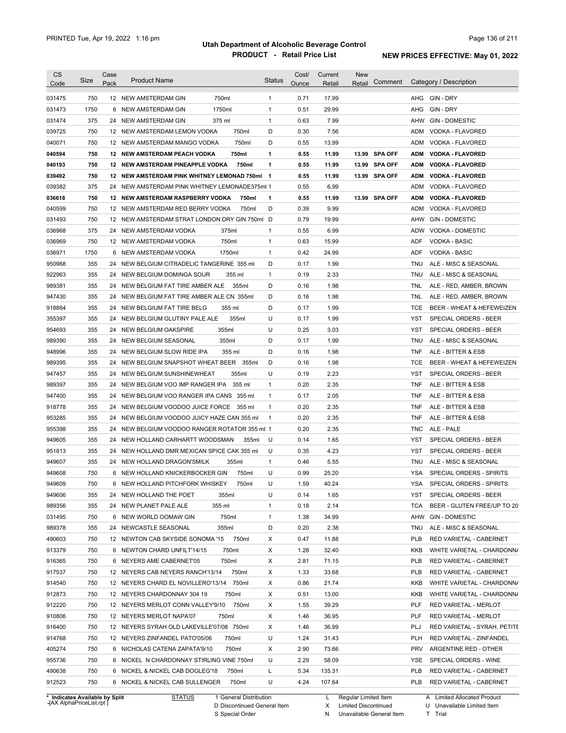# Utah Department of Alcoholic Beverage Control

## PRODUCT - Retail Price List

PRINTED Tue, Apr 19, 2022 1:16 pm

**NEW PRICES EFFECTIVE: May 01, 2022**

| CS Code | Size | Case Pack | Product Name | Status | Cost/ Ounce | Current Retail | New Retail | Comment | Category / Description |
|---|---|---|---|---|---|---|---|---|---|
| 031475 | 750 | 12 | NEW AMSTERDAM GIN 750ml | 1 | 0.71 | 17.99 | | | AHG GIN - DRY |
| 031473 | 1750 | 6 | NEW AMSTERDAM GIN 1750ml | 1 | 0.51 | 29.99 | | | AHG GIN - DRY |
| 031474 | 375 | 24 | NEW AMSTERDAM GIN 375 ml | 1 | 0.63 | 7.99 | | | AHW GIN - DOMESTIC |
| 039725 | 750 | 12 | NEW AMSTERDAM LEMON VODKA 750ml | D | 0.30 | 7.56 | | | ADM VODKA - FLAVORED |
| 040071 | 750 | 12 | NEW AMSTERDAM MANGO VODKA 750ml | D | 0.55 | 13.99 | | | ADM VODKA - FLAVORED |
| **040594** | **750** | **12** | **NEW AMSTERDAM PEACH VODKA 750ml** | **1** | **0.55** | **11.99** | **13.99** | **SPA OFF** | **ADM VODKA - FLAVORED** |
| **040193** | **750** | **12** | **NEW AMSTERDAM PINEAPPLE VODKA 750ml** | **1** | **0.55** | **11.99** | **13.99** | **SPA OFF** | **ADM VODKA - FLAVORED** |
| **039492** | **750** | **12** | **NEW AMSTERDAM PINK WHITNEY LEMONAD 750ml** | **1** | **0.55** | **11.99** | **13.99** | **SPA OFF** | **ADM VODKA - FLAVORED** |
| 039382 | 375 | 24 | NEW AMSTERDAM PINK WHITNEY LEMONADE375ml | 1 | 0.55 | 6.99 | | | ADM VODKA - FLAVORED |
| **036618** | **750** | **12** | **NEW AMSTERDAM RASPBERRY VODKA 750ml** | **1** | **0.55** | **11.99** | **13.99** | **SPA OFF** | **ADM VODKA - FLAVORED** |
| 040599 | 750 | 12 | NEW AMSTERDAM RED BERRY VODKA 750ml | D | 0.39 | 9.99 | | | ADM VODKA - FLAVORED |
| 031493 | 750 | 12 | NEW AMSTERDAM STRAT LONDON DRY GIN 750ml | D | 0.79 | 19.99 | | | AHW GIN - DOMESTIC |
| 036968 | 375 | 24 | NEW AMSTERDAM VODKA 375ml | 1 | 0.55 | 6.99 | | | ADW VODKA - DOMESTIC |
| 036969 | 750 | 12 | NEW AMSTERDAM VODKA 750ml | 1 | 0.63 | 15.99 | | | ADF VODKA - BASIC |
| 036971 | 1750 | 6 | NEW AMSTERDAM VODKA 1750ml | 1 | 0.42 | 24.99 | | | ADF VODKA - BASIC |
| 950968 | 355 | 24 | NEW BELGIUM CITRADELIC TANGERINE 355 ml | D | 0.17 | 1.99 | | | TNU ALE - MISC & SEASONAL |
| 922963 | 355 | 24 | NEW BELGIUM DOMINGA SOUR 355 ml | 1 | 0.19 | 2.33 | | | TNU ALE - MISC & SEASONAL |
| 989381 | 355 | 24 | NEW BELGIUM FAT TIRE AMBER ALE 355ml | D | 0.16 | 1.98 | | | TNL ALE - RED, AMBER, BROWN |
| 947430 | 355 | 24 | NEW BELGIUM FAT TIRE AMBER ALE CN 355ml | D | 0.16 | 1.98 | | | TNL ALE - RED, AMBER, BROWN |
| 918884 | 355 | 24 | NEW BELGIUM FAT TIRE BELG 355 ml | D | 0.17 | 1.99 | | | TCE BEER - WHEAT & HEFEWEIZEN |
| 355397 | 355 | 24 | NEW BELGIUM GLUTINY PALE ALE 355ml | U | 0.17 | 1.99 | | | YST SPECIAL ORDERS - BEER |
| 954693 | 355 | 24 | NEW BELGIUM OAKSPIRE 355ml | U | 0.25 | 3.03 | | | YST SPECIAL ORDERS - BEER |
| 989390 | 355 | 24 | NEW BELGIUM SEASONAL 355ml | D | 0.17 | 1.99 | | | TNU ALE - MISC & SEASONAL |
| 948996 | 355 | 24 | NEW BELGIUM SLOW RIDE IPA 355 ml | D | 0.16 | 1.98 | | | TNF ALE - BITTER & ESB |
| 989395 | 355 | 24 | NEW BELGIUM SNAPSHOT WHEAT BEER 355ml | D | 0.16 | 1.98 | | | TCE BEER - WHEAT & HEFEWEIZEN |
| 947457 | 355 | 24 | NEW BELGIUM SUNSHINEWHEAT 355ml | U | 0.19 | 2.23 | | | YST SPECIAL ORDERS - BEER |
| 989397 | 355 | 24 | NEW BELGIUM VOO IMP RANGER IPA 355 ml | 1 | 0.20 | 2.35 | | | TNF ALE - BITTER & ESB |
| 947400 | 355 | 24 | NEW BELGIUM VOO RANGER IPA CANS 355 ml | 1 | 0.17 | 2.05 | | | TNF ALE - BITTER & ESB |
| 918778 | 355 | 24 | NEW BELGIUM VOODOO JUICE FORCE 355 ml | 1 | 0.20 | 2.35 | | | TNF ALE - BITTER & ESB |
| 953285 | 355 | 24 | NEW BELGIUM VOODOO JUICY HAZE CAN 355 ml | 1 | 0.20 | 2.35 | | | TNF ALE - BITTER & ESB |
| 955398 | 355 | 24 | NEW BELGIUM VOODOO RANGER ROTATOR 355 ml | 1 | 0.20 | 2.35 | | | TNC ALE - PALE |
| 949605 | 355 | 24 | NEW HOLLAND CARHARTT WOODSMAN 355ml | U | 0.14 | 1.65 | | | YST SPECIAL ORDERS - BEER |
| 951813 | 355 | 24 | NEW HOLLAND DMR MEXICAN SPICE CAK 355 ml | U | 0.35 | 4.23 | | | YST SPECIAL ORDERS - BEER |
| 949607 | 355 | 24 | NEW HOLLAND DRAGON'SMILK 355ml | 1 | 0.46 | 5.55 | | | TNU ALE - MISC & SEASONAL |
| 949608 | 750 | 6 | NEW HOLLAND KNICKERBOCKER GIN 750ml | U | 0.99 | 25.20 | | | YSA SPECIAL ORDERS - SPIRITS |
| 949609 | 750 | 6 | NEW HOLLAND PITCHFORK WHISKEY 750ml | U | 1.59 | 40.24 | | | YSA SPECIAL ORDERS - SPIRITS |
| 949606 | 355 | 24 | NEW HOLLAND THE POET 355ml | U | 0.14 | 1.65 | | | YST SPECIAL ORDERS - BEER |
| 989356 | 355 | 24 | NEW PLANET PALE ALE 355 ml | 1 | 0.18 | 2.14 | | | TCA BEER - GLUTEN FREE/UP TO 20 |
| 031495 | 750 | 6 | NEW WORLD OOMAW GIN 750ml | 1 | 1.38 | 34.99 | | | AHW GIN - DOMESTIC |
| 989378 | 355 | 24 | NEWCASTLE SEASONAL 355ml | D | 0.20 | 2.38 | | | TNU ALE - MISC & SEASONAL |
| 490603 | 750 | 12 | NEWTON CAB SKYSIDE SONOMA '15 750ml | X | 0.47 | 11.88 | | | PLB RED VARIETAL - CABERNET |
| 913379 | 750 | 6 | NEWTON CHARD UNFILT'14/15 750ml | X | 1.28 | 32.40 | | | KKB WHITE VARIETAL - CHARDONNA |
| 916365 | 750 | 6 | NEYERS AME CABERNET'05 750ml | X | 2.81 | 71.15 | | | PLB RED VARIETAL - CABERNET |
| 917537 | 750 | 12 | NEYERS CAB NEYERS RANCH'13/14 750ml | X | 1.33 | 33.68 | | | PLB RED VARIETAL - CABERNET |
| 914540 | 750 | 12 | NEYERS CHARD EL NOVILLERO'13/14 750ml | X | 0.86 | 21.74 | | | KKB WHITE VARIETAL - CHARDONNA |
| 912873 | 750 | 12 | NEYERS CHARDONNAY 304 19 750ml | X | 0.51 | 13.00 | | | KKB WHITE VARIETAL - CHARDONNA |
| 912220 | 750 | 12 | NEYERS MERLOT CONN VALLEY'9/10 750ml | X | 1.55 | 39.29 | | | PLF RED VARIETAL - MERLOT |
| 910806 | 750 | 12 | NEYERS MERLOT NAPA'07 750ml | X | 1.46 | 36.95 | | | PLF RED VARIETAL - MERLOT |
| 916400 | 750 | 12 | NEYERS SYRAH OLD LAKEVILLE'07/08 750ml | X | 1.46 | 36.99 | | | PLJ RED VARIETAL - SYRAH, PETITE |
| 914768 | 750 | 12 | NEYERS ZINFANDEL PATO'05/06 750ml | U | 1.24 | 31.43 | | | PLH RED VARIETAL - ZINFANDEL |
| 405274 | 750 | 6 | NICHOLAS CATENA ZAPATA'9/10 750ml | X | 2.90 | 73.66 | | | PRV ARGENTINE RED - OTHER |
| 955736 | 750 | 6 | NICKEL N CHARDONNAY STIRLING VINE 750ml | U | 2.29 | 58.09 | | | YSE SPECIAL ORDERS - WINE |
| 490638 | 750 | 6 | NICKEL & NICKEL CAB DOGLEG'18 750ml | L | 5.34 | 135.31 | | | PLB RED VARIETAL - CABERNET |
| 912523 | 750 | 6 | NICKEL & NICKEL CAB SULLENGER 750ml | U | 4.24 | 107.64 | | | PLB RED VARIETAL - CABERNET |

\* Indicates Available by Split

STATUS: 1 General Distribution; D Discontinued General Item; S Special Order; L Regular Limited Item; X Limited Discontinued; N Unavailable General Item; A Limited Allocated Product; U Unavailable Limited Item; T Trial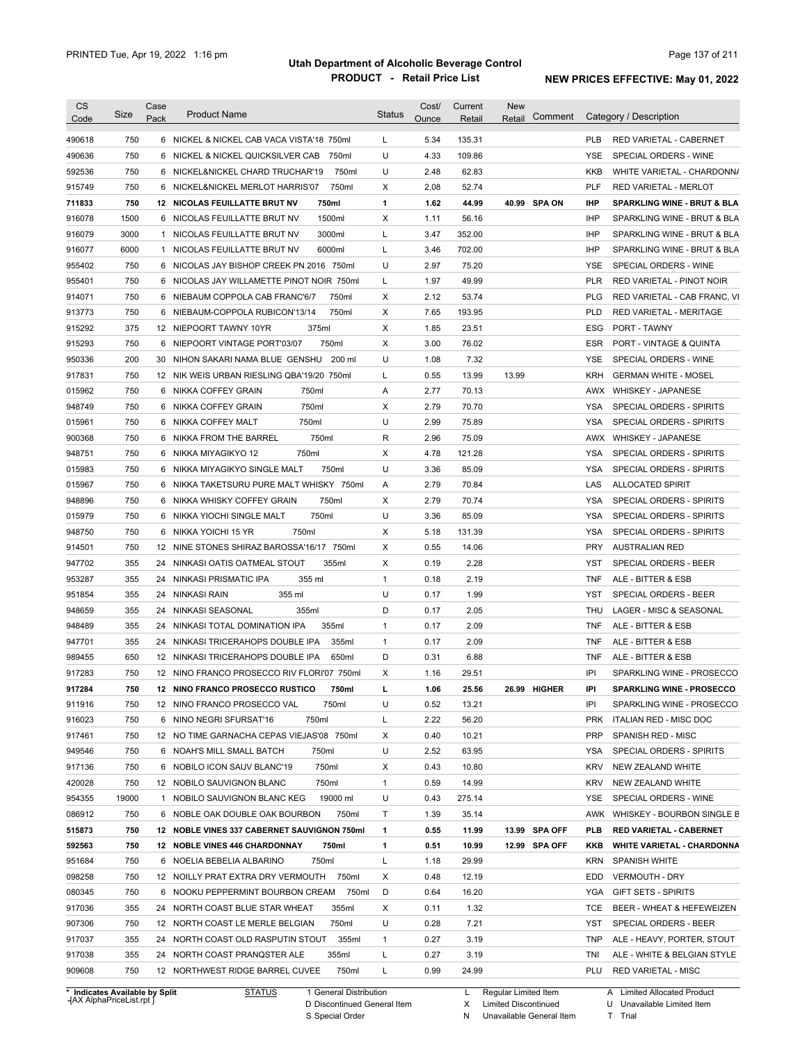# Utah Department of Alcoholic Beverage Control

## PRODUCT - Retail Price List

PRINTED Tue, Apr 19, 2022 1:16 pm

**NEW PRICES EFFECTIVE: May 01, 2022**

| CS Code | Size | Case Pack | Product Name | Status | Cost/ Ounce | Current Retail | New Retail | Comment | Category / Description |
|---|---|---|---|---|---|---|---|---|---|
| 490618 | 750 | 6 | NICKEL & NICKEL CAB VACA VISTA'18 750ml | L | 5.34 | 135.31 | | | PLB RED VARIETAL - CABERNET |
| 490636 | 750 | 6 | NICKEL & NICKEL QUICKSILVER CAB 750ml | U | 4.33 | 109.86 | | | YSE SPECIAL ORDERS - WINE |
| 592536 | 750 | 6 | NICKEL&NICKEL CHARD TRUCHAR'19 750ml | U | 2.48 | 62.83 | | | KKB WHITE VARIETAL - CHARDONNA |
| 915749 | 750 | 6 | NICKEL&NICKEL MERLOT HARRIS'07 750ml | X | 2.08 | 52.74 | | | PLF RED VARIETAL - MERLOT |
| **711833** | **750** | **12** | **NICOLAS FEUILLATTE BRUT NV 750ml** | **1** | **1.62** | **44.99** | **40.99** | **SPA ON** | **IHP SPARKLING WINE - BRUT & BLA** |
| 916078 | 1500 | 6 | NICOLAS FEUILLATTE BRUT NV 1500ml | X | 1.11 | 56.16 | | | IHP SPARKLING WINE - BRUT & BLA |
| 916079 | 3000 | 1 | NICOLAS FEUILLATTE BRUT NV 3000ml | L | 3.47 | 352.00 | | | IHP SPARKLING WINE - BRUT & BLA |
| 916077 | 6000 | 1 | NICOLAS FEUILLATTE BRUT NV 6000ml | L | 3.46 | 702.00 | | | IHP SPARKLING WINE - BRUT & BLA |
| 955402 | 750 | 6 | NICOLAS JAY BISHOP CREEK PN 2016 750ml | U | 2.97 | 75.20 | | | YSE SPECIAL ORDERS - WINE |
| 955401 | 750 | 6 | NICOLAS JAY WILLAMETTE PINOT NOIR 750ml | L | 1.97 | 49.99 | | | PLR RED VARIETAL - PINOT NOIR |
| 914071 | 750 | 6 | NIEBAUM COPPOLA CAB FRANC'6/7 750ml | X | 2.12 | 53.74 | | | PLG RED VARIETAL - CAB FRANC, VI |
| 913773 | 750 | 6 | NIEBAUM-COPPOLA RUBICON'13/14 750ml | X | 7.65 | 193.95 | | | PLD RED VARIETAL - MERITAGE |
| 915292 | 375 | 12 | NIEPOORT TAWNY 10YR 375ml | X | 1.85 | 23.51 | | | ESG PORT - TAWNY |
| 915293 | 750 | 6 | NIEPOORT VINTAGE PORT'03/07 750ml | X | 3.00 | 76.02 | | | ESR PORT - VINTAGE & QUINTA |
| 950336 | 200 | 30 | NIHON SAKARI NAMA BLUE GENSHU 200 ml | U | 1.08 | 7.32 | | | YSE SPECIAL ORDERS - WINE |
| 917831 | 750 | 12 | NIK WEIS URBAN RIESLING QBA'19/20 750ml | L | 0.55 | 13.99 | 13.99 | | KRH GERMAN WHITE - MOSEL |
| 015962 | 750 | 6 | NIKKA COFFEY GRAIN 750ml | A | 2.77 | 70.13 | | | AWX WHISKEY - JAPANESE |
| 948749 | 750 | 6 | NIKKA COFFEY GRAIN 750ml | X | 2.79 | 70.70 | | | YSA SPECIAL ORDERS - SPIRITS |
| 015961 | 750 | 6 | NIKKA COFFEY MALT 750ml | U | 2.99 | 75.89 | | | YSA SPECIAL ORDERS - SPIRITS |
| 900368 | 750 | 6 | NIKKA FROM THE BARREL 750ml | R | 2.96 | 75.09 | | | AWX WHISKEY - JAPANESE |
| 948751 | 750 | 6 | NIKKA MIYAGIKYO 12 750ml | X | 4.78 | 121.28 | | | YSA SPECIAL ORDERS - SPIRITS |
| 015983 | 750 | 6 | NIKKA MIYAGIKYO SINGLE MALT 750ml | U | 3.36 | 85.09 | | | YSA SPECIAL ORDERS - SPIRITS |
| 015967 | 750 | 6 | NIKKA TAKETSURU PURE MALT WHISKY 750ml | A | 2.79 | 70.84 | | | LAS ALLOCATED SPIRIT |
| 948896 | 750 | 6 | NIKKA WHISKY COFFEY GRAIN 750ml | X | 2.79 | 70.74 | | | YSA SPECIAL ORDERS - SPIRITS |
| 015979 | 750 | 6 | NIKKA YIOCHI SINGLE MALT 750ml | U | 3.36 | 85.09 | | | YSA SPECIAL ORDERS - SPIRITS |
| 948750 | 750 | 6 | NIKKA YOICHI 15 YR 750ml | X | 5.18 | 131.39 | | | YSA SPECIAL ORDERS - SPIRITS |
| 914501 | 750 | 12 | NINE STONES SHIRAZ BAROSSA'16/17 750ml | X | 0.55 | 14.06 | | | PRY AUSTRALIAN RED |
| 947702 | 355 | 24 | NINKASI OATIS OATMEAL STOUT 355ml | X | 0.19 | 2.28 | | | YST SPECIAL ORDERS - BEER |
| 953287 | 355 | 24 | NINKASI PRISMATIC IPA 355 ml | 1 | 0.18 | 2.19 | | | TNF ALE - BITTER & ESB |
| 951854 | 355 | 24 | NINKASI RAIN 355 ml | U | 0.17 | 1.99 | | | YST SPECIAL ORDERS - BEER |
| 948659 | 355 | 24 | NINKASI SEASONAL 355ml | D | 0.17 | 2.05 | | | THU LAGER - MISC & SEASONAL |
| 948489 | 355 | 24 | NINKASI TOTAL DOMINATION IPA 355ml | 1 | 0.17 | 2.09 | | | TNF ALE - BITTER & ESB |
| 947701 | 355 | 24 | NINKASI TRICERAHOPS DOUBLE IPA 355ml | 1 | 0.17 | 2.09 | | | TNF ALE - BITTER & ESB |
| 989455 | 650 | 12 | NINKASI TRICERAHOPS DOUBLE IPA 650ml | D | 0.31 | 6.88 | | | TNF ALE - BITTER & ESB |
| 917283 | 750 | 12 | NINO FRANCO PROSECCO RIV FLORI'07 750ml | X | 1.16 | 29.51 | | | IPI SPARKLING WINE - PROSECCO |
| **917284** | **750** | **12** | **NINO FRANCO PROSECCO RUSTICO 750ml** | **L** | **1.06** | **25.56** | **26.99** | **HIGHER** | **IPI SPARKLING WINE - PROSECCO** |
| 911916 | 750 | 12 | NINO FRANCO PROSECCO VAL 750ml | U | 0.52 | 13.21 | | | IPI SPARKLING WINE - PROSECCO |
| 916023 | 750 | 6 | NINO NEGRI SFURSAT'16 750ml | L | 2.22 | 56.20 | | | PRK ITALIAN RED - MISC DOC |
| 917461 | 750 | 12 | NO TIME GARNACHA CEPAS VIEJAS'08 750ml | X | 0.40 | 10.21 | | | PRP SPANISH RED - MISC |
| 949546 | 750 | 6 | NOAH'S MILL SMALL BATCH 750ml | U | 2.52 | 63.95 | | | YSA SPECIAL ORDERS - SPIRITS |
| 917136 | 750 | 6 | NOBILO ICON SAUV BLANC'19 750ml | X | 0.43 | 10.80 | | | KRV NEW ZEALAND WHITE |
| 420028 | 750 | 12 | NOBILO SAUVIGNON BLANC 750ml | 1 | 0.59 | 14.99 | | | KRV NEW ZEALAND WHITE |
| 954355 | 19000 | 1 | NOBILO SAUVIGNON BLANC KEG 19000 ml | U | 0.43 | 275.14 | | | YSE SPECIAL ORDERS - WINE |
| 086912 | 750 | 6 | NOBLE OAK DOUBLE OAK BOURBON 750ml | T | 1.39 | 35.14 | | | AWK WHISKEY - BOURBON SINGLE B |
| **515873** | **750** | **12** | **NOBLE VINES 337 CABERNET SAUVIGNON 750ml** | **1** | **0.55** | **11.99** | **13.99** | **SPA OFF** | **PLB RED VARIETAL - CABERNET** |
| **592563** | **750** | **12** | **NOBLE VINES 446 CHARDONNAY 750ml** | **1** | **0.51** | **10.99** | **12.99** | **SPA OFF** | **KKB WHITE VARIETAL - CHARDONNA** |
| 951684 | 750 | 6 | NOELIA BEBELIA ALBARINO 750ml | L | 1.18 | 29.99 | | | KRN SPANISH WHITE |
| 098258 | 750 | 12 | NOILLY PRAT EXTRA DRY VERMOUTH 750ml | X | 0.48 | 12.19 | | | EDD VERMOUTH - DRY |
| 080345 | 750 | 6 | NOOKU PEPPERMINT BOURBON CREAM 750ml | D | 0.64 | 16.20 | | | YGA GIFT SETS - SPIRITS |
| 917036 | 355 | 24 | NORTH COAST BLUE STAR WHEAT 355ml | X | 0.11 | 1.32 | | | TCE BEER - WHEAT & HEFEWEIZEN |
| 907306 | 750 | 12 | NORTH COAST LE MERLE BELGIAN 750ml | U | 0.28 | 7.21 | | | YST SPECIAL ORDERS - BEER |
| 917037 | 355 | 24 | NORTH COAST OLD RASPUTIN STOUT 355ml | 1 | 0.27 | 3.19 | | | TNP ALE - HEAVY, PORTER, STOUT |
| 917038 | 355 | 24 | NORTH COAST PRANQSTER ALE 355ml | L | 0.27 | 3.19 | | | TNI ALE - WHITE & BELGIAN STYLE |
| 909608 | 750 | 12 | NORTHWEST RIDGE BARREL CUVEE 750ml | L | 0.99 | 24.99 | | | PLU RED VARIETAL - MISC |

\* Indicates Available by Split

STATUS: 1 General Distribution; D Discontinued General Item; S Special Order; L Regular Limited Item; X Limited Discontinued; N Unavailable General Item; A Limited Allocated Product; U Unavailable Limited Item; T Trial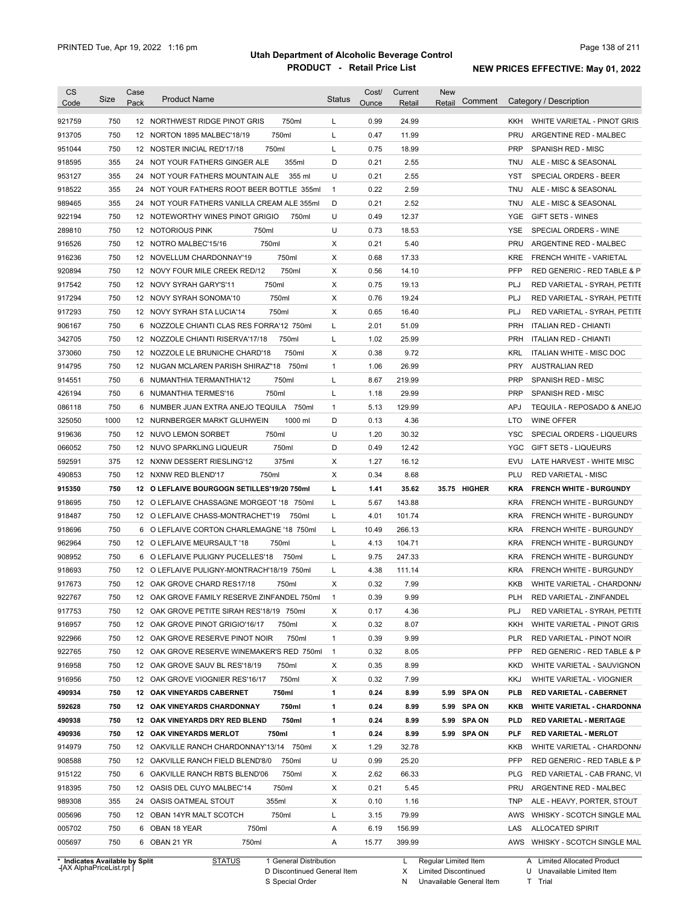# Utah Department of Alcoholic Beverage Control

## PRODUCT - Retail Price List

PRINTED Tue, Apr 19, 2022 1:16 pm

**NEW PRICES EFFECTIVE: May 01, 2022**

| CS Code | Size | Case Pack | Product Name | Status | Cost/ Ounce | Current Retail | New Retail | Comment | Category / Description |
|---|---|---|---|---|---|---|---|---|---|
| 921759 | 750 | 12 | NORTHWEST RIDGE PINOT GRIS 750ml | L | 0.99 | 24.99 | | | KKH WHITE VARIETAL - PINOT GRIS |
| 913705 | 750 | 12 | NORTON 1895 MALBEC'18/19 750ml | L | 0.47 | 11.99 | | | PRU ARGENTINE RED - MALBEC |
| 951044 | 750 | 12 | NOSTER INICIAL RED'17/18 750ml | L | 0.75 | 18.99 | | | PRP SPANISH RED - MISC |
| 918595 | 355 | 24 | NOT YOUR FATHERS GINGER ALE 355ml | D | 0.21 | 2.55 | | | TNU ALE - MISC & SEASONAL |
| 953127 | 355 | 24 | NOT YOUR FATHERS MOUNTAIN ALE 355 ml | U | 0.21 | 2.55 | | | YST SPECIAL ORDERS - BEER |
| 918522 | 355 | 24 | NOT YOUR FATHERS ROOT BEER BOTTLE 355ml | 1 | 0.22 | 2.59 | | | TNU ALE - MISC & SEASONAL |
| 989465 | 355 | 24 | NOT YOUR FATHERS VANILLA CREAM ALE 355ml | D | 0.21 | 2.52 | | | TNU ALE - MISC & SEASONAL |
| 922194 | 750 | 12 | NOTEWORTHY WINES PINOT GRIGIO 750ml | U | 0.49 | 12.37 | | | YGE GIFT SETS - WINES |
| 289810 | 750 | 12 | NOTORIOUS PINK 750ml | U | 0.73 | 18.53 | | | YSE SPECIAL ORDERS - WINE |
| 916526 | 750 | 12 | NOTRO MALBEC'15/16 750ml | X | 0.21 | 5.40 | | | PRU ARGENTINE RED - MALBEC |
| 916236 | 750 | 12 | NOVELLUM CHARDONNAY'19 750ml | X | 0.68 | 17.33 | | | KRE FRENCH WHITE - VARIETAL |
| 920894 | 750 | 12 | NOVY FOUR MILE CREEK RED/12 750ml | X | 0.56 | 14.10 | | | PFP RED GENERIC - RED TABLE & P |
| 917542 | 750 | 12 | NOVY SYRAH GARY'S'11 750ml | X | 0.75 | 19.13 | | | PLJ RED VARIETAL - SYRAH, PETITE |
| 917294 | 750 | 12 | NOVY SYRAH SONOMA'10 750ml | X | 0.76 | 19.24 | | | PLJ RED VARIETAL - SYRAH, PETITE |
| 917293 | 750 | 12 | NOVY SYRAH STA LUCIA'14 750ml | X | 0.65 | 16.40 | | | PLJ RED VARIETAL - SYRAH, PETITE |
| 906167 | 750 | 6 | NOZZOLE CHIANTI CLAS RES FORRA'12 750ml | L | 2.01 | 51.09 | | | PRH ITALIAN RED - CHIANTI |
| 342705 | 750 | 12 | NOZZOLE CHIANTI RISERVA'17/18 750ml | L | 1.02 | 25.99 | | | PRH ITALIAN RED - CHIANTI |
| 373060 | 750 | 12 | NOZZOLE LE BRUNICHE CHARD'18 750ml | X | 0.38 | 9.72 | | | KRL ITALIAN WHITE - MISC DOC |
| 914795 | 750 | 12 | NUGAN MCLAREN PARISH SHIRAZ"18 750ml | 1 | 1.06 | 26.99 | | | PRY AUSTRALIAN RED |
| 914551 | 750 | 6 | NUMANTHIA TERMANTHIA'12 750ml | L | 8.67 | 219.99 | | | PRP SPANISH RED - MISC |
| 426194 | 750 | 6 | NUMANTHIA TERMES'16 750ml | L | 1.18 | 29.99 | | | PRP SPANISH RED - MISC |
| 086118 | 750 | 6 | NUMBER JUAN EXTRA ANEJO TEQUILA 750ml | 1 | 5.13 | 129.99 | | | APJ TEQUILA - REPOSADO & ANEJO |
| 325050 | 1000 | 12 | NURNBERGER MARKT GLUHWEIN 1000 ml | D | 0.13 | 4.36 | | | LTO WINE OFFER |
| 919636 | 750 | 12 | NUVO LEMON SORBET 750ml | U | 1.20 | 30.32 | | | YSC SPECIAL ORDERS - LIQUEURS |
| 066052 | 750 | 12 | NUVO SPARKLING LIQUEUR 750ml | D | 0.49 | 12.42 | | | YGC GIFT SETS - LIQUEURS |
| 592591 | 375 | 12 | NXNW DESSERT RIESLING'12 375ml | X | 1.27 | 16.12 | | | EVU LATE HARVEST - WHITE MISC |
| 490853 | 750 | 12 | NXNW RED BLEND'17 750ml | X | 0.34 | 8.68 | | | PLU RED VARIETAL - MISC |
| **915350** | **750** | **12** | **O LEFLAIVE BOURGOGN SETILLES'19/20 750ml** | **L** | **1.41** | **35.62** | **35.75** | **HIGHER** | **KRA FRENCH WHITE - BURGUNDY** |
| 918695 | 750 | 12 | O LEFLAIVE CHASSAGNE MORGEOT '18 750ml | L | 5.67 | 143.88 | | | KRA FRENCH WHITE - BURGUNDY |
| 918487 | 750 | 12 | O LEFLAIVE CHASS-MONTRACHET'19 750ml | L | 4.01 | 101.74 | | | KRA FRENCH WHITE - BURGUNDY |
| 918696 | 750 | 6 | O LEFLAIVE CORTON CHARLEMAGNE '18 750ml | L | 10.49 | 266.13 | | | KRA FRENCH WHITE - BURGUNDY |
| 962964 | 750 | 12 | O LEFLAIVE MEURSAULT '18 750ml | L | 4.13 | 104.71 | | | KRA FRENCH WHITE - BURGUNDY |
| 908952 | 750 | 6 | O LEFLAIVE PULIGNY PUCELLES'18 750ml | L | 9.75 | 247.33 | | | KRA FRENCH WHITE - BURGUNDY |
| 918693 | 750 | 12 | O LEFLAIVE PULIGNY-MONTRACH'18/19 750ml | L | 4.38 | 111.14 | | | KRA FRENCH WHITE - BURGUNDY |
| 917673 | 750 | 12 | OAK GROVE CHARD RES17/18 750ml | X | 0.32 | 7.99 | | | KKB WHITE VARIETAL - CHARDONNA |
| 922767 | 750 | 12 | OAK GROVE FAMILY RESERVE ZINFANDEL 750ml | 1 | 0.39 | 9.99 | | | PLH RED VARIETAL - ZINFANDEL |
| 917753 | 750 | 12 | OAK GROVE PETITE SIRAH RES'18/19 750ml | X | 0.17 | 4.36 | | | PLJ RED VARIETAL - SYRAH, PETITE |
| 916957 | 750 | 12 | OAK GROVE PINOT GRIGIO'16/17 750ml | X | 0.32 | 8.07 | | | KKH WHITE VARIETAL - PINOT GRIS |
| 922966 | 750 | 12 | OAK GROVE RESERVE PINOT NOIR 750ml | 1 | 0.39 | 9.99 | | | PLR RED VARIETAL - PINOT NOIR |
| 922765 | 750 | 12 | OAK GROVE RESERVE WINEMAKER'S RED 750ml | 1 | 0.32 | 8.05 | | | PFP RED GENERIC - RED TABLE & P |
| 916958 | 750 | 12 | OAK GROVE SAUV BL RES'18/19 750ml | X | 0.35 | 8.99 | | | KKD WHITE VARIETAL - SAUVIGNON |
| 916956 | 750 | 12 | OAK GROVE VIOGNIER RES'16/17 750ml | X | 0.32 | 7.99 | | | KKJ WHITE VARIETAL - VIOGNIER |
| **490934** | **750** | **12** | **OAK VINEYARDS CABERNET 750ml** | **1** | **0.24** | **8.99** | **5.99** | **SPA ON** | **PLB RED VARIETAL - CABERNET** |
| **592628** | **750** | **12** | **OAK VINEYARDS CHARDONNAY 750ml** | **1** | **0.24** | **8.99** | **5.99** | **SPA ON** | **KKB WHITE VARIETAL - CHARDONNA** |
| **490938** | **750** | **12** | **OAK VINEYARDS DRY RED BLEND 750ml** | **1** | **0.24** | **8.99** | **5.99** | **SPA ON** | **PLD RED VARIETAL - MERITAGE** |
| **490936** | **750** | **12** | **OAK VINEYARDS MERLOT 750ml** | **1** | **0.24** | **8.99** | **5.99** | **SPA ON** | **PLF RED VARIETAL - MERLOT** |
| 914979 | 750 | 12 | OAKVILLE RANCH CHARDONNAY'13/14 750ml | X | 1.29 | 32.78 | | | KKB WHITE VARIETAL - CHARDONNA |
| 908588 | 750 | 12 | OAKVILLE RANCH FIELD BLEND'8/0 750ml | U | 0.99 | 25.20 | | | PFP RED GENERIC - RED TABLE & P |
| 915122 | 750 | 6 | OAKVILLE RANCH RBTS BLEND'06 750ml | X | 2.62 | 66.33 | | | PLG RED VARIETAL - CAB FRANC, VI |
| 918395 | 750 | 12 | OASIS DEL CUYO MALBEC'14 750ml | X | 0.21 | 5.45 | | | PRU ARGENTINE RED - MALBEC |
| 989308 | 355 | 24 | OASIS OATMEAL STOUT 355ml | X | 0.10 | 1.16 | | | TNP ALE - HEAVY, PORTER, STOUT |
| 005696 | 750 | 12 | OBAN 14YR MALT SCOTCH 750ml | L | 3.15 | 79.99 | | | AWS WHISKY - SCOTCH SINGLE MAL |
| 005702 | 750 | 6 | OBAN 18 YEAR 750ml | A | 6.19 | 156.99 | | | LAS ALLOCATED SPIRIT |
| 005697 | 750 | 6 | OBAN 21 YR 750ml | A | 15.77 | 399.99 | | | AWS WHISKY - SCOTCH SINGLE MAL |

\* Indicates Available by Split

STATUS: 1 General Distribution; D Discontinued General Item; S Special Order; L Regular Limited Item; X Limited Discontinued; N Unavailable General Item; A Limited Allocated Product; U Unavailable Limited Item; T Trial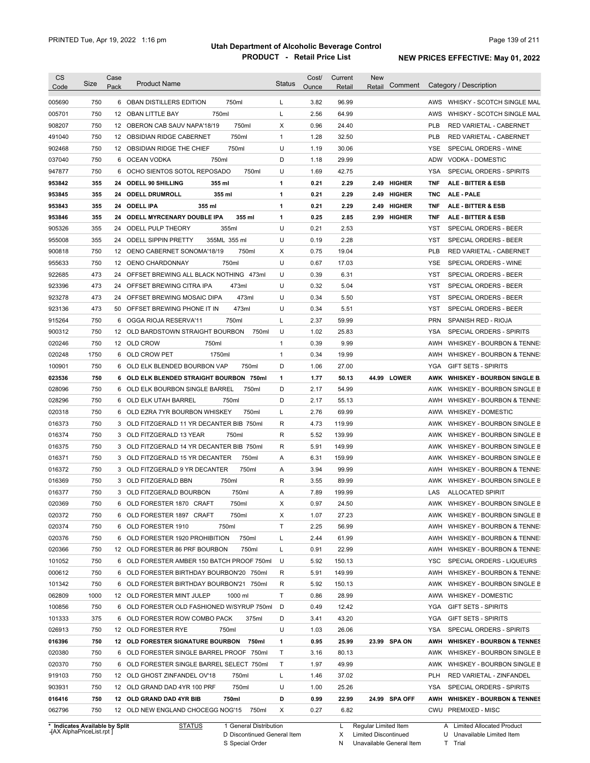# Utah Department of Alcoholic Beverage Control

## PRODUCT - Retail Price List

PRINTED Tue, Apr 19, 2022 1:16 pm

**NEW PRICES EFFECTIVE: May 01, 2022**

| CS Code | Size | Case Pack | Product Name | Status | Cost/ Ounce | Current Retail | New Retail | Comment | Category / Description |
|---|---|---|---|---|---|---|---|---|---|
| 005690 | 750 | 6 | OBAN DISTILLERS EDITION 750ml | L | 3.82 | 96.99 | | | AWS WHISKY - SCOTCH SINGLE MAL |
| 005701 | 750 | 12 | OBAN LITTLE BAY 750ml | L | 2.56 | 64.99 | | | AWS WHISKY - SCOTCH SINGLE MAL |
| 908207 | 750 | 12 | OBERON CAB SAUV NAPA'18/19 750ml | X | 0.96 | 24.40 | | | PLB RED VARIETAL - CABERNET |
| 491040 | 750 | 12 | OBSIDIAN RIDGE CABERNET 750ml | 1 | 1.28 | 32.50 | | | PLB RED VARIETAL - CABERNET |
| 902468 | 750 | 12 | OBSIDIAN RIDGE THE CHIEF 750ml | U | 1.19 | 30.06 | | | YSE SPECIAL ORDERS - WINE |
| 037040 | 750 | 6 | OCEAN VODKA 750ml | D | 1.18 | 29.99 | | | ADW VODKA - DOMESTIC |
| 947877 | 750 | 6 | OCHO SIENTOS SOTOL REPOSADO 750ml | U | 1.69 | 42.75 | | | YSA SPECIAL ORDERS - SPIRITS |
| **953842** | **355** | **24** | **ODELL 90 SHILLING 355 ml** | **1** | **0.21** | **2.29** | **2.49** | **HIGHER** | **TNF ALE - BITTER & ESB** |
| **953845** | **355** | **24** | **ODELL DRUMROLL 355 ml** | **1** | **0.21** | **2.29** | **2.49** | **HIGHER** | **TNC ALE - PALE** |
| **953843** | **355** | **24** | **ODELL IPA 355 ml** | **1** | **0.21** | **2.29** | **2.49** | **HIGHER** | **TNF ALE - BITTER & ESB** |
| **953846** | **355** | **24** | **ODELL MYRCENARY DOUBLE IPA 355 ml** | **1** | **0.25** | **2.85** | **2.99** | **HIGHER** | **TNF ALE - BITTER & ESB** |
| 905326 | 355 | 24 | ODELL PULP THEORY 355ml | U | 0.21 | 2.53 | | | YST SPECIAL ORDERS - BEER |
| 955008 | 355 | 24 | ODELL SIPPIN PRETTY 355ML 355 ml | U | 0.19 | 2.28 | | | YST SPECIAL ORDERS - BEER |
| 900818 | 750 | 12 | OENO CABERNET SONOMA'18/19 750ml | X | 0.75 | 19.04 | | | PLB RED VARIETAL - CABERNET |
| 955633 | 750 | 12 | OENO CHARDONNAY 750ml | U | 0.67 | 17.03 | | | YSE SPECIAL ORDERS - WINE |
| 922685 | 473 | 24 | OFFSET BREWING ALL BLACK NOTHING 473ml | U | 0.39 | 6.31 | | | YST SPECIAL ORDERS - BEER |
| 923396 | 473 | 24 | OFFSET BREWING CITRA IPA 473ml | U | 0.32 | 5.04 | | | YST SPECIAL ORDERS - BEER |
| 923278 | 473 | 24 | OFFSET BREWING MOSAIC DIPA 473ml | U | 0.34 | 5.50 | | | YST SPECIAL ORDERS - BEER |
| 923136 | 473 | 50 | OFFSET BREWING PHONE IT IN 473ml | U | 0.34 | 5.51 | | | YST SPECIAL ORDERS - BEER |
| 915264 | 750 | 6 | OGGA RIOJA RESERVA'11 750ml | L | 2.37 | 59.99 | | | PRN SPANISH RED - RIOJA |
| 900312 | 750 | 12 | OLD BARDSTOWN STRAIGHT BOURBON 750ml | U | 1.02 | 25.83 | | | YSA SPECIAL ORDERS - SPIRITS |
| 020246 | 750 | 12 | OLD CROW 750ml | 1 | 0.39 | 9.99 | | | AWH WHISKEY - BOURBON & TENNE |
| 020248 | 1750 | 6 | OLD CROW PET 1750ml | 1 | 0.34 | 19.99 | | | AWH WHISKEY - BOURBON & TENNE |
| 100901 | 750 | 6 | OLD ELK BLENDED BOURBON VAP 750ml | D | 1.06 | 27.00 | | | YGA GIFT SETS - SPIRITS |
| **023536** | **750** | **6** | **OLD ELK BLENDED STRAIGHT BOURBON 750ml** | **1** | **1.77** | **50.13** | **44.99** | **LOWER** | **AWK WHISKEY - BOURBON SINGLE B** |
| 028096 | 750 | 6 | OLD ELK BOURBON SINGLE BARREL 750ml | D | 2.17 | 54.99 | | | AWK WHISKEY - BOURBON SINGLE B |
| 028296 | 750 | 6 | OLD ELK UTAH BARREL 750ml | D | 2.17 | 55.13 | | | AWH WHISKEY - BOURBON & TENNE |
| 020318 | 750 | 6 | OLD EZRA 7YR BOURBON WHISKEY 750ml | L | 2.76 | 69.99 | | | AWW WHISKEY - DOMESTIC |
| 016373 | 750 | 3 | OLD FITZGERALD 11 YR DECANTER BIB 750ml | R | 4.73 | 119.99 | | | AWK WHISKEY - BOURBON SINGLE B |
| 016374 | 750 | 3 | OLD FITZGERALD 13 YEAR 750ml | R | 5.52 | 139.99 | | | AWK WHISKEY - BOURBON SINGLE B |
| 016375 | 750 | 3 | OLD FITZGERALD 14 YR DECANTER BIB 750ml | R | 5.91 | 149.99 | | | AWK WHISKEY - BOURBON SINGLE B |
| 016371 | 750 | 3 | OLD FITZGERALD 15 YR DECANTER 750ml | A | 6.31 | 159.99 | | | AWK WHISKEY - BOURBON SINGLE B |
| 016372 | 750 | 3 | OLD FITZGERALD 9 YR DECANTER 750ml | A | 3.94 | 99.99 | | | AWH WHISKEY - BOURBON & TENNE |
| 016369 | 750 | 3 | OLD FITZGERALD BBN 750ml | R | 3.55 | 89.99 | | | AWK WHISKEY - BOURBON SINGLE B |
| 016377 | 750 | 3 | OLD FITZGERALD BOURBON 750ml | A | 7.89 | 199.99 | | | LAS ALLOCATED SPIRIT |
| 020369 | 750 | 6 | OLD FORESTER 1870 CRAFT 750ml | X | 0.97 | 24.50 | | | AWK WHISKEY - BOURBON SINGLE B |
| 020372 | 750 | 6 | OLD FORESTER 1897 CRAFT 750ml | X | 1.07 | 27.23 | | | AWK WHISKEY - BOURBON SINGLE B |
| 020374 | 750 | 6 | OLD FORESTER 1910 750ml | T | 2.25 | 56.99 | | | AWH WHISKEY - BOURBON & TENNE |
| 020376 | 750 | 6 | OLD FORESTER 1920 PROHIBITION 750ml | L | 2.44 | 61.99 | | | AWH WHISKEY - BOURBON & TENNE |
| 020366 | 750 | 12 | OLD FORESTER 86 PRF BOURBON 750ml | L | 0.91 | 22.99 | | | AWH WHISKEY - BOURBON & TENNE |
| 101052 | 750 | 6 | OLD FORESTER AMBER 150 BATCH PROOF 750ml | U | 5.92 | 150.13 | | | YSC SPECIAL ORDERS - LIQUEURS |
| 000612 | 750 | 6 | OLD FORESTER BIRTHDAY BOURBON'20 750ml | R | 5.91 | 149.99 | | | AWH WHISKEY - BOURBON & TENNE |
| 101342 | 750 | 6 | OLD FORESTER BIRTHDAY BOURBON'21 750ml | R | 5.92 | 150.13 | | | AWK WHISKEY - BOURBON SINGLE B |
| 062809 | 1000 | 12 | OLD FORESTER MINT JULEP 1000 ml | T | 0.86 | 28.99 | | | AWW WHISKEY - DOMESTIC |
| 100856 | 750 | 6 | OLD FORESTER OLD FASHIONED W/SYRUP 750ml | D | 0.49 | 12.42 | | | YGA GIFT SETS - SPIRITS |
| 101333 | 375 | 6 | OLD FORESTER ROW COMBO PACK 375ml | D | 3.41 | 43.20 | | | YGA GIFT SETS - SPIRITS |
| 026913 | 750 | 12 | OLD FORESTER RYE 750ml | U | 1.03 | 26.06 | | | YSA SPECIAL ORDERS - SPIRITS |
| **016396** | **750** | **12** | **OLD FORESTER SIGNATURE BOURBON 750ml** | **1** | **0.95** | **25.99** | **23.99** | **SPA ON** | **AWH WHISKEY - BOURBON & TENNES** |
| 020380 | 750 | 6 | OLD FORESTER SINGLE BARREL PROOF 750ml | T | 3.16 | 80.13 | | | AWK WHISKEY - BOURBON SINGLE B |
| 020370 | 750 | 6 | OLD FORESTER SINGLE BARREL SELECT 750ml | T | 1.97 | 49.99 | | | AWK WHISKEY - BOURBON SINGLE B |
| 919103 | 750 | 12 | OLD GHOST ZINFANDEL OV'18 750ml | L | 1.46 | 37.02 | | | PLH RED VARIETAL - ZINFANDEL |
| 903931 | 750 | 12 | OLD GRAND DAD 4YR 100 PRF 750ml | U | 1.00 | 25.26 | | | YSA SPECIAL ORDERS - SPIRITS |
| **016416** | **750** | **12** | **OLD GRAND DAD 4YR BIB 750ml** | **D** | **0.99** | **22.99** | **24.99** | **SPA OFF** | **AWH WHISKEY - BOURBON & TENNES** |
| 062796 | 750 | 12 | OLD NEW ENGLAND CHOCEGG NOG'15 750ml | X | 0.27 | 6.82 | | | CWU PREMIXED - MISC |

\* Indicates Available by Split
[AX AlphaPriceList.rpt]

STATUS
1 General Distribution
D Discontinued General Item
S Special Order
L Regular Limited Item
X Limited Discontinued
N Unavailable General Item
A Limited Allocated Product
U Unavailable Limited Item
T Trial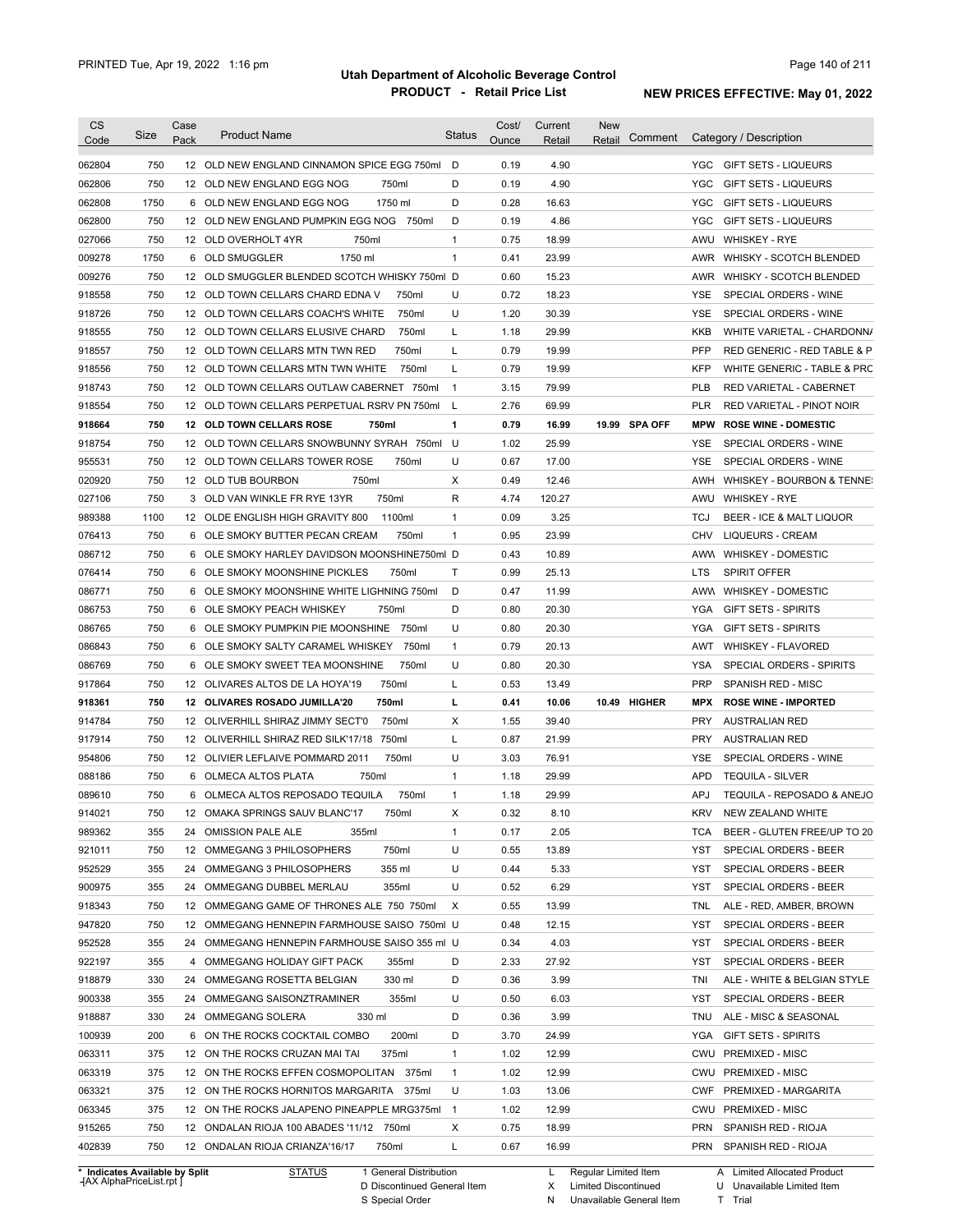# Utah Department of Alcoholic Beverage Control

## PRODUCT - Retail Price List

PRINTED Tue, Apr 19, 2022 1:16 pm

**NEW PRICES EFFECTIVE: May 01, 2022**

| CS Code | Size | Case Pack | Product Name | Status | Cost/ Ounce | Current Retail | New Retail | Comment | Category / Description |
|---|---|---|---|---|---|---|---|---|---|
| 062804 | 750 | 12 | OLD NEW ENGLAND CINNAMON SPICE EGG 750ml | D | 0.19 | 4.90 | | | YGC GIFT SETS - LIQUEURS |
| 062806 | 750 | 12 | OLD NEW ENGLAND EGG NOG 750ml | D | 0.19 | 4.90 | | | YGC GIFT SETS - LIQUEURS |
| 062808 | 1750 | 6 | OLD NEW ENGLAND EGG NOG 1750 ml | D | 0.28 | 16.63 | | | YGC GIFT SETS - LIQUEURS |
| 062800 | 750 | 12 | OLD NEW ENGLAND PUMPKIN EGG NOG 750ml | D | 0.19 | 4.86 | | | YGC GIFT SETS - LIQUEURS |
| 027066 | 750 | 12 | OLD OVERHOLT 4YR 750ml | 1 | 0.75 | 18.99 | | | AWU WHISKEY - RYE |
| 009278 | 1750 | 6 | OLD SMUGGLER 1750 ml | 1 | 0.41 | 23.99 | | | AWR WHISKY - SCOTCH BLENDED |
| 009276 | 750 | 12 | OLD SMUGGLER BLENDED SCOTCH WHISKY 750ml | D | 0.60 | 15.23 | | | AWR WHISKY - SCOTCH BLENDED |
| 918558 | 750 | 12 | OLD TOWN CELLARS CHARD EDNA V 750ml | U | 0.72 | 18.23 | | | YSE SPECIAL ORDERS - WINE |
| 918726 | 750 | 12 | OLD TOWN CELLARS COACH'S WHITE 750ml | U | 1.20 | 30.39 | | | YSE SPECIAL ORDERS - WINE |
| 918555 | 750 | 12 | OLD TOWN CELLARS ELUSIVE CHARD 750ml | L | 1.18 | 29.99 | | | KKB WHITE VARIETAL - CHARDONNA |
| 918557 | 750 | 12 | OLD TOWN CELLARS MTN TWN RED 750ml | L | 0.79 | 19.99 | | | PFP RED GENERIC - RED TABLE & P |
| 918556 | 750 | 12 | OLD TOWN CELLARS MTN TWN WHITE 750ml | L | 0.79 | 19.99 | | | KFP WHITE GENERIC - TABLE & PRC |
| 918743 | 750 | 12 | OLD TOWN CELLARS OUTLAW CABERNET 750ml | 1 | 3.15 | 79.99 | | | PLB RED VARIETAL - CABERNET |
| 918554 | 750 | 12 | OLD TOWN CELLARS PERPETUAL RSRV PN 750ml | L | 2.76 | 69.99 | | | PLR RED VARIETAL - PINOT NOIR |
| **918664** | **750** | **12** | **OLD TOWN CELLARS ROSE 750ml** | **1** | **0.79** | **16.99** | **19.99** | **SPA OFF** | **MPW ROSE WINE - DOMESTIC** |
| 918754 | 750 | 12 | OLD TOWN CELLARS SNOWBUNNY SYRAH 750ml | U | 1.02 | 25.99 | | | YSE SPECIAL ORDERS - WINE |
| 955531 | 750 | 12 | OLD TOWN CELLARS TOWER ROSE 750ml | U | 0.67 | 17.00 | | | YSE SPECIAL ORDERS - WINE |
| 020920 | 750 | 12 | OLD TUB BOURBON 750ml | X | 0.49 | 12.46 | | | AWH WHISKEY - BOURBON & TENNE |
| 027106 | 750 | 3 | OLD VAN WINKLE FR RYE 13YR 750ml | R | 4.74 | 120.27 | | | AWU WHISKEY - RYE |
| 989388 | 1100 | 12 | OLDE ENGLISH HIGH GRAVITY 800 1100ml | 1 | 0.09 | 3.25 | | | TCJ BEER - ICE & MALT LIQUOR |
| 076413 | 750 | 6 | OLE SMOKY BUTTER PECAN CREAM 750ml | 1 | 0.95 | 23.99 | | | CHV LIQUEURS - CREAM |
| 086712 | 750 | 6 | OLE SMOKY HARLEY DAVIDSON MOONSHINE750ml | D | 0.43 | 10.89 | | | AWW WHISKEY - DOMESTIC |
| 076414 | 750 | 6 | OLE SMOKY MOONSHINE PICKLES 750ml | T | 0.99 | 25.13 | | | LTS SPIRIT OFFER |
| 086771 | 750 | 6 | OLE SMOKY MOONSHINE WHITE LIGHNING 750ml | D | 0.47 | 11.99 | | | AWW WHISKEY - DOMESTIC |
| 086753 | 750 | 6 | OLE SMOKY PEACH WHISKEY 750ml | D | 0.80 | 20.30 | | | YGA GIFT SETS - SPIRITS |
| 086765 | 750 | 6 | OLE SMOKY PUMPKIN PIE MOONSHINE 750ml | U | 0.80 | 20.30 | | | YGA GIFT SETS - SPIRITS |
| 086843 | 750 | 6 | OLE SMOKY SALTY CARAMEL WHISKEY 750ml | 1 | 0.79 | 20.13 | | | AWT WHISKEY - FLAVORED |
| 086769 | 750 | 6 | OLE SMOKY SWEET TEA MOONSHINE 750ml | U | 0.80 | 20.30 | | | YSA SPECIAL ORDERS - SPIRITS |
| 917864 | 750 | 12 | OLIVARES ALTOS DE LA HOYA'19 750ml | L | 0.53 | 13.49 | | | PRP SPANISH RED - MISC |
| **918361** | **750** | **12** | **OLIVARES ROSADO JUMILLA'20 750ml** | **L** | **0.41** | **10.06** | **10.49** | **HIGHER** | **MPX ROSE WINE - IMPORTED** |
| 914784 | 750 | 12 | OLIVERHILL SHIRAZ JIMMY SECT'0 750ml | X | 1.55 | 39.40 | | | PRY AUSTRALIAN RED |
| 917914 | 750 | 12 | OLIVERHILL SHIRAZ RED SILK'17/18 750ml | L | 0.87 | 21.99 | | | PRY AUSTRALIAN RED |
| 954806 | 750 | 12 | OLIVIER LEFLAIVE POMMARD 2011 750ml | U | 3.03 | 76.91 | | | YSE SPECIAL ORDERS - WINE |
| 088186 | 750 | 6 | OLMECA ALTOS PLATA 750ml | 1 | 1.18 | 29.99 | | | APD TEQUILA - SILVER |
| 089610 | 750 | 6 | OLMECA ALTOS REPOSADO TEQUILA 750ml | 1 | 1.18 | 29.99 | | | APJ TEQUILA - REPOSADO & ANEJO |
| 914021 | 750 | 12 | OMAKA SPRINGS SAUV BLANC'17 750ml | X | 0.32 | 8.10 | | | KRV NEW ZEALAND WHITE |
| 989362 | 355 | 24 | OMISSION PALE ALE 355ml | 1 | 0.17 | 2.05 | | | TCA BEER - GLUTEN FREE/UP TO 20 |
| 921011 | 750 | 12 | OMMEGANG 3 PHILOSOPHERS 750ml | U | 0.55 | 13.89 | | | YST SPECIAL ORDERS - BEER |
| 952529 | 355 | 24 | OMMEGANG 3 PHILOSOPHERS 355 ml | U | 0.44 | 5.33 | | | YST SPECIAL ORDERS - BEER |
| 900975 | 355 | 24 | OMMEGANG DUBBEL MERLAU 355ml | U | 0.52 | 6.29 | | | YST SPECIAL ORDERS - BEER |
| 918343 | 750 | 12 | OMMEGANG GAME OF THRONES ALE 750 750ml | X | 0.55 | 13.99 | | | TNL ALE - RED, AMBER, BROWN |
| 947820 | 750 | 12 | OMMEGANG HENNEPIN FARMHOUSE SAISO 750ml | U | 0.48 | 12.15 | | | YST SPECIAL ORDERS - BEER |
| 952528 | 355 | 24 | OMMEGANG HENNEPIN FARMHOUSE SAISO 355 ml | U | 0.34 | 4.03 | | | YST SPECIAL ORDERS - BEER |
| 922197 | 355 | 4 | OMMEGANG HOLIDAY GIFT PACK 355ml | D | 2.33 | 27.92 | | | YST SPECIAL ORDERS - BEER |
| 918879 | 330 | 24 | OMMEGANG ROSETTA BELGIAN 330 ml | D | 0.36 | 3.99 | | | TNI ALE - WHITE & BELGIAN STYLE |
| 900338 | 355 | 24 | OMMEGANG SAISONZTRAMINER 355ml | U | 0.50 | 6.03 | | | YST SPECIAL ORDERS - BEER |
| 918887 | 330 | 24 | OMMEGANG SOLERA 330 ml | D | 0.36 | 3.99 | | | TNU ALE - MISC & SEASONAL |
| 100939 | 200 | 6 | ON THE ROCKS COCKTAIL COMBO 200ml | D | 3.70 | 24.99 | | | YGA GIFT SETS - SPIRITS |
| 063311 | 375 | 12 | ON THE ROCKS CRUZAN MAI TAI 375ml | 1 | 1.02 | 12.99 | | | CWU PREMIXED - MISC |
| 063319 | 375 | 12 | ON THE ROCKS EFFEN COSMOPOLITAN 375ml | 1 | 1.02 | 12.99 | | | CWU PREMIXED - MISC |
| 063321 | 375 | 12 | ON THE ROCKS HORNITOS MARGARITA 375ml | U | 1.03 | 13.06 | | | CWF PREMIXED - MARGARITA |
| 063345 | 375 | 12 | ON THE ROCKS JALAPENO PINEAPPLE MRG375ml | 1 | 1.02 | 12.99 | | | CWU PREMIXED - MISC |
| 915265 | 750 | 12 | ONDALAN RIOJA 100 ABADES '11/12 750ml | X | 0.75 | 18.99 | | | PRN SPANISH RED - RIOJA |
| 402839 | 750 | 12 | ONDALAN RIOJA CRIANZA'16/17 750ml | L | 0.67 | 16.99 | | | PRN SPANISH RED - RIOJA |

\* Indicates Available by Split

STATUS: 1 General Distribution; D Discontinued General Item; S Special Order; L Regular Limited Item; X Limited Discontinued; N Unavailable General Item; A Limited Allocated Product; U Unavailable Limited Item; T Trial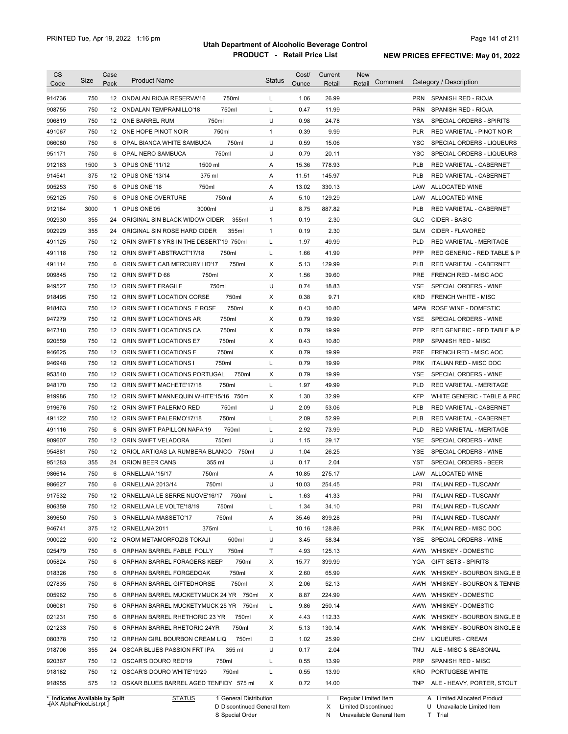# Utah Department of Alcoholic Beverage Control

## PRODUCT - Retail Price List

PRINTED Tue, Apr 19, 2022 1:16 pm

**NEW PRICES EFFECTIVE: May 01, 2022**

| CS Code | Size | Case Pack | Product Name | Status | Cost/ Ounce | Current Retail | New Retail | Comment | Category / Description |
|---|---|---|---|---|---|---|---|---|---|
| 914736 | 750 | 12 | ONDALAN RIOJA RESERVA'16 750ml | L | 1.06 | 26.99 | | | PRN SPANISH RED - RIOJA |
| 908755 | 750 | 12 | ONDALAN TEMPRANILLO'18 750ml | L | 0.47 | 11.99 | | | PRN SPANISH RED - RIOJA |
| 906819 | 750 | 12 | ONE BARREL RUM 750ml | U | 0.98 | 24.78 | | | YSA SPECIAL ORDERS - SPIRITS |
| 491067 | 750 | 12 | ONE HOPE PINOT NOIR 750ml | 1 | 0.39 | 9.99 | | | PLR RED VARIETAL - PINOT NOIR |
| 066080 | 750 | 6 | OPAL BIANCA WHITE SAMBUCA 750ml | U | 0.59 | 15.06 | | | YSC SPECIAL ORDERS - LIQUEURS |
| 951171 | 750 | 6 | OPAL NERO SAMBUCA 750ml | U | 0.79 | 20.11 | | | YSC SPECIAL ORDERS - LIQUEURS |
| 912183 | 1500 | 3 | OPUS ONE '11/12 1500 ml | A | 15.36 | 778.93 | | | PLB RED VARIETAL - CABERNET |
| 914541 | 375 | 12 | OPUS ONE '13/14 375 ml | A | 11.51 | 145.97 | | | PLB RED VARIETAL - CABERNET |
| 905253 | 750 | 6 | OPUS ONE '18 750ml | A | 13.02 | 330.13 | | | LAW ALLOCATED WINE |
| 952125 | 750 | 6 | OPUS ONE OVERTURE 750ml | A | 5.10 | 129.29 | | | LAW ALLOCATED WINE |
| 912184 | 3000 | 1 | OPUS ONE'05 3000ml | U | 8.75 | 887.82 | | | PLB RED VARIETAL - CABERNET |
| 902930 | 355 | 24 | ORIGINAL SIN BLACK WIDOW CIDER 355ml | 1 | 0.19 | 2.30 | | | GLC CIDER - BASIC |
| 902929 | 355 | 24 | ORIGINAL SIN ROSE HARD CIDER 355ml | 1 | 0.19 | 2.30 | | | GLM CIDER - FLAVORED |
| 491125 | 750 | 12 | ORIN SWIFT 8 YRS IN THE DESERT'19 750ml | L | 1.97 | 49.99 | | | PLD RED VARIETAL - MERITAGE |
| 491118 | 750 | 12 | ORIN SWIFT ABSTRACT'17/18 750ml | L | 1.66 | 41.99 | | | PFP RED GENERIC - RED TABLE & P |
| 491114 | 750 | 6 | ORIN SWIFT CAB MERCURY HD'17 750ml | X | 5.13 | 129.99 | | | PLB RED VARIETAL - CABERNET |
| 909845 | 750 | 12 | ORIN SWIFT D 66 750ml | X | 1.56 | 39.60 | | | PRE FRENCH RED - MISC AOC |
| 949527 | 750 | 12 | ORIN SWIFT FRAGILE 750ml | U | 0.74 | 18.83 | | | YSE SPECIAL ORDERS - WINE |
| 918495 | 750 | 12 | ORIN SWIFT LOCATION CORSE 750ml | X | 0.38 | 9.71 | | | KRD FRENCH WHITE - MISC |
| 918463 | 750 | 12 | ORIN SWIFT LOCATIONS F ROSE 750ml | X | 0.43 | 10.80 | | | MPW ROSE WINE - DOMESTIC |
| 947279 | 750 | 12 | ORIN SWIFT LOCATIONS AR 750ml | X | 0.79 | 19.99 | | | YSE SPECIAL ORDERS - WINE |
| 947318 | 750 | 12 | ORIN SWIFT LOCATIONS CA 750ml | X | 0.79 | 19.99 | | | PFP RED GENERIC - RED TABLE & P |
| 920559 | 750 | 12 | ORIN SWIFT LOCATIONS E7 750ml | X | 0.43 | 10.80 | | | PRP SPANISH RED - MISC |
| 946625 | 750 | 12 | ORIN SWIFT LOCATIONS F 750ml | X | 0.79 | 19.99 | | | PRE FRENCH RED - MISC AOC |
| 946948 | 750 | 12 | ORIN SWIFT LOCATIONS I 750ml | L | 0.79 | 19.99 | | | PRK ITALIAN RED - MISC DOC |
| 953540 | 750 | 12 | ORIN SWIFT LOCATIONS PORTUGAL 750ml | X | 0.79 | 19.99 | | | YSE SPECIAL ORDERS - WINE |
| 948170 | 750 | 12 | ORIN SWIFT MACHETE'17/18 750ml | L | 1.97 | 49.99 | | | PLD RED VARIETAL - MERITAGE |
| 919986 | 750 | 12 | ORIN SWIFT MANNEQUIN WHITE'15/16 750ml | X | 1.30 | 32.99 | | | KFP WHITE GENERIC - TABLE & PRC |
| 919676 | 750 | 12 | ORIN SWIFT PALERMO RED 750ml | U | 2.09 | 53.06 | | | PLB RED VARIETAL - CABERNET |
| 491122 | 750 | 12 | ORIN SWIFT PALERMO'17/18 750ml | L | 2.09 | 52.99 | | | PLB RED VARIETAL - CABERNET |
| 491116 | 750 | 6 | ORIN SWIFT PAPILLON NAPA'19 750ml | L | 2.92 | 73.99 | | | PLD RED VARIETAL - MERITAGE |
| 909607 | 750 | 12 | ORIN SWIFT VELADORA 750ml | U | 1.15 | 29.17 | | | YSE SPECIAL ORDERS - WINE |
| 954881 | 750 | 12 | ORIOL ARTIGAS LA RUMBERA BLANCO 750ml | U | 1.04 | 26.25 | | | YSE SPECIAL ORDERS - WINE |
| 951283 | 355 | 24 | ORION BEER CANS 355 ml | U | 0.17 | 2.04 | | | YST SPECIAL ORDERS - BEER |
| 986614 | 750 | 6 | ORNELLAIA '15/17 750ml | A | 10.85 | 275.17 | | | LAW ALLOCATED WINE |
| 986627 | 750 | 6 | ORNELLAIA 2013/14 750ml | U | 10.03 | 254.45 | | | PRI ITALIAN RED - TUSCANY |
| 917532 | 750 | 12 | ORNELLAIA LE SERRE NUOVE'16/17 750ml | L | 1.63 | 41.33 | | | PRI ITALIAN RED - TUSCANY |
| 906359 | 750 | 12 | ORNELLAIA LE VOLTE'18/19 750ml | L | 1.34 | 34.10 | | | PRI ITALIAN RED - TUSCANY |
| 369650 | 750 | 3 | ORNELLAIA MASSETO'17 750ml | A | 35.46 | 899.28 | | | PRI ITALIAN RED - TUSCANY |
| 946741 | 375 | 12 | ORNELLAIA'2011 375ml | L | 10.16 | 128.86 | | | PRK ITALIAN RED - MISC DOC |
| 900022 | 500 | 12 | OROM METAMORFOZIS TOKAJI 500ml | U | 3.45 | 58.34 | | | YSE SPECIAL ORDERS - WINE |
| 025479 | 750 | 6 | ORPHAN BARREL FABLE FOLLY 750ml | T | 4.93 | 125.13 | | | AWW WHISKEY - DOMESTIC |
| 005824 | 750 | 6 | ORPHAN BARREL FORAGERS KEEP 750ml | X | 15.77 | 399.99 | | | YGA GIFT SETS - SPIRITS |
| 018326 | 750 | 6 | ORPHAN BARREL FORGEDOAK 750ml | X | 2.60 | 65.99 | | | AWK WHISKEY - BOURBON SINGLE B |
| 027835 | 750 | 6 | ORPHAN BARREL GIFTEDHORSE 750ml | X | 2.06 | 52.13 | | | AWH WHISKEY - BOURBON & TENNE |
| 005962 | 750 | 6 | ORPHAN BARREL MUCKETYMUCK 24 YR 750ml | X | 8.87 | 224.99 | | | AWW WHISKEY - DOMESTIC |
| 006081 | 750 | 6 | ORPHAN BARREL MUCKETYMUCK 25 YR 750ml | L | 9.86 | 250.14 | | | AWW WHISKEY - DOMESTIC |
| 021231 | 750 | 6 | ORPHAN BARREL RHETHORIC 23 YR 750ml | X | 4.43 | 112.33 | | | AWK WHISKEY - BOURBON SINGLE B |
| 021233 | 750 | 6 | ORPHAN BARREL RHETORIC 24YR 750ml | X | 5.13 | 130.14 | | | AWK WHISKEY - BOURBON SINGLE B |
| 080378 | 750 | 12 | ORPHAN GIRL BOURBON CREAM LIQ 750ml | D | 1.02 | 25.99 | | | CHV LIQUEURS - CREAM |
| 918706 | 355 | 24 | OSCAR BLUES PASSION FRT IPA 355 ml | U | 0.17 | 2.04 | | | TNU ALE - MISC & SEASONAL |
| 920367 | 750 | 12 | OSCAR'S DOURO RED'19 750ml | L | 0.55 | 13.99 | | | PRP SPANISH RED - MISC |
| 918182 | 750 | 12 | OSCAR'S DOURO WHITE'19/20 750ml | L | 0.55 | 13.99 | | | KRO PORTUGESE WHITE |
| 918955 | 575 | 12 | OSKAR BLUES BARREL AGED TENFIDY 575 ml | X | 0.72 | 14.00 | | | TNP ALE - HEAVY, PORTER, STOUT |

\* Indicates Available by Split

STATUS: 1 General Distribution; D Discontinued General Item; S Special Order; L Regular Limited Item; X Limited Discontinued; N Unavailable General Item; A Limited Allocated Product; U Unavailable Limited Item; T Trial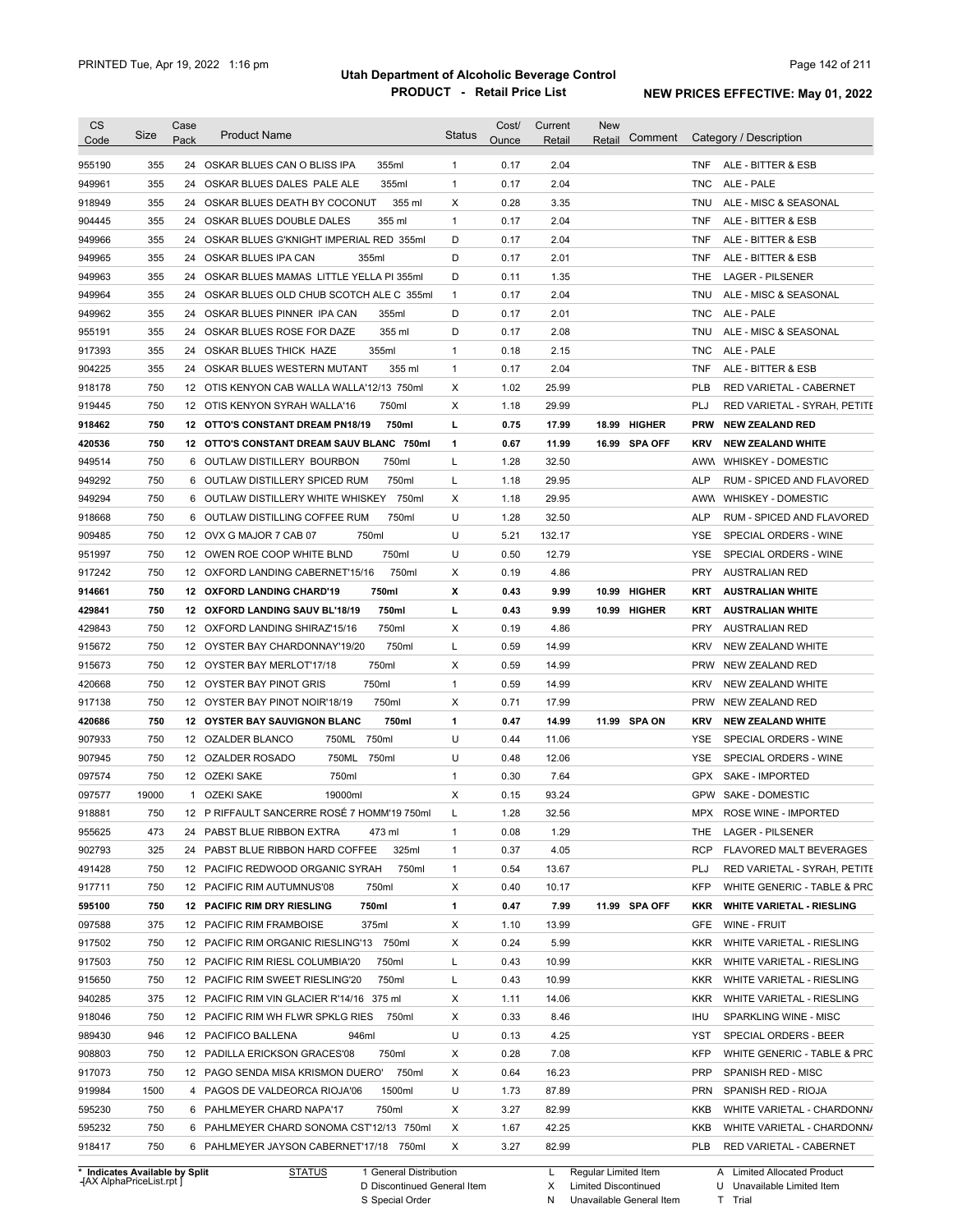# Utah Department of Alcoholic Beverage Control

## PRODUCT - Retail Price List

PRINTED Tue, Apr 19, 2022 1:16 pm

**NEW PRICES EFFECTIVE: May 01, 2022**

| CS Code | Size | Case Pack | Product Name | Status | Cost/ Ounce | Current Retail | New Retail | Comment | Category / Description |
|---|---|---|---|---|---|---|---|---|---|
| 955190 | 355 | 24 | OSKAR BLUES CAN O BLISS IPA 355ml | 1 | 0.17 | 2.04 | | | TNF ALE - BITTER & ESB |
| 949961 | 355 | 24 | OSKAR BLUES DALES PALE ALE 355ml | 1 | 0.17 | 2.04 | | | TNC ALE - PALE |
| 918949 | 355 | 24 | OSKAR BLUES DEATH BY COCONUT 355 ml | X | 0.28 | 3.35 | | | TNU ALE - MISC & SEASONAL |
| 904445 | 355 | 24 | OSKAR BLUES DOUBLE DALES 355 ml | 1 | 0.17 | 2.04 | | | TNF ALE - BITTER & ESB |
| 949966 | 355 | 24 | OSKAR BLUES G'KNIGHT IMPERIAL RED 355ml | D | 0.17 | 2.04 | | | TNF ALE - BITTER & ESB |
| 949965 | 355 | 24 | OSKAR BLUES IPA CAN 355ml | D | 0.17 | 2.01 | | | TNF ALE - BITTER & ESB |
| 949963 | 355 | 24 | OSKAR BLUES MAMAS LITTLE YELLA PI 355ml | D | 0.11 | 1.35 | | | THE LAGER - PILSENER |
| 949964 | 355 | 24 | OSKAR BLUES OLD CHUB SCOTCH ALE C 355ml | 1 | 0.17 | 2.04 | | | TNU ALE - MISC & SEASONAL |
| 949962 | 355 | 24 | OSKAR BLUES PINNER IPA CAN 355ml | D | 0.17 | 2.01 | | | TNC ALE - PALE |
| 955191 | 355 | 24 | OSKAR BLUES ROSE FOR DAZE 355 ml | D | 0.17 | 2.08 | | | TNU ALE - MISC & SEASONAL |
| 917393 | 355 | 24 | OSKAR BLUES THICK HAZE 355ml | 1 | 0.18 | 2.15 | | | TNC ALE - PALE |
| 904225 | 355 | 24 | OSKAR BLUES WESTERN MUTANT 355 ml | 1 | 0.17 | 2.04 | | | TNF ALE - BITTER & ESB |
| 918178 | 750 | 12 | OTIS KENYON CAB WALLA WALLA'12/13 750ml | X | 1.02 | 25.99 | | | PLB RED VARIETAL - CABERNET |
| 919445 | 750 | 12 | OTIS KENYON SYRAH WALLA'16 750ml | X | 1.18 | 29.99 | | | PLJ RED VARIETAL - SYRAH, PETITE |
| **918462** | **750** | **12** | **OTTO'S CONSTANT DREAM PN18/19 750ml** | **L** | **0.75** | **17.99** | **18.99** | **HIGHER** | **PRW NEW ZEALAND RED** |
| **420536** | **750** | **12** | **OTTO'S CONSTANT DREAM SAUV BLANC 750ml** | **1** | **0.67** | **11.99** | **16.99** | **SPA OFF** | **KRV NEW ZEALAND WHITE** |
| 949514 | 750 | 6 | OUTLAW DISTILLERY BOURBON 750ml | L | 1.28 | 32.50 | | | AWW WHISKEY - DOMESTIC |
| 949292 | 750 | 6 | OUTLAW DISTILLERY SPICED RUM 750ml | L | 1.18 | 29.95 | | | ALP RUM - SPICED AND FLAVORED |
| 949294 | 750 | 6 | OUTLAW DISTILLERY WHITE WHISKEY 750ml | X | 1.18 | 29.95 | | | AWW WHISKEY - DOMESTIC |
| 918668 | 750 | 6 | OUTLAW DISTILLING COFFEE RUM 750ml | U | 1.28 | 32.50 | | | ALP RUM - SPICED AND FLAVORED |
| 909485 | 750 | 12 | OVX G MAJOR 7 CAB 07 750ml | U | 5.21 | 132.17 | | | YSE SPECIAL ORDERS - WINE |
| 951997 | 750 | 12 | OWEN ROE COOP WHITE BLND 750ml | U | 0.50 | 12.79 | | | YSE SPECIAL ORDERS - WINE |
| 917242 | 750 | 12 | OXFORD LANDING CABERNET'15/16 750ml | X | 0.19 | 4.86 | | | PRY AUSTRALIAN RED |
| **914661** | **750** | **12** | **OXFORD LANDING CHARD'19 750ml** | **X** | **0.43** | **9.99** | **10.99** | **HIGHER** | **KRT AUSTRALIAN WHITE** |
| **429841** | **750** | **12** | **OXFORD LANDING SAUV BL'18/19 750ml** | **L** | **0.43** | **9.99** | **10.99** | **HIGHER** | **KRT AUSTRALIAN WHITE** |
| 429843 | 750 | 12 | OXFORD LANDING SHIRAZ'15/16 750ml | X | 0.19 | 4.86 | | | PRY AUSTRALIAN RED |
| 915672 | 750 | 12 | OYSTER BAY CHARDONNAY'19/20 750ml | L | 0.59 | 14.99 | | | KRV NEW ZEALAND WHITE |
| 915673 | 750 | 12 | OYSTER BAY MERLOT'17/18 750ml | X | 0.59 | 14.99 | | | PRW NEW ZEALAND RED |
| 420668 | 750 | 12 | OYSTER BAY PINOT GRIS 750ml | 1 | 0.59 | 14.99 | | | KRV NEW ZEALAND WHITE |
| 917138 | 750 | 12 | OYSTER BAY PINOT NOIR'18/19 750ml | X | 0.71 | 17.99 | | | PRW NEW ZEALAND RED |
| **420686** | **750** | **12** | **OYSTER BAY SAUVIGNON BLANC 750ml** | **1** | **0.47** | **14.99** | **11.99** | **SPA ON** | **KRV NEW ZEALAND WHITE** |
| 907933 | 750 | 12 | OZALDER BLANCO 750ML 750ml | U | 0.44 | 11.06 | | | YSE SPECIAL ORDERS - WINE |
| 907945 | 750 | 12 | OZALDER ROSADO 750ML 750ml | U | 0.48 | 12.06 | | | YSE SPECIAL ORDERS - WINE |
| 097574 | 750 | 12 | OZEKI SAKE 750ml | 1 | 0.30 | 7.64 | | | GPX SAKE - IMPORTED |
| 097577 | 19000 | 1 | OZEKI SAKE 19000ml | X | 0.15 | 93.24 | | | GPW SAKE - DOMESTIC |
| 918881 | 750 | 12 | P RIFFAULT SANCERRE ROSÉ 7 HOMM'19 750ml | L | 1.28 | 32.56 | | | MPX ROSE WINE - IMPORTED |
| 955625 | 473 | 24 | PABST BLUE RIBBON EXTRA 473 ml | 1 | 0.08 | 1.29 | | | THE LAGER - PILSENER |
| 902793 | 325 | 24 | PABST BLUE RIBBON HARD COFFEE 325ml | 1 | 0.37 | 4.05 | | | RCP FLAVORED MALT BEVERAGES |
| 491428 | 750 | 12 | PACIFIC REDWOOD ORGANIC SYRAH 750ml | 1 | 0.54 | 13.67 | | | PLJ RED VARIETAL - SYRAH, PETITE |
| 917711 | 750 | 12 | PACIFIC RIM AUTUMNUS'08 750ml | X | 0.40 | 10.17 | | | KFP WHITE GENERIC - TABLE & PRC |
| **595100** | **750** | **12** | **PACIFIC RIM DRY RIESLING 750ml** | **1** | **0.47** | **7.99** | **11.99** | **SPA OFF** | **KKR WHITE VARIETAL - RIESLING** |
| 097588 | 375 | 12 | PACIFIC RIM FRAMBOISE 375ml | X | 1.10 | 13.99 | | | GFE WINE - FRUIT |
| 917502 | 750 | 12 | PACIFIC RIM ORGANIC RIESLING'13 750ml | X | 0.24 | 5.99 | | | KKR WHITE VARIETAL - RIESLING |
| 917503 | 750 | 12 | PACIFIC RIM RIESL COLUMBIA'20 750ml | L | 0.43 | 10.99 | | | KKR WHITE VARIETAL - RIESLING |
| 915650 | 750 | 12 | PACIFIC RIM SWEET RIESLING'20 750ml | L | 0.43 | 10.99 | | | KKR WHITE VARIETAL - RIESLING |
| 940285 | 375 | 12 | PACIFIC RIM VIN GLACIER R'14/16 375 ml | X | 1.11 | 14.06 | | | KKR WHITE VARIETAL - RIESLING |
| 918046 | 750 | 12 | PACIFIC RIM WH FLWR SPKLG RIES 750ml | X | 0.33 | 8.46 | | | IHU SPARKLING WINE - MISC |
| 989430 | 946 | 12 | PACIFICO BALLENA 946ml | U | 0.13 | 4.25 | | | YST SPECIAL ORDERS - BEER |
| 908803 | 750 | 12 | PADILLA ERICKSON GRACES'08 750ml | X | 0.28 | 7.08 | | | KFP WHITE GENERIC - TABLE & PRC |
| 917073 | 750 | 12 | PAGO SENDA MISA KRISMON DUERO' 750ml | X | 0.64 | 16.23 | | | PRP SPANISH RED - MISC |
| 919984 | 1500 | 4 | PAGOS DE VALDEORCA RIOJA'06 1500ml | U | 1.73 | 87.89 | | | PRN SPANISH RED - RIOJA |
| 595230 | 750 | 6 | PAHLMEYER CHARD NAPA'17 750ml | X | 3.27 | 82.99 | | | KKB WHITE VARIETAL - CHARDONNA |
| 595232 | 750 | 6 | PAHLMEYER CHARD SONOMA CST'12/13 750ml | X | 1.67 | 42.25 | | | KKB WHITE VARIETAL - CHARDONNA |
| 918417 | 750 | 6 | PAHLMEYER JAYSON CABERNET'17/18 750ml | X | 3.27 | 82.99 | | | PLB RED VARIETAL - CABERNET |

\* Indicates Available by Split
-[AX AlphaPriceList.rpt ]

| STATUS | | | |
|---|---|---|---|
| 1 General Distribution | L Regular Limited Item | A Limited Allocated Product |
| D Discontinued General Item | X Limited Discontinued | U Unavailable Limited Item |
| S Special Order | N Unavailable General Item | T Trial |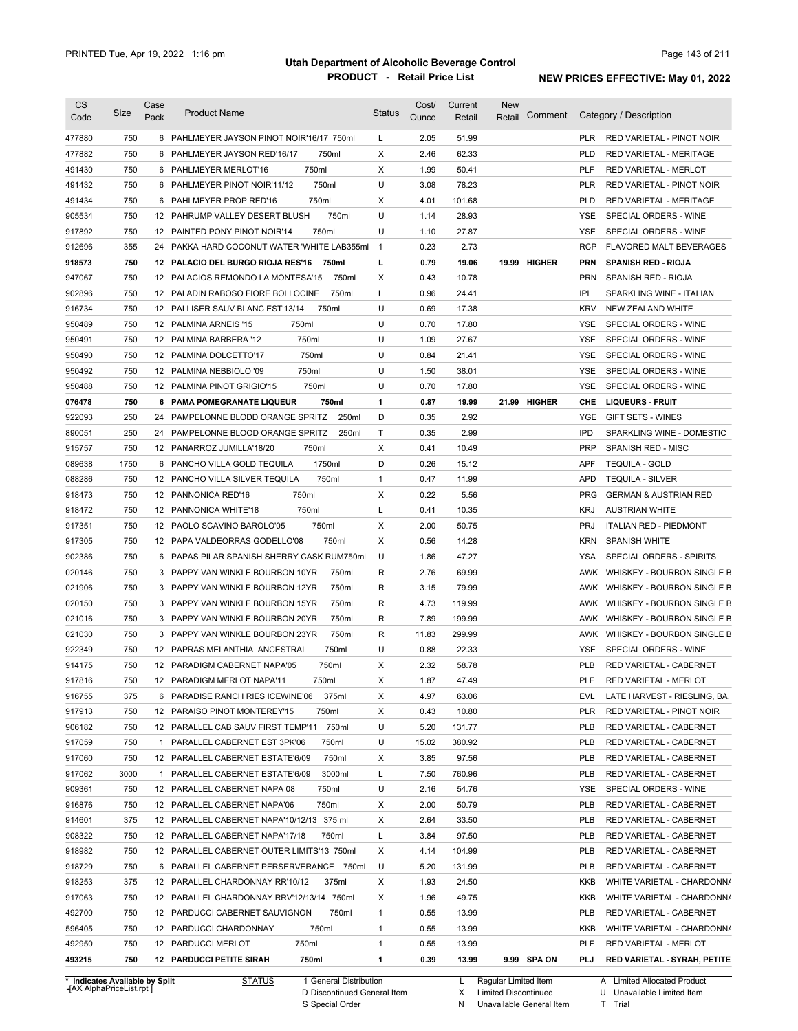PRINTED Tue, Apr 19, 2022 1:16 pm

# Utah Department of Alcoholic Beverage Control
## PRODUCT - Retail Price List

**NEW PRICES EFFECTIVE: May 01, 2022**

| CS Code | Size | Case Pack | Product Name | Status | Cost/ Ounce | Current Retail | New Retail | Comment | Category / Description |
|---|---|---|---|---|---|---|---|---|---|
| 477880 | 750 | 6 | PAHLMEYER JAYSON PINOT NOIR'16/17 750ml | L | 2.05 | 51.99 | | | PLR RED VARIETAL - PINOT NOIR |
| 477882 | 750 | 6 | PAHLMEYER JAYSON RED'16/17 750ml | X | 2.46 | 62.33 | | | PLD RED VARIETAL - MERITAGE |
| 491430 | 750 | 6 | PAHLMEYER MERLOT'16 750ml | X | 1.99 | 50.41 | | | PLF RED VARIETAL - MERLOT |
| 491432 | 750 | 6 | PAHLMEYER PINOT NOIR'11/12 750ml | U | 3.08 | 78.23 | | | PLR RED VARIETAL - PINOT NOIR |
| 491434 | 750 | 6 | PAHLMEYER PROP RED'16 750ml | X | 4.01 | 101.68 | | | PLD RED VARIETAL - MERITAGE |
| 905534 | 750 | 12 | PAHRUMP VALLEY DESERT BLUSH 750ml | U | 1.14 | 28.93 | | | YSE SPECIAL ORDERS - WINE |
| 917892 | 750 | 12 | PAINTED PONY PINOT NOIR'14 750ml | U | 1.10 | 27.87 | | | YSE SPECIAL ORDERS - WINE |
| 912696 | 355 | 24 | PAKKA HARD COCONUT WATER 'WHITE LAB355ml | 1 | 0.23 | 2.73 | | | RCP FLAVORED MALT BEVERAGES |
| **918573** | **750** | **12** | **PALACIO DEL BURGO RIOJA RES'16 750ml** | **L** | **0.79** | **19.06** | **19.99** | **HIGHER** | **PRN SPANISH RED - RIOJA** |
| 947067 | 750 | 12 | PALACIOS REMONDO LA MONTESA'15 750ml | X | 0.43 | 10.78 | | | PRN SPANISH RED - RIOJA |
| 902896 | 750 | 12 | PALADIN RABOSO FIORE BOLLOCINE 750ml | L | 0.96 | 24.41 | | | IPL SPARKLING WINE - ITALIAN |
| 916734 | 750 | 12 | PALLISER SAUV BLANC EST'13/14 750ml | U | 0.69 | 17.38 | | | KRV NEW ZEALAND WHITE |
| 950489 | 750 | 12 | PALMINA ARNEIS '15 750ml | U | 0.70 | 17.80 | | | YSE SPECIAL ORDERS - WINE |
| 950491 | 750 | 12 | PALMINA BARBERA '12 750ml | U | 1.09 | 27.67 | | | YSE SPECIAL ORDERS - WINE |
| 950490 | 750 | 12 | PALMINA DOLCETTO'17 750ml | U | 0.84 | 21.41 | | | YSE SPECIAL ORDERS - WINE |
| 950492 | 750 | 12 | PALMINA NEBBIOLO '09 750ml | U | 1.50 | 38.01 | | | YSE SPECIAL ORDERS - WINE |
| 950488 | 750 | 12 | PALMINA PINOT GRIGIO'15 750ml | U | 0.70 | 17.80 | | | YSE SPECIAL ORDERS - WINE |
| **076478** | **750** | **6** | **PAMA POMEGRANATE LIQUEUR 750ml** | **1** | **0.87** | **19.99** | **21.99** | **HIGHER** | **CHE LIQUEURS - FRUIT** |
| 922093 | 250 | 24 | PAMPELONNE BLODD ORANGE SPRITZ 250ml | D | 0.35 | 2.92 | | | YGE GIFT SETS - WINES |
| 890051 | 250 | 24 | PAMPELONNE BLOOD ORANGE SPRITZ 250ml | T | 0.35 | 2.99 | | | IPD SPARKLING WINE - DOMESTIC |
| 915757 | 750 | 12 | PANARROZ JUMILLA'18/20 750ml | X | 0.41 | 10.49 | | | PRP SPANISH RED - MISC |
| 089638 | 1750 | 6 | PANCHO VILLA GOLD TEQUILA 1750ml | D | 0.26 | 15.12 | | | APF TEQUILA - GOLD |
| 088286 | 750 | 12 | PANCHO VILLA SILVER TEQUILA 750ml | 1 | 0.47 | 11.99 | | | APD TEQUILA - SILVER |
| 918473 | 750 | 12 | PANNONICA RED'16 750ml | X | 0.22 | 5.56 | | | PRG GERMAN & AUSTRIAN RED |
| 918472 | 750 | 12 | PANNONICA WHITE'18 750ml | L | 0.41 | 10.35 | | | KRJ AUSTRIAN WHITE |
| 917351 | 750 | 12 | PAOLO SCAVINO BAROLO'05 750ml | X | 2.00 | 50.75 | | | PRJ ITALIAN RED - PIEDMONT |
| 917305 | 750 | 12 | PAPA VALDEORRAS GODELLO'08 750ml | X | 0.56 | 14.28 | | | KRN SPANISH WHITE |
| 902386 | 750 | 6 | PAPAS PILAR SPANISH SHERRY CASK RUM750ml | U | 1.86 | 47.27 | | | YSA SPECIAL ORDERS - SPIRITS |
| 020146 | 750 | 3 | PAPPY VAN WINKLE BOURBON 10YR 750ml | R | 2.76 | 69.99 | | | AWK WHISKEY - BOURBON SINGLE B |
| 021906 | 750 | 3 | PAPPY VAN WINKLE BOURBON 12YR 750ml | R | 3.15 | 79.99 | | | AWK WHISKEY - BOURBON SINGLE B |
| 020150 | 750 | 3 | PAPPY VAN WINKLE BOURBON 15YR 750ml | R | 4.73 | 119.99 | | | AWK WHISKEY - BOURBON SINGLE B |
| 021016 | 750 | 3 | PAPPY VAN WINKLE BOURBON 20YR 750ml | R | 7.89 | 199.99 | | | AWK WHISKEY - BOURBON SINGLE B |
| 021030 | 750 | 3 | PAPPY VAN WINKLE BOURBON 23YR 750ml | R | 11.83 | 299.99 | | | AWK WHISKEY - BOURBON SINGLE B |
| 922349 | 750 | 12 | PAPRAS MELANTHIA ANCESTRAL 750ml | U | 0.88 | 22.33 | | | YSE SPECIAL ORDERS - WINE |
| 914175 | 750 | 12 | PARADIGM CABERNET NAPA'05 750ml | X | 2.32 | 58.78 | | | PLB RED VARIETAL - CABERNET |
| 917816 | 750 | 12 | PARADIGM MERLOT NAPA'11 750ml | X | 1.87 | 47.49 | | | PLF RED VARIETAL - MERLOT |
| 916755 | 375 | 6 | PARADISE RANCH RIES ICEWINE'06 375ml | X | 4.97 | 63.06 | | | EVL LATE HARVEST - RIESLING, BA, |
| 917913 | 750 | 12 | PARAISO PINOT MONTEREY'15 750ml | X | 0.43 | 10.80 | | | PLR RED VARIETAL - PINOT NOIR |
| 906182 | 750 | 12 | PARALLEL CAB SAUV FIRST TEMP'11 750ml | U | 5.20 | 131.77 | | | PLB RED VARIETAL - CABERNET |
| 917059 | 750 | 1 | PARALLEL CABERNET EST 3PK'06 750ml | U | 15.02 | 380.92 | | | PLB RED VARIETAL - CABERNET |
| 917060 | 750 | 12 | PARALLEL CABERNET ESTATE'6/09 750ml | X | 3.85 | 97.56 | | | PLB RED VARIETAL - CABERNET |
| 917062 | 3000 | 1 | PARALLEL CABERNET ESTATE'6/09 3000ml | L | 7.50 | 760.96 | | | PLB RED VARIETAL - CABERNET |
| 909361 | 750 | 12 | PARALLEL CABERNET NAPA 08 750ml | U | 2.16 | 54.76 | | | YSE SPECIAL ORDERS - WINE |
| 916876 | 750 | 12 | PARALLEL CABERNET NAPA'06 750ml | X | 2.00 | 50.79 | | | PLB RED VARIETAL - CABERNET |
| 914601 | 375 | 12 | PARALLEL CABERNET NAPA'10/12/13 375 ml | X | 2.64 | 33.50 | | | PLB RED VARIETAL - CABERNET |
| 908322 | 750 | 12 | PARALLEL CABERNET NAPA'17/18 750ml | L | 3.84 | 97.50 | | | PLB RED VARIETAL - CABERNET |
| 918982 | 750 | 12 | PARALLEL CABERNET OUTER LIMITS'13 750ml | X | 4.14 | 104.99 | | | PLB RED VARIETAL - CABERNET |
| 918729 | 750 | 6 | PARALLEL CABERNET PERSERVERANCE 750ml | U | 5.20 | 131.99 | | | PLB RED VARIETAL - CABERNET |
| 918253 | 375 | 12 | PARALLEL CHARDONNAY RR'10/12 375ml | X | 1.93 | 24.50 | | | KKB WHITE VARIETAL - CHARDONNA |
| 917063 | 750 | 12 | PARALLEL CHARDONNAY RRV'12/13/14 750ml | X | 1.96 | 49.75 | | | KKB WHITE VARIETAL - CHARDONNA |
| 492700 | 750 | 12 | PARDUCCI CABERNET SAUVIGNON 750ml | 1 | 0.55 | 13.99 | | | PLB RED VARIETAL - CABERNET |
| 596405 | 750 | 12 | PARDUCCI CHARDONNAY 750ml | 1 | 0.55 | 13.99 | | | KKB WHITE VARIETAL - CHARDONNA |
| 492950 | 750 | 12 | PARDUCCI MERLOT 750ml | 1 | 0.55 | 13.99 | | | PLF RED VARIETAL - MERLOT |
| **493215** | **750** | **12** | **PARDUCCI PETITE SIRAH 750ml** | **1** | **0.39** | **13.99** | **9.99** | **SPA ON** | **PLJ RED VARIETAL - SYRAH, PETITE** |

\* Indicates Available by Split
[AX AlphaPriceList.rpt ]

STATUS: 1 General Distribution; D Discontinued General Item; S Special Order; L Regular Limited Item; X Limited Discontinued; N Unavailable General Item; A Limited Allocated Product; U Unavailable Limited Item; T Trial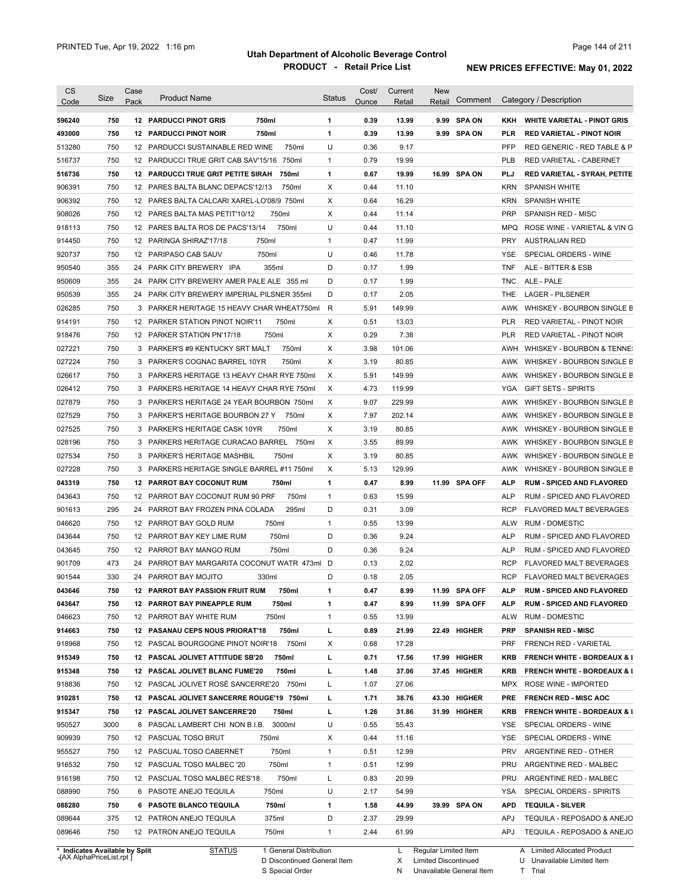# Utah Department of Alcoholic Beverage Control

## PRODUCT - Retail Price List

PRINTED Tue, Apr 19, 2022 1:16 pm

**NEW PRICES EFFECTIVE: May 01, 2022**

| CS Code | Size | Case Pack | Product Name | Status | Cost/ Ounce | Current Retail | New Retail | Comment | Category / Description |
|---|---|---|---|---|---|---|---|---|---|
| **596240** | **750** | **12** | **PARDUCCI PINOT GRIS 750ml** | **1** | **0.39** | **13.99** | **9.99** | **SPA ON** | **KKH WHITE VARIETAL - PINOT GRIS** |
| **493000** | **750** | **12** | **PARDUCCI PINOT NOIR 750ml** | **1** | **0.39** | **13.99** | **9.99** | **SPA ON** | **PLR RED VARIETAL - PINOT NOIR** |
| 513280 | 750 | 12 | PARDUCCI SUSTAINABLE RED WINE 750ml | U | 0.36 | 9.17 | | | PFP RED GENERIC - RED TABLE & P |
| 516737 | 750 | 12 | PARDUCCI TRUE GRIT CAB SAV'15/16 750ml | 1 | 0.79 | 19.99 | | | PLB RED VARIETAL - CABERNET |
| **516736** | **750** | **12** | **PARDUCCI TRUE GRIT PETITE SIRAH 750ml** | **1** | **0.67** | **19.99** | **16.99** | **SPA ON** | **PLJ RED VARIETAL - SYRAH, PETITE** |
| 906391 | 750 | 12 | PARES BALTA BLANC DEPACS'12/13 750ml | X | 0.44 | 11.10 | | | KRN SPANISH WHITE |
| 906392 | 750 | 12 | PARES BALTA CALCARI XAREL-LO'08/9 750ml | X | 0.64 | 16.29 | | | KRN SPANISH WHITE |
| 908026 | 750 | 12 | PARES BALTA MAS PETIT'10/12 750ml | X | 0.44 | 11.14 | | | PRP SPANISH RED - MISC |
| 918113 | 750 | 12 | PARES BALTA ROS DE PACS'13/14 750ml | U | 0.44 | 11.10 | | | MPQ ROSE WINE - VARIETAL & VIN G |
| 914450 | 750 | 12 | PARINGA SHIRAZ'17/18 750ml | 1 | 0.47 | 11.99 | | | PRY AUSTRALIAN RED |
| 920737 | 750 | 12 | PARIPASO CAB SAUV 750ml | U | 0.46 | 11.78 | | | YSE SPECIAL ORDERS - WINE |
| 950540 | 355 | 24 | PARK CITY BREWERY IPA 355ml | D | 0.17 | 1.99 | | | TNF ALE - BITTER & ESB |
| 950609 | 355 | 24 | PARK CITY BREWERY AMER PALE ALE 355 ml | D | 0.17 | 1.99 | | | TNC ALE - PALE |
| 950539 | 355 | 24 | PARK CITY BREWERY IMPERIAL PILSNER 355ml | D | 0.17 | 2.05 | | | THE LAGER - PILSENER |
| 026285 | 750 | 3 | PARKER HERITAGE 15 HEAVY CHAR WHEAT750ml | R | 5.91 | 149.99 | | | AWK WHISKEY - BOURBON SINGLE B |
| 914191 | 750 | 12 | PARKER STATION PINOT NOIR'11 750ml | X | 0.51 | 13.03 | | | PLR RED VARIETAL - PINOT NOIR |
| 918476 | 750 | 12 | PARKER STATION PN'17/18 750ml | X | 0.29 | 7.38 | | | PLR RED VARIETAL - PINOT NOIR |
| 027221 | 750 | 3 | PARKER'S #9 KENTUCKY SRT MALT 750ml | X | 3.98 | 101.06 | | | AWH WHISKEY - BOURBON & TENNE |
| 027224 | 750 | 3 | PARKER'S COGNAC BARREL 10YR 750ml | X | 3.19 | 80.85 | | | AWK WHISKEY - BOURBON SINGLE B |
| 026617 | 750 | 3 | PARKERS HERITAGE 13 HEAVY CHAR RYE 750ml | X | 5.91 | 149.99 | | | AWK WHISKEY - BOURBON SINGLE B |
| 026412 | 750 | 3 | PARKERS HERITAGE 14 HEAVY CHAR RYE 750ml | X | 4.73 | 119.99 | | | YGA GIFT SETS - SPIRITS |
| 027879 | 750 | 3 | PARKER'S HERITAGE 24 YEAR BOURBON 750ml | X | 9.07 | 229.99 | | | AWK WHISKEY - BOURBON SINGLE B |
| 027529 | 750 | 3 | PARKER'S HERITAGE BOURBON 27 Y 750ml | X | 7.97 | 202.14 | | | AWK WHISKEY - BOURBON SINGLE B |
| 027525 | 750 | 3 | PARKER'S HERITAGE CASK 10YR 750ml | X | 3.19 | 80.85 | | | AWK WHISKEY - BOURBON SINGLE B |
| 028196 | 750 | 3 | PARKERS HERITAGE CURACAO BARREL 750ml | X | 3.55 | 89.99 | | | AWK WHISKEY - BOURBON SINGLE B |
| 027534 | 750 | 3 | PARKER'S HERITAGE MASHBIL 750ml | X | 3.19 | 80.85 | | | AWK WHISKEY - BOURBON SINGLE B |
| 027228 | 750 | 3 | PARKERS HERITAGE SINGLE BARREL #11 750ml | X | 5.13 | 129.99 | | | AWK WHISKEY - BOURBON SINGLE B |
| **043319** | **750** | **12** | **PARROT BAY COCONUT RUM 750ml** | **1** | **0.47** | **8.99** | **11.99** | **SPA OFF** | **ALP RUM - SPICED AND FLAVORED** |
| 043643 | 750 | 12 | PARROT BAY COCONUT RUM 90 PRF 750ml | 1 | 0.63 | 15.99 | | | ALP RUM - SPICED AND FLAVORED |
| 901613 | 295 | 24 | PARROT BAY FROZEN PINA COLADA 295ml | D | 0.31 | 3.09 | | | RCP FLAVORED MALT BEVERAGES |
| 046620 | 750 | 12 | PARROT BAY GOLD RUM 750ml | 1 | 0.55 | 13.99 | | | ALW RUM - DOMESTIC |
| 043644 | 750 | 12 | PARROT BAY KEY LIME RUM 750ml | D | 0.36 | 9.24 | | | ALP RUM - SPICED AND FLAVORED |
| 043645 | 750 | 12 | PARROT BAY MANGO RUM 750ml | D | 0.36 | 9.24 | | | ALP RUM - SPICED AND FLAVORED |
| 901709 | 473 | 24 | PARROT BAY MARGARITA COCONUT WATR 473ml | D | 0.13 | 2.02 | | | RCP FLAVORED MALT BEVERAGES |
| 901544 | 330 | 24 | PARROT BAY MOJITO 330ml | D | 0.18 | 2.05 | | | RCP FLAVORED MALT BEVERAGES |
| **043646** | **750** | **12** | **PARROT BAY PASSION FRUIT RUM 750ml** | **1** | **0.47** | **8.99** | **11.99** | **SPA OFF** | **ALP RUM - SPICED AND FLAVORED** |
| **043647** | **750** | **12** | **PARROT BAY PINEAPPLE RUM 750ml** | **1** | **0.47** | **8.99** | **11.99** | **SPA OFF** | **ALP RUM - SPICED AND FLAVORED** |
| 046623 | 750 | 12 | PARROT BAY WHITE RUM 750ml | 1 | 0.55 | 13.99 | | | ALW RUM - DOMESTIC |
| **914663** | **750** | **12** | **PASANAU CEPS NOUS PRIORAT'18 750ml** | **L** | **0.89** | **21.99** | **22.49** | **HIGHER** | **PRP SPANISH RED - MISC** |
| 918968 | 750 | 12 | PASCAL BOURGOGNE PINOT NOIR'18 750ml | X | 0.68 | 17.28 | | | PRF FRENCH RED - VARIETAL |
| **915349** | **750** | **12** | **PASCAL JOLIVET ATTITUDE SB'20 750ml** | **L** | **0.71** | **17.56** | **17.99** | **HIGHER** | **KRB FRENCH WHITE - BORDEAUX & I** |
| **915348** | **750** | **12** | **PASCAL JOLIVET BLANC FUME'20 750ml** | **L** | **1.48** | **37.06** | **37.45** | **HIGHER** | **KRB FRENCH WHITE - BORDEAUX & I** |
| 918836 | 750 | 12 | PASCAL JOLIVET ROSÉ SANCERRE'20 750ml | L | 1.07 | 27.06 | | | MPX ROSE WINE - IMPORTED |
| **910281** | **750** | **12** | **PASCAL JOLIVET SANCERRE ROUGE'19 750ml** | **L** | **1.71** | **38.76** | **43.30** | **HIGHER** | **PRE FRENCH RED - MISC AOC** |
| **915347** | **750** | **12** | **PASCAL JOLIVET SANCERRE'20 750ml** | **L** | **1.26** | **31.86** | **31.99** | **HIGHER** | **KRB FRENCH WHITE - BORDEAUX & I** |
| 950527 | 3000 | 8 | PASCAL LAMBERT CHI NON B.I.B. 3000ml | U | 0.55 | 55.43 | | | YSE SPECIAL ORDERS - WINE |
| 909939 | 750 | 12 | PASCUAL TOSO BRUT 750ml | X | 0.44 | 11.16 | | | YSE SPECIAL ORDERS - WINE |
| 955527 | 750 | 12 | PASCUAL TOSO CABERNET 750ml | 1 | 0.51 | 12.99 | | | PRV ARGENTINE RED - OTHER |
| 916532 | 750 | 12 | PASCUAL TOSO MALBEC '20 750ml | 1 | 0.51 | 12.99 | | | PRU ARGENTINE RED - MALBEC |
| 916198 | 750 | 12 | PASCUAL TOSO MALBEC RES'18 750ml | L | 0.83 | 20.99 | | | PRU ARGENTINE RED - MALBEC |
| 088990 | 750 | 6 | PASOTE ANEJO TEQUILA 750ml | U | 2.17 | 54.99 | | | YSA SPECIAL ORDERS - SPIRITS |
| **088280** | **750** | **6** | **PASOTE BLANCO TEQUILA 750ml** | **1** | **1.58** | **44.99** | **39.99** | **SPA ON** | **APD TEQUILA - SILVER** |
| 089644 | 375 | 12 | PATRON ANEJO TEQUILA 375ml | D | 2.37 | 29.99 | | | APJ TEQUILA - REPOSADO & ANEJO |
| 089646 | 750 | 12 | PATRON ANEJO TEQUILA 750ml | 1 | 2.44 | 61.99 | | | APJ TEQUILA - REPOSADO & ANEJO |

\* Indicates Available by Split

STATUS: 1 General Distribution; D Discontinued General Item; S Special Order; L Regular Limited Item; X Limited Discontinued; N Unavailable General Item; A Limited Allocated Product; U Unavailable Limited Item; T Trial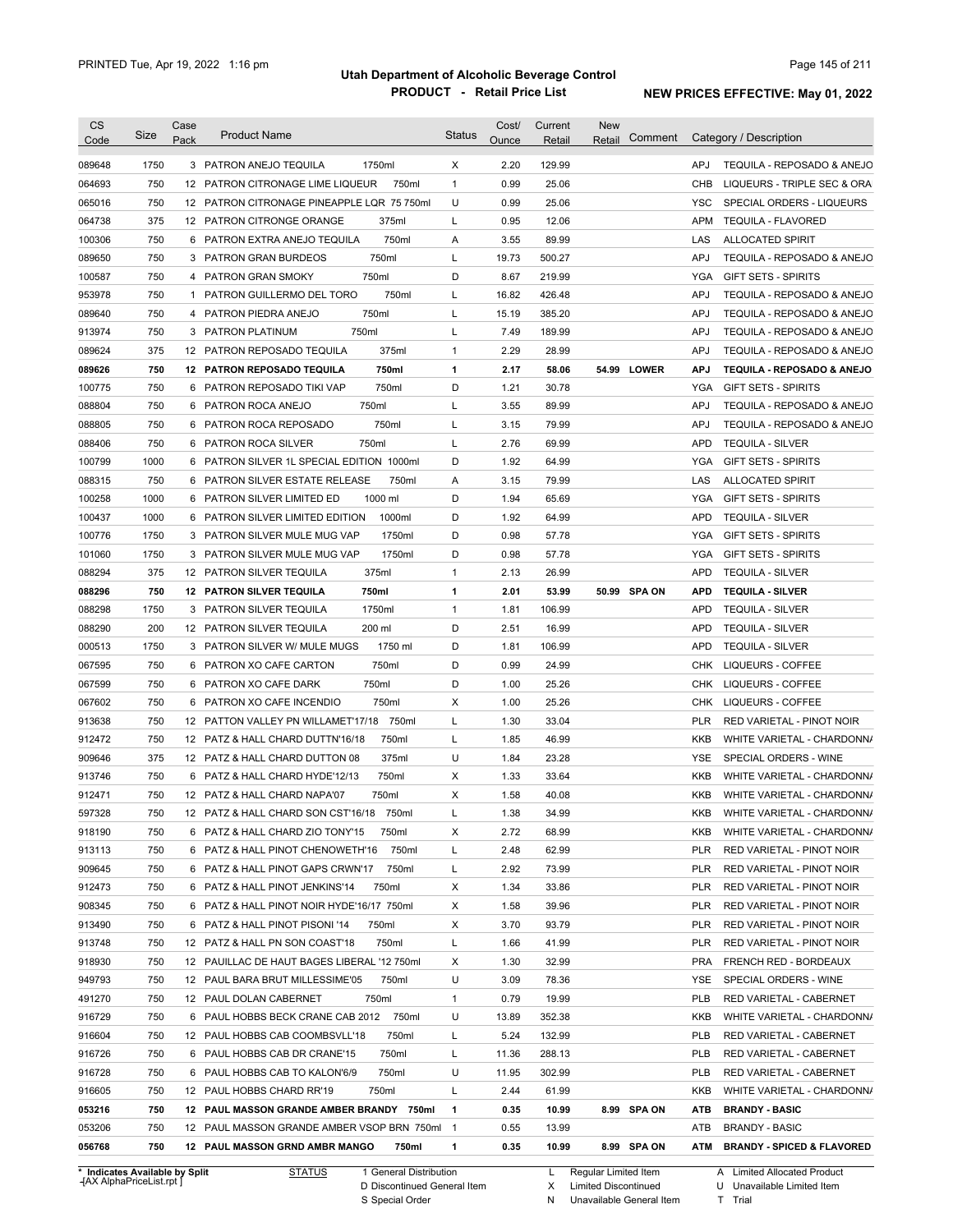# Utah Department of Alcoholic Beverage Control

## PRODUCT - Retail Price List

PRINTED Tue, Apr 19, 2022 1:16 pm

**NEW PRICES EFFECTIVE: May 01, 2022**

| CS Code | Size | Case Pack | Product Name | | Status | Cost/ Ounce | Current Retail | New Retail | Comment | Category / Description | |
|---|---|---|---|---|---|---|---|---|---|---|---|
| 089648 | 1750 | 3 | PATRON ANEJO TEQUILA | 1750ml | X | 2.20 | 129.99 | | | APJ | TEQUILA - REPOSADO & ANEJO |
| 064693 | 750 | 12 | PATRON CITRONAGE LIME LIQUEUR | 750ml | 1 | 0.99 | 25.06 | | | CHB | LIQUEURS - TRIPLE SEC & ORA |
| 065016 | 750 | 12 | PATRON CITRONAGE PINEAPPLE LQR 75 750ml | | U | 0.99 | 25.06 | | | YSC | SPECIAL ORDERS - LIQUEURS |
| 064738 | 375 | 12 | PATRON CITRONGE ORANGE | 375ml | L | 0.95 | 12.06 | | | APM | TEQUILA - FLAVORED |
| 100306 | 750 | 6 | PATRON EXTRA ANEJO TEQUILA | 750ml | A | 3.55 | 89.99 | | | LAS | ALLOCATED SPIRIT |
| 089650 | 750 | 3 | PATRON GRAN BURDEOS | 750ml | L | 19.73 | 500.27 | | | APJ | TEQUILA - REPOSADO & ANEJO |
| 100587 | 750 | 4 | PATRON GRAN SMOKY | 750ml | D | 8.67 | 219.99 | | | YGA | GIFT SETS - SPIRITS |
| 953978 | 750 | 1 | PATRON GUILLERMO DEL TORO | 750ml | L | 16.82 | 426.48 | | | APJ | TEQUILA - REPOSADO & ANEJO |
| 089640 | 750 | 4 | PATRON PIEDRA ANEJO | 750ml | L | 15.19 | 385.20 | | | APJ | TEQUILA - REPOSADO & ANEJO |
| 913974 | 750 | 3 | PATRON PLATINUM | 750ml | L | 7.49 | 189.99 | | | APJ | TEQUILA - REPOSADO & ANEJO |
| 089624 | 375 | 12 | PATRON REPOSADO TEQUILA | 375ml | 1 | 2.29 | 28.99 | | | APJ | TEQUILA - REPOSADO & ANEJO |
| **089626** | **750** | **12** | **PATRON REPOSADO TEQUILA** | **750ml** | **1** | **2.17** | **58.06** | **54.99** | **LOWER** | **APJ** | **TEQUILA - REPOSADO & ANEJO** |
| 100775 | 750 | 6 | PATRON REPOSADO TIKI VAP | 750ml | D | 1.21 | 30.78 | | | YGA | GIFT SETS - SPIRITS |
| 088804 | 750 | 6 | PATRON ROCA ANEJO | 750ml | L | 3.55 | 89.99 | | | APJ | TEQUILA - REPOSADO & ANEJO |
| 088805 | 750 | 6 | PATRON ROCA REPOSADO | 750ml | L | 3.15 | 79.99 | | | APJ | TEQUILA - REPOSADO & ANEJO |
| 088406 | 750 | 6 | PATRON ROCA SILVER | 750ml | L | 2.76 | 69.99 | | | APD | TEQUILA - SILVER |
| 100799 | 1000 | 6 | PATRON SILVER 1L SPECIAL EDITION 1000ml | | D | 1.92 | 64.99 | | | YGA | GIFT SETS - SPIRITS |
| 088315 | 750 | 6 | PATRON SILVER ESTATE RELEASE | 750ml | A | 3.15 | 79.99 | | | LAS | ALLOCATED SPIRIT |
| 100258 | 1000 | 6 | PATRON SILVER LIMITED ED | 1000 ml | D | 1.94 | 65.69 | | | YGA | GIFT SETS - SPIRITS |
| 100437 | 1000 | 6 | PATRON SILVER LIMITED EDITION | 1000ml | D | 1.92 | 64.99 | | | APD | TEQUILA - SILVER |
| 100776 | 1750 | 3 | PATRON SILVER MULE MUG VAP | 1750ml | D | 0.98 | 57.78 | | | YGA | GIFT SETS - SPIRITS |
| 101060 | 1750 | 3 | PATRON SILVER MULE MUG VAP | 1750ml | D | 0.98 | 57.78 | | | YGA | GIFT SETS - SPIRITS |
| 088294 | 375 | 12 | PATRON SILVER TEQUILA | 375ml | 1 | 2.13 | 26.99 | | | APD | TEQUILA - SILVER |
| **088296** | **750** | **12** | **PATRON SILVER TEQUILA** | **750ml** | **1** | **2.01** | **53.99** | **50.99** | **SPA ON** | **APD** | **TEQUILA - SILVER** |
| 088298 | 1750 | 3 | PATRON SILVER TEQUILA | 1750ml | 1 | 1.81 | 106.99 | | | APD | TEQUILA - SILVER |
| 088290 | 200 | 12 | PATRON SILVER TEQUILA | 200 ml | D | 2.51 | 16.99 | | | APD | TEQUILA - SILVER |
| 000513 | 1750 | 3 | PATRON SILVER W/ MULE MUGS | 1750 ml | D | 1.81 | 106.99 | | | APD | TEQUILA - SILVER |
| 067595 | 750 | 6 | PATRON XO CAFE CARTON | 750ml | D | 0.99 | 24.99 | | | CHK | LIQUEURS - COFFEE |
| 067599 | 750 | 6 | PATRON XO CAFE DARK | 750ml | D | 1.00 | 25.26 | | | CHK | LIQUEURS - COFFEE |
| 067602 | 750 | 6 | PATRON XO CAFE INCENDIO | 750ml | X | 1.00 | 25.26 | | | CHK | LIQUEURS - COFFEE |
| 913638 | 750 | 12 | PATTON VALLEY PN WILLAMET'17/18 | 750ml | L | 1.30 | 33.04 | | | PLR | RED VARIETAL - PINOT NOIR |
| 912472 | 750 | 12 | PATZ & HALL CHARD DUTTN'16/18 | 750ml | L | 1.85 | 46.99 | | | KKB | WHITE VARIETAL - CHARDONN/ |
| 909646 | 375 | 12 | PATZ & HALL CHARD DUTTON 08 | 375ml | U | 1.84 | 23.28 | | | YSE | SPECIAL ORDERS - WINE |
| 913746 | 750 | 6 | PATZ & HALL CHARD HYDE'12/13 | 750ml | X | 1.33 | 33.64 | | | KKB | WHITE VARIETAL - CHARDONN/ |
| 912471 | 750 | 12 | PATZ & HALL CHARD NAPA'07 | 750ml | X | 1.58 | 40.08 | | | KKB | WHITE VARIETAL - CHARDONN/ |
| 597328 | 750 | 12 | PATZ & HALL CHARD SON CST'16/18 | 750ml | L | 1.38 | 34.99 | | | KKB | WHITE VARIETAL - CHARDONN/ |
| 918190 | 750 | 6 | PATZ & HALL CHARD ZIO TONY'15 | 750ml | X | 2.72 | 68.99 | | | KKB | WHITE VARIETAL - CHARDONN/ |
| 913113 | 750 | 6 | PATZ & HALL PINOT CHENOWETH'16 | 750ml | L | 2.48 | 62.99 | | | PLR | RED VARIETAL - PINOT NOIR |
| 909645 | 750 | 6 | PATZ & HALL PINOT GAPS CRWN'17 | 750ml | L | 2.92 | 73.99 | | | PLR | RED VARIETAL - PINOT NOIR |
| 912473 | 750 | 6 | PATZ & HALL PINOT JENKINS'14 | 750ml | X | 1.34 | 33.86 | | | PLR | RED VARIETAL - PINOT NOIR |
| 908345 | 750 | 6 | PATZ & HALL PINOT NOIR HYDE'16/17 750ml | | X | 1.58 | 39.96 | | | PLR | RED VARIETAL - PINOT NOIR |
| 913490 | 750 | 6 | PATZ & HALL PINOT PISONI '14 | 750ml | X | 3.70 | 93.79 | | | PLR | RED VARIETAL - PINOT NOIR |
| 913748 | 750 | 12 | PATZ & HALL PN SON COAST'18 | 750ml | L | 1.66 | 41.99 | | | PLR | RED VARIETAL - PINOT NOIR |
| 918930 | 750 | 12 | PAUILLAC DE HAUT BAGES LIBERAL '12 750ml | | X | 1.30 | 32.99 | | | PRA | FRENCH RED - BORDEAUX |
| 949793 | 750 | 12 | PAUL BARA BRUT MILLESSIME'05 | 750ml | U | 3.09 | 78.36 | | | YSE | SPECIAL ORDERS - WINE |
| 491270 | 750 | 12 | PAUL DOLAN CABERNET | 750ml | 1 | 0.79 | 19.99 | | | PLB | RED VARIETAL - CABERNET |
| 916729 | 750 | 6 | PAUL HOBBS BECK CRANE CAB 2012 | 750ml | U | 13.89 | 352.38 | | | KKB | WHITE VARIETAL - CHARDONN/ |
| 916604 | 750 | 12 | PAUL HOBBS CAB COOMBSVLL'18 | 750ml | L | 5.24 | 132.99 | | | PLB | RED VARIETAL - CABERNET |
| 916726 | 750 | 6 | PAUL HOBBS CAB DR CRANE'15 | 750ml | L | 11.36 | 288.13 | | | PLB | RED VARIETAL - CABERNET |
| 916728 | 750 | 6 | PAUL HOBBS CAB TO KALON'6/9 | 750ml | U | 11.95 | 302.99 | | | PLB | RED VARIETAL - CABERNET |
| 916605 | 750 | 12 | PAUL HOBBS CHARD RR'19 | 750ml | L | 2.44 | 61.99 | | | KKB | WHITE VARIETAL - CHARDONN/ |
| **053216** | **750** | **12** | **PAUL MASSON GRANDE AMBER BRANDY** | **750ml** | **1** | **0.35** | **10.99** | **8.99** | **SPA ON** | **ATB** | **BRANDY - BASIC** |
| 053206 | 750 | 12 | PAUL MASSON GRANDE AMBER VSOP BRN 750ml | | 1 | 0.55 | 13.99 | | | ATB | BRANDY - BASIC |
| **056768** | **750** | **12** | **PAUL MASSON GRND AMBR MANGO** | **750ml** | **1** | **0.35** | **10.99** | **8.99** | **SPA ON** | **ATM** | **BRANDY - SPICED & FLAVORED** |

\* Indicates Available by Split

| STATUS | | | |
|---|---|---|---|
| 1 General Distribution | L Regular Limited Item | A Limited Allocated Product |
| D Discontinued General Item | X Limited Discontinued | U Unavailable Limited Item |
| S Special Order | N Unavailable General Item | T Trial |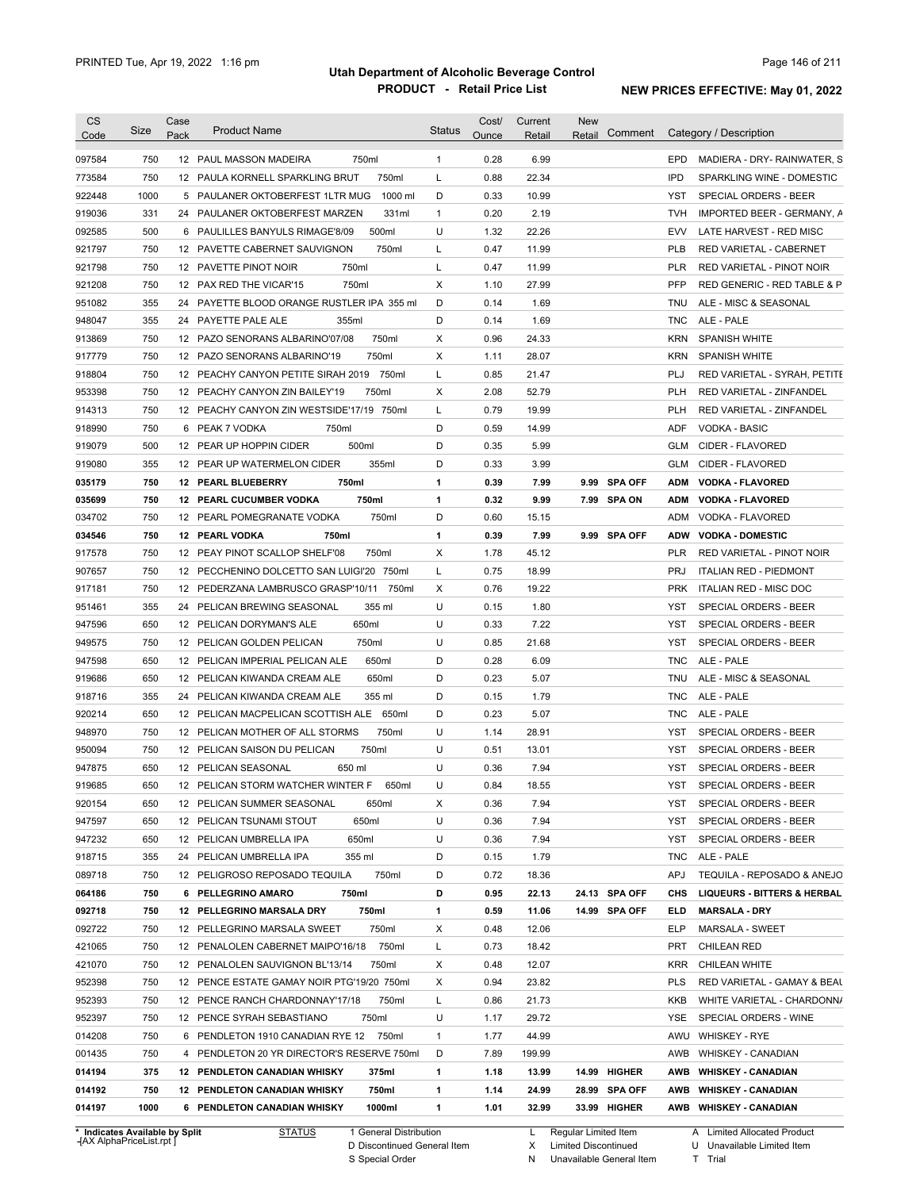# Utah Department of Alcoholic Beverage Control

## PRODUCT - Retail Price List

PRINTED Tue, Apr 19, 2022 1:16 pm

NEW PRICES EFFECTIVE: May 01, 2022

| CS Code | Size | Case Pack | Product Name | Status | Cost/ Ounce | Current Retail | New Retail | Comment | Category / Description |
|---|---|---|---|---|---|---|---|---|---|
| 097584 | 750 | 12 | PAUL MASSON MADEIRA 750ml | 1 | 0.28 | 6.99 | | | EPD MADIERA - DRY- RAINWATER, S |
| 773584 | 750 | 12 | PAULA KORNELL SPARKLING BRUT 750ml | L | 0.88 | 22.34 | | | IPD SPARKLING WINE - DOMESTIC |
| 922448 | 1000 | 5 | PAULANER OKTOBERFEST 1LTR MUG 1000 ml | D | 0.33 | 10.99 | | | YST SPECIAL ORDERS - BEER |
| 919036 | 331 | 24 | PAULANER OKTOBERFEST MARZEN 331ml | 1 | 0.20 | 2.19 | | | TVH IMPORTED BEER - GERMANY, A |
| 092585 | 500 | 6 | PAULILLES BANYULS RIMAGE'8/09 500ml | U | 1.32 | 22.26 | | | EVV LATE HARVEST - RED MISC |
| 921797 | 750 | 12 | PAVETTE CABERNET SAUVIGNON 750ml | L | 0.47 | 11.99 | | | PLB RED VARIETAL - CABERNET |
| 921798 | 750 | 12 | PAVETTE PINOT NOIR 750ml | L | 0.47 | 11.99 | | | PLR RED VARIETAL - PINOT NOIR |
| 921208 | 750 | 12 | PAX RED THE VICAR'15 750ml | X | 1.10 | 27.99 | | | PFP RED GENERIC - RED TABLE & P |
| 951082 | 355 | 24 | PAYETTE BLOOD ORANGE RUSTLER IPA 355 ml | D | 0.14 | 1.69 | | | TNU ALE - MISC & SEASONAL |
| 948047 | 355 | 24 | PAYETTE PALE ALE 355ml | D | 0.14 | 1.69 | | | TNC ALE - PALE |
| 913869 | 750 | 12 | PAZO SENORANS ALBARINO'07/08 750ml | X | 0.96 | 24.33 | | | KRN SPANISH WHITE |
| 917779 | 750 | 12 | PAZO SENORANS ALBARINO'19 750ml | X | 1.11 | 28.07 | | | KRN SPANISH WHITE |
| 918804 | 750 | 12 | PEACHY CANYON PETITE SIRAH 2019 750ml | L | 0.85 | 21.47 | | | PLJ RED VARIETAL - SYRAH, PETITE |
| 953398 | 750 | 12 | PEACHY CANYON ZIN BAILEY'19 750ml | X | 2.08 | 52.79 | | | PLH RED VARIETAL - ZINFANDEL |
| 914313 | 750 | 12 | PEACHY CANYON ZIN WESTSIDE'17/19 750ml | L | 0.79 | 19.99 | | | PLH RED VARIETAL - ZINFANDEL |
| 918990 | 750 | 6 | PEAK 7 VODKA 750ml | D | 0.59 | 14.99 | | | ADF VODKA - BASIC |
| 919079 | 500 | 12 | PEAR UP HOPPIN CIDER 500ml | D | 0.35 | 5.99 | | | GLM CIDER - FLAVORED |
| 919080 | 355 | 12 | PEAR UP WATERMELON CIDER 355ml | D | 0.33 | 3.99 | | | GLM CIDER - FLAVORED |
| **035179** | **750** | **12** | **PEARL BLUEBERRY 750ml** | **1** | **0.39** | **7.99** | **9.99** | **SPA OFF** | **ADM VODKA - FLAVORED** |
| **035699** | **750** | **12** | **PEARL CUCUMBER VODKA 750ml** | **1** | **0.32** | **9.99** | **7.99** | **SPA ON** | **ADM VODKA - FLAVORED** |
| 034702 | 750 | 12 | PEARL POMEGRANATE VODKA 750ml | D | 0.60 | 15.15 | | | ADM VODKA - FLAVORED |
| **034546** | **750** | **12** | **PEARL VODKA 750ml** | **1** | **0.39** | **7.99** | **9.99** | **SPA OFF** | **ADW VODKA - DOMESTIC** |
| 917578 | 750 | 12 | PEAY PINOT SCALLOP SHELF'08 750ml | X | 1.78 | 45.12 | | | PLR RED VARIETAL - PINOT NOIR |
| 907657 | 750 | 12 | PECCHENINO DOLCETTO SAN LUIGI'20 750ml | L | 0.75 | 18.99 | | | PRJ ITALIAN RED - PIEDMONT |
| 917181 | 750 | 12 | PEDERZANA LAMBRUSCO GRASP'10/11 750ml | X | 0.76 | 19.22 | | | PRK ITALIAN RED - MISC DOC |
| 951461 | 355 | 24 | PELICAN BREWING SEASONAL 355 ml | U | 0.15 | 1.80 | | | YST SPECIAL ORDERS - BEER |
| 947596 | 650 | 12 | PELICAN DORYMAN'S ALE 650ml | U | 0.33 | 7.22 | | | YST SPECIAL ORDERS - BEER |
| 949575 | 750 | 12 | PELICAN GOLDEN PELICAN 750ml | U | 0.85 | 21.68 | | | YST SPECIAL ORDERS - BEER |
| 947598 | 650 | 12 | PELICAN IMPERIAL PELICAN ALE 650ml | D | 0.28 | 6.09 | | | TNC ALE - PALE |
| 919686 | 650 | 12 | PELICAN KIWANDA CREAM ALE 650ml | D | 0.23 | 5.07 | | | TNU ALE - MISC & SEASONAL |
| 918716 | 355 | 24 | PELICAN KIWANDA CREAM ALE 355 ml | D | 0.15 | 1.79 | | | TNC ALE - PALE |
| 920214 | 650 | 12 | PELICAN MACPELICAN SCOTTISH ALE 650ml | D | 0.23 | 5.07 | | | TNC ALE - PALE |
| 948970 | 750 | 12 | PELICAN MOTHER OF ALL STORMS 750ml | U | 1.14 | 28.91 | | | YST SPECIAL ORDERS - BEER |
| 950094 | 750 | 12 | PELICAN SAISON DU PELICAN 750ml | U | 0.51 | 13.01 | | | YST SPECIAL ORDERS - BEER |
| 947875 | 650 | 12 | PELICAN SEASONAL 650 ml | U | 0.36 | 7.94 | | | YST SPECIAL ORDERS - BEER |
| 919685 | 650 | 12 | PELICAN STORM WATCHER WINTER F 650ml | U | 0.84 | 18.55 | | | YST SPECIAL ORDERS - BEER |
| 920154 | 650 | 12 | PELICAN SUMMER SEASONAL 650ml | X | 0.36 | 7.94 | | | YST SPECIAL ORDERS - BEER |
| 947597 | 650 | 12 | PELICAN TSUNAMI STOUT 650ml | U | 0.36 | 7.94 | | | YST SPECIAL ORDERS - BEER |
| 947232 | 650 | 12 | PELICAN UMBRELLA IPA 650ml | U | 0.36 | 7.94 | | | YST SPECIAL ORDERS - BEER |
| 918715 | 355 | 24 | PELICAN UMBRELLA IPA 355 ml | D | 0.15 | 1.79 | | | TNC ALE - PALE |
| 089718 | 750 | 12 | PELIGROSO REPOSADO TEQUILA 750ml | D | 0.72 | 18.36 | | | APJ TEQUILA - REPOSADO & ANEJO |
| **064186** | **750** | **6** | **PELLEGRINO AMARO 750ml** | **D** | **0.95** | **22.13** | **24.13** | **SPA OFF** | **CHS LIQUEURS - BITTERS & HERBAL** |
| **092718** | **750** | **12** | **PELLEGRINO MARSALA DRY 750ml** | **1** | **0.59** | **11.06** | **14.99** | **SPA OFF** | **ELD MARSALA - DRY** |
| 092722 | 750 | 12 | PELLEGRINO MARSALA SWEET 750ml | X | 0.48 | 12.06 | | | ELP MARSALA - SWEET |
| 421065 | 750 | 12 | PENALOLEN CABERNET MAIPO'16/18 750ml | L | 0.73 | 18.42 | | | PRT CHILEAN RED |
| 421070 | 750 | 12 | PENALOLEN SAUVIGNON BL'13/14 750ml | X | 0.48 | 12.07 | | | KRR CHILEAN WHITE |
| 952398 | 750 | 12 | PENCE ESTATE GAMAY NOIR PTG'19/20 750ml | X | 0.94 | 23.82 | | | PLS RED VARIETAL - GAMAY & BEAU |
| 952393 | 750 | 12 | PENCE RANCH CHARDONNAY'17/18 750ml | L | 0.86 | 21.73 | | | KKB WHITE VARIETAL - CHARDONNA |
| 952397 | 750 | 12 | PENCE SYRAH SEBASTIANO 750ml | U | 1.17 | 29.72 | | | YSE SPECIAL ORDERS - WINE |
| 014208 | 750 | 6 | PENDLETON 1910 CANADIAN RYE 12 750ml | 1 | 1.77 | 44.99 | | | AWU WHISKEY - RYE |
| 001435 | 750 | 4 | PENDLETON 20 YR DIRECTOR'S RESERVE 750ml | D | 7.89 | 199.99 | | | AWB WHISKEY - CANADIAN |
| **014194** | **375** | **12** | **PENDLETON CANADIAN WHISKY 375ml** | **1** | **1.18** | **13.99** | **14.99** | **HIGHER** | **AWB WHISKEY - CANADIAN** |
| **014192** | **750** | **12** | **PENDLETON CANADIAN WHISKY 750ml** | **1** | **1.14** | **24.99** | **28.99** | **SPA OFF** | **AWB WHISKEY - CANADIAN** |
| **014197** | **1000** | **6** | **PENDLETON CANADIAN WHISKY 1000ml** | **1** | **1.01** | **32.99** | **33.99** | **HIGHER** | **AWB WHISKEY - CANADIAN** |

\* Indicates Available by Split

STATUS: 1 General Distribution; D Discontinued General Item; S Special Order; L Regular Limited Item; X Limited Discontinued; N Unavailable General Item; A Limited Allocated Product; U Unavailable Limited Item; T Trial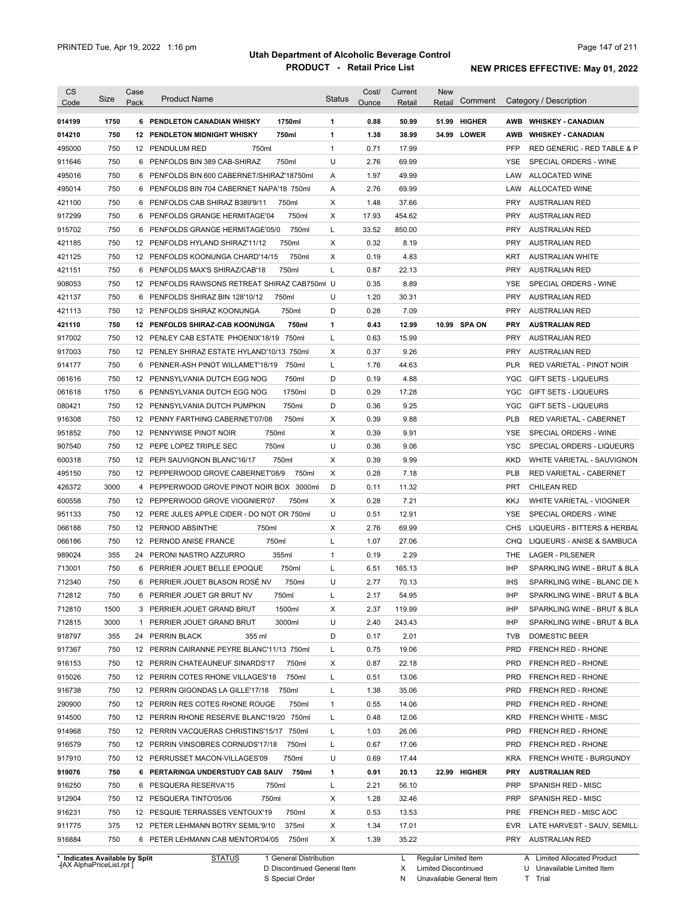# Utah Department of Alcoholic Beverage Control

## PRODUCT - Retail Price List

PRINTED Tue, Apr 19, 2022 1:16 pm

NEW PRICES EFFECTIVE: May 01, 2022

| CS Code | Size | Case Pack | Product Name | Status | Cost/ Ounce | Current Retail | New Retail | Comment | Category / Description |
|---|---|---|---|---|---|---|---|---|---|
| **014199** | **1750** | **6** | **PENDLETON CANADIAN WHISKY 1750ml** | **1** | **0.88** | **50.99** | **51.99** | **HIGHER** | **AWB WHISKEY - CANADIAN** |
| **014210** | **750** | **12** | **PENDLETON MIDNIGHT WHISKY 750ml** | **1** | **1.38** | **38.99** | **34.99** | **LOWER** | **AWB WHISKEY - CANADIAN** |
| 495000 | 750 | 12 | PENDULUM RED 750ml | 1 | 0.71 | 17.99 | | | PFP RED GENERIC - RED TABLE & P |
| 911646 | 750 | 6 | PENFOLDS BIN 389 CAB-SHIRAZ 750ml | U | 2.76 | 69.99 | | | YSE SPECIAL ORDERS - WINE |
| 495016 | 750 | 6 | PENFOLDS BIN 600 CABERNET/SHIRAZ'18750ml | A | 1.97 | 49.99 | | | LAW ALLOCATED WINE |
| 495014 | 750 | 6 | PENFOLDS BIN 704 CABERNET NAPA'18 750ml | A | 2.76 | 69.99 | | | LAW ALLOCATED WINE |
| 421100 | 750 | 6 | PENFOLDS CAB SHIRAZ B389'9/11 750ml | X | 1.48 | 37.66 | | | PRY AUSTRALIAN RED |
| 917299 | 750 | 6 | PENFOLDS GRANGE HERMITAGE'04 750ml | X | 17.93 | 454.62 | | | PRY AUSTRALIAN RED |
| 915702 | 750 | 6 | PENFOLDS GRANGE HERMITAGE'05/0 750ml | L | 33.52 | 850.00 | | | PRY AUSTRALIAN RED |
| 421185 | 750 | 12 | PENFOLDS HYLAND SHIRAZ'11/12 750ml | X | 0.32 | 8.19 | | | PRY AUSTRALIAN RED |
| 421125 | 750 | 12 | PENFOLDS KOONUNGA CHARD'14/15 750ml | X | 0.19 | 4.83 | | | KRT AUSTRALIAN WHITE |
| 421151 | 750 | 6 | PENFOLDS MAX'S SHIRAZ/CAB'18 750ml | L | 0.87 | 22.13 | | | PRY AUSTRALIAN RED |
| 908053 | 750 | 12 | PENFOLDS RAWSONS RETREAT SHIRAZ CAB750ml | U | 0.35 | 8.89 | | | YSE SPECIAL ORDERS - WINE |
| 421137 | 750 | 6 | PENFOLDS SHIRAZ BIN 128'10/12 750ml | U | 1.20 | 30.31 | | | PRY AUSTRALIAN RED |
| 421113 | 750 | 12 | PENFOLDS SHIRAZ KOONUNGA 750ml | D | 0.28 | 7.09 | | | PRY AUSTRALIAN RED |
| **421110** | **750** | **12** | **PENFOLDS SHIRAZ-CAB KOONUNGA 750ml** | **1** | **0.43** | **12.99** | **10.99** | **SPA ON** | **PRY AUSTRALIAN RED** |
| 917002 | 750 | 12 | PENLEY CAB ESTATE PHOENIX'18/19 750ml | L | 0.63 | 15.99 | | | PRY AUSTRALIAN RED |
| 917003 | 750 | 12 | PENLEY SHIRAZ ESTATE HYLAND'10/13 750ml | X | 0.37 | 9.26 | | | PRY AUSTRALIAN RED |
| 914177 | 750 | 6 | PENNER-ASH PINOT WILLAMET'18/19 750ml | L | 1.76 | 44.63 | | | PLR RED VARIETAL - PINOT NOIR |
| 061616 | 750 | 12 | PENNSYLVANIA DUTCH EGG NOG 750ml | D | 0.19 | 4.88 | | | YGC GIFT SETS - LIQUEURS |
| 061618 | 1750 | 6 | PENNSYLVANIA DUTCH EGG NOG 1750ml | D | 0.29 | 17.28 | | | YGC GIFT SETS - LIQUEURS |
| 080421 | 750 | 12 | PENNSYLVANIA DUTCH PUMPKIN 750ml | D | 0.36 | 9.25 | | | YGC GIFT SETS - LIQUEURS |
| 916308 | 750 | 12 | PENNY FARTHING CABERNET'07/08 750ml | X | 0.39 | 9.88 | | | PLB RED VARIETAL - CABERNET |
| 951852 | 750 | 12 | PENNYWISE PINOT NOIR 750ml | X | 0.39 | 9.91 | | | YSE SPECIAL ORDERS - WINE |
| 907540 | 750 | 12 | PEPE LOPEZ TRIPLE SEC 750ml | U | 0.36 | 9.06 | | | YSC SPECIAL ORDERS - LIQUEURS |
| 600318 | 750 | 12 | PEPI SAUVIGNON BLANC'16/17 750ml | X | 0.39 | 9.99 | | | KKD WHITE VARIETAL - SAUVIGNON |
| 495150 | 750 | 12 | PEPPERWOOD GROVE CABERNET'08/9 750ml | X | 0.28 | 7.18 | | | PLB RED VARIETAL - CABERNET |
| 426372 | 3000 | 4 | PEPPERWOOD GROVE PINOT NOIR BOX 3000ml | D | 0.11 | 11.32 | | | PRT CHILEAN RED |
| 600558 | 750 | 12 | PEPPERWOOD GROVE VIOGNIER'07 750ml | X | 0.28 | 7.21 | | | KKJ WHITE VARIETAL - VIOGNIER |
| 951133 | 750 | 12 | PERE JULES APPLE CIDER - DO NOT OR 750ml | U | 0.51 | 12.91 | | | YSE SPECIAL ORDERS - WINE |
| 066188 | 750 | 12 | PERNOD ABSINTHE 750ml | X | 2.76 | 69.99 | | | CHS LIQUEURS - BITTERS & HERBAL |
| 066186 | 750 | 12 | PERNOD ANISE FRANCE 750ml | L | 1.07 | 27.06 | | | CHQ LIQUEURS - ANISE & SAMBUCA |
| 989024 | 355 | 24 | PERONI NASTRO AZZURRO 355ml | 1 | 0.19 | 2.29 | | | THE LAGER - PILSENER |
| 713001 | 750 | 6 | PERRIER JOUET BELLE EPOQUE 750ml | L | 6.51 | 165.13 | | | IHP SPARKLING WINE - BRUT & BLA |
| 712340 | 750 | 6 | PERRIER JOUET BLASON ROSÉ NV 750ml | U | 2.77 | 70.13 | | | IHS SPARKLING WINE - BLANC DE N |
| 712812 | 750 | 6 | PERRIER JOUET GR BRUT NV 750ml | L | 2.17 | 54.95 | | | IHP SPARKLING WINE - BRUT & BLA |
| 712810 | 1500 | 3 | PERRIER JOUET GRAND BRUT 1500ml | X | 2.37 | 119.99 | | | IHP SPARKLING WINE - BRUT & BLA |
| 712815 | 3000 | 1 | PERRIER JOUET GRAND BRUT 3000ml | U | 2.40 | 243.43 | | | IHP SPARKLING WINE - BRUT & BLA |
| 918797 | 355 | 24 | PERRIN BLACK 355 ml | D | 0.17 | 2.01 | | | TVB DOMESTIC BEER |
| 917367 | 750 | 12 | PERRIN CAIRANNE PEYRE BLANC'11/13 750ml | L | 0.75 | 19.06 | | | PRD FRENCH RED - RHONE |
| 916153 | 750 | 12 | PERRIN CHATEAUNEUF SINARDS'17 750ml | X | 0.87 | 22.18 | | | PRD FRENCH RED - RHONE |
| 915026 | 750 | 12 | PERRIN COTES RHONE VILLAGES'18 750ml | L | 0.51 | 13.06 | | | PRD FRENCH RED - RHONE |
| 916738 | 750 | 12 | PERRIN GIGONDAS LA GILLE'17/18 750ml | L | 1.38 | 35.06 | | | PRD FRENCH RED - RHONE |
| 290900 | 750 | 12 | PERRIN RES COTES RHONE ROUGE 750ml | 1 | 0.55 | 14.06 | | | PRD FRENCH RED - RHONE |
| 914500 | 750 | 12 | PERRIN RHONE RESERVE BLANC'19/20 750ml | L | 0.48 | 12.06 | | | KRD FRENCH WHITE - MISC |
| 914968 | 750 | 12 | PERRIN VACQUERAS CHRISTINS'15/17 750ml | L | 1.03 | 26.06 | | | PRD FRENCH RED - RHONE |
| 916579 | 750 | 12 | PERRIN VINSOBRES CORNUDS'17/18 750ml | L | 0.67 | 17.06 | | | PRD FRENCH RED - RHONE |
| 917910 | 750 | 12 | PERRUSSET MACON-VILLAGES'09 750ml | U | 0.69 | 17.44 | | | KRA FRENCH WHITE - BURGUNDY |
| **919076** | **750** | **6** | **PERTARINGA UNDERSTUDY CAB SAUV 750ml** | **1** | **0.91** | **20.13** | **22.99** | **HIGHER** | **PRY AUSTRALIAN RED** |
| 916250 | 750 | 6 | PESQUERA RESERVA'15 750ml | L | 2.21 | 56.10 | | | PRP SPANISH RED - MISC |
| 912904 | 750 | 12 | PESQUERA TINTO'05/06 750ml | X | 1.28 | 32.46 | | | PRP SPANISH RED - MISC |
| 916231 | 750 | 12 | PESQUIE TERRASSES VENTOUX'19 750ml | X | 0.53 | 13.53 | | | PRE FRENCH RED - MISC AOC |
| 911775 | 375 | 12 | PETER LEHMANN BOTRY SEMIL'9/10 375ml | X | 1.34 | 17.01 | | | EVR LATE HARVEST - SAUV, SEMILL |
| 916884 | 750 | 6 | PETER LEHMANN CAB MENTOR'04/05 750ml | X | 1.39 | 35.22 | | | PRY AUSTRALIAN RED |

\* Indicates Available by Split

STATUS: 1 General Distribution; D Discontinued General Item; S Special Order; L Regular Limited Item; X Limited Discontinued; N Unavailable General Item; A Limited Allocated Product; U Unavailable Limited Item; T Trial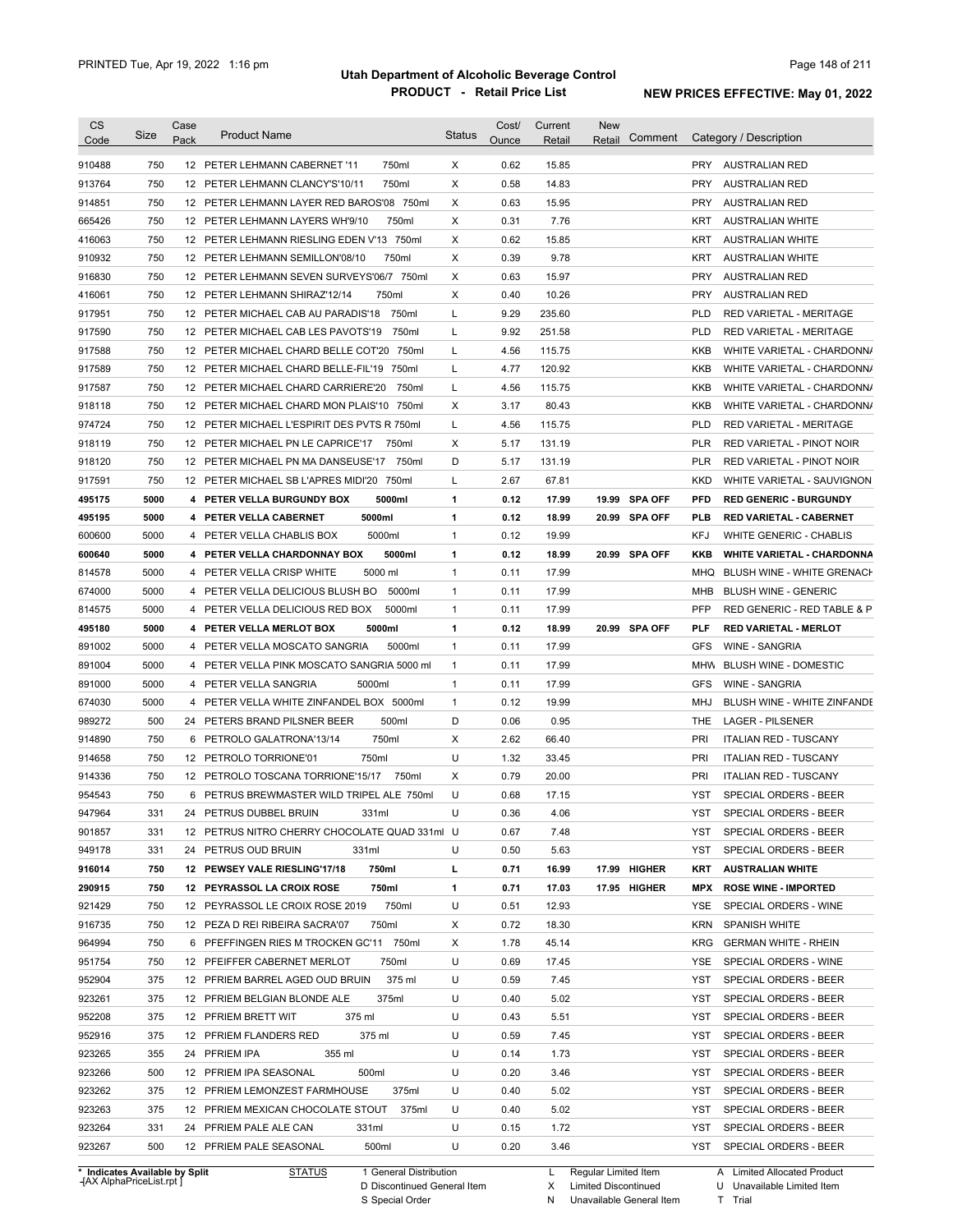# Utah Department of Alcoholic Beverage Control

## PRODUCT - Retail Price List

PRINTED Tue, Apr 19, 2022 1:16 pm

**NEW PRICES EFFECTIVE: May 01, 2022**

| CS Code | Size | Case Pack | Product Name | Status | Cost/ Ounce | Current Retail | New Retail | Comment | Category / Description |
|---|---|---|---|---|---|---|---|---|---|
| 910488 | 750 | 12 | PETER LEHMANN CABERNET '11 750ml | X | 0.62 | 15.85 | | | PRY AUSTRALIAN RED |
| 913764 | 750 | 12 | PETER LEHMANN CLANCY'S'10/11 750ml | X | 0.58 | 14.83 | | | PRY AUSTRALIAN RED |
| 914851 | 750 | 12 | PETER LEHMANN LAYER RED BAROS'08 750ml | X | 0.63 | 15.95 | | | PRY AUSTRALIAN RED |
| 665426 | 750 | 12 | PETER LEHMANN LAYERS WH'9/10 750ml | X | 0.31 | 7.76 | | | KRT AUSTRALIAN WHITE |
| 416063 | 750 | 12 | PETER LEHMANN RIESLING EDEN V'13 750ml | X | 0.62 | 15.85 | | | KRT AUSTRALIAN WHITE |
| 910932 | 750 | 12 | PETER LEHMANN SEMILLON'08/10 750ml | X | 0.39 | 9.78 | | | KRT AUSTRALIAN WHITE |
| 916830 | 750 | 12 | PETER LEHMANN SEVEN SURVEYS'06/7 750ml | X | 0.63 | 15.97 | | | PRY AUSTRALIAN RED |
| 416061 | 750 | 12 | PETER LEHMANN SHIRAZ'12/14 750ml | X | 0.40 | 10.26 | | | PRY AUSTRALIAN RED |
| 917951 | 750 | 12 | PETER MICHAEL CAB AU PARADIS'18 750ml | L | 9.29 | 235.60 | | | PLD RED VARIETAL - MERITAGE |
| 917590 | 750 | 12 | PETER MICHAEL CAB LES PAVOTS'19 750ml | L | 9.92 | 251.58 | | | PLD RED VARIETAL - MERITAGE |
| 917588 | 750 | 12 | PETER MICHAEL CHARD BELLE COT'20 750ml | L | 4.56 | 115.75 | | | KKB WHITE VARIETAL - CHARDONNA |
| 917589 | 750 | 12 | PETER MICHAEL CHARD BELLE-FIL'19 750ml | L | 4.77 | 120.92 | | | KKB WHITE VARIETAL - CHARDONNA |
| 917587 | 750 | 12 | PETER MICHAEL CHARD CARRIERE'20 750ml | L | 4.56 | 115.75 | | | KKB WHITE VARIETAL - CHARDONNA |
| 918118 | 750 | 12 | PETER MICHAEL CHARD MON PLAIS'10 750ml | X | 3.17 | 80.43 | | | KKB WHITE VARIETAL - CHARDONNA |
| 974724 | 750 | 12 | PETER MICHAEL L'ESPIRIT DES PVTS R 750ml | L | 4.56 | 115.75 | | | PLD RED VARIETAL - MERITAGE |
| 918119 | 750 | 12 | PETER MICHAEL PN LE CAPRICE'17 750ml | X | 5.17 | 131.19 | | | PLR RED VARIETAL - PINOT NOIR |
| 918120 | 750 | 12 | PETER MICHAEL PN MA DANSEUSE'17 750ml | D | 5.17 | 131.19 | | | PLR RED VARIETAL - PINOT NOIR |
| 917591 | 750 | 12 | PETER MICHAEL SB L'APRES MIDI'20 750ml | L | 2.67 | 67.81 | | | KKD WHITE VARIETAL - SAUVIGNON |
| **495175** | **5000** | **4** | **PETER VELLA BURGUNDY BOX 5000ml** | **1** | **0.12** | **17.99** | **19.99** | **SPA OFF** | **PFD RED GENERIC - BURGUNDY** |
| **495195** | **5000** | **4** | **PETER VELLA CABERNET 5000ml** | **1** | **0.12** | **18.99** | **20.99** | **SPA OFF** | **PLB RED VARIETAL - CABERNET** |
| 600600 | 5000 | 4 | PETER VELLA CHABLIS BOX 5000ml | 1 | 0.12 | 19.99 | | | KFJ WHITE GENERIC - CHABLIS |
| **600640** | **5000** | **4** | **PETER VELLA CHARDONNAY BOX 5000ml** | **1** | **0.12** | **18.99** | **20.99** | **SPA OFF** | **KKB WHITE VARIETAL - CHARDONNA** |
| 814578 | 5000 | 4 | PETER VELLA CRISP WHITE 5000 ml | 1 | 0.11 | 17.99 | | | MHQ BLUSH WINE - WHITE GRENACH |
| 674000 | 5000 | 4 | PETER VELLA DELICIOUS BLUSH BO 5000ml | 1 | 0.11 | 17.99 | | | MHB BLUSH WINE - GENERIC |
| 814575 | 5000 | 4 | PETER VELLA DELICIOUS RED BOX 5000ml | 1 | 0.11 | 17.99 | | | PFP RED GENERIC - RED TABLE & P |
| **495180** | **5000** | **4** | **PETER VELLA MERLOT BOX 5000ml** | **1** | **0.12** | **18.99** | **20.99** | **SPA OFF** | **PLF RED VARIETAL - MERLOT** |
| 891002 | 5000 | 4 | PETER VELLA MOSCATO SANGRIA 5000ml | 1 | 0.11 | 17.99 | | | GFS WINE - SANGRIA |
| 891004 | 5000 | 4 | PETER VELLA PINK MOSCATO SANGRIA 5000 ml | 1 | 0.11 | 17.99 | | | MHW BLUSH WINE - DOMESTIC |
| 891000 | 5000 | 4 | PETER VELLA SANGRIA 5000ml | 1 | 0.11 | 17.99 | | | GFS WINE - SANGRIA |
| 674030 | 5000 | 4 | PETER VELLA WHITE ZINFANDEL BOX 5000ml | 1 | 0.12 | 19.99 | | | MHJ BLUSH WINE - WHITE ZINFANDE |
| 989272 | 500 | 24 | PETERS BRAND PILSNER BEER 500ml | D | 0.06 | 0.95 | | | THE LAGER - PILSENER |
| 914890 | 750 | 6 | PETROLO GALATRONA'13/14 750ml | X | 2.62 | 66.40 | | | PRI ITALIAN RED - TUSCANY |
| 914658 | 750 | 12 | PETROLO TORRIONE'01 750ml | U | 1.32 | 33.45 | | | PRI ITALIAN RED - TUSCANY |
| 914336 | 750 | 12 | PETROLO TOSCANA TORRIONE'15/17 750ml | X | 0.79 | 20.00 | | | PRI ITALIAN RED - TUSCANY |
| 954543 | 750 | 6 | PETRUS BREWMASTER WILD TRIPEL ALE 750ml | U | 0.68 | 17.15 | | | YST SPECIAL ORDERS - BEER |
| 947964 | 331 | 24 | PETRUS DUBBEL BRUIN 331ml | U | 0.36 | 4.06 | | | YST SPECIAL ORDERS - BEER |
| 901857 | 331 | 12 | PETRUS NITRO CHERRY CHOCOLATE QUAD 331ml | U | 0.67 | 7.48 | | | YST SPECIAL ORDERS - BEER |
| 949178 | 331 | 24 | PETRUS OUD BRUIN 331ml | U | 0.50 | 5.63 | | | YST SPECIAL ORDERS - BEER |
| **916014** | **750** | **12** | **PEWSEY VALE RIESLING'17/18 750ml** | **L** | **0.71** | **16.99** | **17.99** | **HIGHER** | **KRT AUSTRALIAN WHITE** |
| **290915** | **750** | **12** | **PEYRASSOL LA CROIX ROSE 750ml** | **1** | **0.71** | **17.03** | **17.95** | **HIGHER** | **MPX ROSE WINE - IMPORTED** |
| 921429 | 750 | 12 | PEYRASSOL LE CROIX ROSE 2019 750ml | U | 0.51 | 12.93 | | | YSE SPECIAL ORDERS - WINE |
| 916735 | 750 | 12 | PEZA D REI RIBEIRA SACRA'07 750ml | X | 0.72 | 18.30 | | | KRN SPANISH WHITE |
| 964994 | 750 | 6 | PFEFFINGEN RIES M TROCKEN GC'11 750ml | X | 1.78 | 45.14 | | | KRG GERMAN WHITE - RHEIN |
| 951754 | 750 | 12 | PFEIFFER CABERNET MERLOT 750ml | U | 0.69 | 17.45 | | | YSE SPECIAL ORDERS - WINE |
| 952904 | 375 | 12 | PFRIEM BARREL AGED OUD BRUIN 375 ml | U | 0.59 | 7.45 | | | YST SPECIAL ORDERS - BEER |
| 923261 | 375 | 12 | PFRIEM BELGIAN BLONDE ALE 375ml | U | 0.40 | 5.02 | | | YST SPECIAL ORDERS - BEER |
| 952208 | 375 | 12 | PFRIEM BRETT WIT 375 ml | U | 0.43 | 5.51 | | | YST SPECIAL ORDERS - BEER |
| 952916 | 375 | 12 | PFRIEM FLANDERS RED 375 ml | U | 0.59 | 7.45 | | | YST SPECIAL ORDERS - BEER |
| 923265 | 355 | 24 | PFRIEM IPA 355 ml | U | 0.14 | 1.73 | | | YST SPECIAL ORDERS - BEER |
| 923266 | 500 | 12 | PFRIEM IPA SEASONAL 500ml | U | 0.20 | 3.46 | | | YST SPECIAL ORDERS - BEER |
| 923262 | 375 | 12 | PFRIEM LEMONZEST FARMHOUSE 375ml | U | 0.40 | 5.02 | | | YST SPECIAL ORDERS - BEER |
| 923263 | 375 | 12 | PFRIEM MEXICAN CHOCOLATE STOUT 375ml | U | 0.40 | 5.02 | | | YST SPECIAL ORDERS - BEER |
| 923264 | 331 | 24 | PFRIEM PALE ALE CAN 331ml | U | 0.15 | 1.72 | | | YST SPECIAL ORDERS - BEER |
| 923267 | 500 | 12 | PFRIEM PALE SEASONAL 500ml | U | 0.20 | 3.46 | | | YST SPECIAL ORDERS - BEER |

\* Indicates Available by Split

STATUS: 1 General Distribution; D Discontinued General Item; S Special Order; L Regular Limited Item; X Limited Discontinued; N Unavailable General Item; A Limited Allocated Product; U Unavailable Limited Item; T Trial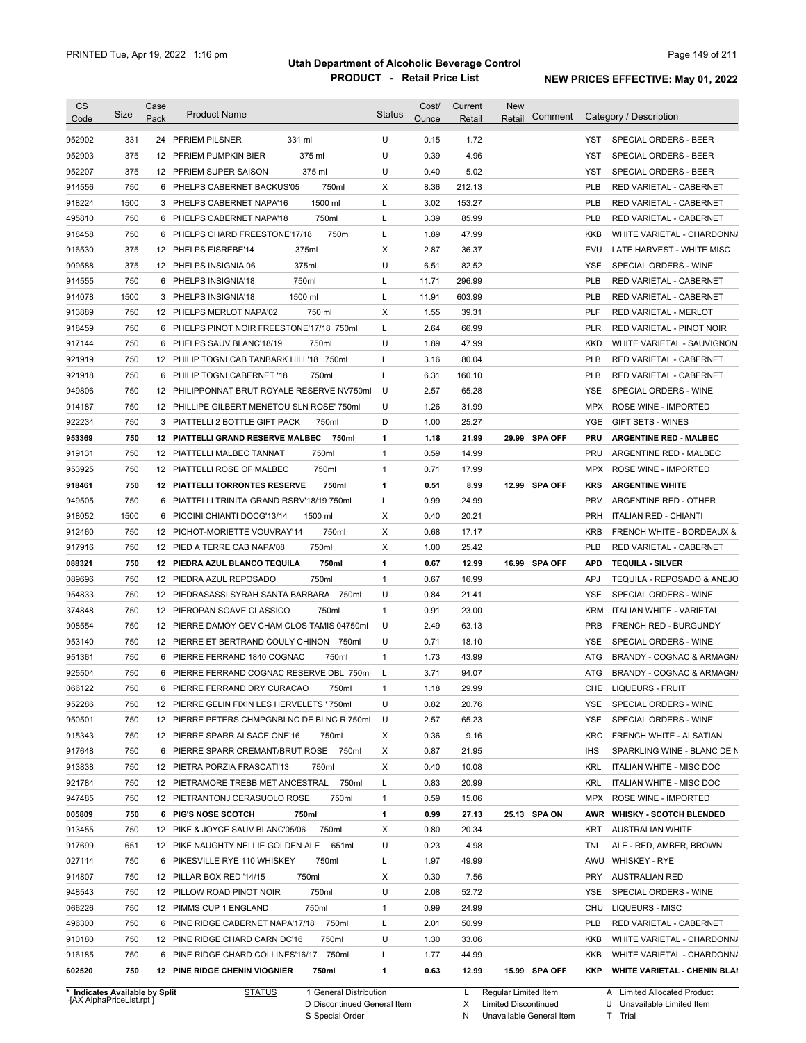# Utah Department of Alcoholic Beverage Control

## PRODUCT - Retail Price List

PRINTED Tue, Apr 19, 2022 1:16 pm

**NEW PRICES EFFECTIVE: May 01, 2022**

| CS Code | Size | Case Pack | Product Name | Status | Cost/ Ounce | Current Retail | New Retail | Comment | Category / Description |
|---|---|---|---|---|---|---|---|---|---|
| 952902 | 331 | 24 | PFRIEM PILSNER 331 ml | U | 0.15 | 1.72 | | | YST SPECIAL ORDERS - BEER |
| 952903 | 375 | 12 | PFRIEM PUMPKIN BIER 375 ml | U | 0.39 | 4.96 | | | YST SPECIAL ORDERS - BEER |
| 952207 | 375 | 12 | PFRIEM SUPER SAISON 375 ml | U | 0.40 | 5.02 | | | YST SPECIAL ORDERS - BEER |
| 914556 | 750 | 6 | PHELPS CABERNET BACKUS'05 750ml | X | 8.36 | 212.13 | | | PLB RED VARIETAL - CABERNET |
| 918224 | 1500 | 3 | PHELPS CABERNET NAPA'16 1500 ml | L | 3.02 | 153.27 | | | PLB RED VARIETAL - CABERNET |
| 495810 | 750 | 6 | PHELPS CABERNET NAPA'18 750ml | L | 3.39 | 85.99 | | | PLB RED VARIETAL - CABERNET |
| 918458 | 750 | 6 | PHELPS CHARD FREESTONE'17/18 750ml | L | 1.89 | 47.99 | | | KKB WHITE VARIETAL - CHARDONNA |
| 916530 | 375 | 12 | PHELPS EISREBE'14 375ml | X | 2.87 | 36.37 | | | EVU LATE HARVEST - WHITE MISC |
| 909588 | 375 | 12 | PHELPS INSIGNIA 06 375ml | U | 6.51 | 82.52 | | | YSE SPECIAL ORDERS - WINE |
| 914555 | 750 | 6 | PHELPS INSIGNIA'18 750ml | L | 11.71 | 296.99 | | | PLB RED VARIETAL - CABERNET |
| 914078 | 1500 | 3 | PHELPS INSIGNIA'18 1500 ml | L | 11.91 | 603.99 | | | PLB RED VARIETAL - CABERNET |
| 913889 | 750 | 12 | PHELPS MERLOT NAPA'02 750 ml | X | 1.55 | 39.31 | | | PLF RED VARIETAL - MERLOT |
| 918459 | 750 | 6 | PHELPS PINOT NOIR FREESTONE'17/18 750ml | L | 2.64 | 66.99 | | | PLR RED VARIETAL - PINOT NOIR |
| 917144 | 750 | 6 | PHELPS SAUV BLANC'18/19 750ml | U | 1.89 | 47.99 | | | KKD WHITE VARIETAL - SAUVIGNON |
| 921919 | 750 | 12 | PHILIP TOGNI CAB TANBARK HILL'18 750ml | L | 3.16 | 80.04 | | | PLB RED VARIETAL - CABERNET |
| 921918 | 750 | 6 | PHILIP TOGNI CABERNET '18 750ml | L | 6.31 | 160.10 | | | PLB RED VARIETAL - CABERNET |
| 949806 | 750 | 12 | PHILIPPONNAT BRUT ROYALE RESERVE NV750ml | U | 2.57 | 65.28 | | | YSE SPECIAL ORDERS - WINE |
| 914187 | 750 | 12 | PHILLIPE GILBERT MENETOU SLN ROSE' 750ml | U | 1.26 | 31.99 | | | MPX ROSE WINE - IMPORTED |
| 922234 | 750 | 3 | PIATTELLI 2 BOTTLE GIFT PACK 750ml | D | 1.00 | 25.27 | | | YGE GIFT SETS - WINES |
| **953369** | **750** | **12** | **PIATTELLI GRAND RESERVE MALBEC 750ml** | **1** | **1.18** | **21.99** | **29.99** | **SPA OFF** | **PRU ARGENTINE RED - MALBEC** |
| 919131 | 750 | 12 | PIATTELLI MALBEC TANNAT 750ml | 1 | 0.59 | 14.99 | | | PRU ARGENTINE RED - MALBEC |
| 953925 | 750 | 12 | PIATTELLI ROSE OF MALBEC 750ml | 1 | 0.71 | 17.99 | | | MPX ROSE WINE - IMPORTED |
| **918461** | **750** | **12** | **PIATTELLI TORRONTES RESERVE 750ml** | **1** | **0.51** | **8.99** | **12.99** | **SPA OFF** | **KRS ARGENTINE WHITE** |
| 949505 | 750 | 6 | PIATTELLI TRINITA GRAND RSRV'18/19 750ml | L | 0.99 | 24.99 | | | PRV ARGENTINE RED - OTHER |
| 918052 | 1500 | 6 | PICCINI CHIANTI DOCG'13/14 1500 ml | X | 0.40 | 20.21 | | | PRH ITALIAN RED - CHIANTI |
| 912460 | 750 | 12 | PICHOT-MORIETTE VOUVRAY'14 750ml | X | 0.68 | 17.17 | | | KRB FRENCH WHITE - BORDEAUX & |
| 917916 | 750 | 12 | PIED A TERRE CAB NAPA'08 750ml | X | 1.00 | 25.42 | | | PLB RED VARIETAL - CABERNET |
| **088321** | **750** | **12** | **PIEDRA AZUL BLANCO TEQUILA 750ml** | **1** | **0.67** | **12.99** | **16.99** | **SPA OFF** | **APD TEQUILA - SILVER** |
| 089696 | 750 | 12 | PIEDRA AZUL REPOSADO 750ml | 1 | 0.67 | 16.99 | | | APJ TEQUILA - REPOSADO & ANEJO |
| 954833 | 750 | 12 | PIEDRASASSI SYRAH SANTA BARBARA 750ml | U | 0.84 | 21.41 | | | YSE SPECIAL ORDERS - WINE |
| 374848 | 750 | 12 | PIEROPAN SOAVE CLASSICO 750ml | 1 | 0.91 | 23.00 | | | KRM ITALIAN WHITE - VARIETAL |
| 908554 | 750 | 12 | PIERRE DAMOY GEV CHAM CLOS TAMIS 04750ml | U | 2.49 | 63.13 | | | PRB FRENCH RED - BURGUNDY |
| 953140 | 750 | 12 | PIERRE ET BERTRAND COULY CHINON 750ml | U | 0.71 | 18.10 | | | YSE SPECIAL ORDERS - WINE |
| 951361 | 750 | 6 | PIERRE FERRAND 1840 COGNAC 750ml | 1 | 1.73 | 43.99 | | | ATG BRANDY - COGNAC & ARMAGNA |
| 925504 | 750 | 6 | PIERRE FERRAND COGNAC RESERVE DBL 750ml | L | 3.71 | 94.07 | | | ATG BRANDY - COGNAC & ARMAGNA |
| 066122 | 750 | 6 | PIERRE FERRAND DRY CURACAO 750ml | 1 | 1.18 | 29.99 | | | CHE LIQUEURS - FRUIT |
| 952286 | 750 | 12 | PIERRE GELIN FIXIN LES HERVELETS ' 750ml | U | 0.82 | 20.76 | | | YSE SPECIAL ORDERS - WINE |
| 950501 | 750 | 12 | PIERRE PETERS CHMPGNBLNC DE BLNC R 750ml | U | 2.57 | 65.23 | | | YSE SPECIAL ORDERS - WINE |
| 915343 | 750 | 12 | PIERRE SPARR ALSACE ONE'16 750ml | X | 0.36 | 9.16 | | | KRC FRENCH WHITE - ALSATIAN |
| 917648 | 750 | 6 | PIERRE SPARR CREMANT/BRUT ROSE 750ml | X | 0.87 | 21.95 | | | IHS SPARKLING WINE - BLANC DE N |
| 913838 | 750 | 12 | PIETRA PORZIA FRASCATI'13 750ml | X | 0.40 | 10.08 | | | KRL ITALIAN WHITE - MISC DOC |
| 921784 | 750 | 12 | PIETRAMORE TREBB MET ANCESTRAL 750ml | L | 0.83 | 20.99 | | | KRL ITALIAN WHITE - MISC DOC |
| 947485 | 750 | 12 | PIETRANTONJ CERASUOLO ROSE 750ml | 1 | 0.59 | 15.06 | | | MPX ROSE WINE - IMPORTED |
| **005809** | **750** | **6** | **PIG'S NOSE SCOTCH 750ml** | **1** | **0.99** | **27.13** | **25.13** | **SPA ON** | **AWR WHISKY - SCOTCH BLENDED** |
| 913455 | 750 | 12 | PIKE & JOYCE SAUV BLANC'05/06 750ml | X | 0.80 | 20.34 | | | KRT AUSTRALIAN WHITE |
| 917699 | 651 | 12 | PIKE NAUGHTY NELLIE GOLDEN ALE 651ml | U | 0.23 | 4.98 | | | TNL ALE - RED, AMBER, BROWN |
| 027114 | 750 | 6 | PIKESVILLE RYE 110 WHISKEY 750ml | L | 1.97 | 49.99 | | | AWU WHISKEY - RYE |
| 914807 | 750 | 12 | PILLAR BOX RED '14/15 750ml | X | 0.30 | 7.56 | | | PRY AUSTRALIAN RED |
| 948543 | 750 | 12 | PILLOW ROAD PINOT NOIR 750ml | U | 2.08 | 52.72 | | | YSE SPECIAL ORDERS - WINE |
| 066226 | 750 | 12 | PIMMS CUP 1 ENGLAND 750ml | 1 | 0.99 | 24.99 | | | CHU LIQUEURS - MISC |
| 496300 | 750 | 6 | PINE RIDGE CABERNET NAPA'17/18 750ml | L | 2.01 | 50.99 | | | PLB RED VARIETAL - CABERNET |
| 910180 | 750 | 12 | PINE RIDGE CHARD CARN DC'16 750ml | U | 1.30 | 33.06 | | | KKB WHITE VARIETAL - CHARDONNA |
| 916185 | 750 | 6 | PINE RIDGE CHARD COLLINES'16/17 750ml | L | 1.77 | 44.99 | | | KKB WHITE VARIETAL - CHARDONNA |
| **602520** | **750** | **12** | **PINE RIDGE CHENIN VIOGNIER 750ml** | **1** | **0.63** | **12.99** | **15.99** | **SPA OFF** | **KKP WHITE VARIETAL - CHENIN BLAI** |

\* Indicates Available by Split

STATUS: 1 General Distribution; D Discontinued General Item; S Special Order; L Regular Limited Item; X Limited Discontinued; N Unavailable General Item; A Limited Allocated Product; U Unavailable Limited Item; T Trial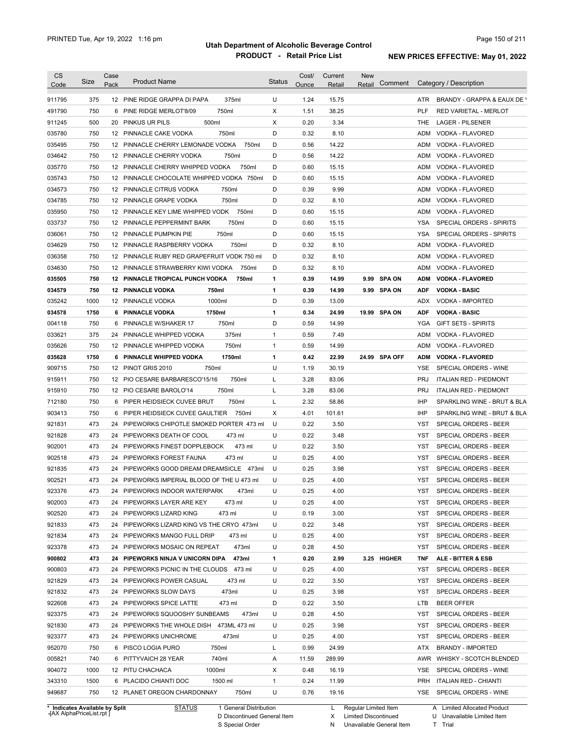# Utah Department of Alcoholic Beverage Control

## PRODUCT - Retail Price List

PRINTED Tue, Apr 19, 2022 1:16 pm

**NEW PRICES EFFECTIVE: May 01, 2022**

| CS Code | Size | Case Pack | Product Name | Status | Cost/ Ounce | Current Retail | New Retail | Comment | Category / Description |
|---|---|---|---|---|---|---|---|---|---|
| 911795 | 375 | 12 | PINE RIDGE GRAPPA DI PAPA 375ml | U | 1.24 | 15.75 | | | ATR BRANDY - GRAPPA & EAUX DE V |
| 491790 | 750 | 6 | PINE RIDGE MERLOT'8/09 750ml | X | 1.51 | 38.25 | | | PLF RED VARIETAL - MERLOT |
| 911245 | 500 | 20 | PINKUS UR PILS 500ml | X | 0.20 | 3.34 | | | THE LAGER - PILSENER |
| 035780 | 750 | 12 | PINNACLE CAKE VODKA 750ml | D | 0.32 | 8.10 | | | ADM VODKA - FLAVORED |
| 035495 | 750 | 12 | PINNACLE CHERRY LEMONADE VODKA 750ml | D | 0.56 | 14.22 | | | ADM VODKA - FLAVORED |
| 034642 | 750 | 12 | PINNACLE CHERRY VODKA 750ml | D | 0.56 | 14.22 | | | ADM VODKA - FLAVORED |
| 035770 | 750 | 12 | PINNACLE CHERRY WHIPPED VODKA 750ml | D | 0.60 | 15.15 | | | ADM VODKA - FLAVORED |
| 035743 | 750 | 12 | PINNACLE CHOCOLATE WHIPPED VODKA 750ml | D | 0.60 | 15.15 | | | ADM VODKA - FLAVORED |
| 034573 | 750 | 12 | PINNACLE CITRUS VODKA 750ml | D | 0.39 | 9.99 | | | ADM VODKA - FLAVORED |
| 034785 | 750 | 12 | PINNACLE GRAPE VODKA 750ml | D | 0.32 | 8.10 | | | ADM VODKA - FLAVORED |
| 035950 | 750 | 12 | PINNACLE KEY LIME WHIPPED VODK 750ml | D | 0.60 | 15.15 | | | ADM VODKA - FLAVORED |
| 033737 | 750 | 12 | PINNACLE PEPPERMINT BARK 750ml | D | 0.60 | 15.15 | | | YSA SPECIAL ORDERS - SPIRITS |
| 036061 | 750 | 12 | PINNACLE PUMPKIN PIE 750ml | D | 0.60 | 15.15 | | | YSA SPECIAL ORDERS - SPIRITS |
| 034629 | 750 | 12 | PINNACLE RASPBERRY VODKA 750ml | D | 0.32 | 8.10 | | | ADM VODKA - FLAVORED |
| 036358 | 750 | 12 | PINNACLE RUBY RED GRAPEFRUIT VODK 750 ml | D | 0.32 | 8.10 | | | ADM VODKA - FLAVORED |
| 034630 | 750 | 12 | PINNACLE STRAWBERRY KIWI VODKA 750ml | D | 0.32 | 8.10 | | | ADM VODKA - FLAVORED |
| **035505** | **750** | **12** | **PINNACLE TROPICAL PUNCH VODKA 750ml** | **1** | **0.39** | **14.99** | **9.99** | **SPA ON** | **ADM VODKA - FLAVORED** |
| **034579** | **750** | **12** | **PINNACLE VODKA 750ml** | **1** | **0.39** | **14.99** | **9.99** | **SPA ON** | **ADF VODKA - BASIC** |
| 035242 | 1000 | 12 | PINNACLE VODKA 1000ml | D | 0.39 | 13.09 | | | ADX VODKA - IMPORTED |
| **034578** | **1750** | **6** | **PINNACLE VODKA 1750ml** | **1** | **0.34** | **24.99** | **19.99** | **SPA ON** | **ADF VODKA - BASIC** |
| 004118 | 750 | 6 | PINNACLE W/SHAKER 17 750ml | D | 0.59 | 14.99 | | | YGA GIFT SETS - SPIRITS |
| 033621 | 375 | 24 | PINNACLE WHIPPED VODKA 375ml | 1 | 0.59 | 7.49 | | | ADM VODKA - FLAVORED |
| 035626 | 750 | 12 | PINNACLE WHIPPED VODKA 750ml | 1 | 0.59 | 14.99 | | | ADM VODKA - FLAVORED |
| **035628** | **1750** | **6** | **PINNACLE WHIPPED VODKA 1750ml** | **1** | **0.42** | **22.99** | **24.99** | **SPA OFF** | **ADM VODKA - FLAVORED** |
| 909715 | 750 | 12 | PINOT GRIS 2010 750ml | U | 1.19 | 30.19 | | | YSE SPECIAL ORDERS - WINE |
| 915911 | 750 | 12 | PIO CESARE BARBARESCO'15/16 750ml | L | 3.28 | 83.06 | | | PRJ ITALIAN RED - PIEDMONT |
| 915910 | 750 | 12 | PIO CESARE BAROLO'14 750ml | L | 3.28 | 83.06 | | | PRJ ITALIAN RED - PIEDMONT |
| 712180 | 750 | 6 | PIPER HEIDSIECK CUVEE BRUT 750ml | L | 2.32 | 58.86 | | | IHP SPARKLING WINE - BRUT & BLA |
| 903413 | 750 | 6 | PIPER HEIDSIECK CUVEE GAULTIER 750ml | X | 4.01 | 101.61 | | | IHP SPARKLING WINE - BRUT & BLA |
| 921831 | 473 | 24 | PIPEWORKS CHIPOTLE SMOKED PORTER 473 ml | U | 0.22 | 3.50 | | | YST SPECIAL ORDERS - BEER |
| 921828 | 473 | 24 | PIPEWORKS DEATH OF COOL 473 ml | U | 0.22 | 3.48 | | | YST SPECIAL ORDERS - BEER |
| 902001 | 473 | 24 | PIPEWORKS FINEST DOPPLEBOCK 473 ml | U | 0.22 | 3.50 | | | YST SPECIAL ORDERS - BEER |
| 902518 | 473 | 24 | PIPEWORKS FOREST FAUNA 473 ml | U | 0.25 | 4.00 | | | YST SPECIAL ORDERS - BEER |
| 921835 | 473 | 24 | PIPEWORKS GOOD DREAM DREAMSICLE 473ml | U | 0.25 | 3.98 | | | YST SPECIAL ORDERS - BEER |
| 902521 | 473 | 24 | PIPEWORKS IMPERIAL BLOOD OF THE U 473 ml | U | 0.25 | 4.00 | | | YST SPECIAL ORDERS - BEER |
| 923376 | 473 | 24 | PIPEWORKS INDOOR WATERPARK 473ml | U | 0.25 | 4.00 | | | YST SPECIAL ORDERS - BEER |
| 902003 | 473 | 24 | PIPEWORKS LAYER ARE KEY 473 ml | U | 0.25 | 4.00 | | | YST SPECIAL ORDERS - BEER |
| 902520 | 473 | 24 | PIPEWORKS LIZARD KING 473 ml | U | 0.19 | 3.00 | | | YST SPECIAL ORDERS - BEER |
| 921833 | 473 | 24 | PIPEWORKS LIZARD KING VS THE CRYO 473ml | U | 0.22 | 3.48 | | | YST SPECIAL ORDERS - BEER |
| 921834 | 473 | 24 | PIPEWORKS MANGO FULL DRIP 473 ml | U | 0.25 | 4.00 | | | YST SPECIAL ORDERS - BEER |
| 923378 | 473 | 24 | PIPEWORKS MOSAIC ON REPEAT 473ml | U | 0.28 | 4.50 | | | YST SPECIAL ORDERS - BEER |
| **900802** | **473** | **24** | **PIPEWORKS NINJA V UNICORN DIPA 473ml** | **1** | **0.20** | **2.99** | **3.25** | **HIGHER** | **TNF ALE - BITTER & ESB** |
| 900803 | 473 | 24 | PIPEWORKS PICNIC IN THE CLOUDS 473 ml | U | 0.25 | 4.00 | | | YST SPECIAL ORDERS - BEER |
| 921829 | 473 | 24 | PIPEWORKS POWER CASUAL 473 ml | U | 0.22 | 3.50 | | | YST SPECIAL ORDERS - BEER |
| 921832 | 473 | 24 | PIPEWORKS SLOW DAYS 473ml | U | 0.25 | 3.98 | | | YST SPECIAL ORDERS - BEER |
| 922608 | 473 | 24 | PIPEWORKS SPICE LATTE 473 ml | D | 0.22 | 3.50 | | | LTB BEER OFFER |
| 923375 | 473 | 24 | PIPEWORKS SQUOOSHY SUNBEAMS 473ml | U | 0.28 | 4.50 | | | YST SPECIAL ORDERS - BEER |
| 921830 | 473 | 24 | PIPEWORKS THE WHOLE DISH 473ML 473 ml | U | 0.25 | 3.98 | | | YST SPECIAL ORDERS - BEER |
| 923377 | 473 | 24 | PIPEWORKS UNICHROME 473ml | U | 0.25 | 4.00 | | | YST SPECIAL ORDERS - BEER |
| 952070 | 750 | 6 | PISCO LOGIA PURO 750ml | L | 0.99 | 24.99 | | | ATX BRANDY - IMPORTED |
| 005821 | 740 | 6 | PITTYVAICH 28 YEAR 740ml | A | 11.59 | 289.99 | | | AWR WHISKY - SCOTCH BLENDED |
| 904072 | 1000 | 12 | PITU CHACHACA 1000ml | X | 0.48 | 16.19 | | | YSE SPECIAL ORDERS - WINE |
| 343310 | 1500 | 6 | PLACIDO CHIANTI DOC 1500 ml | 1 | 0.24 | 11.99 | | | PRH ITALIAN RED - CHIANTI |
| 949687 | 750 | 12 | PLANET OREGON CHARDONNAY 750ml | U | 0.76 | 19.16 | | | YSE SPECIAL ORDERS - WINE |

\* Indicates Available by Split

| STATUS | | | |
|---|---|---|---|
| 1 General Distribution | L Regular Limited Item | A Limited Allocated Product |
| D Discontinued General Item | X Limited Discontinued | U Unavailable Limited Item |
| S Special Order | N Unavailable General Item | T Trial |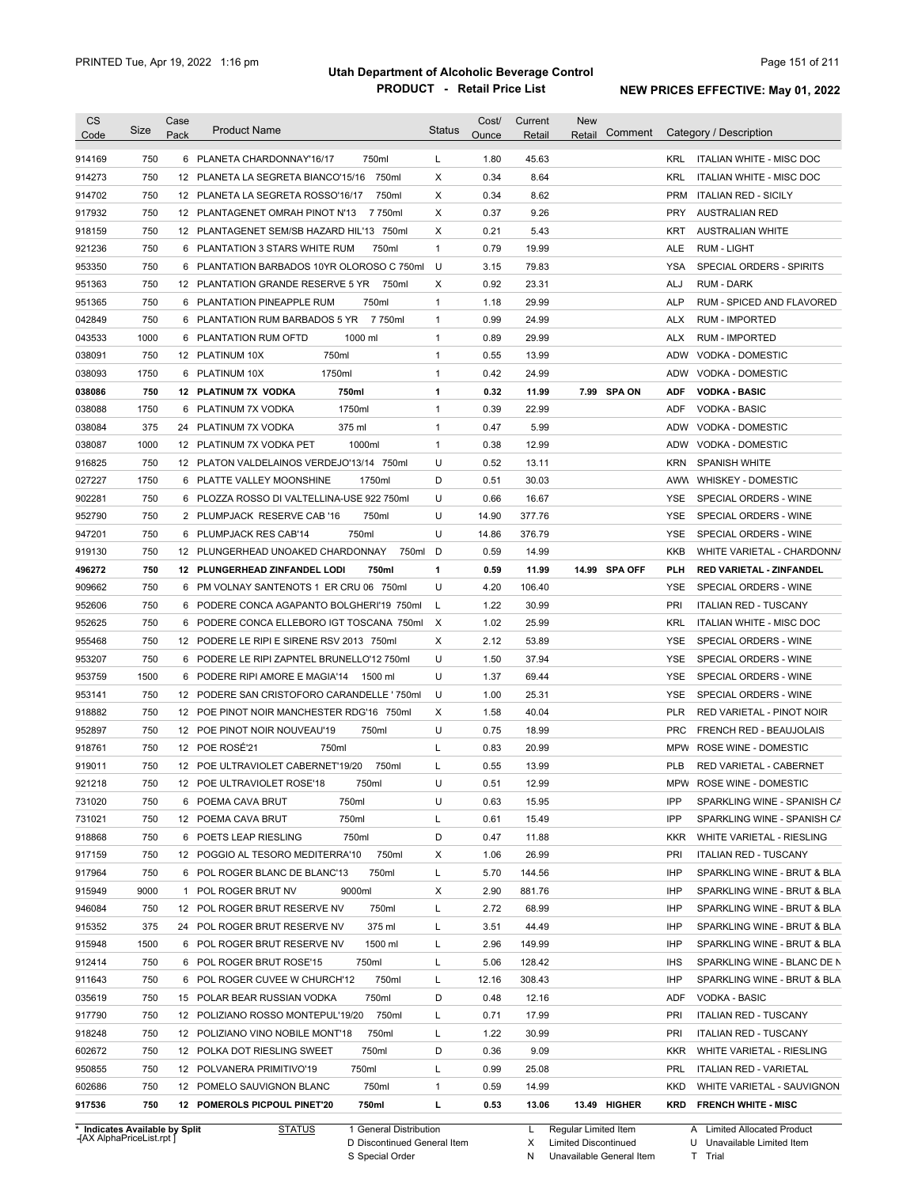PRINTED Tue, Apr 19, 2022 1:16 pm

# Utah Department of Alcoholic Beverage Control
## PRODUCT - Retail Price List

**NEW PRICES EFFECTIVE: May 01, 2022**

| CS Code | Size | Case Pack | Product Name | Status | Cost/ Ounce | Current Retail | New Retail | Comment | Category / Description |
|---|---|---|---|---|---|---|---|---|---|
| 914169 | 750 | 6 | PLANETA CHARDONNAY'16/17 750ml | L | 1.80 | 45.63 | | | KRL ITALIAN WHITE - MISC DOC |
| 914273 | 750 | 12 | PLANETA LA SEGRETA BIANCO'15/16 750ml | X | 0.34 | 8.64 | | | KRL ITALIAN WHITE - MISC DOC |
| 914702 | 750 | 12 | PLANETA LA SEGRETA ROSSO'16/17 750ml | X | 0.34 | 8.62 | | | PRM ITALIAN RED - SICILY |
| 917932 | 750 | 12 | PLANTAGENET OMRAH PINOT N'13 7 750ml | X | 0.37 | 9.26 | | | PRY AUSTRALIAN RED |
| 918159 | 750 | 12 | PLANTAGENET SEM/SB HAZARD HIL'13 750ml | X | 0.21 | 5.43 | | | KRT AUSTRALIAN WHITE |
| 921236 | 750 | 6 | PLANTATION 3 STARS WHITE RUM 750ml | 1 | 0.79 | 19.99 | | | ALE RUM - LIGHT |
| 953350 | 750 | 6 | PLANTATION BARBADOS 10YR OLOROSO C 750ml | U | 3.15 | 79.83 | | | YSA SPECIAL ORDERS - SPIRITS |
| 951363 | 750 | 12 | PLANTATION GRANDE RESERVE 5 YR 750ml | X | 0.92 | 23.31 | | | ALJ RUM - DARK |
| 951365 | 750 | 6 | PLANTATION PINEAPPLE RUM 750ml | 1 | 1.18 | 29.99 | | | ALP RUM - SPICED AND FLAVORED |
| 042849 | 750 | 6 | PLANTATION RUM BARBADOS 5 YR 7 750ml | 1 | 0.99 | 24.99 | | | ALX RUM - IMPORTED |
| 043533 | 1000 | 6 | PLANTATION RUM OFTD 1000 ml | 1 | 0.89 | 29.99 | | | ALX RUM - IMPORTED |
| 038091 | 750 | 12 | PLATINUM 10X 750ml | 1 | 0.55 | 13.99 | | | ADW VODKA - DOMESTIC |
| 038093 | 1750 | 6 | PLATINUM 10X 1750ml | 1 | 0.42 | 24.99 | | | ADW VODKA - DOMESTIC |
| **038086** | **750** | **12** | **PLATINUM 7X VODKA 750ml** | **1** | **0.32** | **11.99** | **7.99** | **SPA ON** | **ADF VODKA - BASIC** |
| 038088 | 1750 | 6 | PLATINUM 7X VODKA 1750ml | 1 | 0.39 | 22.99 | | | ADF VODKA - BASIC |
| 038084 | 375 | 24 | PLATINUM 7X VODKA 375 ml | 1 | 0.47 | 5.99 | | | ADW VODKA - DOMESTIC |
| 038087 | 1000 | 12 | PLATINUM 7X VODKA PET 1000ml | 1 | 0.38 | 12.99 | | | ADW VODKA - DOMESTIC |
| 916825 | 750 | 12 | PLATON VALDELAINOS VERDEJO'13/14 750ml | U | 0.52 | 13.11 | | | KRN SPANISH WHITE |
| 027227 | 1750 | 6 | PLATTE VALLEY MOONSHINE 1750ml | D | 0.51 | 30.03 | | | AWW WHISKEY - DOMESTIC |
| 902281 | 750 | 6 | PLOZZA ROSSO DI VALTELLINA-USE 922 750ml | U | 0.66 | 16.67 | | | YSE SPECIAL ORDERS - WINE |
| 952790 | 750 | 2 | PLUMPJACK RESERVE CAB '16 750ml | U | 14.90 | 377.76 | | | YSE SPECIAL ORDERS - WINE |
| 947201 | 750 | 6 | PLUMPJACK RES CAB'14 750ml | U | 14.86 | 376.79 | | | YSE SPECIAL ORDERS - WINE |
| 919130 | 750 | 12 | PLUNGERHEAD UNOAKED CHARDONNAY 750ml | D | 0.59 | 14.99 | | | KKB WHITE VARIETAL - CHARDONNA |
| **496272** | **750** | **12** | **PLUNGERHEAD ZINFANDEL LODI 750ml** | **1** | **0.59** | **11.99** | **14.99** | **SPA OFF** | **PLH RED VARIETAL - ZINFANDEL** |
| 909662 | 750 | 6 | PM VOLNAY SANTENOTS 1 ER CRU 06 750ml | U | 4.20 | 106.40 | | | YSE SPECIAL ORDERS - WINE |
| 952606 | 750 | 6 | PODERE CONCA AGAPANTO BOLGHERI'19 750ml | L | 1.22 | 30.99 | | | PRI ITALIAN RED - TUSCANY |
| 952625 | 750 | 6 | PODERE CONCA ELLEBORO IGT TOSCANA 750ml | X | 1.02 | 25.99 | | | KRL ITALIAN WHITE - MISC DOC |
| 955468 | 750 | 12 | PODERE LE RIPI E SIRENE RSV 2013 750ml | X | 2.12 | 53.89 | | | YSE SPECIAL ORDERS - WINE |
| 953207 | 750 | 6 | PODERE LE RIPI ZAPNTEL BRUNELLO'12 750ml | U | 1.50 | 37.94 | | | YSE SPECIAL ORDERS - WINE |
| 953759 | 1500 | 6 | PODERE RIPI AMORE E MAGIA'14 1500 ml | U | 1.37 | 69.44 | | | YSE SPECIAL ORDERS - WINE |
| 953141 | 750 | 12 | PODERE SAN CRISTOFORO CARANDELLE ' 750ml | U | 1.00 | 25.31 | | | YSE SPECIAL ORDERS - WINE |
| 918882 | 750 | 12 | POE PINOT NOIR MANCHESTER RDG'16 750ml | X | 1.58 | 40.04 | | | PLR RED VARIETAL - PINOT NOIR |
| 952897 | 750 | 12 | POE PINOT NOIR NOUVEAU'19 750ml | U | 0.75 | 18.99 | | | PRC FRENCH RED - BEAUJOLAIS |
| 918761 | 750 | 12 | POE ROSÉ'21 750ml | L | 0.83 | 20.99 | | | MPW ROSE WINE - DOMESTIC |
| 919011 | 750 | 12 | POE ULTRAVIOLET CABERNET'19/20 750ml | L | 0.55 | 13.99 | | | PLB RED VARIETAL - CABERNET |
| 921218 | 750 | 12 | POE ULTRAVIOLET ROSE'18 750ml | U | 0.51 | 12.99 | | | MPW ROSE WINE - DOMESTIC |
| 731020 | 750 | 6 | POEMA CAVA BRUT 750ml | U | 0.63 | 15.95 | | | IPP SPARKLING WINE - SPANISH CA |
| 731021 | 750 | 12 | POEMA CAVA BRUT 750ml | L | 0.61 | 15.49 | | | IPP SPARKLING WINE - SPANISH CA |
| 918868 | 750 | 6 | POETS LEAP RIESLING 750ml | D | 0.47 | 11.88 | | | KKR WHITE VARIETAL - RIESLING |
| 917159 | 750 | 12 | POGGIO AL TESORO MEDITERRA'10 750ml | X | 1.06 | 26.99 | | | PRI ITALIAN RED - TUSCANY |
| 917964 | 750 | 6 | POL ROGER BLANC DE BLANC'13 750ml | L | 5.70 | 144.56 | | | IHP SPARKLING WINE - BRUT & BLA |
| 915949 | 9000 | 1 | POL ROGER BRUT NV 9000ml | X | 2.90 | 881.76 | | | IHP SPARKLING WINE - BRUT & BLA |
| 946084 | 750 | 12 | POL ROGER BRUT RESERVE NV 750ml | L | 2.72 | 68.99 | | | IHP SPARKLING WINE - BRUT & BLA |
| 915352 | 375 | 24 | POL ROGER BRUT RESERVE NV 375 ml | L | 3.51 | 44.49 | | | IHP SPARKLING WINE - BRUT & BLA |
| 915948 | 1500 | 6 | POL ROGER BRUT RESERVE NV 1500 ml | L | 2.96 | 149.99 | | | IHP SPARKLING WINE - BRUT & BLA |
| 912414 | 750 | 6 | POL ROGER BRUT ROSE'15 750ml | L | 5.06 | 128.42 | | | IHS SPARKLING WINE - BLANC DE N |
| 911643 | 750 | 6 | POL ROGER CUVEE W CHURCH'12 750ml | L | 12.16 | 308.43 | | | IHP SPARKLING WINE - BRUT & BLA |
| 035619 | 750 | 15 | POLAR BEAR RUSSIAN VODKA 750ml | D | 0.48 | 12.16 | | | ADF VODKA - BASIC |
| 917790 | 750 | 12 | POLIZIANO ROSSO MONTEPUL'19/20 750ml | L | 0.71 | 17.99 | | | PRI ITALIAN RED - TUSCANY |
| 918248 | 750 | 12 | POLIZIANO VINO NOBILE MONT'18 750ml | L | 1.22 | 30.99 | | | PRI ITALIAN RED - TUSCANY |
| 602672 | 750 | 12 | POLKA DOT RIESLING SWEET 750ml | D | 0.36 | 9.09 | | | KKR WHITE VARIETAL - RIESLING |
| 950855 | 750 | 12 | POLVANERA PRIMITIVO'19 750ml | L | 0.99 | 25.08 | | | PRL ITALIAN RED - VARIETAL |
| 602686 | 750 | 12 | POMELO SAUVIGNON BLANC 750ml | 1 | 0.59 | 14.99 | | | KKD WHITE VARIETAL - SAUVIGNON |
| **917536** | **750** | **12** | **POMEROLS PICPOUL PINET'20 750ml** | **L** | **0.53** | **13.06** | **13.49** | **HIGHER** | **KRD FRENCH WHITE - MISC** |

\* Indicates Available by Split

STATUS: 1 General Distribution; D Discontinued General Item; S Special Order; L Regular Limited Item; X Limited Discontinued; N Unavailable General Item; A Limited Allocated Product; U Unavailable Limited Item; T Trial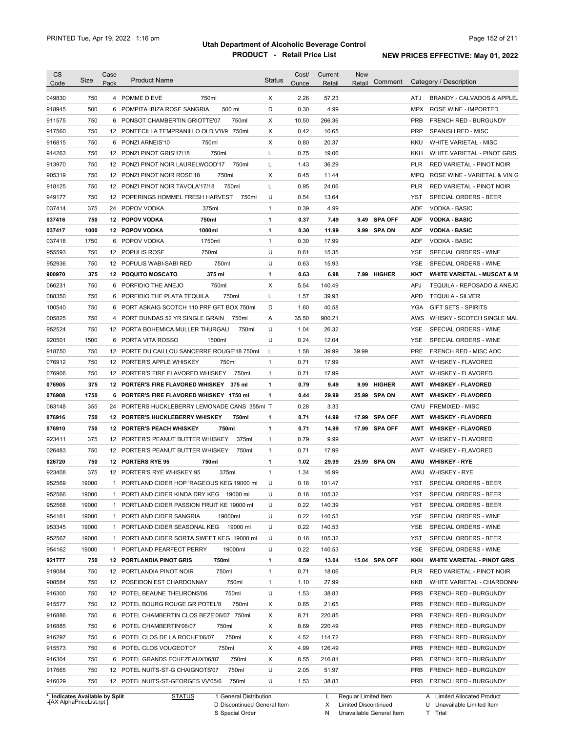# Utah Department of Alcoholic Beverage Control

## PRODUCT - Retail Price List

PRINTED Tue, Apr 19, 2022 1:16 pm

NEW PRICES EFFECTIVE: May 01, 2022

| CS Code | Size | Case Pack | Product Name | Status | Cost/ Ounce | Current Retail | New Retail | Comment | Category / Description |
|---|---|---|---|---|---|---|---|---|---|
| 049830 | 750 | 4 | POMME D EVE 750ml | X | 2.26 | 57.23 | | | ATJ BRANDY - CALVADOS & APPLEJ |
| 918945 | 500 | 6 | POMPITA IBIZA ROSE SANGRIA 500 ml | D | 0.30 | 4.99 | | | MPX ROSE WINE - IMPORTED |
| 911575 | 750 | 6 | PONSOT CHAMBERTIN GRIOTTE'07 750ml | X | 10.50 | 266.36 | | | PRB FRENCH RED - BURGUNDY |
| 917560 | 750 | 12 | PONTECILLA TEMPRANILLO OLD V'8/9 750ml | X | 0.42 | 10.65 | | | PRP SPANISH RED - MISC |
| 916815 | 750 | 6 | PONZI ARNEIS'10 750ml | X | 0.80 | 20.37 | | | KKU WHITE VARIETAL - MISC |
| 914263 | 750 | 12 | PONZI PINOT GRIS'17/18 750ml | L | 0.75 | 19.06 | | | KKH WHITE VARIETAL - PINOT GRIS |
| 913970 | 750 | 12 | PONZI PINOT NOIR LAURELWOOD'17 750ml | L | 1.43 | 36.29 | | | PLR RED VARIETAL - PINOT NOIR |
| 905319 | 750 | 12 | PONZI PINOT NOIR ROSE'18 750ml | X | 0.45 | 11.44 | | | MPQ ROSE WINE - VARIETAL & VIN G |
| 918125 | 750 | 12 | PONZI PINOT NOIR TAVOLA'17/18 750ml | L | 0.95 | 24.06 | | | PLR RED VARIETAL - PINOT NOIR |
| 949177 | 750 | 12 | POPERINGS HOMMEL FRESH HARVEST 750ml | U | 0.54 | 13.64 | | | YST SPECIAL ORDERS - BEER |
| 037414 | 375 | 24 | POPOV VODKA 375ml | 1 | 0.39 | 4.99 | | | ADF VODKA - BASIC |
| **037416** | **750** | **12** | **POPOV VODKA 750ml** | **1** | **0.37** | **7.49** | **9.49** | **SPA OFF** | **ADF VODKA - BASIC** |
| **037417** | **1000** | **12** | **POPOV VODKA 1000ml** | **1** | **0.30** | **11.99** | **9.99** | **SPA ON** | **ADF VODKA - BASIC** |
| 037418 | 1750 | 6 | POPOV VODKA 1750ml | 1 | 0.30 | 17.99 | | | ADF VODKA - BASIC |
| 955593 | 750 | 12 | POPULIS ROSE 750ml | U | 0.61 | 15.35 | | | YSE SPECIAL ORDERS - WINE |
| 952936 | 750 | 12 | POPULIS WABI-SABI RED 750ml | U | 0.63 | 15.93 | | | YSE SPECIAL ORDERS - WINE |
| **900970** | **375** | **12** | **POQUITO MOSCATO 375 ml** | **1** | **0.63** | **6.98** | **7.99** | **HIGHER** | **KKT WHITE VARIETAL - MUSCAT & M** |
| 066231 | 750 | 6 | PORFIDIO THE ANEJO 750ml | X | 5.54 | 140.49 | | | APJ TEQUILA - REPOSADO & ANEJO |
| 088350 | 750 | 6 | PORFIDIO THE PLATA TEQUILA 750ml | L | 1.57 | 39.93 | | | APD TEQUILA - SILVER |
| 100540 | 750 | 6 | PORT ASKAIG SCOTCH 110 PRF GFT BOX 750ml | D | 1.60 | 40.58 | | | YGA GIFT SETS - SPIRITS |
| 005825 | 750 | 4 | PORT DUNDAS 52 YR SINGLE GRAIN 750ml | A | 35.50 | 900.21 | | | AWS WHISKY - SCOTCH SINGLE MAL |
| 952524 | 750 | 12 | PORTA BOHEMICA MULLER THURGAU 750ml | U | 1.04 | 26.32 | | | YSE SPECIAL ORDERS - WINE |
| 920501 | 1500 | 6 | PORTA VITA ROSSO 1500ml | U | 0.24 | 12.04 | | | YSE SPECIAL ORDERS - WINE |
| 918750 | 750 | 12 | PORTE DU CAILLOU SANCERRE ROUGE'18 750ml | L | 1.58 | 39.99 | 39.99 | | PRE FRENCH RED - MISC AOC |
| 076912 | 750 | 12 | PORTER'S APPLE WHISKEY 750ml | 1 | 0.71 | 17.99 | | | AWT WHISKEY - FLAVORED |
| 076906 | 750 | 12 | PORTER'S FIRE FLAVORED WHISKEY 750ml | 1 | 0.71 | 17.99 | | | AWT WHISKEY - FLAVORED |
| **076905** | **375** | **12** | **PORTER'S FIRE FLAVORED WHISKEY 375 ml** | **1** | **0.79** | **9.49** | **9.99** | **HIGHER** | **AWT WHISKEY - FLAVORED** |
| **076908** | **1750** | **6** | **PORTER'S FIRE FLAVORED WHISKEY 1750 ml** | **1** | **0.44** | **29.99** | **25.99** | **SPA ON** | **AWT WHISKEY - FLAVORED** |
| 063148 | 355 | 24 | PORTERS HUCKLEBERRY LEMONADE CANS 355ml | T | 0.28 | 3.33 | | | CWU PREMIXED - MISC |
| **076916** | **750** | **12** | **PORTER'S HUCKLEBERRY WHISKEY 750ml** | **1** | **0.71** | **14.99** | **17.99** | **SPA OFF** | **AWT WHISKEY - FLAVORED** |
| **076910** | **750** | **12** | **PORTER'S PEACH WHISKEY 750ml** | **1** | **0.71** | **14.99** | **17.99** | **SPA OFF** | **AWT WHISKEY - FLAVORED** |
| 923411 | 375 | 12 | PORTER'S PEANUT BUTTER WHISKEY 375ml | 1 | 0.79 | 9.99 | | | AWT WHISKEY - FLAVORED |
| 026483 | 750 | 12 | PORTER'S PEANUT BUTTER WHISKEY 750ml | 1 | 0.71 | 17.99 | | | AWT WHISKEY - FLAVORED |
| **026720** | **750** | **12** | **PORTERS RYE 95 750ml** | **1** | **1.02** | **29.99** | **25.99** | **SPA ON** | **AWU WHISKEY - RYE** |
| 923408 | 375 | 12 | PORTER'S RYE WHISKEY 95 375ml | 1 | 1.34 | 16.99 | | | AWU WHISKEY - RYE |
| 952569 | 19000 | 1 | PORTLAND CIDER HOP 'RAGEOUS KEG 19000 ml | U | 0.16 | 101.47 | | | YST SPECIAL ORDERS - BEER |
| 952566 | 19000 | 1 | PORTLAND CIDER KINDA DRY KEG 19000 ml | U | 0.16 | 105.32 | | | YST SPECIAL ORDERS - BEER |
| 952568 | 19000 | 1 | PORTLAND CIDER PASSION FRUIT KE 19000 ml | U | 0.22 | 140.39 | | | YST SPECIAL ORDERS - BEER |
| 954161 | 19000 | 1 | PORTLAND CIDER SANGRIA 19000ml | U | 0.22 | 140.53 | | | YSE SPECIAL ORDERS - WINE |
| 953345 | 19000 | 1 | PORTLAND CIDER SEASONAL KEG 19000 ml | U | 0.22 | 140.53 | | | YSE SPECIAL ORDERS - WINE |
| 952567 | 19000 | 1 | PORTLAND CIDER SORTA SWEET KEG 19000 ml | U | 0.16 | 105.32 | | | YST SPECIAL ORDERS - BEER |
| 954162 | 19000 | 1 | PORTLAND PEARFECT PERRY 19000ml | U | 0.22 | 140.53 | | | YSE SPECIAL ORDERS - WINE |
| **921777** | **750** | **12** | **PORTLANDIA PINOT GRIS 750ml** | **1** | **0.59** | **13.04** | **15.04** | **SPA OFF** | **KKH WHITE VARIETAL - PINOT GRIS** |
| 919084 | 750 | 12 | PORTLANDIA PINOT NOIR 750ml | 1 | 0.71 | 18.06 | | | PLR RED VARIETAL - PINOT NOIR |
| 908584 | 750 | 12 | POSEIDON EST CHARDONNAY 750ml | 1 | 1.10 | 27.99 | | | KKB WHITE VARIETAL - CHARDONNA |
| 916300 | 750 | 12 | POTEL BEAUNE THEURONS'06 750ml | U | 1.53 | 38.83 | | | PRB FRENCH RED - BURGUNDY |
| 915577 | 750 | 12 | POTEL BOURG ROUGE GR POTEL'8 750ml | X | 0.85 | 21.65 | | | PRB FRENCH RED - BURGUNDY |
| 916886 | 750 | 6 | POTEL CHAMBERTIN CLOS BEZE'06/07 750ml | X | 8.71 | 220.85 | | | PRB FRENCH RED - BURGUNDY |
| 916885 | 750 | 6 | POTEL CHAMBERTIN'06/07 750ml | X | 8.69 | 220.49 | | | PRB FRENCH RED - BURGUNDY |
| 916297 | 750 | 6 | POTEL CLOS DE LA ROCHE'06/07 750ml | X | 4.52 | 114.72 | | | PRB FRENCH RED - BURGUNDY |
| 915573 | 750 | 6 | POTEL CLOS VOUGEOT'07 750ml | X | 4.99 | 126.49 | | | PRB FRENCH RED - BURGUNDY |
| 916304 | 750 | 6 | POTEL GRANDS ECHEZEAUX'06/07 750ml | X | 8.55 | 216.81 | | | PRB FRENCH RED - BURGUNDY |
| 917665 | 750 | 12 | POTEL NUITS-ST-G CHAIGNOTS'07 750ml | U | 2.05 | 51.97 | | | PRB FRENCH RED - BURGUNDY |
| 916029 | 750 | 12 | POTEL NUITS-ST-GEORGES VV'05/6 750ml | U | 1.53 | 38.83 | | | PRB FRENCH RED - BURGUNDY |

\* Indicates Available by Split

STATUS: 1 General Distribution; D Discontinued General Item; S Special Order; L Regular Limited Item; X Limited Discontinued; N Unavailable General Item; A Limited Allocated Product; U Unavailable Limited Item; T Trial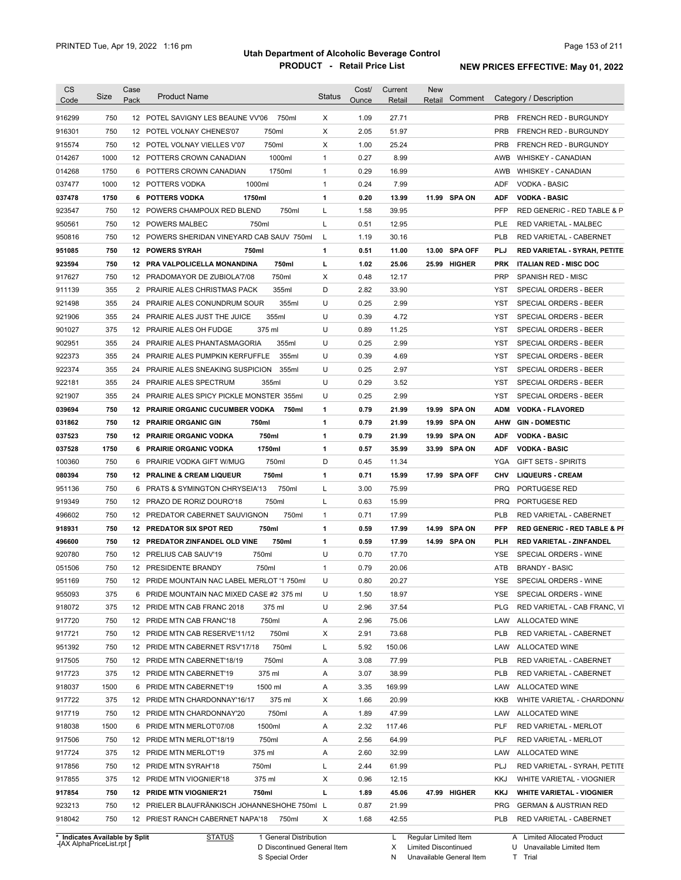# Utah Department of Alcoholic Beverage Control

## PRODUCT - Retail Price List

PRINTED Tue, Apr 19, 2022 1:16 pm

**NEW PRICES EFFECTIVE: May 01, 2022**

| CS Code | Size | Case Pack | Product Name | Status | Cost/ Ounce | Current Retail | New Retail | Comment | Category / Description |
|---|---|---|---|---|---|---|---|---|---|
| 916299 | 750 | 12 | POTEL SAVIGNY LES BEAUNE VV'06 750ml | X | 1.09 | 27.71 | | | PRB FRENCH RED - BURGUNDY |
| 916301 | 750 | 12 | POTEL VOLNAY CHENES'07 750ml | X | 2.05 | 51.97 | | | PRB FRENCH RED - BURGUNDY |
| 915574 | 750 | 12 | POTEL VOLNAY VIELLES V'07 750ml | X | 1.00 | 25.24 | | | PRB FRENCH RED - BURGUNDY |
| 014267 | 1000 | 12 | POTTERS CROWN CANADIAN 1000ml | 1 | 0.27 | 8.99 | | | AWB WHISKEY - CANADIAN |
| 014268 | 1750 | 6 | POTTERS CROWN CANADIAN 1750ml | 1 | 0.29 | 16.99 | | | AWB WHISKEY - CANADIAN |
| 037477 | 1000 | 12 | POTTERS VODKA 1000ml | 1 | 0.24 | 7.99 | | | ADF VODKA - BASIC |
| **037478** | **1750** | **6** | **POTTERS VODKA 1750ml** | **1** | **0.20** | **13.99** | **11.99** | **SPA ON** | **ADF VODKA - BASIC** |
| 923547 | 750 | 12 | POWERS CHAMPOUX RED BLEND 750ml | L | 1.58 | 39.95 | | | PFP RED GENERIC - RED TABLE & P |
| 950561 | 750 | 12 | POWERS MALBEC 750ml | L | 0.51 | 12.95 | | | PLE RED VARIETAL - MALBEC |
| 950816 | 750 | 12 | POWERS SHERIDAN VINEYARD CAB SAUV 750ml | L | 1.19 | 30.16 | | | PLB RED VARIETAL - CABERNET |
| **951085** | **750** | **12** | **POWERS SYRAH 750ml** | **1** | **0.51** | **11.00** | **13.00** | **SPA OFF** | **PLJ RED VARIETAL - SYRAH, PETITE** |
| **923594** | **750** | **12** | **PRA VALPOLICELLA MONANDINA 750ml** | **L** | **1.02** | **25.06** | **25.99** | **HIGHER** | **PRK ITALIAN RED - MISC DOC** |
| 917627 | 750 | 12 | PRADOMAYOR DE ZUBIOLA'7/08 750ml | X | 0.48 | 12.17 | | | PRP SPANISH RED - MISC |
| 911139 | 355 | 2 | PRAIRIE ALES CHRISTMAS PACK 355ml | D | 2.82 | 33.90 | | | YST SPECIAL ORDERS - BEER |
| 921498 | 355 | 24 | PRAIRIE ALES CONUNDRUM SOUR 355ml | U | 0.25 | 2.99 | | | YST SPECIAL ORDERS - BEER |
| 921906 | 355 | 24 | PRAIRIE ALES JUST THE JUICE 355ml | U | 0.39 | 4.72 | | | YST SPECIAL ORDERS - BEER |
| 901027 | 375 | 12 | PRAIRIE ALES OH FUDGE 375 ml | U | 0.89 | 11.25 | | | YST SPECIAL ORDERS - BEER |
| 902951 | 355 | 24 | PRAIRIE ALES PHANTASMAGORIA 355ml | U | 0.25 | 2.99 | | | YST SPECIAL ORDERS - BEER |
| 922373 | 355 | 24 | PRAIRIE ALES PUMPKIN KERFUFFLE 355ml | U | 0.39 | 4.69 | | | YST SPECIAL ORDERS - BEER |
| 922374 | 355 | 24 | PRAIRIE ALES SNEAKING SUSPICION 355ml | U | 0.25 | 2.97 | | | YST SPECIAL ORDERS - BEER |
| 922181 | 355 | 24 | PRAIRIE ALES SPECTRUM 355ml | U | 0.29 | 3.52 | | | YST SPECIAL ORDERS - BEER |
| 921907 | 355 | 24 | PRAIRIE ALES SPICY PICKLE MONSTER 355ml | U | 0.25 | 2.99 | | | YST SPECIAL ORDERS - BEER |
| **039694** | **750** | **12** | **PRAIRIE ORGANIC CUCUMBER VODKA 750ml** | **1** | **0.79** | **21.99** | **19.99** | **SPA ON** | **ADM VODKA - FLAVORED** |
| **031862** | **750** | **12** | **PRAIRIE ORGANIC GIN 750ml** | **1** | **0.79** | **21.99** | **19.99** | **SPA ON** | **AHW GIN - DOMESTIC** |
| **037523** | **750** | **12** | **PRAIRIE ORGANIC VODKA 750ml** | **1** | **0.79** | **21.99** | **19.99** | **SPA ON** | **ADF VODKA - BASIC** |
| **037528** | **1750** | **6** | **PRAIRIE ORGANIC VODKA 1750ml** | **1** | **0.57** | **35.99** | **33.99** | **SPA ON** | **ADF VODKA - BASIC** |
| 100360 | 750 | 6 | PRAIRIE VODKA GIFT W/MUG 750ml | D | 0.45 | 11.34 | | | YGA GIFT SETS - SPIRITS |
| **080394** | **750** | **12** | **PRALINE & CREAM LIQUEUR 750ml** | **1** | **0.71** | **15.99** | **17.99** | **SPA OFF** | **CHV LIQUEURS - CREAM** |
| 951136 | 750 | 6 | PRATS & SYMINGTON CHRYSEIA'13 750ml | L | 3.00 | 75.99 | | | PRQ PORTUGESE RED |
| 919349 | 750 | 12 | PRAZO DE RORIZ DOURO'18 750ml | L | 0.63 | 15.99 | | | PRQ PORTUGESE RED |
| 496602 | 750 | 12 | PREDATOR CABERNET SAUVIGNON 750ml | 1 | 0.71 | 17.99 | | | PLB RED VARIETAL - CABERNET |
| **918931** | **750** | **12** | **PREDATOR SIX SPOT RED 750ml** | **1** | **0.59** | **17.99** | **14.99** | **SPA ON** | **PFP RED GENERIC - RED TABLE & PI** |
| **496600** | **750** | **12** | **PREDATOR ZINFANDEL OLD VINE 750ml** | **1** | **0.59** | **17.99** | **14.99** | **SPA ON** | **PLH RED VARIETAL - ZINFANDEL** |
| 920780 | 750 | 12 | PRELIUS CAB SAUV'19 750ml | U | 0.70 | 17.70 | | | YSE SPECIAL ORDERS - WINE |
| 051506 | 750 | 12 | PRESIDENTE BRANDY 750ml | 1 | 0.79 | 20.06 | | | ATB BRANDY - BASIC |
| 951169 | 750 | 12 | PRIDE MOUNTAIN NAC LABEL MERLOT '1 750ml | U | 0.80 | 20.27 | | | YSE SPECIAL ORDERS - WINE |
| 955093 | 375 | 6 | PRIDE MOUNTAIN NAC MIXED CASE #2 375 ml | U | 1.50 | 18.97 | | | YSE SPECIAL ORDERS - WINE |
| 918072 | 375 | 12 | PRIDE MTN CAB FRANC 2018 375 ml | U | 2.96 | 37.54 | | | PLG RED VARIETAL - CAB FRANC, VI |
| 917720 | 750 | 12 | PRIDE MTN CAB FRANC'18 750ml | A | 2.96 | 75.06 | | | LAW ALLOCATED WINE |
| 917721 | 750 | 12 | PRIDE MTN CAB RESERVE'11/12 750ml | X | 2.91 | 73.68 | | | PLB RED VARIETAL - CABERNET |
| 951392 | 750 | 12 | PRIDE MTN CABERNET RSV'17/18 750ml | L | 5.92 | 150.06 | | | LAW ALLOCATED WINE |
| 917505 | 750 | 12 | PRIDE MTN CABERNET'18/19 750ml | A | 3.08 | 77.99 | | | PLB RED VARIETAL - CABERNET |
| 917723 | 375 | 12 | PRIDE MTN CABERNET'19 375 ml | A | 3.07 | 38.99 | | | PLB RED VARIETAL - CABERNET |
| 918037 | 1500 | 6 | PRIDE MTN CABERNET'19 1500 ml | A | 3.35 | 169.99 | | | LAW ALLOCATED WINE |
| 917722 | 375 | 12 | PRIDE MTN CHARDONNAY'16/17 375 ml | X | 1.66 | 20.99 | | | KKB WHITE VARIETAL - CHARDONNA |
| 917719 | 750 | 12 | PRIDE MTN CHARDONNAY'20 750ml | A | 1.89 | 47.99 | | | LAW ALLOCATED WINE |
| 918038 | 1500 | 6 | PRIDE MTN MERLOT'07/08 1500ml | A | 2.32 | 117.46 | | | PLF RED VARIETAL - MERLOT |
| 917506 | 750 | 12 | PRIDE MTN MERLOT'18/19 750ml | A | 2.56 | 64.99 | | | PLF RED VARIETAL - MERLOT |
| 917724 | 375 | 12 | PRIDE MTN MERLOT'19 375 ml | A | 2.60 | 32.99 | | | LAW ALLOCATED WINE |
| 917856 | 750 | 12 | PRIDE MTN SYRAH'18 750ml | L | 2.44 | 61.99 | | | PLJ RED VARIETAL - SYRAH, PETITE |
| 917855 | 375 | 12 | PRIDE MTN VIOGNIER'18 375 ml | X | 0.96 | 12.15 | | | KKJ WHITE VARIETAL - VIOGNIER |
| **917854** | **750** | **12** | **PRIDE MTN VIOGNIER'21 750ml** | **L** | **1.89** | **45.06** | **47.99** | **HIGHER** | **KKJ WHITE VARIETAL - VIOGNIER** |
| 923213 | 750 | 12 | PRIELER BLAUFRÄNKISCH JOHANNESHOHE 750ml | L | 0.87 | 21.99 | | | PRG GERMAN & AUSTRIAN RED |
| 918042 | 750 | 12 | PRIEST RANCH CABERNET NAPA'18 750ml | X | 1.68 | 42.55 | | | PLB RED VARIETAL - CABERNET |

\* Indicates Available by Split

STATUS: 1 General Distribution; D Discontinued General Item; S Special Order; L Regular Limited Item; X Limited Discontinued; N Unavailable General Item; A Limited Allocated Product; U Unavailable Limited Item; T Trial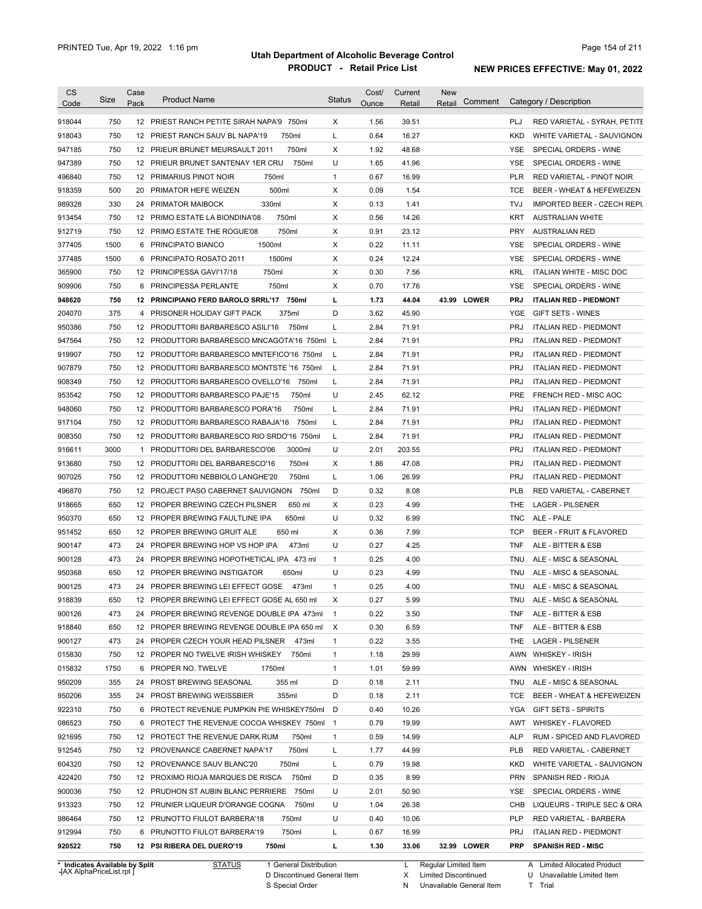# Utah Department of Alcoholic Beverage Control

## PRODUCT - Retail Price List

PRINTED Tue, Apr 19, 2022 1:16 pm

**NEW PRICES EFFECTIVE: May 01, 2022**

| CS Code | Size | Case Pack | Product Name | Status | Cost/ Ounce | Current Retail | New Retail | Comment | Category / Description |
|---|---|---|---|---|---|---|---|---|---|
| 918044 | 750 | 12 | PRIEST RANCH PETITE SIRAH NAPA'9 750ml | X | 1.56 | 39.51 | | | PLJ RED VARIETAL - SYRAH, PETITE |
| 918043 | 750 | 12 | PRIEST RANCH SAUV BL NAPA'19 750ml | L | 0.64 | 16.27 | | | KKD WHITE VARIETAL - SAUVIGNON |
| 947185 | 750 | 12 | PRIEUR BRUNET MEURSAULT 2011 750ml | X | 1.92 | 48.68 | | | YSE SPECIAL ORDERS - WINE |
| 947389 | 750 | 12 | PRIEUR BRUNET SANTENAY 1ER CRU 750ml | U | 1.65 | 41.96 | | | YSE SPECIAL ORDERS - WINE |
| 496840 | 750 | 12 | PRIMARIUS PINOT NOIR 750ml | 1 | 0.67 | 16.99 | | | PLR RED VARIETAL - PINOT NOIR |
| 918359 | 500 | 20 | PRIMATOR HEFE WEIZEN 500ml | X | 0.09 | 1.54 | | | TCE BEER - WHEAT & HEFEWEIZEN |
| 989328 | 330 | 24 | PRIMATOR MAIBOCK 330ml | X | 0.13 | 1.41 | | | TVJ IMPORTED BEER - CZECH REPU |
| 913454 | 750 | 12 | PRIMO ESTATE LA BIONDINA'08 750ml | X | 0.56 | 14.26 | | | KRT AUSTRALIAN WHITE |
| 912719 | 750 | 12 | PRIMO ESTATE THE ROGUE'08 750ml | X | 0.91 | 23.12 | | | PRY AUSTRALIAN RED |
| 377405 | 1500 | 6 | PRINCIPATO BIANCO 1500ml | X | 0.22 | 11.11 | | | YSE SPECIAL ORDERS - WINE |
| 377485 | 1500 | 6 | PRINCIPATO ROSATO 2011 1500ml | X | 0.24 | 12.24 | | | YSE SPECIAL ORDERS - WINE |
| 365900 | 750 | 12 | PRINCIPESSA GAVI'17/18 750ml | X | 0.30 | 7.56 | | | KRL ITALIAN WHITE - MISC DOC |
| 909906 | 750 | 6 | PRINCIPESSA PERLANTE 750ml | X | 0.70 | 17.76 | | | YSE SPECIAL ORDERS - WINE |
| **948620** | **750** | **12** | **PRINCIPIANO FERD BAROLO SRRL'17 750ml** | **L** | **1.73** | **44.04** | **43.99** | **LOWER** | **PRJ ITALIAN RED - PIEDMONT** |
| 204070 | 375 | 4 | PRISONER HOLIDAY GIFT PACK 375ml | D | 3.62 | 45.90 | | | YGE GIFT SETS - WINES |
| 950386 | 750 | 12 | PRODUTTORI BARBARESCO ASILI'16 750ml | L | 2.84 | 71.91 | | | PRJ ITALIAN RED - PIEDMONT |
| 947564 | 750 | 12 | PRODUTTORI BARBARESCO MNCAGOTA'16 750ml | L | 2.84 | 71.91 | | | PRJ ITALIAN RED - PIEDMONT |
| 919907 | 750 | 12 | PRODUTTORI BARBARESCO MNTEFICO'16 750ml | L | 2.84 | 71.91 | | | PRJ ITALIAN RED - PIEDMONT |
| 907879 | 750 | 12 | PRODUTTORI BARBARESCO MONTSTE '16 750ml | L | 2.84 | 71.91 | | | PRJ ITALIAN RED - PIEDMONT |
| 908349 | 750 | 12 | PRODUTTORI BARBARESCO OVELLO'16 750ml | L | 2.84 | 71.91 | | | PRJ ITALIAN RED - PIEDMONT |
| 953542 | 750 | 12 | PRODUTTORI BARBARESCO PAJE'15 750ml | U | 2.45 | 62.12 | | | PRE FRENCH RED - MISC AOC |
| 948060 | 750 | 12 | PRODUTTORI BARBARESCO PORA'16 750ml | L | 2.84 | 71.91 | | | PRJ ITALIAN RED - PIEDMONT |
| 917104 | 750 | 12 | PRODUTTORI BARBARESCO RABAJA'16 750ml | L | 2.84 | 71.91 | | | PRJ ITALIAN RED - PIEDMONT |
| 908350 | 750 | 12 | PRODUTTORI BARBARESCO RIO SRDO'16 750ml | L | 2.84 | 71.91 | | | PRJ ITALIAN RED - PIEDMONT |
| 916611 | 3000 | 1 | PRODUTTORI DEL BARBARESCO'06 3000ml | U | 2.01 | 203.55 | | | PRJ ITALIAN RED - PIEDMONT |
| 913680 | 750 | 12 | PRODUTTORI DEL BARBARESCO'16 750ml | X | 1.86 | 47.08 | | | PRJ ITALIAN RED - PIEDMONT |
| 907025 | 750 | 12 | PRODUTTORI NEBBIOLO LANGHE'20 750ml | L | 1.06 | 26.99 | | | PRJ ITALIAN RED - PIEDMONT |
| 496870 | 750 | 12 | PROJECT PASO CABERNET SAUVIGNON 750ml | D | 0.32 | 8.08 | | | PLB RED VARIETAL - CABERNET |
| 918665 | 650 | 12 | PROPER BREWING CZECH PILSNER 650 ml | X | 0.23 | 4.99 | | | THE LAGER - PILSENER |
| 950370 | 650 | 12 | PROPER BREWING FAULTLINE IPA 650ml | U | 0.32 | 6.99 | | | TNC ALE - PALE |
| 951452 | 650 | 12 | PROPER BREWING GRUIT ALE 650 ml | X | 0.36 | 7.99 | | | TCP BEER - FRUIT & FLAVORED |
| 900147 | 473 | 24 | PROPER BREWING HOP VS HOP IPA 473ml | U | 0.27 | 4.25 | | | TNF ALE - BITTER & ESB |
| 900128 | 473 | 24 | PROPER BREWING HOPOTHETICAL IPA 473 ml | 1 | 0.25 | 4.00 | | | TNU ALE - MISC & SEASONAL |
| 950368 | 650 | 12 | PROPER BREWING INSTIGATOR 650ml | U | 0.23 | 4.99 | | | TNU ALE - MISC & SEASONAL |
| 900125 | 473 | 24 | PROPER BREWING LEI EFFECT GOSE 473ml | 1 | 0.25 | 4.00 | | | TNU ALE - MISC & SEASONAL |
| 918839 | 650 | 12 | PROPER BREWING LEI EFFECT GOSE AL 650 ml | X | 0.27 | 5.99 | | | TNU ALE - MISC & SEASONAL |
| 900126 | 473 | 24 | PROPER BREWING REVENGE DOUBLE IPA 473ml | 1 | 0.22 | 3.50 | | | TNF ALE - BITTER & ESB |
| 918840 | 650 | 12 | PROPER BREWING REVENGE DOUBLE IPA 650 ml | X | 0.30 | 6.59 | | | TNF ALE - BITTER & ESB |
| 900127 | 473 | 24 | PROPER CZECH YOUR HEAD PILSNER 473ml | 1 | 0.22 | 3.55 | | | THE LAGER - PILSENER |
| 015830 | 750 | 12 | PROPER NO TWELVE IRISH WHISKEY 750ml | 1 | 1.18 | 29.99 | | | AWN WHISKEY - IRISH |
| 015832 | 1750 | 6 | PROPER NO. TWELVE 1750ml | 1 | 1.01 | 59.99 | | | AWN WHISKEY - IRISH |
| 950209 | 355 | 24 | PROST BREWING SEASONAL 355 ml | D | 0.18 | 2.11 | | | TNU ALE - MISC & SEASONAL |
| 950206 | 355 | 24 | PROST BREWING WEISSBIER 355ml | D | 0.18 | 2.11 | | | TCE BEER - WHEAT & HEFEWEIZEN |
| 922310 | 750 | 6 | PROTECT REVENUE PUMPKIN PIE WHISKEY750ml | D | 0.40 | 10.26 | | | YGA GIFT SETS - SPIRITS |
| 086523 | 750 | 6 | PROTECT THE REVENUE COCOA WHISKEY 750ml | 1 | 0.79 | 19.99 | | | AWT WHISKEY - FLAVORED |
| 921695 | 750 | 12 | PROTECT THE REVENUE DARK RUM 750ml | 1 | 0.59 | 14.99 | | | ALP RUM - SPICED AND FLAVORED |
| 912545 | 750 | 12 | PROVENANCE CABERNET NAPA'17 750ml | L | 1.77 | 44.99 | | | PLB RED VARIETAL - CABERNET |
| 604320 | 750 | 12 | PROVENANCE SAUV BLANC'20 750ml | L | 0.79 | 19.98 | | | KKD WHITE VARIETAL - SAUVIGNON |
| 422420 | 750 | 12 | PROXIMO RIOJA MARQUES DE RISCA 750ml | D | 0.35 | 8.99 | | | PRN SPANISH RED - RIOJA |
| 900036 | 750 | 12 | PRUDHON ST AUBIN BLANC PERRIERE 750ml | U | 2.01 | 50.90 | | | YSE SPECIAL ORDERS - WINE |
| 913323 | 750 | 12 | PRUNIER LIQUEUR D'ORANGE COGNA 750ml | U | 1.04 | 26.38 | | | CHB LIQUEURS - TRIPLE SEC & ORA |
| 986464 | 750 | 12 | PRUNOTTO FIULOT BARBERA'18 750ml | U | 0.40 | 10.06 | | | PLP RED VARIETAL - BARBERA |
| 912994 | 750 | 6 | PRUNOTTO FIULOT BARBERA'19 750ml | L | 0.67 | 16.99 | | | PRJ ITALIAN RED - PIEDMONT |
| **920522** | **750** | **12** | **PSI RIBERA DEL DUERO'19 750ml** | **L** | **1.30** | **33.06** | **32.99** | **LOWER** | **PRP SPANISH RED - MISC** |

\* Indicates Available by Split

STATUS: 1 General Distribution; D Discontinued General Item; S Special Order; L Regular Limited Item; X Limited Discontinued; N Unavailable General Item; A Limited Allocated Product; U Unavailable Limited Item; T Trial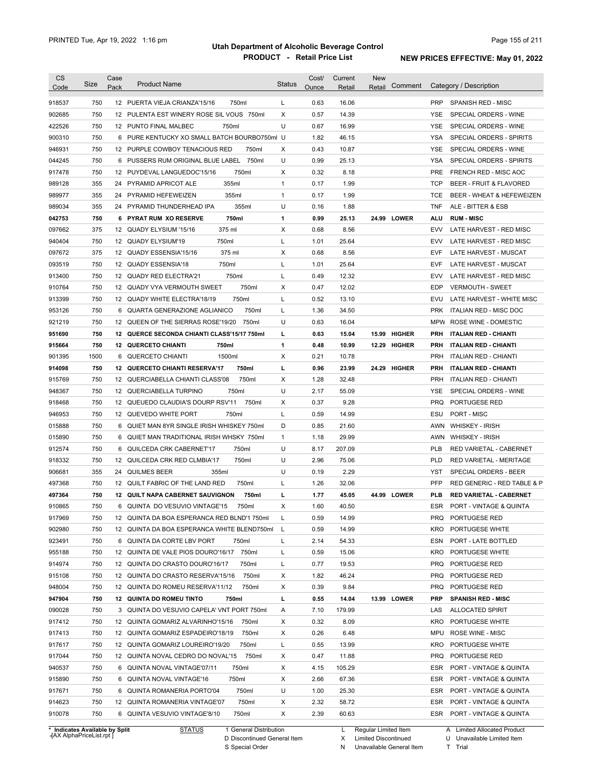# Utah Department of Alcoholic Beverage Control

## PRODUCT - Retail Price List

PRINTED Tue, Apr 19, 2022 1:16 pm

**NEW PRICES EFFECTIVE: May 01, 2022**

| CS Code | Size | Case Pack | Product Name | Status | Cost/ Ounce | Current Retail | New Retail | Comment | Category / Description |
|---|---|---|---|---|---|---|---|---|---|
| 918537 | 750 | 12 | PUERTA VIEJA CRIANZA'15/16 750ml | L | 0.63 | 16.06 | | | PRP SPANISH RED - MISC |
| 902685 | 750 | 12 | PULENTA EST WINERY ROSE SIL VOUS 750ml | X | 0.57 | 14.39 | | | YSE SPECIAL ORDERS - WINE |
| 422526 | 750 | 12 | PUNTO FINAL MALBEC 750ml | U | 0.67 | 16.99 | | | YSE SPECIAL ORDERS - WINE |
| 900310 | 750 | 6 | PURE KENTUCKY XO SMALL BATCH BOURBO750ml | U | 1.82 | 46.15 | | | YSA SPECIAL ORDERS - SPIRITS |
| 946931 | 750 | 12 | PURPLE COWBOY TENACIOUS RED 750ml | X | 0.43 | 10.87 | | | YSE SPECIAL ORDERS - WINE |
| 044245 | 750 | 6 | PUSSERS RUM ORIGINAL BLUE LABEL 750ml | U | 0.99 | 25.13 | | | YSA SPECIAL ORDERS - SPIRITS |
| 917478 | 750 | 12 | PUYDEVAL LANGUEDOC'15/16 750ml | X | 0.32 | 8.18 | | | PRE FRENCH RED - MISC AOC |
| 989128 | 355 | 24 | PYRAMID APRICOT ALE 355ml | 1 | 0.17 | 1.99 | | | TCP BEER - FRUIT & FLAVORED |
| 989977 | 355 | 24 | PYRAMID HEFEWEIZEN 355ml | 1 | 0.17 | 1.99 | | | TCE BEER - WHEAT & HEFEWEIZEN |
| 989034 | 355 | 24 | PYRAMID THUNDERHEAD IPA 355ml | U | 0.16 | 1.88 | | | TNF ALE - BITTER & ESB |
| **042753** | **750** | **6** | **PYRAT RUM XO RESERVE 750ml** | **1** | **0.99** | **25.13** | **24.99** | **LOWER** | **ALU RUM - MISC** |
| 097662 | 375 | 12 | QUADY ELYSIUM '15/16 375 ml | X | 0.68 | 8.56 | | | EVV LATE HARVEST - RED MISC |
| 940404 | 750 | 12 | QUADY ELYSIUM'19 750ml | L | 1.01 | 25.64 | | | EVV LATE HARVEST - RED MISC |
| 097672 | 375 | 12 | QUADY ESSENSIA'15/16 375 ml | X | 0.68 | 8.56 | | | EVF LATE HARVEST - MUSCAT |
| 093519 | 750 | 12 | QUADY ESSENSIA'18 750ml | L | 1.01 | 25.64 | | | EVF LATE HARVEST - MUSCAT |
| 913400 | 750 | 12 | QUADY RED ELECTRA'21 750ml | L | 0.49 | 12.32 | | | EVV LATE HARVEST - RED MISC |
| 910764 | 750 | 12 | QUADY VYA VERMOUTH SWEET 750ml | X | 0.47 | 12.02 | | | EDP VERMOUTH - SWEET |
| 913399 | 750 | 12 | QUADY WHITE ELECTRA'18/19 750ml | L | 0.52 | 13.10 | | | EVU LATE HARVEST - WHITE MISC |
| 953126 | 750 | 6 | QUARTA GENERAZIONE AGLIANICO 750ml | L | 1.36 | 34.50 | | | PRK ITALIAN RED - MISC DOC |
| 921219 | 750 | 12 | QUEEN OF THE SIERRAS ROSE'19/20 750ml | U | 0.63 | 16.04 | | | MPW ROSE WINE - DOMESTIC |
| **951690** | **750** | **12** | **QUERCE SECONDA CHIANTI CLASS'15/17 750ml** | **L** | **0.63** | **15.04** | **15.99** | **HIGHER** | **PRH ITALIAN RED - CHIANTI** |
| **915664** | **750** | **12** | **QUERCETO CHIANTI 750ml** | **1** | **0.48** | **10.99** | **12.29** | **HIGHER** | **PRH ITALIAN RED - CHIANTI** |
| 901395 | 1500 | 6 | QUERCETO CHIANTI 1500ml | X | 0.21 | 10.78 | | | PRH ITALIAN RED - CHIANTI |
| **914098** | **750** | **12** | **QUERCETO CHIANTI RESERVA'17 750ml** | **L** | **0.96** | **23.99** | **24.29** | **HIGHER** | **PRH ITALIAN RED - CHIANTI** |
| 915769 | 750 | 12 | QUERCIABELLA CHIANTI CLASS'08 750ml | X | 1.28 | 32.48 | | | PRH ITALIAN RED - CHIANTI |
| 948367 | 750 | 12 | QUERCIABELLA TURPINO 750ml | U | 2.17 | 55.09 | | | YSE SPECIAL ORDERS - WINE |
| 918468 | 750 | 12 | QUEUEDO CLAUDIA'S DOURP RSV'11 750ml | X | 0.37 | 9.28 | | | PRQ PORTUGESE RED |
| 946953 | 750 | 12 | QUEVEDO WHITE PORT 750ml | L | 0.59 | 14.99 | | | ESU PORT - MISC |
| 015888 | 750 | 6 | QUIET MAN 8YR SINGLE IRISH WHISKEY 750ml | D | 0.85 | 21.60 | | | AWN WHISKEY - IRISH |
| 015890 | 750 | 6 | QUIET MAN TRADITIONAL IRISH WHSKY 750ml | 1 | 1.18 | 29.99 | | | AWN WHISKEY - IRISH |
| 912574 | 750 | 6 | QUILCEDA CRK CABERNET'17 750ml | U | 8.17 | 207.09 | | | PLB RED VARIETAL - CABERNET |
| 918332 | 750 | 12 | QUILCEDA CRK RED CLMBIA'17 750ml | U | 2.96 | 75.06 | | | PLD RED VARIETAL - MERITAGE |
| 906681 | 355 | 24 | QUILMES BEER 355ml | U | 0.19 | 2.29 | | | YST SPECIAL ORDERS - BEER |
| 497368 | 750 | 12 | QUILT FABRIC OF THE LAND RED 750ml | L | 1.26 | 32.06 | | | PFP RED GENERIC - RED TABLE & P |
| **497364** | **750** | **12** | **QUILT NAPA CABERNET SAUVIGNON 750ml** | **L** | **1.77** | **45.05** | **44.99** | **LOWER** | **PLB RED VARIETAL - CABERNET** |
| 910865 | 750 | 6 | QUINTA DO VESUVIO VINTAGE'15 750ml | X | 1.60 | 40.50 | | | ESR PORT - VINTAGE & QUINTA |
| 917969 | 750 | 12 | QUINTA DA BOA ESPERANCA RED BLND'1 750ml | L | 0.59 | 14.99 | | | PRQ PORTUGESE RED |
| 902980 | 750 | 12 | QUINTA DA BOA ESPERANCA WHITE BLEND750ml | L | 0.59 | 14.99 | | | KRO PORTUGESE WHITE |
| 923491 | 750 | 6 | QUINTA DA CORTE LBV PORT 750ml | L | 2.14 | 54.33 | | | ESN PORT - LATE BOTTLED |
| 955188 | 750 | 12 | QUINTA DE VALE PIOS DOURO'16/17 750ml | L | 0.59 | 15.06 | | | KRO PORTUGESE WHITE |
| 914974 | 750 | 12 | QUINTA DO CRASTO DOURO'16/17 750ml | L | 0.77 | 19.53 | | | PRQ PORTUGESE RED |
| 915108 | 750 | 12 | QUINTA DO CRASTO RESERVA'15/16 750ml | X | 1.82 | 46.24 | | | PRQ PORTUGESE RED |
| 948004 | 750 | 12 | QUINTA DO ROMEU RESERVA'11/12 750ml | X | 0.39 | 9.84 | | | PRQ PORTUGESE RED |
| **947904** | **750** | **12** | **QUINTA DO ROMEU TINTO 750ml** | **L** | **0.55** | **14.04** | **13.99** | **LOWER** | **PRP SPANISH RED - MISC** |
| 090028 | 750 | 3 | QUINTA DO VESUVIO CAPELA' VNT PORT 750ml | A | 7.10 | 179.99 | | | LAS ALLOCATED SPIRIT |
| 917412 | 750 | 12 | QUINTA GOMARIZ ALVARINHO'15/16 750ml | X | 0.32 | 8.09 | | | KRO PORTUGESE WHITE |
| 917413 | 750 | 12 | QUINTA GOMARIZ ESPADEIRO'18/19 750ml | X | 0.26 | 6.48 | | | MPU ROSE WINE - MISC |
| 917617 | 750 | 12 | QUINTA GOMARIZ LOUREIRO'19/20 750ml | L | 0.55 | 13.99 | | | KRO PORTUGESE WHITE |
| 917044 | 750 | 12 | QUINTA NOVAL CEDRO DO NOVAL'15 750ml | X | 0.47 | 11.88 | | | PRQ PORTUGESE RED |
| 940537 | 750 | 6 | QUINTA NOVAL VINTAGE'07/11 750ml | X | 4.15 | 105.29 | | | ESR PORT - VINTAGE & QUINTA |
| 915890 | 750 | 6 | QUINTA NOVAL VINTAGE'16 750ml | X | 2.66 | 67.36 | | | ESR PORT - VINTAGE & QUINTA |
| 917671 | 750 | 6 | QUINTA ROMANERIA PORTO'04 750ml | U | 1.00 | 25.30 | | | ESR PORT - VINTAGE & QUINTA |
| 914623 | 750 | 12 | QUINTA ROMANERIA VINTAGE'07 750ml | X | 2.32 | 58.72 | | | ESR PORT - VINTAGE & QUINTA |
| 910078 | 750 | 6 | QUINTA VESUVIO VINTAGE'8/10 750ml | X | 2.39 | 60.63 | | | ESR PORT - VINTAGE & QUINTA |

\* Indicates Available by Split
[AX AlphaPriceList.rpt]

STATUS: 1 General Distribution; D Discontinued General Item; S Special Order; L Regular Limited Item; X Limited Discontinued; N Unavailable General Item; A Limited Allocated Product; U Unavailable Limited Item; T Trial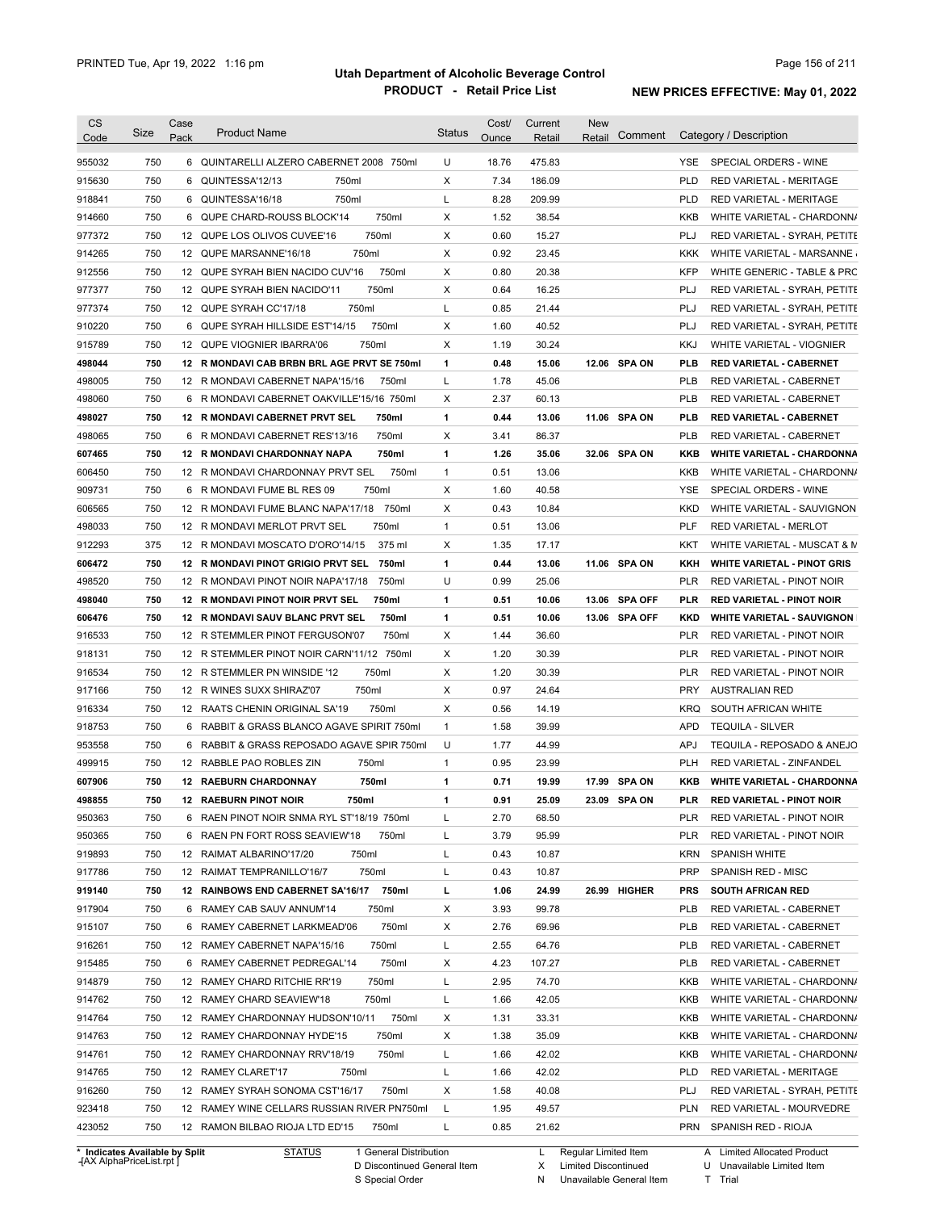# Utah Department of Alcoholic Beverage Control

## PRODUCT - Retail Price List

PRINTED Tue, Apr 19, 2022 1:16 pm

**NEW PRICES EFFECTIVE: May 01, 2022**

| CS Code | Size | Case Pack | Product Name | Status | Cost/ Ounce | Current Retail | New Retail | Comment | Category / Description |
|---|---|---|---|---|---|---|---|---|---|
| 955032 | 750 | 6 | QUINTARELLI ALZERO CABERNET 2008 750ml | U | 18.76 | 475.83 | | | YSE SPECIAL ORDERS - WINE |
| 915630 | 750 | 6 | QUINTESSA'12/13 750ml | X | 7.34 | 186.09 | | | PLD RED VARIETAL - MERITAGE |
| 918841 | 750 | 6 | QUINTESSA'16/18 750ml | L | 8.28 | 209.99 | | | PLD RED VARIETAL - MERITAGE |
| 914660 | 750 | 6 | QUPE CHARD-ROUSS BLOCK'14 750ml | X | 1.52 | 38.54 | | | KKB WHITE VARIETAL - CHARDONNA |
| 977372 | 750 | 12 | QUPE LOS OLIVOS CUVEE'16 750ml | X | 0.60 | 15.27 | | | PLJ RED VARIETAL - SYRAH, PETITE |
| 914265 | 750 | 12 | QUPE MARSANNE'16/18 750ml | X | 0.92 | 23.45 | | | KKK WHITE VARIETAL - MARSANNE |
| 912556 | 750 | 12 | QUPE SYRAH BIEN NACIDO CUV'16 750ml | X | 0.80 | 20.38 | | | KFP WHITE GENERIC - TABLE & PRC |
| 977377 | 750 | 12 | QUPE SYRAH BIEN NACIDO'11 750ml | X | 0.64 | 16.25 | | | PLJ RED VARIETAL - SYRAH, PETITE |
| 977374 | 750 | 12 | QUPE SYRAH CC'17/18 750ml | L | 0.85 | 21.44 | | | PLJ RED VARIETAL - SYRAH, PETITE |
| 910220 | 750 | 6 | QUPE SYRAH HILLSIDE EST'14/15 750ml | X | 1.60 | 40.52 | | | PLJ RED VARIETAL - SYRAH, PETITE |
| 915789 | 750 | 12 | QUPE VIOGNIER IBARRA'06 750ml | X | 1.19 | 30.24 | | | KKJ WHITE VARIETAL - VIOGNIER |
| **498044** | **750** | **12** | **R MONDAVI CAB BRBN BRL AGE PRVT SE 750ml** | **1** | **0.48** | **15.06** | **12.06** | **SPA ON** | **PLB RED VARIETAL - CABERNET** |
| 498005 | 750 | 12 | R MONDAVI CABERNET NAPA'15/16 750ml | L | 1.78 | 45.06 | | | PLB RED VARIETAL - CABERNET |
| 498060 | 750 | 6 | R MONDAVI CABERNET OAKVILLE'15/16 750ml | X | 2.37 | 60.13 | | | PLB RED VARIETAL - CABERNET |
| **498027** | **750** | **12** | **R MONDAVI CABERNET PRVT SEL 750ml** | **1** | **0.44** | **13.06** | **11.06** | **SPA ON** | **PLB RED VARIETAL - CABERNET** |
| 498065 | 750 | 6 | R MONDAVI CABERNET RES'13/16 750ml | X | 3.41 | 86.37 | | | PLB RED VARIETAL - CABERNET |
| **607465** | **750** | **12** | **R MONDAVI CHARDONNAY NAPA 750ml** | **1** | **1.26** | **35.06** | **32.06** | **SPA ON** | **KKB WHITE VARIETAL - CHARDONNA** |
| 606450 | 750 | 12 | R MONDAVI CHARDONNAY PRVT SEL 750ml | 1 | 0.51 | 13.06 | | | KKB WHITE VARIETAL - CHARDONNA |
| 909731 | 750 | 6 | R MONDAVI FUME BL RES 09 750ml | X | 1.60 | 40.58 | | | YSE SPECIAL ORDERS - WINE |
| 606565 | 750 | 12 | R MONDAVI FUME BLANC NAPA'17/18 750ml | X | 0.43 | 10.84 | | | KKD WHITE VARIETAL - SAUVIGNON |
| 498033 | 750 | 12 | R MONDAVI MERLOT PRVT SEL 750ml | 1 | 0.51 | 13.06 | | | PLF RED VARIETAL - MERLOT |
| 912293 | 375 | 12 | R MONDAVI MOSCATO D'ORO'14/15 375 ml | X | 1.35 | 17.17 | | | KKT WHITE VARIETAL - MUSCAT & M |
| **606472** | **750** | **12** | **R MONDAVI PINOT GRIGIO PRVT SEL 750ml** | **1** | **0.44** | **13.06** | **11.06** | **SPA ON** | **KKH WHITE VARIETAL - PINOT GRIS** |
| 498520 | 750 | 12 | R MONDAVI PINOT NOIR NAPA'17/18 750ml | U | 0.99 | 25.06 | | | PLR RED VARIETAL - PINOT NOIR |
| **498040** | **750** | **12** | **R MONDAVI PINOT NOIR PRVT SEL 750ml** | **1** | **0.51** | **10.06** | **13.06** | **SPA OFF** | **PLR RED VARIETAL - PINOT NOIR** |
| **606476** | **750** | **12** | **R MONDAVI SAUV BLANC PRVT SEL 750ml** | **1** | **0.51** | **10.06** | **13.06** | **SPA OFF** | **KKD WHITE VARIETAL - SAUVIGNON** |
| 916533 | 750 | 12 | R STEMMLER PINOT FERGUSON'07 750ml | X | 1.44 | 36.60 | | | PLR RED VARIETAL - PINOT NOIR |
| 918131 | 750 | 12 | R STEMMLER PINOT NOIR CARN'11/12 750ml | X | 1.20 | 30.39 | | | PLR RED VARIETAL - PINOT NOIR |
| 916534 | 750 | 12 | R STEMMLER PN WINSIDE '12 750ml | X | 1.20 | 30.39 | | | PLR RED VARIETAL - PINOT NOIR |
| 917166 | 750 | 12 | R WINES SUXX SHIRAZ'07 750ml | X | 0.97 | 24.64 | | | PRY AUSTRALIAN RED |
| 916334 | 750 | 12 | RAATS CHENIN ORIGINAL SA'19 750ml | X | 0.56 | 14.19 | | | KRQ SOUTH AFRICAN WHITE |
| 918753 | 750 | 6 | RABBIT & GRASS BLANCO AGAVE SPIRIT 750ml | 1 | 1.58 | 39.99 | | | APD TEQUILA - SILVER |
| 953558 | 750 | 6 | RABBIT & GRASS REPOSADO AGAVE SPIR 750ml | U | 1.77 | 44.99 | | | APJ TEQUILA - REPOSADO & ANEJO |
| 499915 | 750 | 12 | RABBLE PAO ROBLES ZIN 750ml | 1 | 0.95 | 23.99 | | | PLH RED VARIETAL - ZINFANDEL |
| **607906** | **750** | **12** | **RAEBURN CHARDONNAY 750ml** | **1** | **0.71** | **19.99** | **17.99** | **SPA ON** | **KKB WHITE VARIETAL - CHARDONNA** |
| **498855** | **750** | **12** | **RAEBURN PINOT NOIR 750ml** | **1** | **0.91** | **25.09** | **23.09** | **SPA ON** | **PLR RED VARIETAL - PINOT NOIR** |
| 950363 | 750 | 6 | RAEN PINOT NOIR SNMA RYL ST'18/19 750ml | L | 2.70 | 68.50 | | | PLR RED VARIETAL - PINOT NOIR |
| 950365 | 750 | 6 | RAEN PN FORT ROSS SEAVIEW'18 750ml | L | 3.79 | 95.99 | | | PLR RED VARIETAL - PINOT NOIR |
| 919893 | 750 | 12 | RAIMAT ALBARINO'17/20 750ml | L | 0.43 | 10.87 | | | KRN SPANISH WHITE |
| 917786 | 750 | 12 | RAIMAT TEMPRANILLO'16/7 750ml | L | 0.43 | 10.87 | | | PRP SPANISH RED - MISC |
| **919140** | **750** | **12** | **RAINBOWS END CABERNET SA'16/17 750ml** | **L** | **1.06** | **24.99** | **26.99** | **HIGHER** | **PRS SOUTH AFRICAN RED** |
| 917904 | 750 | 6 | RAMEY CAB SAUV ANNUM'14 750ml | X | 3.93 | 99.78 | | | PLB RED VARIETAL - CABERNET |
| 915107 | 750 | 6 | RAMEY CABERNET LARKMEAD'06 750ml | X | 2.76 | 69.96 | | | PLB RED VARIETAL - CABERNET |
| 916261 | 750 | 12 | RAMEY CABERNET NAPA'15/16 750ml | L | 2.55 | 64.76 | | | PLB RED VARIETAL - CABERNET |
| 915485 | 750 | 6 | RAMEY CABERNET PEDREGAL'14 750ml | X | 4.23 | 107.27 | | | PLB RED VARIETAL - CABERNET |
| 914879 | 750 | 12 | RAMEY CHARD RITCHIE RR'19 750ml | L | 2.95 | 74.70 | | | KKB WHITE VARIETAL - CHARDONNA |
| 914762 | 750 | 12 | RAMEY CHARD SEAVIEW'18 750ml | L | 1.66 | 42.05 | | | KKB WHITE VARIETAL - CHARDONNA |
| 914764 | 750 | 12 | RAMEY CHARDONNAY HUDSON'10/11 750ml | X | 1.31 | 33.31 | | | KKB WHITE VARIETAL - CHARDONNA |
| 914763 | 750 | 12 | RAMEY CHARDONNAY HYDE'15 750ml | X | 1.38 | 35.09 | | | KKB WHITE VARIETAL - CHARDONNA |
| 914761 | 750 | 12 | RAMEY CHARDONNAY RRV'18/19 750ml | L | 1.66 | 42.02 | | | KKB WHITE VARIETAL - CHARDONNA |
| 914765 | 750 | 12 | RAMEY CLARET'17 750ml | L | 1.66 | 42.02 | | | PLD RED VARIETAL - MERITAGE |
| 916260 | 750 | 12 | RAMEY SYRAH SONOMA CST'16/17 750ml | X | 1.58 | 40.08 | | | PLJ RED VARIETAL - SYRAH, PETITE |
| 923418 | 750 | 12 | RAMEY WINE CELLARS RUSSIAN RIVER PN750ml | L | 1.95 | 49.57 | | | PLN RED VARIETAL - MOURVEDRE |
| 423052 | 750 | 12 | RAMON BILBAO RIOJA LTD ED'15 750ml | L | 0.85 | 21.62 | | | PRN SPANISH RED - RIOJA |

\* Indicates Available by Split

STATUS: 1 General Distribution, D Discontinued General Item, S Special Order, L Regular Limited Item, X Limited Discontinued, N Unavailable General Item, A Limited Allocated Product, U Unavailable Limited Item, T Trial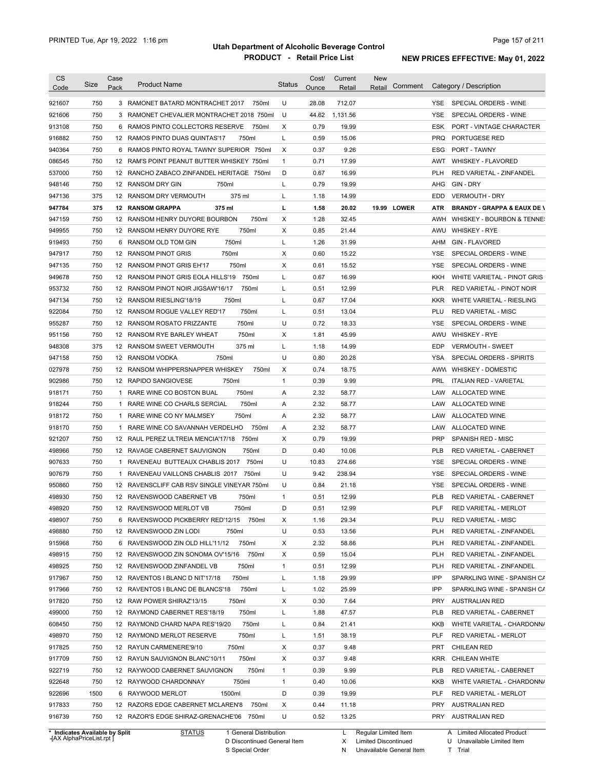# Utah Department of Alcoholic Beverage Control

## PRODUCT - Retail Price List

PRINTED Tue, Apr 19, 2022 1:16 pm

NEW PRICES EFFECTIVE: May 01, 2022

| CS Code | Size | Case Pack | Product Name | Status | Cost/ Ounce | Current Retail | New Retail | Comment | Category / Description |
|---|---|---|---|---|---|---|---|---|---|
| 921607 | 750 | 3 | RAMONET BATARD MONTRACHET 2017 750ml | U | 28.08 | 712.07 | | | YSE SPECIAL ORDERS - WINE |
| 921606 | 750 | 3 | RAMONET CHEVALIER MONTRACHET 2018 750ml | U | 44.62 | 1,131.56 | | | YSE SPECIAL ORDERS - WINE |
| 913108 | 750 | 6 | RAMOS PINTO COLLECTORS RESERVE 750ml | X | 0.79 | 19.99 | | | ESK PORT - VINTAGE CHARACTER |
| 916882 | 750 | 12 | RAMOS PINTO DUAS QUINTAS'17 750ml | L | 0.59 | 15.06 | | | PRQ PORTUGESE RED |
| 940364 | 750 | 6 | RAMOS PINTO ROYAL TAWNY SUPERIOR 750ml | X | 0.37 | 9.26 | | | ESG PORT - TAWNY |
| 086545 | 750 | 12 | RAM'S POINT PEANUT BUTTER WHISKEY 750ml | 1 | 0.71 | 17.99 | | | AWT WHISKEY - FLAVORED |
| 537000 | 750 | 12 | RANCHO ZABACO ZINFANDEL HERITAGE 750ml | D | 0.67 | 16.99 | | | PLH RED VARIETAL - ZINFANDEL |
| 948146 | 750 | 12 | RANSOM DRY GIN 750ml | L | 0.79 | 19.99 | | | AHG GIN - DRY |
| 947136 | 375 | 12 | RANSOM DRY VERMOUTH 375 ml | L | 1.18 | 14.99 | | | EDD VERMOUTH - DRY |
| **947784** | **375** | **12** | **RANSOM GRAPPA 375 ml** | **L** | **1.58** | **20.02** | **19.99** | **LOWER** | **ATR BRANDY - GRAPPA & EAUX DE V** |
| 947159 | 750 | 12 | RANSOM HENRY DUYORE BOURBON 750ml | X | 1.28 | 32.45 | | | AWH WHISKEY - BOURBON & TENNE |
| 949955 | 750 | 12 | RANSOM HENRY DUYORE RYE 750ml | X | 0.85 | 21.44 | | | AWU WHISKEY - RYE |
| 919493 | 750 | 6 | RANSOM OLD TOM GIN 750ml | L | 1.26 | 31.99 | | | AHM GIN - FLAVORED |
| 947917 | 750 | 12 | RANSOM PINOT GRIS 750ml | X | 0.60 | 15.22 | | | YSE SPECIAL ORDERS - WINE |
| 947135 | 750 | 12 | RANSOM PINOT GRIS EH'17 750ml | X | 0.61 | 15.52 | | | YSE SPECIAL ORDERS - WINE |
| 949678 | 750 | 12 | RANSOM PINOT GRIS EOLA HILLS'19 750ml | L | 0.67 | 16.99 | | | KKH WHITE VARIETAL - PINOT GRIS |
| 953732 | 750 | 12 | RANSOM PINOT NOIR JIGSAW'16/17 750ml | L | 0.51 | 12.99 | | | PLR RED VARIETAL - PINOT NOIR |
| 947134 | 750 | 12 | RANSOM RIESLING'18/19 750ml | L | 0.67 | 17.04 | | | KKR WHITE VARIETAL - RIESLING |
| 922084 | 750 | 12 | RANSOM ROGUE VALLEY RED'17 750ml | L | 0.51 | 13.04 | | | PLU RED VARIETAL - MISC |
| 955287 | 750 | 12 | RANSOM ROSATO FRIZZANTE 750ml | U | 0.72 | 18.33 | | | YSE SPECIAL ORDERS - WINE |
| 951156 | 750 | 12 | RANSOM RYE BARLEY WHEAT 750ml | X | 1.81 | 45.99 | | | AWU WHISKEY - RYE |
| 948308 | 375 | 12 | RANSOM SWEET VERMOUTH 375 ml | L | 1.18 | 14.99 | | | EDP VERMOUTH - SWEET |
| 947158 | 750 | 12 | RANSOM VODKA 750ml | U | 0.80 | 20.28 | | | YSA SPECIAL ORDERS - SPIRITS |
| 027978 | 750 | 12 | RANSOM WHIPPERSNAPPER WHISKEY 750ml | X | 0.74 | 18.75 | | | AWW WHISKEY - DOMESTIC |
| 902986 | 750 | 12 | RAPIDO SANGIOVESE 750ml | 1 | 0.39 | 9.99 | | | PRL ITALIAN RED - VARIETAL |
| 918171 | 750 | 1 | RARE WINE CO BOSTON BUAL 750ml | A | 2.32 | 58.77 | | | LAW ALLOCATED WINE |
| 918244 | 750 | 1 | RARE WINE CO CHARLS SERCIAL 750ml | A | 2.32 | 58.77 | | | LAW ALLOCATED WINE |
| 918172 | 750 | 1 | RARE WINE CO NY MALMSEY 750ml | A | 2.32 | 58.77 | | | LAW ALLOCATED WINE |
| 918170 | 750 | 1 | RARE WINE CO SAVANNAH VERDELHO 750ml | A | 2.32 | 58.77 | | | LAW ALLOCATED WINE |
| 921207 | 750 | 12 | RAUL PEREZ ULTREIA MENCIA'17/18 750ml | X | 0.79 | 19.99 | | | PRP SPANISH RED - MISC |
| 498966 | 750 | 12 | RAVAGE CABERNET SAUVIGNON 750ml | D | 0.40 | 10.06 | | | PLB RED VARIETAL - CABERNET |
| 907633 | 750 | 1 | RAVENEAU BUTTEAUX CHABLIS 2017 750ml | U | 10.83 | 274.66 | | | YSE SPECIAL ORDERS - WINE |
| 907679 | 750 | 1 | RAVENEAU VAILLONS CHABLIS 2017 750ml | U | 9.42 | 238.94 | | | YSE SPECIAL ORDERS - WINE |
| 950860 | 750 | 12 | RAVENSCLIFF CAB RSV SINGLE VINEYAR 750ml | U | 0.84 | 21.18 | | | YSE SPECIAL ORDERS - WINE |
| 498930 | 750 | 12 | RAVENSWOOD CABERNET VB 750ml | 1 | 0.51 | 12.99 | | | PLB RED VARIETAL - CABERNET |
| 498920 | 750 | 12 | RAVENSWOOD MERLOT VB 750ml | D | 0.51 | 12.99 | | | PLF RED VARIETAL - MERLOT |
| 498907 | 750 | 6 | RAVENSWOOD PICKBERRY RED'12/15 750ml | X | 1.16 | 29.34 | | | PLU RED VARIETAL - MISC |
| 498880 | 750 | 12 | RAVENSWOOD ZIN LODI 750ml | U | 0.53 | 13.56 | | | PLH RED VARIETAL - ZINFANDEL |
| 915968 | 750 | 6 | RAVENSWOOD ZIN OLD HILL'11/12 750ml | X | 2.32 | 58.86 | | | PLH RED VARIETAL - ZINFANDEL |
| 498915 | 750 | 12 | RAVENSWOOD ZIN SONOMA OV'15/16 750ml | X | 0.59 | 15.04 | | | PLH RED VARIETAL - ZINFANDEL |
| 498925 | 750 | 12 | RAVENSWOOD ZINFANDEL VB 750ml | 1 | 0.51 | 12.99 | | | PLH RED VARIETAL - ZINFANDEL |
| 917967 | 750 | 12 | RAVENTOS I BLANC D NIT'17/18 750ml | L | 1.18 | 29.99 | | | IPP SPARKLING WINE - SPANISH CA |
| 917966 | 750 | 12 | RAVENTOS I BLANC DE BLANCS'18 750ml | L | 1.02 | 25.99 | | | IPP SPARKLING WINE - SPANISH CA |
| 917820 | 750 | 12 | RAW POWER SHIRAZ'13/15 750ml | X | 0.30 | 7.64 | | | PRY AUSTRALIAN RED |
| 499000 | 750 | 12 | RAYMOND CABERNET RES'18/19 750ml | L | 1.88 | 47.57 | | | PLB RED VARIETAL - CABERNET |
| 608450 | 750 | 12 | RAYMOND CHARD NAPA RES'19/20 750ml | L | 0.84 | 21.41 | | | KKB WHITE VARIETAL - CHARDONNA |
| 498970 | 750 | 12 | RAYMOND MERLOT RESERVE 750ml | L | 1.51 | 38.19 | | | PLF RED VARIETAL - MERLOT |
| 917825 | 750 | 12 | RAYUN CARMENERE'9/10 750ml | X | 0.37 | 9.48 | | | PRT CHILEAN RED |
| 917709 | 750 | 12 | RAYUN SAUVIGNON BLANC'10/11 750ml | X | 0.37 | 9.48 | | | KRR CHILEAN WHITE |
| 922719 | 750 | 12 | RAYWOOD CABERNET SAUVIGNON 750ml | 1 | 0.39 | 9.99 | | | PLB RED VARIETAL - CABERNET |
| 922648 | 750 | 12 | RAYWOOD CHARDONNAY 750ml | 1 | 0.40 | 10.06 | | | KKB WHITE VARIETAL - CHARDONNA |
| 922696 | 1500 | 6 | RAYWOOD MERLOT 1500ml | D | 0.39 | 19.99 | | | PLF RED VARIETAL - MERLOT |
| 917833 | 750 | 12 | RAZORS EDGE CABERNET MCLAREN'8 750ml | X | 0.44 | 11.18 | | | PRY AUSTRALIAN RED |
| 916739 | 750 | 12 | RAZOR'S EDGE SHIRAZ-GRENACHE'06 750ml | U | 0.52 | 13.25 | | | PRY AUSTRALIAN RED |

\* Indicates Available by Split

STATUS: 1 General Distribution; D Discontinued General Item; S Special Order; L Regular Limited Item; X Limited Discontinued; N Unavailable General Item; A Limited Allocated Product; U Unavailable Limited Item; T Trial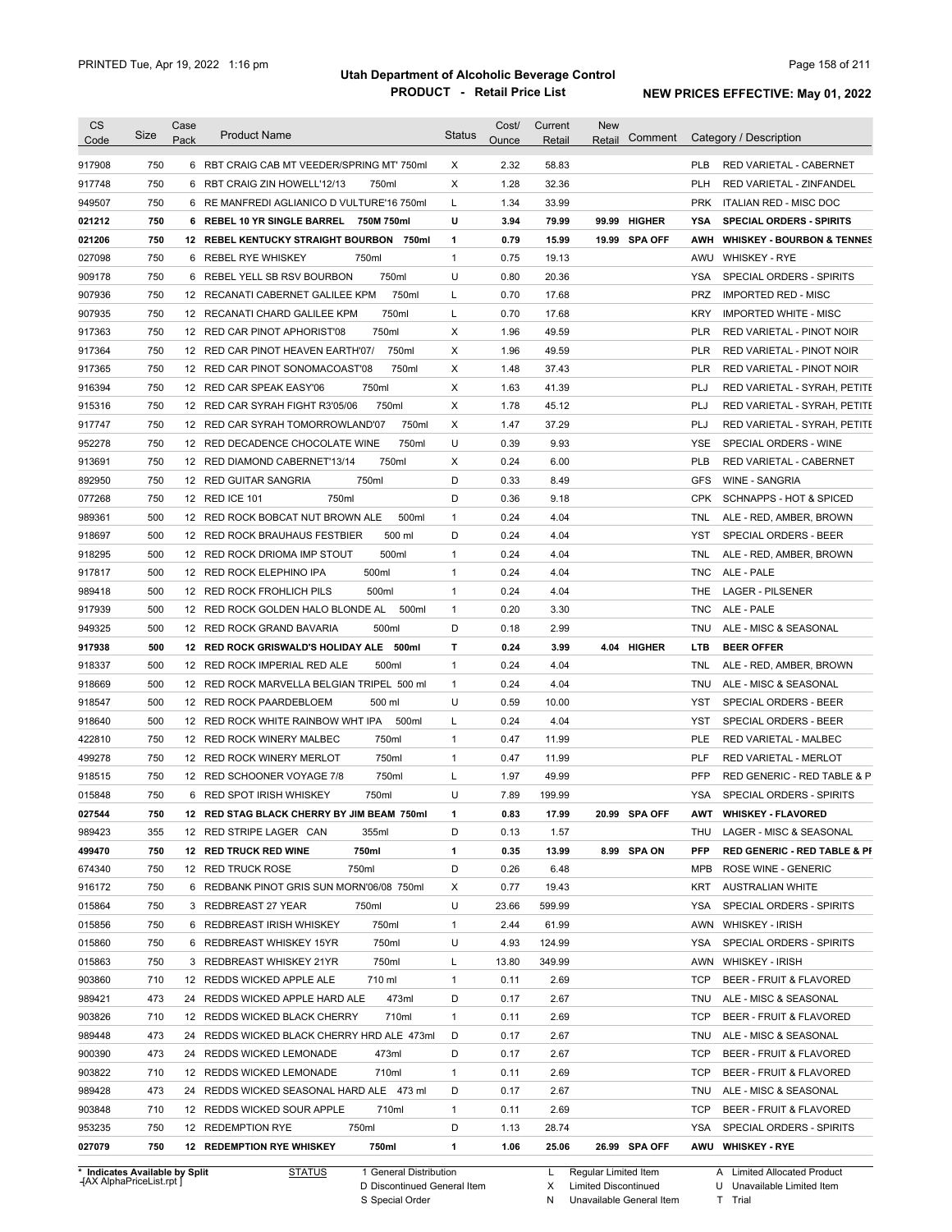# Utah Department of Alcoholic Beverage Control

## PRODUCT - Retail Price List

PRINTED Tue, Apr 19, 2022 1:16 pm

**NEW PRICES EFFECTIVE: May 01, 2022**

| CS Code | Size | Case Pack | Product Name | Status | Cost/ Ounce | Current Retail | New Retail | Comment | Category / Description |
|---|---|---|---|---|---|---|---|---|---|
| 917908 | 750 | 6 | RBT CRAIG CAB MT VEEDER/SPRING MT' 750ml | X | 2.32 | 58.83 | | | PLB RED VARIETAL - CABERNET |
| 917748 | 750 | 6 | RBT CRAIG ZIN HOWELL'12/13 750ml | X | 1.28 | 32.36 | | | PLH RED VARIETAL - ZINFANDEL |
| 949507 | 750 | 6 | RE MANFREDI AGLIANICO D VULTURE'16 750ml | L | 1.34 | 33.99 | | | PRK ITALIAN RED - MISC DOC |
| **021212** | **750** | **6** | **REBEL 10 YR SINGLE BARREL 750M 750ml** | **U** | **3.94** | **79.99** | **99.99** | **HIGHER** | **YSA SPECIAL ORDERS - SPIRITS** |
| **021206** | **750** | **12** | **REBEL KENTUCKY STRAIGHT BOURBON 750ml** | **1** | **0.79** | **15.99** | **19.99** | **SPA OFF** | **AWH WHISKEY - BOURBON & TENNES** |
| 027098 | 750 | 6 | REBEL RYE WHISKEY 750ml | 1 | 0.75 | 19.13 | | | AWU WHISKEY - RYE |
| 909178 | 750 | 6 | REBEL YELL SB RSV BOURBON 750ml | U | 0.80 | 20.36 | | | YSA SPECIAL ORDERS - SPIRITS |
| 907936 | 750 | 12 | RECANATI CABERNET GALILEE KPM 750ml | L | 0.70 | 17.68 | | | PRZ IMPORTED RED - MISC |
| 907935 | 750 | 12 | RECANATI CHARD GALILEE KPM 750ml | L | 0.70 | 17.68 | | | KRY IMPORTED WHITE - MISC |
| 917363 | 750 | 12 | RED CAR PINOT APHORIST'08 750ml | X | 1.96 | 49.59 | | | PLR RED VARIETAL - PINOT NOIR |
| 917364 | 750 | 12 | RED CAR PINOT HEAVEN EARTH'07/ 750ml | X | 1.96 | 49.59 | | | PLR RED VARIETAL - PINOT NOIR |
| 917365 | 750 | 12 | RED CAR PINOT SONOMACOAST'08 750ml | X | 1.48 | 37.43 | | | PLR RED VARIETAL - PINOT NOIR |
| 916394 | 750 | 12 | RED CAR SPEAK EASY'06 750ml | X | 1.63 | 41.39 | | | PLJ RED VARIETAL - SYRAH, PETITE |
| 915316 | 750 | 12 | RED CAR SYRAH FIGHT R3'05/06 750ml | X | 1.78 | 45.12 | | | PLJ RED VARIETAL - SYRAH, PETITE |
| 917747 | 750 | 12 | RED CAR SYRAH TOMORROWLAND'07 750ml | X | 1.47 | 37.29 | | | PLJ RED VARIETAL - SYRAH, PETITE |
| 952278 | 750 | 12 | RED DECADENCE CHOCOLATE WINE 750ml | U | 0.39 | 9.93 | | | YSE SPECIAL ORDERS - WINE |
| 913691 | 750 | 12 | RED DIAMOND CABERNET'13/14 750ml | X | 0.24 | 6.00 | | | PLB RED VARIETAL - CABERNET |
| 892950 | 750 | 12 | RED GUITAR SANGRIA 750ml | D | 0.33 | 8.49 | | | GFS WINE - SANGRIA |
| 077268 | 750 | 12 | RED ICE 101 750ml | D | 0.36 | 9.18 | | | CPK SCHNAPPS - HOT & SPICED |
| 989361 | 500 | 12 | RED ROCK BOBCAT NUT BROWN ALE 500ml | 1 | 0.24 | 4.04 | | | TNL ALE - RED, AMBER, BROWN |
| 918697 | 500 | 12 | RED ROCK BRAUHAUS FESTBIER 500 ml | D | 0.24 | 4.04 | | | YST SPECIAL ORDERS - BEER |
| 918295 | 500 | 12 | RED ROCK DRIOMA IMP STOUT 500ml | 1 | 0.24 | 4.04 | | | TNL ALE - RED, AMBER, BROWN |
| 917817 | 500 | 12 | RED ROCK ELEPHINO IPA 500ml | 1 | 0.24 | 4.04 | | | TNC ALE - PALE |
| 989418 | 500 | 12 | RED ROCK FROHLICH PILS 500ml | 1 | 0.24 | 4.04 | | | THE LAGER - PILSENER |
| 917939 | 500 | 12 | RED ROCK GOLDEN HALO BLONDE AL 500ml | 1 | 0.20 | 3.30 | | | TNC ALE - PALE |
| 949325 | 500 | 12 | RED ROCK GRAND BAVARIA 500ml | D | 0.18 | 2.99 | | | TNU ALE - MISC & SEASONAL |
| **917938** | **500** | **12** | **RED ROCK GRISWALD'S HOLIDAY ALE 500ml** | **T** | **0.24** | **3.99** | **4.04** | **HIGHER** | **LTB BEER OFFER** |
| 918337 | 500 | 12 | RED ROCK IMPERIAL RED ALE 500ml | 1 | 0.24 | 4.04 | | | TNL ALE - RED, AMBER, BROWN |
| 918669 | 500 | 12 | RED ROCK MARVELLA BELGIAN TRIPEL 500 ml | 1 | 0.24 | 4.04 | | | TNU ALE - MISC & SEASONAL |
| 918547 | 500 | 12 | RED ROCK PAARDEBLOEM 500 ml | U | 0.59 | 10.00 | | | YST SPECIAL ORDERS - BEER |
| 918640 | 500 | 12 | RED ROCK WHITE RAINBOW WHT IPA 500ml | L | 0.24 | 4.04 | | | YST SPECIAL ORDERS - BEER |
| 422810 | 750 | 12 | RED ROCK WINERY MALBEC 750ml | 1 | 0.47 | 11.99 | | | PLE RED VARIETAL - MALBEC |
| 499278 | 750 | 12 | RED ROCK WINERY MERLOT 750ml | 1 | 0.47 | 11.99 | | | PLF RED VARIETAL - MERLOT |
| 918515 | 750 | 12 | RED SCHOONER VOYAGE 7/8 750ml | L | 1.97 | 49.99 | | | PFP RED GENERIC - RED TABLE & P |
| 015848 | 750 | 6 | RED SPOT IRISH WHISKEY 750ml | U | 7.89 | 199.99 | | | YSA SPECIAL ORDERS - SPIRITS |
| **027544** | **750** | **12** | **RED STAG BLACK CHERRY BY JIM BEAM 750ml** | **1** | **0.83** | **17.99** | **20.99** | **SPA OFF** | **AWT WHISKEY - FLAVORED** |
| 989423 | 355 | 12 | RED STRIPE LAGER CAN 355ml | D | 0.13 | 1.57 | | | THU LAGER - MISC & SEASONAL |
| **499470** | **750** | **12** | **RED TRUCK RED WINE 750ml** | **1** | **0.35** | **13.99** | **8.99** | **SPA ON** | **PFP RED GENERIC - RED TABLE & PI** |
| 674340 | 750 | 12 | RED TRUCK ROSE 750ml | D | 0.26 | 6.48 | | | MPB ROSE WINE - GENERIC |
| 916172 | 750 | 6 | REDBANK PINOT GRIS SUN MORN'06/08 750ml | X | 0.77 | 19.43 | | | KRT AUSTRALIAN WHITE |
| 015864 | 750 | 3 | REDBREAST 27 YEAR 750ml | U | 23.66 | 599.99 | | | YSA SPECIAL ORDERS - SPIRITS |
| 015856 | 750 | 6 | REDBREAST IRISH WHISKEY 750ml | 1 | 2.44 | 61.99 | | | AWN WHISKEY - IRISH |
| 015860 | 750 | 6 | REDBREAST WHISKEY 15YR 750ml | U | 4.93 | 124.99 | | | YSA SPECIAL ORDERS - SPIRITS |
| 015863 | 750 | 3 | REDBREAST WHISKEY 21YR 750ml | L | 13.80 | 349.99 | | | AWN WHISKEY - IRISH |
| 903860 | 710 | 12 | REDDS WICKED APPLE ALE 710 ml | 1 | 0.11 | 2.69 | | | TCP BEER - FRUIT & FLAVORED |
| 989421 | 473 | 24 | REDDS WICKED APPLE HARD ALE 473ml | D | 0.17 | 2.67 | | | TNU ALE - MISC & SEASONAL |
| 903826 | 710 | 12 | REDDS WICKED BLACK CHERRY 710ml | 1 | 0.11 | 2.69 | | | TCP BEER - FRUIT & FLAVORED |
| 989448 | 473 | 24 | REDDS WICKED BLACK CHERRY HRD ALE 473ml | D | 0.17 | 2.67 | | | TNU ALE - MISC & SEASONAL |
| 900390 | 473 | 24 | REDDS WICKED LEMONADE 473ml | D | 0.17 | 2.67 | | | TCP BEER - FRUIT & FLAVORED |
| 903822 | 710 | 12 | REDDS WICKED LEMONADE 710ml | 1 | 0.11 | 2.69 | | | TCP BEER - FRUIT & FLAVORED |
| 989428 | 473 | 24 | REDDS WICKED SEASONAL HARD ALE 473 ml | D | 0.17 | 2.67 | | | TNU ALE - MISC & SEASONAL |
| 903848 | 710 | 12 | REDDS WICKED SOUR APPLE 710ml | 1 | 0.11 | 2.69 | | | TCP BEER - FRUIT & FLAVORED |
| 953235 | 750 | 12 | REDEMPTION RYE 750ml | D | 1.13 | 28.74 | | | YSA SPECIAL ORDERS - SPIRITS |
| **027079** | **750** | **12** | **REDEMPTION RYE WHISKEY 750ml** | **1** | **1.06** | **25.06** | **26.99** | **SPA OFF** | **AWU WHISKEY - RYE** |

\* Indicates Available by Split

STATUS: 1 General Distribution; D Discontinued General Item; S Special Order; L Regular Limited Item; X Limited Discontinued; N Unavailable General Item; A Limited Allocated Product; U Unavailable Limited Item; T Trial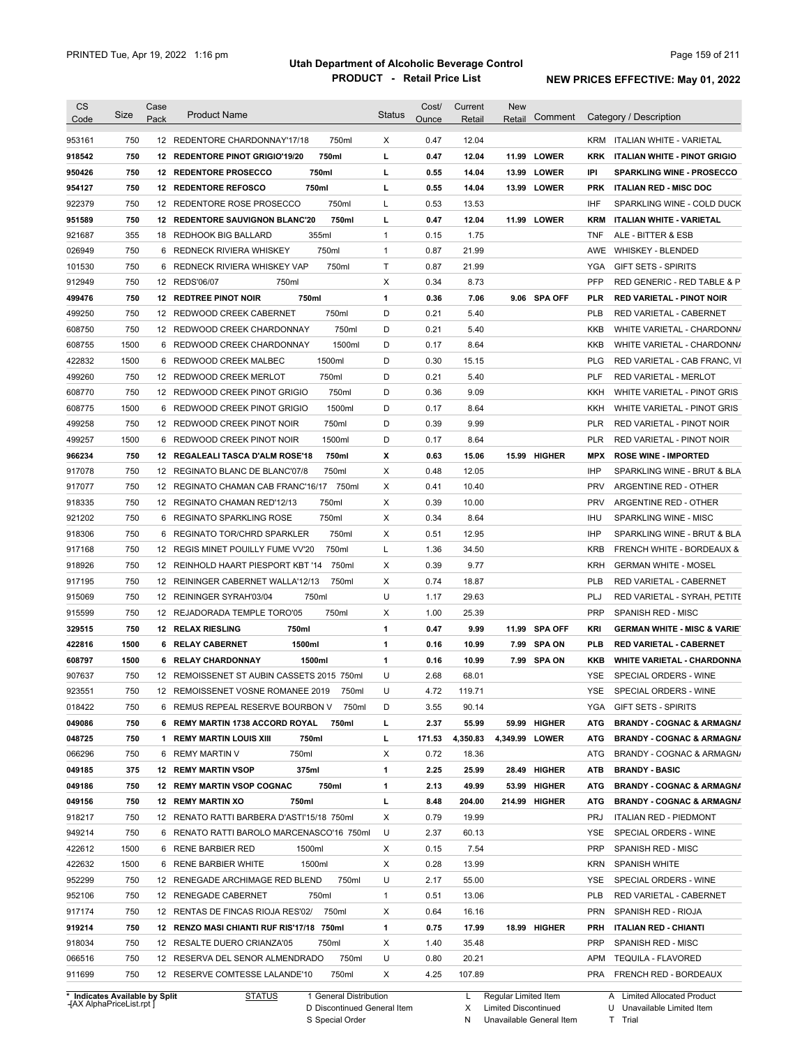# Utah Department of Alcoholic Beverage Control

## PRODUCT - Retail Price List

PRINTED Tue, Apr 19, 2022 1:16 pm

**NEW PRICES EFFECTIVE: May 01, 2022**

| CS Code | Size | Case Pack | Product Name | | Status | Cost/ Ounce | Current Retail | New Retail | Comment | Category / Description | |
|---|---|---|---|---|---|---|---|---|---|---|---|
| 953161 | 750 | 12 | REDENTORE CHARDONNAY'17/18 | 750ml | X | 0.47 | 12.04 | | | KRM | ITALIAN WHITE - VARIETAL |
| **918542** | **750** | **12** | **REDENTORE PINOT GRIGIO'19/20** | **750ml** | **L** | **0.47** | **12.04** | **11.99** | **LOWER** | **KRK** | **ITALIAN WHITE - PINOT GRIGIO** |
| **950426** | **750** | **12** | **REDENTORE PROSECCO** | **750ml** | **L** | **0.55** | **14.04** | **13.99** | **LOWER** | **IPI** | **SPARKLING WINE - PROSECCO** |
| **954127** | **750** | **12** | **REDENTORE REFOSCO** | **750ml** | **L** | **0.55** | **14.04** | **13.99** | **LOWER** | **PRK** | **ITALIAN RED - MISC DOC** |
| 922379 | 750 | 12 | REDENTORE ROSE PROSECCO | 750ml | L | 0.53 | 13.53 | | | IHF | SPARKLING WINE - COLD DUCK |
| **951589** | **750** | **12** | **REDENTORE SAUVIGNON BLANC'20** | **750ml** | **L** | **0.47** | **12.04** | **11.99** | **LOWER** | **KRM** | **ITALIAN WHITE - VARIETAL** |
| 921687 | 355 | 18 | REDHOOK BIG BALLARD | 355ml | 1 | 0.15 | 1.75 | | | TNF | ALE - BITTER & ESB |
| 026949 | 750 | 6 | REDNECK RIVIERA WHISKEY | 750ml | 1 | 0.87 | 21.99 | | | AWE | WHISKEY - BLENDED |
| 101530 | 750 | 6 | REDNECK RIVIERA WHISKEY VAP | 750ml | T | 0.87 | 21.99 | | | YGA | GIFT SETS - SPIRITS |
| 912949 | 750 | 12 | REDS'06/07 | 750ml | X | 0.34 | 8.73 | | | PFP | RED GENERIC - RED TABLE & P |
| **499476** | **750** | **12** | **REDTREE PINOT NOIR** | **750ml** | **1** | **0.36** | **7.06** | **9.06** | **SPA OFF** | **PLR** | **RED VARIETAL - PINOT NOIR** |
| 499250 | 750 | 12 | REDWOOD CREEK CABERNET | 750ml | D | 0.21 | 5.40 | | | PLB | RED VARIETAL - CABERNET |
| 608750 | 750 | 12 | REDWOOD CREEK CHARDONNAY | 750ml | D | 0.21 | 5.40 | | | KKB | WHITE VARIETAL - CHARDONNA |
| 608755 | 1500 | 6 | REDWOOD CREEK CHARDONNAY | 1500ml | D | 0.17 | 8.64 | | | KKB | WHITE VARIETAL - CHARDONNA |
| 422832 | 1500 | 6 | REDWOOD CREEK MALBEC | 1500ml | D | 0.30 | 15.15 | | | PLG | RED VARIETAL - CAB FRANC, VI |
| 499260 | 750 | 12 | REDWOOD CREEK MERLOT | 750ml | D | 0.21 | 5.40 | | | PLF | RED VARIETAL - MERLOT |
| 608770 | 750 | 12 | REDWOOD CREEK PINOT GRIGIO | 750ml | D | 0.36 | 9.09 | | | KKH | WHITE VARIETAL - PINOT GRIS |
| 608775 | 1500 | 6 | REDWOOD CREEK PINOT GRIGIO | 1500ml | D | 0.17 | 8.64 | | | KKH | WHITE VARIETAL - PINOT GRIS |
| 499258 | 750 | 12 | REDWOOD CREEK PINOT NOIR | 750ml | D | 0.39 | 9.99 | | | PLR | RED VARIETAL - PINOT NOIR |
| 499257 | 1500 | 6 | REDWOOD CREEK PINOT NOIR | 1500ml | D | 0.17 | 8.64 | | | PLR | RED VARIETAL - PINOT NOIR |
| **966234** | **750** | **12** | **REGALEALI TASCA D'ALM ROSE'18** | **750ml** | **X** | **0.63** | **15.06** | **15.99** | **HIGHER** | **MPX** | **ROSE WINE - IMPORTED** |
| 917078 | 750 | 12 | REGINATO BLANC DE BLANC'07/8 | 750ml | X | 0.48 | 12.05 | | | IHP | SPARKLING WINE - BRUT & BLA |
| 917077 | 750 | 12 | REGINATO CHAMAN CAB FRANC'16/17 | 750ml | X | 0.41 | 10.40 | | | PRV | ARGENTINE RED - OTHER |
| 918335 | 750 | 12 | REGINATO CHAMAN RED'12/13 | 750ml | X | 0.39 | 10.00 | | | PRV | ARGENTINE RED - OTHER |
| 921202 | 750 | 6 | REGINATO SPARKLING ROSE | 750ml | X | 0.34 | 8.64 | | | IHU | SPARKLING WINE - MISC |
| 918306 | 750 | 6 | REGINATO TOR/CHRD SPARKLER | 750ml | X | 0.51 | 12.95 | | | IHP | SPARKLING WINE - BRUT & BLA |
| 917168 | 750 | 12 | REGIS MINET POUILLY FUME VV'20 | 750ml | L | 1.36 | 34.50 | | | KRB | FRENCH WHITE - BORDEAUX & |
| 918926 | 750 | 12 | REINHOLD HAART PIESPORT KBT '14 | 750ml | X | 0.39 | 9.77 | | | KRH | GERMAN WHITE - MOSEL |
| 917195 | 750 | 12 | REININGER CABERNET WALLA'12/13 | 750ml | X | 0.74 | 18.87 | | | PLB | RED VARIETAL - CABERNET |
| 915069 | 750 | 12 | REININGER SYRAH'03/04 | 750ml | U | 1.17 | 29.63 | | | PLJ | RED VARIETAL - SYRAH, PETITE |
| 915599 | 750 | 12 | REJADORADA TEMPLE TORO'05 | 750ml | X | 1.00 | 25.39 | | | PRP | SPANISH RED - MISC |
| **329515** | **750** | **12** | **RELAX RIESLING** | **750ml** | **1** | **0.47** | **9.99** | **11.99** | **SPA OFF** | **KRI** | **GERMAN WHITE - MISC & VARIET** |
| **422816** | **1500** | **6** | **RELAY CABERNET** | **1500ml** | **1** | **0.16** | **10.99** | **7.99** | **SPA ON** | **PLB** | **RED VARIETAL - CABERNET** |
| **608797** | **1500** | **6** | **RELAY CHARDONNAY** | **1500ml** | **1** | **0.16** | **10.99** | **7.99** | **SPA ON** | **KKB** | **WHITE VARIETAL - CHARDONNA** |
| 907637 | 750 | 12 | REMOISSENET ST AUBIN CASSETS 2015 | 750ml | U | 2.68 | 68.01 | | | YSE | SPECIAL ORDERS - WINE |
| 923551 | 750 | 12 | REMOISSENET VOSNE ROMANEE 2019 | 750ml | U | 4.72 | 119.71 | | | YSE | SPECIAL ORDERS - WINE |
| 018422 | 750 | 6 | REMUS REPEAL RESERVE BOURBON V | 750ml | D | 3.55 | 90.14 | | | YGA | GIFT SETS - SPIRITS |
| **049086** | **750** | **6** | **REMY MARTIN 1738 ACCORD ROYAL** | **750ml** | **L** | **2.37** | **55.99** | **59.99** | **HIGHER** | **ATG** | **BRANDY - COGNAC & ARMAGNA** |
| **048725** | **750** | **1** | **REMY MARTIN LOUIS XIII** | **750ml** | **L** | **171.53** | **4,350.83** | **4,349.99** | **LOWER** | **ATG** | **BRANDY - COGNAC & ARMAGNA** |
| 066296 | 750 | 6 | REMY MARTIN V | 750ml | X | 0.72 | 18.36 | | | ATG | BRANDY - COGNAC & ARMAGNA |
| **049185** | **375** | **12** | **REMY MARTIN VSOP** | **375ml** | **1** | **2.25** | **25.99** | **28.49** | **HIGHER** | **ATB** | **BRANDY - BASIC** |
| **049186** | **750** | **12** | **REMY MARTIN VSOP COGNAC** | **750ml** | **1** | **2.13** | **49.99** | **53.99** | **HIGHER** | **ATG** | **BRANDY - COGNAC & ARMAGNA** |
| **049156** | **750** | **12** | **REMY MARTIN XO** | **750ml** | **L** | **8.48** | **204.00** | **214.99** | **HIGHER** | **ATG** | **BRANDY - COGNAC & ARMAGNA** |
| 918217 | 750 | 12 | RENATO RATTI BARBERA D'ASTI'15/18 | 750ml | X | 0.79 | 19.99 | | | PRJ | ITALIAN RED - PIEDMONT |
| 949214 | 750 | 6 | RENATO RATTI BAROLO MARCENASCO'16 | 750ml | U | 2.37 | 60.13 | | | YSE | SPECIAL ORDERS - WINE |
| 422612 | 1500 | 6 | RENE BARBIER RED | 1500ml | X | 0.15 | 7.54 | | | PRP | SPANISH RED - MISC |
| 422632 | 1500 | 6 | RENE BARBIER WHITE | 1500ml | X | 0.28 | 13.99 | | | KRN | SPANISH WHITE |
| 952299 | 750 | 12 | RENEGADE ARCHIMAGE RED BLEND | 750ml | U | 2.17 | 55.00 | | | YSE | SPECIAL ORDERS - WINE |
| 952106 | 750 | 12 | RENEGADE CABERNET | 750ml | 1 | 0.51 | 13.06 | | | PLB | RED VARIETAL - CABERNET |
| 917174 | 750 | 12 | RENTAS DE FINCAS RIOJA RES'02/ | 750ml | X | 0.64 | 16.16 | | | PRN | SPANISH RED - RIOJA |
| **919214** | **750** | **12** | **RENZO MASI CHIANTI RUF RIS'17/18** | **750ml** | **1** | **0.75** | **17.99** | **18.99** | **HIGHER** | **PRH** | **ITALIAN RED - CHIANTI** |
| 918034 | 750 | 12 | RESALTE DUERO CRIANZA'05 | 750ml | X | 1.40 | 35.48 | | | PRP | SPANISH RED - MISC |
| 066516 | 750 | 12 | RESERVA DEL SENOR ALMENDRADO | 750ml | U | 0.80 | 20.21 | | | APM | TEQUILA - FLAVORED |
| 911699 | 750 | 12 | RESERVE COMTESSE LALANDE'10 | 750ml | X | 4.25 | 107.89 | | | PRA | FRENCH RED - BORDEAUX |

\* Indicates Available by Split

STATUS: 1 General Distribution; D Discontinued General Item; S Special Order; L Regular Limited Item; X Limited Discontinued; N Unavailable General Item; A Limited Allocated Product; U Unavailable Limited Item; T Trial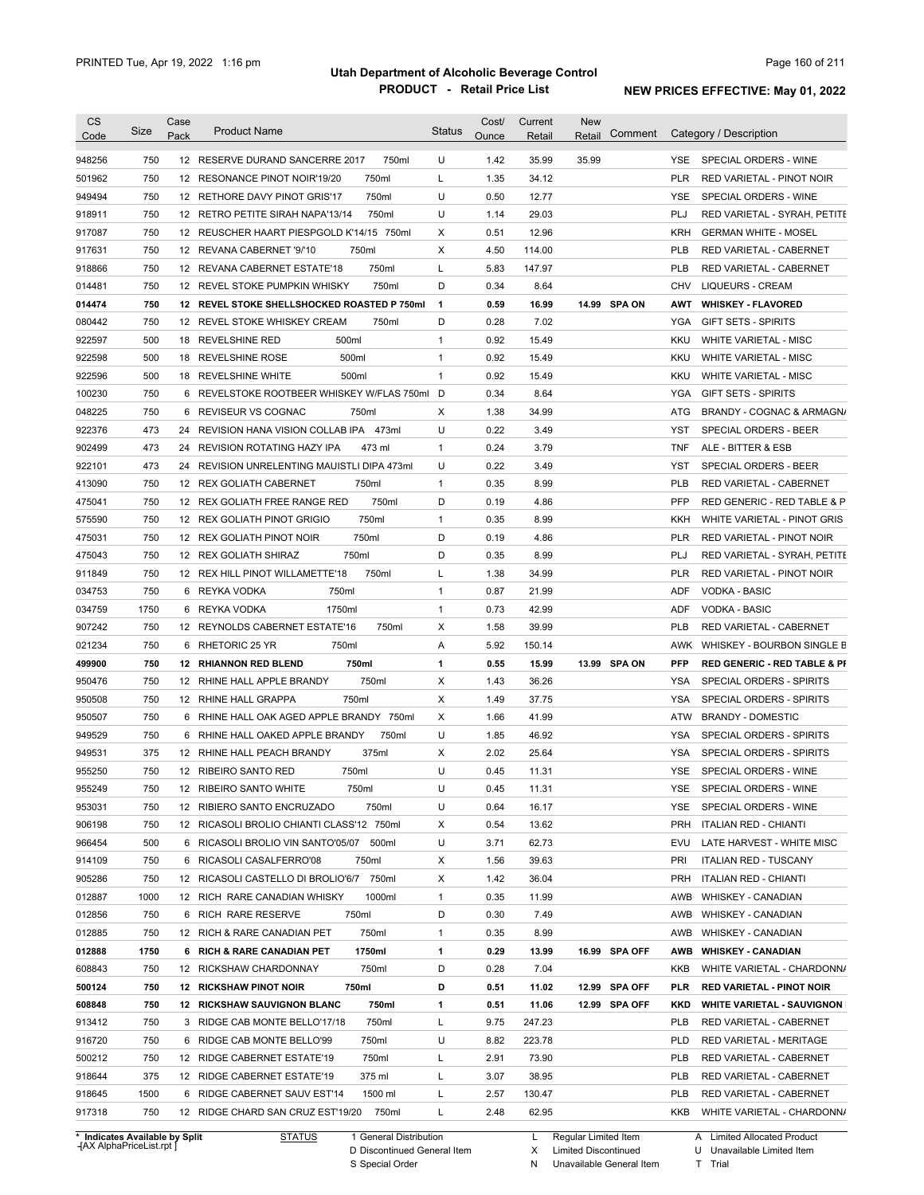# Utah Department of Alcoholic Beverage Control

**PRODUCT - Retail Price List**

**NEW PRICES EFFECTIVE: May 01, 2022**

PRINTED Tue, Apr 19, 2022 1:16 pm

| CS Code | Size | Case Pack | Product Name | Status | Cost/ Ounce | Current Retail | New Retail | Comment | Category / Description |
|---|---|---|---|---|---|---|---|---|---|
| 948256 | 750 | 12 | RESERVE DURAND SANCERRE 2017 750ml | U | 1.42 | 35.99 | 35.99 | | YSE SPECIAL ORDERS - WINE |
| 501962 | 750 | 12 | RESONANCE PINOT NOIR'19/20 750ml | L | 1.35 | 34.12 | | | PLR RED VARIETAL - PINOT NOIR |
| 949494 | 750 | 12 | RETHORE DAVY PINOT GRIS'17 750ml | U | 0.50 | 12.77 | | | YSE SPECIAL ORDERS - WINE |
| 918911 | 750 | 12 | RETRO PETITE SIRAH NAPA'13/14 750ml | U | 1.14 | 29.03 | | | PLJ RED VARIETAL - SYRAH, PETITE |
| 917087 | 750 | 12 | REUSCHER HAART PIESPGOLD K'14/15 750ml | X | 0.51 | 12.96 | | | KRH GERMAN WHITE - MOSEL |
| 917631 | 750 | 12 | REVANA CABERNET '9/'10 750ml | X | 4.50 | 114.00 | | | PLB RED VARIETAL - CABERNET |
| 918866 | 750 | 12 | REVANA CABERNET ESTATE'18 750ml | L | 5.83 | 147.97 | | | PLB RED VARIETAL - CABERNET |
| 014481 | 750 | 12 | REVEL STOKE PUMPKIN WHISKY 750ml | D | 0.34 | 8.64 | | | CHV LIQUEURS - CREAM |
| **014474** | **750** | **12** | **REVEL STOKE SHELLSHOCKED ROASTED P 750ml** | **1** | **0.59** | **16.99** | **14.99** | **SPA ON** | **AWT WHISKEY - FLAVORED** |
| 080442 | 750 | 12 | REVEL STOKE WHISKEY CREAM 750ml | D | 0.28 | 7.02 | | | YGA GIFT SETS - SPIRITS |
| 922597 | 500 | 18 | REVELSHINE RED 500ml | 1 | 0.92 | 15.49 | | | KKU WHITE VARIETAL - MISC |
| 922598 | 500 | 18 | REVELSHINE ROSE 500ml | 1 | 0.92 | 15.49 | | | KKU WHITE VARIETAL - MISC |
| 922596 | 500 | 18 | REVELSHINE WHITE 500ml | 1 | 0.92 | 15.49 | | | KKU WHITE VARIETAL - MISC |
| 100230 | 750 | 6 | REVELSTOKE ROOTBEER WHISKEY W/FLAS 750ml | D | 0.34 | 8.64 | | | YGA GIFT SETS - SPIRITS |
| 048225 | 750 | 6 | REVISEUR VS COGNAC 750ml | X | 1.38 | 34.99 | | | ATG BRANDY - COGNAC & ARMAGNA |
| 922376 | 473 | 24 | REVISION HANA VISION COLLAB IPA 473ml | U | 0.22 | 3.49 | | | YST SPECIAL ORDERS - BEER |
| 902499 | 473 | 24 | REVISION ROTATING HAZY IPA 473 ml | 1 | 0.24 | 3.79 | | | TNF ALE - BITTER & ESB |
| 922101 | 473 | 24 | REVISION UNRELENTING MAUISTLI DIPA 473ml | U | 0.22 | 3.49 | | | YST SPECIAL ORDERS - BEER |
| 413090 | 750 | 12 | REX GOLIATH CABERNET 750ml | 1 | 0.35 | 8.99 | | | PLB RED VARIETAL - CABERNET |
| 475041 | 750 | 12 | REX GOLIATH FREE RANGE RED 750ml | D | 0.19 | 4.86 | | | PFP RED GENERIC - RED TABLE & P |
| 575590 | 750 | 12 | REX GOLIATH PINOT GRIGIO 750ml | 1 | 0.35 | 8.99 | | | KKH WHITE VARIETAL - PINOT GRIS |
| 475031 | 750 | 12 | REX GOLIATH PINOT NOIR 750ml | D | 0.19 | 4.86 | | | PLR RED VARIETAL - PINOT NOIR |
| 475043 | 750 | 12 | REX GOLIATH SHIRAZ 750ml | D | 0.35 | 8.99 | | | PLJ RED VARIETAL - SYRAH, PETITE |
| 911849 | 750 | 12 | REX HILL PINOT WILLAMETTE'18 750ml | L | 1.38 | 34.99 | | | PLR RED VARIETAL - PINOT NOIR |
| 034753 | 750 | 6 | REYKA VODKA 750ml | 1 | 0.87 | 21.99 | | | ADF VODKA - BASIC |
| 034759 | 1750 | 6 | REYKA VODKA 1750ml | 1 | 0.73 | 42.99 | | | ADF VODKA - BASIC |
| 907242 | 750 | 12 | REYNOLDS CABERNET ESTATE'16 750ml | X | 1.58 | 39.99 | | | PLB RED VARIETAL - CABERNET |
| 021234 | 750 | 6 | RHETORIC 25 YR 750ml | A | 5.92 | 150.14 | | | AWK WHISKEY - BOURBON SINGLE B |
| **499900** | **750** | **12** | **RHIANNON RED BLEND 750ml** | **1** | **0.55** | **15.99** | **13.99** | **SPA ON** | **PFP RED GENERIC - RED TABLE & PI** |
| 950476 | 750 | 12 | RHINE HALL APPLE BRANDY 750ml | X | 1.43 | 36.26 | | | YSA SPECIAL ORDERS - SPIRITS |
| 950508 | 750 | 12 | RHINE HALL GRAPPA 750ml | X | 1.49 | 37.75 | | | YSA SPECIAL ORDERS - SPIRITS |
| 950507 | 750 | 6 | RHINE HALL OAK AGED APPLE BRANDY 750ml | X | 1.66 | 41.99 | | | ATW BRANDY - DOMESTIC |
| 949529 | 750 | 6 | RHINE HALL OAKED APPLE BRANDY 750ml | U | 1.85 | 46.92 | | | YSA SPECIAL ORDERS - SPIRITS |
| 949531 | 375 | 12 | RHINE HALL PEACH BRANDY 375ml | X | 2.02 | 25.64 | | | YSA SPECIAL ORDERS - SPIRITS |
| 955250 | 750 | 12 | RIBEIRO SANTO RED 750ml | U | 0.45 | 11.31 | | | YSE SPECIAL ORDERS - WINE |
| 955249 | 750 | 12 | RIBEIRO SANTO WHITE 750ml | U | 0.45 | 11.31 | | | YSE SPECIAL ORDERS - WINE |
| 953031 | 750 | 12 | RIBIERO SANTO ENCRUZADO 750ml | U | 0.64 | 16.17 | | | YSE SPECIAL ORDERS - WINE |
| 906198 | 750 | 12 | RICASOLI BROLIO CHIANTI CLASS'12 750ml | X | 0.54 | 13.62 | | | PRH ITALIAN RED - CHIANTI |
| 966454 | 500 | 6 | RICASOLI BROLIO VIN SANTO'05/07 500ml | U | 3.71 | 62.73 | | | EVU LATE HARVEST - WHITE MISC |
| 914109 | 750 | 6 | RICASOLI CASALFERRO'08 750ml | X | 1.56 | 39.63 | | | PRI ITALIAN RED - TUSCANY |
| 905286 | 750 | 12 | RICASOLI CASTELLO DI BROLIO'6/7 750ml | X | 1.42 | 36.04 | | | PRH ITALIAN RED - CHIANTI |
| 012887 | 1000 | 12 | RICH RARE CANADIAN WHISKY 1000ml | 1 | 0.35 | 11.99 | | | AWB WHISKEY - CANADIAN |
| 012856 | 750 | 6 | RICH RARE RESERVE 750ml | D | 0.30 | 7.49 | | | AWB WHISKEY - CANADIAN |
| 012885 | 750 | 12 | RICH & RARE CANADIAN PET 750ml | 1 | 0.35 | 8.99 | | | AWB WHISKEY - CANADIAN |
| **012888** | **1750** | **6** | **RICH & RARE CANADIAN PET 1750ml** | **1** | **0.29** | **13.99** | **16.99** | **SPA OFF** | **AWB WHISKEY - CANADIAN** |
| 608843 | 750 | 12 | RICKSHAW CHARDONNAY 750ml | D | 0.28 | 7.04 | | | KKB WHITE VARIETAL - CHARDONNA |
| **500124** | **750** | **12** | **RICKSHAW PINOT NOIR 750ml** | **D** | **0.51** | **11.02** | **12.99** | **SPA OFF** | **PLR RED VARIETAL - PINOT NOIR** |
| **608848** | **750** | **12** | **RICKSHAW SAUVIGNON BLANC 750ml** | **1** | **0.51** | **11.06** | **12.99** | **SPA OFF** | **KKD WHITE VARIETAL - SAUVIGNON** |
| 913412 | 750 | 3 | RIDGE CAB MONTE BELLO'17/18 750ml | L | 9.75 | 247.23 | | | PLB RED VARIETAL - CABERNET |
| 916720 | 750 | 6 | RIDGE CAB MONTE BELLO'99 750ml | U | 8.82 | 223.78 | | | PLD RED VARIETAL - MERITAGE |
| 500212 | 750 | 12 | RIDGE CABERNET ESTATE'19 750ml | L | 2.91 | 73.90 | | | PLB RED VARIETAL - CABERNET |
| 918644 | 375 | 12 | RIDGE CABERNET ESTATE'19 375 ml | L | 3.07 | 38.95 | | | PLB RED VARIETAL - CABERNET |
| 918645 | 1500 | 6 | RIDGE CABERNET SAUV EST'14 1500 ml | L | 2.57 | 130.47 | | | PLB RED VARIETAL - CABERNET |
| 917318 | 750 | 12 | RIDGE CHARD SAN CRUZ EST'19/20 750ml | L | 2.48 | 62.95 | | | KKB WHITE VARIETAL - CHARDONNA |

\* Indicates Available by Split

STATUS: 1 General Distribution; D Discontinued General Item; S Special Order; L Regular Limited Item; X Limited Discontinued; N Unavailable General Item; A Limited Allocated Product; U Unavailable Limited Item; T Trial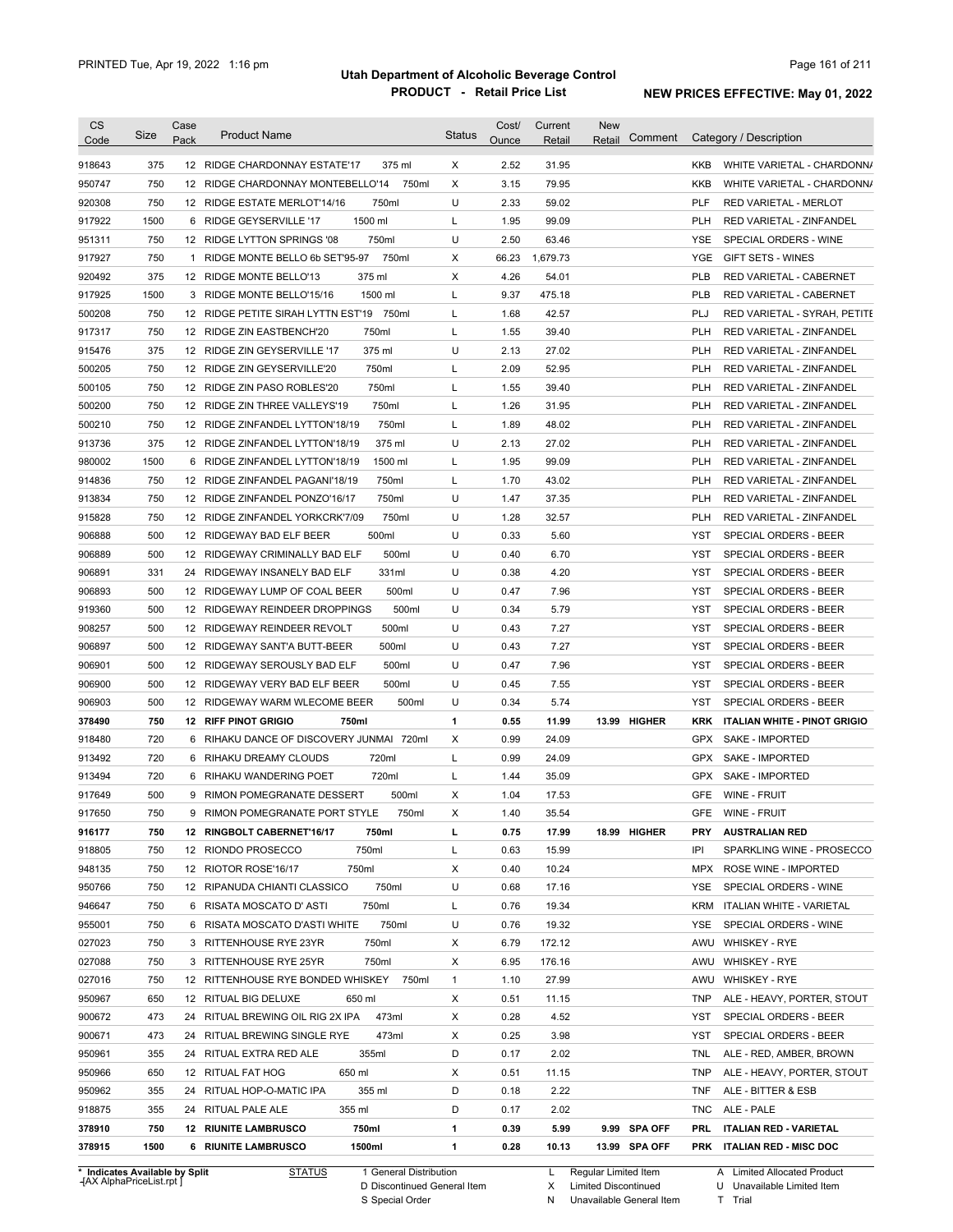# Utah Department of Alcoholic Beverage Control

## PRODUCT - Retail Price List

PRINTED Tue, Apr 19, 2022 1:16 pm

**NEW PRICES EFFECTIVE: May 01, 2022**

| CS Code | Size | Case Pack | Product Name | | Status | Cost/ Ounce | Current Retail | New Retail | Comment | Category / Description | |
|---|---|---|---|---|---|---|---|---|---|---|---|
| 918643 | 375 | 12 | RIDGE CHARDONNAY ESTATE'17 | 375 ml | X | 2.52 | 31.95 | | | KKB | WHITE VARIETAL - CHARDONNA |
| 950747 | 750 | 12 | RIDGE CHARDONNAY MONTEBELLO'14 | 750ml | X | 3.15 | 79.95 | | | KKB | WHITE VARIETAL - CHARDONNA |
| 920308 | 750 | 12 | RIDGE ESTATE MERLOT'14/16 | 750ml | U | 2.33 | 59.02 | | | PLF | RED VARIETAL - MERLOT |
| 917922 | 1500 | 6 | RIDGE GEYSERVILLE '17 | 1500 ml | L | 1.95 | 99.09 | | | PLH | RED VARIETAL - ZINFANDEL |
| 951311 | 750 | 12 | RIDGE LYTTON SPRINGS '08 | 750ml | U | 2.50 | 63.46 | | | YSE | SPECIAL ORDERS - WINE |
| 917927 | 750 | 1 | RIDGE MONTE BELLO 6b SET'95-97 | 750ml | X | 66.23 | 1,679.73 | | | YGE | GIFT SETS - WINES |
| 920492 | 375 | 12 | RIDGE MONTE BELLO'13 | 375 ml | X | 4.26 | 54.01 | | | PLB | RED VARIETAL - CABERNET |
| 917925 | 1500 | 3 | RIDGE MONTE BELLO'15/16 | 1500 ml | L | 9.37 | 475.18 | | | PLB | RED VARIETAL - CABERNET |
| 500208 | 750 | 12 | RIDGE PETITE SIRAH LYTTN EST'19 | 750ml | L | 1.68 | 42.57 | | | PLJ | RED VARIETAL - SYRAH, PETITE |
| 917317 | 750 | 12 | RIDGE ZIN EASTBENCH'20 | 750ml | L | 1.55 | 39.40 | | | PLH | RED VARIETAL - ZINFANDEL |
| 915476 | 375 | 12 | RIDGE ZIN GEYSERVILLE '17 | 375 ml | U | 2.13 | 27.02 | | | PLH | RED VARIETAL - ZINFANDEL |
| 500205 | 750 | 12 | RIDGE ZIN GEYSERVILLE'20 | 750ml | L | 2.09 | 52.95 | | | PLH | RED VARIETAL - ZINFANDEL |
| 500105 | 750 | 12 | RIDGE ZIN PASO ROBLES'20 | 750ml | L | 1.55 | 39.40 | | | PLH | RED VARIETAL - ZINFANDEL |
| 500200 | 750 | 12 | RIDGE ZIN THREE VALLEYS'19 | 750ml | L | 1.26 | 31.95 | | | PLH | RED VARIETAL - ZINFANDEL |
| 500210 | 750 | 12 | RIDGE ZINFANDEL LYTTON'18/19 | 750ml | L | 1.89 | 48.02 | | | PLH | RED VARIETAL - ZINFANDEL |
| 913736 | 375 | 12 | RIDGE ZINFANDEL LYTTON'18/19 | 375 ml | U | 2.13 | 27.02 | | | PLH | RED VARIETAL - ZINFANDEL |
| 980002 | 1500 | 6 | RIDGE ZINFANDEL LYTTON'18/19 | 1500 ml | L | 1.95 | 99.09 | | | PLH | RED VARIETAL - ZINFANDEL |
| 914836 | 750 | 12 | RIDGE ZINFANDEL PAGANI'18/19 | 750ml | L | 1.70 | 43.02 | | | PLH | RED VARIETAL - ZINFANDEL |
| 913834 | 750 | 12 | RIDGE ZINFANDEL PONZO'16/17 | 750ml | U | 1.47 | 37.35 | | | PLH | RED VARIETAL - ZINFANDEL |
| 915828 | 750 | 12 | RIDGE ZINFANDEL YORKCRK'7/09 | 750ml | U | 1.28 | 32.57 | | | PLH | RED VARIETAL - ZINFANDEL |
| 906888 | 500 | 12 | RIDGEWAY BAD ELF BEER | 500ml | U | 0.33 | 5.60 | | | YST | SPECIAL ORDERS - BEER |
| 906889 | 500 | 12 | RIDGEWAY CRIMINALLY BAD ELF | 500ml | U | 0.40 | 6.70 | | | YST | SPECIAL ORDERS - BEER |
| 906891 | 331 | 24 | RIDGEWAY INSANELY BAD ELF | 331ml | U | 0.38 | 4.20 | | | YST | SPECIAL ORDERS - BEER |
| 906893 | 500 | 12 | RIDGEWAY LUMP OF COAL BEER | 500ml | U | 0.47 | 7.96 | | | YST | SPECIAL ORDERS - BEER |
| 919360 | 500 | 12 | RIDGEWAY REINDEER DROPPINGS | 500ml | U | 0.34 | 5.79 | | | YST | SPECIAL ORDERS - BEER |
| 908257 | 500 | 12 | RIDGEWAY REINDEER REVOLT | 500ml | U | 0.43 | 7.27 | | | YST | SPECIAL ORDERS - BEER |
| 906897 | 500 | 12 | RIDGEWAY SANT'A BUTT-BEER | 500ml | U | 0.43 | 7.27 | | | YST | SPECIAL ORDERS - BEER |
| 906901 | 500 | 12 | RIDGEWAY SEROUSLY BAD ELF | 500ml | U | 0.47 | 7.96 | | | YST | SPECIAL ORDERS - BEER |
| 906900 | 500 | 12 | RIDGEWAY VERY BAD ELF BEER | 500ml | U | 0.45 | 7.55 | | | YST | SPECIAL ORDERS - BEER |
| 906903 | 500 | 12 | RIDGEWAY WARM WLECOME BEER | 500ml | U | 0.34 | 5.74 | | | YST | SPECIAL ORDERS - BEER |
| **378490** | **750** | **12** | **RIFF PINOT GRIGIO** | **750ml** | **1** | **0.55** | **11.99** | **13.99** | **HIGHER** | **KRK** | **ITALIAN WHITE - PINOT GRIGIO** |
| 918480 | 720 | 6 | RIHAKU DANCE OF DISCOVERY JUNMAI | 720ml | X | 0.99 | 24.09 | | | GPX | SAKE - IMPORTED |
| 913492 | 720 | 6 | RIHAKU DREAMY CLOUDS | 720ml | L | 0.99 | 24.09 | | | GPX | SAKE - IMPORTED |
| 913494 | 720 | 6 | RIHAKU WANDERING POET | 720ml | L | 1.44 | 35.09 | | | GPX | SAKE - IMPORTED |
| 917649 | 500 | 9 | RIMON POMEGRANATE DESSERT | 500ml | X | 1.04 | 17.53 | | | GFE | WINE - FRUIT |
| 917650 | 750 | 9 | RIMON POMEGRANATE PORT STYLE | 750ml | X | 1.40 | 35.54 | | | GFE | WINE - FRUIT |
| **916177** | **750** | **12** | **RINGBOLT CABERNET'16/17** | **750ml** | **L** | **0.75** | **17.99** | **18.99** | **HIGHER** | **PRY** | **AUSTRALIAN RED** |
| 918805 | 750 | 12 | RIONDO PROSECCO | 750ml | L | 0.63 | 15.99 | | | IPI | SPARKLING WINE - PROSECCO |
| 948135 | 750 | 12 | RIOTOR ROSE'16/17 | 750ml | X | 0.40 | 10.24 | | | MPX | ROSE WINE - IMPORTED |
| 950766 | 750 | 12 | RIPANUDA CHIANTI CLASSICO | 750ml | U | 0.68 | 17.16 | | | YSE | SPECIAL ORDERS - WINE |
| 946647 | 750 | 6 | RISATA MOSCATO D' ASTI | 750ml | L | 0.76 | 19.34 | | | KRM | ITALIAN WHITE - VARIETAL |
| 955001 | 750 | 6 | RISATA MOSCATO D'ASTI WHITE | 750ml | U | 0.76 | 19.32 | | | YSE | SPECIAL ORDERS - WINE |
| 027023 | 750 | 3 | RITTENHOUSE RYE 23YR | 750ml | X | 6.79 | 172.12 | | | AWU | WHISKEY - RYE |
| 027088 | 750 | 3 | RITTENHOUSE RYE 25YR | 750ml | X | 6.95 | 176.16 | | | AWU | WHISKEY - RYE |
| 027016 | 750 | 12 | RITTENHOUSE RYE BONDED WHISKEY | 750ml | 1 | 1.10 | 27.99 | | | AWU | WHISKEY - RYE |
| 950967 | 650 | 12 | RITUAL BIG DELUXE | 650 ml | X | 0.51 | 11.15 | | | TNP | ALE - HEAVY, PORTER, STOUT |
| 900672 | 473 | 24 | RITUAL BREWING OIL RIG 2X IPA | 473ml | X | 0.28 | 4.52 | | | YST | SPECIAL ORDERS - BEER |
| 900671 | 473 | 24 | RITUAL BREWING SINGLE RYE | 473ml | X | 0.25 | 3.98 | | | YST | SPECIAL ORDERS - BEER |
| 950961 | 355 | 24 | RITUAL EXTRA RED ALE | 355ml | D | 0.17 | 2.02 | | | TNL | ALE - RED, AMBER, BROWN |
| 950966 | 650 | 12 | RITUAL FAT HOG | 650 ml | X | 0.51 | 11.15 | | | TNP | ALE - HEAVY, PORTER, STOUT |
| 950962 | 355 | 24 | RITUAL HOP-O-MATIC IPA | 355 ml | D | 0.18 | 2.22 | | | TNF | ALE - BITTER & ESB |
| 918875 | 355 | 24 | RITUAL PALE ALE | 355 ml | D | 0.17 | 2.02 | | | TNC | ALE - PALE |
| **378910** | **750** | **12** | **RIUNITE LAMBRUSCO** | **750ml** | **1** | **0.39** | **5.99** | **9.99** | **SPA OFF** | **PRL** | **ITALIAN RED - VARIETAL** |
| **378915** | **1500** | **6** | **RIUNITE LAMBRUSCO** | **1500ml** | **1** | **0.28** | **10.13** | **13.99** | **SPA OFF** | **PRK** | **ITALIAN RED - MISC DOC** |

\* Indicates Available by Split

-[AX AlphaPriceList.rpt ]

STATUS: 1 General Distribution; D Discontinued General Item; S Special Order; L Regular Limited Item; X Limited Discontinued; N Unavailable General Item; A Limited Allocated Product; U Unavailable Limited Item; T Trial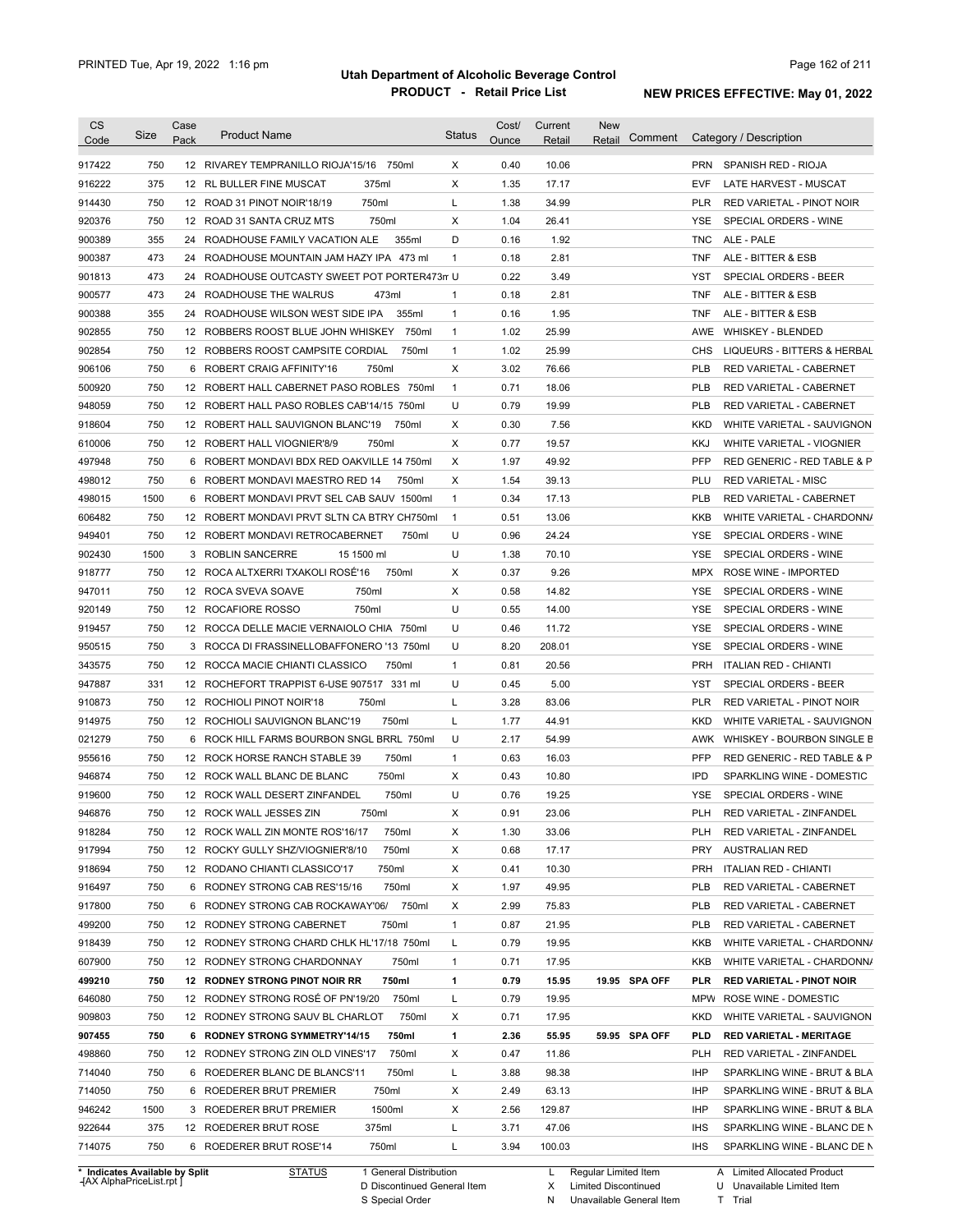# Utah Department of Alcoholic Beverage Control

## PRODUCT - Retail Price List

PRINTED Tue, Apr 19, 2022 1:16 pm

**NEW PRICES EFFECTIVE: May 01, 2022**

| CS Code | Size | Case Pack | Product Name | Status | Cost/ Ounce | Current Retail | New Retail | Comment | Category / Description |
|---|---|---|---|---|---|---|---|---|---|
| 917422 | 750 | 12 | RIVAREY TEMPRANILLO RIOJA'15/16 750ml | X | 0.40 | 10.06 | | | PRN SPANISH RED - RIOJA |
| 916222 | 375 | 12 | RL BULLER FINE MUSCAT 375ml | X | 1.35 | 17.17 | | | EVF LATE HARVEST - MUSCAT |
| 914430 | 750 | 12 | ROAD 31 PINOT NOIR'18/19 750ml | L | 1.38 | 34.99 | | | PLR RED VARIETAL - PINOT NOIR |
| 920376 | 750 | 12 | ROAD 31 SANTA CRUZ MTS 750ml | X | 1.04 | 26.41 | | | YSE SPECIAL ORDERS - WINE |
| 900389 | 355 | 24 | ROADHOUSE FAMILY VACATION ALE 355ml | D | 0.16 | 1.92 | | | TNC ALE - PALE |
| 900387 | 473 | 24 | ROADHOUSE MOUNTAIN JAM HAZY IPA 473 ml | 1 | 0.18 | 2.81 | | | TNF ALE - BITTER & ESB |
| 901813 | 473 | 24 | ROADHOUSE OUTCASTY SWEET POT PORTER473m | U | 0.22 | 3.49 | | | YST SPECIAL ORDERS - BEER |
| 900577 | 473 | 24 | ROADHOUSE THE WALRUS 473ml | 1 | 0.18 | 2.81 | | | TNF ALE - BITTER & ESB |
| 900388 | 355 | 24 | ROADHOUSE WILSON WEST SIDE IPA 355ml | 1 | 0.16 | 1.95 | | | TNF ALE - BITTER & ESB |
| 902855 | 750 | 12 | ROBBERS ROOST BLUE JOHN WHISKEY 750ml | 1 | 1.02 | 25.99 | | | AWE WHISKEY - BLENDED |
| 902854 | 750 | 12 | ROBBERS ROOST CAMPSITE CORDIAL 750ml | 1 | 1.02 | 25.99 | | | CHS LIQUEURS - BITTERS & HERBAL |
| 906106 | 750 | 6 | ROBERT CRAIG AFFINITY'16 750ml | X | 3.02 | 76.66 | | | PLB RED VARIETAL - CABERNET |
| 500920 | 750 | 12 | ROBERT HALL CABERNET PASO ROBLES 750ml | 1 | 0.71 | 18.06 | | | PLB RED VARIETAL - CABERNET |
| 948059 | 750 | 12 | ROBERT HALL PASO ROBLES CAB'14/15 750ml | U | 0.79 | 19.99 | | | PLB RED VARIETAL - CABERNET |
| 918604 | 750 | 12 | ROBERT HALL SAUVIGNON BLANC'19 750ml | X | 0.30 | 7.56 | | | KKD WHITE VARIETAL - SAUVIGNON |
| 610006 | 750 | 12 | ROBERT HALL VIOGNIER'8/9 750ml | X | 0.77 | 19.57 | | | KKJ WHITE VARIETAL - VIOGNIER |
| 497948 | 750 | 6 | ROBERT MONDAVI BDX RED OAKVILLE 14 750ml | X | 1.97 | 49.92 | | | PFP RED GENERIC - RED TABLE & P |
| 498012 | 750 | 6 | ROBERT MONDAVI MAESTRO RED 14 750ml | X | 1.54 | 39.13 | | | PLU RED VARIETAL - MISC |
| 498015 | 1500 | 6 | ROBERT MONDAVI PRVT SEL CAB SAUV 1500ml | 1 | 0.34 | 17.13 | | | PLB RED VARIETAL - CABERNET |
| 606482 | 750 | 12 | ROBERT MONDAVI PRVT SLTN CA BTRY CH750ml | 1 | 0.51 | 13.06 | | | KKB WHITE VARIETAL - CHARDONNA |
| 949401 | 750 | 12 | ROBERT MONDAVI RETROCABERNET 750ml | U | 0.96 | 24.24 | | | YSE SPECIAL ORDERS - WINE |
| 902430 | 1500 | 3 | ROBLIN SANCERRE 15 1500 ml | U | 1.38 | 70.10 | | | YSE SPECIAL ORDERS - WINE |
| 918777 | 750 | 12 | ROCA ALTXERRI TXAKOLI ROSÉ'16 750ml | X | 0.37 | 9.26 | | | MPX ROSE WINE - IMPORTED |
| 947011 | 750 | 12 | ROCCA SVEVA SOAVE 750ml | X | 0.58 | 14.82 | | | YSE SPECIAL ORDERS - WINE |
| 920149 | 750 | 12 | ROCAFIORE ROSSO 750ml | U | 0.55 | 14.00 | | | YSE SPECIAL ORDERS - WINE |
| 919457 | 750 | 12 | ROCCA DELLE MACIE VERNAIOLO CHIA 750ml | U | 0.46 | 11.72 | | | YSE SPECIAL ORDERS - WINE |
| 950515 | 750 | 3 | ROCCA DI FRASSINELLOBAFFONERO '13 750ml | U | 8.20 | 208.01 | | | YSE SPECIAL ORDERS - WINE |
| 343575 | 750 | 12 | ROCCA MACIE CHIANTI CLASSICO 750ml | 1 | 0.81 | 20.56 | | | PRH ITALIAN RED - CHIANTI |
| 947887 | 331 | 12 | ROCHEFORT TRAPPIST 6-USE 907517 331 ml | U | 0.45 | 5.00 | | | YST SPECIAL ORDERS - BEER |
| 910873 | 750 | 12 | ROCHIOLI PINOT NOIR'18 750ml | L | 3.28 | 83.06 | | | PLR RED VARIETAL - PINOT NOIR |
| 914975 | 750 | 12 | ROCHIOLI SAUVIGNON BLANC'19 750ml | L | 1.77 | 44.91 | | | KKD WHITE VARIETAL - SAUVIGNON |
| 021279 | 750 | 6 | ROCK HILL FARMS BOURBON SNGL BRRL 750ml | U | 2.17 | 54.99 | | | AWK WHISKEY - BOURBON SINGLE B |
| 955616 | 750 | 12 | ROCK HORSE RANCH STABLE 39 750ml | 1 | 0.63 | 16.03 | | | PFP RED GENERIC - RED TABLE & P |
| 946874 | 750 | 12 | ROCK WALL BLANC DE BLANC 750ml | X | 0.43 | 10.80 | | | IPD SPARKLING WINE - DOMESTIC |
| 919600 | 750 | 12 | ROCK WALL DESERT ZINFANDEL 750ml | U | 0.76 | 19.25 | | | YSE SPECIAL ORDERS - WINE |
| 946876 | 750 | 12 | ROCK WALL JESSES ZIN 750ml | X | 0.91 | 23.06 | | | PLH RED VARIETAL - ZINFANDEL |
| 918284 | 750 | 12 | ROCK WALL ZIN MONTE ROS'16/17 750ml | X | 1.30 | 33.06 | | | PLH RED VARIETAL - ZINFANDEL |
| 917994 | 750 | 12 | ROCKY GULLY SHZ/VIOGNIER'8/10 750ml | X | 0.68 | 17.17 | | | PRY AUSTRALIAN RED |
| 918694 | 750 | 12 | RODANO CHIANTI CLASSICO'17 750ml | X | 0.41 | 10.30 | | | PRH ITALIAN RED - CHIANTI |
| 916497 | 750 | 6 | RODNEY STRONG CAB RES'15/16 750ml | X | 1.97 | 49.95 | | | PLB RED VARIETAL - CABERNET |
| 917800 | 750 | 6 | RODNEY STRONG CAB ROCKAWAY'06/ 750ml | X | 2.99 | 75.83 | | | PLB RED VARIETAL - CABERNET |
| 499200 | 750 | 12 | RODNEY STRONG CABERNET 750ml | 1 | 0.87 | 21.95 | | | PLB RED VARIETAL - CABERNET |
| 918439 | 750 | 12 | RODNEY STRONG CHARD CHLK HL'17/18 750ml | L | 0.79 | 19.95 | | | KKB WHITE VARIETAL - CHARDONNA |
| 607900 | 750 | 12 | RODNEY STRONG CHARDONNAY 750ml | 1 | 0.71 | 17.95 | | | KKB WHITE VARIETAL - CHARDONNA |
| **499210** | **750** | **12** | **RODNEY STRONG PINOT NOIR RR 750ml** | **1** | **0.79** | **15.95** | **19.95** | **SPA OFF** | **PLR RED VARIETAL - PINOT NOIR** |
| 646080 | 750 | 12 | RODNEY STRONG ROSÉ OF PN'19/20 750ml | L | 0.79 | 19.95 | | | MPW ROSE WINE - DOMESTIC |
| 909803 | 750 | 12 | RODNEY STRONG SAUV BL CHARLOT 750ml | X | 0.71 | 17.95 | | | KKD WHITE VARIETAL - SAUVIGNON |
| **907455** | **750** | **6** | **RODNEY STRONG SYMMETRY'14/15 750ml** | **1** | **2.36** | **55.95** | **59.95** | **SPA OFF** | **PLD RED VARIETAL - MERITAGE** |
| 498860 | 750 | 12 | RODNEY STRONG ZIN OLD VINES'17 750ml | X | 0.47 | 11.86 | | | PLH RED VARIETAL - ZINFANDEL |
| 714040 | 750 | 6 | ROEDERER BLANC DE BLANCS'11 750ml | L | 3.88 | 98.38 | | | IHP SPARKLING WINE - BRUT & BLA |
| 714050 | 750 | 6 | ROEDERER BRUT PREMIER 750ml | X | 2.49 | 63.13 | | | IHP SPARKLING WINE - BRUT & BLA |
| 946242 | 1500 | 3 | ROEDERER BRUT PREMIER 1500ml | X | 2.56 | 129.87 | | | IHP SPARKLING WINE - BRUT & BLA |
| 922644 | 375 | 12 | ROEDERER BRUT ROSE 375ml | L | 3.71 | 47.06 | | | IHS SPARKLING WINE - BLANC DE N |
| 714075 | 750 | 6 | ROEDERER BRUT ROSE'14 750ml | L | 3.94 | 100.03 | | | IHS SPARKLING WINE - BLANC DE N |

\* Indicates Available by Split

STATUS: 1 General Distribution; D Discontinued General Item; S Special Order; L Regular Limited Item; X Limited Discontinued; N Unavailable General Item; A Limited Allocated Product; U Unavailable Limited Item; T Trial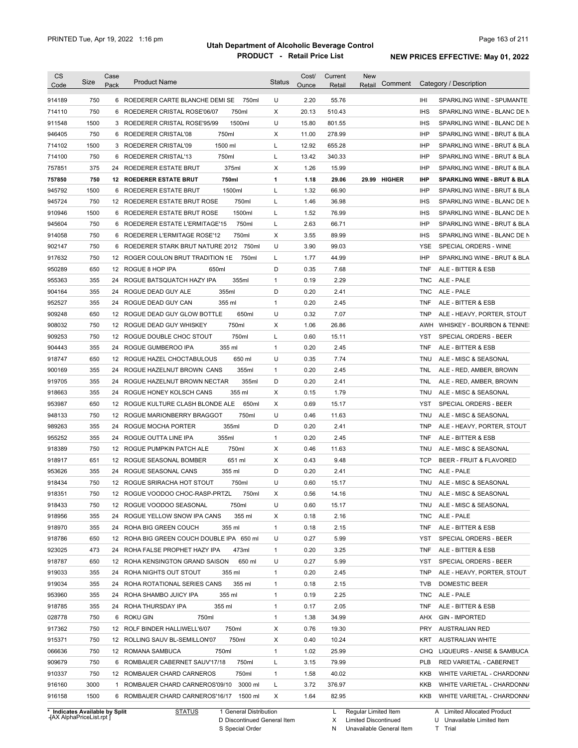# Utah Department of Alcoholic Beverage Control

## PRODUCT - Retail Price List

PRINTED Tue, Apr 19, 2022 1:16 pm

**NEW PRICES EFFECTIVE: May 01, 2022**

| CS Code | Size | Case Pack | Product Name | Status | Cost/ Ounce | Current Retail | New Retail | Comment | Category / Description |
|---|---|---|---|---|---|---|---|---|---|
| 914189 | 750 | 6 | ROEDERER CARTE BLANCHE DEMI SE 750ml | U | 2.20 | 55.76 | | | IHI SPARKLING WINE - SPUMANTE |
| 714110 | 750 | 6 | ROEDERER CRISTAL ROSE'06/07 750ml | X | 20.13 | 510.43 | | | IHS SPARKLING WINE - BLANC DE N |
| 911548 | 1500 | 3 | ROEDERER CRISTAL ROSE'95/99 1500ml | U | 15.80 | 801.55 | | | IHS SPARKLING WINE - BLANC DE N |
| 946405 | 750 | 6 | ROEDERER CRISTAL'08 750ml | X | 11.00 | 278.99 | | | IHP SPARKLING WINE - BRUT & BLA |
| 714102 | 1500 | 3 | ROEDERER CRISTAL'09 1500 ml | L | 12.92 | 655.28 | | | IHP SPARKLING WINE - BRUT & BLA |
| 714100 | 750 | 6 | ROEDERER CRISTAL'13 750ml | L | 13.42 | 340.33 | | | IHP SPARKLING WINE - BRUT & BLA |
| 757851 | 375 | 24 | ROEDERER ESTATE BRUT 375ml | X | 1.26 | 15.99 | | | IHP SPARKLING WINE - BRUT & BLA |
| **757850** | **750** | **12** | **ROEDERER ESTATE BRUT 750ml** | **1** | **1.18** | **29.06** | **29.99** | **HIGHER** | **IHP SPARKLING WINE - BRUT & BLA** |
| 945792 | 1500 | 6 | ROEDERER ESTATE BRUT 1500ml | L | 1.32 | 66.90 | | | IHP SPARKLING WINE - BRUT & BLA |
| 945724 | 750 | 12 | ROEDERER ESTATE BRUT ROSE 750ml | L | 1.46 | 36.98 | | | IHS SPARKLING WINE - BLANC DE N |
| 910946 | 1500 | 6 | ROEDERER ESTATE BRUT ROSE 1500ml | L | 1.52 | 76.99 | | | IHS SPARKLING WINE - BLANC DE N |
| 945604 | 750 | 6 | ROEDERER ESTATE L'ERMITAGE'15 750ml | L | 2.63 | 66.71 | | | IHP SPARKLING WINE - BRUT & BLA |
| 914058 | 750 | 6 | ROEDERER L'ERMITAGE ROSE'12 750ml | X | 3.55 | 89.99 | | | IHS SPARKLING WINE - BLANC DE N |
| 902147 | 750 | 6 | ROEDERER STARK BRUT NATURE 2012 750ml | U | 3.90 | 99.03 | | | YSE SPECIAL ORDERS - WINE |
| 917632 | 750 | 12 | ROGER COULON BRUT TRADITION 1E 750ml | L | 1.77 | 44.99 | | | IHP SPARKLING WINE - BRUT & BLA |
| 950289 | 650 | 12 | ROGUE 8 HOP IPA 650ml | D | 0.35 | 7.68 | | | TNF ALE - BITTER & ESB |
| 955363 | 355 | 24 | ROGUE BATSQUATCH HAZY IPA 355ml | 1 | 0.19 | 2.29 | | | TNC ALE - PALE |
| 904164 | 355 | 24 | ROGUE DEAD GUY ALE 355ml | D | 0.20 | 2.41 | | | TNC ALE - PALE |
| 952527 | 355 | 24 | ROGUE DEAD GUY CAN 355 ml | 1 | 0.20 | 2.45 | | | TNF ALE - BITTER & ESB |
| 909248 | 650 | 12 | ROGUE DEAD GUY GLOW BOTTLE 650ml | U | 0.32 | 7.07 | | | TNP ALE - HEAVY, PORTER, STOUT |
| 908032 | 750 | 12 | ROGUE DEAD GUY WHISKEY 750ml | X | 1.06 | 26.86 | | | AWH WHISKEY - BOURBON & TENNE |
| 909253 | 750 | 12 | ROGUE DOUBLE CHOC STOUT 750ml | L | 0.60 | 15.11 | | | YST SPECIAL ORDERS - BEER |
| 904443 | 355 | 24 | ROGUE GUMBEROO IPA 355 ml | 1 | 0.20 | 2.45 | | | TNF ALE - BITTER & ESB |
| 918747 | 650 | 12 | ROGUE HAZEL CHOCTABULOUS 650 ml | U | 0.35 | 7.74 | | | TNU ALE - MISC & SEASONAL |
| 900169 | 355 | 24 | ROGUE HAZELNUT BROWN CANS 355ml | 1 | 0.20 | 2.45 | | | TNL ALE - RED, AMBER, BROWN |
| 919705 | 355 | 24 | ROGUE HAZELNUT BROWN NECTAR 355ml | D | 0.20 | 2.41 | | | TNL ALE - RED, AMBER, BROWN |
| 918663 | 355 | 24 | ROGUE HONEY KOLSCH CANS 355 ml | X | 0.15 | 1.79 | | | TNU ALE - MISC & SEASONAL |
| 953987 | 650 | 12 | ROGUE KULTURE CLASH BLONDE ALE 650ml | X | 0.69 | 15.17 | | | YST SPECIAL ORDERS - BEER |
| 948133 | 750 | 12 | ROGUE MARIONBERRY BRAGGOT 750ml | U | 0.46 | 11.63 | | | TNU ALE - MISC & SEASONAL |
| 989263 | 355 | 24 | ROGUE MOCHA PORTER 355ml | D | 0.20 | 2.41 | | | TNP ALE - HEAVY, PORTER, STOUT |
| 955252 | 355 | 24 | ROGUE OUTTA LINE IPA 355ml | 1 | 0.20 | 2.45 | | | TNF ALE - BITTER & ESB |
| 918389 | 750 | 12 | ROGUE PUMPKIN PATCH ALE 750ml | X | 0.46 | 11.63 | | | TNU ALE - MISC & SEASONAL |
| 918917 | 651 | 12 | ROGUE SEASONAL BOMBER 651 ml | X | 0.43 | 9.48 | | | TCP BEER - FRUIT & FLAVORED |
| 953626 | 355 | 24 | ROGUE SEASONAL CANS 355 ml | D | 0.20 | 2.41 | | | TNC ALE - PALE |
| 918434 | 750 | 12 | ROGUE SRIRACHA HOT STOUT 750ml | U | 0.60 | 15.17 | | | TNU ALE - MISC & SEASONAL |
| 918351 | 750 | 12 | ROGUE VOODOO CHOC-RASP-PRTZL 750ml | X | 0.56 | 14.16 | | | TNU ALE - MISC & SEASONAL |
| 918433 | 750 | 12 | ROGUE VOODOO SEASONAL 750ml | U | 0.60 | 15.17 | | | TNU ALE - MISC & SEASONAL |
| 918956 | 355 | 24 | ROGUE YELLOW SNOW IPA CANS 355 ml | X | 0.18 | 2.16 | | | TNC ALE - PALE |
| 918970 | 355 | 24 | ROHA BIG GREEN COUCH 355 ml | 1 | 0.18 | 2.15 | | | TNF ALE - BITTER & ESB |
| 918786 | 650 | 12 | ROHA BIG GREEN COUCH DOUBLE IPA 650 ml | U | 0.27 | 5.99 | | | YST SPECIAL ORDERS - BEER |
| 923025 | 473 | 24 | ROHA FALSE PROPHET HAZY IPA 473ml | 1 | 0.20 | 3.25 | | | TNF ALE - BITTER & ESB |
| 918787 | 650 | 12 | ROHA KENSINGTON GRAND SAISON 650 ml | U | 0.27 | 5.99 | | | YST SPECIAL ORDERS - BEER |
| 919033 | 355 | 24 | ROHA NIGHTS OUT STOUT 355 ml | 1 | 0.20 | 2.45 | | | TNP ALE - HEAVY, PORTER, STOUT |
| 919034 | 355 | 24 | ROHA ROTATIONAL SERIES CANS 355 ml | 1 | 0.18 | 2.15 | | | TVB DOMESTIC BEER |
| 953960 | 355 | 24 | ROHA SHAMBO JUICY IPA 355 ml | 1 | 0.19 | 2.25 | | | TNC ALE - PALE |
| 918785 | 355 | 24 | ROHA THURSDAY IPA 355 ml | 1 | 0.17 | 2.05 | | | TNF ALE - BITTER & ESB |
| 028778 | 750 | 6 | ROKU GIN 750ml | 1 | 1.38 | 34.99 | | | AHX GIN - IMPORTED |
| 917362 | 750 | 12 | ROLF BINDER HALLIWELL'6/07 750ml | X | 0.76 | 19.30 | | | PRY AUSTRALIAN RED |
| 915371 | 750 | 12 | ROLLING SAUV BL-SEMILLON'07 750ml | X | 0.40 | 10.24 | | | KRT AUSTRALIAN WHITE |
| 066636 | 750 | 12 | ROMANA SAMBUCA 750ml | 1 | 1.02 | 25.99 | | | CHQ LIQUEURS - ANISE & SAMBUCA |
| 909679 | 750 | 6 | ROMBAUER CABERNET SAUV'17/18 750ml | L | 3.15 | 79.99 | | | PLB RED VARIETAL - CABERNET |
| 910337 | 750 | 12 | ROMBAUER CHARD CARNEROS 750ml | 1 | 1.58 | 40.02 | | | KKB WHITE VARIETAL - CHARDONNA |
| 916160 | 3000 | 1 | ROMBAUER CHARD CARNEROS'09/10 3000 ml | L | 3.72 | 376.97 | | | KKB WHITE VARIETAL - CHARDONNA |
| 916158 | 1500 | 6 | ROMBAUER CHARD CARNEROS'16/17 1500 ml | X | 1.64 | 82.95 | | | KKB WHITE VARIETAL - CHARDONNA |

\* Indicates Available by Split

STATUS: 1 General Distribution; D Discontinued General Item; S Special Order; L Regular Limited Item; X Limited Discontinued; N Unavailable General Item; A Limited Allocated Product; U Unavailable Limited Item; T Trial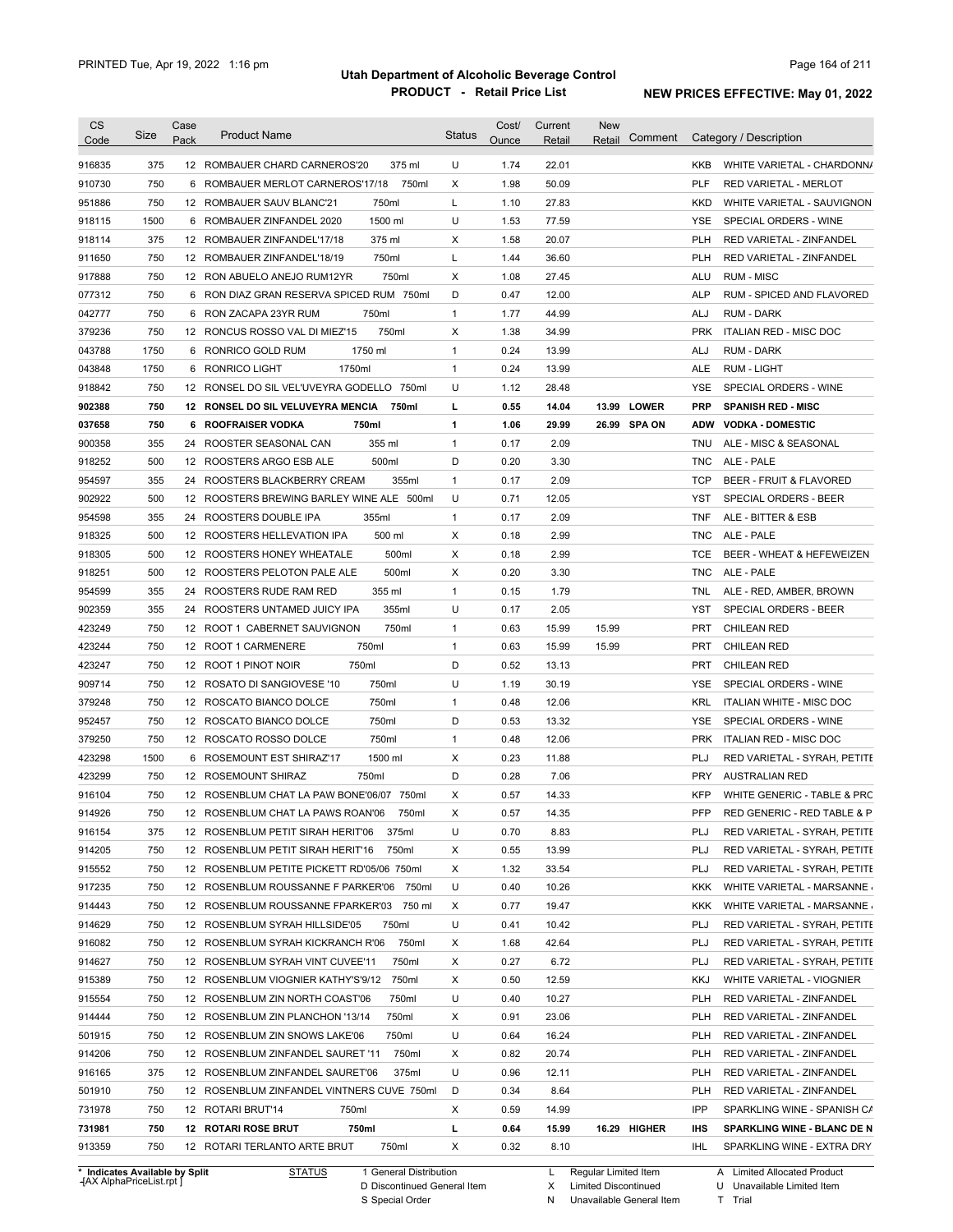# Utah Department of Alcoholic Beverage Control

## PRODUCT - Retail Price List

PRINTED Tue, Apr 19, 2022 1:16 pm

**NEW PRICES EFFECTIVE: May 01, 2022**

| CS Code | Size | Case Pack | Product Name | Status | Cost/ Ounce | Current Retail | New Retail | Comment | Category / Description |
|---|---|---|---|---|---|---|---|---|---|
| 916835 | 375 | 12 | ROMBAUER CHARD CARNEROS'20 375 ml | U | 1.74 | 22.01 | | | KKB WHITE VARIETAL - CHARDONNA |
| 910730 | 750 | 6 | ROMBAUER MERLOT CARNEROS'17/18 750ml | X | 1.98 | 50.09 | | | PLF RED VARIETAL - MERLOT |
| 951886 | 750 | 12 | ROMBAUER SAUV BLANC'21 750ml | L | 1.10 | 27.83 | | | KKD WHITE VARIETAL - SAUVIGNON |
| 918115 | 1500 | 6 | ROMBAUER ZINFANDEL 2020 1500 ml | U | 1.53 | 77.59 | | | YSE SPECIAL ORDERS - WINE |
| 918114 | 375 | 12 | ROMBAUER ZINFANDEL'17/18 375 ml | X | 1.58 | 20.07 | | | PLH RED VARIETAL - ZINFANDEL |
| 911650 | 750 | 12 | ROMBAUER ZINFANDEL'18/19 750ml | L | 1.44 | 36.60 | | | PLH RED VARIETAL - ZINFANDEL |
| 917888 | 750 | 12 | RON ABUELO ANEJO RUM12YR 750ml | X | 1.08 | 27.45 | | | ALU RUM - MISC |
| 077312 | 750 | 6 | RON DIAZ GRAN RESERVA SPICED RUM 750ml | D | 0.47 | 12.00 | | | ALP RUM - SPICED AND FLAVORED |
| 042777 | 750 | 6 | RON ZACAPA 23YR RUM 750ml | 1 | 1.77 | 44.99 | | | ALJ RUM - DARK |
| 379236 | 750 | 12 | RONCUS ROSSO VAL DI MIEZ'15 750ml | X | 1.38 | 34.99 | | | PRK ITALIAN RED - MISC DOC |
| 043788 | 1750 | 6 | RONRICO GOLD RUM 1750 ml | 1 | 0.24 | 13.99 | | | ALJ RUM - DARK |
| 043848 | 1750 | 6 | RONRICO LIGHT 1750ml | 1 | 0.24 | 13.99 | | | ALE RUM - LIGHT |
| 918842 | 750 | 12 | RONSEL DO SIL VEL'UVEYRA GODELLO 750ml | U | 1.12 | 28.48 | | | YSE SPECIAL ORDERS - WINE |
| **902388** | **750** | **12** | **RONSEL DO SIL VELUVEYRA MENCIA 750ml** | **L** | **0.55** | **14.04** | **13.99** | **LOWER** | **PRP SPANISH RED - MISC** |
| **037658** | **750** | **6** | **ROOFRAISER VODKA 750ml** | **1** | **1.06** | **29.99** | **26.99** | **SPA ON** | **ADW VODKA - DOMESTIC** |
| 900358 | 355 | 24 | ROOSTER SEASONAL CAN 355 ml | 1 | 0.17 | 2.09 | | | TNU ALE - MISC & SEASONAL |
| 918252 | 500 | 12 | ROOSTERS ARGO ESB ALE 500ml | D | 0.20 | 3.30 | | | TNC ALE - PALE |
| 954597 | 355 | 24 | ROOSTERS BLACKBERRY CREAM 355ml | 1 | 0.17 | 2.09 | | | TCP BEER - FRUIT & FLAVORED |
| 902922 | 500 | 12 | ROOSTERS BREWING BARLEY WINE ALE 500ml | U | 0.71 | 12.05 | | | YST SPECIAL ORDERS - BEER |
| 954598 | 355 | 24 | ROOSTERS DOUBLE IPA 355ml | 1 | 0.17 | 2.09 | | | TNF ALE - BITTER & ESB |
| 918325 | 500 | 12 | ROOSTERS HELLEVATION IPA 500 ml | X | 0.18 | 2.99 | | | TNC ALE - PALE |
| 918305 | 500 | 12 | ROOSTERS HONEY WHEATALE 500ml | X | 0.18 | 2.99 | | | TCE BEER - WHEAT & HEFEWEIZEN |
| 918251 | 500 | 12 | ROOSTERS PELOTON PALE ALE 500ml | X | 0.20 | 3.30 | | | TNC ALE - PALE |
| 954599 | 355 | 24 | ROOSTERS RUDE RAM RED 355 ml | 1 | 0.15 | 1.79 | | | TNL ALE - RED, AMBER, BROWN |
| 902359 | 355 | 24 | ROOSTERS UNTAMED JUICY IPA 355ml | U | 0.17 | 2.05 | | | YST SPECIAL ORDERS - BEER |
| 423249 | 750 | 12 | ROOT 1 CABERNET SAUVIGNON 750ml | 1 | 0.63 | 15.99 | 15.99 | | PRT CHILEAN RED |
| 423244 | 750 | 12 | ROOT 1 CARMENERE 750ml | 1 | 0.63 | 15.99 | 15.99 | | PRT CHILEAN RED |
| 423247 | 750 | 12 | ROOT 1 PINOT NOIR 750ml | D | 0.52 | 13.13 | | | PRT CHILEAN RED |
| 909714 | 750 | 12 | ROSATO DI SANGIOVESE '10 750ml | U | 1.19 | 30.19 | | | YSE SPECIAL ORDERS - WINE |
| 379248 | 750 | 12 | ROSCATO BIANCO DOLCE 750ml | 1 | 0.48 | 12.06 | | | KRL ITALIAN WHITE - MISC DOC |
| 952457 | 750 | 12 | ROSCATO BIANCO DOLCE 750ml | D | 0.53 | 13.32 | | | YSE SPECIAL ORDERS - WINE |
| 379250 | 750 | 12 | ROSCATO ROSSO DOLCE 750ml | 1 | 0.48 | 12.06 | | | PRK ITALIAN RED - MISC DOC |
| 423298 | 1500 | 6 | ROSEMOUNT EST SHIRAZ'17 1500 ml | X | 0.23 | 11.88 | | | PLJ RED VARIETAL - SYRAH, PETITE |
| 423299 | 750 | 12 | ROSEMOUNT SHIRAZ 750ml | D | 0.28 | 7.06 | | | PRY AUSTRALIAN RED |
| 916104 | 750 | 12 | ROSENBLUM CHAT LA PAW BONE'06/07 750ml | X | 0.57 | 14.33 | | | KFP WHITE GENERIC - TABLE & PRC |
| 914926 | 750 | 12 | ROSENBLUM CHAT LA PAWS ROAN'06 750ml | X | 0.57 | 14.35 | | | PFP RED GENERIC - RED TABLE & P |
| 916154 | 375 | 12 | ROSENBLUM PETIT SIRAH HERIT'06 375ml | U | 0.70 | 8.83 | | | PLJ RED VARIETAL - SYRAH, PETITE |
| 914205 | 750 | 12 | ROSENBLUM PETIT SIRAH HERIT'16 750ml | X | 0.55 | 13.99 | | | PLJ RED VARIETAL - SYRAH, PETITE |
| 915552 | 750 | 12 | ROSENBLUM PETITE PICKETT RD'05/06 750ml | X | 1.32 | 33.54 | | | PLJ RED VARIETAL - SYRAH, PETITE |
| 917235 | 750 | 12 | ROSENBLUM ROUSSANNE F PARKER'06 750ml | U | 0.40 | 10.26 | | | KKK WHITE VARIETAL - MARSANNE |
| 914443 | 750 | 12 | ROSENBLUM ROUSSANNE FPARKER'03 750 ml | X | 0.77 | 19.47 | | | KKK WHITE VARIETAL - MARSANNE |
| 914629 | 750 | 12 | ROSENBLUM SYRAH HILLSIDE'05 750ml | U | 0.41 | 10.42 | | | PLJ RED VARIETAL - SYRAH, PETITE |
| 916082 | 750 | 12 | ROSENBLUM SYRAH KICKRANCH R'06 750ml | X | 1.68 | 42.64 | | | PLJ RED VARIETAL - SYRAH, PETITE |
| 914627 | 750 | 12 | ROSENBLUM SYRAH VINT CUVEE'11 750ml | X | 0.27 | 6.72 | | | PLJ RED VARIETAL - SYRAH, PETITE |
| 915389 | 750 | 12 | ROSENBLUM VIOGNIER KATHY'S'9/12 750ml | X | 0.50 | 12.59 | | | KKJ WHITE VARIETAL - VIOGNIER |
| 915554 | 750 | 12 | ROSENBLUM ZIN NORTH COAST'06 750ml | U | 0.40 | 10.27 | | | PLH RED VARIETAL - ZINFANDEL |
| 914444 | 750 | 12 | ROSENBLUM ZIN PLANCHON '13/14 750ml | X | 0.91 | 23.06 | | | PLH RED VARIETAL - ZINFANDEL |
| 501915 | 750 | 12 | ROSENBLUM ZIN SNOWS LAKE'06 750ml | U | 0.64 | 16.24 | | | PLH RED VARIETAL - ZINFANDEL |
| 914206 | 750 | 12 | ROSENBLUM ZINFANDEL SAURET '11 750ml | X | 0.82 | 20.74 | | | PLH RED VARIETAL - ZINFANDEL |
| 916165 | 375 | 12 | ROSENBLUM ZINFANDEL SAURET'06 375ml | U | 0.96 | 12.11 | | | PLH RED VARIETAL - ZINFANDEL |
| 501910 | 750 | 12 | ROSENBLUM ZINFANDEL VINTNERS CUVE 750ml | D | 0.34 | 8.64 | | | PLH RED VARIETAL - ZINFANDEL |
| 731978 | 750 | 12 | ROTARI BRUT'14 750ml | X | 0.59 | 14.99 | | | IPP SPARKLING WINE - SPANISH CA |
| **731981** | **750** | **12** | **ROTARI ROSE BRUT 750ml** | **L** | **0.64** | **15.99** | **16.29** | **HIGHER** | **IHS SPARKLING WINE - BLANC DE N** |
| 913359 | 750 | 12 | ROTARI TERLANTO ARTE BRUT 750ml | X | 0.32 | 8.10 | | | IHL SPARKLING WINE - EXTRA DRY |

\* Indicates Available by Split

STATUS: 1 General Distribution; D Discontinued General Item; S Special Order; L Regular Limited Item; X Limited Discontinued; N Unavailable General Item; A Limited Allocated Product; U Unavailable Limited Item; T Trial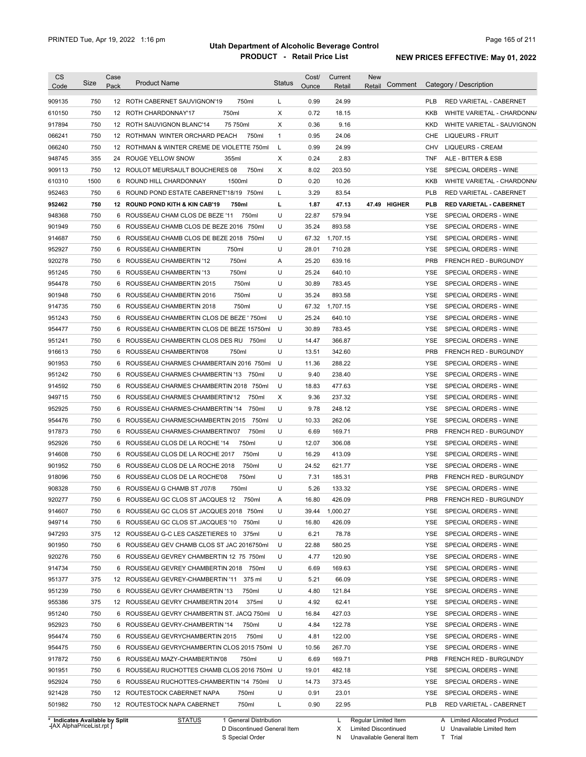# Utah Department of Alcoholic Beverage Control

## PRODUCT - Retail Price List

PRINTED Tue, Apr 19, 2022 1:16 pm

NEW PRICES EFFECTIVE: May 01, 2022

| CS Code | Size | Case Pack | Product Name | Status | Cost/ Ounce | Current Retail | New Retail | Comment | Category / Description |
|---|---|---|---|---|---|---|---|---|---|
| 909135 | 750 | 12 | ROTH CABERNET SAUVIGNON'19 750ml | L | 0.99 | 24.99 | | | PLB RED VARIETAL - CABERNET |
| 610150 | 750 | 12 | ROTH CHARDONNAY'17 750ml | X | 0.72 | 18.15 | | | KKB WHITE VARIETAL - CHARDONNA |
| 917894 | 750 | 12 | ROTH SAUVIGNON BLANC'14 75 750ml | X | 0.36 | 9.16 | | | KKD WHITE VARIETAL - SAUVIGNON |
| 066241 | 750 | 12 | ROTHMAN WINTER ORCHARD PEACH 750ml | 1 | 0.95 | 24.06 | | | CHE LIQUEURS - FRUIT |
| 066240 | 750 | 12 | ROTHMAN & WINTER CREME DE VIOLETTE 750ml | L | 0.99 | 24.99 | | | CHV LIQUEURS - CREAM |
| 948745 | 355 | 24 | ROUGE YELLOW SNOW 355ml | X | 0.24 | 2.83 | | | TNF ALE - BITTER & ESB |
| 909113 | 750 | 12 | ROULOT MEURSAULT BOUCHERES 08 750ml | X | 8.02 | 203.50 | | | YSE SPECIAL ORDERS - WINE |
| 610310 | 1500 | 6 | ROUND HILL CHARDONNAY 1500ml | D | 0.20 | 10.26 | | | KKB WHITE VARIETAL - CHARDONNA |
| 952463 | 750 | 6 | ROUND POND ESTATE CABERNET'18/19 750ml | L | 3.29 | 83.54 | | | PLB RED VARIETAL - CABERNET |
| **952462** | **750** | **12** | **ROUND POND KITH & KIN CAB'19 750ml** | **L** | **1.87** | **47.13** | **47.49** | **HIGHER** | **PLB RED VARIETAL - CABERNET** |
| 948368 | 750 | 6 | ROUSSEAU CHAM CLOS DE BEZE '11 750ml | U | 22.87 | 579.94 | | | YSE SPECIAL ORDERS - WINE |
| 901949 | 750 | 6 | ROUSSEAU CHAMB CLOS DE BEZE 2016 750ml | U | 35.24 | 893.58 | | | YSE SPECIAL ORDERS - WINE |
| 914687 | 750 | 6 | ROUSSEAU CHAMB CLOS DE BEZE 2018 750ml | U | 67.32 | 1,707.15 | | | YSE SPECIAL ORDERS - WINE |
| 952927 | 750 | 6 | ROUSSEAU CHAMBERTIN 750ml | U | 28.01 | 710.28 | | | YSE SPECIAL ORDERS - WINE |
| 920278 | 750 | 6 | ROUSSEAU CHAMBERTIN '12 750ml | A | 25.20 | 639.16 | | | PRB FRENCH RED - BURGUNDY |
| 951245 | 750 | 6 | ROUSSEAU CHAMBERTIN '13 750ml | U | 25.24 | 640.10 | | | YSE SPECIAL ORDERS - WINE |
| 954478 | 750 | 6 | ROUSSEAU CHAMBERTIN 2015 750ml | U | 30.89 | 783.45 | | | YSE SPECIAL ORDERS - WINE |
| 901948 | 750 | 6 | ROUSSEAU CHAMBERTIN 2016 750ml | U | 35.24 | 893.58 | | | YSE SPECIAL ORDERS - WINE |
| 914735 | 750 | 6 | ROUSSEAU CHAMBERTIN 2018 750ml | U | 67.32 | 1,707.15 | | | YSE SPECIAL ORDERS - WINE |
| 951243 | 750 | 6 | ROUSSEAU CHAMBERTIN CLOS DE BEZE ' 750ml | U | 25.24 | 640.10 | | | YSE SPECIAL ORDERS - WINE |
| 954477 | 750 | 6 | ROUSSEAU CHAMBERTIN CLOS DE BEZE 15750ml | U | 30.89 | 783.45 | | | YSE SPECIAL ORDERS - WINE |
| 951241 | 750 | 6 | ROUSSEAU CHAMBERTIN CLOS DES RU 750ml | U | 14.47 | 366.87 | | | YSE SPECIAL ORDERS - WINE |
| 916613 | 750 | 6 | ROUSSEAU CHAMBERTIN'08 750ml | U | 13.51 | 342.60 | | | PRB FRENCH RED - BURGUNDY |
| 901953 | 750 | 6 | ROUSSEAU CHARMES CHAMBERTAIN 2016 750ml | U | 11.36 | 288.22 | | | YSE SPECIAL ORDERS - WINE |
| 951242 | 750 | 6 | ROUSSEAU CHARMES CHAMBERTIN '13 750ml | U | 9.40 | 238.40 | | | YSE SPECIAL ORDERS - WINE |
| 914592 | 750 | 6 | ROUSSEAU CHARMES CHAMBERTIN 2018 750ml | U | 18.83 | 477.63 | | | YSE SPECIAL ORDERS - WINE |
| 949715 | 750 | 6 | ROUSSEAU CHARMES CHAMBERTIN'12 750ml | X | 9.36 | 237.32 | | | YSE SPECIAL ORDERS - WINE |
| 952925 | 750 | 6 | ROUSSEAU CHARMES-CHAMBERTIN '14 750ml | U | 9.78 | 248.12 | | | YSE SPECIAL ORDERS - WINE |
| 954476 | 750 | 6 | ROUSSEAU CHARMESCHAMBERTIN 2015 750ml | U | 10.33 | 262.06 | | | YSE SPECIAL ORDERS - WINE |
| 917873 | 750 | 6 | ROUSSEAU CHARMES-CHAMBERTIN'07 750ml | U | 6.69 | 169.71 | | | PRB FRENCH RED - BURGUNDY |
| 952926 | 750 | 6 | ROUSSEAU CLOS DE LA ROCHE '14 750ml | U | 12.07 | 306.08 | | | YSE SPECIAL ORDERS - WINE |
| 914608 | 750 | 6 | ROUSSEAU CLOS DE LA ROCHE 2017 750ml | U | 16.29 | 413.09 | | | YSE SPECIAL ORDERS - WINE |
| 901952 | 750 | 6 | ROUSSEAU CLOS DE LA ROCHE 2018 750ml | U | 24.52 | 621.77 | | | YSE SPECIAL ORDERS - WINE |
| 918096 | 750 | 6 | ROUSSEAU CLOS DE LA ROCHE'08 750ml | U | 7.31 | 185.31 | | | PRB FRENCH RED - BURGUNDY |
| 908328 | 750 | 6 | ROUSSEAU G CHAMB ST J'07/8 750ml | U | 5.26 | 133.32 | | | YSE SPECIAL ORDERS - WINE |
| 920277 | 750 | 6 | ROUSSEAU GC CLOS ST JACQUES 12 750ml | A | 16.80 | 426.09 | | | PRB FRENCH RED - BURGUNDY |
| 914607 | 750 | 6 | ROUSSEAU GC CLOS ST JACQUES 2018 750ml | U | 39.44 | 1,000.27 | | | YSE SPECIAL ORDERS - WINE |
| 949714 | 750 | 6 | ROUSSEAU GC CLOS ST.JACQUES '10 750ml | U | 16.80 | 426.09 | | | YSE SPECIAL ORDERS - WINE |
| 947293 | 375 | 12 | ROUSSEAU G-C LES CASZETIERES 10 375ml | U | 6.21 | 78.78 | | | YSE SPECIAL ORDERS - WINE |
| 901950 | 750 | 6 | ROUSSEAU GEV CHAMB CLOS ST JAC 2016750ml | U | 22.88 | 580.25 | | | YSE SPECIAL ORDERS - WINE |
| 920276 | 750 | 6 | ROUSSEAU GEVREY CHAMBERTIN 12 75 750ml | U | 4.77 | 120.90 | | | YSE SPECIAL ORDERS - WINE |
| 914734 | 750 | 6 | ROUSSEAU GEVREY CHAMBERTIN 2018 750ml | U | 6.69 | 169.63 | | | YSE SPECIAL ORDERS - WINE |
| 951377 | 375 | 12 | ROUSSEAU GEVREY-CHAMBERTIN '11 375 ml | U | 5.21 | 66.09 | | | YSE SPECIAL ORDERS - WINE |
| 951239 | 750 | 6 | ROUSSEAU GEVRY CHAMBERTIN '13 750ml | U | 4.80 | 121.84 | | | YSE SPECIAL ORDERS - WINE |
| 955386 | 375 | 12 | ROUSSEAU GEVRY CHAMBERTIN 2014 375ml | U | 4.92 | 62.41 | | | YSE SPECIAL ORDERS - WINE |
| 951240 | 750 | 6 | ROUSSEAU GEVRY CHAMBERTIN ST. JACQ 750ml | U | 16.84 | 427.03 | | | YSE SPECIAL ORDERS - WINE |
| 952923 | 750 | 6 | ROUSSEAU GEVRY-CHAMBERTIN '14 750ml | U | 4.84 | 122.78 | | | YSE SPECIAL ORDERS - WINE |
| 954474 | 750 | 6 | ROUSSEAU GEVRYCHAMBERTIN 2015 750ml | U | 4.81 | 122.00 | | | YSE SPECIAL ORDERS - WINE |
| 954475 | 750 | 6 | ROUSSEAU GEVRYCHAMBERTIN CLOS 2015 750ml | U | 10.56 | 267.70 | | | YSE SPECIAL ORDERS - WINE |
| 917872 | 750 | 6 | ROUSSEAU MAZY-CHAMBERTIN'08 750ml | U | 6.69 | 169.71 | | | PRB FRENCH RED - BURGUNDY |
| 901951 | 750 | 6 | ROUSSEAU RUCHOTTES CHAMB CLOS 2016 750ml | U | 19.01 | 482.18 | | | YSE SPECIAL ORDERS - WINE |
| 952924 | 750 | 6 | ROUSSEAU RUCHOTTES-CHAMBERTIN '14 750ml | U | 14.73 | 373.45 | | | YSE SPECIAL ORDERS - WINE |
| 921428 | 750 | 12 | ROUTESTOCK CABERNET NAPA 750ml | U | 0.91 | 23.01 | | | YSE SPECIAL ORDERS - WINE |
| 501982 | 750 | 12 | ROUTESTOCK NAPA CABERNET 750ml | L | 0.90 | 22.95 | | | PLB RED VARIETAL - CABERNET |

\* Indicates Available by Split

STATUS: 1 General Distribution; D Discontinued General Item; S Special Order; L Regular Limited Item; X Limited Discontinued; N Unavailable General Item; A Limited Allocated Product; U Unavailable Limited Item; T Trial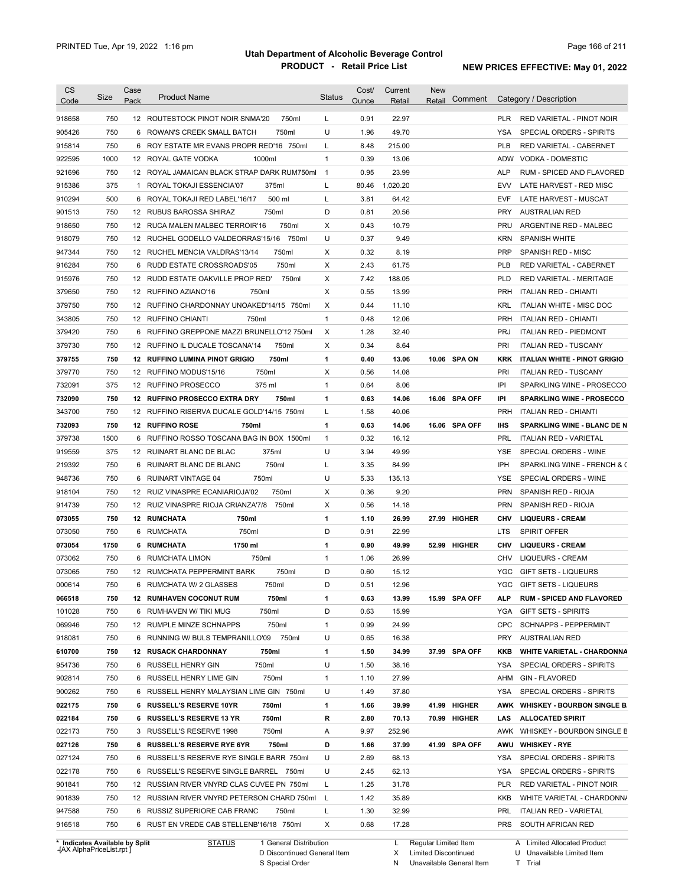# Utah Department of Alcoholic Beverage Control

## PRODUCT - Retail Price List

PRINTED Tue, Apr 19, 2022 1:16 pm

**NEW PRICES EFFECTIVE: May 01, 2022**

| CS Code | Size | Case Pack | Product Name | Status | Cost/ Ounce | Current Retail | New Retail | Comment | Category / Description |
|---|---|---|---|---|---|---|---|---|---|
| 918658 | 750 | 12 | ROUTESTOCK PINOT NOIR SNMA'20 750ml | L | 0.91 | 22.97 | | | PLR RED VARIETAL - PINOT NOIR |
| 905426 | 750 | 6 | ROWAN'S CREEK SMALL BATCH 750ml | U | 1.96 | 49.70 | | | YSA SPECIAL ORDERS - SPIRITS |
| 915814 | 750 | 6 | ROY ESTATE MR EVANS PROPR RED'16 750ml | L | 8.48 | 215.00 | | | PLB RED VARIETAL - CABERNET |
| 922595 | 1000 | 12 | ROYAL GATE VODKA 1000ml | 1 | 0.39 | 13.06 | | | ADW VODKA - DOMESTIC |
| 921696 | 750 | 12 | ROYAL JAMAICAN BLACK STRAP DARK RUM750ml | 1 | 0.95 | 23.99 | | | ALP RUM - SPICED AND FLAVORED |
| 915386 | 375 | 1 | ROYAL TOKAJI ESSENCIA'07 375ml | L | 80.46 | 1,020.20 | | | EVV LATE HARVEST - RED MISC |
| 910294 | 500 | 6 | ROYAL TOKAJI RED LABEL'16/17 500 ml | L | 3.81 | 64.42 | | | EVF LATE HARVEST - MUSCAT |
| 901513 | 750 | 12 | RUBUS BAROSSA SHIRAZ 750ml | D | 0.81 | 20.56 | | | PRY AUSTRALIAN RED |
| 918650 | 750 | 12 | RUCA MALEN MALBEC TERROIR'16 750ml | X | 0.43 | 10.79 | | | PRU ARGENTINE RED - MALBEC |
| 918079 | 750 | 12 | RUCHEL GODELLO VALDEORRAS'15/16 750ml | U | 0.37 | 9.49 | | | KRN SPANISH WHITE |
| 947344 | 750 | 12 | RUCHEL MENCIA VALDRAS'13/14 750ml | X | 0.32 | 8.19 | | | PRP SPANISH RED - MISC |
| 916284 | 750 | 6 | RUDD ESTATE CROSSROADS'05 750ml | X | 2.43 | 61.75 | | | PLB RED VARIETAL - CABERNET |
| 915976 | 750 | 12 | RUDD ESTATE OAKVILLE PROP RED' 750ml | X | 7.42 | 188.05 | | | PLD RED VARIETAL - MERITAGE |
| 379650 | 750 | 12 | RUFFINO AZIANO'16 750ml | X | 0.55 | 13.99 | | | PRH ITALIAN RED - CHIANTI |
| 379750 | 750 | 12 | RUFFINO CHARDONNAY UNOAKED'14/15 750ml | X | 0.44 | 11.10 | | | KRL ITALIAN WHITE - MISC DOC |
| 343805 | 750 | 12 | RUFFINO CHIANTI 750ml | 1 | 0.48 | 12.06 | | | PRH ITALIAN RED - CHIANTI |
| 379420 | 750 | 6 | RUFFINO GREPPONE MAZZI BRUNELLO'12 750ml | X | 1.28 | 32.40 | | | PRJ ITALIAN RED - PIEDMONT |
| 379730 | 750 | 12 | RUFFINO IL DUCALE TOSCANA'14 750ml | X | 0.34 | 8.64 | | | PRI ITALIAN RED - TUSCANY |
| **379755** | **750** | **12** | **RUFFINO LUMINA PINOT GRIGIO 750ml** | **1** | **0.40** | **13.06** | **10.06** | **SPA ON** | **KRK ITALIAN WHITE - PINOT GRIGIO** |
| 379770 | 750 | 12 | RUFFINO MODUS'15/16 750ml | X | 0.56 | 14.08 | | | PRI ITALIAN RED - TUSCANY |
| 732091 | 375 | 12 | RUFFINO PROSECCO 375 ml | 1 | 0.64 | 8.06 | | | IPI SPARKLING WINE - PROSECCO |
| **732090** | **750** | **12** | **RUFFINO PROSECCO EXTRA DRY 750ml** | **1** | **0.63** | **14.06** | **16.06** | **SPA OFF** | **IPI SPARKLING WINE - PROSECCO** |
| 343700 | 750 | 12 | RUFFINO RISERVA DUCALE GOLD'14/15 750ml | L | 1.58 | 40.06 | | | PRH ITALIAN RED - CHIANTI |
| **732093** | **750** | **12** | **RUFFINO ROSE 750ml** | **1** | **0.63** | **14.06** | **16.06** | **SPA OFF** | **IHS SPARKLING WINE - BLANC DE N** |
| 379738 | 1500 | 6 | RUFFINO ROSSO TOSCANA BAG IN BOX 1500ml | 1 | 0.32 | 16.12 | | | PRL ITALIAN RED - VARIETAL |
| 919559 | 375 | 12 | RUINART BLANC DE BLAC 375ml | U | 3.94 | 49.99 | | | YSE SPECIAL ORDERS - WINE |
| 219392 | 750 | 6 | RUINART BLANC DE BLANC 750ml | L | 3.35 | 84.99 | | | IPH SPARKLING WINE - FRENCH & C |
| 948736 | 750 | 6 | RUINART VINTAGE 04 750ml | U | 5.33 | 135.13 | | | YSE SPECIAL ORDERS - WINE |
| 918104 | 750 | 12 | RUIZ VINASPRE ECANIARIOJA'02 750ml | X | 0.36 | 9.20 | | | PRN SPANISH RED - RIOJA |
| 914739 | 750 | 12 | RUIZ VINASPRE RIOJA CRIANZA'7/8 750ml | X | 0.56 | 14.18 | | | PRN SPANISH RED - RIOJA |
| **073055** | **750** | **12** | **RUMCHATA 750ml** | **1** | **1.10** | **26.99** | **27.99** | **HIGHER** | **CHV LIQUEURS - CREAM** |
| 073050 | 750 | 6 | RUMCHATA 750ml | D | 0.91 | 22.99 | | | LTS SPIRIT OFFER |
| **073054** | **1750** | **6** | **RUMCHATA 1750 ml** | **1** | **0.90** | **49.99** | **52.99** | **HIGHER** | **CHV LIQUEURS - CREAM** |
| 073062 | 750 | 6 | RUMCHATA LIMON 750ml | 1 | 1.06 | 26.99 | | | CHV LIQUEURS - CREAM |
| 073065 | 750 | 12 | RUMCHATA PEPPERMINT BARK 750ml | D | 0.60 | 15.12 | | | YGC GIFT SETS - LIQUEURS |
| 000614 | 750 | 6 | RUMCHATA W/ 2 GLASSES 750ml | D | 0.51 | 12.96 | | | YGC GIFT SETS - LIQUEURS |
| **066518** | **750** | **12** | **RUMHAVEN COCONUT RUM 750ml** | **1** | **0.63** | **13.99** | **15.99** | **SPA OFF** | **ALP RUM - SPICED AND FLAVORED** |
| 101028 | 750 | 6 | RUMHAVEN W/ TIKI MUG 750ml | D | 0.63 | 15.99 | | | YGA GIFT SETS - SPIRITS |
| 069946 | 750 | 12 | RUMPLE MINZE SCHNAPPS 750ml | 1 | 0.99 | 24.99 | | | CPC SCHNAPPS - PEPPERMINT |
| 918081 | 750 | 6 | RUNNING W/ BULS TEMPRANILLO'09 750ml | U | 0.65 | 16.38 | | | PRY AUSTRALIAN RED |
| **610700** | **750** | **12** | **RUSACK CHARDONNAY 750ml** | **1** | **1.50** | **34.99** | **37.99** | **SPA OFF** | **KKB WHITE VARIETAL - CHARDONNA** |
| 954736 | 750 | 6 | RUSSELL HENRY GIN 750ml | U | 1.50 | 38.16 | | | YSA SPECIAL ORDERS - SPIRITS |
| 902814 | 750 | 6 | RUSSELL HENRY LIME GIN 750ml | 1 | 1.10 | 27.99 | | | AHM GIN - FLAVORED |
| 900262 | 750 | 6 | RUSSELL HENRY MALAYSIAN LIME GIN 750ml | U | 1.49 | 37.80 | | | YSA SPECIAL ORDERS - SPIRITS |
| **022175** | **750** | **6** | **RUSSELL'S RESERVE 10YR 750ml** | **1** | **1.66** | **39.99** | **41.99** | **HIGHER** | **AWK WHISKEY - BOURBON SINGLE B** |
| **022184** | **750** | **6** | **RUSSELL'S RESERVE 13 YR 750ml** | **R** | **2.80** | **70.13** | **70.99** | **HIGHER** | **LAS ALLOCATED SPIRIT** |
| 022173 | 750 | 3 | RUSSELL'S RESERVE 1998 750ml | A | 9.97 | 252.96 | | | AWK WHISKEY - BOURBON SINGLE B |
| **027126** | **750** | **6** | **RUSSELL'S RESERVE RYE 6YR 750ml** | **D** | **1.66** | **37.99** | **41.99** | **SPA OFF** | **AWU WHISKEY - RYE** |
| 027124 | 750 | 6 | RUSSELL'S RESERVE RYE SINGLE BARR 750ml | U | 2.69 | 68.13 | | | YSA SPECIAL ORDERS - SPIRITS |
| 022178 | 750 | 6 | RUSSELL'S RESERVE SINGLE BARREL 750ml | U | 2.45 | 62.13 | | | YSA SPECIAL ORDERS - SPIRITS |
| 901841 | 750 | 12 | RUSSIAN RIVER VNYRD CLAS CUVEE PN 750ml | L | 1.25 | 31.78 | | | PLR RED VARIETAL - PINOT NOIR |
| 901839 | 750 | 12 | RUSSIAN RIVER VNYRD PETERSON CHARD 750ml | L | 1.42 | 35.89 | | | KKB WHITE VARIETAL - CHARDONNA |
| 947588 | 750 | 6 | RUSSIZ SUPERIORE CAB FRANC 750ml | L | 1.30 | 32.99 | | | PRL ITALIAN RED - VARIETAL |
| 916518 | 750 | 6 | RUST EN VREDE CAB STELLENB'16/18 750ml | X | 0.68 | 17.28 | | | PRS SOUTH AFRICAN RED |

\* Indicates Available by Split

STATUS: 1 General Distribution; D Discontinued General Item; S Special Order; L Regular Limited Item; X Limited Discontinued; N Unavailable General Item; A Limited Allocated Product; U Unavailable Limited Item; T Trial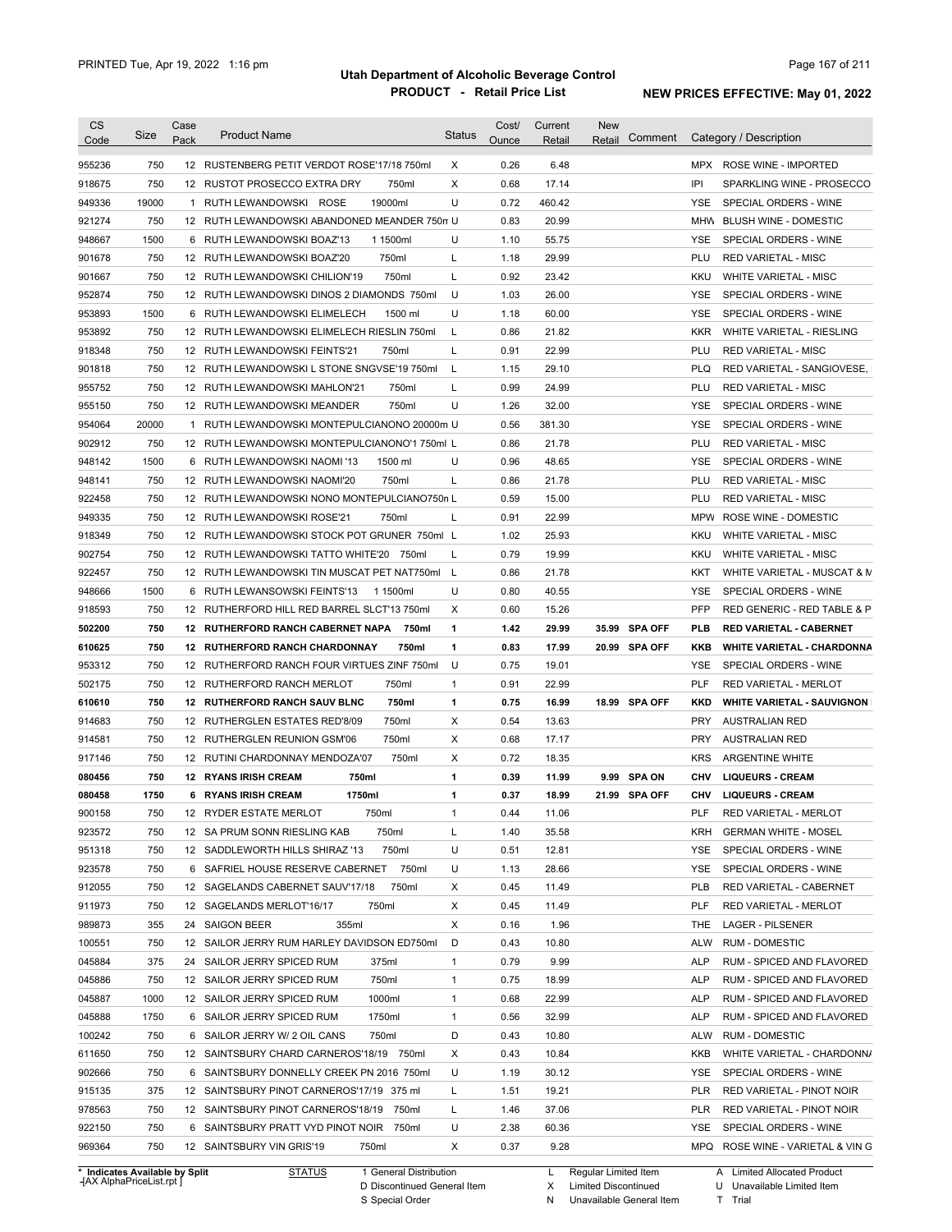# Utah Department of Alcoholic Beverage Control

## PRODUCT - Retail Price List

PRINTED Tue, Apr 19, 2022 1:16 pm

NEW PRICES EFFECTIVE: May 01, 2022

| CS Code | Size | Case Pack | Product Name | Status | Cost/ Ounce | Current Retail | New Retail | Comment | Category / Description |
|---|---|---|---|---|---|---|---|---|---|
| 955236 | 750 | 12 | RUSTENBERG PETIT VERDOT ROSE'17/18 750ml | X | 0.26 | 6.48 | | | MPX ROSE WINE - IMPORTED |
| 918675 | 750 | 12 | RUSTOT PROSECCO EXTRA DRY 750ml | X | 0.68 | 17.14 | | | IPI SPARKLING WINE - PROSECCO |
| 949336 | 19000 | 1 | RUTH LEWANDOWSKI ROSE 19000ml | U | 0.72 | 460.42 | | | YSE SPECIAL ORDERS - WINE |
| 921274 | 750 | 12 | RUTH LEWANDOWSKI ABANDONED MEANDER 750m | U | 0.83 | 20.99 | | | MHW BLUSH WINE - DOMESTIC |
| 948667 | 1500 | 6 | RUTH LEWANDOWSKI BOAZ'13 1 1500ml | U | 1.10 | 55.75 | | | YSE SPECIAL ORDERS - WINE |
| 901678 | 750 | 12 | RUTH LEWANDOWSKI BOAZ'20 750ml | L | 1.18 | 29.99 | | | PLU RED VARIETAL - MISC |
| 901667 | 750 | 12 | RUTH LEWANDOWSKI CHILION'19 750ml | L | 0.92 | 23.42 | | | KKU WHITE VARIETAL - MISC |
| 952874 | 750 | 12 | RUTH LEWANDOWSKI DINOS 2 DIAMONDS 750ml | U | 1.03 | 26.00 | | | YSE SPECIAL ORDERS - WINE |
| 953893 | 1500 | 6 | RUTH LEWANDOWSKI ELIMELECH 1500 ml | U | 1.18 | 60.00 | | | YSE SPECIAL ORDERS - WINE |
| 953892 | 750 | 12 | RUTH LEWANDOWSKI ELIMELECH RIESLIN 750ml | L | 0.86 | 21.82 | | | KKR WHITE VARIETAL - RIESLING |
| 918348 | 750 | 12 | RUTH LEWANDOWSKI FEINTS'21 750ml | L | 0.91 | 22.99 | | | PLU RED VARIETAL - MISC |
| 901818 | 750 | 12 | RUTH LEWANDOWSKI L STONE SNGVSE'19 750ml | L | 1.15 | 29.10 | | | PLQ RED VARIETAL - SANGIOVESE, |
| 955752 | 750 | 12 | RUTH LEWANDOWSKI MAHLON'21 750ml | L | 0.99 | 24.99 | | | PLU RED VARIETAL - MISC |
| 955150 | 750 | 12 | RUTH LEWANDOWSKI MEANDER 750ml | U | 1.26 | 32.00 | | | YSE SPECIAL ORDERS - WINE |
| 954064 | 20000 | 1 | RUTH LEWANDOWSKI MONTEPULCIANONO 20000m | U | 0.56 | 381.30 | | | YSE SPECIAL ORDERS - WINE |
| 902912 | 750 | 12 | RUTH LEWANDOWSKI MONTEPULCIANONO'1 750ml | L | 0.86 | 21.78 | | | PLU RED VARIETAL - MISC |
| 948142 | 1500 | 6 | RUTH LEWANDOWSKI NAOMI '13 1500 ml | U | 0.96 | 48.65 | | | YSE SPECIAL ORDERS - WINE |
| 948141 | 750 | 12 | RUTH LEWANDOWSKI NAOMI'20 750ml | L | 0.86 | 21.78 | | | PLU RED VARIETAL - MISC |
| 922458 | 750 | 12 | RUTH LEWANDOWSKI NONO MONTEPULCIANO750n | L | 0.59 | 15.00 | | | PLU RED VARIETAL - MISC |
| 949335 | 750 | 12 | RUTH LEWANDOWSKI ROSE'21 750ml | L | 0.91 | 22.99 | | | MPW ROSE WINE - DOMESTIC |
| 918349 | 750 | 12 | RUTH LEWANDOWSKI STOCK POT GRUNER 750ml | L | 1.02 | 25.93 | | | KKU WHITE VARIETAL - MISC |
| 902754 | 750 | 12 | RUTH LEWANDOWSKI TATTO WHITE'20 750ml | L | 0.79 | 19.99 | | | KKU WHITE VARIETAL - MISC |
| 922457 | 750 | 12 | RUTH LEWANDOWSKI TIN MUSCAT PET NAT750ml | L | 0.86 | 21.78 | | | KKT WHITE VARIETAL - MUSCAT & M |
| 948666 | 1500 | 6 | RUTH LEWANSOWSKI FEINTS'13 1 1500ml | U | 0.80 | 40.55 | | | YSE SPECIAL ORDERS - WINE |
| 918593 | 750 | 12 | RUTHERFORD HILL RED BARREL SLCT'13 750ml | X | 0.60 | 15.26 | | | PFP RED GENERIC - RED TABLE & P |
| **502200** | **750** | **12** | **RUTHERFORD RANCH CABERNET NAPA 750ml** | **1** | **1.42** | **29.99** | **35.99** | **SPA OFF** | **PLB RED VARIETAL - CABERNET** |
| **610625** | **750** | **12** | **RUTHERFORD RANCH CHARDONNAY 750ml** | **1** | **0.83** | **17.99** | **20.99** | **SPA OFF** | **KKB WHITE VARIETAL - CHARDONNA** |
| 953312 | 750 | 12 | RUTHERFORD RANCH FOUR VIRTUES ZINF 750ml | U | 0.75 | 19.01 | | | YSE SPECIAL ORDERS - WINE |
| 502175 | 750 | 12 | RUTHERFORD RANCH MERLOT 750ml | 1 | 0.91 | 22.99 | | | PLF RED VARIETAL - MERLOT |
| **610610** | **750** | **12** | **RUTHERFORD RANCH SAUV BLNC 750ml** | **1** | **0.75** | **16.99** | **18.99** | **SPA OFF** | **KKD WHITE VARIETAL - SAUVIGNON** |
| 914683 | 750 | 12 | RUTHERGLEN ESTATES RED'8/09 750ml | X | 0.54 | 13.63 | | | PRY AUSTRALIAN RED |
| 914581 | 750 | 12 | RUTHERGLEN REUNION GSM'06 750ml | X | 0.68 | 17.17 | | | PRY AUSTRALIAN RED |
| 917146 | 750 | 12 | RUTINI CHARDONNAY MENDOZA'07 750ml | X | 0.72 | 18.35 | | | KRS ARGENTINE WHITE |
| **080456** | **750** | **12** | **RYANS IRISH CREAM 750ml** | **1** | **0.39** | **11.99** | **9.99** | **SPA ON** | **CHV LIQUEURS - CREAM** |
| **080458** | **1750** | **6** | **RYANS IRISH CREAM 1750ml** | **1** | **0.37** | **18.99** | **21.99** | **SPA OFF** | **CHV LIQUEURS - CREAM** |
| 900158 | 750 | 12 | RYDER ESTATE MERLOT 750ml | 1 | 0.44 | 11.06 | | | PLF RED VARIETAL - MERLOT |
| 923572 | 750 | 12 | SA PRUM SONN RIESLING KAB 750ml | L | 1.40 | 35.58 | | | KRH GERMAN WHITE - MOSEL |
| 951318 | 750 | 12 | SADDLEWORTH HILLS SHIRAZ '13 750ml | U | 0.51 | 12.81 | | | YSE SPECIAL ORDERS - WINE |
| 923578 | 750 | 6 | SAFRIEL HOUSE RESERVE CABERNET 750ml | U | 1.13 | 28.66 | | | YSE SPECIAL ORDERS - WINE |
| 912055 | 750 | 12 | SAGELANDS CABERNET SAUV'17/18 750ml | X | 0.45 | 11.49 | | | PLB RED VARIETAL - CABERNET |
| 911973 | 750 | 12 | SAGELANDS MERLOT'16/17 750ml | X | 0.45 | 11.49 | | | PLF RED VARIETAL - MERLOT |
| 989873 | 355 | 24 | SAIGON BEER 355ml | X | 0.16 | 1.96 | | | THE LAGER - PILSENER |
| 100551 | 750 | 12 | SAILOR JERRY RUM HARLEY DAVIDSON ED750ml | D | 0.43 | 10.80 | | | ALW RUM - DOMESTIC |
| 045884 | 375 | 24 | SAILOR JERRY SPICED RUM 375ml | 1 | 0.79 | 9.99 | | | ALP RUM - SPICED AND FLAVORED |
| 045886 | 750 | 12 | SAILOR JERRY SPICED RUM 750ml | 1 | 0.75 | 18.99 | | | ALP RUM - SPICED AND FLAVORED |
| 045887 | 1000 | 12 | SAILOR JERRY SPICED RUM 1000ml | 1 | 0.68 | 22.99 | | | ALP RUM - SPICED AND FLAVORED |
| 045888 | 1750 | 6 | SAILOR JERRY SPICED RUM 1750ml | 1 | 0.56 | 32.99 | | | ALP RUM - SPICED AND FLAVORED |
| 100242 | 750 | 6 | SAILOR JERRY W/ 2 OIL CANS 750ml | D | 0.43 | 10.80 | | | ALW RUM - DOMESTIC |
| 611650 | 750 | 12 | SAINTSBURY CHARD CARNEROS'18/19 750ml | X | 0.43 | 10.84 | | | KKB WHITE VARIETAL - CHARDONNA |
| 902666 | 750 | 6 | SAINTSBURY DONNELLY CREEK PN 2016 750ml | U | 1.19 | 30.12 | | | YSE SPECIAL ORDERS - WINE |
| 915135 | 375 | 12 | SAINTSBURY PINOT CARNEROS'17/19 375 ml | L | 1.51 | 19.21 | | | PLR RED VARIETAL - PINOT NOIR |
| 978563 | 750 | 12 | SAINTSBURY PINOT CARNEROS'18/19 750ml | L | 1.46 | 37.06 | | | PLR RED VARIETAL - PINOT NOIR |
| 922150 | 750 | 6 | SAINTSBURY PRATT VYD PINOT NOIR 750ml | U | 2.38 | 60.36 | | | YSE SPECIAL ORDERS - WINE |
| 969364 | 750 | 12 | SAINTSBURY VIN GRIS'19 750ml | X | 0.37 | 9.28 | | | MPQ ROSE WINE - VARIETAL & VIN G |

\* Indicates Available by Split

STATUS: 1 General Distribution; D Discontinued General Item; S Special Order; L Regular Limited Item; X Limited Discontinued; N Unavailable General Item; A Limited Allocated Product; U Unavailable Limited Item; T Trial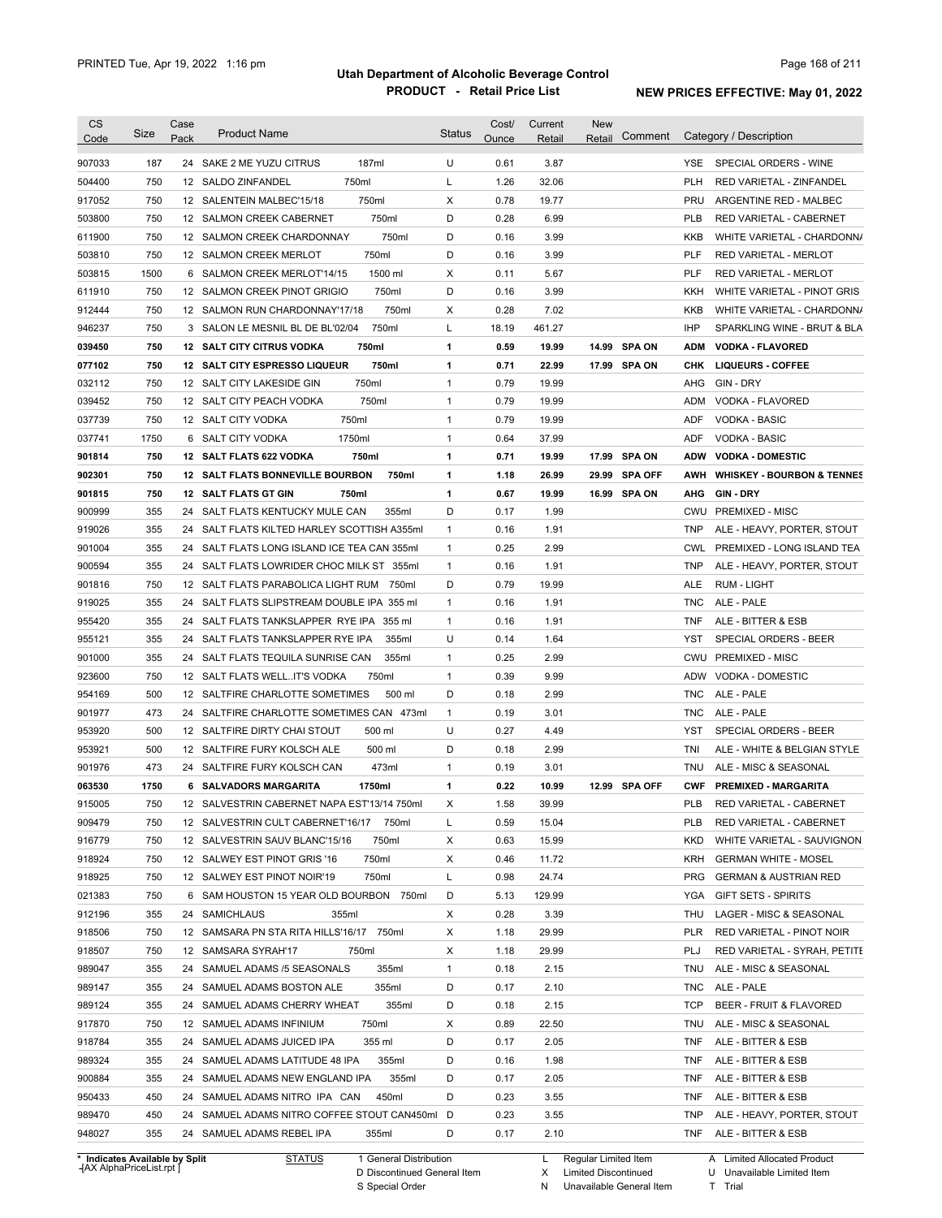# Utah Department of Alcoholic Beverage Control

## PRODUCT - Retail Price List

PRINTED Tue, Apr 19, 2022 1:16 pm

**NEW PRICES EFFECTIVE: May 01, 2022**

| CS Code | Size | Case Pack | Product Name | Status | Cost/ Ounce | Current Retail | New Retail | Comment | Category / Description |
|---|---|---|---|---|---|---|---|---|---|
| 907033 | 187 | 24 | SAKE 2 ME YUZU CITRUS 187ml | U | 0.61 | 3.87 | | | YSE SPECIAL ORDERS - WINE |
| 504400 | 750 | 12 | SALDO ZINFANDEL 750ml | L | 1.26 | 32.06 | | | PLH RED VARIETAL - ZINFANDEL |
| 917052 | 750 | 12 | SALENTEIN MALBEC'15/18 750ml | X | 0.78 | 19.77 | | | PRU ARGENTINE RED - MALBEC |
| 503800 | 750 | 12 | SALMON CREEK CABERNET 750ml | D | 0.28 | 6.99 | | | PLB RED VARIETAL - CABERNET |
| 611900 | 750 | 12 | SALMON CREEK CHARDONNAY 750ml | D | 0.16 | 3.99 | | | KKB WHITE VARIETAL - CHARDONNA |
| 503810 | 750 | 12 | SALMON CREEK MERLOT 750ml | D | 0.16 | 3.99 | | | PLF RED VARIETAL - MERLOT |
| 503815 | 1500 | 6 | SALMON CREEK MERLOT'14/15 1500 ml | X | 0.11 | 5.67 | | | PLF RED VARIETAL - MERLOT |
| 611910 | 750 | 12 | SALMON CREEK PINOT GRIGIO 750ml | D | 0.16 | 3.99 | | | KKH WHITE VARIETAL - PINOT GRIS |
| 912444 | 750 | 12 | SALMON RUN CHARDONNAY'17/18 750ml | X | 0.28 | 7.02 | | | KKB WHITE VARIETAL - CHARDONNA |
| 946237 | 750 | 3 | SALON LE MESNIL BL DE BL'02/04 750ml | L | 18.19 | 461.27 | | | IHP SPARKLING WINE - BRUT & BLA |
| **039450** | **750** | **12** | **SALT CITY CITRUS VODKA 750ml** | **1** | **0.59** | **19.99** | **14.99** | **SPA ON** | **ADM VODKA - FLAVORED** |
| **077102** | **750** | **12** | **SALT CITY ESPRESSO LIQUEUR 750ml** | **1** | **0.71** | **22.99** | **17.99** | **SPA ON** | **CHK LIQUEURS - COFFEE** |
| 032112 | 750 | 12 | SALT CITY LAKESIDE GIN 750ml | 1 | 0.79 | 19.99 | | | AHG GIN - DRY |
| 039452 | 750 | 12 | SALT CITY PEACH VODKA 750ml | 1 | 0.79 | 19.99 | | | ADM VODKA - FLAVORED |
| 037739 | 750 | 12 | SALT CITY VODKA 750ml | 1 | 0.79 | 19.99 | | | ADF VODKA - BASIC |
| 037741 | 1750 | 6 | SALT CITY VODKA 1750ml | 1 | 0.64 | 37.99 | | | ADF VODKA - BASIC |
| **901814** | **750** | **12** | **SALT FLATS 622 VODKA 750ml** | **1** | **0.71** | **19.99** | **17.99** | **SPA ON** | **ADW VODKA - DOMESTIC** |
| **902301** | **750** | **12** | **SALT FLATS BONNEVILLE BOURBON 750ml** | **1** | **1.18** | **26.99** | **29.99** | **SPA OFF** | **AWH WHISKEY - BOURBON & TENNES** |
| **901815** | **750** | **12** | **SALT FLATS GT GIN 750ml** | **1** | **0.67** | **19.99** | **16.99** | **SPA ON** | **AHG GIN - DRY** |
| 900999 | 355 | 24 | SALT FLATS KENTUCKY MULE CAN 355ml | D | 0.17 | 1.99 | | | CWU PREMIXED - MISC |
| 919026 | 355 | 24 | SALT FLATS KILTED HARLEY SCOTTISH A355ml | 1 | 0.16 | 1.91 | | | TNP ALE - HEAVY, PORTER, STOUT |
| 901004 | 355 | 24 | SALT FLATS LONG ISLAND ICE TEA CAN 355ml | 1 | 0.25 | 2.99 | | | CWL PREMIXED - LONG ISLAND TEA |
| 900594 | 355 | 24 | SALT FLATS LOWRIDER CHOC MILK ST 355ml | 1 | 0.16 | 1.91 | | | TNP ALE - HEAVY, PORTER, STOUT |
| 901816 | 750 | 12 | SALT FLATS PARABOLICA LIGHT RUM 750ml | D | 0.79 | 19.99 | | | ALE RUM - LIGHT |
| 919025 | 355 | 24 | SALT FLATS SLIPSTREAM DOUBLE IPA 355 ml | 1 | 0.16 | 1.91 | | | TNC ALE - PALE |
| 955420 | 355 | 24 | SALT FLATS TANKSLAPPER RYE IPA 355 ml | 1 | 0.16 | 1.91 | | | TNF ALE - BITTER & ESB |
| 955121 | 355 | 24 | SALT FLATS TANKSLAPPER RYE IPA 355ml | U | 0.14 | 1.64 | | | YST SPECIAL ORDERS - BEER |
| 901000 | 355 | 24 | SALT FLATS TEQUILA SUNRISE CAN 355ml | 1 | 0.25 | 2.99 | | | CWU PREMIXED - MISC |
| 923600 | 750 | 12 | SALT FLATS WELL..IT'S VODKA 750ml | 1 | 0.39 | 9.99 | | | ADW VODKA - DOMESTIC |
| 954169 | 500 | 12 | SALTFIRE CHARLOTTE SOMETIMES 500 ml | D | 0.18 | 2.99 | | | TNC ALE - PALE |
| 901977 | 473 | 24 | SALTFIRE CHARLOTTE SOMETIMES CAN 473ml | 1 | 0.19 | 3.01 | | | TNC ALE - PALE |
| 953920 | 500 | 12 | SALTFIRE DIRTY CHAI STOUT 500 ml | U | 0.27 | 4.49 | | | YST SPECIAL ORDERS - BEER |
| 953921 | 500 | 12 | SALTFIRE FURY KOLSCH ALE 500 ml | D | 0.18 | 2.99 | | | TNI ALE - WHITE & BELGIAN STYLE |
| 901976 | 473 | 24 | SALTFIRE FURY KOLSCH CAN 473ml | 1 | 0.19 | 3.01 | | | TNU ALE - MISC & SEASONAL |
| **063530** | **1750** | **6** | **SALVADORS MARGARITA 1750ml** | **1** | **0.22** | **10.99** | **12.99** | **SPA OFF** | **CWF PREMIXED - MARGARITA** |
| 915005 | 750 | 12 | SALVESTRIN CABERNET NAPA EST'13/14 750ml | X | 1.58 | 39.99 | | | PLB RED VARIETAL - CABERNET |
| 909479 | 750 | 12 | SALVESTRIN CULT CABERNET'16/17 750ml | L | 0.59 | 15.04 | | | PLB RED VARIETAL - CABERNET |
| 916779 | 750 | 12 | SALVESTRIN SAUV BLANC'15/16 750ml | X | 0.63 | 15.99 | | | KKD WHITE VARIETAL - SAUVIGNON |
| 918924 | 750 | 12 | SALWEY EST PINOT GRIS '16 750ml | X | 0.46 | 11.72 | | | KRH GERMAN WHITE - MOSEL |
| 918925 | 750 | 12 | SALWEY EST PINOT NOIR'19 750ml | L | 0.98 | 24.74 | | | PRG GERMAN & AUSTRIAN RED |
| 021383 | 750 | 6 | SAM HOUSTON 15 YEAR OLD BOURBON 750ml | D | 5.13 | 129.99 | | | YGA GIFT SETS - SPIRITS |
| 912196 | 355 | 24 | SAMICHLAUS 355ml | X | 0.28 | 3.39 | | | THU LAGER - MISC & SEASONAL |
| 918506 | 750 | 12 | SAMSARA PN STA RITA HILLS'16/17 750ml | X | 1.18 | 29.99 | | | PLR RED VARIETAL - PINOT NOIR |
| 918507 | 750 | 12 | SAMSARA SYRAH'17 750ml | X | 1.18 | 29.99 | | | PLJ RED VARIETAL - SYRAH, PETITE |
| 989047 | 355 | 24 | SAMUEL ADAMS /5 SEASONALS 355ml | 1 | 0.18 | 2.15 | | | TNU ALE - MISC & SEASONAL |
| 989147 | 355 | 24 | SAMUEL ADAMS BOSTON ALE 355ml | D | 0.17 | 2.10 | | | TNC ALE - PALE |
| 989124 | 355 | 24 | SAMUEL ADAMS CHERRY WHEAT 355ml | D | 0.18 | 2.15 | | | TCP BEER - FRUIT & FLAVORED |
| 917870 | 750 | 12 | SAMUEL ADAMS INFINIUM 750ml | X | 0.89 | 22.50 | | | TNU ALE - MISC & SEASONAL |
| 918784 | 355 | 24 | SAMUEL ADAMS JUICED IPA 355 ml | D | 0.17 | 2.05 | | | TNF ALE - BITTER & ESB |
| 989324 | 355 | 24 | SAMUEL ADAMS LATITUDE 48 IPA 355ml | D | 0.16 | 1.98 | | | TNF ALE - BITTER & ESB |
| 900884 | 355 | 24 | SAMUEL ADAMS NEW ENGLAND IPA 355ml | D | 0.17 | 2.05 | | | TNF ALE - BITTER & ESB |
| 950433 | 450 | 24 | SAMUEL ADAMS NITRO IPA CAN 450ml | D | 0.23 | 3.55 | | | TNF ALE - BITTER & ESB |
| 989470 | 450 | 24 | SAMUEL ADAMS NITRO COFFEE STOUT CAN450ml | D | 0.23 | 3.55 | | | TNP ALE - HEAVY, PORTER, STOUT |
| 948027 | 355 | 24 | SAMUEL ADAMS REBEL IPA 355ml | D | 0.17 | 2.10 | | | TNF ALE - BITTER & ESB |

\* Indicates Available by Split
-[AX AlphaPriceList.rpt ]

STATUS: 1 General Distribution; D Discontinued General Item; S Special Order; L Regular Limited Item; X Limited Discontinued; N Unavailable General Item; A Limited Allocated Product; U Unavailable Limited Item; T Trial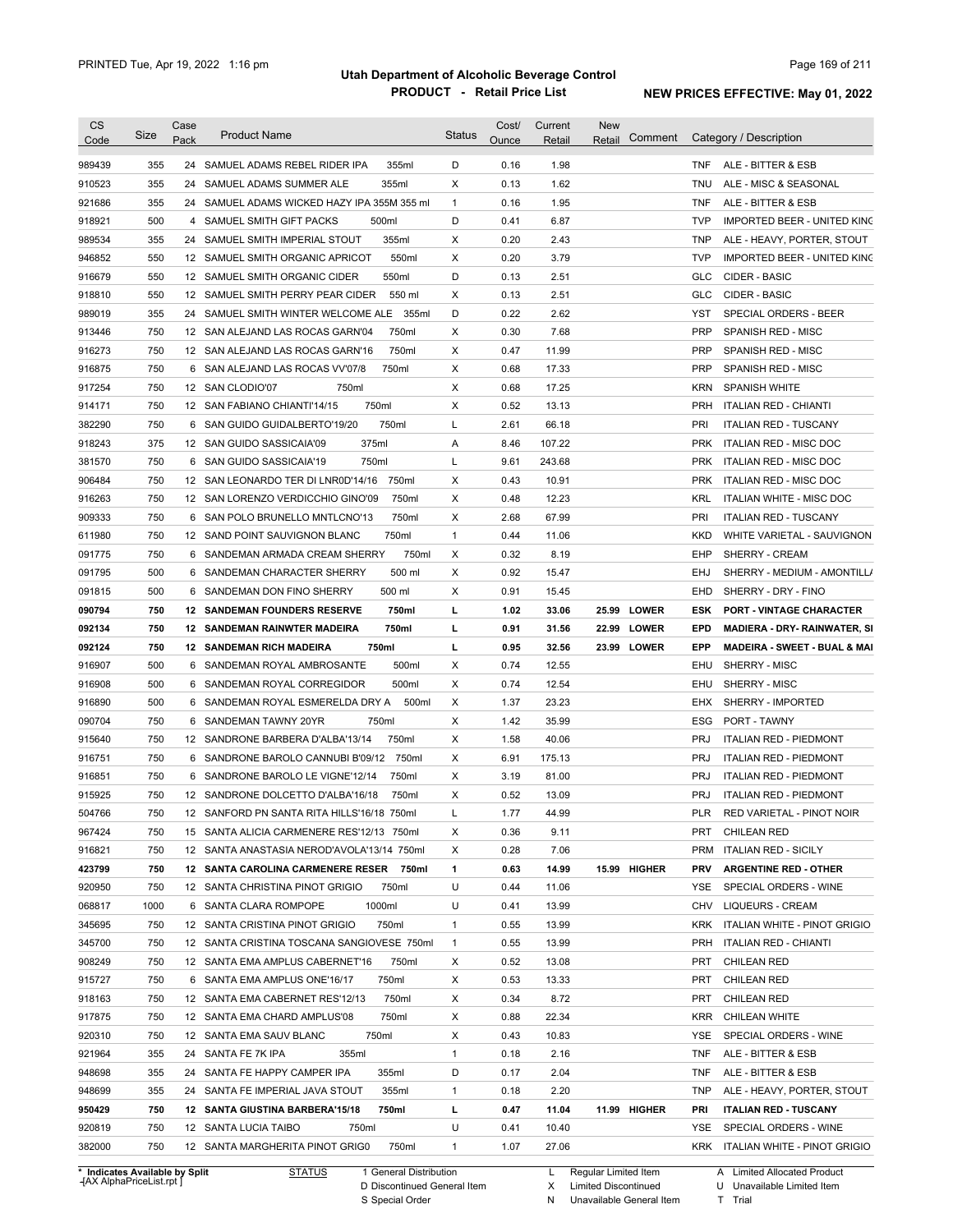# Utah Department of Alcoholic Beverage Control

## PRODUCT - Retail Price List

PRINTED Tue, Apr 19, 2022 1:16 pm

**NEW PRICES EFFECTIVE: May 01, 2022**

| CS Code | Size | Case Pack | Product Name | Status | Cost/ Ounce | Current Retail | New Retail | Comment | Category / Description |
|---|---|---|---|---|---|---|---|---|---|
| 989439 | 355 | 24 | SAMUEL ADAMS REBEL RIDER IPA 355ml | D | 0.16 | 1.98 | | | TNF ALE - BITTER & ESB |
| 910523 | 355 | 24 | SAMUEL ADAMS SUMMER ALE 355ml | X | 0.13 | 1.62 | | | TNU ALE - MISC & SEASONAL |
| 921686 | 355 | 24 | SAMUEL ADAMS WICKED HAZY IPA 355M 355 ml | 1 | 0.16 | 1.95 | | | TNF ALE - BITTER & ESB |
| 918921 | 500 | 4 | SAMUEL SMITH GIFT PACKS 500ml | D | 0.41 | 6.87 | | | TVP IMPORTED BEER - UNITED KINC |
| 989534 | 355 | 24 | SAMUEL SMITH IMPERIAL STOUT 355ml | X | 0.20 | 2.43 | | | TNP ALE - HEAVY, PORTER, STOUT |
| 946852 | 550 | 12 | SAMUEL SMITH ORGANIC APRICOT 550ml | X | 0.20 | 3.79 | | | TVP IMPORTED BEER - UNITED KINC |
| 916679 | 550 | 12 | SAMUEL SMITH ORGANIC CIDER 550ml | D | 0.13 | 2.51 | | | GLC CIDER - BASIC |
| 918810 | 550 | 12 | SAMUEL SMITH PERRY PEAR CIDER 550 ml | X | 0.13 | 2.51 | | | GLC CIDER - BASIC |
| 989019 | 355 | 24 | SAMUEL SMITH WINTER WELCOME ALE 355ml | D | 0.22 | 2.62 | | | YST SPECIAL ORDERS - BEER |
| 913446 | 750 | 12 | SAN ALEJAND LAS ROCAS GARN'04 750ml | X | 0.30 | 7.68 | | | PRP SPANISH RED - MISC |
| 916273 | 750 | 12 | SAN ALEJAND LAS ROCAS GARN'16 750ml | X | 0.47 | 11.99 | | | PRP SPANISH RED - MISC |
| 916875 | 750 | 6 | SAN ALEJAND LAS ROCAS VV'07/8 750ml | X | 0.68 | 17.33 | | | PRP SPANISH RED - MISC |
| 917254 | 750 | 12 | SAN CLODIO'07 750ml | X | 0.68 | 17.25 | | | KRN SPANISH WHITE |
| 914171 | 750 | 12 | SAN FABIANO CHIANTI'14/15 750ml | X | 0.52 | 13.13 | | | PRH ITALIAN RED - CHIANTI |
| 382290 | 750 | 6 | SAN GUIDO GUIDALBERTO'19/20 750ml | L | 2.61 | 66.18 | | | PRI ITALIAN RED - TUSCANY |
| 918243 | 375 | 12 | SAN GUIDO SASSICAIA'09 375ml | A | 8.46 | 107.22 | | | PRK ITALIAN RED - MISC DOC |
| 381570 | 750 | 6 | SAN GUIDO SASSICAIA'19 750ml | L | 9.61 | 243.68 | | | PRK ITALIAN RED - MISC DOC |
| 906484 | 750 | 12 | SAN LEONARDO TER DI LNR0D'14/16 750ml | X | 0.43 | 10.91 | | | PRK ITALIAN RED - MISC DOC |
| 916263 | 750 | 12 | SAN LORENZO VERDICCHIO GINO'09 750ml | X | 0.48 | 12.23 | | | KRL ITALIAN WHITE - MISC DOC |
| 909333 | 750 | 6 | SAN POLO BRUNELLO MNTLCNO'13 750ml | X | 2.68 | 67.99 | | | PRI ITALIAN RED - TUSCANY |
| 611980 | 750 | 12 | SAND POINT SAUVIGNON BLANC 750ml | 1 | 0.44 | 11.06 | | | KKD WHITE VARIETAL - SAUVIGNON |
| 091775 | 750 | 6 | SANDEMAN ARMADA CREAM SHERRY 750ml | X | 0.32 | 8.19 | | | EHP SHERRY - CREAM |
| 091795 | 500 | 6 | SANDEMAN CHARACTER SHERRY 500 ml | X | 0.92 | 15.47 | | | EHJ SHERRY - MEDIUM - AMONTILL/ |
| 091815 | 500 | 6 | SANDEMAN DON FINO SHERRY 500 ml | X | 0.91 | 15.45 | | | EHD SHERRY - DRY - FINO |
| **090794** | **750** | **12** | **SANDEMAN FOUNDERS RESERVE 750ml** | **L** | **1.02** | **33.06** | **25.99** | **LOWER** | **ESK PORT - VINTAGE CHARACTER** |
| **092134** | **750** | **12** | **SANDEMAN RAINWTER MADEIRA 750ml** | **L** | **0.91** | **31.56** | **22.99** | **LOWER** | **EPD MADIERA - DRY- RAINWATER, SI** |
| **092124** | **750** | **12** | **SANDEMAN RICH MADEIRA 750ml** | **L** | **0.95** | **32.56** | **23.99** | **LOWER** | **EPP MADEIRA - SWEET - BUAL & MAI** |
| 916907 | 500 | 6 | SANDEMAN ROYAL AMBROSANTE 500ml | X | 0.74 | 12.55 | | | EHU SHERRY - MISC |
| 916908 | 500 | 6 | SANDEMAN ROYAL CORREGIDOR 500ml | X | 0.74 | 12.54 | | | EHU SHERRY - MISC |
| 916890 | 500 | 6 | SANDEMAN ROYAL ESMERELDA DRY A 500ml | X | 1.37 | 23.23 | | | EHX SHERRY - IMPORTED |
| 090704 | 750 | 6 | SANDEMAN TAWNY 20YR 750ml | X | 1.42 | 35.99 | | | ESG PORT - TAWNY |
| 915640 | 750 | 12 | SANDRONE BARBERA D'ALBA'13/14 750ml | X | 1.58 | 40.06 | | | PRJ ITALIAN RED - PIEDMONT |
| 916751 | 750 | 6 | SANDRONE BAROLO CANNUBI B'09/12 750ml | X | 6.91 | 175.13 | | | PRJ ITALIAN RED - PIEDMONT |
| 916851 | 750 | 6 | SANDRONE BAROLO LE VIGNE'12/14 750ml | X | 3.19 | 81.00 | | | PRJ ITALIAN RED - PIEDMONT |
| 915925 | 750 | 12 | SANDRONE DOLCETTO D'ALBA'16/18 750ml | X | 0.52 | 13.09 | | | PRJ ITALIAN RED - PIEDMONT |
| 504766 | 750 | 12 | SANFORD PN SANTA RITA HILLS'16/18 750ml | L | 1.77 | 44.99 | | | PLR RED VARIETAL - PINOT NOIR |
| 967424 | 750 | 15 | SANTA ALICIA CARMENERE RES'12/13 750ml | X | 0.36 | 9.11 | | | PRT CHILEAN RED |
| 916821 | 750 | 12 | SANTA ANASTASIA NEROD'AVOLA'13/14 750ml | X | 0.28 | 7.06 | | | PRM ITALIAN RED - SICILY |
| **423799** | **750** | **12** | **SANTA CAROLINA CARMENERE RESER 750ml** | **1** | **0.63** | **14.99** | **15.99** | **HIGHER** | **PRV ARGENTINE RED - OTHER** |
| 920950 | 750 | 12 | SANTA CHRISTINA PINOT GRIGIO 750ml | U | 0.44 | 11.06 | | | YSE SPECIAL ORDERS - WINE |
| 068817 | 1000 | 6 | SANTA CLARA ROMPOPE 1000ml | U | 0.41 | 13.99 | | | CHV LIQUEURS - CREAM |
| 345695 | 750 | 12 | SANTA CRISTINA PINOT GRIGIO 750ml | 1 | 0.55 | 13.99 | | | KRK ITALIAN WHITE - PINOT GRIGIO |
| 345700 | 750 | 12 | SANTA CRISTINA TOSCANA SANGIOVESE 750ml | 1 | 0.55 | 13.99 | | | PRH ITALIAN RED - CHIANTI |
| 908249 | 750 | 12 | SANTA EMA AMPLUS CABERNET'16 750ml | X | 0.52 | 13.08 | | | PRT CHILEAN RED |
| 915727 | 750 | 6 | SANTA EMA AMPLUS ONE'16/17 750ml | X | 0.53 | 13.33 | | | PRT CHILEAN RED |
| 918163 | 750 | 12 | SANTA EMA CABERNET RES'12/13 750ml | X | 0.34 | 8.72 | | | PRT CHILEAN RED |
| 917875 | 750 | 12 | SANTA EMA CHARD AMPLUS'08 750ml | X | 0.88 | 22.34 | | | KRR CHILEAN WHITE |
| 920310 | 750 | 12 | SANTA EMA SAUV BLANC 750ml | X | 0.43 | 10.83 | | | YSE SPECIAL ORDERS - WINE |
| 921964 | 355 | 24 | SANTA FE 7K IPA 355ml | 1 | 0.18 | 2.16 | | | TNF ALE - BITTER & ESB |
| 948698 | 355 | 24 | SANTA FE HAPPY CAMPER IPA 355ml | D | 0.17 | 2.04 | | | TNF ALE - BITTER & ESB |
| 948699 | 355 | 24 | SANTA FE IMPERIAL JAVA STOUT 355ml | 1 | 0.18 | 2.20 | | | TNP ALE - HEAVY, PORTER, STOUT |
| **950429** | **750** | **12** | **SANTA GIUSTINA BARBERA'15/18 750ml** | **L** | **0.47** | **11.04** | **11.99** | **HIGHER** | **PRI ITALIAN RED - TUSCANY** |
| 920819 | 750 | 12 | SANTA LUCIA TAIBO 750ml | U | 0.41 | 10.40 | | | YSE SPECIAL ORDERS - WINE |
| 382000 | 750 | 12 | SANTA MARGHERITA PINOT GRIG0 750ml | 1 | 1.07 | 27.06 | | | KRK ITALIAN WHITE - PINOT GRIGIO |

\* Indicates Available by Split

STATUS: 1 General Distribution; D Discontinued General Item; S Special Order; L Regular Limited Item; X Limited Discontinued; N Unavailable General Item; A Limited Allocated Product; U Unavailable Limited Item; T Trial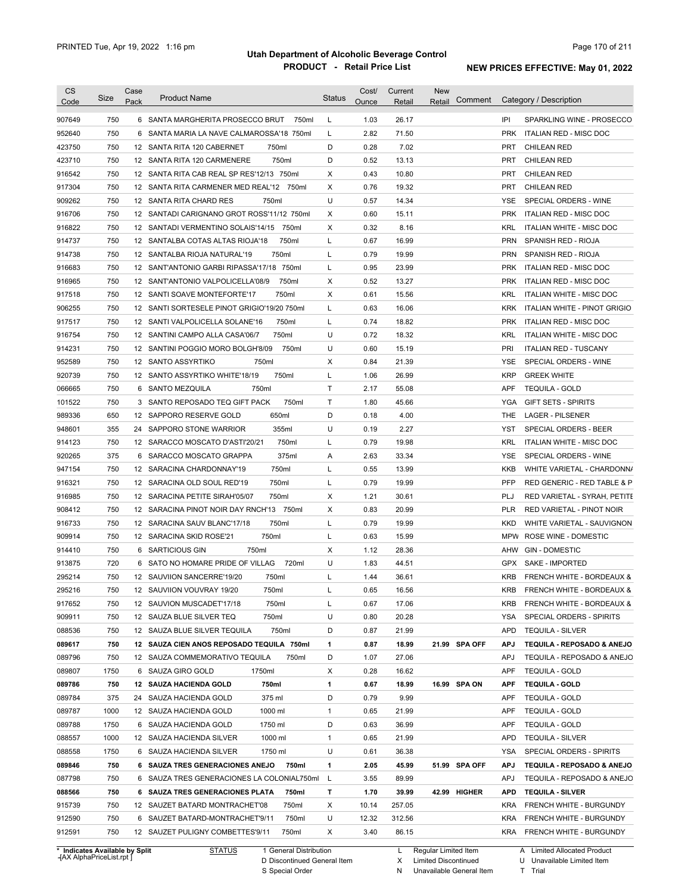# Utah Department of Alcoholic Beverage Control

## PRODUCT - Retail Price List

PRINTED Tue, Apr 19, 2022 1:16 pm

**NEW PRICES EFFECTIVE: May 01, 2022**

| CS Code | Size | Case Pack | Product Name | Status | Cost/ Ounce | Current Retail | New Retail | Comment | Category / Description |
|---|---|---|---|---|---|---|---|---|---|
| 907649 | 750 | 6 | SANTA MARGHERITA PROSECCO BRUT 750ml | L | 1.03 | 26.17 | | | IPI SPARKLING WINE - PROSECCO |
| 952640 | 750 | 6 | SANTA MARIA LA NAVE CALMAROSSA'18 750ml | L | 2.82 | 71.50 | | | PRK ITALIAN RED - MISC DOC |
| 423750 | 750 | 12 | SANTA RITA 120 CABERNET 750ml | D | 0.28 | 7.02 | | | PRT CHILEAN RED |
| 423710 | 750 | 12 | SANTA RITA 120 CARMENERE 750ml | D | 0.52 | 13.13 | | | PRT CHILEAN RED |
| 916542 | 750 | 12 | SANTA RITA CAB REAL SP RES'12/13 750ml | X | 0.43 | 10.80 | | | PRT CHILEAN RED |
| 917304 | 750 | 12 | SANTA RITA CARMENER MED REAL'12 750ml | X | 0.76 | 19.32 | | | PRT CHILEAN RED |
| 909262 | 750 | 12 | SANTA RITA CHARD RES 750ml | U | 0.57 | 14.34 | | | YSE SPECIAL ORDERS - WINE |
| 916706 | 750 | 12 | SANTADI CARIGNANO GROT ROSS'11/12 750ml | X | 0.60 | 15.11 | | | PRK ITALIAN RED - MISC DOC |
| 916822 | 750 | 12 | SANTADI VERMENTINO SOLAIS'14/15 750ml | X | 0.32 | 8.16 | | | KRL ITALIAN WHITE - MISC DOC |
| 914737 | 750 | 12 | SANTALBA COTAS ALTAS RIOJA'18 750ml | L | 0.67 | 16.99 | | | PRN SPANISH RED - RIOJA |
| 914738 | 750 | 12 | SANTALBA RIOJA NATURAL'19 750ml | L | 0.79 | 19.99 | | | PRN SPANISH RED - RIOJA |
| 916683 | 750 | 12 | SANT'ANTONIO GARBI RIPASSA'17/18 750ml | L | 0.95 | 23.99 | | | PRK ITALIAN RED - MISC DOC |
| 916965 | 750 | 12 | SANT'ANTONIO VALPOLICELLA'08/9 750ml | X | 0.52 | 13.27 | | | PRK ITALIAN RED - MISC DOC |
| 917518 | 750 | 12 | SANTI SOAVE MONTEFORTE'17 750ml | X | 0.61 | 15.56 | | | KRL ITALIAN WHITE - MISC DOC |
| 906255 | 750 | 12 | SANTI SORTESELE PINOT GRIGIO'19/20 750ml | L | 0.63 | 16.06 | | | KRK ITALIAN WHITE - PINOT GRIGIO |
| 917517 | 750 | 12 | SANTI VALPOLICELLA SOLANE'16 750ml | L | 0.74 | 18.82 | | | PRK ITALIAN RED - MISC DOC |
| 916754 | 750 | 12 | SANTINI CAMPO ALLA CASA'06/7 750ml | U | 0.72 | 18.32 | | | KRL ITALIAN WHITE - MISC DOC |
| 914231 | 750 | 12 | SANTINI POGGIO MORO BOLGH'8/09 750ml | U | 0.60 | 15.19 | | | PRI ITALIAN RED - TUSCANY |
| 952589 | 750 | 12 | SANTO ASSYRTIKO 750ml | X | 0.84 | 21.39 | | | YSE SPECIAL ORDERS - WINE |
| 920739 | 750 | 12 | SANTO ASSYRTIKO WHITE'18/19 750ml | L | 1.06 | 26.99 | | | KRP GREEK WHITE |
| 066665 | 750 | 6 | SANTO MEZQUILA 750ml | T | 2.17 | 55.08 | | | APF TEQUILA - GOLD |
| 101522 | 750 | 3 | SANTO REPOSADO TEQ GIFT PACK 750ml | T | 1.80 | 45.66 | | | YGA GIFT SETS - SPIRITS |
| 989336 | 650 | 12 | SAPPORO RESERVE GOLD 650ml | D | 0.18 | 4.00 | | | THE LAGER - PILSENER |
| 948601 | 355 | 24 | SAPPORO STONE WARRIOR 355ml | U | 0.19 | 2.27 | | | YST SPECIAL ORDERS - BEER |
| 914123 | 750 | 12 | SARACCO MOSCATO D'ASTI'20/21 750ml | L | 0.79 | 19.98 | | | KRL ITALIAN WHITE - MISC DOC |
| 920265 | 375 | 6 | SARACCO MOSCATO GRAPPA 375ml | A | 2.63 | 33.34 | | | YSE SPECIAL ORDERS - WINE |
| 947154 | 750 | 12 | SARACINA CHARDONNAY'19 750ml | L | 0.55 | 13.99 | | | KKB WHITE VARIETAL - CHARDONNA |
| 916321 | 750 | 12 | SARACINA OLD SOUL RED'19 750ml | L | 0.79 | 19.99 | | | PFP RED GENERIC - RED TABLE & P |
| 916985 | 750 | 12 | SARACINA PETITE SIRAH'05/07 750ml | X | 1.21 | 30.61 | | | PLJ RED VARIETAL - SYRAH, PETITE |
| 908412 | 750 | 12 | SARACINA PINOT NOIR DAY RNCH'13 750ml | X | 0.83 | 20.99 | | | PLR RED VARIETAL - PINOT NOIR |
| 916733 | 750 | 12 | SARACINA SAUV BLANC'17/18 750ml | L | 0.79 | 19.99 | | | KKD WHITE VARIETAL - SAUVIGNON |
| 909914 | 750 | 12 | SARACINA SKID ROSE'21 750ml | L | 0.63 | 15.99 | | | MPW ROSE WINE - DOMESTIC |
| 914410 | 750 | 6 | SARTICIOUS GIN 750ml | X | 1.12 | 28.36 | | | AHW GIN - DOMESTIC |
| 913875 | 720 | 6 | SATO NO HOMARE PRIDE OF VILLAG 720ml | U | 1.83 | 44.51 | | | GPX SAKE - IMPORTED |
| 295214 | 750 | 12 | SAUVIION SANCERRE'19/20 750ml | L | 1.44 | 36.61 | | | KRB FRENCH WHITE - BORDEAUX & |
| 295216 | 750 | 12 | SAUVIION VOUVRAY 19/20 750ml | L | 0.65 | 16.56 | | | KRB FRENCH WHITE - BORDEAUX & |
| 917652 | 750 | 12 | SAUVION MUSCADET'17/18 750ml | L | 0.67 | 17.06 | | | KRB FRENCH WHITE - BORDEAUX & |
| 909911 | 750 | 12 | SAUZA BLUE SILVER TEQ 750ml | U | 0.80 | 20.28 | | | YSA SPECIAL ORDERS - SPIRITS |
| 088536 | 750 | 12 | SAUZA BLUE SILVER TEQUILA 750ml | D | 0.87 | 21.99 | | | APD TEQUILA - SILVER |
| **089617** | **750** | **12** | **SAUZA CIEN ANOS REPOSADO TEQUILA 750ml** | **1** | **0.87** | **18.99** | **21.99** | **SPA OFF** | **APJ TEQUILA - REPOSADO & ANEJO** |
| 089796 | 750 | 12 | SAUZA COMMEMORATIVO TEQUILA 750ml | D | 1.07 | 27.06 | | | APJ TEQUILA - REPOSADO & ANEJO |
| 089807 | 1750 | 6 | SAUZA GIRO GOLD 1750ml | X | 0.28 | 16.62 | | | APF TEQUILA - GOLD |
| **089786** | **750** | **12** | **SAUZA HACIENDA GOLD 750ml** | **1** | **0.67** | **18.99** | **16.99** | **SPA ON** | **APF TEQUILA - GOLD** |
| 089784 | 375 | 24 | SAUZA HACIENDA GOLD 375 ml | D | 0.79 | 9.99 | | | APF TEQUILA - GOLD |
| 089787 | 1000 | 12 | SAUZA HACIENDA GOLD 1000 ml | 1 | 0.65 | 21.99 | | | APF TEQUILA - GOLD |
| 089788 | 1750 | 6 | SAUZA HACIENDA GOLD 1750 ml | D | 0.63 | 36.99 | | | APF TEQUILA - GOLD |
| 088557 | 1000 | 12 | SAUZA HACIENDA SILVER 1000 ml | 1 | 0.65 | 21.99 | | | APD TEQUILA - SILVER |
| 088558 | 1750 | 6 | SAUZA HACIENDA SILVER 1750 ml | U | 0.61 | 36.38 | | | YSA SPECIAL ORDERS - SPIRITS |
| **089846** | **750** | **6** | **SAUZA TRES GENERACIONES ANEJO 750ml** | **1** | **2.05** | **45.99** | **51.99** | **SPA OFF** | **APJ TEQUILA - REPOSADO & ANEJO** |
| 087798 | 750 | 6 | SAUZA TRES GENERACIONES LA COLONIAL750ml | L | 3.55 | 89.99 | | | APJ TEQUILA - REPOSADO & ANEJO |
| **088566** | **750** | **6** | **SAUZA TRES GENERACIONES PLATA 750ml** | **T** | **1.70** | **39.99** | **42.99** | **HIGHER** | **APD TEQUILA - SILVER** |
| 915739 | 750 | 12 | SAUZET BATARD MONTRACHET'08 750ml | X | 10.14 | 257.05 | | | KRA FRENCH WHITE - BURGUNDY |
| 912590 | 750 | 6 | SAUZET BATARD-MONTRACHET'9/11 750ml | U | 12.32 | 312.56 | | | KRA FRENCH WHITE - BURGUNDY |
| 912591 | 750 | 12 | SAUZET PULIGNY COMBETTES'9/11 750ml | X | 3.40 | 86.15 | | | KRA FRENCH WHITE - BURGUNDY |

\* Indicates Available by Split

STATUS: 1 General Distribution; D Discontinued General Item; S Special Order; L Regular Limited Item; X Limited Discontinued; N Unavailable General Item; A Limited Allocated Product; U Unavailable Limited Item; T Trial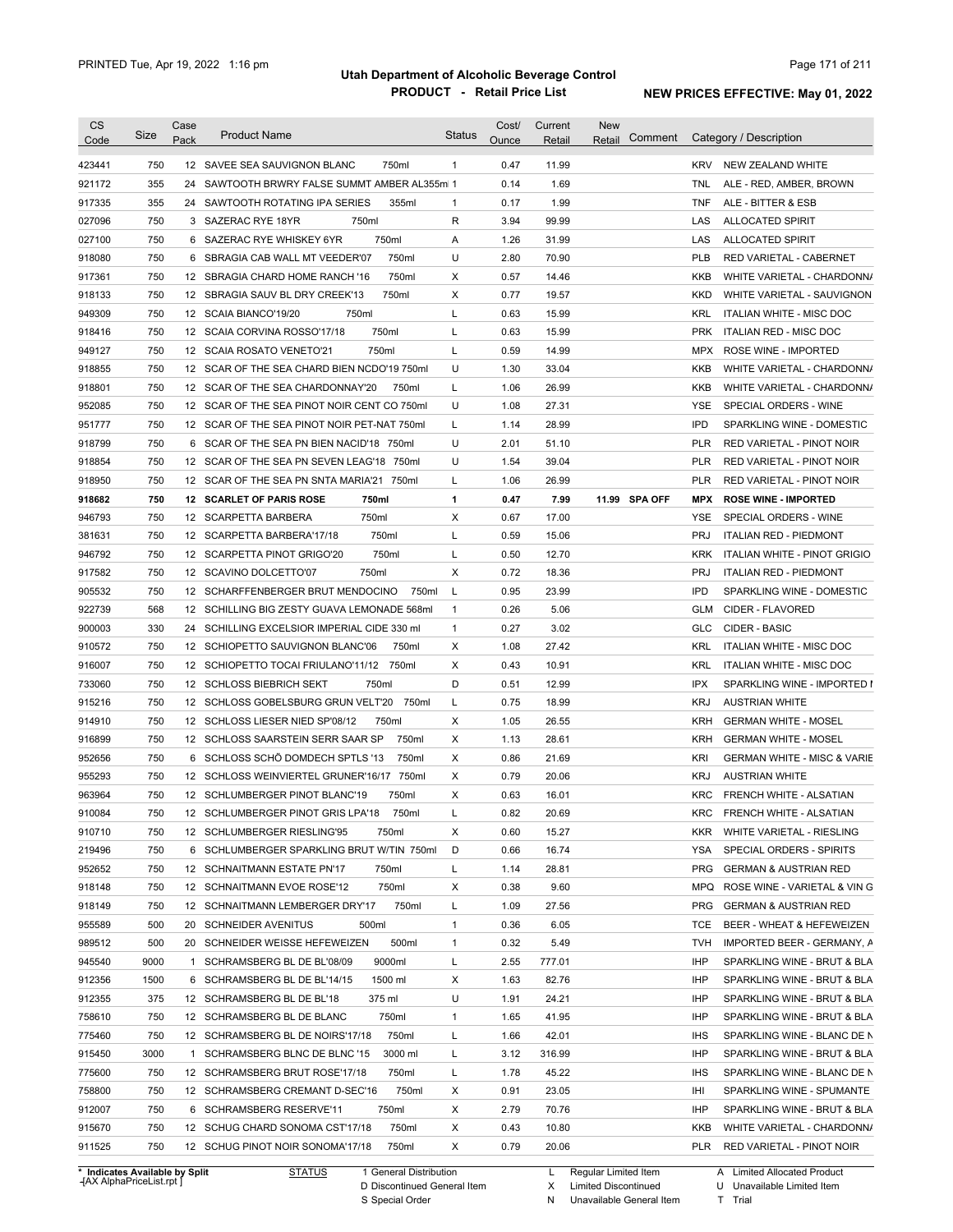# Utah Department of Alcoholic Beverage Control

## PRODUCT - Retail Price List

PRINTED Tue, Apr 19, 2022 1:16 pm

**NEW PRICES EFFECTIVE: May 01, 2022**

| CS Code | Size | Case Pack | Product Name | Status | Cost/ Ounce | Current Retail | New Retail | Comment | Category / Description |
|---|---|---|---|---|---|---|---|---|---|
| 423441 | 750 | 12 | SAVEE SEA SAUVIGNON BLANC 750ml | 1 | 0.47 | 11.99 | | | KRV NEW ZEALAND WHITE |
| 921172 | 355 | 24 | SAWTOOTH BRWRY FALSE SUMMT AMBER AL355ml | 1 | 0.14 | 1.69 | | | TNL ALE - RED, AMBER, BROWN |
| 917335 | 355 | 24 | SAWTOOTH ROTATING IPA SERIES 355ml | 1 | 0.17 | 1.99 | | | TNF ALE - BITTER & ESB |
| 027096 | 750 | 3 | SAZERAC RYE 18YR 750ml | R | 3.94 | 99.99 | | | LAS ALLOCATED SPIRIT |
| 027100 | 750 | 6 | SAZERAC RYE WHISKEY 6YR 750ml | A | 1.26 | 31.99 | | | LAS ALLOCATED SPIRIT |
| 918080 | 750 | 6 | SBRAGIA CAB WALL MT VEEDER'07 750ml | U | 2.80 | 70.90 | | | PLB RED VARIETAL - CABERNET |
| 917361 | 750 | 12 | SBRAGIA CHARD HOME RANCH '16 750ml | X | 0.57 | 14.46 | | | KKB WHITE VARIETAL - CHARDONNA |
| 918133 | 750 | 12 | SBRAGIA SAUV BL DRY CREEK'13 750ml | X | 0.77 | 19.57 | | | KKD WHITE VARIETAL - SAUVIGNON |
| 949309 | 750 | 12 | SCAIA BIANCO'19/20 750ml | L | 0.63 | 15.99 | | | KRL ITALIAN WHITE - MISC DOC |
| 918416 | 750 | 12 | SCAIA CORVINA ROSSO'17/18 750ml | L | 0.63 | 15.99 | | | PRK ITALIAN RED - MISC DOC |
| 949127 | 750 | 12 | SCAIA ROSATO VENETO'21 750ml | L | 0.59 | 14.99 | | | MPX ROSE WINE - IMPORTED |
| 918855 | 750 | 12 | SCAR OF THE SEA CHARD BIEN NCDO'19 750ml | U | 1.30 | 33.04 | | | KKB WHITE VARIETAL - CHARDONNA |
| 918801 | 750 | 12 | SCAR OF THE SEA CHARDONNAY'20 750ml | L | 1.06 | 26.99 | | | KKB WHITE VARIETAL - CHARDONNA |
| 952085 | 750 | 12 | SCAR OF THE SEA PINOT NOIR CENT CO 750ml | U | 1.08 | 27.31 | | | YSE SPECIAL ORDERS - WINE |
| 951777 | 750 | 12 | SCAR OF THE SEA PINOT NOIR PET-NAT 750ml | L | 1.14 | 28.99 | | | IPD SPARKLING WINE - DOMESTIC |
| 918799 | 750 | 6 | SCAR OF THE SEA PN BIEN NACID'18 750ml | U | 2.01 | 51.10 | | | PLR RED VARIETAL - PINOT NOIR |
| 918854 | 750 | 12 | SCAR OF THE SEA PN SEVEN LEAG'18 750ml | U | 1.54 | 39.04 | | | PLR RED VARIETAL - PINOT NOIR |
| 918950 | 750 | 12 | SCAR OF THE SEA PN SNTA MARIA'21 750ml | L | 1.06 | 26.99 | | | PLR RED VARIETAL - PINOT NOIR |
| **918682** | **750** | **12** | **SCARLET OF PARIS ROSE 750ml** | **1** | **0.47** | **7.99** | **11.99** | **SPA OFF** | **MPX ROSE WINE - IMPORTED** |
| 946793 | 750 | 12 | SCARPETTA BARBERA 750ml | X | 0.67 | 17.00 | | | YSE SPECIAL ORDERS - WINE |
| 381631 | 750 | 12 | SCARPETTA BARBERA'17/18 750ml | L | 0.59 | 15.06 | | | PRJ ITALIAN RED - PIEDMONT |
| 946792 | 750 | 12 | SCARPETTA PINOT GRIGO'20 750ml | L | 0.50 | 12.70 | | | KRK ITALIAN WHITE - PINOT GRIGIO |
| 917582 | 750 | 12 | SCAVINO DOLCETTO'07 750ml | X | 0.72 | 18.36 | | | PRJ ITALIAN RED - PIEDMONT |
| 905532 | 750 | 12 | SCHARFFENBERGER BRUT MENDOCINO 750ml | L | 0.95 | 23.99 | | | IPD SPARKLING WINE - DOMESTIC |
| 922739 | 568 | 12 | SCHILLING BIG ZESTY GUAVA LEMONADE 568ml | 1 | 0.26 | 5.06 | | | GLM CIDER - FLAVORED |
| 900003 | 330 | 24 | SCHILLING EXCELSIOR IMPERIAL CIDE 330 ml | 1 | 0.27 | 3.02 | | | GLC CIDER - BASIC |
| 910572 | 750 | 12 | SCHIOPETTO SAUVIGNON BLANC'06 750ml | X | 1.08 | 27.42 | | | KRL ITALIAN WHITE - MISC DOC |
| 916007 | 750 | 12 | SCHIOPETTO TOCAI FRIULANO'11/12 750ml | X | 0.43 | 10.91 | | | KRL ITALIAN WHITE - MISC DOC |
| 733060 | 750 | 12 | SCHLOSS BIEBRICH SEKT 750ml | D | 0.51 | 12.99 | | | IPX SPARKLING WINE - IMPORTED I |
| 915216 | 750 | 12 | SCHLOSS GOBELSBURG GRUN VELT'20 750ml | L | 0.75 | 18.99 | | | KRJ AUSTRIAN WHITE |
| 914910 | 750 | 12 | SCHLOSS LIESER NIED SP'08/12 750ml | X | 1.05 | 26.55 | | | KRH GERMAN WHITE - MOSEL |
| 916899 | 750 | 12 | SCHLOSS SAARSTEIN SERR SAAR SP 750ml | X | 1.13 | 28.61 | | | KRH GERMAN WHITE - MOSEL |
| 952656 | 750 | 6 | SCHLOSS SCHÖ DOMDECH SPTLS '13 750ml | X | 0.86 | 21.69 | | | KRI GERMAN WHITE - MISC & VARIE |
| 955293 | 750 | 12 | SCHLOSS WEINVIERTEL GRUNER'16/17 750ml | X | 0.79 | 20.06 | | | KRJ AUSTRIAN WHITE |
| 963964 | 750 | 12 | SCHLUMBERGER PINOT BLANC'19 750ml | X | 0.63 | 16.01 | | | KRC FRENCH WHITE - ALSATIAN |
| 910084 | 750 | 12 | SCHLUMBERGER PINOT GRIS LPA'18 750ml | L | 0.82 | 20.69 | | | KRC FRENCH WHITE - ALSATIAN |
| 910710 | 750 | 12 | SCHLUMBERGER RIESLING'95 750ml | X | 0.60 | 15.27 | | | KKR WHITE VARIETAL - RIESLING |
| 219496 | 750 | 6 | SCHLUMBERGER SPARKLING BRUT W/TIN 750ml | D | 0.66 | 16.74 | | | YSA SPECIAL ORDERS - SPIRITS |
| 952652 | 750 | 12 | SCHNAITMANN ESTATE PN'17 750ml | L | 1.14 | 28.81 | | | PRG GERMAN & AUSTRIAN RED |
| 918148 | 750 | 12 | SCHNAITMANN EVOE ROSE'12 750ml | X | 0.38 | 9.60 | | | MPQ ROSE WINE - VARIETAL & VIN G |
| 918149 | 750 | 12 | SCHNAITMANN LEMBERGER DRY'17 750ml | L | 1.09 | 27.56 | | | PRG GERMAN & AUSTRIAN RED |
| 955589 | 500 | 20 | SCHNEIDER AVENITUS 500ml | 1 | 0.36 | 6.05 | | | TCE BEER - WHEAT & HEFEWEIZEN |
| 989512 | 500 | 20 | SCHNEIDER WEISSE HEFEWEIZEN 500ml | 1 | 0.32 | 5.49 | | | TVH IMPORTED BEER - GERMANY, A |
| 945540 | 9000 | 1 | SCHRAMSBERG BL DE BL'08/09 9000ml | L | 2.55 | 777.01 | | | IHP SPARKLING WINE - BRUT & BLA |
| 912356 | 1500 | 6 | SCHRAMSBERG BL DE BL'14/15 1500 ml | X | 1.63 | 82.76 | | | IHP SPARKLING WINE - BRUT & BLA |
| 912355 | 375 | 12 | SCHRAMSBERG BL DE BL'18 375 ml | U | 1.91 | 24.21 | | | IHP SPARKLING WINE - BRUT & BLA |
| 758610 | 750 | 12 | SCHRAMSBERG BL DE BLANC 750ml | 1 | 1.65 | 41.95 | | | IHP SPARKLING WINE - BRUT & BLA |
| 775460 | 750 | 12 | SCHRAMSBERG BL DE NOIRS'17/18 750ml | L | 1.66 | 42.01 | | | IHS SPARKLING WINE - BLANC DE N |
| 915450 | 3000 | 1 | SCHRAMSBERG BLNC DE BLNC '15 3000 ml | L | 3.12 | 316.99 | | | IHP SPARKLING WINE - BRUT & BLA |
| 775600 | 750 | 12 | SCHRAMSBERG BRUT ROSE'17/18 750ml | L | 1.78 | 45.22 | | | IHS SPARKLING WINE - BLANC DE N |
| 758800 | 750 | 12 | SCHRAMSBERG CREMANT D-SEC'16 750ml | X | 0.91 | 23.05 | | | IHI SPARKLING WINE - SPUMANTE |
| 912007 | 750 | 6 | SCHRAMSBERG RESERVE'11 750ml | X | 2.79 | 70.76 | | | IHP SPARKLING WINE - BRUT & BLA |
| 915670 | 750 | 12 | SCHUG CHARD SONOMA CST'17/18 750ml | X | 0.43 | 10.80 | | | KKB WHITE VARIETAL - CHARDONNA |
| 911525 | 750 | 12 | SCHUG PINOT NOIR SONOMA'17/18 750ml | X | 0.79 | 20.06 | | | PLR RED VARIETAL - PINOT NOIR |

\* Indicates Available by Split

STATUS: 1 General Distribution; D Discontinued General Item; S Special Order; L Regular Limited Item; X Limited Discontinued; N Unavailable General Item; A Limited Allocated Product; U Unavailable Limited Item; T Trial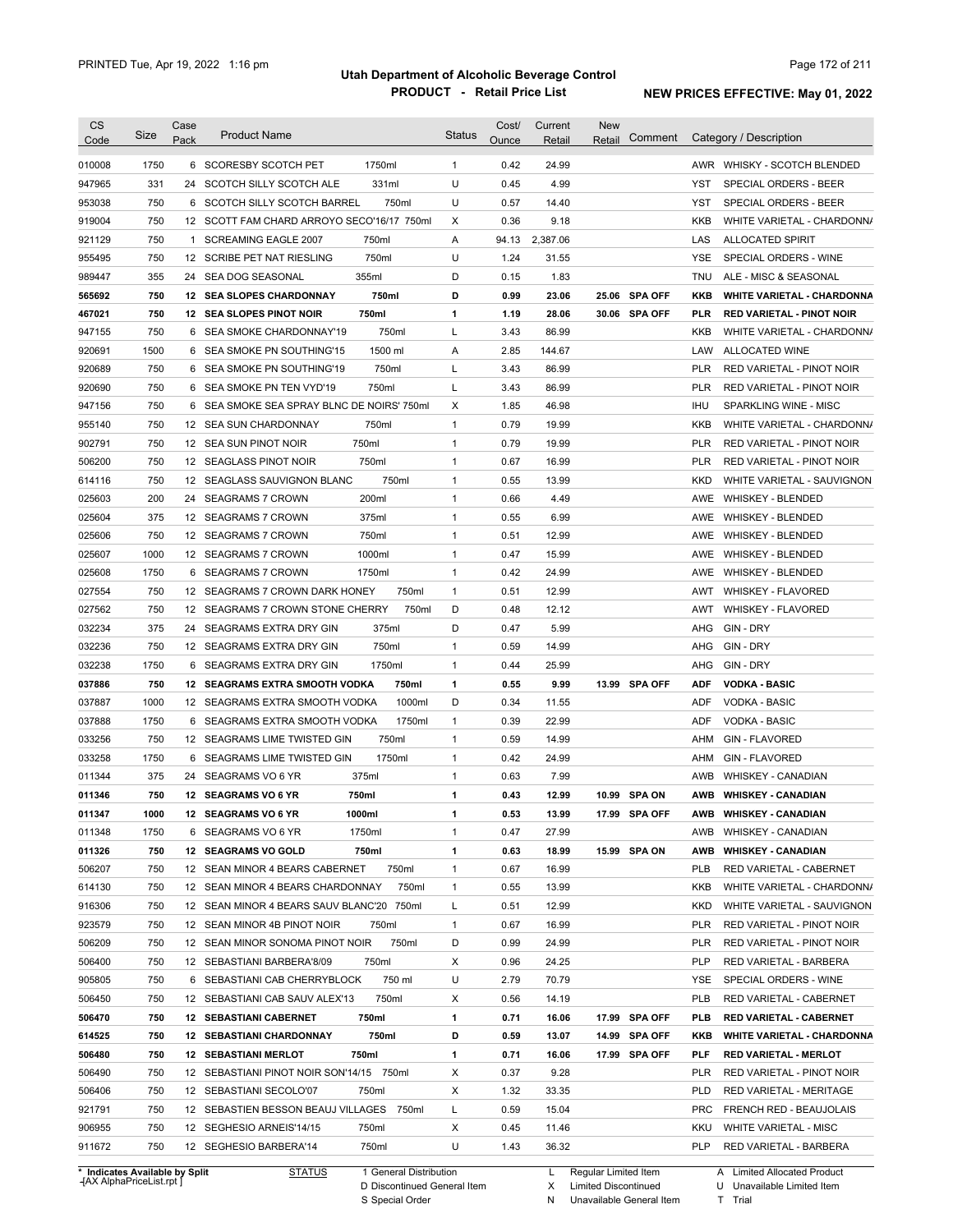# Utah Department of Alcoholic Beverage Control

## PRODUCT - Retail Price List

PRINTED Tue, Apr 19, 2022 1:16 pm

**NEW PRICES EFFECTIVE: May 01, 2022**

| CS Code | Size | Case Pack | Product Name | | Status | Cost/ Ounce | Current Retail | New Retail | Comment | Category / Description | |
|---|---|---|---|---|---|---|---|---|---|---|---|
| 010008 | 1750 | 6 | SCORESBY SCOTCH PET | 1750ml | 1 | 0.42 | 24.99 | | | AWR | WHISKY - SCOTCH BLENDED |
| 947965 | 331 | 24 | SCOTCH SILLY SCOTCH ALE | 331ml | U | 0.45 | 4.99 | | | YST | SPECIAL ORDERS - BEER |
| 953038 | 750 | 6 | SCOTCH SILLY SCOTCH BARREL | 750ml | U | 0.57 | 14.40 | | | YST | SPECIAL ORDERS - BEER |
| 919004 | 750 | 12 | SCOTT FAM CHARD ARROYO SECO'16/17 | 750ml | X | 0.36 | 9.18 | | | KKB | WHITE VARIETAL - CHARDONNA |
| 921129 | 750 | 1 | SCREAMING EAGLE 2007 | 750ml | A | 94.13 | 2,387.06 | | | LAS | ALLOCATED SPIRIT |
| 955495 | 750 | 12 | SCRIBE PET NAT RIESLING | 750ml | U | 1.24 | 31.55 | | | YSE | SPECIAL ORDERS - WINE |
| 989447 | 355 | 24 | SEA DOG SEASONAL | 355ml | D | 0.15 | 1.83 | | | TNU | ALE - MISC & SEASONAL |
| **565692** | **750** | **12** | **SEA SLOPES CHARDONNAY** | **750ml** | **D** | **0.99** | **23.06** | **25.06** | **SPA OFF** | **KKB** | **WHITE VARIETAL - CHARDONNA** |
| **467021** | **750** | **12** | **SEA SLOPES PINOT NOIR** | **750ml** | **1** | **1.19** | **28.06** | **30.06** | **SPA OFF** | **PLR** | **RED VARIETAL - PINOT NOIR** |
| 947155 | 750 | 6 | SEA SMOKE CHARDONNAY'19 | 750ml | L | 3.43 | 86.99 | | | KKB | WHITE VARIETAL - CHARDONNA |
| 920691 | 1500 | 6 | SEA SMOKE PN SOUTHING'15 | 1500 ml | A | 2.85 | 144.67 | | | LAW | ALLOCATED WINE |
| 920689 | 750 | 6 | SEA SMOKE PN SOUTHING'19 | 750ml | L | 3.43 | 86.99 | | | PLR | RED VARIETAL - PINOT NOIR |
| 920690 | 750 | 6 | SEA SMOKE PN TEN VYD'19 | 750ml | L | 3.43 | 86.99 | | | PLR | RED VARIETAL - PINOT NOIR |
| 947156 | 750 | 6 | SEA SMOKE SEA SPRAY BLNC DE NOIRS' | 750ml | X | 1.85 | 46.98 | | | IHU | SPARKLING WINE - MISC |
| 955140 | 750 | 12 | SEA SUN CHARDONNAY | 750ml | 1 | 0.79 | 19.99 | | | KKB | WHITE VARIETAL - CHARDONNA |
| 902791 | 750 | 12 | SEA SUN PINOT NOIR | 750ml | 1 | 0.79 | 19.99 | | | PLR | RED VARIETAL - PINOT NOIR |
| 506200 | 750 | 12 | SEAGLASS PINOT NOIR | 750ml | 1 | 0.67 | 16.99 | | | PLR | RED VARIETAL - PINOT NOIR |
| 614116 | 750 | 12 | SEAGLASS SAUVIGNON BLANC | 750ml | 1 | 0.55 | 13.99 | | | KKD | WHITE VARIETAL - SAUVIGNON |
| 025603 | 200 | 24 | SEAGRAMS 7 CROWN | 200ml | 1 | 0.66 | 4.49 | | | AWE | WHISKEY - BLENDED |
| 025604 | 375 | 12 | SEAGRAMS 7 CROWN | 375ml | 1 | 0.55 | 6.99 | | | AWE | WHISKEY - BLENDED |
| 025606 | 750 | 12 | SEAGRAMS 7 CROWN | 750ml | 1 | 0.51 | 12.99 | | | AWE | WHISKEY - BLENDED |
| 025607 | 1000 | 12 | SEAGRAMS 7 CROWN | 1000ml | 1 | 0.47 | 15.99 | | | AWE | WHISKEY - BLENDED |
| 025608 | 1750 | 6 | SEAGRAMS 7 CROWN | 1750ml | 1 | 0.42 | 24.99 | | | AWE | WHISKEY - BLENDED |
| 027554 | 750 | 12 | SEAGRAMS 7 CROWN DARK HONEY | 750ml | 1 | 0.51 | 12.99 | | | AWT | WHISKEY - FLAVORED |
| 027562 | 750 | 12 | SEAGRAMS 7 CROWN STONE CHERRY | 750ml | D | 0.48 | 12.12 | | | AWT | WHISKEY - FLAVORED |
| 032234 | 375 | 24 | SEAGRAMS EXTRA DRY GIN | 375ml | D | 0.47 | 5.99 | | | AHG | GIN - DRY |
| 032236 | 750 | 12 | SEAGRAMS EXTRA DRY GIN | 750ml | 1 | 0.59 | 14.99 | | | AHG | GIN - DRY |
| 032238 | 1750 | 6 | SEAGRAMS EXTRA DRY GIN | 1750ml | 1 | 0.44 | 25.99 | | | AHG | GIN - DRY |
| **037886** | **750** | **12** | **SEAGRAMS EXTRA SMOOTH VODKA** | **750ml** | **1** | **0.55** | **9.99** | **13.99** | **SPA OFF** | **ADF** | **VODKA - BASIC** |
| 037887 | 1000 | 12 | SEAGRAMS EXTRA SMOOTH VODKA | 1000ml | D | 0.34 | 11.55 | | | ADF | VODKA - BASIC |
| 037888 | 1750 | 6 | SEAGRAMS EXTRA SMOOTH VODKA | 1750ml | 1 | 0.39 | 22.99 | | | ADF | VODKA - BASIC |
| 033256 | 750 | 12 | SEAGRAMS LIME TWISTED GIN | 750ml | 1 | 0.59 | 14.99 | | | AHM | GIN - FLAVORED |
| 033258 | 1750 | 6 | SEAGRAMS LIME TWISTED GIN | 1750ml | 1 | 0.42 | 24.99 | | | AHM | GIN - FLAVORED |
| 011344 | 375 | 24 | SEAGRAMS VO 6 YR | 375ml | 1 | 0.63 | 7.99 | | | AWB | WHISKEY - CANADIAN |
| **011346** | **750** | **12** | **SEAGRAMS VO 6 YR** | **750ml** | **1** | **0.43** | **12.99** | **10.99** | **SPA ON** | **AWB** | **WHISKEY - CANADIAN** |
| **011347** | **1000** | **12** | **SEAGRAMS VO 6 YR** | **1000ml** | **1** | **0.53** | **13.99** | **17.99** | **SPA OFF** | **AWB** | **WHISKEY - CANADIAN** |
| 011348 | 1750 | 6 | SEAGRAMS VO 6 YR | 1750ml | 1 | 0.47 | 27.99 | | | AWB | WHISKEY - CANADIAN |
| **011326** | **750** | **12** | **SEAGRAMS VO GOLD** | **750ml** | **1** | **0.63** | **18.99** | **15.99** | **SPA ON** | **AWB** | **WHISKEY - CANADIAN** |
| 506207 | 750 | 12 | SEAN MINOR 4 BEARS CABERNET | 750ml | 1 | 0.67 | 16.99 | | | PLB | RED VARIETAL - CABERNET |
| 614130 | 750 | 12 | SEAN MINOR 4 BEARS CHARDONNAY | 750ml | 1 | 0.55 | 13.99 | | | KKB | WHITE VARIETAL - CHARDONNA |
| 916306 | 750 | 12 | SEAN MINOR 4 BEARS SAUV BLANC'20 | 750ml | L | 0.51 | 12.99 | | | KKD | WHITE VARIETAL - SAUVIGNON |
| 923579 | 750 | 12 | SEAN MINOR 4B PINOT NOIR | 750ml | 1 | 0.67 | 16.99 | | | PLR | RED VARIETAL - PINOT NOIR |
| 506209 | 750 | 12 | SEAN MINOR SONOMA PINOT NOIR | 750ml | D | 0.99 | 24.99 | | | PLR | RED VARIETAL - PINOT NOIR |
| 506400 | 750 | 12 | SEBASTIANI BARBERA'8/09 | 750ml | X | 0.96 | 24.25 | | | PLP | RED VARIETAL - BARBERA |
| 905805 | 750 | 6 | SEBASTIANI CAB CHERRYBLOCK | 750 ml | U | 2.79 | 70.79 | | | YSE | SPECIAL ORDERS - WINE |
| 506450 | 750 | 12 | SEBASTIANI CAB SAUV ALEX'13 | 750ml | X | 0.56 | 14.19 | | | PLB | RED VARIETAL - CABERNET |
| **506470** | **750** | **12** | **SEBASTIANI CABERNET** | **750ml** | **1** | **0.71** | **16.06** | **17.99** | **SPA OFF** | **PLB** | **RED VARIETAL - CABERNET** |
| **614525** | **750** | **12** | **SEBASTIANI CHARDONNAY** | **750ml** | **D** | **0.59** | **13.07** | **14.99** | **SPA OFF** | **KKB** | **WHITE VARIETAL - CHARDONNA** |
| **506480** | **750** | **12** | **SEBASTIANI MERLOT** | **750ml** | **1** | **0.71** | **16.06** | **17.99** | **SPA OFF** | **PLF** | **RED VARIETAL - MERLOT** |
| 506490 | 750 | 12 | SEBASTIANI PINOT NOIR SON'14/15 | 750ml | X | 0.37 | 9.28 | | | PLR | RED VARIETAL - PINOT NOIR |
| 506406 | 750 | 12 | SEBASTIANI SECOLO'07 | 750ml | X | 1.32 | 33.35 | | | PLD | RED VARIETAL - MERITAGE |
| 921791 | 750 | 12 | SEBASTIEN BESSON BEAUJ VILLAGES | 750ml | L | 0.59 | 15.04 | | | PRC | FRENCH RED - BEAUJOLAIS |
| 906955 | 750 | 12 | SEGHESIO ARNEIS'14/15 | 750ml | X | 0.45 | 11.46 | | | KKU | WHITE VARIETAL - MISC |
| 911672 | 750 | 12 | SEGHESIO BARBERA'14 | 750ml | U | 1.43 | 36.32 | | | PLP | RED VARIETAL - BARBERA |

\* Indicates Available by Split

| STATUS | | | |
|---|---|---|---|
| 1 General Distribution | L Regular Limited Item | A Limited Allocated Product |
| D Discontinued General Item | X Limited Discontinued | U Unavailable Limited Item |
| S Special Order | N Unavailable General Item | T Trial |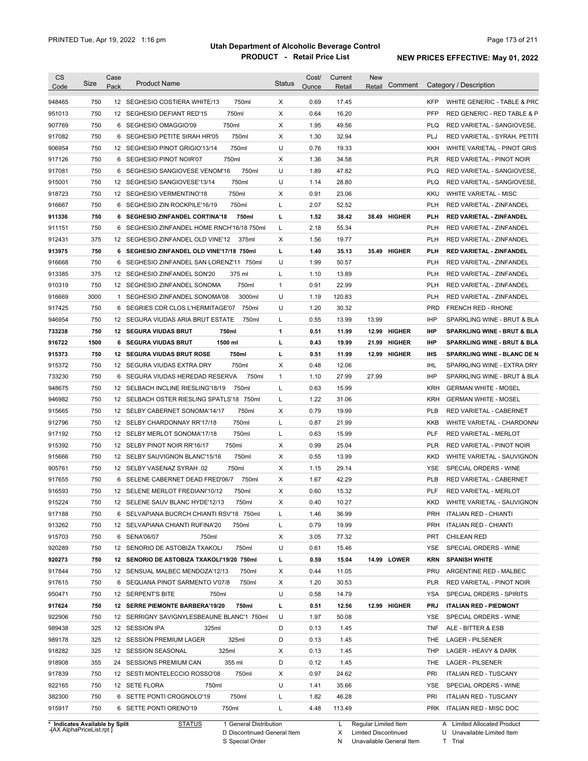# Utah Department of Alcoholic Beverage Control

## PRODUCT - Retail Price List

PRINTED Tue, Apr 19, 2022 1:16 pm

**NEW PRICES EFFECTIVE: May 01, 2022**

| CS Code | Size | Case Pack | Product Name | Status | Cost/ Ounce | Current Retail | New Retail | Comment | Category / Description |
|---|---|---|---|---|---|---|---|---|---|
| 948465 | 750 | 12 | SEGHESIO COSTIERA WHITE/13 750ml | X | 0.69 | 17.45 | | | KFP WHITE GENERIC - TABLE & PRC |
| 951013 | 750 | 12 | SEGHESIO DEFIANT RED'15 750ml | X | 0.64 | 16.20 | | | PFP RED GENERIC - RED TABLE & P |
| 907769 | 750 | 6 | SEGHESIO OMAGGIO'09 750ml | X | 1.95 | 49.56 | | | PLQ RED VARIETAL - SANGIOVESE, |
| 917082 | 750 | 6 | SEGHESIO PETITE SIRAH HR'05 750ml | X | 1.30 | 32.94 | | | PLJ RED VARIETAL - SYRAH, PETITE |
| 906954 | 750 | 12 | SEGHESIO PINOT GRIGIO'13/14 750ml | U | 0.76 | 19.33 | | | KKH WHITE VARIETAL - PINOT GRIS |
| 917126 | 750 | 6 | SEGHESIO PINOT NOIR'07 750ml | X | 1.36 | 34.58 | | | PLR RED VARIETAL - PINOT NOIR |
| 917081 | 750 | 6 | SEGHESIO SANGIOVESE VENOM'16 750ml | U | 1.89 | 47.82 | | | PLQ RED VARIETAL - SANGIOVESE, |
| 915001 | 750 | 12 | SEGHESIO SANGIOVESE'13/14 750ml | U | 1.14 | 28.80 | | | PLQ RED VARIETAL - SANGIOVESE, |
| 918723 | 750 | 12 | SEGHESIO VERMENTINO'18 750ml | X | 0.91 | 23.06 | | | KKU WHITE VARIETAL - MISC |
| 916667 | 750 | 6 | SEGHESIO ZIN ROCKPILE'16/19 750ml | L | 2.07 | 52.52 | | | PLH RED VARIETAL - ZINFANDEL |
| **911336** | **750** | **6** | **SEGHESIO ZINFANDEL CORTINA'18 750ml** | **L** | **1.52** | **38.42** | **38.49** | **HIGHER** | **PLH RED VARIETAL - ZINFANDEL** |
| 911151 | 750 | 6 | SEGHESIO ZINFANDEL HOME RNCH'16/18 750ml | L | 2.18 | 55.34 | | | PLH RED VARIETAL - ZINFANDEL |
| 912431 | 375 | 12 | SEGHESIO ZINFANDEL OLD VINE'12 375ml | X | 1.56 | 19.77 | | | PLH RED VARIETAL - ZINFANDEL |
| **913975** | **750** | **6** | **SEGHESIO ZINFANDEL OLD VINE'17/18 750ml** | **L** | **1.40** | **35.13** | **35.49** | **HIGHER** | **PLH RED VARIETAL - ZINFANDEL** |
| 916668 | 750 | 6 | SEGHESIO ZINFANDEL SAN LORENZ'11 750ml | U | 1.99 | 50.57 | | | PLH RED VARIETAL - ZINFANDEL |
| 913385 | 375 | 12 | SEGHESIO ZINFANDEL SON'20 375 ml | L | 1.10 | 13.89 | | | PLH RED VARIETAL - ZINFANDEL |
| 910319 | 750 | 12 | SEGHESIO ZINFANDEL SONOMA 750ml | 1 | 0.91 | 22.99 | | | PLH RED VARIETAL - ZINFANDEL |
| 916669 | 3000 | 1 | SEGHESIO ZINFANDEL SONOMA'08 3000ml | U | 1.19 | 120.83 | | | PLH RED VARIETAL - ZINFANDEL |
| 917425 | 750 | 6 | SEGRIES CDR CLOS L'HERMITAGE'07 750ml | U | 1.20 | 30.32 | | | PRD FRENCH RED - RHONE |
| 946954 | 750 | 12 | SEGURA VIUDAS ARIA BRUT ESTATE 750ml | L | 0.55 | 13.99 | 13.99 | | IHP SPARKLING WINE - BRUT & BLA |
| **733238** | **750** | **12** | **SEGURA VIUDAS BRUT 750ml** | **1** | **0.51** | **11.99** | **12.99** | **HIGHER** | **IHP SPARKLING WINE - BRUT & BLA** |
| **916722** | **1500** | **6** | **SEGURA VIUDAS BRUT 1500 ml** | **L** | **0.43** | **19.99** | **21.99** | **HIGHER** | **IHP SPARKLING WINE - BRUT & BLA** |
| **915373** | **750** | **12** | **SEGURA VIUDAS BRUT ROSE 750ml** | **L** | **0.51** | **11.99** | **12.99** | **HIGHER** | **IHS SPARKLING WINE - BLANC DE N** |
| 915372 | 750 | 12 | SEGURA VIUDAS EXTRA DRY 750ml | X | 0.48 | 12.06 | | | IHL SPARKLING WINE - EXTRA DRY |
| 733230 | 750 | 6 | SEGURA VIUDAS HEREDAD RESERVA 750ml | 1 | 1.10 | 27.99 | 27.99 | | IHP SPARKLING WINE - BRUT & BLA |
| 948675 | 750 | 12 | SELBACH INCLINE RIESLING'18/19 750ml | L | 0.63 | 15.99 | | | KRH GERMAN WHITE - MOSEL |
| 946982 | 750 | 12 | SELBACH OSTER RIESLING SPATLS'18 750ml | L | 1.22 | 31.06 | | | KRH GERMAN WHITE - MOSEL |
| 915665 | 750 | 12 | SELBY CABERNET SONOMA'14/17 750ml | X | 0.79 | 19.99 | | | PLB RED VARIETAL - CABERNET |
| 912796 | 750 | 12 | SELBY CHARDONNAY RR'17/18 750ml | L | 0.87 | 21.99 | | | KKB WHITE VARIETAL - CHARDONNA |
| 917192 | 750 | 12 | SELBY MERLOT SONOMA'17/18 750ml | L | 0.63 | 15.99 | | | PLF RED VARIETAL - MERLOT |
| 915392 | 750 | 12 | SELBY PINOT NOIR RR'16/17 750ml | X | 0.99 | 25.04 | | | PLR RED VARIETAL - PINOT NOIR |
| 915666 | 750 | 12 | SELBY SAUVIGNON BLANC'15/16 750ml | X | 0.55 | 13.99 | | | KKD WHITE VARIETAL - SAUVIGNON |
| 905761 | 750 | 12 | SELBY VASENAZ SYRAH .02 750ml | X | 1.15 | 29.14 | | | YSE SPECIAL ORDERS - WINE |
| 917655 | 750 | 6 | SELENE CABERNET DEAD FRED'06/7 750ml | X | 1.67 | 42.29 | | | PLB RED VARIETAL - CABERNET |
| 916593 | 750 | 12 | SELENE MERLOT FREDIANI'10/12 750ml | X | 0.60 | 15.32 | | | PLF RED VARIETAL - MERLOT |
| 915224 | 750 | 12 | SELENE SAUV BLANC HYDE'12/13 750ml | X | 0.40 | 10.27 | | | KKD WHITE VARIETAL - SAUVIGNON |
| 917188 | 750 | 6 | SELVAPIANA BUCRCH CHIANTI RSV'18 750ml | L | 1.46 | 36.99 | | | PRH ITALIAN RED - CHIANTI |
| 913262 | 750 | 12 | SELVAPIANA CHIANTI RUFINA'20 750ml | L | 0.79 | 19.99 | | | PRH ITALIAN RED - CHIANTI |
| 915703 | 750 | 6 | SENA'06/07 750ml | X | 3.05 | 77.32 | | | PRT CHILEAN RED |
| 920289 | 750 | 12 | SENORIO DE ASTOBIZA TXAKOLI 750ml | U | 0.61 | 15.46 | | | YSE SPECIAL ORDERS - WINE |
| **920273** | **750** | **12** | **SENORIO DE ASTOBIZA TXAKOLI'19/20 750ml** | **L** | **0.59** | **15.04** | **14.99** | **LOWER** | **KRN SPANISH WHITE** |
| 917844 | 750 | 12 | SENSUAL MALBEC MENDOZA'12/13 750ml | X | 0.44 | 11.05 | | | PRU ARGENTINE RED - MALBEC |
| 917615 | 750 | 6 | SEQUANA PINOT SARMENTO V'07/8 750ml | X | 1.20 | 30.53 | | | PLR RED VARIETAL - PINOT NOIR |
| 950471 | 750 | 12 | SERPENT'S BITE 750ml | U | 0.58 | 14.79 | | | YSA SPECIAL ORDERS - SPIRITS |
| **917624** | **750** | **12** | **SERRE PIEMONTE BARBERA'19/20 750ml** | **L** | **0.51** | **12.56** | **12.99** | **HIGHER** | **PRJ ITALIAN RED - PIEDMONT** |
| 922906 | 750 | 12 | SERRIGNY SAVIGNYLESBEAUNE BLANC'1 750ml | U | 1.97 | 50.08 | | | YSE SPECIAL ORDERS - WINE |
| 989438 | 325 | 12 | SESSION IPA 325ml | D | 0.13 | 1.45 | | | TNF ALE - BITTER & ESB |
| 989178 | 325 | 12 | SESSION PREMIUM LAGER 325ml | D | 0.13 | 1.45 | | | THE LAGER - PILSENER |
| 918282 | 325 | 12 | SESSION SEASONAL 325ml | X | 0.13 | 1.45 | | | THP LAGER - HEAVY & DARK |
| 918908 | 355 | 24 | SESSIONS PREMIUM CAN 355 ml | D | 0.12 | 1.45 | | | THE LAGER - PILSENER |
| 917839 | 750 | 12 | SESTI MONTELECCIO ROSSO'08 750ml | X | 0.97 | 24.62 | | | PRI ITALIAN RED - TUSCANY |
| 922165 | 750 | 12 | SETE FLORA 750ml | U | 1.41 | 35.66 | | | YSE SPECIAL ORDERS - WINE |
| 382300 | 750 | 6 | SETTE PONTI CROGNOLO'19 750ml | L | 1.82 | 46.28 | | | PRI ITALIAN RED - TUSCANY |
| 915917 | 750 | 6 | SETTE PONTI ORENO'19 750ml | L | 4.48 | 113.49 | | | PRK ITALIAN RED - MISC DOC |

\* Indicates Available by Split

STATUS: 1 General Distribution; D Discontinued General Item; S Special Order; L Regular Limited Item; X Limited Discontinued; N Unavailable General Item; A Limited Allocated Product; U Unavailable Limited Item; T Trial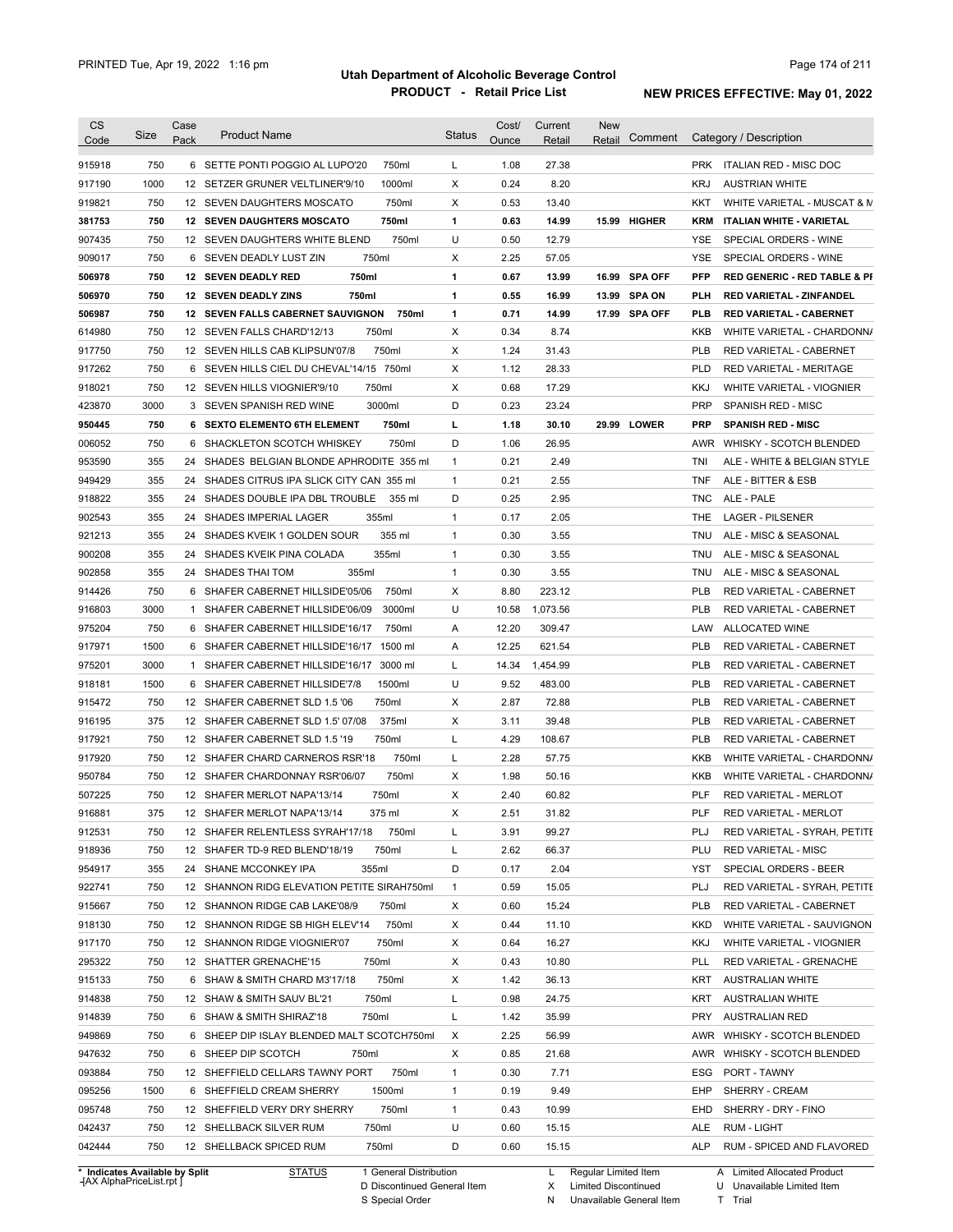# Utah Department of Alcoholic Beverage Control

## PRODUCT - Retail Price List

PRINTED Tue, Apr 19, 2022 1:16 pm

**NEW PRICES EFFECTIVE: May 01, 2022**

| CS Code | Size | Case Pack | Product Name | Status | Cost/ Ounce | Current Retail | New Retail | Comment | Category / Description |
|---|---|---|---|---|---|---|---|---|---|
| 915918 | 750 | 6 | SETTE PONTI POGGIO AL LUPO'20 750ml | L | 1.08 | 27.38 | | | PRK ITALIAN RED - MISC DOC |
| 917190 | 1000 | 12 | SETZER GRUNER VELTLINER'9/10 1000ml | X | 0.24 | 8.20 | | | KRJ AUSTRIAN WHITE |
| 919821 | 750 | 12 | SEVEN DAUGHTERS MOSCATO 750ml | X | 0.53 | 13.40 | | | KKT WHITE VARIETAL - MUSCAT & M |
| **381753** | **750** | **12** | **SEVEN DAUGHTERS MOSCATO 750ml** | **1** | **0.63** | **14.99** | **15.99** | **HIGHER** | **KRM ITALIAN WHITE - VARIETAL** |
| 907435 | 750 | 12 | SEVEN DAUGHTERS WHITE BLEND 750ml | U | 0.50 | 12.79 | | | YSE SPECIAL ORDERS - WINE |
| 909017 | 750 | 6 | SEVEN DEADLY LUST ZIN 750ml | X | 2.25 | 57.05 | | | YSE SPECIAL ORDERS - WINE |
| **506978** | **750** | **12** | **SEVEN DEADLY RED 750ml** | **1** | **0.67** | **13.99** | **16.99** | **SPA OFF** | **PFP RED GENERIC - RED TABLE & PI** |
| **506970** | **750** | **12** | **SEVEN DEADLY ZINS 750ml** | **1** | **0.55** | **16.99** | **13.99** | **SPA ON** | **PLH RED VARIETAL - ZINFANDEL** |
| **506987** | **750** | **12** | **SEVEN FALLS CABERNET SAUVIGNON 750ml** | **1** | **0.71** | **14.99** | **17.99** | **SPA OFF** | **PLB RED VARIETAL - CABERNET** |
| 614980 | 750 | 12 | SEVEN FALLS CHARD'12/13 750ml | X | 0.34 | 8.74 | | | KKB WHITE VARIETAL - CHARDONNA |
| 917750 | 750 | 12 | SEVEN HILLS CAB KLIPSUN'07/8 750ml | X | 1.24 | 31.43 | | | PLB RED VARIETAL - CABERNET |
| 917262 | 750 | 6 | SEVEN HILLS CIEL DU CHEVAL'14/15 750ml | X | 1.12 | 28.33 | | | PLD RED VARIETAL - MERITAGE |
| 918021 | 750 | 12 | SEVEN HILLS VIOGNIER'9/10 750ml | X | 0.68 | 17.29 | | | KKJ WHITE VARIETAL - VIOGNIER |
| 423870 | 3000 | 3 | SEVEN SPANISH RED WINE 3000ml | D | 0.23 | 23.24 | | | PRP SPANISH RED - MISC |
| **950445** | **750** | **6** | **SEXTO ELEMENTO 6TH ELEMENT 750ml** | **L** | **1.18** | **30.10** | **29.99** | **LOWER** | **PRP SPANISH RED - MISC** |
| 006052 | 750 | 6 | SHACKLETON SCOTCH WHISKEY 750ml | D | 1.06 | 26.95 | | | AWR WHISKY - SCOTCH BLENDED |
| 953590 | 355 | 24 | SHADES BELGIAN BLONDE APHRODITE 355 ml | 1 | 0.21 | 2.49 | | | TNI ALE - WHITE & BELGIAN STYLE |
| 949429 | 355 | 24 | SHADES CITRUS IPA SLICK CITY CAN 355 ml | 1 | 0.21 | 2.55 | | | TNF ALE - BITTER & ESB |
| 918822 | 355 | 24 | SHADES DOUBLE IPA DBL TROUBLE 355 ml | D | 0.25 | 2.95 | | | TNC ALE - PALE |
| 902543 | 355 | 24 | SHADES IMPERIAL LAGER 355ml | 1 | 0.17 | 2.05 | | | THE LAGER - PILSENER |
| 921213 | 355 | 24 | SHADES KVEIK 1 GOLDEN SOUR 355 ml | 1 | 0.30 | 3.55 | | | TNU ALE - MISC & SEASONAL |
| 900208 | 355 | 24 | SHADES KVEIK PINA COLADA 355ml | 1 | 0.30 | 3.55 | | | TNU ALE - MISC & SEASONAL |
| 902858 | 355 | 24 | SHADES THAI TOM 355ml | 1 | 0.30 | 3.55 | | | TNU ALE - MISC & SEASONAL |
| 914426 | 750 | 6 | SHAFER CABERNET HILLSIDE'05/06 750ml | X | 8.80 | 223.12 | | | PLB RED VARIETAL - CABERNET |
| 916803 | 3000 | 1 | SHAFER CABERNET HILLSIDE'06/09 3000ml | U | 10.58 | 1,073.56 | | | PLB RED VARIETAL - CABERNET |
| 975204 | 750 | 6 | SHAFER CABERNET HILLSIDE'16/17 750ml | A | 12.20 | 309.47 | | | LAW ALLOCATED WINE |
| 917971 | 1500 | 6 | SHAFER CABERNET HILLSIDE'16/17 1500 ml | A | 12.25 | 621.54 | | | PLB RED VARIETAL - CABERNET |
| 975201 | 3000 | 1 | SHAFER CABERNET HILLSIDE'16/17 3000 ml | L | 14.34 | 1,454.99 | | | PLB RED VARIETAL - CABERNET |
| 918181 | 1500 | 6 | SHAFER CABERNET HILLSIDE'7/8 1500ml | U | 9.52 | 483.00 | | | PLB RED VARIETAL - CABERNET |
| 915472 | 750 | 12 | SHAFER CABERNET SLD 1.5 '06 750ml | X | 2.87 | 72.88 | | | PLB RED VARIETAL - CABERNET |
| 916195 | 375 | 12 | SHAFER CABERNET SLD 1.5' 07/08 375ml | X | 3.11 | 39.48 | | | PLB RED VARIETAL - CABERNET |
| 917921 | 750 | 12 | SHAFER CABERNET SLD 1.5 '19 750ml | L | 4.29 | 108.67 | | | PLB RED VARIETAL - CABERNET |
| 917920 | 750 | 12 | SHAFER CHARD CARNEROS RSR'18 750ml | L | 2.28 | 57.75 | | | KKB WHITE VARIETAL - CHARDONNA |
| 950784 | 750 | 12 | SHAFER CHARDONNAY RSR'06/07 750ml | X | 1.98 | 50.16 | | | KKB WHITE VARIETAL - CHARDONNA |
| 507225 | 750 | 12 | SHAFER MERLOT NAPA'13/14 750ml | X | 2.40 | 60.82 | | | PLF RED VARIETAL - MERLOT |
| 916881 | 375 | 12 | SHAFER MERLOT NAPA'13/14 375 ml | X | 2.51 | 31.82 | | | PLF RED VARIETAL - MERLOT |
| 912531 | 750 | 12 | SHAFER RELENTLESS SYRAH'17/18 750ml | L | 3.91 | 99.27 | | | PLJ RED VARIETAL - SYRAH, PETITE |
| 918936 | 750 | 12 | SHAFER TD-9 RED BLEND'18/19 750ml | L | 2.62 | 66.37 | | | PLU RED VARIETAL - MISC |
| 954917 | 355 | 24 | SHANE MCCONKEY IPA 355ml | D | 0.17 | 2.04 | | | YST SPECIAL ORDERS - BEER |
| 922741 | 750 | 12 | SHANNON RIDG ELEVATION PETITE SIRAH750ml | 1 | 0.59 | 15.05 | | | PLJ RED VARIETAL - SYRAH, PETITE |
| 915667 | 750 | 12 | SHANNON RIDGE CAB LAKE'08/9 750ml | X | 0.60 | 15.24 | | | PLB RED VARIETAL - CABERNET |
| 918130 | 750 | 12 | SHANNON RIDGE SB HIGH ELEV'14 750ml | X | 0.44 | 11.10 | | | KKD WHITE VARIETAL - SAUVIGNON |
| 917170 | 750 | 12 | SHANNON RIDGE VIOGNIER'07 750ml | X | 0.64 | 16.27 | | | KKJ WHITE VARIETAL - VIOGNIER |
| 295322 | 750 | 12 | SHATTER GRENACHE'15 750ml | X | 0.43 | 10.80 | | | PLL RED VARIETAL - GRENACHE |
| 915133 | 750 | 6 | SHAW & SMITH CHARD M3'17/18 750ml | X | 1.42 | 36.13 | | | KRT AUSTRALIAN WHITE |
| 914838 | 750 | 12 | SHAW & SMITH SAUV BL'21 750ml | L | 0.98 | 24.75 | | | KRT AUSTRALIAN WHITE |
| 914839 | 750 | 6 | SHAW & SMITH SHIRAZ'18 750ml | L | 1.42 | 35.99 | | | PRY AUSTRALIAN RED |
| 949869 | 750 | 6 | SHEEP DIP ISLAY BLENDED MALT SCOTCH750ml | X | 2.25 | 56.99 | | | AWR WHISKY - SCOTCH BLENDED |
| 947632 | 750 | 6 | SHEEP DIP SCOTCH 750ml | X | 0.85 | 21.68 | | | AWR WHISKY - SCOTCH BLENDED |
| 093884 | 750 | 12 | SHEFFIELD CELLARS TAWNY PORT 750ml | 1 | 0.30 | 7.71 | | | ESG PORT - TAWNY |
| 095256 | 1500 | 6 | SHEFFIELD CREAM SHERRY 1500ml | 1 | 0.19 | 9.49 | | | EHP SHERRY - CREAM |
| 095748 | 750 | 12 | SHEFFIELD VERY DRY SHERRY 750ml | 1 | 0.43 | 10.99 | | | EHD SHERRY - DRY - FINO |
| 042437 | 750 | 12 | SHELLBACK SILVER RUM 750ml | U | 0.60 | 15.15 | | | ALE RUM - LIGHT |
| 042444 | 750 | 12 | SHELLBACK SPICED RUM 750ml | D | 0.60 | 15.15 | | | ALP RUM - SPICED AND FLAVORED |

\* Indicates Available by Split

STATUS: 1 General Distribution; D Discontinued General Item; S Special Order; L Regular Limited Item; X Limited Discontinued; N Unavailable General Item; A Limited Allocated Product; U Unavailable Limited Item; T Trial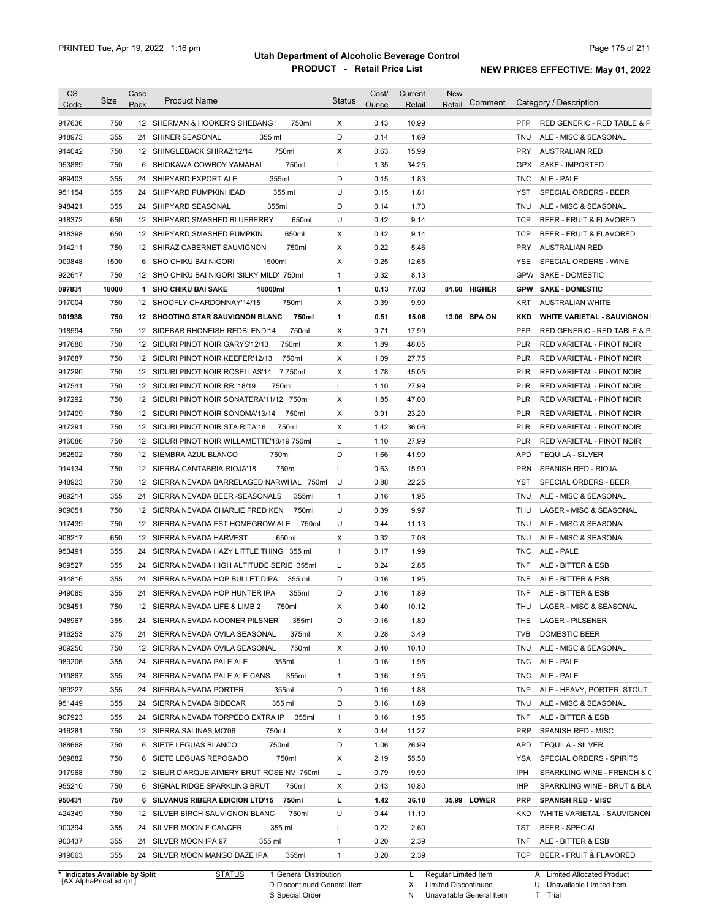# Utah Department of Alcoholic Beverage Control

## PRODUCT - Retail Price List

PRINTED Tue, Apr 19, 2022 1:16 pm

**NEW PRICES EFFECTIVE: May 01, 2022**

| CS Code | Size | Case Pack | Product Name | Status | Cost/ Ounce | Current Retail | New Retail | Comment | Category / Description |
|---|---|---|---|---|---|---|---|---|---|
| 917636 | 750 | 12 | SHERMAN & HOOKER'S SHEBANG ! 750ml | X | 0.43 | 10.99 | | | PFP RED GENERIC - RED TABLE & P |
| 918973 | 355 | 24 | SHINER SEASONAL 355 ml | D | 0.14 | 1.69 | | | TNU ALE - MISC & SEASONAL |
| 914042 | 750 | 12 | SHINGLEBACK SHIRAZ'12/14 750ml | X | 0.63 | 15.99 | | | PRY AUSTRALIAN RED |
| 953889 | 750 | 6 | SHIOKAWA COWBOY YAMAHAI 750ml | L | 1.35 | 34.25 | | | GPX SAKE - IMPORTED |
| 989403 | 355 | 24 | SHIPYARD EXPORT ALE 355ml | D | 0.15 | 1.83 | | | TNC ALE - PALE |
| 951154 | 355 | 24 | SHIPYARD PUMPKINHEAD 355 ml | U | 0.15 | 1.81 | | | YST SPECIAL ORDERS - BEER |
| 948421 | 355 | 24 | SHIPYARD SEASONAL 355ml | D | 0.14 | 1.73 | | | TNU ALE - MISC & SEASONAL |
| 918372 | 650 | 12 | SHIPYARD SMASHED BLUEBERRY 650ml | U | 0.42 | 9.14 | | | TCP BEER - FRUIT & FLAVORED |
| 918398 | 650 | 12 | SHIPYARD SMASHED PUMPKIN 650ml | X | 0.42 | 9.14 | | | TCP BEER - FRUIT & FLAVORED |
| 914211 | 750 | 12 | SHIRAZ CABERNET SAUVIGNON 750ml | X | 0.22 | 5.46 | | | PRY AUSTRALIAN RED |
| 909848 | 1500 | 6 | SHO CHIKU BAI NIGORI 1500ml | X | 0.25 | 12.65 | | | YSE SPECIAL ORDERS - WINE |
| 922617 | 750 | 12 | SHO CHIKU BAI NIGORI 'SILKY MILD' 750ml | 1 | 0.32 | 8.13 | | | GPW SAKE - DOMESTIC |
| **097831** | **18000** | **1** | **SHO CHIKU BAI SAKE 18000ml** | **1** | **0.13** | **77.03** | **81.60** | **HIGHER** | **GPW SAKE - DOMESTIC** |
| 917004 | 750 | 12 | SHOOFLY CHARDONNAY'14/15 750ml | X | 0.39 | 9.99 | | | KRT AUSTRALIAN WHITE |
| **901938** | **750** | **12** | **SHOOTING STAR SAUVIGNON BLANC 750ml** | **1** | **0.51** | **15.06** | **13.06** | **SPA ON** | **KKD WHITE VARIETAL - SAUVIGNON** |
| 918594 | 750 | 12 | SIDEBAR RHONEISH REDBLEND'14 750ml | X | 0.71 | 17.99 | | | PFP RED GENERIC - RED TABLE & P |
| 917688 | 750 | 12 | SIDURI PINOT NOIR GARYS'12/13 750ml | X | 1.89 | 48.05 | | | PLR RED VARIETAL - PINOT NOIR |
| 917687 | 750 | 12 | SIDURI PINOT NOIR KEEFER'12/13 750ml | X | 1.09 | 27.75 | | | PLR RED VARIETAL - PINOT NOIR |
| 917290 | 750 | 12 | SIDURI PINOT NOIR ROSELLAS'14 7 750ml | X | 1.78 | 45.05 | | | PLR RED VARIETAL - PINOT NOIR |
| 917541 | 750 | 12 | SIDURI PINOT NOIR RR '18/19 750ml | L | 1.10 | 27.99 | | | PLR RED VARIETAL - PINOT NOIR |
| 917292 | 750 | 12 | SIDURI PINOT NOIR SONATERA'11/12 750ml | X | 1.85 | 47.00 | | | PLR RED VARIETAL - PINOT NOIR |
| 917409 | 750 | 12 | SIDURI PINOT NOIR SONOMA'13/14 750ml | X | 0.91 | 23.20 | | | PLR RED VARIETAL - PINOT NOIR |
| 917291 | 750 | 12 | SIDURI PINOT NOIR STA RITA'16 750ml | X | 1.42 | 36.06 | | | PLR RED VARIETAL - PINOT NOIR |
| 916086 | 750 | 12 | SIDURI PINOT NOIR WILLAMETTE'18/19 750ml | L | 1.10 | 27.99 | | | PLR RED VARIETAL - PINOT NOIR |
| 952502 | 750 | 12 | SIEMBRA AZUL BLANCO 750ml | D | 1.66 | 41.99 | | | APD TEQUILA - SILVER |
| 914134 | 750 | 12 | SIERRA CANTABRIA RIOJA'18 750ml | L | 0.63 | 15.99 | | | PRN SPANISH RED - RIOJA |
| 948923 | 750 | 12 | SIERRA NEVADA BARRELAGED NARWHAL 750ml | U | 0.88 | 22.25 | | | YST SPECIAL ORDERS - BEER |
| 989214 | 355 | 24 | SIERRA NEVADA BEER -SEASONALS 355ml | 1 | 0.16 | 1.95 | | | TNU ALE - MISC & SEASONAL |
| 909051 | 750 | 12 | SIERRA NEVADA CHARLIE FRED KEN 750ml | U | 0.39 | 9.97 | | | THU LAGER - MISC & SEASONAL |
| 917439 | 750 | 12 | SIERRA NEVADA EST HOMEGROW ALE 750ml | U | 0.44 | 11.13 | | | TNU ALE - MISC & SEASONAL |
| 908217 | 650 | 12 | SIERRA NEVADA HARVEST 650ml | X | 0.32 | 7.08 | | | TNU ALE - MISC & SEASONAL |
| 953491 | 355 | 24 | SIERRA NEVADA HAZY LITTLE THING 355 ml | 1 | 0.17 | 1.99 | | | TNC ALE - PALE |
| 909527 | 355 | 24 | SIERRA NEVADA HIGH ALTITUDE SERIE 355ml | L | 0.24 | 2.85 | | | TNF ALE - BITTER & ESB |
| 914816 | 355 | 24 | SIERRA NEVADA HOP BULLET DIPA 355 ml | D | 0.16 | 1.95 | | | TNF ALE - BITTER & ESB |
| 949085 | 355 | 24 | SIERRA NEVADA HOP HUNTER IPA 355ml | D | 0.16 | 1.89 | | | TNF ALE - BITTER & ESB |
| 908451 | 750 | 12 | SIERRA NEVADA LIFE & LIMB 2 750ml | X | 0.40 | 10.12 | | | THU LAGER - MISC & SEASONAL |
| 948967 | 355 | 24 | SIERRA NEVADA NOONER PILSNER 355ml | D | 0.16 | 1.89 | | | THE LAGER - PILSENER |
| 916253 | 375 | 24 | SIERRA NEVADA OVILA SEASONAL 375ml | X | 0.28 | 3.49 | | | TVB DOMESTIC BEER |
| 909250 | 750 | 12 | SIERRA NEVADA OVILA SEASONAL 750ml | X | 0.40 | 10.10 | | | TNU ALE - MISC & SEASONAL |
| 989206 | 355 | 24 | SIERRA NEVADA PALE ALE 355ml | 1 | 0.16 | 1.95 | | | TNC ALE - PALE |
| 919867 | 355 | 24 | SIERRA NEVADA PALE ALE CANS 355ml | 1 | 0.16 | 1.95 | | | TNC ALE - PALE |
| 989227 | 355 | 24 | SIERRA NEVADA PORTER 355ml | D | 0.16 | 1.88 | | | TNP ALE - HEAVY, PORTER, STOUT |
| 951449 | 355 | 24 | SIERRA NEVADA SIDECAR 355 ml | D | 0.16 | 1.89 | | | TNU ALE - MISC & SEASONAL |
| 907923 | 355 | 24 | SIERRA NEVADA TORPEDO EXTRA IP 355ml | 1 | 0.16 | 1.95 | | | TNF ALE - BITTER & ESB |
| 916281 | 750 | 12 | SIERRA SALINAS MO'06 750ml | X | 0.44 | 11.27 | | | PRP SPANISH RED - MISC |
| 088668 | 750 | 6 | SIETE LEGUAS BLANCO 750ml | D | 1.06 | 26.99 | | | APD TEQUILA - SILVER |
| 089882 | 750 | 6 | SIETE LEGUAS REPOSADO 750ml | X | 2.19 | 55.58 | | | YSA SPECIAL ORDERS - SPIRITS |
| 917968 | 750 | 12 | SIEUR D'ARQUE AIMERY BRUT ROSE NV 750ml | L | 0.79 | 19.99 | | | IPH SPARKLING WINE - FRENCH & C |
| 955210 | 750 | 6 | SIGNAL RIDGE SPARKLING BRUT 750ml | X | 0.43 | 10.80 | | | IHP SPARKLING WINE - BRUT & BLA |
| **950431** | **750** | **6** | **SILVANUS RIBERA EDICION LTD'15 750ml** | **L** | **1.42** | **36.10** | **35.99** | **LOWER** | **PRP SPANISH RED - MISC** |
| 424349 | 750 | 12 | SILVER BIRCH SAUVIGNON BLANC 750ml | U | 0.44 | 11.10 | | | KKD WHITE VARIETAL - SAUVIGNON |
| 900394 | 355 | 24 | SILVER MOON F CANCER 355 ml | L | 0.22 | 2.60 | | | TST BEER - SPECIAL |
| 900437 | 355 | 24 | SILVER MOON IPA 97 355 ml | 1 | 0.20 | 2.39 | | | TNF ALE - BITTER & ESB |
| 919063 | 355 | 24 | SILVER MOON MANGO DAZE IPA 355ml | 1 | 0.20 | 2.39 | | | TCP BEER - FRUIT & FLAVORED |

\* Indicates Available by Split

STATUS: 1 General Distribution; D Discontinued General Item; S Special Order; L Regular Limited Item; X Limited Discontinued; N Unavailable General Item; A Limited Allocated Product; U Unavailable Limited Item; T Trial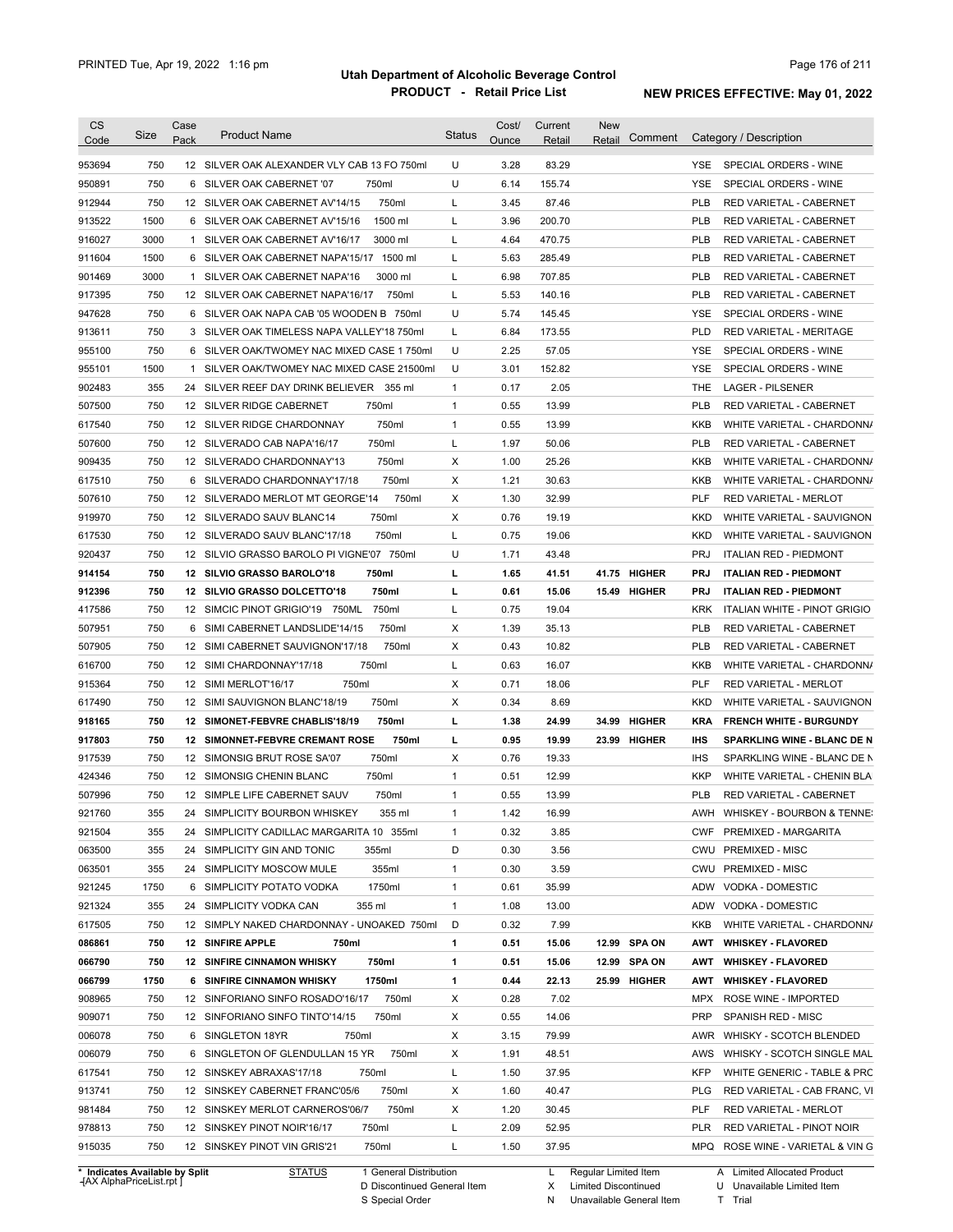# Utah Department of Alcoholic Beverage Control

## PRODUCT - Retail Price List

PRINTED Tue, Apr 19, 2022 1:16 pm

**NEW PRICES EFFECTIVE: May 01, 2022**

| CS Code | Size | Case Pack | Product Name | Status | Cost/ Ounce | Current Retail | New Retail | Comment | Category / Description |
|---|---|---|---|---|---|---|---|---|---|
| 953694 | 750 | 12 | SILVER OAK ALEXANDER VLY CAB 13 FO 750ml | U | 3.28 | 83.29 | | | YSE SPECIAL ORDERS - WINE |
| 950891 | 750 | 6 | SILVER OAK CABERNET '07 750ml | U | 6.14 | 155.74 | | | YSE SPECIAL ORDERS - WINE |
| 912944 | 750 | 12 | SILVER OAK CABERNET AV'14/15 750ml | L | 3.45 | 87.46 | | | PLB RED VARIETAL - CABERNET |
| 913522 | 1500 | 6 | SILVER OAK CABERNET AV'15/16 1500 ml | L | 3.96 | 200.70 | | | PLB RED VARIETAL - CABERNET |
| 916027 | 3000 | 1 | SILVER OAK CABERNET AV'16/17 3000 ml | L | 4.64 | 470.75 | | | PLB RED VARIETAL - CABERNET |
| 911604 | 1500 | 6 | SILVER OAK CABERNET NAPA'15/17 1500 ml | L | 5.63 | 285.49 | | | PLB RED VARIETAL - CABERNET |
| 901469 | 3000 | 1 | SILVER OAK CABERNET NAPA'16 3000 ml | L | 6.98 | 707.85 | | | PLB RED VARIETAL - CABERNET |
| 917395 | 750 | 12 | SILVER OAK CABERNET NAPA'16/17 750ml | L | 5.53 | 140.16 | | | PLB RED VARIETAL - CABERNET |
| 947628 | 750 | 6 | SILVER OAK NAPA CAB '05 WOODEN B 750ml | U | 5.74 | 145.45 | | | YSE SPECIAL ORDERS - WINE |
| 913611 | 750 | 3 | SILVER OAK TIMELESS NAPA VALLEY'18 750ml | L | 6.84 | 173.55 | | | PLD RED VARIETAL - MERITAGE |
| 955100 | 750 | 6 | SILVER OAK/TWOMEY NAC MIXED CASE 1 750ml | U | 2.25 | 57.05 | | | YSE SPECIAL ORDERS - WINE |
| 955101 | 1500 | 1 | SILVER OAK/TWOMEY NAC MIXED CASE 21500ml | U | 3.01 | 152.82 | | | YSE SPECIAL ORDERS - WINE |
| 902483 | 355 | 24 | SILVER REEF DAY DRINK BELIEVER 355 ml | 1 | 0.17 | 2.05 | | | THE LAGER - PILSENER |
| 507500 | 750 | 12 | SILVER RIDGE CABERNET 750ml | 1 | 0.55 | 13.99 | | | PLB RED VARIETAL - CABERNET |
| 617540 | 750 | 12 | SILVER RIDGE CHARDONNAY 750ml | 1 | 0.55 | 13.99 | | | KKB WHITE VARIETAL - CHARDONNA |
| 507600 | 750 | 12 | SILVERADO CAB NAPA'16/17 750ml | L | 1.97 | 50.06 | | | PLB RED VARIETAL - CABERNET |
| 909435 | 750 | 12 | SILVERADO CHARDONNAY'13 750ml | X | 1.00 | 25.26 | | | KKB WHITE VARIETAL - CHARDONNA |
| 617510 | 750 | 6 | SILVERADO CHARDONNAY'17/18 750ml | X | 1.21 | 30.63 | | | KKB WHITE VARIETAL - CHARDONNA |
| 507610 | 750 | 12 | SILVERADO MERLOT MT GEORGE'14 750ml | X | 1.30 | 32.99 | | | PLF RED VARIETAL - MERLOT |
| 919970 | 750 | 12 | SILVERADO SAUV BLANC14 750ml | X | 0.76 | 19.19 | | | KKD WHITE VARIETAL - SAUVIGNON |
| 617530 | 750 | 12 | SILVERADO SAUV BLANC'17/18 750ml | L | 0.75 | 19.06 | | | KKD WHITE VARIETAL - SAUVIGNON |
| 920437 | 750 | 12 | SILVIO GRASSO BAROLO PI VIGNE'07 750ml | U | 1.71 | 43.48 | | | PRJ ITALIAN RED - PIEDMONT |
| **914154** | **750** | **12** | **SILVIO GRASSO BAROLO'18 750ml** | **L** | **1.65** | **41.51** | **41.75** | **HIGHER** | **PRJ ITALIAN RED - PIEDMONT** |
| **912396** | **750** | **12** | **SILVIO GRASSO DOLCETTO'18 750ml** | **L** | **0.61** | **15.06** | **15.49** | **HIGHER** | **PRJ ITALIAN RED - PIEDMONT** |
| 417586 | 750 | 12 | SIMCIC PINOT GRIGIO'19 750ML 750ml | L | 0.75 | 19.04 | | | KRK ITALIAN WHITE - PINOT GRIGIO |
| 507951 | 750 | 6 | SIMI CABERNET LANDSLIDE'14/15 750ml | X | 1.39 | 35.13 | | | PLB RED VARIETAL - CABERNET |
| 507905 | 750 | 12 | SIMI CABERNET SAUVIGNON'17/18 750ml | X | 0.43 | 10.82 | | | PLB RED VARIETAL - CABERNET |
| 616700 | 750 | 12 | SIMI CHARDONNAY'17/18 750ml | L | 0.63 | 16.07 | | | KKB WHITE VARIETAL - CHARDONNA |
| 915364 | 750 | 12 | SIMI MERLOT'16/17 750ml | X | 0.71 | 18.06 | | | PLF RED VARIETAL - MERLOT |
| 617490 | 750 | 12 | SIMI SAUVIGNON BLANC'18/19 750ml | X | 0.34 | 8.69 | | | KKD WHITE VARIETAL - SAUVIGNON |
| **918165** | **750** | **12** | **SIMONET-FEBVRE CHABLIS'18/19 750ml** | **L** | **1.38** | **24.99** | **34.99** | **HIGHER** | **KRA FRENCH WHITE - BURGUNDY** |
| **917803** | **750** | **12** | **SIMONNET-FEBVRE CREMANT ROSE 750ml** | **L** | **0.95** | **19.99** | **23.99** | **HIGHER** | **IHS SPARKLING WINE - BLANC DE N** |
| 917539 | 750 | 12 | SIMONSIG BRUT ROSE SA'07 750ml | X | 0.76 | 19.33 | | | IHS SPARKLING WINE - BLANC DE N |
| 424346 | 750 | 12 | SIMONSIG CHENIN BLANC 750ml | 1 | 0.51 | 12.99 | | | KKP WHITE VARIETAL - CHENIN BLA |
| 507996 | 750 | 12 | SIMPLE LIFE CABERNET SAUV 750ml | 1 | 0.55 | 13.99 | | | PLB RED VARIETAL - CABERNET |
| 921760 | 355 | 24 | SIMPLICITY BOURBON WHISKEY 355 ml | 1 | 1.42 | 16.99 | | | AWH WHISKEY - BOURBON & TENNE |
| 921504 | 355 | 24 | SIMPLICITY CADILLAC MARGARITA 10 355ml | 1 | 0.32 | 3.85 | | | CWF PREMIXED - MARGARITA |
| 063500 | 355 | 24 | SIMPLICITY GIN AND TONIC 355ml | D | 0.30 | 3.56 | | | CWU PREMIXED - MISC |
| 063501 | 355 | 24 | SIMPLICITY MOSCOW MULE 355ml | 1 | 0.30 | 3.59 | | | CWU PREMIXED - MISC |
| 921245 | 1750 | 6 | SIMPLICITY POTATO VODKA 1750ml | 1 | 0.61 | 35.99 | | | ADW VODKA - DOMESTIC |
| 921324 | 355 | 24 | SIMPLICITY VODKA CAN 355 ml | 1 | 1.08 | 13.00 | | | ADW VODKA - DOMESTIC |
| 617505 | 750 | 12 | SIMPLY NAKED CHARDONNAY - UNOAKED 750ml | D | 0.32 | 7.99 | | | KKB WHITE VARIETAL - CHARDONNA |
| **086861** | **750** | **12** | **SINFIRE APPLE 750ml** | **1** | **0.51** | **15.06** | **12.99** | **SPA ON** | **AWT WHISKEY - FLAVORED** |
| **066790** | **750** | **12** | **SINFIRE CINNAMON WHISKY 750ml** | **1** | **0.51** | **15.06** | **12.99** | **SPA ON** | **AWT WHISKEY - FLAVORED** |
| **066799** | **1750** | **6** | **SINFIRE CINNAMON WHISKY 1750ml** | **1** | **0.44** | **22.13** | **25.99** | **HIGHER** | **AWT WHISKEY - FLAVORED** |
| 908965 | 750 | 12 | SINFORIANO SINFO ROSADO'16/17 750ml | X | 0.28 | 7.02 | | | MPX ROSE WINE - IMPORTED |
| 909071 | 750 | 12 | SINFORIANO SINFO TINTO'14/15 750ml | X | 0.55 | 14.06 | | | PRP SPANISH RED - MISC |
| 006078 | 750 | 6 | SINGLETON 18YR 750ml | X | 3.15 | 79.99 | | | AWR WHISKY - SCOTCH BLENDED |
| 006079 | 750 | 6 | SINGLETON OF GLENDULLAN 15 YR 750ml | X | 1.91 | 48.51 | | | AWS WHISKY - SCOTCH SINGLE MAL |
| 617541 | 750 | 12 | SINSKEY ABRAXAS'17/18 750ml | L | 1.50 | 37.95 | | | KFP WHITE GENERIC - TABLE & PRC |
| 913741 | 750 | 12 | SINSKEY CABERNET FRANC'05/6 750ml | X | 1.60 | 40.47 | | | PLG RED VARIETAL - CAB FRANC, VI |
| 981484 | 750 | 12 | SINSKEY MERLOT CARNEROS'06/7 750ml | X | 1.20 | 30.45 | | | PLF RED VARIETAL - MERLOT |
| 978813 | 750 | 12 | SINSKEY PINOT NOIR'16/17 750ml | L | 2.09 | 52.95 | | | PLR RED VARIETAL - PINOT NOIR |
| 915035 | 750 | 12 | SINSKEY PINOT VIN GRIS'21 750ml | L | 1.50 | 37.95 | | | MPQ ROSE WINE - VARIETAL & VIN G |

\* Indicates Available by Split

STATUS: 1 General Distribution; D Discontinued General Item; S Special Order; L Regular Limited Item; X Limited Discontinued; N Unavailable General Item; A Limited Allocated Product; U Unavailable Limited Item; T Trial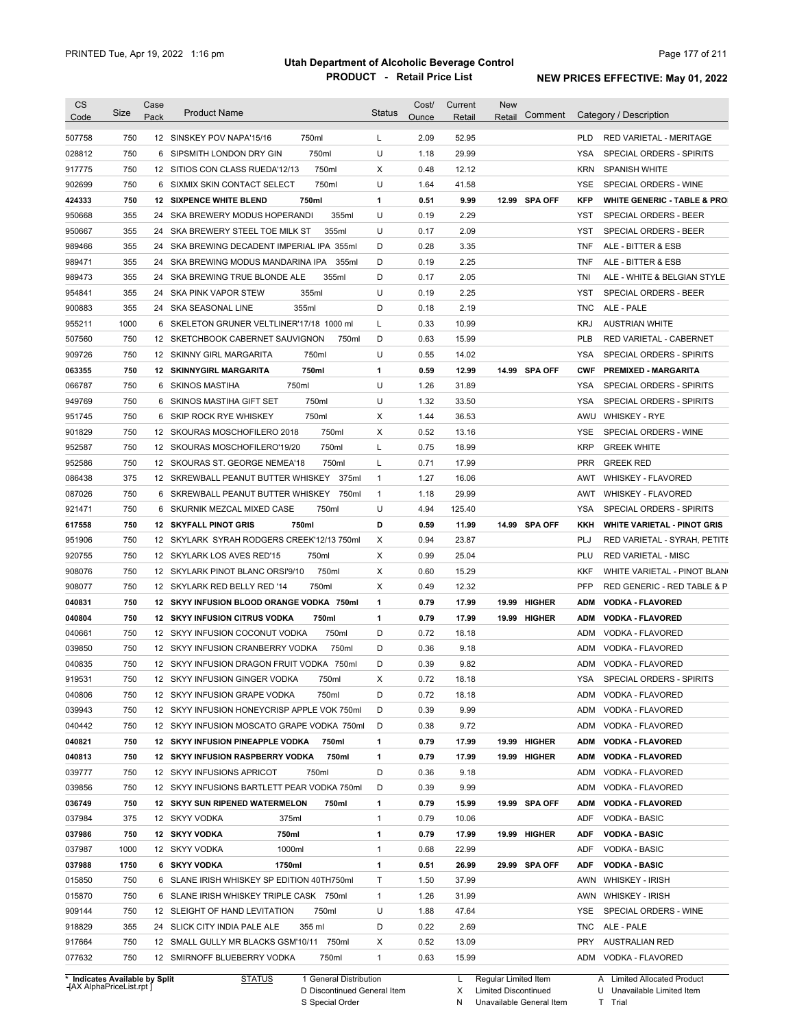# Utah Department of Alcoholic Beverage Control

## PRODUCT - Retail Price List

PRINTED Tue, Apr 19, 2022 1:16 pm

**NEW PRICES EFFECTIVE: May 01, 2022**

| CS Code | Size | Case Pack | Product Name | Status | Cost/ Ounce | Current Retail | New Retail | Comment | Category / Description |
|---|---|---|---|---|---|---|---|---|---|
| 507758 | 750 | 12 | SINSKEY POV NAPA'15/16 750ml | L | 2.09 | 52.95 | | | PLD RED VARIETAL - MERITAGE |
| 028812 | 750 | 6 | SIPSMITH LONDON DRY GIN 750ml | U | 1.18 | 29.99 | | | YSA SPECIAL ORDERS - SPIRITS |
| 917775 | 750 | 12 | SITIOS CON CLASS RUEDA'12/13 750ml | X | 0.48 | 12.12 | | | KRN SPANISH WHITE |
| 902699 | 750 | 6 | SIXMIX SKIN CONTACT SELECT 750ml | U | 1.64 | 41.58 | | | YSE SPECIAL ORDERS - WINE |
| **424333** | **750** | **12** | **SIXPENCE WHITE BLEND 750ml** | **1** | **0.51** | **9.99** | **12.99** | **SPA OFF** | **KFP WHITE GENERIC - TABLE & PRO** |
| 950668 | 355 | 24 | SKA BREWERY MODUS HOPERANDI 355ml | U | 0.19 | 2.29 | | | YST SPECIAL ORDERS - BEER |
| 950667 | 355 | 24 | SKA BREWERY STEEL TOE MILK ST 355ml | U | 0.17 | 2.09 | | | YST SPECIAL ORDERS - BEER |
| 989466 | 355 | 24 | SKA BREWING DECADENT IMPERIAL IPA 355ml | D | 0.28 | 3.35 | | | TNF ALE - BITTER & ESB |
| 989471 | 355 | 24 | SKA BREWING MODUS MANDARINA IPA 355ml | D | 0.19 | 2.25 | | | TNF ALE - BITTER & ESB |
| 989473 | 355 | 24 | SKA BREWING TRUE BLONDE ALE 355ml | D | 0.17 | 2.05 | | | TNI ALE - WHITE & BELGIAN STYLE |
| 954841 | 355 | 24 | SKA PINK VAPOR STEW 355ml | U | 0.19 | 2.25 | | | YST SPECIAL ORDERS - BEER |
| 900883 | 355 | 24 | SKA SEASONAL LINE 355ml | D | 0.18 | 2.19 | | | TNC ALE - PALE |
| 955211 | 1000 | 6 | SKELETON GRUNER VELTLINER'17/18 1000 ml | L | 0.33 | 10.99 | | | KRJ AUSTRIAN WHITE |
| 507560 | 750 | 12 | SKETCHBOOK CABERNET SAUVIGNON 750ml | D | 0.63 | 15.99 | | | PLB RED VARIETAL - CABERNET |
| 909726 | 750 | 12 | SKINNY GIRL MARGARITA 750ml | U | 0.55 | 14.02 | | | YSA SPECIAL ORDERS - SPIRITS |
| **063355** | **750** | **12** | **SKINNYGIRL MARGARITA 750ml** | **1** | **0.59** | **12.99** | **14.99** | **SPA OFF** | **CWF PREMIXED - MARGARITA** |
| 066787 | 750 | 6 | SKINOS MASTIHA 750ml | U | 1.26 | 31.89 | | | YSA SPECIAL ORDERS - SPIRITS |
| 949769 | 750 | 6 | SKINOS MASTIHA GIFT SET 750ml | U | 1.32 | 33.50 | | | YSA SPECIAL ORDERS - SPIRITS |
| 951745 | 750 | 6 | SKIP ROCK RYE WHISKEY 750ml | X | 1.44 | 36.53 | | | AWU WHISKEY - RYE |
| 901829 | 750 | 12 | SKOURAS MOSCHOFILERO 2018 750ml | X | 0.52 | 13.16 | | | YSE SPECIAL ORDERS - WINE |
| 952587 | 750 | 12 | SKOURAS MOSCHOFILERO'19/20 750ml | L | 0.75 | 18.99 | | | KRP GREEK WHITE |
| 952586 | 750 | 12 | SKOURAS ST. GEORGE NEMEA'18 750ml | L | 0.71 | 17.99 | | | PRR GREEK RED |
| 086438 | 375 | 12 | SKREWBALL PEANUT BUTTER WHISKEY 375ml | 1 | 1.27 | 16.06 | | | AWT WHISKEY - FLAVORED |
| 087026 | 750 | 6 | SKREWBALL PEANUT BUTTER WHISKEY 750ml | 1 | 1.18 | 29.99 | | | AWT WHISKEY - FLAVORED |
| 921471 | 750 | 6 | SKURNIK MEZCAL MIXED CASE 750ml | U | 4.94 | 125.40 | | | YSA SPECIAL ORDERS - SPIRITS |
| **617558** | **750** | **12** | **SKYFALL PINOT GRIS 750ml** | **D** | **0.59** | **11.99** | **14.99** | **SPA OFF** | **KKH WHITE VARIETAL - PINOT GRIS** |
| 951906 | 750 | 12 | SKYLARK SYRAH RODGERS CREEK'12/13 750ml | X | 0.94 | 23.87 | | | PLJ RED VARIETAL - SYRAH, PETITE |
| 920755 | 750 | 12 | SKYLARK LOS AVES RED'15 750ml | X | 0.99 | 25.04 | | | PLU RED VARIETAL - MISC |
| 908076 | 750 | 12 | SKYLARK PINOT BLANC ORSI'9/10 750ml | X | 0.60 | 15.29 | | | KKF WHITE VARIETAL - PINOT BLAN |
| 908077 | 750 | 12 | SKYLARK RED BELLY RED '14 750ml | X | 0.49 | 12.32 | | | PFP RED GENERIC - RED TABLE & P |
| **040831** | **750** | **12** | **SKYY INFUSION BLOOD ORANGE VODKA 750ml** | **1** | **0.79** | **17.99** | **19.99** | **HIGHER** | **ADM VODKA - FLAVORED** |
| **040804** | **750** | **12** | **SKYY INFUSION CITRUS VODKA 750ml** | **1** | **0.79** | **17.99** | **19.99** | **HIGHER** | **ADM VODKA - FLAVORED** |
| 040661 | 750 | 12 | SKYY INFUSION COCONUT VODKA 750ml | D | 0.72 | 18.18 | | | ADM VODKA - FLAVORED |
| 039850 | 750 | 12 | SKYY INFUSION CRANBERRY VODKA 750ml | D | 0.36 | 9.18 | | | ADM VODKA - FLAVORED |
| 040835 | 750 | 12 | SKYY INFUSION DRAGON FRUIT VODKA 750ml | D | 0.39 | 9.82 | | | ADM VODKA - FLAVORED |
| 919531 | 750 | 12 | SKYY INFUSION GINGER VODKA 750ml | X | 0.72 | 18.18 | | | YSA SPECIAL ORDERS - SPIRITS |
| 040806 | 750 | 12 | SKYY INFUSION GRAPE VODKA 750ml | D | 0.72 | 18.18 | | | ADM VODKA - FLAVORED |
| 039943 | 750 | 12 | SKYY INFUSION HONEYCRISP APPLE VOK 750ml | D | 0.39 | 9.99 | | | ADM VODKA - FLAVORED |
| 040442 | 750 | 12 | SKYY INFUSION MOSCATO GRAPE VODKA 750ml | D | 0.38 | 9.72 | | | ADM VODKA - FLAVORED |
| **040821** | **750** | **12** | **SKYY INFUSION PINEAPPLE VODKA 750ml** | **1** | **0.79** | **17.99** | **19.99** | **HIGHER** | **ADM VODKA - FLAVORED** |
| **040813** | **750** | **12** | **SKYY INFUSION RASPBERRY VODKA 750ml** | **1** | **0.79** | **17.99** | **19.99** | **HIGHER** | **ADM VODKA - FLAVORED** |
| 039777 | 750 | 12 | SKYY INFUSIONS APRICOT 750ml | D | 0.36 | 9.18 | | | ADM VODKA - FLAVORED |
| 039856 | 750 | 12 | SKYY INFUSIONS BARTLETT PEAR VODKA 750ml | D | 0.39 | 9.99 | | | ADM VODKA - FLAVORED |
| **036749** | **750** | **12** | **SKYY SUN RIPENED WATERMELON 750ml** | **1** | **0.79** | **15.99** | **19.99** | **SPA OFF** | **ADM VODKA - FLAVORED** |
| 037984 | 375 | 12 | SKYY VODKA 375ml | 1 | 0.79 | 10.06 | | | ADF VODKA - BASIC |
| **037986** | **750** | **12** | **SKYY VODKA 750ml** | **1** | **0.79** | **17.99** | **19.99** | **HIGHER** | **ADF VODKA - BASIC** |
| 037987 | 1000 | 12 | SKYY VODKA 1000ml | 1 | 0.68 | 22.99 | | | ADF VODKA - BASIC |
| **037988** | **1750** | **6** | **SKYY VODKA 1750ml** | **1** | **0.51** | **26.99** | **29.99** | **SPA OFF** | **ADF VODKA - BASIC** |
| 015850 | 750 | 6 | SLANE IRISH WHISKEY SP EDITION 40TH750ml | T | 1.50 | 37.99 | | | AWN WHISKEY - IRISH |
| 015870 | 750 | 6 | SLANE IRISH WHISKEY TRIPLE CASK 750ml | 1 | 1.26 | 31.99 | | | AWN WHISKEY - IRISH |
| 909144 | 750 | 12 | SLEIGHT OF HAND LEVITATION 750ml | U | 1.88 | 47.64 | | | YSE SPECIAL ORDERS - WINE |
| 918829 | 355 | 24 | SLICK CITY INDIA PALE ALE 355 ml | D | 0.22 | 2.69 | | | TNC ALE - PALE |
| 917664 | 750 | 12 | SMALL GULLY MR BLACKS GSM'10/11 750ml | X | 0.52 | 13.09 | | | PRY AUSTRALIAN RED |
| 077632 | 750 | 12 | SMIRNOFF BLUEBERRY VODKA 750ml | 1 | 0.63 | 15.99 | | | ADM VODKA - FLAVORED |

\* Indicates Available by Split

STATUS: 1 General Distribution; D Discontinued General Item; S Special Order; L Regular Limited Item; X Limited Discontinued; N Unavailable General Item; A Limited Allocated Product; U Unavailable Limited Item; T Trial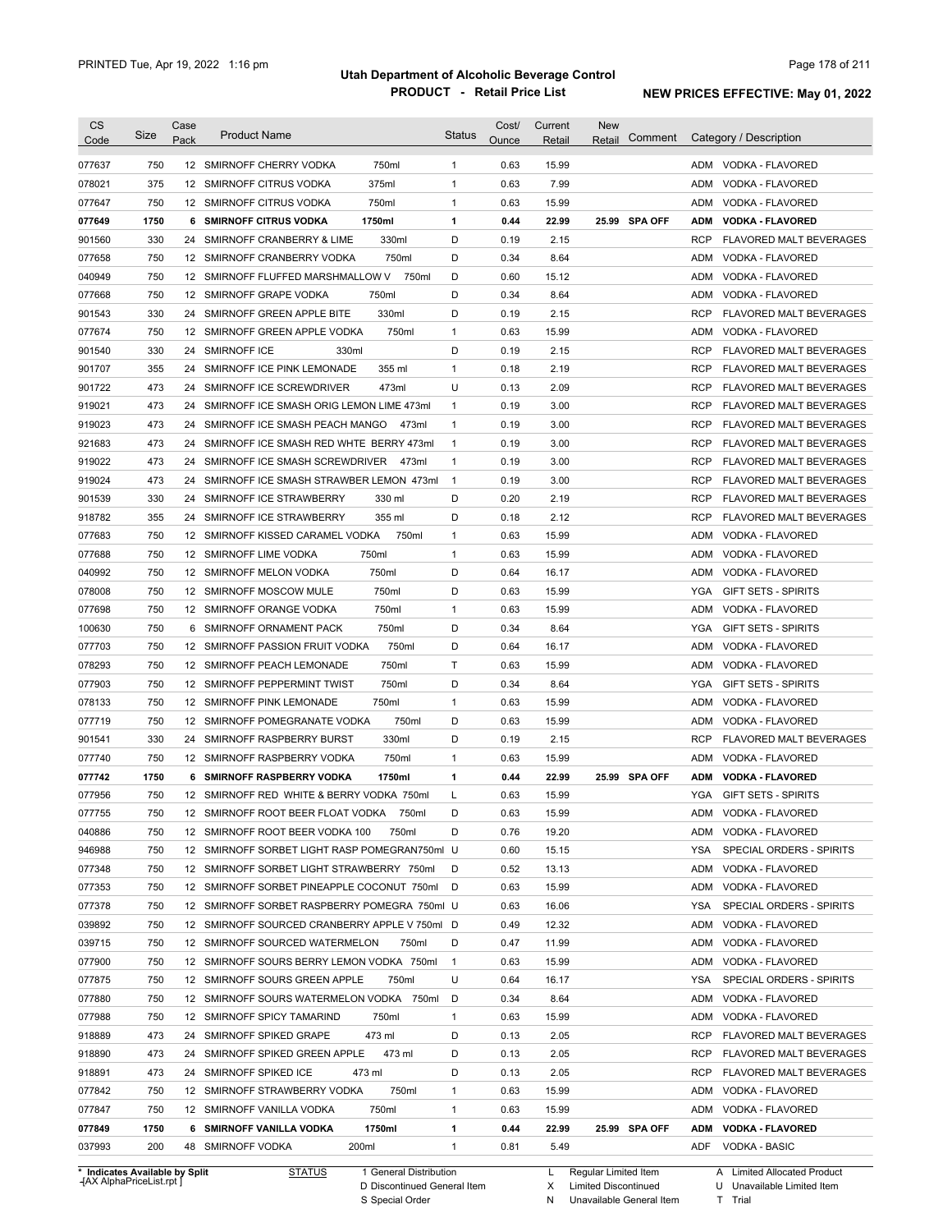# Utah Department of Alcoholic Beverage Control

## PRODUCT - Retail Price List

PRINTED Tue, Apr 19, 2022 1:16 pm

**NEW PRICES EFFECTIVE: May 01, 2022**

| CS Code | Size | Case Pack | Product Name | Status | Cost/ Ounce | Current Retail | New Retail | Comment | Category / Description |
|---|---|---|---|---|---|---|---|---|---|
| 077637 | 750 | 12 | SMIRNOFF CHERRY VODKA 750ml | 1 | 0.63 | 15.99 | | | ADM VODKA - FLAVORED |
| 078021 | 375 | 12 | SMIRNOFF CITRUS VODKA 375ml | 1 | 0.63 | 7.99 | | | ADM VODKA - FLAVORED |
| 077647 | 750 | 12 | SMIRNOFF CITRUS VODKA 750ml | 1 | 0.63 | 15.99 | | | ADM VODKA - FLAVORED |
| **077649** | **1750** | **6** | **SMIRNOFF CITRUS VODKA 1750ml** | **1** | **0.44** | **22.99** | **25.99** | **SPA OFF** | **ADM VODKA - FLAVORED** |
| 901560 | 330 | 24 | SMIRNOFF CRANBERRY & LIME 330ml | D | 0.19 | 2.15 | | | RCP FLAVORED MALT BEVERAGES |
| 077658 | 750 | 12 | SMIRNOFF CRANBERRY VODKA 750ml | D | 0.34 | 8.64 | | | ADM VODKA - FLAVORED |
| 040949 | 750 | 12 | SMIRNOFF FLUFFED MARSHMALLOW V 750ml | D | 0.60 | 15.12 | | | ADM VODKA - FLAVORED |
| 077668 | 750 | 12 | SMIRNOFF GRAPE VODKA 750ml | D | 0.34 | 8.64 | | | ADM VODKA - FLAVORED |
| 901543 | 330 | 24 | SMIRNOFF GREEN APPLE BITE 330ml | D | 0.19 | 2.15 | | | RCP FLAVORED MALT BEVERAGES |
| 077674 | 750 | 12 | SMIRNOFF GREEN APPLE VODKA 750ml | 1 | 0.63 | 15.99 | | | ADM VODKA - FLAVORED |
| 901540 | 330 | 24 | SMIRNOFF ICE 330ml | D | 0.19 | 2.15 | | | RCP FLAVORED MALT BEVERAGES |
| 901707 | 355 | 24 | SMIRNOFF ICE PINK LEMONADE 355 ml | 1 | 0.18 | 2.19 | | | RCP FLAVORED MALT BEVERAGES |
| 901722 | 473 | 24 | SMIRNOFF ICE SCREWDRIVER 473ml | U | 0.13 | 2.09 | | | RCP FLAVORED MALT BEVERAGES |
| 919021 | 473 | 24 | SMIRNOFF ICE SMASH ORIG LEMON LIME 473ml | 1 | 0.19 | 3.00 | | | RCP FLAVORED MALT BEVERAGES |
| 919023 | 473 | 24 | SMIRNOFF ICE SMASH PEACH MANGO 473ml | 1 | 0.19 | 3.00 | | | RCP FLAVORED MALT BEVERAGES |
| 921683 | 473 | 24 | SMIRNOFF ICE SMASH RED WHTE BERRY 473ml | 1 | 0.19 | 3.00 | | | RCP FLAVORED MALT BEVERAGES |
| 919022 | 473 | 24 | SMIRNOFF ICE SMASH SCREWDRIVER 473ml | 1 | 0.19 | 3.00 | | | RCP FLAVORED MALT BEVERAGES |
| 919024 | 473 | 24 | SMIRNOFF ICE SMASH STRAWBER LEMON 473ml | 1 | 0.19 | 3.00 | | | RCP FLAVORED MALT BEVERAGES |
| 901539 | 330 | 24 | SMIRNOFF ICE STRAWBERRY 330 ml | D | 0.20 | 2.19 | | | RCP FLAVORED MALT BEVERAGES |
| 918782 | 355 | 24 | SMIRNOFF ICE STRAWBERRY 355 ml | D | 0.18 | 2.12 | | | RCP FLAVORED MALT BEVERAGES |
| 077683 | 750 | 12 | SMIRNOFF KISSED CARAMEL VODKA 750ml | 1 | 0.63 | 15.99 | | | ADM VODKA - FLAVORED |
| 077688 | 750 | 12 | SMIRNOFF LIME VODKA 750ml | 1 | 0.63 | 15.99 | | | ADM VODKA - FLAVORED |
| 040992 | 750 | 12 | SMIRNOFF MELON VODKA 750ml | D | 0.64 | 16.17 | | | ADM VODKA - FLAVORED |
| 078008 | 750 | 12 | SMIRNOFF MOSCOW MULE 750ml | D | 0.63 | 15.99 | | | YGA GIFT SETS - SPIRITS |
| 077698 | 750 | 12 | SMIRNOFF ORANGE VODKA 750ml | 1 | 0.63 | 15.99 | | | ADM VODKA - FLAVORED |
| 100630 | 750 | 6 | SMIRNOFF ORNAMENT PACK 750ml | D | 0.34 | 8.64 | | | YGA GIFT SETS - SPIRITS |
| 077703 | 750 | 12 | SMIRNOFF PASSION FRUIT VODKA 750ml | D | 0.64 | 16.17 | | | ADM VODKA - FLAVORED |
| 078293 | 750 | 12 | SMIRNOFF PEACH LEMONADE 750ml | T | 0.63 | 15.99 | | | ADM VODKA - FLAVORED |
| 077903 | 750 | 12 | SMIRNOFF PEPPERMINT TWIST 750ml | D | 0.34 | 8.64 | | | YGA GIFT SETS - SPIRITS |
| 078133 | 750 | 12 | SMIRNOFF PINK LEMONADE 750ml | 1 | 0.63 | 15.99 | | | ADM VODKA - FLAVORED |
| 077719 | 750 | 12 | SMIRNOFF POMEGRANATE VODKA 750ml | D | 0.63 | 15.99 | | | ADM VODKA - FLAVORED |
| 901541 | 330 | 24 | SMIRNOFF RASPBERRY BURST 330ml | D | 0.19 | 2.15 | | | RCP FLAVORED MALT BEVERAGES |
| 077740 | 750 | 12 | SMIRNOFF RASPBERRY VODKA 750ml | 1 | 0.63 | 15.99 | | | ADM VODKA - FLAVORED |
| **077742** | **1750** | **6** | **SMIRNOFF RASPBERRY VODKA 1750ml** | **1** | **0.44** | **22.99** | **25.99** | **SPA OFF** | **ADM VODKA - FLAVORED** |
| 077956 | 750 | 12 | SMIRNOFF RED WHITE & BERRY VODKA 750ml | L | 0.63 | 15.99 | | | YGA GIFT SETS - SPIRITS |
| 077755 | 750 | 12 | SMIRNOFF ROOT BEER FLOAT VODKA 750ml | D | 0.63 | 15.99 | | | ADM VODKA - FLAVORED |
| 040886 | 750 | 12 | SMIRNOFF ROOT BEER VODKA 100 750ml | D | 0.76 | 19.20 | | | ADM VODKA - FLAVORED |
| 946988 | 750 | 12 | SMIRNOFF SORBET LIGHT RASP POMEGRAN750ml | U | 0.60 | 15.15 | | | YSA SPECIAL ORDERS - SPIRITS |
| 077348 | 750 | 12 | SMIRNOFF SORBET LIGHT STRAWBERRY 750ml | D | 0.52 | 13.13 | | | ADM VODKA - FLAVORED |
| 077353 | 750 | 12 | SMIRNOFF SORBET PINEAPPLE COCONUT 750ml | D | 0.63 | 15.99 | | | ADM VODKA - FLAVORED |
| 077378 | 750 | 12 | SMIRNOFF SORBET RASPBERRY POMEGRA 750ml | U | 0.63 | 16.06 | | | YSA SPECIAL ORDERS - SPIRITS |
| 039892 | 750 | 12 | SMIRNOFF SOURCED CRANBERRY APPLE V 750ml | D | 0.49 | 12.32 | | | ADM VODKA - FLAVORED |
| 039715 | 750 | 12 | SMIRNOFF SOURCED WATERMELON 750ml | D | 0.47 | 11.99 | | | ADM VODKA - FLAVORED |
| 077900 | 750 | 12 | SMIRNOFF SOURS BERRY LEMON VODKA 750ml | 1 | 0.63 | 15.99 | | | ADM VODKA - FLAVORED |
| 077875 | 750 | 12 | SMIRNOFF SOURS GREEN APPLE 750ml | U | 0.64 | 16.17 | | | YSA SPECIAL ORDERS - SPIRITS |
| 077880 | 750 | 12 | SMIRNOFF SOURS WATERMELON VODKA 750ml | D | 0.34 | 8.64 | | | ADM VODKA - FLAVORED |
| 077988 | 750 | 12 | SMIRNOFF SPICY TAMARIND 750ml | 1 | 0.63 | 15.99 | | | ADM VODKA - FLAVORED |
| 918889 | 473 | 24 | SMIRNOFF SPIKED GRAPE 473 ml | D | 0.13 | 2.05 | | | RCP FLAVORED MALT BEVERAGES |
| 918890 | 473 | 24 | SMIRNOFF SPIKED GREEN APPLE 473 ml | D | 0.13 | 2.05 | | | RCP FLAVORED MALT BEVERAGES |
| 918891 | 473 | 24 | SMIRNOFF SPIKED ICE 473 ml | D | 0.13 | 2.05 | | | RCP FLAVORED MALT BEVERAGES |
| 077842 | 750 | 12 | SMIRNOFF STRAWBERRY VODKA 750ml | 1 | 0.63 | 15.99 | | | ADM VODKA - FLAVORED |
| 077847 | 750 | 12 | SMIRNOFF VANILLA VODKA 750ml | 1 | 0.63 | 15.99 | | | ADM VODKA - FLAVORED |
| **077849** | **1750** | **6** | **SMIRNOFF VANILLA VODKA 1750ml** | **1** | **0.44** | **22.99** | **25.99** | **SPA OFF** | **ADM VODKA - FLAVORED** |
| 037993 | 200 | 48 | SMIRNOFF VODKA 200ml | 1 | 0.81 | 5.49 | | | ADF VODKA - BASIC |

\* Indicates Available by Split

STATUS: 1 General Distribution; D Discontinued General Item; S Special Order; L Regular Limited Item; X Limited Discontinued; N Unavailable General Item; A Limited Allocated Product; U Unavailable Limited Item; T Trial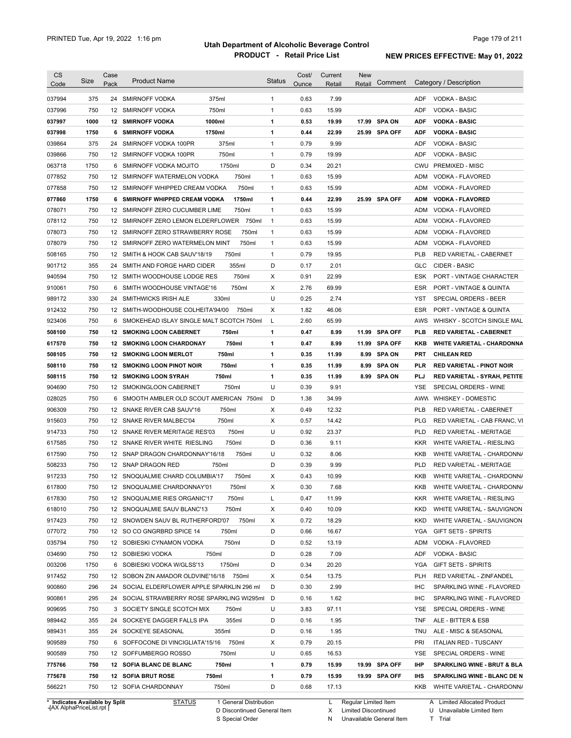| CS Code | Size | Case Pack | Product Name | Status | Cost/ Ounce | Current Retail | New Retail | Comment | Category / Description |
|---|---|---|---|---|---|---|---|---|---|
| 037994 | 375 | 24 | SMIRNOFF VODKA 375ml | 1 | 0.63 | 7.99 | | | ADF VODKA - BASIC |
| 037996 | 750 | 12 | SMIRNOFF VODKA 750ml | 1 | 0.63 | 15.99 | | | ADF VODKA - BASIC |
| **037997** | **1000** | **12** | **SMIRNOFF VODKA 1000ml** | **1** | **0.53** | **19.99** | **17.99** | **SPA ON** | **ADF VODKA - BASIC** |
| **037998** | **1750** | **6** | **SMIRNOFF VODKA 1750ml** | **1** | **0.44** | **22.99** | **25.99** | **SPA OFF** | **ADF VODKA - BASIC** |
| 039864 | 375 | 24 | SMIRNOFF VODKA 100PR 375ml | 1 | 0.79 | 9.99 | | | ADF VODKA - BASIC |
| 039866 | 750 | 12 | SMIRNOFF VODKA 100PR 750ml | 1 | 0.79 | 19.99 | | | ADF VODKA - BASIC |
| 063718 | 1750 | 6 | SMIRNOFF VODKA MOJITO 1750ml | D | 0.34 | 20.21 | | | CWU PREMIXED - MISC |
| 077852 | 750 | 12 | SMIRNOFF WATERMELON VODKA 750ml | 1 | 0.63 | 15.99 | | | ADM VODKA - FLAVORED |
| 077858 | 750 | 12 | SMIRNOFF WHIPPED CREAM VODKA 750ml | 1 | 0.63 | 15.99 | | | ADM VODKA - FLAVORED |
| **077860** | **1750** | **6** | **SMIRNOFF WHIPPED CREAM VODKA 1750ml** | **1** | **0.44** | **22.99** | **25.99** | **SPA OFF** | **ADM VODKA - FLAVORED** |
| 078071 | 750 | 12 | SMIRNOFF ZERO CUCUMBER LIME 750ml | 1 | 0.63 | 15.99 | | | ADM VODKA - FLAVORED |
| 078112 | 750 | 12 | SMIRNOFF ZERO LEMON ELDERFLOWER 750ml | 1 | 0.63 | 15.99 | | | ADM VODKA - FLAVORED |
| 078073 | 750 | 12 | SMIRNOFF ZERO STRAWBERRY ROSE 750ml | 1 | 0.63 | 15.99 | | | ADM VODKA - FLAVORED |
| 078079 | 750 | 12 | SMIRNOFF ZERO WATERMELON MINT 750ml | 1 | 0.63 | 15.99 | | | ADM VODKA - FLAVORED |
| 508165 | 750 | 12 | SMITH & HOOK CAB SAUV'18/19 750ml | 1 | 0.79 | 19.95 | | | PLB RED VARIETAL - CABERNET |
| 901712 | 355 | 24 | SMITH AND FORGE HARD CIDER 355ml | D | 0.17 | 2.01 | | | GLC CIDER - BASIC |
| 940594 | 750 | 12 | SMITH WOODHOUSE LODGE RES 750ml | X | 0.91 | 22.99 | | | ESK PORT - VINTAGE CHARACTER |
| 910061 | 750 | 6 | SMITH WOODHOUSE VINTAGE'16 750ml | X | 2.76 | 69.99 | | | ESR PORT - VINTAGE & QUINTA |
| 989172 | 330 | 24 | SMITHWICKS IRISH ALE 330ml | U | 0.25 | 2.74 | | | YST SPECIAL ORDERS - BEER |
| 912432 | 750 | 12 | SMITH-WOODHOUSE COLHEITA'94/00 750ml | X | 1.82 | 46.06 | | | ESR PORT - VINTAGE & QUINTA |
| 923406 | 750 | 6 | SMOKEHEAD ISLAY SINGLE MALT SCOTCH 750ml | L | 2.60 | 65.99 | | | AWS WHISKY - SCOTCH SINGLE MAL |
| **508100** | **750** | **12** | **SMOKING LOON CABERNET 750ml** | **1** | **0.47** | **8.99** | **11.99** | **SPA OFF** | **PLB RED VARIETAL - CABERNET** |
| **617570** | **750** | **12** | **SMOKING LOON CHARDONAY 750ml** | **1** | **0.47** | **8.99** | **11.99** | **SPA OFF** | **KKB WHITE VARIETAL - CHARDONNA** |
| **508105** | **750** | **12** | **SMOKING LOON MERLOT 750ml** | **1** | **0.35** | **11.99** | **8.99** | **SPA ON** | **PRT CHILEAN RED** |
| **508110** | **750** | **12** | **SMOKING LOON PINOT NOIR 750ml** | **1** | **0.35** | **11.99** | **8.99** | **SPA ON** | **PLR RED VARIETAL - PINOT NOIR** |
| **508115** | **750** | **12** | **SMOKING LOON SYRAH 750ml** | **1** | **0.35** | **11.99** | **8.99** | **SPA ON** | **PLJ RED VARIETAL - SYRAH, PETITE** |
| 904690 | 750 | 12 | SMOKINGLOON CABERNET 750ml | U | 0.39 | 9.91 | | | YSE SPECIAL ORDERS - WINE |
| 028025 | 750 | 6 | SMOOTH AMBLER OLD SCOUT AMERICAN 750ml | D | 1.38 | 34.99 | | | AWW WHISKEY - DOMESTIC |
| 906309 | 750 | 12 | SNAKE RIVER CAB SAUV'16 750ml | X | 0.49 | 12.32 | | | PLB RED VARIETAL - CABERNET |
| 915603 | 750 | 12 | SNAKE RIVER MALBEC'04 750ml | X | 0.57 | 14.42 | | | PLG RED VARIETAL - CAB FRANC, VI |
| 914733 | 750 | 12 | SNAKE RIVER MERITAGE RES'03 750ml | U | 0.92 | 23.37 | | | PLD RED VARIETAL - MERITAGE |
| 617585 | 750 | 12 | SNAKE RIVER WHITE RIESLING 750ml | D | 0.36 | 9.11 | | | KKR WHITE VARIETAL - RIESLING |
| 617590 | 750 | 12 | SNAP DRAGON CHARDONNAY'16/18 750ml | U | 0.32 | 8.06 | | | KKB WHITE VARIETAL - CHARDONNA |
| 508233 | 750 | 12 | SNAP DRAGON RED 750ml | D | 0.39 | 9.99 | | | PLD RED VARIETAL - MERITAGE |
| 917233 | 750 | 12 | SNOQUALMIE CHARD COLUMBIA'17 750ml | X | 0.43 | 10.99 | | | KKB WHITE VARIETAL - CHARDONNA |
| 617800 | 750 | 12 | SNOQUALMIE CHARDONNAY'01 750ml | X | 0.30 | 7.68 | | | KKB WHITE VARIETAL - CHARDONNA |
| 617830 | 750 | 12 | SNOQUALMIE RIES ORGANIC'17 750ml | L | 0.47 | 11.99 | | | KKR WHITE VARIETAL - RIESLING |
| 618010 | 750 | 12 | SNOQUALMIE SAUV BLANC'13 750ml | X | 0.40 | 10.09 | | | KKD WHITE VARIETAL - SAUVIGNON |
| 917423 | 750 | 12 | SNOWDEN SAUV BL RUTHERFORD'07 750ml | X | 0.72 | 18.29 | | | KKD WHITE VARIETAL - SAUVIGNON |
| 077072 | 750 | 12 | SO CO GNGRBRD SPICE 14 750ml | D | 0.66 | 16.67 | | | YGA GIFT SETS - SPIRITS |
| 035794 | 750 | 12 | SOBIESKI CYNAMON VODKA 750ml | D | 0.52 | 13.19 | | | ADM VODKA - FLAVORED |
| 034690 | 750 | 12 | SOBIESKI VODKA 750ml | D | 0.28 | 7.09 | | | ADF VODKA - BASIC |
| 003206 | 1750 | 6 | SOBIESKI VODKA W/GLSS'13 1750ml | D | 0.34 | 20.20 | | | YGA GIFT SETS - SPIRITS |
| 917452 | 750 | 12 | SOBON ZIN AMADOR OLDVINE'16/18 750ml | X | 0.54 | 13.75 | | | PLH RED VARIETAL - ZINFANDEL |
| 900860 | 296 | 24 | SOCIAL ELDERFLOWER APPLE SPARKLIN 296 ml | D | 0.30 | 2.99 | | | IHC SPARKLING WINE - FLAVORED |
| 900861 | 295 | 24 | SOCIAL STRAWBERRY ROSE SPARKLING WI295ml | D | 0.16 | 1.62 | | | IHC SPARKLING WINE - FLAVORED |
| 909695 | 750 | 3 | SOCIETY SINGLE SCOTCH MIX 750ml | U | 3.83 | 97.11 | | | YSE SPECIAL ORDERS - WINE |
| 989442 | 355 | 24 | SOCKEYE DAGGER FALLS IPA 355ml | D | 0.16 | 1.95 | | | TNF ALE - BITTER & ESB |
| 989431 | 355 | 24 | SOCKEYE SEASONAL 355ml | D | 0.16 | 1.95 | | | TNU ALE - MISC & SEASONAL |
| 909589 | 750 | 6 | SOFFOCONE DI VINCIGLIATA'15/16 750ml | X | 0.79 | 20.15 | | | PRI ITALIAN RED - TUSCANY |
| 900589 | 750 | 12 | SOFFUMBERGO ROSSO 750ml | U | 0.65 | 16.53 | | | YSE SPECIAL ORDERS - WINE |
| **775766** | **750** | **12** | **SOFIA BLANC DE BLANC 750ml** | **1** | **0.79** | **15.99** | **19.99** | **SPA OFF** | **IHP SPARKLING WINE - BRUT & BLA** |
| **775678** | **750** | **12** | **SOFIA BRUT ROSE 750ml** | **1** | **0.79** | **15.99** | **19.99** | **SPA OFF** | **IHS SPARKLING WINE - BLANC DE N** |
| 566221 | 750 | 12 | SOFIA CHARDONNAY 750ml | D | 0.68 | 17.13 | | | KKB WHITE VARIETAL - CHARDONNA |

\* Indicates Available by Split

STATUS: 1 General Distribution; D Discontinued General Item; S Special Order; L Regular Limited Item; X Limited Discontinued; N Unavailable General Item; A Limited Allocated Product; U Unavailable Limited Item; T Trial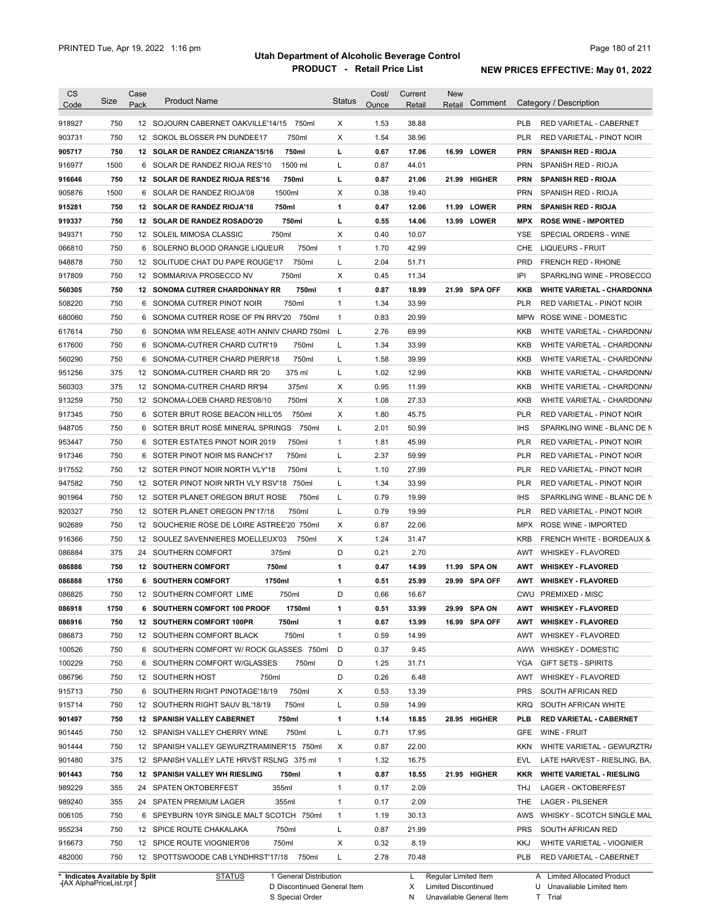# Utah Department of Alcoholic Beverage Control

## PRODUCT - Retail Price List

PRINTED Tue, Apr 19, 2022 1:16 pm

**NEW PRICES EFFECTIVE: May 01, 2022**

| CS Code | Size | Case Pack | Product Name | | Status | Cost/ Ounce | Current Retail | New Retail | Comment | Category / Description | |
|---|---|---|---|---|---|---|---|---|---|---|---|
| 918927 | 750 | 12 | SOJOURN CABERNET OAKVILLE'14/15 | 750ml | X | 1.53 | 38.88 | | | PLB | RED VARIETAL - CABERNET |
| 903731 | 750 | 12 | SOKOL BLOSSER PN DUNDEE17 | 750ml | X | 1.54 | 38.96 | | | PLR | RED VARIETAL - PINOT NOIR |
| **905717** | **750** | **12** | **SOLAR DE RANDEZ CRIANZA'15/16** | **750ml** | **L** | **0.67** | **17.06** | **16.99** | **LOWER** | **PRN** | **SPANISH RED - RIOJA** |
| 916977 | 1500 | 6 | SOLAR DE RANDEZ RIOJA RES'10 | 1500 ml | L | 0.87 | 44.01 | | | PRN | SPANISH RED - RIOJA |
| **916646** | **750** | **12** | **SOLAR DE RANDEZ RIOJA RES'16** | **750ml** | **L** | **0.87** | **21.06** | **21.99** | **HIGHER** | **PRN** | **SPANISH RED - RIOJA** |
| 905876 | 1500 | 6 | SOLAR DE RANDEZ RIOJA'08 | 1500ml | X | 0.38 | 19.40 | | | PRN | SPANISH RED - RIOJA |
| **915281** | **750** | **12** | **SOLAR DE RANDEZ RIOJA'18** | **750ml** | **1** | **0.47** | **12.06** | **11.99** | **LOWER** | **PRN** | **SPANISH RED - RIOJA** |
| **919337** | **750** | **12** | **SOLAR DE RANDEZ ROSADO'20** | **750ml** | **L** | **0.55** | **14.06** | **13.99** | **LOWER** | **MPX** | **ROSE WINE - IMPORTED** |
| 949371 | 750 | 12 | SOLEIL MIMOSA CLASSIC | 750ml | X | 0.40 | 10.07 | | | YSE | SPECIAL ORDERS - WINE |
| 066810 | 750 | 6 | SOLERNO BLOOD ORANGE LIQUEUR | 750ml | 1 | 1.70 | 42.99 | | | CHE | LIQUEURS - FRUIT |
| 948878 | 750 | 12 | SOLITUDE CHAT DU PAPE ROUGE'17 | 750ml | L | 2.04 | 51.71 | | | PRD | FRENCH RED - RHONE |
| 917809 | 750 | 12 | SOMMARIVA PROSECCO NV | 750ml | X | 0.45 | 11.34 | | | IPI | SPARKLING WINE - PROSECCO |
| **560305** | **750** | **12** | **SONOMA CUTRER CHARDONNAY RR** | **750ml** | **1** | **0.87** | **18.99** | **21.99** | **SPA OFF** | **KKB** | **WHITE VARIETAL - CHARDONNA** |
| 508220 | 750 | 6 | SONOMA CUTRER PINOT NOIR | 750ml | 1 | 1.34 | 33.99 | | | PLR | RED VARIETAL - PINOT NOIR |
| 680060 | 750 | 6 | SONOMA CUTRER ROSE OF PN RRV'20 | 750ml | 1 | 0.83 | 20.99 | | | MPW | ROSE WINE - DOMESTIC |
| 617614 | 750 | 6 | SONOMA WM RELEASE 40TH ANNIV CHARD | 750ml | L | 2.76 | 69.99 | | | KKB | WHITE VARIETAL - CHARDONN/ |
| 617600 | 750 | 6 | SONOMA-CUTRER CHARD CUTR'19 | 750ml | L | 1.34 | 33.99 | | | KKB | WHITE VARIETAL - CHARDONN/ |
| 560290 | 750 | 6 | SONOMA-CUTRER CHARD PIERR'18 | 750ml | L | 1.58 | 39.99 | | | KKB | WHITE VARIETAL - CHARDONN/ |
| 951256 | 375 | 12 | SONOMA-CUTRER CHARD RR '20 | 375 ml | L | 1.02 | 12.99 | | | KKB | WHITE VARIETAL - CHARDONN/ |
| 560303 | 375 | 12 | SONOMA-CUTRER CHARD RR'94 | 375ml | X | 0.95 | 11.99 | | | KKB | WHITE VARIETAL - CHARDONN/ |
| 913259 | 750 | 12 | SONOMA-LOEB CHARD RES'08/10 | 750ml | X | 1.08 | 27.33 | | | KKB | WHITE VARIETAL - CHARDONN/ |
| 917345 | 750 | 6 | SOTER BRUT ROSE BEACON HILL'05 | 750ml | X | 1.80 | 45.75 | | | PLR | RED VARIETAL - PINOT NOIR |
| 948705 | 750 | 6 | SOTER BRUT ROSÉ MINERAL SPRINGS | 750ml | L | 2.01 | 50.99 | | | IHS | SPARKLING WINE - BLANC DE N |
| 953447 | 750 | 6 | SOTER ESTATES PINOT NOIR 2019 | 750ml | 1 | 1.81 | 45.99 | | | PLR | RED VARIETAL - PINOT NOIR |
| 917346 | 750 | 6 | SOTER PINOT NOIR MS RANCH'17 | 750ml | L | 2.37 | 59.99 | | | PLR | RED VARIETAL - PINOT NOIR |
| 917552 | 750 | 12 | SOTER PINOT NOIR NORTH VLY'18 | 750ml | L | 1.10 | 27.99 | | | PLR | RED VARIETAL - PINOT NOIR |
| 947582 | 750 | 12 | SOTER PINOT NOIR NRTH VLY RSV'18 | 750ml | L | 1.34 | 33.99 | | | PLR | RED VARIETAL - PINOT NOIR |
| 901964 | 750 | 12 | SOTER PLANET OREGON BRUT ROSE | 750ml | L | 0.79 | 19.99 | | | IHS | SPARKLING WINE - BLANC DE N |
| 920327 | 750 | 12 | SOTER PLANET OREGON PN'17/18 | 750ml | L | 0.79 | 19.99 | | | PLR | RED VARIETAL - PINOT NOIR |
| 902689 | 750 | 12 | SOUCHERIE ROSE DE LOIRE ASTREE'20 | 750ml | X | 0.87 | 22.06 | | | MPX | ROSE WINE - IMPORTED |
| 916366 | 750 | 12 | SOULEZ SAVENNIERES MOELLEUX'03 | 750ml | X | 1.24 | 31.47 | | | KRB | FRENCH WHITE - BORDEAUX & |
| 086884 | 375 | 24 | SOUTHERN COMFORT | 375ml | D | 0.21 | 2.70 | | | AWT | WHISKEY - FLAVORED |
| **086886** | **750** | **12** | **SOUTHERN COMFORT** | **750ml** | **1** | **0.47** | **14.99** | **11.99** | **SPA ON** | **AWT** | **WHISKEY - FLAVORED** |
| **086888** | **1750** | **6** | **SOUTHERN COMFORT** | **1750ml** | **1** | **0.51** | **25.99** | **29.99** | **SPA OFF** | **AWT** | **WHISKEY - FLAVORED** |
| 086825 | 750 | 12 | SOUTHERN COMFORT LIME | 750ml | D | 0.66 | 16.67 | | | CWU | PREMIXED - MISC |
| **086918** | **1750** | **6** | **SOUTHERN COMFORT 100 PROOF** | **1750ml** | **1** | **0.51** | **33.99** | **29.99** | **SPA ON** | **AWT** | **WHISKEY - FLAVORED** |
| **086916** | **750** | **12** | **SOUTHERN COMFORT 100PR** | **750ml** | **1** | **0.67** | **13.99** | **16.99** | **SPA OFF** | **AWT** | **WHISKEY - FLAVORED** |
| 086873 | 750 | 12 | SOUTHERN COMFORT BLACK | 750ml | 1 | 0.59 | 14.99 | | | AWT | WHISKEY - FLAVORED |
| 100526 | 750 | 6 | SOUTHERN COMFORT W/ ROCK GLASSES | 750ml | D | 0.37 | 9.45 | | | AWW | WHISKEY - DOMESTIC |
| 100229 | 750 | 6 | SOUTHERN COMFORT W/GLASSES | 750ml | D | 1.25 | 31.71 | | | YGA | GIFT SETS - SPIRITS |
| 086796 | 750 | 12 | SOUTHERN HOST | 750ml | D | 0.26 | 6.48 | | | AWT | WHISKEY - FLAVORED |
| 915713 | 750 | 6 | SOUTHERN RIGHT PINOTAGE'18/19 | 750ml | X | 0.53 | 13.39 | | | PRS | SOUTH AFRICAN RED |
| 915714 | 750 | 12 | SOUTHERN RIGHT SAUV BL'18/19 | 750ml | L | 0.59 | 14.99 | | | KRQ | SOUTH AFRICAN WHITE |
| **901497** | **750** | **12** | **SPANISH VALLEY CABERNET** | **750ml** | **1** | **1.14** | **18.85** | **28.95** | **HIGHER** | **PLB** | **RED VARIETAL - CABERNET** |
| 901445 | 750 | 12 | SPANISH VALLEY CHERRY WINE | 750ml | L | 0.71 | 17.95 | | | GFE | WINE - FRUIT |
| 901444 | 750 | 12 | SPANISH VALLEY GEWURZTRAMINER'15 | 750ml | X | 0.87 | 22.00 | | | KKN | WHITE VARIETAL - GEWURZTR/ |
| 901480 | 375 | 12 | SPANISH VALLEY LATE HRVST RSLNG | 375 ml | 1 | 1.32 | 16.75 | | | EVL | LATE HARVEST - RIESLING, BA, |
| **901443** | **750** | **12** | **SPANISH VALLEY WH RIESLING** | **750ml** | **1** | **0.87** | **18.55** | **21.95** | **HIGHER** | **KKR** | **WHITE VARIETAL - RIESLING** |
| 989229 | 355 | 24 | SPATEN OKTOBERFEST | 355ml | 1 | 0.17 | 2.09 | | | THJ | LAGER - OKTOBERFEST |
| 989240 | 355 | 24 | SPATEN PREMIUM LAGER | 355ml | 1 | 0.17 | 2.09 | | | THE | LAGER - PILSENER |
| 006105 | 750 | 6 | SPEYBURN 10YR SINGLE MALT SCOTCH | 750ml | 1 | 1.19 | 30.13 | | | AWS | WHISKY - SCOTCH SINGLE MAL |
| 955234 | 750 | 12 | SPICE ROUTE CHAKALAKA | 750ml | L | 0.87 | 21.99 | | | PRS | SOUTH AFRICAN RED |
| 916673 | 750 | 12 | SPICE ROUTE VIOGNIER'08 | 750ml | X | 0.32 | 8.19 | | | KKJ | WHITE VARIETAL - VIOGNIER |
| 482000 | 750 | 12 | SPOTTSWOODE CAB LYNDHRST'17/18 | 750ml | L | 2.78 | 70.48 | | | PLB | RED VARIETAL - CABERNET |

\* Indicates Available by Split
-[AX AlphaPriceList.rpt ]

| STATUS | | |
|---|---|---|
| 1 General Distribution | L Regular Limited Item | A Limited Allocated Product |
| D Discontinued General Item | X Limited Discontinued | U Unavailable Limited Item |
| S Special Order | N Unavailable General Item | T Trial |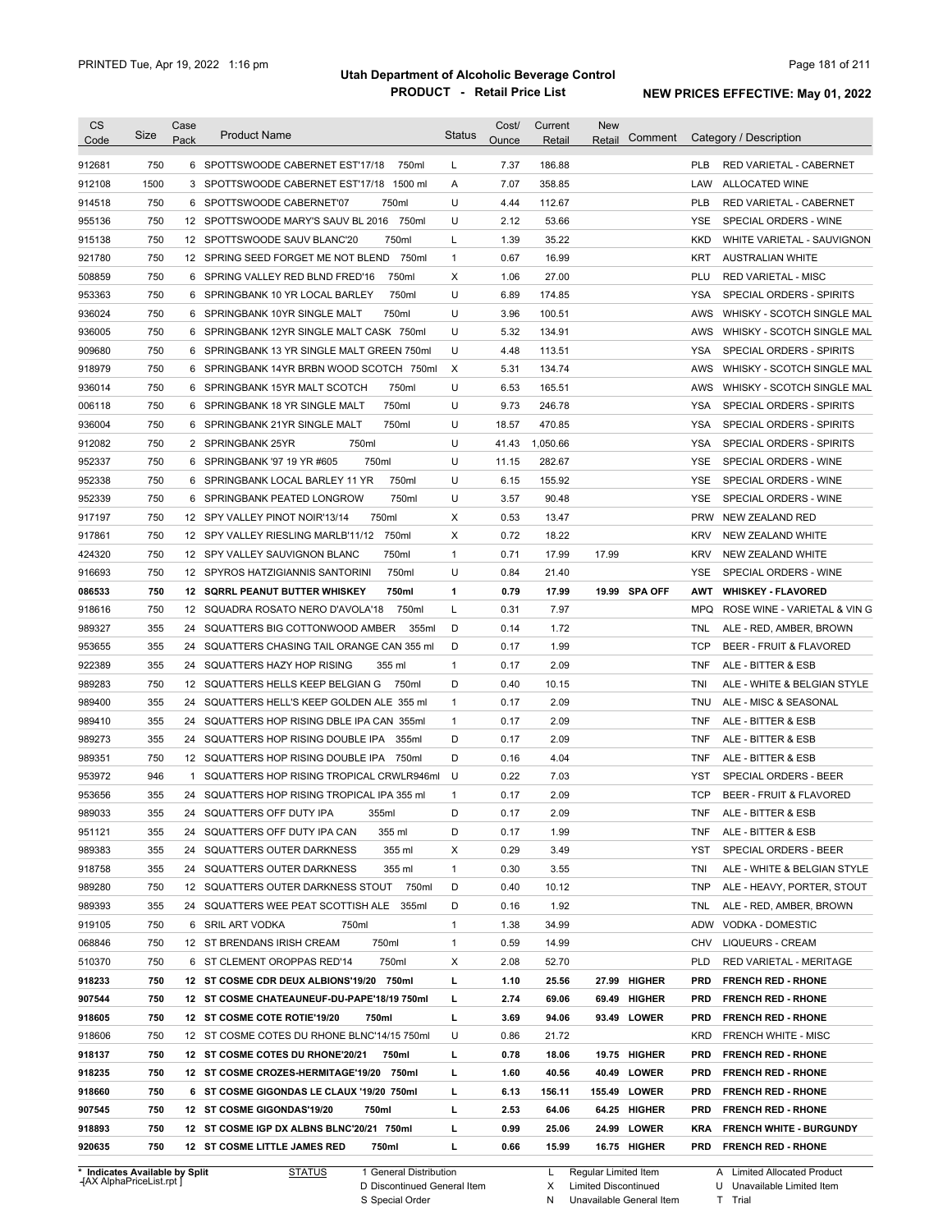# Utah Department of Alcoholic Beverage Control

## PRODUCT - Retail Price List

PRINTED Tue, Apr 19, 2022 1:16 pm

**NEW PRICES EFFECTIVE: May 01, 2022**

| CS Code | Size | Case Pack | Product Name | Status | Cost/ Ounce | Current Retail | New Retail | Comment | Category / Description |
|---|---|---|---|---|---|---|---|---|---|
| 912681 | 750 | 6 | SPOTTSWOODE CABERNET EST'17/18 750ml | L | 7.37 | 186.88 | | | PLB RED VARIETAL - CABERNET |
| 912108 | 1500 | 3 | SPOTTSWOODE CABERNET EST'17/18 1500 ml | A | 7.07 | 358.85 | | | LAW ALLOCATED WINE |
| 914518 | 750 | 6 | SPOTTSWOODE CABERNET'07 750ml | U | 4.44 | 112.67 | | | PLB RED VARIETAL - CABERNET |
| 955136 | 750 | 12 | SPOTTSWOODE MARY'S SAUV BL 2016 750ml | U | 2.12 | 53.66 | | | YSE SPECIAL ORDERS - WINE |
| 915138 | 750 | 12 | SPOTTSWOODE SAUV BLANC'20 750ml | L | 1.39 | 35.22 | | | KKD WHITE VARIETAL - SAUVIGNON |
| 921780 | 750 | 12 | SPRING SEED FORGET ME NOT BLEND 750ml | 1 | 0.67 | 16.99 | | | KRT AUSTRALIAN WHITE |
| 508859 | 750 | 6 | SPRING VALLEY RED BLND FRED'16 750ml | X | 1.06 | 27.00 | | | PLU RED VARIETAL - MISC |
| 953363 | 750 | 6 | SPRINGBANK 10 YR LOCAL BARLEY 750ml | U | 6.89 | 174.85 | | | YSA SPECIAL ORDERS - SPIRITS |
| 936024 | 750 | 6 | SPRINGBANK 10YR SINGLE MALT 750ml | U | 3.96 | 100.51 | | | AWS WHISKY - SCOTCH SINGLE MAL |
| 936005 | 750 | 6 | SPRINGBANK 12YR SINGLE MALT CASK 750ml | U | 5.32 | 134.91 | | | AWS WHISKY - SCOTCH SINGLE MAL |
| 909680 | 750 | 6 | SPRINGBANK 13 YR SINGLE MALT GREEN 750ml | U | 4.48 | 113.51 | | | YSA SPECIAL ORDERS - SPIRITS |
| 918979 | 750 | 6 | SPRINGBANK 14YR BRBN WOOD SCOTCH 750ml | X | 5.31 | 134.74 | | | AWS WHISKY - SCOTCH SINGLE MAL |
| 936014 | 750 | 6 | SPRINGBANK 15YR MALT SCOTCH 750ml | U | 6.53 | 165.51 | | | AWS WHISKY - SCOTCH SINGLE MAL |
| 006118 | 750 | 6 | SPRINGBANK 18 YR SINGLE MALT 750ml | U | 9.73 | 246.78 | | | YSA SPECIAL ORDERS - SPIRITS |
| 936004 | 750 | 6 | SPRINGBANK 21YR SINGLE MALT 750ml | U | 18.57 | 470.85 | | | YSA SPECIAL ORDERS - SPIRITS |
| 912082 | 750 | 2 | SPRINGBANK 25YR 750ml | U | 41.43 | 1,050.66 | | | YSA SPECIAL ORDERS - SPIRITS |
| 952337 | 750 | 6 | SPRINGBANK '97 19 YR #605 750ml | U | 11.15 | 282.67 | | | YSE SPECIAL ORDERS - WINE |
| 952338 | 750 | 6 | SPRINGBANK LOCAL BARLEY 11 YR 750ml | U | 6.15 | 155.92 | | | YSE SPECIAL ORDERS - WINE |
| 952339 | 750 | 6 | SPRINGBANK PEATED LONGROW 750ml | U | 3.57 | 90.48 | | | YSE SPECIAL ORDERS - WINE |
| 917197 | 750 | 12 | SPY VALLEY PINOT NOIR'13/14 750ml | X | 0.53 | 13.47 | | | PRW NEW ZEALAND RED |
| 917861 | 750 | 12 | SPY VALLEY RIESLING MARLB'11/12 750ml | X | 0.72 | 18.22 | | | KRV NEW ZEALAND WHITE |
| 424320 | 750 | 12 | SPY VALLEY SAUVIGNON BLANC 750ml | 1 | 0.71 | 17.99 | 17.99 | | KRV NEW ZEALAND WHITE |
| 916693 | 750 | 12 | SPYROS HATZIGIANNIS SANTORINI 750ml | U | 0.84 | 21.40 | | | YSE SPECIAL ORDERS - WINE |
| **086533** | **750** | **12** | **SQRRL PEANUT BUTTER WHISKEY 750ml** | **1** | **0.79** | **17.99** | **19.99** | **SPA OFF** | **AWT WHISKEY - FLAVORED** |
| 918616 | 750 | 12 | SQUADRA ROSATO NERO D'AVOLA'18 750ml | L | 0.31 | 7.97 | | | MPQ ROSE WINE - VARIETAL & VIN G |
| 989327 | 355 | 24 | SQUATTERS BIG COTTONWOOD AMBER 355ml | D | 0.14 | 1.72 | | | TNL ALE - RED, AMBER, BROWN |
| 953655 | 355 | 24 | SQUATTERS CHASING TAIL ORANGE CAN 355 ml | D | 0.17 | 1.99 | | | TCP BEER - FRUIT & FLAVORED |
| 922389 | 355 | 24 | SQUATTERS HAZY HOP RISING 355 ml | 1 | 0.17 | 2.09 | | | TNF ALE - BITTER & ESB |
| 989283 | 750 | 12 | SQUATTERS HELLS KEEP BELGIAN G 750ml | D | 0.40 | 10.15 | | | TNI ALE - WHITE & BELGIAN STYLE |
| 989400 | 355 | 24 | SQUATTERS HELL'S KEEP GOLDEN ALE 355 ml | 1 | 0.17 | 2.09 | | | TNU ALE - MISC & SEASONAL |
| 989410 | 355 | 24 | SQUATTERS HOP RISING DBLE IPA CAN 355ml | 1 | 0.17 | 2.09 | | | TNF ALE - BITTER & ESB |
| 989273 | 355 | 24 | SQUATTERS HOP RISING DOUBLE IPA 355ml | D | 0.17 | 2.09 | | | TNF ALE - BITTER & ESB |
| 989351 | 750 | 12 | SQUATTERS HOP RISING DOUBLE IPA 750ml | D | 0.16 | 4.04 | | | TNF ALE - BITTER & ESB |
| 953972 | 946 | 1 | SQUATTERS HOP RISING TROPICAL CRWLR946ml | U | 0.22 | 7.03 | | | YST SPECIAL ORDERS - BEER |
| 953656 | 355 | 24 | SQUATTERS HOP RISING TROPICAL IPA 355 ml | 1 | 0.17 | 2.09 | | | TCP BEER - FRUIT & FLAVORED |
| 989033 | 355 | 24 | SQUATTERS OFF DUTY IPA 355ml | D | 0.17 | 2.09 | | | TNF ALE - BITTER & ESB |
| 951121 | 355 | 24 | SQUATTERS OFF DUTY IPA CAN 355 ml | D | 0.17 | 1.99 | | | TNF ALE - BITTER & ESB |
| 989383 | 355 | 24 | SQUATTERS OUTER DARKNESS 355 ml | X | 0.29 | 3.49 | | | YST SPECIAL ORDERS - BEER |
| 918758 | 355 | 24 | SQUATTERS OUTER DARKNESS 355 ml | 1 | 0.30 | 3.55 | | | TNI ALE - WHITE & BELGIAN STYLE |
| 989280 | 750 | 12 | SQUATTERS OUTER DARKNESS STOUT 750ml | D | 0.40 | 10.12 | | | TNP ALE - HEAVY, PORTER, STOUT |
| 989393 | 355 | 24 | SQUATTERS WEE PEAT SCOTTISH ALE 355ml | D | 0.16 | 1.92 | | | TNL ALE - RED, AMBER, BROWN |
| 919105 | 750 | 6 | SRIL ART VODKA 750ml | 1 | 1.38 | 34.99 | | | ADW VODKA - DOMESTIC |
| 068846 | 750 | 12 | ST BRENDANS IRISH CREAM 750ml | 1 | 0.59 | 14.99 | | | CHV LIQUEURS - CREAM |
| 510370 | 750 | 6 | ST CLEMENT OROPPAS RED'14 750ml | X | 2.08 | 52.70 | | | PLD RED VARIETAL - MERITAGE |
| **918233** | **750** | **12** | **ST COSME CDR DEUX ALBIONS'19/20 750ml** | **L** | **1.10** | **25.56** | **27.99** | **HIGHER** | **PRD FRENCH RED - RHONE** |
| **907544** | **750** | **12** | **ST COSME CHATEAUNEUF-DU-PAPE'18/19 750ml** | **L** | **2.74** | **69.06** | **69.49** | **HIGHER** | **PRD FRENCH RED - RHONE** |
| **918605** | **750** | **12** | **ST COSME COTE ROTIE'19/20 750ml** | **L** | **3.69** | **94.06** | **93.49** | **LOWER** | **PRD FRENCH RED - RHONE** |
| 918606 | 750 | 12 | ST COSME COTES DU RHONE BLNC'14/15 750ml | U | 0.86 | 21.72 | | | KRD FRENCH WHITE - MISC |
| **918137** | **750** | **12** | **ST COSME COTES DU RHONE'20/21 750ml** | **L** | **0.78** | **18.06** | **19.75** | **HIGHER** | **PRD FRENCH RED - RHONE** |
| **918235** | **750** | **12** | **ST COSME CROZES-HERMITAGE'19/20 750ml** | **L** | **1.60** | **40.56** | **40.49** | **LOWER** | **PRD FRENCH RED - RHONE** |
| **918660** | **750** | **6** | **ST COSME GIGONDAS LE CLAUX '19/20 750ml** | **L** | **6.13** | **156.11** | **155.49** | **LOWER** | **PRD FRENCH RED - RHONE** |
| **907545** | **750** | **12** | **ST COSME GIGONDAS'19/20 750ml** | **L** | **2.53** | **64.06** | **64.25** | **HIGHER** | **PRD FRENCH RED - RHONE** |
| **918893** | **750** | **12** | **ST COSME IGP DX ALBNS BLNC'20/21 750ml** | **L** | **0.99** | **25.06** | **24.99** | **LOWER** | **KRA FRENCH WHITE - BURGUNDY** |
| **920635** | **750** | **12** | **ST COSME LITTLE JAMES RED 750ml** | **L** | **0.66** | **15.99** | **16.75** | **HIGHER** | **PRD FRENCH RED - RHONE** |

\* Indicates Available by Split

STATUS: 1 General Distribution; D Discontinued General Item; S Special Order; L Regular Limited Item; X Limited Discontinued; N Unavailable General Item; A Limited Allocated Product; U Unavailable Limited Item; T Trial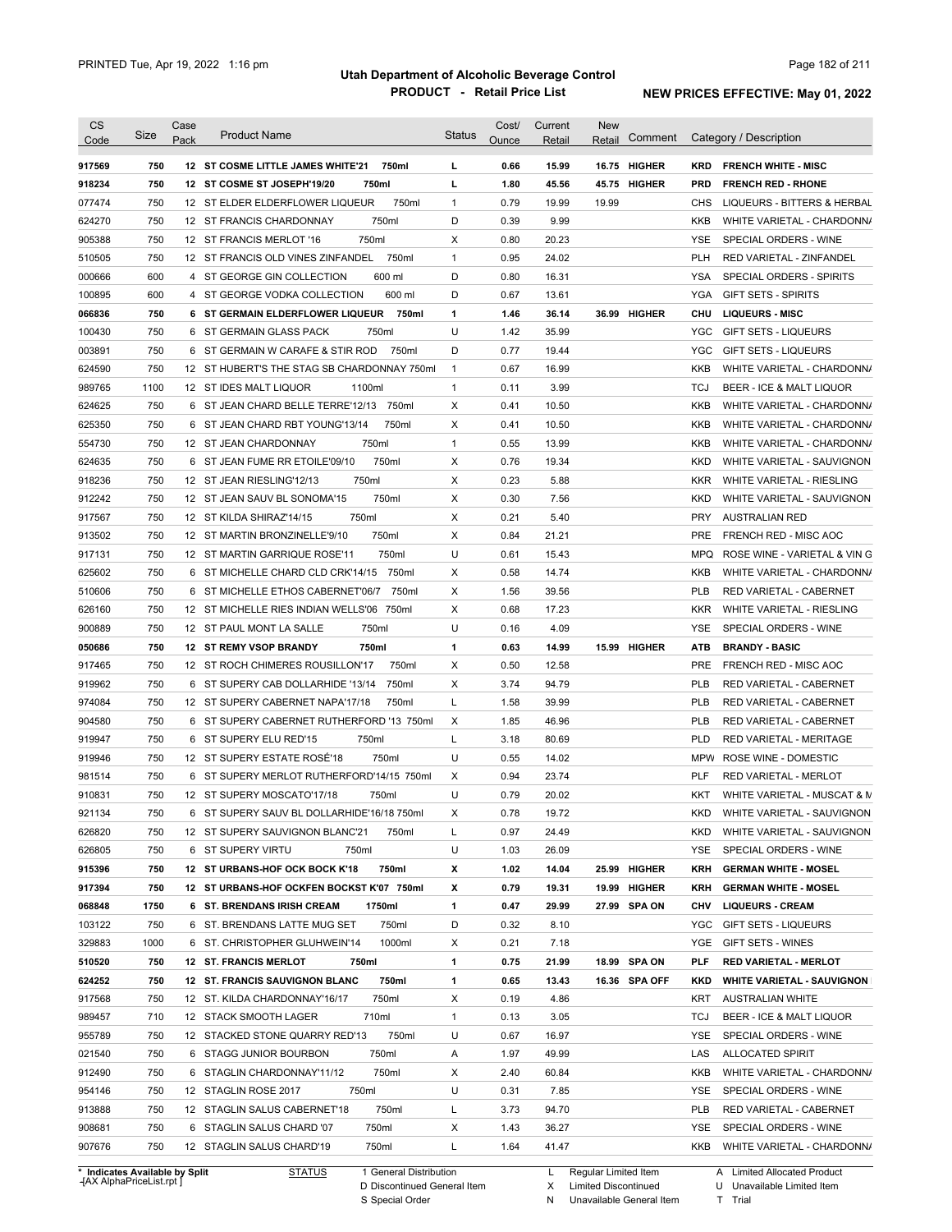# Utah Department of Alcoholic Beverage Control

## PRODUCT - Retail Price List

PRINTED Tue, Apr 19, 2022 1:16 pm

**NEW PRICES EFFECTIVE: May 01, 2022**

| CS Code | Size | Case Pack | Product Name | Status | Cost/ Ounce | Current Retail | New Retail | Comment | Category / Description |
|---|---|---|---|---|---|---|---|---|---|
| **917569** | **750** | **12** | **ST COSME LITTLE JAMES WHITE'21 750ml** | **L** | **0.66** | **15.99** | **16.75** | **HIGHER** | **KRD FRENCH WHITE - MISC** |
| **918234** | **750** | **12** | **ST COSME ST JOSEPH'19/20 750ml** | **L** | **1.80** | **45.56** | **45.75** | **HIGHER** | **PRD FRENCH RED - RHONE** |
| 077474 | 750 | 12 | ST ELDER ELDERFLOWER LIQUEUR 750ml | 1 | 0.79 | 19.99 | 19.99 | | CHS LIQUEURS - BITTERS & HERBAL |
| 624270 | 750 | 12 | ST FRANCIS CHARDONNAY 750ml | D | 0.39 | 9.99 | | | KKB WHITE VARIETAL - CHARDONNA |
| 905388 | 750 | 12 | ST FRANCIS MERLOT '16 750ml | X | 0.80 | 20.23 | | | YSE SPECIAL ORDERS - WINE |
| 510505 | 750 | 12 | ST FRANCIS OLD VINES ZINFANDEL 750ml | 1 | 0.95 | 24.02 | | | PLH RED VARIETAL - ZINFANDEL |
| 000666 | 600 | 4 | ST GEORGE GIN COLLECTION 600 ml | D | 0.80 | 16.31 | | | YSA SPECIAL ORDERS - SPIRITS |
| 100895 | 600 | 4 | ST GEORGE VODKA COLLECTION 600 ml | D | 0.67 | 13.61 | | | YGA GIFT SETS - SPIRITS |
| **066836** | **750** | **6** | **ST GERMAIN ELDERFLOWER LIQUEUR 750ml** | **1** | **1.46** | **36.14** | **36.99** | **HIGHER** | **CHU LIQUEURS - MISC** |
| 100430 | 750 | 6 | ST GERMAIN GLASS PACK 750ml | U | 1.42 | 35.99 | | | YGC GIFT SETS - LIQUEURS |
| 003891 | 750 | 6 | ST GERMAIN W CARAFE & STIR ROD 750ml | D | 0.77 | 19.44 | | | YGC GIFT SETS - LIQUEURS |
| 624590 | 750 | 12 | ST HUBERT'S THE STAG SB CHARDONNAY 750ml | 1 | 0.67 | 16.99 | | | KKB WHITE VARIETAL - CHARDONNA |
| 989765 | 1100 | 12 | ST IDES MALT LIQUOR 1100ml | 1 | 0.11 | 3.99 | | | TCJ BEER - ICE & MALT LIQUOR |
| 624625 | 750 | 6 | ST JEAN CHARD BELLE TERRE'12/13 750ml | X | 0.41 | 10.50 | | | KKB WHITE VARIETAL - CHARDONNA |
| 625350 | 750 | 6 | ST JEAN CHARD RBT YOUNG'13/14 750ml | X | 0.41 | 10.50 | | | KKB WHITE VARIETAL - CHARDONNA |
| 554730 | 750 | 12 | ST JEAN CHARDONNAY 750ml | 1 | 0.55 | 13.99 | | | KKB WHITE VARIETAL - CHARDONNA |
| 624635 | 750 | 6 | ST JEAN FUME RR ETOILE'09/10 750ml | X | 0.76 | 19.34 | | | KKD WHITE VARIETAL - SAUVIGNON |
| 918236 | 750 | 12 | ST JEAN RIESLING'12/13 750ml | X | 0.23 | 5.88 | | | KKR WHITE VARIETAL - RIESLING |
| 912242 | 750 | 12 | ST JEAN SAUV BL SONOMA'15 750ml | X | 0.30 | 7.56 | | | KKD WHITE VARIETAL - SAUVIGNON |
| 917567 | 750 | 12 | ST KILDA SHIRAZ'14/15 750ml | X | 0.21 | 5.40 | | | PRY AUSTRALIAN RED |
| 913502 | 750 | 12 | ST MARTIN BRONZINELLE'9/10 750ml | X | 0.84 | 21.21 | | | PRE FRENCH RED - MISC AOC |
| 917131 | 750 | 12 | ST MARTIN GARRIQUE ROSE'11 750ml | U | 0.61 | 15.43 | | | MPQ ROSE WINE - VARIETAL & VIN G |
| 625602 | 750 | 6 | ST MICHELLE CHARD CLD CRK'14/15 750ml | X | 0.58 | 14.74 | | | KKB WHITE VARIETAL - CHARDONNA |
| 510606 | 750 | 6 | ST MICHELLE ETHOS CABERNET'06/7 750ml | X | 1.56 | 39.56 | | | PLB RED VARIETAL - CABERNET |
| 626160 | 750 | 12 | ST MICHELLE RIES INDIAN WELLS'06 750ml | X | 0.68 | 17.23 | | | KKR WHITE VARIETAL - RIESLING |
| 900889 | 750 | 12 | ST PAUL MONT LA SALLE 750ml | U | 0.16 | 4.09 | | | YSE SPECIAL ORDERS - WINE |
| **050686** | **750** | **12** | **ST REMY VSOP BRANDY 750ml** | **1** | **0.63** | **14.99** | **15.99** | **HIGHER** | **ATB BRANDY - BASIC** |
| 917465 | 750 | 12 | ST ROCH CHIMERES ROUSILLON'17 750ml | X | 0.50 | 12.58 | | | PRE FRENCH RED - MISC AOC |
| 919962 | 750 | 6 | ST SUPERY CAB DOLLARHIDE '13/14 750ml | X | 3.74 | 94.79 | | | PLB RED VARIETAL - CABERNET |
| 974084 | 750 | 12 | ST SUPERY CABERNET NAPA'17/18 750ml | L | 1.58 | 39.99 | | | PLB RED VARIETAL - CABERNET |
| 904580 | 750 | 6 | ST SUPERY CABERNET RUTHERFORD '13 750ml | X | 1.85 | 46.96 | | | PLB RED VARIETAL - CABERNET |
| 919947 | 750 | 6 | ST SUPERY ELU RED'15 750ml | L | 3.18 | 80.69 | | | PLD RED VARIETAL - MERITAGE |
| 919946 | 750 | 12 | ST SUPERY ESTATE ROSÉ'18 750ml | U | 0.55 | 14.02 | | | MPW ROSE WINE - DOMESTIC |
| 981514 | 750 | 6 | ST SUPERY MERLOT RUTHERFORD'14/15 750ml | X | 0.94 | 23.74 | | | PLF RED VARIETAL - MERLOT |
| 910831 | 750 | 12 | ST SUPERY MOSCATO'17/18 750ml | U | 0.79 | 20.02 | | | KKT WHITE VARIETAL - MUSCAT & M |
| 921134 | 750 | 6 | ST SUPERY SAUV BL DOLLARHIDE'16/18 750ml | X | 0.78 | 19.72 | | | KKD WHITE VARIETAL - SAUVIGNON |
| 626820 | 750 | 12 | ST SUPERY SAUVIGNON BLANC'21 750ml | L | 0.97 | 24.49 | | | KKD WHITE VARIETAL - SAUVIGNON |
| 626805 | 750 | 6 | ST SUPERY VIRTU 750ml | U | 1.03 | 26.09 | | | YSE SPECIAL ORDERS - WINE |
| **915396** | **750** | **12** | **ST URBANS-HOF OCK BOCK K'18 750ml** | **X** | **1.02** | **14.04** | **25.99** | **HIGHER** | **KRH GERMAN WHITE - MOSEL** |
| **917394** | **750** | **12** | **ST URBANS-HOF OCKFEN BOCKST K'07 750ml** | **X** | **0.79** | **19.31** | **19.99** | **HIGHER** | **KRH GERMAN WHITE - MOSEL** |
| **068848** | **1750** | **6** | **ST. BRENDANS IRISH CREAM 1750ml** | **1** | **0.47** | **29.99** | **27.99** | **SPA ON** | **CHV LIQUEURS - CREAM** |
| 103122 | 750 | 6 | ST. BRENDANS LATTE MUG SET 750ml | D | 0.32 | 8.10 | | | YGC GIFT SETS - LIQUEURS |
| 329883 | 1000 | 6 | ST. CHRISTOPHER GLUHWEIN'14 1000ml | X | 0.21 | 7.18 | | | YGE GIFT SETS - WINES |
| **510520** | **750** | **12** | **ST. FRANCIS MERLOT 750ml** | **1** | **0.75** | **21.99** | **18.99** | **SPA ON** | **PLF RED VARIETAL - MERLOT** |
| **624252** | **750** | **12** | **ST. FRANCIS SAUVIGNON BLANC 750ml** | **1** | **0.65** | **13.43** | **16.36** | **SPA OFF** | **KKD WHITE VARIETAL - SAUVIGNON** |
| 917568 | 750 | 12 | ST. KILDA CHARDONNAY'16/17 750ml | X | 0.19 | 4.86 | | | KRT AUSTRALIAN WHITE |
| 989457 | 710 | 12 | STACK SMOOTH LAGER 710ml | 1 | 0.13 | 3.05 | | | TCJ BEER - ICE & MALT LIQUOR |
| 955789 | 750 | 12 | STACKED STONE QUARRY RED'13 750ml | U | 0.67 | 16.97 | | | YSE SPECIAL ORDERS - WINE |
| 021540 | 750 | 6 | STAGG JUNIOR BOURBON 750ml | A | 1.97 | 49.99 | | | LAS ALLOCATED SPIRIT |
| 912490 | 750 | 6 | STAGLIN CHARDONNAY'11/12 750ml | X | 2.40 | 60.84 | | | KKB WHITE VARIETAL - CHARDONNA |
| 954146 | 750 | 12 | STAGLIN ROSE 2017 750ml | U | 0.31 | 7.85 | | | YSE SPECIAL ORDERS - WINE |
| 913888 | 750 | 12 | STAGLIN SALUS CABERNET'18 750ml | L | 3.73 | 94.70 | | | PLB RED VARIETAL - CABERNET |
| 908681 | 750 | 6 | STAGLIN SALUS CHARD '07 750ml | X | 1.43 | 36.27 | | | YSE SPECIAL ORDERS - WINE |
| 907676 | 750 | 12 | STAGLIN SALUS CHARD'19 750ml | L | 1.64 | 41.47 | | | KKB WHITE VARIETAL - CHARDONNA |

\* Indicates Available by Split

STATUS: 1 General Distribution; D Discontinued General Item; S Special Order; L Regular Limited Item; X Limited Discontinued; N Unavailable General Item; A Limited Allocated Product; U Unavailable Limited Item; T Trial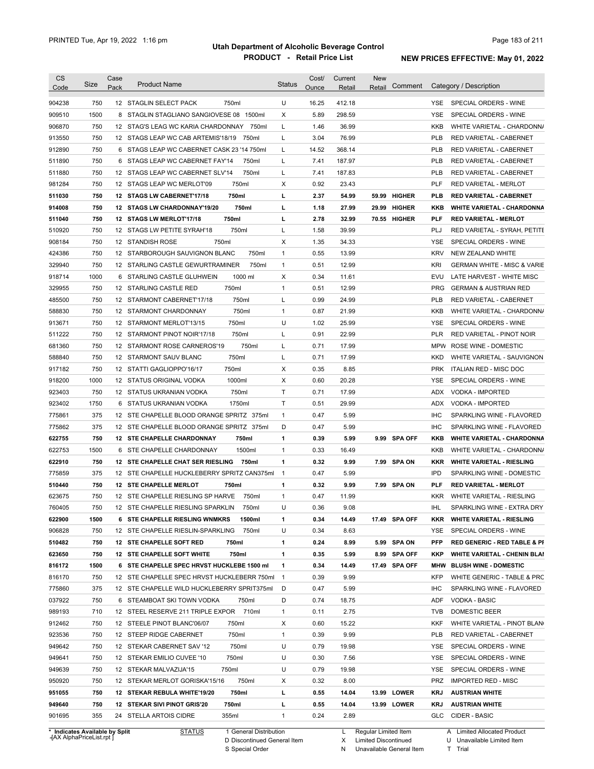# Utah Department of Alcoholic Beverage Control

## PRODUCT - Retail Price List

PRINTED Tue, Apr 19, 2022 1:16 pm

**NEW PRICES EFFECTIVE: May 01, 2022**

| CS Code | Size | Case Pack | Product Name | Status | Cost/ Ounce | Current Retail | New Retail | Comment | Category / Description |
|---|---|---|---|---|---|---|---|---|---|
| 904238 | 750 | 12 | STAGLIN SELECT PACK 750ml | U | 16.25 | 412.18 | | | YSE SPECIAL ORDERS - WINE |
| 909510 | 1500 | 8 | STAGLIN STAGLIANO SANGIOVESE 08 1500ml | X | 5.89 | 298.59 | | | YSE SPECIAL ORDERS - WINE |
| 906870 | 750 | 12 | STAG'S LEAG WC KARIA CHARDONNAY 750ml | L | 1.46 | 36.99 | | | KKB WHITE VARIETAL - CHARDONNA |
| 913550 | 750 | 12 | STAGS LEAP WC CAB ARTEMIS'18/19 750ml | L | 3.04 | 76.99 | | | PLB RED VARIETAL - CABERNET |
| 912890 | 750 | 6 | STAGS LEAP WC CABERNET CASK 23 '14 750ml | L | 14.52 | 368.14 | | | PLB RED VARIETAL - CABERNET |
| 511890 | 750 | 6 | STAGS LEAP WC CABERNET FAY'14 750ml | L | 7.41 | 187.97 | | | PLB RED VARIETAL - CABERNET |
| 511880 | 750 | 12 | STAGS LEAP WC CABERNET SLV'14 750ml | L | 7.41 | 187.83 | | | PLB RED VARIETAL - CABERNET |
| 981284 | 750 | 12 | STAGS LEAP WC MERLOT'09 750ml | X | 0.92 | 23.43 | | | PLF RED VARIETAL - MERLOT |
| **511030** | **750** | **12** | **STAGS LW CABERNET'17/18 750ml** | **L** | **2.37** | **54.99** | **59.99** | **HIGHER** | **PLB RED VARIETAL - CABERNET** |
| **914008** | **750** | **12** | **STAGS LW CHARDONNAY'19/20 750ml** | **L** | **1.18** | **27.99** | **29.99** | **HIGHER** | **KKB WHITE VARIETAL - CHARDONNA** |
| **511040** | **750** | **12** | **STAGS LW MERLOT'17/18 750ml** | **L** | **2.78** | **32.99** | **70.55** | **HIGHER** | **PLF RED VARIETAL - MERLOT** |
| 510920 | 750 | 12 | STAGS LW PETITE SYRAH'18 750ml | L | 1.58 | 39.99 | | | PLJ RED VARIETAL - SYRAH, PETITE |
| 908184 | 750 | 12 | STANDISH ROSE 750ml | X | 1.35 | 34.33 | | | YSE SPECIAL ORDERS - WINE |
| 424386 | 750 | 12 | STARBOROUGH SAUVIGNON BLANC 750ml | 1 | 0.55 | 13.99 | | | KRV NEW ZEALAND WHITE |
| 329940 | 750 | 12 | STARLING CASTLE GEWURTRAMINER 750ml | 1 | 0.51 | 12.99 | | | KRI GERMAN WHITE - MISC & VARIE |
| 918714 | 1000 | 6 | STARLING CASTLE GLUHWEIN 1000 ml | X | 0.34 | 11.61 | | | EVU LATE HARVEST - WHITE MISC |
| 329955 | 750 | 12 | STARLING CASTLE RED 750ml | 1 | 0.51 | 12.99 | | | PRG GERMAN & AUSTRIAN RED |
| 485500 | 750 | 12 | STARMONT CABERNET'17/18 750ml | L | 0.99 | 24.99 | | | PLB RED VARIETAL - CABERNET |
| 588830 | 750 | 12 | STARMONT CHARDONNAY 750ml | 1 | 0.87 | 21.99 | | | KKB WHITE VARIETAL - CHARDONNA |
| 913671 | 750 | 12 | STARMONT MERLOT'13/15 750ml | U | 1.02 | 25.99 | | | YSE SPECIAL ORDERS - WINE |
| 511222 | 750 | 12 | STARMONT PINOT NOIR'17/18 750ml | L | 0.91 | 22.99 | | | PLR RED VARIETAL - PINOT NOIR |
| 681360 | 750 | 12 | STARMONT ROSE CARNEROS'19 750ml | L | 0.71 | 17.99 | | | MPW ROSE WINE - DOMESTIC |
| 588840 | 750 | 12 | STARMONT SAUV BLANC 750ml | L | 0.71 | 17.99 | | | KKD WHITE VARIETAL - SAUVIGNON |
| 917182 | 750 | 12 | STATTI GAGLIOPPO'16/17 750ml | X | 0.35 | 8.85 | | | PRK ITALIAN RED - MISC DOC |
| 918200 | 1000 | 12 | STATUS ORIGINAL VODKA 1000ml | X | 0.60 | 20.28 | | | YSE SPECIAL ORDERS - WINE |
| 923403 | 750 | 12 | STATUS UKRANIAN VODKA 750ml | T | 0.71 | 17.99 | | | ADX VODKA - IMPORTED |
| 923402 | 1750 | 6 | STATUS UKRANIAN VODKA 1750ml | T | 0.51 | 29.99 | | | ADX VODKA - IMPORTED |
| 775861 | 375 | 12 | STE CHAPELLE BLOOD ORANGE SPRITZ 375ml | 1 | 0.47 | 5.99 | | | IHC SPARKLING WINE - FLAVORED |
| 775862 | 375 | 12 | STE CHAPELLE BLOOD ORANGE SPRITZ 375ml | D | 0.47 | 5.99 | | | IHC SPARKLING WINE - FLAVORED |
| **622755** | **750** | **12** | **STE CHAPELLE CHARDONNAY 750ml** | **1** | **0.39** | **5.99** | **9.99** | **SPA OFF** | **KKB WHITE VARIETAL - CHARDONNA** |
| 622753 | 1500 | 6 | STE CHAPELLE CHARDONNAY 1500ml | 1 | 0.33 | 16.49 | | | KKB WHITE VARIETAL - CHARDONNA |
| **622910** | **750** | **12** | **STE CHAPELLE CHAT SER RIESLING 750ml** | **1** | **0.32** | **9.99** | **7.99** | **SPA ON** | **KKR WHITE VARIETAL - RIESLING** |
| 775859 | 375 | 12 | STE CHAPELLE HUCKLEBERRY SPRITZ CAN375ml | 1 | 0.47 | 5.99 | | | IPD SPARKLING WINE - DOMESTIC |
| **510440** | **750** | **12** | **STE CHAPELLE MERLOT 750ml** | **1** | **0.32** | **9.99** | **7.99** | **SPA ON** | **PLF RED VARIETAL - MERLOT** |
| 623675 | 750 | 12 | STE CHAPELLE RIESLING SP HARVE 750ml | 1 | 0.47 | 11.99 | | | KKR WHITE VARIETAL - RIESLING |
| 760405 | 750 | 12 | STE CHAPELLE RIESLING SPARKLIN 750ml | U | 0.36 | 9.08 | | | IHL SPARKLING WINE - EXTRA DRY |
| **622900** | **1500** | **6** | **STE CHAPELLE RIESLING WNMKRS 1500ml** | **1** | **0.34** | **14.49** | **17.49** | **SPA OFF** | **KKR WHITE VARIETAL - RIESLING** |
| 906828 | 750 | 12 | STE CHAPELLE RIESLIN-SPARKLING 750ml | U | 0.34 | 8.63 | | | YSE SPECIAL ORDERS - WINE |
| **510482** | **750** | **12** | **STE CHAPELLE SOFT RED 750ml** | **1** | **0.24** | **8.99** | **5.99** | **SPA ON** | **PFP RED GENERIC - RED TABLE & PI** |
| **623650** | **750** | **12** | **STE CHAPELLE SOFT WHITE 750ml** | **1** | **0.35** | **5.99** | **8.99** | **SPA OFF** | **KKP WHITE VARIETAL - CHENIN BLAI** |
| **816172** | **1500** | **6** | **STE CHAPELLE SPEC HRVST HUCKLEBE 1500 ml** | **1** | **0.34** | **14.49** | **17.49** | **SPA OFF** | **MHW BLUSH WINE - DOMESTIC** |
| 816170 | 750 | 12 | STE CHAPELLE SPEC HRVST HUCKLEBERR 750ml | 1 | 0.39 | 9.99 | | | KFP WHITE GENERIC - TABLE & PRC |
| 775860 | 375 | 12 | STE CHAPELLE WILD HUCKLEBERRY SPRIT375ml | D | 0.47 | 5.99 | | | IHC SPARKLING WINE - FLAVORED |
| 037922 | 750 | 6 | STEAMBOAT SKI TOWN VODKA 750ml | D | 0.74 | 18.75 | | | ADF VODKA - BASIC |
| 989193 | 710 | 12 | STEEL RESERVE 211 TRIPLE EXPOR 710ml | 1 | 0.11 | 2.75 | | | TVB DOMESTIC BEER |
| 912462 | 750 | 12 | STEELE PINOT BLANC'06/07 750ml | X | 0.60 | 15.22 | | | KKF WHITE VARIETAL - PINOT BLAN |
| 923536 | 750 | 12 | STEEP RIDGE CABERNET 750ml | 1 | 0.39 | 9.99 | | | PLB RED VARIETAL - CABERNET |
| 949642 | 750 | 12 | STEKAR CABERNET SAV '12 750ml | U | 0.79 | 19.98 | | | YSE SPECIAL ORDERS - WINE |
| 949641 | 750 | 12 | STEKAR EMILIO CUVEE '10 750ml | U | 0.30 | 7.56 | | | YSE SPECIAL ORDERS - WINE |
| 949639 | 750 | 12 | STEKAR MALVAZIJA'15 750ml | U | 0.79 | 19.98 | | | YSE SPECIAL ORDERS - WINE |
| 950920 | 750 | 12 | STEKAR MERLOT GORISKA'15/16 750ml | X | 0.32 | 8.00 | | | PRZ IMPORTED RED - MISC |
| **951055** | **750** | **12** | **STEKAR REBULA WHITE'19/20 750ml** | **L** | **0.55** | **14.04** | **13.99** | **LOWER** | **KRJ AUSTRIAN WHITE** |
| **949640** | **750** | **12** | **STEKAR SIVI PINOT GRIS'20 750ml** | **L** | **0.55** | **14.04** | **13.99** | **LOWER** | **KRJ AUSTRIAN WHITE** |
| 901695 | 355 | 24 | STELLA ARTOIS CIDRE 355ml | 1 | 0.24 | 2.89 | | | GLC CIDER - BASIC |

\* Indicates Available by Split

STATUS: 1 General Distribution; D Discontinued General Item; S Special Order; L Regular Limited Item; X Limited Discontinued; N Unavailable General Item; A Limited Allocated Product; U Unavailable Limited Item; T Trial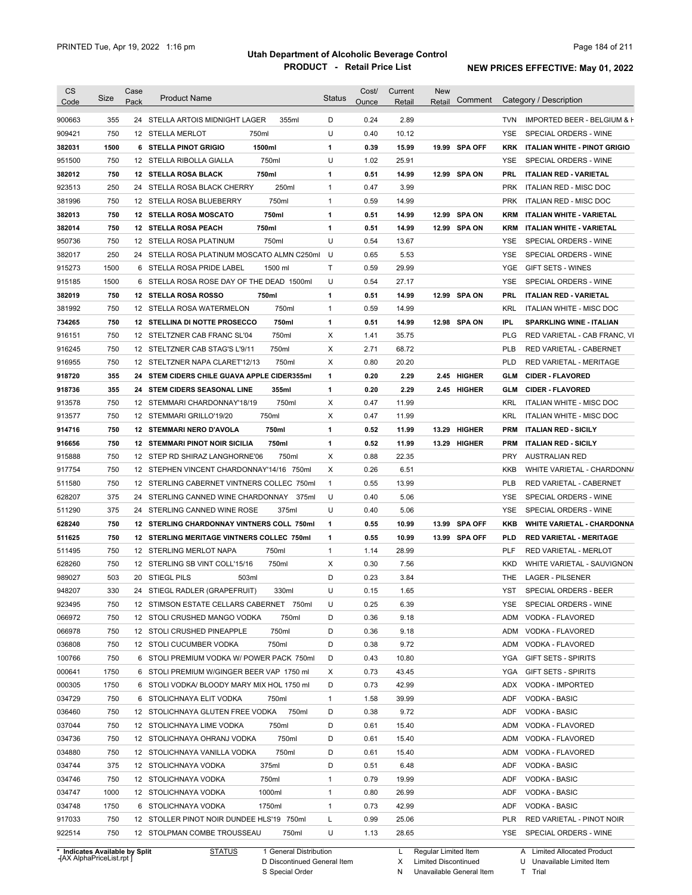# Utah Department of Alcoholic Beverage Control
## PRODUCT - Retail Price List

PRINTED Tue, Apr 19, 2022 1:16 pm

**NEW PRICES EFFECTIVE: May 01, 2022**

| CS Code | Size | Case Pack | Product Name | Status | Cost/ Ounce | Current Retail | New Retail | Comment | Category / Description |
|---|---|---|---|---|---|---|---|---|---|
| 900663 | 355 | 24 | STELLA ARTOIS MIDNIGHT LAGER 355ml | D | 0.24 | 2.89 | | | TVN IMPORTED BEER - BELGIUM & H |
| 909421 | 750 | 12 | STELLA MERLOT 750ml | U | 0.40 | 10.12 | | | YSE SPECIAL ORDERS - WINE |
| **382031** | **1500** | **6** | **STELLA PINOT GRIGIO 1500ml** | **1** | **0.39** | **15.99** | **19.99** | **SPA OFF** | **KRK ITALIAN WHITE - PINOT GRIGIO** |
| 951500 | 750 | 12 | STELLA RIBOLLA GIALLA 750ml | U | 1.02 | 25.91 | | | YSE SPECIAL ORDERS - WINE |
| **382012** | **750** | **12** | **STELLA ROSA BLACK 750ml** | **1** | **0.51** | **14.99** | **12.99** | **SPA ON** | **PRL ITALIAN RED - VARIETAL** |
| 923513 | 250 | 24 | STELLA ROSA BLACK CHERRY 250ml | 1 | 0.47 | 3.99 | | | PRK ITALIAN RED - MISC DOC |
| 381996 | 750 | 12 | STELLA ROSA BLUEBERRY 750ml | 1 | 0.59 | 14.99 | | | PRK ITALIAN RED - MISC DOC |
| **382013** | **750** | **12** | **STELLA ROSA MOSCATO 750ml** | **1** | **0.51** | **14.99** | **12.99** | **SPA ON** | **KRM ITALIAN WHITE - VARIETAL** |
| **382014** | **750** | **12** | **STELLA ROSA PEACH 750ml** | **1** | **0.51** | **14.99** | **12.99** | **SPA ON** | **KRM ITALIAN WHITE - VARIETAL** |
| 950736 | 750 | 12 | STELLA ROSA PLATINUM 750ml | U | 0.54 | 13.67 | | | YSE SPECIAL ORDERS - WINE |
| 382017 | 250 | 24 | STELLA ROSA PLATINUM MOSCATO ALMN C250ml | U | 0.65 | 5.53 | | | YSE SPECIAL ORDERS - WINE |
| 915273 | 1500 | 6 | STELLA ROSA PRIDE LABEL 1500 ml | T | 0.59 | 29.99 | | | YGE GIFT SETS - WINES |
| 915185 | 1500 | 6 | STELLA ROSA ROSE DAY OF THE DEAD 1500ml | U | 0.54 | 27.17 | | | YSE SPECIAL ORDERS - WINE |
| **382019** | **750** | **12** | **STELLA ROSA ROSSO 750ml** | **1** | **0.51** | **14.99** | **12.99** | **SPA ON** | **PRL ITALIAN RED - VARIETAL** |
| 381992 | 750 | 12 | STELLA ROSA WATERMELON 750ml | 1 | 0.59 | 14.99 | | | KRL ITALIAN WHITE - MISC DOC |
| **734265** | **750** | **12** | **STELLINA DI NOTTE PROSECCO 750ml** | **1** | **0.51** | **14.99** | **12.98** | **SPA ON** | **IPL SPARKLING WINE - ITALIAN** |
| 916151 | 750 | 12 | STELTZNER CAB FRANC SL'04 750ml | X | 1.41 | 35.75 | | | PLG RED VARIETAL - CAB FRANC, VI |
| 916245 | 750 | 12 | STELTZNER CAB STAG'S L'9/11 750ml | X | 2.71 | 68.72 | | | PLB RED VARIETAL - CABERNET |
| 916955 | 750 | 12 | STELTZNER NAPA CLARET'12/13 750ml | X | 0.80 | 20.20 | | | PLD RED VARIETAL - MERITAGE |
| **918720** | **355** | **24** | **STEM CIDERS CHILE GUAVA APPLE CIDER355ml** | **1** | **0.20** | **2.29** | **2.45** | **HIGHER** | **GLM CIDER - FLAVORED** |
| **918736** | **355** | **24** | **STEM CIDERS SEASONAL LINE 355ml** | **1** | **0.20** | **2.29** | **2.45** | **HIGHER** | **GLM CIDER - FLAVORED** |
| 913578 | 750 | 12 | STEMMARI CHARDONNAY'18/19 750ml | X | 0.47 | 11.99 | | | KRL ITALIAN WHITE - MISC DOC |
| 913577 | 750 | 12 | STEMMARI GRILLO'19/20 750ml | X | 0.47 | 11.99 | | | KRL ITALIAN WHITE - MISC DOC |
| **914716** | **750** | **12** | **STEMMARI NERO D'AVOLA 750ml** | **1** | **0.52** | **11.99** | **13.29** | **HIGHER** | **PRM ITALIAN RED - SICILY** |
| **916656** | **750** | **12** | **STEMMARI PINOT NOIR SICILIA 750ml** | **1** | **0.52** | **11.99** | **13.29** | **HIGHER** | **PRM ITALIAN RED - SICILY** |
| 915888 | 750 | 12 | STEP RD SHIRAZ LANGHORNE'06 750ml | X | 0.88 | 22.35 | | | PRY AUSTRALIAN RED |
| 917754 | 750 | 12 | STEPHEN VINCENT CHARDONNAY'14/16 750ml | X | 0.26 | 6.51 | | | KKB WHITE VARIETAL - CHARDONNA |
| 511580 | 750 | 12 | STERLING CABERNET VINTNERS COLLEC 750ml | 1 | 0.55 | 13.99 | | | PLB RED VARIETAL - CABERNET |
| 628207 | 375 | 24 | STERLING CANNED WINE CHARDONNAY 375ml | U | 0.40 | 5.06 | | | YSE SPECIAL ORDERS - WINE |
| 511290 | 375 | 24 | STERLING CANNED WINE ROSE 375ml | U | 0.40 | 5.06 | | | YSE SPECIAL ORDERS - WINE |
| **628240** | **750** | **12** | **STERLING CHARDONNAY VINTNERS COLL 750ml** | **1** | **0.55** | **10.99** | **13.99** | **SPA OFF** | **KKB WHITE VARIETAL - CHARDONNA** |
| **511625** | **750** | **12** | **STERLING MERITAGE VINTNERS COLLEC 750ml** | **1** | **0.55** | **10.99** | **13.99** | **SPA OFF** | **PLD RED VARIETAL - MERITAGE** |
| 511495 | 750 | 12 | STERLING MERLOT NAPA 750ml | 1 | 1.14 | 28.99 | | | PLF RED VARIETAL - MERLOT |
| 628260 | 750 | 12 | STERLING SB VINT COLL'15/16 750ml | X | 0.30 | 7.56 | | | KKD WHITE VARIETAL - SAUVIGNON |
| 989027 | 503 | 20 | STIEGL PILS 503ml | D | 0.23 | 3.84 | | | THE LAGER - PILSENER |
| 948207 | 330 | 24 | STIEGL RADLER (GRAPEFRUIT) 330ml | U | 0.15 | 1.65 | | | YST SPECIAL ORDERS - BEER |
| 923495 | 750 | 12 | STIMSON ESTATE CELLARS CABERNET 750ml | U | 0.25 | 6.39 | | | YSE SPECIAL ORDERS - WINE |
| 066972 | 750 | 12 | STOLI CRUSHED MANGO VODKA 750ml | D | 0.36 | 9.18 | | | ADM VODKA - FLAVORED |
| 066978 | 750 | 12 | STOLI CRUSHED PINEAPPLE 750ml | D | 0.36 | 9.18 | | | ADM VODKA - FLAVORED |
| 036808 | 750 | 12 | STOLI CUCUMBER VODKA 750ml | D | 0.38 | 9.72 | | | ADM VODKA - FLAVORED |
| 100766 | 750 | 6 | STOLI PREMIUM VODKA W/ POWER PACK 750ml | D | 0.43 | 10.80 | | | YGA GIFT SETS - SPIRITS |
| 000641 | 1750 | 6 | STOLI PREMIUM W/GINGER BEER VAP 1750 ml | X | 0.73 | 43.45 | | | YGA GIFT SETS - SPIRITS |
| 000305 | 1750 | 6 | STOLI VODKA/ BLOODY MARY MIX HOL 1750 ml | D | 0.73 | 42.99 | | | ADX VODKA - IMPORTED |
| 034729 | 750 | 6 | STOLICHNAYA ELIT VODKA 750ml | 1 | 1.58 | 39.99 | | | ADF VODKA - BASIC |
| 036460 | 750 | 12 | STOLICHNAYA GLUTEN FREE VODKA 750ml | D | 0.38 | 9.72 | | | ADF VODKA - BASIC |
| 037044 | 750 | 12 | STOLICHNAYA LIME VODKA 750ml | D | 0.61 | 15.40 | | | ADM VODKA - FLAVORED |
| 034736 | 750 | 12 | STOLICHNAYA OHRANJ VODKA 750ml | D | 0.61 | 15.40 | | | ADM VODKA - FLAVORED |
| 034880 | 750 | 12 | STOLICHNAYA VANILLA VODKA 750ml | D | 0.61 | 15.40 | | | ADM VODKA - FLAVORED |
| 034744 | 375 | 12 | STOLICHNAYA VODKA 375ml | D | 0.51 | 6.48 | | | ADF VODKA - BASIC |
| 034746 | 750 | 12 | STOLICHNAYA VODKA 750ml | 1 | 0.79 | 19.99 | | | ADF VODKA - BASIC |
| 034747 | 1000 | 12 | STOLICHNAYA VODKA 1000ml | 1 | 0.80 | 26.99 | | | ADF VODKA - BASIC |
| 034748 | 1750 | 6 | STOLICHNAYA VODKA 1750ml | 1 | 0.73 | 42.99 | | | ADF VODKA - BASIC |
| 917033 | 750 | 12 | STOLLER PINOT NOIR DUNDEE HLS'19 750ml | L | 0.99 | 25.06 | | | PLR RED VARIETAL - PINOT NOIR |
| 922514 | 750 | 12 | STOLPMAN COMBE TROUSSEAU 750ml | U | 1.13 | 28.65 | | | YSE SPECIAL ORDERS - WINE |

\* Indicates Available by Split

STATUS: 1 General Distribution; D Discontinued General Item; S Special Order; L Regular Limited Item; X Limited Discontinued; N Unavailable General Item; A Limited Allocated Product; U Unavailable Limited Item; T Trial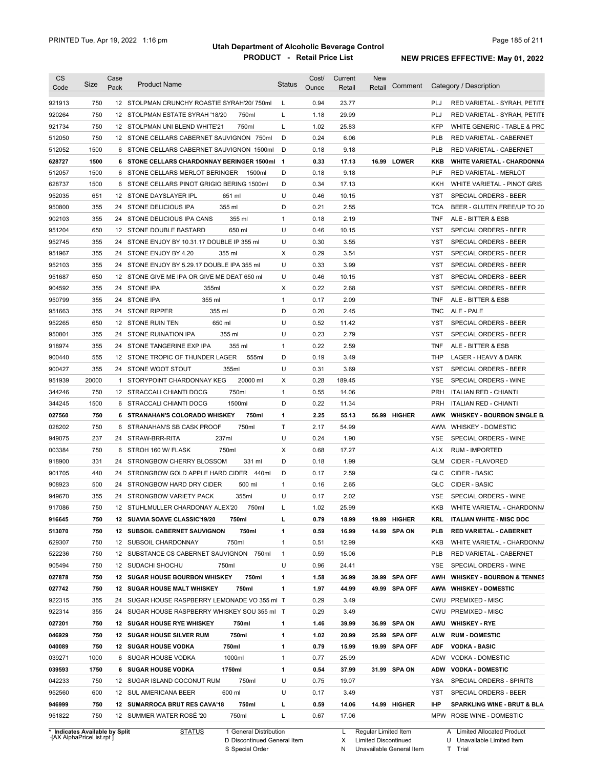PRINTED Tue, Apr 19, 2022 1:16 pm

# Utah Department of Alcoholic Beverage Control
## PRODUCT - Retail Price List

**NEW PRICES EFFECTIVE: May 01, 2022**

| CS Code | Size | Case Pack | Product Name | Status | Cost/ Ounce | Current Retail | New Retail | Comment | Category / Description |
|---|---|---|---|---|---|---|---|---|---|
| 921913 | 750 | 12 | STOLPMAN CRUNCHY ROASTIE SYRAH'20/ 750ml | L | 0.94 | 23.77 | | | PLJ RED VARIETAL - SYRAH, PETITE |
| 920264 | 750 | 12 | STOLPMAN ESTATE SYRAH '18/20 750ml | L | 1.18 | 29.99 | | | PLJ RED VARIETAL - SYRAH, PETITE |
| 921734 | 750 | 12 | STOLPMAN UNI BLEND WHITE'21 750ml | L | 1.02 | 25.83 | | | KFP WHITE GENERIC - TABLE & PRC |
| 512050 | 750 | 12 | STONE CELLARS CABERNET SAUVIGNON 750ml | D | 0.24 | 6.06 | | | PLB RED VARIETAL - CABERNET |
| 512052 | 1500 | 6 | STONE CELLARS CABERNET SAUVIGNON 1500ml | D | 0.18 | 9.18 | | | PLB RED VARIETAL - CABERNET |
| **628727** | **1500** | **6** | **STONE CELLARS CHARDONNAY BERINGER 1500ml** | **1** | **0.33** | **17.13** | **16.99** | **LOWER** | **KKB WHITE VARIETAL - CHARDONNA** |
| 512057 | 1500 | 6 | STONE CELLARS MERLOT BERINGER 1500ml | D | 0.18 | 9.18 | | | PLF RED VARIETAL - MERLOT |
| 628737 | 1500 | 6 | STONE CELLARS PINOT GRIGIO BERING 1500ml | D | 0.34 | 17.13 | | | KKH WHITE VARIETAL - PINOT GRIS |
| 952035 | 651 | 12 | STONE DAYSLAYER IPL 651 ml | U | 0.46 | 10.15 | | | YST SPECIAL ORDERS - BEER |
| 950800 | 355 | 24 | STONE DELICIOUS IPA 355 ml | D | 0.21 | 2.55 | | | TCA BEER - GLUTEN FREE/UP TO 20 |
| 902103 | 355 | 24 | STONE DELICIOUS IPA CANS 355 ml | 1 | 0.18 | 2.19 | | | TNF ALE - BITTER & ESB |
| 951204 | 650 | 12 | STONE DOUBLE BASTARD 650 ml | U | 0.46 | 10.15 | | | YST SPECIAL ORDERS - BEER |
| 952745 | 355 | 24 | STONE ENJOY BY 10.31.17 DOUBLE IP 355 ml | U | 0.30 | 3.55 | | | YST SPECIAL ORDERS - BEER |
| 951967 | 355 | 24 | STONE ENJOY BY 4.20 355 ml | X | 0.29 | 3.54 | | | YST SPECIAL ORDERS - BEER |
| 952103 | 355 | 24 | STONE ENJOY BY 5.29.17 DOUBLE IPA 355 ml | U | 0.33 | 3.99 | | | YST SPECIAL ORDERS - BEER |
| 951687 | 650 | 12 | STONE GIVE ME IPA OR GIVE ME DEAT 650 ml | U | 0.46 | 10.15 | | | YST SPECIAL ORDERS - BEER |
| 904592 | 355 | 24 | STONE IPA 355ml | X | 0.22 | 2.68 | | | YST SPECIAL ORDERS - BEER |
| 950799 | 355 | 24 | STONE IPA 355 ml | 1 | 0.17 | 2.09 | | | TNF ALE - BITTER & ESB |
| 951663 | 355 | 24 | STONE RIPPER 355 ml | D | 0.20 | 2.45 | | | TNC ALE - PALE |
| 952265 | 650 | 12 | STONE RUIN TEN 650 ml | U | 0.52 | 11.42 | | | YST SPECIAL ORDERS - BEER |
| 950801 | 355 | 24 | STONE RUINATION IPA 355 ml | U | 0.23 | 2.79 | | | YST SPECIAL ORDERS - BEER |
| 918974 | 355 | 24 | STONE TANGERINE EXP IPA 355 ml | 1 | 0.22 | 2.59 | | | TNF ALE - BITTER & ESB |
| 900440 | 555 | 12 | STONE TROPIC OF THUNDER LAGER 555ml | D | 0.19 | 3.49 | | | THP LAGER - HEAVY & DARK |
| 900427 | 355 | 24 | STONE WOOT STOUT 355ml | U | 0.31 | 3.69 | | | YST SPECIAL ORDERS - BEER |
| 951939 | 20000 | 1 | STORYPOINT CHARDONNAY KEG 20000 ml | X | 0.28 | 189.45 | | | YSE SPECIAL ORDERS - WINE |
| 344246 | 750 | 12 | STRACCALI CHIANTI DOCG 750ml | 1 | 0.55 | 14.06 | | | PRH ITALIAN RED - CHIANTI |
| 344245 | 1500 | 6 | STRACCALI CHIANTI DOCG 1500ml | D | 0.22 | 11.34 | | | PRH ITALIAN RED - CHIANTI |
| **027560** | **750** | **6** | **STRANAHAN'S COLORADO WHISKEY 750ml** | **1** | **2.25** | **55.13** | **56.99** | **HIGHER** | **AWK WHISKEY - BOURBON SINGLE B.** |
| 028202 | 750 | 6 | STRANAHAN'S SB CASK PROOF 750ml | T | 2.17 | 54.99 | | | AWW WHISKEY - DOMESTIC |
| 949075 | 237 | 24 | STRAW-BRR-RITA 237ml | U | 0.24 | 1.90 | | | YSE SPECIAL ORDERS - WINE |
| 003384 | 750 | 6 | STROH 160 W/ FLASK 750ml | X | 0.68 | 17.27 | | | ALX RUM - IMPORTED |
| 918900 | 331 | 24 | STRONGBOW CHERRY BLOSSOM 331 ml | D | 0.18 | 1.99 | | | GLM CIDER - FLAVORED |
| 901705 | 440 | 24 | STRONGBOW GOLD APPLE HARD CIDER 440ml | D | 0.17 | 2.59 | | | GLC CIDER - BASIC |
| 908923 | 500 | 24 | STRONGBOW HARD DRY CIDER 500 ml | 1 | 0.16 | 2.65 | | | GLC CIDER - BASIC |
| 949670 | 355 | 24 | STRONGBOW VARIETY PACK 355ml | U | 0.17 | 2.02 | | | YSE SPECIAL ORDERS - WINE |
| 917086 | 750 | 12 | STUHLMULLER CHARDONAY ALEX'20 750ml | L | 1.02 | 25.99 | | | KKB WHITE VARIETAL - CHARDONNA |
| **916645** | **750** | **12** | **SUAVIA SOAVE CLASSIC'19/20 750ml** | **L** | **0.79** | **18.99** | **19.99** | **HIGHER** | **KRL ITALIAN WHITE - MISC DOC** |
| **513070** | **750** | **12** | **SUBSOIL CABERNET SAUVIGNON 750ml** | **1** | **0.59** | **16.99** | **14.99** | **SPA ON** | **PLB RED VARIETAL - CABERNET** |
| 629307 | 750 | 12 | SUBSOIL CHARDONNAY 750ml | 1 | 0.51 | 12.99 | | | KKB WHITE VARIETAL - CHARDONNA |
| 522236 | 750 | 12 | SUBSTANCE CS CABERNET SAUVIGNON 750ml | 1 | 0.59 | 15.06 | | | PLB RED VARIETAL - CABERNET |
| 905494 | 750 | 12 | SUDACHI SHOCHU 750ml | U | 0.96 | 24.41 | | | YSE SPECIAL ORDERS - WINE |
| **027878** | **750** | **12** | **SUGAR HOUSE BOURBON WHISKEY 750ml** | **1** | **1.58** | **36.99** | **39.99** | **SPA OFF** | **AWH WHISKEY - BOURBON & TENNES** |
| **027742** | **750** | **12** | **SUGAR HOUSE MALT WHISKEY 750ml** | **1** | **1.97** | **44.99** | **49.99** | **SPA OFF** | **AWW WHISKEY - DOMESTIC** |
| 922315 | 355 | 24 | SUGAR HOUSE RASPBERRY LEMONADE VO 355 ml | T | 0.29 | 3.49 | | | CWU PREMIXED - MISC |
| 922314 | 355 | 24 | SUGAR HOUSE RASPBERRY WHISKEY SOU 355 ml | T | 0.29 | 3.49 | | | CWU PREMIXED - MISC |
| **027201** | **750** | **12** | **SUGAR HOUSE RYE WHISKEY 750ml** | **1** | **1.46** | **39.99** | **36.99** | **SPA ON** | **AWU WHISKEY - RYE** |
| **046929** | **750** | **12** | **SUGAR HOUSE SILVER RUM 750ml** | **1** | **1.02** | **20.99** | **25.99** | **SPA OFF** | **ALW RUM - DOMESTIC** |
| **040089** | **750** | **12** | **SUGAR HOUSE VODKA 750ml** | **1** | **0.79** | **15.99** | **19.99** | **SPA OFF** | **ADF VODKA - BASIC** |
| 039271 | 1000 | 6 | SUGAR HOUSE VODKA 1000ml | 1 | 0.77 | 25.99 | | | ADW VODKA - DOMESTIC |
| **039593** | **1750** | **6** | **SUGAR HOUSE VODKA 1750ml** | **1** | **0.54** | **37.99** | **31.99** | **SPA ON** | **ADW VODKA - DOMESTIC** |
| 042233 | 750 | 12 | SUGAR ISLAND COCONUT RUM 750ml | U | 0.75 | 19.07 | | | YSA SPECIAL ORDERS - SPIRITS |
| 952560 | 600 | 12 | SUL AMERICANA BEER 600 ml | U | 0.17 | 3.49 | | | YST SPECIAL ORDERS - BEER |
| **946999** | **750** | **12** | **SUMARROCA BRUT RES CAVA'18 750ml** | **L** | **0.59** | **14.06** | **14.99** | **HIGHER** | **IHP SPARKLING WINE - BRUT & BLA** |
| 951822 | 750 | 12 | SUMMER WATER ROSÉ '20 750ml | L | 0.67 | 17.06 | | | MPW ROSE WINE - DOMESTIC |

\* Indicates Available by Split
[AX AlphaPriceList.rpt]

STATUS: 1 General Distribution; D Discontinued General Item; S Special Order; L Regular Limited Item; X Limited Discontinued; N Unavailable General Item; A Limited Allocated Product; U Unavailable Limited Item; T Trial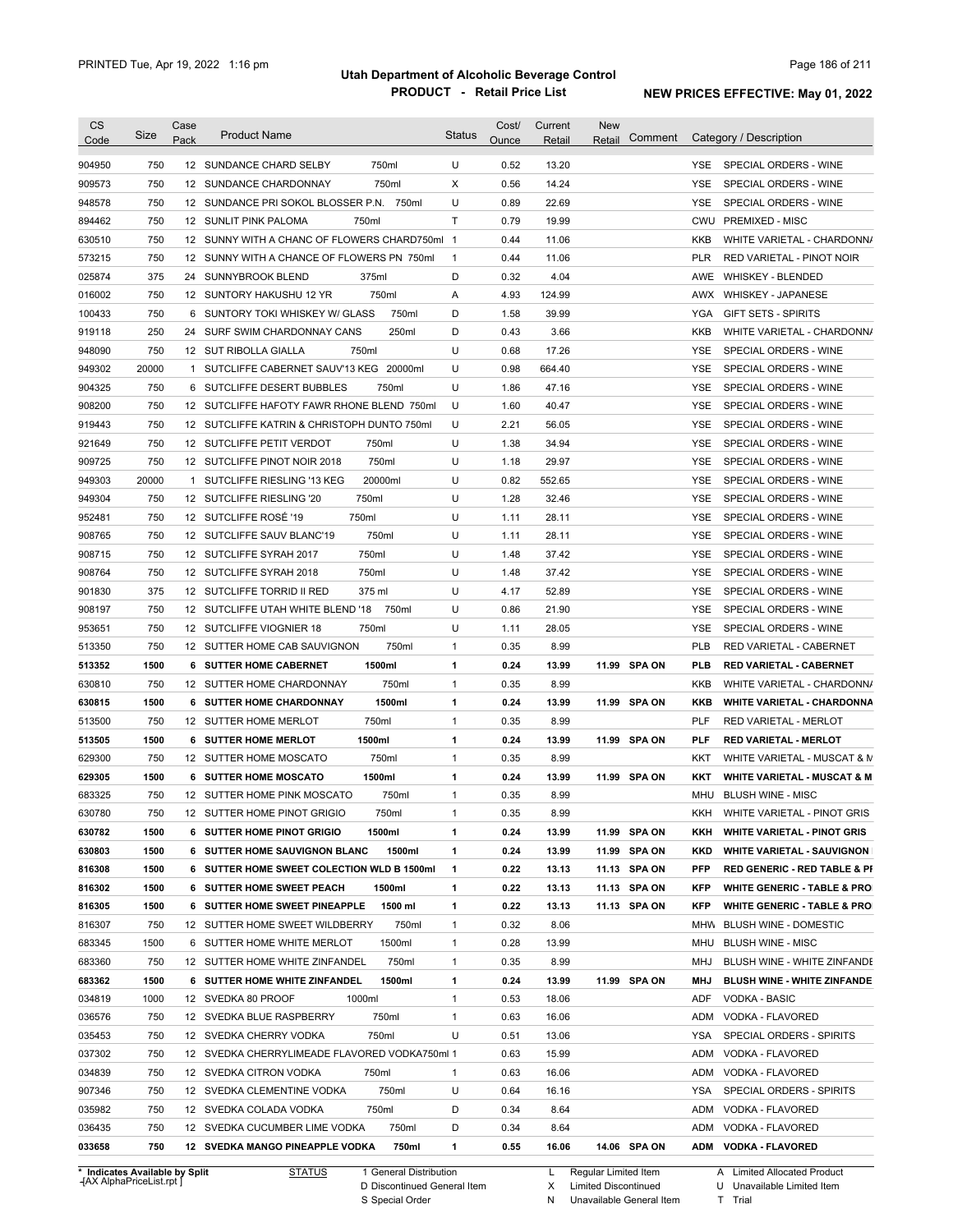# Utah Department of Alcoholic Beverage Control

## PRODUCT - Retail Price List

PRINTED Tue, Apr 19, 2022 1:16 pm

**NEW PRICES EFFECTIVE: May 01, 2022**

| CS Code | Size | Case Pack | Product Name | Status | Cost/ Ounce | Current Retail | New Retail | Comment | Category / Description |
|---|---|---|---|---|---|---|---|---|---|
| 904950 | 750 | 12 | SUNDANCE CHARD SELBY 750ml | U | 0.52 | 13.20 | | | YSE SPECIAL ORDERS - WINE |
| 909573 | 750 | 12 | SUNDANCE CHARDONNAY 750ml | X | 0.56 | 14.24 | | | YSE SPECIAL ORDERS - WINE |
| 948578 | 750 | 12 | SUNDANCE PRI SOKOL BLOSSER P.N. 750ml | U | 0.89 | 22.69 | | | YSE SPECIAL ORDERS - WINE |
| 894462 | 750 | 12 | SUNLIT PINK PALOMA 750ml | T | 0.79 | 19.99 | | | CWU PREMIXED - MISC |
| 630510 | 750 | 12 | SUNNY WITH A CHANC OF FLOWERS CHARD750ml | 1 | 0.44 | 11.06 | | | KKB WHITE VARIETAL - CHARDONNA |
| 573215 | 750 | 12 | SUNNY WITH A CHANCE OF FLOWERS PN 750ml | 1 | 0.44 | 11.06 | | | PLR RED VARIETAL - PINOT NOIR |
| 025874 | 375 | 24 | SUNNYBROOK BLEND 375ml | D | 0.32 | 4.04 | | | AWE WHISKEY - BLENDED |
| 016002 | 750 | 12 | SUNTORY HAKUSHU 12 YR 750ml | A | 4.93 | 124.99 | | | AWX WHISKEY - JAPANESE |
| 100433 | 750 | 6 | SUNTORY TOKI WHISKEY W/ GLASS 750ml | D | 1.58 | 39.99 | | | YGA GIFT SETS - SPIRITS |
| 919118 | 250 | 24 | SURF SWIM CHARDONNAY CANS 250ml | D | 0.43 | 3.66 | | | KKB WHITE VARIETAL - CHARDONNA |
| 948090 | 750 | 12 | SUT RIBOLLA GIALLA 750ml | U | 0.68 | 17.26 | | | YSE SPECIAL ORDERS - WINE |
| 949302 | 20000 | 1 | SUTCLIFFE CABERNET SAUV'13 KEG 20000ml | U | 0.98 | 664.40 | | | YSE SPECIAL ORDERS - WINE |
| 904325 | 750 | 6 | SUTCLIFFE DESERT BUBBLES 750ml | U | 1.86 | 47.16 | | | YSE SPECIAL ORDERS - WINE |
| 908200 | 750 | 12 | SUTCLIFFE HAFOTY FAWR RHONE BLEND 750ml | U | 1.60 | 40.47 | | | YSE SPECIAL ORDERS - WINE |
| 919443 | 750 | 12 | SUTCLIFFE KATRIN & CHRISTOPH DUNTO 750ml | U | 2.21 | 56.05 | | | YSE SPECIAL ORDERS - WINE |
| 921649 | 750 | 12 | SUTCLIFFE PETIT VERDOT 750ml | U | 1.38 | 34.94 | | | YSE SPECIAL ORDERS - WINE |
| 909725 | 750 | 12 | SUTCLIFFE PINOT NOIR 2018 750ml | U | 1.18 | 29.97 | | | YSE SPECIAL ORDERS - WINE |
| 949303 | 20000 | 1 | SUTCLIFFE RIESLING '13 KEG 20000ml | U | 0.82 | 552.65 | | | YSE SPECIAL ORDERS - WINE |
| 949304 | 750 | 12 | SUTCLIFFE RIESLING '20 750ml | U | 1.28 | 32.46 | | | YSE SPECIAL ORDERS - WINE |
| 952481 | 750 | 12 | SUTCLIFFE ROSÉ '19 750ml | U | 1.11 | 28.11 | | | YSE SPECIAL ORDERS - WINE |
| 908765 | 750 | 12 | SUTCLIFFE SAUV BLANC'19 750ml | U | 1.11 | 28.11 | | | YSE SPECIAL ORDERS - WINE |
| 908715 | 750 | 12 | SUTCLIFFE SYRAH 2017 750ml | U | 1.48 | 37.42 | | | YSE SPECIAL ORDERS - WINE |
| 908764 | 750 | 12 | SUTCLIFFE SYRAH 2018 750ml | U | 1.48 | 37.42 | | | YSE SPECIAL ORDERS - WINE |
| 901830 | 375 | 12 | SUTCLIFFE TORRID II RED 375 ml | U | 4.17 | 52.89 | | | YSE SPECIAL ORDERS - WINE |
| 908197 | 750 | 12 | SUTCLIFFE UTAH WHITE BLEND '18 750ml | U | 0.86 | 21.90 | | | YSE SPECIAL ORDERS - WINE |
| 953651 | 750 | 12 | SUTCLIFFE VIOGNIER 18 750ml | U | 1.11 | 28.05 | | | YSE SPECIAL ORDERS - WINE |
| 513350 | 750 | 12 | SUTTER HOME CAB SAUVIGNON 750ml | 1 | 0.35 | 8.99 | | | PLB RED VARIETAL - CABERNET |
| **513352** | **1500** | **6** | **SUTTER HOME CABERNET 1500ml** | **1** | **0.24** | **13.99** | **11.99** | **SPA ON** | **PLB RED VARIETAL - CABERNET** |
| 630810 | 750 | 12 | SUTTER HOME CHARDONNAY 750ml | 1 | 0.35 | 8.99 | | | KKB WHITE VARIETAL - CHARDONNA |
| **630815** | **1500** | **6** | **SUTTER HOME CHARDONNAY 1500ml** | **1** | **0.24** | **13.99** | **11.99** | **SPA ON** | **KKB WHITE VARIETAL - CHARDONNA** |
| 513500 | 750 | 12 | SUTTER HOME MERLOT 750ml | 1 | 0.35 | 8.99 | | | PLF RED VARIETAL - MERLOT |
| **513505** | **1500** | **6** | **SUTTER HOME MERLOT 1500ml** | **1** | **0.24** | **13.99** | **11.99** | **SPA ON** | **PLF RED VARIETAL - MERLOT** |
| 629300 | 750 | 12 | SUTTER HOME MOSCATO 750ml | 1 | 0.35 | 8.99 | | | KKT WHITE VARIETAL - MUSCAT & M |
| **629305** | **1500** | **6** | **SUTTER HOME MOSCATO 1500ml** | **1** | **0.24** | **13.99** | **11.99** | **SPA ON** | **KKT WHITE VARIETAL - MUSCAT & M** |
| 683325 | 750 | 12 | SUTTER HOME PINK MOSCATO 750ml | 1 | 0.35 | 8.99 | | | MHU BLUSH WINE - MISC |
| 630780 | 750 | 12 | SUTTER HOME PINOT GRIGIO 750ml | 1 | 0.35 | 8.99 | | | KKH WHITE VARIETAL - PINOT GRIS |
| **630782** | **1500** | **6** | **SUTTER HOME PINOT GRIGIO 1500ml** | **1** | **0.24** | **13.99** | **11.99** | **SPA ON** | **KKH WHITE VARIETAL - PINOT GRIS** |
| **630803** | **1500** | **6** | **SUTTER HOME SAUVIGNON BLANC 1500ml** | **1** | **0.24** | **13.99** | **11.99** | **SPA ON** | **KKD WHITE VARIETAL - SAUVIGNON** |
| **816308** | **1500** | **6** | **SUTTER HOME SWEET COLECTION WLD B 1500ml** | **1** | **0.22** | **13.13** | **11.13** | **SPA ON** | **PFP RED GENERIC - RED TABLE & PF** |
| **816302** | **1500** | **6** | **SUTTER HOME SWEET PEACH 1500ml** | **1** | **0.22** | **13.13** | **11.13** | **SPA ON** | **KFP WHITE GENERIC - TABLE & PRO** |
| **816305** | **1500** | **6** | **SUTTER HOME SWEET PINEAPPLE 1500 ml** | **1** | **0.22** | **13.13** | **11.13** | **SPA ON** | **KFP WHITE GENERIC - TABLE & PRO** |
| 816307 | 750 | 12 | SUTTER HOME SWEET WILDBERRY 750ml | 1 | 0.32 | 8.06 | | | MHW BLUSH WINE - DOMESTIC |
| 683345 | 1500 | 6 | SUTTER HOME WHITE MERLOT 1500ml | 1 | 0.28 | 13.99 | | | MHU BLUSH WINE - MISC |
| 683360 | 750 | 12 | SUTTER HOME WHITE ZINFANDEL 750ml | 1 | 0.35 | 8.99 | | | MHJ BLUSH WINE - WHITE ZINFANDE |
| **683362** | **1500** | **6** | **SUTTER HOME WHITE ZINFANDEL 1500ml** | **1** | **0.24** | **13.99** | **11.99** | **SPA ON** | **MHJ BLUSH WINE - WHITE ZINFANDE** |
| 034819 | 1000 | 12 | SVEDKA 80 PROOF 1000ml | 1 | 0.53 | 18.06 | | | ADF VODKA - BASIC |
| 036576 | 750 | 12 | SVEDKA BLUE RASPBERRY 750ml | 1 | 0.63 | 16.06 | | | ADM VODKA - FLAVORED |
| 035453 | 750 | 12 | SVEDKA CHERRY VODKA 750ml | U | 0.51 | 13.06 | | | YSA SPECIAL ORDERS - SPIRITS |
| 037302 | 750 | 12 | SVEDKA CHERRYLIMEADE FLAVORED VODKA750ml | 1 | 0.63 | 15.99 | | | ADM VODKA - FLAVORED |
| 034839 | 750 | 12 | SVEDKA CITRON VODKA 750ml | 1 | 0.63 | 16.06 | | | ADM VODKA - FLAVORED |
| 907346 | 750 | 12 | SVEDKA CLEMENTINE VODKA 750ml | U | 0.64 | 16.16 | | | YSA SPECIAL ORDERS - SPIRITS |
| 035982 | 750 | 12 | SVEDKA COLADA VODKA 750ml | D | 0.34 | 8.64 | | | ADM VODKA - FLAVORED |
| 036435 | 750 | 12 | SVEDKA CUCUMBER LIME VODKA 750ml | D | 0.34 | 8.64 | | | ADM VODKA - FLAVORED |
| **033658** | **750** | **12** | **SVEDKA MANGO PINEAPPLE VODKA 750ml** | **1** | **0.55** | **16.06** | **14.06** | **SPA ON** | **ADM VODKA - FLAVORED** |

\* Indicates Available by Split

[AX AlphaPriceList.rpt]

STATUS: 1 General Distribution; D Discontinued General Item; S Special Order; L Regular Limited Item; X Limited Discontinued; N Unavailable General Item; A Limited Allocated Product; U Unavailable Limited Item; T Trial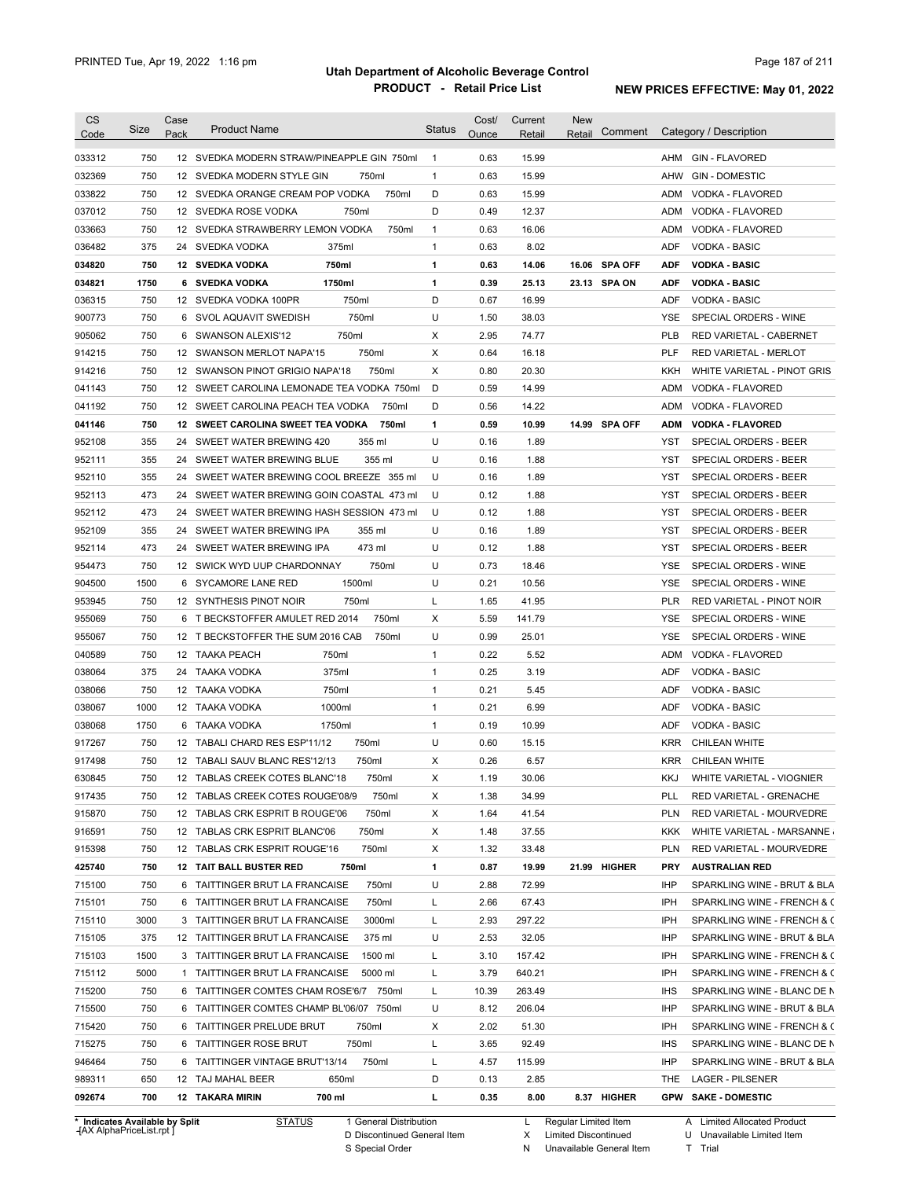# Utah Department of Alcoholic Beverage Control

## PRODUCT - Retail Price List

PRINTED Tue, Apr 19, 2022 1:16 pm

**NEW PRICES EFFECTIVE: May 01, 2022**

| CS Code | Size | Case Pack | Product Name | Status | Cost/ Ounce | Current Retail | New Retail | Comment | Category / Description |
|---|---|---|---|---|---|---|---|---|---|
| 033312 | 750 | 12 | SVEDKA MODERN STRAW/PINEAPPLE GIN 750ml | 1 | 0.63 | 15.99 | | | AHM GIN - FLAVORED |
| 032369 | 750 | 12 | SVEDKA MODERN STYLE GIN 750ml | 1 | 0.63 | 15.99 | | | AHW GIN - DOMESTIC |
| 033822 | 750 | 12 | SVEDKA ORANGE CREAM POP VODKA 750ml | D | 0.63 | 15.99 | | | ADM VODKA - FLAVORED |
| 037012 | 750 | 12 | SVEDKA ROSE VODKA 750ml | D | 0.49 | 12.37 | | | ADM VODKA - FLAVORED |
| 033663 | 750 | 12 | SVEDKA STRAWBERRY LEMON VODKA 750ml | 1 | 0.63 | 16.06 | | | ADM VODKA - FLAVORED |
| 036482 | 375 | 24 | SVEDKA VODKA 375ml | 1 | 0.63 | 8.02 | | | ADF VODKA - BASIC |
| **034820** | **750** | **12** | **SVEDKA VODKA 750ml** | **1** | **0.63** | **14.06** | **16.06** | **SPA OFF** | **ADF VODKA - BASIC** |
| **034821** | **1750** | **6** | **SVEDKA VODKA 1750ml** | **1** | **0.39** | **25.13** | **23.13** | **SPA ON** | **ADF VODKA - BASIC** |
| 036315 | 750 | 12 | SVEDKA VODKA 100PR 750ml | D | 0.67 | 16.99 | | | ADF VODKA - BASIC |
| 900773 | 750 | 6 | SVOL AQUAVIT SWEDISH 750ml | U | 1.50 | 38.03 | | | YSE SPECIAL ORDERS - WINE |
| 905062 | 750 | 6 | SWANSON ALEXIS'12 750ml | X | 2.95 | 74.77 | | | PLB RED VARIETAL - CABERNET |
| 914215 | 750 | 12 | SWANSON MERLOT NAPA'15 750ml | X | 0.64 | 16.18 | | | PLF RED VARIETAL - MERLOT |
| 914216 | 750 | 12 | SWANSON PINOT GRIGIO NAPA'18 750ml | X | 0.80 | 20.30 | | | KKH WHITE VARIETAL - PINOT GRIS |
| 041143 | 750 | 12 | SWEET CAROLINA LEMONADE TEA VODKA 750ml | D | 0.59 | 14.99 | | | ADM VODKA - FLAVORED |
| 041192 | 750 | 12 | SWEET CAROLINA PEACH TEA VODKA 750ml | D | 0.56 | 14.22 | | | ADM VODKA - FLAVORED |
| **041146** | **750** | **12** | **SWEET CAROLINA SWEET TEA VODKA 750ml** | **1** | **0.59** | **10.99** | **14.99** | **SPA OFF** | **ADM VODKA - FLAVORED** |
| 952108 | 355 | 24 | SWEET WATER BREWING 420 355 ml | U | 0.16 | 1.89 | | | YST SPECIAL ORDERS - BEER |
| 952111 | 355 | 24 | SWEET WATER BREWING BLUE 355 ml | U | 0.16 | 1.88 | | | YST SPECIAL ORDERS - BEER |
| 952110 | 355 | 24 | SWEET WATER BREWING COOL BREEZE 355 ml | U | 0.16 | 1.89 | | | YST SPECIAL ORDERS - BEER |
| 952113 | 473 | 24 | SWEET WATER BREWING GOIN COASTAL 473 ml | U | 0.12 | 1.88 | | | YST SPECIAL ORDERS - BEER |
| 952112 | 473 | 24 | SWEET WATER BREWING HASH SESSION 473 ml | U | 0.12 | 1.88 | | | YST SPECIAL ORDERS - BEER |
| 952109 | 355 | 24 | SWEET WATER BREWING IPA 355 ml | U | 0.16 | 1.89 | | | YST SPECIAL ORDERS - BEER |
| 952114 | 473 | 24 | SWEET WATER BREWING IPA 473 ml | U | 0.12 | 1.88 | | | YST SPECIAL ORDERS - BEER |
| 954473 | 750 | 12 | SWICK WYD UUP CHARDONNAY 750ml | U | 0.73 | 18.46 | | | YSE SPECIAL ORDERS - WINE |
| 904500 | 1500 | 6 | SYCAMORE LANE RED 1500ml | U | 0.21 | 10.56 | | | YSE SPECIAL ORDERS - WINE |
| 953945 | 750 | 12 | SYNTHESIS PINOT NOIR 750ml | L | 1.65 | 41.95 | | | PLR RED VARIETAL - PINOT NOIR |
| 955069 | 750 | 6 | T BECKSTOFFER AMULET RED 2014 750ml | X | 5.59 | 141.79 | | | YSE SPECIAL ORDERS - WINE |
| 955067 | 750 | 12 | T BECKSTOFFER THE SUM 2016 CAB 750ml | U | 0.99 | 25.01 | | | YSE SPECIAL ORDERS - WINE |
| 040589 | 750 | 12 | TAAKA PEACH 750ml | 1 | 0.22 | 5.52 | | | ADM VODKA - FLAVORED |
| 038064 | 375 | 24 | TAAKA VODKA 375ml | 1 | 0.25 | 3.19 | | | ADF VODKA - BASIC |
| 038066 | 750 | 12 | TAAKA VODKA 750ml | 1 | 0.21 | 5.45 | | | ADF VODKA - BASIC |
| 038067 | 1000 | 12 | TAAKA VODKA 1000ml | 1 | 0.21 | 6.99 | | | ADF VODKA - BASIC |
| 038068 | 1750 | 6 | TAAKA VODKA 1750ml | 1 | 0.19 | 10.99 | | | ADF VODKA - BASIC |
| 917267 | 750 | 12 | TABALI CHARD RES ESP'11/12 750ml | U | 0.60 | 15.15 | | | KRR CHILEAN WHITE |
| 917498 | 750 | 12 | TABALI SAUV BLANC RES'12/13 750ml | X | 0.26 | 6.57 | | | KRR CHILEAN WHITE |
| 630845 | 750 | 12 | TABLAS CREEK COTES BLANC'18 750ml | X | 1.19 | 30.06 | | | KKJ WHITE VARIETAL - VIOGNIER |
| 917435 | 750 | 12 | TABLAS CREEK COTES ROUGE'08/9 750ml | X | 1.38 | 34.99 | | | PLL RED VARIETAL - GRENACHE |
| 915870 | 750 | 12 | TABLAS CRK ESPRIT B ROUGE'06 750ml | X | 1.64 | 41.54 | | | PLN RED VARIETAL - MOURVEDRE |
| 916591 | 750 | 12 | TABLAS CRK ESPRIT BLANC'06 750ml | X | 1.48 | 37.55 | | | KKK WHITE VARIETAL - MARSANNE / |
| 915398 | 750 | 12 | TABLAS CRK ESPRIT ROUGE'16 750ml | X | 1.32 | 33.48 | | | PLN RED VARIETAL - MOURVEDRE |
| **425740** | **750** | **12** | **TAIT BALL BUSTER RED 750ml** | **1** | **0.87** | **19.99** | **21.99** | **HIGHER** | **PRY AUSTRALIAN RED** |
| 715100 | 750 | 6 | TAITTINGER BRUT LA FRANCAISE 750ml | U | 2.88 | 72.99 | | | IHP SPARKLING WINE - BRUT & BLA |
| 715101 | 750 | 6 | TAITTINGER BRUT LA FRANCAISE 750ml | L | 2.66 | 67.43 | | | IPH SPARKLING WINE - FRENCH & C |
| 715110 | 3000 | 3 | TAITTINGER BRUT LA FRANCAISE 3000ml | L | 2.93 | 297.22 | | | IPH SPARKLING WINE - FRENCH & C |
| 715105 | 375 | 12 | TAITTINGER BRUT LA FRANCAISE 375 ml | U | 2.53 | 32.05 | | | IHP SPARKLING WINE - BRUT & BLA |
| 715103 | 1500 | 3 | TAITTINGER BRUT LA FRANCAISE 1500 ml | L | 3.10 | 157.42 | | | IPH SPARKLING WINE - FRENCH & C |
| 715112 | 5000 | 1 | TAITTINGER BRUT LA FRANCAISE 5000 ml | L | 3.79 | 640.21 | | | IPH SPARKLING WINE - FRENCH & C |
| 715200 | 750 | 6 | TAITTINGER COMTES CHAM ROSE'6/7 750ml | L | 10.39 | 263.49 | | | IHS SPARKLING WINE - BLANC DE N |
| 715500 | 750 | 6 | TAITTINGER COMTES CHAMP BL'06/07 750ml | U | 8.12 | 206.04 | | | IHP SPARKLING WINE - BRUT & BLA |
| 715420 | 750 | 6 | TAITTINGER PRELUDE BRUT 750ml | X | 2.02 | 51.30 | | | IPH SPARKLING WINE - FRENCH & C |
| 715275 | 750 | 6 | TAITTINGER ROSE BRUT 750ml | L | 3.65 | 92.49 | | | IHS SPARKLING WINE - BLANC DE N |
| 946464 | 750 | 6 | TAITTINGER VINTAGE BRUT'13/14 750ml | L | 4.57 | 115.99 | | | IHP SPARKLING WINE - BRUT & BLA |
| 989311 | 650 | 12 | TAJ MAHAL BEER 650ml | D | 0.13 | 2.85 | | | THE LAGER - PILSENER |
| **092674** | **700** | **12** | **TAKARA MIRIN 700 ml** | **L** | **0.35** | **8.00** | **8.37** | **HIGHER** | **GPW SAKE - DOMESTIC** |

\* Indicates Available by Split

STATUS: 1 General Distribution; D Discontinued General Item; S Special Order; L Regular Limited Item; X Limited Discontinued; N Unavailable General Item; A Limited Allocated Product; U Unavailable Limited Item; T Trial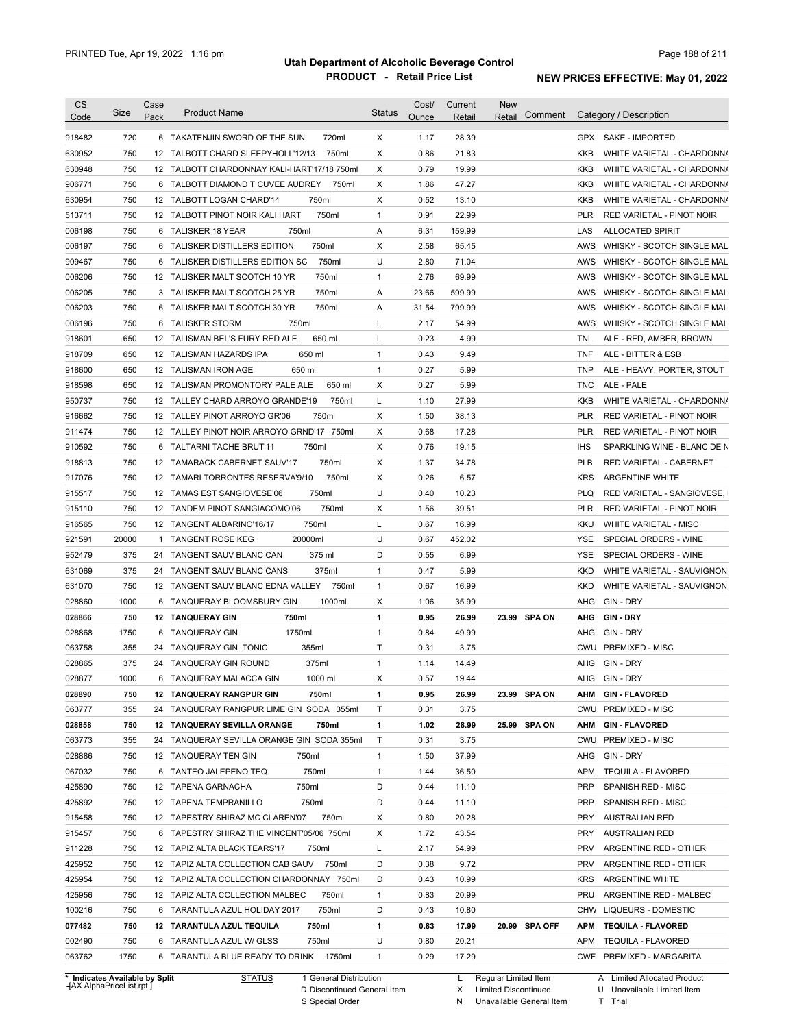# Utah Department of Alcoholic Beverage Control

## PRODUCT - Retail Price List

PRINTED Tue, Apr 19, 2022 1:16 pm

**NEW PRICES EFFECTIVE: May 01, 2022**

| CS Code | Size | Case Pack | Product Name | Status | Cost/ Ounce | Current Retail | New Retail | Comment | Category / Description |
|---|---|---|---|---|---|---|---|---|---|
| 918482 | 720 | 6 | TAKATENJIN SWORD OF THE SUN 720ml | X | 1.17 | 28.39 | | | GPX SAKE - IMPORTED |
| 630952 | 750 | 12 | TALBOTT CHARD SLEEPYHOLL'12/13 750ml | X | 0.86 | 21.83 | | | KKB WHITE VARIETAL - CHARDONNA |
| 630948 | 750 | 12 | TALBOTT CHARDONNAY KALI-HART'17/18 750ml | X | 0.79 | 19.99 | | | KKB WHITE VARIETAL - CHARDONNA |
| 906771 | 750 | 6 | TALBOTT DIAMOND T CUVEE AUDREY 750ml | X | 1.86 | 47.27 | | | KKB WHITE VARIETAL - CHARDONNA |
| 630954 | 750 | 12 | TALBOTT LOGAN CHARD'14 750ml | X | 0.52 | 13.10 | | | KKB WHITE VARIETAL - CHARDONNA |
| 513711 | 750 | 12 | TALBOTT PINOT NOIR KALI HART 750ml | 1 | 0.91 | 22.99 | | | PLR RED VARIETAL - PINOT NOIR |
| 006198 | 750 | 6 | TALISKER 18 YEAR 750ml | A | 6.31 | 159.99 | | | LAS ALLOCATED SPIRIT |
| 006197 | 750 | 6 | TALISKER DISTILLERS EDITION 750ml | X | 2.58 | 65.45 | | | AWS WHISKY - SCOTCH SINGLE MAL |
| 909467 | 750 | 6 | TALISKER DISTILLERS EDITION SC 750ml | U | 2.80 | 71.04 | | | AWS WHISKY - SCOTCH SINGLE MAL |
| 006206 | 750 | 12 | TALISKER MALT SCOTCH 10 YR 750ml | 1 | 2.76 | 69.99 | | | AWS WHISKY - SCOTCH SINGLE MAL |
| 006205 | 750 | 3 | TALISKER MALT SCOTCH 25 YR 750ml | A | 23.66 | 599.99 | | | AWS WHISKY - SCOTCH SINGLE MAL |
| 006203 | 750 | 6 | TALISKER MALT SCOTCH 30 YR 750ml | A | 31.54 | 799.99 | | | AWS WHISKY - SCOTCH SINGLE MAL |
| 006196 | 750 | 6 | TALISKER STORM 750ml | L | 2.17 | 54.99 | | | AWS WHISKY - SCOTCH SINGLE MAL |
| 918601 | 650 | 12 | TALISMAN BEL'S FURY RED ALE 650 ml | L | 0.23 | 4.99 | | | TNL ALE - RED, AMBER, BROWN |
| 918709 | 650 | 12 | TALISMAN HAZARDS IPA 650 ml | 1 | 0.43 | 9.49 | | | TNF ALE - BITTER & ESB |
| 918600 | 650 | 12 | TALISMAN IRON AGE 650 ml | 1 | 0.27 | 5.99 | | | TNP ALE - HEAVY, PORTER, STOUT |
| 918598 | 650 | 12 | TALISMAN PROMONTORY PALE ALE 650 ml | X | 0.27 | 5.99 | | | TNC ALE - PALE |
| 950737 | 750 | 12 | TALLEY CHARD ARROYO GRANDE'19 750ml | L | 1.10 | 27.99 | | | KKB WHITE VARIETAL - CHARDONNA |
| 916662 | 750 | 12 | TALLEY PINOT ARROYO GR'06 750ml | X | 1.50 | 38.13 | | | PLR RED VARIETAL - PINOT NOIR |
| 911474 | 750 | 12 | TALLEY PINOT NOIR ARROYO GRND'17 750ml | X | 0.68 | 17.28 | | | PLR RED VARIETAL - PINOT NOIR |
| 910592 | 750 | 6 | TALTARNI TACHE BRUT'11 750ml | X | 0.76 | 19.15 | | | IHS SPARKLING WINE - BLANC DE N |
| 918813 | 750 | 12 | TAMARACK CABERNET SAUV'17 750ml | X | 1.37 | 34.78 | | | PLB RED VARIETAL - CABERNET |
| 917076 | 750 | 12 | TAMARI TORRONTES RESERVA'9/10 750ml | X | 0.26 | 6.57 | | | KRS ARGENTINE WHITE |
| 915517 | 750 | 12 | TAMAS EST SANGIOVESE'06 750ml | U | 0.40 | 10.23 | | | PLQ RED VARIETAL - SANGIOVESE, |
| 915110 | 750 | 12 | TANDEM PINOT SANGIACOMO'06 750ml | X | 1.56 | 39.51 | | | PLR RED VARIETAL - PINOT NOIR |
| 916565 | 750 | 12 | TANGENT ALBARINO'16/17 750ml | L | 0.67 | 16.99 | | | KKU WHITE VARIETAL - MISC |
| 921591 | 20000 | 1 | TANGENT ROSE KEG 20000ml | U | 0.67 | 452.02 | | | YSE SPECIAL ORDERS - WINE |
| 952479 | 375 | 24 | TANGENT SAUV BLANC CAN 375 ml | D | 0.55 | 6.99 | | | YSE SPECIAL ORDERS - WINE |
| 631069 | 375 | 24 | TANGENT SAUV BLANC CANS 375ml | 1 | 0.47 | 5.99 | | | KKD WHITE VARIETAL - SAUVIGNON |
| 631070 | 750 | 12 | TANGENT SAUV BLANC EDNA VALLEY 750ml | 1 | 0.67 | 16.99 | | | KKD WHITE VARIETAL - SAUVIGNON |
| 028860 | 1000 | 6 | TANQUERAY BLOOMSBURY GIN 1000ml | X | 1.06 | 35.99 | | | AHG GIN - DRY |
| **028866** | **750** | **12** | **TANQUERAY GIN 750ml** | **1** | **0.95** | **26.99** | **23.99** | **SPA ON** | **AHG GIN - DRY** |
| 028868 | 1750 | 6 | TANQUERAY GIN 1750ml | 1 | 0.84 | 49.99 | | | AHG GIN - DRY |
| 063758 | 355 | 24 | TANQUERAY GIN TONIC 355ml | T | 0.31 | 3.75 | | | CWU PREMIXED - MISC |
| 028865 | 375 | 24 | TANQUERAY GIN ROUND 375ml | 1 | 1.14 | 14.49 | | | AHG GIN - DRY |
| 028877 | 1000 | 6 | TANQUERAY MALACCA GIN 1000 ml | X | 0.57 | 19.44 | | | AHG GIN - DRY |
| **028890** | **750** | **12** | **TANQUERAY RANGPUR GIN 750ml** | **1** | **0.95** | **26.99** | **23.99** | **SPA ON** | **AHM GIN - FLAVORED** |
| 063777 | 355 | 24 | TANQUERAY RANGPUR LIME GIN SODA 355ml | T | 0.31 | 3.75 | | | CWU PREMIXED - MISC |
| **028858** | **750** | **12** | **TANQUERAY SEVILLA ORANGE 750ml** | **1** | **1.02** | **28.99** | **25.99** | **SPA ON** | **AHM GIN - FLAVORED** |
| 063773 | 355 | 24 | TANQUERAY SEVILLA ORANGE GIN SODA 355ml | T | 0.31 | 3.75 | | | CWU PREMIXED - MISC |
| 028886 | 750 | 12 | TANQUERAY TEN GIN 750ml | 1 | 1.50 | 37.99 | | | AHG GIN - DRY |
| 067032 | 750 | 6 | TANTEO JALEPENO TEQ 750ml | 1 | 1.44 | 36.50 | | | APM TEQUILA - FLAVORED |
| 425890 | 750 | 12 | TAPENA GARNACHA 750ml | D | 0.44 | 11.10 | | | PRP SPANISH RED - MISC |
| 425892 | 750 | 12 | TAPENA TEMPRANILLO 750ml | D | 0.44 | 11.10 | | | PRP SPANISH RED - MISC |
| 915458 | 750 | 12 | TAPESTRY SHIRAZ MC CLAREN'07 750ml | X | 0.80 | 20.28 | | | PRY AUSTRALIAN RED |
| 915457 | 750 | 6 | TAPESTRY SHIRAZ THE VINCENT'05/06 750ml | X | 1.72 | 43.54 | | | PRY AUSTRALIAN RED |
| 911228 | 750 | 12 | TAPIZ ALTA BLACK TEARS'17 750ml | L | 2.17 | 54.99 | | | PRV ARGENTINE RED - OTHER |
| 425952 | 750 | 12 | TAPIZ ALTA COLLECTION CAB SAUV 750ml | D | 0.38 | 9.72 | | | PRV ARGENTINE RED - OTHER |
| 425954 | 750 | 12 | TAPIZ ALTA COLLECTION CHARDONNAY 750ml | D | 0.43 | 10.99 | | | KRS ARGENTINE WHITE |
| 425956 | 750 | 12 | TAPIZ ALTA COLLECTION MALBEC 750ml | 1 | 0.83 | 20.99 | | | PRU ARGENTINE RED - MALBEC |
| 100216 | 750 | 6 | TARANTULA AZUL HOLIDAY 2017 750ml | D | 0.43 | 10.80 | | | CHW LIQUEURS - DOMESTIC |
| **077482** | **750** | **12** | **TARANTULA AZUL TEQUILA 750ml** | **1** | **0.83** | **17.99** | **20.99** | **SPA OFF** | **APM TEQUILA - FLAVORED** |
| 002490 | 750 | 6 | TARANTULA AZUL W/ GLSS 750ml | U | 0.80 | 20.21 | | | APM TEQUILA - FLAVORED |
| 063762 | 1750 | 6 | TARANTULA BLUE READY TO DRINK 1750ml | 1 | 0.29 | 17.29 | | | CWF PREMIXED - MARGARITA |

\* Indicates Available by Split

STATUS: 1 General Distribution; D Discontinued General Item; S Special Order; L Regular Limited Item; X Limited Discontinued; N Unavailable General Item; A Limited Allocated Product; U Unavailable Limited Item; T Trial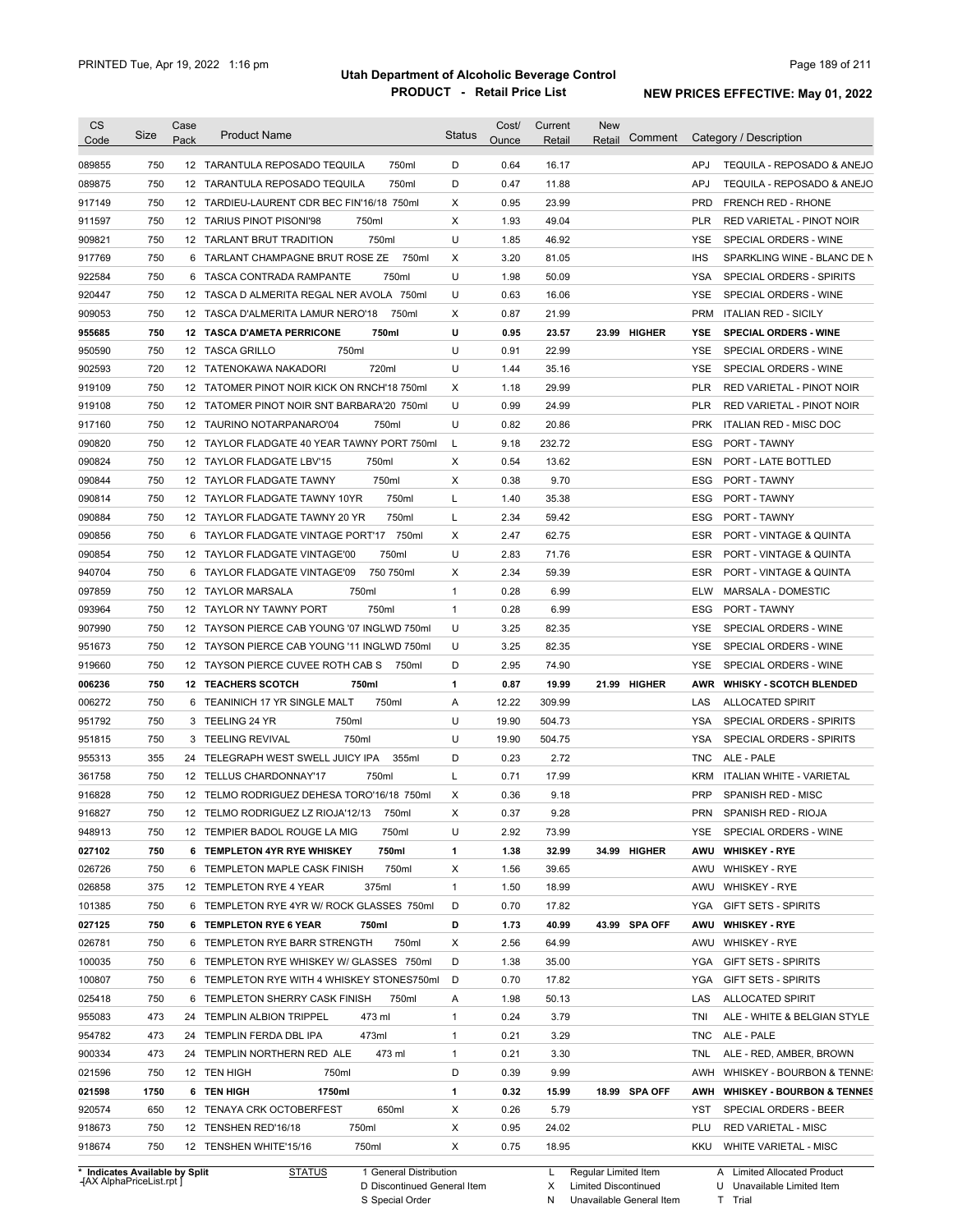# Utah Department of Alcoholic Beverage Control

## PRODUCT - Retail Price List

PRINTED Tue, Apr 19, 2022 1:16 pm

**NEW PRICES EFFECTIVE: May 01, 2022**

| CS Code | Size | Case Pack | Product Name | Status | Cost/ Ounce | Current Retail | New Retail | Comment | Category / Description |
|---|---|---|---|---|---|---|---|---|---|
| 089855 | 750 | 12 | TARANTULA REPOSADO TEQUILA 750ml | D | 0.64 | 16.17 | | | APJ TEQUILA - REPOSADO & ANEJO |
| 089875 | 750 | 12 | TARANTULA REPOSADO TEQUILA 750ml | D | 0.47 | 11.88 | | | APJ TEQUILA - REPOSADO & ANEJO |
| 917149 | 750 | 12 | TARDIEU-LAURENT CDR BEC FIN'16/18 750ml | X | 0.95 | 23.99 | | | PRD FRENCH RED - RHONE |
| 911597 | 750 | 12 | TARIUS PINOT PISONI'98 750ml | X | 1.93 | 49.04 | | | PLR RED VARIETAL - PINOT NOIR |
| 909821 | 750 | 12 | TARLANT BRUT TRADITION 750ml | U | 1.85 | 46.92 | | | YSE SPECIAL ORDERS - WINE |
| 917769 | 750 | 6 | TARLANT CHAMPAGNE BRUT ROSE ZE 750ml | X | 3.20 | 81.05 | | | IHS SPARKLING WINE - BLANC DE N |
| 922584 | 750 | 6 | TASCA CONTRADA RAMPANTE 750ml | U | 1.98 | 50.09 | | | YSA SPECIAL ORDERS - SPIRITS |
| 920447 | 750 | 12 | TASCA D ALMERITA REGAL NER AVOLA 750ml | U | 0.63 | 16.06 | | | YSE SPECIAL ORDERS - WINE |
| 909053 | 750 | 12 | TASCA D'ALMERITA LAMUR NERO'18 750ml | X | 0.87 | 21.99 | | | PRM ITALIAN RED - SICILY |
| **955685** | **750** | **12** | **TASCA D'AMETA PERRICONE 750ml** | **U** | **0.95** | **23.57** | **23.99** | **HIGHER** | **YSE SPECIAL ORDERS - WINE** |
| 950590 | 750 | 12 | TASCA GRILLO 750ml | U | 0.91 | 22.99 | | | YSE SPECIAL ORDERS - WINE |
| 902593 | 720 | 12 | TATENOKAWA NAKADORI 720ml | U | 1.44 | 35.16 | | | YSE SPECIAL ORDERS - WINE |
| 919109 | 750 | 12 | TATOMER PINOT NOIR KICK ON RNCH'18 750ml | X | 1.18 | 29.99 | | | PLR RED VARIETAL - PINOT NOIR |
| 919108 | 750 | 12 | TATOMER PINOT NOIR SNT BARBARA'20 750ml | U | 0.99 | 24.99 | | | PLR RED VARIETAL - PINOT NOIR |
| 917160 | 750 | 12 | TAURINO NOTARPANARO'04 750ml | U | 0.82 | 20.86 | | | PRK ITALIAN RED - MISC DOC |
| 090820 | 750 | 12 | TAYLOR FLADGATE 40 YEAR TAWNY PORT 750ml | L | 9.18 | 232.72 | | | ESG PORT - TAWNY |
| 090824 | 750 | 12 | TAYLOR FLADGATE LBV'15 750ml | X | 0.54 | 13.62 | | | ESN PORT - LATE BOTTLED |
| 090844 | 750 | 12 | TAYLOR FLADGATE TAWNY 750ml | X | 0.38 | 9.70 | | | ESG PORT - TAWNY |
| 090814 | 750 | 12 | TAYLOR FLADGATE TAWNY 10YR 750ml | L | 1.40 | 35.38 | | | ESG PORT - TAWNY |
| 090884 | 750 | 12 | TAYLOR FLADGATE TAWNY 20 YR 750ml | L | 2.34 | 59.42 | | | ESG PORT - TAWNY |
| 090856 | 750 | 6 | TAYLOR FLADGATE VINTAGE PORT'17 750ml | X | 2.47 | 62.75 | | | ESR PORT - VINTAGE & QUINTA |
| 090854 | 750 | 12 | TAYLOR FLADGATE VINTAGE'00 750ml | U | 2.83 | 71.76 | | | ESR PORT - VINTAGE & QUINTA |
| 940704 | 750 | 6 | TAYLOR FLADGATE VINTAGE'09 750 750ml | X | 2.34 | 59.39 | | | ESR PORT - VINTAGE & QUINTA |
| 097859 | 750 | 12 | TAYLOR MARSALA 750ml | 1 | 0.28 | 6.99 | | | ELW MARSALA - DOMESTIC |
| 093964 | 750 | 12 | TAYLOR NY TAWNY PORT 750ml | 1 | 0.28 | 6.99 | | | ESG PORT - TAWNY |
| 907990 | 750 | 12 | TAYSON PIERCE CAB YOUNG '07 INGLWD 750ml | U | 3.25 | 82.35 | | | YSE SPECIAL ORDERS - WINE |
| 951673 | 750 | 12 | TAYSON PIERCE CAB YOUNG '11 INGLWD 750ml | U | 3.25 | 82.35 | | | YSE SPECIAL ORDERS - WINE |
| 919660 | 750 | 12 | TAYSON PIERCE CUVEE ROTH CAB S 750ml | D | 2.95 | 74.90 | | | YSE SPECIAL ORDERS - WINE |
| **006236** | **750** | **12** | **TEACHERS SCOTCH 750ml** | **1** | **0.87** | **19.99** | **21.99** | **HIGHER** | **AWR WHISKY - SCOTCH BLENDED** |
| 006272 | 750 | 6 | TEANINICH 17 YR SINGLE MALT 750ml | A | 12.22 | 309.99 | | | LAS ALLOCATED SPIRIT |
| 951792 | 750 | 3 | TEELING 24 YR 750ml | U | 19.90 | 504.73 | | | YSA SPECIAL ORDERS - SPIRITS |
| 951815 | 750 | 3 | TEELING REVIVAL 750ml | U | 19.90 | 504.75 | | | YSA SPECIAL ORDERS - SPIRITS |
| 955313 | 355 | 24 | TELEGRAPH WEST SWELL JUICY IPA 355ml | D | 0.23 | 2.72 | | | TNC ALE - PALE |
| 361758 | 750 | 12 | TELLUS CHARDONNAY'17 750ml | L | 0.71 | 17.99 | | | KRM ITALIAN WHITE - VARIETAL |
| 916828 | 750 | 12 | TELMO RODRIGUEZ DEHESA TORO'16/18 750ml | X | 0.36 | 9.18 | | | PRP SPANISH RED - MISC |
| 916827 | 750 | 12 | TELMO RODRIGUEZ LZ RIOJA'12/13 750ml | X | 0.37 | 9.28 | | | PRN SPANISH RED - RIOJA |
| 948913 | 750 | 12 | TEMPIER BADOL ROUGE LA MIG 750ml | U | 2.92 | 73.99 | | | YSE SPECIAL ORDERS - WINE |
| **027102** | **750** | **6** | **TEMPLETON 4YR RYE WHISKEY 750ml** | **1** | **1.38** | **32.99** | **34.99** | **HIGHER** | **AWU WHISKEY - RYE** |
| 026726 | 750 | 6 | TEMPLETON MAPLE CASK FINISH 750ml | X | 1.56 | 39.65 | | | AWU WHISKEY - RYE |
| 026858 | 375 | 12 | TEMPLETON RYE 4 YEAR 375ml | 1 | 1.50 | 18.99 | | | AWU WHISKEY - RYE |
| 101385 | 750 | 6 | TEMPLETON RYE 4YR W/ ROCK GLASSES 750ml | D | 0.70 | 17.82 | | | YGA GIFT SETS - SPIRITS |
| **027125** | **750** | **6** | **TEMPLETON RYE 6 YEAR 750ml** | **D** | **1.73** | **40.99** | **43.99** | **SPA OFF** | **AWU WHISKEY - RYE** |
| 026781 | 750 | 6 | TEMPLETON RYE BARR STRENGTH 750ml | X | 2.56 | 64.99 | | | AWU WHISKEY - RYE |
| 100035 | 750 | 6 | TEMPLETON RYE WHISKEY W/ GLASSES 750ml | D | 1.38 | 35.00 | | | YGA GIFT SETS - SPIRITS |
| 100807 | 750 | 6 | TEMPLETON RYE WITH 4 WHISKEY STONES750ml | D | 0.70 | 17.82 | | | YGA GIFT SETS - SPIRITS |
| 025418 | 750 | 6 | TEMPLETON SHERRY CASK FINISH 750ml | A | 1.98 | 50.13 | | | LAS ALLOCATED SPIRIT |
| 955083 | 473 | 24 | TEMPLIN ALBION TRIPPEL 473 ml | 1 | 0.24 | 3.79 | | | TNI ALE - WHITE & BELGIAN STYLE |
| 954782 | 473 | 24 | TEMPLIN FERDA DBL IPA 473ml | 1 | 0.21 | 3.29 | | | TNC ALE - PALE |
| 900334 | 473 | 24 | TEMPLIN NORTHERN RED ALE 473 ml | 1 | 0.21 | 3.30 | | | TNL ALE - RED, AMBER, BROWN |
| 021596 | 750 | 12 | TEN HIGH 750ml | D | 0.39 | 9.99 | | | AWH WHISKEY - BOURBON & TENNE |
| **021598** | **1750** | **6** | **TEN HIGH 1750ml** | **1** | **0.32** | **15.99** | **18.99** | **SPA OFF** | **AWH WHISKEY - BOURBON & TENNES** |
| 920574 | 650 | 12 | TENAYA CRK OCTOBERFEST 650ml | X | 0.26 | 5.79 | | | YST SPECIAL ORDERS - BEER |
| 918673 | 750 | 12 | TENSHEN RED'16/18 750ml | X | 0.95 | 24.02 | | | PLU RED VARIETAL - MISC |
| 918674 | 750 | 12 | TENSHEN WHITE'15/16 750ml | X | 0.75 | 18.95 | | | KKU WHITE VARIETAL - MISC |

\* Indicates Available by Split

STATUS: 1 General Distribution; D Discontinued General Item; S Special Order; L Regular Limited Item; X Limited Discontinued; N Unavailable General Item; A Limited Allocated Product; U Unavailable Limited Item; T Trial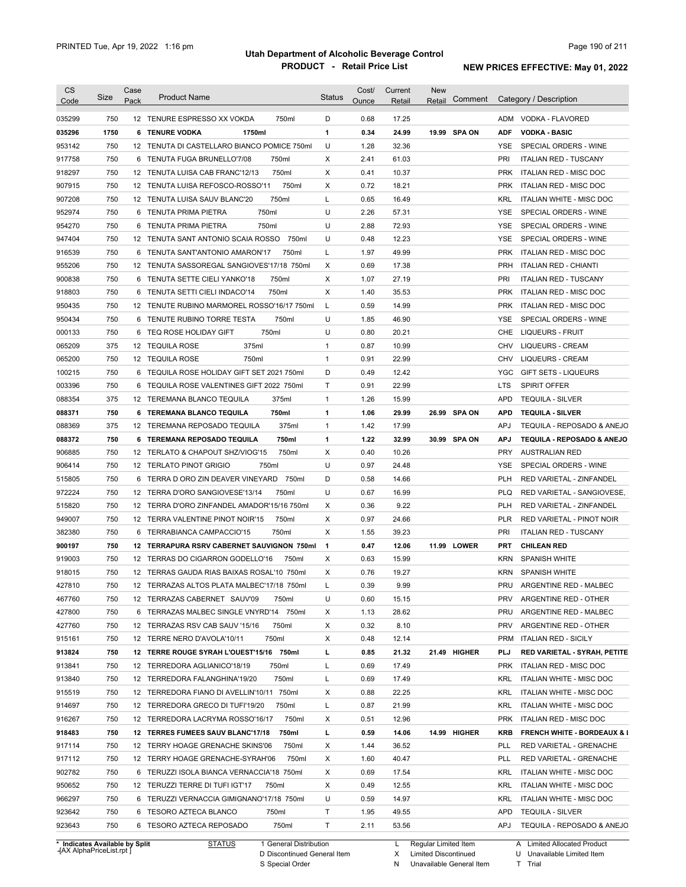# Utah Department of Alcoholic Beverage Control

## PRODUCT - Retail Price List

PRINTED Tue, Apr 19, 2022 1:16 pm

**NEW PRICES EFFECTIVE: May 01, 2022**

| CS Code | Size | Case Pack | Product Name | Status | Cost/ Ounce | Current Retail | New Retail | Comment | Category / Description |
|---|---|---|---|---|---|---|---|---|---|
| 035299 | 750 | 12 | TENURE ESPRESSO XX VOKDA 750ml | D | 0.68 | 17.25 | | | ADM VODKA - FLAVORED |
| **035296** | **1750** | **6** | **TENURE VODKA 1750ml** | **1** | **0.34** | **24.99** | **19.99** | **SPA ON** | **ADF VODKA - BASIC** |
| 953142 | 750 | 12 | TENUTA DI CASTELLARO BIANCO POMICE 750ml | U | 1.28 | 32.36 | | | YSE SPECIAL ORDERS - WINE |
| 917758 | 750 | 6 | TENUTA FUGA BRUNELLO'7/08 750ml | X | 2.41 | 61.03 | | | PRI ITALIAN RED - TUSCANY |
| 918297 | 750 | 12 | TENUTA LUISA CAB FRANC'12/13 750ml | X | 0.41 | 10.37 | | | PRK ITALIAN RED - MISC DOC |
| 907915 | 750 | 12 | TENUTA LUISA REFOSCO-ROSSO'11 750ml | X | 0.72 | 18.21 | | | PRK ITALIAN RED - MISC DOC |
| 907208 | 750 | 12 | TENUTA LUISA SAUV BLANC'20 750ml | L | 0.65 | 16.49 | | | KRL ITALIAN WHITE - MISC DOC |
| 952974 | 750 | 6 | TENUTA PRIMA PIETRA 750ml | U | 2.26 | 57.31 | | | YSE SPECIAL ORDERS - WINE |
| 954270 | 750 | 6 | TENUTA PRIMA PIETRA 750ml | U | 2.88 | 72.93 | | | YSE SPECIAL ORDERS - WINE |
| 947404 | 750 | 12 | TENUTA SANT ANTONIO SCAIA ROSSO 750ml | U | 0.48 | 12.23 | | | YSE SPECIAL ORDERS - WINE |
| 916539 | 750 | 6 | TENUTA SANT'ANTONIO AMARON'17 750ml | L | 1.97 | 49.99 | | | PRK ITALIAN RED - MISC DOC |
| 955206 | 750 | 12 | TENUTA SASSOREGAL SANGIOVES'17/18 750ml | X | 0.69 | 17.38 | | | PRH ITALIAN RED - CHIANTI |
| 900838 | 750 | 6 | TENUTA SETTE CIELI YANKO'18 750ml | X | 1.07 | 27.19 | | | PRI ITALIAN RED - TUSCANY |
| 918803 | 750 | 6 | TENUTA SETTI CIELI INDACO'14 750ml | X | 1.40 | 35.53 | | | PRK ITALIAN RED - MISC DOC |
| 950435 | 750 | 12 | TENUTE RUBINO MARMOREL ROSSO'16/17 750ml | L | 0.59 | 14.99 | | | PRK ITALIAN RED - MISC DOC |
| 950434 | 750 | 6 | TENUTE RUBINO TORRE TESTA 750ml | U | 1.85 | 46.90 | | | YSE SPECIAL ORDERS - WINE |
| 000133 | 750 | 6 | TEQ ROSE HOLIDAY GIFT 750ml | U | 0.80 | 20.21 | | | CHE LIQUEURS - FRUIT |
| 065209 | 375 | 12 | TEQUILA ROSE 375ml | 1 | 0.87 | 10.99 | | | CHV LIQUEURS - CREAM |
| 065200 | 750 | 12 | TEQUILA ROSE 750ml | 1 | 0.91 | 22.99 | | | CHV LIQUEURS - CREAM |
| 100215 | 750 | 6 | TEQUILA ROSE HOLIDAY GIFT SET 2021 750ml | D | 0.49 | 12.42 | | | YGC GIFT SETS - LIQUEURS |
| 003396 | 750 | 6 | TEQUILA ROSE VALENTINES GIFT 2022 750ml | T | 0.91 | 22.99 | | | LTS SPIRIT OFFER |
| 088354 | 375 | 12 | TEREMANA BLANCO TEQUILA 375ml | 1 | 1.26 | 15.99 | | | APD TEQUILA - SILVER |
| **088371** | **750** | **6** | **TEREMANA BLANCO TEQUILA 750ml** | **1** | **1.06** | **29.99** | **26.99** | **SPA ON** | **APD TEQUILA - SILVER** |
| 088369 | 375 | 12 | TEREMANA REPOSADO TEQUILA 375ml | 1 | 1.42 | 17.99 | | | APJ TEQUILA - REPOSADO & ANEJO |
| **088372** | **750** | **6** | **TEREMANA REPOSADO TEQUILA 750ml** | **1** | **1.22** | **32.99** | **30.99** | **SPA ON** | **APJ TEQUILA - REPOSADO & ANEJO** |
| 906885 | 750 | 12 | TERLATO & CHAPOUT SHZ/VIOG'15 750ml | X | 0.40 | 10.26 | | | PRY AUSTRALIAN RED |
| 906414 | 750 | 12 | TERLATO PINOT GRIGIO 750ml | U | 0.97 | 24.48 | | | YSE SPECIAL ORDERS - WINE |
| 515805 | 750 | 6 | TERRA D ORO ZIN DEAVER VINEYARD 750ml | D | 0.58 | 14.66 | | | PLH RED VARIETAL - ZINFANDEL |
| 972224 | 750 | 12 | TERRA D'ORO SANGIOVESE'13/14 750ml | U | 0.67 | 16.99 | | | PLQ RED VARIETAL - SANGIOVESE, |
| 515820 | 750 | 12 | TERRA D'ORO ZINFANDEL AMADOR'15/16 750ml | X | 0.36 | 9.22 | | | PLH RED VARIETAL - ZINFANDEL |
| 949007 | 750 | 12 | TERRA VALENTINE PINOT NOIR'15 750ml | X | 0.97 | 24.66 | | | PLR RED VARIETAL - PINOT NOIR |
| 382380 | 750 | 6 | TERRABIANCA CAMPACCIO'15 750ml | X | 1.55 | 39.23 | | | PRI ITALIAN RED - TUSCANY |
| **900197** | **750** | **12** | **TERRAPURA RSRV CABERNET SAUVIGNON 750ml** | **1** | **0.47** | **12.06** | **11.99** | **LOWER** | **PRT CHILEAN RED** |
| 919003 | 750 | 12 | TERRAS DO CIGARRON GODELLO'16 750ml | X | 0.63 | 15.99 | | | KRN SPANISH WHITE |
| 918015 | 750 | 12 | TERRAS GAUDA RIAS BAIXAS ROSAL'10 750ml | X | 0.76 | 19.27 | | | KRN SPANISH WHITE |
| 427810 | 750 | 12 | TERRAZAS ALTOS PLATA MALBEC'17/18 750ml | L | 0.39 | 9.99 | | | PRU ARGENTINE RED - MALBEC |
| 467760 | 750 | 12 | TERRAZAS CABERNET SAUV'09 750ml | U | 0.60 | 15.15 | | | PRV ARGENTINE RED - OTHER |
| 427800 | 750 | 6 | TERRAZAS MALBEC SINGLE VNYRD'14 750ml | X | 1.13 | 28.62 | | | PRU ARGENTINE RED - MALBEC |
| 427760 | 750 | 12 | TERRAZAS RSV CAB SAUV '15/16 750ml | X | 0.32 | 8.10 | | | PRV ARGENTINE RED - OTHER |
| 915161 | 750 | 12 | TERRE NERO D'AVOLA'10/11 750ml | X | 0.48 | 12.14 | | | PRM ITALIAN RED - SICILY |
| **913824** | **750** | **12** | **TERRE ROUGE SYRAH L'OUEST'15/16 750ml** | **L** | **0.85** | **21.32** | **21.49** | **HIGHER** | **PLJ RED VARIETAL - SYRAH, PETITE** |
| 913841 | 750 | 12 | TERREDORA AGLIANICO'18/19 750ml | L | 0.69 | 17.49 | | | PRK ITALIAN RED - MISC DOC |
| 913840 | 750 | 12 | TERREDORA FALANGHINA'19/20 750ml | L | 0.69 | 17.49 | | | KRL ITALIAN WHITE - MISC DOC |
| 915519 | 750 | 12 | TERREDORA FIANO DI AVELLIN'10/11 750ml | X | 0.88 | 22.25 | | | KRL ITALIAN WHITE - MISC DOC |
| 914697 | 750 | 12 | TERREDORA GRECO DI TUFI'19/20 750ml | L | 0.87 | 21.99 | | | KRL ITALIAN WHITE - MISC DOC |
| 916267 | 750 | 12 | TERREDORA LACRYMA ROSSO'16/17 750ml | X | 0.51 | 12.96 | | | PRK ITALIAN RED - MISC DOC |
| **918483** | **750** | **12** | **TERRES FUMEES SAUV BLANC'17/18 750ml** | **L** | **0.59** | **14.06** | **14.99** | **HIGHER** | **KRB FRENCH WHITE - BORDEAUX & I** |
| 917114 | 750 | 12 | TERRY HOAGE GRENACHE SKINS'06 750ml | X | 1.44 | 36.52 | | | PLL RED VARIETAL - GRENACHE |
| 917112 | 750 | 12 | TERRY HOAGE GRENACHE-SYRAH'06 750ml | X | 1.60 | 40.47 | | | PLL RED VARIETAL - GRENACHE |
| 902782 | 750 | 6 | TERUZZI ISOLA BIANCA VERNACCIA'18 750ml | X | 0.69 | 17.54 | | | KRL ITALIAN WHITE - MISC DOC |
| 950652 | 750 | 12 | TERUZZI TERRE DI TUFI IGT'17 750ml | X | 0.49 | 12.55 | | | KRL ITALIAN WHITE - MISC DOC |
| 966297 | 750 | 6 | TERUZZI VERNACCIA GIMIGNANO'17/18 750ml | U | 0.59 | 14.97 | | | KRL ITALIAN WHITE - MISC DOC |
| 923642 | 750 | 6 | TESORO AZTECA BLANCO 750ml | T | 1.95 | 49.55 | | | APD TEQUILA - SILVER |
| 923643 | 750 | 6 | TESORO AZTECA REPOSADO 750ml | T | 2.11 | 53.56 | | | APJ TEQUILA - REPOSADO & ANEJO |

\* Indicates Available by Split

STATUS: 1 General Distribution; D Discontinued General Item; S Special Order; L Regular Limited Item; X Limited Discontinued; N Unavailable General Item; A Limited Allocated Product; U Unavailable Limited Item; T Trial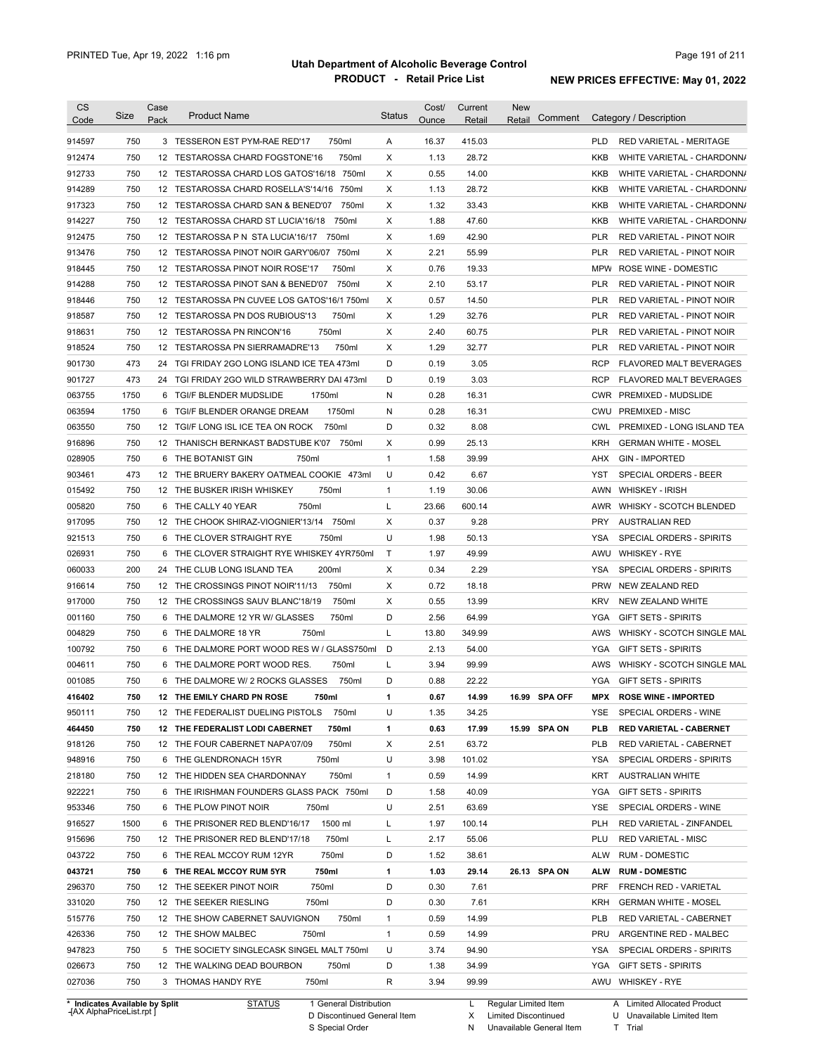# Utah Department of Alcoholic Beverage Control

## PRODUCT - Retail Price List

PRINTED Tue, Apr 19, 2022 1:16 pm

**NEW PRICES EFFECTIVE: May 01, 2022**

| CS Code | Size | Case Pack | Product Name | Status | Cost/ Ounce | Current Retail | New Retail | Comment | Category / Description |
|---|---|---|---|---|---|---|---|---|---|
| 914597 | 750 | 3 | TESSERON EST PYM-RAE RED'17 750ml | A | 16.37 | 415.03 | | | PLD RED VARIETAL - MERITAGE |
| 912474 | 750 | 12 | TESTAROSSA CHARD FOGSTONE'16 750ml | X | 1.13 | 28.72 | | | KKB WHITE VARIETAL - CHARDONNA |
| 912733 | 750 | 12 | TESTAROSSA CHARD LOS GATOS'16/18 750ml | X | 0.55 | 14.00 | | | KKB WHITE VARIETAL - CHARDONNA |
| 914289 | 750 | 12 | TESTAROSSA CHARD ROSELLA'S'14/16 750ml | X | 1.13 | 28.72 | | | KKB WHITE VARIETAL - CHARDONNA |
| 917323 | 750 | 12 | TESTAROSSA CHARD SAN & BENED'07 750ml | X | 1.32 | 33.43 | | | KKB WHITE VARIETAL - CHARDONNA |
| 914227 | 750 | 12 | TESTAROSSA CHARD ST LUCIA'16/18 750ml | X | 1.88 | 47.60 | | | KKB WHITE VARIETAL - CHARDONNA |
| 912475 | 750 | 12 | TESTAROSSA P N STA LUCIA'16/17 750ml | X | 1.69 | 42.90 | | | PLR RED VARIETAL - PINOT NOIR |
| 913476 | 750 | 12 | TESTAROSSA PINOT NOIR GARY'06/07 750ml | X | 2.21 | 55.99 | | | PLR RED VARIETAL - PINOT NOIR |
| 918445 | 750 | 12 | TESTAROSSA PINOT NOIR ROSE'17 750ml | X | 0.76 | 19.33 | | | MPW ROSE WINE - DOMESTIC |
| 914288 | 750 | 12 | TESTAROSSA PINOT SAN & BENED'07 750ml | X | 2.10 | 53.17 | | | PLR RED VARIETAL - PINOT NOIR |
| 918446 | 750 | 12 | TESTAROSSA PN CUVEE LOS GATOS'16/1 750ml | X | 0.57 | 14.50 | | | PLR RED VARIETAL - PINOT NOIR |
| 918587 | 750 | 12 | TESTAROSSA PN DOS RUBIOUS'13 750ml | X | 1.29 | 32.76 | | | PLR RED VARIETAL - PINOT NOIR |
| 918631 | 750 | 12 | TESTAROSSA PN RINCON'16 750ml | X | 2.40 | 60.75 | | | PLR RED VARIETAL - PINOT NOIR |
| 918524 | 750 | 12 | TESTAROSSA PN SIERRAMADRE'13 750ml | X | 1.29 | 32.77 | | | PLR RED VARIETAL - PINOT NOIR |
| 901730 | 473 | 24 | TGI FRIDAY 2GO LONG ISLAND ICE TEA 473ml | D | 0.19 | 3.05 | | | RCP FLAVORED MALT BEVERAGES |
| 901727 | 473 | 24 | TGI FRIDAY 2GO WILD STRAWBERRY DAI 473ml | D | 0.19 | 3.03 | | | RCP FLAVORED MALT BEVERAGES |
| 063755 | 1750 | 6 | TGI/F BLENDER MUDSLIDE 1750ml | N | 0.28 | 16.31 | | | CWR PREMIXED - MUDSLIDE |
| 063594 | 1750 | 6 | TGI/F BLENDER ORANGE DREAM 1750ml | N | 0.28 | 16.31 | | | CWU PREMIXED - MISC |
| 063550 | 750 | 12 | TGI/F LONG ISL ICE TEA ON ROCK 750ml | D | 0.32 | 8.08 | | | CWL PREMIXED - LONG ISLAND TEA |
| 916896 | 750 | 12 | THANISCH BERNKAST BADSTUBE K'07 750ml | X | 0.99 | 25.13 | | | KRH GERMAN WHITE - MOSEL |
| 028905 | 750 | 6 | THE BOTANIST GIN 750ml | 1 | 1.58 | 39.99 | | | AHX GIN - IMPORTED |
| 903461 | 473 | 12 | THE BRUERY BAKERY OATMEAL COOKIE 473ml | U | 0.42 | 6.67 | | | YST SPECIAL ORDERS - BEER |
| 015492 | 750 | 12 | THE BUSKER IRISH WHISKEY 750ml | 1 | 1.19 | 30.06 | | | AWN WHISKEY - IRISH |
| 005820 | 750 | 6 | THE CALLY 40 YEAR 750ml | L | 23.66 | 600.14 | | | AWR WHISKY - SCOTCH BLENDED |
| 917095 | 750 | 12 | THE CHOOK SHIRAZ-VIOGNIER'13/14 750ml | X | 0.37 | 9.28 | | | PRY AUSTRALIAN RED |
| 921513 | 750 | 6 | THE CLOVER STRAIGHT RYE 750ml | U | 1.98 | 50.13 | | | YSA SPECIAL ORDERS - SPIRITS |
| 026931 | 750 | 6 | THE CLOVER STRAIGHT RYE WHISKEY 4YR750ml | T | 1.97 | 49.99 | | | AWU WHISKEY - RYE |
| 060033 | 200 | 24 | THE CLUB LONG ISLAND TEA 200ml | X | 0.34 | 2.29 | | | YSA SPECIAL ORDERS - SPIRITS |
| 916614 | 750 | 12 | THE CROSSINGS PINOT NOIR'11/13 750ml | X | 0.72 | 18.18 | | | PRW NEW ZEALAND RED |
| 917000 | 750 | 12 | THE CROSSINGS SAUV BLANC'18/19 750ml | X | 0.55 | 13.99 | | | KRV NEW ZEALAND WHITE |
| 001160 | 750 | 6 | THE DALMORE 12 YR W/ GLASSES 750ml | D | 2.56 | 64.99 | | | YGA GIFT SETS - SPIRITS |
| 004829 | 750 | 6 | THE DALMORE 18 YR 750ml | L | 13.80 | 349.99 | | | AWS WHISKY - SCOTCH SINGLE MAL |
| 100792 | 750 | 6 | THE DALMORE PORT WOOD RES W / GLASS750ml | D | 2.13 | 54.00 | | | YGA GIFT SETS - SPIRITS |
| 004611 | 750 | 6 | THE DALMORE PORT WOOD RES. 750ml | L | 3.94 | 99.99 | | | AWS WHISKY - SCOTCH SINGLE MAL |
| 001085 | 750 | 6 | THE DALMORE W/ 2 ROCKS GLASSES 750ml | D | 0.88 | 22.22 | | | YGA GIFT SETS - SPIRITS |
| **416402** | **750** | **12** | **THE EMILY CHARD PN ROSE 750ml** | **1** | **0.67** | **14.99** | **16.99** | **SPA OFF** | **MPX ROSE WINE - IMPORTED** |
| 950111 | 750 | 12 | THE FEDERALIST DUELING PISTOLS 750ml | U | 1.35 | 34.25 | | | YSE SPECIAL ORDERS - WINE |
| **464450** | **750** | **12** | **THE FEDERALIST LODI CABERNET 750ml** | **1** | **0.63** | **17.99** | **15.99** | **SPA ON** | **PLB RED VARIETAL - CABERNET** |
| 918126 | 750 | 12 | THE FOUR CABERNET NAPA'07/09 750ml | X | 2.51 | 63.72 | | | PLB RED VARIETAL - CABERNET |
| 948916 | 750 | 6 | THE GLENDRONACH 15YR 750ml | U | 3.98 | 101.02 | | | YSA SPECIAL ORDERS - SPIRITS |
| 218180 | 750 | 12 | THE HIDDEN SEA CHARDONNAY 750ml | 1 | 0.59 | 14.99 | | | KRT AUSTRALIAN WHITE |
| 922221 | 750 | 6 | THE IRISHMAN FOUNDERS GLASS PACK 750ml | D | 1.58 | 40.09 | | | YGA GIFT SETS - SPIRITS |
| 953346 | 750 | 6 | THE PLOW PINOT NOIR 750ml | U | 2.51 | 63.69 | | | YSE SPECIAL ORDERS - WINE |
| 916527 | 1500 | 6 | THE PRISONER RED BLEND'16/17 1500 ml | L | 1.97 | 100.14 | | | PLH RED VARIETAL - ZINFANDEL |
| 915696 | 750 | 12 | THE PRISONER RED BLEND'17/18 750ml | L | 2.17 | 55.06 | | | PLU RED VARIETAL - MISC |
| 043722 | 750 | 6 | THE REAL MCCOY RUM 12YR 750ml | D | 1.52 | 38.61 | | | ALW RUM - DOMESTIC |
| **043721** | **750** | **6** | **THE REAL MCCOY RUM 5YR 750ml** | **1** | **1.03** | **29.14** | **26.13** | **SPA ON** | **ALW RUM - DOMESTIC** |
| 296370 | 750 | 12 | THE SEEKER PINOT NOIR 750ml | D | 0.30 | 7.61 | | | PRF FRENCH RED - VARIETAL |
| 331020 | 750 | 12 | THE SEEKER RIESLING 750ml | D | 0.30 | 7.61 | | | KRH GERMAN WHITE - MOSEL |
| 515776 | 750 | 12 | THE SHOW CABERNET SAUVIGNON 750ml | 1 | 0.59 | 14.99 | | | PLB RED VARIETAL - CABERNET |
| 426336 | 750 | 12 | THE SHOW MALBEC 750ml | 1 | 0.59 | 14.99 | | | PRU ARGENTINE RED - MALBEC |
| 947823 | 750 | 5 | THE SOCIETY SINGLECASK SINGEL MALT 750ml | U | 3.74 | 94.90 | | | YSA SPECIAL ORDERS - SPIRITS |
| 026673 | 750 | 12 | THE WALKING DEAD BOURBON 750ml | D | 1.38 | 34.99 | | | YGA GIFT SETS - SPIRITS |
| 027036 | 750 | 3 | THOMAS HANDY RYE 750ml | R | 3.94 | 99.99 | | | AWU WHISKEY - RYE |

\* Indicates Available by Split

STATUS: 1 General Distribution; D Discontinued General Item; S Special Order; L Regular Limited Item; X Limited Discontinued; N Unavailable General Item; A Limited Allocated Product; U Unavailable Limited Item; T Trial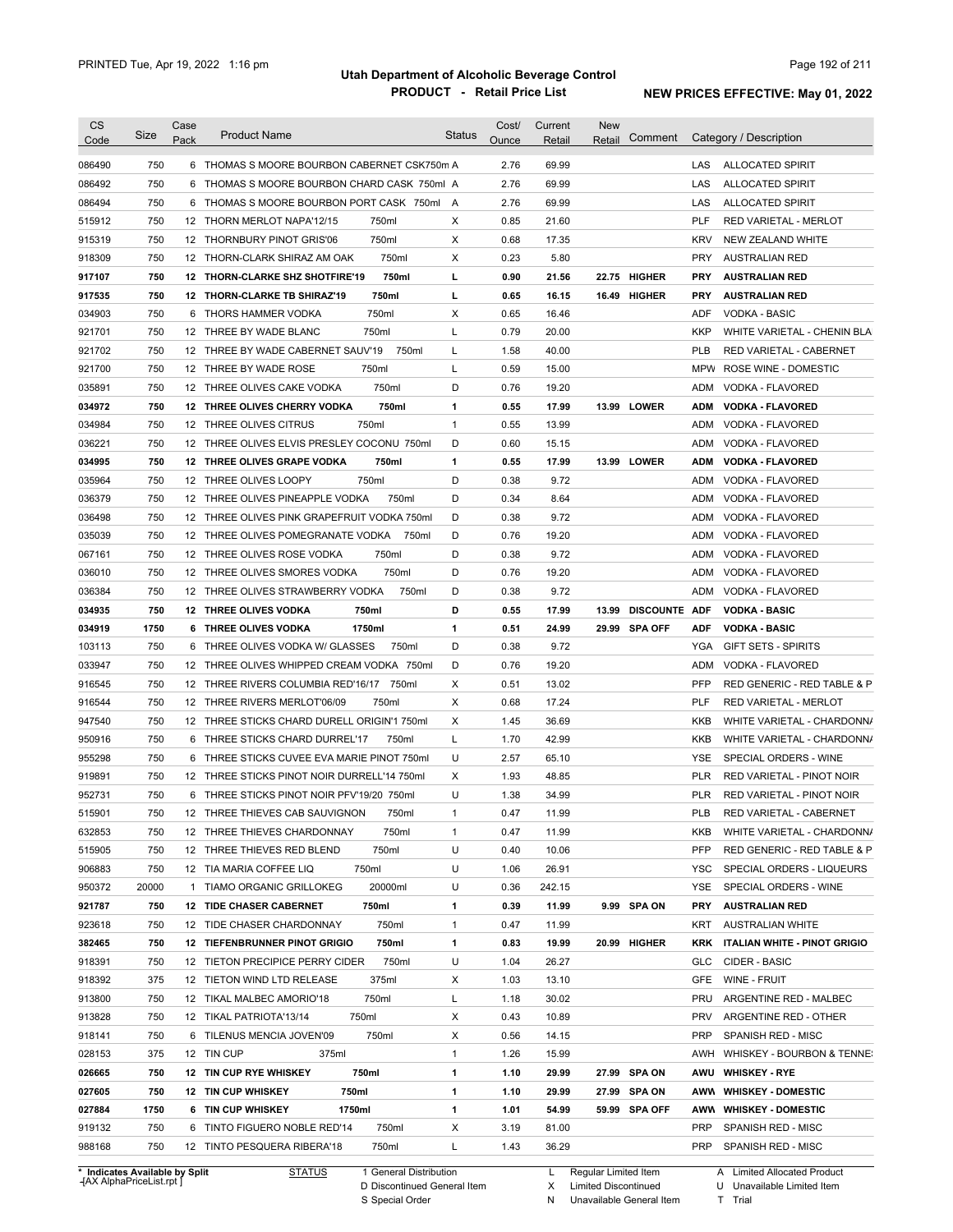# Utah Department of Alcoholic Beverage Control

## PRODUCT - Retail Price List

PRINTED Tue, Apr 19, 2022 1:16 pm

**NEW PRICES EFFECTIVE: May 01, 2022**

| CS Code | Size | Case Pack | Product Name | Status | Cost/ Ounce | Current Retail | New Retail | Comment | Category / Description |
|---|---|---|---|---|---|---|---|---|---|
| 086490 | 750 | 6 | THOMAS S MOORE BOURBON CABERNET CSK750m | A | 2.76 | 69.99 | | | LAS ALLOCATED SPIRIT |
| 086492 | 750 | 6 | THOMAS S MOORE BOURBON CHARD CASK 750ml | A | 2.76 | 69.99 | | | LAS ALLOCATED SPIRIT |
| 086494 | 750 | 6 | THOMAS S MOORE BOURBON PORT CASK 750ml | A | 2.76 | 69.99 | | | LAS ALLOCATED SPIRIT |
| 515912 | 750 | 12 | THORN MERLOT NAPA'12/15 750ml | X | 0.85 | 21.60 | | | PLF RED VARIETAL - MERLOT |
| 915319 | 750 | 12 | THORNBURY PINOT GRIS'06 750ml | X | 0.68 | 17.35 | | | KRV NEW ZEALAND WHITE |
| 918309 | 750 | 12 | THORN-CLARK SHIRAZ AM OAK 750ml | X | 0.23 | 5.80 | | | PRY AUSTRALIAN RED |
| **917107** | **750** | **12** | **THORN-CLARKE SHZ SHOTFIRE'19 750ml** | **L** | **0.90** | **21.56** | **22.75** | **HIGHER** | **PRY AUSTRALIAN RED** |
| **917535** | **750** | **12** | **THORN-CLARKE TB SHIRAZ'19 750ml** | **L** | **0.65** | **16.15** | **16.49** | **HIGHER** | **PRY AUSTRALIAN RED** |
| 034903 | 750 | 6 | THORS HAMMER VODKA 750ml | X | 0.65 | 16.46 | | | ADF VODKA - BASIC |
| 921701 | 750 | 12 | THREE BY WADE BLANC 750ml | L | 0.79 | 20.00 | | | KKP WHITE VARIETAL - CHENIN BLA |
| 921702 | 750 | 12 | THREE BY WADE CABERNET SAUV'19 750ml | L | 1.58 | 40.00 | | | PLB RED VARIETAL - CABERNET |
| 921700 | 750 | 12 | THREE BY WADE ROSE 750ml | L | 0.59 | 15.00 | | | MPW ROSE WINE - DOMESTIC |
| 035891 | 750 | 12 | THREE OLIVES CAKE VODKA 750ml | D | 0.76 | 19.20 | | | ADM VODKA - FLAVORED |
| **034972** | **750** | **12** | **THREE OLIVES CHERRY VODKA 750ml** | **1** | **0.55** | **17.99** | **13.99** | **LOWER** | **ADM VODKA - FLAVORED** |
| 034984 | 750 | 12 | THREE OLIVES CITRUS 750ml | 1 | 0.55 | 13.99 | | | ADM VODKA - FLAVORED |
| 036221 | 750 | 12 | THREE OLIVES ELVIS PRESLEY COCONU 750ml | D | 0.60 | 15.15 | | | ADM VODKA - FLAVORED |
| **034995** | **750** | **12** | **THREE OLIVES GRAPE VODKA 750ml** | **1** | **0.55** | **17.99** | **13.99** | **LOWER** | **ADM VODKA - FLAVORED** |
| 035964 | 750 | 12 | THREE OLIVES LOOPY 750ml | D | 0.38 | 9.72 | | | ADM VODKA - FLAVORED |
| 036379 | 750 | 12 | THREE OLIVES PINEAPPLE VODKA 750ml | D | 0.34 | 8.64 | | | ADM VODKA - FLAVORED |
| 036498 | 750 | 12 | THREE OLIVES PINK GRAPEFRUIT VODKA 750ml | D | 0.38 | 9.72 | | | ADM VODKA - FLAVORED |
| 035039 | 750 | 12 | THREE OLIVES POMEGRANATE VODKA 750ml | D | 0.76 | 19.20 | | | ADM VODKA - FLAVORED |
| 067161 | 750 | 12 | THREE OLIVES ROSE VODKA 750ml | D | 0.38 | 9.72 | | | ADM VODKA - FLAVORED |
| 036010 | 750 | 12 | THREE OLIVES SMORES VODKA 750ml | D | 0.76 | 19.20 | | | ADM VODKA - FLAVORED |
| 036384 | 750 | 12 | THREE OLIVES STRAWBERRY VODKA 750ml | D | 0.38 | 9.72 | | | ADM VODKA - FLAVORED |
| **034935** | **750** | **12** | **THREE OLIVES VODKA 750ml** | **D** | **0.55** | **17.99** | **13.99** | **DISCOUNTE** | **ADF VODKA - BASIC** |
| **034919** | **1750** | **6** | **THREE OLIVES VODKA 1750ml** | **1** | **0.51** | **24.99** | **29.99** | **SPA OFF** | **ADF VODKA - BASIC** |
| 103113 | 750 | 6 | THREE OLIVES VODKA W/ GLASSES 750ml | D | 0.38 | 9.72 | | | YGA GIFT SETS - SPIRITS |
| 033947 | 750 | 12 | THREE OLIVES WHIPPED CREAM VODKA 750ml | D | 0.76 | 19.20 | | | ADM VODKA - FLAVORED |
| 916545 | 750 | 12 | THREE RIVERS COLUMBIA RED'16/17 750ml | X | 0.51 | 13.02 | | | PFP RED GENERIC - RED TABLE & P |
| 916544 | 750 | 12 | THREE RIVERS MERLOT'06/09 750ml | X | 0.68 | 17.24 | | | PLF RED VARIETAL - MERLOT |
| 947540 | 750 | 12 | THREE STICKS CHARD DURELL ORIGIN'1 750ml | X | 1.45 | 36.69 | | | KKB WHITE VARIETAL - CHARDONNA |
| 950916 | 750 | 6 | THREE STICKS CHARD DURREL'17 750ml | L | 1.70 | 42.99 | | | KKB WHITE VARIETAL - CHARDONNA |
| 955298 | 750 | 6 | THREE STICKS CUVEE EVA MARIE PINOT 750ml | U | 2.57 | 65.10 | | | YSE SPECIAL ORDERS - WINE |
| 919891 | 750 | 12 | THREE STICKS PINOT NOIR DURRELL'14 750ml | X | 1.93 | 48.85 | | | PLR RED VARIETAL - PINOT NOIR |
| 952731 | 750 | 6 | THREE STICKS PINOT NOIR PFV'19/20 750ml | U | 1.38 | 34.99 | | | PLR RED VARIETAL - PINOT NOIR |
| 515901 | 750 | 12 | THREE THIEVES CAB SAUVIGNON 750ml | 1 | 0.47 | 11.99 | | | PLB RED VARIETAL - CABERNET |
| 632853 | 750 | 12 | THREE THIEVES CHARDONNAY 750ml | 1 | 0.47 | 11.99 | | | KKB WHITE VARIETAL - CHARDONNA |
| 515905 | 750 | 12 | THREE THIEVES RED BLEND 750ml | U | 0.40 | 10.06 | | | PFP RED GENERIC - RED TABLE & P |
| 906883 | 750 | 12 | TIA MARIA COFFEE LIQ 750ml | U | 1.06 | 26.91 | | | YSC SPECIAL ORDERS - LIQUEURS |
| 950372 | 20000 | 1 | TIAMO ORGANIC GRILLOKEG 20000ml | U | 0.36 | 242.15 | | | YSE SPECIAL ORDERS - WINE |
| **921787** | **750** | **12** | **TIDE CHASER CABERNET 750ml** | **1** | **0.39** | **11.99** | **9.99** | **SPA ON** | **PRY AUSTRALIAN RED** |
| 923618 | 750 | 12 | TIDE CHASER CHARDONNAY 750ml | 1 | 0.47 | 11.99 | | | KRT AUSTRALIAN WHITE |
| **382465** | **750** | **12** | **TIEFENBRUNNER PINOT GRIGIO 750ml** | **1** | **0.83** | **19.99** | **20.99** | **HIGHER** | **KRK ITALIAN WHITE - PINOT GRIGIO** |
| 918391 | 750 | 12 | TIETON PRECIPICE PERRY CIDER 750ml | U | 1.04 | 26.27 | | | GLC CIDER - BASIC |
| 918392 | 375 | 12 | TIETON WIND LTD RELEASE 375ml | X | 1.03 | 13.10 | | | GFE WINE - FRUIT |
| 913800 | 750 | 12 | TIKAL MALBEC AMORIO'18 750ml | L | 1.18 | 30.02 | | | PRU ARGENTINE RED - MALBEC |
| 913828 | 750 | 12 | TIKAL PATRIOTA'13/14 750ml | X | 0.43 | 10.89 | | | PRV ARGENTINE RED - OTHER |
| 918141 | 750 | 6 | TILENUS MENCIA JOVEN'09 750ml | X | 0.56 | 14.15 | | | PRP SPANISH RED - MISC |
| 028153 | 375 | 12 | TIN CUP 375ml | 1 | 1.26 | 15.99 | | | AWH WHISKEY - BOURBON & TENNE |
| **026665** | **750** | **12** | **TIN CUP RYE WHISKEY 750ml** | **1** | **1.10** | **29.99** | **27.99** | **SPA ON** | **AWU WHISKEY - RYE** |
| **027605** | **750** | **12** | **TIN CUP WHISKEY 750ml** | **1** | **1.10** | **29.99** | **27.99** | **SPA ON** | **AWW WHISKEY - DOMESTIC** |
| **027884** | **1750** | **6** | **TIN CUP WHISKEY 1750ml** | **1** | **1.01** | **54.99** | **59.99** | **SPA OFF** | **AWW WHISKEY - DOMESTIC** |
| 919132 | 750 | 6 | TINTO FIGUERO NOBLE RED'14 750ml | X | 3.19 | 81.00 | | | PRP SPANISH RED - MISC |
| 988168 | 750 | 12 | TINTO PESQUERA RIBERA'18 750ml | L | 1.43 | 36.29 | | | PRP SPANISH RED - MISC |

\* Indicates Available by Split
-[AX AlphaPriceList.rpt ]

STATUS: 1 General Distribution; D Discontinued General Item; S Special Order; L Regular Limited Item; X Limited Discontinued; N Unavailable General Item; A Limited Allocated Product; U Unavailable Limited Item; T Trial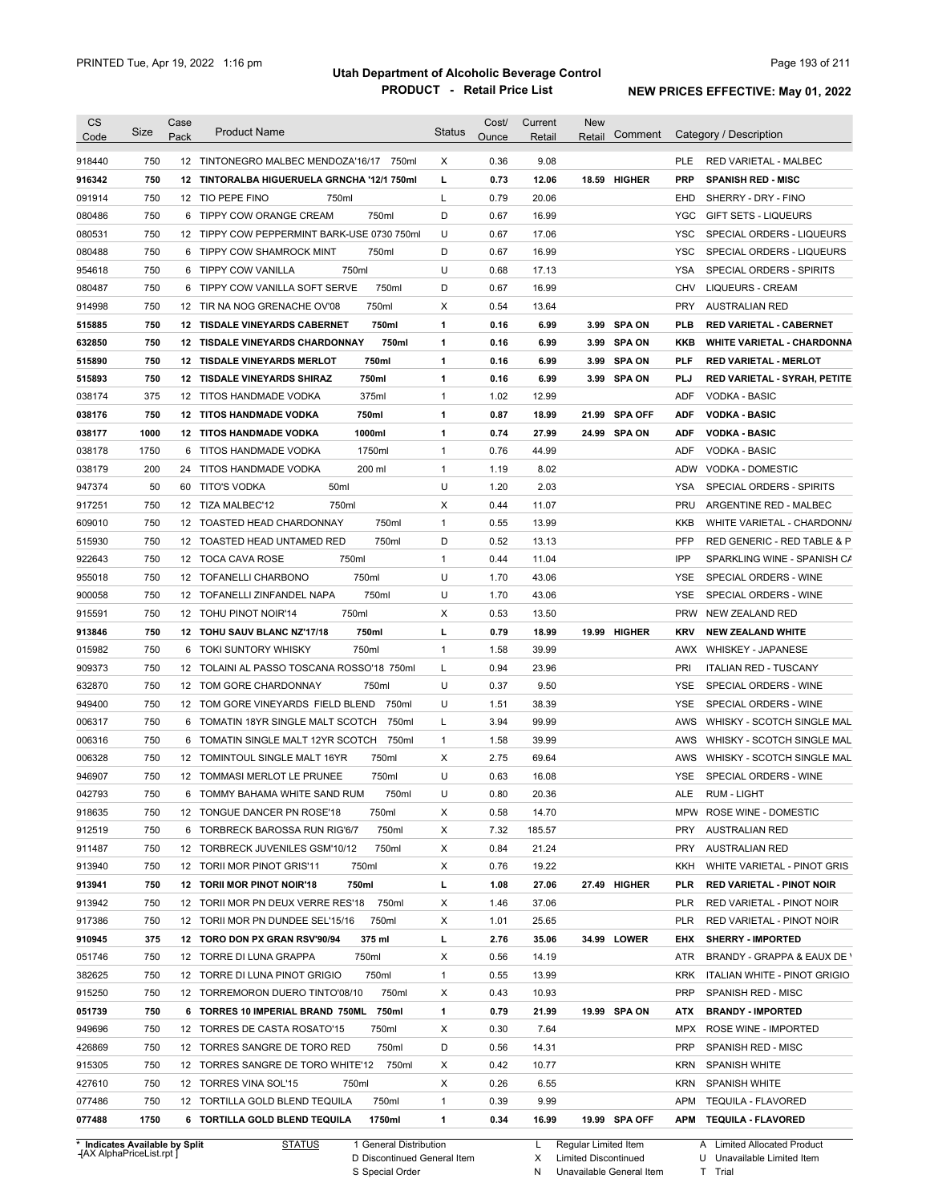# Utah Department of Alcoholic Beverage Control

## PRODUCT - Retail Price List

PRINTED Tue, Apr 19, 2022 1:16 pm

**NEW PRICES EFFECTIVE: May 01, 2022**

| CS Code | Size | Case Pack | Product Name | Status | Cost/ Ounce | Current Retail | New Retail | Comment | Category / Description |
|---|---|---|---|---|---|---|---|---|---|
| 918440 | 750 | 12 | TINTONEGRO MALBEC MENDOZA'16/17 750ml | X | 0.36 | 9.08 | | | PLE RED VARIETAL - MALBEC |
| **916342** | **750** | **12** | **TINTORALBA HIGUERUELA GRNCHA '12/1 750ml** | **L** | **0.73** | **12.06** | **18.59** | **HIGHER** | **PRP SPANISH RED - MISC** |
| 091914 | 750 | 12 | TIO PEPE FINO 750ml | L | 0.79 | 20.06 | | | EHD SHERRY - DRY - FINO |
| 080486 | 750 | 6 | TIPPY COW ORANGE CREAM 750ml | D | 0.67 | 16.99 | | | YGC GIFT SETS - LIQUEURS |
| 080531 | 750 | 12 | TIPPY COW PEPPERMINT BARK-USE 0730 750ml | U | 0.67 | 17.06 | | | YSC SPECIAL ORDERS - LIQUEURS |
| 080488 | 750 | 6 | TIPPY COW SHAMROCK MINT 750ml | D | 0.67 | 16.99 | | | YSC SPECIAL ORDERS - LIQUEURS |
| 954618 | 750 | 6 | TIPPY COW VANILLA 750ml | U | 0.68 | 17.13 | | | YSA SPECIAL ORDERS - SPIRITS |
| 080487 | 750 | 6 | TIPPY COW VANILLA SOFT SERVE 750ml | D | 0.67 | 16.99 | | | CHV LIQUEURS - CREAM |
| 914998 | 750 | 12 | TIR NA NOG GRENACHE OV'08 750ml | X | 0.54 | 13.64 | | | PRY AUSTRALIAN RED |
| **515885** | **750** | **12** | **TISDALE VINEYARDS CABERNET 750ml** | **1** | **0.16** | **6.99** | **3.99** | **SPA ON** | **PLB RED VARIETAL - CABERNET** |
| **632850** | **750** | **12** | **TISDALE VINEYARDS CHARDONNAY 750ml** | **1** | **0.16** | **6.99** | **3.99** | **SPA ON** | **KKB WHITE VARIETAL - CHARDONNA** |
| **515890** | **750** | **12** | **TISDALE VINEYARDS MERLOT 750ml** | **1** | **0.16** | **6.99** | **3.99** | **SPA ON** | **PLF RED VARIETAL - MERLOT** |
| **515893** | **750** | **12** | **TISDALE VINEYARDS SHIRAZ 750ml** | **1** | **0.16** | **6.99** | **3.99** | **SPA ON** | **PLJ RED VARIETAL - SYRAH, PETITE** |
| 038174 | 375 | 12 | TITOS HANDMADE VODKA 375ml | 1 | 1.02 | 12.99 | | | ADF VODKA - BASIC |
| **038176** | **750** | **12** | **TITOS HANDMADE VODKA 750ml** | **1** | **0.87** | **18.99** | **21.99** | **SPA OFF** | **ADF VODKA - BASIC** |
| **038177** | **1000** | **12** | **TITOS HANDMADE VODKA 1000ml** | **1** | **0.74** | **27.99** | **24.99** | **SPA ON** | **ADF VODKA - BASIC** |
| 038178 | 1750 | 6 | TITOS HANDMADE VODKA 1750ml | 1 | 0.76 | 44.99 | | | ADF VODKA - BASIC |
| 038179 | 200 | 24 | TITOS HANDMADE VODKA 200 ml | 1 | 1.19 | 8.02 | | | ADW VODKA - DOMESTIC |
| 947374 | 50 | 60 | TITO'S VODKA 50ml | U | 1.20 | 2.03 | | | YSA SPECIAL ORDERS - SPIRITS |
| 917251 | 750 | 12 | TIZA MALBEC'12 750ml | X | 0.44 | 11.07 | | | PRU ARGENTINE RED - MALBEC |
| 609010 | 750 | 12 | TOASTED HEAD CHARDONNAY 750ml | 1 | 0.55 | 13.99 | | | KKB WHITE VARIETAL - CHARDONNA |
| 515930 | 750 | 12 | TOASTED HEAD UNTAMED RED 750ml | D | 0.52 | 13.13 | | | PFP RED GENERIC - RED TABLE & P |
| 922643 | 750 | 12 | TOCA CAVA ROSE 750ml | 1 | 0.44 | 11.04 | | | IPP SPARKLING WINE - SPANISH CA |
| 955018 | 750 | 12 | TOFANELLI CHARBONO 750ml | U | 1.70 | 43.06 | | | YSE SPECIAL ORDERS - WINE |
| 900058 | 750 | 12 | TOFANELLI ZINFANDEL NAPA 750ml | U | 1.70 | 43.06 | | | YSE SPECIAL ORDERS - WINE |
| 915591 | 750 | 12 | TOHU PINOT NOIR'14 750ml | X | 0.53 | 13.50 | | | PRW NEW ZEALAND RED |
| **913846** | **750** | **12** | **TOHU SAUV BLANC NZ'17/18 750ml** | **L** | **0.79** | **18.99** | **19.99** | **HIGHER** | **KRV NEW ZEALAND WHITE** |
| 015982 | 750 | 6 | TOKI SUNTORY WHISKY 750ml | 1 | 1.58 | 39.99 | | | AWX WHISKEY - JAPANESE |
| 909373 | 750 | 12 | TOLAINI AL PASSO TOSCANA ROSSO'18 750ml | L | 0.94 | 23.96 | | | PRI ITALIAN RED - TUSCANY |
| 632870 | 750 | 12 | TOM GORE CHARDONNAY 750ml | U | 0.37 | 9.50 | | | YSE SPECIAL ORDERS - WINE |
| 949400 | 750 | 12 | TOM GORE VINEYARDS FIELD BLEND 750ml | U | 1.51 | 38.39 | | | YSE SPECIAL ORDERS - WINE |
| 006317 | 750 | 6 | TOMATIN 18YR SINGLE MALT SCOTCH 750ml | L | 3.94 | 99.99 | | | AWS WHISKY - SCOTCH SINGLE MAL |
| 006316 | 750 | 6 | TOMATIN SINGLE MALT 12YR SCOTCH 750ml | 1 | 1.58 | 39.99 | | | AWS WHISKY - SCOTCH SINGLE MAL |
| 006328 | 750 | 12 | TOMINTOUL SINGLE MALT 16YR 750ml | X | 2.75 | 69.64 | | | AWS WHISKY - SCOTCH SINGLE MAL |
| 946907 | 750 | 12 | TOMMASI MERLOT LE PRUNEE 750ml | U | 0.63 | 16.08 | | | YSE SPECIAL ORDERS - WINE |
| 042793 | 750 | 6 | TOMMY BAHAMA WHITE SAND RUM 750ml | U | 0.80 | 20.36 | | | ALE RUM - LIGHT |
| 918635 | 750 | 12 | TONGUE DANCER PN ROSE'18 750ml | X | 0.58 | 14.70 | | | MPW ROSE WINE - DOMESTIC |
| 912519 | 750 | 6 | TORBRECK BAROSSA RUN RIG'6/7 750ml | X | 7.32 | 185.57 | | | PRY AUSTRALIAN RED |
| 911487 | 750 | 12 | TORBRECK JUVENILES GSM'10/12 750ml | X | 0.84 | 21.24 | | | PRY AUSTRALIAN RED |
| 913940 | 750 | 12 | TORII MOR PINOT GRIS'11 750ml | X | 0.76 | 19.22 | | | KKH WHITE VARIETAL - PINOT GRIS |
| **913941** | **750** | **12** | **TORII MOR PINOT NOIR'18 750ml** | **L** | **1.08** | **27.06** | **27.49** | **HIGHER** | **PLR RED VARIETAL - PINOT NOIR** |
| 913942 | 750 | 12 | TORII MOR PN DEUX VERRE RES'18 750ml | X | 1.46 | 37.06 | | | PLR RED VARIETAL - PINOT NOIR |
| 917386 | 750 | 12 | TORII MOR PN DUNDEE SEL'15/16 750ml | X | 1.01 | 25.65 | | | PLR RED VARIETAL - PINOT NOIR |
| **910945** | **375** | **12** | **TORO DON PX GRAN RSV'90/94 375 ml** | **L** | **2.76** | **35.06** | **34.99** | **LOWER** | **EHX SHERRY - IMPORTED** |
| 051746 | 750 | 12 | TORRE DI LUNA GRAPPA 750ml | X | 0.56 | 14.19 | | | ATR BRANDY - GRAPPA & EAUX DE V |
| 382625 | 750 | 12 | TORRE DI LUNA PINOT GRIGIO 750ml | 1 | 0.55 | 13.99 | | | KRK ITALIAN WHITE - PINOT GRIGIO |
| 915250 | 750 | 12 | TORREMORON DUERO TINTO'08/10 750ml | X | 0.43 | 10.93 | | | PRP SPANISH RED - MISC |
| **051739** | **750** | **6** | **TORRES 10 IMPERIAL BRAND 750ML 750ml** | **1** | **0.79** | **21.99** | **19.99** | **SPA ON** | **ATX BRANDY - IMPORTED** |
| 949696 | 750 | 12 | TORRES DE CASTA ROSATO'15 750ml | X | 0.30 | 7.64 | | | MPX ROSE WINE - IMPORTED |
| 426869 | 750 | 12 | TORRES SANGRE DE TORO RED 750ml | D | 0.56 | 14.31 | | | PRP SPANISH RED - MISC |
| 915305 | 750 | 12 | TORRES SANGRE DE TORO WHITE'12 750ml | X | 0.42 | 10.77 | | | KRN SPANISH WHITE |
| 427610 | 750 | 12 | TORRES VINA SOL'15 750ml | X | 0.26 | 6.55 | | | KRN SPANISH WHITE |
| 077486 | 750 | 12 | TORTILLA GOLD BLEND TEQUILA 750ml | 1 | 0.39 | 9.99 | | | APM TEQUILA - FLAVORED |
| **077488** | **1750** | **6** | **TORTILLA GOLD BLEND TEQUILA 1750ml** | **1** | **0.34** | **16.99** | **19.99** | **SPA OFF** | **APM TEQUILA - FLAVORED** |

\* Indicates Available by Split

STATUS: 1 General Distribution; D Discontinued General Item; S Special Order; L Regular Limited Item; X Limited Discontinued; N Unavailable General Item; A Limited Allocated Product; U Unavailable Limited Item; T Trial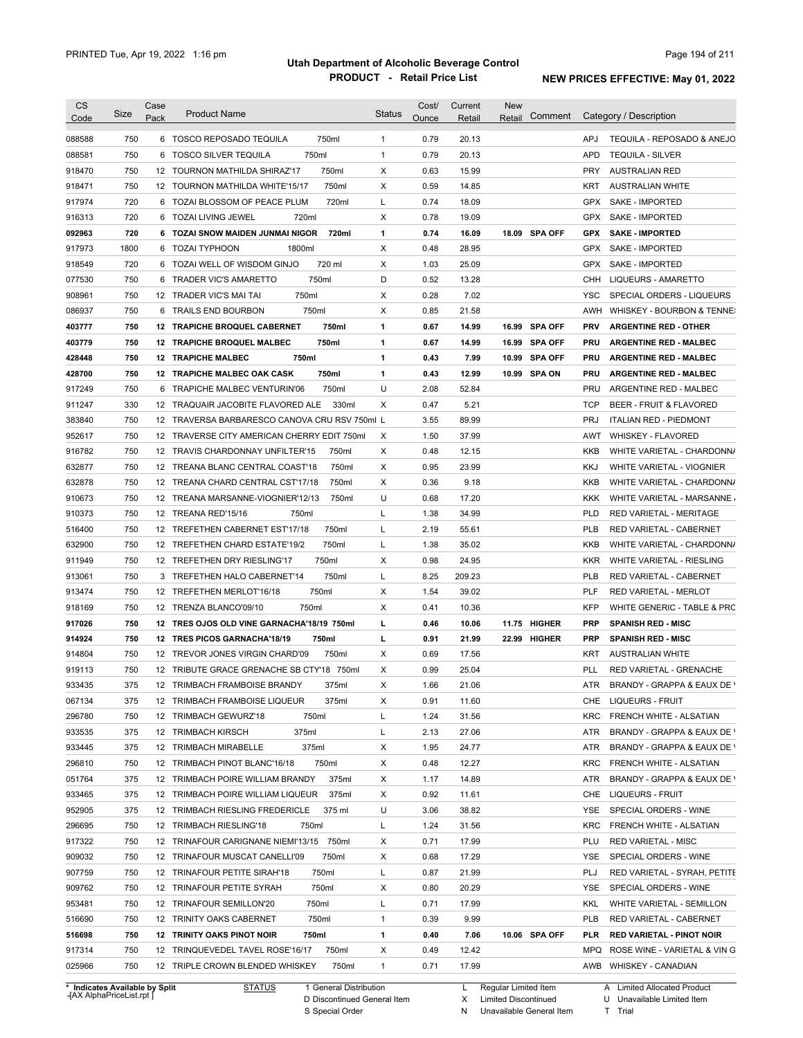# Utah Department of Alcoholic Beverage Control

## PRODUCT - Retail Price List

PRINTED Tue, Apr 19, 2022 1:16 pm

**NEW PRICES EFFECTIVE: May 01, 2022**

| CS Code | Size | Case Pack | Product Name | Status | Cost/ Ounce | Current Retail | New Retail | Comment | Category / Description |
|---|---|---|---|---|---|---|---|---|---|
| 088588 | 750 | 6 | TOSCO REPOSADO TEQUILA 750ml | 1 | 0.79 | 20.13 | | | APJ TEQUILA - REPOSADO & ANEJO |
| 088581 | 750 | 6 | TOSCO SILVER TEQUILA 750ml | 1 | 0.79 | 20.13 | | | APD TEQUILA - SILVER |
| 918470 | 750 | 12 | TOURNON MATHILDA SHIRAZ'17 750ml | X | 0.63 | 15.99 | | | PRY AUSTRALIAN RED |
| 918471 | 750 | 12 | TOURNON MATHILDA WHITE'15/17 750ml | X | 0.59 | 14.85 | | | KRT AUSTRALIAN WHITE |
| 917974 | 720 | 6 | TOZAI BLOSSOM OF PEACE PLUM 720ml | L | 0.74 | 18.09 | | | GPX SAKE - IMPORTED |
| 916313 | 720 | 6 | TOZAI LIVING JEWEL 720ml | X | 0.78 | 19.09 | | | GPX SAKE - IMPORTED |
| **092963** | **720** | **6** | **TOZAI SNOW MAIDEN JUNMAI NIGOR 720ml** | **1** | **0.74** | **16.09** | **18.09** | **SPA OFF** | **GPX SAKE - IMPORTED** |
| 917973 | 1800 | 6 | TOZAI TYPHOON 1800ml | X | 0.48 | 28.95 | | | GPX SAKE - IMPORTED |
| 918549 | 720 | 6 | TOZAI WELL OF WISDOM GINJO 720 ml | X | 1.03 | 25.09 | | | GPX SAKE - IMPORTED |
| 077530 | 750 | 6 | TRADER VIC'S AMARETTO 750ml | D | 0.52 | 13.28 | | | CHH LIQUEURS - AMARETTO |
| 908961 | 750 | 12 | TRADER VIC'S MAI TAI 750ml | X | 0.28 | 7.02 | | | YSC SPECIAL ORDERS - LIQUEURS |
| 086937 | 750 | 6 | TRAILS END BOURBON 750ml | X | 0.85 | 21.58 | | | AWH WHISKEY - BOURBON & TENNE |
| **403777** | **750** | **12** | **TRAPICHE BROQUEL CABERNET 750ml** | **1** | **0.67** | **14.99** | **16.99** | **SPA OFF** | **PRV ARGENTINE RED - OTHER** |
| **403779** | **750** | **12** | **TRAPICHE BROQUEL MALBEC 750ml** | **1** | **0.67** | **14.99** | **16.99** | **SPA OFF** | **PRU ARGENTINE RED - MALBEC** |
| **428448** | **750** | **12** | **TRAPICHE MALBEC 750ml** | **1** | **0.43** | **7.99** | **10.99** | **SPA OFF** | **PRU ARGENTINE RED - MALBEC** |
| **428700** | **750** | **12** | **TRAPICHE MALBEC OAK CASK 750ml** | **1** | **0.43** | **12.99** | **10.99** | **SPA ON** | **PRU ARGENTINE RED - MALBEC** |
| 917249 | 750 | 6 | TRAPICHE MALBEC VENTURIN'06 750ml | U | 2.08 | 52.84 | | | PRU ARGENTINE RED - MALBEC |
| 911247 | 330 | 12 | TRAQUAIR JACOBITE FLAVORED ALE 330ml | X | 0.47 | 5.21 | | | TCP BEER - FRUIT & FLAVORED |
| 383840 | 750 | 12 | TRAVERSA BARBARESCO CANOVA CRU RSV 750ml | L | 3.55 | 89.99 | | | PRJ ITALIAN RED - PIEDMONT |
| 952617 | 750 | 12 | TRAVERSE CITY AMERICAN CHERRY EDIT 750ml | X | 1.50 | 37.99 | | | AWT WHISKEY - FLAVORED |
| 916782 | 750 | 12 | TRAVIS CHARDONNAY UNFILTER'15 750ml | X | 0.48 | 12.15 | | | KKB WHITE VARIETAL - CHARDONN/ |
| 632877 | 750 | 12 | TREANA BLANC CENTRAL COAST'18 750ml | X | 0.95 | 23.99 | | | KKJ WHITE VARIETAL - VIOGNIER |
| 632878 | 750 | 12 | TREANA CHARD CENTRAL CST'17/18 750ml | X | 0.36 | 9.18 | | | KKB WHITE VARIETAL - CHARDONN/ |
| 910673 | 750 | 12 | TREANA MARSANNE-VIOGNIER'12/13 750ml | U | 0.68 | 17.20 | | | KKK WHITE VARIETAL - MARSANNE |
| 910373 | 750 | 12 | TREANA RED'15/16 750ml | L | 1.38 | 34.99 | | | PLD RED VARIETAL - MERITAGE |
| 516400 | 750 | 12 | TREFETHEN CABERNET EST'17/18 750ml | L | 2.19 | 55.61 | | | PLB RED VARIETAL - CABERNET |
| 632900 | 750 | 12 | TREFETHEN CHARD ESTATE'19/2 750ml | L | 1.38 | 35.02 | | | KKB WHITE VARIETAL - CHARDONN/ |
| 911949 | 750 | 12 | TREFETHEN DRY RIESLING'17 750ml | X | 0.98 | 24.95 | | | KKR WHITE VARIETAL - RIESLING |
| 913061 | 750 | 3 | TREFETHEN HALO CABERNET'14 750ml | L | 8.25 | 209.23 | | | PLB RED VARIETAL - CABERNET |
| 913474 | 750 | 12 | TREFETHEN MERLOT'16/18 750ml | X | 1.54 | 39.02 | | | PLF RED VARIETAL - MERLOT |
| 918169 | 750 | 12 | TRENZA BLANCO'09/10 750ml | X | 0.41 | 10.36 | | | KFP WHITE GENERIC - TABLE & PRC |
| **917026** | **750** | **12** | **TRES OJOS OLD VINE GARNACHA'18/19 750ml** | **L** | **0.46** | **10.06** | **11.75** | **HIGHER** | **PRP SPANISH RED - MISC** |
| **914924** | **750** | **12** | **TRES PICOS GARNACHA'18/19 750ml** | **L** | **0.91** | **21.99** | **22.99** | **HIGHER** | **PRP SPANISH RED - MISC** |
| 914804 | 750 | 12 | TREVOR JONES VIRGIN CHARD'09 750ml | X | 0.69 | 17.56 | | | KRT AUSTRALIAN WHITE |
| 919113 | 750 | 12 | TRIBUTE GRACE GRENACHE SB CTY'18 750ml | X | 0.99 | 25.04 | | | PLL RED VARIETAL - GRENACHE |
| 933435 | 375 | 12 | TRIMBACH FRAMBOISE BRANDY 375ml | X | 1.66 | 21.06 | | | ATR BRANDY - GRAPPA & EAUX DE |
| 067134 | 375 | 12 | TRIMBACH FRAMBOISE LIQUEUR 375ml | X | 0.91 | 11.60 | | | CHE LIQUEURS - FRUIT |
| 296780 | 750 | 12 | TRIMBACH GEWURZ'18 750ml | L | 1.24 | 31.56 | | | KRC FRENCH WHITE - ALSATIAN |
| 933535 | 375 | 12 | TRIMBACH KIRSCH 375ml | L | 2.13 | 27.06 | | | ATR BRANDY - GRAPPA & EAUX DE |
| 933445 | 375 | 12 | TRIMBACH MIRABELLE 375ml | X | 1.95 | 24.77 | | | ATR BRANDY - GRAPPA & EAUX DE |
| 296810 | 750 | 12 | TRIMBACH PINOT BLANC'16/18 750ml | X | 0.48 | 12.27 | | | KRC FRENCH WHITE - ALSATIAN |
| 051764 | 375 | 12 | TRIMBACH POIRE WILLIAM BRANDY 375ml | X | 1.17 | 14.89 | | | ATR BRANDY - GRAPPA & EAUX DE |
| 933465 | 375 | 12 | TRIMBACH POIRE WILLIAM LIQUEUR 375ml | X | 0.92 | 11.61 | | | CHE LIQUEURS - FRUIT |
| 952905 | 375 | 12 | TRIMBACH RIESLING FREDERICLE 375 ml | U | 3.06 | 38.82 | | | YSE SPECIAL ORDERS - WINE |
| 296695 | 750 | 12 | TRIMBACH RIESLING'18 750ml | L | 1.24 | 31.56 | | | KRC FRENCH WHITE - ALSATIAN |
| 917322 | 750 | 12 | TRINAFOUR CARIGNANE NIEMI'13/15 750ml | X | 0.71 | 17.99 | | | PLU RED VARIETAL - MISC |
| 909032 | 750 | 12 | TRINAFOUR MUSCAT CANELLI'09 750ml | X | 0.68 | 17.29 | | | YSE SPECIAL ORDERS - WINE |
| 907759 | 750 | 12 | TRINAFOUR PETITE SIRAH'18 750ml | L | 0.87 | 21.99 | | | PLJ RED VARIETAL - SYRAH, PETITE |
| 909762 | 750 | 12 | TRINAFOUR PETITE SYRAH 750ml | X | 0.80 | 20.29 | | | YSE SPECIAL ORDERS - WINE |
| 953481 | 750 | 12 | TRINAFOUR SEMILLON'20 750ml | L | 0.71 | 17.99 | | | KKL WHITE VARIETAL - SEMILLON |
| 516690 | 750 | 12 | TRINITY OAKS CABERNET 750ml | 1 | 0.39 | 9.99 | | | PLB RED VARIETAL - CABERNET |
| **516698** | **750** | **12** | **TRINITY OAKS PINOT NOIR 750ml** | **1** | **0.40** | **7.06** | **10.06** | **SPA OFF** | **PLR RED VARIETAL - PINOT NOIR** |
| 917314 | 750 | 12 | TRINQUEVEDEL TAVEL ROSE'16/17 750ml | X | 0.49 | 12.42 | | | MPQ ROSE WINE - VARIETAL & VIN G |
| 025966 | 750 | 12 | TRIPLE CROWN BLENDED WHISKEY 750ml | 1 | 0.71 | 17.99 | | | AWB WHISKEY - CANADIAN |

\* Indicates Available by Split

| STATUS | | | |
|---|---|---|---|
| 1 General Distribution | L Regular Limited Item | A Limited Allocated Product |
| D Discontinued General Item | X Limited Discontinued | U Unavailable Limited Item |
| S Special Order | N Unavailable General Item | T Trial |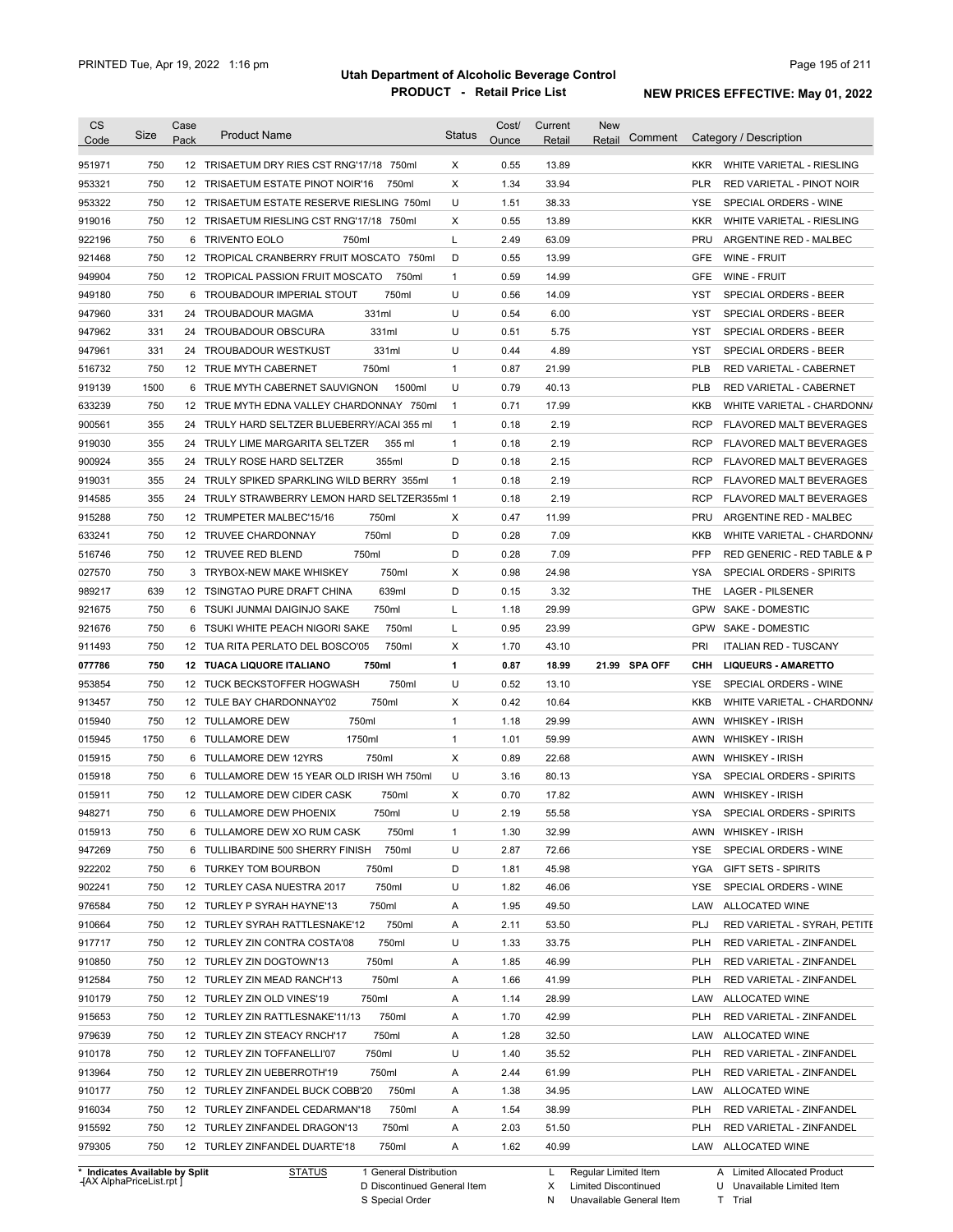# Utah Department of Alcoholic Beverage Control

## PRODUCT - Retail Price List

PRINTED Tue, Apr 19, 2022 1:16 pm

**NEW PRICES EFFECTIVE: May 01, 2022**

| CS Code | Size | Case Pack | Product Name | Status | Cost/ Ounce | Current Retail | New Retail | Comment | Category / Description |
|---|---|---|---|---|---|---|---|---|---|
| 951971 | 750 | 12 | TRISAETUM DRY RIES CST RNG'17/18 750ml | X | 0.55 | 13.89 | | | KKR WHITE VARIETAL - RIESLING |
| 953321 | 750 | 12 | TRISAETUM ESTATE PINOT NOIR'16 750ml | X | 1.34 | 33.94 | | | PLR RED VARIETAL - PINOT NOIR |
| 953322 | 750 | 12 | TRISAETUM ESTATE RESERVE RIESLING 750ml | U | 1.51 | 38.33 | | | YSE SPECIAL ORDERS - WINE |
| 919016 | 750 | 12 | TRISAETUM RIESLING CST RNG'17/18 750ml | X | 0.55 | 13.89 | | | KKR WHITE VARIETAL - RIESLING |
| 922196 | 750 | 6 | TRIVENTO EOLO 750ml | L | 2.49 | 63.09 | | | PRU ARGENTINE RED - MALBEC |
| 921468 | 750 | 12 | TROPICAL CRANBERRY FRUIT MOSCATO 750ml | D | 0.55 | 13.99 | | | GFE WINE - FRUIT |
| 949904 | 750 | 12 | TROPICAL PASSION FRUIT MOSCATO 750ml | 1 | 0.59 | 14.99 | | | GFE WINE - FRUIT |
| 949180 | 750 | 6 | TROUBADOUR IMPERIAL STOUT 750ml | U | 0.56 | 14.09 | | | YST SPECIAL ORDERS - BEER |
| 947960 | 331 | 24 | TROUBADOUR MAGMA 331ml | U | 0.54 | 6.00 | | | YST SPECIAL ORDERS - BEER |
| 947962 | 331 | 24 | TROUBADOUR OBSCURA 331ml | U | 0.51 | 5.75 | | | YST SPECIAL ORDERS - BEER |
| 947961 | 331 | 24 | TROUBADOUR WESTKUST 331ml | U | 0.44 | 4.89 | | | YST SPECIAL ORDERS - BEER |
| 516732 | 750 | 12 | TRUE MYTH CABERNET 750ml | 1 | 0.87 | 21.99 | | | PLB RED VARIETAL - CABERNET |
| 919139 | 1500 | 6 | TRUE MYTH CABERNET SAUVIGNON 1500ml | U | 0.79 | 40.13 | | | PLB RED VARIETAL - CABERNET |
| 633239 | 750 | 12 | TRUE MYTH EDNA VALLEY CHARDONNAY 750ml | 1 | 0.71 | 17.99 | | | KKB WHITE VARIETAL - CHARDONNA |
| 900561 | 355 | 24 | TRULY HARD SELTZER BLUEBERRY/ACAI 355 ml | 1 | 0.18 | 2.19 | | | RCP FLAVORED MALT BEVERAGES |
| 919030 | 355 | 24 | TRULY LIME MARGARITA SELTZER 355 ml | 1 | 0.18 | 2.19 | | | RCP FLAVORED MALT BEVERAGES |
| 900924 | 355 | 24 | TRULY ROSE HARD SELTZER 355ml | D | 0.18 | 2.15 | | | RCP FLAVORED MALT BEVERAGES |
| 919031 | 355 | 24 | TRULY SPIKED SPARKLING WILD BERRY 355ml | 1 | 0.18 | 2.19 | | | RCP FLAVORED MALT BEVERAGES |
| 914585 | 355 | 24 | TRULY STRAWBERRY LEMON HARD SELTZER355ml | 1 | 0.18 | 2.19 | | | RCP FLAVORED MALT BEVERAGES |
| 915288 | 750 | 12 | TRUMPETER MALBEC'15/16 750ml | X | 0.47 | 11.99 | | | PRU ARGENTINE RED - MALBEC |
| 633241 | 750 | 12 | TRUVEE CHARDONNAY 750ml | D | 0.28 | 7.09 | | | KKB WHITE VARIETAL - CHARDONNA |
| 516746 | 750 | 12 | TRUVEE RED BLEND 750ml | D | 0.28 | 7.09 | | | PFP RED GENERIC - RED TABLE & P |
| 027570 | 750 | 3 | TRYBOX-NEW MAKE WHISKEY 750ml | X | 0.98 | 24.98 | | | YSA SPECIAL ORDERS - SPIRITS |
| 989217 | 639 | 12 | TSINGTAO PURE DRAFT CHINA 639ml | D | 0.15 | 3.32 | | | THE LAGER - PILSENER |
| 921675 | 750 | 6 | TSUKI JUNMAI DAIGINJO SAKE 750ml | L | 1.18 | 29.99 | | | GPW SAKE - DOMESTIC |
| 921676 | 750 | 6 | TSUKI WHITE PEACH NIGORI SAKE 750ml | L | 0.95 | 23.99 | | | GPW SAKE - DOMESTIC |
| 911493 | 750 | 12 | TUA RITA PERLATO DEL BOSCO'05 750ml | X | 1.70 | 43.10 | | | PRI ITALIAN RED - TUSCANY |
| **077786** | **750** | **12** | **TUACA LIQUORE ITALIANO 750ml** | **1** | **0.87** | **18.99** | **21.99** | **SPA OFF** | **CHH LIQUEURS - AMARETTO** |
| 953854 | 750 | 12 | TUCK BECKSTOFFER HOGWASH 750ml | U | 0.52 | 13.10 | | | YSE SPECIAL ORDERS - WINE |
| 913457 | 750 | 12 | TULE BAY CHARDONNAY'02 750ml | X | 0.42 | 10.64 | | | KKB WHITE VARIETAL - CHARDONNA |
| 015940 | 750 | 12 | TULLAMORE DEW 750ml | 1 | 1.18 | 29.99 | | | AWN WHISKEY - IRISH |
| 015945 | 1750 | 6 | TULLAMORE DEW 1750ml | 1 | 1.01 | 59.99 | | | AWN WHISKEY - IRISH |
| 015915 | 750 | 6 | TULLAMORE DEW 12YRS 750ml | X | 0.89 | 22.68 | | | AWN WHISKEY - IRISH |
| 015918 | 750 | 6 | TULLAMORE DEW 15 YEAR OLD IRISH WH 750ml | U | 3.16 | 80.13 | | | YSA SPECIAL ORDERS - SPIRITS |
| 015911 | 750 | 12 | TULLAMORE DEW CIDER CASK 750ml | X | 0.70 | 17.82 | | | AWN WHISKEY - IRISH |
| 948271 | 750 | 6 | TULLAMORE DEW PHOENIX 750ml | U | 2.19 | 55.58 | | | YSA SPECIAL ORDERS - SPIRITS |
| 015913 | 750 | 6 | TULLAMORE DEW XO RUM CASK 750ml | 1 | 1.30 | 32.99 | | | AWN WHISKEY - IRISH |
| 947269 | 750 | 6 | TULLIBARDINE 500 SHERRY FINISH 750ml | U | 2.87 | 72.66 | | | YSE SPECIAL ORDERS - WINE |
| 922202 | 750 | 6 | TURKEY TOM BOURBON 750ml | D | 1.81 | 45.98 | | | YGA GIFT SETS - SPIRITS |
| 902241 | 750 | 12 | TURLEY CASA NUESTRA 2017 750ml | U | 1.82 | 46.06 | | | YSE SPECIAL ORDERS - WINE |
| 976584 | 750 | 12 | TURLEY P SYRAH HAYNE'13 750ml | A | 1.95 | 49.50 | | | LAW ALLOCATED WINE |
| 910664 | 750 | 12 | TURLEY SYRAH RATTLESNAKE'12 750ml | A | 2.11 | 53.50 | | | PLJ RED VARIETAL - SYRAH, PETITE |
| 917717 | 750 | 12 | TURLEY ZIN CONTRA COSTA'08 750ml | U | 1.33 | 33.75 | | | PLH RED VARIETAL - ZINFANDEL |
| 910850 | 750 | 12 | TURLEY ZIN DOGTOWN'13 750ml | A | 1.85 | 46.99 | | | PLH RED VARIETAL - ZINFANDEL |
| 912584 | 750 | 12 | TURLEY ZIN MEAD RANCH'13 750ml | A | 1.66 | 41.99 | | | PLH RED VARIETAL - ZINFANDEL |
| 910179 | 750 | 12 | TURLEY ZIN OLD VINES'19 750ml | A | 1.14 | 28.99 | | | LAW ALLOCATED WINE |
| 915653 | 750 | 12 | TURLEY ZIN RATTLESNAKE'11/13 750ml | A | 1.70 | 42.99 | | | PLH RED VARIETAL - ZINFANDEL |
| 979639 | 750 | 12 | TURLEY ZIN STEACY RNCH'17 750ml | A | 1.28 | 32.50 | | | LAW ALLOCATED WINE |
| 910178 | 750 | 12 | TURLEY ZIN TOFFANELLI'07 750ml | U | 1.40 | 35.52 | | | PLH RED VARIETAL - ZINFANDEL |
| 913964 | 750 | 12 | TURLEY ZIN UEBERROTH'19 750ml | A | 2.44 | 61.99 | | | PLH RED VARIETAL - ZINFANDEL |
| 910177 | 750 | 12 | TURLEY ZINFANDEL BUCK COBB'20 750ml | A | 1.38 | 34.95 | | | LAW ALLOCATED WINE |
| 916034 | 750 | 12 | TURLEY ZINFANDEL CEDARMAN'18 750ml | A | 1.54 | 38.99 | | | PLH RED VARIETAL - ZINFANDEL |
| 915592 | 750 | 12 | TURLEY ZINFANDEL DRAGON'13 750ml | A | 2.03 | 51.50 | | | PLH RED VARIETAL - ZINFANDEL |
| 979305 | 750 | 12 | TURLEY ZINFANDEL DUARTE'18 750ml | A | 1.62 | 40.99 | | | LAW ALLOCATED WINE |

\* Indicates Available by Split

STATUS: 1 General Distribution; D Discontinued General Item; S Special Order; L Regular Limited Item; X Limited Discontinued; N Unavailable General Item; A Limited Allocated Product; U Unavailable Limited Item; T Trial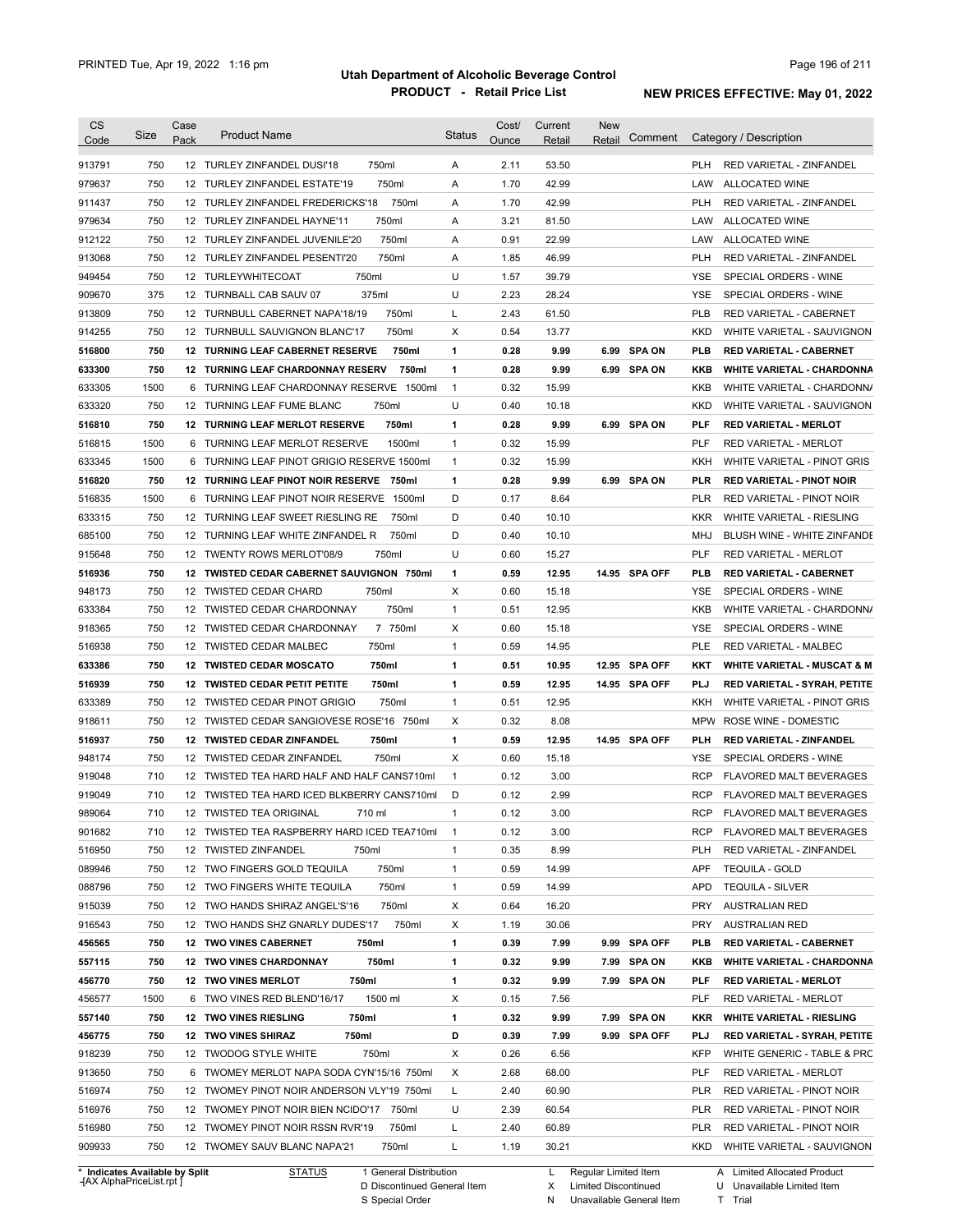# Utah Department of Alcoholic Beverage Control

## PRODUCT - Retail Price List

PRINTED Tue, Apr 19, 2022 1:16 pm

**NEW PRICES EFFECTIVE: May 01, 2022**

| CS Code | Size | Case Pack | Product Name | Status | Cost/ Ounce | Current Retail | New Retail | Comment | Category / Description |
|---|---|---|---|---|---|---|---|---|---|
| 913791 | 750 | 12 | TURLEY ZINFANDEL DUSI'18 750ml | A | 2.11 | 53.50 | | | PLH RED VARIETAL - ZINFANDEL |
| 979637 | 750 | 12 | TURLEY ZINFANDEL ESTATE'19 750ml | A | 1.70 | 42.99 | | | LAW ALLOCATED WINE |
| 911437 | 750 | 12 | TURLEY ZINFANDEL FREDERICKS'18 750ml | A | 1.70 | 42.99 | | | PLH RED VARIETAL - ZINFANDEL |
| 979634 | 750 | 12 | TURLEY ZINFANDEL HAYNE'11 750ml | A | 3.21 | 81.50 | | | LAW ALLOCATED WINE |
| 912122 | 750 | 12 | TURLEY ZINFANDEL JUVENILE'20 750ml | A | 0.91 | 22.99 | | | LAW ALLOCATED WINE |
| 913068 | 750 | 12 | TURLEY ZINFANDEL PESENTI'20 750ml | A | 1.85 | 46.99 | | | PLH RED VARIETAL - ZINFANDEL |
| 949454 | 750 | 12 | TURLEYWHITECOAT 750ml | U | 1.57 | 39.79 | | | YSE SPECIAL ORDERS - WINE |
| 909670 | 375 | 12 | TURNBALL CAB SAUV 07 375ml | U | 2.23 | 28.24 | | | YSE SPECIAL ORDERS - WINE |
| 913809 | 750 | 12 | TURNBULL CABERNET NAPA'18/19 750ml | L | 2.43 | 61.50 | | | PLB RED VARIETAL - CABERNET |
| 914255 | 750 | 12 | TURNBULL SAUVIGNON BLANC'17 750ml | X | 0.54 | 13.77 | | | KKD WHITE VARIETAL - SAUVIGNON |
| **516800** | **750** | **12** | **TURNING LEAF CABERNET RESERVE 750ml** | **1** | **0.28** | **9.99** | **6.99** | **SPA ON** | **PLB RED VARIETAL - CABERNET** |
| **633300** | **750** | **12** | **TURNING LEAF CHARDONNAY RESERV 750ml** | **1** | **0.28** | **9.99** | **6.99** | **SPA ON** | **KKB WHITE VARIETAL - CHARDONNA** |
| 633305 | 1500 | 6 | TURNING LEAF CHARDONNAY RESERVE 1500ml | 1 | 0.32 | 15.99 | | | KKB WHITE VARIETAL - CHARDONNA |
| 633320 | 750 | 12 | TURNING LEAF FUME BLANC 750ml | U | 0.40 | 10.18 | | | KKD WHITE VARIETAL - SAUVIGNON |
| **516810** | **750** | **12** | **TURNING LEAF MERLOT RESERVE 750ml** | **1** | **0.28** | **9.99** | **6.99** | **SPA ON** | **PLF RED VARIETAL - MERLOT** |
| 516815 | 1500 | 6 | TURNING LEAF MERLOT RESERVE 1500ml | 1 | 0.32 | 15.99 | | | PLF RED VARIETAL - MERLOT |
| 633345 | 1500 | 6 | TURNING LEAF PINOT GRIGIO RESERVE 1500ml | 1 | 0.32 | 15.99 | | | KKH WHITE VARIETAL - PINOT GRIS |
| **516820** | **750** | **12** | **TURNING LEAF PINOT NOIR RESERVE 750ml** | **1** | **0.28** | **9.99** | **6.99** | **SPA ON** | **PLR RED VARIETAL - PINOT NOIR** |
| 516835 | 1500 | 6 | TURNING LEAF PINOT NOIR RESERVE 1500ml | D | 0.17 | 8.64 | | | PLR RED VARIETAL - PINOT NOIR |
| 633315 | 750 | 12 | TURNING LEAF SWEET RIESLING RE 750ml | D | 0.40 | 10.10 | | | KKR WHITE VARIETAL - RIESLING |
| 685100 | 750 | 12 | TURNING LEAF WHITE ZINFANDEL R 750ml | D | 0.40 | 10.10 | | | MHJ BLUSH WINE - WHITE ZINFANDE |
| 915648 | 750 | 12 | TWENTY ROWS MERLOT'08/9 750ml | U | 0.60 | 15.27 | | | PLF RED VARIETAL - MERLOT |
| **516936** | **750** | **12** | **TWISTED CEDAR CABERNET SAUVIGNON 750ml** | **1** | **0.59** | **12.95** | **14.95** | **SPA OFF** | **PLB RED VARIETAL - CABERNET** |
| 948173 | 750 | 12 | TWISTED CEDAR CHARD 750ml | X | 0.60 | 15.18 | | | YSE SPECIAL ORDERS - WINE |
| 633384 | 750 | 12 | TWISTED CEDAR CHARDONNAY 750ml | 1 | 0.51 | 12.95 | | | KKB WHITE VARIETAL - CHARDONNA |
| 918365 | 750 | 12 | TWISTED CEDAR CHARDONNAY 7 750ml | X | 0.60 | 15.18 | | | YSE SPECIAL ORDERS - WINE |
| 516938 | 750 | 12 | TWISTED CEDAR MALBEC 750ml | 1 | 0.59 | 14.95 | | | PLE RED VARIETAL - MALBEC |
| **633386** | **750** | **12** | **TWISTED CEDAR MOSCATO 750ml** | **1** | **0.51** | **10.95** | **12.95** | **SPA OFF** | **KKT WHITE VARIETAL - MUSCAT & M** |
| **516939** | **750** | **12** | **TWISTED CEDAR PETIT PETITE 750ml** | **1** | **0.59** | **12.95** | **14.95** | **SPA OFF** | **PLJ RED VARIETAL - SYRAH, PETITE** |
| 633389 | 750 | 12 | TWISTED CEDAR PINOT GRIGIO 750ml | 1 | 0.51 | 12.95 | | | KKH WHITE VARIETAL - PINOT GRIS |
| 918611 | 750 | 12 | TWISTED CEDAR SANGIOVESE ROSE'16 750ml | X | 0.32 | 8.08 | | | MPW ROSE WINE - DOMESTIC |
| **516937** | **750** | **12** | **TWISTED CEDAR ZINFANDEL 750ml** | **1** | **0.59** | **12.95** | **14.95** | **SPA OFF** | **PLH RED VARIETAL - ZINFANDEL** |
| 948174 | 750 | 12 | TWISTED CEDAR ZINFANDEL 750ml | X | 0.60 | 15.18 | | | YSE SPECIAL ORDERS - WINE |
| 919048 | 710 | 12 | TWISTED TEA HARD HALF AND HALF CANS710ml | 1 | 0.12 | 3.00 | | | RCP FLAVORED MALT BEVERAGES |
| 919049 | 710 | 12 | TWISTED TEA HARD ICED BLKBERRY CANS710ml | D | 0.12 | 2.99 | | | RCP FLAVORED MALT BEVERAGES |
| 989064 | 710 | 12 | TWISTED TEA ORIGINAL 710 ml | 1 | 0.12 | 3.00 | | | RCP FLAVORED MALT BEVERAGES |
| 901682 | 710 | 12 | TWISTED TEA RASPBERRY HARD ICED TEA710ml | 1 | 0.12 | 3.00 | | | RCP FLAVORED MALT BEVERAGES |
| 516950 | 750 | 12 | TWISTED ZINFANDEL 750ml | 1 | 0.35 | 8.99 | | | PLH RED VARIETAL - ZINFANDEL |
| 089946 | 750 | 12 | TWO FINGERS GOLD TEQUILA 750ml | 1 | 0.59 | 14.99 | | | APF TEQUILA - GOLD |
| 088796 | 750 | 12 | TWO FINGERS WHITE TEQUILA 750ml | 1 | 0.59 | 14.99 | | | APD TEQUILA - SILVER |
| 915039 | 750 | 12 | TWO HANDS SHIRAZ ANGEL'S'16 750ml | X | 0.64 | 16.20 | | | PRY AUSTRALIAN RED |
| 916543 | 750 | 12 | TWO HANDS SHZ GNARLY DUDES'17 750ml | X | 1.19 | 30.06 | | | PRY AUSTRALIAN RED |
| **456565** | **750** | **12** | **TWO VINES CABERNET 750ml** | **1** | **0.39** | **7.99** | **9.99** | **SPA OFF** | **PLB RED VARIETAL - CABERNET** |
| **557115** | **750** | **12** | **TWO VINES CHARDONNAY 750ml** | **1** | **0.32** | **9.99** | **7.99** | **SPA ON** | **KKB WHITE VARIETAL - CHARDONNA** |
| **456770** | **750** | **12** | **TWO VINES MERLOT 750ml** | **1** | **0.32** | **9.99** | **7.99** | **SPA ON** | **PLF RED VARIETAL - MERLOT** |
| 456577 | 1500 | 6 | TWO VINES RED BLEND'16/17 1500 ml | X | 0.15 | 7.56 | | | PLF RED VARIETAL - MERLOT |
| **557140** | **750** | **12** | **TWO VINES RIESLING 750ml** | **1** | **0.32** | **9.99** | **7.99** | **SPA ON** | **KKR WHITE VARIETAL - RIESLING** |
| **456775** | **750** | **12** | **TWO VINES SHIRAZ 750ml** | **D** | **0.39** | **7.99** | **9.99** | **SPA OFF** | **PLJ RED VARIETAL - SYRAH, PETITE** |
| 918239 | 750 | 12 | TWODOG STYLE WHITE 750ml | X | 0.26 | 6.56 | | | KFP WHITE GENERIC - TABLE & PRC |
| 913650 | 750 | 6 | TWOMEY MERLOT NAPA SODA CYN'15/16 750ml | X | 2.68 | 68.00 | | | PLF RED VARIETAL - MERLOT |
| 516974 | 750 | 12 | TWOMEY PINOT NOIR ANDERSON VLY'19 750ml | L | 2.40 | 60.90 | | | PLR RED VARIETAL - PINOT NOIR |
| 516976 | 750 | 12 | TWOMEY PINOT NOIR BIEN NCIDO'17 750ml | U | 2.39 | 60.54 | | | PLR RED VARIETAL - PINOT NOIR |
| 516980 | 750 | 12 | TWOMEY PINOT NOIR RSSN RVR'19 750ml | L | 2.40 | 60.89 | | | PLR RED VARIETAL - PINOT NOIR |
| 909933 | 750 | 12 | TWOMEY SAUV BLANC NAPA'21 750ml | L | 1.19 | 30.21 | | | KKD WHITE VARIETAL - SAUVIGNON |

\* Indicates Available by Split

STATUS: 1 General Distribution; D Discontinued General Item; S Special Order; L Regular Limited Item; X Limited Discontinued; N Unavailable General Item; A Limited Allocated Product; U Unavailable Limited Item; T Trial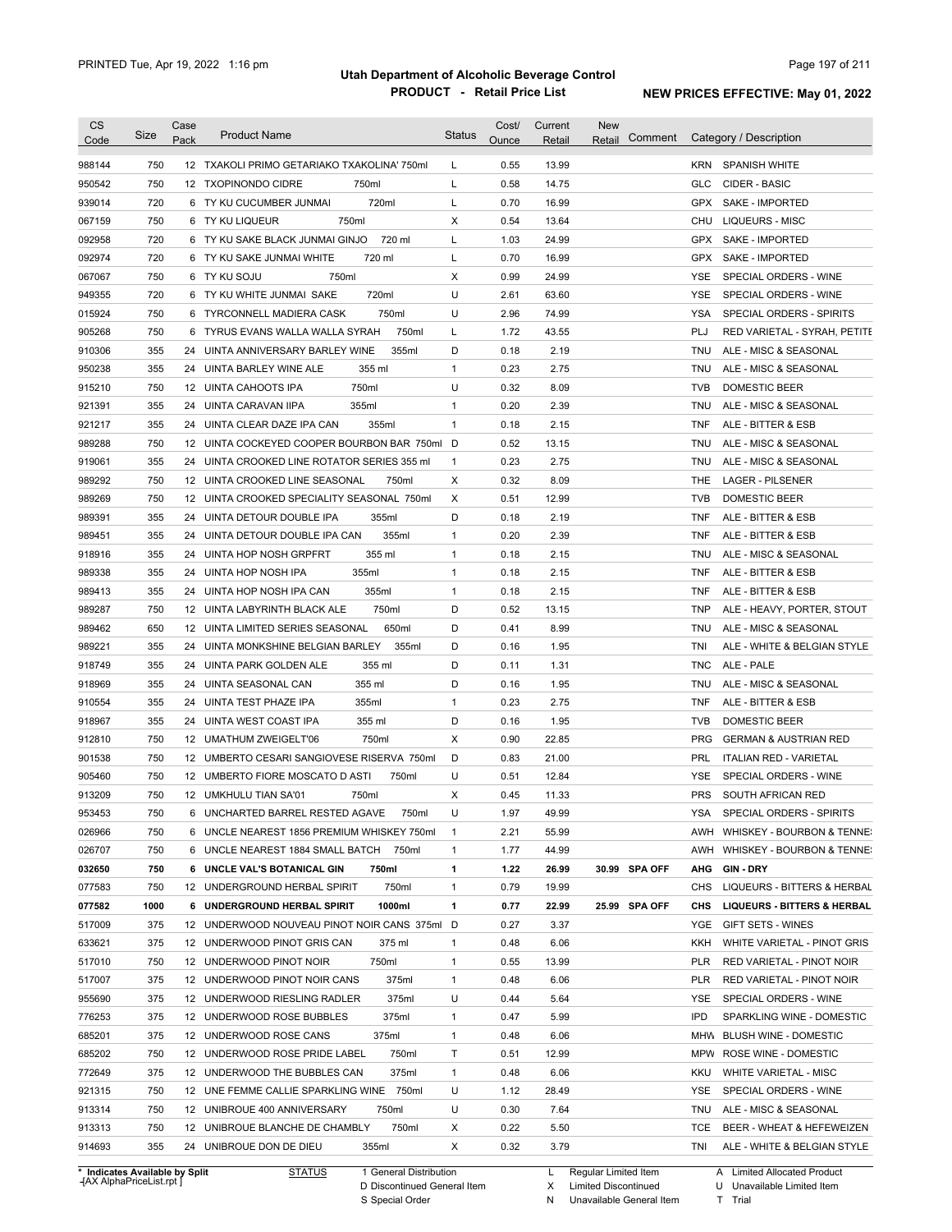# Utah Department of Alcoholic Beverage Control

## PRODUCT - Retail Price List

PRINTED Tue, Apr 19, 2022 1:16 pm

**NEW PRICES EFFECTIVE: May 01, 2022**

| CS Code | Size | Case Pack | Product Name | Status | Cost/ Ounce | Current Retail | New Retail | Comment | Category / Description |
|---|---|---|---|---|---|---|---|---|---|
| 988144 | 750 | 12 | TXAKOLI PRIMO GETARIAKO TXAKOLINA' 750ml | L | 0.55 | 13.99 | | | KRN SPANISH WHITE |
| 950542 | 750 | 12 | TXOPINONDO CIDRE 750ml | L | 0.58 | 14.75 | | | GLC CIDER - BASIC |
| 939014 | 720 | 6 | TY KU CUCUMBER JUNMAI 720ml | L | 0.70 | 16.99 | | | GPX SAKE - IMPORTED |
| 067159 | 750 | 6 | TY KU LIQUEUR 750ml | X | 0.54 | 13.64 | | | CHU LIQUEURS - MISC |
| 092958 | 720 | 6 | TY KU SAKE BLACK JUNMAI GINJO 720 ml | L | 1.03 | 24.99 | | | GPX SAKE - IMPORTED |
| 092974 | 720 | 6 | TY KU SAKE JUNMAI WHITE 720 ml | L | 0.70 | 16.99 | | | GPX SAKE - IMPORTED |
| 067067 | 750 | 6 | TY KU SOJU 750ml | X | 0.99 | 24.99 | | | YSE SPECIAL ORDERS - WINE |
| 949355 | 720 | 6 | TY KU WHITE JUNMAI SAKE 720ml | U | 2.61 | 63.60 | | | YSE SPECIAL ORDERS - WINE |
| 015924 | 750 | 6 | TYRCONNELL MADIERA CASK 750ml | U | 2.96 | 74.99 | | | YSA SPECIAL ORDERS - SPIRITS |
| 905268 | 750 | 6 | TYRUS EVANS WALLA WALLA SYRAH 750ml | L | 1.72 | 43.55 | | | PLJ RED VARIETAL - SYRAH, PETITE |
| 910306 | 355 | 24 | UINTA ANNIVERSARY BARLEY WINE 355ml | D | 0.18 | 2.19 | | | TNU ALE - MISC & SEASONAL |
| 950238 | 355 | 24 | UINTA BARLEY WINE ALE 355 ml | 1 | 0.23 | 2.75 | | | TNU ALE - MISC & SEASONAL |
| 915210 | 750 | 12 | UINTA CAHOOTS IPA 750ml | U | 0.32 | 8.09 | | | TVB DOMESTIC BEER |
| 921391 | 355 | 24 | UINTA CARAVAN IIPA 355ml | 1 | 0.20 | 2.39 | | | TNU ALE - MISC & SEASONAL |
| 921217 | 355 | 24 | UINTA CLEAR DAZE IPA CAN 355ml | 1 | 0.18 | 2.15 | | | TNF ALE - BITTER & ESB |
| 989288 | 750 | 12 | UINTA COCKEYED COOPER BOURBON BAR 750ml | D | 0.52 | 13.15 | | | TNU ALE - MISC & SEASONAL |
| 919061 | 355 | 24 | UINTA CROOKED LINE ROTATOR SERIES 355 ml | 1 | 0.23 | 2.75 | | | TNU ALE - MISC & SEASONAL |
| 989292 | 750 | 12 | UINTA CROOKED LINE SEASONAL 750ml | X | 0.32 | 8.09 | | | THE LAGER - PILSENER |
| 989269 | 750 | 12 | UINTA CROOKED SPECIALITY SEASONAL 750ml | X | 0.51 | 12.99 | | | TVB DOMESTIC BEER |
| 989391 | 355 | 24 | UINTA DETOUR DOUBLE IPA 355ml | D | 0.18 | 2.19 | | | TNF ALE - BITTER & ESB |
| 989451 | 355 | 24 | UINTA DETOUR DOUBLE IPA CAN 355ml | 1 | 0.20 | 2.39 | | | TNF ALE - BITTER & ESB |
| 918916 | 355 | 24 | UINTA HOP NOSH GRPFRT 355 ml | 1 | 0.18 | 2.15 | | | TNU ALE - MISC & SEASONAL |
| 989338 | 355 | 24 | UINTA HOP NOSH IPA 355ml | 1 | 0.18 | 2.15 | | | TNF ALE - BITTER & ESB |
| 989413 | 355 | 24 | UINTA HOP NOSH IPA CAN 355ml | 1 | 0.18 | 2.15 | | | TNF ALE - BITTER & ESB |
| 989287 | 750 | 12 | UINTA LABYRINTH BLACK ALE 750ml | D | 0.52 | 13.15 | | | TNP ALE - HEAVY, PORTER, STOUT |
| 989462 | 650 | 12 | UINTA LIMITED SERIES SEASONAL 650ml | D | 0.41 | 8.99 | | | TNU ALE - MISC & SEASONAL |
| 989221 | 355 | 24 | UINTA MONKSHINE BELGIAN BARLEY 355ml | D | 0.16 | 1.95 | | | TNI ALE - WHITE & BELGIAN STYLE |
| 918749 | 355 | 24 | UINTA PARK GOLDEN ALE 355 ml | D | 0.11 | 1.31 | | | TNC ALE - PALE |
| 918969 | 355 | 24 | UINTA SEASONAL CAN 355 ml | D | 0.16 | 1.95 | | | TNU ALE - MISC & SEASONAL |
| 910554 | 355 | 24 | UINTA TEST PHAZE IPA 355ml | 1 | 0.23 | 2.75 | | | TNF ALE - BITTER & ESB |
| 918967 | 355 | 24 | UINTA WEST COAST IPA 355 ml | D | 0.16 | 1.95 | | | TVB DOMESTIC BEER |
| 912810 | 750 | 12 | UMATHUM ZWEIGELT'06 750ml | X | 0.90 | 22.85 | | | PRG GERMAN & AUSTRIAN RED |
| 901538 | 750 | 12 | UMBERTO CESARI SANGIOVESE RISERVA 750ml | D | 0.83 | 21.00 | | | PRL ITALIAN RED - VARIETAL |
| 905460 | 750 | 12 | UMBERTO FIORE MOSCATO D ASTI 750ml | U | 0.51 | 12.84 | | | YSE SPECIAL ORDERS - WINE |
| 913209 | 750 | 12 | UMKHULU TIAN SA'01 750ml | X | 0.45 | 11.33 | | | PRS SOUTH AFRICAN RED |
| 953453 | 750 | 6 | UNCHARTED BARREL RESTED AGAVE 750ml | U | 1.97 | 49.99 | | | YSA SPECIAL ORDERS - SPIRITS |
| 026966 | 750 | 6 | UNCLE NEAREST 1856 PREMIUM WHISKEY 750ml | 1 | 2.21 | 55.99 | | | AWH WHISKEY - BOURBON & TENNE |
| 026707 | 750 | 6 | UNCLE NEAREST 1884 SMALL BATCH 750ml | 1 | 1.77 | 44.99 | | | AWH WHISKEY - BOURBON & TENNE |
| **032650** | **750** | **6** | **UNCLE VAL'S BOTANICAL GIN 750ml** | **1** | **1.22** | **26.99** | **30.99** | **SPA OFF** | **AHG GIN - DRY** |
| 077583 | 750 | 12 | UNDERGROUND HERBAL SPIRIT 750ml | 1 | 0.79 | 19.99 | | | CHS LIQUEURS - BITTERS & HERBAL |
| **077582** | **1000** | **6** | **UNDERGROUND HERBAL SPIRIT 1000ml** | **1** | **0.77** | **22.99** | **25.99** | **SPA OFF** | **CHS LIQUEURS - BITTERS & HERBAL** |
| 517009 | 375 | 12 | UNDERWOOD NOUVEAU PINOT NOIR CANS 375ml | D | 0.27 | 3.37 | | | YGE GIFT SETS - WINES |
| 633621 | 375 | 12 | UNDERWOOD PINOT GRIS CAN 375 ml | 1 | 0.48 | 6.06 | | | KKH WHITE VARIETAL - PINOT GRIS |
| 517010 | 750 | 12 | UNDERWOOD PINOT NOIR 750ml | 1 | 0.55 | 13.99 | | | PLR RED VARIETAL - PINOT NOIR |
| 517007 | 375 | 12 | UNDERWOOD PINOT NOIR CANS 375ml | 1 | 0.48 | 6.06 | | | PLR RED VARIETAL - PINOT NOIR |
| 955690 | 375 | 12 | UNDERWOOD RIESLING RADLER 375ml | U | 0.44 | 5.64 | | | YSE SPECIAL ORDERS - WINE |
| 776253 | 375 | 12 | UNDERWOOD ROSE BUBBLES 375ml | 1 | 0.47 | 5.99 | | | IPD SPARKLING WINE - DOMESTIC |
| 685201 | 375 | 12 | UNDERWOOD ROSE CANS 375ml | 1 | 0.48 | 6.06 | | | MHW BLUSH WINE - DOMESTIC |
| 685202 | 750 | 12 | UNDERWOOD ROSE PRIDE LABEL 750ml | T | 0.51 | 12.99 | | | MPW ROSE WINE - DOMESTIC |
| 772649 | 375 | 12 | UNDERWOOD THE BUBBLES CAN 375ml | 1 | 0.48 | 6.06 | | | KKU WHITE VARIETAL - MISC |
| 921315 | 750 | 12 | UNE FEMME CALLIE SPARKLING WINE 750ml | U | 1.12 | 28.49 | | | YSE SPECIAL ORDERS - WINE |
| 913314 | 750 | 12 | UNIBROUE 400 ANNIVERSARY 750ml | U | 0.30 | 7.64 | | | TNU ALE - MISC & SEASONAL |
| 913313 | 750 | 12 | UNIBROUE BLANCHE DE CHAMBLY 750ml | X | 0.22 | 5.50 | | | TCE BEER - WHEAT & HEFEWEIZEN |
| 914693 | 355 | 24 | UNIBROUE DON DE DIEU 355ml | X | 0.32 | 3.79 | | | TNI ALE - WHITE & BELGIAN STYLE |

\* Indicates Available by Split

STATUS: 1 General Distribution; D Discontinued General Item; S Special Order; L Regular Limited Item; X Limited Discontinued; N Unavailable General Item; A Limited Allocated Product; U Unavailable Limited Item; T Trial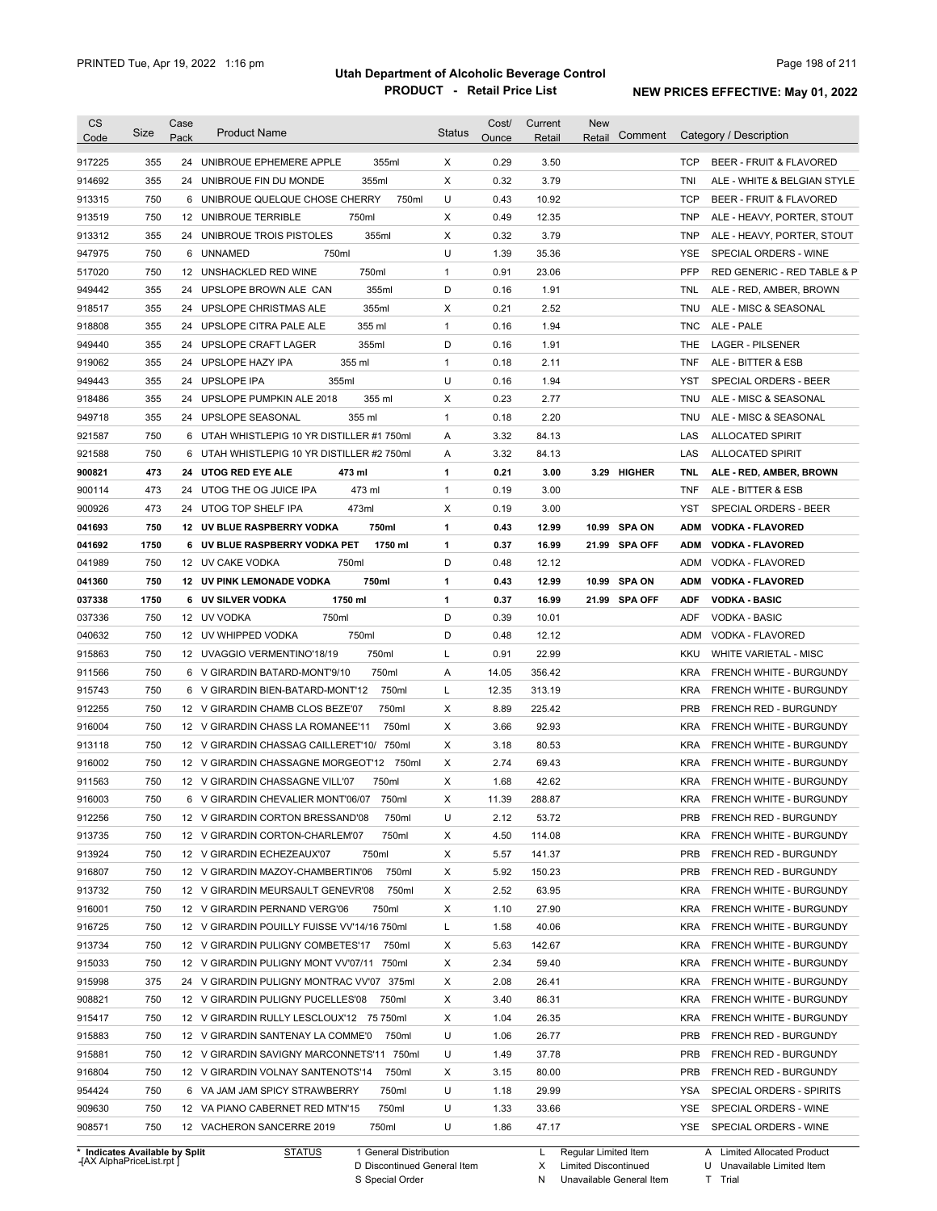# Utah Department of Alcoholic Beverage Control

## PRODUCT - Retail Price List

PRINTED Tue, Apr 19, 2022 1:16 pm

**NEW PRICES EFFECTIVE: May 01, 2022**

| CS Code | Size | Case Pack | Product Name | Status | Cost/ Ounce | Current Retail | New Retail | Comment | Category / Description |
|---|---|---|---|---|---|---|---|---|---|
| 917225 | 355 | 24 | UNIBROUE EPHEMERE APPLE 355ml | X | 0.29 | 3.50 | | | TCP BEER - FRUIT & FLAVORED |
| 914692 | 355 | 24 | UNIBROUE FIN DU MONDE 355ml | X | 0.32 | 3.79 | | | TNI ALE - WHITE & BELGIAN STYLE |
| 913315 | 750 | 6 | UNIBROUE QUELQUE CHOSE CHERRY 750ml | U | 0.43 | 10.92 | | | TCP BEER - FRUIT & FLAVORED |
| 913519 | 750 | 12 | UNIBROUE TERRIBLE 750ml | X | 0.49 | 12.35 | | | TNP ALE - HEAVY, PORTER, STOUT |
| 913312 | 355 | 24 | UNIBROUE TROIS PISTOLES 355ml | X | 0.32 | 3.79 | | | TNP ALE - HEAVY, PORTER, STOUT |
| 947975 | 750 | 6 | UNNAMED 750ml | U | 1.39 | 35.36 | | | YSE SPECIAL ORDERS - WINE |
| 517020 | 750 | 12 | UNSHACKLED RED WINE 750ml | 1 | 0.91 | 23.06 | | | PFP RED GENERIC - RED TABLE & P |
| 949442 | 355 | 24 | UPSLOPE BROWN ALE CAN 355ml | D | 0.16 | 1.91 | | | TNL ALE - RED, AMBER, BROWN |
| 918517 | 355 | 24 | UPSLOPE CHRISTMAS ALE 355ml | X | 0.21 | 2.52 | | | TNU ALE - MISC & SEASONAL |
| 918808 | 355 | 24 | UPSLOPE CITRA PALE ALE 355 ml | 1 | 0.16 | 1.94 | | | TNC ALE - PALE |
| 949440 | 355 | 24 | UPSLOPE CRAFT LAGER 355ml | D | 0.16 | 1.91 | | | THE LAGER - PILSENER |
| 919062 | 355 | 24 | UPSLOPE HAZY IPA 355 ml | 1 | 0.18 | 2.11 | | | TNF ALE - BITTER & ESB |
| 949443 | 355 | 24 | UPSLOPE IPA 355ml | U | 0.16 | 1.94 | | | YST SPECIAL ORDERS - BEER |
| 918486 | 355 | 24 | UPSLOPE PUMPKIN ALE 2018 355 ml | X | 0.23 | 2.77 | | | TNU ALE - MISC & SEASONAL |
| 949718 | 355 | 24 | UPSLOPE SEASONAL 355 ml | 1 | 0.18 | 2.20 | | | TNU ALE - MISC & SEASONAL |
| 921587 | 750 | 6 | UTAH WHISTLEPIG 10 YR DISTILLER #1 750ml | A | 3.32 | 84.13 | | | LAS ALLOCATED SPIRIT |
| 921588 | 750 | 6 | UTAH WHISTLEPIG 10 YR DISTILLER #2 750ml | A | 3.32 | 84.13 | | | LAS ALLOCATED SPIRIT |
| **900821** | **473** | **24** | **UTOG RED EYE ALE 473 ml** | **1** | **0.21** | **3.00** | **3.29** | **HIGHER** | **TNL ALE - RED, AMBER, BROWN** |
| 900114 | 473 | 24 | UTOG THE OG JUICE IPA 473 ml | 1 | 0.19 | 3.00 | | | TNF ALE - BITTER & ESB |
| 900926 | 473 | 24 | UTOG TOP SHELF IPA 473ml | X | 0.19 | 3.00 | | | YST SPECIAL ORDERS - BEER |
| **041693** | **750** | **12** | **UV BLUE RASPBERRY VODKA 750ml** | **1** | **0.43** | **12.99** | **10.99** | **SPA ON** | **ADM VODKA - FLAVORED** |
| **041692** | **1750** | **6** | **UV BLUE RASPBERRY VODKA PET 1750 ml** | **1** | **0.37** | **16.99** | **21.99** | **SPA OFF** | **ADM VODKA - FLAVORED** |
| 041989 | 750 | 12 | UV CAKE VODKA 750ml | D | 0.48 | 12.12 | | | ADM VODKA - FLAVORED |
| **041360** | **750** | **12** | **UV PINK LEMONADE VODKA 750ml** | **1** | **0.43** | **12.99** | **10.99** | **SPA ON** | **ADM VODKA - FLAVORED** |
| **037338** | **1750** | **6** | **UV SILVER VODKA 1750 ml** | **1** | **0.37** | **16.99** | **21.99** | **SPA OFF** | **ADF VODKA - BASIC** |
| 037336 | 750 | 12 | UV VODKA 750ml | D | 0.39 | 10.01 | | | ADF VODKA - BASIC |
| 040632 | 750 | 12 | UV WHIPPED VODKA 750ml | D | 0.48 | 12.12 | | | ADM VODKA - FLAVORED |
| 915863 | 750 | 12 | UVAGGIO VERMENTINO'18/19 750ml | L | 0.91 | 22.99 | | | KKU WHITE VARIETAL - MISC |
| 911566 | 750 | 6 | V GIRARDIN BATARD-MONT'9/10 750ml | A | 14.05 | 356.42 | | | KRA FRENCH WHITE - BURGUNDY |
| 915743 | 750 | 6 | V GIRARDIN BIEN-BATARD-MONT'12 750ml | L | 12.35 | 313.19 | | | KRA FRENCH WHITE - BURGUNDY |
| 912255 | 750 | 12 | V GIRARDIN CHAMB CLOS BEZE'07 750ml | X | 8.89 | 225.42 | | | PRB FRENCH RED - BURGUNDY |
| 916004 | 750 | 12 | V GIRARDIN CHASS LA ROMANEE'11 750ml | X | 3.66 | 92.93 | | | KRA FRENCH WHITE - BURGUNDY |
| 913118 | 750 | 12 | V GIRARDIN CHASSAG CAILLERET'10/ 750ml | X | 3.18 | 80.53 | | | KRA FRENCH WHITE - BURGUNDY |
| 916002 | 750 | 12 | V GIRARDIN CHASSAGNE MORGEOT'12 750ml | X | 2.74 | 69.43 | | | KRA FRENCH WHITE - BURGUNDY |
| 911563 | 750 | 12 | V GIRARDIN CHASSAGNE VILL'07 750ml | X | 1.68 | 42.62 | | | KRA FRENCH WHITE - BURGUNDY |
| 916003 | 750 | 6 | V GIRARDIN CHEVALIER MONT'06/07 750ml | X | 11.39 | 288.87 | | | KRA FRENCH WHITE - BURGUNDY |
| 912256 | 750 | 12 | V GIRARDIN CORTON BRESSAND'08 750ml | U | 2.12 | 53.72 | | | PRB FRENCH RED - BURGUNDY |
| 913735 | 750 | 12 | V GIRARDIN CORTON-CHARLEM'07 750ml | X | 4.50 | 114.08 | | | KRA FRENCH WHITE - BURGUNDY |
| 913924 | 750 | 12 | V GIRARDIN ECHEZEAUX'07 750ml | X | 5.57 | 141.37 | | | PRB FRENCH RED - BURGUNDY |
| 916807 | 750 | 12 | V GIRARDIN MAZOY-CHAMBERTIN'06 750ml | X | 5.92 | 150.23 | | | PRB FRENCH RED - BURGUNDY |
| 913732 | 750 | 12 | V GIRARDIN MEURSAULT GENEVR'08 750ml | X | 2.52 | 63.95 | | | KRA FRENCH WHITE - BURGUNDY |
| 916001 | 750 | 12 | V GIRARDIN PERNAND VERG'06 750ml | X | 1.10 | 27.90 | | | KRA FRENCH WHITE - BURGUNDY |
| 916725 | 750 | 12 | V GIRARDIN POUILLY FUISSE VV'14/16 750ml | L | 1.58 | 40.06 | | | KRA FRENCH WHITE - BURGUNDY |
| 913734 | 750 | 12 | V GIRARDIN PULIGNY COMBETES'17 750ml | X | 5.63 | 142.67 | | | KRA FRENCH WHITE - BURGUNDY |
| 915033 | 750 | 12 | V GIRARDIN PULIGNY MONT VV'07/11 750ml | X | 2.34 | 59.40 | | | KRA FRENCH WHITE - BURGUNDY |
| 915998 | 375 | 24 | V GIRARDIN PULIGNY MONTRAC VV'07 375ml | X | 2.08 | 26.41 | | | KRA FRENCH WHITE - BURGUNDY |
| 908821 | 750 | 12 | V GIRARDIN PULIGNY PUCELLES'08 750ml | X | 3.40 | 86.31 | | | KRA FRENCH WHITE - BURGUNDY |
| 915417 | 750 | 12 | V GIRARDIN RULLY LESCLOUX'12 75 750ml | X | 1.04 | 26.35 | | | KRA FRENCH WHITE - BURGUNDY |
| 915883 | 750 | 12 | V GIRARDIN SANTENAY LA COMME'0 750ml | U | 1.06 | 26.77 | | | PRB FRENCH RED - BURGUNDY |
| 915881 | 750 | 12 | V GIRARDIN SAVIGNY MARCONNETS'11 750ml | U | 1.49 | 37.78 | | | PRB FRENCH RED - BURGUNDY |
| 916804 | 750 | 12 | V GIRARDIN VOLNAY SANTENOTS'14 750ml | X | 3.15 | 80.00 | | | PRB FRENCH RED - BURGUNDY |
| 954424 | 750 | 6 | VA JAM JAM SPICY STRAWBERRY 750ml | U | 1.18 | 29.99 | | | YSA SPECIAL ORDERS - SPIRITS |
| 909630 | 750 | 12 | VA PIANO CABERNET RED MTN'15 750ml | U | 1.33 | 33.66 | | | YSE SPECIAL ORDERS - WINE |
| 908571 | 750 | 12 | VACHERON SANCERRE 2019 750ml | U | 1.86 | 47.17 | | | YSE SPECIAL ORDERS - WINE |

\* Indicates Available by Split

STATUS: 1 General Distribution; D Discontinued General Item; S Special Order; L Regular Limited Item; X Limited Discontinued; N Unavailable General Item; A Limited Allocated Product; U Unavailable Limited Item; T Trial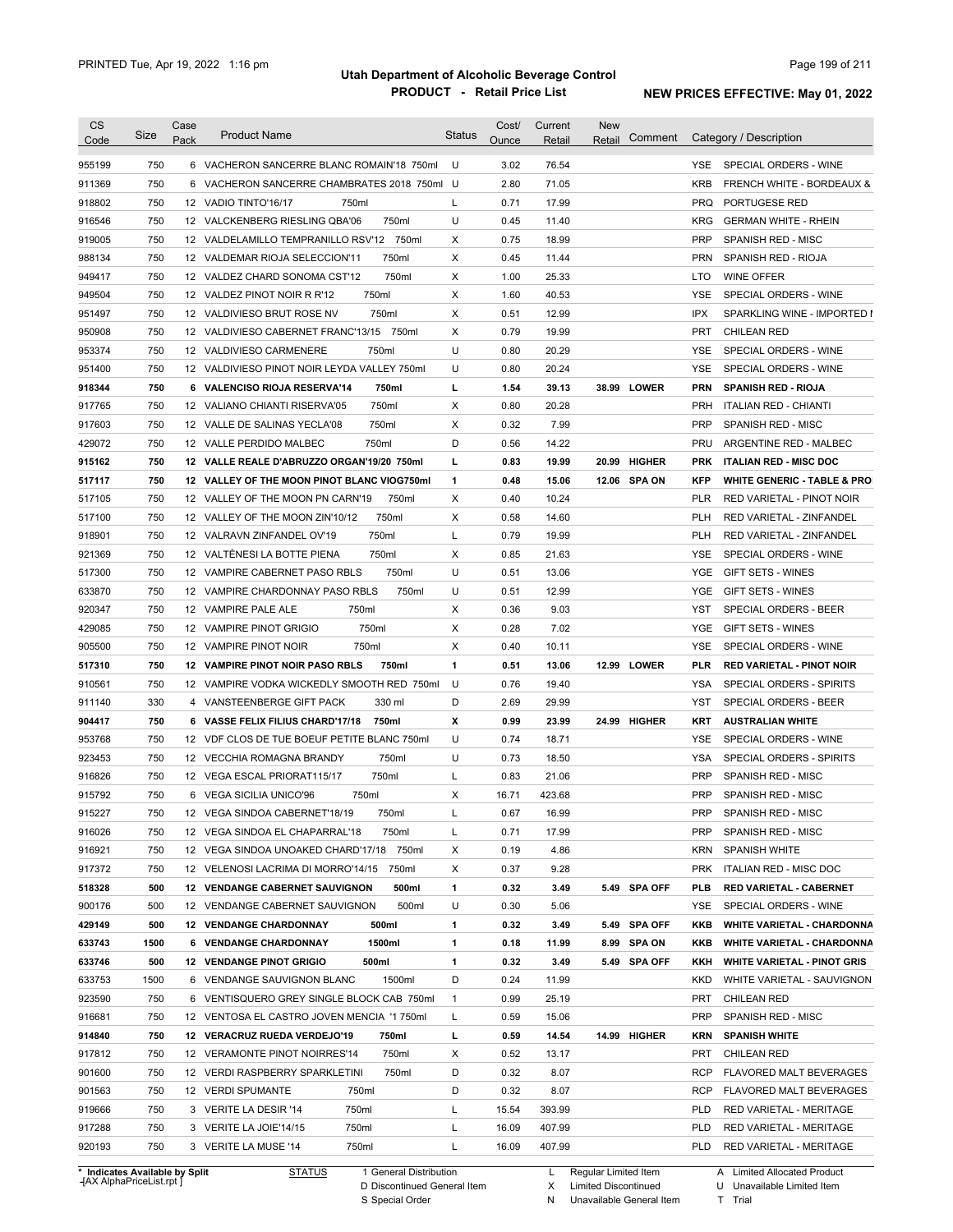# Utah Department of Alcoholic Beverage Control

## PRODUCT - Retail Price List

PRINTED Tue, Apr 19, 2022 1:16 pm

**NEW PRICES EFFECTIVE: May 01, 2022**

| CS Code | Size | Case Pack | Product Name | Status | Cost/ Ounce | Current Retail | New Retail | Comment | Category / Description |
|---|---|---|---|---|---|---|---|---|---|
| 955199 | 750 | 6 | VACHERON SANCERRE BLANC ROMAIN'18 750ml | U | 3.02 | 76.54 | | | YSE SPECIAL ORDERS - WINE |
| 911369 | 750 | 6 | VACHERON SANCERRE CHAMBRATES 2018 750ml | U | 2.80 | 71.05 | | | KRB FRENCH WHITE - BORDEAUX & |
| 918802 | 750 | 12 | VADIO TINTO'16/17 750ml | L | 0.71 | 17.99 | | | PRQ PORTUGESE RED |
| 916546 | 750 | 12 | VALCKENBERG RIESLING QBA'06 750ml | U | 0.45 | 11.40 | | | KRG GERMAN WHITE - RHEIN |
| 919005 | 750 | 12 | VALDELAMILLO TEMPRANILLO RSV'12 750ml | X | 0.75 | 18.99 | | | PRP SPANISH RED - MISC |
| 988134 | 750 | 12 | VALDEMAR RIOJA SELECCION'11 750ml | X | 0.45 | 11.44 | | | PRN SPANISH RED - RIOJA |
| 949417 | 750 | 12 | VALDEZ CHARD SONOMA CST'12 750ml | X | 1.00 | 25.33 | | | LTO WINE OFFER |
| 949504 | 750 | 12 | VALDEZ PINOT NOIR R R'12 750ml | X | 1.60 | 40.53 | | | YSE SPECIAL ORDERS - WINE |
| 951497 | 750 | 12 | VALDIVIESO BRUT ROSE NV 750ml | X | 0.51 | 12.99 | | | IPX SPARKLING WINE - IMPORTED I |
| 950908 | 750 | 12 | VALDIVIESO CABERNET FRANC'13/15 750ml | X | 0.79 | 19.99 | | | PRT CHILEAN RED |
| 953374 | 750 | 12 | VALDIVIESO CARMENERE 750ml | U | 0.80 | 20.29 | | | YSE SPECIAL ORDERS - WINE |
| 951400 | 750 | 12 | VALDIVIESO PINOT NOIR LEYDA VALLEY 750ml | U | 0.80 | 20.24 | | | YSE SPECIAL ORDERS - WINE |
| **918344** | **750** | **6** | **VALENCISO RIOJA RESERVA'14 750ml** | **L** | **1.54** | **39.13** | **38.99** | **LOWER** | **PRN SPANISH RED - RIOJA** |
| 917765 | 750 | 12 | VALIANO CHIANTI RISERVA'05 750ml | X | 0.80 | 20.28 | | | PRH ITALIAN RED - CHIANTI |
| 917603 | 750 | 12 | VALLE DE SALINAS YECLA'08 750ml | X | 0.32 | 7.99 | | | PRP SPANISH RED - MISC |
| 429072 | 750 | 12 | VALLE PERDIDO MALBEC 750ml | D | 0.56 | 14.22 | | | PRU ARGENTINE RED - MALBEC |
| **915162** | **750** | **12** | **VALLE REALE D'ABRUZZO ORGAN'19/20 750ml** | **L** | **0.83** | **19.99** | **20.99** | **HIGHER** | **PRK ITALIAN RED - MISC DOC** |
| **517117** | **750** | **12** | **VALLEY OF THE MOON PINOT BLANC VIOG750ml** | **1** | **0.48** | **15.06** | **12.06** | **SPA ON** | **KFP WHITE GENERIC - TABLE & PRO** |
| 517105 | 750 | 12 | VALLEY OF THE MOON PN CARN'19 750ml | X | 0.40 | 10.24 | | | PLR RED VARIETAL - PINOT NOIR |
| 517100 | 750 | 12 | VALLEY OF THE MOON ZIN'10/12 750ml | X | 0.58 | 14.60 | | | PLH RED VARIETAL - ZINFANDEL |
| 918901 | 750 | 12 | VALRAVN ZINFANDEL OV'19 750ml | L | 0.79 | 19.99 | | | PLH RED VARIETAL - ZINFANDEL |
| 921369 | 750 | 12 | VALTÈNESI LA BOTTE PIENA 750ml | X | 0.85 | 21.63 | | | YSE SPECIAL ORDERS - WINE |
| 517300 | 750 | 12 | VAMPIRE CABERNET PASO RBLS 750ml | U | 0.51 | 13.06 | | | YGE GIFT SETS - WINES |
| 633870 | 750 | 12 | VAMPIRE CHARDONNAY PASO RBLS 750ml | U | 0.51 | 12.99 | | | YGE GIFT SETS - WINES |
| 920347 | 750 | 12 | VAMPIRE PALE ALE 750ml | X | 0.36 | 9.03 | | | YST SPECIAL ORDERS - BEER |
| 429085 | 750 | 12 | VAMPIRE PINOT GRIGIO 750ml | X | 0.28 | 7.02 | | | YGE GIFT SETS - WINES |
| 905500 | 750 | 12 | VAMPIRE PINOT NOIR 750ml | X | 0.40 | 10.11 | | | YSE SPECIAL ORDERS - WINE |
| **517310** | **750** | **12** | **VAMPIRE PINOT NOIR PASO RBLS 750ml** | **1** | **0.51** | **13.06** | **12.99** | **LOWER** | **PLR RED VARIETAL - PINOT NOIR** |
| 910561 | 750 | 12 | VAMPIRE VODKA WICKEDLY SMOOTH RED 750ml | U | 0.76 | 19.40 | | | YSA SPECIAL ORDERS - SPIRITS |
| 911140 | 330 | 4 | VANSTEENBERGE GIFT PACK 330 ml | D | 2.69 | 29.99 | | | YST SPECIAL ORDERS - BEER |
| **904417** | **750** | **6** | **VASSE FELIX FILIUS CHARD'17/18 750ml** | **X** | **0.99** | **23.99** | **24.99** | **HIGHER** | **KRT AUSTRALIAN WHITE** |
| 953768 | 750 | 12 | VDF CLOS DE TUE BOEUF PETITE BLANC 750ml | U | 0.74 | 18.71 | | | YSE SPECIAL ORDERS - WINE |
| 923453 | 750 | 12 | VECCHIA ROMAGNA BRANDY 750ml | U | 0.73 | 18.50 | | | YSA SPECIAL ORDERS - SPIRITS |
| 916826 | 750 | 12 | VEGA ESCAL PRIORAT115/17 750ml | L | 0.83 | 21.06 | | | PRP SPANISH RED - MISC |
| 915792 | 750 | 6 | VEGA SICILIA UNICO'96 750ml | X | 16.71 | 423.68 | | | PRP SPANISH RED - MISC |
| 915227 | 750 | 12 | VEGA SINDOA CABERNET'18/19 750ml | L | 0.67 | 16.99 | | | PRP SPANISH RED - MISC |
| 916026 | 750 | 12 | VEGA SINDOA EL CHAPARRAL'18 750ml | L | 0.71 | 17.99 | | | PRP SPANISH RED - MISC |
| 916921 | 750 | 12 | VEGA SINDOA UNOAKED CHARD'17/18 750ml | X | 0.19 | 4.86 | | | KRN SPANISH WHITE |
| 917372 | 750 | 12 | VELENOSI LACRIMA DI MORRO'14/15 750ml | X | 0.37 | 9.28 | | | PRK ITALIAN RED - MISC DOC |
| **518328** | **500** | **12** | **VENDANGE CABERNET SAUVIGNON 500ml** | **1** | **0.32** | **3.49** | **5.49** | **SPA OFF** | **PLB RED VARIETAL - CABERNET** |
| 900176 | 500 | 12 | VENDANGE CABERNET SAUVIGNON 500ml | U | 0.30 | 5.06 | | | YSE SPECIAL ORDERS - WINE |
| **429149** | **500** | **12** | **VENDANGE CHARDONNAY 500ml** | **1** | **0.32** | **3.49** | **5.49** | **SPA OFF** | **KKB WHITE VARIETAL - CHARDONNA** |
| **633743** | **1500** | **6** | **VENDANGE CHARDONNAY 1500ml** | **1** | **0.18** | **11.99** | **8.99** | **SPA ON** | **KKB WHITE VARIETAL - CHARDONNA** |
| **633746** | **500** | **12** | **VENDANGE PINOT GRIGIO 500ml** | **1** | **0.32** | **3.49** | **5.49** | **SPA OFF** | **KKH WHITE VARIETAL - PINOT GRIS** |
| 633753 | 1500 | 6 | VENDANGE SAUVIGNON BLANC 1500ml | D | 0.24 | 11.99 | | | KKD WHITE VARIETAL - SAUVIGNON |
| 923590 | 750 | 6 | VENTISQUERO GREY SINGLE BLOCK CAB 750ml | 1 | 0.99 | 25.19 | | | PRT CHILEAN RED |
| 916681 | 750 | 12 | VENTOSA EL CASTRO JOVEN MENCIA '1 750ml | L | 0.59 | 15.06 | | | PRP SPANISH RED - MISC |
| **914840** | **750** | **12** | **VERACRUZ RUEDA VERDEJO'19 750ml** | **L** | **0.59** | **14.54** | **14.99** | **HIGHER** | **KRN SPANISH WHITE** |
| 917812 | 750 | 12 | VERAMONTE PINOT NOIRRES'14 750ml | X | 0.52 | 13.17 | | | PRT CHILEAN RED |
| 901600 | 750 | 12 | VERDI RASPBERRY SPARKLETINI 750ml | D | 0.32 | 8.07 | | | RCP FLAVORED MALT BEVERAGES |
| 901563 | 750 | 12 | VERDI SPUMANTE 750ml | D | 0.32 | 8.07 | | | RCP FLAVORED MALT BEVERAGES |
| 919666 | 750 | 3 | VERITE LA DESIR '14 750ml | L | 15.54 | 393.99 | | | PLD RED VARIETAL - MERITAGE |
| 917288 | 750 | 3 | VERITE LA JOIE'14/15 750ml | L | 16.09 | 407.99 | | | PLD RED VARIETAL - MERITAGE |
| 920193 | 750 | 3 | VERITE LA MUSE '14 750ml | L | 16.09 | 407.99 | | | PLD RED VARIETAL - MERITAGE |

\* Indicates Available by Split

STATUS: 1 General Distribution; D Discontinued General Item; S Special Order; L Regular Limited Item; X Limited Discontinued; N Unavailable General Item; A Limited Allocated Product; U Unavailable Limited Item; T Trial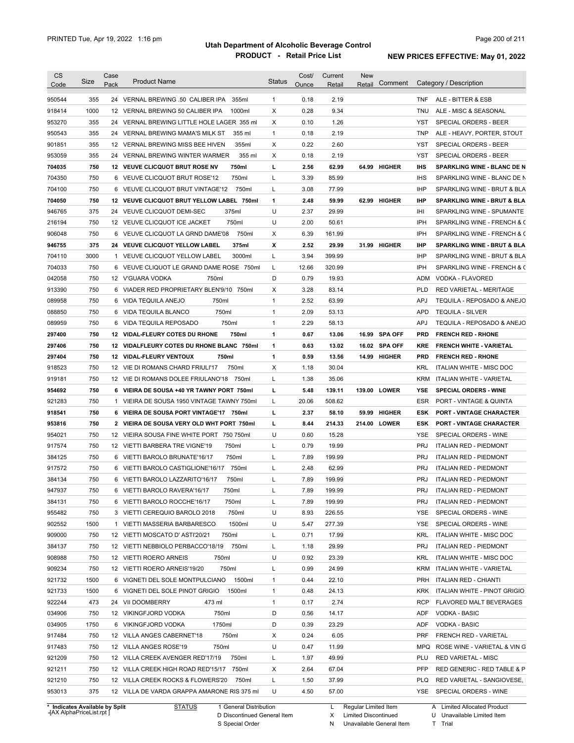PRINTED Tue, Apr 19, 2022 1:16 pm

# Utah Department of Alcoholic Beverage Control
## PRODUCT - Retail Price List

**NEW PRICES EFFECTIVE: May 01, 2022**

| CS Code | Size | Case Pack | Product Name | Status | Cost/ Ounce | Current Retail | New Retail | Comment | Category / Description |
|---|---|---|---|---|---|---|---|---|---|
| 950544 | 355 | 24 | VERNAL BREWING .50 CALIBER IPA 355ml | 1 | 0.18 | 2.19 | | | TNF ALE - BITTER & ESB |
| 918414 | 1000 | 12 | VERNAL BREWING 50 CALIBER IPA 1000ml | X | 0.28 | 9.34 | | | TNU ALE - MISC & SEASONAL |
| 953270 | 355 | 24 | VERNAL BREWING LITTLE HOLE LAGER 355 ml | X | 0.10 | 1.26 | | | YST SPECIAL ORDERS - BEER |
| 950543 | 355 | 24 | VERNAL BREWING MAMA'S MILK ST 355 ml | 1 | 0.18 | 2.19 | | | TNP ALE - HEAVY, PORTER, STOUT |
| 901851 | 355 | 12 | VERNAL BREWING MISS BEE HIVEN 355ml | X | 0.22 | 2.60 | | | YST SPECIAL ORDERS - BEER |
| 953059 | 355 | 24 | VERNAL BREWING WINTER WARMER 355 ml | X | 0.18 | 2.19 | | | YST SPECIAL ORDERS - BEER |
| **704035** | **750** | **12** | **VEUVE CLICQUOT BRUT ROSE NV 750ml** | **L** | **2.56** | **62.99** | **64.99** | **HIGHER** | **IHS SPARKLING WINE - BLANC DE N** |
| 704350 | 750 | 6 | VEUVE CLICQUOT BRUT ROSE'12 750ml | L | 3.39 | 85.99 | | | IHS SPARKLING WINE - BLANC DE N |
| 704100 | 750 | 6 | VEUVE CLICQUOT BRUT VINTAGE'12 750ml | L | 3.08 | 77.99 | | | IHP SPARKLING WINE - BRUT & BLA |
| **704050** | **750** | **12** | **VEUVE CLICQUOT BRUT YELLOW LABEL 750ml** | **1** | **2.48** | **59.99** | **62.99** | **HIGHER** | **IHP SPARKLING WINE - BRUT & BLA** |
| 946765 | 375 | 24 | VEUVE CLICQUOT DEMI-SEC 375ml | U | 2.37 | 29.99 | | | IHI SPARKLING WINE - SPUMANTE |
| 216194 | 750 | 12 | VEUVE CLICQUOT ICE JACKET 750ml | U | 2.00 | 50.61 | | | IPH SPARKLING WINE - FRENCH & C |
| 906048 | 750 | 6 | VEUVE CLICQUOT LA GRND DAME'08 750ml | X | 6.39 | 161.99 | | | IPH SPARKLING WINE - FRENCH & C |
| **946755** | **375** | **24** | **VEUVE CLICQUOT YELLOW LABEL 375ml** | **X** | **2.52** | **29.99** | **31.99** | **HIGHER** | **IHP SPARKLING WINE - BRUT & BLA** |
| 704110 | 3000 | 1 | VEUVE CLICQUOT YELLOW LABEL 3000ml | L | 3.94 | 399.99 | | | IHP SPARKLING WINE - BRUT & BLA |
| 704033 | 750 | 6 | VEUVE CLIQUOT LE GRAND DAME ROSE 750ml | L | 12.66 | 320.99 | | | IPH SPARKLING WINE - FRENCH & C |
| 042058 | 750 | 12 | V'GUARA VODKA 750ml | D | 0.79 | 19.93 | | | ADM VODKA - FLAVORED |
| 913390 | 750 | 6 | VIADER RED PROPRIETARY BLEN'9/10 750ml | X | 3.28 | 83.14 | | | PLD RED VARIETAL - MERITAGE |
| 089958 | 750 | 6 | VIDA TEQUILA ANEJO 750ml | 1 | 2.52 | 63.99 | | | APJ TEQUILA - REPOSADO & ANEJO |
| 088850 | 750 | 6 | VIDA TEQUILA BLANCO 750ml | 1 | 2.09 | 53.13 | | | APD TEQUILA - SILVER |
| 089959 | 750 | 6 | VIDA TEQUILA REPOSADO 750ml | 1 | 2.29 | 58.13 | | | APJ TEQUILA - REPOSADO & ANEJO |
| **297400** | **750** | **12** | **VIDAL-FLEURY COTES DU RHONE 750ml** | **1** | **0.67** | **13.06** | **16.99** | **SPA OFF** | **PRD FRENCH RED - RHONE** |
| **297406** | **750** | **12** | **VIDALFLEURY COTES DU RHONE BLANC 750ml** | **1** | **0.63** | **13.02** | **16.02** | **SPA OFF** | **KRE FRENCH WHITE - VARIETAL** |
| **297404** | **750** | **12** | **VIDAL-FLEURY VENTOUX 750ml** | **1** | **0.59** | **13.56** | **14.99** | **HIGHER** | **PRD FRENCH RED - RHONE** |
| 918523 | 750 | 12 | VIE DI ROMANS CHARD FRIULI'17 750ml | X | 1.18 | 30.04 | | | KRL ITALIAN WHITE - MISC DOC |
| 919181 | 750 | 12 | VIE DI ROMANS DOLEE FRIULANO'18 750ml | L | 1.38 | 35.06 | | | KRM ITALIAN WHITE - VARIETAL |
| **954692** | **750** | **6** | **VIEIRA DE SOUSA +40 YR TAWNY PORT 750ml** | **L** | **5.48** | **139.11** | **139.00** | **LOWER** | **YSE SPECIAL ORDERS - WINE** |
| 921283 | 750 | 1 | VIEIRA DE SOUSA 1950 VINTAGE TAWNY 750ml | L | 20.06 | 508.62 | | | ESR PORT - VINTAGE & QUINTA |
| **918541** | **750** | **6** | **VIEIRA DE SOUSA PORT VINTAGE'17 750ml** | **L** | **2.37** | **58.10** | **59.99** | **HIGHER** | **ESK PORT - VINTAGE CHARACTER** |
| **953816** | **750** | **2** | **VIEIRA DE SOUSA VERY OLD WHT PORT 750ml** | **L** | **8.44** | **214.33** | **214.00** | **LOWER** | **ESK PORT - VINTAGE CHARACTER** |
| 954021 | 750 | 12 | VIEIRA SOUSA FINE WHITE PORT 750 750ml | U | 0.60 | 15.28 | | | YSE SPECIAL ORDERS - WINE |
| 917574 | 750 | 12 | VIETTI BARBERA TRE VIGNE'19 750ml | L | 0.79 | 19.99 | | | PRJ ITALIAN RED - PIEDMONT |
| 384125 | 750 | 6 | VIETTI BAROLO BRUNATE'16/17 750ml | L | 7.89 | 199.99 | | | PRJ ITALIAN RED - PIEDMONT |
| 917572 | 750 | 6 | VIETTI BAROLO CASTIGLIONE'16/17 750ml | L | 2.48 | 62.99 | | | PRJ ITALIAN RED - PIEDMONT |
| 384134 | 750 | 6 | VIETTI BAROLO LAZZARITO'16/17 750ml | L | 7.89 | 199.99 | | | PRJ ITALIAN RED - PIEDMONT |
| 947937 | 750 | 6 | VIETTI BAROLO RAVERA'16/17 750ml | L | 7.89 | 199.99 | | | PRJ ITALIAN RED - PIEDMONT |
| 384131 | 750 | 6 | VIETTI BAROLO ROCCHE'16/17 750ml | L | 7.89 | 199.99 | | | PRJ ITALIAN RED - PIEDMONT |
| 955482 | 750 | 3 | VIETTI CEREQUIO BAROLO 2018 750ml | U | 8.93 | 226.55 | | | YSE SPECIAL ORDERS - WINE |
| 902552 | 1500 | 1 | VIETTI MASSERIA BARBARESCO 1500ml | U | 5.47 | 277.39 | | | YSE SPECIAL ORDERS - WINE |
| 909000 | 750 | 12 | VIETTI MOSCATO D' ASTI'20/21 750ml | L | 0.71 | 17.99 | | | KRL ITALIAN WHITE - MISC DOC |
| 384137 | 750 | 12 | VIETTI NEBBIOLO PERBACCO'18/19 750ml | L | 1.18 | 29.99 | | | PRJ ITALIAN RED - PIEDMONT |
| 908988 | 750 | 12 | VIETTI ROERO ARNEIS 750ml | U | 0.92 | 23.39 | | | KRL ITALIAN WHITE - MISC DOC |
| 909234 | 750 | 12 | VIETTI ROERO ARNEIS'19/20 750ml | L | 0.99 | 24.99 | | | KRM ITALIAN WHITE - VARIETAL |
| 921732 | 1500 | 6 | VIGNETI DEL SOLE MONTPULCIANO 1500ml | 1 | 0.44 | 22.10 | | | PRH ITALIAN RED - CHIANTI |
| 921733 | 1500 | 6 | VIGNETI DEL SOLE PINOT GRIGIO 1500ml | 1 | 0.48 | 24.13 | | | KRK ITALIAN WHITE - PINOT GRIGIO |
| 922244 | 473 | 24 | VII DOOMBERRY 473 ml | 1 | 0.17 | 2.74 | | | RCP FLAVORED MALT BEVERAGES |
| 034906 | 750 | 12 | VIKINGFJORD VODKA 750ml | D | 0.56 | 14.17 | | | ADF VODKA - BASIC |
| 034905 | 1750 | 6 | VIKINGFJORD VODKA 1750ml | D | 0.39 | 23.29 | | | ADF VODKA - BASIC |
| 917484 | 750 | 12 | VILLA ANGES CABERNET'18 750ml | X | 0.24 | 6.05 | | | PRF FRENCH RED - VARIETAL |
| 917483 | 750 | 12 | VILLA ANGES ROSE'19 750ml | U | 0.47 | 11.99 | | | MPQ ROSE WINE - VARIETAL & VIN G |
| 921209 | 750 | 12 | VILLA CREEK AVENGER RED'17/19 750ml | L | 1.97 | 49.99 | | | PLU RED VARIETAL - MISC |
| 921211 | 750 | 12 | VILLA CREEK HIGH ROAD RED'15/17 750ml | X | 2.64 | 67.04 | | | PFP RED GENERIC - RED TABLE & P |
| 921210 | 750 | 12 | VILLA CREEK ROCKS & FLOWERS'20 750ml | L | 1.50 | 37.99 | | | PLQ RED VARIETAL - SANGIOVESE, |
| 953013 | 375 | 12 | VILLA DE VARDA GRAPPA AMARONE RIS 375 ml | U | 4.50 | 57.00 | | | YSE SPECIAL ORDERS - WINE |

\* Indicates Available by Split
[AX AlphaPriceList.rpt ]

| STATUS | | | |
|---|---|---|---|
| 1 General Distribution | L Regular Limited Item | A Limited Allocated Product |
| D Discontinued General Item | X Limited Discontinued | U Unavailable Limited Item |
| S Special Order | N Unavailable General Item | T Trial |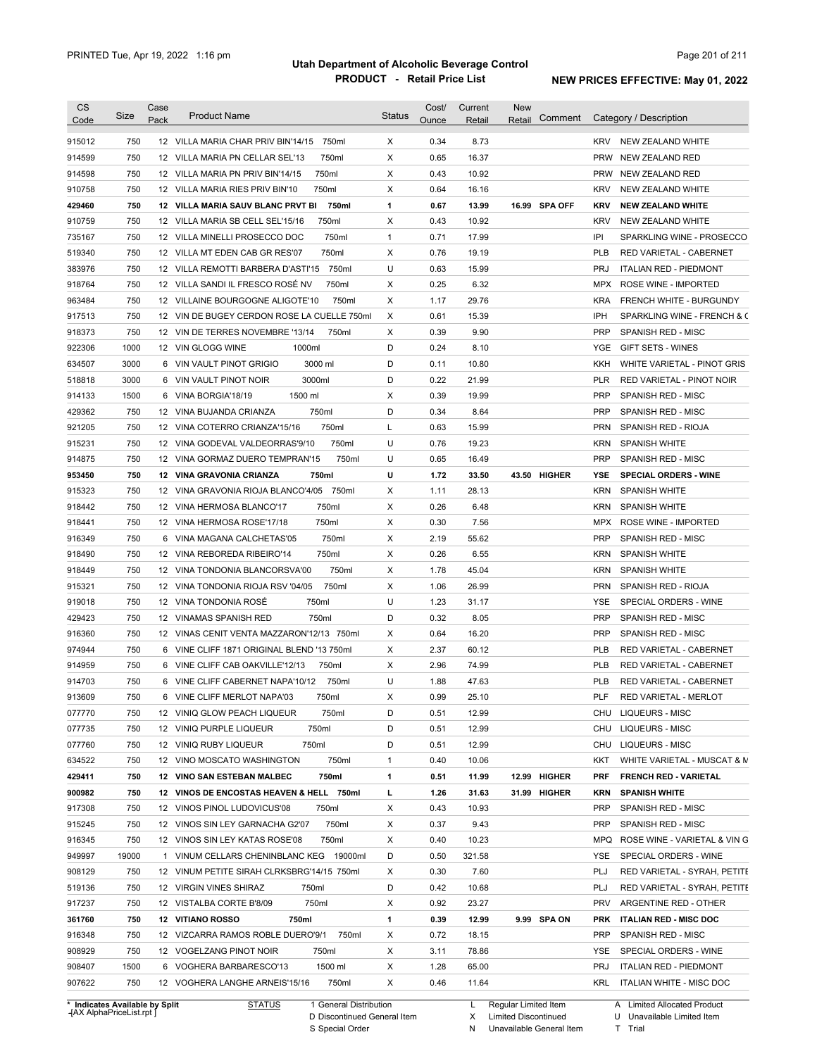# Utah Department of Alcoholic Beverage Control
## PRODUCT - Retail Price List

PRINTED Tue, Apr 19, 2022 1:16 pm

**NEW PRICES EFFECTIVE: May 01, 2022**

| CS Code | Size | Case Pack | Product Name | Status | Cost/ Ounce | Current Retail | New Retail | Comment | Category / Description |
|---|---|---|---|---|---|---|---|---|---|
| 915012 | 750 | 12 | VILLA MARIA CHAR PRIV BIN'14/15 750ml | X | 0.34 | 8.73 | | | KRV NEW ZEALAND WHITE |
| 914599 | 750 | 12 | VILLA MARIA PN CELLAR SEL'13 750ml | X | 0.65 | 16.37 | | | PRW NEW ZEALAND RED |
| 914598 | 750 | 12 | VILLA MARIA PN PRIV BIN'14/15 750ml | X | 0.43 | 10.92 | | | PRW NEW ZEALAND RED |
| 910758 | 750 | 12 | VILLA MARIA RIES PRIV BIN'10 750ml | X | 0.64 | 16.16 | | | KRV NEW ZEALAND WHITE |
| **429460** | **750** | **12** | **VILLA MARIA SAUV BLANC PRVT BI 750ml** | **1** | **0.67** | **13.99** | **16.99** | **SPA OFF** | **KRV NEW ZEALAND WHITE** |
| 910759 | 750 | 12 | VILLA MARIA SB CELL SEL'15/16 750ml | X | 0.43 | 10.92 | | | KRV NEW ZEALAND WHITE |
| 735167 | 750 | 12 | VILLA MINELLI PROSECCO DOC 750ml | 1 | 0.71 | 17.99 | | | IPI SPARKLING WINE - PROSECCO |
| 519340 | 750 | 12 | VILLA MT EDEN CAB GR RES'07 750ml | X | 0.76 | 19.19 | | | PLB RED VARIETAL - CABERNET |
| 383976 | 750 | 12 | VILLA REMOTTI BARBERA D'ASTI'15 750ml | U | 0.63 | 15.99 | | | PRJ ITALIAN RED - PIEDMONT |
| 918764 | 750 | 12 | VILLA SANDI IL FRESCO ROSÉ NV 750ml | X | 0.25 | 6.32 | | | MPX ROSE WINE - IMPORTED |
| 963484 | 750 | 12 | VILLAINE BOURGOGNE ALIGOTE'10 750ml | X | 1.17 | 29.76 | | | KRA FRENCH WHITE - BURGUNDY |
| 917513 | 750 | 12 | VIN DE BUGEY CERDON ROSE LA CUELLE 750ml | X | 0.61 | 15.39 | | | IPH SPARKLING WINE - FRENCH & ( |
| 918373 | 750 | 12 | VIN DE TERRES NOVEMBRE '13/14 750ml | X | 0.39 | 9.90 | | | PRP SPANISH RED - MISC |
| 922306 | 1000 | 12 | VIN GLOGG WINE 1000ml | D | 0.24 | 8.10 | | | YGE GIFT SETS - WINES |
| 634507 | 3000 | 6 | VIN VAULT PINOT GRIGIO 3000 ml | D | 0.11 | 10.80 | | | KKH WHITE VARIETAL - PINOT GRIS |
| 518818 | 3000 | 6 | VIN VAULT PINOT NOIR 3000ml | D | 0.22 | 21.99 | | | PLR RED VARIETAL - PINOT NOIR |
| 914133 | 1500 | 6 | VINA BORGIA'18/19 1500 ml | X | 0.39 | 19.99 | | | PRP SPANISH RED - MISC |
| 429362 | 750 | 12 | VINA BUJANDA CRIANZA 750ml | D | 0.34 | 8.64 | | | PRP SPANISH RED - MISC |
| 921205 | 750 | 12 | VINA COTERRO CRIANZA'15/16 750ml | L | 0.63 | 15.99 | | | PRN SPANISH RED - RIOJA |
| 915231 | 750 | 12 | VINA GODEVAL VALDEORRAS'9/10 750ml | U | 0.76 | 19.23 | | | KRN SPANISH WHITE |
| 914875 | 750 | 12 | VINA GORMAZ DUERO TEMPRAN'15 750ml | U | 0.65 | 16.49 | | | PRP SPANISH RED - MISC |
| **953450** | **750** | **12** | **VINA GRAVONIA CRIANZA 750ml** | **U** | **1.72** | **33.50** | **43.50** | **HIGHER** | **YSE SPECIAL ORDERS - WINE** |
| 915323 | 750 | 12 | VINA GRAVONIA RIOJA BLANCO'4/05 750ml | X | 1.11 | 28.13 | | | KRN SPANISH WHITE |
| 918442 | 750 | 12 | VINA HERMOSA BLANCO'17 750ml | X | 0.26 | 6.48 | | | KRN SPANISH WHITE |
| 918441 | 750 | 12 | VINA HERMOSA ROSE'17/18 750ml | X | 0.30 | 7.56 | | | MPX ROSE WINE - IMPORTED |
| 916349 | 750 | 6 | VINA MAGANA CALCHETAS'05 750ml | X | 2.19 | 55.62 | | | PRP SPANISH RED - MISC |
| 918490 | 750 | 12 | VINA REBOREDA RIBEIRO'14 750ml | X | 0.26 | 6.55 | | | KRN SPANISH WHITE |
| 918449 | 750 | 12 | VINA TONDONIA BLANCORSVA'00 750ml | X | 1.78 | 45.04 | | | KRN SPANISH WHITE |
| 915321 | 750 | 12 | VINA TONDONIA RIOJA RSV '04/05 750ml | X | 1.06 | 26.99 | | | PRN SPANISH RED - RIOJA |
| 919018 | 750 | 12 | VINA TONDONIA ROSÉ 750ml | U | 1.23 | 31.17 | | | YSE SPECIAL ORDERS - WINE |
| 429423 | 750 | 12 | VINAMAS SPANISH RED 750ml | D | 0.32 | 8.05 | | | PRP SPANISH RED - MISC |
| 916360 | 750 | 12 | VINAS CENIT VENTA MAZZARON'12/13 750ml | X | 0.64 | 16.20 | | | PRP SPANISH RED - MISC |
| 974944 | 750 | 6 | VINE CLIFF 1871 ORIGINAL BLEND '13 750ml | X | 2.37 | 60.12 | | | PLB RED VARIETAL - CABERNET |
| 914959 | 750 | 6 | VINE CLIFF CAB OAKVILLE'12/13 750ml | X | 2.96 | 74.99 | | | PLB RED VARIETAL - CABERNET |
| 914703 | 750 | 6 | VINE CLIFF CABERNET NAPA'10/12 750ml | U | 1.88 | 47.63 | | | PLB RED VARIETAL - CABERNET |
| 913609 | 750 | 6 | VINE CLIFF MERLOT NAPA'03 750ml | X | 0.99 | 25.10 | | | PLF RED VARIETAL - MERLOT |
| 077770 | 750 | 12 | VINIQ GLOW PEACH LIQUEUR 750ml | D | 0.51 | 12.99 | | | CHU LIQUEURS - MISC |
| 077735 | 750 | 12 | VINIQ PURPLE LIQUEUR 750ml | D | 0.51 | 12.99 | | | CHU LIQUEURS - MISC |
| 077760 | 750 | 12 | VINIQ RUBY LIQUEUR 750ml | D | 0.51 | 12.99 | | | CHU LIQUEURS - MISC |
| 634522 | 750 | 12 | VINO MOSCATO WASHINGTON 750ml | 1 | 0.40 | 10.06 | | | KKT WHITE VARIETAL - MUSCAT & M |
| **429411** | **750** | **12** | **VINO SAN ESTEBAN MALBEC 750ml** | **1** | **0.51** | **11.99** | **12.99** | **HIGHER** | **PRF FRENCH RED - VARIETAL** |
| **900982** | **750** | **12** | **VINOS DE ENCOSTAS HEAVEN & HELL 750ml** | **L** | **1.26** | **31.63** | **31.99** | **HIGHER** | **KRN SPANISH WHITE** |
| 917308 | 750 | 12 | VINOS PINOL LUDOVICUS'08 750ml | X | 0.43 | 10.93 | | | PRP SPANISH RED - MISC |
| 915245 | 750 | 12 | VINOS SIN LEY GARNACHA G2'07 750ml | X | 0.37 | 9.43 | | | PRP SPANISH RED - MISC |
| 916345 | 750 | 12 | VINOS SIN LEY KATAS ROSE'08 750ml | X | 0.40 | 10.23 | | | MPQ ROSE WINE - VARIETAL & VIN G |
| 949997 | 19000 | 1 | VINUM CELLARS CHENINBLANC KEG 19000ml | D | 0.50 | 321.58 | | | YSE SPECIAL ORDERS - WINE |
| 908129 | 750 | 12 | VINUM PETITE SIRAH CLRKSBRG'14/15 750ml | X | 0.30 | 7.60 | | | PLJ RED VARIETAL - SYRAH, PETITE |
| 519136 | 750 | 12 | VIRGIN VINES SHIRAZ 750ml | D | 0.42 | 10.68 | | | PLJ RED VARIETAL - SYRAH, PETITE |
| 917237 | 750 | 12 | VISTALBA CORTE B'8/09 750ml | X | 0.92 | 23.27 | | | PRV ARGENTINE RED - OTHER |
| **361760** | **750** | **12** | **VITIANO ROSSO 750ml** | **1** | **0.39** | **12.99** | **9.99** | **SPA ON** | **PRK ITALIAN RED - MISC DOC** |
| 916348 | 750 | 12 | VIZCARRA RAMOS ROBLE DUERO'9/1 750ml | X | 0.72 | 18.15 | | | PRP SPANISH RED - MISC |
| 908929 | 750 | 12 | VOGELZANG PINOT NOIR 750ml | X | 3.11 | 78.86 | | | YSE SPECIAL ORDERS - WINE |
| 908407 | 1500 | 6 | VOGHERA BARBARESCO'13 1500 ml | X | 1.28 | 65.00 | | | PRJ ITALIAN RED - PIEDMONT |
| 907622 | 750 | 12 | VOGHERA LANGHE ARNEIS'15/16 750ml | X | 0.46 | 11.64 | | | KRL ITALIAN WHITE - MISC DOC |

\* Indicates Available by Split

STATUS: 1 General Distribution; D Discontinued General Item; S Special Order; L Regular Limited Item; X Limited Discontinued; N Unavailable General Item; A Limited Allocated Product; U Unavailable Limited Item; T Trial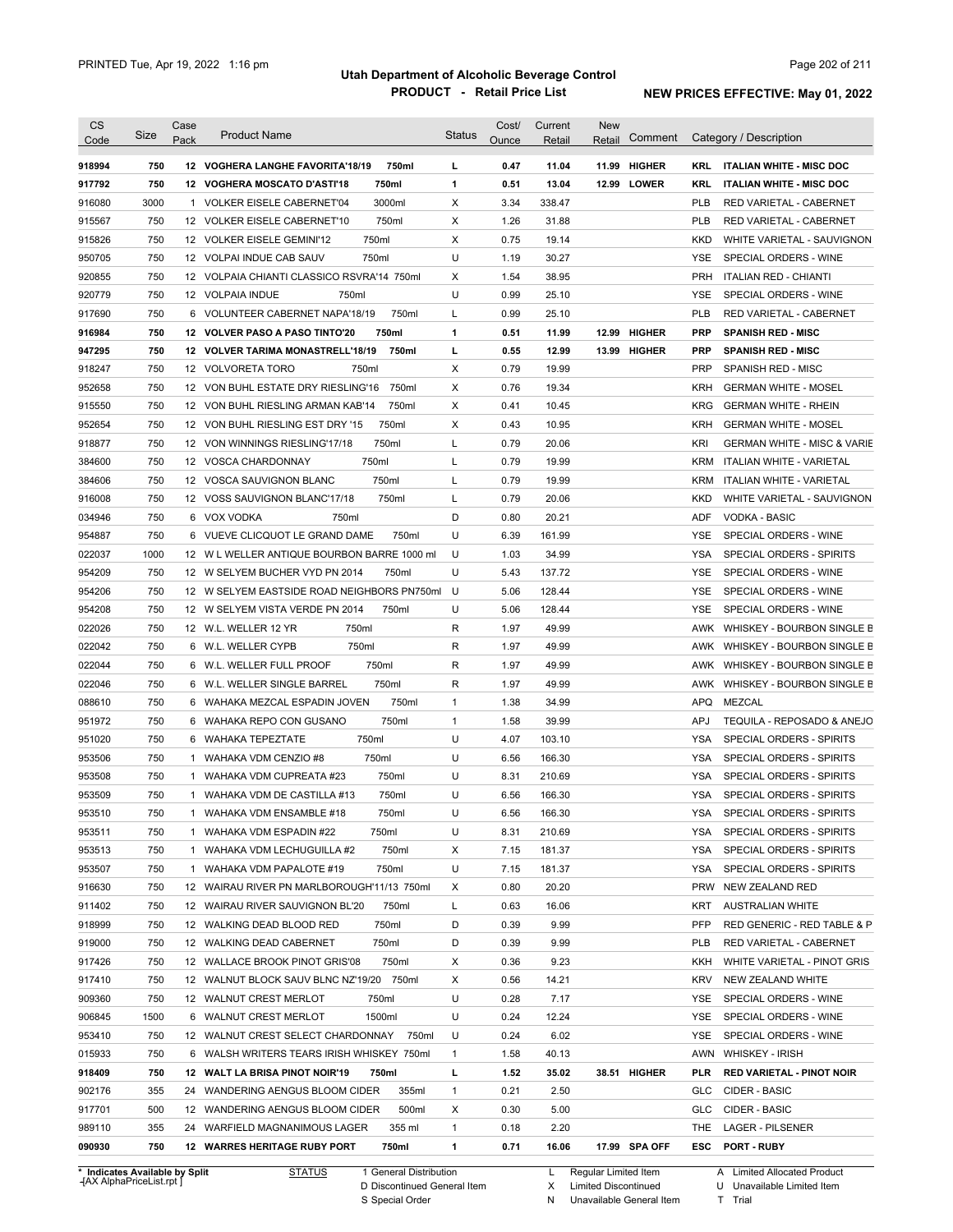# Utah Department of Alcoholic Beverage Control

## PRODUCT - Retail Price List

PRINTED Tue, Apr 19, 2022 1:16 pm

**NEW PRICES EFFECTIVE: May 01, 2022**

| CS Code | Size | Case Pack | Product Name | Status | Cost/ Ounce | Current Retail | New Retail | Comment | Category / Description |
|---|---|---|---|---|---|---|---|---|---|
| **918994** | **750** | **12** | **VOGHERA LANGHE FAVORITA'18/19 750ml** | **L** | **0.47** | **11.04** | **11.99** | **HIGHER** | **KRL ITALIAN WHITE - MISC DOC** |
| **917792** | **750** | **12** | **VOGHERA MOSCATO D'ASTI'18 750ml** | **1** | **0.51** | **13.04** | **12.99** | **LOWER** | **KRL ITALIAN WHITE - MISC DOC** |
| 916080 | 3000 | 1 | VOLKER EISELE CABERNET'04 3000ml | X | 3.34 | 338.47 | | | PLB RED VARIETAL - CABERNET |
| 915567 | 750 | 12 | VOLKER EISELE CABERNET'10 750ml | X | 1.26 | 31.88 | | | PLB RED VARIETAL - CABERNET |
| 915826 | 750 | 12 | VOLKER EISELE GEMINI'12 750ml | X | 0.75 | 19.14 | | | KKD WHITE VARIETAL - SAUVIGNON |
| 950705 | 750 | 12 | VOLPAI INDUE CAB SAUV 750ml | U | 1.19 | 30.27 | | | YSE SPECIAL ORDERS - WINE |
| 920855 | 750 | 12 | VOLPAIA CHIANTI CLASSICO RSVRA'14 750ml | X | 1.54 | 38.95 | | | PRH ITALIAN RED - CHIANTI |
| 920779 | 750 | 12 | VOLPAIA INDUE 750ml | U | 0.99 | 25.10 | | | YSE SPECIAL ORDERS - WINE |
| 917690 | 750 | 6 | VOLUNTEER CABERNET NAPA'18/19 750ml | L | 0.99 | 25.10 | | | PLB RED VARIETAL - CABERNET |
| **916984** | **750** | **12** | **VOLVER PASO A PASO TINTO'20 750ml** | **1** | **0.51** | **11.99** | **12.99** | **HIGHER** | **PRP SPANISH RED - MISC** |
| **947295** | **750** | **12** | **VOLVER TARIMA MONASTRELL'18/19 750ml** | **L** | **0.55** | **12.99** | **13.99** | **HIGHER** | **PRP SPANISH RED - MISC** |
| 918247 | 750 | 12 | VOLVORETA TORO 750ml | X | 0.79 | 19.99 | | | PRP SPANISH RED - MISC |
| 952658 | 750 | 12 | VON BUHL ESTATE DRY RIESLING'16 750ml | X | 0.76 | 19.34 | | | KRH GERMAN WHITE - MOSEL |
| 915550 | 750 | 12 | VON BUHL RIESLING ARMAN KAB'14 750ml | X | 0.41 | 10.45 | | | KRG GERMAN WHITE - RHEIN |
| 952654 | 750 | 12 | VON BUHL RIESLING EST DRY '15 750ml | X | 0.43 | 10.95 | | | KRH GERMAN WHITE - MOSEL |
| 918877 | 750 | 12 | VON WINNINGS RIESLING'17/18 750ml | L | 0.79 | 20.06 | | | KRI GERMAN WHITE - MISC & VARIE |
| 384600 | 750 | 12 | VOSCA CHARDONNAY 750ml | L | 0.79 | 19.99 | | | KRM ITALIAN WHITE - VARIETAL |
| 384606 | 750 | 12 | VOSCA SAUVIGNON BLANC 750ml | L | 0.79 | 19.99 | | | KRM ITALIAN WHITE - VARIETAL |
| 916008 | 750 | 12 | VOSS SAUVIGNON BLANC'17/18 750ml | L | 0.79 | 20.06 | | | KKD WHITE VARIETAL - SAUVIGNON |
| 034946 | 750 | 6 | VOX VODKA 750ml | D | 0.80 | 20.21 | | | ADF VODKA - BASIC |
| 954887 | 750 | 6 | VUEVE CLICQUOT LE GRAND DAME 750ml | U | 6.39 | 161.99 | | | YSE SPECIAL ORDERS - WINE |
| 022037 | 1000 | 12 | W L WELLER ANTIQUE BOURBON BARRE 1000 ml | U | 1.03 | 34.99 | | | YSA SPECIAL ORDERS - SPIRITS |
| 954209 | 750 | 12 | W SELYEM BUCHER VYD PN 2014 750ml | U | 5.43 | 137.72 | | | YSE SPECIAL ORDERS - WINE |
| 954206 | 750 | 12 | W SELYEM EASTSIDE ROAD NEIGHBORS PN750ml | U | 5.06 | 128.44 | | | YSE SPECIAL ORDERS - WINE |
| 954208 | 750 | 12 | W SELYEM VISTA VERDE PN 2014 750ml | U | 5.06 | 128.44 | | | YSE SPECIAL ORDERS - WINE |
| 022026 | 750 | 12 | W.L. WELLER 12 YR 750ml | R | 1.97 | 49.99 | | | AWK WHISKEY - BOURBON SINGLE B |
| 022042 | 750 | 6 | W.L. WELLER CYPB 750ml | R | 1.97 | 49.99 | | | AWK WHISKEY - BOURBON SINGLE B |
| 022044 | 750 | 6 | W.L. WELLER FULL PROOF 750ml | R | 1.97 | 49.99 | | | AWK WHISKEY - BOURBON SINGLE B |
| 022046 | 750 | 6 | W.L. WELLER SINGLE BARREL 750ml | R | 1.97 | 49.99 | | | AWK WHISKEY - BOURBON SINGLE B |
| 088610 | 750 | 6 | WAHAKA MEZCAL ESPADIN JOVEN 750ml | 1 | 1.38 | 34.99 | | | APQ MEZCAL |
| 951972 | 750 | 6 | WAHAKA REPO CON GUSANO 750ml | 1 | 1.58 | 39.99 | | | APJ TEQUILA - REPOSADO & ANEJO |
| 951020 | 750 | 6 | WAHAKA TEPEZTATE 750ml | U | 4.07 | 103.10 | | | YSA SPECIAL ORDERS - SPIRITS |
| 953506 | 750 | 1 | WAHAKA VDM CENZIO #8 750ml | U | 6.56 | 166.30 | | | YSA SPECIAL ORDERS - SPIRITS |
| 953508 | 750 | 1 | WAHAKA VDM CUPREATA #23 750ml | U | 8.31 | 210.69 | | | YSA SPECIAL ORDERS - SPIRITS |
| 953509 | 750 | 1 | WAHAKA VDM DE CASTILLA #13 750ml | U | 6.56 | 166.30 | | | YSA SPECIAL ORDERS - SPIRITS |
| 953510 | 750 | 1 | WAHAKA VDM ENSAMBLE #18 750ml | U | 6.56 | 166.30 | | | YSA SPECIAL ORDERS - SPIRITS |
| 953511 | 750 | 1 | WAHAKA VDM ESPADIN #22 750ml | U | 8.31 | 210.69 | | | YSA SPECIAL ORDERS - SPIRITS |
| 953513 | 750 | 1 | WAHAKA VDM LECHUGUILLA #2 750ml | X | 7.15 | 181.37 | | | YSA SPECIAL ORDERS - SPIRITS |
| 953507 | 750 | 1 | WAHAKA VDM PAPALOTE #19 750ml | U | 7.15 | 181.37 | | | YSA SPECIAL ORDERS - SPIRITS |
| 916630 | 750 | 12 | WAIRAU RIVER PN MARLBOROUGH'11/13 750ml | X | 0.80 | 20.20 | | | PRW NEW ZEALAND RED |
| 911402 | 750 | 12 | WAIRAU RIVER SAUVIGNON BL'20 750ml | L | 0.63 | 16.06 | | | KRT AUSTRALIAN WHITE |
| 918999 | 750 | 12 | WALKING DEAD BLOOD RED 750ml | D | 0.39 | 9.99 | | | PFP RED GENERIC - RED TABLE & P |
| 919000 | 750 | 12 | WALKING DEAD CABERNET 750ml | D | 0.39 | 9.99 | | | PLB RED VARIETAL - CABERNET |
| 917426 | 750 | 12 | WALLACE BROOK PINOT GRIS'08 750ml | X | 0.36 | 9.23 | | | KKH WHITE VARIETAL - PINOT GRIS |
| 917410 | 750 | 12 | WALNUT BLOCK SAUV BLNC NZ'19/20 750ml | X | 0.56 | 14.21 | | | KRV NEW ZEALAND WHITE |
| 909360 | 750 | 12 | WALNUT CREST MERLOT 750ml | U | 0.28 | 7.17 | | | YSE SPECIAL ORDERS - WINE |
| 906845 | 1500 | 6 | WALNUT CREST MERLOT 1500ml | U | 0.24 | 12.24 | | | YSE SPECIAL ORDERS - WINE |
| 953410 | 750 | 12 | WALNUT CREST SELECT CHARDONNAY 750ml | U | 0.24 | 6.02 | | | YSE SPECIAL ORDERS - WINE |
| 015933 | 750 | 6 | WALSH WRITERS TEARS IRISH WHISKEY 750ml | 1 | 1.58 | 40.13 | | | AWN WHISKEY - IRISH |
| **918409** | **750** | **12** | **WALT LA BRISA PINOT NOIR'19 750ml** | **L** | **1.52** | **35.02** | **38.51** | **HIGHER** | **PLR RED VARIETAL - PINOT NOIR** |
| 902176 | 355 | 24 | WANDERING AENGUS BLOOM CIDER 355ml | 1 | 0.21 | 2.50 | | | GLC CIDER - BASIC |
| 917701 | 500 | 12 | WANDERING AENGUS BLOOM CIDER 500ml | X | 0.30 | 5.00 | | | GLC CIDER - BASIC |
| 989110 | 355 | 24 | WARFIELD MAGNANIMOUS LAGER 355 ml | 1 | 0.18 | 2.20 | | | THE LAGER - PILSENER |
| **090930** | **750** | **12** | **WARRES HERITAGE RUBY PORT 750ml** | **1** | **0.71** | **16.06** | **17.99** | **SPA OFF** | **ESC PORT - RUBY** |

\* Indicates Available by Split

STATUS: 1 General Distribution; D Discontinued General Item; S Special Order; L Regular Limited Item; X Limited Discontinued; N Unavailable General Item; A Limited Allocated Product; U Unavailable Limited Item; T Trial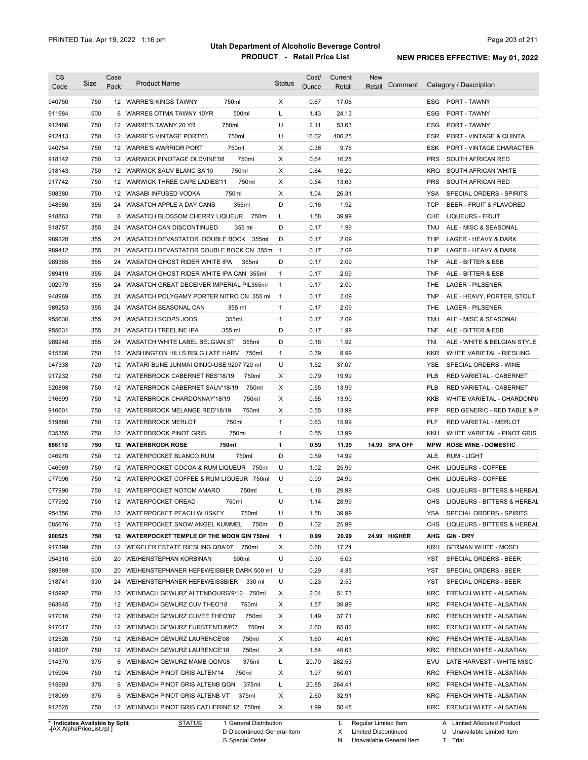# Utah Department of Alcoholic Beverage Control

## PRODUCT - Retail Price List

PRINTED Tue, Apr 19, 2022 1:16 pm

NEW PRICES EFFECTIVE: May 01, 2022

| CS Code | Size | Case Pack | Product Name | Status | Cost/ Ounce | Current Retail | New Retail | Comment | Category / Description |
|---|---|---|---|---|---|---|---|---|---|
| 940750 | 750 | 12 | WARRE'S KINGS TAWNY 750ml | X | 0.67 | 17.06 | | | ESG PORT - TAWNY |
| 911984 | 500 | 6 | WARRES OTIMA TAWNY 10YR 500ml | L | 1.43 | 24.13 | | | ESG PORT - TAWNY |
| 912486 | 750 | 12 | WARRE'S TAWNY 20 YR 750ml | U | 2.11 | 53.63 | | | ESG PORT - TAWNY |
| 912413 | 750 | 12 | WARRE'S VINTAGE PORT'63 750ml | U | 16.02 | 406.25 | | | ESR PORT - VINTAGE & QUINTA |
| 940754 | 750 | 12 | WARRE'S WARRIOR PORT 750ml | X | 0.38 | 9.76 | | | ESK PORT - VINTAGE CHARACTER |
| 918142 | 750 | 12 | WARWICK PINOTAGE OLDVINE'08 750ml | X | 0.64 | 16.28 | | | PRS SOUTH AFRICAN RED |
| 918143 | 750 | 12 | WARWICK SAUV BLANC SA'10 750ml | X | 0.64 | 16.29 | | | KRQ SOUTH AFRICAN WHITE |
| 917742 | 750 | 12 | WARWICK THREE CAPE LADIES'11 750ml | X | 0.54 | 13.63 | | | PRS SOUTH AFRICAN RED |
| 908380 | 750 | 12 | WASABI INFUSED VODKA 750ml | X | 1.04 | 26.31 | | | YSA SPECIAL ORDERS - SPIRITS |
| 948580 | 355 | 24 | WASATCH APPLE A DAY CANS 355ml | D | 0.16 | 1.92 | | | TCP BEER - FRUIT & FLAVORED |
| 918863 | 750 | 6 | WASATCH BLOSSOM CHERRY LIQUEUR 750ml | L | 1.58 | 39.99 | | | CHE LIQUEURS - FRUIT |
| 918757 | 355 | 24 | WASATCH CAN DISCONTINUED 355 ml | D | 0.17 | 1.99 | | | TNU ALE - MISC & SEASONAL |
| 989228 | 355 | 24 | WASATCH DEVASTATOR DOUBLE BOCK 355ml | D | 0.17 | 2.09 | | | THP LAGER - HEAVY & DARK |
| 989412 | 355 | 24 | WASATCH DEVASTATOR DOUBLE BOCK CN 355ml | 1 | 0.17 | 2.09 | | | THP LAGER - HEAVY & DARK |
| 989365 | 355 | 24 | WASATCH GHOST RIDER WHITE IPA 355ml | D | 0.17 | 2.09 | | | TNF ALE - BITTER & ESB |
| 989419 | 355 | 24 | WASATCH GHOST RIDER WHITE IPA CAN 355ml | 1 | 0.17 | 2.09 | | | TNF ALE - BITTER & ESB |
| 902979 | 355 | 24 | WASATCH GREAT DECEIVER IMPERIAL PIL355ml | 1 | 0.17 | 2.09 | | | THE LAGER - PILSENER |
| 948969 | 355 | 24 | WASATCH POLYGAMY PORTER NITRO CN 355 ml | 1 | 0.17 | 2.09 | | | TNP ALE - HEAVY, PORTER, STOUT |
| 989253 | 355 | 24 | WASATCH SEASONAL CAN 355 ml | 1 | 0.17 | 2.09 | | | THE LAGER - PILSENER |
| 955630 | 355 | 24 | WASATCH SOOPS JOOS 355ml | 1 | 0.17 | 2.09 | | | TNU ALE - MISC & SEASONAL |
| 955631 | 355 | 24 | WASATCH TREELINE IPA 355 ml | D | 0.17 | 1.99 | | | TNF ALE - BITTER & ESB |
| 989248 | 355 | 24 | WASATCH WHITE LABEL BELGIAN ST 355ml | D | 0.16 | 1.92 | | | TNI ALE - WHITE & BELGIAN STYLE |
| 915566 | 750 | 12 | WASHINGTON HILLS RSLG LATE HARV 750ml | 1 | 0.39 | 9.99 | | | KKR WHITE VARIETAL - RIESLING |
| 947338 | 720 | 12 | WATARI BUNE JUNMAI GINJO-USE 9207 720 ml | U | 1.52 | 37.07 | | | YSE SPECIAL ORDERS - WINE |
| 917232 | 750 | 12 | WATERBROOK CABERNET RES'18/19 750ml | X | 0.79 | 19.99 | | | PLB RED VARIETAL - CABERNET |
| 920898 | 750 | 12 | WATERBROOK CABERNET SAUV'18/19 750ml | X | 0.55 | 13.99 | | | PLB RED VARIETAL - CABERNET |
| 916599 | 750 | 12 | WATERBROOK CHARDONNAY'18/19 750ml | X | 0.55 | 13.99 | | | KKB WHITE VARIETAL - CHARDONNA |
| 916601 | 750 | 12 | WATERBROOK MELANGE RED'18/19 750ml | X | 0.55 | 13.99 | | | PFP RED GENERIC - RED TABLE & P |
| 519880 | 750 | 12 | WATERBROOK MERLOT 750ml | 1 | 0.63 | 15.99 | | | PLF RED VARIETAL - MERLOT |
| 635355 | 750 | 12 | WATERBROOK PINOT GRIS 750ml | 1 | 0.55 | 13.99 | | | KKH WHITE VARIETAL - PINOT GRIS |
| **686110** | **750** | **12** | **WATERBROOK ROSE 750ml** | **1** | **0.59** | **11.99** | **14.99** | **SPA OFF** | **MPW ROSE WINE - DOMESTIC** |
| 046970 | 750 | 12 | WATERPOCKET BLANCO RUM 750ml | D | 0.59 | 14.99 | | | ALE RUM - LIGHT |
| 046969 | 750 | 12 | WATERPOCKET COCOA & RUM LIQUEUR 750ml | U | 1.02 | 25.99 | | | CHK LIQUEURS - COFFEE |
| 077996 | 750 | 12 | WATERPOCKET COFFEE & RUM LIQUEUR 750ml | U | 0.99 | 24.99 | | | CHK LIQUEURS - COFFEE |
| 077990 | 750 | 12 | WATERPOCKET NOTOM AMARO 750ml | L | 1.18 | 29.99 | | | CHS LIQUEURS - BITTERS & HERBAL |
| 077992 | 750 | 12 | WATERPOCKET OREAD 750ml | U | 1.14 | 28.99 | | | CHS LIQUEURS - BITTERS & HERBAL |
| 954356 | 750 | 12 | WATERPOCKET PEACH WHISKEY 750ml | U | 1.58 | 39.99 | | | YSA SPECIAL ORDERS - SPIRITS |
| 085676 | 750 | 12 | WATERPOCKET SNOW ANGEL KUMMEL 750ml | D | 1.02 | 25.99 | | | CHS LIQUEURS - BITTERS & HERBAL |
| **900525** | **750** | **12** | **WATERPOCKET TEMPLE OF THE MOON GIN 750ml** | **1** | **0.99** | **20.99** | **24.99** | **HIGHER** | **AHG GIN - DRY** |
| 917399 | 750 | 12 | WEGELER ESTATE RIESLING QBA'07 750ml | X | 0.68 | 17.24 | | | KRH GERMAN WHITE - MOSEL |
| 954316 | 500 | 20 | WEIHENSTEPHAN KORBINAN 500ml | U | 0.30 | 5.03 | | | YST SPECIAL ORDERS - BEER |
| 989389 | 500 | 20 | WEIHENSTEPHANER HEFEWEISBIER DARK 500 ml | U | 0.29 | 4.85 | | | YST SPECIAL ORDERS - BEER |
| 918741 | 330 | 24 | WEIHENSTEPHANER HEFEWEISSBIER 330 ml | U | 0.23 | 2.53 | | | YST SPECIAL ORDERS - BEER |
| 915992 | 750 | 12 | WEINBACH GEWURZ ALTENBOURG'9/12 750ml | X | 2.04 | 51.73 | | | KRC FRENCH WHITE - ALSATIAN |
| 963945 | 750 | 12 | WEINBACH GEWURZ CUV THEO'18 750ml | X | 1.57 | 39.89 | | | KRC FRENCH WHITE - ALSATIAN |
| 917016 | 750 | 12 | WEINBACH GEWURZ CUVEE THEO'07 750ml | X | 1.49 | 37.71 | | | KRC FRENCH WHITE - ALSATIAN |
| 917017 | 750 | 12 | WEINBACH GEWURZ FURSTENTUM'07 750ml | X | 2.60 | 65.82 | | | KRC FRENCH WHITE - ALSATIAN |
| 912526 | 750 | 12 | WEINBACH GEWURZ LAURENCE'08 750ml | X | 1.60 | 40.61 | | | KRC FRENCH WHITE - ALSATIAN |
| 918207 | 750 | 12 | WEINBACH GEWURZ LAURENCE'18 750ml | X | 1.84 | 46.63 | | | KRC FRENCH WHITE - ALSATIAN |
| 914370 | 375 | 6 | WEINBACH GEWURZ MAMB QGN'08 375ml | L | 20.70 | 262.53 | | | EVU LATE HARVEST - WHITE MISC |
| 915994 | 750 | 12 | WEINBACH PINOT GRIS ALTEN'14 750ml | X | 1.97 | 50.01 | | | KRC FRENCH WHITE - ALSATIAN |
| 915993 | 375 | 6 | WEINBACH PINOT GRIS ALTENB QGN 375ml | L | 20.85 | 264.41 | | | KRC FRENCH WHITE - ALSATIAN |
| 918069 | 375 | 6 | WEINBACH PINOT GRIS ALTENB VT' 375ml | X | 2.60 | 32.91 | | | KRC FRENCH WHITE - ALSATIAN |
| 912525 | 750 | 12 | WEINBACH PINOT GRIS CATHERINE'12 750ml | X | 1.99 | 50.48 | | | KRC FRENCH WHITE - ALSATIAN |

\* Indicates Available by Split

STATUS: 1 General Distribution; D Discontinued General Item; S Special Order; L Regular Limited Item; X Limited Discontinued; N Unavailable General Item; A Limited Allocated Product; U Unavailable Limited Item; T Trial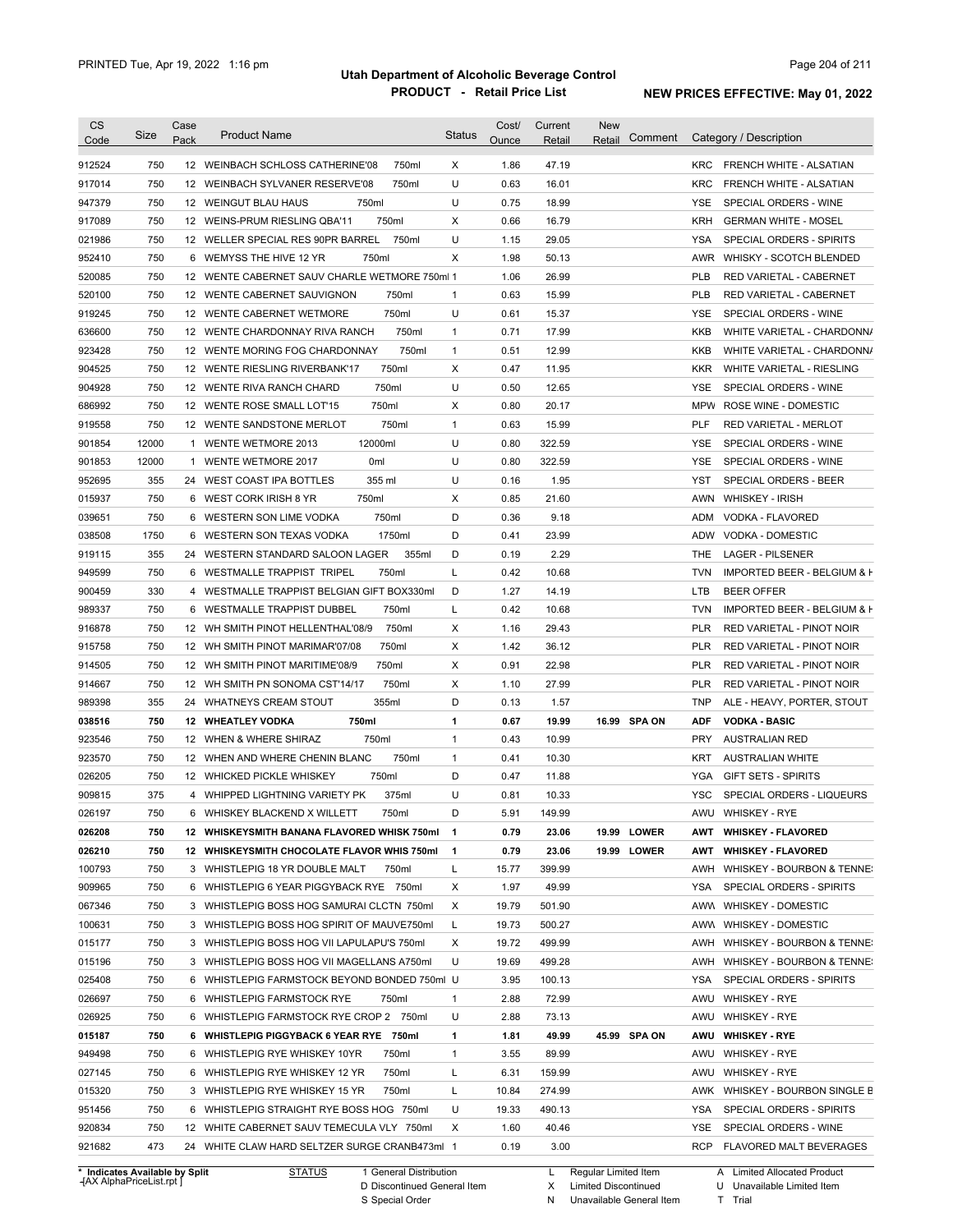**Utah Department of Alcoholic Beverage Control**
**PRODUCT - Retail Price List**

PRINTED Tue, Apr 19, 2022 1:16 pm

**NEW PRICES EFFECTIVE: May 01, 2022**

| CS Code | Size | Case Pack | Product Name | Status | Cost/ Ounce | Current Retail | New Retail | Comment | Category / Description |
|---|---|---|---|---|---|---|---|---|---|
| 912524 | 750 | 12 | WEINBACH SCHLOSS CATHERINE'08 750ml | X | 1.86 | 47.19 | | | KRC FRENCH WHITE - ALSATIAN |
| 917014 | 750 | 12 | WEINBACH SYLVANER RESERVE'08 750ml | U | 0.63 | 16.01 | | | KRC FRENCH WHITE - ALSATIAN |
| 947379 | 750 | 12 | WEINGUT BLAU HAUS 750ml | U | 0.75 | 18.99 | | | YSE SPECIAL ORDERS - WINE |
| 917089 | 750 | 12 | WEINS-PRUM RIESLING QBA'11 750ml | X | 0.66 | 16.79 | | | KRH GERMAN WHITE - MOSEL |
| 021986 | 750 | 12 | WELLER SPECIAL RES 90PR BARREL 750ml | U | 1.15 | 29.05 | | | YSA SPECIAL ORDERS - SPIRITS |
| 952410 | 750 | 6 | WEMYSS THE HIVE 12 YR 750ml | X | 1.98 | 50.13 | | | AWR WHISKY - SCOTCH BLENDED |
| 520085 | 750 | 12 | WENTE CABERNET SAUV CHARLE WETMORE 750ml | 1 | 1.06 | 26.99 | | | PLB RED VARIETAL - CABERNET |
| 520100 | 750 | 12 | WENTE CABERNET SAUVIGNON 750ml | 1 | 0.63 | 15.99 | | | PLB RED VARIETAL - CABERNET |
| 919245 | 750 | 12 | WENTE CABERNET WETMORE 750ml | U | 0.61 | 15.37 | | | YSE SPECIAL ORDERS - WINE |
| 636600 | 750 | 12 | WENTE CHARDONNAY RIVA RANCH 750ml | 1 | 0.71 | 17.99 | | | KKB WHITE VARIETAL - CHARDONNA |
| 923428 | 750 | 12 | WENTE MORING FOG CHARDONNAY 750ml | 1 | 0.51 | 12.99 | | | KKB WHITE VARIETAL - CHARDONNA |
| 904525 | 750 | 12 | WENTE RIESLING RIVERBANK'17 750ml | X | 0.47 | 11.95 | | | KKR WHITE VARIETAL - RIESLING |
| 904928 | 750 | 12 | WENTE RIVA RANCH CHARD 750ml | U | 0.50 | 12.65 | | | YSE SPECIAL ORDERS - WINE |
| 686992 | 750 | 12 | WENTE ROSE SMALL LOT'15 750ml | X | 0.80 | 20.17 | | | MPW ROSE WINE - DOMESTIC |
| 919558 | 750 | 12 | WENTE SANDSTONE MERLOT 750ml | 1 | 0.63 | 15.99 | | | PLF RED VARIETAL - MERLOT |
| 901854 | 12000 | 1 | WENTE WETMORE 2013 12000ml | U | 0.80 | 322.59 | | | YSE SPECIAL ORDERS - WINE |
| 901853 | 12000 | 1 | WENTE WETMORE 2017 0ml | U | 0.80 | 322.59 | | | YSE SPECIAL ORDERS - WINE |
| 952695 | 355 | 24 | WEST COAST IPA BOTTLES 355 ml | U | 0.16 | 1.95 | | | YST SPECIAL ORDERS - BEER |
| 015937 | 750 | 6 | WEST CORK IRISH 8 YR 750ml | X | 0.85 | 21.60 | | | AWN WHISKEY - IRISH |
| 039651 | 750 | 6 | WESTERN SON LIME VODKA 750ml | D | 0.36 | 9.18 | | | ADM VODKA - FLAVORED |
| 038508 | 1750 | 6 | WESTERN SON TEXAS VODKA 1750ml | D | 0.41 | 23.99 | | | ADW VODKA - DOMESTIC |
| 919115 | 355 | 24 | WESTERN STANDARD SALOON LAGER 355ml | D | 0.19 | 2.29 | | | THE LAGER - PILSENER |
| 949599 | 750 | 6 | WESTMALLE TRAPPIST TRIPEL 750ml | L | 0.42 | 10.68 | | | TVN IMPORTED BEER - BELGIUM & H |
| 900459 | 330 | 4 | WESTMALLE TRAPPIST BELGIAN GIFT BOX330ml | D | 1.27 | 14.19 | | | LTB BEER OFFER |
| 989337 | 750 | 6 | WESTMALLE TRAPPIST DUBBEL 750ml | L | 0.42 | 10.68 | | | TVN IMPORTED BEER - BELGIUM & H |
| 916878 | 750 | 12 | WH SMITH PINOT HELLENTHAL'08/9 750ml | X | 1.16 | 29.43 | | | PLR RED VARIETAL - PINOT NOIR |
| 915758 | 750 | 12 | WH SMITH PINOT MARIMAR'07/08 750ml | X | 1.42 | 36.12 | | | PLR RED VARIETAL - PINOT NOIR |
| 914505 | 750 | 12 | WH SMITH PINOT MARITIME'08/9 750ml | X | 0.91 | 22.98 | | | PLR RED VARIETAL - PINOT NOIR |
| 914667 | 750 | 12 | WH SMITH PN SONOMA CST'14/17 750ml | X | 1.10 | 27.99 | | | PLR RED VARIETAL - PINOT NOIR |
| 989398 | 355 | 24 | WHATNEYS CREAM STOUT 355ml | D | 0.13 | 1.57 | | | TNP ALE - HEAVY, PORTER, STOUT |
| **038516** | **750** | **12** | **WHEATLEY VODKA 750ml** | **1** | **0.67** | **19.99** | **16.99** | **SPA ON** | **ADF VODKA - BASIC** |
| 923546 | 750 | 12 | WHEN & WHERE SHIRAZ 750ml | 1 | 0.43 | 10.99 | | | PRY AUSTRALIAN RED |
| 923570 | 750 | 12 | WHEN AND WHERE CHENIN BLANC 750ml | 1 | 0.41 | 10.30 | | | KRT AUSTRALIAN WHITE |
| 026205 | 750 | 12 | WHICKED PICKLE WHISKEY 750ml | D | 0.47 | 11.88 | | | YGA GIFT SETS - SPIRITS |
| 909815 | 375 | 4 | WHIPPED LIGHTNING VARIETY PK 375ml | U | 0.81 | 10.33 | | | YSC SPECIAL ORDERS - LIQUEURS |
| 026197 | 750 | 6 | WHISKEY BLACKEND X WILLETT 750ml | D | 5.91 | 149.99 | | | AWU WHISKEY - RYE |
| **026208** | **750** | **12** | **WHISKEYSMITH BANANA FLAVORED WHISK 750ml** | **1** | **0.79** | **23.06** | **19.99** | **LOWER** | **AWT WHISKEY - FLAVORED** |
| **026210** | **750** | **12** | **WHISKEYSMITH CHOCOLATE FLAVOR WHIS 750ml** | **1** | **0.79** | **23.06** | **19.99** | **LOWER** | **AWT WHISKEY - FLAVORED** |
| 100793 | 750 | 3 | WHISTLEPIG 18 YR DOUBLE MALT 750ml | L | 15.77 | 399.99 | | | AWH WHISKEY - BOURBON & TENNE |
| 909965 | 750 | 6 | WHISTLEPIG 6 YEAR PIGGYBACK RYE 750ml | X | 1.97 | 49.99 | | | YSA SPECIAL ORDERS - SPIRITS |
| 067346 | 750 | 3 | WHISTLEPIG BOSS HOG SAMURAI CLCTN 750ml | X | 19.79 | 501.90 | | | AWW WHISKEY - DOMESTIC |
| 100631 | 750 | 3 | WHISTLEPIG BOSS HOG SPIRIT OF MAUVE750ml | L | 19.73 | 500.27 | | | AWW WHISKEY - DOMESTIC |
| 015177 | 750 | 3 | WHISTLEPIG BOSS HOG VII LAPULAPU'S 750ml | X | 19.72 | 499.99 | | | AWH WHISKEY - BOURBON & TENNE |
| 015196 | 750 | 3 | WHISTLEPIG BOSS HOG VII MAGELLANS A750ml | U | 19.69 | 499.28 | | | AWH WHISKEY - BOURBON & TENNE |
| 025408 | 750 | 6 | WHISTLEPIG FARMSTOCK BEYOND BONDED 750ml | U | 3.95 | 100.13 | | | YSA SPECIAL ORDERS - SPIRITS |
| 026697 | 750 | 6 | WHISTLEPIG FARMSTOCK RYE 750ml | 1 | 2.88 | 72.99 | | | AWU WHISKEY - RYE |
| 026925 | 750 | 6 | WHISTLEPIG FARMSTOCK RYE CROP 2 750ml | U | 2.88 | 73.13 | | | AWU WHISKEY - RYE |
| **015187** | **750** | **6** | **WHISTLEPIG PIGGYBACK 6 YEAR RYE 750ml** | **1** | **1.81** | **49.99** | **45.99** | **SPA ON** | **AWU WHISKEY - RYE** |
| 949498 | 750 | 6 | WHISTLEPIG RYE WHISKEY 10YR 750ml | 1 | 3.55 | 89.99 | | | AWU WHISKEY - RYE |
| 027145 | 750 | 6 | WHISTLEPIG RYE WHISKEY 12 YR 750ml | L | 6.31 | 159.99 | | | AWU WHISKEY - RYE |
| 015320 | 750 | 3 | WHISTLEPIG RYE WHISKEY 15 YR 750ml | L | 10.84 | 274.99 | | | AWK WHISKEY - BOURBON SINGLE B |
| 951456 | 750 | 6 | WHISTLEPIG STRAIGHT RYE BOSS HOG 750ml | U | 19.33 | 490.13 | | | YSA SPECIAL ORDERS - SPIRITS |
| 920834 | 750 | 12 | WHITE CABERNET SAUV TEMECULA VLY 750ml | X | 1.60 | 40.46 | | | YSE SPECIAL ORDERS - WINE |
| 921682 | 473 | 24 | WHITE CLAW HARD SELTZER SURGE CRANB473ml | 1 | 0.19 | 3.00 | | | RCP FLAVORED MALT BEVERAGES |

\* Indicates Available by Split

| STATUS | | | |
|---|---|---|---|
| 1 General Distribution | L Regular Limited Item | A Limited Allocated Product |
| D Discontinued General Item | X Limited Discontinued | U Unavailable Limited Item |
| S Special Order | N Unavailable General Item | T Trial |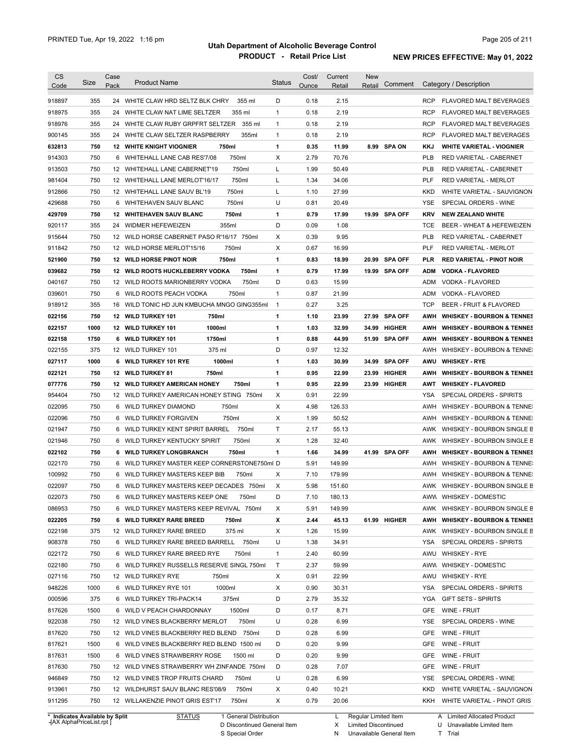# Utah Department of Alcoholic Beverage Control

## PRODUCT - Retail Price List

PRINTED Tue, Apr 19, 2022 1:16 pm

**NEW PRICES EFFECTIVE: May 01, 2022**

| CS Code | Size | Case Pack | Product Name | Status | Cost/ Ounce | Current Retail | New Retail | Comment | Category / Description |
|---|---|---|---|---|---|---|---|---|---|
| 918897 | 355 | 24 | WHITE CLAW HRD SELTZ BLK CHRY 355 ml | D | 0.18 | 2.15 | | | RCP FLAVORED MALT BEVERAGES |
| 918975 | 355 | 24 | WHITE CLAW NAT LIME SELTZER 355 ml | 1 | 0.18 | 2.19 | | | RCP FLAVORED MALT BEVERAGES |
| 918976 | 355 | 24 | WHITE CLAW RUBY GRPFRT SELTZER 355 ml | 1 | 0.18 | 2.19 | | | RCP FLAVORED MALT BEVERAGES |
| 900145 | 355 | 24 | WHITE CLAW SELTZER RASPBERRY 355ml | 1 | 0.18 | 2.19 | | | RCP FLAVORED MALT BEVERAGES |
| **632813** | **750** | **12** | **WHITE KNIGHT VIOGNIER 750ml** | **1** | **0.35** | **11.99** | **8.99** | **SPA ON** | **KKJ WHITE VARIETAL - VIOGNIER** |
| 914303 | 750 | 6 | WHITEHALL LANE CAB RES'7/08 750ml | X | 2.79 | 70.76 | | | PLB RED VARIETAL - CABERNET |
| 913503 | 750 | 12 | WHITEHALL LANE CABERNET'19 750ml | L | 1.99 | 50.49 | | | PLB RED VARIETAL - CABERNET |
| 981404 | 750 | 12 | WHITEHALL LANE MERLOT'16/17 750ml | L | 1.34 | 34.06 | | | PLF RED VARIETAL - MERLOT |
| 912866 | 750 | 12 | WHITEHALL LANE SAUV BL'19 750ml | L | 1.10 | 27.99 | | | KKD WHITE VARIETAL - SAUVIGNON |
| 429688 | 750 | 6 | WHITEHAVEN SAUV BLANC 750ml | U | 0.81 | 20.49 | | | YSE SPECIAL ORDERS - WINE |
| **429709** | **750** | **12** | **WHITEHAVEN SAUV BLANC 750ml** | **1** | **0.79** | **17.99** | **19.99** | **SPA OFF** | **KRV NEW ZEALAND WHITE** |
| 920117 | 355 | 24 | WIDMER HEFEWEIZEN 355ml | D | 0.09 | 1.08 | | | TCE BEER - WHEAT & HEFEWEIZEN |
| 915644 | 750 | 12 | WILD HORSE CABERNET PASO R'16/17 750ml | X | 0.39 | 9.95 | | | PLB RED VARIETAL - CABERNET |
| 911842 | 750 | 12 | WILD HORSE MERLOT'15/16 750ml | X | 0.67 | 16.99 | | | PLF RED VARIETAL - MERLOT |
| **521900** | **750** | **12** | **WILD HORSE PINOT NOIR 750ml** | **1** | **0.83** | **18.99** | **20.99** | **SPA OFF** | **PLR RED VARIETAL - PINOT NOIR** |
| **039682** | **750** | **12** | **WILD ROOTS HUCKLEBERRY VODKA 750ml** | **1** | **0.79** | **17.99** | **19.99** | **SPA OFF** | **ADM VODKA - FLAVORED** |
| 040167 | 750 | 12 | WILD ROOTS MARIONBERRY VODKA 750ml | D | 0.63 | 15.99 | | | ADM VODKA - FLAVORED |
| 039601 | 750 | 6 | WILD ROOTS PEACH VODKA 750ml | 1 | 0.87 | 21.99 | | | ADM VODKA - FLAVORED |
| 918912 | 355 | 16 | WILD TONIC HD JUN KMBUCHA MNGO GING355ml | 1 | 0.27 | 3.25 | | | TCP BEER - FRUIT & FLAVORED |
| **022156** | **750** | **12** | **WILD TURKEY 101 750ml** | **1** | **1.10** | **23.99** | **27.99** | **SPA OFF** | **AWH WHISKEY - BOURBON & TENNES** |
| **022157** | **1000** | **12** | **WILD TURKEY 101 1000ml** | **1** | **1.03** | **32.99** | **34.99** | **HIGHER** | **AWH WHISKEY - BOURBON & TENNES** |
| **022158** | **1750** | **6** | **WILD TURKEY 101 1750ml** | **1** | **0.88** | **44.99** | **51.99** | **SPA OFF** | **AWH WHISKEY - BOURBON & TENNES** |
| 022155 | 375 | 12 | WILD TURKEY 101 375 ml | D | 0.97 | 12.32 | | | AWH WHISKEY - BOURBON & TENNE |
| **027117** | **1000** | **6** | **WILD TURKEY 101 RYE 1000ml** | **1** | **1.03** | **30.99** | **34.99** | **SPA OFF** | **AWU WHISKEY - RYE** |
| **022121** | **750** | **12** | **WILD TURKEY 81 750ml** | **1** | **0.95** | **22.99** | **23.99** | **HIGHER** | **AWH WHISKEY - BOURBON & TENNES** |
| **077776** | **750** | **12** | **WILD TURKEY AMERICAN HONEY 750ml** | **1** | **0.95** | **22.99** | **23.99** | **HIGHER** | **AWT WHISKEY - FLAVORED** |
| 954404 | 750 | 12 | WILD TURKEY AMERICAN HONEY STING 750ml | X | 0.91 | 22.99 | | | YSA SPECIAL ORDERS - SPIRITS |
| 022095 | 750 | 6 | WILD TURKEY DIAMOND 750ml | X | 4.98 | 126.33 | | | AWH WHISKEY - BOURBON & TENNE |
| 022096 | 750 | 6 | WILD TURKEY FORGIVEN 750ml | X | 1.99 | 50.52 | | | AWH WHISKEY - BOURBON & TENNE |
| 021947 | 750 | 6 | WILD TURKEY KENT SPIRIT BARREL 750ml | T | 2.17 | 55.13 | | | AWK WHISKEY - BOURBON SINGLE B |
| 021946 | 750 | 6 | WILD TURKEY KENTUCKY SPIRIT 750ml | X | 1.28 | 32.40 | | | AWK WHISKEY - BOURBON SINGLE B |
| **022102** | **750** | **6** | **WILD TURKEY LONGBRANCH 750ml** | **1** | **1.66** | **34.99** | **41.99** | **SPA OFF** | **AWH WHISKEY - BOURBON & TENNES** |
| 022170 | 750 | 6 | WILD TURKEY MASTER KEEP CORNERSTONE750ml | D | 5.91 | 149.99 | | | AWH WHISKEY - BOURBON & TENNE |
| 100992 | 750 | 6 | WILD TURKEY MASTERS KEEP BIB 750ml | X | 7.10 | 179.99 | | | AWH WHISKEY - BOURBON & TENNE |
| 022097 | 750 | 6 | WILD TURKEY MASTERS KEEP DECADES 750ml | X | 5.98 | 151.60 | | | AWK WHISKEY - BOURBON SINGLE B |
| 022073 | 750 | 6 | WILD TURKEY MASTERS KEEP ONE 750ml | D | 7.10 | 180.13 | | | AWW WHISKEY - DOMESTIC |
| 086953 | 750 | 6 | WILD TURKEY MASTERS KEEP REVIVAL 750ml | X | 5.91 | 149.99 | | | AWK WHISKEY - BOURBON SINGLE B |
| **022205** | **750** | **6** | **WILD TURKEY RARE BREED 750ml** | **X** | **2.44** | **45.13** | **61.99** | **HIGHER** | **AWH WHISKEY - BOURBON & TENNES** |
| 022198 | 375 | 12 | WILD TURKEY RARE BREED 375 ml | X | 1.26 | 15.99 | | | AWK WHISKEY - BOURBON SINGLE B |
| 908378 | 750 | 6 | WILD TURKEY RARE BREED BARRELL 750ml | U | 1.38 | 34.91 | | | YSA SPECIAL ORDERS - SPIRITS |
| 022172 | 750 | 6 | WILD TURKEY RARE BREED RYE 750ml | 1 | 2.40 | 60.99 | | | AWU WHISKEY - RYE |
| 022180 | 750 | 6 | WILD TURKEY RUSSELLS RESERVE SINGL 750ml | T | 2.37 | 59.99 | | | AWW WHISKEY - DOMESTIC |
| 027116 | 750 | 12 | WILD TURKEY RYE 750ml | X | 0.91 | 22.99 | | | AWU WHISKEY - RYE |
| 948226 | 1000 | 6 | WILD TURKEY RYE 101 1000ml | X | 0.90 | 30.31 | | | YSA SPECIAL ORDERS - SPIRITS |
| 000596 | 375 | 6 | WILD TURKEY TRI-PACK14 375ml | D | 2.79 | 35.32 | | | YGA GIFT SETS - SPIRITS |
| 817626 | 1500 | 6 | WILD V PEACH CHARDONNAY 1500ml | D | 0.17 | 8.71 | | | GFE WINE - FRUIT |
| 922038 | 750 | 12 | WILD VINES BLACKBERRY MERLOT 750ml | U | 0.28 | 6.99 | | | YSE SPECIAL ORDERS - WINE |
| 817620 | 750 | 12 | WILD VINES BLACKBERRY RED BLEND 750ml | D | 0.28 | 6.99 | | | GFE WINE - FRUIT |
| 817621 | 1500 | 6 | WILD VINES BLACKBERRY RED BLEND 1500 ml | D | 0.20 | 9.99 | | | GFE WINE - FRUIT |
| 817631 | 1500 | 6 | WILD VINES STRAWBERRY ROSE 1500 ml | D | 0.20 | 9.99 | | | GFE WINE - FRUIT |
| 817630 | 750 | 12 | WILD VINES STRAWBERRY WH ZINFANDE 750ml | D | 0.28 | 7.07 | | | GFE WINE - FRUIT |
| 946849 | 750 | 12 | WILD VINES TROP FRUITS CHARD 750ml | U | 0.28 | 6.99 | | | YSE SPECIAL ORDERS - WINE |
| 913961 | 750 | 12 | WILDHURST SAUV BLANC RES'08/9 750ml | X | 0.40 | 10.21 | | | KKD WHITE VARIETAL - SAUVIGNON |
| 911295 | 750 | 12 | WILLAKENZIE PINOT GRIS EST'17 750ml | X | 0.79 | 20.06 | | | KKH WHITE VARIETAL - PINOT GRIS |

\* Indicates Available by Split

| STATUS | | |
|---|---|---|
| 1 General Distribution | L Regular Limited Item | A Limited Allocated Product |
| D Discontinued General Item | X Limited Discontinued | U Unavailable Limited Item |
| S Special Order | N Unavailable General Item | T Trial |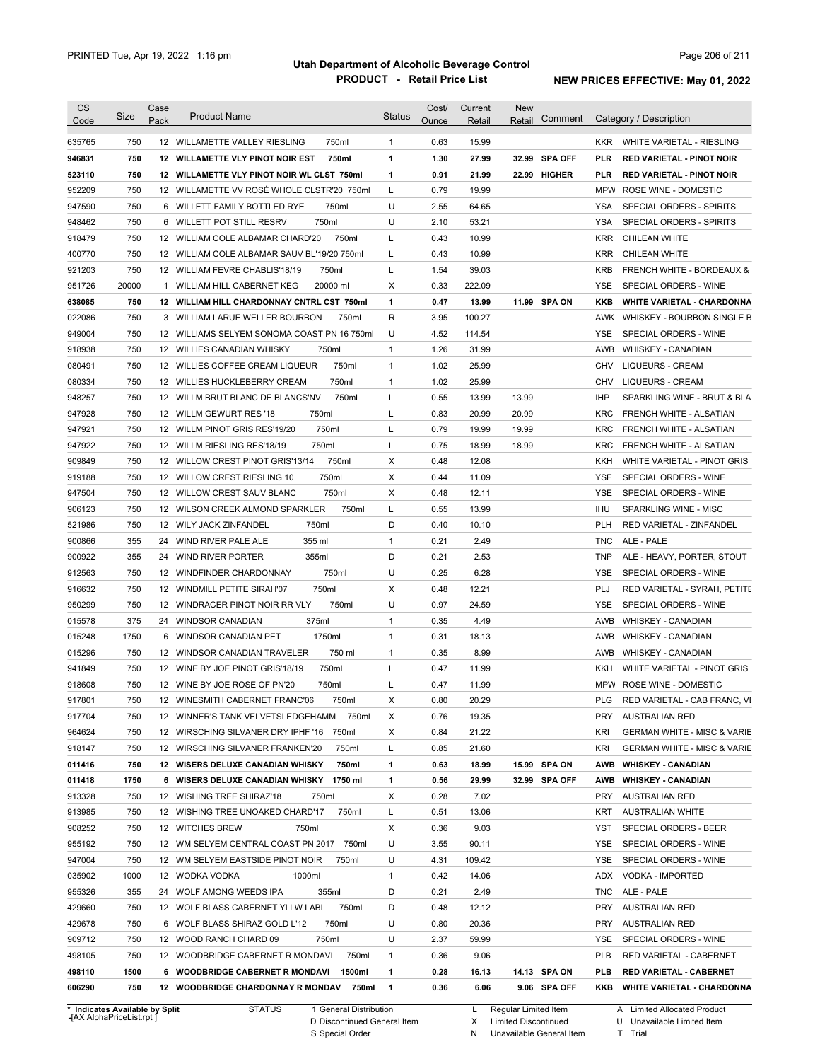# Utah Department of Alcoholic Beverage Control

## PRODUCT - Retail Price List

PRINTED Tue, Apr 19, 2022 1:16 pm

**NEW PRICES EFFECTIVE: May 01, 2022**

| CS Code | Size | Case Pack | Product Name | Status | Cost/ Ounce | Current Retail | New Retail | Comment | Category / Description |
|---|---|---|---|---|---|---|---|---|---|
| 635765 | 750 | 12 | WILLAMETTE VALLEY RIESLING 750ml | 1 | 0.63 | 15.99 | | | KKR WHITE VARIETAL - RIESLING |
| **946831** | **750** | **12** | **WILLAMETTE VLY PINOT NOIR EST 750ml** | **1** | **1.30** | **27.99** | **32.99** | **SPA OFF** | **PLR RED VARIETAL - PINOT NOIR** |
| **523110** | **750** | **12** | **WILLAMETTE VLY PINOT NOIR WL CLST 750ml** | **1** | **0.91** | **21.99** | **22.99** | **HIGHER** | **PLR RED VARIETAL - PINOT NOIR** |
| 952209 | 750 | 12 | WILLAMETTE VV ROSÉ WHOLE CLSTR'20 750ml | L | 0.79 | 19.99 | | | MPW ROSE WINE - DOMESTIC |
| 947590 | 750 | 6 | WILLETT FAMILY BOTTLED RYE 750ml | U | 2.55 | 64.65 | | | YSA SPECIAL ORDERS - SPIRITS |
| 948462 | 750 | 6 | WILLETT POT STILL RESRV 750ml | U | 2.10 | 53.21 | | | YSA SPECIAL ORDERS - SPIRITS |
| 918479 | 750 | 12 | WILLIAM COLE ALBAMAR CHARD'20 750ml | L | 0.43 | 10.99 | | | KRR CHILEAN WHITE |
| 400770 | 750 | 12 | WILLIAM COLE ALBAMAR SAUV BL'19/20 750ml | L | 0.43 | 10.99 | | | KRR CHILEAN WHITE |
| 921203 | 750 | 12 | WILLIAM FEVRE CHABLIS'18/19 750ml | L | 1.54 | 39.03 | | | KRB FRENCH WHITE - BORDEAUX & |
| 951726 | 20000 | 1 | WILLIAM HILL CABERNET KEG 20000 ml | X | 0.33 | 222.09 | | | YSE SPECIAL ORDERS - WINE |
| **638085** | **750** | **12** | **WILLIAM HILL CHARDONNAY CNTRL CST 750ml** | **1** | **0.47** | **13.99** | **11.99** | **SPA ON** | **KKB WHITE VARIETAL - CHARDONNA** |
| 022086 | 750 | 3 | WILLIAM LARUE WELLER BOURBON 750ml | R | 3.95 | 100.27 | | | AWK WHISKEY - BOURBON SINGLE B |
| 949004 | 750 | 12 | WILLIAMS SELYEM SONOMA COAST PN 16 750ml | U | 4.52 | 114.54 | | | YSE SPECIAL ORDERS - WINE |
| 918938 | 750 | 12 | WILLIES CANADIAN WHISKY 750ml | 1 | 1.26 | 31.99 | | | AWB WHISKEY - CANADIAN |
| 080491 | 750 | 12 | WILLIES COFFEE CREAM LIQUEUR 750ml | 1 | 1.02 | 25.99 | | | CHV LIQUEURS - CREAM |
| 080334 | 750 | 12 | WILLIES HUCKLEBERRY CREAM 750ml | 1 | 1.02 | 25.99 | | | CHV LIQUEURS - CREAM |
| 948257 | 750 | 12 | WILLM BRUT BLANC DE BLANCS'NV 750ml | L | 0.55 | 13.99 | 13.99 | | IHP SPARKLING WINE - BRUT & BLA |
| 947928 | 750 | 12 | WILLM GEWURT RES '18 750ml | L | 0.83 | 20.99 | 20.99 | | KRC FRENCH WHITE - ALSATIAN |
| 947921 | 750 | 12 | WILLM PINOT GRIS RES'19/20 750ml | L | 0.79 | 19.99 | 19.99 | | KRC FRENCH WHITE - ALSATIAN |
| 947922 | 750 | 12 | WILLM RIESLING RES'18/19 750ml | L | 0.75 | 18.99 | 18.99 | | KRC FRENCH WHITE - ALSATIAN |
| 909849 | 750 | 12 | WILLOW CREST PINOT GRIS'13/14 750ml | X | 0.48 | 12.08 | | | KKH WHITE VARIETAL - PINOT GRIS |
| 919188 | 750 | 12 | WILLOW CREST RIESLING 10 750ml | X | 0.44 | 11.09 | | | YSE SPECIAL ORDERS - WINE |
| 947504 | 750 | 12 | WILLOW CREST SAUV BLANC 750ml | X | 0.48 | 12.11 | | | YSE SPECIAL ORDERS - WINE |
| 906123 | 750 | 12 | WILSON CREEK ALMOND SPARKLER 750ml | L | 0.55 | 13.99 | | | IHU SPARKLING WINE - MISC |
| 521986 | 750 | 12 | WILY JACK ZINFANDEL 750ml | D | 0.40 | 10.10 | | | PLH RED VARIETAL - ZINFANDEL |
| 900866 | 355 | 24 | WIND RIVER PALE ALE 355 ml | 1 | 0.21 | 2.49 | | | TNC ALE - PALE |
| 900922 | 355 | 24 | WIND RIVER PORTER 355ml | D | 0.21 | 2.53 | | | TNP ALE - HEAVY, PORTER, STOUT |
| 912563 | 750 | 12 | WINDFINDER CHARDONNAY 750ml | U | 0.25 | 6.28 | | | YSE SPECIAL ORDERS - WINE |
| 916632 | 750 | 12 | WINDMILL PETITE SIRAH'07 750ml | X | 0.48 | 12.21 | | | PLJ RED VARIETAL - SYRAH, PETITE |
| 950299 | 750 | 12 | WINDRACER PINOT NOIR RR VLY 750ml | U | 0.97 | 24.59 | | | YSE SPECIAL ORDERS - WINE |
| 015578 | 375 | 24 | WINDSOR CANADIAN 375ml | 1 | 0.35 | 4.49 | | | AWB WHISKEY - CANADIAN |
| 015248 | 1750 | 6 | WINDSOR CANADIAN PET 1750ml | 1 | 0.31 | 18.13 | | | AWB WHISKEY - CANADIAN |
| 015296 | 750 | 12 | WINDSOR CANADIAN TRAVELER 750 ml | 1 | 0.35 | 8.99 | | | AWB WHISKEY - CANADIAN |
| 941849 | 750 | 12 | WINE BY JOE PINOT GRIS'18/19 750ml | L | 0.47 | 11.99 | | | KKH WHITE VARIETAL - PINOT GRIS |
| 918608 | 750 | 12 | WINE BY JOE ROSE OF PN'20 750ml | L | 0.47 | 11.99 | | | MPW ROSE WINE - DOMESTIC |
| 917801 | 750 | 12 | WINESMITH CABERNET FRANC'06 750ml | X | 0.80 | 20.29 | | | PLG RED VARIETAL - CAB FRANC, VI |
| 917704 | 750 | 12 | WINNER'S TANK VELVETSLEDGEHAMM 750ml | X | 0.76 | 19.35 | | | PRY AUSTRALIAN RED |
| 964624 | 750 | 12 | WIRSCHING SILVANER DRY IPHF '16 750ml | X | 0.84 | 21.22 | | | KRI GERMAN WHITE - MISC & VARIE |
| 918147 | 750 | 12 | WIRSCHING SILVANER FRANKEN'20 750ml | L | 0.85 | 21.60 | | | KRI GERMAN WHITE - MISC & VARIE |
| **011416** | **750** | **12** | **WISERS DELUXE CANADIAN WHISKY 750ml** | **1** | **0.63** | **18.99** | **15.99** | **SPA ON** | **AWB WHISKEY - CANADIAN** |
| **011418** | **1750** | **6** | **WISERS DELUXE CANADIAN WHISKY 1750 ml** | **1** | **0.56** | **29.99** | **32.99** | **SPA OFF** | **AWB WHISKEY - CANADIAN** |
| 913328 | 750 | 12 | WISHING TREE SHIRAZ'18 750ml | X | 0.28 | 7.02 | | | PRY AUSTRALIAN RED |
| 913985 | 750 | 12 | WISHING TREE UNOAKED CHARD'17 750ml | L | 0.51 | 13.06 | | | KRT AUSTRALIAN WHITE |
| 908252 | 750 | 12 | WITCHES BREW 750ml | X | 0.36 | 9.03 | | | YST SPECIAL ORDERS - BEER |
| 955192 | 750 | 12 | WM SELYEM CENTRAL COAST PN 2017 750ml | U | 3.55 | 90.11 | | | YSE SPECIAL ORDERS - WINE |
| 947004 | 750 | 12 | WM SELYEM EASTSIDE PINOT NOIR 750ml | U | 4.31 | 109.42 | | | YSE SPECIAL ORDERS - WINE |
| 035902 | 1000 | 12 | WODKA VODKA 1000ml | 1 | 0.42 | 14.06 | | | ADX VODKA - IMPORTED |
| 955326 | 355 | 24 | WOLF AMONG WEEDS IPA 355ml | D | 0.21 | 2.49 | | | TNC ALE - PALE |
| 429660 | 750 | 12 | WOLF BLASS CABERNET YLLW LABL 750ml | D | 0.48 | 12.12 | | | PRY AUSTRALIAN RED |
| 429678 | 750 | 6 | WOLF BLASS SHIRAZ GOLD L'12 750ml | U | 0.80 | 20.36 | | | PRY AUSTRALIAN RED |
| 909712 | 750 | 12 | WOOD RANCH CHARD 09 750ml | U | 2.37 | 59.99 | | | YSE SPECIAL ORDERS - WINE |
| 498105 | 750 | 12 | WOODBRIDGE CABERNET R MONDAVI 750ml | 1 | 0.36 | 9.06 | | | PLB RED VARIETAL - CABERNET |
| **498110** | **1500** | **6** | **WOODBRIDGE CABERNET R MONDAVI 1500ml** | **1** | **0.28** | **16.13** | **14.13** | **SPA ON** | **PLB RED VARIETAL - CABERNET** |
| **606290** | **750** | **12** | **WOODBRIDGE CHARDONNAY R MONDAV 750ml** | **1** | **0.36** | **6.06** | **9.06** | **SPA OFF** | **KKB WHITE VARIETAL - CHARDONNA** |

\* Indicates Available by Split

STATUS: 1 General Distribution; D Discontinued General Item; S Special Order; L Regular Limited Item; X Limited Discontinued; N Unavailable General Item; A Limited Allocated Product; U Unavailable Limited Item; T Trial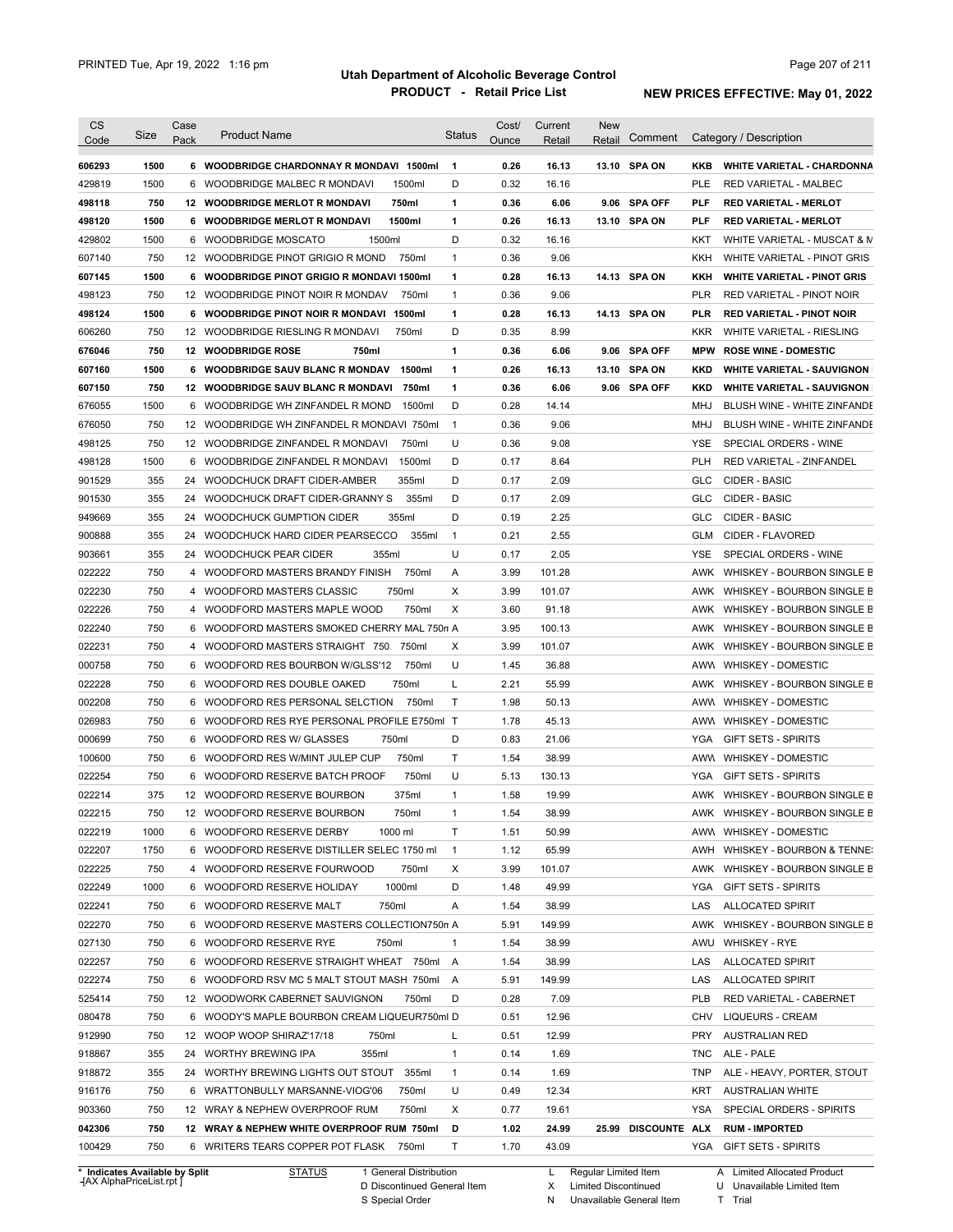# Utah Department of Alcoholic Beverage Control

## PRODUCT - Retail Price List

PRINTED Tue, Apr 19, 2022 1:16 pm

**NEW PRICES EFFECTIVE: May 01, 2022**

| CS Code | Size | Case Pack | Product Name | Status | Cost/ Ounce | Current Retail | New Retail | Comment | Category / Description |
|---|---|---|---|---|---|---|---|---|---|
| **606293** | **1500** | **6** | **WOODBRIDGE CHARDONNAY R MONDAVI 1500ml** | **1** | **0.26** | **16.13** | **13.10** | **SPA ON** | **KKB WHITE VARIETAL - CHARDONNA** |
| 429819 | 1500 | 6 | WOODBRIDGE MALBEC R MONDAVI 1500ml | D | 0.32 | 16.16 | | | PLE RED VARIETAL - MALBEC |
| **498118** | **750** | **12** | **WOODBRIDGE MERLOT R MONDAVI 750ml** | **1** | **0.36** | **6.06** | **9.06** | **SPA OFF** | **PLF RED VARIETAL - MERLOT** |
| **498120** | **1500** | **6** | **WOODBRIDGE MERLOT R MONDAVI 1500ml** | **1** | **0.26** | **16.13** | **13.10** | **SPA ON** | **PLF RED VARIETAL - MERLOT** |
| 429802 | 1500 | 6 | WOODBRIDGE MOSCATO 1500ml | D | 0.32 | 16.16 | | | KKT WHITE VARIETAL - MUSCAT & M |
| 607140 | 750 | 12 | WOODBRIDGE PINOT GRIGIO R MOND 750ml | 1 | 0.36 | 9.06 | | | KKH WHITE VARIETAL - PINOT GRIS |
| **607145** | **1500** | **6** | **WOODBRIDGE PINOT GRIGIO R MONDAVI 1500ml** | **1** | **0.28** | **16.13** | **14.13** | **SPA ON** | **KKH WHITE VARIETAL - PINOT GRIS** |
| 498123 | 750 | 12 | WOODBRIDGE PINOT NOIR R MONDAV 750ml | 1 | 0.36 | 9.06 | | | PLR RED VARIETAL - PINOT NOIR |
| **498124** | **1500** | **6** | **WOODBRIDGE PINOT NOIR R MONDAVI 1500ml** | **1** | **0.28** | **16.13** | **14.13** | **SPA ON** | **PLR RED VARIETAL - PINOT NOIR** |
| 606260 | 750 | 12 | WOODBRIDGE RIESLING R MONDAVI 750ml | D | 0.35 | 8.99 | | | KKR WHITE VARIETAL - RIESLING |
| **676046** | **750** | **12** | **WOODBRIDGE ROSE 750ml** | **1** | **0.36** | **6.06** | **9.06** | **SPA OFF** | **MPW ROSE WINE - DOMESTIC** |
| **607160** | **1500** | **6** | **WOODBRIDGE SAUV BLANC R MONDAV 1500ml** | **1** | **0.26** | **16.13** | **13.10** | **SPA ON** | **KKD WHITE VARIETAL - SAUVIGNON** |
| **607150** | **750** | **12** | **WOODBRIDGE SAUV BLANC R MONDAVI 750ml** | **1** | **0.36** | **6.06** | **9.06** | **SPA OFF** | **KKD WHITE VARIETAL - SAUVIGNON** |
| 676055 | 1500 | 6 | WOODBRIDGE WH ZINFANDEL R MOND 1500ml | D | 0.28 | 14.14 | | | MHJ BLUSH WINE - WHITE ZINFANDE |
| 676050 | 750 | 12 | WOODBRIDGE WH ZINFANDEL R MONDAVI 750ml | 1 | 0.36 | 9.06 | | | MHJ BLUSH WINE - WHITE ZINFANDE |
| 498125 | 750 | 12 | WOODBRIDGE ZINFANDEL R MONDAVI 750ml | U | 0.36 | 9.08 | | | YSE SPECIAL ORDERS - WINE |
| 498128 | 1500 | 6 | WOODBRIDGE ZINFANDEL R MONDAVI 1500ml | D | 0.17 | 8.64 | | | PLH RED VARIETAL - ZINFANDEL |
| 901529 | 355 | 24 | WOODCHUCK DRAFT CIDER-AMBER 355ml | D | 0.17 | 2.09 | | | GLC CIDER - BASIC |
| 901530 | 355 | 24 | WOODCHUCK DRAFT CIDER-GRANNY S 355ml | D | 0.17 | 2.09 | | | GLC CIDER - BASIC |
| 949669 | 355 | 24 | WOODCHUCK GUMPTION CIDER 355ml | D | 0.19 | 2.25 | | | GLC CIDER - BASIC |
| 900888 | 355 | 24 | WOODCHUCK HARD CIDER PEARSECCO 355ml | 1 | 0.21 | 2.55 | | | GLM CIDER - FLAVORED |
| 903661 | 355 | 24 | WOODCHUCK PEAR CIDER 355ml | U | 0.17 | 2.05 | | | YSE SPECIAL ORDERS - WINE |
| 022222 | 750 | 4 | WOODFORD MASTERS BRANDY FINISH 750ml | A | 3.99 | 101.28 | | | AWK WHISKEY - BOURBON SINGLE B |
| 022230 | 750 | 4 | WOODFORD MASTERS CLASSIC 750ml | X | 3.99 | 101.07 | | | AWK WHISKEY - BOURBON SINGLE B |
| 022226 | 750 | 4 | WOODFORD MASTERS MAPLE WOOD 750ml | X | 3.60 | 91.18 | | | AWK WHISKEY - BOURBON SINGLE B |
| 022240 | 750 | 6 | WOODFORD MASTERS SMOKED CHERRY MAL 750n | A | 3.95 | 100.13 | | | AWK WHISKEY - BOURBON SINGLE B |
| 022231 | 750 | 4 | WOODFORD MASTERS STRAIGHT 750 750ml | X | 3.99 | 101.07 | | | AWK WHISKEY - BOURBON SINGLE B |
| 000758 | 750 | 6 | WOODFORD RES BOURBON W/GLSS'12 750ml | U | 1.45 | 36.88 | | | AWW WHISKEY - DOMESTIC |
| 022228 | 750 | 6 | WOODFORD RES DOUBLE OAKED 750ml | L | 2.21 | 55.99 | | | AWK WHISKEY - BOURBON SINGLE B |
| 002208 | 750 | 6 | WOODFORD RES PERSONAL SELCTION 750ml | T | 1.98 | 50.13 | | | AWW WHISKEY - DOMESTIC |
| 026983 | 750 | 6 | WOODFORD RES RYE PERSONAL PROFILE E750ml | T | 1.78 | 45.13 | | | AWW WHISKEY - DOMESTIC |
| 000699 | 750 | 6 | WOODFORD RES W/ GLASSES 750ml | D | 0.83 | 21.06 | | | YGA GIFT SETS - SPIRITS |
| 100600 | 750 | 6 | WOODFORD RES W/MINT JULEP CUP 750ml | T | 1.54 | 38.99 | | | AWW WHISKEY - DOMESTIC |
| 022254 | 750 | 6 | WOODFORD RESERVE BATCH PROOF 750ml | U | 5.13 | 130.13 | | | YGA GIFT SETS - SPIRITS |
| 022214 | 375 | 12 | WOODFORD RESERVE BOURBON 375ml | 1 | 1.58 | 19.99 | | | AWK WHISKEY - BOURBON SINGLE B |
| 022215 | 750 | 12 | WOODFORD RESERVE BOURBON 750ml | 1 | 1.54 | 38.99 | | | AWK WHISKEY - BOURBON SINGLE B |
| 022219 | 1000 | 6 | WOODFORD RESERVE DERBY 1000 ml | T | 1.51 | 50.99 | | | AWW WHISKEY - DOMESTIC |
| 022207 | 1750 | 6 | WOODFORD RESERVE DISTILLER SELEC 1750 ml | 1 | 1.12 | 65.99 | | | AWH WHISKEY - BOURBON & TENNE |
| 022225 | 750 | 4 | WOODFORD RESERVE FOURWOOD 750ml | X | 3.99 | 101.07 | | | AWK WHISKEY - BOURBON SINGLE B |
| 022249 | 1000 | 6 | WOODFORD RESERVE HOLIDAY 1000ml | D | 1.48 | 49.99 | | | YGA GIFT SETS - SPIRITS |
| 022241 | 750 | 6 | WOODFORD RESERVE MALT 750ml | A | 1.54 | 38.99 | | | LAS ALLOCATED SPIRIT |
| 022270 | 750 | 6 | WOODFORD RESERVE MASTERS COLLECTION750n | A | 5.91 | 149.99 | | | AWK WHISKEY - BOURBON SINGLE B |
| 027130 | 750 | 6 | WOODFORD RESERVE RYE 750ml | 1 | 1.54 | 38.99 | | | AWU WHISKEY - RYE |
| 022257 | 750 | 6 | WOODFORD RESERVE STRAIGHT WHEAT 750ml | A | 1.54 | 38.99 | | | LAS ALLOCATED SPIRIT |
| 022274 | 750 | 6 | WOODFORD RSV MC 5 MALT STOUT MASH 750ml | A | 5.91 | 149.99 | | | LAS ALLOCATED SPIRIT |
| 525414 | 750 | 12 | WOODWORK CABERNET SAUVIGNON 750ml | D | 0.28 | 7.09 | | | PLB RED VARIETAL - CABERNET |
| 080478 | 750 | 6 | WOODY'S MAPLE BOURBON CREAM LIQUEUR750ml | D | 0.51 | 12.96 | | | CHV LIQUEURS - CREAM |
| 912990 | 750 | 12 | WOOP WOOP SHIRAZ'17/18 750ml | L | 0.51 | 12.99 | | | PRY AUSTRALIAN RED |
| 918867 | 355 | 24 | WORTHY BREWING IPA 355ml | 1 | 0.14 | 1.69 | | | TNC ALE - PALE |
| 918872 | 355 | 24 | WORTHY BREWING LIGHTS OUT STOUT 355ml | 1 | 0.14 | 1.69 | | | TNP ALE - HEAVY, PORTER, STOUT |
| 916176 | 750 | 6 | WRATTONBULLY MARSANNE-VIOG'06 750ml | U | 0.49 | 12.34 | | | KRT AUSTRALIAN WHITE |
| 903360 | 750 | 12 | WRAY & NEPHEW OVERPROOF RUM 750ml | X | 0.77 | 19.61 | | | YSA SPECIAL ORDERS - SPIRITS |
| **042306** | **750** | **12** | **WRAY & NEPHEW WHITE OVERPROOF RUM 750ml** | **D** | **1.02** | **24.99** | **25.99** | **DISCOUNTE** | **ALX RUM - IMPORTED** |
| 100429 | 750 | 6 | WRITERS TEARS COPPER POT FLASK 750ml | T | 1.70 | 43.09 | | | YGA GIFT SETS - SPIRITS |

\* Indicates Available by Split

STATUS: 1 General Distribution; D Discontinued General Item; S Special Order; L Regular Limited Item; X Limited Discontinued; N Unavailable General Item; A Limited Allocated Product; U Unavailable Limited Item; T Trial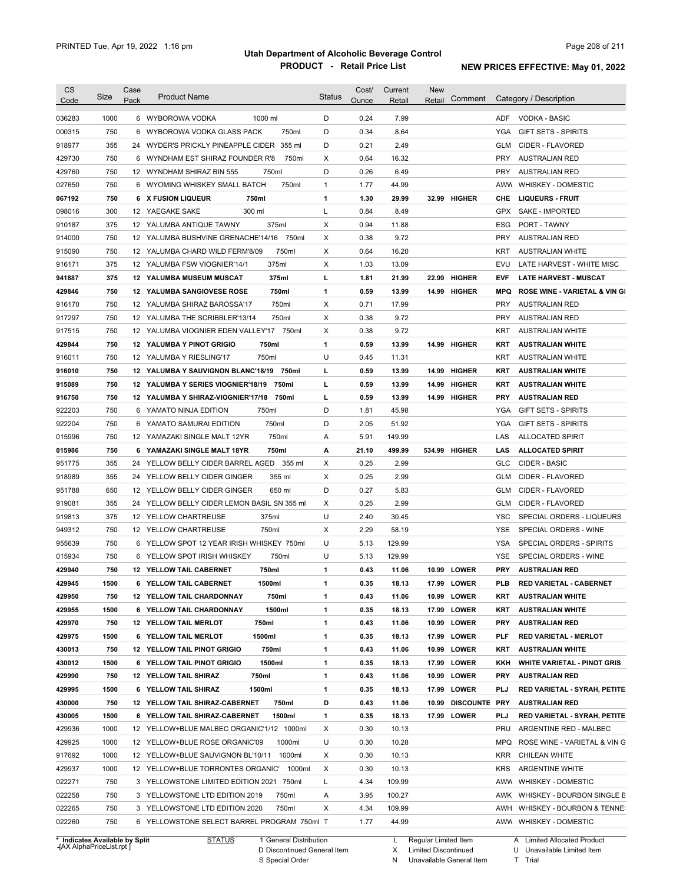# Utah Department of Alcoholic Beverage Control

## PRODUCT - Retail Price List

PRINTED Tue, Apr 19, 2022 1:16 pm

**NEW PRICES EFFECTIVE: May 01, 2022**

| CS Code | Size | Case Pack | Product Name | Status | Cost/ Ounce | Current Retail | New Retail | Comment | Category / Description |
|---|---|---|---|---|---|---|---|---|---|
| 036283 | 1000 | 6 | WYBOROWA VODKA 1000 ml | D | 0.24 | 7.99 | | | ADF VODKA - BASIC |
| 000315 | 750 | 6 | WYBOROWA VODKA GLASS PACK 750ml | D | 0.34 | 8.64 | | | YGA GIFT SETS - SPIRITS |
| 918977 | 355 | 24 | WYDER'S PRICKLY PINEAPPLE CIDER 355 ml | D | 0.21 | 2.49 | | | GLM CIDER - FLAVORED |
| 429730 | 750 | 6 | WYNDHAM EST SHIRAZ FOUNDER R'8 750ml | X | 0.64 | 16.32 | | | PRY AUSTRALIAN RED |
| 429760 | 750 | 12 | WYNDHAM SHIRAZ BIN 555 750ml | D | 0.26 | 6.49 | | | PRY AUSTRALIAN RED |
| 027650 | 750 | 6 | WYOMING WHISKEY SMALL BATCH 750ml | 1 | 1.77 | 44.99 | | | AWW WHISKEY - DOMESTIC |
| **067192** | **750** | **6** | **X FUSION LIQUEUR 750ml** | **1** | **1.30** | **29.99** | **32.99** | **HIGHER** | **CHE LIQUEURS - FRUIT** |
| 098016 | 300 | 12 | YAEGAKE SAKE 300 ml | L | 0.84 | 8.49 | | | GPX SAKE - IMPORTED |
| 910187 | 375 | 12 | YALUMBA ANTIQUE TAWNY 375ml | X | 0.94 | 11.88 | | | ESG PORT - TAWNY |
| 914000 | 750 | 12 | YALUMBA BUSHVINE GRENACHE'14/16 750ml | X | 0.38 | 9.72 | | | PRY AUSTRALIAN RED |
| 915090 | 750 | 12 | YALUMBA CHARD WILD FERM'8/09 750ml | X | 0.64 | 16.20 | | | KRT AUSTRALIAN WHITE |
| 916171 | 375 | 12 | YALUMBA FSW VIOGNIER'14/1 375ml | X | 1.03 | 13.09 | | | EVU LATE HARVEST - WHITE MISC |
| **941887** | **375** | **12** | **YALUMBA MUSEUM MUSCAT 375ml** | **L** | **1.81** | **21.99** | **22.99** | **HIGHER** | **EVF LATE HARVEST - MUSCAT** |
| **429846** | **750** | **12** | **YALUMBA SANGIOVESE ROSE 750ml** | **1** | **0.59** | **13.99** | **14.99** | **HIGHER** | **MPQ ROSE WINE - VARIETAL & VIN GI** |
| 916170 | 750 | 12 | YALUMBA SHIRAZ BAROSSA'17 750ml | X | 0.71 | 17.99 | | | PRY AUSTRALIAN RED |
| 917297 | 750 | 12 | YALUMBA THE SCRIBBLER'13/14 750ml | X | 0.38 | 9.72 | | | PRY AUSTRALIAN RED |
| 917515 | 750 | 12 | YALUMBA VIOGNIER EDEN VALLEY'17 750ml | X | 0.38 | 9.72 | | | KRT AUSTRALIAN WHITE |
| **429844** | **750** | **12** | **YALUMBA Y PINOT GRIGIO 750ml** | **1** | **0.59** | **13.99** | **14.99** | **HIGHER** | **KRT AUSTRALIAN WHITE** |
| 916011 | 750 | 12 | YALUMBA Y RIESLING'17 750ml | U | 0.45 | 11.31 | | | KRT AUSTRALIAN WHITE |
| **916010** | **750** | **12** | **YALUMBA Y SAUVIGNON BLANC'18/19 750ml** | **L** | **0.59** | **13.99** | **14.99** | **HIGHER** | **KRT AUSTRALIAN WHITE** |
| **915089** | **750** | **12** | **YALUMBA Y SERIES VIOGNIER'18/19 750ml** | **L** | **0.59** | **13.99** | **14.99** | **HIGHER** | **KRT AUSTRALIAN WHITE** |
| **916750** | **750** | **12** | **YALUMBA Y SHIRAZ-VIOGNIER'17/18 750ml** | **L** | **0.59** | **13.99** | **14.99** | **HIGHER** | **PRY AUSTRALIAN RED** |
| 922203 | 750 | 6 | YAMATO NINJA EDITION 750ml | D | 1.81 | 45.98 | | | YGA GIFT SETS - SPIRITS |
| 922204 | 750 | 6 | YAMATO SAMURAI EDITION 750ml | D | 2.05 | 51.92 | | | YGA GIFT SETS - SPIRITS |
| 015996 | 750 | 12 | YAMAZAKI SINGLE MALT 12YR 750ml | A | 5.91 | 149.99 | | | LAS ALLOCATED SPIRIT |
| **015986** | **750** | **6** | **YAMAZAKI SINGLE MALT 18YR 750ml** | **A** | **21.10** | **499.99** | **534.99** | **HIGHER** | **LAS ALLOCATED SPIRIT** |
| 951775 | 355 | 24 | YELLOW BELLY CIDER BARREL AGED 355 ml | X | 0.25 | 2.99 | | | GLC CIDER - BASIC |
| 918989 | 355 | 24 | YELLOW BELLY CIDER GINGER 355 ml | X | 0.25 | 2.99 | | | GLM CIDER - FLAVORED |
| 951788 | 650 | 12 | YELLOW BELLY CIDER GINGER 650 ml | D | 0.27 | 5.83 | | | GLM CIDER - FLAVORED |
| 919081 | 355 | 24 | YELLOW BELLY CIDER LEMON BASIL SN 355 ml | X | 0.25 | 2.99 | | | GLM CIDER - FLAVORED |
| 919813 | 375 | 12 | YELLOW CHARTREUSE 375ml | U | 2.40 | 30.45 | | | YSC SPECIAL ORDERS - LIQUEURS |
| 949312 | 750 | 12 | YELLOW CHARTREUSE 750ml | X | 2.29 | 58.19 | | | YSE SPECIAL ORDERS - WINE |
| 955639 | 750 | 6 | YELLOW SPOT 12 YEAR IRISH WHISKEY 750ml | U | 5.13 | 129.99 | | | YSA SPECIAL ORDERS - SPIRITS |
| 015934 | 750 | 6 | YELLOW SPOT IRISH WHISKEY 750ml | U | 5.13 | 129.99 | | | YSE SPECIAL ORDERS - WINE |
| **429940** | **750** | **12** | **YELLOW TAIL CABERNET 750ml** | **1** | **0.43** | **11.06** | **10.99** | **LOWER** | **PRY AUSTRALIAN RED** |
| **429945** | **1500** | **6** | **YELLOW TAIL CABERNET 1500ml** | **1** | **0.35** | **18.13** | **17.99** | **LOWER** | **PLB RED VARIETAL - CABERNET** |
| **429950** | **750** | **12** | **YELLOW TAIL CHARDONNAY 750ml** | **1** | **0.43** | **11.06** | **10.99** | **LOWER** | **KRT AUSTRALIAN WHITE** |
| **429955** | **1500** | **6** | **YELLOW TAIL CHARDONNAY 1500ml** | **1** | **0.35** | **18.13** | **17.99** | **LOWER** | **KRT AUSTRALIAN WHITE** |
| **429970** | **750** | **12** | **YELLOW TAIL MERLOT 750ml** | **1** | **0.43** | **11.06** | **10.99** | **LOWER** | **PRY AUSTRALIAN RED** |
| **429975** | **1500** | **6** | **YELLOW TAIL MERLOT 1500ml** | **1** | **0.35** | **18.13** | **17.99** | **LOWER** | **PLF RED VARIETAL - MERLOT** |
| **430013** | **750** | **12** | **YELLOW TAIL PINOT GRIGIO 750ml** | **1** | **0.43** | **11.06** | **10.99** | **LOWER** | **KRT AUSTRALIAN WHITE** |
| **430012** | **1500** | **6** | **YELLOW TAIL PINOT GRIGIO 1500ml** | **1** | **0.35** | **18.13** | **17.99** | **LOWER** | **KKH WHITE VARIETAL - PINOT GRIS** |
| **429990** | **750** | **12** | **YELLOW TAIL SHIRAZ 750ml** | **1** | **0.43** | **11.06** | **10.99** | **LOWER** | **PRY AUSTRALIAN RED** |
| **429995** | **1500** | **6** | **YELLOW TAIL SHIRAZ 1500ml** | **1** | **0.35** | **18.13** | **17.99** | **LOWER** | **PLJ RED VARIETAL - SYRAH, PETITE** |
| **430000** | **750** | **12** | **YELLOW TAIL SHIRAZ-CABERNET 750ml** | **D** | **0.43** | **11.06** | **10.99** | **DISCOUNTE** | **PRY AUSTRALIAN RED** |
| **430005** | **1500** | **6** | **YELLOW TAIL SHIRAZ-CABERNET 1500ml** | **1** | **0.35** | **18.13** | **17.99** | **LOWER** | **PLJ RED VARIETAL - SYRAH, PETITE** |
| 429936 | 1000 | 12 | YELLOW+BLUE MALBEC ORGANIC'1/12 1000ml | X | 0.30 | 10.13 | | | PRU ARGENTINE RED - MALBEC |
| 429925 | 1000 | 12 | YELLOW+BLUE ROSE ORGANIC'09 1000ml | U | 0.30 | 10.28 | | | MPQ ROSE WINE - VARIETAL & VIN G |
| 917692 | 1000 | 12 | YELLOW+BLUE SAUVIGNON BL'10/11 1000ml | X | 0.30 | 10.13 | | | KRR CHILEAN WHITE |
| 429937 | 1000 | 12 | YELLOW+BLUE TORRONTES ORGANIC' 1000ml | X | 0.30 | 10.13 | | | KRS ARGENTINE WHITE |
| 022271 | 750 | 3 | YELLOWSTONE LIMITED EDITION 2021 750ml | L | 4.34 | 109.99 | | | AWW WHISKEY - DOMESTIC |
| 022258 | 750 | 3 | YELLOWSTONE LTD EDITION 2019 750ml | A | 3.95 | 100.27 | | | AWK WHISKEY - BOURBON SINGLE B |
| 022265 | 750 | 3 | YELLOWSTONE LTD EDITION 2020 750ml | X | 4.34 | 109.99 | | | AWH WHISKEY - BOURBON & TENNE |
| 022260 | 750 | 6 | YELLOWSTONE SELECT BARREL PROGRAM 750ml | T | 1.77 | 44.99 | | | AWW WHISKEY - DOMESTIC |

\* Indicates Available by Split

| STATUS | | | |
|---|---|---|---|
| 1 General Distribution | L Regular Limited Item | A Limited Allocated Product |
| D Discontinued General Item | X Limited Discontinued | U Unavailable Limited Item |
| S Special Order | N Unavailable General Item | T Trial |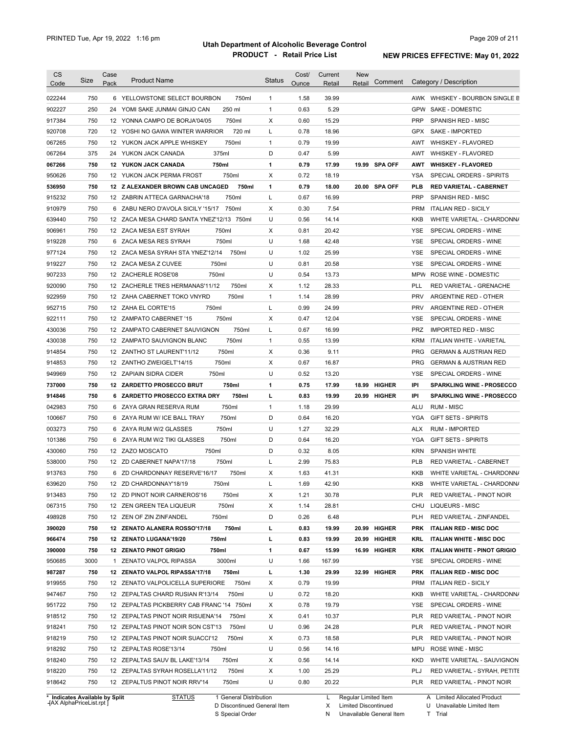**Utah Department of Alcoholic Beverage Control**
**PRODUCT - Retail Price List**

PRINTED Tue, Apr 19, 2022 1:16 pm

**NEW PRICES EFFECTIVE: May 01, 2022**

| CS Code | Size | Case Pack | Product Name | | Status | Cost/ Ounce | Current Retail | New Retail | Comment | Category / Description |
|---|---|---|---|---|---|---|---|---|---|---|
| 022244 | 750 | 6 | YELLOWSTONE SELECT BOURBON | 750ml | 1 | 1.58 | 39.99 | | | AWK WHISKEY - BOURBON SINGLE B |
| 902227 | 250 | 24 | YOMI SAKE JUNMAI GINJO CAN | 250 ml | 1 | 0.63 | 5.29 | | | GPW SAKE - DOMESTIC |
| 917384 | 750 | 12 | YONNA CAMPO DE BORJA'04/05 | 750ml | X | 0.60 | 15.29 | | | PRP SPANISH RED - MISC |
| 920708 | 720 | 12 | YOSHI NO GAWA WINTER WARRIOR | 720 ml | L | 0.78 | 18.96 | | | GPX SAKE - IMPORTED |
| 067265 | 750 | 12 | YUKON JACK APPLE WHISKEY | 750ml | 1 | 0.79 | 19.99 | | | AWT WHISKEY - FLAVORED |
| 067264 | 375 | 24 | YUKON JACK CANADA | 375ml | D | 0.47 | 5.99 | | | AWT WHISKEY - FLAVORED |
| **067266** | **750** | **12** | **YUKON JACK CANADA** | **750ml** | **1** | **0.79** | **17.99** | **19.99** | **SPA OFF** | **AWT WHISKEY - FLAVORED** |
| 950626 | 750 | 12 | YUKON JACK PERMA FROST | 750ml | X | 0.72 | 18.19 | | | YSA SPECIAL ORDERS - SPIRITS |
| **536950** | **750** | **12** | **Z ALEXANDER BROWN CAB UNCAGED** | **750ml** | **1** | **0.79** | **18.00** | **20.00** | **SPA OFF** | **PLB RED VARIETAL - CABERNET** |
| 915232 | 750 | 12 | ZABRIN ATTECA GARNACHA'18 | 750ml | L | 0.67 | 16.99 | | | PRP SPANISH RED - MISC |
| 910979 | 750 | 6 | ZABU NERO D'AVOLA SICILY '15/17 | 750ml | X | 0.30 | 7.54 | | | PRM ITALIAN RED - SICILY |
| 639440 | 750 | 12 | ZACA MESA CHARD SANTA YNEZ'12/13 | 750ml | U | 0.56 | 14.14 | | | KKB WHITE VARIETAL - CHARDONNA |
| 906961 | 750 | 12 | ZACA MESA EST SYRAH | 750ml | X | 0.81 | 20.42 | | | YSE SPECIAL ORDERS - WINE |
| 919228 | 750 | 6 | ZACA MESA RES SYRAH | 750ml | U | 1.68 | 42.48 | | | YSE SPECIAL ORDERS - WINE |
| 977124 | 750 | 12 | ZACA MESA SYRAH STA YNEZ'12/14 | 750ml | U | 1.02 | 25.99 | | | YSE SPECIAL ORDERS - WINE |
| 919227 | 750 | 12 | ZACA MESA Z CUVEE | 750ml | U | 0.81 | 20.58 | | | YSE SPECIAL ORDERS - WINE |
| 907233 | 750 | 12 | ZACHERLE ROSE'08 | 750ml | U | 0.54 | 13.73 | | | MPW ROSE WINE - DOMESTIC |
| 920090 | 750 | 12 | ZACHERLE TRES HERMANAS'11/12 | 750ml | X | 1.12 | 28.33 | | | PLL RED VARIETAL - GRENACHE |
| 922959 | 750 | 12 | ZAHA CABERNET TOKO VNYRD | 750ml | 1 | 1.14 | 28.99 | | | PRV ARGENTINE RED - OTHER |
| 952715 | 750 | 12 | ZAHA EL CORTE'15 | 750ml | L | 0.99 | 24.99 | | | PRV ARGENTINE RED - OTHER |
| 922111 | 750 | 12 | ZAMPATO CABERNET '15 | 750ml | X | 0.47 | 12.04 | | | YSE SPECIAL ORDERS - WINE |
| 430036 | 750 | 12 | ZAMPATO CABERNET SAUVIGNON | 750ml | L | 0.67 | 16.99 | | | PRZ IMPORTED RED - MISC |
| 430038 | 750 | 12 | ZAMPATO SAUVIGNON BLANC | 750ml | 1 | 0.55 | 13.99 | | | KRM ITALIAN WHITE - VARIETAL |
| 914854 | 750 | 12 | ZANTHO ST LAURENT'11/12 | 750ml | X | 0.36 | 9.11 | | | PRG GERMAN & AUSTRIAN RED |
| 914853 | 750 | 12 | ZANTHO ZWEIGELT'14/15 | 750ml | X | 0.67 | 16.87 | | | PRG GERMAN & AUSTRIAN RED |
| 949969 | 750 | 12 | ZAPIAIN SIDRA CIDER | 750ml | U | 0.52 | 13.20 | | | YSE SPECIAL ORDERS - WINE |
| **737000** | **750** | **12** | **ZARDETTO PROSECCO BRUT** | **750ml** | **1** | **0.75** | **17.99** | **18.99** | **HIGHER** | **IPI SPARKLING WINE - PROSECCO** |
| **914846** | **750** | **6** | **ZARDETTO PROSECCO EXTRA DRY** | **750ml** | **L** | **0.83** | **19.99** | **20.99** | **HIGHER** | **IPI SPARKLING WINE - PROSECCO** |
| 042983 | 750 | 6 | ZAYA GRAN RESERVA RUM | 750ml | 1 | 1.18 | 29.99 | | | ALU RUM - MISC |
| 100667 | 750 | 6 | ZAYA RUM W/ ICE BALL TRAY | 750ml | D | 0.64 | 16.20 | | | YGA GIFT SETS - SPIRITS |
| 003273 | 750 | 6 | ZAYA RUM W/2 GLASSES | 750ml | U | 1.27 | 32.29 | | | ALX RUM - IMPORTED |
| 101386 | 750 | 6 | ZAYA RUM W/2 TIKI GLASSES | 750ml | D | 0.64 | 16.20 | | | YGA GIFT SETS - SPIRITS |
| 430060 | 750 | 12 | ZAZO MOSCATO | 750ml | D | 0.32 | 8.05 | | | KRN SPANISH WHITE |
| 538000 | 750 | 12 | ZD CABERNET NAPA'17/18 | 750ml | L | 2.99 | 75.83 | | | PLB RED VARIETAL - CABERNET |
| 913763 | 750 | 6 | ZD CHARDONNAY RESERVE'16/17 | 750ml | X | 1.63 | 41.31 | | | KKB WHITE VARIETAL - CHARDONNA |
| 639620 | 750 | 12 | ZD CHARDONNAY'18/19 | 750ml | L | 1.69 | 42.90 | | | KKB WHITE VARIETAL - CHARDONNA |
| 913483 | 750 | 12 | ZD PINOT NOIR CARNEROS'16 | 750ml | X | 1.21 | 30.78 | | | PLR RED VARIETAL - PINOT NOIR |
| 067315 | 750 | 12 | ZEN GREEN TEA LIQUEUR | 750ml | X | 1.14 | 28.81 | | | CHU LIQUEURS - MISC |
| 498928 | 750 | 12 | ZEN OF ZIN ZINFANDEL | 750ml | D | 0.26 | 6.48 | | | PLH RED VARIETAL - ZINFANDEL |
| **390020** | **750** | **12** | **ZENATO ALANERA ROSSO'17/18** | **750ml** | **L** | **0.83** | **19.99** | **20.99** | **HIGHER** | **PRK ITALIAN RED - MISC DOC** |
| **966474** | **750** | **12** | **ZENATO LUGANA'19/20** | **750ml** | **L** | **0.83** | **19.99** | **20.99** | **HIGHER** | **KRL ITALIAN WHITE - MISC DOC** |
| **390000** | **750** | **12** | **ZENATO PINOT GRIGIO** | **750ml** | **1** | **0.67** | **15.99** | **16.99** | **HIGHER** | **KRK ITALIAN WHITE - PINOT GRIGIO** |
| 950685 | 3000 | 1 | ZENATO VALPOL RIPASSA | 3000ml | U | 1.66 | 167.99 | | | YSE SPECIAL ORDERS - WINE |
| **987287** | **750** | **12** | **ZENATO VALPOL RIPASSA'17/18** | **750ml** | **L** | **1.30** | **29.99** | **32.99** | **HIGHER** | **PRK ITALIAN RED - MISC DOC** |
| 919955 | 750 | 12 | ZENATO VALPOLICELLA SUPERIORE | 750ml | X | 0.79 | 19.99 | | | PRM ITALIAN RED - SICILY |
| 947467 | 750 | 12 | ZEPALTAS CHARD RUSIAN R'13/14 | 750ml | U | 0.72 | 18.20 | | | KKB WHITE VARIETAL - CHARDONNA |
| 951722 | 750 | 12 | ZEPALTAS PICKBERRY CAB FRANC '14 | 750ml | X | 0.78 | 19.79 | | | YSE SPECIAL ORDERS - WINE |
| 918512 | 750 | 12 | ZEPALTAS PINOT NOIR RISUENA'14 | 750ml | X | 0.41 | 10.37 | | | PLR RED VARIETAL - PINOT NOIR |
| 918241 | 750 | 12 | ZEPALTAS PINOT NOIR SON CST'13 | 750ml | U | 0.96 | 24.28 | | | PLR RED VARIETAL - PINOT NOIR |
| 918219 | 750 | 12 | ZEPALTAS PINOT NOIR SUACCI'12 | 750ml | X | 0.73 | 18.58 | | | PLR RED VARIETAL - PINOT NOIR |
| 918292 | 750 | 12 | ZEPALTAS ROSE'13/14 | 750ml | U | 0.56 | 14.16 | | | MPU ROSE WINE - MISC |
| 918240 | 750 | 12 | ZEPALTAS SAUV BL LAKE'13/14 | 750ml | X | 0.56 | 14.14 | | | KKD WHITE VARIETAL - SAUVIGNON |
| 918220 | 750 | 12 | ZEPALTAS SYRAH ROSELLA'11/12 | 750ml | X | 1.00 | 25.29 | | | PLJ RED VARIETAL - SYRAH, PETITE |
| 918642 | 750 | 12 | ZEPALTUS PINOT NOIR RRV'14 | 750ml | U | 0.80 | 20.22 | | | PLR RED VARIETAL - PINOT NOIR |

\* Indicates Available by Split

STATUS: 1 General Distribution; D Discontinued General Item; S Special Order; L Regular Limited Item; X Limited Discontinued; N Unavailable General Item; A Limited Allocated Product; U Unavailable Limited Item; T Trial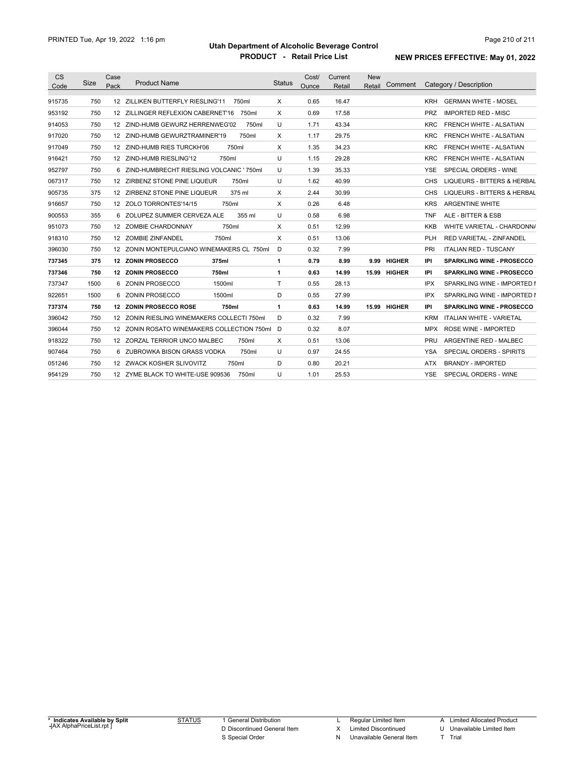# Utah Department of Alcoholic Beverage Control

## PRODUCT - Retail Price List

PRINTED Tue, Apr 19, 2022 1:16 pm

**NEW PRICES EFFECTIVE: May 01, 2022**

| CS Code | Size | Case Pack | Product Name | Status | Cost/ Ounce | Current Retail | New Retail | Comment | Category / Description | |
|---|---|---|---|---|---|---|---|---|---|---|
| 915735 | 750 | 12 | ZILLIKEN BUTTERFLY RIESLING'11 750ml | X | 0.65 | 16.47 | | | KRH | GERMAN WHITE - MOSEL |
| 953192 | 750 | 12 | ZILLINGER REFLEXION CABERNET'16 750ml | X | 0.69 | 17.58 | | | PRZ | IMPORTED RED - MISC |
| 914053 | 750 | 12 | ZIND-HUMB GEWURZ HERRENWEG'02 750ml | U | 1.71 | 43.34 | | | KRC | FRENCH WHITE - ALSATIAN |
| 917020 | 750 | 12 | ZIND-HUMB GEWURZTRAMINER'19 750ml | X | 1.17 | 29.75 | | | KRC | FRENCH WHITE - ALSATIAN |
| 917049 | 750 | 12 | ZIND-HUMB RIES TURCKH'06 750ml | X | 1.35 | 34.23 | | | KRC | FRENCH WHITE - ALSATIAN |
| 916421 | 750 | 12 | ZIND-HUMB RIESLING'12 750ml | U | 1.15 | 29.28 | | | KRC | FRENCH WHITE - ALSATIAN |
| 952797 | 750 | 6 | ZIND-HUMBRECHT RIESLING VOLCANIC ' 750ml | U | 1.39 | 35.33 | | | YSE | SPECIAL ORDERS - WINE |
| 067317 | 750 | 12 | ZIRBENZ STONE PINE LIQUEUR 750ml | U | 1.62 | 40.99 | | | CHS | LIQUEURS - BITTERS & HERBAL |
| 905735 | 375 | 12 | ZIRBENZ STONE PINE LIQUEUR 375 ml | X | 2.44 | 30.99 | | | CHS | LIQUEURS - BITTERS & HERBAL |
| 916657 | 750 | 12 | ZOLO TORRONTES'14/15 750ml | X | 0.26 | 6.48 | | | KRS | ARGENTINE WHITE |
| 900553 | 355 | 6 | ZOLUPEZ SUMMER CERVEZA ALE 355 ml | U | 0.58 | 6.98 | | | TNF | ALE - BITTER & ESB |
| 951073 | 750 | 12 | ZOMBIE CHARDONNAY 750ml | X | 0.51 | 12.99 | | | KKB | WHITE VARIETAL - CHARDONNA |
| 918310 | 750 | 12 | ZOMBIE ZINFANDEL 750ml | X | 0.51 | 13.06 | | | PLH | RED VARIETAL - ZINFANDEL |
| 396030 | 750 | 12 | ZONIN MONTEPULCIANO WINEMAKERS CL 750ml | D | 0.32 | 7.99 | | | PRI | ITALIAN RED - TUSCANY |
| **737345** | **375** | **12** | **ZONIN PROSECCO 375ml** | **1** | **0.79** | **8.99** | **9.99** | **HIGHER** | **IPI** | **SPARKLING WINE - PROSECCO** |
| **737346** | **750** | **12** | **ZONIN PROSECCO 750ml** | **1** | **0.63** | **14.99** | **15.99** | **HIGHER** | **IPI** | **SPARKLING WINE - PROSECCO** |
| 737347 | 1500 | 6 | ZONIN PROSECCO 1500ml | T | 0.55 | 28.13 | | | IPX | SPARKLING WINE - IMPORTED I |
| 922651 | 1500 | 6 | ZONIN PROSECCO 1500ml | D | 0.55 | 27.99 | | | IPX | SPARKLING WINE - IMPORTED I |
| **737374** | **750** | **12** | **ZONIN PROSECCO ROSE 750ml** | **1** | **0.63** | **14.99** | **15.99** | **HIGHER** | **IPI** | **SPARKLING WINE - PROSECCO** |
| 396042 | 750 | 12 | ZONIN RIESLING WINEMAKERS COLLECTI 750ml | D | 0.32 | 7.99 | | | KRM | ITALIAN WHITE - VARIETAL |
| 396044 | 750 | 12 | ZONIN ROSATO WINEMAKERS COLLECTION 750ml | D | 0.32 | 8.07 | | | MPX | ROSE WINE - IMPORTED |
| 918322 | 750 | 12 | ZORZAL TERRIOR UNCO MALBEC 750ml | X | 0.51 | 13.06 | | | PRU | ARGENTINE RED - MALBEC |
| 907464 | 750 | 6 | ZUBROWKA BISON GRASS VODKA 750ml | U | 0.97 | 24.55 | | | YSA | SPECIAL ORDERS - SPIRITS |
| 051246 | 750 | 12 | ZWACK KOSHER SLIVOVITZ 750ml | D | 0.80 | 20.21 | | | ATX | BRANDY - IMPORTED |
| 954129 | 750 | 12 | ZYME BLACK TO WHITE-USE 909536 750ml | U | 1.01 | 25.53 | | | YSE | SPECIAL ORDERS - WINE |

\* Indicates Available by Split
-[AX AlphaPriceList.rpt ]

STATUS
1 General Distribution
D Discontinued General Item
S Special Order
L Regular Limited Item
X Limited Discontinued
N Unavailable General Item
A Limited Allocated Product
U Unavailable Limited Item
T Trial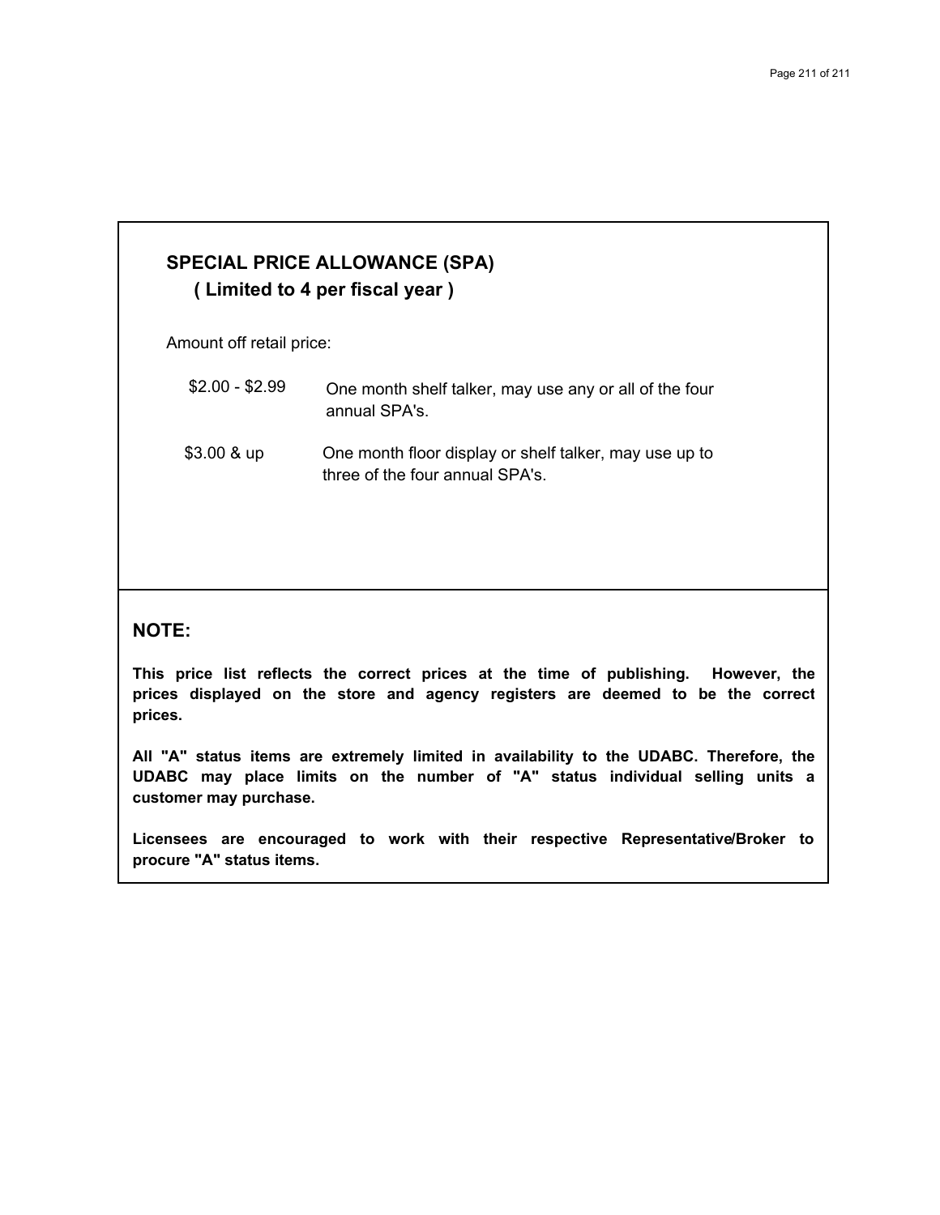## SPECIAL PRICE ALLOWANCE (SPA)
### ( Limited to 4 per fiscal year )

Amount off retail price:

| | |
|---|---|
| \$2.00 - \$2.99 | One month shelf talker, may use any or all of the four annual SPA's. |
| \$3.00 & up | One month floor display or shelf talker, may use up to three of the four annual SPA's. |

### NOTE:

**This price list reflects the correct prices at the time of publishing. However, the prices displayed on the store and agency registers are deemed to be the correct prices.**

**All "A" status items are extremely limited in availability to the UDABC. Therefore, the UDABC may place limits on the number of "A" status individual selling units a customer may purchase.**

**Licensees are encouraged to work with their respective Representative/Broker to procure "A" status items.**